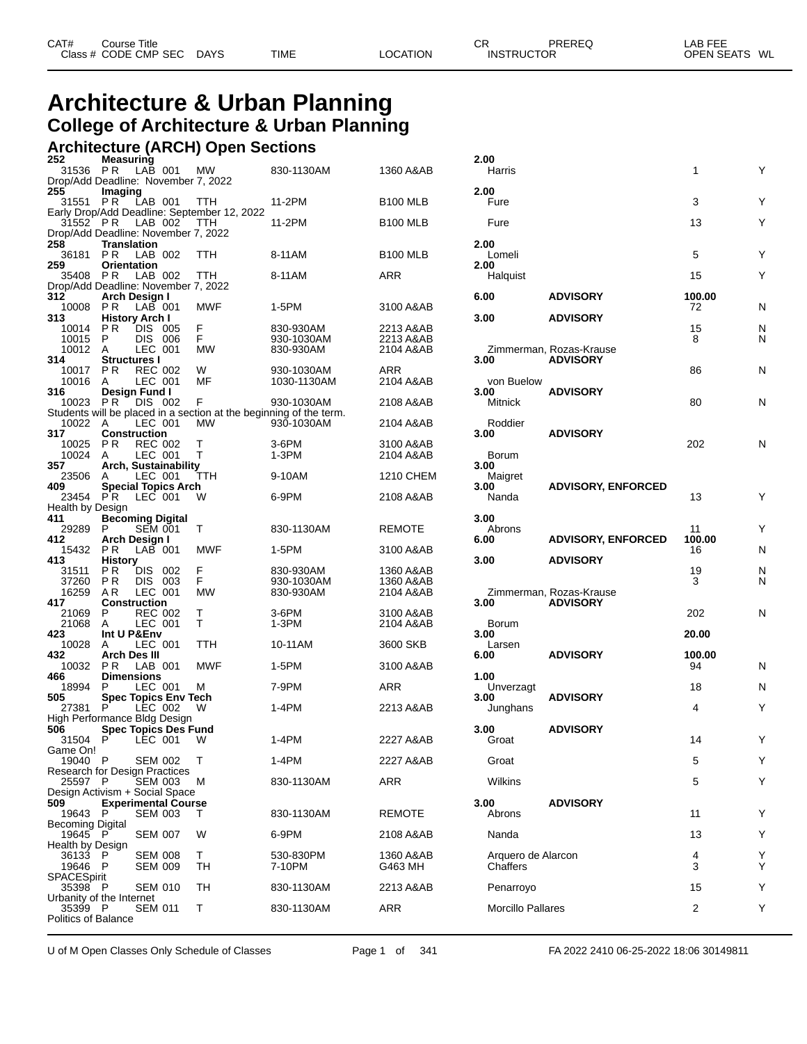# Architecture & Urban Planning

## College of Architecture & Urban Planning

### Architecture (ARCH) Open Sections

| CAT# | Course Title | | | | | | CR | PREREQ | LAB FEE | |
|---|---|---|---|---|---|---|---|---|---|---|
| Class # | CODE | CMP SEC | DAYS | TIME | LOCATION | INSTRUCTOR | | | OPEN SEATS | WL |
| **252** | **Measuring** | | | | | | **2.00** | | | |
| 31536 | P R | LAB 001 | MW | 830-1130AM | 1360 A&AB | Harris | | | 1 | Y |
| Drop/Add Deadline: November 7, 2022 | | | | | | | | | | |
| **255** | **Imaging** | | | | | | **2.00** | | | |
| 31551 | P R | LAB 001 | TTH | 11-2PM | B100 MLB | Fure | | | 3 | Y |
| Early Drop/Add Deadline: September 12, 2022 | | | | | | | | | | |
| 31552 | P R | LAB 002 | TTH | 11-2PM | B100 MLB | Fure | | | 13 | Y |
| Drop/Add Deadline: November 7, 2022 | | | | | | | | | | |
| **258** | **Translation** | | | | | | **2.00** | | | |
| 36181 | P R | LAB 002 | TTH | 8-11AM | B100 MLB | Lomeli | | | 5 | Y |
| **259** | **Orientation** | | | | | | **2.00** | | | |
| 35408 | P R | LAB 002 | TTH | 8-11AM | ARR | Halquist | | | 15 | Y |
| Drop/Add Deadline: November 7, 2022 | | | | | | | | | | |
| **312** | **Arch Design I** | | | | | | **6.00** | **ADVISORY** | **100.00** | |
| 10008 | P R | LAB 001 | MWF | 1-5PM | 3100 A&AB | | | | 72 | N |
| **313** | **History Arch I** | | | | | | **3.00** | **ADVISORY** | | |
| 10014 | P R | DIS 005 | F | 830-930AM | 2213 A&AB | | | | 15 | N |
| 10015 | P | DIS 006 | F | 930-1030AM | 2213 A&AB | | | | 8 | N |
| 10012 | A | LEC 001 | MW | 830-930AM | 2104 A&AB | Zimmerman, Rozas-Krause | | | | |
| **314** | **Structures I** | | | | | | **3.00** | **ADVISORY** | | |
| 10017 | P R | REC 002 | W | 930-1030AM | ARR | | | | 86 | N |
| 10016 | A | LEC 001 | MF | 1030-1130AM | 2104 A&AB | von Buelow | | | | |
| **316** | **Design Fund I** | | | | | | **3.00** | **ADVISORY** | | |
| 10023 | P R | DIS 002 | F | 930-1030AM | 2108 A&AB | Mitnick | | | 80 | N |
| Students will be placed in a section at the beginning of the term. | | | | | | | | | | |
| 10022 | A | LEC 001 | MW | 930-1030AM | 2104 A&AB | Roddier | | | | |
| **317** | **Construction** | | | | | | **3.00** | **ADVISORY** | | |
| 10025 | P R | REC 002 | T | 3-6PM | 3100 A&AB | | | | 202 | N |
| 10024 | A | LEC 001 | T | 1-3PM | 2104 A&AB | Borum | | | | |
| **357** | **Arch, Sustainability** | | | | | | **3.00** | | | |
| 23506 | A | LEC 001 | TTH | 9-10AM | 1210 CHEM | Maigret | | | | |
| **409** | **Special Topics Arch** | | | | | | **3.00** | **ADVISORY, ENFORCED** | | |
| 23454 | P R | LEC 001 | W | 6-9PM | 2108 A&AB | Nanda | | | 13 | Y |
| Health by Design | | | | | | | | | | |
| **411** | **Becoming Digital** | | | | | | **3.00** | | | |
| 29289 | P | SEM 001 | T | 830-1130AM | REMOTE | Abrons | | | 11 | Y |
| **412** | **Arch Design I** | | | | | | **6.00** | **ADVISORY, ENFORCED** | **100.00** | |
| 15432 | P R | LAB 001 | MWF | 1-5PM | 3100 A&AB | | | | 16 | N |
| **413** | **History** | | | | | | **3.00** | **ADVISORY** | | |
| 31511 | P R | DIS 002 | F | 830-930AM | 1360 A&AB | | | | 19 | N |
| 37260 | P R | DIS 003 | F | 930-1030AM | 1360 A&AB | | | | 3 | N |
| 16259 | A R | LEC 001 | MW | 830-930AM | 2104 A&AB | Zimmerman, Rozas-Krause | | | | |
| **417** | **Construction** | | | | | | **3.00** | **ADVISORY** | | |
| 21069 | P | REC 002 | T | 3-6PM | 3100 A&AB | | | | 202 | N |
| 21068 | A | LEC 001 | T | 1-3PM | 2104 A&AB | Borum | | | | |
| **423** | **Int U P&Env** | | | | | | **3.00** | | **20.00** | |
| 10028 | A | LEC 001 | TTH | 10-11AM | 3600 SKB | Larsen | | | | |
| **432** | **Arch Des III** | | | | | | **6.00** | **ADVISORY** | **100.00** | |
| 10032 | P R | LAB 001 | MWF | 1-5PM | 3100 A&AB | | | | 94 | N |
| **466** | **Dimensions** | | | | | | **1.00** | | | |
| 18994 | P | LEC 001 | M | 7-9PM | ARR | Unverzagt | | | 18 | N |
| **505** | **Spec Topics Env Tech** | | | | | | **3.00** | **ADVISORY** | | |
| 27381 | P | LEC 002 | W | 1-4PM | 2213 A&AB | Junghans | | | 4 | Y |
| High Performance Bldg Design | | | | | | | | | | |
| **506** | **Spec Topics Des Fund** | | | | | | **3.00** | **ADVISORY** | | |
| 31504 | P | LEC 001 | W | 1-4PM | 2227 A&AB | Groat | | | 14 | Y |
| Game On! | | | | | | | | | | |
| 19040 | P | SEM 002 | T | 1-4PM | 2227 A&AB | Groat | | | 5 | Y |
| Research for Design Practices | | | | | | | | | | |
| 25597 | P | SEM 003 | M | 830-1130AM | ARR | Wilkins | | | 5 | Y |
| Design Activism + Social Space | | | | | | | | | | |
| **509** | **Experimental Course** | | | | | | **3.00** | **ADVISORY** | | |
| 19643 | P | SEM 003 | T | 830-1130AM | REMOTE | Abrons | | | 11 | Y |
| Becoming Digital | | | | | | | | | | |
| 19645 | P | SEM 007 | W | 6-9PM | 2108 A&AB | Nanda | | | 13 | Y |
| Health by Design | | | | | | | | | | |
| 36133 | P | SEM 008 | T | 530-830PM | 1360 A&AB | Arquero de Alarcon | | | 4 | Y |
| 19646 | P | SEM 009 | TH | 7-10PM | G463 MH | Chaffers | | | 3 | Y |
| SPACESpirit | | | | | | | | | | |
| 35398 | P | SEM 010 | TH | 830-1130AM | 2213 A&AB | Penarroyo | | | 15 | Y |
| Urbanity of the Internet | | | | | | | | | | |
| 35399 | P | SEM 011 | T | 830-1130AM | ARR | Morcillo Pallares | | | 2 | Y |
| Politics of Balance | | | | | | | | | | |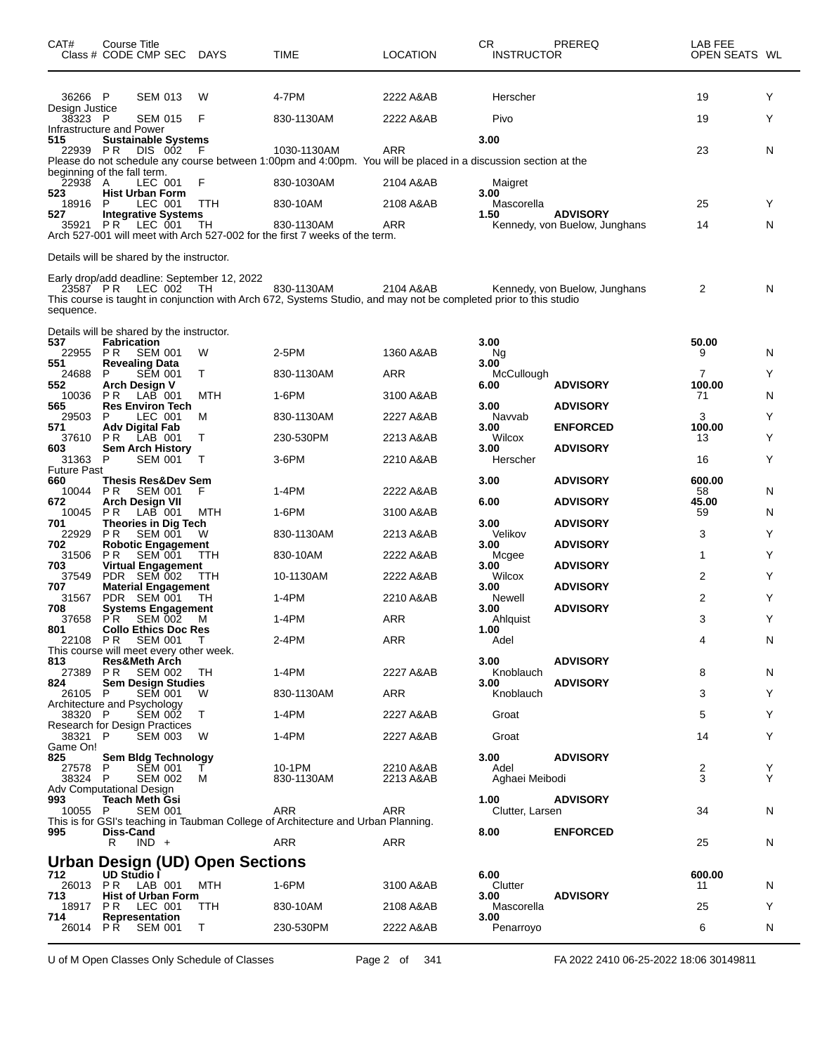| CAT# | Course Title Class # CODE CMP SEC | DAYS | TIME | LOCATION | CR INSTRUCTOR | PREREQ | LAB FEE OPEN SEATS | WL |
|---|---|---|---|---|---|---|---|---|
| 36266 | P SEM 013 | W | 4-7PM | 2222 A&AB | Herscher | | 19 | Y |
| Design Justice | | | | | | | | |
| 38323 | P SEM 015 | F | 830-1130AM | 2222 A&AB | Pivo | | 19 | Y |
| Infrastructure and Power | | | | | | | | |
| 515 | **Sustainable Systems** | | | | 3.00 | | | |
| 22939 | PR DIS 002 | F | 1030-1130AM | ARR | | | 23 | N |
| Please do not schedule any course between 1:00pm and 4:00pm. You will be placed in a discussion section at the beginning of the fall term. | | | | | | | | |
| 22938 | A LEC 001 | F | 830-1030AM | 2104 A&AB | Maigret | | | |
| 523 | **Hist Urban Form** | | | | 3.00 | | | |
| 18916 | P LEC 001 | TTH | 830-10AM | 2108 A&AB | Mascorella | | 25 | Y |
| 527 | **Integrative Systems** | | | | 1.50 | ADVISORY | | |
| 35921 | PR LEC 001 | TH | 830-1130AM | ARR | Kennedy, von Buelow, Junghans | | 14 | N |
| Arch 527-001 will meet with Arch 527-002 for the first 7 weeks of the term. Details will be shared by the instructor. Early drop/add deadline: September 12, 2022 | | | | | | | | |
| 23587 | PR LEC 002 | TH | 830-1130AM | 2104 A&AB | Kennedy, von Buelow, Junghans | | 2 | N |
| This course is taught in conjunction with Arch 672, Systems Studio, and may not be completed prior to this studio sequence. Details will be shared by the instructor. | | | | | | | | |
| 537 | **Fabrication** | | | | 3.00 | | 50.00 | |
| 22955 | PR SEM 001 | W | 2-5PM | 1360 A&AB | Ng | | 9 | N |
| 551 | **Revealing Data** | | | | 3.00 | | | |
| 24688 | P SEM 001 | T | 830-1130AM | ARR | McCullough | | 7 | Y |
| 552 | **Arch Design V** | | | | 6.00 | ADVISORY | 100.00 | |
| 10036 | PR LAB 001 | MTH | 1-6PM | 3100 A&AB | | | 71 | N |
| 565 | **Res Environ Tech** | | | | 3.00 | ADVISORY | | |
| 29503 | P LEC 001 | M | 830-1130AM | 2227 A&AB | Navvab | | 3 | Y |
| 571 | **Adv Digital Fab** | | | | 3.00 | ENFORCED | 100.00 | |
| 37610 | PR LAB 001 | T | 230-530PM | 2213 A&AB | Wilcox | | 13 | Y |
| 603 | **Sem Arch History** | | | | 3.00 | ADVISORY | | |
| 31363 | P SEM 001 | T | 3-6PM | 2210 A&AB | Herscher | | 16 | Y |
| Future Past | | | | | | | | |
| 660 | **Thesis Res&Dev Sem** | | | | 3.00 | ADVISORY | 600.00 | |
| 10044 | PR SEM 001 | F | 1-4PM | 2222 A&AB | | | 58 | N |
| 672 | **Arch Design VII** | | | | 6.00 | ADVISORY | 45.00 | |
| 10045 | PR LAB 001 | MTH | 1-6PM | 3100 A&AB | | | 59 | N |
| 701 | **Theories in Dig Tech** | | | | 3.00 | ADVISORY | | |
| 22929 | PR SEM 001 | W | 830-1130AM | 2213 A&AB | Velikov | | 3 | Y |
| 702 | **Robotic Engagement** | | | | 3.00 | ADVISORY | | |
| 31506 | PR SEM 001 | TTH | 830-10AM | 2222 A&AB | Mcgee | | 1 | Y |
| 703 | **Virtual Engagement** | | | | 3.00 | ADVISORY | | |
| 37549 | PDR SEM 002 | TTH | 10-1130AM | 2222 A&AB | Wilcox | | 2 | Y |
| 707 | **Material Engagement** | | | | 3.00 | ADVISORY | | |
| 31567 | PDR SEM 001 | TH | 1-4PM | 2210 A&AB | Newell | | 2 | Y |
| 708 | **Systems Engagement** | | | | 3.00 | ADVISORY | | |
| 37658 | PR SEM 002 | M | 1-4PM | ARR | Ahlquist | | 3 | Y |
| 801 | **Collo Ethics Doc Res** | | | | 1.00 | | | |
| 22108 | PR SEM 001 | T | 2-4PM | ARR | Adel | | 4 | N |
| This course will meet every other week. | | | | | | | | |
| 813 | **Res&Meth Arch** | | | | 3.00 | ADVISORY | | |
| 27389 | PR SEM 002 | TH | 1-4PM | 2227 A&AB | Knoblauch | | 8 | N |
| 824 | **Sem Design Studies** | | | | 3.00 | ADVISORY | | |
| 26105 | P SEM 001 | W | 830-1130AM | ARR | Knoblauch | | 3 | Y |
| Architecture and Psychology | | | | | | | | |
| 38320 | P SEM 002 | T | 1-4PM | 2227 A&AB | Groat | | 5 | Y |
| Research for Design Practices | | | | | | | | |
| 38321 | P SEM 003 | W | 1-4PM | 2227 A&AB | Groat | | 14 | Y |
| Game On! | | | | | | | | |
| 825 | **Sem Bldg Technology** | | | | 3.00 | ADVISORY | | |
| 27578 | P SEM 001 | T | 10-1PM | 2210 A&AB | Adel | | 2 | Y |
| 38324 | P SEM 002 | M | 830-1130AM | 2213 A&AB | Aghaei Meibodi | | 3 | Y |
| Adv Computational Design | | | | | | | | |
| 993 | **Teach Meth Gsi** | | | | 1.00 | ADVISORY | | |
| 10055 | P SEM 001 | | ARR | ARR | Clutter, Larsen | | 34 | N |
| This is for GSI's teaching in Taubman College of Architecture and Urban Planning. | | | | | | | | |
| 995 | **Diss-Cand** | | | | 8.00 | ENFORCED | | |
| | R IND + | | ARR | ARR | | | 25 | N |

## Urban Design (UD) Open Sections

| CAT# | Course Title Class # CODE CMP SEC | DAYS | TIME | LOCATION | CR INSTRUCTOR | PREREQ | LAB FEE OPEN SEATS | WL |
|---|---|---|---|---|---|---|---|---|
| 712 | **UD Studio I** | | | | 6.00 | | 600.00 | |
| 26013 | PR LAB 001 | MTH | 1-6PM | 3100 A&AB | Clutter | | 11 | N |
| 713 | **Hist of Urban Form** | | | | 3.00 | ADVISORY | | |
| 18917 | PR LEC 001 | TTH | 830-10AM | 2108 A&AB | Mascorella | | 25 | Y |
| 714 | **Representation** | | | | 3.00 | | | |
| 26014 | PR SEM 001 | T | 230-530PM | 2222 A&AB | Penarroyo | | 6 | N |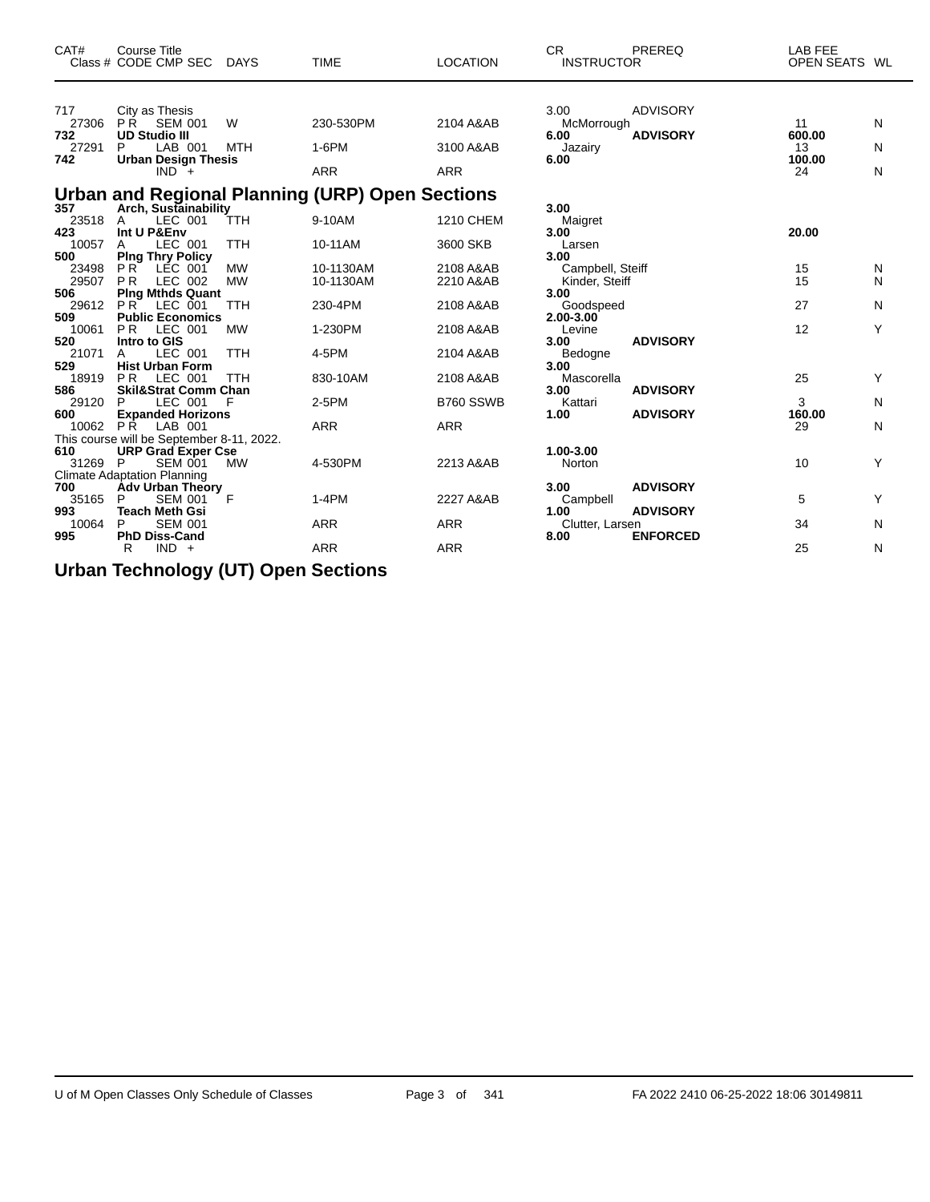| CAT# | Course Title<br>Class # CODE CMP SEC | DAYS | TIME | LOCATION | CR<br>INSTRUCTOR | PREREQ | LAB FEE<br>OPEN SEATS | WL |
|---|---|---|---|---|---|---|---|---|
| 717 | City as Thesis | | | | 3.00 | ADVISORY | | |
| 27306 | P R SEM 001 | W | 230-530PM | 2104 A&AB | McMorrough | | 11 | N |
| **732** | **UD Studio III** | | | | **6.00** | **ADVISORY** | **600.00** | |
| 27291 | P LAB 001 | MTH | 1-6PM | 3100 A&AB | Jazairy | | 13 | N |
| **742** | **Urban Design Thesis** | | | | **6.00** | | **100.00** | |
| | IND + | | ARR | ARR | | | 24 | N |

## Urban and Regional Planning (URP) Open Sections

| CAT# | Course Title<br>Class # CODE CMP SEC | DAYS | TIME | LOCATION | CR<br>INSTRUCTOR | PREREQ | LAB FEE<br>OPEN SEATS | WL |
|---|---|---|---|---|---|---|---|---|
| **357** | **Arch, Sustainability** | | | | **3.00** | | | |
| 23518 | A LEC 001 | TTH | 9-10AM | 1210 CHEM | Maigret | | | |
| **423** | **Int U P&Env** | | | | **3.00** | | **20.00** | |
| 10057 | A LEC 001 | TTH | 10-11AM | 3600 SKB | Larsen | | | |
| **500** | **Plng Thry Policy** | | | | **3.00** | | | |
| 23498 | P R LEC 001 | MW | 10-1130AM | 2108 A&AB | Campbell, Steiff | | 15 | N |
| 29507 | P R LEC 002 | MW | 10-1130AM | 2210 A&AB | Kinder, Steiff | | 15 | N |
| **506** | **Plng Mthds Quant** | | | | **3.00** | | | |
| 29612 | P R LEC 001 | TTH | 230-4PM | 2108 A&AB | Goodspeed | | 27 | N |
| **509** | **Public Economics** | | | | **2.00-3.00** | | | |
| 10061 | P R LEC 001 | MW | 1-230PM | 2108 A&AB | Levine | | 12 | Y |
| **520** | **Intro to GIS** | | | | **3.00** | **ADVISORY** | | |
| 21071 | A LEC 001 | TTH | 4-5PM | 2104 A&AB | Bedogne | | | |
| **529** | **Hist Urban Form** | | | | **3.00** | | | |
| 18919 | P R LEC 001 | TTH | 830-10AM | 2108 A&AB | Mascorella | | 25 | Y |
| **586** | **Skil&Strat Comm Chan** | | | | **3.00** | **ADVISORY** | | |
| 29120 | P LEC 001 | F | 2-5PM | B760 SSWB | Kattari | | 3 | N |
| **600** | **Expanded Horizons** | | | | **1.00** | **ADVISORY** | **160.00** | |
| 10062 | P R LAB 001 | | ARR | ARR | | | 29 | N |
| | This course will be September 8-11, 2022. | | | | | | | |
| **610** | **URP Grad Exper Cse** | | | | **1.00-3.00** | | | |
| 31269 | P SEM 001 | MW | 4-530PM | 2213 A&AB | Norton | | 10 | Y |
| | Climate Adaptation Planning | | | | | | | |
| **700** | **Adv Urban Theory** | | | | **3.00** | **ADVISORY** | | |
| 35165 | P SEM 001 | F | 1-4PM | 2227 A&AB | Campbell | | 5 | Y |
| **993** | **Teach Meth Gsi** | | | | **1.00** | **ADVISORY** | | |
| 10064 | P SEM 001 | | ARR | ARR | Clutter, Larsen | | 34 | N |
| **995** | **PhD Diss-Cand** | | | | **8.00** | **ENFORCED** | | |
| | R IND + | | ARR | ARR | | | 25 | N |

## Urban Technology (UT) Open Sections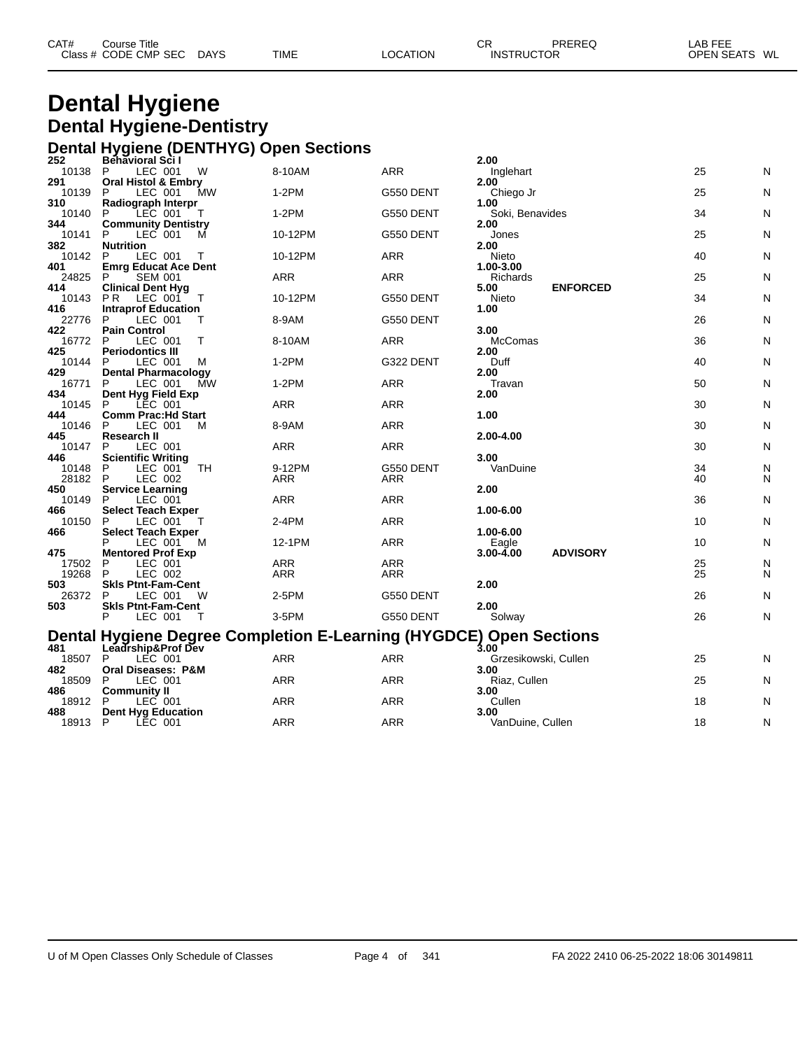# Dental Hygiene

## Dental Hygiene-Dentistry

### Dental Hygiene (DENTHYG) Open Sections

| CAT# / Class # | Course Title / CODE CMP SEC | DAYS | TIME | LOCATION | CR / INSTRUCTOR | PREREQ | LAB FEE / OPEN SEATS | WL |
|---|---|---|---|---|---|---|---|---|
| **252** | **Behavioral Sci I** | | | | **2.00** | | | |
| 10138 | P LEC 001 | W | 8-10AM | ARR | Inglehart | | 25 | N |
| **291** | **Oral Histol & Embry** | | | | **2.00** | | | |
| 10139 | P LEC 001 | MW | 1-2PM | G550 DENT | Chiego Jr | | 25 | N |
| **310** | **Radiograph Interpr** | | | | **1.00** | | | |
| 10140 | P LEC 001 | T | 1-2PM | G550 DENT | Soki, Benavides | | 34 | N |
| **344** | **Community Dentistry** | | | | **2.00** | | | |
| 10141 | P LEC 001 | M | 10-12PM | G550 DENT | Jones | | 25 | N |
| **382** | **Nutrition** | | | | **2.00** | | | |
| 10142 | P LEC 001 | T | 10-12PM | ARR | Nieto | | 40 | N |
| **401** | **Emrg Educat Ace Dent** | | | | **1.00-3.00** | | | |
| 24825 | P SEM 001 | | ARR | ARR | Richards | | 25 | N |
| **414** | **Clinical Dent Hyg** | | | | **5.00** | **ENFORCED** | | |
| 10143 | P R LEC 001 | T | 10-12PM | G550 DENT | Nieto | | 34 | N |
| **416** | **Intraprof Education** | | | | **1.00** | | | |
| 22776 | P LEC 001 | T | 8-9AM | G550 DENT | | | 26 | N |
| **422** | **Pain Control** | | | | **3.00** | | | |
| 16772 | P LEC 001 | T | 8-10AM | ARR | McComas | | 36 | N |
| **425** | **Periodontics III** | | | | **2.00** | | | |
| 10144 | P LEC 001 | M | 1-2PM | G322 DENT | Duff | | 40 | N |
| **429** | **Dental Pharmacology** | | | | **2.00** | | | |
| 16771 | P LEC 001 | MW | 1-2PM | ARR | Travan | | 50 | N |
| **434** | **Dent Hyg Field Exp** | | | | **2.00** | | | |
| 10145 | P LEC 001 | | ARR | ARR | | | 30 | N |
| **444** | **Comm Prac:Hd Start** | | | | **1.00** | | | |
| 10146 | P LEC 001 | M | 8-9AM | ARR | | | 30 | N |
| **445** | **Research II** | | | | **2.00-4.00** | | | |
| 10147 | P LEC 001 | | ARR | ARR | | | 30 | N |
| **446** | **Scientific Writing** | | | | **3.00** | | | |
| 10148 | P LEC 001 | TH | 9-12PM | G550 DENT | VanDuine | | 34 | N |
| 28182 | P LEC 002 | | ARR | ARR | | | 40 | N |
| **450** | **Service Learning** | | | | **2.00** | | | |
| 10149 | P LEC 001 | | ARR | ARR | | | 36 | N |
| **466** | **Select Teach Exper** | | | | **1.00-6.00** | | | |
| 10150 | P LEC 001 | T | 2-4PM | ARR | | | 10 | N |
| **466** | **Select Teach Exper** | | | | **1.00-6.00** | | | |
| | P LEC 001 | M | 12-1PM | ARR | Eagle | | 10 | N |
| **475** | **Mentored Prof Exp** | | | | **3.00-4.00** | **ADVISORY** | | |
| 17502 | P LEC 001 | | ARR | ARR | | | 25 | N |
| 19268 | P LEC 002 | | ARR | ARR | | | 25 | N |
| **503** | **Skls Ptnt-Fam-Cent** | | | | **2.00** | | | |
| 26372 | P LEC 001 | W | 2-5PM | G550 DENT | | | 26 | N |
| **503** | **Skls Ptnt-Fam-Cent** | | | | **2.00** | | | |
| | P LEC 001 | T | 3-5PM | G550 DENT | Solway | | 26 | N |

### Dental Hygiene Degree Completion E-Learning (HYGDCE) Open Sections

| CAT# / Class # | Course Title / CODE CMP SEC | DAYS | TIME | LOCATION | CR / INSTRUCTOR | PREREQ | LAB FEE / OPEN SEATS | WL |
|---|---|---|---|---|---|---|---|---|
| **481** | **Leadrship&Prof Dev** | | | | **3.00** | | | |
| 18507 | P LEC 001 | | ARR | ARR | Grzesikowski, Cullen | | 25 | N |
| **482** | **Oral Diseases: P&M** | | | | **3.00** | | | |
| 18509 | P LEC 001 | | ARR | ARR | Riaz, Cullen | | 25 | N |
| **486** | **Community II** | | | | **3.00** | | | |
| 18912 | P LEC 001 | | ARR | ARR | Cullen | | 18 | N |
| **488** | **Dent Hyg Education** | | | | **3.00** | | | |
| 18913 | P LEC 001 | | ARR | ARR | VanDuine, Cullen | | 18 | N |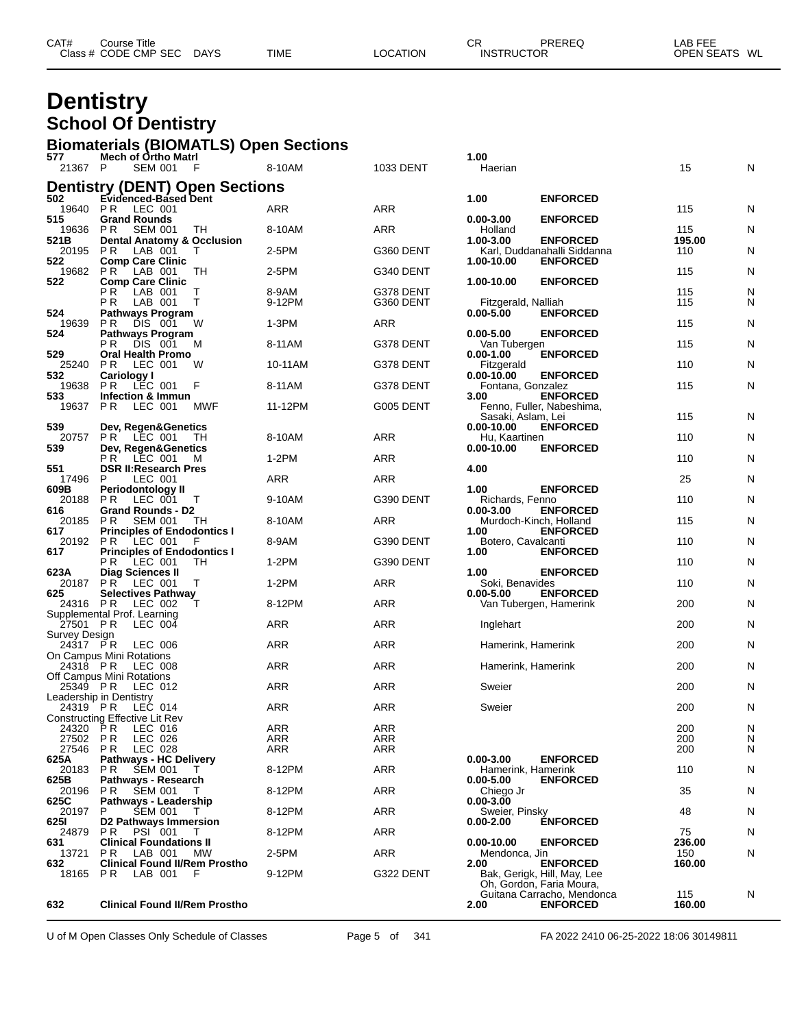# Dentistry

## School Of Dentistry

### Biomaterials (BIOMATLS) Open Sections

| CAT# / Class # | Course Title / CODE CMP SEC | DAYS | TIME | LOCATION | CR / INSTRUCTOR | PREREQ | LAB FEE / OPEN SEATS | WL |
|---|---|---|---|---|---|---|---|---|
| 577 | Mech of Ortho Matrl | | | | 1.00 | | | |
| 21367 | P SEM 001 | F | 8-10AM | 1033 DENT | Haerian | | 15 | N |

### Dentistry (DENT) Open Sections

| CAT# / Class # | Course Title / CODE CMP SEC | DAYS | TIME | LOCATION | CR / INSTRUCTOR | PREREQ | LAB FEE / OPEN SEATS | WL |
|---|---|---|---|---|---|---|---|---|
| 502 | Evidenced-Based Dent | | | | 1.00 | ENFORCED | | |
| 19640 | P R LEC 001 | | ARR | ARR | | | 115 | N |
| 515 | Grand Rounds | | | | 0.00-3.00 | ENFORCED | | |
| 19636 | P R SEM 001 | TH | 8-10AM | ARR | Holland | | 115 | N |
| 521B | Dental Anatomy & Occlusion | | | | 1.00-3.00 | ENFORCED | 195.00 | |
| 20195 | P R LAB 001 | T | 2-5PM | G360 DENT | Karl, Duddanahalli Siddanna | | 110 | N |
| 522 | Comp Care Clinic | | | | 1.00-10.00 | ENFORCED | | |
| 19682 | P R LAB 001 | TH | 2-5PM | G340 DENT | | | 115 | N |
| 522 | Comp Care Clinic | | | | 1.00-10.00 | ENFORCED | | |
| | P R LAB 001 | T | 8-9AM | G378 DENT | | | 115 | N |
| | P R LAB 001 | T | 9-12PM | G360 DENT | Fitzgerald, Nalliah | | 115 | N |
| 524 | Pathways Program | | | | 0.00-5.00 | ENFORCED | | |
| 19639 | P R DIS 001 | W | 1-3PM | ARR | | | 115 | N |
| 524 | Pathways Program | | | | 0.00-5.00 | ENFORCED | | |
| | P R DIS 001 | M | 8-11AM | G378 DENT | Van Tubergen | | 115 | N |
| 529 | Oral Health Promo | | | | 0.00-1.00 | ENFORCED | | |
| 25240 | P R LEC 001 | W | 10-11AM | G378 DENT | Fitzgerald | | 110 | N |
| 532 | Cariology I | | | | 0.00-10.00 | ENFORCED | | |
| 19638 | P R LEC 001 | F | 8-11AM | G378 DENT | Fontana, Gonzalez | | 115 | N |
| 533 | Infection & Immun | | | | 3.00 | ENFORCED | | |
| 19637 | P R LEC 001 | MWF | 11-12PM | G005 DENT | Fenno, Fuller, Nabeshima, Sasaki, Aslam, Lei | | 115 | N |
| 539 | Dev, Regen&Genetics | | | | 0.00-10.00 | ENFORCED | | |
| 20757 | P R LEC 001 | TH | 8-10AM | ARR | Hu, Kaartinen | | 110 | N |
| 539 | Dev, Regen&Genetics | | | | 0.00-10.00 | ENFORCED | | |
| | P R LEC 001 | M | 1-2PM | ARR | | | 110 | N |
| 551 | DSR II:Research Pres | | | | 4.00 | | | |
| 17496 | P LEC 001 | | ARR | ARR | | | 25 | N |
| 609B | Periodontology II | | | | 1.00 | ENFORCED | | |
| 20188 | P R LEC 001 | T | 9-10AM | G390 DENT | Richards, Fenno | | 110 | N |
| 616 | Grand Rounds - D2 | | | | 0.00-3.00 | ENFORCED | | |
| 20185 | P R SEM 001 | TH | 8-10AM | ARR | Murdoch-Kinch, Holland | | 115 | N |
| 617 | Principles of Endodontics I | | | | 1.00 | ENFORCED | | |
| 20192 | P R LEC 001 | F | 8-9AM | G390 DENT | Botero, Cavalcanti | | 110 | N |
| 617 | Principles of Endodontics I | | | | 1.00 | ENFORCED | | |
| | P R LEC 001 | TH | 1-2PM | G390 DENT | | | 110 | N |
| 623A | Diag Sciences II | | | | 1.00 | ENFORCED | | |
| 20187 | P R LEC 001 | T | 1-2PM | ARR | Soki, Benavides | | 110 | N |
| 625 | Selectives Pathway | | | | 0.00-5.00 | ENFORCED | | |
| 24316 | P R LEC 002 | T | 8-12PM | ARR | Van Tubergen, Hamerink | | 200 | N |
| | Supplemental Prof. Learning | | | | | | | |
| 27501 | P R LEC 004 | | ARR | ARR | Inglehart | | 200 | N |
| | Survey Design | | | | | | | |
| 24317 | P R LEC 006 | | ARR | ARR | Hamerink, Hamerink | | 200 | N |
| | On Campus Mini Rotations | | | | | | | |
| 24318 | P R LEC 008 | | ARR | ARR | Hamerink, Hamerink | | 200 | N |
| | Off Campus Mini Rotations | | | | | | | |
| 25349 | P R LEC 012 | | ARR | ARR | Sweier | | 200 | N |
| | Leadership in Dentistry | | | | | | | |
| 24319 | P R LEC 014 | | ARR | ARR | Sweier | | 200 | N |
| | Constructing Effective Lit Rev | | | | | | | |
| 24320 | P R LEC 016 | | ARR | ARR | | | 200 | N |
| 27502 | P R LEC 026 | | ARR | ARR | | | 200 | N |
| 27546 | P R LEC 028 | | ARR | ARR | | | 200 | N |
| 625A | Pathways - HC Delivery | | | | 0.00-3.00 | ENFORCED | | |
| 20183 | P R SEM 001 | T | 8-12PM | ARR | Hamerink, Hamerink | | 110 | N |
| 625B | Pathways - Research | | | | 0.00-5.00 | ENFORCED | | |
| 20196 | P R SEM 001 | T | 8-12PM | ARR | Chiego Jr | | 35 | N |
| 625C | Pathways - Leadership | | | | 0.00-3.00 | | | |
| 20197 | P SEM 001 | T | 8-12PM | ARR | Sweier, Pinsky | | 48 | N |
| 625I | D2 Pathways Immersion | | | | 0.00-2.00 | ENFORCED | | |
| 24879 | P R PSI 001 | T | 8-12PM | ARR | | | 75 | N |
| 631 | Clinical Foundations II | | | | 0.00-10.00 | ENFORCED | 236.00 | |
| 13721 | P R LAB 001 | MW | 2-5PM | ARR | Mendonca, Jin | | 150 | N |
| 632 | Clinical Found II/Rem Prostho | | | | 2.00 | ENFORCED | 160.00 | |
| 18165 | P R LAB 001 | F | 9-12PM | G322 DENT | Bak, Gerigk, Hill, May, Lee Oh, Gordon, Faria Moura, Guitana Carracho, Mendonca | | 115 | N |
| 632 | Clinical Found II/Rem Prostho | | | | 2.00 | ENFORCED | 160.00 | |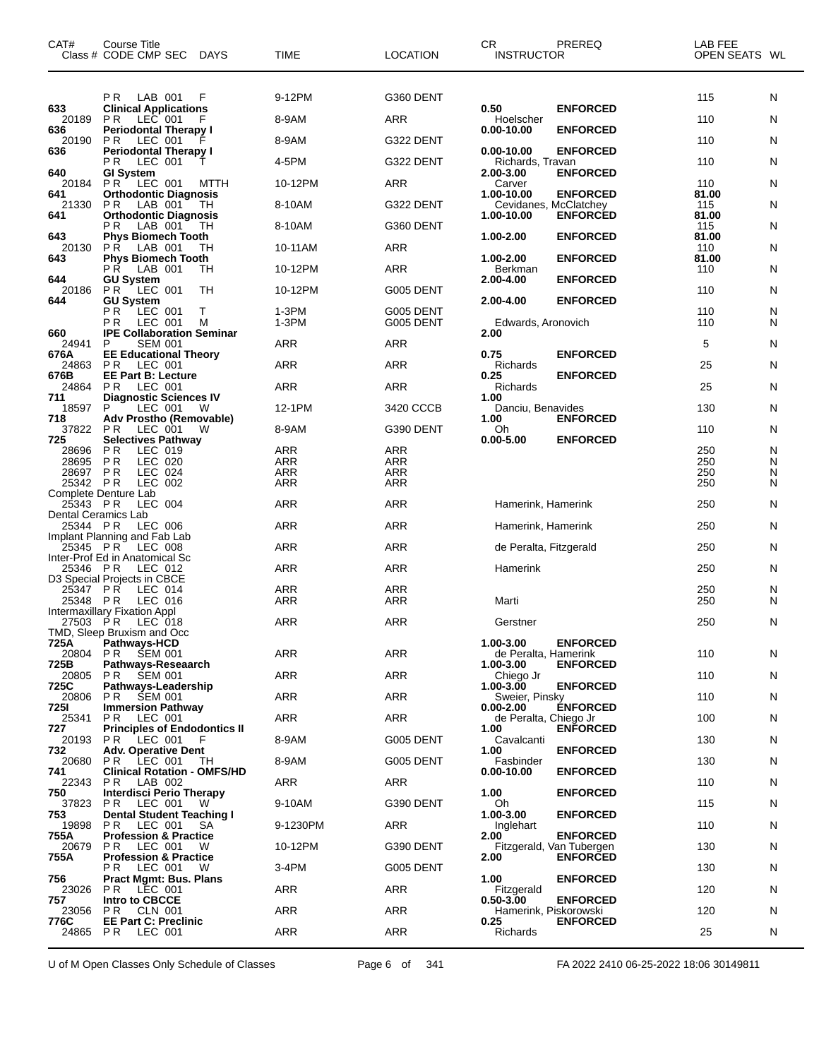| CAT# | Course Title / Class # CODE CMP SEC DAYS | TIME | LOCATION | CR | PREREQ / INSTRUCTOR | LAB FEE | OPEN SEATS | WL |
|---|---|---|---|---|---|---|---|---|
| | P R LAB 001 F | 9-12PM | G360 DENT | | | | 115 | N |
| 633 | **Clinical Applications** | | | 0.50 | ENFORCED | | | |
| 20189 | P R LEC 001 F | 8-9AM | ARR | | Hoelscher | | 110 | N |
| 636 | **Periodontal Therapy I** | | | 0.00-10.00 | ENFORCED | | | |
| 20190 | P R LEC 001 F | 8-9AM | G322 DENT | | | | 110 | N |
| 636 | **Periodontal Therapy I** | | | 0.00-10.00 | ENFORCED | | | |
| | P R LEC 001 T | 4-5PM | G322 DENT | | Richards, Travan | | 110 | N |
| 640 | **GI System** | | | 2.00-3.00 | ENFORCED | | | |
| 20184 | P R LEC 001 MTTH | 10-12PM | ARR | | Carver | | 110 | N |
| 641 | **Orthodontic Diagnosis** | | | 1.00-10.00 | ENFORCED | 81.00 | | |
| 21330 | P R LAB 001 TH | 8-10AM | G322 DENT | | Cevidanes, McClatchey | | 115 | N |
| 641 | **Orthodontic Diagnosis** | | | 1.00-10.00 | ENFORCED | 81.00 | | |
| | P R LAB 001 TH | 8-10AM | G360 DENT | | | | 115 | N |
| 643 | **Phys Biomech Tooth** | | | 1.00-2.00 | ENFORCED | 81.00 | | |
| 20130 | P R LAB 001 TH | 10-11AM | ARR | | | | 110 | N |
| 643 | **Phys Biomech Tooth** | | | 1.00-2.00 | ENFORCED | 81.00 | | |
| | P R LAB 001 TH | 10-12PM | ARR | | Berkman | | 110 | N |
| 644 | **GU System** | | | 2.00-4.00 | ENFORCED | | | |
| 20186 | P R LEC 001 TH | 10-12PM | G005 DENT | | | | 110 | N |
| 644 | **GU System** | | | 2.00-4.00 | ENFORCED | | | |
| | P R LEC 001 T | 1-3PM | G005 DENT | | | | 110 | N |
| | P R LEC 001 M | 1-3PM | G005 DENT | | Edwards, Aronovich | | 110 | N |
| 660 | **IPE Collaboration Seminar** | | | 2.00 | | | | |
| 24941 | P SEM 001 | ARR | ARR | | | | 5 | N |
| 676A | **EE Educational Theory** | | | 0.75 | ENFORCED | | | |
| 24863 | P R LEC 001 | ARR | ARR | | Richards | | 25 | N |
| 676B | **EE Part B: Lecture** | | | 0.25 | ENFORCED | | | |
| 24864 | P R LEC 001 | ARR | ARR | | Richards | | 25 | N |
| 711 | **Diagnostic Sciences IV** | | | 1.00 | | | | |
| 18597 | P LEC 001 W | 12-1PM | 3420 CCCB | | Danciu, Benavides | | 130 | N |
| 718 | **Adv Prostho (Removable)** | | | 1.00 | ENFORCED | | | |
| 37822 | P R LEC 001 W | 8-9AM | G390 DENT | | Oh | | 110 | N |
| 725 | **Selectives Pathway** | | | 0.00-5.00 | ENFORCED | | | |
| 28696 | P R LEC 019 | ARR | ARR | | | | 250 | N |
| 28695 | P R LEC 020 | ARR | ARR | | | | 250 | N |
| 28697 | P R LEC 024 | ARR | ARR | | | | 250 | N |
| 25342 | P R LEC 002 | ARR | ARR | | | | 250 | N |
| | Complete Denture Lab | | | | | | | |
| 25343 | P R LEC 004 | ARR | ARR | | Hamerink, Hamerink | | 250 | N |
| | Dental Ceramics Lab | | | | | | | |
| 25344 | P R LEC 006 | ARR | ARR | | Hamerink, Hamerink | | 250 | N |
| | Implant Planning and Fab Lab | | | | | | | |
| 25345 | P R LEC 008 | ARR | ARR | | de Peralta, Fitzgerald | | 250 | N |
| | Inter-Prof Ed in Anatomical Sc | | | | | | | |
| 25346 | P R LEC 012 | ARR | ARR | | Hamerink | | 250 | N |
| | D3 Special Projects in CBCE | | | | | | | |
| 25347 | P R LEC 014 | ARR | ARR | | | | 250 | N |
| 25348 | P R LEC 016 | ARR | ARR | | Marti | | 250 | N |
| | Intermaxillary Fixation Appl | | | | | | | |
| 27503 | P R LEC 018 | ARR | ARR | | Gerstner | | 250 | N |
| | TMD, Sleep Bruxism and Occ | | | | | | | |
| 725A | **Pathways-HCD** | | | 1.00-3.00 | ENFORCED | | | |
| 20804 | P R SEM 001 | ARR | ARR | | de Peralta, Hamerink | | 110 | N |
| 725B | **Pathways-Reseaarch** | | | 1.00-3.00 | ENFORCED | | | |
| 20805 | P R SEM 001 | ARR | ARR | | Chiego Jr | | 110 | N |
| 725C | **Pathways-Leadership** | | | 1.00-3.00 | ENFORCED | | | |
| 20806 | P R SEM 001 | ARR | ARR | | Sweier, Pinsky | | 110 | N |
| 725I | **Immersion Pathway** | | | 0.00-2.00 | ENFORCED | | | |
| 25341 | P R LEC 001 | ARR | ARR | | de Peralta, Chiego Jr | | 100 | N |
| 727 | **Principles of Endodontics II** | | | 1.00 | ENFORCED | | | |
| 20193 | P R LEC 001 F | 8-9AM | G005 DENT | | Cavalcanti | | 130 | N |
| 732 | **Adv. Operative Dent** | | | 1.00 | ENFORCED | | | |
| 20680 | P R LEC 001 TH | 8-9AM | G005 DENT | | Fasbinder | | 130 | N |
| 741 | **Clinical Rotation - OMFS/HD** | | | 0.00-10.00 | ENFORCED | | | |
| 22343 | P R LAB 002 | ARR | ARR | | | | 110 | N |
| 750 | **Interdisci Perio Therapy** | | | 1.00 | ENFORCED | | | |
| 37823 | P R LEC 001 W | 9-10AM | G390 DENT | | Oh | | 115 | N |
| 753 | **Dental Student Teaching I** | | | 1.00-3.00 | ENFORCED | | | |
| 19898 | P R LEC 001 SA | 9-1230PM | ARR | | Inglehart | | 110 | N |
| 755A | **Profession & Practice** | | | 2.00 | ENFORCED | | | |
| 20679 | P R LEC 001 W | 10-12PM | G390 DENT | | Fitzgerald, Van Tubergen | | 130 | N |
| 755A | **Profession & Practice** | | | 2.00 | ENFORCED | | | |
| | P R LEC 001 W | 3-4PM | G005 DENT | | | | 130 | N |
| 756 | **Pract Mgmt: Bus. Plans** | | | 1.00 | ENFORCED | | | |
| 23026 | P R LEC 001 | ARR | ARR | | Fitzgerald | | 120 | N |
| 757 | **Intro to CBCCE** | | | 0.50-3.00 | ENFORCED | | | |
| 23056 | P R CLN 001 | ARR | ARR | | Hamerink, Piskorowski | | 120 | N |
| 776C | **EE Part C: Preclinic** | | | 0.25 | ENFORCED | | | |
| 24865 | P R LEC 001 | ARR | ARR | | Richards | | 25 | N |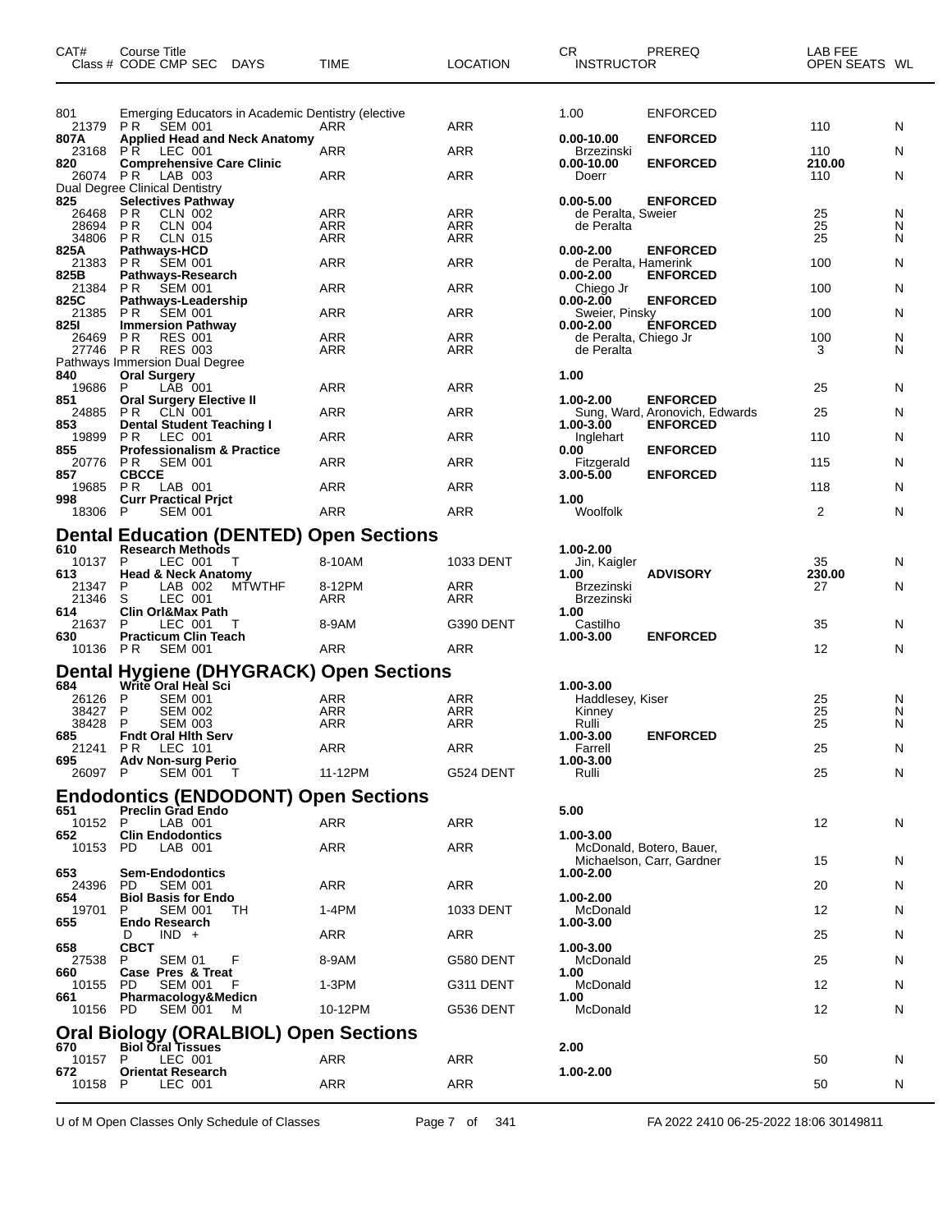| CAT# Class # | Course Title CODE CMP SEC | DAYS | TIME | LOCATION | CR INSTRUCTOR | PREREQ | LAB FEE OPEN SEATS | WL |
|---|---|---|---|---|---|---|---|---|
| 801 | Emerging Educators in Academic Dentistry (elective | | | | 1.00 | ENFORCED | | |
| 21379 | P R SEM 001 | | ARR | ARR | | | 110 | N |
| **807A** | **Applied Head and Neck Anatomy** | | | | **0.00-10.00** | **ENFORCED** | | |
| 23168 | P R LEC 001 | | ARR | ARR | Brzezinski | | 110 | N |
| **820** | **Comprehensive Care Clinic** | | | | **0.00-10.00** | **ENFORCED** | **210.00** | |
| 26074 | P R LAB 003 | | ARR | ARR | Doerr | | 110 | N |
| | Dual Degree Clinical Dentistry | | | | | | | |
| **825** | **Selectives Pathway** | | | | **0.00-5.00** | **ENFORCED** | | |
| 26468 | P R CLN 002 | | ARR | ARR | de Peralta, Sweier | | 25 | N |
| 28694 | P R CLN 004 | | ARR | ARR | de Peralta | | 25 | N |
| 34806 | P R CLN 015 | | ARR | ARR | | | 25 | N |
| **825A** | **Pathways-HCD** | | | | **0.00-2.00** | **ENFORCED** | | |
| 21383 | P R SEM 001 | | ARR | ARR | de Peralta, Hamerink | | 100 | N |
| **825B** | **Pathways-Research** | | | | **0.00-2.00** | **ENFORCED** | | |
| 21384 | P R SEM 001 | | ARR | ARR | Chiego Jr | | 100 | N |
| **825C** | **Pathways-Leadership** | | | | **0.00-2.00** | **ENFORCED** | | |
| 21385 | P R SEM 001 | | ARR | ARR | Sweier, Pinsky | | 100 | N |
| **825I** | **Immersion Pathway** | | | | **0.00-2.00** | **ENFORCED** | | |
| 26469 | P R RES 001 | | ARR | ARR | de Peralta, Chiego Jr | | 100 | N |
| 27746 | P R RES 003 | | ARR | ARR | de Peralta | | 3 | N |
| | Pathways Immersion Dual Degree | | | | | | | |
| **840** | **Oral Surgery** | | | | **1.00** | | | |
| 19686 | P LAB 001 | | ARR | ARR | | | 25 | N |
| **851** | **Oral Surgery Elective II** | | | | **1.00-2.00** | **ENFORCED** | | |
| 24885 | P R CLN 001 | | ARR | ARR | Sung, Ward, Aronovich, Edwards | | 25 | N |
| **853** | **Dental Student Teaching I** | | | | **1.00-3.00** | **ENFORCED** | | |
| 19899 | P R LEC 001 | | ARR | ARR | Inglehart | | 110 | N |
| **855** | **Professionalism & Practice** | | | | **0.00** | **ENFORCED** | | |
| 20776 | P R SEM 001 | | ARR | ARR | Fitzgerald | | 115 | N |
| **857** | **CBCCE** | | | | **3.00-5.00** | **ENFORCED** | | |
| 19685 | P R LAB 001 | | ARR | ARR | | | 118 | N |
| **998** | **Curr Practical Prjct** | | | | **1.00** | | | |
| 18306 | P SEM 001 | | ARR | ARR | Woolfolk | | 2 | N |

## Dental Education (DENTED) Open Sections

| CAT# Class # | Course Title CODE CMP SEC | DAYS | TIME | LOCATION | CR INSTRUCTOR | PREREQ | LAB FEE OPEN SEATS | WL |
|---|---|---|---|---|---|---|---|---|
| **610** | **Research Methods** | | | | **1.00-2.00** | | | |
| 10137 | P LEC 001 | T | 8-10AM | 1033 DENT | Jin, Kaigler | | 35 | N |
| **613** | **Head & Neck Anatomy** | | | | **1.00** | **ADVISORY** | **230.00** | |
| 21347 | P LAB 002 | MTWTHF | 8-12PM | ARR | Brzezinski | | 27 | N |
| 21346 | S LEC 001 | | ARR | ARR | Brzezinski | | | |
| **614** | **Clin Orl&Max Path** | | | | **1.00** | | | |
| 21637 | P LEC 001 | T | 8-9AM | G390 DENT | Castilho | | 35 | N |
| **630** | **Practicum Clin Teach** | | | | **1.00-3.00** | **ENFORCED** | | |
| 10136 | P R SEM 001 | | ARR | ARR | | | 12 | N |

## Dental Hygiene (DHYGRACK) Open Sections

| CAT# Class # | Course Title CODE CMP SEC | DAYS | TIME | LOCATION | CR INSTRUCTOR | PREREQ | LAB FEE OPEN SEATS | WL |
|---|---|---|---|---|---|---|---|---|
| **684** | **Write Oral Heal Sci** | | | | **1.00-3.00** | | | |
| 26126 | P SEM 001 | | ARR | ARR | Haddlesey, Kiser | | 25 | N |
| 38427 | P SEM 002 | | ARR | ARR | Kinney | | 25 | N |
| 38428 | P SEM 003 | | ARR | ARR | Rulli | | 25 | N |
| **685** | **Fndt Oral Hlth Serv** | | | | **1.00-3.00** | **ENFORCED** | | |
| 21241 | P R LEC 101 | | ARR | ARR | Farrell | | 25 | N |
| **695** | **Adv Non-surg Perio** | | | | **1.00-3.00** | | | |
| 26097 | P SEM 001 | T | 11-12PM | G524 DENT | Rulli | | 25 | N |

## Endodontics (ENDODONT) Open Sections

| CAT# Class # | Course Title CODE CMP SEC | DAYS | TIME | LOCATION | CR INSTRUCTOR | PREREQ | LAB FEE OPEN SEATS | WL |
|---|---|---|---|---|---|---|---|---|
| **651** | **Preclin Grad Endo** | | | | **5.00** | | | |
| 10152 | P LAB 001 | | ARR | ARR | | | 12 | N |
| **652** | **Clin Endodontics** | | | | **1.00-3.00** | | | |
| 10153 | PD LAB 001 | | ARR | ARR | McDonald, Botero, Bauer, Michaelson, Carr, Gardner | | 15 | N |
| **653** | **Sem-Endodontics** | | | | **1.00-2.00** | | | |
| 24396 | PD SEM 001 | | ARR | ARR | | | 20 | N |
| **654** | **Biol Basis for Endo** | | | | **1.00-2.00** | | | |
| 19701 | P SEM 001 | TH | 1-4PM | 1033 DENT | McDonald | | 12 | N |
| **655** | **Endo Research** | | | | **1.00-3.00** | | | |
| | D IND + | | ARR | ARR | | | 25 | N |
| **658** | **CBCT** | | | | **1.00-3.00** | | | |
| 27538 | P SEM 01 | F | 8-9AM | G580 DENT | McDonald | | 25 | N |
| **660** | **Case Pres & Treat** | | | | **1.00** | | | |
| 10155 | PD SEM 001 | F | 1-3PM | G311 DENT | McDonald | | 12 | N |
| **661** | **Pharmacology&Medicn** | | | | **1.00** | | | |
| 10156 | PD SEM 001 | M | 10-12PM | G536 DENT | McDonald | | 12 | N |

## Oral Biology (ORALBIOL) Open Sections

| CAT# Class # | Course Title CODE CMP SEC | DAYS | TIME | LOCATION | CR INSTRUCTOR | PREREQ | LAB FEE OPEN SEATS | WL |
|---|---|---|---|---|---|---|---|---|
| **670** | **Biol Oral Tissues** | | | | **2.00** | | | |
| 10157 | P LEC 001 | | ARR | ARR | | | 50 | N |
| **672** | **Orientat Research** | | | | **1.00-2.00** | | | |
| 10158 | P LEC 001 | | ARR | ARR | | | 50 | N |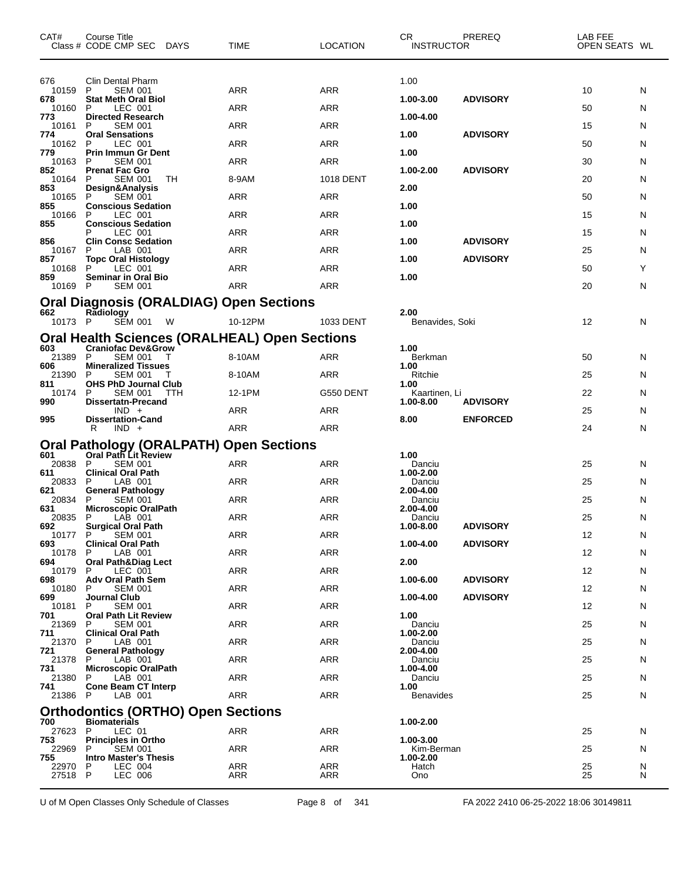| CAT# | Course Title Class # CODE CMP SEC DAYS | TIME | LOCATION | CR INSTRUCTOR | PREREQ | LAB FEE OPEN SEATS | WL |
|---|---|---|---|---|---|---|---|
| 676 | Clin Dental Pharm | | | 1.00 | | | |
| 10159 | P SEM 001 | ARR | ARR | | | 10 | N |
| 678 | **Stat Meth Oral Biol** | | | **1.00-3.00** | **ADVISORY** | | |
| 10160 | P LEC 001 | ARR | ARR | | | 50 | N |
| 773 | **Directed Research** | | | **1.00-4.00** | | | |
| 10161 | P SEM 001 | ARR | ARR | | | 15 | N |
| 774 | **Oral Sensations** | | | **1.00** | **ADVISORY** | | |
| 10162 | P LEC 001 | ARR | ARR | | | 50 | N |
| 779 | **Prin Immun Gr Dent** | | | **1.00** | | | |
| 10163 | P SEM 001 | ARR | ARR | | | 30 | N |
| 852 | **Prenat Fac Gro** | | | **1.00-2.00** | **ADVISORY** | | |
| 10164 | P SEM 001 TH | 8-9AM | 1018 DENT | | | 20 | N |
| 853 | **Design&Analysis** | | | **2.00** | | | |
| 10165 | P SEM 001 | ARR | ARR | | | 50 | N |
| 855 | **Conscious Sedation** | | | **1.00** | | | |
| 10166 | P LEC 001 | ARR | ARR | | | 15 | N |
| 855 | **Conscious Sedation** | | | **1.00** | | | |
| | P LEC 001 | ARR | ARR | | | 15 | N |
| 856 | **Clin Consc Sedation** | | | **1.00** | **ADVISORY** | | |
| 10167 | P LAB 001 | ARR | ARR | | | 25 | N |
| 857 | **Topc Oral Histology** | | | **1.00** | **ADVISORY** | | |
| 10168 | P LEC 001 | ARR | ARR | | | 50 | Y |
| 859 | **Seminar in Oral Bio** | | | **1.00** | | | |
| 10169 | P SEM 001 | ARR | ARR | | | 20 | N |

## Oral Diagnosis (ORALDIAG) Open Sections

| CAT# | Course Title Class # CODE CMP SEC DAYS | TIME | LOCATION | CR INSTRUCTOR | PREREQ | LAB FEE OPEN SEATS | WL |
|---|---|---|---|---|---|---|---|
| 662 | **Radiology** | | | **2.00** | | | |
| 10173 | P SEM 001 W | 10-12PM | 1033 DENT | Benavides, Soki | | 12 | N |

## Oral Health Sciences (ORALHEAL) Open Sections

| CAT# | Course Title Class # CODE CMP SEC DAYS | TIME | LOCATION | CR INSTRUCTOR | PREREQ | LAB FEE OPEN SEATS | WL |
|---|---|---|---|---|---|---|---|
| 603 | **Craniofac Dev&Grow** | | | **1.00** | | | |
| 21389 | P SEM 001 T | 8-10AM | ARR | Berkman | | 50 | N |
| 606 | **Mineralized Tissues** | | | **1.00** | | | |
| 21390 | P SEM 001 T | 8-10AM | ARR | Ritchie | | 25 | N |
| 811 | **OHS PhD Journal Club** | | | **1.00** | | | |
| 10174 | P SEM 001 TTH | 12-1PM | G550 DENT | Kaartinen, Li | | 22 | N |
| 990 | **Dissertatn-Precand** | | | **1.00-8.00** | **ADVISORY** | | |
| | IND + | ARR | ARR | | | 25 | N |
| 995 | **Dissertation-Cand** | | | **8.00** | **ENFORCED** | | |
| | R IND + | ARR | ARR | | | 24 | N |

## Oral Pathology (ORALPATH) Open Sections

| CAT# | Course Title Class # CODE CMP SEC DAYS | TIME | LOCATION | CR INSTRUCTOR | PREREQ | LAB FEE OPEN SEATS | WL |
|---|---|---|---|---|---|---|---|
| 601 | **Oral Path Lit Review** | | | **1.00** | | | |
| 20838 | P SEM 001 | ARR | ARR | Danciu | | 25 | N |
| 611 | **Clinical Oral Path** | | | **1.00-2.00** | | | |
| 20833 | P LAB 001 | ARR | ARR | Danciu | | 25 | N |
| 621 | **General Pathology** | | | **2.00-4.00** | | | |
| 20834 | P SEM 001 | ARR | ARR | Danciu | | 25 | N |
| 631 | **Microscopic OralPath** | | | **2.00-4.00** | | | |
| 20835 | P LAB 001 | ARR | ARR | Danciu | | 25 | N |
| 692 | **Surgical Oral Path** | | | **1.00-8.00** | **ADVISORY** | | |
| 10177 | P SEM 001 | ARR | ARR | | | 12 | N |
| 693 | **Clinical Oral Path** | | | **1.00-4.00** | **ADVISORY** | | |
| 10178 | P LAB 001 | ARR | ARR | | | 12 | N |
| 694 | **Oral Path&Diag Lect** | | | **2.00** | | | |
| 10179 | P LEC 001 | ARR | ARR | | | 12 | N |
| 698 | **Adv Oral Path Sem** | | | **1.00-6.00** | **ADVISORY** | | |
| 10180 | P SEM 001 | ARR | ARR | | | 12 | N |
| 699 | **Journal Club** | | | **1.00-4.00** | **ADVISORY** | | |
| 10181 | P SEM 001 | ARR | ARR | | | 12 | N |
| 701 | **Oral Path Lit Review** | | | **1.00** | | | |
| 21369 | P SEM 001 | ARR | ARR | Danciu | | 25 | N |
| 711 | **Clinical Oral Path** | | | **1.00-2.00** | | | |
| 21370 | P LAB 001 | ARR | ARR | Danciu | | 25 | N |
| 721 | **General Pathology** | | | **2.00-4.00** | | | |
| 21378 | P LAB 001 | ARR | ARR | Danciu | | 25 | N |
| 731 | **Microscopic OralPath** | | | **1.00-4.00** | | | |
| 21380 | P LAB 001 | ARR | ARR | Danciu | | 25 | N |
| 741 | **Cone Beam CT Interp** | | | **1.00** | | | |
| 21386 | P LAB 001 | ARR | ARR | Benavides | | 25 | N |

## Orthodontics (ORTHO) Open Sections

| CAT# | Course Title Class # CODE CMP SEC DAYS | TIME | LOCATION | CR INSTRUCTOR | PREREQ | LAB FEE OPEN SEATS | WL |
|---|---|---|---|---|---|---|---|
| 700 | **Biomaterials** | | | **1.00-2.00** | | | |
| 27623 | P LEC 01 | ARR | ARR | | | 25 | N |
| 753 | **Principles in Ortho** | | | **1.00-3.00** | | | |
| 22969 | P SEM 001 | ARR | ARR | Kim-Berman | | 25 | N |
| 755 | **Intro Master's Thesis** | | | **1.00-2.00** | | | |
| 22970 | P LEC 004 | ARR | ARR | Hatch | | 25 | N |
| 27518 | P LEC 006 | ARR | ARR | Ono | | 25 | N |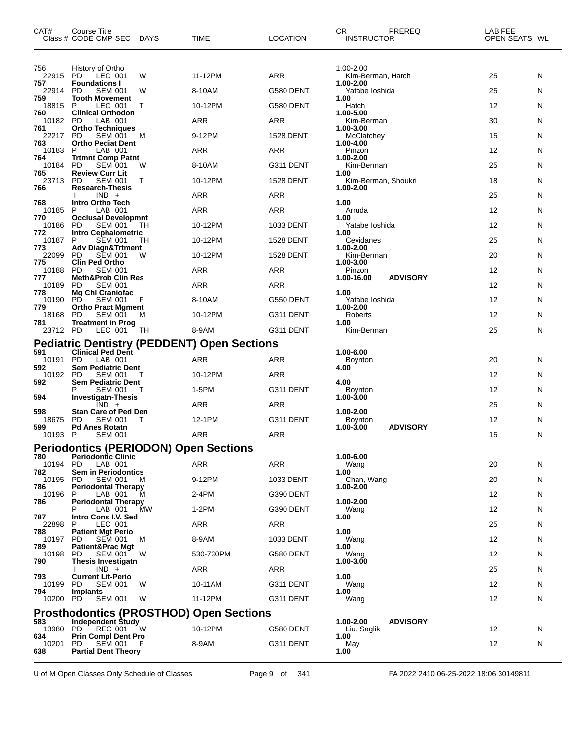| CAT# Class # | Course Title CODE CMP SEC | DAYS | TIME | LOCATION | CR INSTRUCTOR | PREREQ | LAB FEE OPEN SEATS | WL |
|---|---|---|---|---|---|---|---|---|
| 756 | History of Ortho | | | | 1.00-2.00 | | | |
| 22915 | PD LEC 001 | W | 11-12PM | ARR | Kim-Berman, Hatch | | 25 | N |
| **757** | **Foundations I** | | | | **1.00-2.00** | | | |
| 22914 | PD SEM 001 | W | 8-10AM | G580 DENT | Yatabe Ioshida | | 25 | N |
| **759** | **Tooth Movement** | | | | **1.00** | | | |
| 18815 | P LEC 001 | T | 10-12PM | G580 DENT | Hatch | | 12 | N |
| **760** | **Clinical Orthodon** | | | | **1.00-5.00** | | | |
| 10182 | PD LAB 001 | | ARR | ARR | Kim-Berman | | 30 | N |
| **761** | **Ortho Techniques** | | | | **1.00-3.00** | | | |
| 22217 | PD SEM 001 | M | 9-12PM | 1528 DENT | McClatchey | | 15 | N |
| **763** | **Ortho Pediat Dent** | | | | **1.00-4.00** | | | |
| 10183 | P LAB 001 | | ARR | ARR | Pinzon | | 12 | N |
| **764** | **Trtmnt Comp Patnt** | | | | **1.00-2.00** | | | |
| 10184 | PD SEM 001 | W | 8-10AM | G311 DENT | Kim-Berman | | 25 | N |
| **765** | **Review Curr Lit** | | | | **1.00** | | | |
| 23713 | PD SEM 001 | T | 10-12PM | 1528 DENT | Kim-Berman, Shoukri | | 18 | N |
| **766** | **Research-Thesis** | | | | **1.00-2.00** | | | |
| | I IND + | | ARR | ARR | | | 25 | N |
| **768** | **Intro Ortho Tech** | | | | **1.00** | | | |
| 10185 | P LAB 001 | | ARR | ARR | Arruda | | 12 | N |
| **770** | **Occlusal Developmnt** | | | | **1.00** | | | |
| 10186 | PD SEM 001 | TH | 10-12PM | 1033 DENT | Yatabe Ioshida | | 12 | N |
| **772** | **Intro Cephalometric** | | | | **1.00** | | | |
| 10187 | P SEM 001 | TH | 10-12PM | 1528 DENT | Cevidanes | | 25 | N |
| **773** | **Adv Diagn&Trtment** | | | | **1.00-2.00** | | | |
| 22099 | PD SEM 001 | W | 10-12PM | 1528 DENT | Kim-Berman | | 20 | N |
| **775** | **Clin Ped Ortho** | | | | **1.00-3.00** | | | |
| 10188 | PD SEM 001 | | ARR | ARR | Pinzon | | 12 | N |
| **777** | **Meth&Prob Clin Res** | | | | **1.00-16.00** | **ADVISORY** | | |
| 10189 | PD SEM 001 | | ARR | ARR | | | 12 | N |
| **778** | **Mg Chl Craniofac** | | | | **1.00** | | | |
| 10190 | PD SEM 001 | F | 8-10AM | G550 DENT | Yatabe Ioshida | | 12 | N |
| **779** | **Ortho Pract Mgment** | | | | **1.00-2.00** | | | |
| 18168 | PD SEM 001 | M | 10-12PM | G311 DENT | Roberts | | 12 | N |
| **781** | **Treatment in Prog** | | | | **1.00** | | | |
| 23712 | PD LEC 001 | TH | 8-9AM | G311 DENT | Kim-Berman | | 25 | N |

## Pediatric Dentistry (PEDDENT) Open Sections

| CAT# Class # | Course Title CODE CMP SEC | DAYS | TIME | LOCATION | CR INSTRUCTOR | PREREQ | LAB FEE OPEN SEATS | WL |
|---|---|---|---|---|---|---|---|---|
| **591** | **Clinical Ped Dent** | | | | **1.00-6.00** | | | |
| 10191 | PD LAB 001 | | ARR | ARR | Boynton | | 20 | N |
| **592** | **Sem Pediatric Dent** | | | | **4.00** | | | |
| 10192 | PD SEM 001 | T | 10-12PM | ARR | | | 12 | N |
| **592** | **Sem Pediatric Dent** | | | | **4.00** | | | |
| | P SEM 001 | T | 1-5PM | G311 DENT | Boynton | | 12 | N |
| **594** | **Investigatn-Thesis** | | | | **1.00-3.00** | | | |
| | IND + | | ARR | ARR | | | 25 | N |
| **598** | **Stan Care of Ped Den** | | | | **1.00-2.00** | | | |
| 18675 | PD SEM 001 | T | 12-1PM | G311 DENT | Boynton | | 12 | N |
| **599** | **Pd Anes Rotatn** | | | | **1.00-3.00** | **ADVISORY** | | |
| 10193 | P SEM 001 | | ARR | ARR | | | 15 | N |

## Periodontics (PERIODON) Open Sections

| CAT# Class # | Course Title CODE CMP SEC | DAYS | TIME | LOCATION | CR INSTRUCTOR | PREREQ | LAB FEE OPEN SEATS | WL |
|---|---|---|---|---|---|---|---|---|
| **780** | **Periodontic Clinic** | | | | **1.00-6.00** | | | |
| 10194 | PD LAB 001 | | ARR | ARR | Wang | | 20 | N |
| **782** | **Sem in Periodontics** | | | | **1.00** | | | |
| 10195 | PD SEM 001 | M | 9-12PM | 1033 DENT | Chan, Wang | | 20 | N |
| **786** | **Periodontal Therapy** | | | | **1.00-2.00** | | | |
| 10196 | P LAB 001 | M | 2-4PM | G390 DENT | | | 12 | N |
| **786** | **Periodontal Therapy** | | | | **1.00-2.00** | | | |
| | P LAB 001 | MW | 1-2PM | G390 DENT | Wang | | 12 | N |
| **787** | **Intro Cons I.V. Sed** | | | | **1.00** | | | |
| 22898 | P LEC 001 | | ARR | ARR | | | 25 | N |
| **788** | **Patient Mgt Perio** | | | | **1.00** | | | |
| 10197 | PD SEM 001 | M | 8-9AM | 1033 DENT | Wang | | 12 | N |
| **789** | **Patient&Prac Mgt** | | | | **1.00** | | | |
| 10198 | PD SEM 001 | W | 530-730PM | G580 DENT | Wang | | 12 | N |
| **790** | **Thesis Investigatn** | | | | **1.00-3.00** | | | |
| | I IND + | | ARR | ARR | | | 25 | N |
| **793** | **Current Lit-Perio** | | | | **1.00** | | | |
| 10199 | PD SEM 001 | W | 10-11AM | G311 DENT | Wang | | 12 | N |
| **794** | **Implants** | | | | **1.00** | | | |
| 10200 | PD SEM 001 | W | 11-12PM | G311 DENT | Wang | | 12 | N |

## Prosthodontics (PROSTHOD) Open Sections

| CAT# Class # | Course Title CODE CMP SEC | DAYS | TIME | LOCATION | CR INSTRUCTOR | PREREQ | LAB FEE OPEN SEATS | WL |
|---|---|---|---|---|---|---|---|---|
| **583** | **Independent Study** | | | | **1.00-2.00** | **ADVISORY** | | |
| 13980 | PD REC 001 | W | 10-12PM | G580 DENT | Liu, Saglik | | 12 | N |
| **634** | **Prin Compl Dent Pro** | | | | **1.00** | | | |
| 10201 | PD SEM 001 | F | 8-9AM | G311 DENT | May | | 12 | N |
| **638** | **Partial Dent Theory** | | | | **1.00** | | | |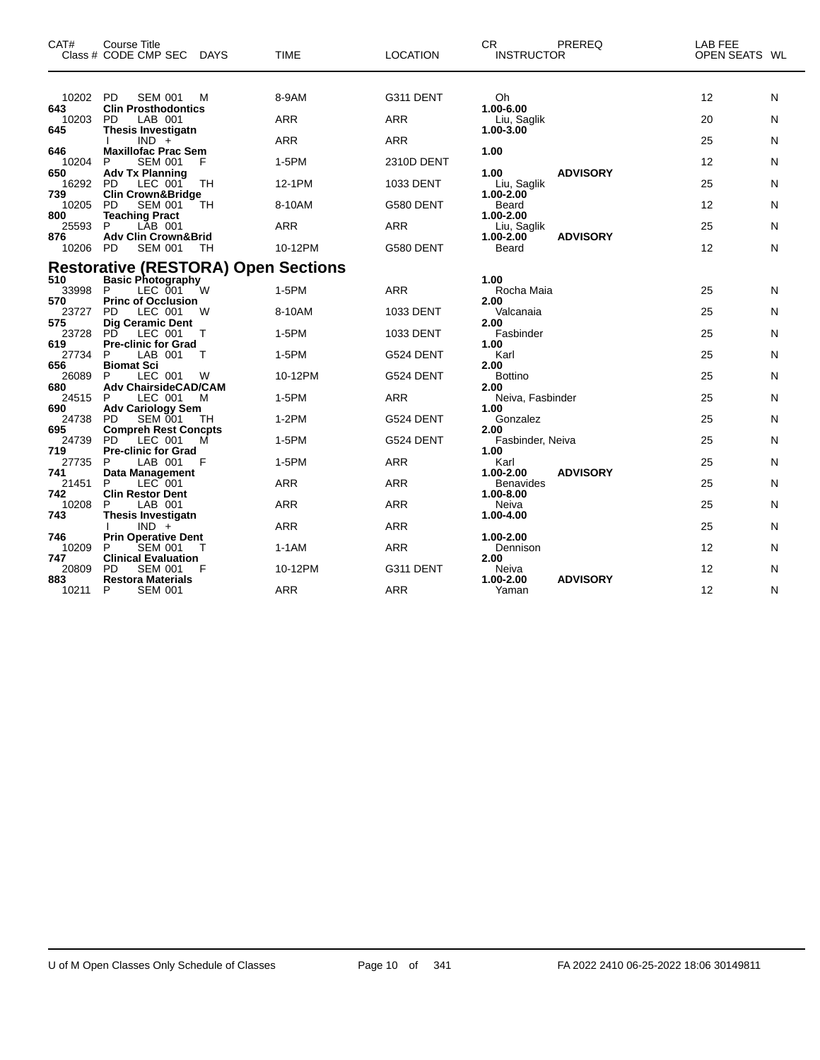| CAT# | Course Title Class # CODE CMP SEC DAYS | TIME | LOCATION | CR INSTRUCTOR | PREREQ | LAB FEE OPEN SEATS | WL |
|---|---|---|---|---|---|---|---|
| 10202 | PD SEM 001 M | 8-9AM | G311 DENT | Oh | | 12 | N |
| 643 | **Clin Prosthodontics** | | | 1.00-6.00 | | | |
| 10203 | PD LAB 001 | ARR | ARR | Liu, Saglik | | 20 | N |
| 645 | **Thesis Investigatn** | | | 1.00-3.00 | | | |
| | I IND + | ARR | ARR | | | 25 | N |
| 646 | **Maxillofac Prac Sem** | | | 1.00 | | | |
| 10204 | P SEM 001 F | 1-5PM | 2310D DENT | | | 12 | N |
| 650 | **Adv Tx Planning** | | | 1.00 | ADVISORY | | |
| 16292 | PD LEC 001 TH | 12-1PM | 1033 DENT | Liu, Saglik | | 25 | N |
| 739 | **Clin Crown&Bridge** | | | 1.00-2.00 | | | |
| 10205 | PD SEM 001 TH | 8-10AM | G580 DENT | Beard | | 12 | N |
| 800 | **Teaching Pract** | | | 1.00-2.00 | | | |
| 25593 | P LAB 001 | ARR | ARR | Liu, Saglik | | 25 | N |
| 876 | **Adv Clin Crown&Brid** | | | 1.00-2.00 | ADVISORY | | |
| 10206 | PD SEM 001 TH | 10-12PM | G580 DENT | Beard | | 12 | N |

## Restorative (RESTORA) Open Sections

| CAT# | Course Title Class # CODE CMP SEC DAYS | TIME | LOCATION | CR INSTRUCTOR | PREREQ | LAB FEE OPEN SEATS | WL |
|---|---|---|---|---|---|---|---|
| 510 | **Basic Photography** | | | 1.00 | | | |
| 33998 | P LEC 001 W | 1-5PM | ARR | Rocha Maia | | 25 | N |
| 570 | **Princ of Occlusion** | | | 2.00 | | | |
| 23727 | PD LEC 001 W | 8-10AM | 1033 DENT | Valcanaia | | 25 | N |
| 575 | **Dig Ceramic Dent** | | | 2.00 | | | |
| 23728 | PD LEC 001 T | 1-5PM | 1033 DENT | Fasbinder | | 25 | N |
| 619 | **Pre-clinic for Grad** | | | 1.00 | | | |
| 27734 | P LAB 001 T | 1-5PM | G524 DENT | Karl | | 25 | N |
| 656 | **Biomat Sci** | | | 2.00 | | | |
| 26089 | P LEC 001 W | 10-12PM | G524 DENT | Bottino | | 25 | N |
| 680 | **Adv ChairsideCAD/CAM** | | | 2.00 | | | |
| 24515 | P LEC 001 M | 1-5PM | ARR | Neiva, Fasbinder | | 25 | N |
| 690 | **Adv Cariology Sem** | | | 1.00 | | | |
| 24738 | PD SEM 001 TH | 1-2PM | G524 DENT | Gonzalez | | 25 | N |
| 695 | **Compreh Rest Concpts** | | | 2.00 | | | |
| 24739 | PD LEC 001 M | 1-5PM | G524 DENT | Fasbinder, Neiva | | 25 | N |
| 719 | **Pre-clinic for Grad** | | | 1.00 | | | |
| 27735 | P LAB 001 F | 1-5PM | ARR | Karl | | 25 | N |
| 741 | **Data Management** | | | 1.00-2.00 | ADVISORY | | |
| 21451 | P LEC 001 | ARR | ARR | Benavides | | 25 | N |
| 742 | **Clin Restor Dent** | | | 1.00-8.00 | | | |
| 10208 | P LAB 001 | ARR | ARR | Neiva | | 25 | N |
| 743 | **Thesis Investigatn** | | | 1.00-4.00 | | | |
| | I IND + | ARR | ARR | | | 25 | N |
| 746 | **Prin Operative Dent** | | | 1.00-2.00 | | | |
| 10209 | P SEM 001 T | 1-1AM | ARR | Dennison | | 12 | N |
| 747 | **Clinical Evaluation** | | | 2.00 | | | |
| 20809 | PD SEM 001 F | 10-12PM | G311 DENT | Neiva | | 12 | N |
| 883 | **Restora Materials** | | | 1.00-2.00 | ADVISORY | | |
| 10211 | P SEM 001 | ARR | ARR | Yaman | | 12 | N |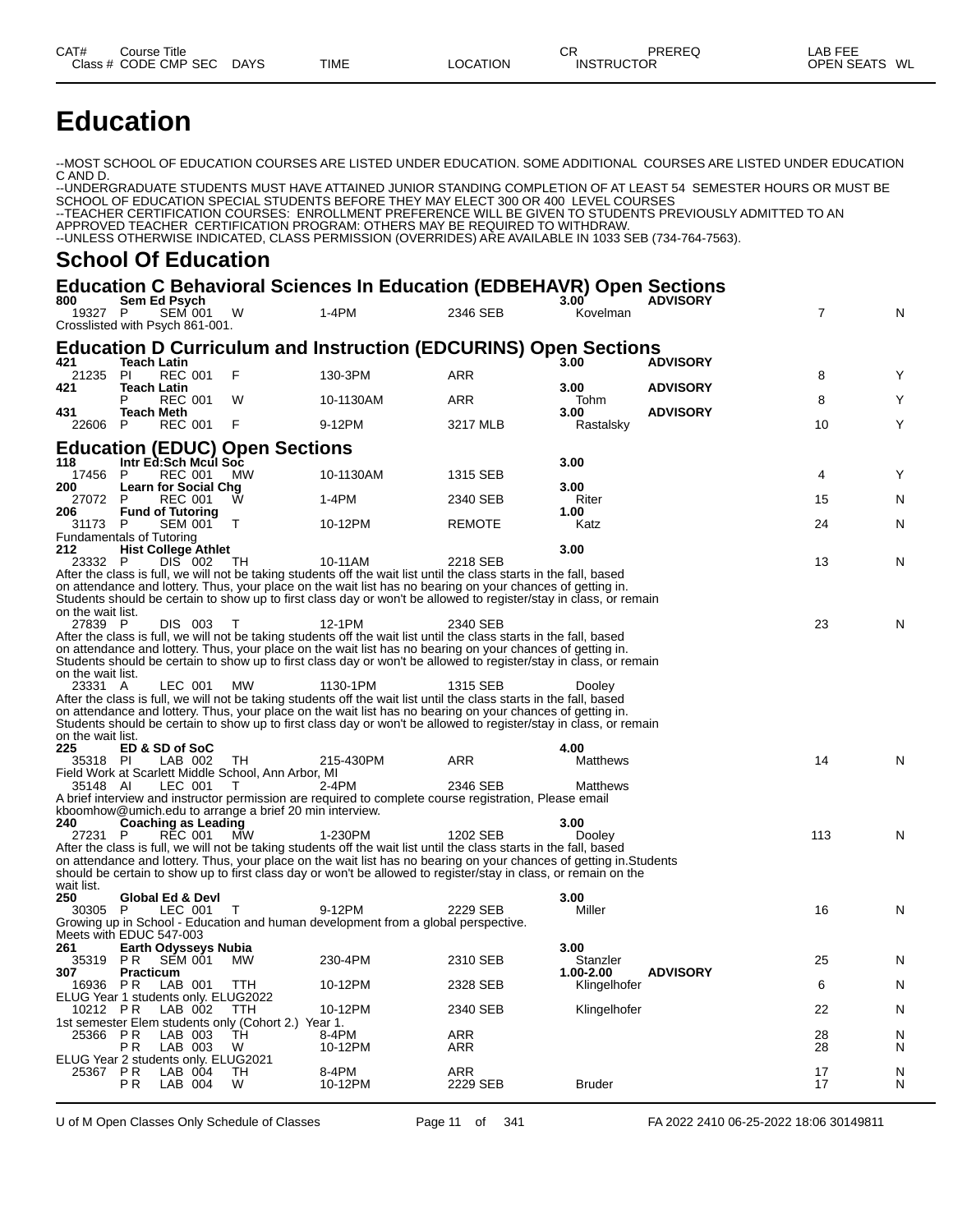# Education

--MOST SCHOOL OF EDUCATION COURSES ARE LISTED UNDER EDUCATION. SOME ADDITIONAL COURSES ARE LISTED UNDER EDUCATION C AND D.
--UNDERGRADUATE STUDENTS MUST HAVE ATTAINED JUNIOR STANDING COMPLETION OF AT LEAST 54 SEMESTER HOURS OR MUST BE SCHOOL OF EDUCATION SPECIAL STUDENTS BEFORE THEY MAY ELECT 300 OR 400 LEVEL COURSES
--TEACHER CERTIFICATION COURSES: ENROLLMENT PREFERENCE WILL BE GIVEN TO STUDENTS PREVIOUSLY ADMITTED TO AN APPROVED TEACHER CERTIFICATION PROGRAM: OTHERS MAY BE REQUIRED TO WITHDRAW.
--UNLESS OTHERWISE INDICATED, CLASS PERMISSION (OVERRIDES) ARE AVAILABLE IN 1033 SEB (734-764-7563).

## School Of Education

### Education C Behavioral Sciences In Education (EDBEHAVR) Open Sections

| CAT# / Class # | CODE | CMP SEC | DAYS | TIME | LOCATION | CR / INSTRUCTOR | PREREQ | OPEN SEATS | WL |
|---|---|---|---|---|---|---|---|---|---|
| **800** | **Sem Ed Psych** | | | | | **3.00** | **ADVISORY** | | |
| 19327 | P | SEM 001 | W | 1-4PM | 2346 SEB | Kovelman | | 7 | N |

Crosslisted with Psych 861-001.

### Education D Curriculum and Instruction (EDCURINS) Open Sections

| CAT# / Class # | CODE | CMP SEC | DAYS | TIME | LOCATION | CR / INSTRUCTOR | PREREQ | OPEN SEATS | WL |
|---|---|---|---|---|---|---|---|---|---|
| **421** | **Teach Latin** | | | | | **3.00** | **ADVISORY** | | |
| 21235 | PI | REC 001 | F | 130-3PM | ARR | | | 8 | Y |
| **421** | **Teach Latin** | | | | | **3.00** | **ADVISORY** | | |
| | P | REC 001 | W | 10-1130AM | ARR | Tohm | | 8 | Y |
| **431** | **Teach Meth** | | | | | **3.00** | **ADVISORY** | | |
| 22606 | P | REC 001 | F | 9-12PM | 3217 MLB | Rastalsky | | 10 | Y |

### Education (EDUC) Open Sections

| CAT# / Class # | CODE | CMP SEC | DAYS | TIME | LOCATION | CR / INSTRUCTOR | PREREQ | OPEN SEATS | WL |
|---|---|---|---|---|---|---|---|---|---|
| **118** | **Intr Ed:Sch Mcul Soc** | | | | | **3.00** | | | |
| 17456 | P | REC 001 | MW | 10-1130AM | 1315 SEB | | | 4 | Y |
| **200** | **Learn for Social Chg** | | | | | **3.00** | | | |
| 27072 | P | REC 001 | W | 1-4PM | 2340 SEB | Riter | | 15 | N |
| **206** | **Fund of Tutoring** | | | | | **1.00** | | | |
| 31173 | P | SEM 001 | T | 10-12PM | REMOTE | Katz | | 24 | N |

Fundamentals of Tutoring

| CAT# / Class # | CODE | CMP SEC | DAYS | TIME | LOCATION | CR / INSTRUCTOR | PREREQ | OPEN SEATS | WL |
|---|---|---|---|---|---|---|---|---|---|
| **212** | **Hist College Athlet** | | | | | **3.00** | | | |
| 23332 | P | DIS 002 | TH | 10-11AM | 2218 SEB | | | 13 | N |

After the class is full, we will not be taking students off the wait list until the class starts in the fall, based on attendance and lottery. Thus, your place on the wait list has no bearing on your chances of getting in. Students should be certain to show up to first class day or won't be allowed to register/stay in class, or remain on the wait list.

| CAT# / Class # | CODE | CMP SEC | DAYS | TIME | LOCATION | CR / INSTRUCTOR | PREREQ | OPEN SEATS | WL |
|---|---|---|---|---|---|---|---|---|---|
| 27839 | P | DIS 003 | T | 12-1PM | 2340 SEB | | | 23 | N |

After the class is full, we will not be taking students off the wait list until the class starts in the fall, based on attendance and lottery. Thus, your place on the wait list has no bearing on your chances of getting in. Students should be certain to show up to first class day or won't be allowed to register/stay in class, or remain on the wait list.

| CAT# / Class # | CODE | CMP SEC | DAYS | TIME | LOCATION | CR / INSTRUCTOR | PREREQ | OPEN SEATS | WL |
|---|---|---|---|---|---|---|---|---|---|
| 23331 | A | LEC 001 | MW | 1130-1PM | 1315 SEB | Dooley | | | |

After the class is full, we will not be taking students off the wait list until the class starts in the fall, based on attendance and lottery. Thus, your place on the wait list has no bearing on your chances of getting in. Students should be certain to show up to first class day or won't be allowed to register/stay in class, or remain on the wait list.

| CAT# / Class # | CODE | CMP SEC | DAYS | TIME | LOCATION | CR / INSTRUCTOR | PREREQ | OPEN SEATS | WL |
|---|---|---|---|---|---|---|---|---|---|
| **225** | **ED & SD of SoC** | | | | | **4.00** | | | |
| 35318 | PI | LAB 002 | TH | 215-430PM | ARR | Matthews | | 14 | N |

Field Work at Scarlett Middle School, Ann Arbor, MI

| CAT# / Class # | CODE | CMP SEC | DAYS | TIME | LOCATION | CR / INSTRUCTOR | PREREQ | OPEN SEATS | WL |
|---|---|---|---|---|---|---|---|---|---|
| 35148 | AI | LEC 001 | T | 2-4PM | 2346 SEB | Matthews | | | |

A brief interview and instructor permission are required to complete course registration, Please email kboomhow@umich.edu to arrange a brief 20 min interview.

| CAT# / Class # | CODE | CMP SEC | DAYS | TIME | LOCATION | CR / INSTRUCTOR | PREREQ | OPEN SEATS | WL |
|---|---|---|---|---|---|---|---|---|---|
| **240** | **Coaching as Leading** | | | | | **3.00** | | | |
| 27231 | P | REC 001 | MW | 1-230PM | 1202 SEB | Dooley | | 113 | N |

After the class is full, we will not be taking students off the wait list until the class starts in the fall, based on attendance and lottery. Thus, your place on the wait list has no bearing on your chances of getting in.Students should be certain to show up to first class day or won't be allowed to register/stay in class, or remain on the wait list.

| CAT# / Class # | CODE | CMP SEC | DAYS | TIME | LOCATION | CR / INSTRUCTOR | PREREQ | OPEN SEATS | WL |
|---|---|---|---|---|---|---|---|---|---|
| **250** | **Global Ed & Devl** | | | | | **3.00** | | | |
| 30305 | P | LEC 001 | T | 9-12PM | 2229 SEB | Miller | | 16 | N |

Growing up in School - Education and human development from a global perspective.
Meets with EDUC 547-003

| CAT# / Class # | CODE | CMP SEC | DAYS | TIME | LOCATION | CR / INSTRUCTOR | PREREQ | OPEN SEATS | WL |
|---|---|---|---|---|---|---|---|---|---|
| **261** | **Earth Odysseys Nubia** | | | | | **3.00** | | | |
| 35319 | P R | SEM 001 | MW | 230-4PM | 2310 SEB | Stanzler | | 25 | N |
| **307** | **Practicum** | | | | | **1.00-2.00** | **ADVISORY** | | |
| 16936 | P R | LAB 001 | TTH | 10-12PM | 2328 SEB | Klingelhofer | | 6 | N |

ELUG Year 1 students only. ELUG2022

| CAT# / Class # | CODE | CMP SEC | DAYS | TIME | LOCATION | CR / INSTRUCTOR | PREREQ | OPEN SEATS | WL |
|---|---|---|---|---|---|---|---|---|---|
| 10212 | P R | LAB 002 | TTH | 10-12PM | 2340 SEB | Klingelhofer | | 22 | N |

1st semester Elem students only (Cohort 2.) Year 1.

| CAT# / Class # | CODE | CMP SEC | DAYS | TIME | LOCATION | CR / INSTRUCTOR | PREREQ | OPEN SEATS | WL |
|---|---|---|---|---|---|---|---|---|---|
| 25366 | P R | LAB 003 | TH | 8-4PM | ARR | | | 28 | N |
| | P R | LAB 003 | W | 10-12PM | ARR | | | 28 | N |

ELUG Year 2 students only. ELUG2021

| CAT# / Class # | CODE | CMP SEC | DAYS | TIME | LOCATION | CR / INSTRUCTOR | PREREQ | OPEN SEATS | WL |
|---|---|---|---|---|---|---|---|---|---|
| 25367 | P R | LAB 004 | TH | 8-4PM | ARR | | | 17 | N |
| | P R | LAB 004 | W | 10-12PM | 2229 SEB | Bruder | | 17 | N |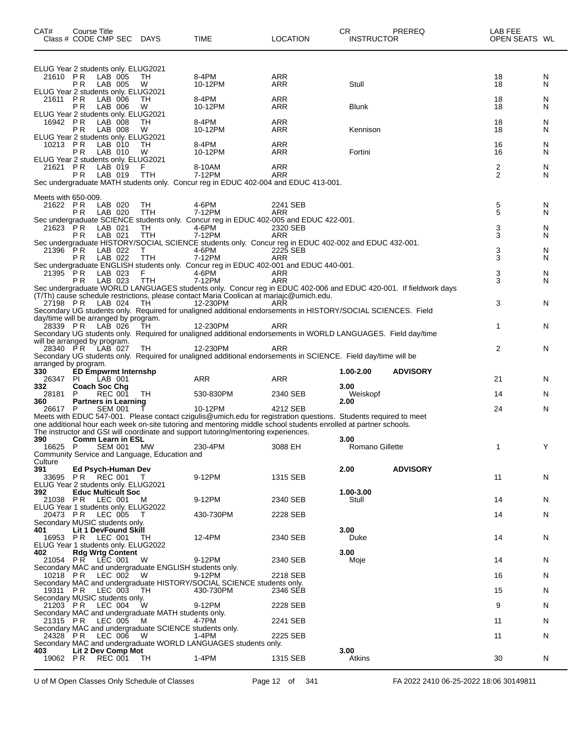| CAT# Class # | Course Title CODE | CMP | SEC | DAYS | TIME | LOCATION | CR INSTRUCTOR | PREREQ | LAB FEE OPEN SEATS | WL |
|---|---|---|---|---|---|---|---|---|---|---|
| ELUG Year 2 students only. ELUG2021 | | | | | | | | | | |
| 21610 | PR | LAB | 005 | TH | 8-4PM | ARR | | | 18 | N |
| | PR | LAB | 005 | W | 10-12PM | ARR | Stull | | 18 | N |
| ELUG Year 2 students only. ELUG2021 | | | | | | | | | | |
| 21611 | PR | LAB | 006 | TH | 8-4PM | ARR | | | 18 | N |
| | PR | LAB | 006 | W | 10-12PM | ARR | Blunk | | 18 | N |
| ELUG Year 2 students only. ELUG2021 | | | | | | | | | | |
| 16942 | PR | LAB | 008 | TH | 8-4PM | ARR | | | 18 | N |
| | PR | LAB | 008 | W | 10-12PM | ARR | Kennison | | 18 | N |
| ELUG Year 2 students only. ELUG2021 | | | | | | | | | | |
| 10213 | PR | LAB | 010 | TH | 8-4PM | ARR | | | 16 | N |
| | PR | LAB | 010 | W | 10-12PM | ARR | Fortini | | 16 | N |
| ELUG Year 2 students only. ELUG2021 | | | | | | | | | | |
| 21621 | PR | LAB | 019 | F | 8-10AM | ARR | | | 2 | N |
| | PR | LAB | 019 | TTH | 7-12PM | ARR | | | 2 | N |
| Sec undergraduate MATH students only. Concur reg in EDUC 402-004 and EDUC 413-001. | | | | | | | | | | |
| Meets with 650-009. | | | | | | | | | | |
| 21622 | PR | LAB | 020 | TH | 4-6PM | 2241 SEB | | | 5 | N |
| | PR | LAB | 020 | TTH | 7-12PM | ARR | | | 5 | N |
| Sec undergraduate SCIENCE students only. Concur reg in EDUC 402-005 and EDUC 422-001. | | | | | | | | | | |
| 21623 | PR | LAB | 021 | TH | 4-6PM | 2320 SEB | | | 3 | N |
| | PR | LAB | 021 | TTH | 7-12PM | ARR | | | 3 | N |
| Sec undergraduate HISTORY/SOCIAL SCIENCE students only. Concur reg in EDUC 402-002 and EDUC 432-001. | | | | | | | | | | |
| 21396 | PR | LAB | 022 | T | 4-6PM | 2225 SEB | | | 3 | N |
| | PR | LAB | 022 | TTH | 7-12PM | ARR | | | 3 | N |
| Sec undergraduate ENGLISH students only. Concur reg in EDUC 402-001 and EDUC 440-001. | | | | | | | | | | |
| 21395 | PR | LAB | 023 | F | 4-6PM | ARR | | | 3 | N |
| | PR | LAB | 023 | TTH | 7-12PM | ARR | | | 3 | N |
| Sec undergraduate WORLD LANGUAGES students only. Concur reg in EDUC 402-006 and EDUC 420-001. If fieldwork days (T/Th) cause schedule restrictions, please contact Maria Coolican at mariajc@umich.edu. | | | | | | | | | | |
| 27198 | PR | LAB | 024 | TH | 12-230PM | ARR | | | 3 | N |
| Secondary UG students only. Required for unaligned additional endorsements in HISTORY/SOCIAL SCIENCES. Field day/time will be arranged by program. | | | | | | | | | | |
| 28339 | PR | LAB | 026 | TH | 12-230PM | ARR | | | 1 | N |
| Secondary UG students only. Required for unaligned additional endorsements in WORLD LANGUAGES. Field day/time will be arranged by program. | | | | | | | | | | |
| 28340 | PR | LAB | 027 | TH | 12-230PM | ARR | | | 2 | N |
| Secondary UG students only. Required for unaligned additional endorsements in SCIENCE. Field day/time will be arranged by program. | | | | | | | | | | |
| **330** | **ED Empwrmt Internshp** | | | | | | **1.00-2.00** | **ADVISORY** | | |
| 26347 | PI | LAB | 001 | | ARR | ARR | | | 21 | N |
| **332** | **Coach Soc Chg** | | | | | | **3.00** | | | |
| 28181 | P | REC | 001 | TH | 530-830PM | 2340 SEB | Weiskopf | | 14 | N |
| **360** | **Partners in Learning** | | | | | | **2.00** | | | |
| 26617 | P | SEM | 001 | T | 10-12PM | 4212 SEB | | | 24 | N |
| Meets with EDUC 547-001. Please contact czigulis@umich.edu for registration questions. Students required to meet one additional hour each week on-site tutoring and mentoring middle school students enrolled at partner schools. The instructor and GSI will coordinate and support tutoring/mentoring experiences. | | | | | | | | | | |
| **390** | **Comm Learn in ESL** | | | | | | **3.00** | | | |
| 16625 | P | SEM | 001 | MW | 230-4PM | 3088 EH | Romano Gillette | | 1 | Y |
| Community Service and Language, Education and Culture | | | | | | | | | | |
| **391** | **Ed Psych-Human Dev** | | | | | | **2.00** | **ADVISORY** | | |
| 33695 | PR | REC | 001 | T | 9-12PM | 1315 SEB | | | 11 | N |
| ELUG Year 2 students only. ELUG2021 | | | | | | | | | | |
| **392** | **Educ Multicult Soc** | | | | | | **1.00-3.00** | | | |
| 21038 | PR | LEC | 001 | M | 9-12PM | 2340 SEB | Stull | | 14 | N |
| ELUG Year 1 students only. ELUG2022 | | | | | | | | | | |
| 20473 | PR | LEC | 005 | T | 430-730PM | 2228 SEB | | | 14 | N |
| Secondary MUSIC students only. | | | | | | | | | | |
| **401** | **Lit 1 DevFound Skill** | | | | | | **3.00** | | | |
| 16953 | PR | LEC | 001 | TH | 12-4PM | 2340 SEB | Duke | | 14 | N |
| ELUG Year 1 students only. ELUG2022 | | | | | | | | | | |
| **402** | **Rdg Wrtg Content** | | | | | | **3.00** | | | |
| 21054 | PR | LEC | 001 | W | 9-12PM | 2340 SEB | Moje | | 14 | N |
| Secondary MAC and undergraduate ENGLISH students only. | | | | | | | | | | |
| 10218 | PR | LEC | 002 | W | 9-12PM | 2218 SEB | | | 16 | N |
| Secondary MAC and undergraduate HISTORY/SOCIAL SCIENCE students only. | | | | | | | | | | |
| 19311 | PR | LEC | 003 | TH | 430-730PM | 2346 SEB | | | 15 | N |
| Secondary MUSIC students only. | | | | | | | | | | |
| 21203 | PR | LEC | 004 | W | 9-12PM | 2228 SEB | | | 9 | N |
| Secondary MAC and undergraduate MATH students only. | | | | | | | | | | |
| 21315 | PR | LEC | 005 | M | 4-7PM | 2241 SEB | | | 11 | N |
| Secondary MAC and undergraduate SCIENCE students only. | | | | | | | | | | |
| 24328 | PR | LEC | 006 | W | 1-4PM | 2225 SEB | | | 11 | N |
| Secondary MAC and undergraduate WORLD LANGUAGES students only. | | | | | | | | | | |
| **403** | **Lit 2 Dev Comp Mot** | | | | | | **3.00** | | | |
| 19062 | PR | REC | 001 | TH | 1-4PM | 1315 SEB | Atkins | | 30 | N |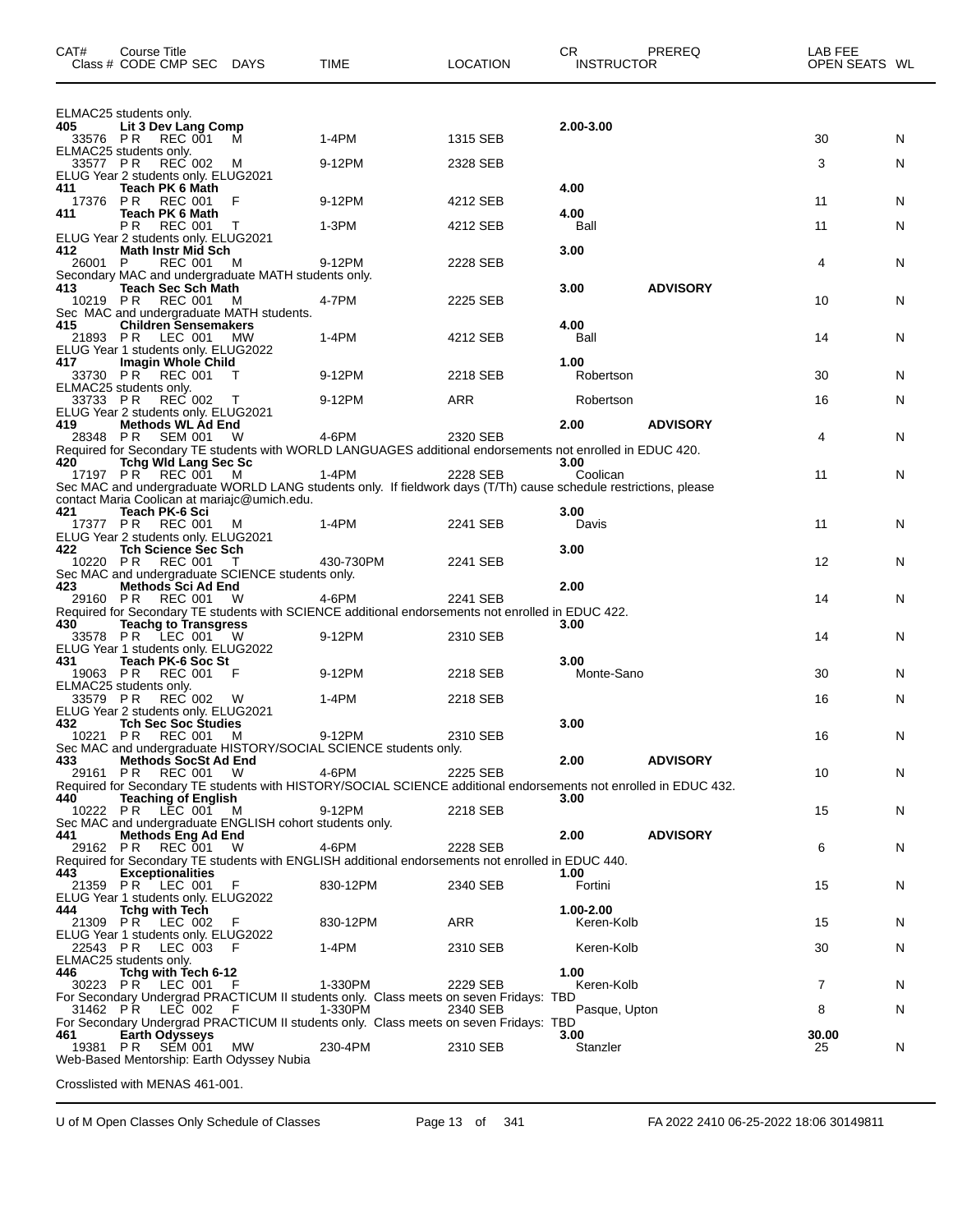| CAT# Class # | Course Title CODE CMP SEC | DAYS | TIME | LOCATION | CR INSTRUCTOR | PREREQ | LAB FEE OPEN SEATS | WL |
|---|---|---|---|---|---|---|---|---|
| ELMAC25 students only. | | | | | | | | |
| **405** | **Lit 3 Dev Lang Comp** | | | | **2.00-3.00** | | | |
| 33576 | P R REC 001 | M | 1-4PM | 1315 SEB | | | 30 | N |
| ELMAC25 students only. | | | | | | | | |
| 33577 | P R REC 002 | M | 9-12PM | 2328 SEB | | | 3 | N |
| ELUG Year 2 students only. ELUG2021 | | | | | | | | |
| **411** | **Teach PK 6 Math** | | | | **4.00** | | | |
| 17376 | P R REC 001 | F | 9-12PM | 4212 SEB | | | 11 | N |
| **411** | **Teach PK 6 Math** | | | | **4.00** | | | |
| | P R REC 001 | T | 1-3PM | 4212 SEB | Ball | | 11 | N |
| ELUG Year 2 students only. ELUG2021 | | | | | | | | |
| **412** | **Math Instr Mid Sch** | | | | **3.00** | | | |
| 26001 | P REC 001 | M | 9-12PM | 2228 SEB | | | 4 | N |
| Secondary MAC and undergraduate MATH students only. | | | | | | | | |
| **413** | **Teach Sec Sch Math** | | | | **3.00** | **ADVISORY** | | |
| 10219 | P R REC 001 | M | 4-7PM | 2225 SEB | | | 10 | N |
| Sec MAC and undergraduate MATH students. | | | | | | | | |
| **415** | **Children Sensemakers** | | | | **4.00** | | | |
| 21893 | P R LEC 001 | MW | 1-4PM | 4212 SEB | Ball | | 14 | N |
| ELUG Year 1 students only. ELUG2022 | | | | | | | | |
| **417** | **Imagin Whole Child** | | | | **1.00** | | | |
| 33730 | P R REC 001 | T | 9-12PM | 2218 SEB | Robertson | | 30 | N |
| ELMAC25 students only. | | | | | | | | |
| 33733 | P R REC 002 | T | 9-12PM | ARR | Robertson | | 16 | N |
| ELUG Year 2 students only. ELUG2021 | | | | | | | | |
| **419** | **Methods WL Ad End** | | | | **2.00** | **ADVISORY** | | |
| 28348 | P R SEM 001 | W | 4-6PM | 2320 SEB | | | 4 | N |
| Required for Secondary TE students with WORLD LANGUAGES additional endorsements not enrolled in EDUC 420. | | | | | | | | |
| **420** | **Tchg Wld Lang Sec Sc** | | | | **3.00** | | | |
| 17197 | P R REC 001 | M | 1-4PM | 2228 SEB | Coolican | | 11 | N |
| Sec MAC and undergraduate WORLD LANG students only. If fieldwork days (T/Th) cause schedule restrictions, please contact Maria Coolican at mariajc@umich.edu. | | | | | | | | |
| **421** | **Teach PK-6 Sci** | | | | **3.00** | | | |
| 17377 | P R REC 001 | M | 1-4PM | 2241 SEB | Davis | | 11 | N |
| ELUG Year 2 students only. ELUG2021 | | | | | | | | |
| **422** | **Tch Science Sec Sch** | | | | **3.00** | | | |
| 10220 | P R REC 001 | T | 430-730PM | 2241 SEB | | | 12 | N |
| Sec MAC and undergraduate SCIENCE students only. | | | | | | | | |
| **423** | **Methods Sci Ad End** | | | | **2.00** | | | |
| 29160 | P R REC 001 | W | 4-6PM | 2241 SEB | | | 14 | N |
| Required for Secondary TE students with SCIENCE additional endorsements not enrolled in EDUC 422. | | | | | | | | |
| **430** | **Teachg to Transgress** | | | | **3.00** | | | |
| 33578 | P R LEC 001 | W | 9-12PM | 2310 SEB | | | 14 | N |
| ELUG Year 1 students only. ELUG2022 | | | | | | | | |
| **431** | **Teach PK-6 Soc St** | | | | **3.00** | | | |
| 19063 | P R REC 001 | F | 9-12PM | 2218 SEB | Monte-Sano | | 30 | N |
| ELMAC25 students only. | | | | | | | | |
| 33579 | P R REC 002 | W | 1-4PM | 2218 SEB | | | 16 | N |
| ELUG Year 2 students only. ELUG2021 | | | | | | | | |
| **432** | **Tch Sec Soc Studies** | | | | **3.00** | | | |
| 10221 | P R REC 001 | M | 9-12PM | 2310 SEB | | | 16 | N |
| Sec MAC and undergraduate HISTORY/SOCIAL SCIENCE students only. | | | | | | | | |
| **433** | **Methods SocSt Ad End** | | | | **2.00** | **ADVISORY** | | |
| 29161 | P R REC 001 | W | 4-6PM | 2225 SEB | | | 10 | N |
| Required for Secondary TE students with HISTORY/SOCIAL SCIENCE additional endorsements not enrolled in EDUC 432. | | | | | | | | |
| **440** | **Teaching of English** | | | | **3.00** | | | |
| 10222 | P R LEC 001 | M | 9-12PM | 2218 SEB | | | 15 | N |
| Sec MAC and undergraduate ENGLISH cohort students only. | | | | | | | | |
| **441** | **Methods Eng Ad End** | | | | **2.00** | **ADVISORY** | | |
| 29162 | P R REC 001 | W | 4-6PM | 2228 SEB | | | 6 | N |
| Required for Secondary TE students with ENGLISH additional endorsements not enrolled in EDUC 440. | | | | | | | | |
| **443** | **Exceptionalities** | | | | **1.00** | | | |
| 21359 | P R LEC 001 | F | 830-12PM | 2340 SEB | Fortini | | 15 | N |
| ELUG Year 1 students only. ELUG2022 | | | | | | | | |
| **444** | **Tchg with Tech** | | | | **1.00-2.00** | | | |
| 21309 | P R LEC 002 | F | 830-12PM | ARR | Keren-Kolb | | 15 | N |
| ELUG Year 1 students only. ELUG2022 | | | | | | | | |
| 22543 | P R LEC 003 | F | 1-4PM | 2310 SEB | Keren-Kolb | | 30 | N |
| ELMAC25 students only. | | | | | | | | |
| **446** | **Tchg with Tech 6-12** | | | | **1.00** | | | |
| 30223 | P R LEC 001 | F | 1-330PM | 2229 SEB | Keren-Kolb | | 7 | N |
| For Secondary Undergrad PRACTICUM II students only. Class meets on seven Fridays: TBD | | | | | | | | |
| 31462 | P R LEC 002 | F | 1-330PM | 2340 SEB | Pasque, Upton | | 8 | N |
| For Secondary Undergrad PRACTICUM II students only. Class meets on seven Fridays: TBD | | | | | | | | |
| **461** | **Earth Odysseys** | | | | **3.00** | | **30.00** | |
| 19381 | P R SEM 001 | MW | 230-4PM | 2310 SEB | Stanzler | | 25 | N |
| Web-Based Mentorship: Earth Odyssey Nubia | | | | | | | | |

Crosslisted with MENAS 461-001.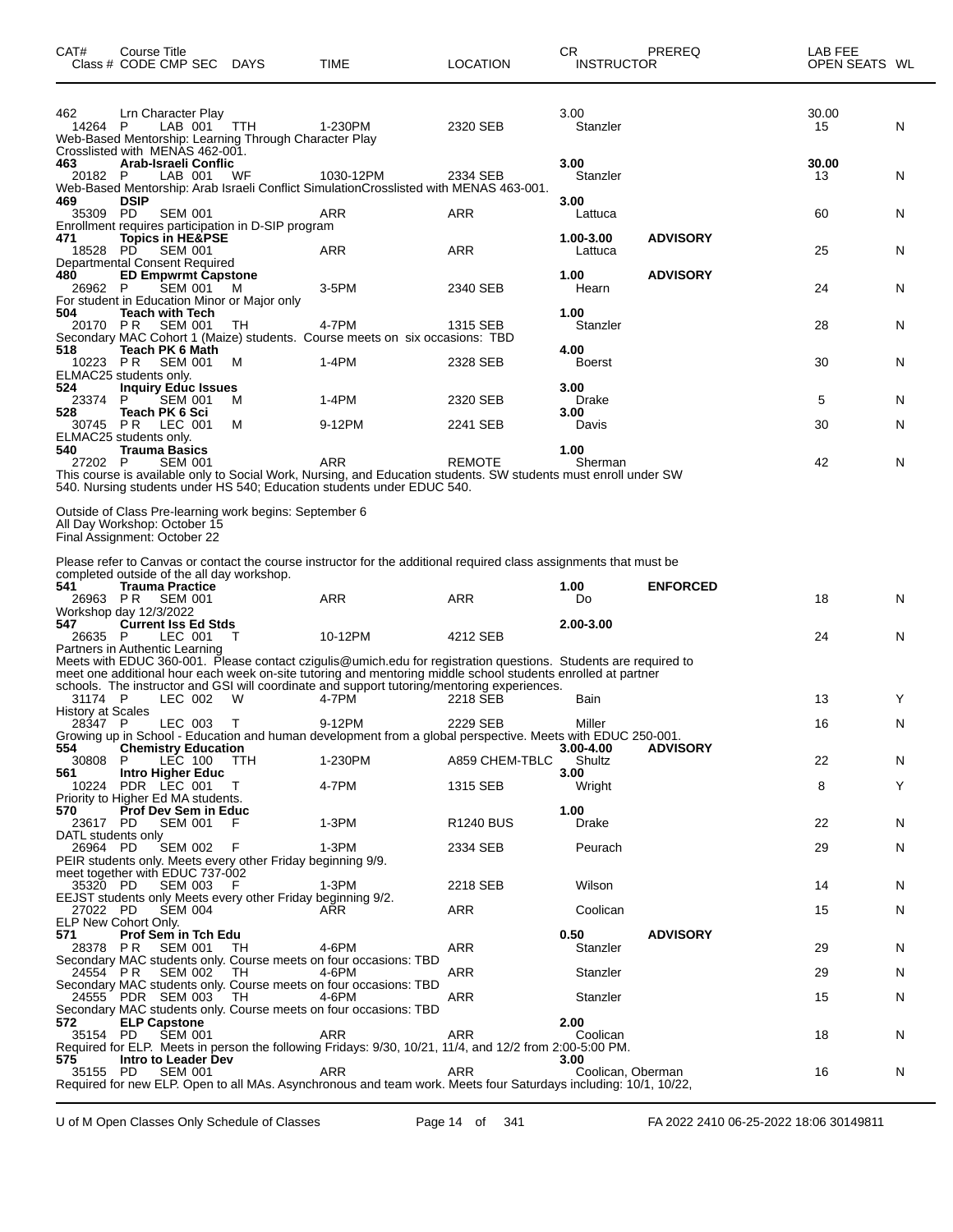| CAT# | Course Title | | | | | | | CR | PREREQ | LAB FEE | | |
|---|---|---|---|---|---|---|---|---|---|---|---|---|
| Class # | CODE | CMP | SEC | DAYS | TIME | LOCATION | | INSTRUCTOR | | OPEN SEATS | | WL |
| 462 | Lrn Character Play | | | | | | | 3.00 | | 30.00 | | |
| 14264 | P | LAB | 001 | TTH | 1-230PM | 2320 SEB | | Stanzler | | 15 | | N |

Web-Based Mentorship: Learning Through Character Play
Crosslisted with MENAS 462-001.

| CAT# | Course Title | | | | | | CR | PREREQ | LAB FEE / OPEN SEATS | WL |
|---|---|---|---|---|---|---|---|---|---|---|
| **463** | **Arab-Israeli Conflic** | | | | | | **3.00** | | **30.00** | |
| 20182 | P | LAB | 001 | WF | 1030-12PM | 2334 SEB | Stanzler | | 13 | N |

Web-Based Mentorship: Arab Israeli Conflict SimulationCrosslisted with MENAS 463-001.

| CAT# | Course Title | | | | | | CR | PREREQ | OPEN SEATS | WL |
|---|---|---|---|---|---|---|---|---|---|---|
| **469** | **DSIP** | | | | | | **3.00** | | | |
| 35309 | PD | SEM | 001 | | ARR | ARR | Lattuca | | 60 | N |

Enrollment requires participation in D-SIP program

| CAT# | Course Title | | | | | | CR | PREREQ | OPEN SEATS | WL |
|---|---|---|---|---|---|---|---|---|---|---|
| **471** | **Topics in HE&PSE** | | | | | | **1.00-3.00** | **ADVISORY** | | |
| 18528 | PD | SEM | 001 | | ARR | ARR | Lattuca | | 25 | N |

Departmental Consent Required

| CAT# | Course Title | | | | | | CR | PREREQ | OPEN SEATS | WL |
|---|---|---|---|---|---|---|---|---|---|---|
| **480** | **ED Empwrmt Capstone** | | | | | | **1.00** | **ADVISORY** | | |
| 26962 | P | SEM | 001 | M | 3-5PM | 2340 SEB | Hearn | | 24 | N |

For student in Education Minor or Major only

| CAT# | Course Title | | | | | | CR | PREREQ | OPEN SEATS | WL |
|---|---|---|---|---|---|---|---|---|---|---|
| **504** | **Teach with Tech** | | | | | | **1.00** | | | |
| 20170 | P R | SEM | 001 | TH | 4-7PM | 1315 SEB | Stanzler | | 28 | N |

Secondary MAC Cohort 1 (Maize) students. Course meets on six occasions: TBD

| CAT# | Course Title | | | | | | CR | PREREQ | OPEN SEATS | WL |
|---|---|---|---|---|---|---|---|---|---|---|
| **518** | **Teach PK 6 Math** | | | | | | **4.00** | | | |
| 10223 | P R | SEM | 001 | M | 1-4PM | 2328 SEB | Boerst | | 30 | N |

ELMAC25 students only.

| CAT# | Course Title | | | | | | CR | PREREQ | OPEN SEATS | WL |
|---|---|---|---|---|---|---|---|---|---|---|
| **524** | **Inquiry Educ Issues** | | | | | | **3.00** | | | |
| 23374 | P | SEM | 001 | M | 1-4PM | 2320 SEB | Drake | | 5 | N |
| **528** | **Teach PK 6 Sci** | | | | | | **3.00** | | | |
| 30745 | P R | LEC | 001 | M | 9-12PM | 2241 SEB | Davis | | 30 | N |

ELMAC25 students only.

| CAT# | Course Title | | | | | | CR | PREREQ | OPEN SEATS | WL |
|---|---|---|---|---|---|---|---|---|---|---|
| **540** | **Trauma Basics** | | | | | | **1.00** | | | |
| 27202 | P | SEM | 001 | | ARR | REMOTE | Sherman | | 42 | N |

This course is available only to Social Work, Nursing, and Education students. SW students must enroll under SW 540. Nursing students under HS 540; Education students under EDUC 540.

Outside of Class Pre-learning work begins: September 6
All Day Workshop: October 15
Final Assignment: October 22

Please refer to Canvas or contact the course instructor for the additional required class assignments that must be completed outside of the all day workshop.

| CAT# | Course Title | | | | | | CR | PREREQ | OPEN SEATS | WL |
|---|---|---|---|---|---|---|---|---|---|---|
| **541** | **Trauma Practice** | | | | | | **1.00** | **ENFORCED** | | |
| 26963 | P R | SEM | 001 | | ARR | ARR | Do | | 18 | N |

Workshop day 12/3/2022

| CAT# | Course Title | | | | | | CR | PREREQ | OPEN SEATS | WL |
|---|---|---|---|---|---|---|---|---|---|---|
| **547** | **Current Iss Ed Stds** | | | | | | **2.00-3.00** | | | |
| 26635 | P | LEC | 001 | T | 10-12PM | 4212 SEB | | | 24 | N |

Partners in Authentic Learning
Meets with EDUC 360-001. Please contact czigulis@umich.edu for registration questions. Students are required to meet one additional hour each week on-site tutoring and mentoring middle school students enrolled at partner schools. The instructor and GSI will coordinate and support tutoring/mentoring experiences.

| Class # | CODE | CMP | SEC | DAYS | TIME | LOCATION | INSTRUCTOR | | OPEN SEATS | WL |
|---|---|---|---|---|---|---|---|---|---|---|
| 31174 | P | LEC | 002 | W | 4-7PM | 2218 SEB | Bain | | 13 | Y |

History at Scales

| Class # | CODE | CMP | SEC | DAYS | TIME | LOCATION | INSTRUCTOR | | OPEN SEATS | WL |
|---|---|---|---|---|---|---|---|---|---|---|
| 28347 | P | LEC | 003 | T | 9-12PM | 2229 SEB | Miller | | 16 | N |

Growing up in School - Education and human development from a global perspective. Meets with EDUC 250-001.

| CAT# | Course Title | | | | | | CR | PREREQ | OPEN SEATS | WL |
|---|---|---|---|---|---|---|---|---|---|---|
| **554** | **Chemistry Education** | | | | | | **3.00-4.00** | **ADVISORY** | | |
| 30808 | P | LEC | 100 | TTH | 1-230PM | A859 CHEM-TBLC | Shultz | | 22 | N |
| **561** | **Intro Higher Educ** | | | | | | **3.00** | | | |
| 10224 | PDR | LEC | 001 | T | 4-7PM | 1315 SEB | Wright | | 8 | Y |

Priority to Higher Ed MA students.

| CAT# | Course Title | | | | | | CR | PREREQ | OPEN SEATS | WL |
|---|---|---|---|---|---|---|---|---|---|---|
| **570** | **Prof Dev Sem in Educ** | | | | | | **1.00** | | | |
| 23617 | PD | SEM | 001 | F | 1-3PM | R1240 BUS | Drake | | 22 | N |

DATL students only

| Class # | CODE | CMP | SEC | DAYS | TIME | LOCATION | INSTRUCTOR | | OPEN SEATS | WL |
|---|---|---|---|---|---|---|---|---|---|---|
| 26964 | PD | SEM | 002 | F | 1-3PM | 2334 SEB | Peurach | | 29 | N |

PEIR students only. Meets every other Friday beginning 9/9.
meet together with EDUC 737-002

| Class # | CODE | CMP | SEC | DAYS | TIME | LOCATION | INSTRUCTOR | | OPEN SEATS | WL |
|---|---|---|---|---|---|---|---|---|---|---|
| 35320 | PD | SEM | 003 | F | 1-3PM | 2218 SEB | Wilson | | 14 | N |

EEJST students only Meets every other Friday beginning 9/2.

| Class # | CODE | CMP | SEC | DAYS | TIME | LOCATION | INSTRUCTOR | | OPEN SEATS | WL |
|---|---|---|---|---|---|---|---|---|---|---|
| 27022 | PD | SEM | 004 | | ARR | ARR | Coolican | | 15 | N |

ELP New Cohort Only.

| CAT# | Course Title | | | | | | CR | PREREQ | OPEN SEATS | WL |
|---|---|---|---|---|---|---|---|---|---|---|
| **571** | **Prof Sem in Tch Edu** | | | | | | **0.50** | **ADVISORY** | | |
| 28378 | P R | SEM | 001 | TH | 4-6PM | ARR | Stanzler | | 29 | N |

Secondary MAC students only. Course meets on four occasions: TBD

| Class # | CODE | CMP | SEC | DAYS | TIME | LOCATION | INSTRUCTOR | | OPEN SEATS | WL |
|---|---|---|---|---|---|---|---|---|---|---|
| 24554 | P R | SEM | 002 | TH | 4-6PM | ARR | Stanzler | | 29 | N |

Secondary MAC students only. Course meets on four occasions: TBD

| Class # | CODE | CMP | SEC | DAYS | TIME | LOCATION | INSTRUCTOR | | OPEN SEATS | WL |
|---|---|---|---|---|---|---|---|---|---|---|
| 24555 | PDR | SEM | 003 | TH | 4-6PM | ARR | Stanzler | | 15 | N |

Secondary MAC students only. Course meets on four occasions: TBD

| CAT# | Course Title | | | | | | CR | PREREQ | OPEN SEATS | WL |
|---|---|---|---|---|---|---|---|---|---|---|
| **572** | **ELP Capstone** | | | | | | **2.00** | | | |
| 35154 | PD | SEM | 001 | | ARR | ARR | Coolican | | 18 | N |

Required for ELP. Meets in person the following Fridays: 9/30, 10/21, 11/4, and 12/2 from 2:00-5:00 PM.

| CAT# | Course Title | | | | | | CR | PREREQ | OPEN SEATS | WL |
|---|---|---|---|---|---|---|---|---|---|---|
| **575** | **Intro to Leader Dev** | | | | | | **3.00** | | | |
| 35155 | PD | SEM | 001 | | ARR | ARR | Coolican, Oberman | | 16 | N |

Required for new ELP. Open to all MAs. Asynchronous and team work. Meets four Saturdays including: 10/1, 10/22,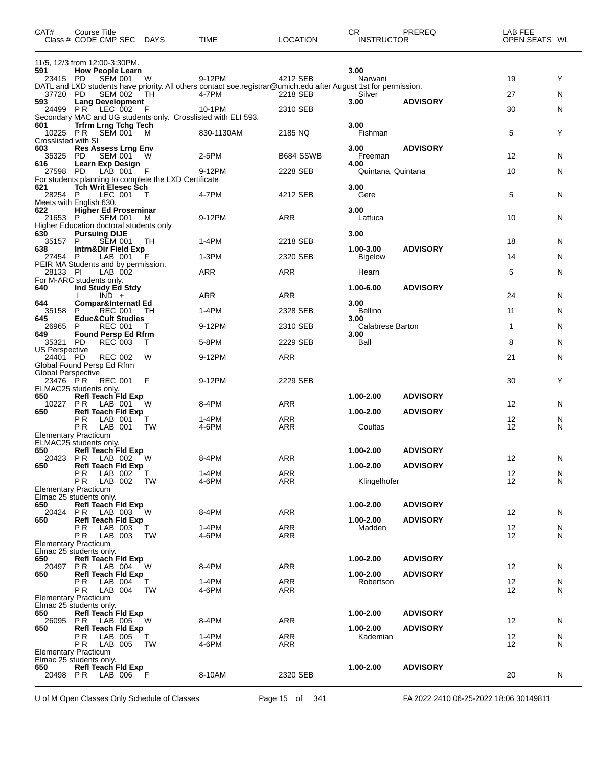| CAT# | Course Title Class # CODE CMP SEC | DAYS | TIME | LOCATION | CR INSTRUCTOR | PREREQ | LAB FEE OPEN SEATS | WL |
|---|---|---|---|---|---|---|---|---|
| 11/5, 12/3 from 12:00-3:30PM. | | | | | | | | |
| **591** | **How People Learn** | | | | **3.00** | | | |
| 23415 | PD SEM 001 | W | 9-12PM | 4212 SEB | Narwani | | 19 | Y |
| DATL and LXD students have priority. All others contact soe.registrar@umich.edu after August 1st for permission. | | | | | | | | |
| 37720 | PD SEM 002 | TH | 4-7PM | 2218 SEB | Silver | | 27 | N |
| **593** | **Lang Development** | | | | **3.00** | **ADVISORY** | | |
| 24499 | P R LEC 002 | F | 10-1PM | 2310 SEB | | | 30 | N |
| Secondary MAC and UG students only. Crosslisted with ELI 593. | | | | | | | | |
| **601** | **Trfrm Lrng Tchg Tech** | | | | **3.00** | | | |
| 10225 | P R SEM 001 | M | 830-1130AM | 2185 NQ | Fishman | | 5 | Y |
| Crosslisted with SI | | | | | | | | |
| **603** | **Res Assess Lrng Env** | | | | **3.00** | **ADVISORY** | | |
| 35325 | PD SEM 001 | W | 2-5PM | B684 SSWB | Freeman | | 12 | N |
| **616** | **Learn Exp Design** | | | | **4.00** | | | |
| 27598 | PD LAB 001 | F | 9-12PM | 2228 SEB | Quintana, Quintana | | 10 | N |
| For students planning to complete the LXD Certificate | | | | | | | | |
| **621** | **Tch Writ Elesec Sch** | | | | **3.00** | | | |
| 28254 | P LEC 001 | T | 4-7PM | 4212 SEB | Gere | | 5 | N |
| Meets with English 630. | | | | | | | | |
| **622** | **Higher Ed Proseminar** | | | | **3.00** | | | |
| 21653 | P SEM 001 | M | 9-12PM | ARR | Lattuca | | 10 | N |
| Higher Education doctoral students only | | | | | | | | |
| **630** | **Pursuing DIJE** | | | | **3.00** | | | |
| 35157 | P SEM 001 | TH | 1-4PM | 2218 SEB | | | 18 | N |
| **638** | **Intrn&Dir Field Exp** | | | | **1.00-3.00** | **ADVISORY** | | |
| 27454 | P LAB 001 | F | 1-3PM | 2320 SEB | Bigelow | | 14 | N |
| PEIR MA Students and by permission. | | | | | | | | |
| 28133 | PI LAB 002 | | ARR | ARR | Hearn | | 5 | N |
| For M-ARC students only. | | | | | | | | |
| **640** | **Ind Study Ed Stdy** | | | | **1.00-6.00** | **ADVISORY** | | |
| | I IND + | | ARR | ARR | | | 24 | N |
| **644** | **Compar&Internatl Ed** | | | | **3.00** | | | |
| 35158 | P REC 001 | TH | 1-4PM | 2328 SEB | Bellino | | 11 | N |
| **645** | **Educ&Cult Studies** | | | | **3.00** | | | |
| 26965 | P REC 001 | T | 9-12PM | 2310 SEB | Calabrese Barton | | 1 | N |
| **649** | **Found Persp Ed Rfrm** | | | | **3.00** | | | |
| 35321 | PD REC 003 | T | 5-8PM | 2229 SEB | Ball | | 8 | N |
| US Perspective | | | | | | | | |
| 24401 | PD REC 002 | W | 9-12PM | ARR | | | 21 | N |
| Global Found Persp Ed Rfrm | | | | | | | | |
| Global Perspective | | | | | | | | |
| 23476 | P R REC 001 | F | 9-12PM | 2229 SEB | | | 30 | Y |
| ELMAC25 students only. | | | | | | | | |
| **650** | **Refl Teach Fld Exp** | | | | **1.00-2.00** | **ADVISORY** | | |
| 10227 | P R LAB 001 | W | 8-4PM | ARR | | | 12 | N |
| **650** | **Refl Teach Fld Exp** | | | | **1.00-2.00** | **ADVISORY** | | |
| | P R LAB 001 | T | 1-4PM | ARR | | | 12 | N |
| | P R LAB 001 | TW | 4-6PM | ARR | Coultas | | 12 | N |
| Elementary Practicum | | | | | | | | |
| ELMAC25 students only. | | | | | | | | |
| **650** | **Refl Teach Fld Exp** | | | | **1.00-2.00** | **ADVISORY** | | |
| 20423 | P R LAB 002 | W | 8-4PM | ARR | | | 12 | N |
| **650** | **Refl Teach Fld Exp** | | | | **1.00-2.00** | **ADVISORY** | | |
| | P R LAB 002 | T | 1-4PM | ARR | | | 12 | N |
| | P R LAB 002 | TW | 4-6PM | ARR | Klingelhofer | | 12 | N |
| Elementary Practicum | | | | | | | | |
| Elmac 25 students only. | | | | | | | | |
| **650** | **Refl Teach Fld Exp** | | | | **1.00-2.00** | **ADVISORY** | | |
| 20424 | P R LAB 003 | W | 8-4PM | ARR | | | 12 | N |
| **650** | **Refl Teach Fld Exp** | | | | **1.00-2.00** | **ADVISORY** | | |
| | P R LAB 003 | T | 1-4PM | ARR | Madden | | 12 | N |
| | P R LAB 003 | TW | 4-6PM | ARR | | | 12 | N |
| Elementary Practicum | | | | | | | | |
| Elmac 25 students only. | | | | | | | | |
| **650** | **Refl Teach Fld Exp** | | | | **1.00-2.00** | **ADVISORY** | | |
| 20497 | P R LAB 004 | W | 8-4PM | ARR | | | 12 | N |
| **650** | **Refl Teach Fld Exp** | | | | **1.00-2.00** | **ADVISORY** | | |
| | P R LAB 004 | T | 1-4PM | ARR | Robertson | | 12 | N |
| | P R LAB 004 | TW | 4-6PM | ARR | | | 12 | N |
| Elementary Practicum | | | | | | | | |
| Elmac 25 students only. | | | | | | | | |
| **650** | **Refl Teach Fld Exp** | | | | **1.00-2.00** | **ADVISORY** | | |
| 26095 | P R LAB 005 | W | 8-4PM | ARR | | | 12 | N |
| **650** | **Refl Teach Fld Exp** | | | | **1.00-2.00** | **ADVISORY** | | |
| | P R LAB 005 | T | 1-4PM | ARR | Kademian | | 12 | N |
| | P R LAB 005 | TW | 4-6PM | ARR | | | 12 | N |
| Elementary Practicum | | | | | | | | |
| Elmac 25 students only. | | | | | | | | |
| **650** | **Refl Teach Fld Exp** | | | | **1.00-2.00** | **ADVISORY** | | |
| 20498 | P R LAB 006 | F | 8-10AM | 2320 SEB | | | 20 | N |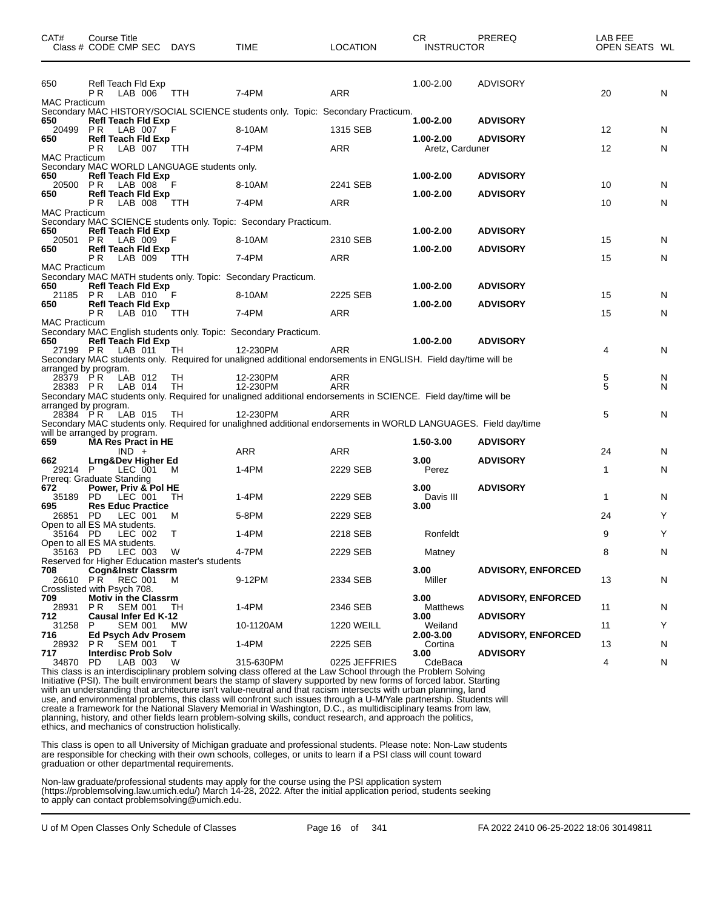| CAT# | Course Title Class # CODE CMP SEC | DAYS | TIME | LOCATION | CR INSTRUCTOR | PREREQ | LAB FEE OPEN SEATS | WL |
|---|---|---|---|---|---|---|---|---|
| 650 | Refl Teach Fld Exp | | | | 1.00-2.00 | ADVISORY | | |
| | P R LAB 006 | TTH | 7-4PM | ARR | | | 20 | N |
| MAC Practicum | | | | | | | | |
| Secondary MAC HISTORY/SOCIAL SCIENCE students only. Topic: Secondary Practicum. | | | | | | | | |
| **650** | **Refl Teach Fld Exp** | | | | **1.00-2.00** | **ADVISORY** | | |
| 20499 | P R LAB 007 | F | 8-10AM | 1315 SEB | | | 12 | N |
| **650** | **Refl Teach Fld Exp** | | | | **1.00-2.00** | **ADVISORY** | | |
| | P R LAB 007 | TTH | 7-4PM | ARR | Aretz, Carduner | | 12 | N |
| MAC Practicum | | | | | | | | |
| Secondary MAC WORLD LANGUAGE students only. | | | | | | | | |
| **650** | **Refl Teach Fld Exp** | | | | **1.00-2.00** | **ADVISORY** | | |
| 20500 | P R LAB 008 | F | 8-10AM | 2241 SEB | | | 10 | N |
| **650** | **Refl Teach Fld Exp** | | | | **1.00-2.00** | **ADVISORY** | | |
| | P R LAB 008 | TTH | 7-4PM | ARR | | | 10 | N |
| MAC Practicum | | | | | | | | |
| Secondary MAC SCIENCE students only. Topic: Secondary Practicum. | | | | | | | | |
| **650** | **Refl Teach Fld Exp** | | | | **1.00-2.00** | **ADVISORY** | | |
| 20501 | P R LAB 009 | F | 8-10AM | 2310 SEB | | | 15 | N |
| **650** | **Refl Teach Fld Exp** | | | | **1.00-2.00** | **ADVISORY** | | |
| | P R LAB 009 | TTH | 7-4PM | ARR | | | 15 | N |
| MAC Practicum | | | | | | | | |
| Secondary MAC MATH students only. Topic: Secondary Practicum. | | | | | | | | |
| **650** | **Refl Teach Fld Exp** | | | | **1.00-2.00** | **ADVISORY** | | |
| 21185 | P R LAB 010 | F | 8-10AM | 2225 SEB | | | 15 | N |
| **650** | **Refl Teach Fld Exp** | | | | **1.00-2.00** | **ADVISORY** | | |
| | P R LAB 010 | TTH | 7-4PM | ARR | | | 15 | N |
| MAC Practicum | | | | | | | | |
| Secondary MAC English students only. Topic: Secondary Practicum. | | | | | | | | |
| **650** | **Refl Teach Fld Exp** | | | | **1.00-2.00** | **ADVISORY** | | |
| 27199 | P R LAB 011 | TH | 12-230PM | ARR | | | 4 | N |
| Secondary MAC students only. Required for unaligned additional endorsements in ENGLISH. Field day/time will be arranged by program. | | | | | | | | |
| 28379 | P R LAB 012 | TH | 12-230PM | ARR | | | 5 | N |
| 28383 | P R LAB 014 | TH | 12-230PM | ARR | | | 5 | N |
| Secondary MAC students only. Required for unaligned additional endorsements in SCIENCE. Field day/time will be arranged by program. | | | | | | | | |
| 28384 | P R LAB 015 | TH | 12-230PM | ARR | | | 5 | N |
| Secondary MAC students only. Required for unalighned additional endorsements in WORLD LANGUAGES. Field day/time will be arranged by program. | | | | | | | | |
| **659** | **MA Res Pract in HE** | | | | **1.50-3.00** | **ADVISORY** | | |
| | IND + | | ARR | ARR | | | 24 | N |
| **662** | **Lrng&Dev Higher Ed** | | | | **3.00** | **ADVISORY** | | |
| 29214 | P LEC 001 | M | 1-4PM | 2229 SEB | Perez | | 1 | N |
| Prereq: Graduate Standing | | | | | | | | |
| **672** | **Power, Priv & Pol HE** | | | | **3.00** | **ADVISORY** | | |
| 35189 | PD LEC 001 | TH | 1-4PM | 2229 SEB | Davis III | | 1 | N |
| **695** | **Res Educ Practice** | | | | **3.00** | | | |
| 26851 | PD LEC 001 | M | 5-8PM | 2229 SEB | | | 24 | Y |
| Open to all ES MA students. | | | | | | | | |
| 35164 | PD LEC 002 | T | 1-4PM | 2218 SEB | Ronfeldt | | 9 | Y |
| Open to all ES MA students. | | | | | | | | |
| 35163 | PD LEC 003 | W | 4-7PM | 2229 SEB | Matney | | 8 | N |
| Reserved for Higher Education master's students | | | | | | | | |
| **708** | **Cogn&Instr Classrm** | | | | **3.00** | **ADVISORY, ENFORCED** | | |
| 26610 | P R REC 001 | M | 9-12PM | 2334 SEB | Miller | | 13 | N |
| Crosslisted with Psych 708. | | | | | | | | |
| **709** | **Motiv in the Classrm** | | | | **3.00** | **ADVISORY, ENFORCED** | | |
| 28931 | P R SEM 001 | TH | 1-4PM | 2346 SEB | Matthews | | 11 | N |
| **712** | **Causal Infer Ed K-12** | | | | **3.00** | **ADVISORY** | | |
| 31258 | P SEM 001 | MW | 10-1120AM | 1220 WEILL | Weiland | | 11 | Y |
| **716** | **Ed Psych Adv Prosem** | | | | **2.00-3.00** | **ADVISORY, ENFORCED** | | |
| 28932 | P R SEM 001 | T | 1-4PM | 2225 SEB | Cortina | | 13 | N |
| **717** | **Interdisc Prob Solv** | | | | **3.00** | **ADVISORY** | | |
| 34870 | PD LAB 003 | W | 315-630PM | 0225 JEFFRIES | CdeBaca | | 4 | N |

This class is an interdisciplinary problem solving class offered at the Law School through the Problem Solving Initiative (PSI). The built environment bears the stamp of slavery supported by new forms of forced labor. Starting with an understanding that architecture isn't value-neutral and that racism intersects with urban planning, land use, and environmental problems, this class will confront such issues through a U-M/Yale partnership. Students will create a framework for the National Slavery Memorial in Washington, D.C., as multidisciplinary teams from law, planning, history, and other fields learn problem-solving skills, conduct research, and approach the politics, ethics, and mechanics of construction holistically.

This class is open to all University of Michigan graduate and professional students. Please note: Non-Law students are responsible for checking with their own schools, colleges, or units to learn if a PSI class will count toward graduation or other departmental requirements.

Non-law graduate/professional students may apply for the course using the PSI application system (https://problemsolving.law.umich.edu/) March 14-28, 2022. After the initial application period, students seeking to apply can contact problemsolving@umich.edu.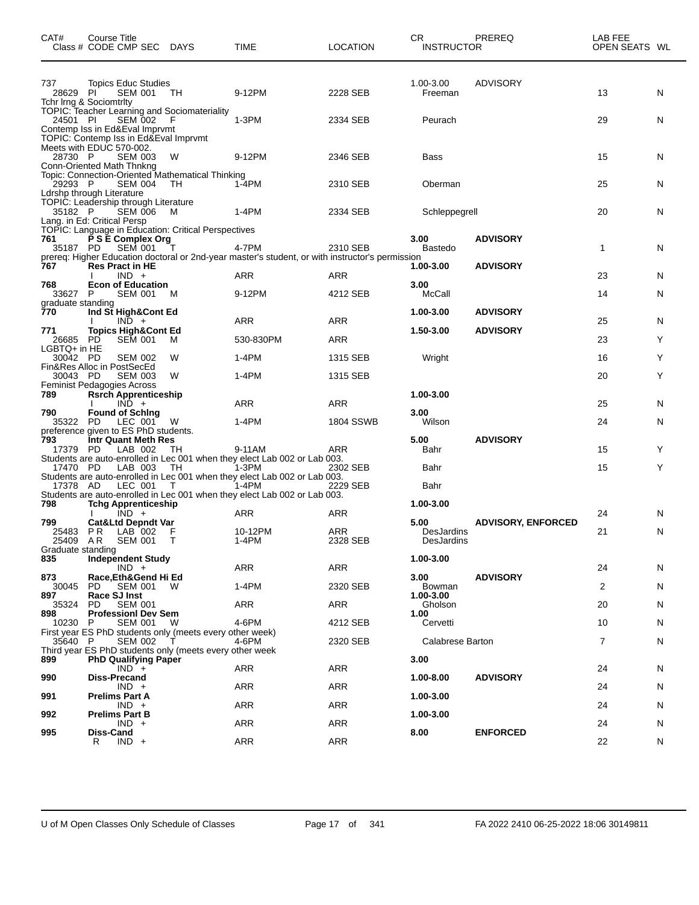| CAT# | Course Title Class # CODE CMP SEC | DAYS | TIME | LOCATION | CR INSTRUCTOR | PREREQ | LAB FEE OPEN SEATS | WL |
|---|---|---|---|---|---|---|---|---|
| 737 | Topics Educ Studies | | | | 1.00-3.00 | ADVISORY | | |
| 28629 | PI SEM 001 | TH | 9-12PM | 2228 SEB | Freeman | | 13 | N |
| Tchr lrng & Sociomtrlty | | | | | | | | |
| TOPIC: Teacher Learning and Sociomateriality | | | | | | | | |
| 24501 | PI SEM 002 | F | 1-3PM | 2334 SEB | Peurach | | 29 | N |
| Contemp Iss in Ed&Eval Imprvmt | | | | | | | | |
| TOPIC: Contemp Iss in Ed&Eval Imprvmt | | | | | | | | |
| Meets with EDUC 570-002. | | | | | | | | |
| 28730 | P SEM 003 | W | 9-12PM | 2346 SEB | Bass | | 15 | N |
| Conn-Oriented Math Thnkng | | | | | | | | |
| Topic: Connection-Oriented Mathematical Thinking | | | | | | | | |
| 29293 | P SEM 004 | TH | 1-4PM | 2310 SEB | Oberman | | 25 | N |
| Ldrshp through Literature | | | | | | | | |
| TOPIC: Leadership through Literature | | | | | | | | |
| 35182 | P SEM 006 | M | 1-4PM | 2334 SEB | Schleppegrell | | 20 | N |
| Lang. in Ed: Critical Persp | | | | | | | | |
| TOPIC: Language in Education: Critical Perspectives | | | | | | | | |
| **761** | **P S E Complex Org** | | | | **3.00** | **ADVISORY** | | |
| 35187 | PD SEM 001 | T | 4-7PM | 2310 SEB | Bastedo | | 1 | N |
| prereq: Higher Education doctoral or 2nd-year master's student, or with instructor's permission | | | | | | | | |
| **767** | **Res Pract in HE** | | | | **1.00-3.00** | **ADVISORY** | | |
| | I IND + | | ARR | ARR | | | 23 | N |
| **768** | **Econ of Education** | | | | **3.00** | | | |
| 33627 | P SEM 001 | M | 9-12PM | 4212 SEB | McCall | | 14 | N |
| graduate standing | | | | | | | | |
| **770** | **Ind St High&Cont Ed** | | | | **1.00-3.00** | **ADVISORY** | | |
| | I IND + | | ARR | ARR | | | 25 | N |
| **771** | **Topics High&Cont Ed** | | | | **1.50-3.00** | **ADVISORY** | | |
| 26685 | PD SEM 001 | M | 530-830PM | ARR | | | 23 | Y |
| LGBTQ+ in HE | | | | | | | | |
| 30042 | PD SEM 002 | W | 1-4PM | 1315 SEB | Wright | | 16 | Y |
| Fin&Res Alloc in PostSecEd | | | | | | | | |
| 30043 | PD SEM 003 | W | 1-4PM | 1315 SEB | | | 20 | Y |
| Feminist Pedagogies Across | | | | | | | | |
| **789** | **Rsrch Apprenticeship** | | | | **1.00-3.00** | | | |
| | I IND + | | ARR | ARR | | | 25 | N |
| **790** | **Found of Schlng** | | | | **3.00** | | | |
| 35322 | PD LEC 001 | W | 1-4PM | 1804 SSWB | Wilson | | 24 | N |
| preference given to ES PhD students. | | | | | | | | |
| **793** | **Intr Quant Meth Res** | | | | **5.00** | **ADVISORY** | | |
| 17379 | PD LAB 002 | TH | 9-11AM | ARR | Bahr | | 15 | Y |
| Students are auto-enrolled in Lec 001 when they elect Lab 002 or Lab 003. | | | | | | | | |
| 17470 | PD LAB 003 | TH | 1-3PM | 2302 SEB | Bahr | | 15 | Y |
| Students are auto-enrolled in Lec 001 when they elect Lab 002 or Lab 003. | | | | | | | | |
| 17378 | AD LEC 001 | T | 1-4PM | 2229 SEB | Bahr | | | |
| Students are auto-enrolled in Lec 001 when they elect Lab 002 or Lab 003. | | | | | | | | |
| **798** | **Tchg Apprenticeship** | | | | **1.00-3.00** | | | |
| | I IND + | | ARR | ARR | | | 24 | N |
| **799** | **Cat&Ltd Depndt Var** | | | | **5.00** | **ADVISORY, ENFORCED** | | |
| 25483 | P R LAB 002 | F | 10-12PM | ARR | DesJardins | | 21 | N |
| 25409 | A R SEM 001 | T | 1-4PM | 2328 SEB | DesJardins | | | |
| Graduate standing | | | | | | | | |
| **835** | **Independent Study** | | | | **1.00-3.00** | | | |
| | IND + | | ARR | ARR | | | 24 | N |
| **873** | **Race,Eth&Gend Hi Ed** | | | | **3.00** | **ADVISORY** | | |
| 30045 | PD SEM 001 | W | 1-4PM | 2320 SEB | Bowman | | 2 | N |
| **897** | **Race SJ Inst** | | | | **1.00-3.00** | | | |
| 35324 | PD SEM 001 | | ARR | ARR | Gholson | | 20 | N |
| **898** | **Professionl Dev Sem** | | | | **1.00** | | | |
| 10230 | P SEM 001 | W | 4-6PM | 4212 SEB | Cervetti | | 10 | N |
| First year ES PhD students only (meets every other week) | | | | | | | | |
| 35640 | P SEM 002 | T | 4-6PM | 2320 SEB | Calabrese Barton | | 7 | N |
| Third year ES PhD students only (meets every other week | | | | | | | | |
| **899** | **PhD Qualifying Paper** | | | | **3.00** | | | |
| | IND + | | ARR | ARR | | | 24 | N |
| **990** | **Diss-Precand** | | | | **1.00-8.00** | **ADVISORY** | | |
| | IND + | | ARR | ARR | | | 24 | N |
| **991** | **Prelims Part A** | | | | **1.00-3.00** | | | |
| | IND + | | ARR | ARR | | | 24 | N |
| **992** | **Prelims Part B** | | | | **1.00-3.00** | | | |
| | IND + | | ARR | ARR | | | 24 | N |
| **995** | **Diss-Cand** | | | | **8.00** | **ENFORCED** | | |
| | R IND + | | ARR | ARR | | | 22 | N |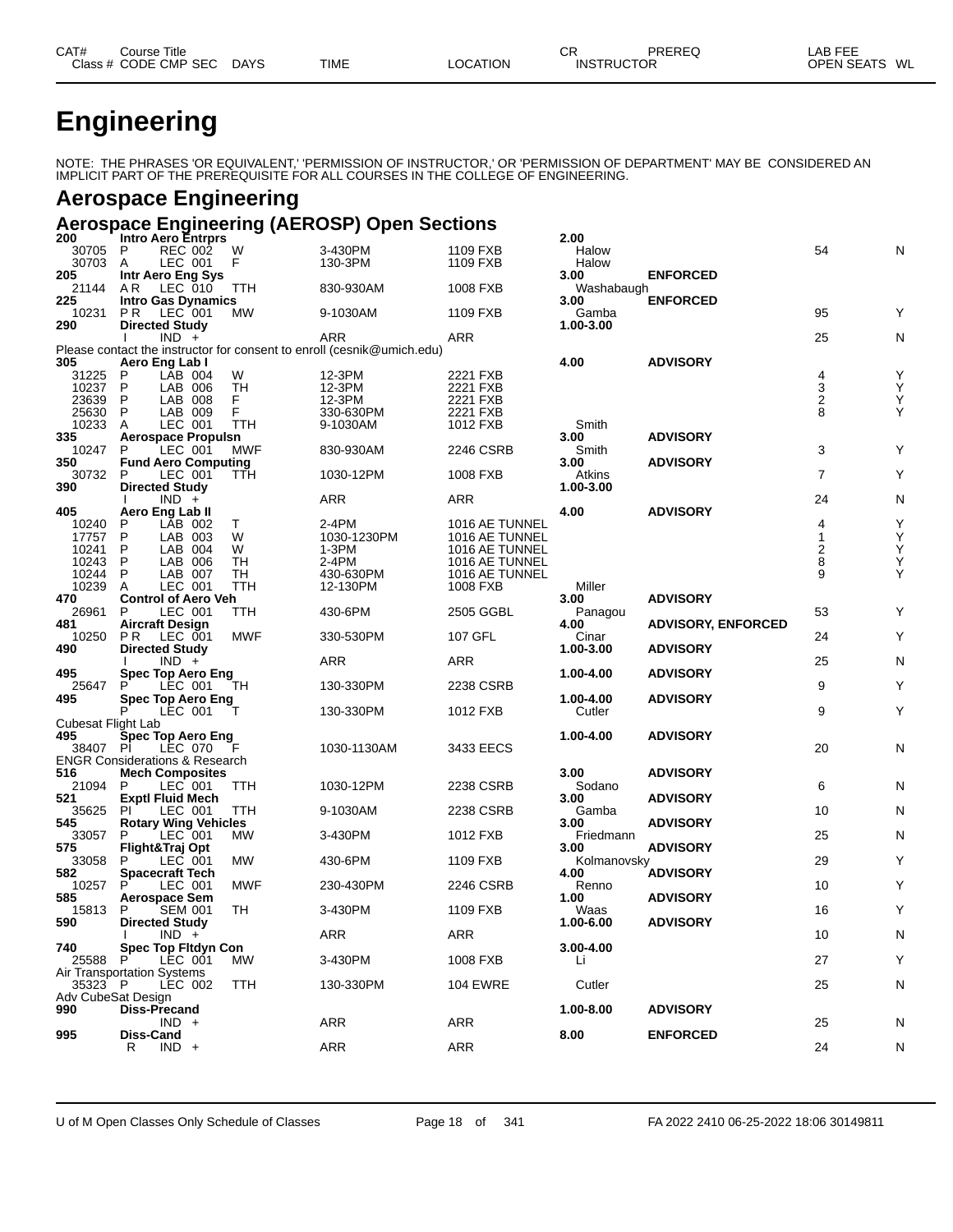| CAT# | Course Title | | | | | CR | PREREQ | LAB FEE | |
|---|---|---|---|---|---|---|---|---|---|
| Class # | CODE CMP SEC | DAYS | TIME | LOCATION | | INSTRUCTOR | | OPEN SEATS | WL |

# Engineering

NOTE: THE PHRASES 'OR EQUIVALENT,' 'PERMISSION OF INSTRUCTOR,' OR 'PERMISSION OF DEPARTMENT' MAY BE CONSIDERED AN IMPLICIT PART OF THE PREREQUISITE FOR ALL COURSES IN THE COLLEGE OF ENGINEERING.

## Aerospace Engineering

### Aerospace Engineering (AEROSP) Open Sections

| CAT# / Class # | Course Title / CODE CMP SEC | DAYS | TIME | LOCATION | CR / INSTRUCTOR | PREREQ | OPEN SEATS | WL |
|---|---|---|---|---|---|---|---|---|
| **200** | **Intro Aero Entrprs** | | | | **2.00** | | | |
| 30705 | P REC 002 | W | 3-430PM | 1109 FXB | Halow | | 54 | N |
| 30703 | A LEC 001 | F | 130-3PM | 1109 FXB | Halow | | | |
| **205** | **Intr Aero Eng Sys** | | | | **3.00** | **ENFORCED** | | |
| 21144 | A R LEC 010 | TTH | 830-930AM | 1008 FXB | Washabaugh | | | |
| **225** | **Intro Gas Dynamics** | | | | **3.00** | **ENFORCED** | | |
| 10231 | P R LEC 001 | MW | 9-1030AM | 1109 FXB | Gamba | | 95 | Y |
| **290** | **Directed Study** | | | | **1.00-3.00** | | | |
| | I IND + | | ARR | ARR | | | 25 | N |
| Please contact the instructor for consent to enroll (cesnik@umich.edu) | | | | | | | | |
| **305** | **Aero Eng Lab I** | | | | **4.00** | **ADVISORY** | | |
| 31225 | P LAB 004 | W | 12-3PM | 2221 FXB | | | 4 | Y |
| 10237 | P LAB 006 | TH | 12-3PM | 2221 FXB | | | 3 | Y |
| 23639 | P LAB 008 | F | 12-3PM | 2221 FXB | | | 2 | Y |
| 25630 | P LAB 009 | F | 330-630PM | 2221 FXB | | | 8 | Y |
| 10233 | A LEC 001 | TTH | 9-1030AM | 1012 FXB | Smith | | | |
| **335** | **Aerospace Propulsn** | | | | **3.00** | **ADVISORY** | | |
| 10247 | P LEC 001 | MWF | 830-930AM | 2246 CSRB | Smith | | 3 | Y |
| **350** | **Fund Aero Computing** | | | | **3.00** | **ADVISORY** | | |
| 30732 | P LEC 001 | TTH | 1030-12PM | 1008 FXB | Atkins | | 7 | Y |
| **390** | **Directed Study** | | | | **1.00-3.00** | | | |
| | I IND + | | ARR | ARR | | | 24 | N |
| **405** | **Aero Eng Lab II** | | | | **4.00** | **ADVISORY** | | |
| 10240 | P LAB 002 | T | 2-4PM | 1016 AE TUNNEL | | | 4 | Y |
| 17757 | P LAB 003 | W | 1030-1230PM | 1016 AE TUNNEL | | | 1 | Y |
| 10241 | P LAB 004 | W | 1-3PM | 1016 AE TUNNEL | | | 2 | Y |
| 10243 | P LAB 006 | TH | 2-4PM | 1016 AE TUNNEL | | | 8 | Y |
| 10244 | P LAB 007 | TH | 430-630PM | 1016 AE TUNNEL | | | 9 | Y |
| 10239 | A LEC 001 | TTH | 12-130PM | 1008 FXB | Miller | | | |
| **470** | **Control of Aero Veh** | | | | **3.00** | **ADVISORY** | | |
| 26961 | P LEC 001 | TTH | 430-6PM | 2505 GGBL | Panagou | | 53 | Y |
| **481** | **Aircraft Design** | | | | **4.00** | **ADVISORY, ENFORCED** | | |
| 10250 | P R LEC 001 | MWF | 330-530PM | 107 GFL | Cinar | | 24 | Y |
| **490** | **Directed Study** | | | | **1.00-3.00** | **ADVISORY** | | |
| | I IND + | | ARR | ARR | | | 25 | N |
| **495** | **Spec Top Aero Eng** | | | | **1.00-4.00** | **ADVISORY** | | |
| 25647 | P LEC 001 | TH | 130-330PM | 2238 CSRB | | | 9 | Y |
| **495** | **Spec Top Aero Eng** | | | | **1.00-4.00** | **ADVISORY** | | |
| | P LEC 001 | T | 130-330PM | 1012 FXB | Cutler | | 9 | Y |
| Cubesat Flight Lab | | | | | | | | |
| **495** | **Spec Top Aero Eng** | | | | **1.00-4.00** | **ADVISORY** | | |
| 38407 | P I LEC 070 | F | 1030-1130AM | 3433 EECS | | | 20 | N |
| ENGR Considerations & Research | | | | | | | | |
| **516** | **Mech Composites** | | | | **3.00** | **ADVISORY** | | |
| 21094 | P LEC 001 | TTH | 1030-12PM | 2238 CSRB | Sodano | | 6 | N |
| **521** | **Exptl Fluid Mech** | | | | **3.00** | **ADVISORY** | | |
| 35625 | P I LEC 001 | TTH | 9-1030AM | 2238 CSRB | Gamba | | 10 | N |
| **545** | **Rotary Wing Vehicles** | | | | **3.00** | **ADVISORY** | | |
| 33057 | P LEC 001 | MW | 3-430PM | 1012 FXB | Friedmann | | 25 | N |
| **575** | **Flight&Traj Opt** | | | | **3.00** | **ADVISORY** | | |
| 33058 | P LEC 001 | MW | 430-6PM | 1109 FXB | Kolmanovsky | | 29 | Y |
| **582** | **Spacecraft Tech** | | | | **4.00** | **ADVISORY** | | |
| 10257 | P LEC 001 | MWF | 230-430PM | 2246 CSRB | Renno | | 10 | Y |
| **585** | **Aerospace Sem** | | | | **1.00** | **ADVISORY** | | |
| 15813 | P SEM 001 | TH | 3-430PM | 1109 FXB | Waas | | 16 | Y |
| **590** | **Directed Study** | | | | **1.00-6.00** | **ADVISORY** | | |
| | I IND + | | ARR | ARR | | | 10 | N |
| **740** | **Spec Top Fltdyn Con** | | | | **3.00-4.00** | | | |
| 25588 | P LEC 001 | MW | 3-430PM | 1008 FXB | Li | | 27 | Y |
| Air Transportation Systems | | | | | | | | |
| 35323 | P LEC 002 | TTH | 130-330PM | 104 EWRE | Cutler | | 25 | N |
| Adv CubeSat Design | | | | | | | | |
| **990** | **Diss-Precand** | | | | **1.00-8.00** | **ADVISORY** | | |
| | IND + | | ARR | ARR | | | 25 | N |
| **995** | **Diss-Cand** | | | | **8.00** | **ENFORCED** | | |
| | R IND + | | ARR | ARR | | | 24 | N |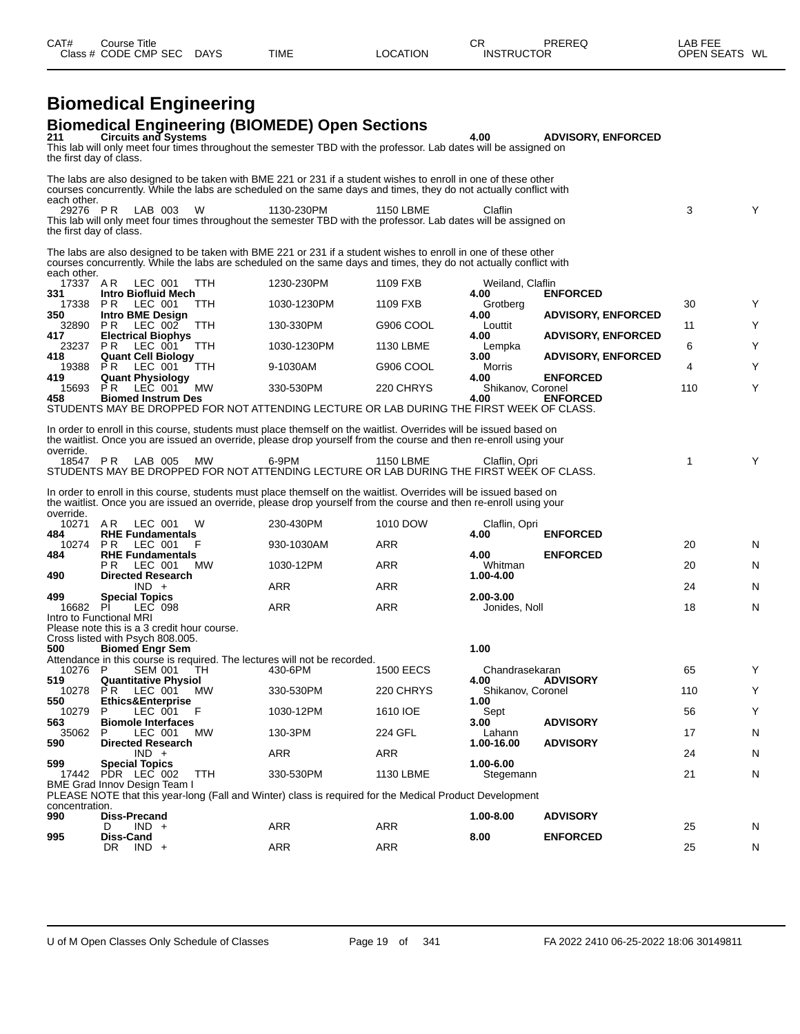| CAT# | Course Title | | | | | CR | PREREQ | LAB FEE | |
|---|---|---|---|---|---|---|---|---|---|
| Class # | CODE CMP SEC | DAYS | TIME | LOCATION | | INSTRUCTOR | | OPEN SEATS | WL |

# Biomedical Engineering

## Biomedical Engineering (BIOMEDE) Open Sections

**211 Circuits and Systems** — 4.00 — **ADVISORY, ENFORCED**

This lab will only meet four times throughout the semester TBD with the professor. Lab dates will be assigned on the first day of class.

The labs are also designed to be taken with BME 221 or 231 if a student wishes to enroll in one of these other courses concurrently. While the labs are scheduled on the same days and times, they do not actually conflict with each other.

| Class # | CODE CMP SEC | DAYS | TIME | LOCATION | INSTRUCTOR | OPEN SEATS | WL |
|---|---|---|---|---|---|---|---|
| 29276 | P R LAB 003 | W | 1130-230PM | 1150 LBME | Claflin | 3 | Y |

This lab will only meet four times throughout the semester TBD with the professor. Lab dates will be assigned on the first day of class.

The labs are also designed to be taken with BME 221 or 231 if a student wishes to enroll in one of these other courses concurrently. While the labs are scheduled on the same days and times, they do not actually conflict with each other.

| Class # | CODE CMP SEC | DAYS | TIME | LOCATION | INSTRUCTOR | OPEN SEATS | WL |
|---|---|---|---|---|---|---|---|
| 17337 | A R LEC 001 | TTH | 1230-230PM | 1109 FXB | Weiland, Claflin | | |

**331 Intro Biofluid Mech** — 4.00 — **ENFORCED**

| Class # | CODE CMP SEC | DAYS | TIME | LOCATION | INSTRUCTOR | OPEN SEATS | WL |
|---|---|---|---|---|---|---|---|
| 17338 | P R LEC 001 | TTH | 1030-1230PM | 1109 FXB | Grotberg | 30 | Y |

**350 Intro BME Design** — 4.00 — **ADVISORY, ENFORCED**

| Class # | CODE CMP SEC | DAYS | TIME | LOCATION | INSTRUCTOR | OPEN SEATS | WL |
|---|---|---|---|---|---|---|---|
| 32890 | P R LEC 002 | TTH | 130-330PM | G906 COOL | Louttit | 11 | Y |

**417 Electrical Biophys** — 4.00 — **ADVISORY, ENFORCED**

| Class # | CODE CMP SEC | DAYS | TIME | LOCATION | INSTRUCTOR | OPEN SEATS | WL |
|---|---|---|---|---|---|---|---|
| 23237 | P R LEC 001 | TTH | 1030-1230PM | 1130 LBME | Lempka | 6 | Y |

**418 Quant Cell Biology** — 3.00 — **ADVISORY, ENFORCED**

| Class # | CODE CMP SEC | DAYS | TIME | LOCATION | INSTRUCTOR | OPEN SEATS | WL |
|---|---|---|---|---|---|---|---|
| 19388 | P R LEC 001 | TTH | 9-1030AM | G906 COOL | Morris | 4 | Y |

**419 Quant Physiology** — 4.00 — **ENFORCED**

| Class # | CODE CMP SEC | DAYS | TIME | LOCATION | INSTRUCTOR | OPEN SEATS | WL |
|---|---|---|---|---|---|---|---|
| 15693 | P R LEC 001 | MW | 330-530PM | 220 CHRYS | Shikanov, Coronel | 110 | Y |

**458 Biomed Instrum Des** — 4.00 — **ENFORCED**

STUDENTS MAY BE DROPPED FOR NOT ATTENDING LECTURE OR LAB DURING THE FIRST WEEK OF CLASS.

In order to enroll in this course, students must place themself on the waitlist. Overrides will be issued based on the waitlist. Once you are issued an override, please drop yourself from the course and then re-enroll using your override.

| Class # | CODE CMP SEC | DAYS | TIME | LOCATION | INSTRUCTOR | OPEN SEATS | WL |
|---|---|---|---|---|---|---|---|
| 18547 | P R LAB 005 | MW | 6-9PM | 1150 LBME | Claflin, Opri | 1 | Y |

STUDENTS MAY BE DROPPED FOR NOT ATTENDING LECTURE OR LAB DURING THE FIRST WEEK OF CLASS.

In order to enroll in this course, students must place themself on the waitlist. Overrides will be issued based on the waitlist. Once you are issued an override, please drop yourself from the course and then re-enroll using your override.

| Class # | CODE CMP SEC | DAYS | TIME | LOCATION | INSTRUCTOR | OPEN SEATS | WL |
|---|---|---|---|---|---|---|---|
| 10271 | A R LEC 001 | W | 230-430PM | 1010 DOW | Claflin, Opri | | |

**484 RHE Fundamentals** — 4.00 — **ENFORCED**

| Class # | CODE CMP SEC | DAYS | TIME | LOCATION | INSTRUCTOR | OPEN SEATS | WL |
|---|---|---|---|---|---|---|---|
| 10274 | P R LEC 001 | F | 930-1030AM | ARR | | 20 | N |

**484 RHE Fundamentals** — 4.00 — **ENFORCED**

| Class # | CODE CMP SEC | DAYS | TIME | LOCATION | INSTRUCTOR | OPEN SEATS | WL |
|---|---|---|---|---|---|---|---|
| | P R LEC 001 | MW | 1030-12PM | ARR | Whitman | 20 | N |

**490 Directed Research** — 1.00-4.00

| Class # | CODE CMP SEC | DAYS | TIME | LOCATION | INSTRUCTOR | OPEN SEATS | WL |
|---|---|---|---|---|---|---|---|
| | IND + | | ARR | ARR | | 24 | N |

**499 Special Topics** — 2.00-3.00

| Class # | CODE CMP SEC | DAYS | TIME | LOCATION | INSTRUCTOR | OPEN SEATS | WL |
|---|---|---|---|---|---|---|---|
| 16682 | PI LEC 098 | | ARR | ARR | Jonides, Noll | 18 | N |

Intro to Functional MRI
Please note this is a 3 credit hour course.
Cross listed with Psych 808.005.

**500 Biomed Engr Sem** — 1.00

Attendance in this course is required. The lectures will not be recorded.

| Class # | CODE CMP SEC | DAYS | TIME | LOCATION | INSTRUCTOR | OPEN SEATS | WL |
|---|---|---|---|---|---|---|---|
| 10276 | P SEM 001 | TH | 430-6PM | 1500 EECS | Chandrasekaran | 65 | Y |

**519 Quantitative Physiol** — 4.00 — **ADVISORY**

| Class # | CODE CMP SEC | DAYS | TIME | LOCATION | INSTRUCTOR | OPEN SEATS | WL |
|---|---|---|---|---|---|---|---|
| 10278 | P R LEC 001 | MW | 330-530PM | 220 CHRYS | Shikanov, Coronel | 110 | Y |

**550 Ethics&Enterprise** — 1.00

| Class # | CODE CMP SEC | DAYS | TIME | LOCATION | INSTRUCTOR | OPEN SEATS | WL |
|---|---|---|---|---|---|---|---|
| 10279 | P LEC 001 | F | 1030-12PM | 1610 IOE | Sept | 56 | Y |

**563 Biomole Interfaces** — 3.00 — **ADVISORY**

| Class # | CODE CMP SEC | DAYS | TIME | LOCATION | INSTRUCTOR | OPEN SEATS | WL |
|---|---|---|---|---|---|---|---|
| 35062 | P LEC 001 | MW | 130-3PM | 224 GFL | Lahann | 17 | N |

**590 Directed Research** — 1.00-16.00 — **ADVISORY**

| Class # | CODE CMP SEC | DAYS | TIME | LOCATION | INSTRUCTOR | OPEN SEATS | WL |
|---|---|---|---|---|---|---|---|
| | IND + | | ARR | ARR | | 24 | N |

**599 Special Topics** — 1.00-6.00

| Class # | CODE CMP SEC | DAYS | TIME | LOCATION | INSTRUCTOR | OPEN SEATS | WL |
|---|---|---|---|---|---|---|---|
| 17442 | PDR LEC 002 | TTH | 330-530PM | 1130 LBME | Stegemann | 21 | N |

BME Grad Innov Design Team I
PLEASE NOTE that this year-long (Fall and Winter) class is required for the Medical Product Development concentration.

**990 Diss-Precand** — 1.00-8.00 — **ADVISORY**

| Class # | CODE CMP SEC | DAYS | TIME | LOCATION | INSTRUCTOR | OPEN SEATS | WL |
|---|---|---|---|---|---|---|---|
| | D IND + | | ARR | ARR | | 25 | N |

**995 Diss-Cand** — 8.00 — **ENFORCED**

| Class # | CODE CMP SEC | DAYS | TIME | LOCATION | INSTRUCTOR | OPEN SEATS | WL |
|---|---|---|---|---|---|---|---|
| | DR IND + | | ARR | ARR | | 25 | N |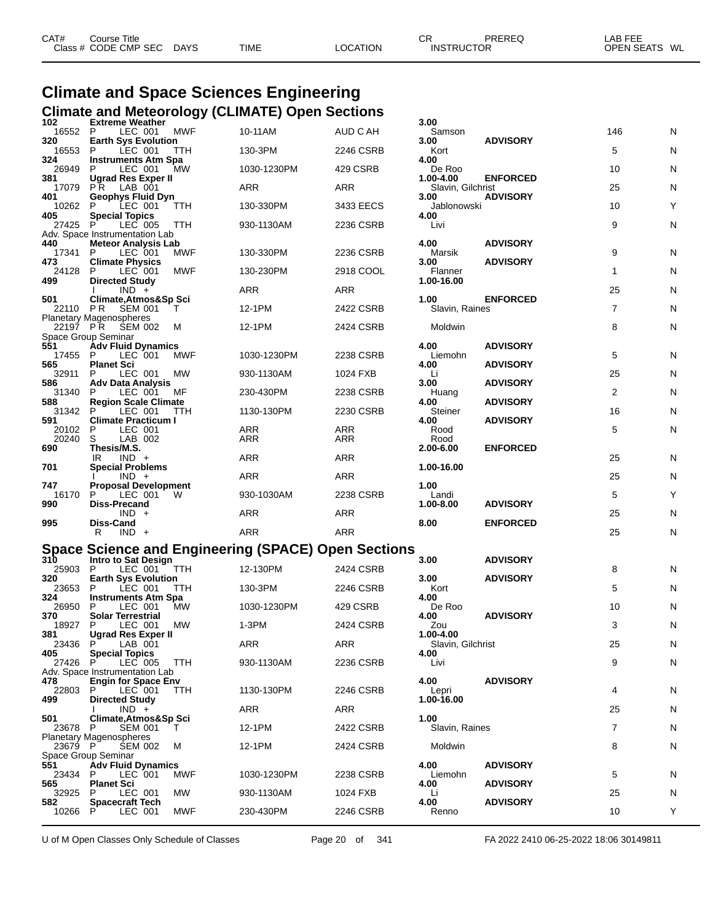# Climate and Space Sciences Engineering

## Climate and Meteorology (CLIMATE) Open Sections

| CAT# | Course Title / Class # | CODE | CMP | SEC | DAYS | TIME | LOCATION | CR / INSTRUCTOR | PREREQ | OPEN SEATS | WL |
|---|---|---|---|---|---|---|---|---|---|---|---|
| 102 | **Extreme Weather** | | | | | | | 3.00 | | | |
| | 16552 | P | LEC | 001 | MWF | 10-11AM | AUD C AH | Samson | | 146 | N |
| 320 | **Earth Sys Evolution** | | | | | | | 3.00 | ADVISORY | | |
| | 16553 | P | LEC | 001 | TTH | 130-3PM | 2246 CSRB | Kort | | 5 | N |
| 324 | **Instruments Atm Spa** | | | | | | | 4.00 | | | |
| | 26949 | P | LEC | 001 | MW | 1030-1230PM | 429 CSRB | De Roo | | 10 | N |
| 381 | **Ugrad Res Exper II** | | | | | | | 1.00-4.00 | ENFORCED | | |
| | 17079 | P R | LAB | 001 | | ARR | ARR | Slavin, Gilchrist | | 25 | N |
| 401 | **Geophys Fluid Dyn** | | | | | | | 3.00 | ADVISORY | | |
| | 10262 | P | LEC | 001 | TTH | 130-330PM | 3433 EECS | Jablonowski | | 10 | Y |
| 405 | **Special Topics** | | | | | | | 4.00 | | | |
| | 27425 | P | LEC | 005 | TTH | 930-1130AM | 2236 CSRB | Livi | | 9 | N |
| | Adv. Space Instrumentation Lab | | | | | | | | | | |
| 440 | **Meteor Analysis Lab** | | | | | | | 4.00 | ADVISORY | | |
| | 17341 | P | LEC | 001 | MWF | 130-330PM | 2236 CSRB | Marsik | | 9 | N |
| 473 | **Climate Physics** | | | | | | | 3.00 | ADVISORY | | |
| | 24128 | P | LEC | 001 | MWF | 130-230PM | 2918 COOL | Flanner | | 1 | N |
| 499 | **Directed Study** | | | | | | | 1.00-16.00 | | | |
| | | I | IND | + | | ARR | ARR | | | 25 | N |
| 501 | **Climate,Atmos&Sp Sci** | | | | | | | 1.00 | ENFORCED | | |
| | 22110 | P R | SEM | 001 | T | 12-1PM | 2422 CSRB | Slavin, Raines | | 7 | N |
| | Planetary Magenospheres | | | | | | | | | | |
| | 22197 | P R | SEM | 002 | M | 12-1PM | 2424 CSRB | Moldwin | | 8 | N |
| | Space Group Seminar | | | | | | | | | | |
| 551 | **Adv Fluid Dynamics** | | | | | | | 4.00 | ADVISORY | | |
| | 17455 | P | LEC | 001 | MWF | 1030-1230PM | 2238 CSRB | Liemohn | | 5 | N |
| 565 | **Planet Sci** | | | | | | | 4.00 | ADVISORY | | |
| | 32911 | P | LEC | 001 | MW | 930-1130AM | 1024 FXB | Li | | 25 | N |
| 586 | **Adv Data Analysis** | | | | | | | 3.00 | ADVISORY | | |
| | 31340 | P | LEC | 001 | MF | 230-430PM | 2238 CSRB | Huang | | 2 | N |
| 588 | **Region Scale Climate** | | | | | | | 4.00 | ADVISORY | | |
| | 31342 | P | LEC | 001 | TTH | 1130-130PM | 2230 CSRB | Steiner | | 16 | N |
| 591 | **Climate Practicum I** | | | | | | | 4.00 | ADVISORY | | |
| | 20102 | P | LEC | 001 | | ARR | ARR | Rood | | 5 | N |
| | 20240 | S | LAB | 002 | | ARR | ARR | Rood | | | |
| 690 | **Thesis/M.S.** | | | | | | | 2.00-6.00 | ENFORCED | | |
| | | IR | IND | + | | ARR | ARR | | | 25 | N |
| 701 | **Special Problems** | | | | | | | 1.00-16.00 | | | |
| | | I | IND | + | | ARR | ARR | | | 25 | N |
| 747 | **Proposal Development** | | | | | | | 1.00 | | | |
| | 16170 | P | LEC | 001 | W | 930-1030AM | 2238 CSRB | Landi | | 5 | Y |
| 990 | **Diss-Precand** | | | | | | | 1.00-8.00 | ADVISORY | | |
| | | | IND | + | | ARR | ARR | | | 25 | N |
| 995 | **Diss-Cand** | | | | | | | 8.00 | ENFORCED | | |
| | | R | IND | + | | ARR | ARR | | | 25 | N |

## Space Science and Engineering (SPACE) Open Sections

| CAT# | Course Title / Class # | CODE | CMP | SEC | DAYS | TIME | LOCATION | CR / INSTRUCTOR | PREREQ | OPEN SEATS | WL |
|---|---|---|---|---|---|---|---|---|---|---|---|
| 310 | **Intro to Sat Design** | | | | | | | 3.00 | ADVISORY | | |
| | 25903 | P | LEC | 001 | TTH | 12-130PM | 2424 CSRB | | | 8 | N |
| 320 | **Earth Sys Evolution** | | | | | | | 3.00 | ADVISORY | | |
| | 23653 | P | LEC | 001 | TTH | 130-3PM | 2246 CSRB | Kort | | 5 | N |
| 324 | **Instruments Atm Spa** | | | | | | | 4.00 | | | |
| | 26950 | P | LEC | 001 | MW | 1030-1230PM | 429 CSRB | De Roo | | 10 | N |
| 370 | **Solar Terrestrial** | | | | | | | 4.00 | ADVISORY | | |
| | 18927 | P | LEC | 001 | MW | 1-3PM | 2424 CSRB | Zou | | 3 | N |
| 381 | **Ugrad Res Exper II** | | | | | | | 1.00-4.00 | | | |
| | 23436 | P | LAB | 001 | | ARR | ARR | Slavin, Gilchrist | | 25 | N |
| 405 | **Special Topics** | | | | | | | 4.00 | | | |
| | 27426 | P | LEC | 005 | TTH | 930-1130AM | 2236 CSRB | Livi | | 9 | N |
| | Adv. Space Instrumentation Lab | | | | | | | | | | |
| 478 | **Engin for Space Env** | | | | | | | 4.00 | ADVISORY | | |
| | 22803 | P | LEC | 001 | TTH | 1130-130PM | 2246 CSRB | Lepri | | 4 | N |
| 499 | **Directed Study** | | | | | | | 1.00-16.00 | | | |
| | | I | IND | + | | ARR | ARR | | | 25 | N |
| 501 | **Climate,Atmos&Sp Sci** | | | | | | | 1.00 | | | |
| | 23678 | P | SEM | 001 | T | 12-1PM | 2422 CSRB | Slavin, Raines | | 7 | N |
| | Planetary Magenospheres | | | | | | | | | | |
| | 23679 | P | SEM | 002 | M | 12-1PM | 2424 CSRB | Moldwin | | 8 | N |
| | Space Group Seminar | | | | | | | | | | |
| 551 | **Adv Fluid Dynamics** | | | | | | | 4.00 | ADVISORY | | |
| | 23434 | P | LEC | 001 | MWF | 1030-1230PM | 2238 CSRB | Liemohn | | 5 | N |
| 565 | **Planet Sci** | | | | | | | 4.00 | ADVISORY | | |
| | 32925 | P | LEC | 001 | MW | 930-1130AM | 1024 FXB | Li | | 25 | N |
| 582 | **Spacecraft Tech** | | | | | | | 4.00 | ADVISORY | | |
| | 10266 | P | LEC | 001 | MWF | 230-430PM | 2246 CSRB | Renno | | 10 | Y |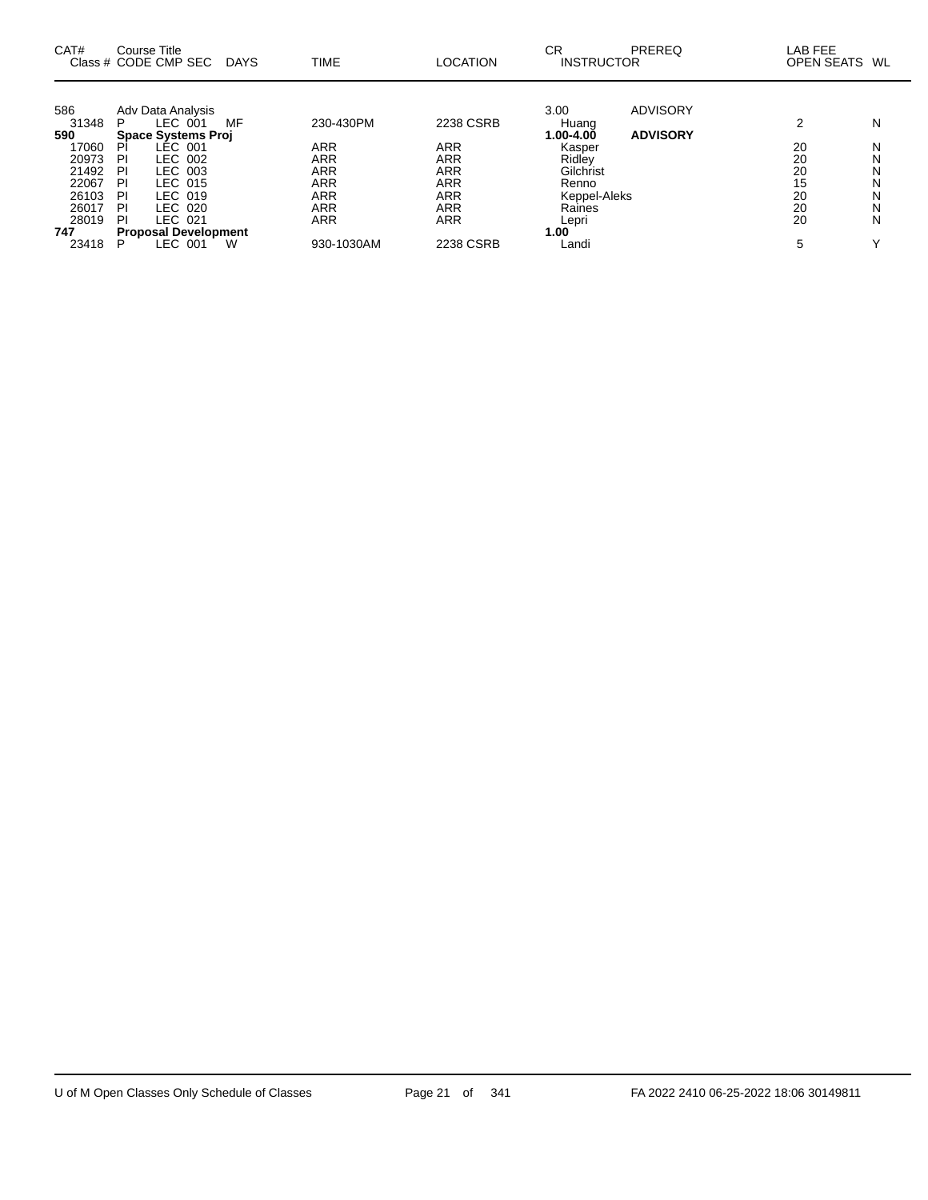| CAT# | Course Title<br>Class # CODE CMP SEC | DAYS | TIME | LOCATION | CR<br>INSTRUCTOR | PREREQ | LAB FEE<br>OPEN SEATS | WL |
|---|---|---|---|---|---|---|---|---|
| 586 | Adv Data Analysis | | | | 3.00 | ADVISORY | | |
| 31348 | P LEC 001 | MF | 230-430PM | 2238 CSRB | Huang | | 2 | N |
| **590** | **Space Systems Proj** | | | | **1.00-4.00** | **ADVISORY** | | |
| 17060 | PI LEC 001 | | ARR | ARR | Kasper | | 20 | N |
| 20973 | PI LEC 002 | | ARR | ARR | Ridley | | 20 | N |
| 21492 | PI LEC 003 | | ARR | ARR | Gilchrist | | 20 | N |
| 22067 | PI LEC 015 | | ARR | ARR | Renno | | 15 | N |
| 26103 | PI LEC 019 | | ARR | ARR | Keppel-Aleks | | 20 | N |
| 26017 | PI LEC 020 | | ARR | ARR | Raines | | 20 | N |
| 28019 | PI LEC 021 | | ARR | ARR | Lepri | | 20 | N |
| **747** | **Proposal Development** | | | | **1.00** | | | |
| 23418 | P LEC 001 | W | 930-1030AM | 2238 CSRB | Landi | | 5 | Y |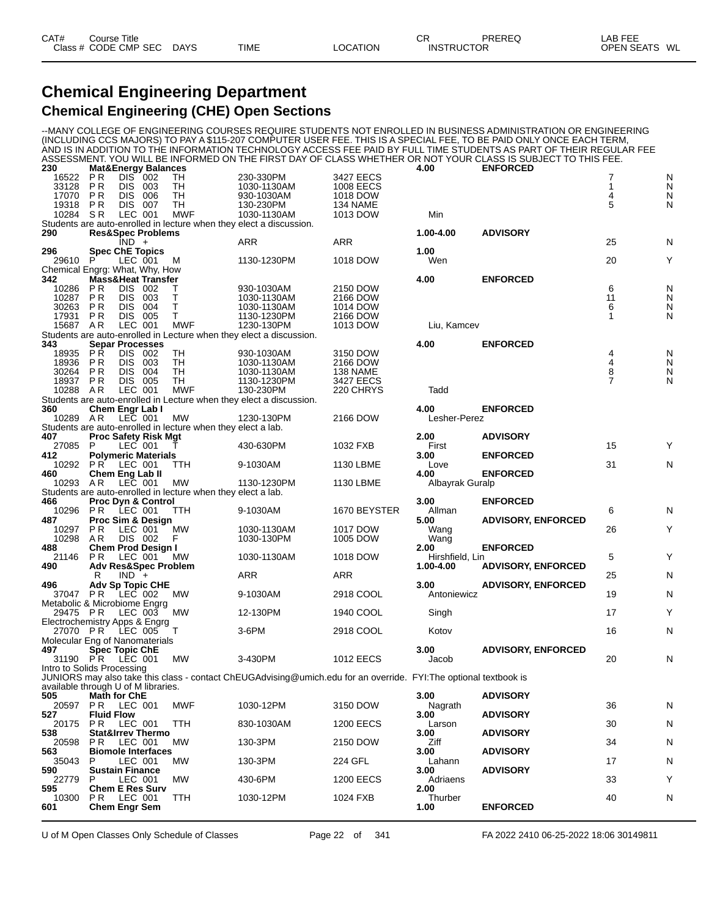# Chemical Engineering Department

## Chemical Engineering (CHE) Open Sections

--MANY COLLEGE OF ENGINEERING COURSES REQUIRE STUDENTS NOT ENROLLED IN BUSINESS ADMINISTRATION OR ENGINEERING (INCLUDING CCS MAJORS) TO PAY A $115-207 COMPUTER USER FEE. THIS IS A SPECIAL FEE, TO BE PAID ONLY ONCE EACH TERM, AND IS IN ADDITION TO THE INFORMATION TECHNOLOGY ACCESS FEE PAID BY FULL TIME STUDENTS AS PART OF THEIR REGULAR FEE ASSESSMENT. YOU WILL BE INFORMED ON THE FIRST DAY OF CLASS WHETHER OR NOT YOUR CLASS IS SUBJECT TO THIS FEE.

| CAT# / Class # | Course Title / CODE CMP SEC | DAYS | TIME | LOCATION | CR / INSTRUCTOR | PREREQ | OPEN SEATS | WL |
|---|---|---|---|---|---|---|---|---|
| **230** | **Mat&Energy Balances** | | | | **4.00** | **ENFORCED** | | |
| 16522 | P R DIS 002 | TH | 230-330PM | 3427 EECS | | | 7 | N |
| 33128 | P R DIS 003 | TH | 1030-1130AM | 1008 EECS | | | 1 | N |
| 17070 | P R DIS 006 | TH | 930-1030AM | 1018 DOW | | | 4 | N |
| 19318 | P R DIS 007 | TH | 130-230PM | 134 NAME | | | 5 | N |
| 10284 | S R LEC 001 | MWF | 1030-1130AM | 1013 DOW | Min | | | |
| Students are auto-enrolled in lecture when they elect a discussion. | | | | | | | | |
| **290** | **Res&Spec Problems** | | | | **1.00-4.00** | **ADVISORY** | | |
| | IND + | | ARR | ARR | | | 25 | N |
| **296** | **Spec ChE Topics** | | | | **1.00** | | | |
| 29610 | P LEC 001 | M | 1130-1230PM | 1018 DOW | Wen | | 20 | Y |
| Chemical Engrg: What, Why, How | | | | | | | | |
| **342** | **Mass&Heat Transfer** | | | | **4.00** | **ENFORCED** | | |
| 10286 | P R DIS 002 | T | 930-1030AM | 2150 DOW | | | 6 | N |
| 10287 | P R DIS 003 | T | 1030-1130AM | 2166 DOW | | | 11 | N |
| 30263 | P R DIS 004 | T | 1030-1130AM | 1014 DOW | | | 6 | N |
| 17931 | P R DIS 005 | T | 1130-1230PM | 2166 DOW | | | 1 | N |
| 15687 | A R LEC 001 | MWF | 1230-130PM | 1013 DOW | Liu, Kamcev | | | |
| Students are auto-enrolled in Lecture when they elect a discussion. | | | | | | | | |
| **343** | **Separ Processes** | | | | **4.00** | **ENFORCED** | | |
| 18935 | P R DIS 002 | TH | 930-1030AM | 3150 DOW | | | 4 | N |
| 18936 | P R DIS 003 | TH | 1030-1130AM | 2166 DOW | | | 4 | N |
| 30264 | P R DIS 004 | TH | 1030-1130AM | 138 NAME | | | 8 | N |
| 18937 | P R DIS 005 | TH | 1130-1230PM | 3427 EECS | | | 7 | N |
| 10288 | A R LEC 001 | MWF | 130-230PM | 220 CHRYS | Tadd | | | |
| Students are auto-enrolled in Lecture when they elect a discussion. | | | | | | | | |
| **360** | **Chem Engr Lab I** | | | | **4.00** | **ENFORCED** | | |
| 10289 | A R LEC 001 | MW | 1230-130PM | 2166 DOW | Lesher-Perez | | | |
| Students are auto-enrolled in lecture when they elect a lab. | | | | | | | | |
| **407** | **Proc Safety Risk Mgt** | | | | **2.00** | **ADVISORY** | | |
| 27085 | P LEC 001 | T | 430-630PM | 1032 FXB | First | | 15 | Y |
| **412** | **Polymeric Materials** | | | | **3.00** | **ENFORCED** | | |
| 10292 | P R LEC 001 | TTH | 9-1030AM | 1130 LBME | Love | | 31 | N |
| **460** | **Chem Eng Lab II** | | | | **4.00** | **ENFORCED** | | |
| 10293 | A R LEC 001 | MW | 1130-1230PM | 1130 LBME | Albayrak Guralp | | | |
| Students are auto-enrolled in lecture when they elect a lab. | | | | | | | | |
| **466** | **Proc Dyn & Control** | | | | **3.00** | **ENFORCED** | | |
| 10296 | P R LEC 001 | TTH | 9-1030AM | 1670 BEYSTER | Allman | | 6 | N |
| **487** | **Proc Sim & Design** | | | | **5.00** | **ADVISORY, ENFORCED** | | |
| 10297 | P R LEC 001 | MW | 1030-1130AM | 1017 DOW | Wang | | 26 | Y |
| 10298 | A R DIS 002 | F | 1030-130PM | 1005 DOW | Wang | | | |
| **488** | **Chem Prod Design I** | | | | **2.00** | **ENFORCED** | | |
| 21146 | P R LEC 001 | MW | 1030-1130AM | 1018 DOW | Hirshfield, Lin | | 5 | Y |
| **490** | **Adv Res&Spec Problem** | | | | **1.00-4.00** | **ADVISORY, ENFORCED** | | |
| | R IND + | | ARR | ARR | | | 25 | N |
| **496** | **Adv Sp Topic CHE** | | | | **3.00** | **ADVISORY, ENFORCED** | | |
| 37047 | P R LEC 002 | MW | 9-1030AM | 2918 COOL | Antoniewicz | | 19 | N |
| Metabolic & Microbiome Engrg | | | | | | | | |
| 29475 | P R LEC 003 | MW | 12-130PM | 1940 COOL | Singh | | 17 | Y |
| Electrochemistry Apps & Engrg | | | | | | | | |
| 27070 | P R LEC 005 | T | 3-6PM | 2918 COOL | Kotov | | 16 | N |
| Molecular Eng of Nanomaterials | | | | | | | | |
| **497** | **Spec Topic ChE** | | | | **3.00** | **ADVISORY, ENFORCED** | | |
| 31190 | P R LEC 001 | MW | 3-430PM | 1012 EECS | Jacob | | 20 | N |
| Intro to Solids Processing | | | | | | | | |
| JUNIORS may also take this class - contact ChEUGAdvising@umich.edu for an override. FYI:The optional textbook is available through U of M libraries. | | | | | | | | |
| **505** | **Math for ChE** | | | | **3.00** | **ADVISORY** | | |
| 20597 | P R LEC 001 | MWF | 1030-12PM | 3150 DOW | Nagrath | | 36 | N |
| **527** | **Fluid Flow** | | | | **3.00** | **ADVISORY** | | |
| 20175 | P R LEC 001 | TTH | 830-1030AM | 1200 EECS | Larson | | 30 | N |
| **538** | **Stat&Irrev Thermo** | | | | **3.00** | **ADVISORY** | | |
| 20598 | P R LEC 001 | MW | 130-3PM | 2150 DOW | Ziff | | 34 | N |
| **563** | **Biomole Interfaces** | | | | **3.00** | **ADVISORY** | | |
| 35043 | P LEC 001 | MW | 130-3PM | 224 GFL | Lahann | | 17 | N |
| **590** | **Sustain Finance** | | | | **3.00** | **ADVISORY** | | |
| 22779 | P LEC 001 | MW | 430-6PM | 1200 EECS | Adriaens | | 33 | Y |
| **595** | **Chem E Res Surv** | | | | **2.00** | | | |
| 10300 | P R LEC 001 | TTH | 1030-12PM | 1024 FXB | Thurber | | 40 | N |
| **601** | **Chem Engr Sem** | | | | **1.00** | **ENFORCED** | | |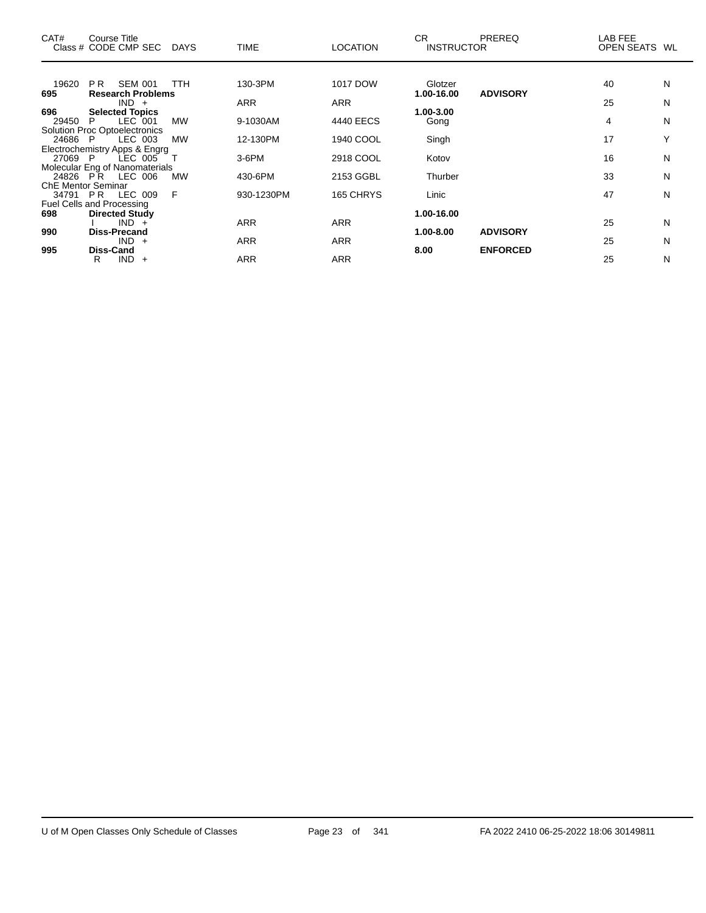| CAT# | Course Title Class # CODE CMP SEC | DAYS | TIME | LOCATION | CR INSTRUCTOR | PREREQ | LAB FEE OPEN SEATS | WL |
|---|---|---|---|---|---|---|---|---|
| 19620 | P R SEM 001 | TTH | 130-3PM | 1017 DOW | Glotzer | | 40 | N |
| **695** | **Research Problems** | | | | **1.00-16.00** | **ADVISORY** | | |
| | IND + | | ARR | ARR | | | 25 | N |
| **696** | **Selected Topics** | | | | **1.00-3.00** | | | |
| 29450 | P LEC 001 | MW | 9-1030AM | 4440 EECS | Gong | | 4 | N |
| | Solution Proc Optoelectronics | | | | | | | |
| 24686 | P LEC 003 | MW | 12-130PM | 1940 COOL | Singh | | 17 | Y |
| | Electrochemistry Apps & Engrg | | | | | | | |
| 27069 | P LEC 005 | T | 3-6PM | 2918 COOL | Kotov | | 16 | N |
| | Molecular Eng of Nanomaterials | | | | | | | |
| 24826 | P R LEC 006 | MW | 430-6PM | 2153 GGBL | Thurber | | 33 | N |
| | ChE Mentor Seminar | | | | | | | |
| 34791 | P R LEC 009 | F | 930-1230PM | 165 CHRYS | Linic | | 47 | N |
| | Fuel Cells and Processing | | | | | | | |
| **698** | **Directed Study** | | | | **1.00-16.00** | | | |
| | I IND + | | ARR | ARR | | | 25 | N |
| **990** | **Diss-Precand** | | | | **1.00-8.00** | **ADVISORY** | | |
| | IND + | | ARR | ARR | | | 25 | N |
| **995** | **Diss-Cand** | | | | **8.00** | **ENFORCED** | | |
| | R IND + | | ARR | ARR | | | 25 | N |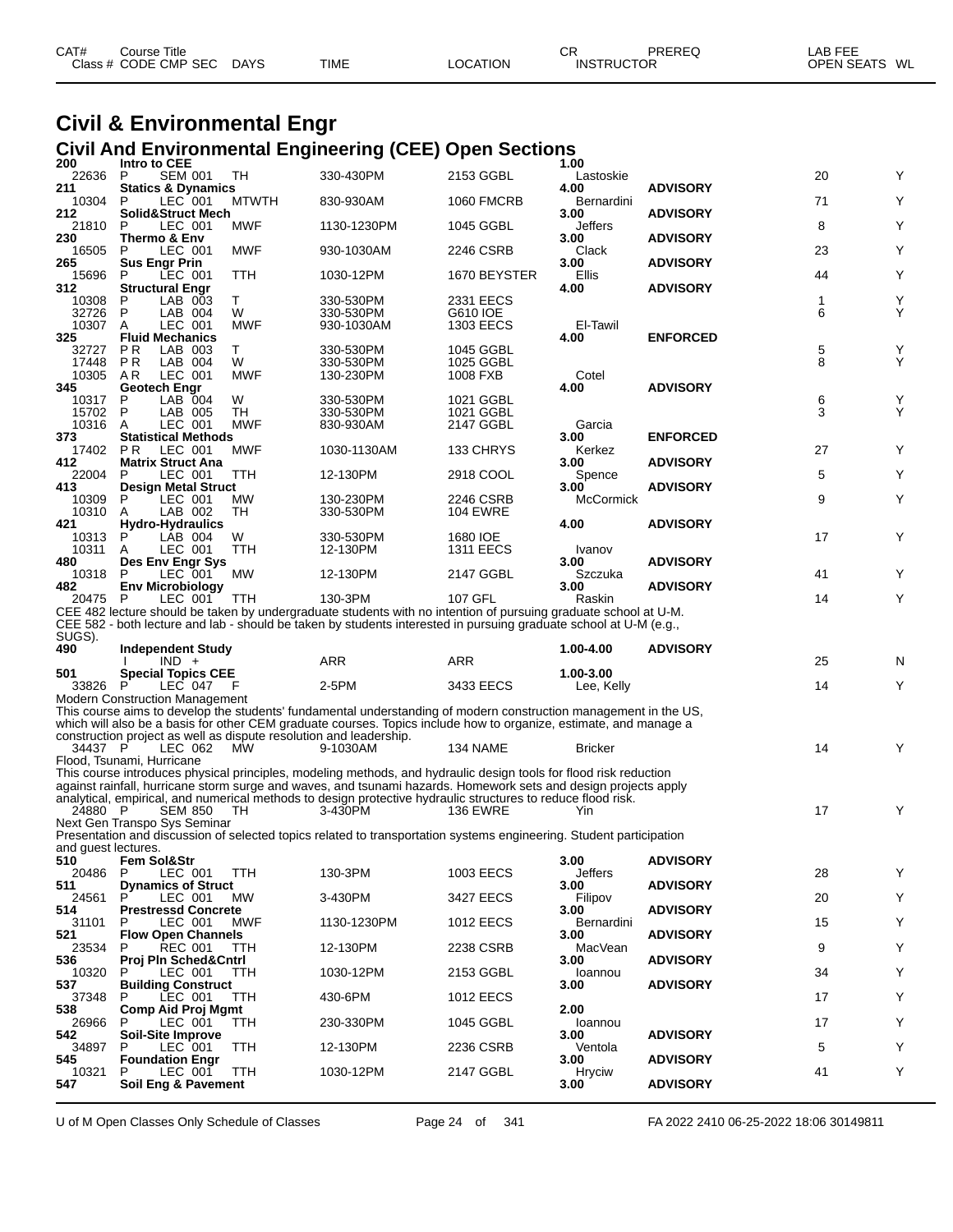# Civil & Environmental Engr

## Civil And Environmental Engineering (CEE) Open Sections

| CAT# Class # | Course Title CODE | CMP SEC | DAYS | TIME | LOCATION | CR INSTRUCTOR | PREREQ | LAB FEE OPEN SEATS | WL |
|---|---|---|---|---|---|---|---|---|---|
| **200** | **Intro to CEE** | | | | | **1.00** | | | |
| 22636 | P | SEM 001 | TH | 330-430PM | 2153 GGBL | Lastoskie | | 20 | Y |
| **211** | **Statics & Dynamics** | | | | | **4.00** | **ADVISORY** | | |
| 10304 | P | LEC 001 | MTWTH | 830-930AM | 1060 FMCRB | Bernardini | | 71 | Y |
| **212** | **Solid&Struct Mech** | | | | | **3.00** | **ADVISORY** | | |
| 21810 | P | LEC 001 | MWF | 1130-1230PM | 1045 GGBL | Jeffers | | 8 | Y |
| **230** | **Thermo & Env** | | | | | **3.00** | **ADVISORY** | | |
| 16505 | P | LEC 001 | MWF | 930-1030AM | 2246 CSRB | Clack | | 23 | Y |
| **265** | **Sus Engr Prin** | | | | | **3.00** | **ADVISORY** | | |
| 15696 | P | LEC 001 | TTH | 1030-12PM | 1670 BEYSTER | Ellis | | 44 | Y |
| **312** | **Structural Engr** | | | | | **4.00** | **ADVISORY** | | |
| 10308 | P | LAB 003 | T | 330-530PM | 2331 EECS | | | 1 | Y |
| 32726 | P | LAB 004 | W | 330-530PM | G610 IOE | | | 6 | Y |
| 10307 | A | LEC 001 | MWF | 930-1030AM | 1303 EECS | El-Tawil | | | |
| **325** | **Fluid Mechanics** | | | | | **4.00** | **ENFORCED** | | |
| 32727 | P R | LAB 003 | T | 330-530PM | 1045 GGBL | | | 5 | Y |
| 17448 | P R | LAB 004 | W | 330-530PM | 1025 GGBL | | | 8 | Y |
| 10305 | A R | LEC 001 | MWF | 130-230PM | 1008 FXB | Cotel | | | |
| **345** | **Geotech Engr** | | | | | **4.00** | **ADVISORY** | | |
| 10317 | P | LAB 004 | W | 330-530PM | 1021 GGBL | | | 6 | Y |
| 15702 | P | LAB 005 | TH | 330-530PM | 1021 GGBL | | | 3 | Y |
| 10316 | A | LEC 001 | MWF | 830-930AM | 2147 GGBL | Garcia | | | |
| **373** | **Statistical Methods** | | | | | **3.00** | **ENFORCED** | | |
| 17402 | P R | LEC 001 | MWF | 1030-1130AM | 133 CHRYS | Kerkez | | 27 | Y |
| **412** | **Matrix Struct Ana** | | | | | **3.00** | **ADVISORY** | | |
| 22004 | P | LEC 001 | TTH | 12-130PM | 2918 COOL | Spence | | 5 | Y |
| **413** | **Design Metal Struct** | | | | | **3.00** | **ADVISORY** | | |
| 10309 | P | LEC 001 | MW | 130-230PM | 2246 CSRB | McCormick | | 9 | Y |
| 10310 | A | LAB 002 | TH | 330-530PM | 104 EWRE | | | | |
| **421** | **Hydro-Hydraulics** | | | | | **4.00** | **ADVISORY** | | |
| 10313 | P | LAB 004 | W | 330-530PM | 1680 IOE | | | 17 | Y |
| 10311 | A | LEC 001 | TTH | 12-130PM | 1311 EECS | Ivanov | | | |
| **480** | **Des Env Engr Sys** | | | | | **3.00** | **ADVISORY** | | |
| 10318 | P | LEC 001 | MW | 12-130PM | 2147 GGBL | Szczuka | | 41 | Y |
| **482** | **Env Microbiology** | | | | | **3.00** | **ADVISORY** | | |
| 20475 | P | LEC 001 | TTH | 130-3PM | 107 GFL | Raskin | | 14 | Y |

CEE 482 lecture should be taken by undergraduate students with no intention of pursuing graduate school at U-M.
CEE 582 - both lecture and lab - should be taken by students interested in pursuing graduate school at U-M (e.g., SUGS).

| CAT# Class # | Course Title CODE | CMP SEC | DAYS | TIME | LOCATION | CR INSTRUCTOR | PREREQ | LAB FEE OPEN SEATS | WL |
|---|---|---|---|---|---|---|---|---|---|
| **490** | **Independent Study** | | | | | **1.00-4.00** | **ADVISORY** | | |
| | I | IND + | | ARR | ARR | | | 25 | N |
| **501** | **Special Topics CEE** | | | | | **1.00-3.00** | | | |
| 33826 | P | LEC 047 | F | 2-5PM | 3433 EECS | Lee, Kelly | | 14 | Y |

Modern Construction Management
This course aims to develop the students' fundamental understanding of modern construction management in the US, which will also be a basis for other CEM graduate courses. Topics include how to organize, estimate, and manage a construction project as well as dispute resolution and leadership.

| | | | | | | | | | |
|---|---|---|---|---|---|---|---|---|---|
| 34437 | P | LEC 062 | MW | 9-1030AM | 134 NAME | Bricker | | 14 | Y |

Flood, Tsunami, Hurricane
This course introduces physical principles, modeling methods, and hydraulic design tools for flood risk reduction against rainfall, hurricane storm surge and waves, and tsunami hazards. Homework sets and design projects apply analytical, empirical, and numerical methods to design protective hydraulic structures to reduce flood risk.

| | | | | | | | | | |
|---|---|---|---|---|---|---|---|---|---|
| 24880 | P | SEM 850 | TH | 3-430PM | 136 EWRE | Yin | | 17 | Y |

Next Gen Transpo Sys Seminar
Presentation and discussion of selected topics related to transportation systems engineering. Student participation and guest lectures.

| CAT# Class # | Course Title CODE | CMP SEC | DAYS | TIME | LOCATION | CR INSTRUCTOR | PREREQ | LAB FEE OPEN SEATS | WL |
|---|---|---|---|---|---|---|---|---|---|
| **510** | **Fem Sol&Str** | | | | | **3.00** | **ADVISORY** | | |
| 20486 | P | LEC 001 | TTH | 130-3PM | 1003 EECS | Jeffers | | 28 | Y |
| **511** | **Dynamics of Struct** | | | | | **3.00** | **ADVISORY** | | |
| 24561 | P | LEC 001 | MW | 3-430PM | 3427 EECS | Filipov | | 20 | Y |
| **514** | **Prestressd Concrete** | | | | | **3.00** | **ADVISORY** | | |
| 31101 | P | LEC 001 | MWF | 1130-1230PM | 1012 EECS | Bernardini | | 15 | Y |
| **521** | **Flow Open Channels** | | | | | **3.00** | **ADVISORY** | | |
| 23534 | P | REC 001 | TTH | 12-130PM | 2238 CSRB | MacVean | | 9 | Y |
| **536** | **Proj Pln Sched&Cntrl** | | | | | **3.00** | **ADVISORY** | | |
| 10320 | P | LEC 001 | TTH | 1030-12PM | 2153 GGBL | Ioannou | | 34 | Y |
| **537** | **Building Construct** | | | | | **3.00** | **ADVISORY** | | |
| 37348 | P | LEC 001 | TTH | 430-6PM | 1012 EECS | | | 17 | Y |
| **538** | **Comp Aid Proj Mgmt** | | | | | **2.00** | | | |
| 26966 | P | LEC 001 | TTH | 230-330PM | 1045 GGBL | Ioannou | | 17 | Y |
| **542** | **Soil-Site Improve** | | | | | **3.00** | **ADVISORY** | | |
| 34897 | P | LEC 001 | TTH | 12-130PM | 2236 CSRB | Ventola | | 5 | Y |
| **545** | **Foundation Engr** | | | | | **3.00** | **ADVISORY** | | |
| 10321 | P | LEC 001 | TTH | 1030-12PM | 2147 GGBL | Hryciw | | 41 | Y |
| **547** | **Soil Eng & Pavement** | | | | | **3.00** | **ADVISORY** | | |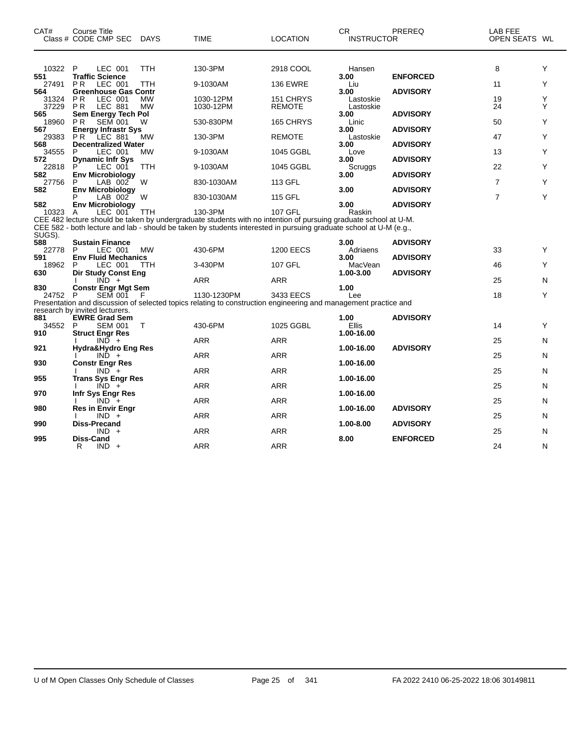| CAT# | Course Title<br>Class # CODE CMP SEC | DAYS | TIME | LOCATION | CR<br>INSTRUCTOR | PREREQ | LAB FEE<br>OPEN SEATS | WL |
|---|---|---|---|---|---|---|---|---|
| 10322 | P LEC 001 | TTH | 130-3PM | 2918 COOL | Hansen | | 8 | Y |
| **551** | **Traffic Science** | | | | **3.00** | **ENFORCED** | | |
| 27491 | P R LEC 001 | TTH | 9-1030AM | 136 EWRE | Liu | | 11 | Y |
| **564** | **Greenhouse Gas Contr** | | | | **3.00** | **ADVISORY** | | |
| 31324 | P R LEC 001 | MW | 1030-12PM | 151 CHRYS | Lastoskie | | 19 | Y |
| 37229 | P R LEC 881 | MW | 1030-12PM | REMOTE | Lastoskie | | 24 | Y |
| **565** | **Sem Energy Tech Pol** | | | | **3.00** | **ADVISORY** | | |
| 18960 | P R SEM 001 | W | 530-830PM | 165 CHRYS | Linic | | 50 | Y |
| **567** | **Energy Infrastr Sys** | | | | **3.00** | **ADVISORY** | | |
| 29383 | P R LEC 881 | MW | 130-3PM | REMOTE | Lastoskie | | 47 | Y |
| **568** | **Decentralized Water** | | | | **3.00** | **ADVISORY** | | |
| 34555 | P LEC 001 | MW | 9-1030AM | 1045 GGBL | Love | | 13 | Y |
| **572** | **Dynamic Infr Sys** | | | | **3.00** | **ADVISORY** | | |
| 22818 | P LEC 001 | TTH | 9-1030AM | 1045 GGBL | Scruggs | | 22 | Y |
| **582** | **Env Microbiology** | | | | **3.00** | **ADVISORY** | | |
| 27756 | P LAB 002 | W | 830-1030AM | 113 GFL | | | 7 | Y |
| **582** | **Env Microbiology** | | | | **3.00** | **ADVISORY** | | |
| | P LAB 002 | W | 830-1030AM | 115 GFL | | | 7 | Y |
| **582** | **Env Microbiology** | | | | **3.00** | **ADVISORY** | | |
| 10323 | A LEC 001 | TTH | 130-3PM | 107 GFL | Raskin | | | |

CEE 482 lecture should be taken by undergraduate students with no intention of pursuing graduate school at U-M.
CEE 582 - both lecture and lab - should be taken by students interested in pursuing graduate school at U-M (e.g., SUGS).

| CAT# | Course Title<br>Class # CODE CMP SEC | DAYS | TIME | LOCATION | CR<br>INSTRUCTOR | PREREQ | LAB FEE<br>OPEN SEATS | WL |
|---|---|---|---|---|---|---|---|---|
| **588** | **Sustain Finance** | | | | **3.00** | **ADVISORY** | | |
| 22778 | P LEC 001 | MW | 430-6PM | 1200 EECS | Adriaens | | 33 | Y |
| **591** | **Env Fluid Mechanics** | | | | **3.00** | **ADVISORY** | | |
| 18962 | P LEC 001 | TTH | 3-430PM | 107 GFL | MacVean | | 46 | Y |
| **630** | **Dir Study Const Eng** | | | | **1.00-3.00** | **ADVISORY** | | |
| | I IND + | | ARR | ARR | | | 25 | N |
| **830** | **Constr Engr Mgt Sem** | | | | **1.00** | | | |
| 24752 | P SEM 001 | F | 1130-1230PM | 3433 EECS | Lee | | 18 | Y |

Presentation and discussion of selected topics relating to construction engineering and management practice and research by invited lecturers.

| CAT# | Course Title<br>Class # CODE CMP SEC | DAYS | TIME | LOCATION | CR<br>INSTRUCTOR | PREREQ | LAB FEE<br>OPEN SEATS | WL |
|---|---|---|---|---|---|---|---|---|
| **881** | **EWRE Grad Sem** | | | | **1.00** | **ADVISORY** | | |
| 34552 | P SEM 001 | T | 430-6PM | 1025 GGBL | Ellis | | 14 | Y |
| **910** | **Struct Engr Res** | | | | **1.00-16.00** | | | |
| | I IND + | | ARR | ARR | | | 25 | N |
| **921** | **Hydra&Hydro Eng Res** | | | | **1.00-16.00** | **ADVISORY** | | |
| | I IND + | | ARR | ARR | | | 25 | N |
| **930** | **Constr Engr Res** | | | | **1.00-16.00** | | | |
| | I IND + | | ARR | ARR | | | 25 | N |
| **955** | **Trans Sys Engr Res** | | | | **1.00-16.00** | | | |
| | I IND + | | ARR | ARR | | | 25 | N |
| **970** | **Infr Sys Engr Res** | | | | **1.00-16.00** | | | |
| | I IND + | | ARR | ARR | | | 25 | N |
| **980** | **Res in Envir Engr** | | | | **1.00-16.00** | **ADVISORY** | | |
| | I IND + | | ARR | ARR | | | 25 | N |
| **990** | **Diss-Precand** | | | | **1.00-8.00** | **ADVISORY** | | |
| | IND + | | ARR | ARR | | | 25 | N |
| **995** | **Diss-Cand** | | | | **8.00** | **ENFORCED** | | |
| | R IND + | | ARR | ARR | | | 24 | N |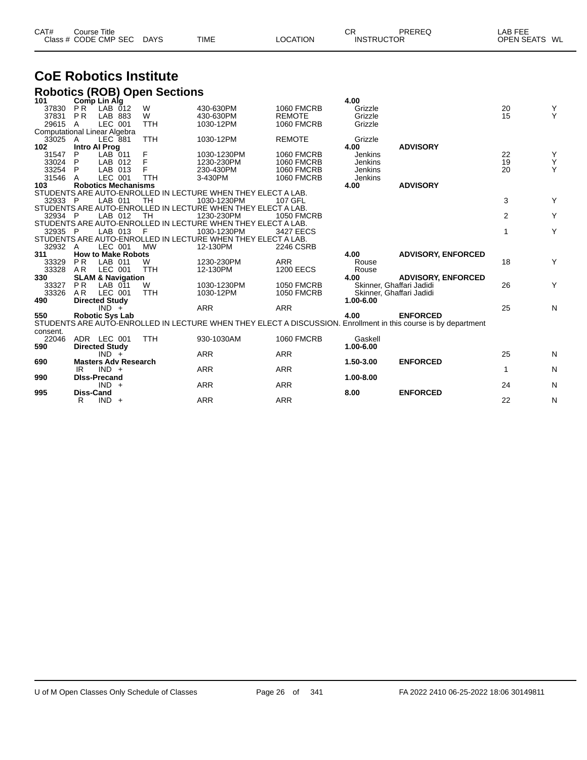| CAT# Class # | Course Title CODE CMP SEC | DAYS | TIME | LOCATION | CR INSTRUCTOR | PREREQ | LAB FEE OPEN SEATS | WL |
|---|---|---|---|---|---|---|---|---|

# CoE Robotics Institute

## Robotics (ROB) Open Sections

| CAT# Class # | Course Title CODE CMP SEC | DAYS | TIME | LOCATION | CR INSTRUCTOR | PREREQ | OPEN SEATS | WL |
|---|---|---|---|---|---|---|---|---|
| **101** | **Comp Lin Alg** | | | | **4.00** | | | |
| 37830 | P R LAB 012 | W | 430-630PM | 1060 FMCRB | Grizzle | | 20 | Y |
| 37831 | P R LAB 883 | W | 430-630PM | REMOTE | Grizzle | | 15 | Y |
| 29615 | A LEC 001 | TTH | 1030-12PM | 1060 FMCRB | Grizzle | | | |
| Computational Linear Algebra | | | | | | | | |
| 33025 | A LEC 881 | TTH | 1030-12PM | REMOTE | Grizzle | | | |
| **102** | **Intro AI Prog** | | | | **4.00** | **ADVISORY** | | |
| 31547 | P LAB 011 | F | 1030-1230PM | 1060 FMCRB | Jenkins | | 22 | Y |
| 33024 | P LAB 012 | F | 1230-230PM | 1060 FMCRB | Jenkins | | 19 | Y |
| 33254 | P LAB 013 | F | 230-430PM | 1060 FMCRB | Jenkins | | 20 | Y |
| 31546 | A LEC 001 | TTH | 3-430PM | 1060 FMCRB | Jenkins | | | |
| **103** | **Robotics Mechanisms** | | | | **4.00** | **ADVISORY** | | |
| STUDENTS ARE AUTO-ENROLLED IN LECTURE WHEN THEY ELECT A LAB. | | | | | | | | |
| 32933 | P LAB 011 | TH | 1030-1230PM | 107 GFL | | | 3 | Y |
| STUDENTS ARE AUTO-ENROLLED IN LECTURE WHEN THEY ELECT A LAB. | | | | | | | | |
| 32934 | P LAB 012 | TH | 1230-230PM | 1050 FMCRB | | | 2 | Y |
| STUDENTS ARE AUTO-ENROLLED IN LECTURE WHEN THEY ELECT A LAB. | | | | | | | | |
| 32935 | P LAB 013 | F | 1030-1230PM | 3427 EECS | | | 1 | Y |
| STUDENTS ARE AUTO-ENROLLED IN LECTURE WHEN THEY ELECT A LAB. | | | | | | | | |
| 32932 | A LEC 001 | MW | 12-130PM | 2246 CSRB | | | | |
| **311** | **How to Make Robots** | | | | **4.00** | **ADVISORY, ENFORCED** | | |
| 33329 | P R LAB 011 | W | 1230-230PM | ARR | Rouse | | 18 | Y |
| 33328 | A R LEC 001 | TTH | 12-130PM | 1200 EECS | Rouse | | | |
| **330** | **SLAM & Navigation** | | | | **4.00** | **ADVISORY, ENFORCED** | | |
| 33327 | P R LAB 011 | W | 1030-1230PM | 1050 FMCRB | Skinner, Ghaffari Jadidi | | 26 | Y |
| 33326 | A R LEC 001 | TTH | 1030-12PM | 1050 FMCRB | Skinner, Ghaffari Jadidi | | | |
| **490** | **Directed Study** | | | | **1.00-6.00** | | | |
| | IND + | | ARR | ARR | | | 25 | N |
| **550** | **Robotic Sys Lab** | | | | **4.00** | **ENFORCED** | | |
| STUDENTS ARE AUTO-ENROLLED IN LECTURE WHEN THEY ELECT A DISCUSSION. Enrollment in this course is by department consent. | | | | | | | | |
| 22046 | ADR LEC 001 | TTH | 930-1030AM | 1060 FMCRB | Gaskell | | | |
| **590** | **Directed Study** | | | | **1.00-6.00** | | | |
| | IND + | | ARR | ARR | | | 25 | N |
| **690** | **Masters Adv Research** | | | | **1.50-3.00** | **ENFORCED** | | |
| | IR IND + | | ARR | ARR | | | 1 | N |
| **990** | **Diss-Precand** | | | | **1.00-8.00** | | | |
| | IND + | | ARR | ARR | | | 24 | N |
| **995** | **Diss-Cand** | | | | **8.00** | **ENFORCED** | | |
| | R IND + | | ARR | ARR | | | 22 | N |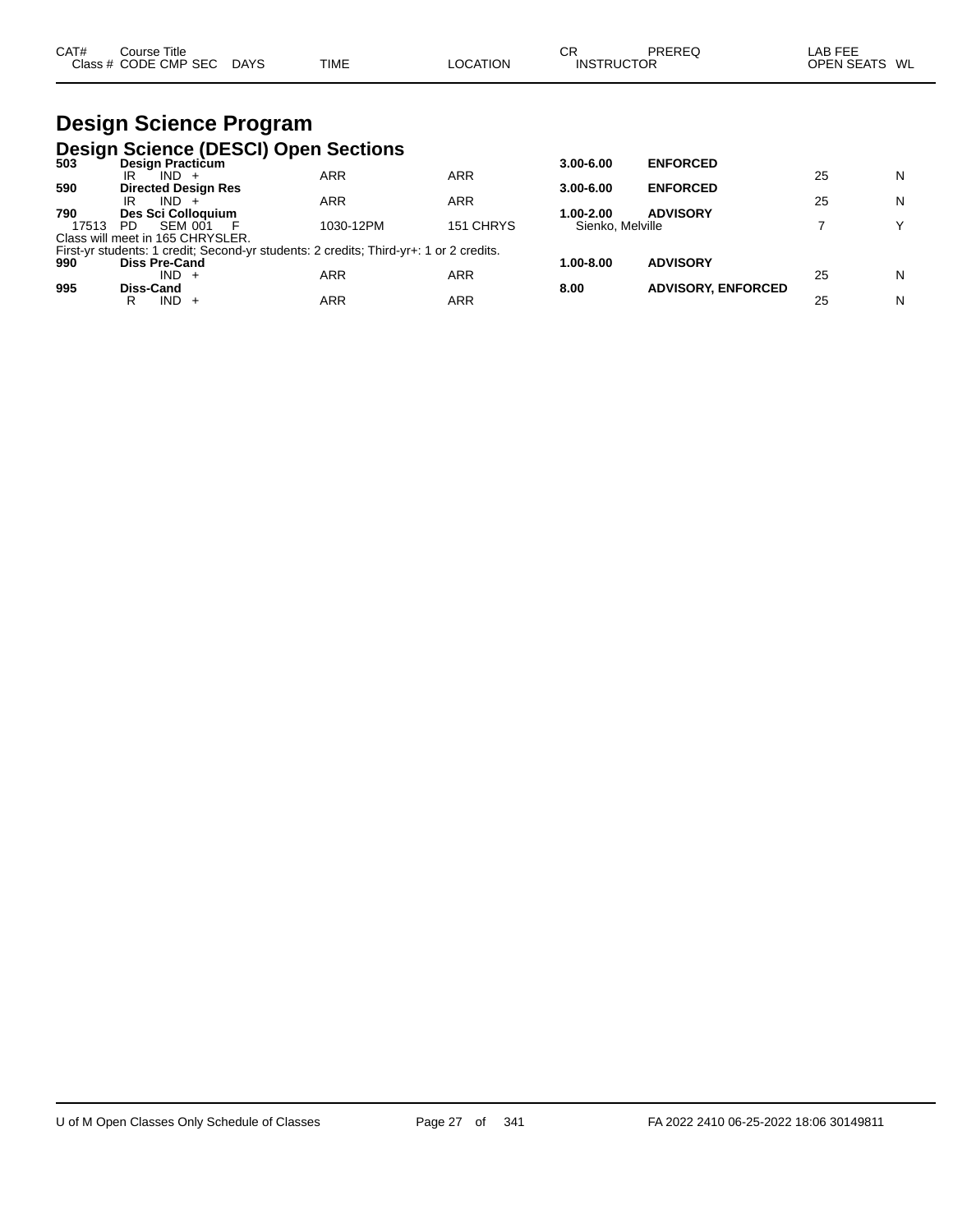| CAT# Class # | Course Title CODE CMP SEC | DAYS | TIME | LOCATION | CR INSTRUCTOR | PREREQ | LAB FEE OPEN SEATS | WL |
|---|---|---|---|---|---|---|---|---|

# Design Science Program

## Design Science (DESCI) Open Sections

| CAT# Class # | Course Title CODE CMP SEC | DAYS | TIME | LOCATION | CR INSTRUCTOR | PREREQ | LAB FEE OPEN SEATS | WL |
|---|---|---|---|---|---|---|---|---|
| **503** | **Design Practicum** | | | | **3.00-6.00** | **ENFORCED** | | |
| | IR IND + | | ARR | ARR | | | 25 | N |
| **590** | **Directed Design Res** | | | | **3.00-6.00** | **ENFORCED** | | |
| | IR IND + | | ARR | ARR | | | 25 | N |
| **790** | **Des Sci Colloquium** | | | | **1.00-2.00** | **ADVISORY** | | |
| 17513 | PD SEM 001 | F | 1030-12PM | 151 CHRYS | Sienko, Melville | | 7 | Y |

Class will meet in 165 CHRYSLER.
First-yr students: 1 credit; Second-yr students: 2 credits; Third-yr+: 1 or 2 credits.

| CAT# Class # | Course Title CODE CMP SEC | DAYS | TIME | LOCATION | CR INSTRUCTOR | PREREQ | LAB FEE OPEN SEATS | WL |
|---|---|---|---|---|---|---|---|---|
| **990** | **Diss Pre-Cand** | | | | **1.00-8.00** | **ADVISORY** | | |
| | IND + | | ARR | ARR | | | 25 | N |
| **995** | **Diss-Cand** | | | | **8.00** | **ADVISORY, ENFORCED** | | |
| | R IND + | | ARR | ARR | | | 25 | N |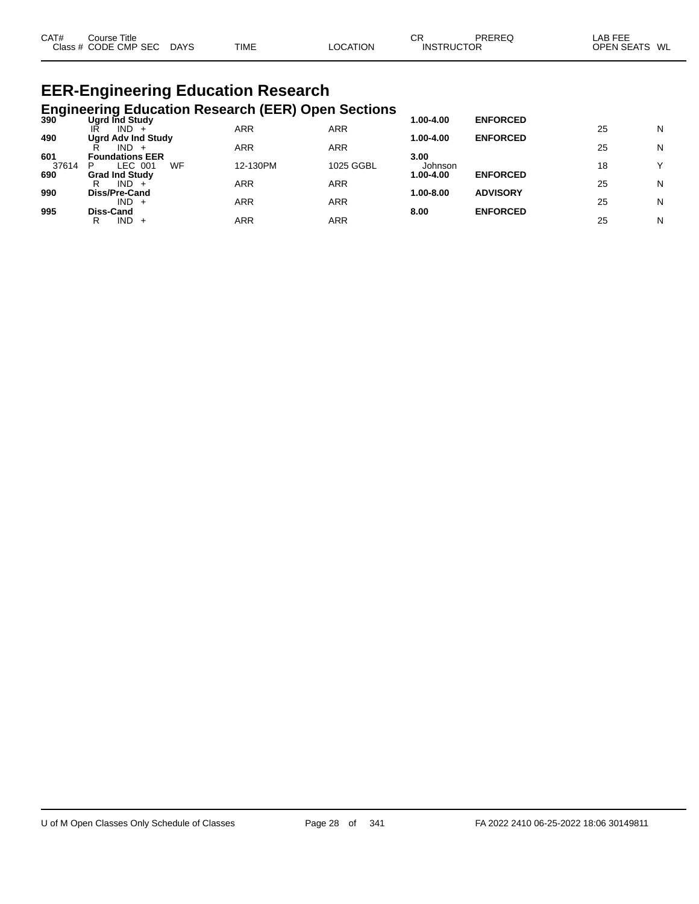| CAT# | Course Title | | | | | CR | PREREQ | LAB FEE | |
|---|---|---|---|---|---|---|---|---|---|
| Class # | CODE CMP SEC | DAYS | TIME | LOCATION | INSTRUCTOR | | | OPEN SEATS | WL |

# EER-Engineering Education Research

## Engineering Education Research (EER) Open Sections

| CAT# / Class # | Course Title / CODE CMP SEC | DAYS | TIME | LOCATION | CR / INSTRUCTOR | PREREQ | OPEN SEATS | WL |
|---|---|---|---|---|---|---|---|---|
| **390** | **Ugrd Ind Study** | | | | **1.00-4.00** | **ENFORCED** | | |
| | IR IND + | | ARR | ARR | | | 25 | N |
| **490** | **Ugrd Adv Ind Study** | | | | **1.00-4.00** | **ENFORCED** | | |
| | R IND + | | ARR | ARR | | | 25 | N |
| **601** | **Foundations EER** | | | | **3.00** | | | |
| 37614 | P LEC 001 | WF | 12-130PM | 1025 GGBL | Johnson | | 18 | Y |
| **690** | **Grad Ind Study** | | | | **1.00-4.00** | **ENFORCED** | | |
| | R IND + | | ARR | ARR | | | 25 | N |
| **990** | **Diss/Pre-Cand** | | | | **1.00-8.00** | **ADVISORY** | | |
| | IND + | | ARR | ARR | | | 25 | N |
| **995** | **Diss-Cand** | | | | **8.00** | **ENFORCED** | | |
| | R IND + | | ARR | ARR | | | 25 | N |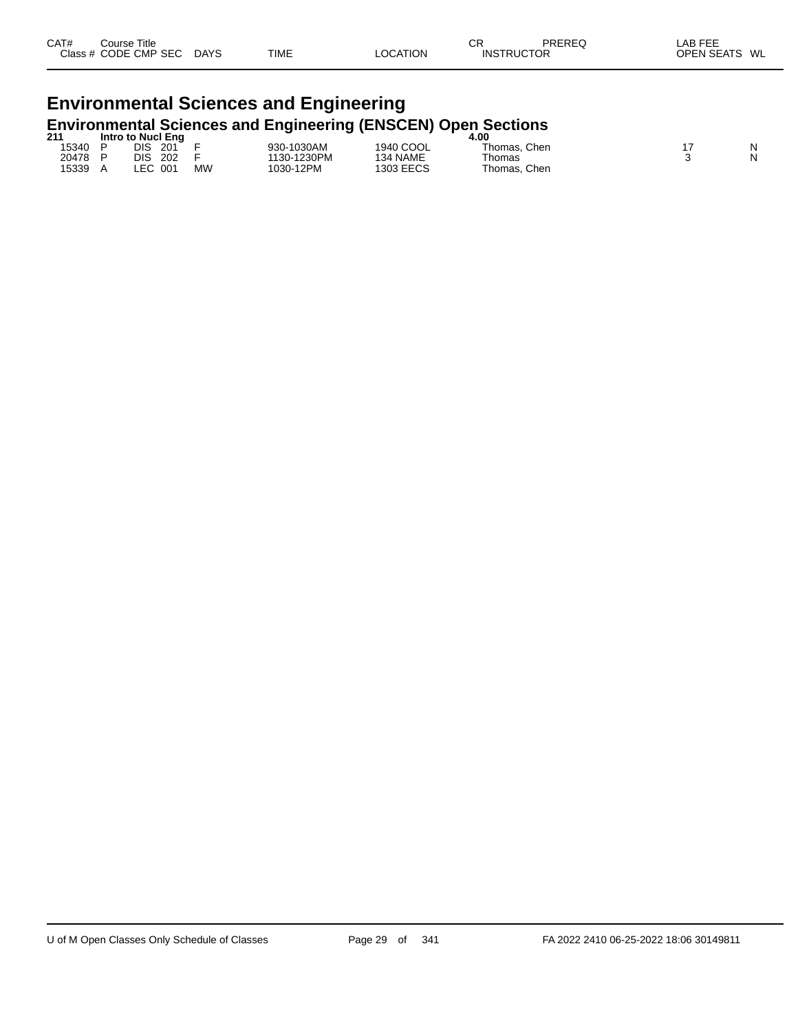| CAT# | Course Title | | | | | | CR | PREREQ | LAB FEE | |
|---|---|---|---|---|---|---|---|---|---|---|
| Class # | CODE | CMP | SEC | DAYS | TIME | LOCATION | INSTRUCTOR | | OPEN SEATS | WL |

# Environmental Sciences and Engineering

## Environmental Sciences and Engineering (ENSCEN) Open Sections

| CAT# | Course Title | | | | | | CR | PREREQ | LAB FEE | |
|---|---|---|---|---|---|---|---|---|---|---|
| **211** | **Intro to Nucl Eng** | | | | | | **4.00** | | | |
| 15340 | P | DIS | 201 | F | 930-1030AM | 1940 COOL | Thomas, Chen | | 17 | N |
| 20478 | P | DIS | 202 | F | 1130-1230PM | 134 NAME | Thomas | | 3 | N |
| 15339 | A | LEC | 001 | MW | 1030-12PM | 1303 EECS | Thomas, Chen | | | |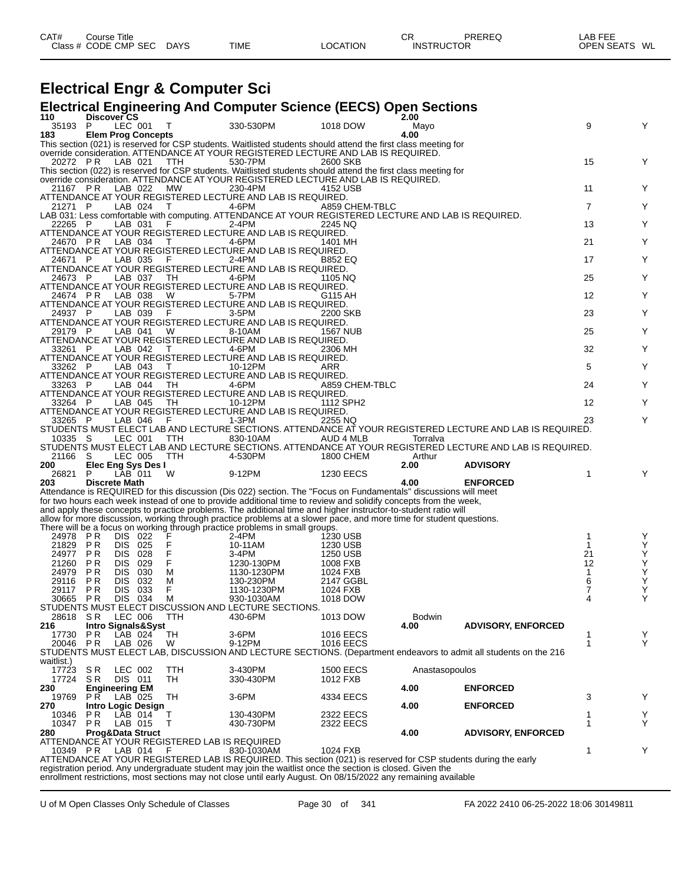# Electrical Engr & Computer Sci

## Electrical Engineering And Computer Science (EECS) Open Sections

| CAT# / Class # | Course Title / CODE | CMP | SEC | DAYS | TIME | LOCATION | CR / INSTRUCTOR | PREREQ | OPEN SEATS | WL |
|---|---|---|---|---|---|---|---|---|---|---|
| **110** | **Discover CS** | | | | | | **2.00** | | | |
| 35193 | P | LEC | 001 | T | 330-530PM | 1018 DOW | Mayo | | 9 | Y |
| **183** | **Elem Prog Concepts** | | | | | | **4.00** | | | |

This section (021) is reserved for CSP students. Waitlisted students should attend the first class meeting for override consideration. ATTENDANCE AT YOUR REGISTERED LECTURE AND LAB IS REQUIRED.

| Class # | CODE | CMP | SEC | DAYS | TIME | LOCATION | INSTRUCTOR | PREREQ | OPEN SEATS | WL |
|---|---|---|---|---|---|---|---|---|---|---|
| 20272 | P R | LAB | 021 | TTH | 530-7PM | 2600 SKB | | | 15 | Y |

This section (022) is reserved for CSP students. Waitlisted students should attend the first class meeting for override consideration. ATTENDANCE AT YOUR REGISTERED LECTURE AND LAB IS REQUIRED.

| Class # | CODE | CMP | SEC | DAYS | TIME | LOCATION | INSTRUCTOR | PREREQ | OPEN SEATS | WL |
|---|---|---|---|---|---|---|---|---|---|---|
| 21167 | P R | LAB | 022 | MW | 230-4PM | 4152 USB | | | 11 | Y |

ATTENDANCE AT YOUR REGISTERED LECTURE AND LAB IS REQUIRED.

| Class # | CODE | CMP | SEC | DAYS | TIME | LOCATION | INSTRUCTOR | PREREQ | OPEN SEATS | WL |
|---|---|---|---|---|---|---|---|---|---|---|
| 21271 | P | LAB | 024 | T | 4-6PM | A859 CHEM-TBLC | | | 7 | Y |

LAB 031: Less comfortable with computing. ATTENDANCE AT YOUR REGISTERED LECTURE AND LAB IS REQUIRED.

| Class # | CODE | CMP | SEC | DAYS | TIME | LOCATION | INSTRUCTOR | PREREQ | OPEN SEATS | WL |
|---|---|---|---|---|---|---|---|---|---|---|
| 22265 | P | LAB | 031 | F | 2-4PM | 2245 NQ | | | 13 | Y |

ATTENDANCE AT YOUR REGISTERED LECTURE AND LAB IS REQUIRED.

| Class # | CODE | CMP | SEC | DAYS | TIME | LOCATION | INSTRUCTOR | PREREQ | OPEN SEATS | WL |
|---|---|---|---|---|---|---|---|---|---|---|
| 24670 | P R | LAB | 034 | T | 4-6PM | 1401 MH | | | 21 | Y |

ATTENDANCE AT YOUR REGISTERED LECTURE AND LAB IS REQUIRED.

| Class # | CODE | CMP | SEC | DAYS | TIME | LOCATION | INSTRUCTOR | PREREQ | OPEN SEATS | WL |
|---|---|---|---|---|---|---|---|---|---|---|
| 24671 | P | LAB | 035 | F | 2-4PM | B852 EQ | | | 17 | Y |

ATTENDANCE AT YOUR REGISTERED LECTURE AND LAB IS REQUIRED.

| Class # | CODE | CMP | SEC | DAYS | TIME | LOCATION | INSTRUCTOR | PREREQ | OPEN SEATS | WL |
|---|---|---|---|---|---|---|---|---|---|---|
| 24673 | P | LAB | 037 | TH | 4-6PM | 1105 NQ | | | 25 | Y |

ATTENDANCE AT YOUR REGISTERED LECTURE AND LAB IS REQUIRED.

| Class # | CODE | CMP | SEC | DAYS | TIME | LOCATION | INSTRUCTOR | PREREQ | OPEN SEATS | WL |
|---|---|---|---|---|---|---|---|---|---|---|
| 24674 | P R | LAB | 038 | W | 5-7PM | G115 AH | | | 12 | Y |

ATTENDANCE AT YOUR REGISTERED LECTURE AND LAB IS REQUIRED.

| Class # | CODE | CMP | SEC | DAYS | TIME | LOCATION | INSTRUCTOR | PREREQ | OPEN SEATS | WL |
|---|---|---|---|---|---|---|---|---|---|---|
| 24937 | P | LAB | 039 | F | 3-5PM | 2200 SKB | | | 23 | Y |

ATTENDANCE AT YOUR REGISTERED LECTURE AND LAB IS REQUIRED.

| Class # | CODE | CMP | SEC | DAYS | TIME | LOCATION | INSTRUCTOR | PREREQ | OPEN SEATS | WL |
|---|---|---|---|---|---|---|---|---|---|---|
| 29179 | P | LAB | 041 | W | 8-10AM | 1567 NUB | | | 25 | Y |

ATTENDANCE AT YOUR REGISTERED LECTURE AND LAB IS REQUIRED.

| Class # | CODE | CMP | SEC | DAYS | TIME | LOCATION | INSTRUCTOR | PREREQ | OPEN SEATS | WL |
|---|---|---|---|---|---|---|---|---|---|---|
| 33261 | P | LAB | 042 | T | 4-6PM | 2306 MH | | | 32 | Y |

ATTENDANCE AT YOUR REGISTERED LECTURE AND LAB IS REQUIRED.

| Class # | CODE | CMP | SEC | DAYS | TIME | LOCATION | INSTRUCTOR | PREREQ | OPEN SEATS | WL |
|---|---|---|---|---|---|---|---|---|---|---|
| 33262 | P | LAB | 043 | T | 10-12PM | ARR | | | 5 | Y |

ATTENDANCE AT YOUR REGISTERED LECTURE AND LAB IS REQUIRED.

| Class # | CODE | CMP | SEC | DAYS | TIME | LOCATION | INSTRUCTOR | PREREQ | OPEN SEATS | WL |
|---|---|---|---|---|---|---|---|---|---|---|
| 33263 | P | LAB | 044 | TH | 4-6PM | A859 CHEM-TBLC | | | 24 | Y |

ATTENDANCE AT YOUR REGISTERED LECTURE AND LAB IS REQUIRED.

| Class # | CODE | CMP | SEC | DAYS | TIME | LOCATION | INSTRUCTOR | PREREQ | OPEN SEATS | WL |
|---|---|---|---|---|---|---|---|---|---|---|
| 33264 | P | LAB | 045 | TH | 10-12PM | 1112 SPH2 | | | 12 | Y |

ATTENDANCE AT YOUR REGISTERED LECTURE AND LAB IS REQUIRED.

| Class # | CODE | CMP | SEC | DAYS | TIME | LOCATION | INSTRUCTOR | PREREQ | OPEN SEATS | WL |
|---|---|---|---|---|---|---|---|---|---|---|
| 33265 | P | LAB | 046 | F | 1-3PM | 2255 NQ | | | 23 | Y |

STUDENTS MUST ELECT LAB AND LECTURE SECTIONS. ATTENDANCE AT YOUR REGISTERED LECTURE AND LAB IS REQUIRED.

| Class # | CODE | CMP | SEC | DAYS | TIME | LOCATION | INSTRUCTOR | PREREQ | OPEN SEATS | WL |
|---|---|---|---|---|---|---|---|---|---|---|
| 10335 | S | LEC | 001 | TTH | 830-10AM | AUD 4 MLB | Torralva | | | |

STUDENTS MUST ELECT LAB AND LECTURE SECTIONS. ATTENDANCE AT YOUR REGISTERED LECTURE AND LAB IS REQUIRED.

| Class # | CODE | CMP | SEC | DAYS | TIME | LOCATION | INSTRUCTOR | PREREQ | OPEN SEATS | WL |
|---|---|---|---|---|---|---|---|---|---|---|
| 21166 | S | LEC | 005 | TTH | 4-530PM | 1800 CHEM | Arthur | | | |
| **200** | **Elec Eng Sys Des I** | | | | | | **2.00** | **ADVISORY** | | |
| 26821 | P | LAB | 011 | W | 9-12PM | 1230 EECS | | | 1 | Y |
| **203** | **Discrete Math** | | | | | | **4.00** | **ENFORCED** | | |

Attendance is REQUIRED for this discussion (Dis 022) section. The "Focus on Fundamentals" discussions will meet for two hours each week instead of one to provide additional time to review and solidify concepts from the week, and apply these concepts to practice problems. The additional time and higher instructor-to-student ratio will allow for more discussion, working through practice problems at a slower pace, and more time for student questions. There will be a focus on working through practice problems in small groups.

| Class # | CODE | CMP | SEC | DAYS | TIME | LOCATION | INSTRUCTOR | PREREQ | OPEN SEATS | WL |
|---|---|---|---|---|---|---|---|---|---|---|
| 24978 | P R | DIS | 022 | F | 2-4PM | 1230 USB | | | 1 | Y |
| 21829 | P R | DIS | 025 | F | 10-11AM | 1230 USB | | | 1 | Y |
| 24977 | P R | DIS | 028 | F | 3-4PM | 1250 USB | | | 21 | Y |
| 21260 | P R | DIS | 029 | F | 1230-130PM | 1008 FXB | | | 12 | Y |
| 24979 | P R | DIS | 030 | M | 1130-1230PM | 1024 FXB | | | 1 | Y |
| 29116 | P R | DIS | 032 | M | 130-230PM | 2147 GGBL | | | 6 | Y |
| 29117 | P R | DIS | 033 | F | 1130-1230PM | 1024 FXB | | | 7 | Y |
| 30665 | P R | DIS | 034 | M | 930-1030AM | 1018 DOW | | | 4 | Y |

STUDENTS MUST ELECT DISCUSSION AND LECTURE SECTIONS.

| Class # | CODE | CMP | SEC | DAYS | TIME | LOCATION | INSTRUCTOR | PREREQ | OPEN SEATS | WL |
|---|---|---|---|---|---|---|---|---|---|---|
| 28618 | S R | LEC | 006 | TTH | 430-6PM | 1013 DOW | Bodwin | | | |
| **216** | **Intro Signals&Syst** | | | | | | **4.00** | **ADVISORY, ENFORCED** | | |
| 17730 | P R | LAB | 024 | TH | 3-6PM | 1016 EECS | | | 1 | Y |
| 20046 | P R | LAB | 026 | W | 9-12PM | 1016 EECS | | | 1 | Y |

STUDENTS MUST ELECT LAB, DISCUSSION AND LECTURE SECTIONS. (Department endeavors to admit all students on the 216 waitlist.)

| Class # | CODE | CMP | SEC | DAYS | TIME | LOCATION | INSTRUCTOR | PREREQ | OPEN SEATS | WL |
|---|---|---|---|---|---|---|---|---|---|---|
| 17723 | S R | LEC | 002 | TTH | 3-430PM | 1500 EECS | Anastasopoulos | | | |
| 17724 | S R | DIS | 011 | TH | 330-430PM | 1012 FXB | | | | |
| **230** | **Engineering EM** | | | | | | **4.00** | **ENFORCED** | | |
| 19769 | P R | LAB | 025 | TH | 3-6PM | 4334 EECS | | | 3 | Y |
| **270** | **Intro Logic Design** | | | | | | **4.00** | **ENFORCED** | | |
| 10346 | P R | LAB | 014 | T | 130-430PM | 2322 EECS | | | 1 | Y |
| 10347 | P R | LAB | 015 | T | 430-730PM | 2322 EECS | | | 1 | Y |
| **280** | **Prog&Data Struct** | | | | | | **4.00** | **ADVISORY, ENFORCED** | | |

ATTENDANCE AT YOUR REGISTERED LAB IS REQUIRED

| Class # | CODE | CMP | SEC | DAYS | TIME | LOCATION | INSTRUCTOR | PREREQ | OPEN SEATS | WL |
|---|---|---|---|---|---|---|---|---|---|---|
| 10349 | P R | LAB | 014 | F | 830-1030AM | 1024 FXB | | | 1 | Y |

ATTENDANCE AT YOUR REGISTERED LAB IS REQUIRED. This section (021) is reserved for CSP students during the early registration period. Any undergraduate student may join the waitlist once the section is closed. Given the enrollment restrictions, most sections may not close until early August. On 08/15/2022 any remaining available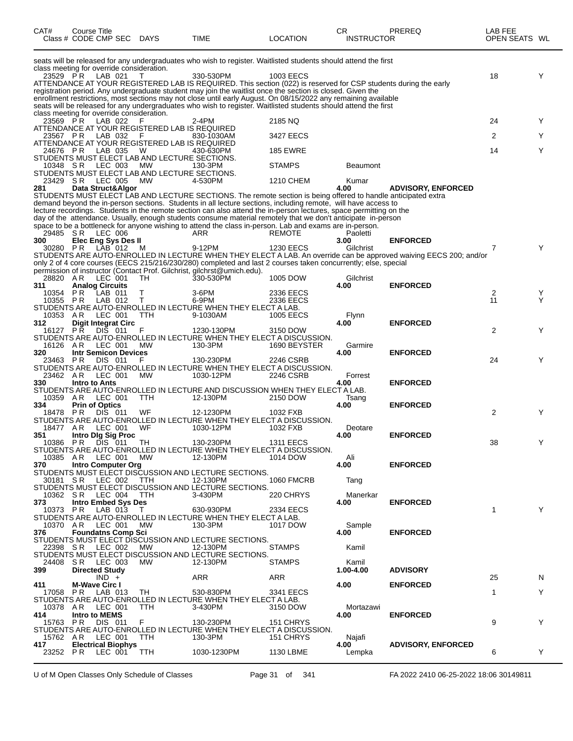| CAT# | Course Title Class # CODE CMP SEC | DAYS | TIME | LOCATION | CR INSTRUCTOR | PREREQ | LAB FEE OPEN SEATS | WL |
|---|---|---|---|---|---|---|---|---|
| | seats will be released for any undergraduates who wish to register. Waitlisted students should attend the first class meeting for override consideration. | | | | | | | |
| | 23529 PR LAB 021 | T | 330-530PM | 1003 EECS | | | 18 | Y |
| | ATTENDANCE AT YOUR REGISTERED LAB IS REQUIRED. This section (022) is reserved for CSP students during the early registration period. Any undergraduate student may join the waitlist once the section is closed. Given the enrollment restrictions, most sections may not close until early August. On 08/15/2022 any remaining available seats will be released for any undergraduates who wish to register. Waitlisted students should attend the first class meeting for override consideration. | | | | | | | |
| | 23569 PR LAB 022 | F | 2-4PM | 2185 NQ | | | 24 | Y |
| | ATTENDANCE AT YOUR REGISTERED LAB IS REQUIRED | | | | | | | |
| | 23567 PR LAB 032 | F | 830-1030AM | 3427 EECS | | | 2 | Y |
| | ATTENDANCE AT YOUR REGISTERED LAB IS REQUIRED | | | | | | | |
| | 24676 PR LAB 035 | W | 430-630PM | 185 EWRE | | | 14 | Y |
| | STUDENTS MUST ELECT LAB AND LECTURE SECTIONS. | | | | | | | |
| | 10348 SR LEC 003 | MW | 130-3PM | STAMPS | Beaumont | | | |
| | STUDENTS MUST ELECT LAB AND LECTURE SECTIONS. | | | | | | | |
| | 23429 SR LEC 005 | MW | 4-530PM | 1210 CHEM | Kumar | | | |
| 281 | **Data Struct&Algor** | | | | 4.00 | **ADVISORY, ENFORCED** | | |
| | STUDENTS MUST ELECT LAB AND LECTURE SECTIONS. The remote section is being offered to handle anticipated extra demand beyond the in-person sections. Students in all lecture sections, including remote, will have access to lecture recordings. Students in the remote section can also attend the in-person lectures, space permitting on the day of the attendance. Usually, enough students consume material remotely that we don't anticipate in-person space to be a bottleneck for anyone wishing to attend the class in-person. Lab and exams are in-person. | | | | | | | |
| | 29485 SR LEC 006 | | ARR | REMOTE | Paoletti | | | |
| 300 | **Elec Eng Sys Des II** | | | | 3.00 | **ENFORCED** | | |
| | 30280 PR LAB 012 | M | 9-12PM | 1230 EECS | Gilchrist | | 7 | Y |
| | STUDENTS ARE AUTO-ENROLLED IN LECTURE WHEN THEY ELECT A LAB. An override can be approved waiving EECS 200; and/or only 2 of 4 core courses (EECS 215/216/230/280) completed and last 2 courses taken concurrently; else, special permission of instructor (Contact Prof. Gilchrist, gilchrst@umich.edu). | | | | | | | |
| | 28820 AR LEC 001 | TH | 330-530PM | 1005 DOW | Gilchrist | | | |
| 311 | **Analog Circuits** | | | | 4.00 | **ENFORCED** | | |
| | 10354 PR LAB 011 | T | 3-6PM | 2336 EECS | | | 2 | Y |
| | 10355 PR LAB 012 | T | 6-9PM | 2336 EECS | | | 11 | Y |
| | STUDENTS ARE AUTO-ENROLLED IN LECTURE WHEN THEY ELECT A LAB. | | | | | | | |
| | 10353 AR LEC 001 | TTH | 9-1030AM | 1005 EECS | Flynn | | | |
| 312 | **Digit Integrat Circ** | | | | 4.00 | **ENFORCED** | | |
| | 16127 PR DIS 011 | F | 1230-130PM | 3150 DOW | | | 2 | Y |
| | STUDENTS ARE AUTO-ENROLLED IN LECTURE WHEN THEY ELECT A DISCUSSION. | | | | | | | |
| | 16126 AR LEC 001 | MW | 130-3PM | 1690 BEYSTER | Garmire | | | |
| 320 | **Intr Semicon Devices** | | | | 4.00 | **ENFORCED** | | |
| | 23463 PR DIS 011 | F | 130-230PM | 2246 CSRB | | | 24 | Y |
| | STUDENTS ARE AUTO-ENROLLED IN LECTURE WHEN THEY ELECT A DISCUSSION. | | | | | | | |
| | 23462 AR LEC 001 | MW | 1030-12PM | 2246 CSRB | Forrest | | | |
| 330 | **Intro to Ants** | | | | 4.00 | **ENFORCED** | | |
| | STUDENTS ARE AUTO-ENROLLED IN LECTURE AND DISCUSSION WHEN THEY ELECT A LAB. | | | | | | | |
| | 10359 AR LEC 001 | TTH | 12-130PM | 2150 DOW | Tsang | | | |
| 334 | **Prin of Optics** | | | | 4.00 | **ENFORCED** | | |
| | 18478 PR DIS 011 | WF | 12-1230PM | 1032 FXB | | | 2 | Y |
| | STUDENTS ARE AUTO-ENROLLED IN LECTURE WHEN THEY ELECT A DISCUSSION. | | | | | | | |
| | 18477 AR LEC 001 | WF | 1030-12PM | 1032 FXB | Deotare | | | |
| 351 | **Intro Dig Sig Proc** | | | | 4.00 | **ENFORCED** | | |
| | 10386 PR DIS 011 | TH | 130-230PM | 1311 EECS | | | 38 | Y |
| | STUDENTS ARE AUTO-ENROLLED IN LECTURE WHEN THEY ELECT A DISCUSSION. | | | | | | | |
| | 10385 AR LEC 001 | MW | 12-130PM | 1014 DOW | Ali | | | |
| 370 | **Intro Computer Org** | | | | 4.00 | **ENFORCED** | | |
| | STUDENTS MUST ELECT DISCUSSION AND LECTURE SECTIONS. | | | | | | | |
| | 30181 SR LEC 002 | TTH | 12-130PM | 1060 FMCRB | Tang | | | |
| | STUDENTS MUST ELECT DISCUSSION AND LECTURE SECTIONS. | | | | | | | |
| | 10362 SR LEC 004 | TTH | 3-430PM | 220 CHRYS | Manerkar | | | |
| 373 | **Intro Embed Sys Des** | | | | 4.00 | **ENFORCED** | | |
| | 10373 PR LAB 013 | T | 630-930PM | 2334 EECS | | | 1 | Y |
| | STUDENTS ARE AUTO-ENROLLED IN LECTURE WHEN THEY ELECT A LAB. | | | | | | | |
| | 10370 AR LEC 001 | MW | 130-3PM | 1017 DOW | Sample | | | |
| 376 | **Foundatns Comp Sci** | | | | 4.00 | **ENFORCED** | | |
| | STUDENTS MUST ELECT DISCUSSION AND LECTURE SECTIONS. | | | | | | | |
| | 22398 SR LEC 002 | MW | 12-130PM | STAMPS | Kamil | | | |
| | STUDENTS MUST ELECT DISCUSSION AND LECTURE SECTIONS. | | | | | | | |
| | 24408 SR LEC 003 | MW | 12-130PM | STAMPS | Kamil | | | |
| 399 | **Directed Study** | | | | 1.00-4.00 | **ADVISORY** | | |
| | IND + | | ARR | ARR | | | 25 | N |
| 411 | **M-Wave Circ I** | | | | 4.00 | **ENFORCED** | | |
| | 17058 PR LAB 013 | TH | 530-830PM | 3341 EECS | | | 1 | Y |
| | STUDENTS ARE AUTO-ENROLLED IN LECTURE WHEN THEY ELECT A LAB. | | | | | | | |
| | 10378 AR LEC 001 | TTH | 3-430PM | 3150 DOW | Mortazawi | | | |
| 414 | **Intro to MEMS** | | | | 4.00 | **ENFORCED** | | |
| | 15763 PR DIS 011 | F | 130-230PM | 151 CHRYS | | | 9 | Y |
| | STUDENTS ARE AUTO-ENROLLED IN LECTURE WHEN THEY ELECT A DISCUSSION. | | | | | | | |
| | 15762 AR LEC 001 | TTH | 130-3PM | 151 CHRYS | Najafi | | | |
| 417 | **Electrical Biophys** | | | | 4.00 | **ADVISORY, ENFORCED** | | |
| | 23252 PR LEC 001 | TTH | 1030-1230PM | 1130 LBME | Lempka | | 6 | Y |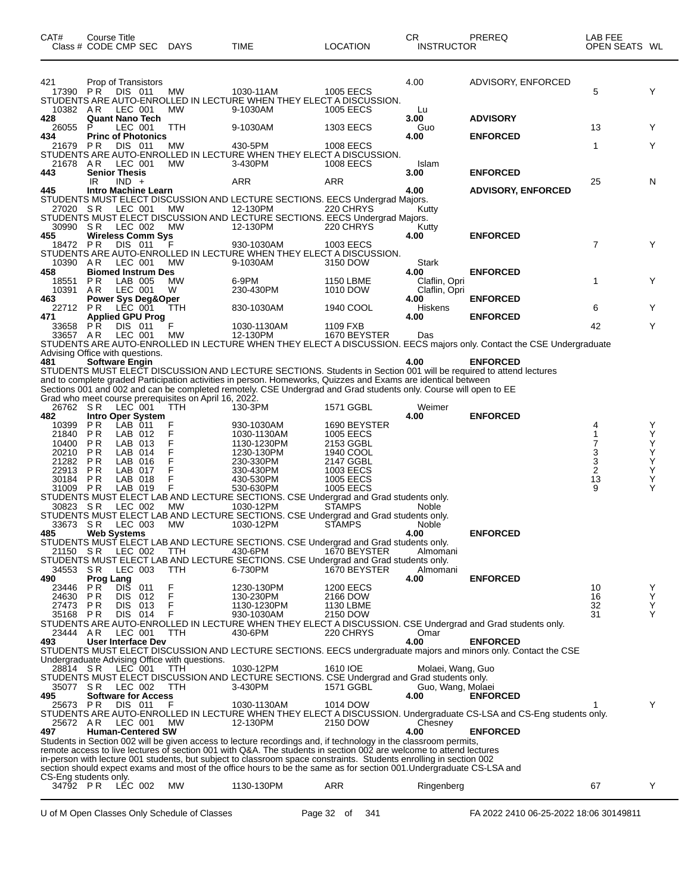| CAT# | Course Title | | | | | | CR | PREREQ | LAB FEE | | |
|---|---|---|---|---|---|---|---|---|---|---|---|
| Class # | CODE | CMP SEC | DAYS | TIME | LOCATION | | INSTRUCTOR | | OPEN SEATS | WL |
| 421 | Prop of Transistors | | | | | 4.00 | | ADVISORY, ENFORCED | | |
| 17390 | P R | DIS 011 | MW | 1030-11AM | 1005 EECS | | | | 5 | Y |

STUDENTS ARE AUTO-ENROLLED IN LECTURE WHEN THEY ELECT A DISCUSSION.

| Class # | CODE | CMP SEC | DAYS | TIME | LOCATION | CR | INSTRUCTOR | PREREQ | OPEN SEATS | WL |
|---|---|---|---|---|---|---|---|---|---|---|
| 10382 | A R | LEC 001 | MW | 9-1030AM | 1005 EECS | | Lu | | | |
| **428** | **Quant Nano Tech** | | | | | **3.00** | | **ADVISORY** | | |
| 26055 | P | LEC 001 | TTH | 9-1030AM | 1303 EECS | | Guo | | 13 | Y |
| **434** | **Princ of Photonics** | | | | | **4.00** | | **ENFORCED** | | |
| 21679 | P R | DIS 011 | MW | 430-5PM | 1008 EECS | | | | 1 | Y |

STUDENTS ARE AUTO-ENROLLED IN LECTURE WHEN THEY ELECT A DISCUSSION.

| Class # | CODE | CMP SEC | DAYS | TIME | LOCATION | CR | INSTRUCTOR | PREREQ | OPEN SEATS | WL |
|---|---|---|---|---|---|---|---|---|---|---|
| 21678 | A R | LEC 001 | MW | 3-430PM | 1008 EECS | | Islam | | | |
| **443** | **Senior Thesis** | | | | | **3.00** | | **ENFORCED** | | |
| | IR | IND + | | ARR | ARR | | | | 25 | N |
| **445** | **Intro Machine Learn** | | | | | **4.00** | | **ADVISORY, ENFORCED** | | |

STUDENTS MUST ELECT DISCUSSION AND LECTURE SECTIONS. EECS Undergrad Majors.

| Class # | CODE | CMP SEC | DAYS | TIME | LOCATION | CR | INSTRUCTOR | PREREQ | OPEN SEATS | WL |
|---|---|---|---|---|---|---|---|---|---|---|
| 27020 | S R | LEC 001 | MW | 12-130PM | 220 CHRYS | | Kutty | | | |

STUDENTS MUST ELECT DISCUSSION AND LECTURE SECTIONS. EECS Undergrad Majors.

| Class # | CODE | CMP SEC | DAYS | TIME | LOCATION | CR | INSTRUCTOR | PREREQ | OPEN SEATS | WL |
|---|---|---|---|---|---|---|---|---|---|---|
| 30990 | S R | LEC 002 | MW | 12-130PM | 220 CHRYS | | Kutty | | | |
| **455** | **Wireless Comm Sys** | | | | | **4.00** | | **ENFORCED** | | |
| 18472 | P R | DIS 011 | F | 930-1030AM | 1003 EECS | | | | 7 | Y |

STUDENTS ARE AUTO-ENROLLED IN LECTURE WHEN THEY ELECT A DISCUSSION.

| Class # | CODE | CMP SEC | DAYS | TIME | LOCATION | CR | INSTRUCTOR | PREREQ | OPEN SEATS | WL |
|---|---|---|---|---|---|---|---|---|---|---|
| 10390 | A R | LEC 001 | MW | 9-1030AM | 3150 DOW | | Stark | | | |
| **458** | **Biomed Instrum Des** | | | | | **4.00** | | **ENFORCED** | | |
| 18551 | P R | LAB 005 | MW | 6-9PM | 1150 LBME | | Claflin, Opri | | 1 | Y |
| 10391 | A R | LEC 001 | W | 230-430PM | 1010 DOW | | Claflin, Opri | | | |
| **463** | **Power Sys Deg&Oper** | | | | | **4.00** | | **ENFORCED** | | |
| 22712 | P R | LEC 001 | TTH | 830-1030AM | 1940 COOL | | Hiskens | | 6 | Y |
| **471** | **Applied GPU Prog** | | | | | **4.00** | | **ENFORCED** | | |
| 33658 | P R | DIS 011 | F | 1030-1130AM | 1109 FXB | | | | 42 | Y |
| 33657 | A R | LEC 001 | MW | 12-130PM | 1670 BEYSTER | | Das | | | |

STUDENTS ARE AUTO-ENROLLED IN LECTURE WHEN THEY ELECT A DISCUSSION. EECS majors only. Contact the CSE Undergraduate Advising Office with questions.

**481 Software Engin** — **4.00** — **ENFORCED**

STUDENTS MUST ELECT DISCUSSION AND LECTURE SECTIONS. Students in Section 001 will be required to attend lectures and to complete graded Participation activities in person. Homeworks, Quizzes and Exams are identical between Sections 001 and 002 and can be completed remotely. CSE Undergrad and Grad students only. Course will open to EE Grad who meet course prerequisites on April 16, 2022.

| Class # | CODE | CMP SEC | DAYS | TIME | LOCATION | CR | INSTRUCTOR | PREREQ | OPEN SEATS | WL |
|---|---|---|---|---|---|---|---|---|---|---|
| 26762 | S R | LEC 001 | TTH | 130-3PM | 1571 GGBL | | Weimer | | | |
| **482** | **Intro Oper System** | | | | | **4.00** | | **ENFORCED** | | |
| 10399 | P R | LAB 011 | F | 930-1030AM | 1690 BEYSTER | | | | 4 | Y |
| 21840 | P R | LAB 012 | F | 1030-1130AM | 1005 EECS | | | | 1 | Y |
| 10400 | P R | LAB 013 | F | 1130-1230PM | 2153 GGBL | | | | 7 | Y |
| 20210 | P R | LAB 014 | F | 1230-130PM | 1940 COOL | | | | 3 | Y |
| 21282 | P R | LAB 016 | F | 230-330PM | 2147 GGBL | | | | 3 | Y |
| 22913 | P R | LAB 017 | F | 330-430PM | 1003 EECS | | | | 2 | Y |
| 30184 | P R | LAB 018 | F | 430-530PM | 1005 EECS | | | | 13 | Y |
| 31009 | P R | LAB 019 | F | 530-630PM | 1005 EECS | | | | 9 | Y |

STUDENTS MUST ELECT LAB AND LECTURE SECTIONS. CSE Undergrad and Grad students only.

| Class # | CODE | CMP SEC | DAYS | TIME | LOCATION | CR | INSTRUCTOR | PREREQ | OPEN SEATS | WL |
|---|---|---|---|---|---|---|---|---|---|---|
| 30823 | S R | LEC 002 | MW | 1030-12PM | STAMPS | | Noble | | | |

STUDENTS MUST ELECT LAB AND LECTURE SECTIONS. CSE Undergrad and Grad students only.

| Class # | CODE | CMP SEC | DAYS | TIME | LOCATION | CR | INSTRUCTOR | PREREQ | OPEN SEATS | WL |
|---|---|---|---|---|---|---|---|---|---|---|
| 33673 | S R | LEC 003 | MW | 1030-12PM | STAMPS | | Noble | | | |
| **485** | **Web Systems** | | | | | **4.00** | | **ENFORCED** | | |

STUDENTS MUST ELECT LAB AND LECTURE SECTIONS. CSE Undergrad and Grad students only.

| Class # | CODE | CMP SEC | DAYS | TIME | LOCATION | CR | INSTRUCTOR | PREREQ | OPEN SEATS | WL |
|---|---|---|---|---|---|---|---|---|---|---|
| 21150 | S R | LEC 002 | TTH | 430-6PM | 1670 BEYSTER | | Almomani | | | |

STUDENTS MUST ELECT LAB AND LECTURE SECTIONS. CSE Undergrad and Grad students only.

| Class # | CODE | CMP SEC | DAYS | TIME | LOCATION | CR | INSTRUCTOR | PREREQ | OPEN SEATS | WL |
|---|---|---|---|---|---|---|---|---|---|---|
| 34553 | S R | LEC 003 | TTH | 6-730PM | 1670 BEYSTER | | Almomani | | | |
| **490** | **Prog Lang** | | | | | **4.00** | | **ENFORCED** | | |
| 23446 | P R | DIS 011 | F | 1230-130PM | 1200 EECS | | | | 10 | Y |
| 24630 | P R | DIS 012 | F | 130-230PM | 2166 DOW | | | | 16 | Y |
| 27473 | P R | DIS 013 | F | 1130-1230PM | 1130 LBME | | | | 32 | Y |
| 35168 | P R | DIS 014 | F | 930-1030AM | 2150 DOW | | | | 31 | Y |

STUDENTS ARE AUTO-ENROLLED IN LECTURE WHEN THEY ELECT A DISCUSSION. CSE Undergrad and Grad students only.

| Class # | CODE | CMP SEC | DAYS | TIME | LOCATION | CR | INSTRUCTOR | PREREQ | OPEN SEATS | WL |
|---|---|---|---|---|---|---|---|---|---|---|
| 23444 | A R | LEC 001 | TTH | 430-6PM | 220 CHRYS | | Omar | | | |
| **493** | **User Interface Dev** | | | | | **4.00** | | **ENFORCED** | | |

STUDENTS MUST ELECT DISCUSSION AND LECTURE SECTIONS. EECS undergraduate majors and minors only. Contact the CSE Undergraduate Advising Office with questions.

| Class # | CODE | CMP SEC | DAYS | TIME | LOCATION | CR | INSTRUCTOR | PREREQ | OPEN SEATS | WL |
|---|---|---|---|---|---|---|---|---|---|---|
| 28814 | S R | LEC 001 | TTH | 1030-12PM | 1610 IOE | | Molaei, Wang, Guo | | | |

STUDENTS MUST ELECT DISCUSSION AND LECTURE SECTIONS. CSE Undergrad and Grad students only.

| Class # | CODE | CMP SEC | DAYS | TIME | LOCATION | CR | INSTRUCTOR | PREREQ | OPEN SEATS | WL |
|---|---|---|---|---|---|---|---|---|---|---|
| 35077 | S R | LEC 002 | TTH | 3-430PM | 1571 GGBL | | Guo, Wang, Molaei | | | |
| **495** | **Software for Access** | | | | | **4.00** | | **ENFORCED** | | |
| 25673 | P R | DIS 011 | F | 1030-1130AM | 1014 DOW | | | | 1 | Y |

STUDENTS ARE AUTO-ENROLLED IN LECTURE WHEN THEY ELECT A DISCUSSION. Undergraduate CS-LSA and CS-Eng students only.

| Class # | CODE | CMP SEC | DAYS | TIME | LOCATION | CR | INSTRUCTOR | PREREQ | OPEN SEATS | WL |
|---|---|---|---|---|---|---|---|---|---|---|
| 25672 | A R | LEC 001 | MW | 12-130PM | 2150 DOW | | Chesney | | | |
| **497** | **Human-Centered SW** | | | | | **4.00** | | **ENFORCED** | | |

Students in Section 002 will be given access to lecture recordings and, if technology in the classroom permits, remote access to live lectures of section 001 with Q&A. The students in section 002 are welcome to attend lectures in-person with lecture 001 students, but subject to classroom space constraints. Students enrolling in section 002 section should expect exams and most of the office hours to be the same as for section 001.Undergraduate CS-LSA and CS-Eng students only.

| Class # | CODE | CMP SEC | DAYS | TIME | LOCATION | CR | INSTRUCTOR | PREREQ | OPEN SEATS | WL |
|---|---|---|---|---|---|---|---|---|---|---|
| 34792 | P R | LEC 002 | MW | 1130-130PM | ARR | | Ringenberg | | 67 | Y |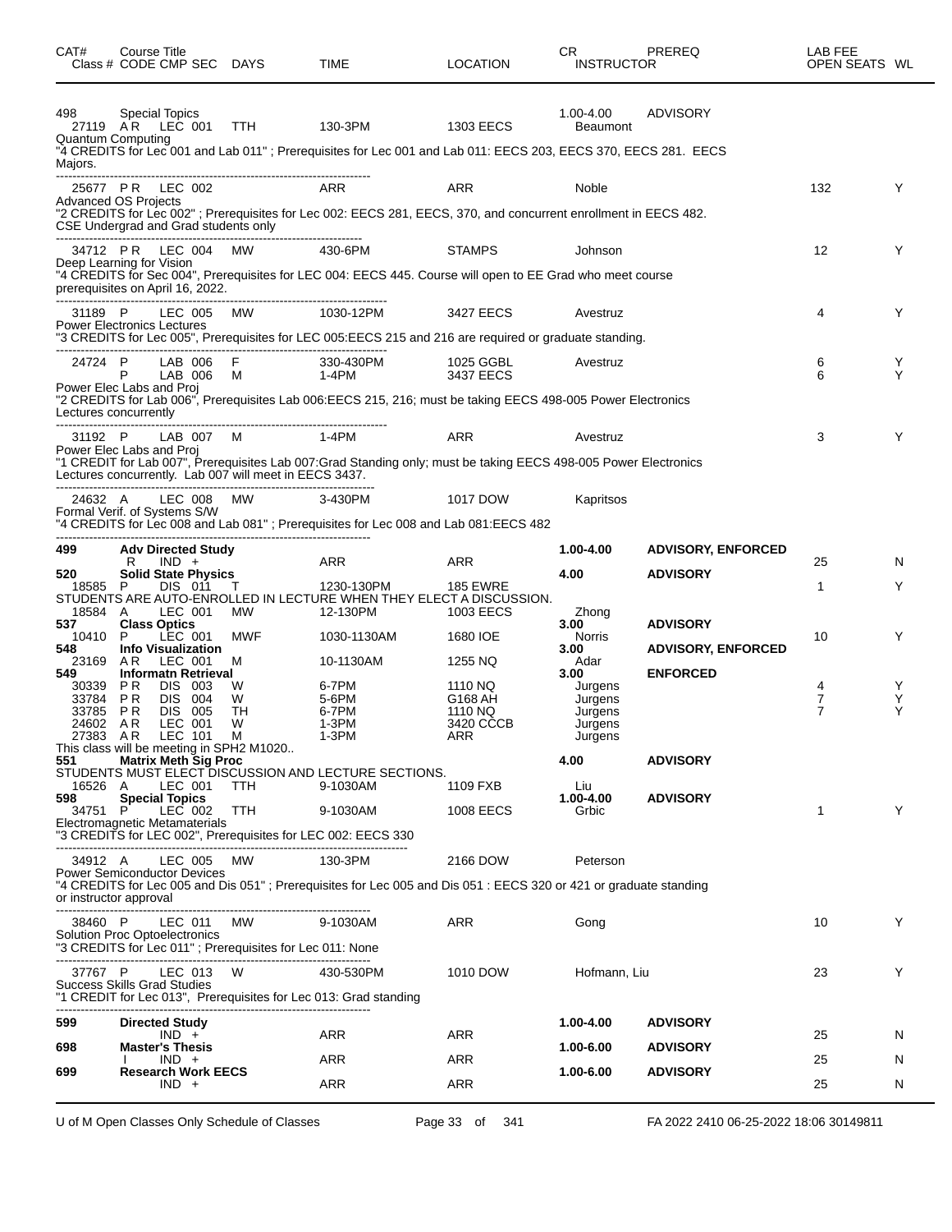| CAT# | Class # | CODE | CMP | SEC | DAYS | TIME | LOCATION | CR / INSTRUCTOR | PREREQ | LAB FEE / OPEN SEATS | WL |
|---|---|---|---|---|---|---|---|---|---|---|---|
| 498 | | | | | | | | 1.00-4.00 | ADVISORY | | |
| **Special Topics** | | | | | | | | | | | |
| | 27119 | A R | LEC | 001 | TTH | 130-3PM | 1303 EECS | Beaumont | | | |

Quantum Computing
"4 CREDITS for Lec 001 and Lab 011" ; Prerequisites for Lec 001 and Lab 011: EECS 203, EECS 370, EECS 281. EECS Majors.

| Class # | CODE | CMP | SEC | DAYS | TIME | LOCATION | INSTRUCTOR | OPEN SEATS | WL |
|---|---|---|---|---|---|---|---|---|---|
| 25677 | P R | LEC | 002 | | ARR | ARR | Noble | 132 | Y |

Advanced OS Projects
"2 CREDITS for Lec 002" ; Prerequisites for Lec 002: EECS 281, EECS, 370, and concurrent enrollment in EECS 482. CSE Undergrad and Grad students only

| Class # | CODE | CMP | SEC | DAYS | TIME | LOCATION | INSTRUCTOR | OPEN SEATS | WL |
|---|---|---|---|---|---|---|---|---|---|
| 34712 | P R | LEC | 004 | MW | 430-6PM | STAMPS | Johnson | 12 | Y |

Deep Learning for Vision
"4 CREDITS for Sec 004", Prerequisites for LEC 004: EECS 445. Course will open to EE Grad who meet course prerequisites on April 16, 2022.

| Class # | CODE | CMP | SEC | DAYS | TIME | LOCATION | INSTRUCTOR | OPEN SEATS | WL |
|---|---|---|---|---|---|---|---|---|---|
| 31189 | P | LEC | 005 | MW | 1030-12PM | 3427 EECS | Avestruz | 4 | Y |

Power Electronics Lectures
"3 CREDITS for Lec 005", Prerequisites for LEC 005:EECS 215 and 216 are required or graduate standing.

| Class # | CODE | CMP | SEC | DAYS | TIME | LOCATION | INSTRUCTOR | OPEN SEATS | WL |
|---|---|---|---|---|---|---|---|---|---|
| 24724 | P | LAB | 006 | F | 330-430PM | 1025 GGBL | Avestruz | 6 | Y |
| | P | LAB | 006 | M | 1-4PM | 3437 EECS | | 6 | Y |

Power Elec Labs and Proj
"2 CREDITS for Lab 006", Prerequisites Lab 006:EECS 215, 216; must be taking EECS 498-005 Power Electronics Lectures concurrently

| Class # | CODE | CMP | SEC | DAYS | TIME | LOCATION | INSTRUCTOR | OPEN SEATS | WL |
|---|---|---|---|---|---|---|---|---|---|
| 31192 | P | LAB | 007 | M | 1-4PM | ARR | Avestruz | 3 | Y |

Power Elec Labs and Proj
"1 CREDIT for Lab 007", Prerequisites Lab 007:Grad Standing only; must be taking EECS 498-005 Power Electronics Lectures concurrently. Lab 007 will meet in EECS 3437.

| Class # | CODE | CMP | SEC | DAYS | TIME | LOCATION | INSTRUCTOR | OPEN SEATS | WL |
|---|---|---|---|---|---|---|---|---|---|
| 24632 | A | LEC | 008 | MW | 3-430PM | 1017 DOW | Kapritsos | | |

Formal Verif. of Systems S/W
"4 CREDITS for Lec 008 and Lab 081" ; Prerequisites for Lec 008 and Lab 081:EECS 482

| CAT# | Course Title / Class # | CODE | CMP | SEC | DAYS | TIME | LOCATION | CR / INSTRUCTOR | PREREQ | OPEN SEATS | WL |
|---|---|---|---|---|---|---|---|---|---|---|---|
| **499** | **Adv Directed Study** | | | | | | | **1.00-4.00** | **ADVISORY, ENFORCED** | | |
| | | R | IND | + | | ARR | ARR | | | 25 | N |
| **520** | **Solid State Physics** | | | | | | | **4.00** | **ADVISORY** | | |
| | 18585 | P | DIS | 011 | T | 1230-130PM | 185 EWRE | | | 1 | Y |

STUDENTS ARE AUTO-ENROLLED IN LECTURE WHEN THEY ELECT A DISCUSSION.

| CAT# | Course Title / Class # | CODE | CMP | SEC | DAYS | TIME | LOCATION | CR / INSTRUCTOR | PREREQ | OPEN SEATS | WL |
|---|---|---|---|---|---|---|---|---|---|---|---|
| | 18584 | A | LEC | 001 | MW | 12-130PM | 1003 EECS | Zhong | | | |
| **537** | **Class Optics** | | | | | | | **3.00** | **ADVISORY** | | |
| | 10410 | P | LEC | 001 | MWF | 1030-1130AM | 1680 IOE | Norris | | 10 | Y |
| **548** | **Info Visualization** | | | | | | | **3.00** | **ADVISORY, ENFORCED** | | |
| | 23169 | A R | LEC | 001 | M | 10-1130AM | 1255 NQ | Adar | | | |
| **549** | **Informatn Retrieval** | | | | | | | **3.00** | **ENFORCED** | | |
| | 30339 | P R | DIS | 003 | W | 6-7PM | 1110 NQ | Jurgens | | 4 | Y |
| | 33784 | P R | DIS | 004 | W | 5-6PM | G168 AH | Jurgens | | 7 | Y |
| | 33785 | P R | DIS | 005 | TH | 6-7PM | 1110 NQ | Jurgens | | 7 | Y |
| | 24602 | A R | LEC | 001 | W | 1-3PM | 3420 CCCB | Jurgens | | | |
| | 27383 | A R | LEC | 101 | M | 1-3PM | ARR | Jurgens | | | |

This class will be meeting in SPH2 M1020..

| CAT# | Course Title / Class # | CODE | CMP | SEC | DAYS | TIME | LOCATION | CR / INSTRUCTOR | PREREQ | OPEN SEATS | WL |
|---|---|---|---|---|---|---|---|---|---|---|---|
| **551** | **Matrix Meth Sig Proc** | | | | | | | **4.00** | **ADVISORY** | | |

STUDENTS MUST ELECT DISCUSSION AND LECTURE SECTIONS.

| CAT# | Course Title / Class # | CODE | CMP | SEC | DAYS | TIME | LOCATION | CR / INSTRUCTOR | PREREQ | OPEN SEATS | WL |
|---|---|---|---|---|---|---|---|---|---|---|---|
| | 16526 | A | LEC | 001 | TTH | 9-1030AM | 1109 FXB | Liu | | | |
| **598** | **Special Topics** | | | | | | | **1.00-4.00** | **ADVISORY** | | |
| | 34751 | P | LEC | 002 | TTH | 9-1030AM | 1008 EECS | Grbic | | 1 | Y |

Electromagnetic Metamaterials
"3 CREDITS for LEC 002", Prerequisites for LEC 002: EECS 330

| Class # | CODE | CMP | SEC | DAYS | TIME | LOCATION | INSTRUCTOR | OPEN SEATS | WL |
|---|---|---|---|---|---|---|---|---|---|
| 34912 | A | LEC | 005 | MW | 130-3PM | 2166 DOW | Peterson | | |

Power Semiconductor Devices
"4 CREDITS for Lec 005 and Dis 051" ; Prerequisites for Lec 005 and Dis 051 : EECS 320 or 421 or graduate standing or instructor approval

| Class # | CODE | CMP | SEC | DAYS | TIME | LOCATION | INSTRUCTOR | OPEN SEATS | WL |
|---|---|---|---|---|---|---|---|---|---|
| 38460 | P | LEC | 011 | MW | 9-1030AM | ARR | Gong | 10 | Y |

Solution Proc Optoelectronics
"3 CREDITS for Lec 011" ; Prerequisites for Lec 011: None

| Class # | CODE | CMP | SEC | DAYS | TIME | LOCATION | INSTRUCTOR | OPEN SEATS | WL |
|---|---|---|---|---|---|---|---|---|---|
| 37767 | P | LEC | 013 | W | 430-530PM | 1010 DOW | Hofmann, Liu | 23 | Y |

Success Skills Grad Studies
"1 CREDIT for Lec 013", Prerequisites for Lec 013: Grad standing

| CAT# | Course Title | CODE | CMP | SEC | DAYS | TIME | LOCATION | CR | PREREQ | OPEN SEATS | WL |
|---|---|---|---|---|---|---|---|---|---|---|---|
| **599** | **Directed Study** | | | | | | | **1.00-4.00** | **ADVISORY** | | |
| | | | IND | + | | ARR | ARR | | | 25 | N |
| **698** | **Master's Thesis** | | | | | | | **1.00-6.00** | **ADVISORY** | | |
| | | I | IND | + | | ARR | ARR | | | 25 | N |
| **699** | **Research Work EECS** | | | | | | | **1.00-6.00** | **ADVISORY** | | |
| | | | IND | + | | ARR | ARR | | | 25 | N |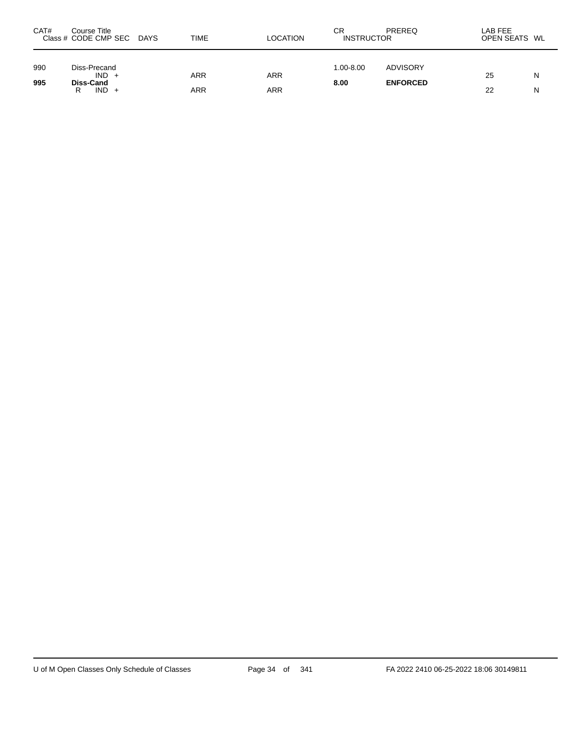| CAT# | Course Title<br>Class # CODE CMP SEC DAYS | TIME | LOCATION | CR<br>INSTRUCTOR | PREREQ | LAB FEE<br>OPEN SEATS | WL |
|---|---|---|---|---|---|---|---|
| 990 | Diss-Precand | | | 1.00-8.00 | ADVISORY | | |
| | IND + | ARR | ARR | | | 25 | N |
| **995** | **Diss-Cand** | | | **8.00** | **ENFORCED** | | |
| | R IND + | ARR | ARR | | | 22 | N |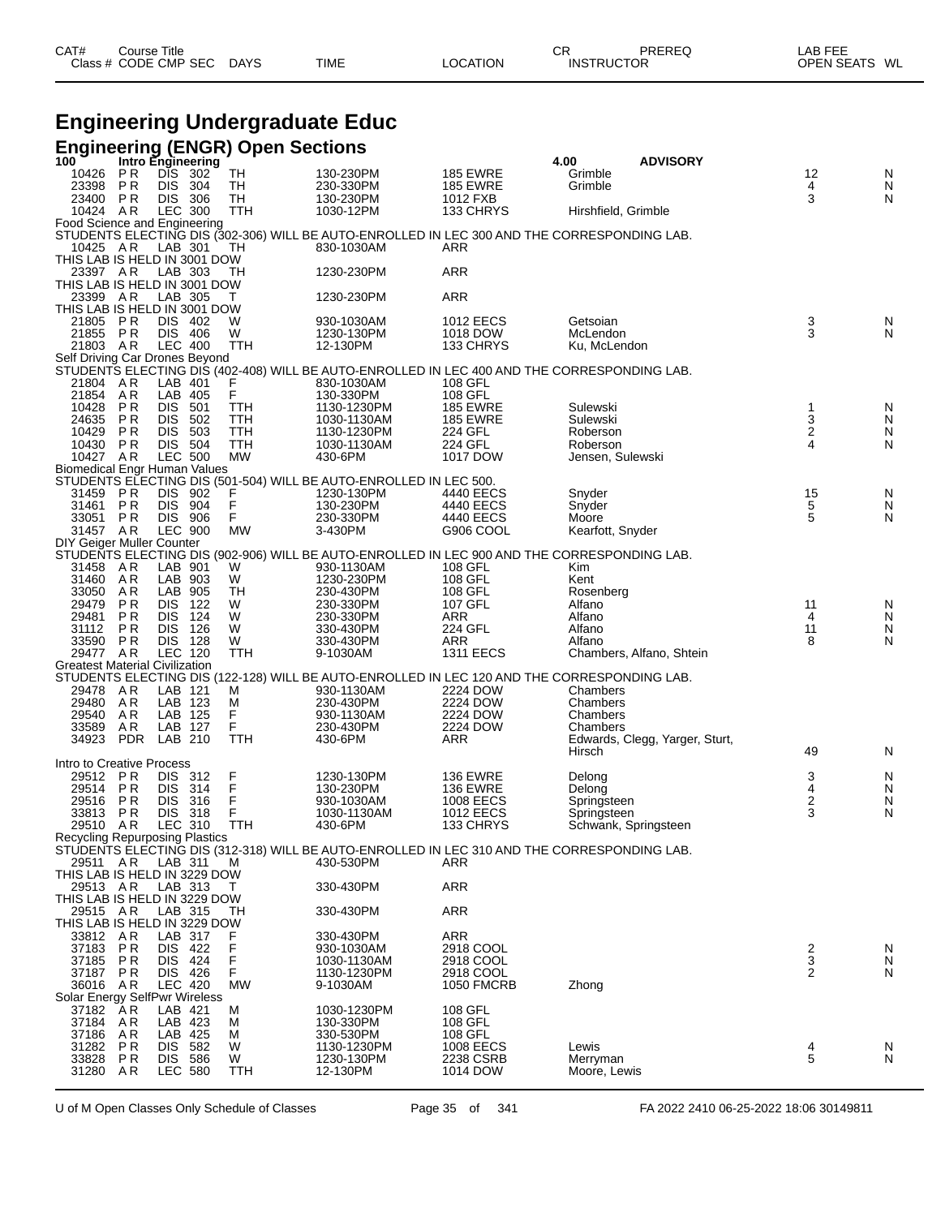# Engineering Undergraduate Educ

## Engineering (ENGR) Open Sections

| CAT# / Class # | Course Title / CODE | CMP | SEC | DAYS | TIME | LOCATION | CR / INSTRUCTOR | PREREQ | LAB FEE / OPEN SEATS | WL |
|---|---|---|---|---|---|---|---|---|---|---|
| 100 | Intro Engineering | | | | | | 4.00 | ADVISORY | | |
| 10426 | PR | DIS | 302 | TH | 130-230PM | 185 EWRE | Grimble | | 12 | N |
| 23398 | PR | DIS | 304 | TH | 230-330PM | 185 EWRE | Grimble | | 4 | N |
| 23400 | PR | DIS | 306 | TH | 130-230PM | 1012 FXB | | | 3 | N |
| 10424 | AR | LEC | 300 | TTH | 1030-12PM | 133 CHRYS | Hirshfield, Grimble | | | |
| Food Science and Engineering | | | | | | | | | | |
| STUDENTS ELECTING DIS (302-306) WILL BE AUTO-ENROLLED IN LEC 300 AND THE CORRESPONDING LAB. | | | | | | | | | | |
| 10425 | AR | LAB | 301 | TH | 830-1030AM | ARR | | | | |
| THIS LAB IS HELD IN 3001 DOW | | | | | | | | | | |
| 23397 | AR | LAB | 303 | TH | 1230-230PM | ARR | | | | |
| THIS LAB IS HELD IN 3001 DOW | | | | | | | | | | |
| 23399 | AR | LAB | 305 | T | 1230-230PM | ARR | | | | |
| THIS LAB IS HELD IN 3001 DOW | | | | | | | | | | |
| 21805 | PR | DIS | 402 | W | 930-1030AM | 1012 EECS | Getsoian | | 3 | N |
| 21855 | PR | DIS | 406 | W | 1230-130PM | 1018 DOW | McLendon | | 3 | N |
| 21803 | AR | LEC | 400 | TTH | 12-130PM | 133 CHRYS | Ku, McLendon | | | |
| Self Driving Car Drones Beyond | | | | | | | | | | |
| STUDENTS ELECTING DIS (402-408) WILL BE AUTO-ENROLLED IN LEC 400 AND THE CORRESPONDING LAB. | | | | | | | | | | |
| 21804 | AR | LAB | 401 | F | 830-1030AM | 108 GFL | | | | |
| 21854 | AR | LAB | 405 | F | 130-330PM | 108 GFL | | | | |
| 10428 | PR | DIS | 501 | TTH | 1130-1230PM | 185 EWRE | Sulewski | | 1 | N |
| 24635 | PR | DIS | 502 | TTH | 1030-1130AM | 185 EWRE | Sulewski | | 3 | N |
| 10429 | PR | DIS | 503 | TTH | 1130-1230PM | 224 GFL | Roberson | | 2 | N |
| 10430 | PR | DIS | 504 | TTH | 1030-1130AM | 224 GFL | Roberson | | 4 | N |
| 10427 | AR | LEC | 500 | MW | 430-6PM | 1017 DOW | Jensen, Sulewski | | | |
| Biomedical Engr Human Values | | | | | | | | | | |
| STUDENTS ELECTING DIS (501-504) WILL BE AUTO-ENROLLED IN LEC 500. | | | | | | | | | | |
| 31459 | PR | DIS | 902 | F | 1230-130PM | 4440 EECS | Snyder | | 15 | N |
| 31461 | PR | DIS | 904 | F | 130-230PM | 4440 EECS | Snyder | | 5 | N |
| 33051 | PR | DIS | 906 | F | 230-330PM | 4440 EECS | Moore | | 5 | N |
| 31457 | AR | LEC | 900 | MW | 3-430PM | G906 COOL | Kearfott, Snyder | | | |
| DIY Geiger Muller Counter | | | | | | | | | | |
| STUDENTS ELECTING DIS (902-906) WILL BE AUTO-ENROLLED IN LEC 900 AND THE CORRESPONDING LAB. | | | | | | | | | | |
| 31458 | AR | LAB | 901 | W | 930-1130AM | 108 GFL | Kim | | | |
| 31460 | AR | LAB | 903 | W | 1230-230PM | 108 GFL | Kent | | | |
| 33050 | AR | LAB | 905 | TH | 230-430PM | 108 GFL | Rosenberg | | | |
| 29479 | PR | DIS | 122 | W | 230-330PM | 107 GFL | Alfano | | 11 | N |
| 29481 | PR | DIS | 124 | W | 230-330PM | ARR | Alfano | | 4 | N |
| 31112 | PR | DIS | 126 | W | 330-430PM | 224 GFL | Alfano | | 11 | N |
| 33590 | PR | DIS | 128 | W | 330-430PM | ARR | Alfano | | 8 | N |
| 29477 | AR | LEC | 120 | TTH | 9-1030AM | 1311 EECS | Chambers, Alfano, Shtein | | | |
| Greatest Material Civilization | | | | | | | | | | |
| STUDENTS ELECTING DIS (122-128) WILL BE AUTO-ENROLLED IN LEC 120 AND THE CORRESPONDING LAB. | | | | | | | | | | |
| 29478 | AR | LAB | 121 | M | 930-1130AM | 2224 DOW | Chambers | | | |
| 29480 | AR | LAB | 123 | M | 230-430PM | 2224 DOW | Chambers | | | |
| 29540 | AR | LAB | 125 | F | 930-1130AM | 2224 DOW | Chambers | | | |
| 33589 | AR | LAB | 127 | F | 230-430PM | 2224 DOW | Chambers | | | |
| 34923 | PDR | LAB | 210 | TTH | 430-6PM | ARR | Edwards, Clegg, Yarger, Sturt, Hirsch | | 49 | N |
| Intro to Creative Process | | | | | | | | | | |
| 29512 | PR | DIS | 312 | F | 1230-130PM | 136 EWRE | Delong | | 3 | N |
| 29514 | PR | DIS | 314 | F | 130-230PM | 136 EWRE | Delong | | 4 | N |
| 29516 | PR | DIS | 316 | F | 930-1030AM | 1008 EECS | Springsteen | | 2 | N |
| 33813 | PR | DIS | 318 | F | 1030-1130AM | 1012 EECS | Springsteen | | 3 | N |
| 29510 | AR | LEC | 310 | TTH | 430-6PM | 133 CHRYS | Schwank, Springsteen | | | |
| Recycling Repurposing Plastics | | | | | | | | | | |
| STUDENTS ELECTING DIS (312-318) WILL BE AUTO-ENROLLED IN LEC 310 AND THE CORRESPONDING LAB. | | | | | | | | | | |
| 29511 | AR | LAB | 311 | M | 430-530PM | ARR | | | | |
| THIS LAB IS HELD IN 3229 DOW | | | | | | | | | | |
| 29513 | AR | LAB | 313 | T | 330-430PM | ARR | | | | |
| THIS LAB IS HELD IN 3229 DOW | | | | | | | | | | |
| 29515 | AR | LAB | 315 | TH | 330-430PM | ARR | | | | |
| THIS LAB IS HELD IN 3229 DOW | | | | | | | | | | |
| 33812 | AR | LAB | 317 | F | 330-430PM | ARR | | | | |
| 37183 | PR | DIS | 422 | F | 930-1030AM | 2918 COOL | | | 2 | N |
| 37185 | PR | DIS | 424 | F | 1030-1130AM | 2918 COOL | | | 3 | N |
| 37187 | PR | DIS | 426 | F | 1130-1230PM | 2918 COOL | | | 2 | N |
| 36016 | AR | LEC | 420 | MW | 9-1030AM | 1050 FMCRB | Zhong | | | |
| Solar Energy SelfPwr Wireless | | | | | | | | | | |
| 37182 | AR | LAB | 421 | M | 1030-1230PM | 108 GFL | | | | |
| 37184 | AR | LAB | 423 | M | 130-330PM | 108 GFL | | | | |
| 37186 | AR | LAB | 425 | M | 330-530PM | 108 GFL | | | | |
| 31282 | PR | DIS | 582 | W | 1130-1230PM | 1008 EECS | Lewis | | 4 | N |
| 33828 | PR | DIS | 586 | W | 1230-130PM | 2238 CSRB | Merryman | | 5 | N |
| 31280 | AR | LEC | 580 | TTH | 12-130PM | 1014 DOW | Moore, Lewis | | | |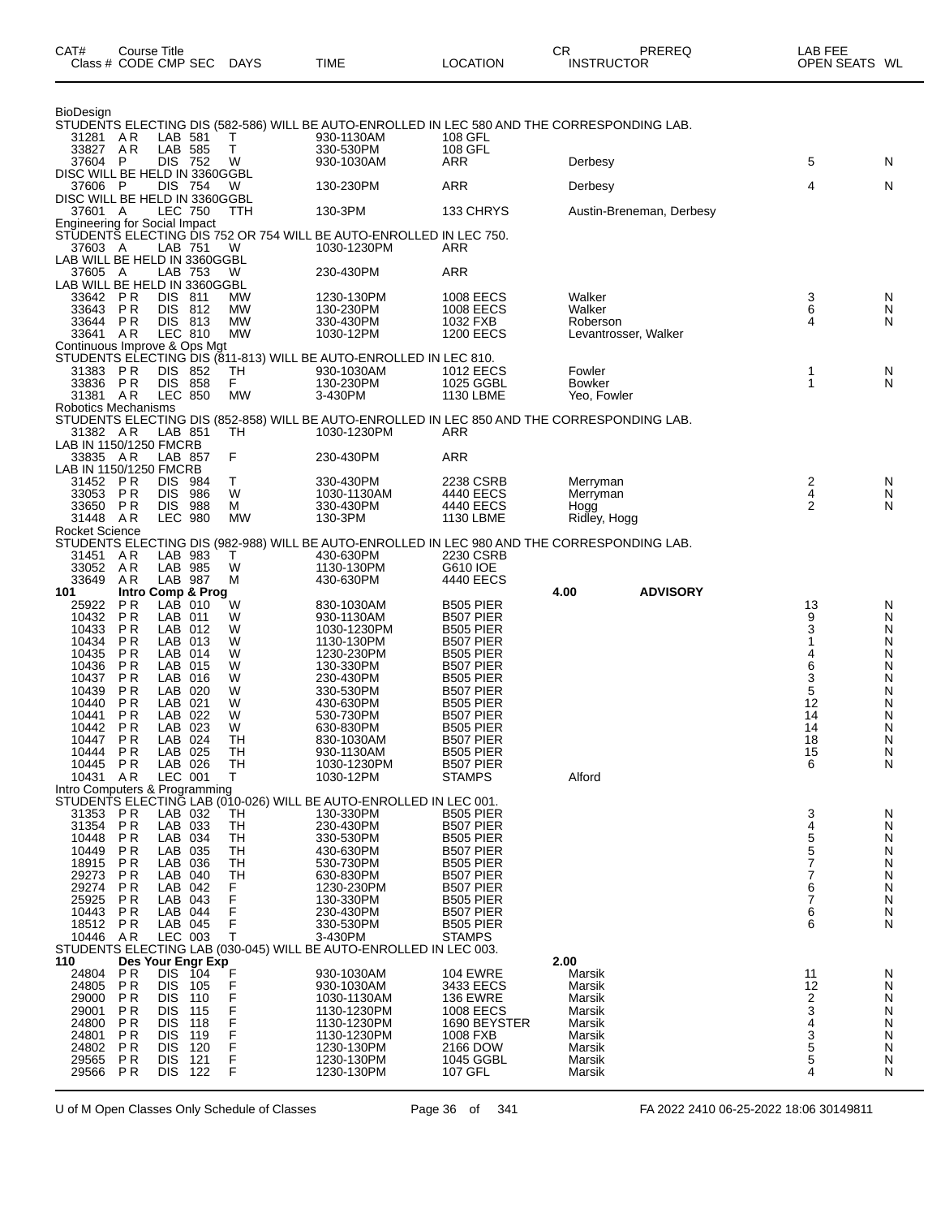| CAT# Class # | Course Title CODE | CMP | SEC | DAYS | TIME | LOCATION | CR INSTRUCTOR | PREREQ | LAB FEE OPEN SEATS | WL |
|---|---|---|---|---|---|---|---|---|---|---|
| BioDesign | | | | | | | | | | |
| STUDENTS ELECTING DIS (582-586) WILL BE AUTO-ENROLLED IN LEC 580 AND THE CORRESPONDING LAB. | | | | | | | | | | |
| 31281 | A R | LAB | 581 | T | 930-1130AM | 108 GFL | | | | |
| 33827 | A R | LAB | 585 | T | 330-530PM | 108 GFL | | | | |
| 37604 | P | DIS | 752 | W | 930-1030AM | ARR | Derbesy | | 5 | N |
| DISC WILL BE HELD IN 3360GGBL | | | | | | | | | | |
| 37606 | P | DIS | 754 | W | 130-230PM | ARR | Derbesy | | 4 | N |
| DISC WILL BE HELD IN 3360GGBL | | | | | | | | | | |
| 37601 | A | LEC | 750 | TTH | 130-3PM | 133 CHRYS | Austin-Breneman, Derbesy | | | |
| Engineering for Social Impact | | | | | | | | | | |
| STUDENTS ELECTING DIS 752 OR 754 WILL BE AUTO-ENROLLED IN LEC 750. | | | | | | | | | | |
| 37603 | A | LAB | 751 | W | 1030-1230PM | ARR | | | | |
| LAB WILL BE HELD IN 3360GGBL | | | | | | | | | | |
| 37605 | A | LAB | 753 | W | 230-430PM | ARR | | | | |
| LAB WILL BE HELD IN 3360GGBL | | | | | | | | | | |
| 33642 | P R | DIS | 811 | MW | 1230-130PM | 1008 EECS | Walker | | 3 | N |
| 33643 | P R | DIS | 812 | MW | 130-230PM | 1008 EECS | Walker | | 6 | N |
| 33644 | P R | DIS | 813 | MW | 330-430PM | 1032 FXB | Roberson | | 4 | N |
| 33641 | A R | LEC | 810 | MW | 1030-12PM | 1200 EECS | Levantrosser, Walker | | | |
| Continuous Improve & Ops Mgt | | | | | | | | | | |
| STUDENTS ELECTING DIS (811-813) WILL BE AUTO-ENROLLED IN LEC 810. | | | | | | | | | | |
| 31383 | P R | DIS | 852 | TH | 930-1030AM | 1012 EECS | Fowler | | 1 | N |
| 33836 | P R | DIS | 858 | F | 130-230PM | 1025 GGBL | Bowker | | 1 | N |
| 31381 | A R | LEC | 850 | MW | 3-430PM | 1130 LBME | Yeo, Fowler | | | |
| Robotics Mechanisms | | | | | | | | | | |
| STUDENTS ELECTING DIS (852-858) WILL BE AUTO-ENROLLED IN LEC 850 AND THE CORRESPONDING LAB. | | | | | | | | | | |
| 31382 | A R | LAB | 851 | TH | 1030-1230PM | ARR | | | | |
| LAB IN 1150/1250 FMCRB | | | | | | | | | | |
| 33835 | A R | LAB | 857 | F | 230-430PM | ARR | | | | |
| LAB IN 1150/1250 FMCRB | | | | | | | | | | |
| 31452 | P R | DIS | 984 | T | 330-430PM | 2238 CSRB | Merryman | | 2 | N |
| 33053 | P R | DIS | 986 | W | 1030-1130AM | 4440 EECS | Merryman | | 4 | N |
| 33650 | P R | DIS | 988 | M | 330-430PM | 4440 EECS | Hogg | | 2 | N |
| 31448 | A R | LEC | 980 | MW | 130-3PM | 1130 LBME | Ridley, Hogg | | | |
| Rocket Science | | | | | | | | | | |
| STUDENTS ELECTING DIS (982-988) WILL BE AUTO-ENROLLED IN LEC 980 AND THE CORRESPONDING LAB. | | | | | | | | | | |
| 31451 | A R | LAB | 983 | T | 430-630PM | 2230 CSRB | | | | |
| 33052 | A R | LAB | 985 | W | 1130-130PM | G610 IOE | | | | |
| 33649 | A R | LAB | 987 | M | 430-630PM | 4440 EECS | | | | |
| **101** | **Intro Comp & Prog** | | | | | | **4.00** | **ADVISORY** | | |
| 25922 | P R | LAB | 010 | W | 830-1030AM | B505 PIER | | | 13 | N |
| 10432 | P R | LAB | 011 | W | 930-1130AM | B507 PIER | | | 9 | N |
| 10433 | P R | LAB | 012 | W | 1030-1230PM | B505 PIER | | | 3 | N |
| 10434 | P R | LAB | 013 | W | 1130-130PM | B507 PIER | | | 1 | N |
| 10435 | P R | LAB | 014 | W | 1230-230PM | B505 PIER | | | 4 | N |
| 10436 | P R | LAB | 015 | W | 130-330PM | B507 PIER | | | 6 | N |
| 10437 | P R | LAB | 016 | W | 230-430PM | B505 PIER | | | 3 | N |
| 10439 | P R | LAB | 020 | W | 330-530PM | B507 PIER | | | 5 | N |
| 10440 | P R | LAB | 021 | W | 430-630PM | B505 PIER | | | 12 | N |
| 10441 | P R | LAB | 022 | W | 530-730PM | B507 PIER | | | 14 | N |
| 10442 | P R | LAB | 023 | W | 630-830PM | B505 PIER | | | 14 | N |
| 10447 | P R | LAB | 024 | TH | 830-1030AM | B507 PIER | | | 18 | N |
| 10444 | P R | LAB | 025 | TH | 930-1130AM | B505 PIER | | | 15 | N |
| 10445 | P R | LAB | 026 | TH | 1030-1230PM | B507 PIER | | | 6 | N |
| 10431 | A R | LEC | 001 | T | 1030-12PM | STAMPS | Alford | | | |
| Intro Computers & Programming | | | | | | | | | | |
| STUDENTS ELECTING LAB (010-026) WILL BE AUTO-ENROLLED IN LEC 001. | | | | | | | | | | |
| 31353 | P R | LAB | 032 | TH | 130-330PM | B505 PIER | | | 3 | N |
| 31354 | P R | LAB | 033 | TH | 230-430PM | B507 PIER | | | 4 | N |
| 10448 | P R | LAB | 034 | TH | 330-530PM | B505 PIER | | | 5 | N |
| 10449 | P R | LAB | 035 | TH | 430-630PM | B507 PIER | | | 5 | N |
| 18915 | P R | LAB | 036 | TH | 530-730PM | B505 PIER | | | 7 | N |
| 29273 | P R | LAB | 040 | TH | 630-830PM | B507 PIER | | | 7 | N |
| 29274 | P R | LAB | 042 | F | 1230-230PM | B507 PIER | | | 6 | N |
| 25925 | P R | LAB | 043 | F | 130-330PM | B505 PIER | | | 7 | N |
| 10443 | P R | LAB | 044 | F | 230-430PM | B507 PIER | | | 6 | N |
| 18512 | P R | LAB | 045 | F | 330-530PM | B505 PIER | | | 6 | N |
| 10446 | A R | LEC | 003 | T | 3-430PM | STAMPS | | | | |
| STUDENTS ELECTING LAB (030-045) WILL BE AUTO-ENROLLED IN LEC 003. | | | | | | | | | | |
| **110** | **Des Your Engr Exp** | | | | | | **2.00** | | | |
| 24804 | P R | DIS | 104 | F | 930-1030AM | 104 EWRE | Marsik | | 11 | N |
| 24805 | P R | DIS | 105 | F | 930-1030AM | 3433 EECS | Marsik | | 12 | N |
| 29000 | P R | DIS | 110 | F | 1030-1130AM | 136 EWRE | Marsik | | 2 | N |
| 29001 | P R | DIS | 115 | F | 1130-1230PM | 1008 EECS | Marsik | | 3 | N |
| 24800 | P R | DIS | 118 | F | 1130-1230PM | 1690 BEYSTER | Marsik | | 4 | N |
| 24801 | P R | DIS | 119 | F | 1130-1230PM | 1008 FXB | Marsik | | 3 | N |
| 24802 | P R | DIS | 120 | F | 1230-130PM | 2166 DOW | Marsik | | 5 | N |
| 29565 | P R | DIS | 121 | F | 1230-130PM | 1045 GGBL | Marsik | | 5 | N |
| 29566 | P R | DIS | 122 | F | 1230-130PM | 107 GFL | Marsik | | 4 | N |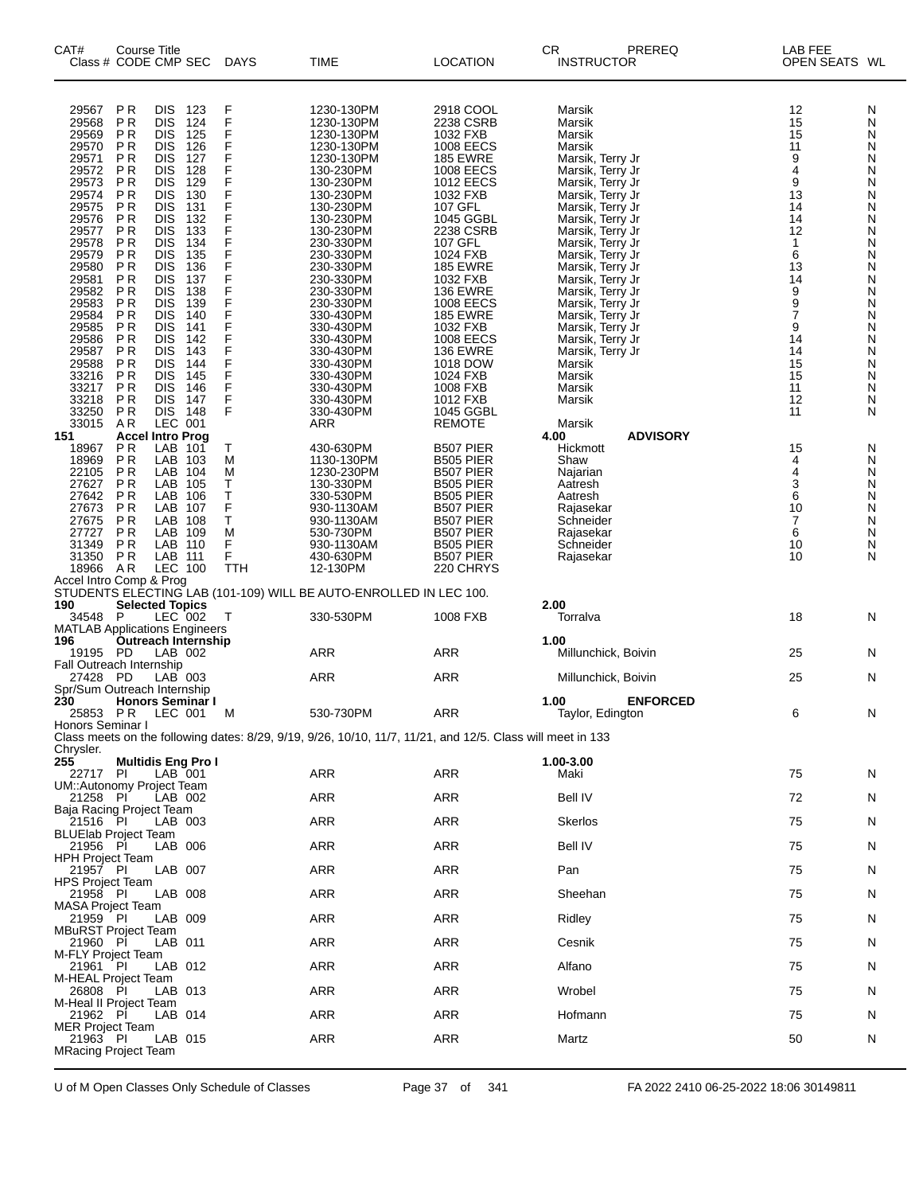| CAT# Class # | Course Title CODE | CMP | SEC | DAYS | TIME | LOCATION | CR INSTRUCTOR | PREREQ | LAB FEE OPEN SEATS | WL |
|---|---|---|---|---|---|---|---|---|---|---|
| 29567 | P R | DIS | 123 | F | 1230-130PM | 2918 COOL | Marsik | | 12 | N |
| 29568 | P R | DIS | 124 | F | 1230-130PM | 2238 CSRB | Marsik | | 15 | N |
| 29569 | P R | DIS | 125 | F | 1230-130PM | 1032 FXB | Marsik | | 15 | N |
| 29570 | P R | DIS | 126 | F | 1230-130PM | 1008 EECS | Marsik | | 11 | N |
| 29571 | P R | DIS | 127 | F | 1230-130PM | 185 EWRE | Marsik, Terry Jr | | 9 | N |
| 29572 | P R | DIS | 128 | F | 130-230PM | 1008 EECS | Marsik, Terry Jr | | 4 | N |
| 29573 | P R | DIS | 129 | F | 130-230PM | 1012 EECS | Marsik, Terry Jr | | 9 | N |
| 29574 | P R | DIS | 130 | F | 130-230PM | 1032 FXB | Marsik, Terry Jr | | 13 | N |
| 29575 | P R | DIS | 131 | F | 130-230PM | 107 GFL | Marsik, Terry Jr | | 14 | N |
| 29576 | P R | DIS | 132 | F | 130-230PM | 1045 GGBL | Marsik, Terry Jr | | 14 | N |
| 29577 | P R | DIS | 133 | F | 130-230PM | 2238 CSRB | Marsik, Terry Jr | | 12 | N |
| 29578 | P R | DIS | 134 | F | 230-330PM | 107 GFL | Marsik, Terry Jr | | 1 | N |
| 29579 | P R | DIS | 135 | F | 230-330PM | 1024 FXB | Marsik, Terry Jr | | 6 | N |
| 29580 | P R | DIS | 136 | F | 230-330PM | 185 EWRE | Marsik, Terry Jr | | 13 | N |
| 29581 | P R | DIS | 137 | F | 230-330PM | 1032 FXB | Marsik, Terry Jr | | 14 | N |
| 29582 | P R | DIS | 138 | F | 230-330PM | 136 EWRE | Marsik, Terry Jr | | 9 | N |
| 29583 | P R | DIS | 139 | F | 230-330PM | 1008 EECS | Marsik, Terry Jr | | 9 | N |
| 29584 | P R | DIS | 140 | F | 330-430PM | 185 EWRE | Marsik, Terry Jr | | 7 | N |
| 29585 | P R | DIS | 141 | F | 330-430PM | 1032 FXB | Marsik, Terry Jr | | 9 | N |
| 29586 | P R | DIS | 142 | F | 330-430PM | 1008 EECS | Marsik, Terry Jr | | 14 | N |
| 29587 | P R | DIS | 143 | F | 330-430PM | 136 EWRE | Marsik, Terry Jr | | 14 | N |
| 29588 | P R | DIS | 144 | F | 330-430PM | 1018 DOW | Marsik | | 15 | N |
| 33216 | P R | DIS | 145 | F | 330-430PM | 1024 FXB | Marsik | | 15 | N |
| 33217 | P R | DIS | 146 | F | 330-430PM | 1008 FXB | Marsik | | 11 | N |
| 33218 | P R | DIS | 147 | F | 330-430PM | 1012 FXB | Marsik | | 12 | N |
| 33250 | P R | DIS | 148 | F | 330-430PM | 1045 GGBL | | | 11 | N |
| 33015 | A R | LEC | 001 | | ARR | REMOTE | Marsik | | | |
| **151** | **Accel Intro Prog** | | | | | | **4.00** | **ADVISORY** | | |
| 18967 | P R | LAB | 101 | T | 430-630PM | B507 PIER | Hickmott | | 15 | N |
| 18969 | P R | LAB | 103 | M | 1130-130PM | B505 PIER | Shaw | | 4 | N |
| 22105 | P R | LAB | 104 | M | 1230-230PM | B507 PIER | Najarian | | 4 | N |
| 27627 | P R | LAB | 105 | T | 130-330PM | B505 PIER | Aatresh | | 3 | N |
| 27642 | P R | LAB | 106 | T | 330-530PM | B505 PIER | Aatresh | | 6 | N |
| 27673 | P R | LAB | 107 | F | 930-1130AM | B507 PIER | Rajasekar | | 10 | N |
| 27675 | P R | LAB | 108 | T | 930-1130AM | B507 PIER | Schneider | | 7 | N |
| 27727 | P R | LAB | 109 | M | 530-730PM | B507 PIER | Rajasekar | | 6 | N |
| 31349 | P R | LAB | 110 | F | 930-1130AM | B505 PIER | Schneider | | 10 | N |
| 31350 | P R | LAB | 111 | F | 430-630PM | B507 PIER | Rajasekar | | 10 | N |
| 18966 | A R | LEC | 100 | TTH | 12-130PM | 220 CHRYS | | | | |

Accel Intro Comp & Prog
STUDENTS ELECTING LAB (101-109) WILL BE AUTO-ENROLLED IN LEC 100.

| CAT# Class # | Course Title CODE | CMP | SEC | DAYS | TIME | LOCATION | CR INSTRUCTOR | PREREQ | LAB FEE OPEN SEATS | WL |
|---|---|---|---|---|---|---|---|---|---|---|
| **190** | **Selected Topics** | | | | | | **2.00** | | | |
| 34548 | P | LEC | 002 | T | 330-530PM | 1008 FXB | Torralva | | 18 | N |

MATLAB Applications Engineers

| CAT# Class # | Course Title CODE | CMP | SEC | DAYS | TIME | LOCATION | CR INSTRUCTOR | PREREQ | LAB FEE OPEN SEATS | WL |
|---|---|---|---|---|---|---|---|---|---|---|
| **196** | **Outreach Internship** | | | | | | **1.00** | | | |
| 19195 | PD | LAB | 002 | | ARR | ARR | Millunchick, Boivin | | 25 | N |

Fall Outreach Internship

| CAT# Class # | Course Title CODE | CMP | SEC | DAYS | TIME | LOCATION | CR INSTRUCTOR | PREREQ | LAB FEE OPEN SEATS | WL |
|---|---|---|---|---|---|---|---|---|---|---|
| 27428 | PD | LAB | 003 | | ARR | ARR | Millunchick, Boivin | | 25 | N |

Spr/Sum Outreach Internship

| CAT# Class # | Course Title CODE | CMP | SEC | DAYS | TIME | LOCATION | CR INSTRUCTOR | PREREQ | LAB FEE OPEN SEATS | WL |
|---|---|---|---|---|---|---|---|---|---|---|
| **230** | **Honors Seminar I** | | | | | | **1.00** | **ENFORCED** | | |
| 25853 | P R | LEC | 001 | M | 530-730PM | ARR | Taylor, Edington | | 6 | N |

Honors Seminar I
Class meets on the following dates: 8/29, 9/19, 9/26, 10/10, 11/7, 11/21, and 12/5. Class will meet in 133 Chrysler.

| CAT# Class # | Course Title CODE | CMP | SEC | DAYS | TIME | LOCATION | CR INSTRUCTOR | PREREQ | LAB FEE OPEN SEATS | WL |
|---|---|---|---|---|---|---|---|---|---|---|
| **255** | **Multidis Eng Pro I** | | | | | | **1.00-3.00** | | | |
| 22717 | PI | LAB | 001 | | ARR | ARR | Maki | | 75 | N |

UM::Autonomy Project Team

| CAT# Class # | Course Title CODE | CMP | SEC | DAYS | TIME | LOCATION | CR INSTRUCTOR | PREREQ | LAB FEE OPEN SEATS | WL |
|---|---|---|---|---|---|---|---|---|---|---|
| 21258 | PI | LAB | 002 | | ARR | ARR | Bell IV | | 72 | N |

Baja Racing Project Team

| CAT# Class # | Course Title CODE | CMP | SEC | DAYS | TIME | LOCATION | CR INSTRUCTOR | PREREQ | LAB FEE OPEN SEATS | WL |
|---|---|---|---|---|---|---|---|---|---|---|
| 21516 | PI | LAB | 003 | | ARR | ARR | Skerlos | | 75 | N |

BLUElab Project Team

| CAT# Class # | Course Title CODE | CMP | SEC | DAYS | TIME | LOCATION | CR INSTRUCTOR | PREREQ | LAB FEE OPEN SEATS | WL |
|---|---|---|---|---|---|---|---|---|---|---|
| 21956 | PI | LAB | 006 | | ARR | ARR | Bell IV | | 75 | N |

HPH Project Team

| CAT# Class # | Course Title CODE | CMP | SEC | DAYS | TIME | LOCATION | CR INSTRUCTOR | PREREQ | LAB FEE OPEN SEATS | WL |
|---|---|---|---|---|---|---|---|---|---|---|
| 21957 | PI | LAB | 007 | | ARR | ARR | Pan | | 75 | N |

HPS Project Team

| CAT# Class # | Course Title CODE | CMP | SEC | DAYS | TIME | LOCATION | CR INSTRUCTOR | PREREQ | LAB FEE OPEN SEATS | WL |
|---|---|---|---|---|---|---|---|---|---|---|
| 21958 | PI | LAB | 008 | | ARR | ARR | Sheehan | | 75 | N |

MASA Project Team

| CAT# Class # | Course Title CODE | CMP | SEC | DAYS | TIME | LOCATION | CR INSTRUCTOR | PREREQ | LAB FEE OPEN SEATS | WL |
|---|---|---|---|---|---|---|---|---|---|---|
| 21959 | PI | LAB | 009 | | ARR | ARR | Ridley | | 75 | N |

MBuRST Project Team

| CAT# Class # | Course Title CODE | CMP | SEC | DAYS | TIME | LOCATION | CR INSTRUCTOR | PREREQ | LAB FEE OPEN SEATS | WL |
|---|---|---|---|---|---|---|---|---|---|---|
| 21960 | PI | LAB | 011 | | ARR | ARR | Cesnik | | 75 | N |

M-FLY Project Team

| CAT# Class # | Course Title CODE | CMP | SEC | DAYS | TIME | LOCATION | CR INSTRUCTOR | PREREQ | LAB FEE OPEN SEATS | WL |
|---|---|---|---|---|---|---|---|---|---|---|
| 21961 | PI | LAB | 012 | | ARR | ARR | Alfano | | 75 | N |

M-HEAL Project Team

| CAT# Class # | Course Title CODE | CMP | SEC | DAYS | TIME | LOCATION | CR INSTRUCTOR | PREREQ | LAB FEE OPEN SEATS | WL |
|---|---|---|---|---|---|---|---|---|---|---|
| 26808 | PI | LAB | 013 | | ARR | ARR | Wrobel | | 75 | N |

M-Heal II Project Team

| CAT# Class # | Course Title CODE | CMP | SEC | DAYS | TIME | LOCATION | CR INSTRUCTOR | PREREQ | LAB FEE OPEN SEATS | WL |
|---|---|---|---|---|---|---|---|---|---|---|
| 21962 | PI | LAB | 014 | | ARR | ARR | Hofmann | | 75 | N |

MER Project Team

| CAT# Class # | Course Title CODE | CMP | SEC | DAYS | TIME | LOCATION | CR INSTRUCTOR | PREREQ | LAB FEE OPEN SEATS | WL |
|---|---|---|---|---|---|---|---|---|---|---|
| 21963 | PI | LAB | 015 | | ARR | ARR | Martz | | 50 | N |

MRacing Project Team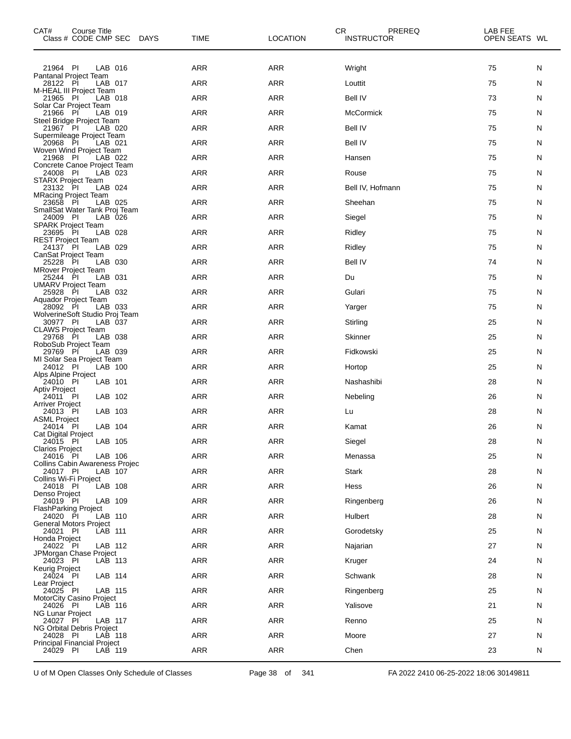| CAT# Class # | Course Title CODE | CMP | SEC | DAYS | TIME | LOCATION | CR INSTRUCTOR | PREREQ | LAB FEE OPEN SEATS | WL |
|---|---|---|---|---|---|---|---|---|---|---|
| 21964 | PI | LAB | 016 | | ARR | ARR | Wright | | 75 | N |
| Pantanal Project Team | | | | | | | | | | |
| 28122 | PI | LAB | 017 | | ARR | ARR | Louttit | | 75 | N |
| M-HEAL III Project Team | | | | | | | | | | |
| 21965 | PI | LAB | 018 | | ARR | ARR | Bell IV | | 73 | N |
| Solar Car Project Team | | | | | | | | | | |
| 21966 | PI | LAB | 019 | | ARR | ARR | McCormick | | 75 | N |
| Steel Bridge Project Team | | | | | | | | | | |
| 21967 | PI | LAB | 020 | | ARR | ARR | Bell IV | | 75 | N |
| Supermileage Project Team | | | | | | | | | | |
| 20968 | PI | LAB | 021 | | ARR | ARR | Bell IV | | 75 | N |
| Woven Wind Project Team | | | | | | | | | | |
| 21968 | PI | LAB | 022 | | ARR | ARR | Hansen | | 75 | N |
| Concrete Canoe Project Team | | | | | | | | | | |
| 24008 | PI | LAB | 023 | | ARR | ARR | Rouse | | 75 | N |
| STARX Project Team | | | | | | | | | | |
| 23132 | PI | LAB | 024 | | ARR | ARR | Bell IV, Hofmann | | 75 | N |
| MRacing Project Team | | | | | | | | | | |
| 23658 | PI | LAB | 025 | | ARR | ARR | Sheehan | | 75 | N |
| SmallSat Water Tank Proj Team | | | | | | | | | | |
| 24009 | PI | LAB | 026 | | ARR | ARR | Siegel | | 75 | N |
| SPARK Project Team | | | | | | | | | | |
| 23695 | PI | LAB | 028 | | ARR | ARR | Ridley | | 75 | N |
| REST Project Team | | | | | | | | | | |
| 24137 | PI | LAB | 029 | | ARR | ARR | Ridley | | 75 | N |
| CanSat Project Team | | | | | | | | | | |
| 25228 | PI | LAB | 030 | | ARR | ARR | Bell IV | | 74 | N |
| MRover Project Team | | | | | | | | | | |
| 25244 | PI | LAB | 031 | | ARR | ARR | Du | | 75 | N |
| UMARV Project Team | | | | | | | | | | |
| 25928 | PI | LAB | 032 | | ARR | ARR | Gulari | | 75 | N |
| Aquador Project Team | | | | | | | | | | |
| 28092 | PI | LAB | 033 | | ARR | ARR | Yarger | | 75 | N |
| WolverineSoft Studio Proj Team | | | | | | | | | | |
| 30977 | PI | LAB | 037 | | ARR | ARR | Stirling | | 25 | N |
| CLAWS Project Team | | | | | | | | | | |
| 29768 | PI | LAB | 038 | | ARR | ARR | Skinner | | 25 | N |
| RoboSub Project Team | | | | | | | | | | |
| 29769 | PI | LAB | 039 | | ARR | ARR | Fidkowski | | 25 | N |
| MI Solar Sea Project Team | | | | | | | | | | |
| 24012 | PI | LAB | 100 | | ARR | ARR | Hortop | | 25 | N |
| Alps Alpine Project | | | | | | | | | | |
| 24010 | PI | LAB | 101 | | ARR | ARR | Nashashibi | | 28 | N |
| Aptiv Project | | | | | | | | | | |
| 24011 | PI | LAB | 102 | | ARR | ARR | Nebeling | | 26 | N |
| Arriver Project | | | | | | | | | | |
| 24013 | PI | LAB | 103 | | ARR | ARR | Lu | | 28 | N |
| ASML Project | | | | | | | | | | |
| 24014 | PI | LAB | 104 | | ARR | ARR | Kamat | | 26 | N |
| Cat Digital Project | | | | | | | | | | |
| 24015 | PI | LAB | 105 | | ARR | ARR | Siegel | | 28 | N |
| Clarios Project | | | | | | | | | | |
| 24016 | PI | LAB | 106 | | ARR | ARR | Menassa | | 25 | N |
| Collins Cabin Awareness Projec | | | | | | | | | | |
| 24017 | PI | LAB | 107 | | ARR | ARR | Stark | | 28 | N |
| Collins Wi-Fi Project | | | | | | | | | | |
| 24018 | PI | LAB | 108 | | ARR | ARR | Hess | | 26 | N |
| Denso Project | | | | | | | | | | |
| 24019 | PI | LAB | 109 | | ARR | ARR | Ringenberg | | 26 | N |
| FlashParking Project | | | | | | | | | | |
| 24020 | PI | LAB | 110 | | ARR | ARR | Hulbert | | 28 | N |
| General Motors Project | | | | | | | | | | |
| 24021 | PI | LAB | 111 | | ARR | ARR | Gorodetsky | | 25 | N |
| Honda Project | | | | | | | | | | |
| 24022 | PI | LAB | 112 | | ARR | ARR | Najarian | | 27 | N |
| JPMorgan Chase Project | | | | | | | | | | |
| 24023 | PI | LAB | 113 | | ARR | ARR | Kruger | | 24 | N |
| Keurig Project | | | | | | | | | | |
| 24024 | PI | LAB | 114 | | ARR | ARR | Schwank | | 28 | N |
| Lear Project | | | | | | | | | | |
| 24025 | PI | LAB | 115 | | ARR | ARR | Ringenberg | | 25 | N |
| MotorCity Casino Project | | | | | | | | | | |
| 24026 | PI | LAB | 116 | | ARR | ARR | Yalisove | | 21 | N |
| NG Lunar Project | | | | | | | | | | |
| 24027 | PI | LAB | 117 | | ARR | ARR | Renno | | 25 | N |
| NG Orbital Debris Project | | | | | | | | | | |
| 24028 | PI | LAB | 118 | | ARR | ARR | Moore | | 27 | N |
| Principal Financial Project | | | | | | | | | | |
| 24029 | PI | LAB | 119 | | ARR | ARR | Chen | | 23 | N |

U of M Open Classes Only Schedule of Classes FA 2022 2410 06-25-2022 18:06 30149811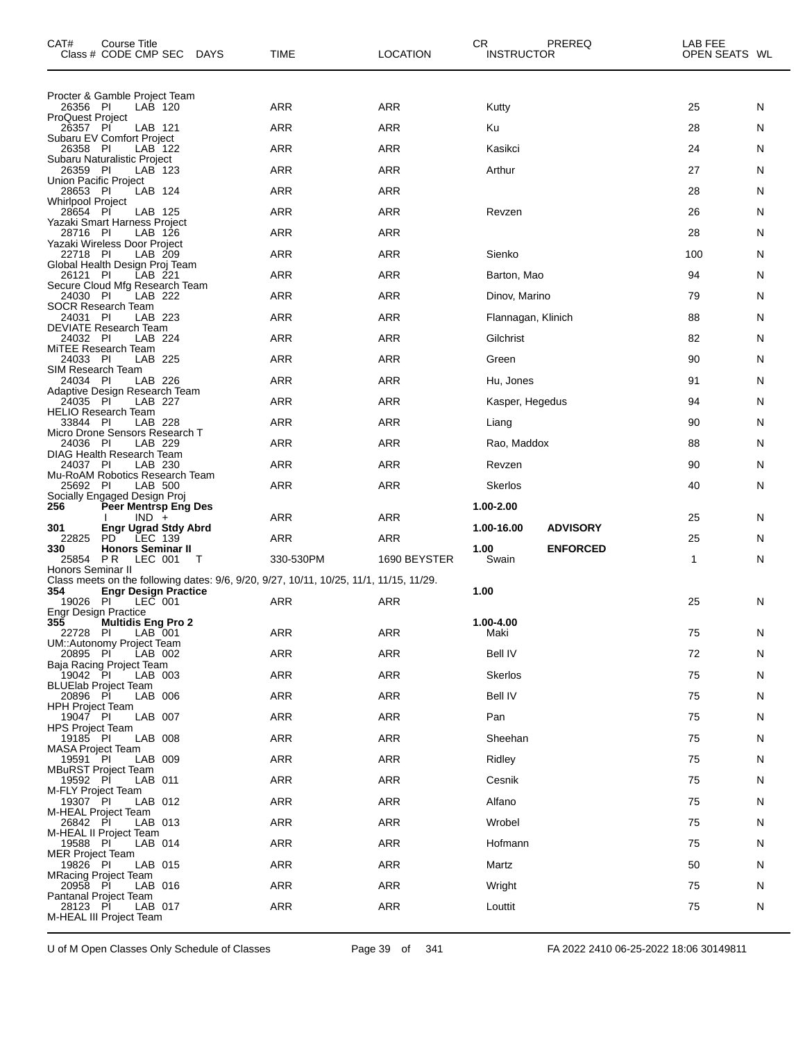| CAT# Class # | Course Title CODE | CMP | SEC | DAYS | TIME | LOCATION | CR INSTRUCTOR | PREREQ | LAB FEE OPEN SEATS | WL |
|---|---|---|---|---|---|---|---|---|---|---|
| Procter & Gamble Project Team | | | | | | | | | | |
| 26356 | PI | LAB | 120 | | ARR | ARR | Kutty | | 25 | N |
| ProQuest Project | | | | | | | | | | |
| 26357 | PI | LAB | 121 | | ARR | ARR | Ku | | 28 | N |
| Subaru EV Comfort Project | | | | | | | | | | |
| 26358 | PI | LAB | 122 | | ARR | ARR | Kasikci | | 24 | N |
| Subaru Naturalistic Project | | | | | | | | | | |
| 26359 | PI | LAB | 123 | | ARR | ARR | Arthur | | 27 | N |
| Union Pacific Project | | | | | | | | | | |
| 28653 | PI | LAB | 124 | | ARR | ARR | | | 28 | N |
| Whirlpool Project | | | | | | | | | | |
| 28654 | PI | LAB | 125 | | ARR | ARR | Revzen | | 26 | N |
| Yazaki Smart Harness Project | | | | | | | | | | |
| 28716 | PI | LAB | 126 | | ARR | ARR | | | 28 | N |
| Yazaki Wireless Door Project | | | | | | | | | | |
| 22718 | PI | LAB | 209 | | ARR | ARR | Sienko | | 100 | N |
| Global Health Design Proj Team | | | | | | | | | | |
| 26121 | PI | LAB | 221 | | ARR | ARR | Barton, Mao | | 94 | N |
| Secure Cloud Mfg Research Team | | | | | | | | | | |
| 24030 | PI | LAB | 222 | | ARR | ARR | Dinov, Marino | | 79 | N |
| SOCR Research Team | | | | | | | | | | |
| 24031 | PI | LAB | 223 | | ARR | ARR | Flannagan, Klinich | | 88 | N |
| DEVIATE Research Team | | | | | | | | | | |
| 24032 | PI | LAB | 224 | | ARR | ARR | Gilchrist | | 82 | N |
| MiTEE Research Team | | | | | | | | | | |
| 24033 | PI | LAB | 225 | | ARR | ARR | Green | | 90 | N |
| SIM Research Team | | | | | | | | | | |
| 24034 | PI | LAB | 226 | | ARR | ARR | Hu, Jones | | 91 | N |
| Adaptive Design Research Team | | | | | | | | | | |
| 24035 | PI | LAB | 227 | | ARR | ARR | Kasper, Hegedus | | 94 | N |
| HELIO Research Team | | | | | | | | | | |
| 33844 | PI | LAB | 228 | | ARR | ARR | Liang | | 90 | N |
| Micro Drone Sensors Research T | | | | | | | | | | |
| 24036 | PI | LAB | 229 | | ARR | ARR | Rao, Maddox | | 88 | N |
| DIAG Health Research Team | | | | | | | | | | |
| 24037 | PI | LAB | 230 | | ARR | ARR | Revzen | | 90 | N |
| Mu-RoAM Robotics Research Team | | | | | | | | | | |
| 25692 | PI | LAB | 500 | | ARR | ARR | Skerlos | | 40 | N |
| Socially Engaged Design Proj | | | | | | | | | | |
| **256** | **Peer Mentrsp Eng Des** | | | | | | **1.00-2.00** | | | |
| | I | IND | + | | ARR | ARR | | | 25 | N |
| **301** | **Engr Ugrad Stdy Abrd** | | | | | | **1.00-16.00** | **ADVISORY** | | |
| 22825 | PD | LEC | 139 | | ARR | ARR | | | 25 | N |
| **330** | **Honors Seminar II** | | | | | | **1.00** | **ENFORCED** | | |
| 25854 | P R | LEC | 001 | T | 330-530PM | 1690 BEYSTER | Swain | | 1 | N |
| Honors Seminar II | | | | | | | | | | |
| Class meets on the following dates: 9/6, 9/20, 9/27, 10/11, 10/25, 11/1, 11/15, 11/29. | | | | | | | | | | |
| **354** | **Engr Design Practice** | | | | | | **1.00** | | | |
| 19026 | PI | LEC | 001 | | ARR | ARR | | | 25 | N |
| Engr Design Practice | | | | | | | | | | |
| **355** | **Multidis Eng Pro 2** | | | | | | **1.00-4.00** | | | |
| 22728 | PI | LAB | 001 | | ARR | ARR | Maki | | 75 | N |
| UM::Autonomy Project Team | | | | | | | | | | |
| 20895 | PI | LAB | 002 | | ARR | ARR | Bell IV | | 72 | N |
| Baja Racing Project Team | | | | | | | | | | |
| 19042 | PI | LAB | 003 | | ARR | ARR | Skerlos | | 75 | N |
| BLUElab Project Team | | | | | | | | | | |
| 20896 | PI | LAB | 006 | | ARR | ARR | Bell IV | | 75 | N |
| HPH Project Team | | | | | | | | | | |
| 19047 | PI | LAB | 007 | | ARR | ARR | Pan | | 75 | N |
| HPS Project Team | | | | | | | | | | |
| 19185 | PI | LAB | 008 | | ARR | ARR | Sheehan | | 75 | N |
| MASA Project Team | | | | | | | | | | |
| 19591 | PI | LAB | 009 | | ARR | ARR | Ridley | | 75 | N |
| MBuRST Project Team | | | | | | | | | | |
| 19592 | PI | LAB | 011 | | ARR | ARR | Cesnik | | 75 | N |
| M-FLY Project Team | | | | | | | | | | |
| 19307 | PI | LAB | 012 | | ARR | ARR | Alfano | | 75 | N |
| M-HEAL Project Team | | | | | | | | | | |
| 26842 | PI | LAB | 013 | | ARR | ARR | Wrobel | | 75 | N |
| M-HEAL II Project Team | | | | | | | | | | |
| 19588 | PI | LAB | 014 | | ARR | ARR | Hofmann | | 75 | N |
| MER Project Team | | | | | | | | | | |
| 19826 | PI | LAB | 015 | | ARR | ARR | Martz | | 50 | N |
| MRacing Project Team | | | | | | | | | | |
| 20958 | PI | LAB | 016 | | ARR | ARR | Wright | | 75 | N |
| Pantanal Project Team | | | | | | | | | | |
| 28123 | PI | LAB | 017 | | ARR | ARR | Louttit | | 75 | N |
| M-HEAL III Project Team | | | | | | | | | | |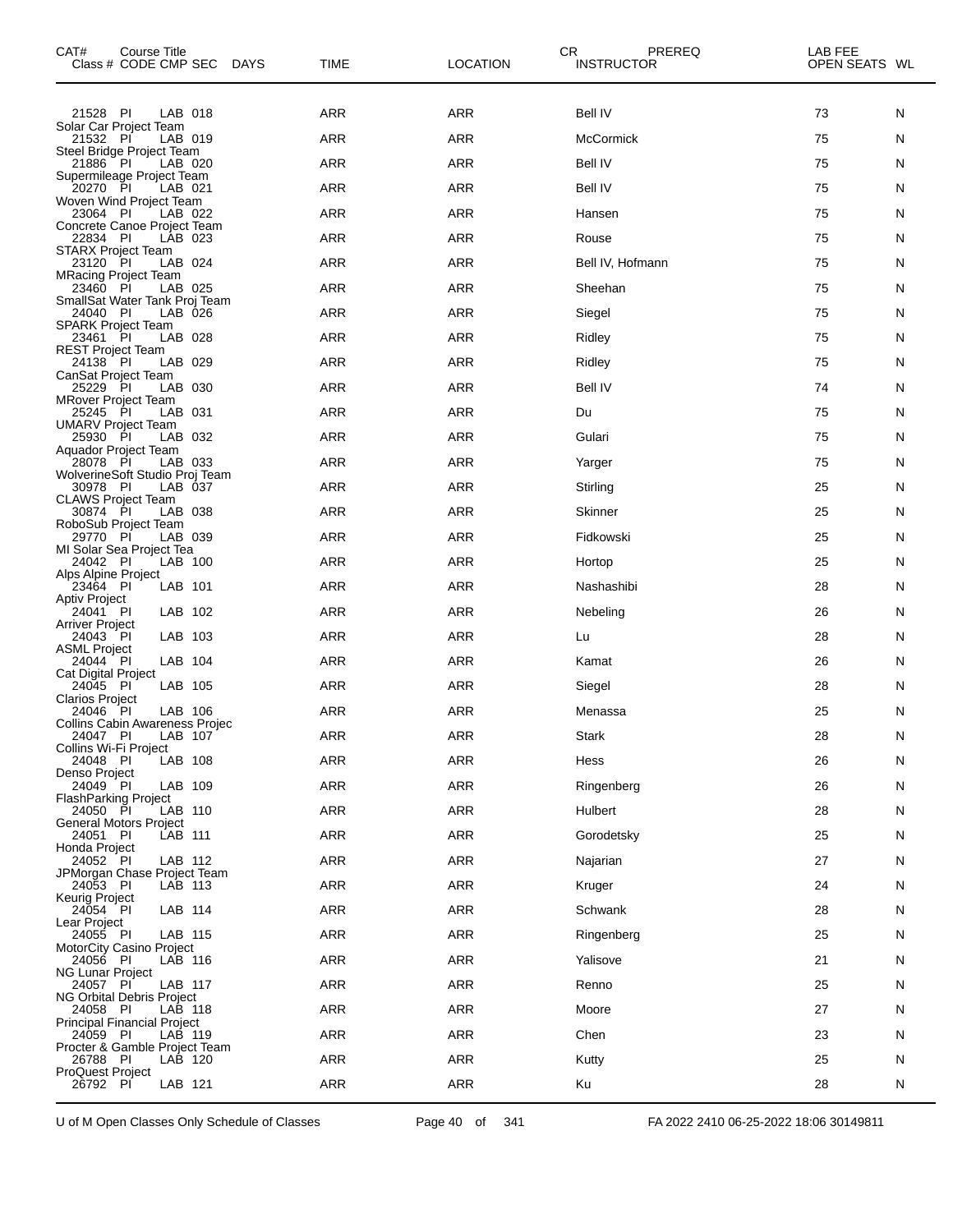| CAT# Course Title Class # | CODE | CMP | SEC | DAYS | TIME | LOCATION | CR INSTRUCTOR | PREREQ | LAB FEE OPEN SEATS | WL |
|---|---|---|---|---|---|---|---|---|---|---|
| 21528 | PI | LAB | 018 | | ARR | ARR | Bell IV | | 73 | N |
| Solar Car Project Team | | | | | | | | | | |
| 21532 | PI | LAB | 019 | | ARR | ARR | McCormick | | 75 | N |
| Steel Bridge Project Team | | | | | | | | | | |
| 21886 | PI | LAB | 020 | | ARR | ARR | Bell IV | | 75 | N |
| Supermileage Project Team | | | | | | | | | | |
| 20270 | PI | LAB | 021 | | ARR | ARR | Bell IV | | 75 | N |
| Woven Wind Project Team | | | | | | | | | | |
| 23064 | PI | LAB | 022 | | ARR | ARR | Hansen | | 75 | N |
| Concrete Canoe Project Team | | | | | | | | | | |
| 22834 | PI | LAB | 023 | | ARR | ARR | Rouse | | 75 | N |
| STARX Project Team | | | | | | | | | | |
| 23120 | PI | LAB | 024 | | ARR | ARR | Bell IV, Hofmann | | 75 | N |
| MRacing Project Team | | | | | | | | | | |
| 23460 | PI | LAB | 025 | | ARR | ARR | Sheehan | | 75 | N |
| SmallSat Water Tank Proj Team | | | | | | | | | | |
| 24040 | PI | LAB | 026 | | ARR | ARR | Siegel | | 75 | N |
| SPARK Project Team | | | | | | | | | | |
| 23461 | PI | LAB | 028 | | ARR | ARR | Ridley | | 75 | N |
| REST Project Team | | | | | | | | | | |
| 24138 | PI | LAB | 029 | | ARR | ARR | Ridley | | 75 | N |
| CanSat Project Team | | | | | | | | | | |
| 25229 | PI | LAB | 030 | | ARR | ARR | Bell IV | | 74 | N |
| MRover Project Team | | | | | | | | | | |
| 25245 | PI | LAB | 031 | | ARR | ARR | Du | | 75 | N |
| UMARV Project Team | | | | | | | | | | |
| 25930 | PI | LAB | 032 | | ARR | ARR | Gulari | | 75 | N |
| Aquador Project Team | | | | | | | | | | |
| 28078 | PI | LAB | 033 | | ARR | ARR | Yarger | | 75 | N |
| WolverineSoft Studio Proj Team | | | | | | | | | | |
| 30978 | PI | LAB | 037 | | ARR | ARR | Stirling | | 25 | N |
| CLAWS Project Team | | | | | | | | | | |
| 30874 | PI | LAB | 038 | | ARR | ARR | Skinner | | 25 | N |
| RoboSub Project Team | | | | | | | | | | |
| 29770 | PI | LAB | 039 | | ARR | ARR | Fidkowski | | 25 | N |
| MI Solar Sea Project Tea | | | | | | | | | | |
| 24042 | PI | LAB | 100 | | ARR | ARR | Hortop | | 25 | N |
| Alps Alpine Project | | | | | | | | | | |
| 23464 | PI | LAB | 101 | | ARR | ARR | Nashashibi | | 28 | N |
| Aptiv Project | | | | | | | | | | |
| 24041 | PI | LAB | 102 | | ARR | ARR | Nebeling | | 26 | N |
| Arriver Project | | | | | | | | | | |
| 24043 | PI | LAB | 103 | | ARR | ARR | Lu | | 28 | N |
| ASML Project | | | | | | | | | | |
| 24044 | PI | LAB | 104 | | ARR | ARR | Kamat | | 26 | N |
| Cat Digital Project | | | | | | | | | | |
| 24045 | PI | LAB | 105 | | ARR | ARR | Siegel | | 28 | N |
| Clarios Project | | | | | | | | | | |
| 24046 | PI | LAB | 106 | | ARR | ARR | Menassa | | 25 | N |
| Collins Cabin Awareness Projec | | | | | | | | | | |
| 24047 | PI | LAB | 107 | | ARR | ARR | Stark | | 28 | N |
| Collins Wi-Fi Project | | | | | | | | | | |
| 24048 | PI | LAB | 108 | | ARR | ARR | Hess | | 26 | N |
| Denso Project | | | | | | | | | | |
| 24049 | PI | LAB | 109 | | ARR | ARR | Ringenberg | | 26 | N |
| FlashParking Project | | | | | | | | | | |
| 24050 | PI | LAB | 110 | | ARR | ARR | Hulbert | | 28 | N |
| General Motors Project | | | | | | | | | | |
| 24051 | PI | LAB | 111 | | ARR | ARR | Gorodetsky | | 25 | N |
| Honda Project | | | | | | | | | | |
| 24052 | PI | LAB | 112 | | ARR | ARR | Najarian | | 27 | N |
| JPMorgan Chase Project Team | | | | | | | | | | |
| 24053 | PI | LAB | 113 | | ARR | ARR | Kruger | | 24 | N |
| Keurig Project | | | | | | | | | | |
| 24054 | PI | LAB | 114 | | ARR | ARR | Schwank | | 28 | N |
| Lear Project | | | | | | | | | | |
| 24055 | PI | LAB | 115 | | ARR | ARR | Ringenberg | | 25 | N |
| MotorCity Casino Project | | | | | | | | | | |
| 24056 | PI | LAB | 116 | | ARR | ARR | Yalisove | | 21 | N |
| NG Lunar Project | | | | | | | | | | |
| 24057 | PI | LAB | 117 | | ARR | ARR | Renno | | 25 | N |
| NG Orbital Debris Project | | | | | | | | | | |
| 24058 | PI | LAB | 118 | | ARR | ARR | Moore | | 27 | N |
| Principal Financial Project | | | | | | | | | | |
| 24059 | PI | LAB | 119 | | ARR | ARR | Chen | | 23 | N |
| Procter & Gamble Project Team | | | | | | | | | | |
| 26788 | PI | LAB | 120 | | ARR | ARR | Kutty | | 25 | N |
| ProQuest Project | | | | | | | | | | |
| 26792 | PI | LAB | 121 | | ARR | ARR | Ku | | 28 | N |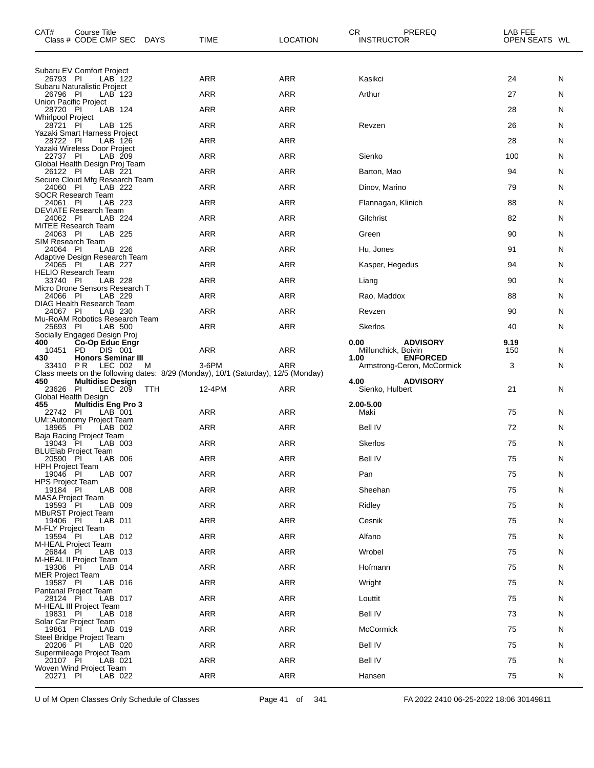| CAT# | Course Title Class # CODE CMP SEC | DAYS | TIME | LOCATION | CR INSTRUCTOR | PREREQ | LAB FEE OPEN SEATS | WL |
|---|---|---|---|---|---|---|---|---|
| | Subaru EV Comfort Project | | | | | | | |
| | 26793 PI LAB 122 | | ARR | ARR | Kasikci | | 24 | N |
| | Subaru Naturalistic Project | | | | | | | |
| | 26796 PI LAB 123 | | ARR | ARR | Arthur | | 27 | N |
| | Union Pacific Project | | | | | | | |
| | 28720 PI LAB 124 | | ARR | ARR | | | 28 | N |
| | Whirlpool Project | | | | | | | |
| | 28721 PI LAB 125 | | ARR | ARR | Revzen | | 26 | N |
| | Yazaki Smart Harness Project | | | | | | | |
| | 28722 PI LAB 126 | | ARR | ARR | | | 28 | N |
| | Yazaki Wireless Door Project | | | | | | | |
| | 22737 PI LAB 209 | | ARR | ARR | Sienko | | 100 | N |
| | Global Health Design Proj Team | | | | | | | |
| | 26122 PI LAB 221 | | ARR | ARR | Barton, Mao | | 94 | N |
| | Secure Cloud Mfg Research Team | | | | | | | |
| | 24060 PI LAB 222 | | ARR | ARR | Dinov, Marino | | 79 | N |
| | SOCR Research Team | | | | | | | |
| | 24061 PI LAB 223 | | ARR | ARR | Flannagan, Klinich | | 88 | N |
| | DEVIATE Research Team | | | | | | | |
| | 24062 PI LAB 224 | | ARR | ARR | Gilchrist | | 82 | N |
| | MiTEE Research Team | | | | | | | |
| | 24063 PI LAB 225 | | ARR | ARR | Green | | 90 | N |
| | SIM Research Team | | | | | | | |
| | 24064 PI LAB 226 | | ARR | ARR | Hu, Jones | | 91 | N |
| | Adaptive Design Research Team | | | | | | | |
| | 24065 PI LAB 227 | | ARR | ARR | Kasper, Hegedus | | 94 | N |
| | HELIO Research Team | | | | | | | |
| | 33740 PI LAB 228 | | ARR | ARR | Liang | | 90 | N |
| | Micro Drone Sensors Research T | | | | | | | |
| | 24066 PI LAB 229 | | ARR | ARR | Rao, Maddox | | 88 | N |
| | DIAG Health Research Team | | | | | | | |
| | 24067 PI LAB 230 | | ARR | ARR | Revzen | | 90 | N |
| | Mu-RoAM Robotics Research Team | | | | | | | |
| | 25693 PI LAB 500 | | ARR | ARR | Skerlos | | 40 | N |
| | Socially Engaged Design Proj | | | | | | | |
| **400** | **Co-Op Educ Engr** | | | | 0.00 | **ADVISORY** | 9.19 | |
| | 10451 PD DIS 001 | | ARR | ARR | Millunchick, Boivin | | 150 | N |
| **430** | **Honors Seminar III** | | | | 1.00 | **ENFORCED** | | |
| | 33410 P R LEC 002 | M | 3-6PM | ARR | Armstrong-Ceron, McCormick | | 3 | N |
| | Class meets on the following dates: 8/29 (Monday), 10/1 (Saturday), 12/5 (Monday) | | | | | | | |
| **450** | **Multidisc Design** | | | | 4.00 | **ADVISORY** | | |
| | 23626 PI LEC 209 | TTH | 12-4PM | ARR | Sienko, Hulbert | | 21 | N |
| | Global Health Design | | | | | | | |
| **455** | **Multidis Eng Pro 3** | | | | 2.00-5.00 | | | |
| | 22742 PI LAB 001 | | ARR | ARR | Maki | | 75 | N |
| | UM::Autonomy Project Team | | | | | | | |
| | 18965 PI LAB 002 | | ARR | ARR | Bell IV | | 72 | N |
| | Baja Racing Project Team | | | | | | | |
| | 19043 PI LAB 003 | | ARR | ARR | Skerlos | | 75 | N |
| | BLUElab Project Team | | | | | | | |
| | 20590 PI LAB 006 | | ARR | ARR | Bell IV | | 75 | N |
| | HPH Project Team | | | | | | | |
| | 19046 PI LAB 007 | | ARR | ARR | Pan | | 75 | N |
| | HPS Project Team | | | | | | | |
| | 19184 PI LAB 008 | | ARR | ARR | Sheehan | | 75 | N |
| | MASA Project Team | | | | | | | |
| | 19593 PI LAB 009 | | ARR | ARR | Ridley | | 75 | N |
| | MBuRST Project Team | | | | | | | |
| | 19406 PI LAB 011 | | ARR | ARR | Cesnik | | 75 | N |
| | M-FLY Project Team | | | | | | | |
| | 19594 PI LAB 012 | | ARR | ARR | Alfano | | 75 | N |
| | M-HEAL Project Team | | | | | | | |
| | 26844 PI LAB 013 | | ARR | ARR | Wrobel | | 75 | N |
| | M-HEAL II Project Team | | | | | | | |
| | 19306 PI LAB 014 | | ARR | ARR | Hofmann | | 75 | N |
| | MER Project Team | | | | | | | |
| | 19587 PI LAB 016 | | ARR | ARR | Wright | | 75 | N |
| | Pantanal Project Team | | | | | | | |
| | 28124 PI LAB 017 | | ARR | ARR | Louttit | | 75 | N |
| | M-HEAL III Project Team | | | | | | | |
| | 19831 PI LAB 018 | | ARR | ARR | Bell IV | | 73 | N |
| | Solar Car Project Team | | | | | | | |
| | 19861 PI LAB 019 | | ARR | ARR | McCormick | | 75 | N |
| | Steel Bridge Project Team | | | | | | | |
| | 20206 PI LAB 020 | | ARR | ARR | Bell IV | | 75 | N |
| | Supermileage Project Team | | | | | | | |
| | 20107 PI LAB 021 | | ARR | ARR | Bell IV | | 75 | N |
| | Woven Wind Project Team | | | | | | | |
| | 20271 PI LAB 022 | | ARR | ARR | Hansen | | 75 | N |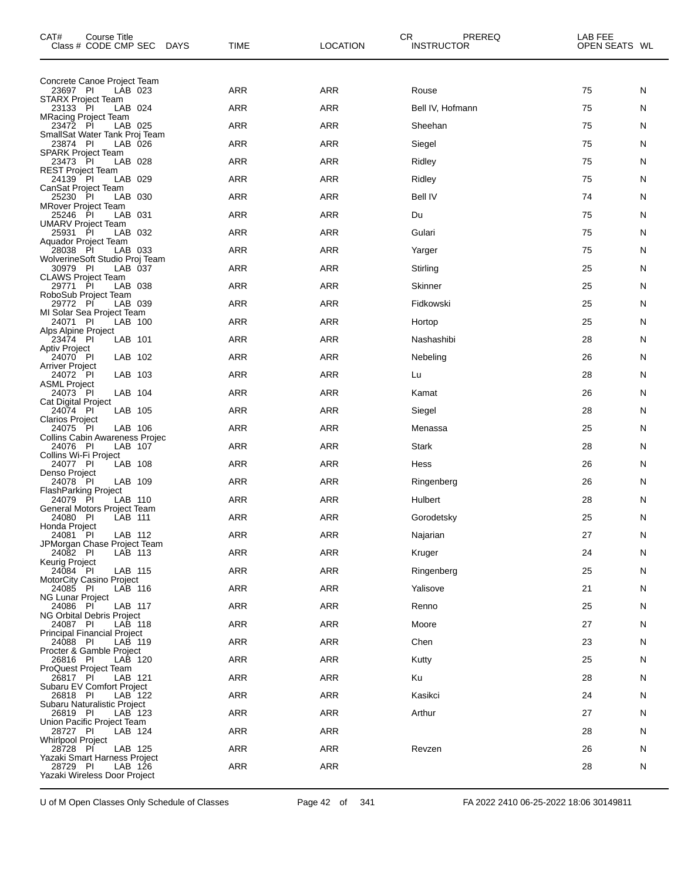| CAT# Course Title Class # | CODE | CMP | SEC | DAYS | TIME | LOCATION | CR | PREREQ INSTRUCTOR | LAB FEE OPEN SEATS | WL |
|---|---|---|---|---|---|---|---|---|---|---|
| Concrete Canoe Project Team | | | | | | | | | | |
| 23697 | PI | LAB | 023 | | ARR | ARR | | Rouse | 75 | N |
| STARX Project Team | | | | | | | | | | |
| 23133 | PI | LAB | 024 | | ARR | ARR | | Bell IV, Hofmann | 75 | N |
| MRacing Project Team | | | | | | | | | | |
| 23472 | PI | LAB | 025 | | ARR | ARR | | Sheehan | 75 | N |
| SmallSat Water Tank Proj Team | | | | | | | | | | |
| 23874 | PI | LAB | 026 | | ARR | ARR | | Siegel | 75 | N |
| SPARK Project Team | | | | | | | | | | |
| 23473 | PI | LAB | 028 | | ARR | ARR | | Ridley | 75 | N |
| REST Project Team | | | | | | | | | | |
| 24139 | PI | LAB | 029 | | ARR | ARR | | Ridley | 75 | N |
| CanSat Project Team | | | | | | | | | | |
| 25230 | PI | LAB | 030 | | ARR | ARR | | Bell IV | 74 | N |
| MRover Project Team | | | | | | | | | | |
| 25246 | PI | LAB | 031 | | ARR | ARR | | Du | 75 | N |
| UMARV Project Team | | | | | | | | | | |
| 25931 | PI | LAB | 032 | | ARR | ARR | | Gulari | 75 | N |
| Aquador Project Team | | | | | | | | | | |
| 28038 | PI | LAB | 033 | | ARR | ARR | | Yarger | 75 | N |
| WolverineSoft Studio Proj Team | | | | | | | | | | |
| 30979 | PI | LAB | 037 | | ARR | ARR | | Stirling | 25 | N |
| CLAWS Project Team | | | | | | | | | | |
| 29771 | PI | LAB | 038 | | ARR | ARR | | Skinner | 25 | N |
| RoboSub Project Team | | | | | | | | | | |
| 29772 | PI | LAB | 039 | | ARR | ARR | | Fidkowski | 25 | N |
| MI Solar Sea Project Team | | | | | | | | | | |
| 24071 | PI | LAB | 100 | | ARR | ARR | | Hortop | 25 | N |
| Alps Alpine Project | | | | | | | | | | |
| 23474 | PI | LAB | 101 | | ARR | ARR | | Nashashibi | 28 | N |
| Aptiv Project | | | | | | | | | | |
| 24070 | PI | LAB | 102 | | ARR | ARR | | Nebeling | 26 | N |
| Arriver Project | | | | | | | | | | |
| 24072 | PI | LAB | 103 | | ARR | ARR | | Lu | 28 | N |
| ASML Project | | | | | | | | | | |
| 24073 | PI | LAB | 104 | | ARR | ARR | | Kamat | 26 | N |
| Cat Digital Project | | | | | | | | | | |
| 24074 | PI | LAB | 105 | | ARR | ARR | | Siegel | 28 | N |
| Clarios Project | | | | | | | | | | |
| 24075 | PI | LAB | 106 | | ARR | ARR | | Menassa | 25 | N |
| Collins Cabin Awareness Projec | | | | | | | | | | |
| 24076 | PI | LAB | 107 | | ARR | ARR | | Stark | 28 | N |
| Collins Wi-Fi Project | | | | | | | | | | |
| 24077 | PI | LAB | 108 | | ARR | ARR | | Hess | 26 | N |
| Denso Project | | | | | | | | | | |
| 24078 | PI | LAB | 109 | | ARR | ARR | | Ringenberg | 26 | N |
| FlashParking Project | | | | | | | | | | |
| 24079 | PI | LAB | 110 | | ARR | ARR | | Hulbert | 28 | N |
| General Motors Project Team | | | | | | | | | | |
| 24080 | PI | LAB | 111 | | ARR | ARR | | Gorodetsky | 25 | N |
| Honda Project | | | | | | | | | | |
| 24081 | PI | LAB | 112 | | ARR | ARR | | Najarian | 27 | N |
| JPMorgan Chase Project Team | | | | | | | | | | |
| 24082 | PI | LAB | 113 | | ARR | ARR | | Kruger | 24 | N |
| Keurig Project | | | | | | | | | | |
| 24084 | PI | LAB | 115 | | ARR | ARR | | Ringenberg | 25 | N |
| MotorCity Casino Project | | | | | | | | | | |
| 24085 | PI | LAB | 116 | | ARR | ARR | | Yalisove | 21 | N |
| NG Lunar Project | | | | | | | | | | |
| 24086 | PI | LAB | 117 | | ARR | ARR | | Renno | 25 | N |
| NG Orbital Debris Project | | | | | | | | | | |
| 24087 | PI | LAB | 118 | | ARR | ARR | | Moore | 27 | N |
| Principal Financial Project | | | | | | | | | | |
| 24088 | PI | LAB | 119 | | ARR | ARR | | Chen | 23 | N |
| Procter & Gamble Project | | | | | | | | | | |
| 26816 | PI | LAB | 120 | | ARR | ARR | | Kutty | 25 | N |
| ProQuest Project Team | | | | | | | | | | |
| 26817 | PI | LAB | 121 | | ARR | ARR | | Ku | 28 | N |
| Subaru EV Comfort Project | | | | | | | | | | |
| 26818 | PI | LAB | 122 | | ARR | ARR | | Kasikci | 24 | N |
| Subaru Naturalistic Project | | | | | | | | | | |
| 26819 | PI | LAB | 123 | | ARR | ARR | | Arthur | 27 | N |
| Union Pacific Project Team | | | | | | | | | | |
| 28727 | PI | LAB | 124 | | ARR | ARR | | | 28 | N |
| Whirlpool Project | | | | | | | | | | |
| 28728 | PI | LAB | 125 | | ARR | ARR | | Revzen | 26 | N |
| Yazaki Smart Harness Project | | | | | | | | | | |
| 28729 | PI | LAB | 126 | | ARR | ARR | | | 28 | N |
| Yazaki Wireless Door Project | | | | | | | | | | |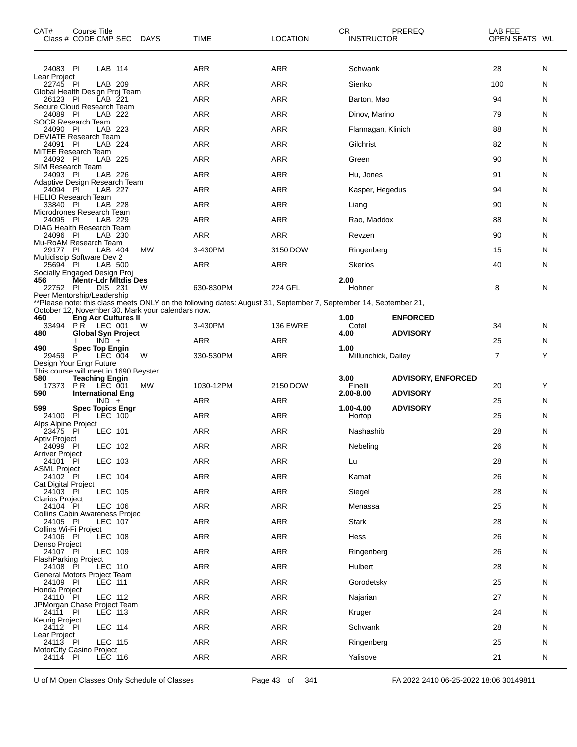| CAT# | Course Title<br>Class # CODE CMP SEC | DAYS | TIME | LOCATION | CR<br>INSTRUCTOR | PREREQ | LAB FEE<br>OPEN SEATS | WL |
|---|---|---|---|---|---|---|---|---|
| | 24083 PI LAB 114 | | ARR | ARR | Schwank | | 28 | N |
| | Lear Project | | | | | | | |
| | 22745 PI LAB 209 | | ARR | ARR | Sienko | | 100 | N |
| | Global Health Design Proj Team | | | | | | | |
| | 26123 PI LAB 221 | | ARR | ARR | Barton, Mao | | 94 | N |
| | Secure Cloud Research Team | | | | | | | |
| | 24089 PI LAB 222 | | ARR | ARR | Dinov, Marino | | 79 | N |
| | SOCR Research Team | | | | | | | |
| | 24090 PI LAB 223 | | ARR | ARR | Flannagan, Klinich | | 88 | N |
| | DEVIATE Research Team | | | | | | | |
| | 24091 PI LAB 224 | | ARR | ARR | Gilchrist | | 82 | N |
| | MiTEE Research Team | | | | | | | |
| | 24092 PI LAB 225 | | ARR | ARR | Green | | 90 | N |
| | SIM Research Team | | | | | | | |
| | 24093 PI LAB 226 | | ARR | ARR | Hu, Jones | | 91 | N |
| | Adaptive Design Research Team | | | | | | | |
| | 24094 PI LAB 227 | | ARR | ARR | Kasper, Hegedus | | 94 | N |
| | HELIO Research Team | | | | | | | |
| | 33840 PI LAB 228 | | ARR | ARR | Liang | | 90 | N |
| | Microdrones Research Team | | | | | | | |
| | 24095 PI LAB 229 | | ARR | ARR | Rao, Maddox | | 88 | N |
| | DIAG Health Research Team | | | | | | | |
| | 24096 PI LAB 230 | | ARR | ARR | Revzen | | 90 | N |
| | Mu-RoAM Research Team | | | | | | | |
| | 29177 PI LAB 404 | MW | 3-430PM | 3150 DOW | Ringenberg | | 15 | N |
| | Multidiscip Software Dev 2 | | | | | | | |
| | 25694 PI LAB 500 | | ARR | ARR | Skerlos | | 40 | N |
| | Socially Engaged Design Proj | | | | | | | |
| **456** | **Mentr-Ldr Mltdis Des** | | | | **2.00** | | | |
| | 22752 PI DIS 231 | W | 630-830PM | 224 GFL | Hohner | | 8 | N |
| | Peer Mentorship/Leadership | | | | | | | |
| | **Please note: this class meets ONLY on the following dates: August 31, September 7, September 14, September 21, October 12, November 30. Mark your calendars now. | | | | | | | |
| **460** | **Eng Acr Cultures II** | | | | **1.00** | **ENFORCED** | | |
| | 33494 P R LEC 001 | W | 3-430PM | 136 EWRE | Cotel | | 34 | N |
| **480** | **Global Syn Project** | | | | **4.00** | **ADVISORY** | | |
| | I IND + | | ARR | ARR | | | 25 | N |
| **490** | **Spec Top Engin** | | | | **1.00** | | | |
| | 29459 P LEC 004 | W | 330-530PM | ARR | Millunchick, Dailey | | 7 | Y |
| | Design Your Engr Future | | | | | | | |
| | This course will meet in 1690 Beyster | | | | | | | |
| **580** | **Teaching Engin** | | | | **3.00** | **ADVISORY, ENFORCED** | | |
| | 17373 P R LEC 001 | MW | 1030-12PM | 2150 DOW | Finelli | | 20 | Y |
| **590** | **International Eng** | | | | **2.00-8.00** | **ADVISORY** | | |
| | IND + | | ARR | ARR | | | 25 | N |
| **599** | **Spec Topics Engr** | | | | **1.00-4.00** | **ADVISORY** | | |
| | 24100 PI LEC 100 | | ARR | ARR | Hortop | | 25 | N |
| | Alps Alpine Project | | | | | | | |
| | 23475 PI LEC 101 | | ARR | ARR | Nashashibi | | 28 | N |
| | Aptiv Project | | | | | | | |
| | 24099 PI LEC 102 | | ARR | ARR | Nebeling | | 26 | N |
| | Arriver Project | | | | | | | |
| | 24101 PI LEC 103 | | ARR | ARR | Lu | | 28 | N |
| | ASML Project | | | | | | | |
| | 24102 PI LEC 104 | | ARR | ARR | Kamat | | 26 | N |
| | Cat Digital Project | | | | | | | |
| | 24103 PI LEC 105 | | ARR | ARR | Siegel | | 28 | N |
| | Clarios Project | | | | | | | |
| | 24104 PI LEC 106 | | ARR | ARR | Menassa | | 25 | N |
| | Collins Cabin Awareness Projec | | | | | | | |
| | 24105 PI LEC 107 | | ARR | ARR | Stark | | 28 | N |
| | Collins Wi-Fi Project | | | | | | | |
| | 24106 PI LEC 108 | | ARR | ARR | Hess | | 26 | N |
| | Denso Project | | | | | | | |
| | 24107 PI LEC 109 | | ARR | ARR | Ringenberg | | 26 | N |
| | FlashParking Project | | | | | | | |
| | 24108 PI LEC 110 | | ARR | ARR | Hulbert | | 28 | N |
| | General Motors Project Team | | | | | | | |
| | 24109 PI LEC 111 | | ARR | ARR | Gorodetsky | | 25 | N |
| | Honda Project | | | | | | | |
| | 24110 PI LEC 112 | | ARR | ARR | Najarian | | 27 | N |
| | JPMorgan Chase Project Team | | | | | | | |
| | 24111 PI LEC 113 | | ARR | ARR | Kruger | | 24 | N |
| | Keurig Project | | | | | | | |
| | 24112 PI LEC 114 | | ARR | ARR | Schwank | | 28 | N |
| | Lear Project | | | | | | | |
| | 24113 PI LEC 115 | | ARR | ARR | Ringenberg | | 25 | N |
| | MotorCity Casino Project | | | | | | | |
| | 24114 PI LEC 116 | | ARR | ARR | Yalisove | | 21 | N |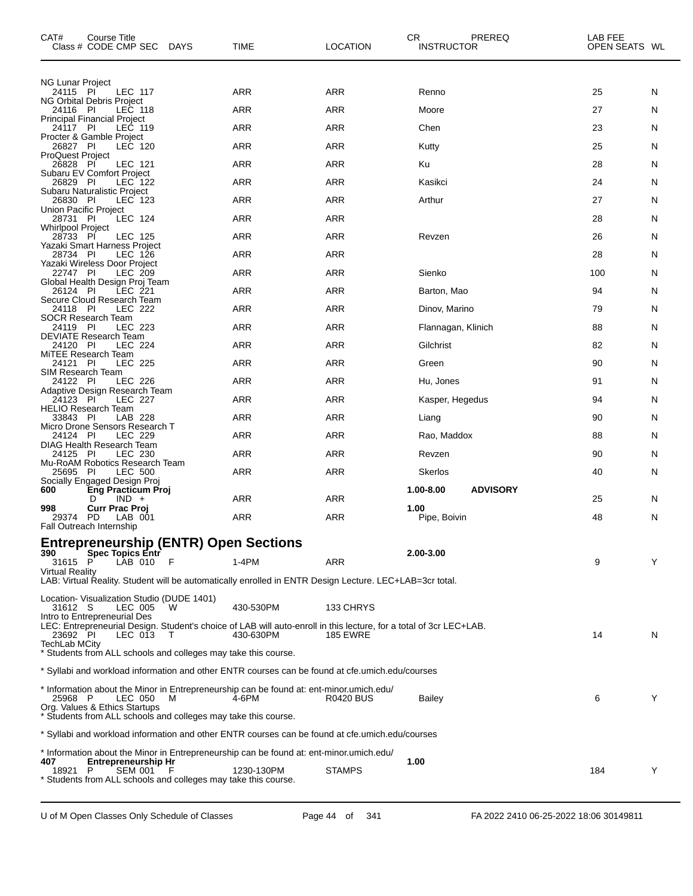| CAT# Class # | Course Title CODE CMP SEC | DAYS | TIME | LOCATION | CR INSTRUCTOR | PREREQ | LAB FEE OPEN SEATS | WL |
|---|---|---|---|---|---|---|---|---|
| NG Lunar Project | | | | | | | | |
| 24115 | PI LEC 117 | | ARR | ARR | Renno | | 25 | N |
| NG Orbital Debris Project | | | | | | | | |
| 24116 | PI LEC 118 | | ARR | ARR | Moore | | 27 | N |
| Principal Financial Project | | | | | | | | |
| 24117 | PI LEC 119 | | ARR | ARR | Chen | | 23 | N |
| Procter & Gamble Project | | | | | | | | |
| 26827 | PI LEC 120 | | ARR | ARR | Kutty | | 25 | N |
| ProQuest Project | | | | | | | | |
| 26828 | PI LEC 121 | | ARR | ARR | Ku | | 28 | N |
| Subaru EV Comfort Project | | | | | | | | |
| 26829 | PI LEC 122 | | ARR | ARR | Kasikci | | 24 | N |
| Subaru Naturalistic Project | | | | | | | | |
| 26830 | PI LEC 123 | | ARR | ARR | Arthur | | 27 | N |
| Union Pacific Project | | | | | | | | |
| 28731 | PI LEC 124 | | ARR | ARR | | | 28 | N |
| Whirlpool Project | | | | | | | | |
| 28733 | PI LEC 125 | | ARR | ARR | Revzen | | 26 | N |
| Yazaki Smart Harness Project | | | | | | | | |
| 28734 | PI LEC 126 | | ARR | ARR | | | 28 | N |
| Yazaki Wireless Door Project | | | | | | | | |
| 22747 | PI LEC 209 | | ARR | ARR | Sienko | | 100 | N |
| Global Health Design Proj Team | | | | | | | | |
| 26124 | PI LEC 221 | | ARR | ARR | Barton, Mao | | 94 | N |
| Secure Cloud Research Team | | | | | | | | |
| 24118 | PI LEC 222 | | ARR | ARR | Dinov, Marino | | 79 | N |
| SOCR Research Team | | | | | | | | |
| 24119 | PI LEC 223 | | ARR | ARR | Flannagan, Klinich | | 88 | N |
| DEVIATE Research Team | | | | | | | | |
| 24120 | PI LEC 224 | | ARR | ARR | Gilchrist | | 82 | N |
| MiTEE Research Team | | | | | | | | |
| 24121 | PI LEC 225 | | ARR | ARR | Green | | 90 | N |
| SIM Research Team | | | | | | | | |
| 24122 | PI LEC 226 | | ARR | ARR | Hu, Jones | | 91 | N |
| Adaptive Design Research Team | | | | | | | | |
| 24123 | PI LEC 227 | | ARR | ARR | Kasper, Hegedus | | 94 | N |
| HELIO Research Team | | | | | | | | |
| 33843 | PI LAB 228 | | ARR | ARR | Liang | | 90 | N |
| Micro Drone Sensors Research T | | | | | | | | |
| 24124 | PI LEC 229 | | ARR | ARR | Rao, Maddox | | 88 | N |
| DIAG Health Research Team | | | | | | | | |
| 24125 | PI LEC 230 | | ARR | ARR | Revzen | | 90 | N |
| Mu-RoAM Robotics Research Team | | | | | | | | |
| 25695 | PI LEC 500 | | ARR | ARR | Skerlos | | 40 | N |
| Socially Engaged Design Proj | | | | | | | | |
| **600** | **Eng Practicum Proj** | | | | **1.00-8.00** | **ADVISORY** | | |
| | D IND + | | ARR | ARR | | | 25 | N |
| **998** | **Curr Prac Proj** | | | | **1.00** | | | |
| 29374 | PD LAB 001 | | ARR | ARR | Pipe, Boivin | | 48 | N |
| Fall Outreach Internship | | | | | | | | |

# Entrepreneurship (ENTR) Open Sections

| CAT# Class # | Course Title CODE CMP SEC | DAYS | TIME | LOCATION | CR INSTRUCTOR | PREREQ | LAB FEE OPEN SEATS | WL |
|---|---|---|---|---|---|---|---|---|
| **390** | **Spec Topics Entr** | | | | **2.00-3.00** | | | |
| 31615 | P LAB 010 | F | 1-4PM | ARR | | | 9 | Y |

Virtual Reality
LAB: Virtual Reality. Student will be automatically enrolled in ENTR Design Lecture. LEC+LAB=3cr total.

Location- Visualization Studio (DUDE 1401)

| Class # | CODE CMP SEC | DAYS | TIME | LOCATION | INSTRUCTOR | | OPEN SEATS | WL |
|---|---|---|---|---|---|---|---|---|
| 31612 | S LEC 005 | W | 430-530PM | 133 CHRYS | | | | |

Intro to Entrepreneurial Des
LEC: Entrepreneurial Design. Student's choice of LAB will auto-enroll in this lecture, for a total of 3cr LEC+LAB.

| Class # | CODE CMP SEC | DAYS | TIME | LOCATION | INSTRUCTOR | | OPEN SEATS | WL |
|---|---|---|---|---|---|---|---|---|
| 23692 | PI LEC 013 | T | 430-630PM | 185 EWRE | | | 14 | N |

TechLab MCity
* Students from ALL schools and colleges may take this course.

* Syllabi and workload information and other ENTR courses can be found at cfe.umich.edu/courses

* Information about the Minor in Entrepreneurship can be found at: ent-minor.umich.edu/

| Class # | CODE CMP SEC | DAYS | TIME | LOCATION | INSTRUCTOR | | OPEN SEATS | WL |
|---|---|---|---|---|---|---|---|---|
| 25968 | P LEC 050 | M | 4-6PM | R0420 BUS | Bailey | | 6 | Y |

Org. Values & Ethics Startups
* Students from ALL schools and colleges may take this course.

* Syllabi and workload information and other ENTR courses can be found at cfe.umich.edu/courses

* Information about the Minor in Entrepreneurship can be found at: ent-minor.umich.edu/

| CAT# Class # | Course Title CODE CMP SEC | DAYS | TIME | LOCATION | CR INSTRUCTOR | PREREQ | OPEN SEATS | WL |
|---|---|---|---|---|---|---|---|---|
| **407** | **Entrepreneurship Hr** | | | | **1.00** | | | |
| 18921 | P SEM 001 | F | 1230-130PM | STAMPS | | | 184 | Y |

* Students from ALL schools and colleges may take this course.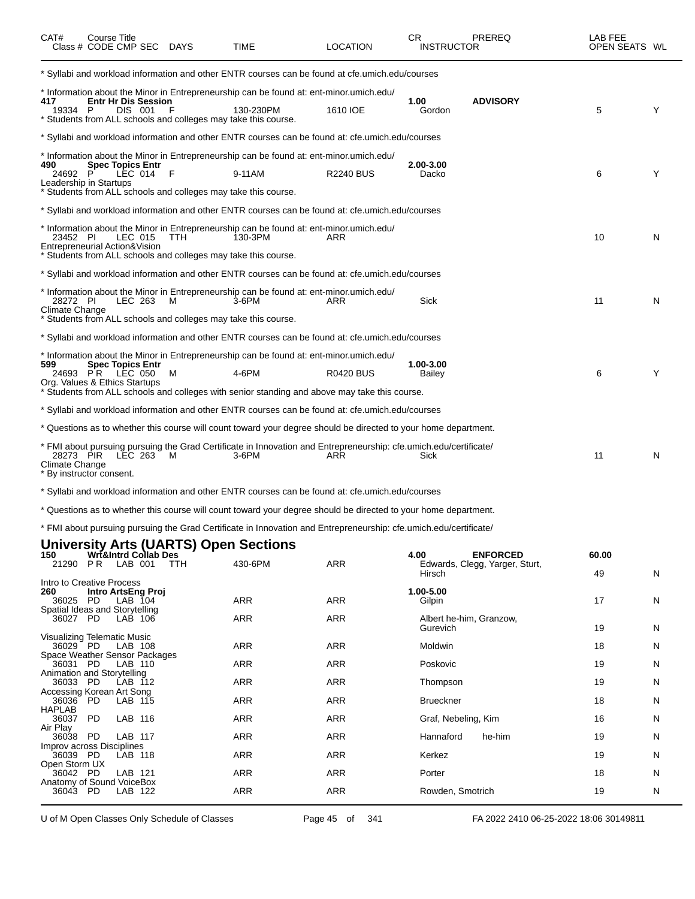| CAT# | Course Title Class # CODE CMP SEC | DAYS | TIME | LOCATION | CR INSTRUCTOR | PREREQ | LAB FEE OPEN SEATS | WL |
|---|---|---|---|---|---|---|---|---|

* Syllabi and workload information and other ENTR courses can be found at cfe.umich.edu/courses

* Information about the Minor in Entrepreneurship can be found at: ent-minor.umich.edu/

| CAT# | Course Title Class # CODE CMP SEC | DAYS | TIME | LOCATION | CR INSTRUCTOR | PREREQ | LAB FEE OPEN SEATS | WL |
|---|---|---|---|---|---|---|---|---|
| **417** | **Entr Hr Dis Session** | | | | **1.00** | **ADVISORY** | | |
| 19334 | P DIS 001 | F | 130-230PM | 1610 IOE | Gordon | | 5 | Y |

* Students from ALL schools and colleges may take this course.

* Syllabi and workload information and other ENTR courses can be found at: cfe.umich.edu/courses

* Information about the Minor in Entrepreneurship can be found at: ent-minor.umich.edu/

| CAT# | Course Title Class # CODE CMP SEC | DAYS | TIME | LOCATION | CR INSTRUCTOR | PREREQ | LAB FEE OPEN SEATS | WL |
|---|---|---|---|---|---|---|---|---|
| **490** | **Spec Topics Entr** | | | | **2.00-3.00** | | | |
| 24692 | P LEC 014 | F | 9-11AM | R2240 BUS | Dacko | | 6 | Y |

Leadership in Startups

* Students from ALL schools and colleges may take this course.

* Syllabi and workload information and other ENTR courses can be found at: cfe.umich.edu/courses

* Information about the Minor in Entrepreneurship can be found at: ent-minor.umich.edu/

| Class # | CODE CMP SEC | DAYS | TIME | LOCATION | INSTRUCTOR | OPEN SEATS | WL |
|---|---|---|---|---|---|---|---|
| 23452 | PI LEC 015 | TTH | 130-3PM | ARR | | 10 | N |

Entrepreneurial Action&Vision

* Students from ALL schools and colleges may take this course.

* Syllabi and workload information and other ENTR courses can be found at: cfe.umich.edu/courses

* Information about the Minor in Entrepreneurship can be found at: ent-minor.umich.edu/

| Class # | CODE CMP SEC | DAYS | TIME | LOCATION | INSTRUCTOR | OPEN SEATS | WL |
|---|---|---|---|---|---|---|---|
| 28272 | PI LEC 263 | M | 3-6PM | ARR | Sick | 11 | N |

Climate Change

* Students from ALL schools and colleges may take this course.

* Syllabi and workload information and other ENTR courses can be found at: cfe.umich.edu/courses

* Information about the Minor in Entrepreneurship can be found at: ent-minor.umich.edu/

| CAT# | Course Title Class # CODE CMP SEC | DAYS | TIME | LOCATION | CR INSTRUCTOR | PREREQ | LAB FEE OPEN SEATS | WL |
|---|---|---|---|---|---|---|---|---|
| **599** | **Spec Topics Entr** | | | | **1.00-3.00** | | | |
| 24693 | P R LEC 050 | M | 4-6PM | R0420 BUS | Bailey | | 6 | Y |

Org. Values & Ethics Startups

* Students from ALL schools and colleges with senior standing and above may take this course.

* Syllabi and workload information and other ENTR courses can be found at: cfe.umich.edu/courses

* Questions as to whether this course will count toward your degree should be directed to your home department.

* FMI about pursuing pursuing the Grad Certificate in Innovation and Entrepreneurship: cfe.umich.edu/certificate/

| Class # | CODE CMP SEC | DAYS | TIME | LOCATION | INSTRUCTOR | OPEN SEATS | WL |
|---|---|---|---|---|---|---|---|
| 28273 | PIR LEC 263 | M | 3-6PM | ARR | Sick | 11 | N |

Climate Change

* By instructor consent.

* Syllabi and workload information and other ENTR courses can be found at: cfe.umich.edu/courses

* Questions as to whether this course will count toward your degree should be directed to your home department.

* FMI about pursuing pursuing the Grad Certificate in Innovation and Entrepreneurship: cfe.umich.edu/certificate/

## University Arts (UARTS) Open Sections

| CAT# | Course Title Class # CODE CMP SEC | DAYS | TIME | LOCATION | CR INSTRUCTOR | PREREQ | LAB FEE OPEN SEATS | WL |
|---|---|---|---|---|---|---|---|---|
| **150** | **Wrt&Intrd Collab Des** | | | | **4.00** | **ENFORCED** | **60.00** | |
| 21290 | P R LAB 001 | TTH | 430-6PM | ARR | Edwards, Clegg, Yarger, Sturt, Hirsch | | 49 | N |
| | Intro to Creative Process | | | | | | | |
| **260** | **Intro ArtsEng Proj** | | | | **1.00-5.00** | | | |
| 36025 | PD LAB 104 | | ARR | ARR | Gilpin | | 17 | N |
| | Spatial Ideas and Storytelling | | | | | | | |
| 36027 | PD LAB 106 | | ARR | ARR | Albert he-him, Granzow, Gurevich | | 19 | N |
| | Visualizing Telematic Music | | | | | | | |
| 36029 | PD LAB 108 | | ARR | ARR | Moldwin | | 18 | N |
| | Space Weather Sensor Packages | | | | | | | |
| 36031 | PD LAB 110 | | ARR | ARR | Poskovic | | 19 | N |
| | Animation and Storytelling | | | | | | | |
| 36033 | PD LAB 112 | | ARR | ARR | Thompson | | 19 | N |
| | Accessing Korean Art Song | | | | | | | |
| 36036 | PD LAB 115 | | ARR | ARR | Brueckner | | 18 | N |
| | HAPLAB | | | | | | | |
| 36037 | PD LAB 116 | | ARR | ARR | Graf, Nebeling, Kim | | 16 | N |
| | Air Play | | | | | | | |
| 36038 | PD LAB 117 | | ARR | ARR | Hannaford he-him | | 19 | N |
| | Improv across Disciplines | | | | | | | |
| 36039 | PD LAB 118 | | ARR | ARR | Kerkez | | 19 | N |
| | Open Storm UX | | | | | | | |
| 36042 | PD LAB 121 | | ARR | ARR | Porter | | 18 | N |
| | Anatomy of Sound VoiceBox | | | | | | | |
| 36043 | PD LAB 122 | | ARR | ARR | Rowden, Smotrich | | 19 | N |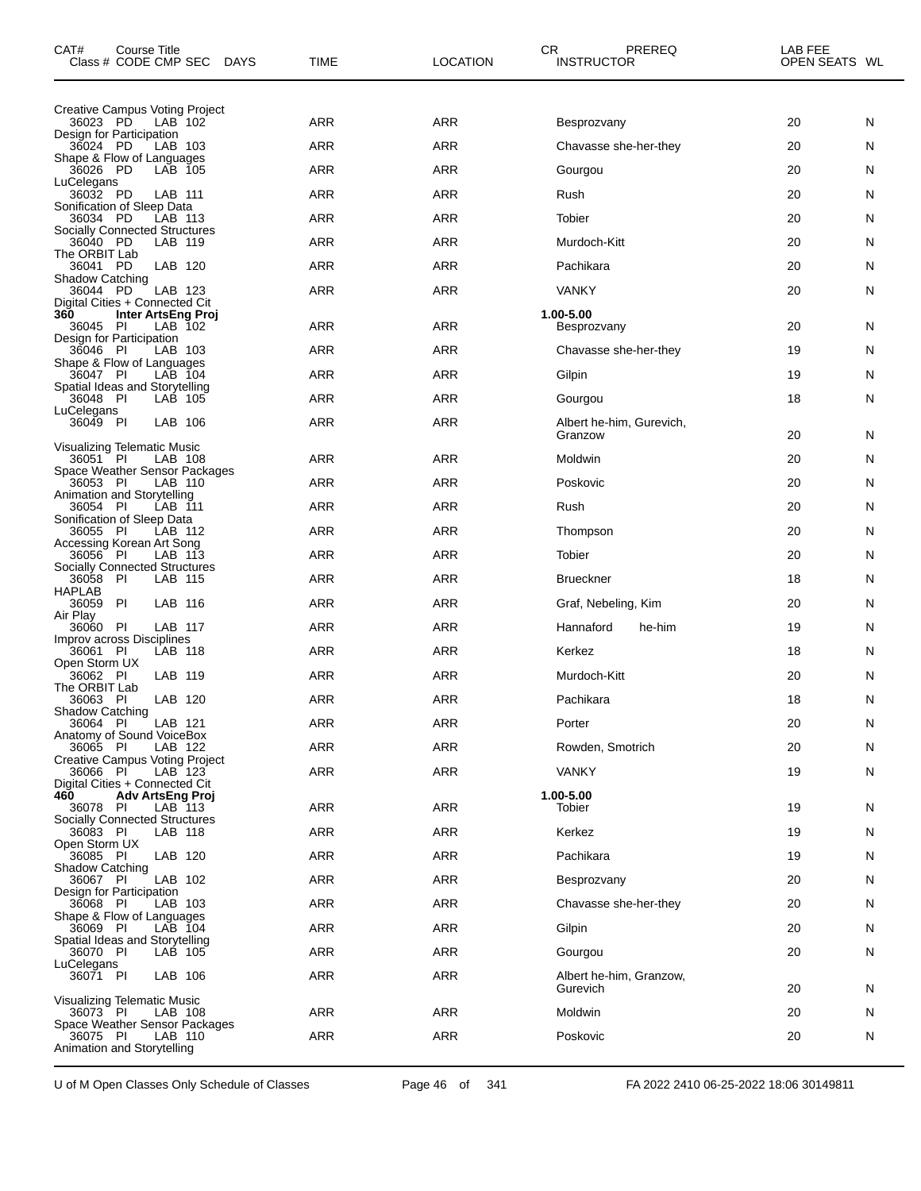| CAT# Class # | Course Title CODE | CMP | SEC | DAYS | TIME | LOCATION | CR INSTRUCTOR | PREREQ | LAB FEE OPEN SEATS | WL |
|---|---|---|---|---|---|---|---|---|---|---|
| | Creative Campus Voting Project | | | | | | | | | |
| 36023 | PD | LAB | 102 | | ARR | ARR | Besprozvany | | 20 | N |
| | Design for Participation | | | | | | | | | |
| 36024 | PD | LAB | 103 | | ARR | ARR | Chavasse she-her-they | | 20 | N |
| | Shape & Flow of Languages | | | | | | | | | |
| 36026 | PD | LAB | 105 | | ARR | ARR | Gourgou | | 20 | N |
| | LuCelegans | | | | | | | | | |
| 36032 | PD | LAB | 111 | | ARR | ARR | Rush | | 20 | N |
| | Sonification of Sleep Data | | | | | | | | | |
| 36034 | PD | LAB | 113 | | ARR | ARR | Tobier | | 20 | N |
| | Socially Connected Structures | | | | | | | | | |
| 36040 | PD | LAB | 119 | | ARR | ARR | Murdoch-Kitt | | 20 | N |
| | The ORBIT Lab | | | | | | | | | |
| 36041 | PD | LAB | 120 | | ARR | ARR | Pachikara | | 20 | N |
| | Shadow Catching | | | | | | | | | |
| 36044 | PD | LAB | 123 | | ARR | ARR | VANKY | | 20 | N |
| | Digital Cities + Connected Cit | | | | | | | | | |
| **360** | **Inter ArtsEng Proj** | | | | | | **1.00-5.00** | | | |
| 36045 | PI | LAB | 102 | | ARR | ARR | Besprozvany | | 20 | N |
| | Design for Participation | | | | | | | | | |
| 36046 | PI | LAB | 103 | | ARR | ARR | Chavasse she-her-they | | 19 | N |
| | Shape & Flow of Languages | | | | | | | | | |
| 36047 | PI | LAB | 104 | | ARR | ARR | Gilpin | | 19 | N |
| | Spatial Ideas and Storytelling | | | | | | | | | |
| 36048 | PI | LAB | 105 | | ARR | ARR | Gourgou | | 18 | N |
| | LuCelegans | | | | | | | | | |
| 36049 | PI | LAB | 106 | | ARR | ARR | Albert he-him, Gurevich, Granzow | | 20 | N |
| | Visualizing Telematic Music | | | | | | | | | |
| 36051 | PI | LAB | 108 | | ARR | ARR | Moldwin | | 20 | N |
| | Space Weather Sensor Packages | | | | | | | | | |
| 36053 | PI | LAB | 110 | | ARR | ARR | Poskovic | | 20 | N |
| | Animation and Storytelling | | | | | | | | | |
| 36054 | PI | LAB | 111 | | ARR | ARR | Rush | | 20 | N |
| | Sonification of Sleep Data | | | | | | | | | |
| 36055 | PI | LAB | 112 | | ARR | ARR | Thompson | | 20 | N |
| | Accessing Korean Art Song | | | | | | | | | |
| 36056 | PI | LAB | 113 | | ARR | ARR | Tobier | | 20 | N |
| | Socially Connected Structures | | | | | | | | | |
| 36058 | PI | LAB | 115 | | ARR | ARR | Brueckner | | 18 | N |
| | HAPLAB | | | | | | | | | |
| 36059 | PI | LAB | 116 | | ARR | ARR | Graf, Nebeling, Kim | | 20 | N |
| | Air Play | | | | | | | | | |
| 36060 | PI | LAB | 117 | | ARR | ARR | Hannaford he-him | | 19 | N |
| | Improv across Disciplines | | | | | | | | | |
| 36061 | PI | LAB | 118 | | ARR | ARR | Kerkez | | 18 | N |
| | Open Storm UX | | | | | | | | | |
| 36062 | PI | LAB | 119 | | ARR | ARR | Murdoch-Kitt | | 20 | N |
| | The ORBIT Lab | | | | | | | | | |
| 36063 | PI | LAB | 120 | | ARR | ARR | Pachikara | | 18 | N |
| | Shadow Catching | | | | | | | | | |
| 36064 | PI | LAB | 121 | | ARR | ARR | Porter | | 20 | N |
| | Anatomy of Sound VoiceBox | | | | | | | | | |
| 36065 | PI | LAB | 122 | | ARR | ARR | Rowden, Smotrich | | 20 | N |
| | Creative Campus Voting Project | | | | | | | | | |
| 36066 | PI | LAB | 123 | | ARR | ARR | VANKY | | 19 | N |
| | Digital Cities + Connected Cit | | | | | | | | | |
| **460** | **Adv ArtsEng Proj** | | | | | | **1.00-5.00** | | | |
| 36078 | PI | LAB | 113 | | ARR | ARR | Tobier | | 19 | N |
| | Socially Connected Structures | | | | | | | | | |
| 36083 | PI | LAB | 118 | | ARR | ARR | Kerkez | | 19 | N |
| | Open Storm UX | | | | | | | | | |
| 36085 | PI | LAB | 120 | | ARR | ARR | Pachikara | | 19 | N |
| | Shadow Catching | | | | | | | | | |
| 36067 | PI | LAB | 102 | | ARR | ARR | Besprozvany | | 20 | N |
| | Design for Participation | | | | | | | | | |
| 36068 | PI | LAB | 103 | | ARR | ARR | Chavasse she-her-they | | 20 | N |
| | Shape & Flow of Languages | | | | | | | | | |
| 36069 | PI | LAB | 104 | | ARR | ARR | Gilpin | | 20 | N |
| | Spatial Ideas and Storytelling | | | | | | | | | |
| 36070 | PI | LAB | 105 | | ARR | ARR | Gourgou | | 20 | N |
| | LuCelegans | | | | | | | | | |
| 36071 | PI | LAB | 106 | | ARR | ARR | Albert he-him, Granzow, Gurevich | | 20 | N |
| | Visualizing Telematic Music | | | | | | | | | |
| 36073 | PI | LAB | 108 | | ARR | ARR | Moldwin | | 20 | N |
| | Space Weather Sensor Packages | | | | | | | | | |
| 36075 | PI | LAB | 110 | | ARR | ARR | Poskovic | | 20 | N |
| | Animation and Storytelling | | | | | | | | | |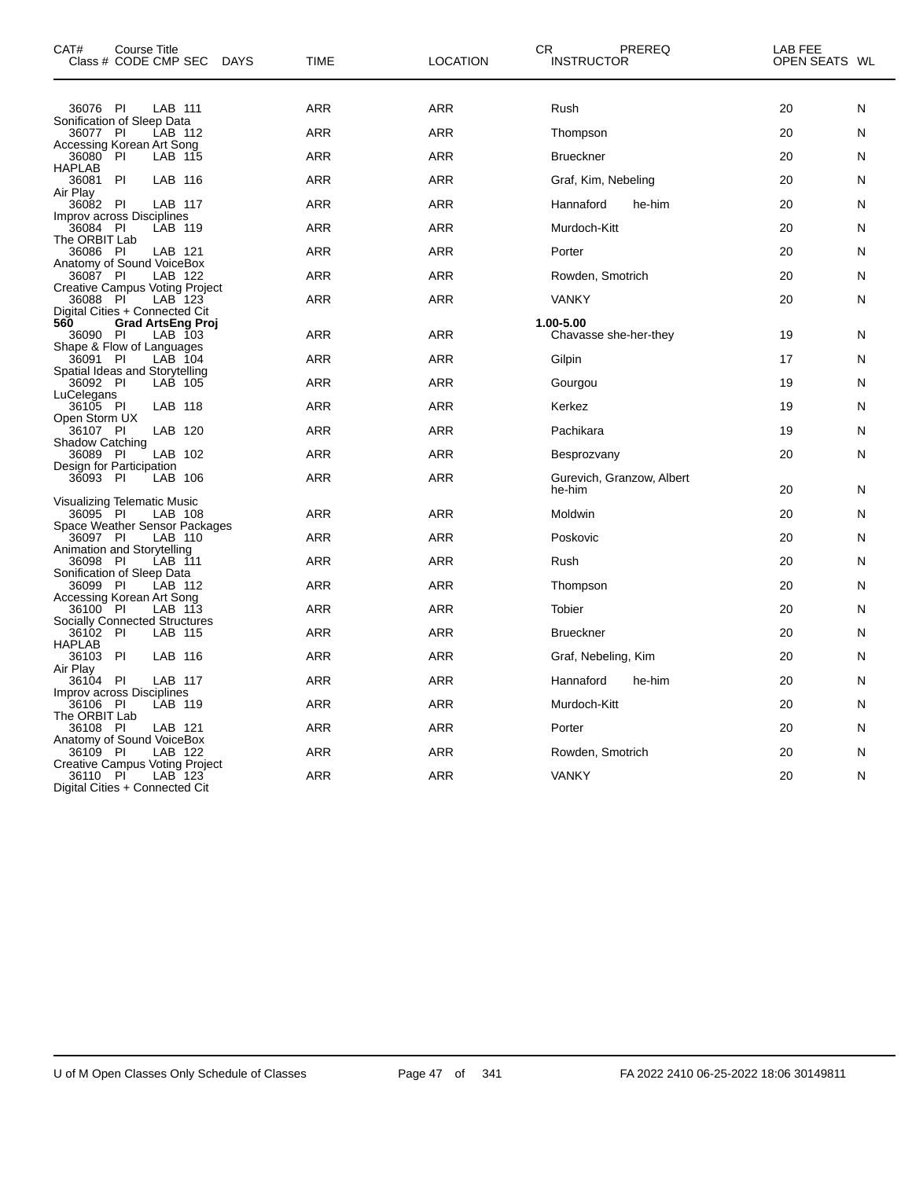| CAT# | Course Title Class # CODE CMP SEC | DAYS | TIME | LOCATION | CR INSTRUCTOR | PREREQ | LAB FEE OPEN SEATS | WL |
|---|---|---|---|---|---|---|---|---|
| | 36076 PI LAB 111 | | ARR | ARR | Rush | | 20 | N |
| | Sonification of Sleep Data | | | | | | | |
| | 36077 PI LAB 112 | | ARR | ARR | Thompson | | 20 | N |
| | Accessing Korean Art Song | | | | | | | |
| | 36080 PI LAB 115 | | ARR | ARR | Brueckner | | 20 | N |
| | HAPLAB | | | | | | | |
| | 36081 PI LAB 116 | | ARR | ARR | Graf, Kim, Nebeling | | 20 | N |
| | Air Play | | | | | | | |
| | 36082 PI LAB 117 | | ARR | ARR | Hannaford he-him | | 20 | N |
| | Improv across Disciplines | | | | | | | |
| | 36084 PI LAB 119 | | ARR | ARR | Murdoch-Kitt | | 20 | N |
| | The ORBIT Lab | | | | | | | |
| | 36086 PI LAB 121 | | ARR | ARR | Porter | | 20 | N |
| | Anatomy of Sound VoiceBox | | | | | | | |
| | 36087 PI LAB 122 | | ARR | ARR | Rowden, Smotrich | | 20 | N |
| | Creative Campus Voting Project | | | | | | | |
| | 36088 PI LAB 123 | | ARR | ARR | VANKY | | 20 | N |
| | Digital Cities + Connected Cit | | | | | | | |
| **560** | **Grad ArtsEng Proj** | | | | **1.00-5.00** | | | |
| | 36090 PI LAB 103 | | ARR | ARR | Chavasse she-her-they | | 19 | N |
| | Shape & Flow of Languages | | | | | | | |
| | 36091 PI LAB 104 | | ARR | ARR | Gilpin | | 17 | N |
| | Spatial Ideas and Storytelling | | | | | | | |
| | 36092 PI LAB 105 | | ARR | ARR | Gourgou | | 19 | N |
| | LuCelegans | | | | | | | |
| | 36105 PI LAB 118 | | ARR | ARR | Kerkez | | 19 | N |
| | Open Storm UX | | | | | | | |
| | 36107 PI LAB 120 | | ARR | ARR | Pachikara | | 19 | N |
| | Shadow Catching | | | | | | | |
| | 36089 PI LAB 102 | | ARR | ARR | Besprozvany | | 20 | N |
| | Design for Participation | | | | | | | |
| | 36093 PI LAB 106 | | ARR | ARR | Gurevich, Granzow, Albert he-him | | 20 | N |
| | Visualizing Telematic Music | | | | | | | |
| | 36095 PI LAB 108 | | ARR | ARR | Moldwin | | 20 | N |
| | Space Weather Sensor Packages | | | | | | | |
| | 36097 PI LAB 110 | | ARR | ARR | Poskovic | | 20 | N |
| | Animation and Storytelling | | | | | | | |
| | 36098 PI LAB 111 | | ARR | ARR | Rush | | 20 | N |
| | Sonification of Sleep Data | | | | | | | |
| | 36099 PI LAB 112 | | ARR | ARR | Thompson | | 20 | N |
| | Accessing Korean Art Song | | | | | | | |
| | 36100 PI LAB 113 | | ARR | ARR | Tobier | | 20 | N |
| | Socially Connected Structures | | | | | | | |
| | 36102 PI LAB 115 | | ARR | ARR | Brueckner | | 20 | N |
| | HAPLAB | | | | | | | |
| | 36103 PI LAB 116 | | ARR | ARR | Graf, Nebeling, Kim | | 20 | N |
| | Air Play | | | | | | | |
| | 36104 PI LAB 117 | | ARR | ARR | Hannaford he-him | | 20 | N |
| | Improv across Disciplines | | | | | | | |
| | 36106 PI LAB 119 | | ARR | ARR | Murdoch-Kitt | | 20 | N |
| | The ORBIT Lab | | | | | | | |
| | 36108 PI LAB 121 | | ARR | ARR | Porter | | 20 | N |
| | Anatomy of Sound VoiceBox | | | | | | | |
| | 36109 PI LAB 122 | | ARR | ARR | Rowden, Smotrich | | 20 | N |
| | Creative Campus Voting Project | | | | | | | |
| | 36110 PI LAB 123 | | ARR | ARR | VANKY | | 20 | N |
| | Digital Cities + Connected Cit | | | | | | | |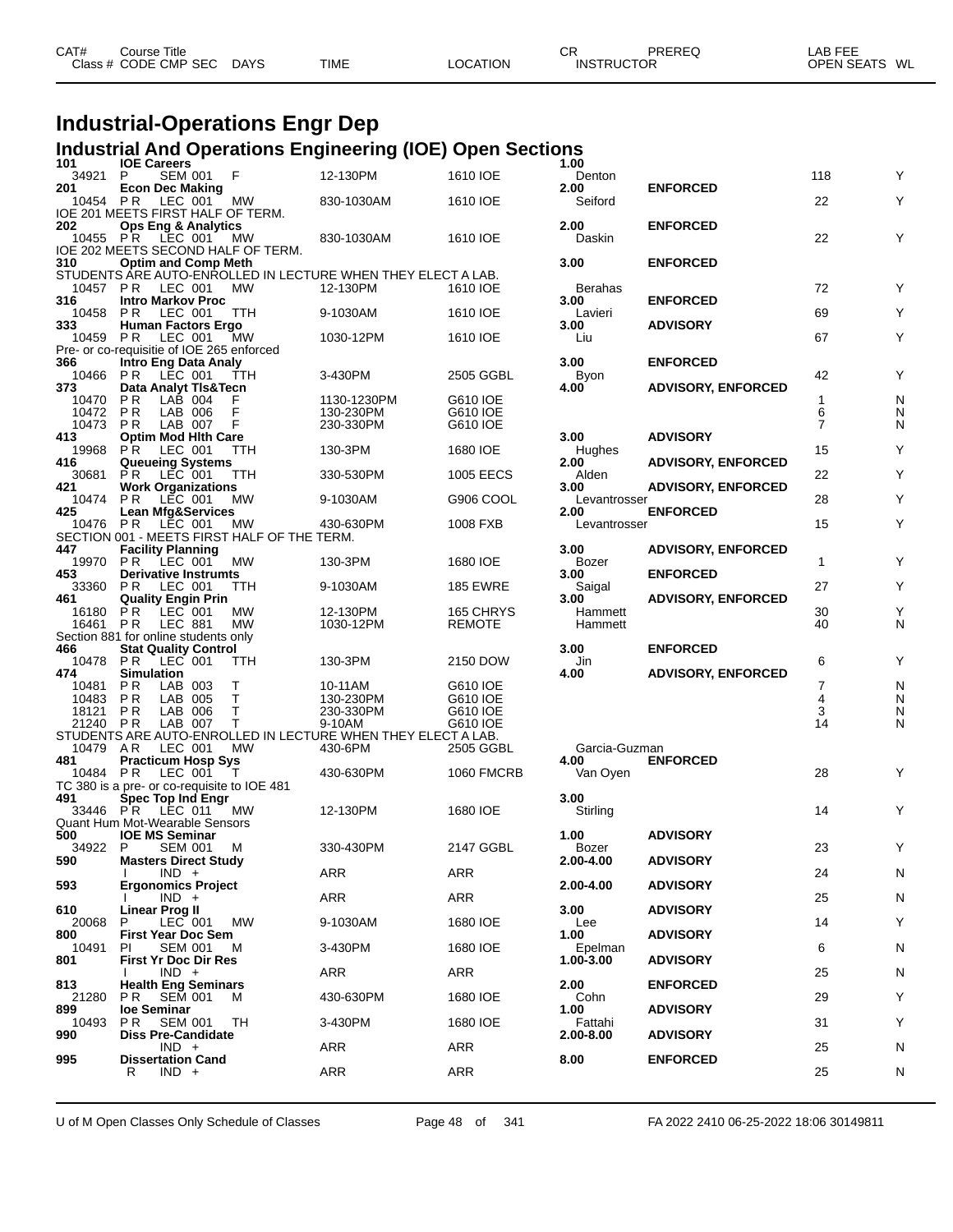# Industrial-Operations Engr Dep

## Industrial And Operations Engineering (IOE) Open Sections

| CAT# Class # | Course Title CODE CMP SEC | DAYS | TIME | LOCATION | CR INSTRUCTOR | PREREQ | LAB FEE OPEN SEATS | WL |
|---|---|---|---|---|---|---|---|---|
| 101 | IOE Careers | | | | 1.00 | | | |
| 34921 | P SEM 001 | F | 12-130PM | 1610 IOE | Denton | | 118 | Y |
| 201 | Econ Dec Making | | | | 2.00 | ENFORCED | | |
| 10454 | PR LEC 001 | MW | 830-1030AM | 1610 IOE | Seiford | | 22 | Y |
| IOE 201 MEETS FIRST HALF OF TERM. | | | | | | | | |
| 202 | Ops Eng & Analytics | | | | 2.00 | ENFORCED | | |
| 10455 | PR LEC 001 | MW | 830-1030AM | 1610 IOE | Daskin | | 22 | Y |
| IOE 202 MEETS SECOND HALF OF TERM. | | | | | | | | |
| 310 | Optim and Comp Meth | | | | 3.00 | ENFORCED | | |
| STUDENTS ARE AUTO-ENROLLED IN LECTURE WHEN THEY ELECT A LAB. | | | | | | | | |
| 10457 | PR LEC 001 | MW | 12-130PM | 1610 IOE | Berahas | | 72 | Y |
| 316 | Intro Markov Proc | | | | 3.00 | ENFORCED | | |
| 10458 | PR LEC 001 | TTH | 9-1030AM | 1610 IOE | Lavieri | | 69 | Y |
| 333 | Human Factors Ergo | | | | 3.00 | ADVISORY | | |
| 10459 | PR LEC 001 | MW | 1030-12PM | 1610 IOE | Liu | | 67 | Y |
| Pre- or co-requisitie of IOE 265 enforced | | | | | | | | |
| 366 | Intro Eng Data Analy | | | | 3.00 | ENFORCED | | |
| 10466 | PR LEC 001 | TTH | 3-430PM | 2505 GGBL | Byon | | 42 | Y |
| 373 | Data Analyt Tls&Tecn | | | | 4.00 | ADVISORY, ENFORCED | | |
| 10470 | PR LAB 004 | F | 1130-1230PM | G610 IOE | | | 1 | N |
| 10472 | PR LAB 006 | F | 130-230PM | G610 IOE | | | 6 | N |
| 10473 | PR LAB 007 | F | 230-330PM | G610 IOE | | | 7 | N |
| 413 | Optim Mod Hlth Care | | | | 3.00 | ADVISORY | | |
| 19968 | PR LEC 001 | TTH | 130-3PM | 1680 IOE | Hughes | | 15 | Y |
| 416 | Queueing Systems | | | | 2.00 | ADVISORY, ENFORCED | | |
| 30681 | PR LEC 001 | TTH | 330-530PM | 1005 EECS | Alden | | 22 | Y |
| 421 | Work Organizations | | | | 3.00 | ADVISORY, ENFORCED | | |
| 10474 | PR LEC 001 | MW | 9-1030AM | G906 COOL | Levantrosser | | 28 | Y |
| 425 | Lean Mfg&Services | | | | 2.00 | ENFORCED | | |
| 10476 | PR LEC 001 | MW | 430-630PM | 1008 FXB | Levantrosser | | 15 | Y |
| SECTION 001 - MEETS FIRST HALF OF THE TERM. | | | | | | | | |
| 447 | Facility Planning | | | | 3.00 | ADVISORY, ENFORCED | | |
| 19970 | PR LEC 001 | MW | 130-3PM | 1680 IOE | Bozer | | 1 | Y |
| 453 | Derivative Instrumts | | | | 3.00 | ENFORCED | | |
| 33360 | PR LEC 001 | TTH | 9-1030AM | 185 EWRE | Saigal | | 27 | Y |
| 461 | Quality Engin Prin | | | | 3.00 | ADVISORY, ENFORCED | | |
| 16180 | PR LEC 001 | MW | 12-130PM | 165 CHRYS | Hammett | | 30 | Y |
| 16461 | PR LEC 881 | MW | 1030-12PM | REMOTE | Hammett | | 40 | N |
| Section 881 for online students only | | | | | | | | |
| 466 | Stat Quality Control | | | | 3.00 | ENFORCED | | |
| 10478 | PR LEC 001 | TTH | 130-3PM | 2150 DOW | Jin | | 6 | Y |
| 474 | Simulation | | | | 4.00 | ADVISORY, ENFORCED | | |
| 10481 | PR LAB 003 | T | 10-11AM | G610 IOE | | | 7 | N |
| 10483 | PR LAB 005 | T | 130-230PM | G610 IOE | | | 4 | N |
| 18121 | PR LAB 006 | T | 230-330PM | G610 IOE | | | 3 | N |
| 21240 | PR LAB 007 | T | 9-10AM | G610 IOE | | | 14 | N |
| STUDENTS ARE AUTO-ENROLLED IN LECTURE WHEN THEY ELECT A LAB. | | | | | | | | |
| 10479 | AR LEC 001 | MW | 430-6PM | 2505 GGBL | Garcia-Guzman | | | |
| 481 | Practicum Hosp Sys | | | | 4.00 | ENFORCED | | |
| 10484 | PR LEC 001 | T | 430-630PM | 1060 FMCRB | Van Oyen | | 28 | Y |
| TC 380 is a pre- or co-requisite to IOE 481 | | | | | | | | |
| 491 | Spec Top Ind Engr | | | | 3.00 | | | |
| 33446 | PR LEC 011 | MW | 12-130PM | 1680 IOE | Stirling | | 14 | Y |
| Quant Hum Mot-Wearable Sensors | | | | | | | | |
| 500 | IOE MS Seminar | | | | 1.00 | ADVISORY | | |
| 34922 | P SEM 001 | M | 330-430PM | 2147 GGBL | Bozer | | 23 | Y |
| 590 | Masters Direct Study | | | | 2.00-4.00 | ADVISORY | | |
| | I IND + | | ARR | ARR | | | 24 | N |
| 593 | Ergonomics Project | | | | 2.00-4.00 | ADVISORY | | |
| | I IND + | | ARR | ARR | | | 25 | N |
| 610 | Linear Prog II | | | | 3.00 | ADVISORY | | |
| 20068 | P LEC 001 | MW | 9-1030AM | 1680 IOE | Lee | | 14 | Y |
| 800 | First Year Doc Sem | | | | 1.00 | ADVISORY | | |
| 10491 | PI SEM 001 | M | 3-430PM | 1680 IOE | Epelman | | 6 | N |
| 801 | First Yr Doc Dir Res | | | | 1.00-3.00 | ADVISORY | | |
| | I IND + | | ARR | ARR | | | 25 | N |
| 813 | Health Eng Seminars | | | | 2.00 | ENFORCED | | |
| 21280 | PR SEM 001 | M | 430-630PM | 1680 IOE | Cohn | | 29 | Y |
| 899 | Ioe Seminar | | | | 1.00 | ADVISORY | | |
| 10493 | PR SEM 001 | TH | 3-430PM | 1680 IOE | Fattahi | | 31 | Y |
| 990 | Diss Pre-Candidate | | | | 2.00-8.00 | ADVISORY | | |
| | IND + | | ARR | ARR | | | 25 | N |
| 995 | Dissertation Cand | | | | 8.00 | ENFORCED | | |
| | R IND + | | ARR | ARR | | | 25 | N |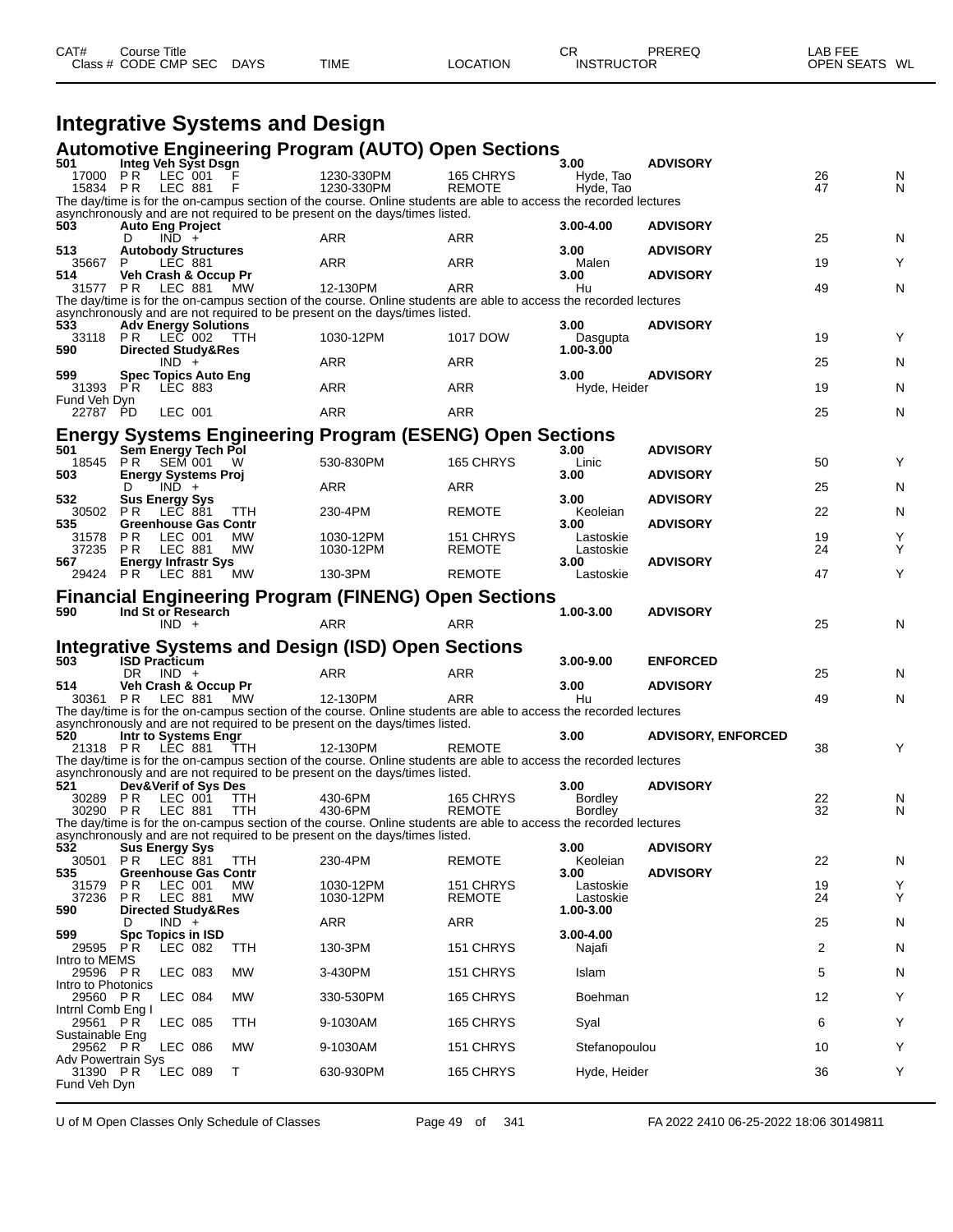| CAT# Class # | Course Title CODE CMP SEC | DAYS | TIME | LOCATION | CR INSTRUCTOR | PREREQ | LAB FEE OPEN SEATS | WL |
|---|---|---|---|---|---|---|---|---|

# Integrative Systems and Design

## Automotive Engineering Program (AUTO) Open Sections

| CAT# Class # | Course Title CODE CMP SEC | DAYS | TIME | LOCATION | CR INSTRUCTOR | PREREQ | OPEN SEATS | WL |
|---|---|---|---|---|---|---|---|---|
| **501** | **Integ Veh Syst Dsgn** | | | | **3.00** | **ADVISORY** | | |
| 17000 | PR LEC 001 | F | 1230-330PM | 165 CHRYS | Hyde, Tao | | 26 | N |
| 15834 | PR LEC 881 | F | 1230-330PM | REMOTE | Hyde, Tao | | 47 | N |

The day/time is for the on-campus section of the course. Online students are able to access the recorded lectures asynchronously and are not required to be present on the days/times listed.

| CAT# Class # | Course Title CODE CMP SEC | DAYS | TIME | LOCATION | CR INSTRUCTOR | PREREQ | OPEN SEATS | WL |
|---|---|---|---|---|---|---|---|---|
| **503** | **Auto Eng Project** | | | | **3.00-4.00** | **ADVISORY** | | |
| | D IND + | | ARR | ARR | | | 25 | N |
| **513** | **Autobody Structures** | | | | **3.00** | **ADVISORY** | | |
| 35667 | P LEC 881 | | ARR | ARR | Malen | | 19 | Y |
| **514** | **Veh Crash & Occup Pr** | | | | **3.00** | **ADVISORY** | | |
| 31577 | PR LEC 881 | MW | 12-130PM | ARR | Hu | | 49 | N |

The day/time is for the on-campus section of the course. Online students are able to access the recorded lectures asynchronously and are not required to be present on the days/times listed.

| CAT# Class # | Course Title CODE CMP SEC | DAYS | TIME | LOCATION | CR INSTRUCTOR | PREREQ | OPEN SEATS | WL |
|---|---|---|---|---|---|---|---|---|
| **533** | **Adv Energy Solutions** | | | | **3.00** | **ADVISORY** | | |
| 33118 | PR LEC 002 | TTH | 1030-12PM | 1017 DOW | Dasgupta | | 19 | Y |
| **590** | **Directed Study&Res** | | | | **1.00-3.00** | | | |
| | IND + | | ARR | ARR | | | 25 | N |
| **599** | **Spec Topics Auto Eng** | | | | **3.00** | **ADVISORY** | | |
| 31393 | PR LEC 883 | | ARR | ARR | Hyde, Heider | | 19 | N |
| Fund Veh Dyn | | | | | | | | |
| 22787 | PD LEC 001 | | ARR | ARR | | | 25 | N |

## Energy Systems Engineering Program (ESENG) Open Sections

| CAT# Class # | Course Title CODE CMP SEC | DAYS | TIME | LOCATION | CR INSTRUCTOR | PREREQ | OPEN SEATS | WL |
|---|---|---|---|---|---|---|---|---|
| **501** | **Sem Energy Tech Pol** | | | | **3.00** | **ADVISORY** | | |
| 18545 | PR SEM 001 | W | 530-830PM | 165 CHRYS | Linic | | 50 | Y |
| **503** | **Energy Systems Proj** | | | | **3.00** | **ADVISORY** | | |
| | D IND + | | ARR | ARR | | | 25 | N |
| **532** | **Sus Energy Sys** | | | | **3.00** | **ADVISORY** | | |
| 30502 | PR LEC 881 | TTH | 230-4PM | REMOTE | Keoleian | | 22 | N |
| **535** | **Greenhouse Gas Contr** | | | | **3.00** | **ADVISORY** | | |
| 31578 | PR LEC 001 | MW | 1030-12PM | 151 CHRYS | Lastoskie | | 19 | Y |
| 37235 | PR LEC 881 | MW | 1030-12PM | REMOTE | Lastoskie | | 24 | Y |
| **567** | **Energy Infrastr Sys** | | | | **3.00** | **ADVISORY** | | |
| 29424 | PR LEC 881 | MW | 130-3PM | REMOTE | Lastoskie | | 47 | Y |

## Financial Engineering Program (FINENG) Open Sections

| CAT# Class # | Course Title CODE CMP SEC | DAYS | TIME | LOCATION | CR INSTRUCTOR | PREREQ | OPEN SEATS | WL |
|---|---|---|---|---|---|---|---|---|
| **590** | **Ind St or Research** | | | | **1.00-3.00** | **ADVISORY** | | |
| | IND + | | ARR | ARR | | | 25 | N |

## Integrative Systems and Design (ISD) Open Sections

| CAT# Class # | Course Title CODE CMP SEC | DAYS | TIME | LOCATION | CR INSTRUCTOR | PREREQ | OPEN SEATS | WL |
|---|---|---|---|---|---|---|---|---|
| **503** | **ISD Practicum** | | | | **3.00-9.00** | **ENFORCED** | | |
| | DR IND + | | ARR | ARR | | | 25 | N |
| **514** | **Veh Crash & Occup Pr** | | | | **3.00** | **ADVISORY** | | |
| 30361 | PR LEC 881 | MW | 12-130PM | ARR | Hu | | 49 | N |

The day/time is for the on-campus section of the course. Online students are able to access the recorded lectures asynchronously and are not required to be present on the days/times listed.

| CAT# Class # | Course Title CODE CMP SEC | DAYS | TIME | LOCATION | CR INSTRUCTOR | PREREQ | OPEN SEATS | WL |
|---|---|---|---|---|---|---|---|---|
| **520** | **Intr to Systems Engr** | | | | **3.00** | **ADVISORY, ENFORCED** | | |
| 21318 | PR LEC 881 | TTH | 12-130PM | REMOTE | | | 38 | Y |

The day/time is for the on-campus section of the course. Online students are able to access the recorded lectures asynchronously and are not required to be present on the days/times listed.

| CAT# Class # | Course Title CODE CMP SEC | DAYS | TIME | LOCATION | CR INSTRUCTOR | PREREQ | OPEN SEATS | WL |
|---|---|---|---|---|---|---|---|---|
| **521** | **Dev&Verif of Sys Des** | | | | **3.00** | **ADVISORY** | | |
| 30289 | PR LEC 001 | TTH | 430-6PM | 165 CHRYS | Bordley | | 22 | N |
| 30290 | PR LEC 881 | TTH | 430-6PM | REMOTE | Bordley | | 32 | N |

The day/time is for the on-campus section of the course. Online students are able to access the recorded lectures asynchronously and are not required to be present on the days/times listed.

| CAT# Class # | Course Title CODE CMP SEC | DAYS | TIME | LOCATION | CR INSTRUCTOR | PREREQ | OPEN SEATS | WL |
|---|---|---|---|---|---|---|---|---|
| **532** | **Sus Energy Sys** | | | | **3.00** | **ADVISORY** | | |
| 30501 | PR LEC 881 | TTH | 230-4PM | REMOTE | Keoleian | | 22 | N |
| **535** | **Greenhouse Gas Contr** | | | | **3.00** | **ADVISORY** | | |
| 31579 | PR LEC 001 | MW | 1030-12PM | 151 CHRYS | Lastoskie | | 19 | Y |
| 37236 | PR LEC 881 | MW | 1030-12PM | REMOTE | Lastoskie | | 24 | Y |
| **590** | **Directed Study&Res** | | | | **1.00-3.00** | | | |
| | D IND + | | ARR | ARR | | | 25 | N |
| **599** | **Spc Topics in ISD** | | | | **3.00-4.00** | | | |
| 29595 | PR LEC 082 | TTH | 130-3PM | 151 CHRYS | Najafi | | 2 | N |
| Intro to MEMS | | | | | | | | |
| 29596 | PR LEC 083 | MW | 3-430PM | 151 CHRYS | Islam | | 5 | N |
| Intro to Photonics | | | | | | | | |
| 29560 | PR LEC 084 | MW | 330-530PM | 165 CHRYS | Boehman | | 12 | Y |
| Intrnl Comb Eng I | | | | | | | | |
| 29561 | PR LEC 085 | TTH | 9-1030AM | 165 CHRYS | Syal | | 6 | Y |
| Sustainable Eng | | | | | | | | |
| 29562 | PR LEC 086 | MW | 9-1030AM | 151 CHRYS | Stefanopoulou | | 10 | Y |
| Adv Powertrain Sys | | | | | | | | |
| 31390 | PR LEC 089 | T | 630-930PM | 165 CHRYS | Hyde, Heider | | 36 | Y |
| Fund Veh Dyn | | | | | | | | |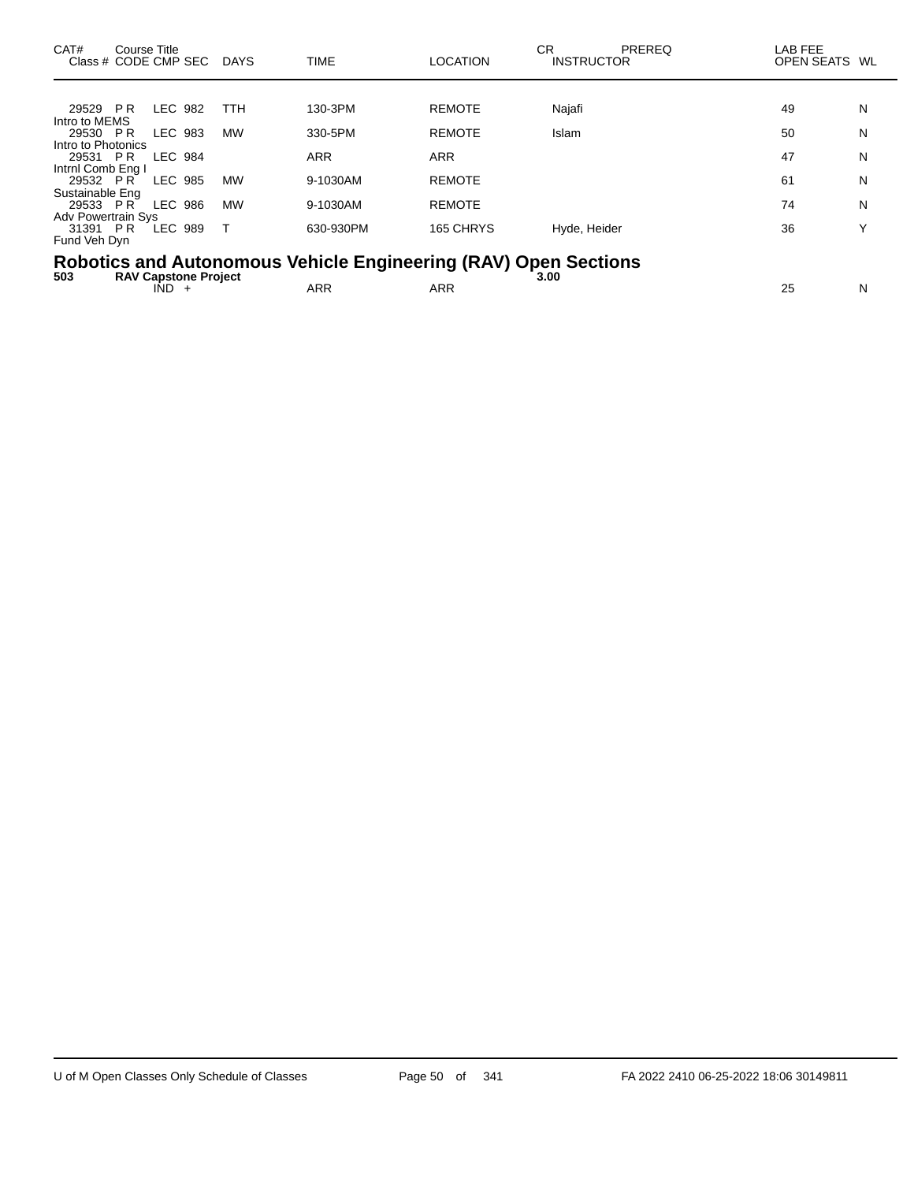| CAT# | Course Title Class # CODE CMP SEC | DAYS | TIME | LOCATION | CR INSTRUCTOR | PREREQ | LAB FEE OPEN SEATS | WL |
|---|---|---|---|---|---|---|---|---|
| | 29529 P R LEC 982 | TTH | 130-3PM | REMOTE | Najafi | | 49 | N |
| | Intro to MEMS | | | | | | | |
| | 29530 P R LEC 983 | MW | 330-5PM | REMOTE | Islam | | 50 | N |
| | Intro to Photonics | | | | | | | |
| | 29531 P R LEC 984 | | ARR | ARR | | | 47 | N |
| | Intrnl Comb Eng I | | | | | | | |
| | 29532 P R LEC 985 | MW | 9-1030AM | REMOTE | | | 61 | N |
| | Sustainable Eng | | | | | | | |
| | 29533 P R LEC 986 | MW | 9-1030AM | REMOTE | | | 74 | N |
| | Adv Powertrain Sys | | | | | | | |
| | 31391 P R LEC 989 | T | 630-930PM | 165 CHRYS | Hyde, Heider | | 36 | Y |
| | Fund Veh Dyn | | | | | | | |

## Robotics and Autonomous Vehicle Engineering (RAV) Open Sections

| CAT# | Course Title Class # CODE CMP SEC | DAYS | TIME | LOCATION | CR INSTRUCTOR | PREREQ | LAB FEE OPEN SEATS | WL |
|---|---|---|---|---|---|---|---|---|
| **503** | **RAV Capstone Project** | | | | **3.00** | | | |
| | IND + | | ARR | ARR | | | 25 | N |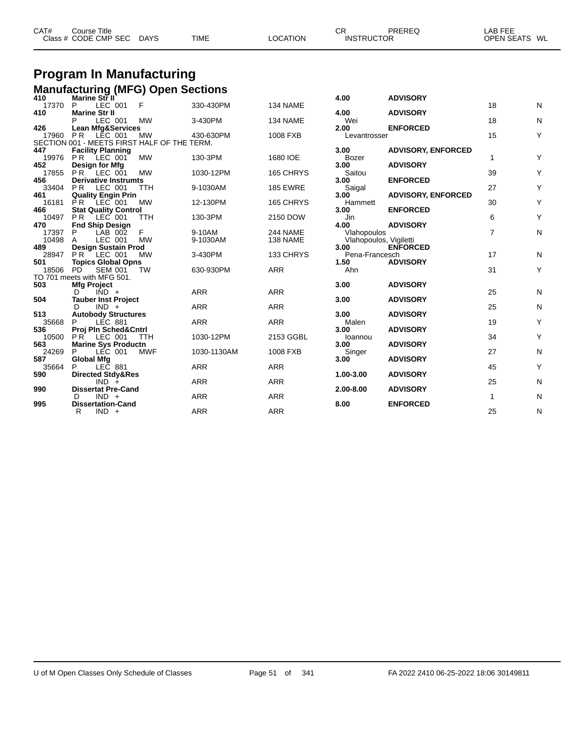# Program In Manufacturing

## Manufacturing (MFG) Open Sections

| CAT# Class # | Course Title CODE CMP SEC | DAYS | TIME | LOCATION | CR INSTRUCTOR | PREREQ | LAB FEE OPEN SEATS | WL |
|---|---|---|---|---|---|---|---|---|
| 410 | Marine Str II | | | | 4.00 | ADVISORY | | |
| 17370 | P LEC 001 | F | 330-430PM | 134 NAME | | | 18 | N |
| 410 | Marine Str II | | | | 4.00 | ADVISORY | | |
| | P LEC 001 | MW | 3-430PM | 134 NAME | Wei | | 18 | N |
| 426 | Lean Mfg&Services | | | | 2.00 | ENFORCED | | |
| 17960 | P R LEC 001 | MW | 430-630PM | 1008 FXB | Levantrosser | | 15 | Y |
| SECTION 001 - MEETS FIRST HALF OF THE TERM. | | | | | | | | |
| 447 | Facility Planning | | | | 3.00 | ADVISORY, ENFORCED | | |
| 19976 | P R LEC 001 | MW | 130-3PM | 1680 IOE | Bozer | | 1 | Y |
| 452 | Design for Mfg | | | | 3.00 | ADVISORY | | |
| 17855 | P R LEC 001 | MW | 1030-12PM | 165 CHRYS | Saitou | | 39 | Y |
| 456 | Derivative Instrumts | | | | 3.00 | ENFORCED | | |
| 33404 | P R LEC 001 | TTH | 9-1030AM | 185 EWRE | Saigal | | 27 | Y |
| 461 | Quality Engin Prin | | | | 3.00 | ADVISORY, ENFORCED | | |
| 16181 | P R LEC 001 | MW | 12-130PM | 165 CHRYS | Hammett | | 30 | Y |
| 466 | Stat Quality Control | | | | 3.00 | ENFORCED | | |
| 10497 | P R LEC 001 | TTH | 130-3PM | 2150 DOW | Jin | | 6 | Y |
| 470 | Fnd Ship Design | | | | 4.00 | ADVISORY | | |
| 17397 | P LAB 002 | F | 9-10AM | 244 NAME | Vlahopoulos | | 7 | N |
| 10498 | A LEC 001 | MW | 9-1030AM | 138 NAME | Vlahopoulos, Vigiletti | | | |
| 489 | Design Sustain Prod | | | | 3.00 | ENFORCED | | |
| 28947 | P R LEC 001 | MW | 3-430PM | 133 CHRYS | Pena-Francesch | | 17 | N |
| 501 | Topics Global Opns | | | | 1.50 | ADVISORY | | |
| 18506 | PD SEM 001 | TW | 630-930PM | ARR | Ahn | | 31 | Y |
| TO 701 meets with MFG 501. | | | | | | | | |
| 503 | Mfg Project | | | | 3.00 | ADVISORY | | |
| | D IND + | | ARR | ARR | | | 25 | N |
| 504 | Tauber Inst Project | | | | 3.00 | ADVISORY | | |
| | D IND + | | ARR | ARR | | | 25 | N |
| 513 | Autobody Structures | | | | 3.00 | ADVISORY | | |
| 35668 | P LEC 881 | | ARR | ARR | Malen | | 19 | Y |
| 536 | Proj Pln Sched&Cntrl | | | | 3.00 | ADVISORY | | |
| 10500 | P R LEC 001 | TTH | 1030-12PM | 2153 GGBL | Ioannou | | 34 | Y |
| 563 | Marine Sys Productn | | | | 3.00 | ADVISORY | | |
| 24269 | P LEC 001 | MWF | 1030-1130AM | 1008 FXB | Singer | | 27 | N |
| 587 | Global Mfg | | | | 3.00 | ADVISORY | | |
| 35664 | P LEC 881 | | ARR | ARR | | | 45 | Y |
| 590 | Directed Stdy&Res | | | | 1.00-3.00 | ADVISORY | | |
| | IND + | | ARR | ARR | | | 25 | N |
| 990 | Dissertat Pre-Cand | | | | 2.00-8.00 | ADVISORY | | |
| | D IND + | | ARR | ARR | | | 1 | N |
| 995 | Dissertation-Cand | | | | 8.00 | ENFORCED | | |
| | R IND + | | ARR | ARR | | | 25 | N |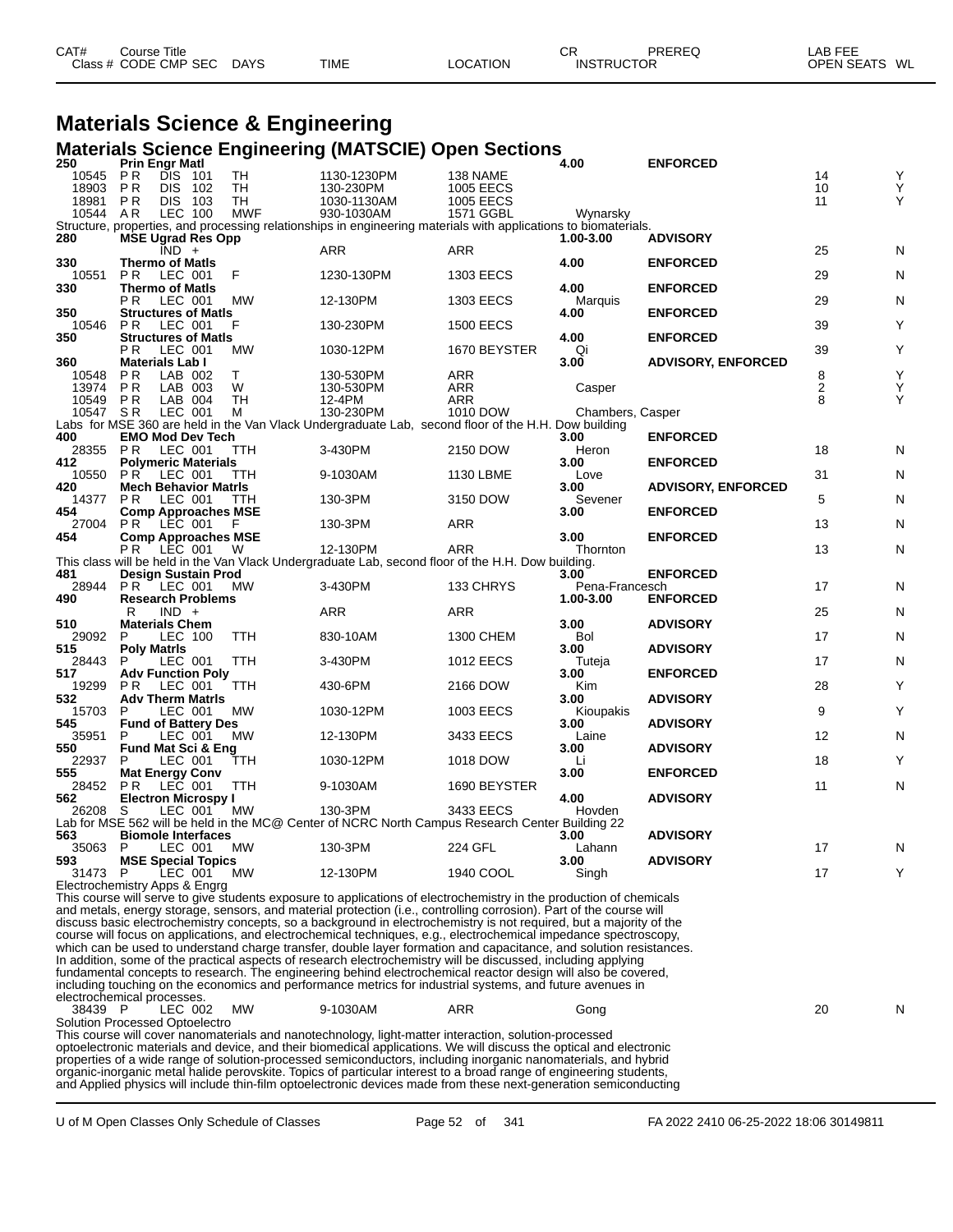| CAT# | Course Title | | | | | | CR | PREREQ | LAB FEE | |
|---|---|---|---|---|---|---|---|---|---|---|
| Class # | CODE CMP SEC | DAYS | TIME | LOCATION | INSTRUCTOR | | | | OPEN SEATS | WL |

# Materials Science & Engineering

## Materials Science Engineering (MATSCIE) Open Sections

| CAT# / Class # | CODE CMP SEC / Course Title | DAYS | TIME | LOCATION | CR / INSTRUCTOR | PREREQ | OPEN SEATS | WL |
|---|---|---|---|---|---|---|---|---|
| **250** | **Prin Engr Matl** | | | | **4.00** | **ENFORCED** | | |
| 10545 | P R DIS 101 | TH | 1130-1230PM | 138 NAME | | | 14 | Y |
| 18903 | P R DIS 102 | TH | 130-230PM | 1005 EECS | | | 10 | Y |
| 18981 | P R DIS 103 | TH | 1030-1130AM | 1005 EECS | | | 11 | Y |
| 10544 | A R LEC 100 | MWF | 930-1030AM | 1571 GGBL | Wynarsky | | | |

Structure, properties, and processing relationships in engineering materials with applications to biomaterials.

| CAT# / Class # | CODE CMP SEC / Course Title | DAYS | TIME | LOCATION | CR / INSTRUCTOR | PREREQ | OPEN SEATS | WL |
|---|---|---|---|---|---|---|---|---|
| **280** | **MSE Ugrad Res Opp** | | | | **1.00-3.00** | **ADVISORY** | | |
| | IND + | | ARR | ARR | | | 25 | N |
| **330** | **Thermo of Matls** | | | | **4.00** | **ENFORCED** | | |
| 10551 | P R LEC 001 | F | 1230-130PM | 1303 EECS | | | 29 | N |
| **330** | **Thermo of Matls** | | | | **4.00** | **ENFORCED** | | |
| | P R LEC 001 | MW | 12-130PM | 1303 EECS | Marquis | | 29 | N |
| **350** | **Structures of Matls** | | | | **4.00** | **ENFORCED** | | |
| 10546 | P R LEC 001 | F | 130-230PM | 1500 EECS | | | 39 | Y |
| **350** | **Structures of Matls** | | | | **4.00** | **ENFORCED** | | |
| | P R LEC 001 | MW | 1030-12PM | 1670 BEYSTER | Qi | | 39 | Y |
| **360** | **Materials Lab I** | | | | **3.00** | **ADVISORY, ENFORCED** | | |
| 10548 | P R LAB 002 | T | 130-530PM | ARR | | | 8 | Y |
| 13974 | P R LAB 003 | W | 130-530PM | ARR | Casper | | 2 | Y |
| 10549 | P R LAB 004 | TH | 12-4PM | ARR | | | 8 | Y |
| 10547 | S R LEC 001 | M | 130-230PM | 1010 DOW | Chambers, Casper | | | |

Labs for MSE 360 are held in the Van Vlack Undergraduate Lab, second floor of the H.H. Dow building

| CAT# / Class # | CODE CMP SEC / Course Title | DAYS | TIME | LOCATION | CR / INSTRUCTOR | PREREQ | OPEN SEATS | WL |
|---|---|---|---|---|---|---|---|---|
| **400** | **EMO Mod Dev Tech** | | | | **3.00** | **ENFORCED** | | |
| 28355 | P R LEC 001 | TTH | 3-430PM | 2150 DOW | Heron | | 18 | N |
| **412** | **Polymeric Materials** | | | | **3.00** | **ENFORCED** | | |
| 10550 | P R LEC 001 | TTH | 9-1030AM | 1130 LBME | Love | | 31 | N |
| **420** | **Mech Behavior Matrls** | | | | **3.00** | **ADVISORY, ENFORCED** | | |
| 14377 | P R LEC 001 | TTH | 130-3PM | 3150 DOW | Sevener | | 5 | N |
| **454** | **Comp Approaches MSE** | | | | **3.00** | **ENFORCED** | | |
| 27004 | P R LEC 001 | F | 130-3PM | ARR | | | 13 | N |
| **454** | **Comp Approaches MSE** | | | | **3.00** | **ENFORCED** | | |
| | P R LEC 001 | W | 12-130PM | ARR | Thornton | | 13 | N |

This class will be held in the Van Vlack Undergraduate Lab, second floor of the H.H. Dow building.

| CAT# / Class # | CODE CMP SEC / Course Title | DAYS | TIME | LOCATION | CR / INSTRUCTOR | PREREQ | OPEN SEATS | WL |
|---|---|---|---|---|---|---|---|---|
| **481** | **Design Sustain Prod** | | | | **3.00** | **ENFORCED** | | |
| 28944 | P R LEC 001 | MW | 3-430PM | 133 CHRYS | Pena-Francesch | | 17 | N |
| **490** | **Research Problems** | | | | **1.00-3.00** | **ENFORCED** | | |
| | R IND + | | ARR | ARR | | | 25 | N |
| **510** | **Materials Chem** | | | | **3.00** | **ADVISORY** | | |
| 29092 | P LEC 100 | TTH | 830-10AM | 1300 CHEM | Bol | | 17 | N |
| **515** | **Poly Matrls** | | | | **3.00** | **ADVISORY** | | |
| 28443 | P LEC 001 | TTH | 3-430PM | 1012 EECS | Tuteja | | 17 | N |
| **517** | **Adv Function Poly** | | | | **3.00** | **ENFORCED** | | |
| 19299 | P R LEC 001 | TTH | 430-6PM | 2166 DOW | Kim | | 28 | Y |
| **532** | **Adv Therm Matrls** | | | | **3.00** | **ADVISORY** | | |
| 15703 | P LEC 001 | MW | 1030-12PM | 1003 EECS | Kioupakis | | 9 | Y |
| **545** | **Fund of Battery Des** | | | | **3.00** | **ADVISORY** | | |
| 35951 | P LEC 001 | MW | 12-130PM | 3433 EECS | Laine | | 12 | N |
| **550** | **Fund Mat Sci & Eng** | | | | **3.00** | **ADVISORY** | | |
| 22937 | P LEC 001 | TTH | 1030-12PM | 1018 DOW | Li | | 18 | Y |
| **555** | **Mat Energy Conv** | | | | **3.00** | **ENFORCED** | | |
| 28452 | P R LEC 001 | TTH | 9-1030AM | 1690 BEYSTER | | | 11 | N |
| **562** | **Electron Microspy I** | | | | **4.00** | **ADVISORY** | | |
| 26208 | S LEC 001 | MW | 130-3PM | 3433 EECS | Hovden | | | |

Lab for MSE 562 will be held in the MC@ Center of NCRC North Campus Research Center Building 22

| CAT# / Class # | CODE CMP SEC / Course Title | DAYS | TIME | LOCATION | CR / INSTRUCTOR | PREREQ | OPEN SEATS | WL |
|---|---|---|---|---|---|---|---|---|
| **563** | **Biomole Interfaces** | | | | **3.00** | **ADVISORY** | | |
| 35063 | P LEC 001 | MW | 130-3PM | 224 GFL | Lahann | | 17 | N |
| **593** | **MSE Special Topics** | | | | **3.00** | **ADVISORY** | | |
| 31473 | P LEC 001 | MW | 12-130PM | 1940 COOL | Singh | | 17 | Y |

Electrochemistry Apps & Engrg

This course will serve to give students exposure to applications of electrochemistry in the production of chemicals and metals, energy storage, sensors, and material protection (i.e., controlling corrosion). Part of the course will discuss basic electrochemistry concepts, so a background in electrochemistry is not required, but a majority of the course will focus on applications, and electrochemical techniques, e.g., electrochemical impedance spectroscopy, which can be used to understand charge transfer, double layer formation and capacitance, and solution resistances. In addition, some of the practical aspects of research electrochemistry will be discussed, including applying fundamental concepts to research. The engineering behind electrochemical reactor design will also be covered, including touching on the economics and performance metrics for industrial systems, and future avenues in electrochemical processes.

| Class # | CODE CMP SEC | DAYS | TIME | LOCATION | INSTRUCTOR | PREREQ | OPEN SEATS | WL |
|---|---|---|---|---|---|---|---|---|
| 38439 | P LEC 002 | MW | 9-1030AM | ARR | Gong | | 20 | N |

Solution Processed Optoelectro

This course will cover nanomaterials and nanotechnology, light-matter interaction, solution-processed optoelectronic materials and device, and their biomedical applications. We will discuss the optical and electronic properties of a wide range of solution-processed semiconductors, including inorganic nanomaterials, and hybrid organic-inorganic metal halide perovskite. Topics of particular interest to a broad range of engineering students, and Applied physics will include thin-film optoelectronic devices made from these next-generation semiconducting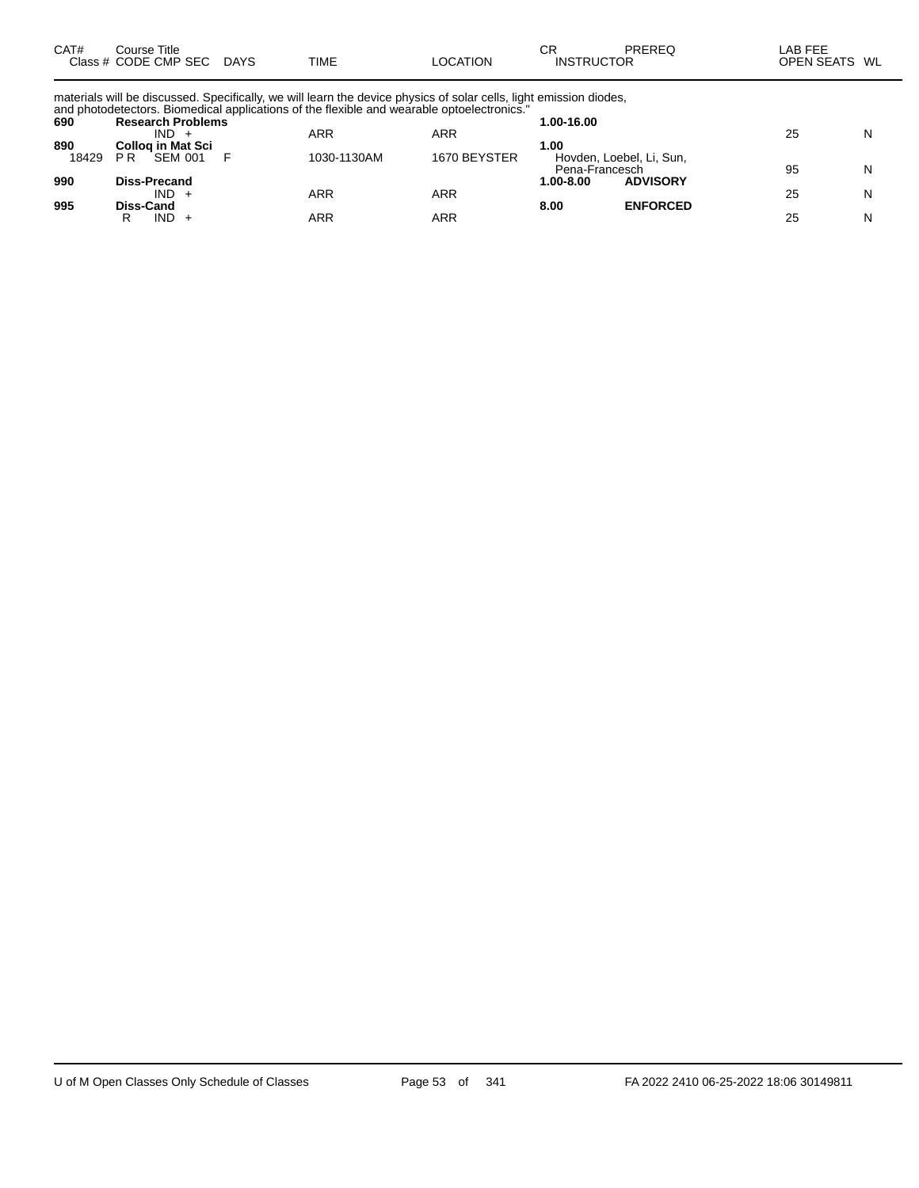| CAT# Class # | Course Title CODE CMP SEC | DAYS | TIME | LOCATION | CR INSTRUCTOR | PREREQ | LAB FEE OPEN SEATS | WL |
|---|---|---|---|---|---|---|---|---|

materials will be discussed. Specifically, we will learn the device physics of solar cells, light emission diodes, and photodetectors. Biomedical applications of the flexible and wearable optoelectronics."

| CAT# Class # | Course Title CODE CMP SEC | DAYS | TIME | LOCATION | CR INSTRUCTOR | PREREQ | LAB FEE OPEN SEATS | WL |
|---|---|---|---|---|---|---|---|---|
| **690** | **Research Problems** | | | | **1.00-16.00** | | | |
| | IND + | | ARR | ARR | | | 25 | N |
| **890** | **Colloq in Mat Sci** | | | | **1.00** | | | |
| 18429 | P R SEM 001 | F | 1030-1130AM | 1670 BEYSTER | Hovden, Loebel, Li, Sun, Pena-Francesch | | 95 | N |
| **990** | **Diss-Precand** | | | | **1.00-8.00** | **ADVISORY** | | |
| | IND + | | ARR | ARR | | | 25 | N |
| **995** | **Diss-Cand** | | | | **8.00** | **ENFORCED** | | |
| | R IND + | | ARR | ARR | | | 25 | N |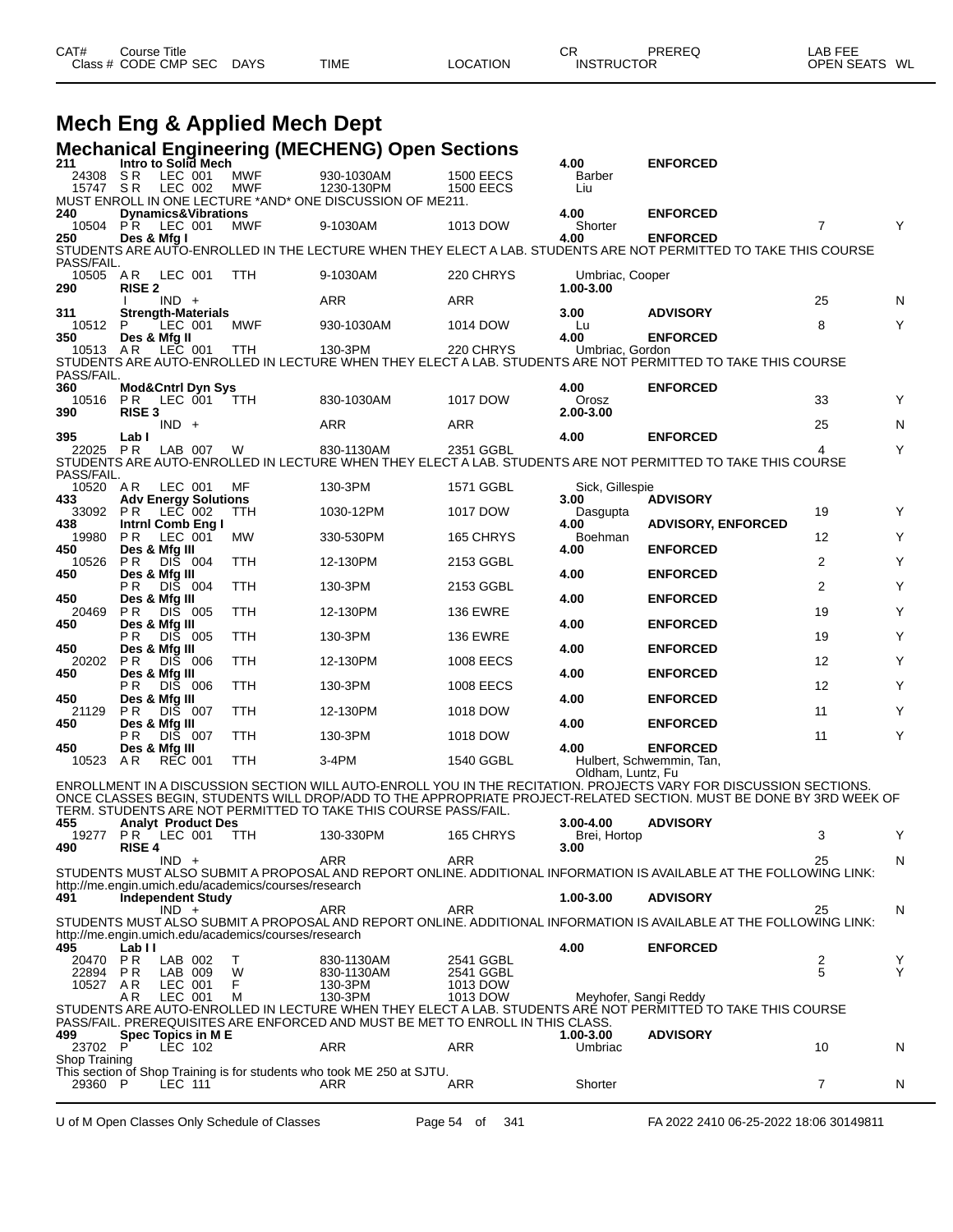| CAT# | Course Title | | | | | | CR | PREREQ | LAB FEE | |
|---|---|---|---|---|---|---|---|---|---|---|
| Class # | CODE CMP SEC | DAYS | TIME | LOCATION | | INSTRUCTOR | | | OPEN SEATS | WL |

# Mech Eng & Applied Mech Dept

## Mechanical Engineering (MECHENG) Open Sections

| Class # | CODE | CMP SEC | DAYS | TIME | LOCATION | INSTRUCTOR | OPEN SEATS | WL |
|---|---|---|---|---|---|---|---|---|
| **211** | **Intro to Solid Mech** | | | | | **4.00 ENFORCED** | | |
| 24308 | S R | LEC 001 | MWF | 930-1030AM | 1500 EECS | Barber | | |
| 15747 | S R | LEC 002 | MWF | 1230-130PM | 1500 EECS | Liu | | |

MUST ENROLL IN ONE LECTURE *AND* ONE DISCUSSION OF ME211.

| Class # | CODE | CMP SEC | DAYS | TIME | LOCATION | INSTRUCTOR | OPEN SEATS | WL |
|---|---|---|---|---|---|---|---|---|
| **240** | **Dynamics&Vibrations** | | | | | **4.00 ENFORCED** | | |
| 10504 | P R | LEC 001 | MWF | 9-1030AM | 1013 DOW | Shorter | 7 | Y |
| **250** | **Des & Mfg I** | | | | | **4.00 ENFORCED** | | |

STUDENTS ARE AUTO-ENROLLED IN THE LECTURE WHEN THEY ELECT A LAB. STUDENTS ARE NOT PERMITTED TO TAKE THIS COURSE PASS/FAIL.

| Class # | CODE | CMP SEC | DAYS | TIME | LOCATION | INSTRUCTOR | OPEN SEATS | WL |
|---|---|---|---|---|---|---|---|---|
| 10505 | A R | LEC 001 | TTH | 9-1030AM | 220 CHRYS | Umbriac, Cooper | | |
| **290** | **RISE 2** | | | | | **1.00-3.00** | | |
| | I | IND + | | ARR | ARR | | 25 | N |
| **311** | **Strength-Materials** | | | | | **3.00 ADVISORY** | | |
| 10512 | P | LEC 001 | MWF | 930-1030AM | 1014 DOW | Lu | 8 | Y |
| **350** | **Des & Mfg II** | | | | | **4.00 ENFORCED** | | |
| 10513 | A R | LEC 001 | TTH | 130-3PM | 220 CHRYS | Umbriac, Gordon | | |

STUDENTS ARE AUTO-ENROLLED IN LECTURE WHEN THEY ELECT A LAB. STUDENTS ARE NOT PERMITTED TO TAKE THIS COURSE PASS/FAIL.

| Class # | CODE | CMP SEC | DAYS | TIME | LOCATION | INSTRUCTOR | OPEN SEATS | WL |
|---|---|---|---|---|---|---|---|---|
| **360** | **Mod&Cntrl Dyn Sys** | | | | | **4.00 ENFORCED** | | |
| 10516 | P R | LEC 001 | TTH | 830-1030AM | 1017 DOW | Orosz | 33 | Y |
| **390** | **RISE 3** | | | | | **2.00-3.00** | | |
| | | IND + | | ARR | ARR | | 25 | N |
| **395** | **Lab I** | | | | | **4.00 ENFORCED** | | |
| 22025 | P R | LAB 007 | W | 830-1130AM | 2351 GGBL | | 4 | Y |

STUDENTS ARE AUTO-ENROLLED IN LECTURE WHEN THEY ELECT A LAB. STUDENTS ARE NOT PERMITTED TO TAKE THIS COURSE PASS/FAIL.

| Class # | CODE | CMP SEC | DAYS | TIME | LOCATION | INSTRUCTOR | OPEN SEATS | WL |
|---|---|---|---|---|---|---|---|---|
| 10520 | A R | LEC 001 | MF | 130-3PM | 1571 GGBL | Sick, Gillespie | | |
| **433** | **Adv Energy Solutions** | | | | | **3.00 ADVISORY** | | |
| 33092 | P R | LEC 002 | TTH | 1030-12PM | 1017 DOW | Dasgupta | 19 | Y |
| **438** | **Intrnl Comb Eng I** | | | | | **4.00 ADVISORY, ENFORCED** | | |
| 19980 | P R | LEC 001 | MW | 330-530PM | 165 CHRYS | Boehman | 12 | Y |
| **450** | **Des & Mfg III** | | | | | **4.00 ENFORCED** | | |
| 10526 | P R | DIS 004 | TTH | 12-130PM | 2153 GGBL | | 2 | Y |
| **450** | **Des & Mfg III** | | | | | **4.00 ENFORCED** | | |
| | P R | DIS 004 | TTH | 130-3PM | 2153 GGBL | | 2 | Y |
| **450** | **Des & Mfg III** | | | | | **4.00 ENFORCED** | | |
| 20469 | P R | DIS 005 | TTH | 12-130PM | 136 EWRE | | 19 | Y |
| **450** | **Des & Mfg III** | | | | | **4.00 ENFORCED** | | |
| | P R | DIS 005 | TTH | 130-3PM | 136 EWRE | | 19 | Y |
| **450** | **Des & Mfg III** | | | | | **4.00 ENFORCED** | | |
| 20202 | P R | DIS 006 | TTH | 12-130PM | 1008 EECS | | 12 | Y |
| **450** | **Des & Mfg III** | | | | | **4.00 ENFORCED** | | |
| | P R | DIS 006 | TTH | 130-3PM | 1008 EECS | | 12 | Y |
| **450** | **Des & Mfg III** | | | | | **4.00 ENFORCED** | | |
| 21129 | P R | DIS 007 | TTH | 12-130PM | 1018 DOW | | 11 | Y |
| **450** | **Des & Mfg III** | | | | | **4.00 ENFORCED** | | |
| | P R | DIS 007 | TTH | 130-3PM | 1018 DOW | | 11 | Y |
| **450** | **Des & Mfg III** | | | | | **4.00 ENFORCED** | | |
| 10523 | A R | REC 001 | TTH | 3-4PM | 1540 GGBL | Hulbert, Schwemmin, Tan, Oldham, Luntz, Fu | | |

ENROLLMENT IN A DISCUSSION SECTION WILL AUTO-ENROLL YOU IN THE RECITATION. PROJECTS VARY FOR DISCUSSION SECTIONS. ONCE CLASSES BEGIN, STUDENTS WILL DROP/ADD TO THE APPROPRIATE PROJECT-RELATED SECTION. MUST BE DONE BY 3RD WEEK OF TERM. STUDENTS ARE NOT PERMITTED TO TAKE THIS COURSE PASS/FAIL.

| Class # | CODE | CMP SEC | DAYS | TIME | LOCATION | INSTRUCTOR | OPEN SEATS | WL |
|---|---|---|---|---|---|---|---|---|
| **455** | **Analyt Product Des** | | | | | **3.00-4.00 ADVISORY** | | |
| 19277 | P R | LEC 001 | TTH | 130-330PM | 165 CHRYS | Brei, Hortop | 3 | Y |
| **490** | **RISE 4** | | | | | **3.00** | | |
| | | IND + | | ARR | ARR | | 25 | N |

STUDENTS MUST ALSO SUBMIT A PROPOSAL AND REPORT ONLINE. ADDITIONAL INFORMATION IS AVAILABLE AT THE FOLLOWING LINK: http://me.engin.umich.edu/academics/courses/research

| Class # | CODE | CMP SEC | DAYS | TIME | LOCATION | INSTRUCTOR | OPEN SEATS | WL |
|---|---|---|---|---|---|---|---|---|
| **491** | **Independent Study** | | | | | **1.00-3.00 ADVISORY** | | |
| | | IND + | | ARR | ARR | | 25 | N |

STUDENTS MUST ALSO SUBMIT A PROPOSAL AND REPORT ONLINE. ADDITIONAL INFORMATION IS AVAILABLE AT THE FOLLOWING LINK: http://me.engin.umich.edu/academics/courses/research

| Class # | CODE | CMP SEC | DAYS | TIME | LOCATION | INSTRUCTOR | OPEN SEATS | WL |
|---|---|---|---|---|---|---|---|---|
| **495** | **Lab II** | | | | | **4.00 ENFORCED** | | |
| 20470 | P R | LAB 002 | T | 830-1130AM | 2541 GGBL | | 2 | Y |
| 22894 | P R | LAB 009 | W | 830-1130AM | 2541 GGBL | | 5 | Y |
| 10527 | A R | LEC 001 | F | 130-3PM | 1013 DOW | | | |
| | A R | LEC 001 | M | 130-3PM | 1013 DOW | Meyhofer, Sangi Reddy | | |

STUDENTS ARE AUTO-ENROLLED IN LECTURE WHEN THEY ELECT A LAB. STUDENTS ARE NOT PERMITTED TO TAKE THIS COURSE PASS/FAIL. PREREQUISITES ARE ENFORCED AND MUST BE MET TO ENROLL IN THIS CLASS.

| Class # | CODE | CMP SEC | DAYS | TIME | LOCATION | INSTRUCTOR | OPEN SEATS | WL |
|---|---|---|---|---|---|---|---|---|
| **499** | **Spec Topics in M E** | | | | | **1.00-3.00 ADVISORY** | | |
| 23702 | P | LEC 102 | | ARR | ARR | Umbriac | 10 | N |

Shop Training

This section of Shop Training is for students who took ME 250 at SJTU.

| Class # | CODE | CMP SEC | DAYS | TIME | LOCATION | INSTRUCTOR | OPEN SEATS | WL |
|---|---|---|---|---|---|---|---|---|
| 29360 | P | LEC 111 | | ARR | ARR | Shorter | 7 | N |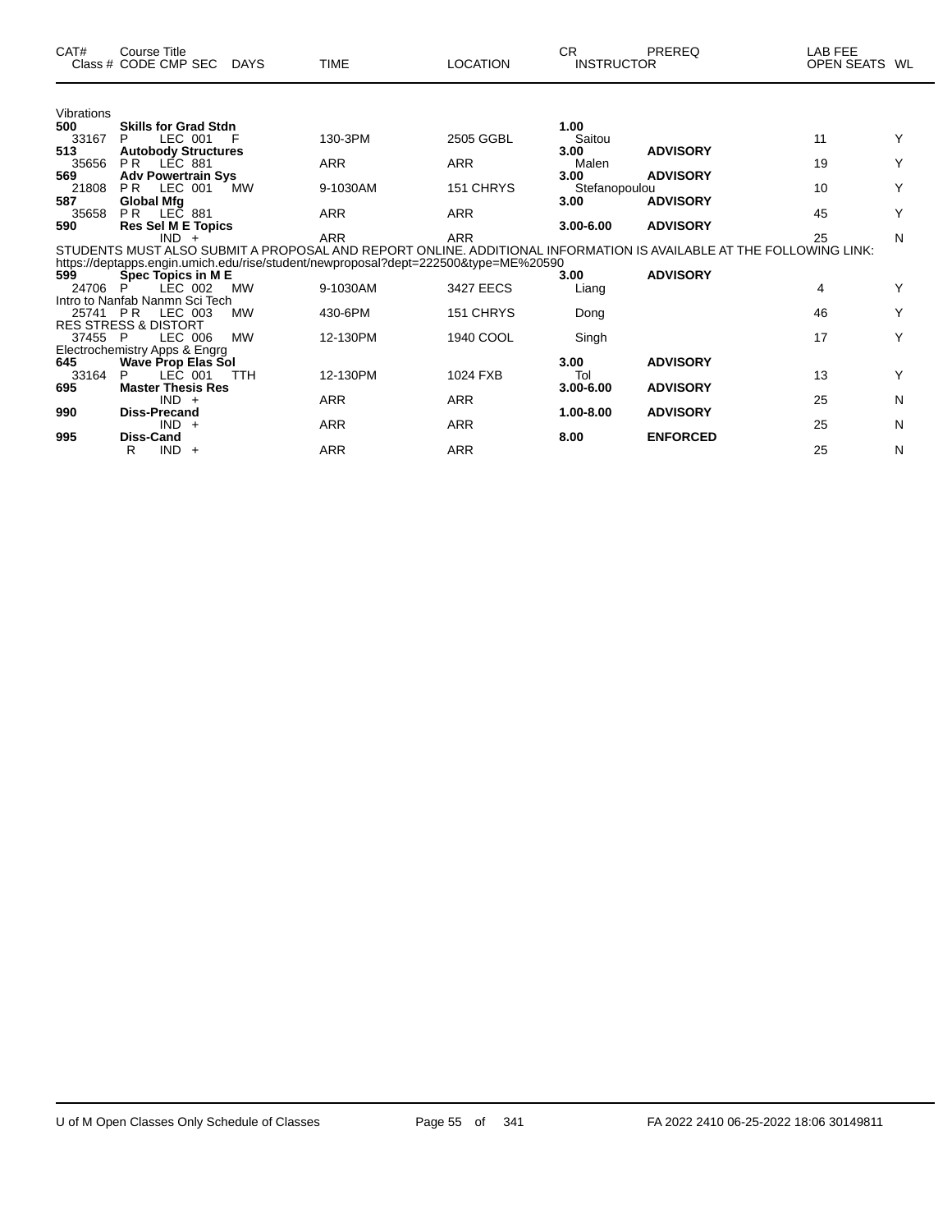| CAT# | Course Title Class # CODE CMP SEC | DAYS | TIME | LOCATION | CR INSTRUCTOR | PREREQ | LAB FEE OPEN SEATS | WL |
|---|---|---|---|---|---|---|---|---|
| Vibrations | | | | | | | | |
| **500** | **Skills for Grad Stdn** | | | | **1.00** | | | |
| 33167 | P LEC 001 | F | 130-3PM | 2505 GGBL | Saitou | | 11 | Y |
| **513** | **Autobody Structures** | | | | **3.00** | **ADVISORY** | | |
| 35656 | P R LEC 881 | | ARR | ARR | Malen | | 19 | Y |
| **569** | **Adv Powertrain Sys** | | | | **3.00** | **ADVISORY** | | |
| 21808 | P R LEC 001 | MW | 9-1030AM | 151 CHRYS | Stefanopoulou | | 10 | Y |
| **587** | **Global Mfg** | | | | **3.00** | **ADVISORY** | | |
| 35658 | P R LEC 881 | | ARR | ARR | | | 45 | Y |
| **590** | **Res Sel M E Topics** | | | | **3.00-6.00** | **ADVISORY** | | |
| | IND + | | ARR | ARR | | | 25 | N |

STUDENTS MUST ALSO SUBMIT A PROPOSAL AND REPORT ONLINE. ADDITIONAL INFORMATION IS AVAILABLE AT THE FOLLOWING LINK: https://deptapps.engin.umich.edu/rise/student/newproposal?dept=222500&type=ME%20590

| CAT# | Course Title Class # CODE CMP SEC | DAYS | TIME | LOCATION | CR INSTRUCTOR | PREREQ | LAB FEE OPEN SEATS | WL |
|---|---|---|---|---|---|---|---|---|
| **599** | **Spec Topics in M E** | | | | **3.00** | **ADVISORY** | | |
| 24706 | P LEC 002 | MW | 9-1030AM | 3427 EECS | Liang | | 4 | Y |
| Intro to Nanfab Nanmn Sci Tech | | | | | | | | |
| 25741 | P R LEC 003 | MW | 430-6PM | 151 CHRYS | Dong | | 46 | Y |
| RES STRESS & DISTORT | | | | | | | | |
| 37455 | P LEC 006 | MW | 12-130PM | 1940 COOL | Singh | | 17 | Y |
| Electrochemistry Apps & Engrg | | | | | | | | |
| **645** | **Wave Prop Elas Sol** | | | | **3.00** | **ADVISORY** | | |
| 33164 | P LEC 001 | TTH | 12-130PM | 1024 FXB | Tol | | 13 | Y |
| **695** | **Master Thesis Res** | | | | **3.00-6.00** | **ADVISORY** | | |
| | IND + | | ARR | ARR | | | 25 | N |
| **990** | **Diss-Precand** | | | | **1.00-8.00** | **ADVISORY** | | |
| | IND + | | ARR | ARR | | | 25 | N |
| **995** | **Diss-Cand** | | | | **8.00** | **ENFORCED** | | |
| | R IND + | | ARR | ARR | | | 25 | N |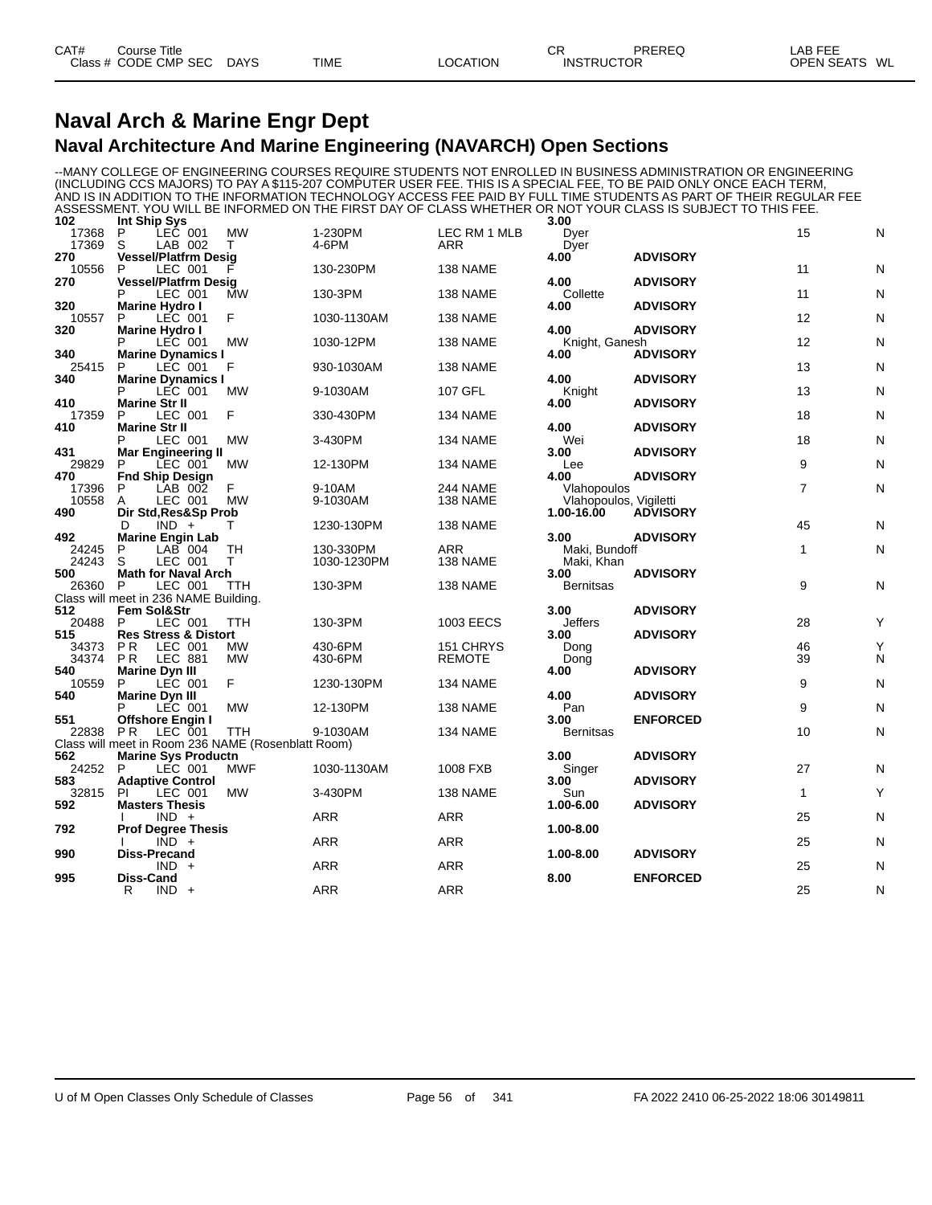# Naval Arch & Marine Engr Dept

## Naval Architecture And Marine Engineering (NAVARCH) Open Sections

--MANY COLLEGE OF ENGINEERING COURSES REQUIRE STUDENTS NOT ENROLLED IN BUSINESS ADMINISTRATION OR ENGINEERING (INCLUDING CCS MAJORS) TO PAY A $115-207 COMPUTER USER FEE. THIS IS A SPECIAL FEE, TO BE PAID ONLY ONCE EACH TERM, AND IS IN ADDITION TO THE INFORMATION TECHNOLOGY ACCESS FEE PAID BY FULL TIME STUDENTS AS PART OF THEIR REGULAR FEE ASSESSMENT. YOU WILL BE INFORMED ON THE FIRST DAY OF CLASS WHETHER OR NOT YOUR CLASS IS SUBJECT TO THIS FEE.

| CAT# / Class # | Course Title / CODE CMP SEC | DAYS | TIME | LOCATION | CR / INSTRUCTOR | PREREQ | LAB FEE / OPEN SEATS | WL |
|---|---|---|---|---|---|---|---|---|
| **102** | **Int Ship Sys** | | | | **3.00** | | | |
| 17368 | P LEC 001 | MW | 1-230PM | LEC RM 1 MLB | Dyer | | 15 | N |
| 17369 | S LAB 002 | T | 4-6PM | ARR | Dyer | | | |
| **270** | **Vessel/Platfrm Desig** | | | | **4.00** | **ADVISORY** | | |
| 10556 | P LEC 001 | F | 130-230PM | 138 NAME | | | 11 | N |
| **270** | **Vessel/Platfrm Desig** | | | | **4.00** | **ADVISORY** | | |
| | P LEC 001 | MW | 130-3PM | 138 NAME | Collette | | 11 | N |
| **320** | **Marine Hydro I** | | | | **4.00** | **ADVISORY** | | |
| 10557 | P LEC 001 | F | 1030-1130AM | 138 NAME | | | 12 | N |
| **320** | **Marine Hydro I** | | | | **4.00** | **ADVISORY** | | |
| | P LEC 001 | MW | 1030-12PM | 138 NAME | Knight, Ganesh | | 12 | N |
| **340** | **Marine Dynamics I** | | | | **4.00** | **ADVISORY** | | |
| 25415 | P LEC 001 | F | 930-1030AM | 138 NAME | | | 13 | N |
| **340** | **Marine Dynamics I** | | | | **4.00** | **ADVISORY** | | |
| | P LEC 001 | MW | 9-1030AM | 107 GFL | Knight | | 13 | N |
| **410** | **Marine Str II** | | | | **4.00** | **ADVISORY** | | |
| 17359 | P LEC 001 | F | 330-430PM | 134 NAME | | | 18 | N |
| **410** | **Marine Str II** | | | | **4.00** | **ADVISORY** | | |
| | P LEC 001 | MW | 3-430PM | 134 NAME | Wei | | 18 | N |
| **431** | **Mar Engineering II** | | | | **3.00** | **ADVISORY** | | |
| 29829 | P LEC 001 | MW | 12-130PM | 134 NAME | Lee | | 9 | N |
| **470** | **Fnd Ship Design** | | | | **4.00** | **ADVISORY** | | |
| 17396 | P LAB 002 | F | 9-10AM | 244 NAME | Vlahopoulos | | 7 | N |
| 10558 | A LEC 001 | MW | 9-1030AM | 138 NAME | Vlahopoulos, Vigiletti | | | |
| **490** | **Dir Std,Res&Sp Prob** | | | | **1.00-16.00** | **ADVISORY** | | |
| | D IND + | T | 1230-130PM | 138 NAME | | | 45 | N |
| **492** | **Marine Engin Lab** | | | | **3.00** | **ADVISORY** | | |
| 24245 | P LAB 004 | TH | 130-330PM | ARR | Maki, Bundoff | | 1 | N |
| 24243 | S LEC 001 | T | 1030-1230PM | 138 NAME | Maki, Khan | | | |
| **500** | **Math for Naval Arch** | | | | **3.00** | **ADVISORY** | | |
| 26360 | P LEC 001 | TTH | 130-3PM | 138 NAME | Bernitsas | | 9 | N |
| Class will meet in 236 NAME Building. | | | | | | | | |
| **512** | **Fem Sol&Str** | | | | **3.00** | **ADVISORY** | | |
| 20488 | P LEC 001 | TTH | 130-3PM | 1003 EECS | Jeffers | | 28 | Y |
| **515** | **Res Stress & Distort** | | | | **3.00** | **ADVISORY** | | |
| 34373 | P R LEC 001 | MW | 430-6PM | 151 CHRYS | Dong | | 46 | Y |
| 34374 | P R LEC 881 | MW | 430-6PM | REMOTE | Dong | | 39 | N |
| **540** | **Marine Dyn III** | | | | **4.00** | **ADVISORY** | | |
| 10559 | P LEC 001 | F | 1230-130PM | 134 NAME | | | 9 | N |
| **540** | **Marine Dyn III** | | | | **4.00** | **ADVISORY** | | |
| | P LEC 001 | MW | 12-130PM | 138 NAME | Pan | | 9 | N |
| **551** | **Offshore Engin I** | | | | **3.00** | **ENFORCED** | | |
| 22838 | P R LEC 001 | TTH | 9-1030AM | 134 NAME | Bernitsas | | 10 | N |
| Class will meet in Room 236 NAME (Rosenblatt Room) | | | | | | | | |
| **562** | **Marine Sys Productn** | | | | **3.00** | **ADVISORY** | | |
| 24252 | P LEC 001 | MWF | 1030-1130AM | 1008 FXB | Singer | | 27 | N |
| **583** | **Adaptive Control** | | | | **3.00** | **ADVISORY** | | |
| 32815 | PI LEC 001 | MW | 3-430PM | 138 NAME | Sun | | 1 | Y |
| **592** | **Masters Thesis** | | | | **1.00-6.00** | **ADVISORY** | | |
| | I IND + | | ARR | ARR | | | 25 | N |
| **792** | **Prof Degree Thesis** | | | | **1.00-8.00** | | | |
| | I IND + | | ARR | ARR | | | 25 | N |
| **990** | **Diss-Precand** | | | | **1.00-8.00** | **ADVISORY** | | |
| | IND + | | ARR | ARR | | | 25 | N |
| **995** | **Diss-Cand** | | | | **8.00** | **ENFORCED** | | |
| | R IND + | | ARR | ARR | | | 25 | N |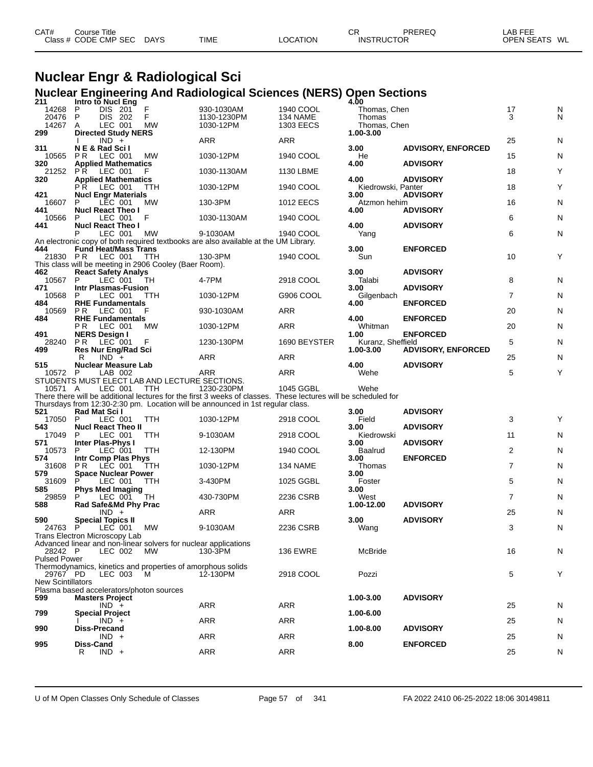# Nuclear Engr & Radiological Sci

## Nuclear Engineering And Radiological Sciences (NERS) Open Sections

| CAT# Class # | Course Title CODE CMP SEC | DAYS | TIME | LOCATION | CR INSTRUCTOR | PREREQ | LAB FEE OPEN SEATS | WL |
|---|---|---|---|---|---|---|---|---|
| **211** | **Intro to Nucl Eng** | | | | **4.00** | | | |
| 14268 | P DIS 201 | F | 930-1030AM | 1940 COOL | Thomas, Chen | | 17 | N |
| 20476 | P DIS 202 | F | 1130-1230PM | 134 NAME | Thomas | | 3 | N |
| 14267 | A LEC 001 | MW | 1030-12PM | 1303 EECS | Thomas, Chen | | | |
| **299** | **Directed Study NERS** | | | | **1.00-3.00** | | | |
| | I IND + | | ARR | ARR | | | 25 | N |
| **311** | **N E & Rad Sci I** | | | | **3.00** | **ADVISORY, ENFORCED** | | |
| 10565 | P R LEC 001 | MW | 1030-12PM | 1940 COOL | He | | 15 | N |
| **320** | **Applied Mathematics** | | | | **4.00** | **ADVISORY** | | |
| 21252 | P R LEC 001 | F | 1030-1130AM | 1130 LBME | | | 18 | Y |
| **320** | **Applied Mathematics** | | | | **4.00** | **ADVISORY** | | |
| | P R LEC 001 | TTH | 1030-12PM | 1940 COOL | Kiedrowski, Panter | | 18 | Y |
| **421** | **Nucl Engr Materials** | | | | **3.00** | **ADVISORY** | | |
| 16607 | P LEC 001 | MW | 130-3PM | 1012 EECS | Atzmon hehim | | 16 | N |
| **441** | **Nucl React Theo I** | | | | **4.00** | **ADVISORY** | | |
| 10566 | P LEC 001 | F | 1030-1130AM | 1940 COOL | | | 6 | N |
| **441** | **Nucl React Theo I** | | | | **4.00** | **ADVISORY** | | |
| | P LEC 001 | MW | 9-1030AM | 1940 COOL | Yang | | 6 | N |
| | An electronic copy of both required textbooks are also available at the UM Library. | | | | | | | |
| **444** | **Fund Heat/Mass Trans** | | | | **3.00** | **ENFORCED** | | |
| 21830 | P R LEC 001 | TTH | 130-3PM | 1940 COOL | Sun | | 10 | Y |
| | This class will be meeting in 2906 Cooley (Baer Room). | | | | | | | |
| **462** | **React Safety Analys** | | | | **3.00** | **ADVISORY** | | |
| 10567 | P LEC 001 | TH | 4-7PM | 2918 COOL | Talabi | | 8 | N |
| **471** | **Intr Plasmas-Fusion** | | | | **3.00** | **ADVISORY** | | |
| 10568 | P LEC 001 | TTH | 1030-12PM | G906 COOL | Gilgenbach | | 7 | N |
| **484** | **RHE Fundamentals** | | | | **4.00** | **ENFORCED** | | |
| 10569 | P R LEC 001 | F | 930-1030AM | ARR | | | 20 | N |
| **484** | **RHE Fundamentals** | | | | **4.00** | **ENFORCED** | | |
| | P R LEC 001 | MW | 1030-12PM | ARR | Whitman | | 20 | N |
| **491** | **NERS Design I** | | | | **1.00** | **ENFORCED** | | |
| 28240 | P R LEC 001 | F | 1230-130PM | 1690 BEYSTER | Kuranz, Sheffield | | 5 | N |
| **499** | **Res Nur Eng/Rad Sci** | | | | **1.00-3.00** | **ADVISORY, ENFORCED** | | |
| | R IND + | | ARR | ARR | | | 25 | N |
| **515** | **Nuclear Measure Lab** | | | | **4.00** | **ADVISORY** | | |
| 10572 | P LAB 002 | | ARR | ARR | Wehe | | 5 | Y |
| | STUDENTS MUST ELECT LAB AND LECTURE SECTIONS. | | | | | | | |
| 10571 | A LEC 001 | TTH | 1230-230PM | 1045 GGBL | Wehe | | | |
| | There there will be additional lectures for the first 3 weeks of classes. These lectures will be scheduled for Thursdays from 12:30-2:30 pm. Location will be announced in 1st regular class. | | | | | | | |
| **521** | **Rad Mat Sci I** | | | | **3.00** | **ADVISORY** | | |
| 17050 | P LEC 001 | TTH | 1030-12PM | 2918 COOL | Field | | 3 | Y |
| **543** | **Nucl React Theo II** | | | | **3.00** | **ADVISORY** | | |
| 17049 | P LEC 001 | TTH | 9-1030AM | 2918 COOL | Kiedrowski | | 11 | N |
| **571** | **Inter Plas-Phys I** | | | | **3.00** | **ADVISORY** | | |
| 10573 | P LEC 001 | TTH | 12-130PM | 1940 COOL | Baalrud | | 2 | N |
| **574** | **Intr Comp Plas Phys** | | | | **3.00** | **ENFORCED** | | |
| 31608 | P R LEC 001 | TTH | 1030-12PM | 134 NAME | Thomas | | 7 | N |
| **579** | **Space Nuclear Power** | | | | **3.00** | | | |
| 31609 | P LEC 001 | TTH | 3-430PM | 1025 GGBL | Foster | | 5 | N |
| **585** | **Phys Med Imaging** | | | | **3.00** | | | |
| 29859 | P LEC 001 | TH | 430-730PM | 2236 CSRB | West | | 7 | N |
| **588** | **Rad Safe&Md Phy Prac** | | | | **1.00-12.00** | **ADVISORY** | | |
| | IND + | | ARR | ARR | | | 25 | N |
| **590** | **Special Topics II** | | | | **3.00** | **ADVISORY** | | |
| 24763 | P LEC 001 | MW | 9-1030AM | 2236 CSRB | Wang | | 3 | N |
| | Trans Electron Microscopy Lab | | | | | | | |
| | Advanced linear and non-linear solvers for nuclear applications | | | | | | | |
| 28242 | P LEC 002 | MW | 130-3PM | 136 EWRE | McBride | | 16 | N |
| | Pulsed Power | | | | | | | |
| | Thermodynamics, kinetics and properties of amorphous solids | | | | | | | |
| 29767 | PD LEC 003 | M | 12-130PM | 2918 COOL | Pozzi | | 5 | Y |
| | New Scintillators | | | | | | | |
| | Plasma based accelerators/photon sources | | | | | | | |
| **599** | **Masters Project** | | | | **1.00-3.00** | **ADVISORY** | | |
| | IND + | | ARR | ARR | | | 25 | N |
| **799** | **Special Project** | | | | **1.00-6.00** | | | |
| | I IND + | | ARR | ARR | | | 25 | N |
| **990** | **Diss-Precand** | | | | **1.00-8.00** | **ADVISORY** | | |
| | IND + | | ARR | ARR | | | 25 | N |
| **995** | **Diss-Cand** | | | | **8.00** | **ENFORCED** | | |
| | R IND + | | ARR | ARR | | | 25 | N |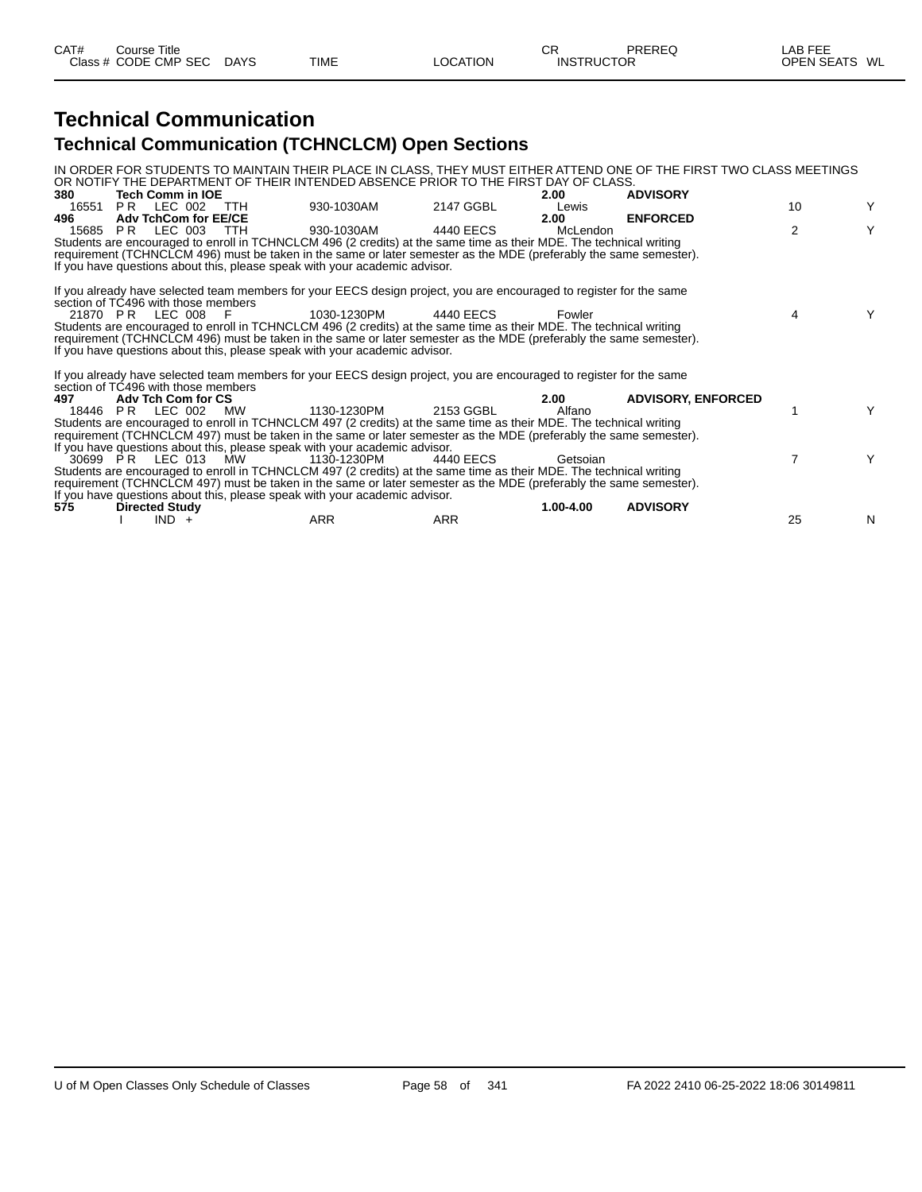# Technical Communication

## Technical Communication (TCHNCLCM) Open Sections

IN ORDER FOR STUDENTS TO MAINTAIN THEIR PLACE IN CLASS, THEY MUST EITHER ATTEND ONE OF THE FIRST TWO CLASS MEETINGS OR NOTIFY THE DEPARTMENT OF THEIR INTENDED ABSENCE PRIOR TO THE FIRST DAY OF CLASS.

| CAT# / Class # | Course Title / CODE | CMP | SEC | DAYS | TIME | LOCATION | CR / INSTRUCTOR | PREREQ | LAB FEE / OPEN SEATS | WL |
|---|---|---|---|---|---|---|---|---|---|---|
| **380** | **Tech Comm in IOE** | | | | | | **2.00** | **ADVISORY** | | |
| 16551 | P R | LEC | 002 | TTH | 930-1030AM | 2147 GGBL | Lewis | | 10 | Y |
| **496** | **Adv TchCom for EE/CE** | | | | | | **2.00** | **ENFORCED** | | |
| 15685 | P R | LEC | 003 | TTH | 930-1030AM | 4440 EECS | McLendon | | 2 | Y |

Students are encouraged to enroll in TCHNCLCM 496 (2 credits) at the same time as their MDE. The technical writing requirement (TCHNCLCM 496) must be taken in the same or later semester as the MDE (preferably the same semester). If you have questions about this, please speak with your academic advisor.

If you already have selected team members for your EECS design project, you are encouraged to register for the same section of TC496 with those members

| Class # | CODE | CMP | SEC | DAYS | TIME | LOCATION | INSTRUCTOR | PREREQ | OPEN SEATS | WL |
|---|---|---|---|---|---|---|---|---|---|---|
| 21870 | P R | LEC | 008 | F | 1030-1230PM | 4440 EECS | Fowler | | 4 | Y |

Students are encouraged to enroll in TCHNCLCM 496 (2 credits) at the same time as their MDE. The technical writing requirement (TCHNCLCM 496) must be taken in the same or later semester as the MDE (preferably the same semester). If you have questions about this, please speak with your academic advisor.

If you already have selected team members for your EECS design project, you are encouraged to register for the same section of TC496 with those members

| CAT# / Class # | Course Title / CODE | CMP | SEC | DAYS | TIME | LOCATION | CR / INSTRUCTOR | PREREQ | OPEN SEATS | WL |
|---|---|---|---|---|---|---|---|---|---|---|
| **497** | **Adv Tch Com for CS** | | | | | | **2.00** | **ADVISORY, ENFORCED** | | |
| 18446 | P R | LEC | 002 | MW | 1130-1230PM | 2153 GGBL | Alfano | | 1 | Y |

Students are encouraged to enroll in TCHNCLCM 497 (2 credits) at the same time as their MDE. The technical writing requirement (TCHNCLCM 497) must be taken in the same or later semester as the MDE (preferably the same semester). If you have questions about this, please speak with your academic advisor.

| Class # | CODE | CMP | SEC | DAYS | TIME | LOCATION | INSTRUCTOR | PREREQ | OPEN SEATS | WL |
|---|---|---|---|---|---|---|---|---|---|---|
| 30699 | P R | LEC | 013 | MW | 1130-1230PM | 4440 EECS | Getsoian | | 7 | Y |

Students are encouraged to enroll in TCHNCLCM 497 (2 credits) at the same time as their MDE. The technical writing requirement (TCHNCLCM 497) must be taken in the same or later semester as the MDE (preferably the same semester). If you have questions about this, please speak with your academic advisor.

| CAT# / Class # | Course Title / CODE | CMP | SEC | DAYS | TIME | LOCATION | CR / INSTRUCTOR | PREREQ | OPEN SEATS | WL |
|---|---|---|---|---|---|---|---|---|---|---|
| **575** | **Directed Study** | | | | | | **1.00-4.00** | **ADVISORY** | | |
| | I | IND | + | | ARR | ARR | | | 25 | N |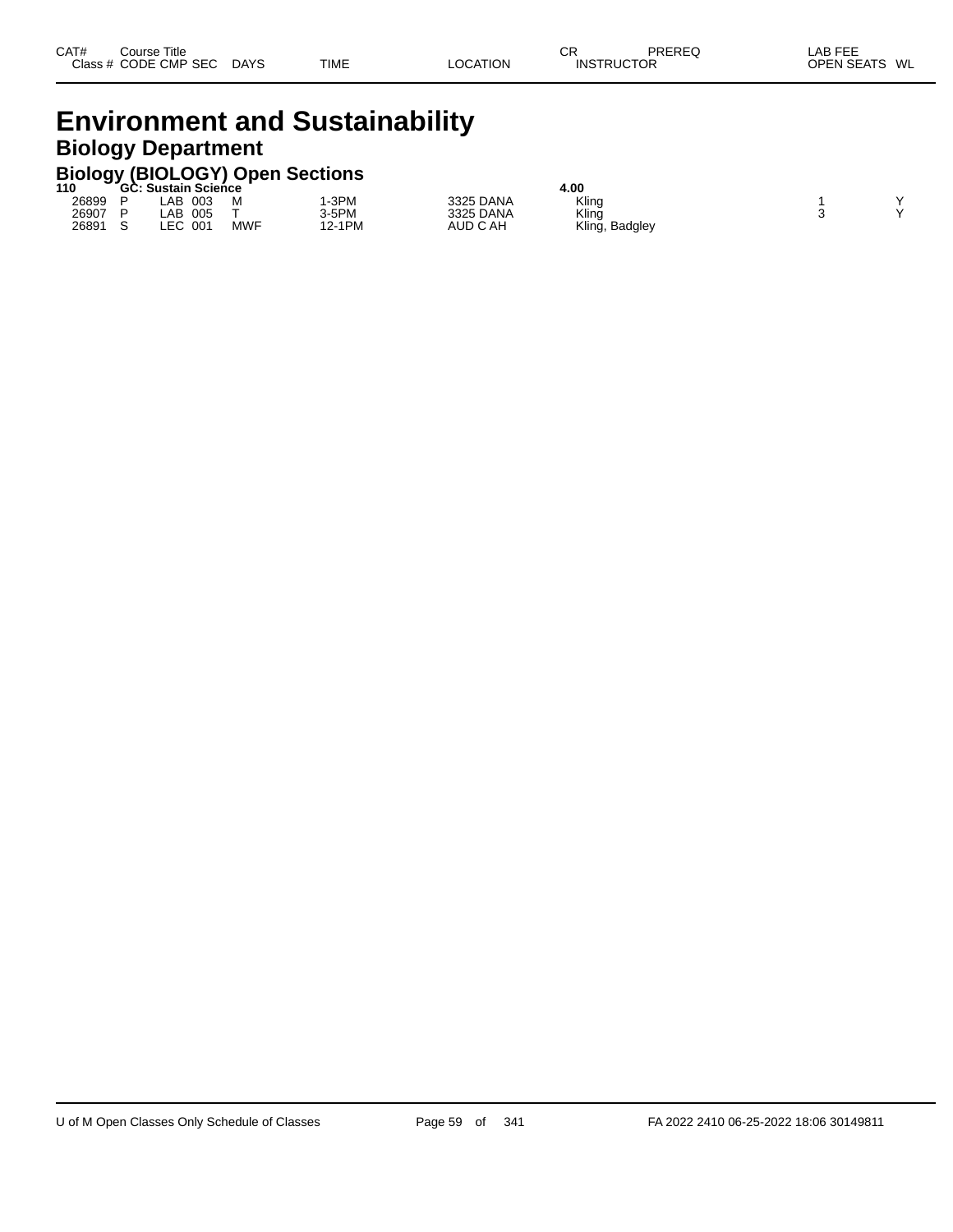| CAT# Class # | Course Title CODE | CMP | SEC | DAYS | TIME | LOCATION | CR INSTRUCTOR | PREREQ | LAB FEE OPEN SEATS | WL |
|---|---|---|---|---|---|---|---|---|---|---|

# Environment and Sustainability

## Biology Department

### Biology (BIOLOGY) Open Sections

| CAT# Class # | Course Title CODE | CMP | SEC | DAYS | TIME | LOCATION | CR INSTRUCTOR | PREREQ | LAB FEE OPEN SEATS | WL |
|---|---|---|---|---|---|---|---|---|---|---|
| **110** | **GC: Sustain Science** | | | | | | **4.00** | | | |
| 26899 | P | LAB | 003 | M | 1-3PM | 3325 DANA | Kling | | 1 | Y |
| 26907 | P | LAB | 005 | T | 3-5PM | 3325 DANA | Kling | | 3 | Y |
| 26891 | S | LEC | 001 | MWF | 12-1PM | AUD C AH | Kling, Badgley | | | |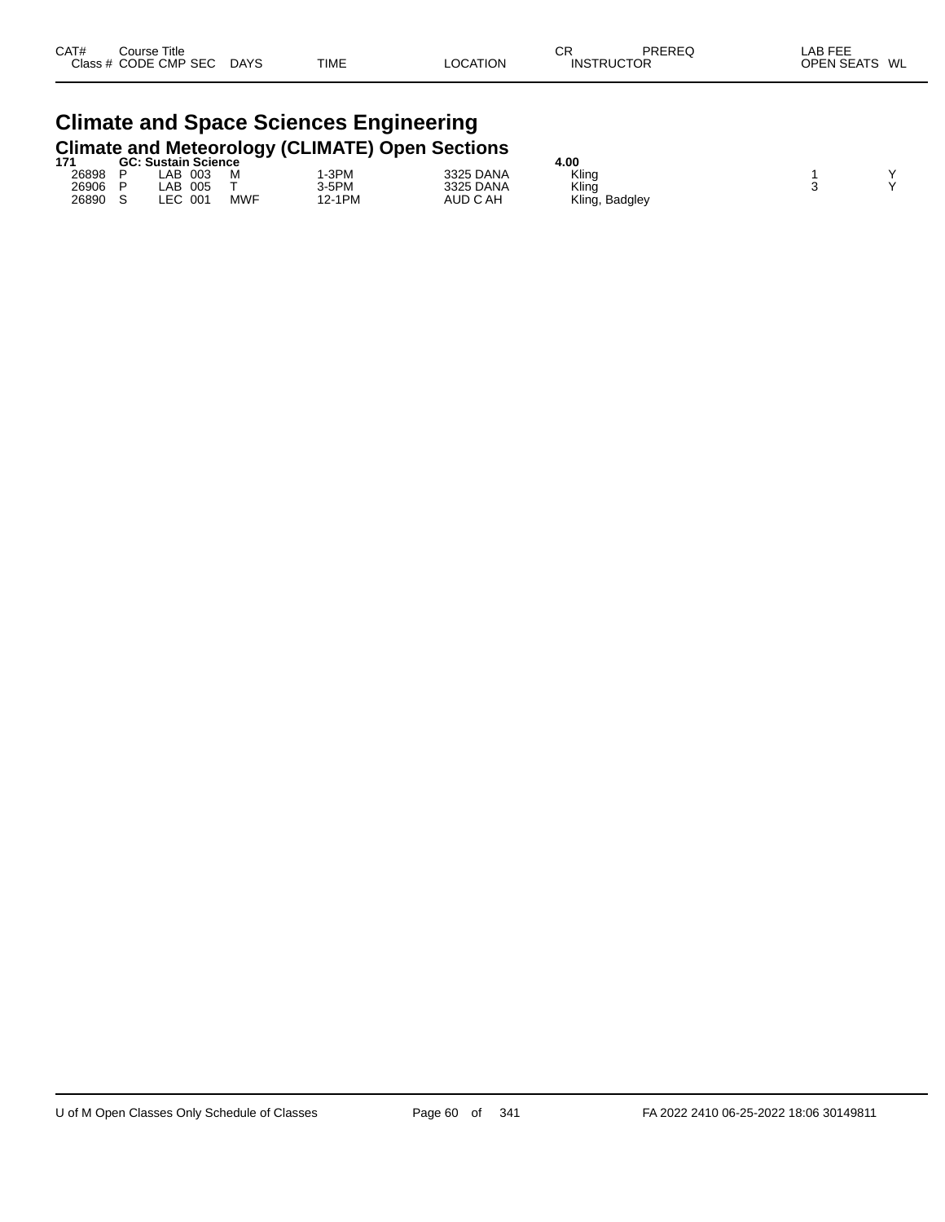| CAT# | Course Title | | | | | | CR | PREREQ | LAB FEE | |
|---|---|---|---|---|---|---|---|---|---|---|
| Class # | CODE | CMP | SEC | DAYS | TIME | LOCATION | INSTRUCTOR | | OPEN SEATS | WL |

# Climate and Space Sciences Engineering

## Climate and Meteorology (CLIMATE) Open Sections

| CAT# | Course Title | | | | | | CR | PREREQ | LAB FEE | |
|---|---|---|---|---|---|---|---|---|---|---|
| **171** | **GC: Sustain Science** | | | | | | **4.00** | | | |
| 26898 | P | LAB | 003 | M | 1-3PM | 3325 DANA | Kling | | 1 | Y |
| 26906 | P | LAB | 005 | T | 3-5PM | 3325 DANA | Kling | | 3 | Y |
| 26890 | S | LEC | 001 | MWF | 12-1PM | AUD C AH | Kling, Badgley | | | |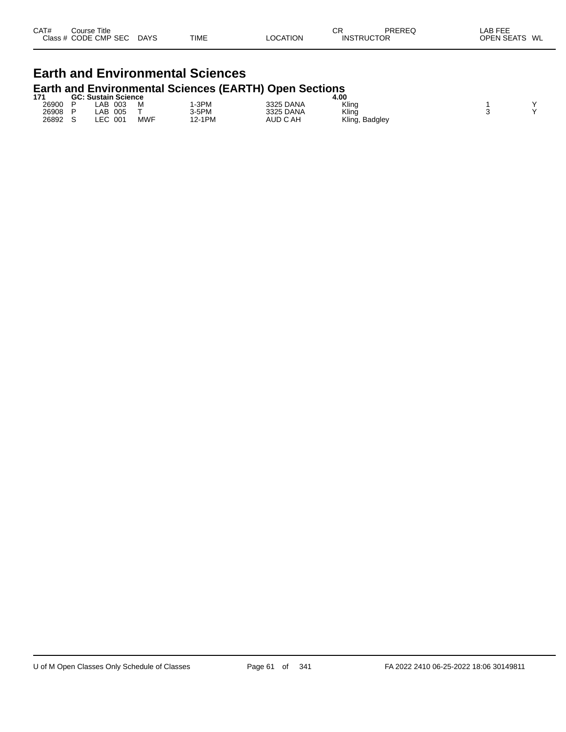| CAT# | Course Title | | | | | | CR | PREREQ | LAB FEE | | |
|---|---|---|---|---|---|---|---|---|---|---|---|
| Class # | CODE | CMP | SEC | DAYS | TIME | LOCATION | INSTRUCTOR | | | OPEN SEATS | WL |

# Earth and Environmental Sciences

## Earth and Environmental Sciences (EARTH) Open Sections

| CAT# | Course Title | | | | | | CR | | | | |
|---|---|---|---|---|---|---|---|---|---|---|---|
| **171** | **GC: Sustain Science** | | | | | | **4.00** | | | | |
| 26900 | P | LAB | 003 | M | 1-3PM | 3325 DANA | Kling | | | 1 | Y |
| 26908 | P | LAB | 005 | T | 3-5PM | 3325 DANA | Kling | | | 3 | Y |
| 26892 | S | LEC | 001 | MWF | 12-1PM | AUD C AH | Kling, Badgley | | | | |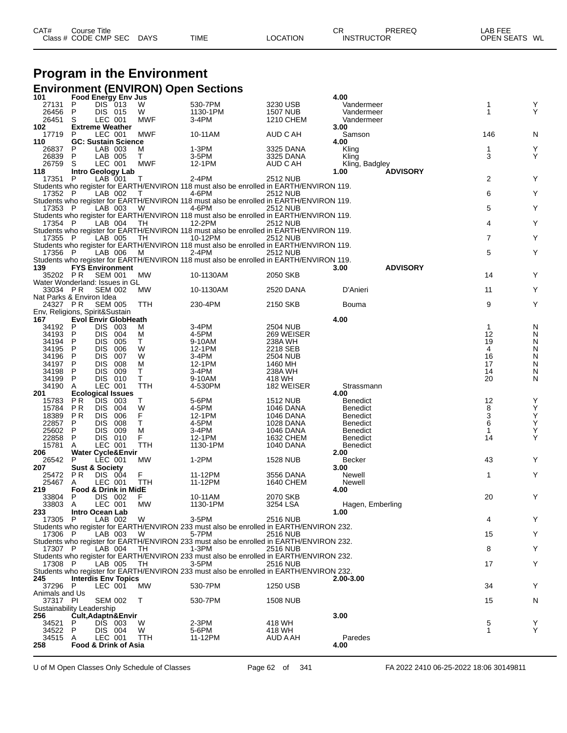# Program in the Environment

## Environment (ENVIRON) Open Sections

| CAT# / Class # | Course Title / CODE | CMP | SEC | DAYS | TIME | LOCATION | CR / INSTRUCTOR | PREREQ | LAB FEE / OPEN SEATS | WL |
|---|---|---|---|---|---|---|---|---|---|---|
| **101** | **Food Energy Env Jus** | | | | | | **4.00** | | | |
| 27131 | P | DIS | 013 | W | 530-7PM | 3230 USB | Vandermeer | | 1 | Y |
| 26456 | P | DIS | 015 | W | 1130-1PM | 1507 NUB | Vandermeer | | 1 | Y |
| 26451 | S | LEC | 001 | MWF | 3-4PM | 1210 CHEM | Vandermeer | | | |
| **102** | **Extreme Weather** | | | | | | **3.00** | | | |
| 17719 | P | LEC | 001 | MWF | 10-11AM | AUD C AH | Samson | | 146 | N |
| **110** | **GC: Sustain Science** | | | | | | **4.00** | | | |
| 26837 | P | LAB | 003 | M | 1-3PM | 3325 DANA | Kling | | 1 | Y |
| 26839 | P | LAB | 005 | T | 3-5PM | 3325 DANA | Kling | | 3 | Y |
| 26759 | S | LEC | 001 | MWF | 12-1PM | AUD C AH | Kling, Badgley | | | |
| **118** | **Intro Geology Lab** | | | | | | **1.00** | **ADVISORY** | | |
| 17351 | P | LAB | 001 | T | 2-4PM | 2512 NUB | | | 2 | Y |
| Students who register for EARTH/ENVIRON 118 must also be enrolled in EARTH/ENVIRON 119. | | | | | | | | | | |
| 17352 | P | LAB | 002 | T | 4-6PM | 2512 NUB | | | 6 | Y |
| Students who register for EARTH/ENVIRON 118 must also be enrolled in EARTH/ENVIRON 119. | | | | | | | | | | |
| 17353 | P | LAB | 003 | W | 4-6PM | 2512 NUB | | | 5 | Y |
| Students who register for EARTH/ENVIRON 118 must also be enrolled in EARTH/ENVIRON 119. | | | | | | | | | | |
| 17354 | P | LAB | 004 | TH | 12-2PM | 2512 NUB | | | 4 | Y |
| Students who register for EARTH/ENVIRON 118 must also be enrolled in EARTH/ENVIRON 119. | | | | | | | | | | |
| 17355 | P | LAB | 005 | TH | 10-12PM | 2512 NUB | | | 7 | Y |
| Students who register for EARTH/ENVIRON 118 must also be enrolled in EARTH/ENVIRON 119. | | | | | | | | | | |
| 17356 | P | LAB | 006 | M | 2-4PM | 2512 NUB | | | 5 | Y |
| Students who register for EARTH/ENVIRON 118 must also be enrolled in EARTH/ENVIRON 119. | | | | | | | | | | |
| **139** | **FYS Environment** | | | | | | **3.00** | **ADVISORY** | | |
| 35202 | P R | SEM | 001 | MW | 10-1130AM | 2050 SKB | | | 14 | Y |
| Water Wonderland: Issues in GL | | | | | | | | | | |
| 33034 | P R | SEM | 002 | MW | 10-1130AM | 2520 DANA | D'Anieri | | 11 | Y |
| Nat Parks & Environ Idea | | | | | | | | | | |
| 24327 | P R | SEM | 005 | TTH | 230-4PM | 2150 SKB | Bouma | | 9 | Y |
| Env, Religions, Spirit&Sustain | | | | | | | | | | |
| **167** | **Evol Envir GlobHeath** | | | | | | **4.00** | | | |
| 34192 | P | DIS | 003 | M | 3-4PM | 2504 NUB | | | 1 | N |
| 34193 | P | DIS | 004 | M | 4-5PM | 269 WEISER | | | 12 | N |
| 34194 | P | DIS | 005 | T | 9-10AM | 238A WH | | | 19 | N |
| 34195 | P | DIS | 006 | W | 12-1PM | 2218 SEB | | | 4 | N |
| 34196 | P | DIS | 007 | W | 3-4PM | 2504 NUB | | | 16 | N |
| 34197 | P | DIS | 008 | M | 12-1PM | 1460 MH | | | 17 | N |
| 34198 | P | DIS | 009 | T | 3-4PM | 238A WH | | | 14 | N |
| 34199 | P | DIS | 010 | T | 9-10AM | 418 WH | | | 20 | N |
| 34190 | A | LEC | 001 | TTH | 4-530PM | 182 WEISER | Strassmann | | | |
| **201** | **Ecological Issues** | | | | | | **4.00** | | | |
| 15783 | P R | DIS | 003 | T | 5-6PM | 1512 NUB | Benedict | | 12 | Y |
| 15784 | P R | DIS | 004 | W | 4-5PM | 1046 DANA | Benedict | | 8 | Y |
| 18389 | P R | DIS | 006 | F | 12-1PM | 1046 DANA | Benedict | | 3 | Y |
| 22857 | P | DIS | 008 | T | 4-5PM | 1028 DANA | Benedict | | 6 | Y |
| 25602 | P | DIS | 009 | M | 3-4PM | 1046 DANA | Benedict | | 1 | Y |
| 22858 | P | DIS | 010 | F | 12-1PM | 1632 CHEM | Benedict | | 14 | Y |
| 15781 | A | LEC | 001 | TTH | 1130-1PM | 1040 DANA | Benedict | | | |
| **206** | **Water Cycle&Envir** | | | | | | **2.00** | | | |
| 26542 | P | LEC | 001 | MW | 1-2PM | 1528 NUB | Becker | | 43 | Y |
| **207** | **Sust & Society** | | | | | | **3.00** | | | |
| 25472 | P R | DIS | 004 | F | 11-12PM | 3556 DANA | Newell | | 1 | Y |
| 25467 | A | LEC | 001 | TTH | 11-12PM | 1640 CHEM | Newell | | | |
| **219** | **Food & Drink in MidE** | | | | | | **4.00** | | | |
| 33804 | P | DIS | 002 | F | 10-11AM | 2070 SKB | | | 20 | Y |
| 33803 | A | LEC | 001 | MW | 1130-1PM | 3254 LSA | Hagen, Emberling | | | |
| **233** | **Intro Ocean Lab** | | | | | | **1.00** | | | |
| 17305 | P | LAB | 002 | W | 3-5PM | 2516 NUB | | | 4 | Y |
| Students who register for EARTH/ENVIRON 233 must also be enrolled in EARTH/ENVIRON 232. | | | | | | | | | | |
| 17306 | P | LAB | 003 | W | 5-7PM | 2516 NUB | | | 15 | Y |
| Students who register for EARTH/ENVIRON 233 must also be enrolled in EARTH/ENVIRON 232. | | | | | | | | | | |
| 17307 | P | LAB | 004 | TH | 1-3PM | 2516 NUB | | | 8 | Y |
| Students who register for EARTH/ENVIRON 233 must also be enrolled in EARTH/ENVIRON 232. | | | | | | | | | | |
| 17308 | P | LAB | 005 | TH | 3-5PM | 2516 NUB | | | 17 | Y |
| Students who register for EARTH/ENVIRON 233 must also be enrolled in EARTH/ENVIRON 232. | | | | | | | | | | |
| **245** | **Interdis Env Topics** | | | | | | **2.00-3.00** | | | |
| 37296 | P | LEC | 001 | MW | 530-7PM | 1250 USB | | | 34 | Y |
| Animals and Us | | | | | | | | | | |
| 37317 | PI | SEM | 002 | T | 530-7PM | 1508 NUB | | | 15 | N |
| Sustainability Leadership | | | | | | | | | | |
| **256** | **Cult,Adaptn&Envir** | | | | | | **3.00** | | | |
| 34521 | P | DIS | 003 | W | 2-3PM | 418 WH | | | 5 | Y |
| 34522 | P | DIS | 004 | W | 5-6PM | 418 WH | | | 1 | Y |
| 34515 | A | LEC | 001 | TTH | 11-12PM | AUD A AH | Paredes | | | |
| **258** | **Food & Drink of Asia** | | | | | | **4.00** | | | |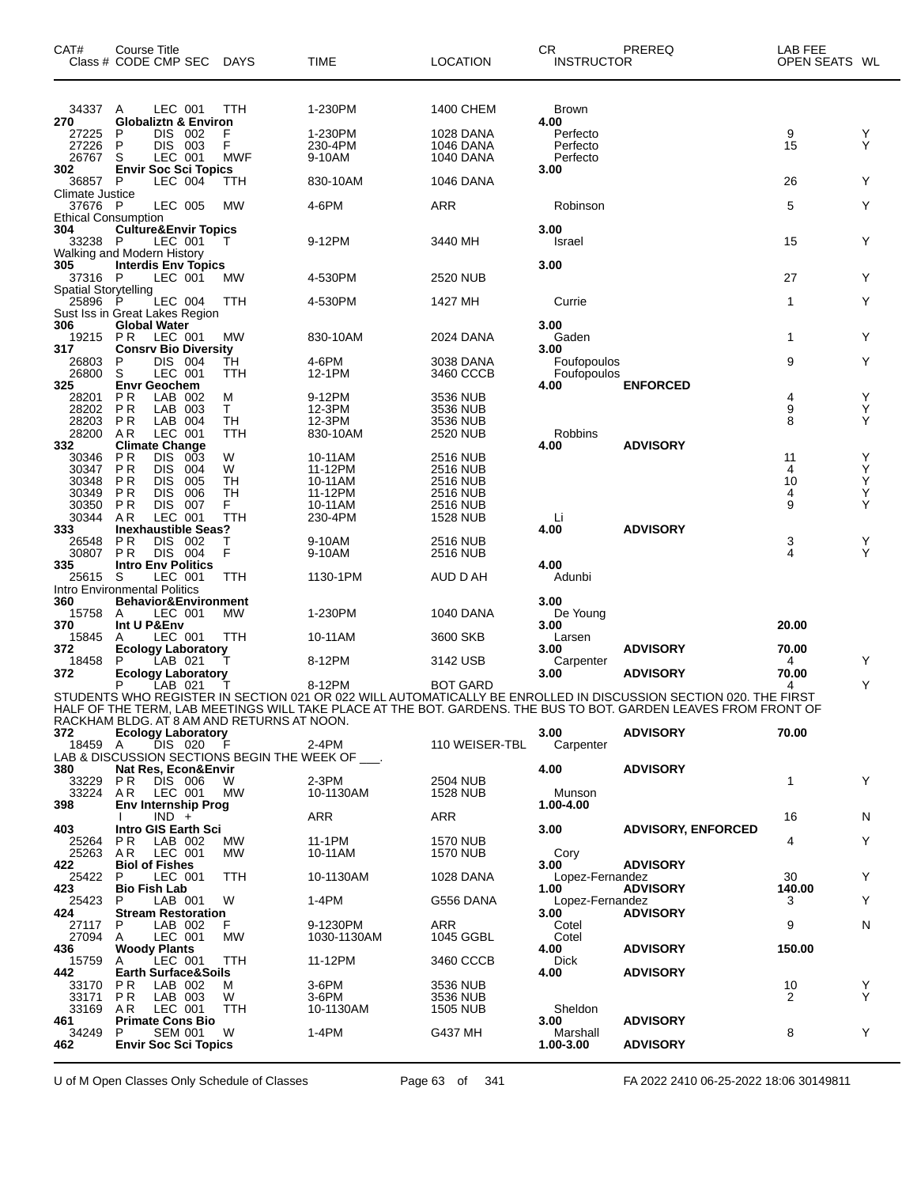| CAT# Class # | Course Title CODE | CMP SEC | DAYS | TIME | LOCATION | CR INSTRUCTOR | PREREQ | LAB FEE OPEN SEATS | WL |
|---|---|---|---|---|---|---|---|---|---|
| 34337 | A | LEC 001 | TTH | 1-230PM | 1400 CHEM | Brown | | | |
| **270** | **Globaliztn & Environ** | | | | | **4.00** | | | |
| 27225 | P | DIS 002 | F | 1-230PM | 1028 DANA | Perfecto | | 9 | Y |
| 27226 | P | DIS 003 | F | 230-4PM | 1046 DANA | Perfecto | | 15 | Y |
| 26767 | S | LEC 001 | MWF | 9-10AM | 1040 DANA | Perfecto | | | |
| **302** | **Envir Soc Sci Topics** | | | | | **3.00** | | | |
| 36857 | P | LEC 004 | TTH | 830-10AM | 1046 DANA | | | 26 | Y |
| Climate Justice | | | | | | | | | |
| 37676 | P | LEC 005 | MW | 4-6PM | ARR | Robinson | | 5 | Y |
| Ethical Consumption | | | | | | | | | |
| **304** | **Culture&Envir Topics** | | | | | **3.00** | | | |
| 33238 | P | LEC 001 | T | 9-12PM | 3440 MH | Israel | | 15 | Y |
| Walking and Modern History | | | | | | | | | |
| **305** | **Interdis Env Topics** | | | | | **3.00** | | | |
| 37316 | P | LEC 001 | MW | 4-530PM | 2520 NUB | | | 27 | Y |
| Spatial Storytelling | | | | | | | | | |
| 25896 | P | LEC 004 | TTH | 4-530PM | 1427 MH | Currie | | 1 | Y |
| Sust Iss in Great Lakes Region | | | | | | | | | |
| **306** | **Global Water** | | | | | **3.00** | | | |
| 19215 | P R | LEC 001 | MW | 830-10AM | 2024 DANA | Gaden | | 1 | Y |
| **317** | **Consrv Bio Diversity** | | | | | **3.00** | | | |
| 26803 | P | DIS 004 | TH | 4-6PM | 3038 DANA | Foufopoulos | | 9 | Y |
| 26800 | S | LEC 001 | TTH | 12-1PM | 3460 CCCB | Foufopoulos | | | |
| **325** | **Envr Geochem** | | | | | **4.00** | **ENFORCED** | | |
| 28201 | P R | LAB 002 | M | 9-12PM | 3536 NUB | | | 4 | Y |
| 28202 | P R | LAB 003 | T | 12-3PM | 3536 NUB | | | 9 | Y |
| 28203 | P R | LAB 004 | TH | 12-3PM | 3536 NUB | | | 8 | Y |
| 28200 | A R | LEC 001 | TTH | 830-10AM | 2520 NUB | Robbins | | | |
| **332** | **Climate Change** | | | | | **4.00** | **ADVISORY** | | |
| 30346 | P R | DIS 003 | W | 10-11AM | 2516 NUB | | | 11 | Y |
| 30347 | P R | DIS 004 | W | 11-12PM | 2516 NUB | | | 4 | Y |
| 30348 | P R | DIS 005 | TH | 10-11AM | 2516 NUB | | | 10 | Y |
| 30349 | P R | DIS 006 | TH | 11-12PM | 2516 NUB | | | 4 | Y |
| 30350 | P R | DIS 007 | F | 10-11AM | 2516 NUB | | | 9 | Y |
| 30344 | A R | LEC 001 | TTH | 230-4PM | 1528 NUB | Li | | | |
| **333** | **Inexhaustible Seas?** | | | | | **4.00** | **ADVISORY** | | |
| 26548 | P R | DIS 002 | T | 9-10AM | 2516 NUB | | | 3 | Y |
| 30807 | P R | DIS 004 | F | 9-10AM | 2516 NUB | | | 4 | Y |
| **335** | **Intro Env Politics** | | | | | **4.00** | | | |
| 25615 | S | LEC 001 | TTH | 1130-1PM | AUD D AH | Adunbi | | | |
| Intro Environmental Politics | | | | | | | | | |
| **360** | **Behavior&Environment** | | | | | **3.00** | | | |
| 15758 | A | LEC 001 | MW | 1-230PM | 1040 DANA | De Young | | | |
| **370** | **Int U P&Env** | | | | | **3.00** | | **20.00** | |
| 15845 | A | LEC 001 | TTH | 10-11AM | 3600 SKB | Larsen | | | |
| **372** | **Ecology Laboratory** | | | | | **3.00** | **ADVISORY** | **70.00** | |
| 18458 | P | LAB 021 | T | 8-12PM | 3142 USB | Carpenter | | 4 | Y |
| **372** | **Ecology Laboratory** | | | | | **3.00** | **ADVISORY** | **70.00** | |
| | P | LAB 021 | T | 8-12PM | BOT GARD | | | 4 | Y |

STUDENTS WHO REGISTER IN SECTION 021 OR 022 WILL AUTOMATICALLY BE ENROLLED IN DISCUSSION SECTION 020. THE FIRST HALF OF THE TERM, LAB MEETINGS WILL TAKE PLACE AT THE BOT. GARDENS. THE BUS TO BOT. GARDEN LEAVES FROM FRONT OF RACKHAM BLDG. AT 8 AM AND RETURNS AT NOON.

| CAT# Class # | Course Title CODE | CMP SEC | DAYS | TIME | LOCATION | CR INSTRUCTOR | PREREQ | LAB FEE OPEN SEATS | WL |
|---|---|---|---|---|---|---|---|---|---|
| **372** | **Ecology Laboratory** | | | | | **3.00** | **ADVISORY** | **70.00** | |
| 18459 | A | DIS 020 | F | 2-4PM | 110 WEISER-TBL | Carpenter | | | |
| LAB & DISCUSSION SECTIONS BEGIN THE WEEK OF ___. | | | | | | | | | |
| **380** | **Nat Res, Econ&Envir** | | | | | **4.00** | **ADVISORY** | | |
| 33229 | P R | DIS 006 | W | 2-3PM | 2504 NUB | | | 1 | Y |
| 33224 | A R | LEC 001 | MW | 10-1130AM | 1528 NUB | Munson | | | |
| **398** | **Env Internship Prog** | | | | | **1.00-4.00** | | | |
| | I | IND + | | ARR | ARR | | | 16 | N |
| **403** | **Intro GIS Earth Sci** | | | | | **3.00** | **ADVISORY, ENFORCED** | | |
| 25264 | P R | LAB 002 | MW | 11-1PM | 1570 NUB | | | 4 | Y |
| 25263 | A R | LEC 001 | MW | 10-11AM | 1570 NUB | Cory | | | |
| **422** | **Biol of Fishes** | | | | | **3.00** | **ADVISORY** | | |
| 25422 | P | LEC 001 | TTH | 10-1130AM | 1028 DANA | Lopez-Fernandez | | 30 | Y |
| **423** | **Bio Fish Lab** | | | | | **1.00** | **ADVISORY** | **140.00** | |
| 25423 | P | LAB 001 | W | 1-4PM | G556 DANA | Lopez-Fernandez | | 3 | Y |
| **424** | **Stream Restoration** | | | | | **3.00** | **ADVISORY** | | |
| 27117 | P | LAB 002 | F | 9-1230PM | ARR | Cotel | | 9 | N |
| 27094 | A | LEC 001 | MW | 1030-1130AM | 1045 GGBL | Cotel | | | |
| **436** | **Woody Plants** | | | | | **4.00** | **ADVISORY** | **150.00** | |
| 15759 | A | LEC 001 | TTH | 11-12PM | 3460 CCCB | Dick | | | |
| **442** | **Earth Surface&Soils** | | | | | **4.00** | **ADVISORY** | | |
| 33170 | P R | LAB 002 | M | 3-6PM | 3536 NUB | | | 10 | Y |
| 33171 | P R | LAB 003 | W | 3-6PM | 3536 NUB | | | 2 | Y |
| 33169 | A R | LEC 001 | TTH | 10-1130AM | 1505 NUB | Sheldon | | | |
| **461** | **Primate Cons Bio** | | | | | **3.00** | **ADVISORY** | | |
| 34249 | P | SEM 001 | W | 1-4PM | G437 MH | Marshall | | 8 | Y |
| **462** | **Envir Soc Sci Topics** | | | | | **1.00-3.00** | **ADVISORY** | | |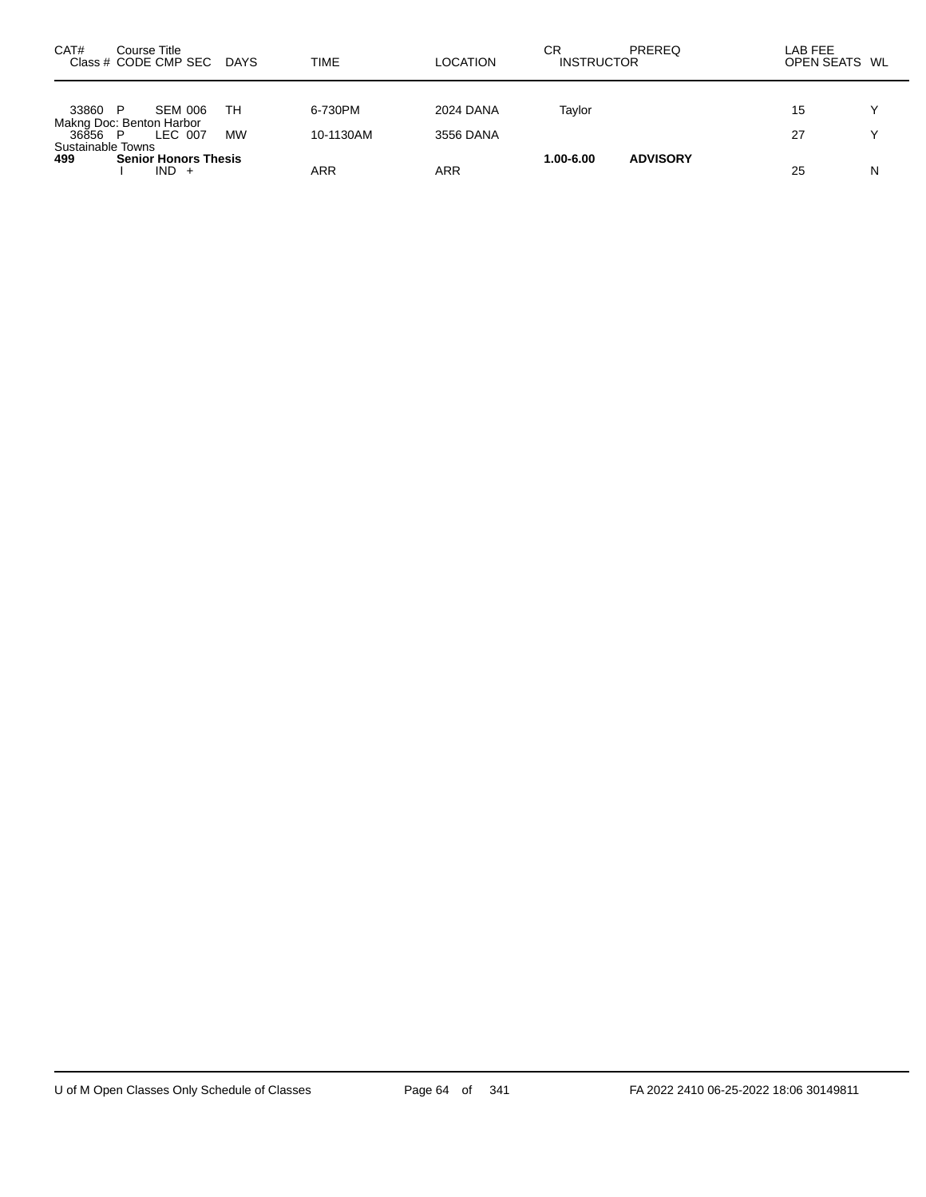| CAT# | Course Title Class # CODE CMP SEC | DAYS | TIME | LOCATION | CR INSTRUCTOR | PREREQ | LAB FEE OPEN SEATS | WL |
|---|---|---|---|---|---|---|---|---|
| 33860 | P SEM 006 | TH | 6-730PM | 2024 DANA | Taylor | | 15 | Y |
| Makng Doc: Benton Harbor | | | | | | | | |
| 36856 | P LEC 007 | MW | 10-1130AM | 3556 DANA | | | 27 | Y |
| Sustainable Towns | | | | | | | | |
| **499** | **Senior Honors Thesis** | | | | **1.00-6.00** | **ADVISORY** | | |
| | I IND + | | ARR | ARR | | | 25 | N |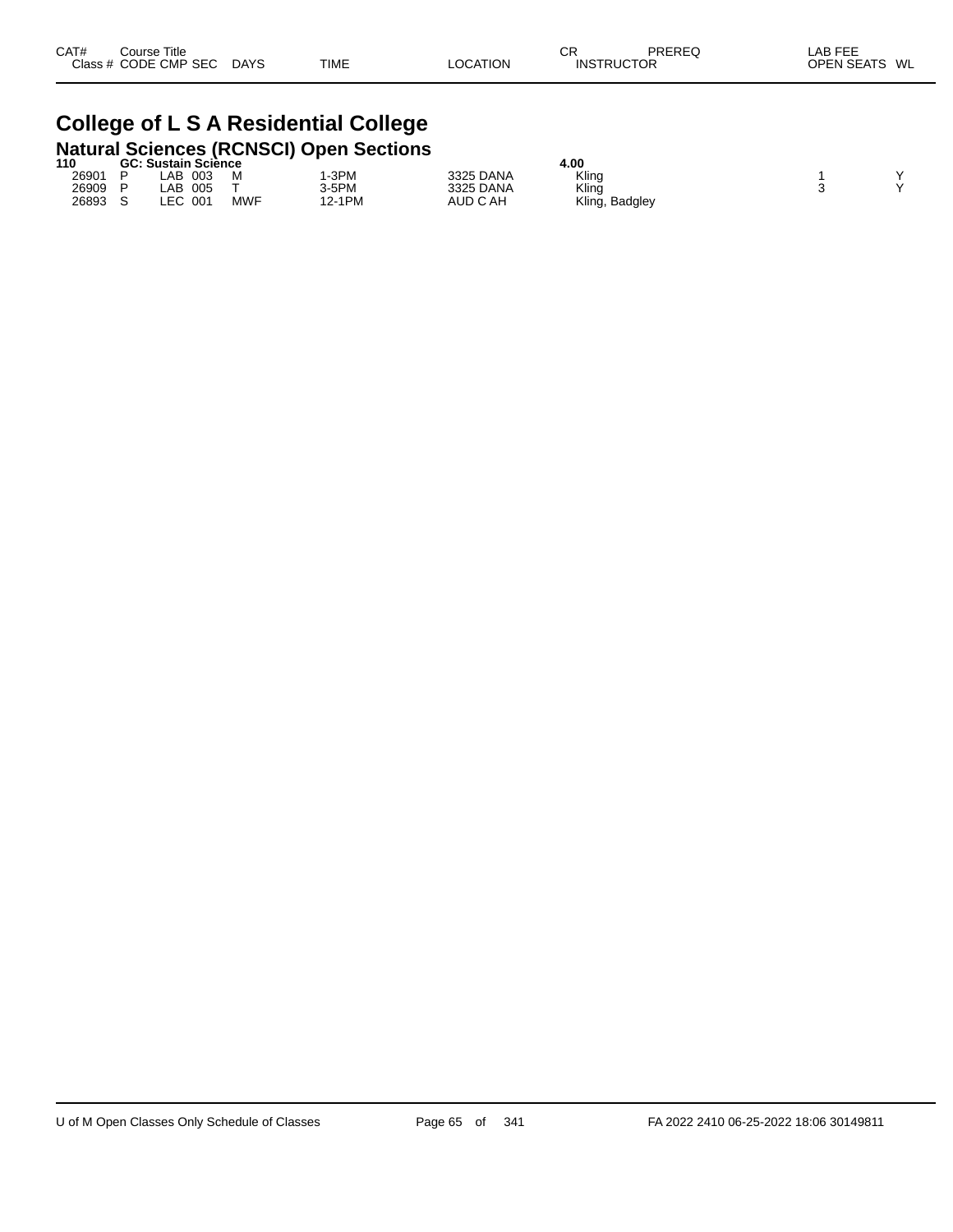| CAT# Class # | Course Title CODE | CMP | SEC | DAYS | TIME | LOCATION | CR INSTRUCTOR | PREREQ | LAB FEE OPEN SEATS | WL |
|---|---|---|---|---|---|---|---|---|---|---|

# College of L S A Residential College

## Natural Sciences (RCNSCI) Open Sections

| CAT# Class # | Course Title CODE | CMP | SEC | DAYS | TIME | LOCATION | CR INSTRUCTOR | PREREQ | LAB FEE OPEN SEATS | WL |
|---|---|---|---|---|---|---|---|---|---|---|
| **110** | **GC: Sustain Science** | | | | | | **4.00** | | | |
| 26901 | P | LAB | 003 | M | 1-3PM | 3325 DANA | Kling | | 1 | Y |
| 26909 | P | LAB | 005 | T | 3-5PM | 3325 DANA | Kling | | 3 | Y |
| 26893 | S | LEC | 001 | MWF | 12-1PM | AUD C AH | Kling, Badgley | | | |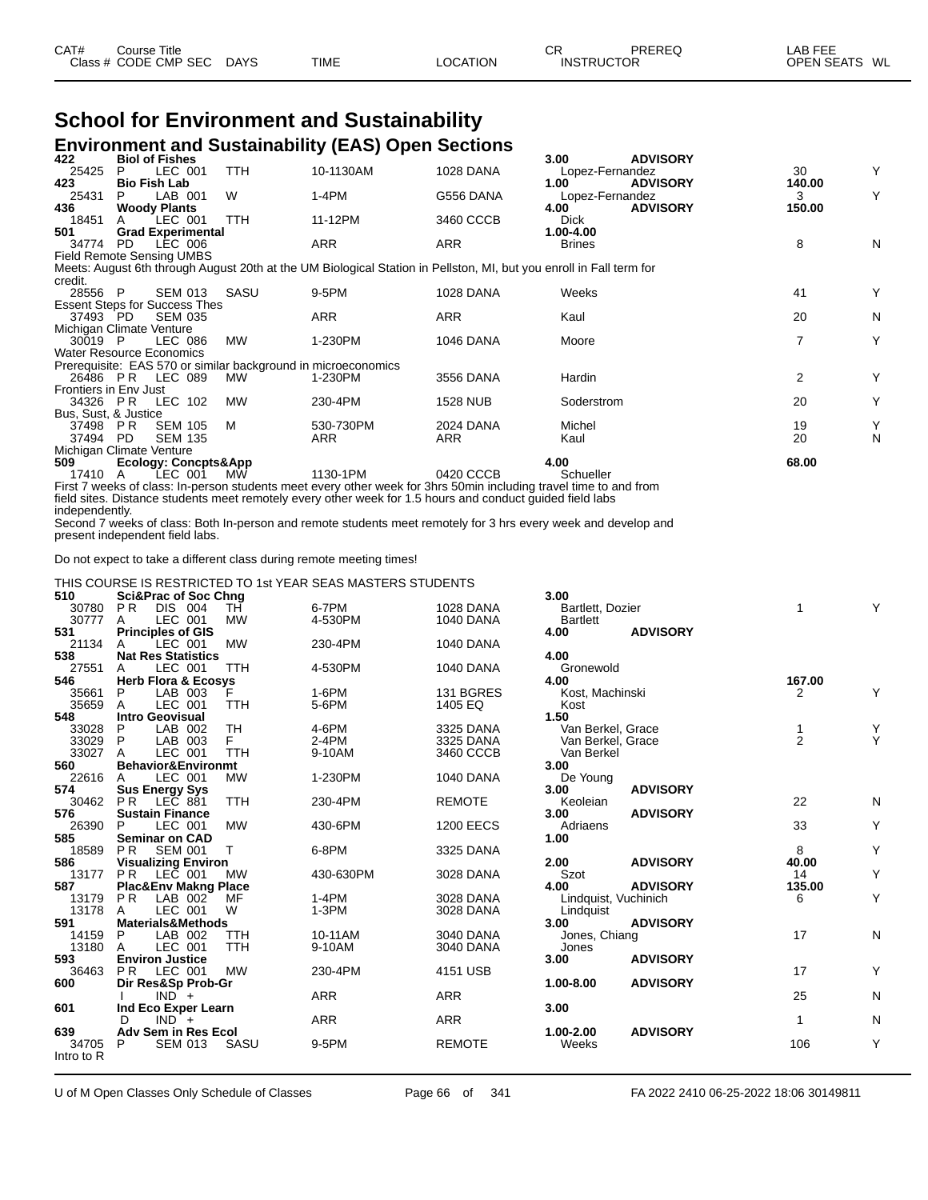# School for Environment and Sustainability

## Environment and Sustainability (EAS) Open Sections

| CAT# Class # | CODE | CMP | SEC | DAYS | TIME | LOCATION | CR / INSTRUCTOR | PREREQ | LAB FEE / OPEN SEATS | WL |
|---|---|---|---|---|---|---|---|---|---|---|
| **422** | **Biol of Fishes** | | | | | | **3.00** | **ADVISORY** | | |
| 25425 | P | LEC | 001 | TTH | 10-1130AM | 1028 DANA | Lopez-Fernandez | | 30 | Y |
| **423** | **Bio Fish Lab** | | | | | | **1.00** | **ADVISORY** | **140.00** | |
| 25431 | P | LAB | 001 | W | 1-4PM | G556 DANA | Lopez-Fernandez | | 3 | Y |
| **436** | **Woody Plants** | | | | | | **4.00** | **ADVISORY** | **150.00** | |
| 18451 | A | LEC | 001 | TTH | 11-12PM | 3460 CCCB | Dick | | | |
| **501** | **Grad Experimental** | | | | | | **1.00-4.00** | | | |
| 34774 | PD | LEC | 006 | | ARR | ARR | Brines | | 8 | N |
| Field Remote Sensing UMBS | | | | | | | | | | |
| Meets: August 6th through August 20th at the UM Biological Station in Pellston, MI, but you enroll in Fall term for credit. | | | | | | | | | | |
| 28556 | P | SEM | 013 | SASU | 9-5PM | 1028 DANA | Weeks | | 41 | Y |
| Essent Steps for Success Thes | | | | | | | | | | |
| 37493 | PD | SEM | 035 | | ARR | ARR | Kaul | | 20 | N |
| Michigan Climate Venture | | | | | | | | | | |
| 30019 | P | LEC | 086 | MW | 1-230PM | 1046 DANA | Moore | | 7 | Y |
| Water Resource Economics | | | | | | | | | | |
| Prerequisite: EAS 570 or similar background in microeconomics | | | | | | | | | | |
| 26486 | PR | LEC | 089 | MW | 1-230PM | 3556 DANA | Hardin | | 2 | Y |
| Frontiers in Env Just | | | | | | | | | | |
| 34326 | PR | LEC | 102 | MW | 230-4PM | 1528 NUB | Soderstrom | | 20 | Y |
| Bus, Sust, & Justice | | | | | | | | | | |
| 37498 | PR | SEM | 105 | M | 530-730PM | 2024 DANA | Michel | | 19 | Y |
| 37494 | PD | SEM | 135 | | ARR | ARR | Kaul | | 20 | N |
| Michigan Climate Venture | | | | | | | | | | |
| **509** | **Ecology: Concpts&App** | | | | | | **4.00** | | **68.00** | |
| 17410 | A | LEC | 001 | MW | 1130-1PM | 0420 CCCB | Schueller | | | |

First 7 weeks of class: In-person students meet every other week for 3hrs 50min including travel time to and from field sites. Distance students meet remotely every other week for 1.5 hours and conduct guided field labs independently.
Second 7 weeks of class: Both In-person and remote students meet remotely for 3 hrs every week and develop and present independent field labs.

Do not expect to take a different class during remote meeting times!

THIS COURSE IS RESTRICTED TO 1st YEAR SEAS MASTERS STUDENTS

| CAT# Class # | CODE | CMP | SEC | DAYS | TIME | LOCATION | CR / INSTRUCTOR | PREREQ | LAB FEE / OPEN SEATS | WL |
|---|---|---|---|---|---|---|---|---|---|---|
| **510** | **Sci&Prac of Soc Chng** | | | | | | **3.00** | | | |
| 30780 | PR | DIS | 004 | TH | 6-7PM | 1028 DANA | Bartlett, Dozier | | 1 | Y |
| 30777 | A | LEC | 001 | MW | 4-530PM | 1040 DANA | Bartlett | | | |
| **531** | **Principles of GIS** | | | | | | **4.00** | **ADVISORY** | | |
| 21134 | A | LEC | 001 | MW | 230-4PM | 1040 DANA | | | | |
| **538** | **Nat Res Statistics** | | | | | | **4.00** | | | |
| 27551 | A | LEC | 001 | TTH | 4-530PM | 1040 DANA | Gronewold | | | |
| **546** | **Herb Flora & Ecosys** | | | | | | **4.00** | | **167.00** | |
| 35661 | P | LAB | 003 | F | 1-6PM | 131 BGRES | Kost, Machinski | | 2 | Y |
| 35659 | A | LEC | 001 | TTH | 5-6PM | 1405 EQ | Kost | | | |
| **548** | **Intro Geovisual** | | | | | | **1.50** | | | |
| 33028 | P | LAB | 002 | TH | 4-6PM | 3325 DANA | Van Berkel, Grace | | 1 | Y |
| 33029 | P | LAB | 003 | F | 2-4PM | 3325 DANA | Van Berkel, Grace | | 2 | Y |
| 33027 | A | LEC | 001 | TTH | 9-10AM | 3460 CCCB | Van Berkel | | | |
| **560** | **Behavior&Environmt** | | | | | | **3.00** | | | |
| 22616 | A | LEC | 001 | MW | 1-230PM | 1040 DANA | De Young | | | |
| **574** | **Sus Energy Sys** | | | | | | **3.00** | **ADVISORY** | | |
| 30462 | PR | LEC | 881 | TTH | 230-4PM | REMOTE | Keoleian | | 22 | N |
| **576** | **Sustain Finance** | | | | | | **3.00** | **ADVISORY** | | |
| 26390 | P | LEC | 001 | MW | 430-6PM | 1200 EECS | Adriaens | | 33 | Y |
| **585** | **Seminar on CAD** | | | | | | **1.00** | | | |
| 18589 | PR | SEM | 001 | T | 6-8PM | 3325 DANA | | | 8 | Y |
| **586** | **Visualizing Environ** | | | | | | **2.00** | **ADVISORY** | **40.00** | |
| 13177 | PR | LEC | 001 | MW | 430-630PM | 3028 DANA | Szot | | 14 | Y |
| **587** | **Plac&Env Makng Place** | | | | | | **4.00** | **ADVISORY** | **135.00** | |
| 13179 | PR | LAB | 002 | MF | 1-4PM | 3028 DANA | Lindquist, Vuchinich | | 6 | Y |
| 13178 | A | LEC | 001 | W | 1-3PM | 3028 DANA | Lindquist | | | |
| **591** | **Materials&Methods** | | | | | | **3.00** | **ADVISORY** | | |
| 14159 | P | LAB | 002 | TTH | 10-11AM | 3040 DANA | Jones, Chiang | | 17 | N |
| 13180 | A | LEC | 001 | TTH | 9-10AM | 3040 DANA | Jones | | | |
| **593** | **Environ Justice** | | | | | | **3.00** | **ADVISORY** | | |
| 36463 | PR | LEC | 001 | MW | 230-4PM | 4151 USB | | | 17 | Y |
| **600** | **Dir Res&Sp Prob-Gr** | | | | | | **1.00-8.00** | **ADVISORY** | | |
| | I | IND | + | | ARR | ARR | | | 25 | N |
| **601** | **Ind Eco Exper Learn** | | | | | | **3.00** | | | |
| | D | IND | + | | ARR | ARR | | | 1 | N |
| **639** | **Adv Sem in Res Ecol** | | | | | | **1.00-2.00** | **ADVISORY** | | |
| 34705 | P | SEM | 013 | SASU | 9-5PM | REMOTE | Weeks | | 106 | Y |
| Intro to R | | | | | | | | | | |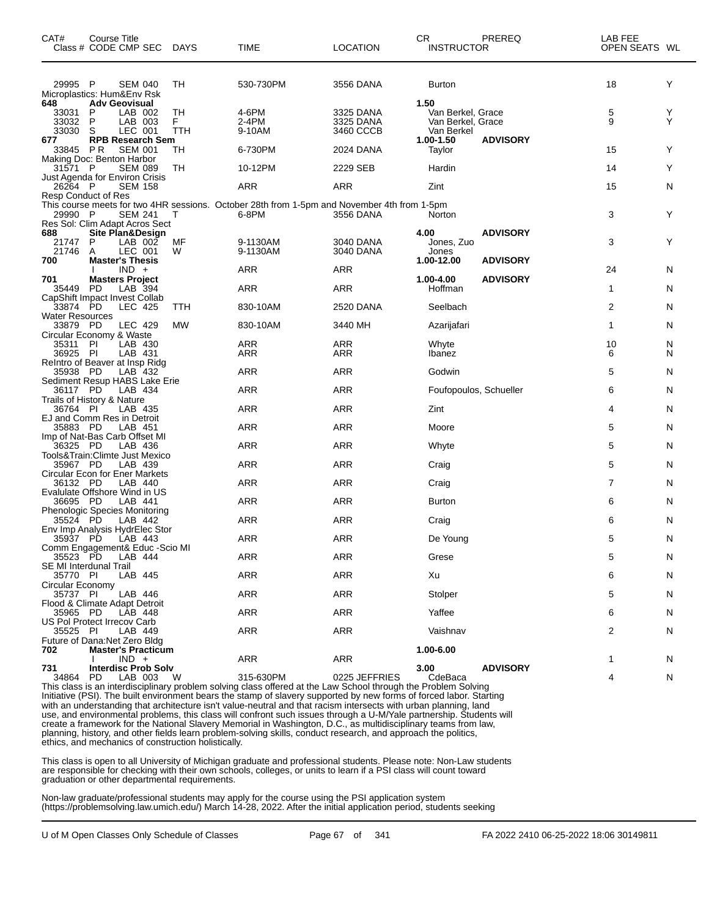| CAT# | Course Title | | | | | | | | | |
|---|---|---|---|---|---|---|---|---|---|---|
| Class # | CODE | CMP SEC | DAYS | TIME | LOCATION | CR | INSTRUCTOR | PREREQ | LAB FEE OPEN SEATS | WL |
| 29995 | P | SEM 040 | TH | 530-730PM | 3556 DANA | | Burton | | 18 | Y |
| Microplastics: Hum&Env Rsk | | | | | | | | | | |
| **648** | **Adv Geovisual** | | | | | **1.50** | | | | |
| 33031 | P | LAB 002 | TH | 4-6PM | 3325 DANA | | Van Berkel, Grace | | 5 | Y |
| 33032 | P | LAB 003 | F | 2-4PM | 3325 DANA | | Van Berkel, Grace | | 9 | Y |
| 33030 | S | LEC 001 | TTH | 9-10AM | 3460 CCCB | | Van Berkel | | | |
| **677** | **RPB Research Sem** | | | | | **1.00-1.50** | | **ADVISORY** | | |
| 33845 | P R | SEM 001 | TH | 6-730PM | 2024 DANA | | Taylor | | 15 | Y |
| Making Doc: Benton Harbor | | | | | | | | | | |
| 31571 | P | SEM 089 | TH | 10-12PM | 2229 SEB | | Hardin | | 14 | Y |
| Just Agenda for Environ Crisis | | | | | | | | | | |
| 26264 | P | SEM 158 | | ARR | ARR | | Zint | | 15 | N |
| Resp Conduct of Res | | | | | | | | | | |
| This course meets for two 4HR sessions. October 28th from 1-5pm and November 4th from 1-5pm | | | | | | | | | | |
| 29990 | P | SEM 241 | T | 6-8PM | 3556 DANA | | Norton | | 3 | Y |
| Res Sol: Clim Adapt Acros Sect | | | | | | | | | | |
| **688** | **Site Plan&Design** | | | | | **4.00** | | **ADVISORY** | | |
| 21747 | P | LAB 002 | MF | 9-1130AM | 3040 DANA | | Jones, Zuo | | 3 | Y |
| 21746 | A | LEC 001 | W | 9-1130AM | 3040 DANA | | Jones | | | |
| **700** | **Master's Thesis** | | | | | **1.00-12.00** | | **ADVISORY** | | |
| | I | IND + | | ARR | ARR | | | | 24 | N |
| **701** | **Masters Project** | | | | | **1.00-4.00** | | **ADVISORY** | | |
| 35449 | PD | LAB 394 | | ARR | ARR | | Hoffman | | 1 | N |
| CapShift Impact Invest Collab | | | | | | | | | | |
| 33874 | PD | LEC 425 | TTH | 830-10AM | 2520 DANA | | Seelbach | | 2 | N |
| Water Resources | | | | | | | | | | |
| 33879 | PD | LEC 429 | MW | 830-10AM | 3440 MH | | Azarijafari | | 1 | N |
| Circular Economy & Waste | | | | | | | | | | |
| 35311 | PI | LAB 430 | | ARR | ARR | | Whyte | | 10 | N |
| 36925 | PI | LAB 431 | | ARR | ARR | | Ibanez | | 6 | N |
| ReIntro of Beaver at Insp Ridg | | | | | | | | | | |
| 35938 | PD | LAB 432 | | ARR | ARR | | Godwin | | 5 | N |
| Sediment Resup HABS Lake Erie | | | | | | | | | | |
| 36117 | PD | LAB 434 | | ARR | ARR | | Foufopoulos, Schueller | | 6 | N |
| Trails of History & Nature | | | | | | | | | | |
| 36764 | PI | LAB 435 | | ARR | ARR | | Zint | | 4 | N |
| EJ and Comm Res in Detroit | | | | | | | | | | |
| 35883 | PD | LAB 451 | | ARR | ARR | | Moore | | 5 | N |
| Imp of Nat-Bas Carb Offset MI | | | | | | | | | | |
| 36325 | PD | LAB 436 | | ARR | ARR | | Whyte | | 5 | N |
| Tools&Train:Climte Just Mexico | | | | | | | | | | |
| 35967 | PD | LAB 439 | | ARR | ARR | | Craig | | 5 | N |
| Circular Econ for Ener Markets | | | | | | | | | | |
| 36132 | PD | LAB 440 | | ARR | ARR | | Craig | | 7 | N |
| Evalulate Offshore Wind in US | | | | | | | | | | |
| 36695 | PD | LAB 441 | | ARR | ARR | | Burton | | 6 | N |
| Phenologic Species Monitoring | | | | | | | | | | |
| 35524 | PD | LAB 442 | | ARR | ARR | | Craig | | 6 | N |
| Env Imp Analysis HydrElec Stor | | | | | | | | | | |
| 35937 | PD | LAB 443 | | ARR | ARR | | De Young | | 5 | N |
| Comm Engagement& Educ -Scio MI | | | | | | | | | | |
| 35523 | PD | LAB 444 | | ARR | ARR | | Grese | | 5 | N |
| SE MI Interdunal Trail | | | | | | | | | | |
| 35770 | PI | LAB 445 | | ARR | ARR | | Xu | | 6 | N |
| Circular Economy | | | | | | | | | | |
| 35737 | PI | LAB 446 | | ARR | ARR | | Stolper | | 5 | N |
| Flood & Climate Adapt Detroit | | | | | | | | | | |
| 35965 | PD | LAB 448 | | ARR | ARR | | Yaffee | | 6 | N |
| US Pol Protect Irrecov Carb | | | | | | | | | | |
| 35525 | PI | LAB 449 | | ARR | ARR | | Vaishnav | | 2 | N |
| Future of Dana:Net Zero Bldg | | | | | | | | | | |
| **702** | **Master's Practicum** | | | | | **1.00-6.00** | | | | |
| | I | IND + | | ARR | ARR | | | | 1 | N |
| **731** | **Interdisc Prob Solv** | | | | | **3.00** | | **ADVISORY** | | |
| 34864 | PD | LAB 003 | W | 315-630PM | 0225 JEFFRIES | | CdeBaca | | 4 | N |

This class is an interdisciplinary problem solving class offered at the Law School through the Problem Solving Initiative (PSI). The built environment bears the stamp of slavery supported by new forms of forced labor. Starting with an understanding that architecture isn't value-neutral and that racism intersects with urban planning, land use, and environmental problems, this class will confront such issues through a U-M/Yale partnership. Students will create a framework for the National Slavery Memorial in Washington, D.C., as multidisciplinary teams from law, planning, history, and other fields learn problem-solving skills, conduct research, and approach the politics, ethics, and mechanics of construction holistically.

This class is open to all University of Michigan graduate and professional students. Please note: Non-Law students are responsible for checking with their own schools, colleges, or units to learn if a PSI class will count toward graduation or other departmental requirements.

Non-law graduate/professional students may apply for the course using the PSI application system (https://problemsolving.law.umich.edu/) March 14-28, 2022. After the initial application period, students seeking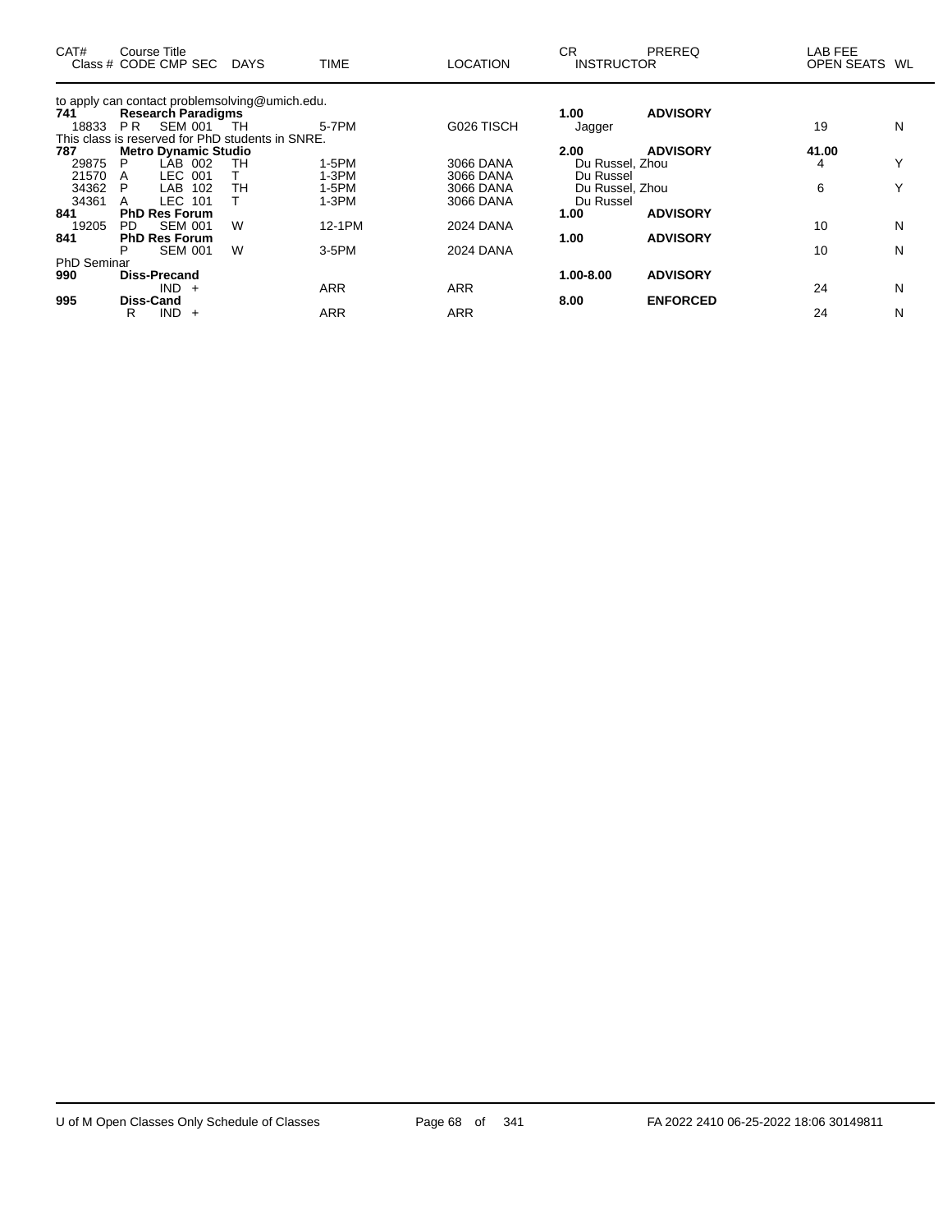| CAT# | Course Title Class # | CODE | CMP | SEC | DAYS | TIME | LOCATION | CR INSTRUCTOR | PREREQ | LAB FEE OPEN SEATS | WL |
|---|---|---|---|---|---|---|---|---|---|---|---|
| to apply can contact problemsolving@umich.edu. | | | | | | | | | | | |
| **741** | **Research Paradigms** | | | | | | | **1.00** | **ADVISORY** | | |
| 18833 | | P R | SEM | 001 | TH | 5-7PM | G026 TISCH | Jagger | | 19 | N |
| This class is reserved for PhD students in SNRE. | | | | | | | | | | | |
| **787** | **Metro Dynamic Studio** | | | | | | | **2.00** | **ADVISORY** | **41.00** | |
| 29875 | | P | LAB | 002 | TH | 1-5PM | 3066 DANA | Du Russel, Zhou | | 4 | Y |
| 21570 | | A | LEC | 001 | T | 1-3PM | 3066 DANA | Du Russel | | | |
| 34362 | | P | LAB | 102 | TH | 1-5PM | 3066 DANA | Du Russel, Zhou | | 6 | Y |
| 34361 | | A | LEC | 101 | T | 1-3PM | 3066 DANA | Du Russel | | | |
| **841** | **PhD Res Forum** | | | | | | | **1.00** | **ADVISORY** | | |
| 19205 | | PD | SEM | 001 | W | 12-1PM | 2024 DANA | | | 10 | N |
| **841** | **PhD Res Forum** | | | | | | | **1.00** | **ADVISORY** | | |
| | | P | SEM | 001 | W | 3-5PM | 2024 DANA | | | 10 | N |
| PhD Seminar | | | | | | | | | | | |
| **990** | **Diss-Precand** | | | | | | | **1.00-8.00** | **ADVISORY** | | |
| | | | IND | + | | ARR | ARR | | | 24 | N |
| **995** | **Diss-Cand** | | | | | | | **8.00** | **ENFORCED** | | |
| | | R | IND | + | | ARR | ARR | | | 24 | N |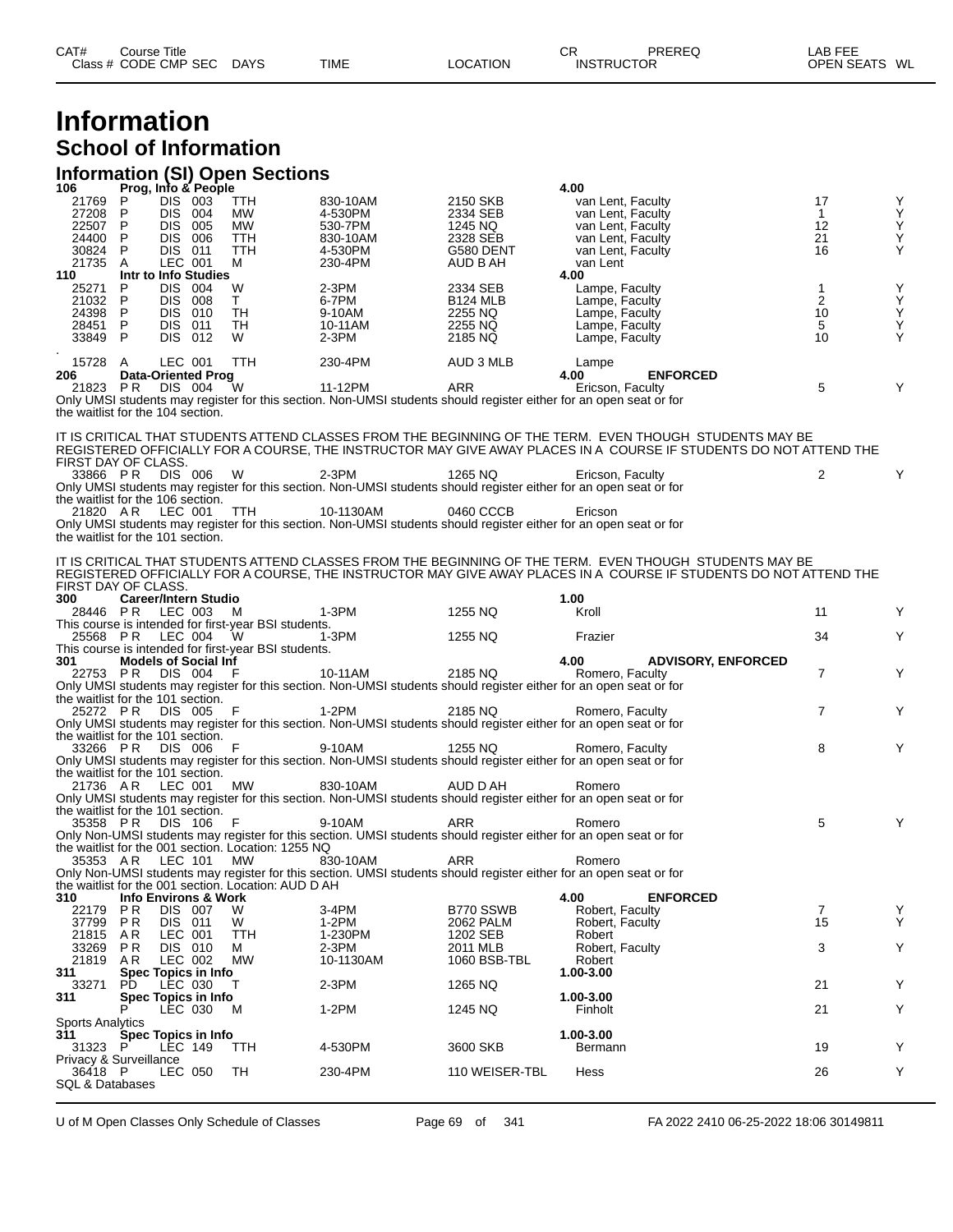# Information

## School of Information

### Information (SI) Open Sections

| CAT# Class # | Course Title CODE CMP SEC | DAYS | TIME | LOCATION | CR INSTRUCTOR | PREREQ | LAB FEE OPEN SEATS | WL |
|---|---|---|---|---|---|---|---|---|
| **106** | **Prog, Info & People** | | | | **4.00** | | | |
| 21769 | P DIS 003 | TTH | 830-10AM | 2150 SKB | van Lent, Faculty | | 17 | Y |
| 27208 | P DIS 004 | MW | 4-530PM | 2334 SEB | van Lent, Faculty | | 1 | Y |
| 22507 | P DIS 005 | MW | 530-7PM | 1245 NQ | van Lent, Faculty | | 12 | Y |
| 24400 | P DIS 006 | TTH | 830-10AM | 2328 SEB | van Lent, Faculty | | 21 | Y |
| 30824 | P DIS 011 | TTH | 4-530PM | G580 DENT | van Lent, Faculty | | 16 | Y |
| 21735 | A LEC 001 | M | 230-4PM | AUD B AH | van Lent | | | |
| **110** | **Intr to Info Studies** | | | | **4.00** | | | |
| 25271 | P DIS 004 | W | 2-3PM | 2334 SEB | Lampe, Faculty | | 1 | Y |
| 21032 | P DIS 008 | T | 6-7PM | B124 MLB | Lampe, Faculty | | 2 | Y |
| 24398 | P DIS 010 | TH | 9-10AM | 2255 NQ | Lampe, Faculty | | 10 | Y |
| 28451 | P DIS 011 | TH | 10-11AM | 2255 NQ | Lampe, Faculty | | 5 | Y |
| 33849 | P DIS 012 | W | 2-3PM | 2185 NQ | Lampe, Faculty | | 10 | Y |
| 15728 | A LEC 001 | TTH | 230-4PM | AUD 3 MLB | Lampe | | | |
| **206** | **Data-Oriented Prog** | | | | **4.00** | **ENFORCED** | | |
| 21823 | PR DIS 004 | W | 11-12PM | ARR | Ericson, Faculty | | 5 | Y |

Only UMSI students may register for this section. Non-UMSI students should register either for an open seat or for the waitlist for the 104 section.

IT IS CRITICAL THAT STUDENTS ATTEND CLASSES FROM THE BEGINNING OF THE TERM. EVEN THOUGH STUDENTS MAY BE REGISTERED OFFICIALLY FOR A COURSE, THE INSTRUCTOR MAY GIVE AWAY PLACES IN A COURSE IF STUDENTS DO NOT ATTEND THE FIRST DAY OF CLASS.

| | | | | | | | | |
|---|---|---|---|---|---|---|---|---|
| 33866 | PR DIS 006 | W | 2-3PM | 1265 NQ | Ericson, Faculty | | 2 | Y |

Only UMSI students may register for this section. Non-UMSI students should register either for an open seat or for the waitlist for the 106 section.

| | | | | | | | | |
|---|---|---|---|---|---|---|---|---|
| 21820 | AR LEC 001 | TTH | 10-1130AM | 0460 CCCB | Ericson | | | |

Only UMSI students may register for this section. Non-UMSI students should register either for an open seat or for the waitlist for the 101 section.

IT IS CRITICAL THAT STUDENTS ATTEND CLASSES FROM THE BEGINNING OF THE TERM. EVEN THOUGH STUDENTS MAY BE REGISTERED OFFICIALLY FOR A COURSE, THE INSTRUCTOR MAY GIVE AWAY PLACES IN A COURSE IF STUDENTS DO NOT ATTEND THE FIRST DAY OF CLASS.

| | | | | | | | | |
|---|---|---|---|---|---|---|---|---|
| **300** | **Career/Intern Studio** | | | | **1.00** | | | |
| 28446 | PR LEC 003 | M | 1-3PM | 1255 NQ | Kroll | | 11 | Y |

This course is intended for first-year BSI students.

| | | | | | | | | |
|---|---|---|---|---|---|---|---|---|
| 25568 | PR LEC 004 | W | 1-3PM | 1255 NQ | Frazier | | 34 | Y |

This course is intended for first-year BSI students.

| | | | | | | | | |
|---|---|---|---|---|---|---|---|---|
| **301** | **Models of Social Inf** | | | | **4.00** | **ADVISORY, ENFORCED** | | |
| 22753 | PR DIS 004 | F | 10-11AM | 2185 NQ | Romero, Faculty | | 7 | Y |

Only UMSI students may register for this section. Non-UMSI students should register either for an open seat or for the waitlist for the 101 section.

| | | | | | | | | |
|---|---|---|---|---|---|---|---|---|
| 25272 | PR DIS 005 | F | 1-2PM | 2185 NQ | Romero, Faculty | | 7 | Y |

Only UMSI students may register for this section. Non-UMSI students should register either for an open seat or for the waitlist for the 101 section.

| | | | | | | | | |
|---|---|---|---|---|---|---|---|---|
| 33266 | PR DIS 006 | F | 9-10AM | 1255 NQ | Romero, Faculty | | 8 | Y |

Only UMSI students may register for this section. Non-UMSI students should register either for an open seat or for the waitlist for the 101 section.

| | | | | | | | | |
|---|---|---|---|---|---|---|---|---|
| 21736 | AR LEC 001 | MW | 830-10AM | AUD D AH | Romero | | | |

Only UMSI students may register for this section. Non-UMSI students should register either for an open seat or for the waitlist for the 101 section.

| | | | | | | | | |
|---|---|---|---|---|---|---|---|---|
| 35358 | PR DIS 106 | F | 9-10AM | ARR | Romero | | 5 | Y |

Only Non-UMSI students may register for this section. UMSI students should register either for an open seat or for the waitlist for the 001 section. Location: 1255 NQ

| | | | | | | | | |
|---|---|---|---|---|---|---|---|---|
| 35353 | AR LEC 101 | MW | 830-10AM | ARR | Romero | | | |

Only Non-UMSI students may register for this section. UMSI students should register either for an open seat or for the waitlist for the 001 section. Location: AUD D AH

| | | | | | | | | |
|---|---|---|---|---|---|---|---|---|
| **310** | **Info Environs & Work** | | | | **4.00** | **ENFORCED** | | |
| 22179 | PR DIS 007 | W | 3-4PM | B770 SSWB | Robert, Faculty | | 7 | Y |
| 37799 | PR DIS 011 | W | 1-2PM | 2062 PALM | Robert, Faculty | | 15 | Y |
| 21815 | AR LEC 001 | TTH | 1-230PM | 1202 SEB | Robert | | | |
| 33269 | PR DIS 010 | M | 2-3PM | 2011 MLB | Robert, Faculty | | 3 | Y |
| 21819 | AR LEC 002 | MW | 10-1130AM | 1060 BSB-TBL | Robert | | | |
| **311** | **Spec Topics in Info** | | | | **1.00-3.00** | | | |
| 33271 | PD LEC 030 | T | 2-3PM | 1265 NQ | | | 21 | Y |
| **311** | **Spec Topics in Info** | | | | **1.00-3.00** | | | |
| | P LEC 030 | M | 1-2PM | 1245 NQ | Finholt | | 21 | Y |

Sports Analytics

| | | | | | | | | |
|---|---|---|---|---|---|---|---|---|
| **311** | **Spec Topics in Info** | | | | **1.00-3.00** | | | |
| 31323 | P LEC 149 | TTH | 4-530PM | 3600 SKB | Bermann | | 19 | Y |

Privacy & Surveillance

| | | | | | | | | |
|---|---|---|---|---|---|---|---|---|
| 36418 | P LEC 050 | TH | 230-4PM | 110 WEISER-TBL | Hess | | 26 | Y |

SQL & Databases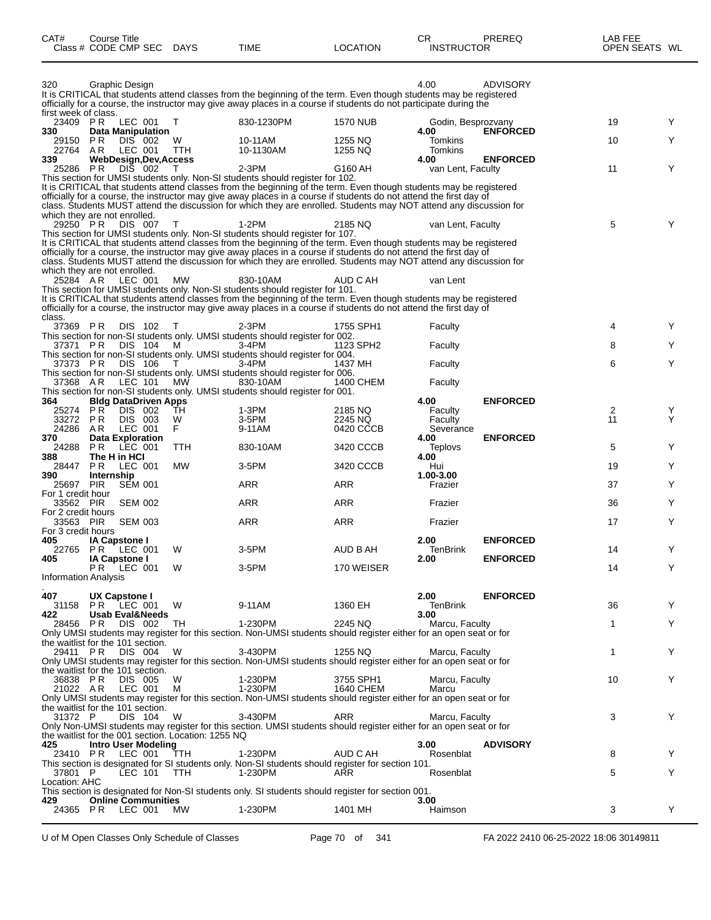| CAT# | Course Title Class # CODE CMP SEC | DAYS | TIME | LOCATION | CR INSTRUCTOR | PREREQ | LAB FEE OPEN SEATS | WL |
|---|---|---|---|---|---|---|---|---|
| 320 | Graphic Design | | | | 4.00 | ADVISORY | | |

It is CRITICAL that students attend classes from the beginning of the term. Even though students may be registered officially for a course, the instructor may give away places in a course if students do not participate during the first week of class.

| CAT# | Course Title Class # CODE CMP SEC | DAYS | TIME | LOCATION | CR INSTRUCTOR | PREREQ | OPEN SEATS | WL |
|---|---|---|---|---|---|---|---|---|
| | 23409 P R LEC 001 | T | 830-1230PM | 1570 NUB | Godin, Besprozvany | | 19 | Y |
| 330 | **Data Manipulation** | | | | 4.00 | **ENFORCED** | | |
| | 29150 P R DIS 002 | W | 10-11AM | 1255 NQ | Tomkins | | 10 | Y |
| | 22764 A R LEC 001 | TTH | 10-1130AM | 1255 NQ | Tomkins | | | |
| 339 | **WebDesign,Dev,Access** | | | | 4.00 | **ENFORCED** | | |
| | 25286 P R DIS 002 | T | 2-3PM | G160 AH | van Lent, Faculty | | 11 | Y |

This section for UMSI students only. Non-SI students should register for 102.
It is CRITICAL that students attend classes from the beginning of the term. Even though students may be registered officially for a course, the instructor may give away places in a course if students do not attend the first day of class. Students MUST attend the discussion for which they are enrolled. Students may NOT attend any discussion for which they are not enrolled.

| | | | | | | | | |
|---|---|---|---|---|---|---|---|---|
| | 29250 P R DIS 007 | T | 1-2PM | 2185 NQ | van Lent, Faculty | | 5 | Y |

This section for UMSI students only. Non-SI students should register for 107.
It is CRITICAL that students attend classes from the beginning of the term. Even though students may be registered officially for a course, the instructor may give away places in a course if students do not attend the first day of class. Students MUST attend the discussion for which they are enrolled. Students may NOT attend any discussion for which they are not enrolled.

| | | | | | | | | |
|---|---|---|---|---|---|---|---|---|
| | 25284 A R LEC 001 | MW | 830-10AM | AUD C AH | van Lent | | | |

This section for UMSI students only. Non-SI students should register for 101.
It is CRITICAL that students attend classes from the beginning of the term. Even though students may be registered officially for a course, the instructor may give away places in a course if students do not attend the first day of class.

| | | | | | | | | |
|---|---|---|---|---|---|---|---|---|
| | 37369 P R DIS 102 | T | 2-3PM | 1755 SPH1 | Faculty | | 4 | Y |

This section for non-SI students only. UMSI students should register for 002.

| | | | | | | | | |
|---|---|---|---|---|---|---|---|---|
| | 37371 P R DIS 104 | M | 3-4PM | 1123 SPH2 | Faculty | | 8 | Y |

This section for non-SI students only. UMSI students should register for 004.

| | | | | | | | | |
|---|---|---|---|---|---|---|---|---|
| | 37373 P R DIS 106 | T | 3-4PM | 1437 MH | Faculty | | 6 | Y |

This section for non-SI students only. UMSI students should register for 006.

| | | | | | | | | |
|---|---|---|---|---|---|---|---|---|
| | 37368 A R LEC 101 | MW | 830-10AM | 1400 CHEM | Faculty | | | |

This section for non-SI students only. UMSI students should register for 001.

| | | | | | | | | |
|---|---|---|---|---|---|---|---|---|
| 364 | **Bldg DataDriven Apps** | | | | 4.00 | **ENFORCED** | | |
| | 25274 P R DIS 002 | TH | 1-3PM | 2185 NQ | Faculty | | 2 | Y |
| | 33272 P R DIS 003 | W | 3-5PM | 2245 NQ | Faculty | | 11 | Y |
| | 24286 A R LEC 001 | F | 9-11AM | 0420 CCCB | Severance | | | |
| 370 | **Data Exploration** | | | | 4.00 | **ENFORCED** | | |
| | 24288 P R LEC 001 | TTH | 830-10AM | 3420 CCCB | Teplovs | | 5 | Y |
| 388 | **The H in HCI** | | | | 4.00 | | | |
| | 28447 P R LEC 001 | MW | 3-5PM | 3420 CCCB | Hui | | 19 | Y |
| 390 | **Internship** | | | | 1.00-3.00 | | | |
| | 25697 PIR SEM 001 | | ARR | ARR | Frazier | | 37 | Y |

For 1 credit hour

| | | | | | | | | |
|---|---|---|---|---|---|---|---|---|
| | 33562 PIR SEM 002 | | ARR | ARR | Frazier | | 36 | Y |

For 2 credit hours

| | | | | | | | | |
|---|---|---|---|---|---|---|---|---|
| | 33563 PIR SEM 003 | | ARR | ARR | Frazier | | 17 | Y |

For 3 credit hours

| | | | | | | | | |
|---|---|---|---|---|---|---|---|---|
| 405 | **IA Capstone I** | | | | 2.00 | **ENFORCED** | | |
| | 22765 P R LEC 001 | W | 3-5PM | AUD B AH | TenBrink | | 14 | Y |
| 405 | **IA Capstone I** | | | | 2.00 | **ENFORCED** | | |
| | P R LEC 001 | W | 3-5PM | 170 WEISER | | | 14 | Y |

Information Analysis

.

| | | | | | | | | |
|---|---|---|---|---|---|---|---|---|
| 407 | **UX Capstone I** | | | | 2.00 | **ENFORCED** | | |
| | 31158 P R LEC 001 | W | 9-11AM | 1360 EH | TenBrink | | 36 | Y |
| 422 | **Usab Eval&Needs** | | | | 3.00 | | | |
| | 28456 P R DIS 002 | TH | 1-230PM | 2245 NQ | Marcu, Faculty | | 1 | Y |

Only UMSI students may register for this section. Non-UMSI students should register either for an open seat or for the waitlist for the 101 section.

| | | | | | | | | |
|---|---|---|---|---|---|---|---|---|
| | 29411 P R DIS 004 | W | 3-430PM | 1255 NQ | Marcu, Faculty | | 1 | Y |

Only UMSI students may register for this section. Non-UMSI students should register either for an open seat or for the waitlist for the 101 section.

| | | | | | | | | |
|---|---|---|---|---|---|---|---|---|
| | 36838 P R DIS 005 | W | 1-230PM | 3755 SPH1 | Marcu, Faculty | | 10 | Y |
| | 21022 A R LEC 001 | M | 1-230PM | 1640 CHEM | Marcu | | | |

Only UMSI students may register for this section. Non-UMSI students should register either for an open seat or for the waitlist for the 101 section.

| | | | | | | | | |
|---|---|---|---|---|---|---|---|---|
| | 31372 P DIS 104 | W | 3-430PM | ARR | Marcu, Faculty | | 3 | Y |

Only Non-UMSI students may register for this section. UMSI students should register either for an open seat or for the waitlist for the 001 section. Location: 1255 NQ

| | | | | | | | | |
|---|---|---|---|---|---|---|---|---|
| 425 | **Intro User Modeling** | | | | 3.00 | **ADVISORY** | | |
| | 23410 P R LEC 001 | TTH | 1-230PM | AUD C AH | Rosenblat | | 8 | Y |

This section is designated for SI students only. Non-SI students should register for section 101.

| | | | | | | | | |
|---|---|---|---|---|---|---|---|---|
| | 37801 P LEC 101 | TTH | 1-230PM | ARR | Rosenblat | | 5 | Y |

Location: AHC
This section is designated for Non-SI students only. SI students should register for section 001.

| | | | | | | | | |
|---|---|---|---|---|---|---|---|---|
| 429 | **Online Communities** | | | | 3.00 | | | |
| | 24365 P R LEC 001 | MW | 1-230PM | 1401 MH | Haimson | | 3 | Y |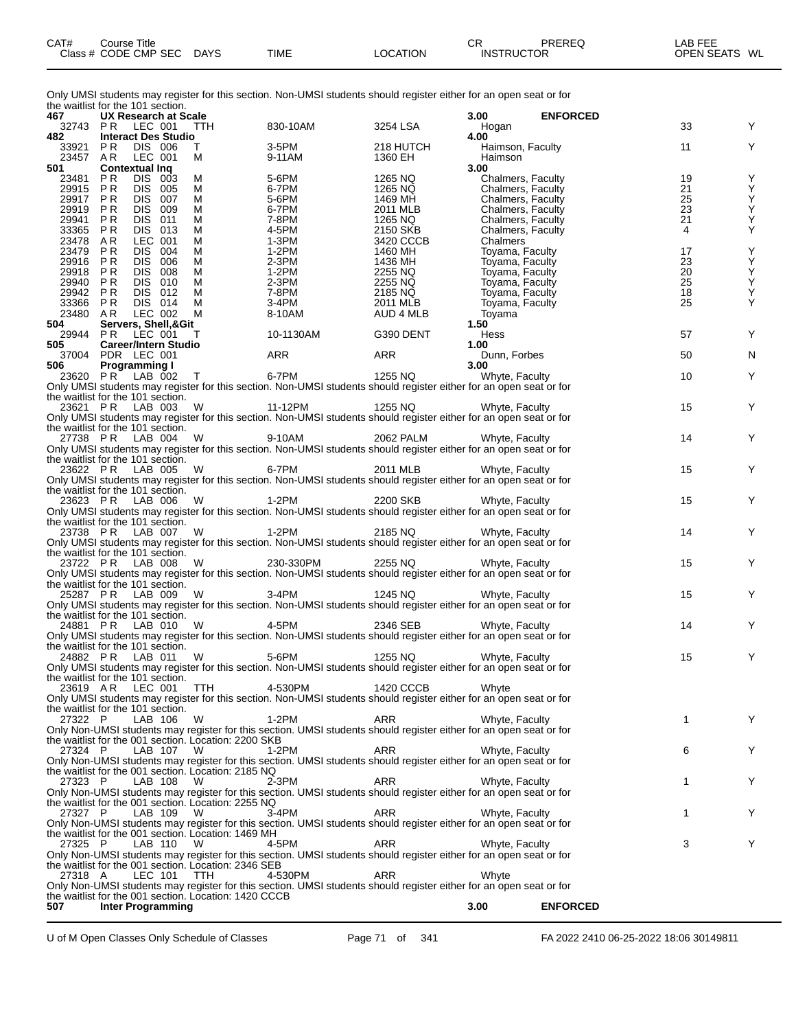| CAT# Class # | Course Title CODE | CMP | SEC | DAYS | TIME | LOCATION | CR INSTRUCTOR | PREREQ | LAB FEE OPEN SEATS | WL |
|---|---|---|---|---|---|---|---|---|---|---|

Only UMSI students may register for this section. Non-UMSI students should register either for an open seat or for the waitlist for the 101 section.

| CAT# Class # | CODE | CMP | SEC | DAYS | TIME | LOCATION | CR / INSTRUCTOR | PREREQ | OPEN SEATS | WL |
|---|---|---|---|---|---|---|---|---|---|---|
| **467** | **UX Research at Scale** | | | | | | **3.00** | **ENFORCED** | | |
| 32743 | PR | LEC | 001 | TTH | 830-10AM | 3254 LSA | Hogan | | 33 | Y |
| **482** | **Interact Des Studio** | | | | | | **4.00** | | | |
| 33921 | PR | DIS | 006 | T | 3-5PM | 218 HUTCH | Haimson, Faculty | | 11 | Y |
| 23457 | AR | LEC | 001 | M | 9-11AM | 1360 EH | Haimson | | | |
| **501** | **Contextual Inq** | | | | | | **3.00** | | | |
| 23481 | PR | DIS | 003 | M | 5-6PM | 1265 NQ | Chalmers, Faculty | | 19 | Y |
| 29915 | PR | DIS | 005 | M | 6-7PM | 1265 NQ | Chalmers, Faculty | | 21 | Y |
| 29917 | PR | DIS | 007 | M | 5-6PM | 1469 MH | Chalmers, Faculty | | 25 | Y |
| 29919 | PR | DIS | 009 | M | 6-7PM | 2011 MLB | Chalmers, Faculty | | 23 | Y |
| 29941 | PR | DIS | 011 | M | 7-8PM | 1265 NQ | Chalmers, Faculty | | 21 | Y |
| 33365 | PR | DIS | 013 | M | 4-5PM | 2150 SKB | Chalmers, Faculty | | 4 | Y |
| 23478 | AR | LEC | 001 | M | 1-3PM | 3420 CCCB | Chalmers | | | |
| 23479 | PR | DIS | 004 | M | 1-2PM | 1460 MH | Toyama, Faculty | | 17 | Y |
| 29916 | PR | DIS | 006 | M | 2-3PM | 1436 MH | Toyama, Faculty | | 23 | Y |
| 29918 | PR | DIS | 008 | M | 1-2PM | 2255 NQ | Toyama, Faculty | | 20 | Y |
| 29940 | PR | DIS | 010 | M | 2-3PM | 2255 NQ | Toyama, Faculty | | 25 | Y |
| 29942 | PR | DIS | 012 | M | 7-8PM | 2185 NQ | Toyama, Faculty | | 18 | Y |
| 33366 | PR | DIS | 014 | M | 3-4PM | 2011 MLB | Toyama, Faculty | | 25 | Y |
| 23480 | AR | LEC | 002 | M | 8-10AM | AUD 4 MLB | Toyama | | | |
| **504** | **Servers, Shell,&Git** | | | | | | **1.50** | | | |
| 29944 | PR | LEC | 001 | T | 10-1130AM | G390 DENT | Hess | | 57 | Y |
| **505** | **Career/Intern Studio** | | | | | | **1.00** | | | |
| 37004 | PDR | LEC | 001 | | ARR | ARR | Dunn, Forbes | | 50 | N |
| **506** | **Programming I** | | | | | | **3.00** | | | |
| 23620 | PR | LAB | 002 | T | 6-7PM | 1255 NQ | Whyte, Faculty | | 10 | Y |

Only UMSI students may register for this section. Non-UMSI students should register either for an open seat or for the waitlist for the 101 section.

| 23621 | PR | LAB | 003 | W | 11-12PM | 1255 NQ | Whyte, Faculty | | 15 | Y |
|---|---|---|---|---|---|---|---|---|---|---|

Only UMSI students may register for this section. Non-UMSI students should register either for an open seat or for the waitlist for the 101 section.

| 27738 | PR | LAB | 004 | W | 9-10AM | 2062 PALM | Whyte, Faculty | | 14 | Y |
|---|---|---|---|---|---|---|---|---|---|---|

Only UMSI students may register for this section. Non-UMSI students should register either for an open seat or for the waitlist for the 101 section.

| 23622 | PR | LAB | 005 | W | 6-7PM | 2011 MLB | Whyte, Faculty | | 15 | Y |
|---|---|---|---|---|---|---|---|---|---|---|

Only UMSI students may register for this section. Non-UMSI students should register either for an open seat or for the waitlist for the 101 section.

| 23623 | PR | LAB | 006 | W | 1-2PM | 2200 SKB | Whyte, Faculty | | 15 | Y |
|---|---|---|---|---|---|---|---|---|---|---|

Only UMSI students may register for this section. Non-UMSI students should register either for an open seat or for the waitlist for the 101 section.

| 23738 | PR | LAB | 007 | W | 1-2PM | 2185 NQ | Whyte, Faculty | | 14 | Y |
|---|---|---|---|---|---|---|---|---|---|---|

Only UMSI students may register for this section. Non-UMSI students should register either for an open seat or for the waitlist for the 101 section.

| 23722 | PR | LAB | 008 | W | 230-330PM | 2255 NQ | Whyte, Faculty | | 15 | Y |
|---|---|---|---|---|---|---|---|---|---|---|

Only UMSI students may register for this section. Non-UMSI students should register either for an open seat or for the waitlist for the 101 section.

| 25287 | PR | LAB | 009 | W | 3-4PM | 1245 NQ | Whyte, Faculty | | 15 | Y |
|---|---|---|---|---|---|---|---|---|---|---|

Only UMSI students may register for this section. Non-UMSI students should register either for an open seat or for the waitlist for the 101 section.

| 24881 | PR | LAB | 010 | W | 4-5PM | 2346 SEB | Whyte, Faculty | | 14 | Y |
|---|---|---|---|---|---|---|---|---|---|---|

Only UMSI students may register for this section. Non-UMSI students should register either for an open seat or for the waitlist for the 101 section.

| 24882 | PR | LAB | 011 | W | 5-6PM | 1255 NQ | Whyte, Faculty | | 15 | Y |
|---|---|---|---|---|---|---|---|---|---|---|

Only UMSI students may register for this section. Non-UMSI students should register either for an open seat or for the waitlist for the 101 section.

| 23619 | AR | LEC | 001 | TTH | 4-530PM | 1420 CCCB | Whyte | | | |
|---|---|---|---|---|---|---|---|---|---|---|

Only UMSI students may register for this section. Non-UMSI students should register either for an open seat or for the waitlist for the 101 section.

| 27322 | P | LAB | 106 | W | 1-2PM | ARR | Whyte, Faculty | | 1 | Y |
|---|---|---|---|---|---|---|---|---|---|---|

Only Non-UMSI students may register for this section. UMSI students should register either for an open seat or for the waitlist for the 001 section. Location: 2200 SKB

| 27324 | P | LAB | 107 | W | 1-2PM | ARR | Whyte, Faculty | | 6 | Y |
|---|---|---|---|---|---|---|---|---|---|---|

Only Non-UMSI students may register for this section. UMSI students should register either for an open seat or for the waitlist for the 001 section. Location: 2185 NQ

| 27323 | P | LAB | 108 | W | 2-3PM | ARR | Whyte, Faculty | | 1 | Y |
|---|---|---|---|---|---|---|---|---|---|---|

Only Non-UMSI students may register for this section. UMSI students should register either for an open seat or for the waitlist for the 001 section. Location: 2255 NQ

| 27327 | P | LAB | 109 | W | 3-4PM | ARR | Whyte, Faculty | | 1 | Y |
|---|---|---|---|---|---|---|---|---|---|---|

Only Non-UMSI students may register for this section. UMSI students should register either for an open seat or for the waitlist for the 001 section. Location: 1469 MH

| 27325 | P | LAB | 110 | W | 4-5PM | ARR | Whyte, Faculty | | 3 | Y |
|---|---|---|---|---|---|---|---|---|---|---|

Only Non-UMSI students may register for this section. UMSI students should register either for an open seat or for the waitlist for the 001 section. Location: 2346 SEB

| 27318 | A | LEC | 101 | TTH | 4-530PM | ARR | Whyte | | | |
|---|---|---|---|---|---|---|---|---|---|---|

Only Non-UMSI students may register for this section. UMSI students should register either for an open seat or for the waitlist for the 001 section. Location: 1420 CCCB

| **507** | **Inter Programming** | | | | | | **3.00** | **ENFORCED** | | |
|---|---|---|---|---|---|---|---|---|---|---|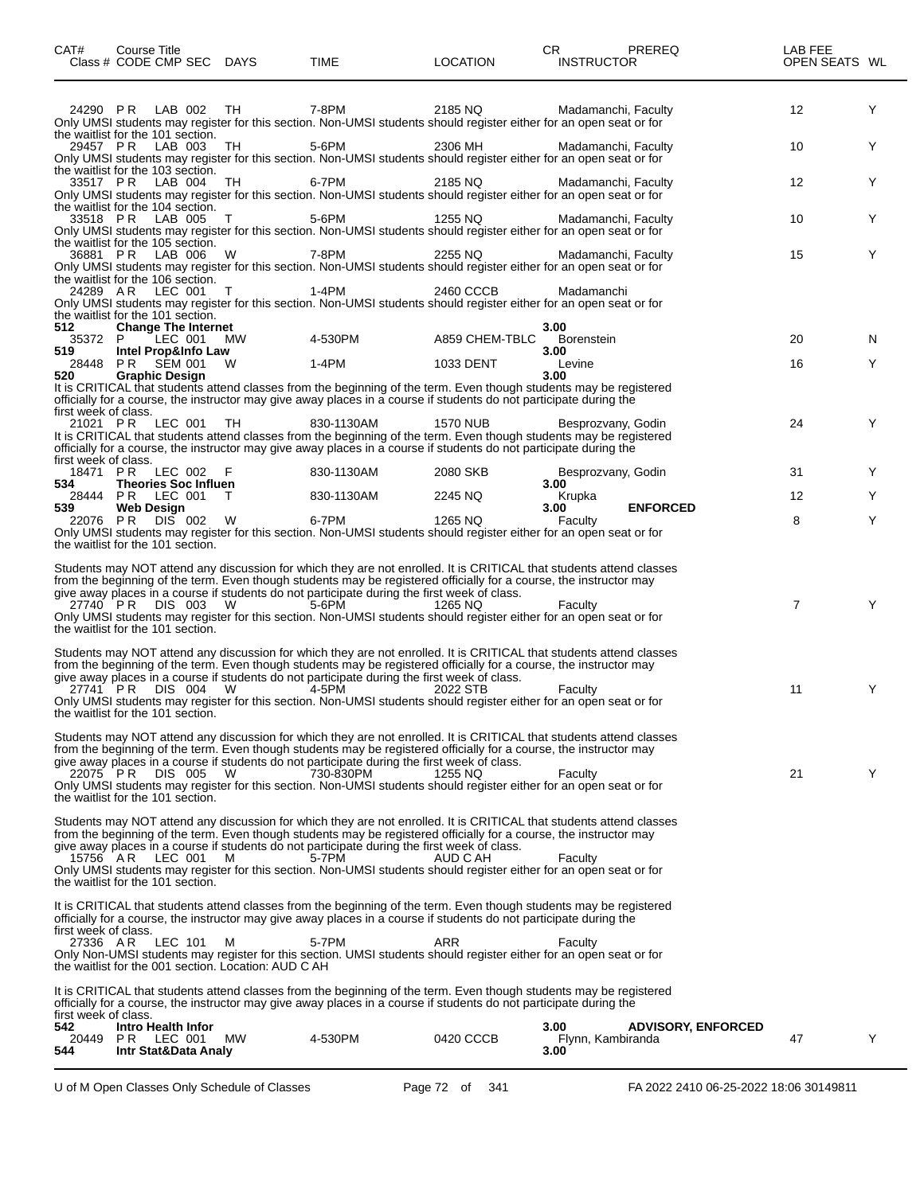| CAT# Class # | Course Title CODE CMP SEC | DAYS | TIME | LOCATION | CR INSTRUCTOR | PREREQ | LAB FEE OPEN SEATS | WL |
|---|---|---|---|---|---|---|---|---|
| 24290 | P R LAB 002 | TH | 7-8PM | 2185 NQ | Madamanchi, Faculty | | 12 | Y |

Only UMSI students may register for this section. Non-UMSI students should register either for an open seat or for the waitlist for the 101 section.

| | | | | | | | | |
|---|---|---|---|---|---|---|---|---|
| 29457 | P R LAB 003 | TH | 5-6PM | 2306 MH | Madamanchi, Faculty | | 10 | Y |

Only UMSI students may register for this section. Non-UMSI students should register either for an open seat or for the waitlist for the 103 section.

| | | | | | | | | |
|---|---|---|---|---|---|---|---|---|
| 33517 | P R LAB 004 | TH | 6-7PM | 2185 NQ | Madamanchi, Faculty | | 12 | Y |

Only UMSI students may register for this section. Non-UMSI students should register either for an open seat or for the waitlist for the 104 section.

| | | | | | | | | |
|---|---|---|---|---|---|---|---|---|
| 33518 | P R LAB 005 | T | 5-6PM | 1255 NQ | Madamanchi, Faculty | | 10 | Y |

Only UMSI students may register for this section. Non-UMSI students should register either for an open seat or for the waitlist for the 105 section.

| | | | | | | | | |
|---|---|---|---|---|---|---|---|---|
| 36881 | P R LAB 006 | W | 7-8PM | 2255 NQ | Madamanchi, Faculty | | 15 | Y |

Only UMSI students may register for this section. Non-UMSI students should register either for an open seat or for the waitlist for the 106 section.

| | | | | | | | | |
|---|---|---|---|---|---|---|---|---|
| 24289 | A R LEC 001 | T | 1-4PM | 2460 CCCB | Madamanchi | | | |

Only UMSI students may register for this section. Non-UMSI students should register either for an open seat or for the waitlist for the 101 section.

| | | | | | | | | |
|---|---|---|---|---|---|---|---|---|
| **512** | **Change The Internet** | | | | **3.00** | | | |
| 35372 | P LEC 001 | MW | 4-530PM | A859 CHEM-TBLC | Borenstein | | 20 | N |
| **519** | **Intel Prop&Info Law** | | | | **3.00** | | | |
| 28448 | P R SEM 001 | W | 1-4PM | 1033 DENT | Levine | | 16 | Y |
| **520** | **Graphic Design** | | | | **3.00** | | | |

It is CRITICAL that students attend classes from the beginning of the term. Even though students may be registered officially for a course, the instructor may give away places in a course if students do not participate during the first week of class.

| | | | | | | | | |
|---|---|---|---|---|---|---|---|---|
| 21021 | P R LEC 001 | TH | 830-1130AM | 1570 NUB | Besprozvany, Godin | | 24 | Y |

It is CRITICAL that students attend classes from the beginning of the term. Even though students may be registered officially for a course, the instructor may give away places in a course if students do not participate during the first week of class.

| | | | | | | | | |
|---|---|---|---|---|---|---|---|---|
| 18471 | P R LEC 002 | F | 830-1130AM | 2080 SKB | Besprozvany, Godin | | 31 | Y |
| **534** | **Theories Soc Influen** | | | | **3.00** | | | |
| 28444 | P R LEC 001 | T | 830-1130AM | 2245 NQ | Krupka | | 12 | Y |
| **539** | **Web Design** | | | | **3.00** | **ENFORCED** | | |
| 22076 | P R DIS 002 | W | 6-7PM | 1265 NQ | Faculty | | 8 | Y |

Only UMSI students may register for this section. Non-UMSI students should register either for an open seat or for the waitlist for the 101 section.

Students may NOT attend any discussion for which they are not enrolled. It is CRITICAL that students attend classes from the beginning of the term. Even though students may be registered officially for a course, the instructor may give away places in a course if students do not participate during the first week of class.

| | | | | | | | | |
|---|---|---|---|---|---|---|---|---|
| 27740 | P R DIS 003 | W | 5-6PM | 1265 NQ | Faculty | | 7 | Y |

Only UMSI students may register for this section. Non-UMSI students should register either for an open seat or for the waitlist for the 101 section.

Students may NOT attend any discussion for which they are not enrolled. It is CRITICAL that students attend classes from the beginning of the term. Even though students may be registered officially for a course, the instructor may give away places in a course if students do not participate during the first week of class.

| | | | | | | | | |
|---|---|---|---|---|---|---|---|---|
| 27741 | P R DIS 004 | W | 4-5PM | 2022 STB | Faculty | | 11 | Y |

Only UMSI students may register for this section. Non-UMSI students should register either for an open seat or for the waitlist for the 101 section.

Students may NOT attend any discussion for which they are not enrolled. It is CRITICAL that students attend classes from the beginning of the term. Even though students may be registered officially for a course, the instructor may give away places in a course if students do not participate during the first week of class.

| | | | | | | | | |
|---|---|---|---|---|---|---|---|---|
| 22075 | P R DIS 005 | W | 730-830PM | 1255 NQ | Faculty | | 21 | Y |

Only UMSI students may register for this section. Non-UMSI students should register either for an open seat or for the waitlist for the 101 section.

Students may NOT attend any discussion for which they are not enrolled. It is CRITICAL that students attend classes from the beginning of the term. Even though students may be registered officially for a course, the instructor may give away places in a course if students do not participate during the first week of class.

| | | | | | | | | |
|---|---|---|---|---|---|---|---|---|
| 15756 | A R LEC 001 | M | 5-7PM | AUD C AH | Faculty | | | |

Only UMSI students may register for this section. Non-UMSI students should register either for an open seat or for the waitlist for the 101 section.

It is CRITICAL that students attend classes from the beginning of the term. Even though students may be registered officially for a course, the instructor may give away places in a course if students do not participate during the first week of class.

| | | | | | | | | |
|---|---|---|---|---|---|---|---|---|
| 27336 | A R LEC 101 | M | 5-7PM | ARR | Faculty | | | |

Only Non-UMSI students may register for this section. UMSI students should register either for an open seat or for the waitlist for the 001 section. Location: AUD C AH

It is CRITICAL that students attend classes from the beginning of the term. Even though students may be registered officially for a course, the instructor may give away places in a course if students do not participate during the first week of class.

| | | | | | | | | |
|---|---|---|---|---|---|---|---|---|
| **542** | **Intro Health Infor** | | | | **3.00** | **ADVISORY, ENFORCED** | | |
| 20449 | P R LEC 001 | MW | 4-530PM | 0420 CCCB | Flynn, Kambiranda | | 47 | Y |
| **544** | **Intr Stat&Data Analy** | | | | **3.00** | | | |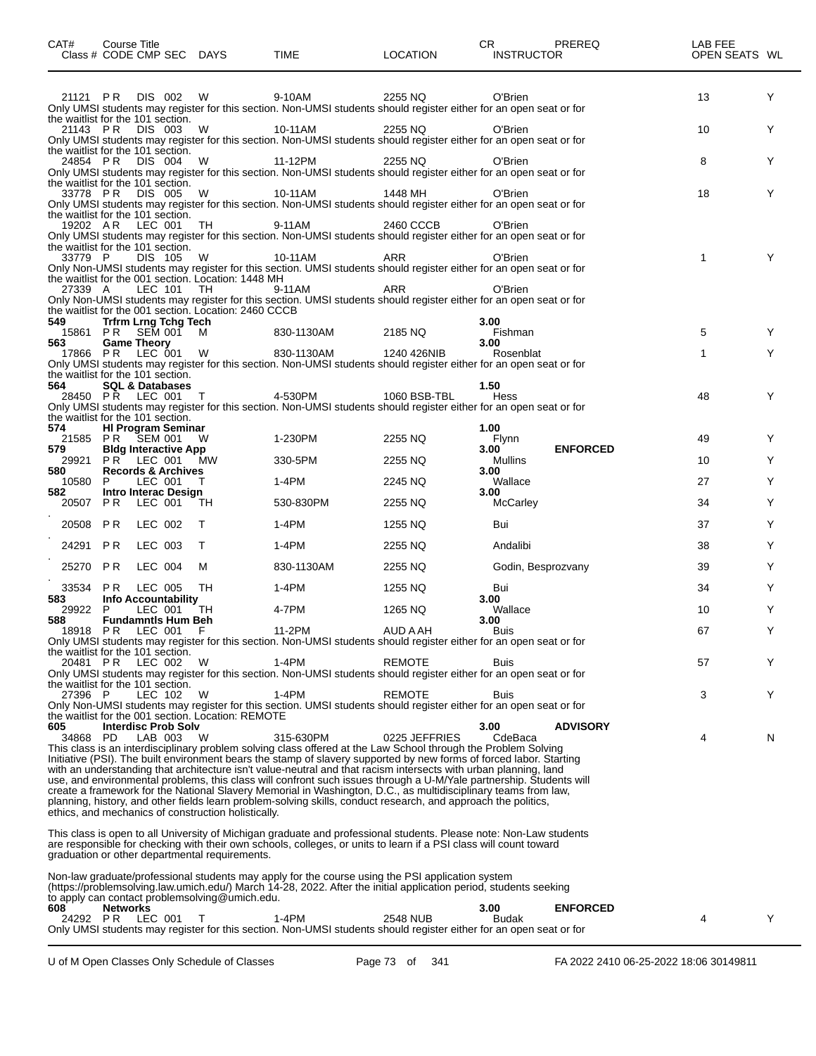| CAT# Class # | Course Title CODE CMP SEC | DAYS | TIME | LOCATION | CR INSTRUCTOR | PREREQ | LAB FEE OPEN SEATS | WL |
|---|---|---|---|---|---|---|---|---|
| 21121 | P R DIS 002 | W | 9-10AM | 2255 NQ | O'Brien | | 13 | Y |

Only UMSI students may register for this section. Non-UMSI students should register either for an open seat or for the waitlist for the 101 section.

| | | | | | | | | |
|---|---|---|---|---|---|---|---|---|
| 21143 | P R DIS 003 | W | 10-11AM | 2255 NQ | O'Brien | | 10 | Y |

Only UMSI students may register for this section. Non-UMSI students should register either for an open seat or for the waitlist for the 101 section.

| | | | | | | | | |
|---|---|---|---|---|---|---|---|---|
| 24854 | P R DIS 004 | W | 11-12PM | 2255 NQ | O'Brien | | 8 | Y |

Only UMSI students may register for this section. Non-UMSI students should register either for an open seat or for the waitlist for the 101 section.

| | | | | | | | | |
|---|---|---|---|---|---|---|---|---|
| 33778 | P R DIS 005 | W | 10-11AM | 1448 MH | O'Brien | | 18 | Y |

Only UMSI students may register for this section. Non-UMSI students should register either for an open seat or for the waitlist for the 101 section.

| | | | | | | | | |
|---|---|---|---|---|---|---|---|---|
| 19202 | A R LEC 001 | TH | 9-11AM | 2460 CCCB | O'Brien | | | |

Only UMSI students may register for this section. Non-UMSI students should register either for an open seat or for the waitlist for the 101 section.

| | | | | | | | | |
|---|---|---|---|---|---|---|---|---|
| 33779 | P DIS 105 | W | 10-11AM | ARR | O'Brien | | 1 | Y |

Only Non-UMSI students may register for this section. UMSI students should register either for an open seat or for the waitlist for the 001 section. Location: 1448 MH

| | | | | | | | | |
|---|---|---|---|---|---|---|---|---|
| 27339 | A LEC 101 | TH | 9-11AM | ARR | O'Brien | | | |

Only Non-UMSI students may register for this section. UMSI students should register either for an open seat or for the waitlist for the 001 section. Location: 2460 CCCB

| | | | | | | | | |
|---|---|---|---|---|---|---|---|---|
| **549** | **Trfrm Lrng Tchg Tech** | | | | **3.00** | | | |
| 15861 | P R SEM 001 | M | 830-1130AM | 2185 NQ | Fishman | | 5 | Y |
| **563** | **Game Theory** | | | | **3.00** | | | |
| 17866 | P R LEC 001 | W | 830-1130AM | 1240 426NIB | Rosenblat | | 1 | Y |

Only UMSI students may register for this section. Non-UMSI students should register either for an open seat or for the waitlist for the 101 section.

| | | | | | | | | |
|---|---|---|---|---|---|---|---|---|
| **564** | **SQL & Databases** | | | | **1.50** | | | |
| 28450 | P R LEC 001 | T | 4-530PM | 1060 BSB-TBL | Hess | | 48 | Y |

Only UMSI students may register for this section. Non-UMSI students should register either for an open seat or for the waitlist for the 101 section.

| | | | | | | | | |
|---|---|---|---|---|---|---|---|---|
| **574** | **HI Program Seminar** | | | | **1.00** | | | |
| 21585 | P R SEM 001 | W | 1-230PM | 2255 NQ | Flynn | | 49 | Y |
| **579** | **Bldg Interactive App** | | | | **3.00** | **ENFORCED** | | |
| 29921 | P R LEC 001 | MW | 330-5PM | 2255 NQ | Mullins | | 10 | Y |
| **580** | **Records & Archives** | | | | **3.00** | | | |
| 10580 | P LEC 001 | T | 1-4PM | 2245 NQ | Wallace | | 27 | Y |
| **582** | **Intro Interac Design** | | | | **3.00** | | | |
| 20507 | P R LEC 001 | TH | 530-830PM | 2255 NQ | McCarley | | 34 | Y |
| 20508 | P R LEC 002 | T | 1-4PM | 1255 NQ | Bui | | 37 | Y |
| 24291 | P R LEC 003 | T | 1-4PM | 2255 NQ | Andalibi | | 38 | Y |
| 25270 | P R LEC 004 | M | 830-1130AM | 2255 NQ | Godin, Besprozvany | | 39 | Y |
| 33534 | P R LEC 005 | TH | 1-4PM | 1255 NQ | Bui | | 34 | Y |
| **583** | **Info Accountability** | | | | **3.00** | | | |
| 29922 | P LEC 001 | TH | 4-7PM | 1265 NQ | Wallace | | 10 | Y |
| **588** | **Fundamntls Hum Beh** | | | | **3.00** | | | |
| 18918 | P R LEC 001 | F | 11-2PM | AUD A AH | Buis | | 67 | Y |

Only UMSI students may register for this section. Non-UMSI students should register either for an open seat or for the waitlist for the 101 section.

| | | | | | | | | |
|---|---|---|---|---|---|---|---|---|
| 20481 | P R LEC 002 | W | 1-4PM | REMOTE | Buis | | 57 | Y |

Only UMSI students may register for this section. Non-UMSI students should register either for an open seat or for the waitlist for the 101 section.

| | | | | | | | | |
|---|---|---|---|---|---|---|---|---|
| 27396 | P LEC 102 | W | 1-4PM | REMOTE | Buis | | 3 | Y |

Only Non-UMSI students may register for this section. UMSI students should register either for an open seat or for the waitlist for the 001 section. Location: REMOTE

| | | | | | | | | |
|---|---|---|---|---|---|---|---|---|
| **605** | **Interdisc Prob Solv** | | | | **3.00** | **ADVISORY** | | |
| 34868 | PD LAB 003 | W | 315-630PM | 0225 JEFFRIES | CdeBaca | | 4 | N |

This class is an interdisciplinary problem solving class offered at the Law School through the Problem Solving Initiative (PSI). The built environment bears the stamp of slavery supported by new forms of forced labor. Starting with an understanding that architecture isn't value-neutral and that racism intersects with urban planning, land use, and environmental problems, this class will confront such issues through a U-M/Yale partnership. Students will create a framework for the National Slavery Memorial in Washington, D.C., as multidisciplinary teams from law, planning, history, and other fields learn problem-solving skills, conduct research, and approach the politics, ethics, and mechanics of construction holistically.

This class is open to all University of Michigan graduate and professional students. Please note: Non-Law students are responsible for checking with their own schools, colleges, or units to learn if a PSI class will count toward graduation or other departmental requirements.

Non-law graduate/professional students may apply for the course using the PSI application system (https://problemsolving.law.umich.edu/) March 14-28, 2022. After the initial application period, students seeking to apply can contact problemsolving@umich.edu.

| | | | | | | | | |
|---|---|---|---|---|---|---|---|---|
| **608** | **Networks** | | | | **3.00** | **ENFORCED** | | |
| 24292 | P R LEC 001 | T | 1-4PM | 2548 NUB | Budak | | 4 | Y |

Only UMSI students may register for this section. Non-UMSI students should register either for an open seat or for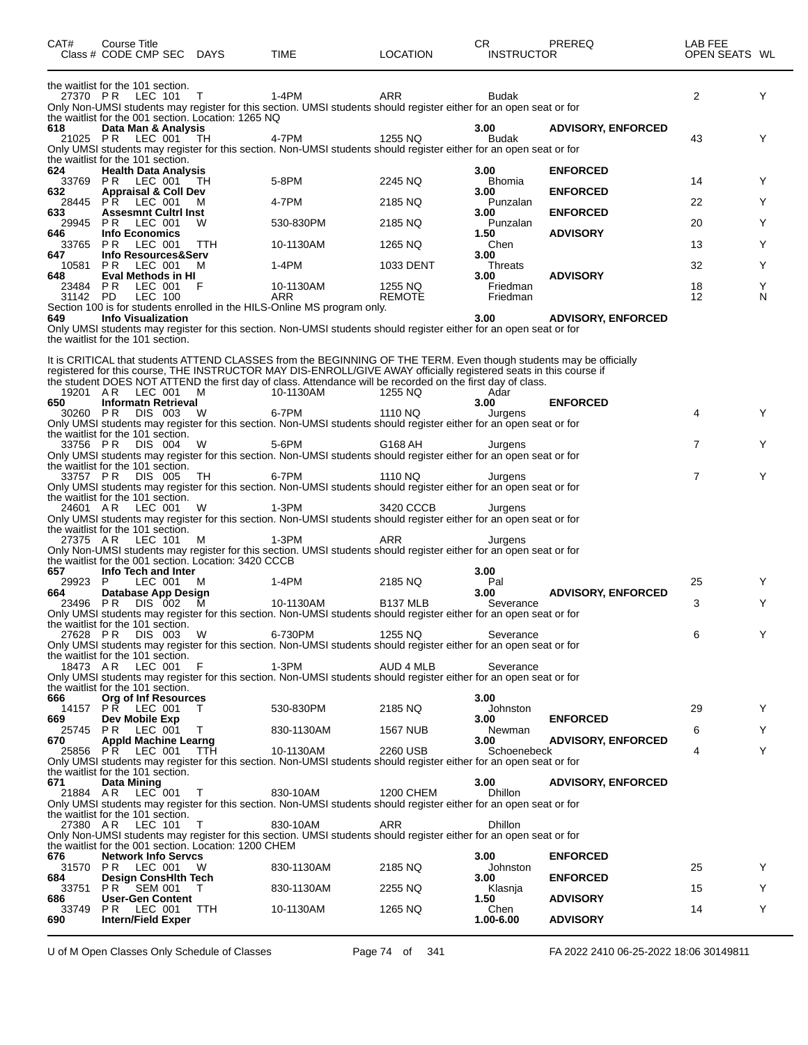| CAT# | Course Title<br>Class # CODE CMP SEC | DAYS | TIME | LOCATION | CR<br>INSTRUCTOR | PREREQ | LAB FEE<br>OPEN SEATS | WL |
|---|---|---|---|---|---|---|---|---|
| | the waitlist for the 101 section. | | | | | | | |
| 27370 | PR LEC 101 | T | 1-4PM | ARR | Budak | | 2 | Y |
| | Only Non-UMSI students may register for this section. UMSI students should register either for an open seat or for the waitlist for the 001 section. Location: 1265 NQ | | | | | | | |
| 618 | Data Man & Analysis | | | | 3.00 | ADVISORY, ENFORCED | | |
| 21025 | PR LEC 001 | TH | 4-7PM | 1255 NQ | Budak | | 43 | Y |
| | Only UMSI students may register for this section. Non-UMSI students should register either for an open seat or for the waitlist for the 101 section. | | | | | | | |
| 624 | Health Data Analysis | | | | 3.00 | ENFORCED | | |
| 33769 | PR LEC 001 | TH | 5-8PM | 2245 NQ | Bhomia | | 14 | Y |
| 632 | Appraisal & Coll Dev | | | | 3.00 | ENFORCED | | |
| 28445 | PR LEC 001 | M | 4-7PM | 2185 NQ | Punzalan | | 22 | Y |
| 633 | Assesmnt Cultrl Inst | | | | 3.00 | ENFORCED | | |
| 29945 | PR LEC 001 | W | 530-830PM | 2185 NQ | Punzalan | | 20 | Y |
| 646 | Info Economics | | | | 1.50 | ADVISORY | | |
| 33765 | PR LEC 001 | TTH | 10-1130AM | 1265 NQ | Chen | | 13 | Y |
| 647 | Info Resources&Serv | | | | 3.00 | | | |
| 10581 | PR LEC 001 | M | 1-4PM | 1033 DENT | Threats | | 32 | Y |
| 648 | Eval Methods in HI | | | | 3.00 | ADVISORY | | |
| 23484 | PR LEC 001 | F | 10-1130AM | 1255 NQ | Friedman | | 18 | Y |
| 31142 | PD LEC 100 | | ARR | REMOTE | Friedman | | 12 | N |
| | Section 100 is for students enrolled in the HILS-Online MS program only. | | | | | | | |
| 649 | Info Visualization | | | | 3.00 | ADVISORY, ENFORCED | | |
| | Only UMSI students may register for this section. Non-UMSI students should register either for an open seat or for the waitlist for the 101 section.<br><br>It is CRITICAL that students ATTEND CLASSES from the BEGINNING OF THE TERM. Even though students may be officially registered for this course, THE INSTRUCTOR MAY DIS-ENROLL/GIVE AWAY officially registered seats in this course if the student DOES NOT ATTEND the first day of class. Attendance will be recorded on the first day of class. | | | | | | | |
| 19201 | AR LEC 001 | M | 10-1130AM | 1255 NQ | Adar | | | |
| 650 | Informatn Retrieval | | | | 3.00 | ENFORCED | | |
| 30260 | PR DIS 003 | W | 6-7PM | 1110 NQ | Jurgens | | 4 | Y |
| | Only UMSI students may register for this section. Non-UMSI students should register either for an open seat or for the waitlist for the 101 section. | | | | | | | |
| 33756 | PR DIS 004 | W | 5-6PM | G168 AH | Jurgens | | 7 | Y |
| | Only UMSI students may register for this section. Non-UMSI students should register either for an open seat or for the waitlist for the 101 section. | | | | | | | |
| 33757 | PR DIS 005 | TH | 6-7PM | 1110 NQ | Jurgens | | 7 | Y |
| | Only UMSI students may register for this section. Non-UMSI students should register either for an open seat or for the waitlist for the 101 section. | | | | | | | |
| 24601 | AR LEC 001 | W | 1-3PM | 3420 CCCB | Jurgens | | | |
| | Only UMSI students may register for this section. Non-UMSI students should register either for an open seat or for the waitlist for the 101 section. | | | | | | | |
| 27375 | AR LEC 101 | M | 1-3PM | ARR | Jurgens | | | |
| | Only Non-UMSI students may register for this section. UMSI students should register either for an open seat or for the waitlist for the 001 section. Location: 3420 CCCB | | | | | | | |
| 657 | Info Tech and Inter | | | | 3.00 | | | |
| 29923 | P LEC 001 | M | 1-4PM | 2185 NQ | Pal | | 25 | Y |
| 664 | Database App Design | | | | 3.00 | ADVISORY, ENFORCED | | |
| 23496 | PR DIS 002 | M | 10-1130AM | B137 MLB | Severance | | 3 | Y |
| | Only UMSI students may register for this section. Non-UMSI students should register either for an open seat or for the waitlist for the 101 section. | | | | | | | |
| 27628 | PR DIS 003 | W | 6-730PM | 1255 NQ | Severance | | 6 | Y |
| | Only UMSI students may register for this section. Non-UMSI students should register either for an open seat or for the waitlist for the 101 section. | | | | | | | |
| 18473 | AR LEC 001 | F | 1-3PM | AUD 4 MLB | Severance | | | |
| | Only UMSI students may register for this section. Non-UMSI students should register either for an open seat or for the waitlist for the 101 section. | | | | | | | |
| 666 | Org of Inf Resources | | | | 3.00 | | | |
| 14157 | PR LEC 001 | T | 530-830PM | 2185 NQ | Johnston | | 29 | Y |
| 669 | Dev Mobile Exp | | | | 3.00 | ENFORCED | | |
| 25745 | PR LEC 001 | T | 830-1130AM | 1567 NUB | Newman | | 6 | Y |
| 670 | Appld Machine Learng | | | | 3.00 | ADVISORY, ENFORCED | | |
| 25856 | PR LEC 001 | TTH | 10-1130AM | 2260 USB | Schoenebeck | | 4 | Y |
| | Only UMSI students may register for this section. Non-UMSI students should register either for an open seat or for the waitlist for the 101 section. | | | | | | | |
| 671 | Data Mining | | | | 3.00 | ADVISORY, ENFORCED | | |
| 21884 | AR LEC 001 | T | 830-10AM | 1200 CHEM | Dhillon | | | |
| | Only UMSI students may register for this section. Non-UMSI students should register either for an open seat or for the waitlist for the 101 section. | | | | | | | |
| 27380 | AR LEC 101 | T | 830-10AM | ARR | Dhillon | | | |
| | Only Non-UMSI students may register for this section. UMSI students should register either for an open seat or for the waitlist for the 001 section. Location: 1200 CHEM | | | | | | | |
| 676 | Network Info Servcs | | | | 3.00 | ENFORCED | | |
| 31570 | PR LEC 001 | W | 830-1130AM | 2185 NQ | Johnston | | 25 | Y |
| 684 | Design ConsHlth Tech | | | | 3.00 | ENFORCED | | |
| 33751 | PR SEM 001 | T | 830-1130AM | 2255 NQ | Klasnja | | 15 | Y |
| 686 | User-Gen Content | | | | 1.50 | ADVISORY | | |
| 33749 | PR LEC 001 | TTH | 10-1130AM | 1265 NQ | Chen | | 14 | Y |
| 690 | Intern/Field Exper | | | | 1.00-6.00 | ADVISORY | | |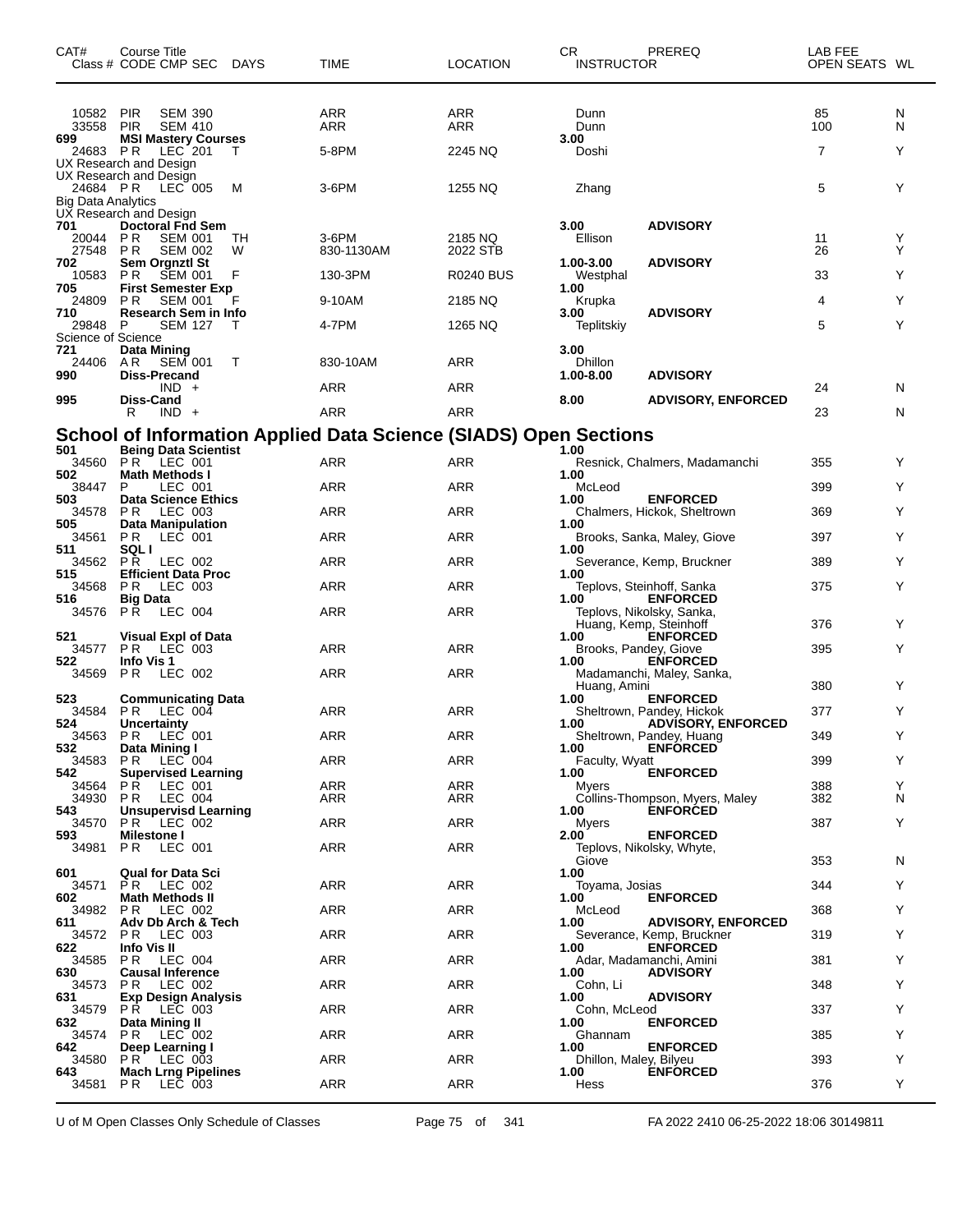| CAT# | Course Title Class # CODE CMP SEC DAYS | TIME | LOCATION | CR INSTRUCTOR | PREREQ | LAB FEE OPEN SEATS | WL |
|---|---|---|---|---|---|---|---|
| 10582 | PIR SEM 390 | ARR | ARR | Dunn | | 85 | N |
| 33558 | PIR SEM 410 | ARR | ARR | Dunn | | 100 | N |
| 699 | **MSI Mastery Courses** | | | **3.00** | | | |
| 24683 | P R LEC 201 T | 5-8PM | 2245 NQ | Doshi | | 7 | Y |
| | UX Research and Design | | | | | | |
| | UX Research and Design | | | | | | |
| 24684 | P R LEC 005 M | 3-6PM | 1255 NQ | Zhang | | 5 | Y |
| | Big Data Analytics | | | | | | |
| | UX Research and Design | | | | | | |
| 701 | **Doctoral Fnd Sem** | | | **3.00** | **ADVISORY** | | |
| 20044 | P R SEM 001 TH | 3-6PM | 2185 NQ | Ellison | | 11 | Y |
| 27548 | P R SEM 002 W | 830-1130AM | 2022 STB | | | 26 | Y |
| 702 | **Sem Orgnztl St** | | | **1.00-3.00** | **ADVISORY** | | |
| 10583 | P R SEM 001 F | 130-3PM | R0240 BUS | Westphal | | 33 | Y |
| 705 | **First Semester Exp** | | | **1.00** | | | |
| 24809 | P R SEM 001 F | 9-10AM | 2185 NQ | Krupka | | 4 | Y |
| 710 | **Research Sem in Info** | | | **3.00** | **ADVISORY** | | |
| 29848 | P SEM 127 T | 4-7PM | 1265 NQ | Teplitskiy | | 5 | Y |
| | Science of Science | | | | | | |
| 721 | **Data Mining** | | | **3.00** | | | |
| 24406 | A R SEM 001 T | 830-10AM | ARR | Dhillon | | | |
| 990 | **Diss-Precand** | | | **1.00-8.00** | **ADVISORY** | | |
| | IND + | ARR | ARR | | | 24 | N |
| 995 | **Diss-Cand** | | | **8.00** | **ADVISORY, ENFORCED** | | |
| | R IND + | ARR | ARR | | | 23 | N |

## School of Information Applied Data Science (SIADS) Open Sections

| CAT# | Course Title Class # CODE CMP SEC DAYS | TIME | LOCATION | CR INSTRUCTOR | PREREQ | LAB FEE OPEN SEATS | WL |
|---|---|---|---|---|---|---|---|
| 501 | **Being Data Scientist** | | | **1.00** | | | |
| 34560 | P R LEC 001 | ARR | ARR | Resnick, Chalmers, Madamanchi | | 355 | Y |
| 502 | **Math Methods I** | | | **1.00** | | | |
| 38447 | P LEC 001 | ARR | ARR | McLeod | | 399 | Y |
| 503 | **Data Science Ethics** | | | **1.00** | **ENFORCED** | | |
| 34578 | P R LEC 003 | ARR | ARR | Chalmers, Hickok, Sheltrown | | 369 | Y |
| 505 | **Data Manipulation** | | | **1.00** | | | |
| 34561 | P R LEC 001 | ARR | ARR | Brooks, Sanka, Maley, Giove | | 397 | Y |
| 511 | **SQL I** | | | **1.00** | | | |
| 34562 | P R LEC 002 | ARR | ARR | Severance, Kemp, Bruckner | | 389 | Y |
| 515 | **Efficient Data Proc** | | | **1.00** | | | |
| 34568 | P R LEC 003 | ARR | ARR | Teplovs, Steinhoff, Sanka | | 375 | Y |
| 516 | **Big Data** | | | **1.00** | **ENFORCED** | | |
| 34576 | P R LEC 004 | ARR | ARR | Teplovs, Nikolsky, Sanka, Huang, Kemp, Steinhoff | | 376 | Y |
| 521 | **Visual Expl of Data** | | | **1.00** | **ENFORCED** | | |
| 34577 | P R LEC 003 | ARR | ARR | Brooks, Pandey, Giove | | 395 | Y |
| 522 | **Info Vis 1** | | | **1.00** | **ENFORCED** | | |
| 34569 | P R LEC 002 | ARR | ARR | Madamanchi, Maley, Sanka, Huang, Amini | | 380 | Y |
| 523 | **Communicating Data** | | | **1.00** | **ENFORCED** | | |
| 34584 | P R LEC 004 | ARR | ARR | Sheltrown, Pandey, Hickok | | 377 | Y |
| 524 | **Uncertainty** | | | **1.00** | **ADVISORY, ENFORCED** | | |
| 34563 | P R LEC 001 | ARR | ARR | Sheltrown, Pandey, Huang | | 349 | Y |
| 532 | **Data Mining I** | | | **1.00** | **ENFORCED** | | |
| 34583 | P R LEC 004 | ARR | ARR | Faculty, Wyatt | | 399 | Y |
| 542 | **Supervised Learning** | | | **1.00** | **ENFORCED** | | |
| 34564 | P R LEC 001 | ARR | ARR | Myers | | 388 | Y |
| 34930 | P R LEC 004 | ARR | ARR | Collins-Thompson, Myers, Maley | | 382 | N |
| 543 | **Unsupervisd Learning** | | | **1.00** | **ENFORCED** | | |
| 34570 | P R LEC 002 | ARR | ARR | Myers | | 387 | Y |
| 593 | **Milestone I** | | | **2.00** | **ENFORCED** | | |
| 34981 | P R LEC 001 | ARR | ARR | Teplovs, Nikolsky, Whyte, Giove | | 353 | N |
| 601 | **Qual for Data Sci** | | | **1.00** | | | |
| 34571 | P R LEC 002 | ARR | ARR | Toyama, Josias | | 344 | Y |
| 602 | **Math Methods II** | | | **1.00** | **ENFORCED** | | |
| 34982 | P R LEC 002 | ARR | ARR | McLeod | | 368 | Y |
| 611 | **Adv Db Arch & Tech** | | | **1.00** | **ADVISORY, ENFORCED** | | |
| 34572 | P R LEC 003 | ARR | ARR | Severance, Kemp, Bruckner | | 319 | Y |
| 622 | **Info Vis II** | | | **1.00** | **ENFORCED** | | |
| 34585 | P R LEC 004 | ARR | ARR | Adar, Madamanchi, Amini | | 381 | Y |
| 630 | **Causal Inference** | | | **1.00** | **ADVISORY** | | |
| 34573 | P R LEC 002 | ARR | ARR | Cohn, Li | | 348 | Y |
| 631 | **Exp Design Analysis** | | | **1.00** | **ADVISORY** | | |
| 34579 | P R LEC 003 | ARR | ARR | Cohn, McLeod | | 337 | Y |
| 632 | **Data Mining II** | | | **1.00** | **ENFORCED** | | |
| 34574 | P R LEC 002 | ARR | ARR | Ghannam | | 385 | Y |
| 642 | **Deep Learning I** | | | **1.00** | **ENFORCED** | | |
| 34580 | P R LEC 003 | ARR | ARR | Dhillon, Maley, Bilyeu | | 393 | Y |
| 643 | **Mach Lrng Pipelines** | | | **1.00** | **ENFORCED** | | |
| 34581 | P R LEC 003 | ARR | ARR | Hess | | 376 | Y |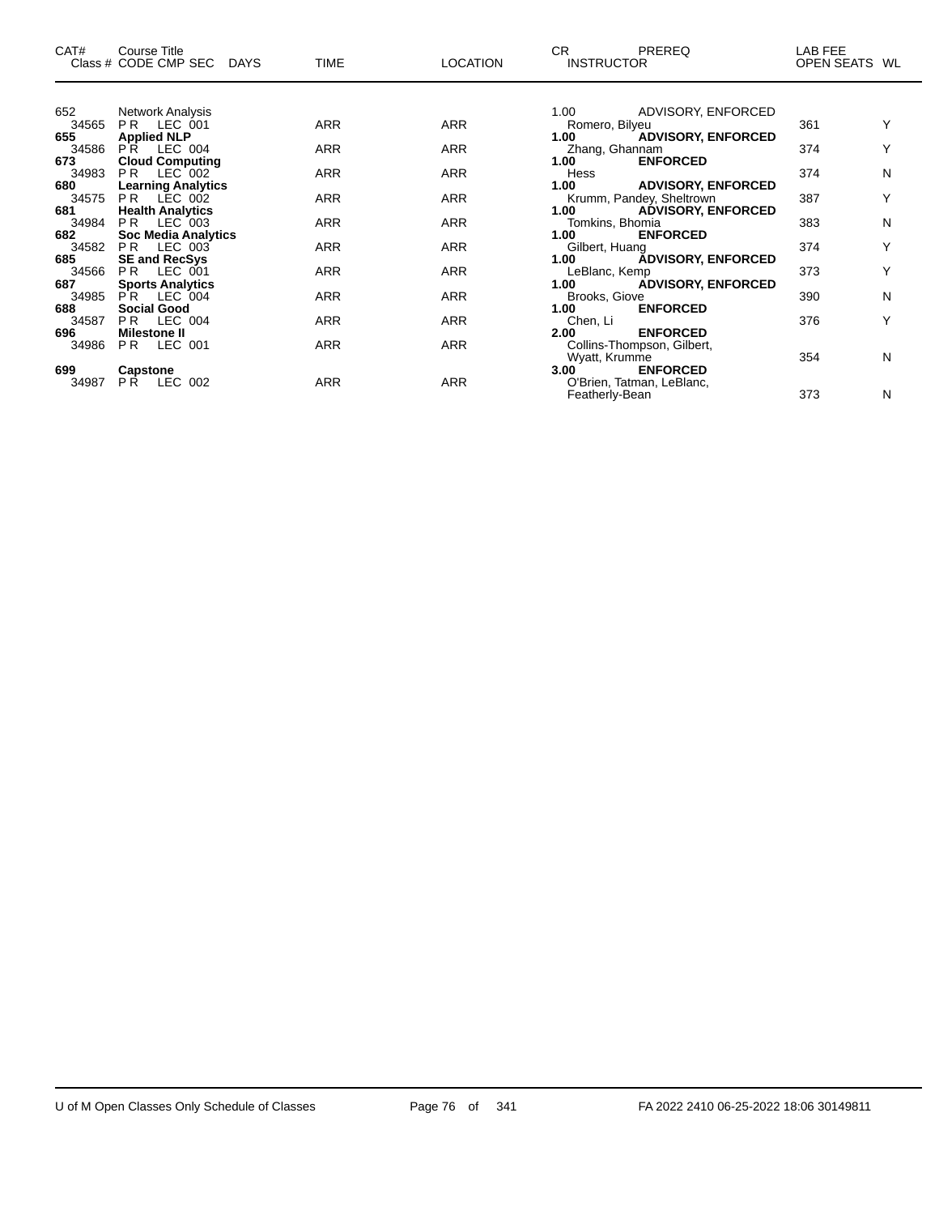| CAT# Class # | Course Title CODE CMP SEC | DAYS | TIME | LOCATION | CR INSTRUCTOR | PREREQ | LAB FEE OPEN SEATS | WL |
|---|---|---|---|---|---|---|---|---|
| 652 | Network Analysis | | | | 1.00 | ADVISORY, ENFORCED | | |
| 34565 | P R LEC 001 | | ARR | ARR | Romero, Bilyeu | | 361 | Y |
| **655** | **Applied NLP** | | | | **1.00** | **ADVISORY, ENFORCED** | | |
| 34586 | P R LEC 004 | | ARR | ARR | Zhang, Ghannam | | 374 | Y |
| **673** | **Cloud Computing** | | | | **1.00** | **ENFORCED** | | |
| 34983 | P R LEC 002 | | ARR | ARR | Hess | | 374 | N |
| **680** | **Learning Analytics** | | | | **1.00** | **ADVISORY, ENFORCED** | | |
| 34575 | P R LEC 002 | | ARR | ARR | Krumm, Pandey, Sheltrown | | 387 | Y |
| **681** | **Health Analytics** | | | | **1.00** | **ADVISORY, ENFORCED** | | |
| 34984 | P R LEC 003 | | ARR | ARR | Tomkins, Bhomia | | 383 | N |
| **682** | **Soc Media Analytics** | | | | **1.00** | **ENFORCED** | | |
| 34582 | P R LEC 003 | | ARR | ARR | Gilbert, Huang | | 374 | Y |
| **685** | **SE and RecSys** | | | | **1.00** | **ADVISORY, ENFORCED** | | |
| 34566 | P R LEC 001 | | ARR | ARR | LeBlanc, Kemp | | 373 | Y |
| **687** | **Sports Analytics** | | | | **1.00** | **ADVISORY, ENFORCED** | | |
| 34985 | P R LEC 004 | | ARR | ARR | Brooks, Giove | | 390 | N |
| **688** | **Social Good** | | | | **1.00** | **ENFORCED** | | |
| 34587 | P R LEC 004 | | ARR | ARR | Chen, Li | | 376 | Y |
| **696** | **Milestone II** | | | | **2.00** | **ENFORCED** | | |
| 34986 | P R LEC 001 | | ARR | ARR | Collins-Thompson, Gilbert, Wyatt, Krumme | | 354 | N |
| **699** | **Capstone** | | | | **3.00** | **ENFORCED** | | |
| 34987 | P R LEC 002 | | ARR | ARR | O'Brien, Tatman, LeBlanc, Featherly-Bean | | 373 | N |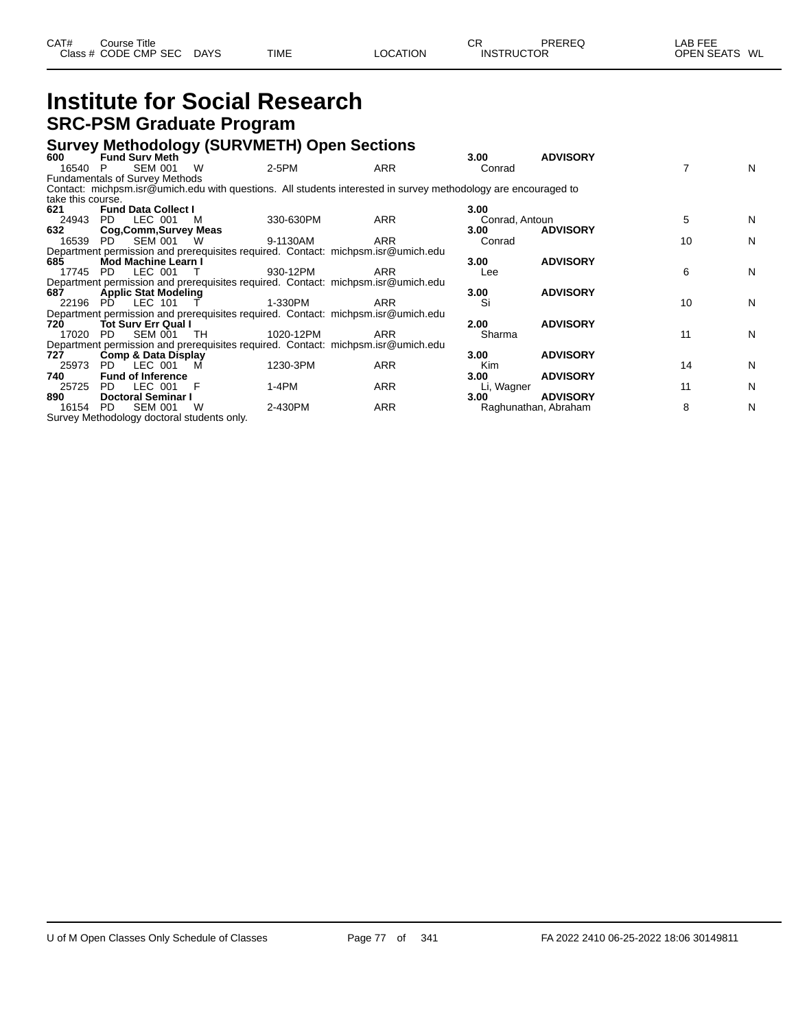# Institute for Social Research

## SRC-PSM Graduate Program

### Survey Methodology (SURVMETH) Open Sections

| CAT# Class # | Course Title CODE | CMP | SEC | DAYS | TIME | LOCATION | CR INSTRUCTOR | PREREQ | LAB FEE OPEN SEATS | WL |
|---|---|---|---|---|---|---|---|---|---|---|
| **600** | **Fund Surv Meth** | | | | | | **3.00** | **ADVISORY** | | |
| 16540 | P | SEM | 001 | W | 2-5PM | ARR | Conrad | | 7 | N |
| Fundamentals of Survey Methods | | | | | | | | | | |
| Contact: michpsm.isr@umich.edu with questions. All students interested in survey methodology are encouraged to take this course. | | | | | | | | | | |
| **621** | **Fund Data Collect I** | | | | | | **3.00** | | | |
| 24943 | PD | LEC | 001 | M | 330-630PM | ARR | Conrad, Antoun | | 5 | N |
| **632** | **Cog,Comm,Survey Meas** | | | | | | **3.00** | **ADVISORY** | | |
| 16539 | PD | SEM | 001 | W | 9-1130AM | ARR | Conrad | | 10 | N |
| Department permission and prerequisites required. Contact: michpsm.isr@umich.edu | | | | | | | | | | |
| **685** | **Mod Machine Learn I** | | | | | | **3.00** | **ADVISORY** | | |
| 17745 | PD | LEC | 001 | T | 930-12PM | ARR | Lee | | 6 | N |
| Department permission and prerequisites required. Contact: michpsm.isr@umich.edu | | | | | | | | | | |
| **687** | **Applic Stat Modeling** | | | | | | **3.00** | **ADVISORY** | | |
| 22196 | PD | LEC | 101 | T | 1-330PM | ARR | Si | | 10 | N |
| Department permission and prerequisites required. Contact: michpsm.isr@umich.edu | | | | | | | | | | |
| **720** | **Tot Surv Err Qual I** | | | | | | **2.00** | **ADVISORY** | | |
| 17020 | PD | SEM | 001 | TH | 1020-12PM | ARR | Sharma | | 11 | N |
| Department permission and prerequisites required. Contact: michpsm.isr@umich.edu | | | | | | | | | | |
| **727** | **Comp & Data Display** | | | | | | **3.00** | **ADVISORY** | | |
| 25973 | PD | LEC | 001 | M | 1230-3PM | ARR | Kim | | 14 | N |
| **740** | **Fund of Inference** | | | | | | **3.00** | **ADVISORY** | | |
| 25725 | PD | LEC | 001 | F | 1-4PM | ARR | Li, Wagner | | 11 | N |
| **890** | **Doctoral Seminar I** | | | | | | **3.00** | **ADVISORY** | | |
| 16154 | PD | SEM | 001 | W | 2-430PM | ARR | Raghunathan, Abraham | | 8 | N |
| Survey Methodology doctoral students only. | | | | | | | | | | |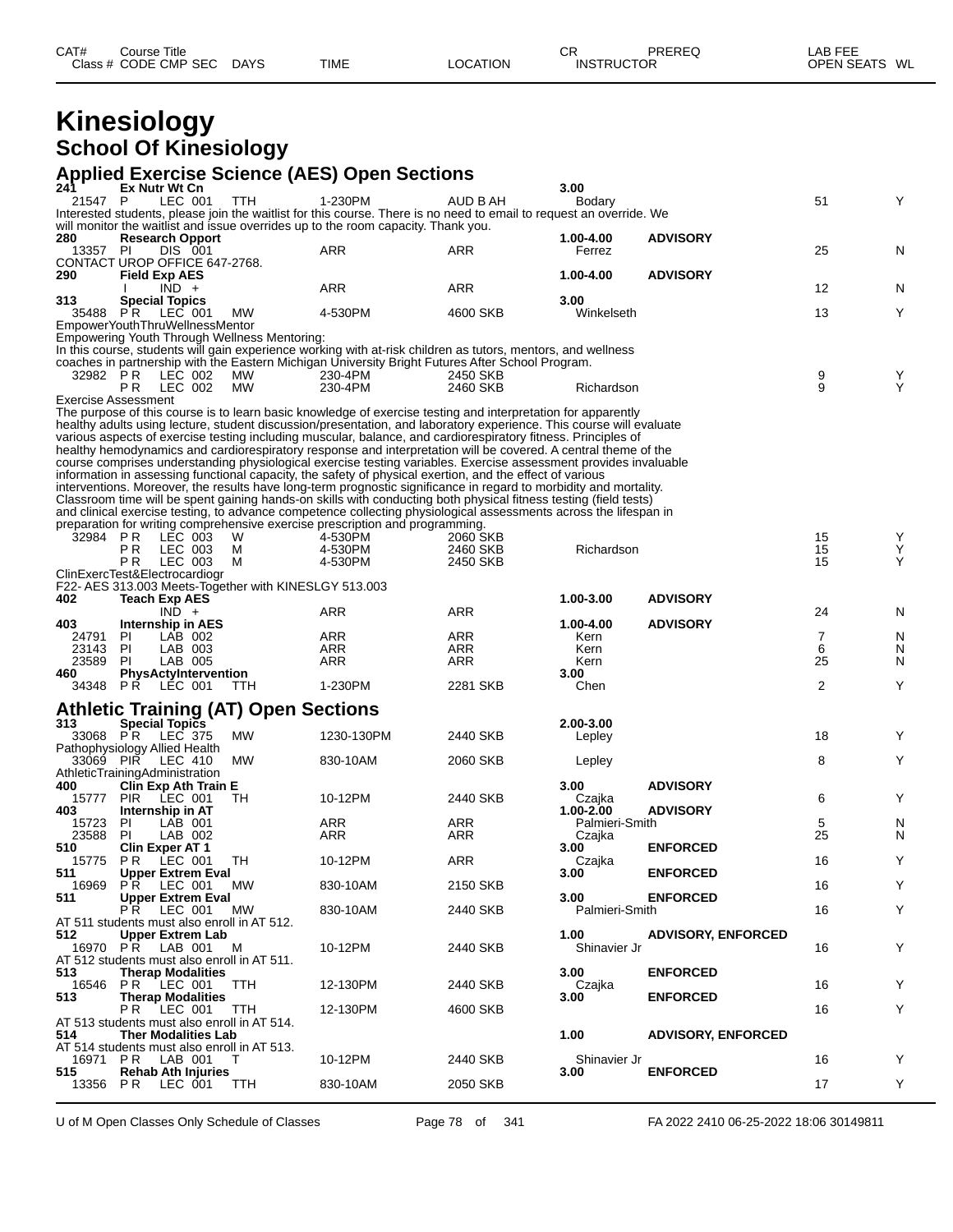# Kinesiology

## School Of Kinesiology

### Applied Exercise Science (AES) Open Sections

| CAT# Class # | Course Title CODE CMP SEC | DAYS | TIME | LOCATION | CR INSTRUCTOR | PREREQ | LAB FEE OPEN SEATS | WL |
|---|---|---|---|---|---|---|---|---|
| **241** | **Ex Nutr Wt Cn** | | | | **3.00** | | | |
| 21547 | P LEC 001 | TTH | 1-230PM | AUD B AH | Bodary | | 51 | Y |

Interested students, please join the waitlist for this course. There is no need to email to request an override. We will monitor the waitlist and issue overrides up to the room capacity. Thank you.

| CAT# Class # | Course Title CODE CMP SEC | DAYS | TIME | LOCATION | CR INSTRUCTOR | PREREQ | LAB FEE OPEN SEATS | WL |
|---|---|---|---|---|---|---|---|---|
| **280** | **Research Opport** | | | | **1.00-4.00** | **ADVISORY** | | |
| 13357 | PI DIS 001 | | ARR | ARR | Ferrez | | 25 | N |

CONTACT UROP OFFICE 647-2768.

| CAT# Class # | Course Title CODE CMP SEC | DAYS | TIME | LOCATION | CR INSTRUCTOR | PREREQ | LAB FEE OPEN SEATS | WL |
|---|---|---|---|---|---|---|---|---|
| **290** | **Field Exp AES** | | | | **1.00-4.00** | **ADVISORY** | | |
| | I IND + | | ARR | ARR | | | 12 | N |
| **313** | **Special Topics** | | | | **3.00** | | | |
| 35488 | PR LEC 001 | MW | 4-530PM | 4600 SKB | Winkelseth | | 13 | Y |

EmpowerYouthThruWellnessMentor

Empowering Youth Through Wellness Mentoring:

In this course, students will gain experience working with at-risk children as tutors, mentors, and wellness coaches in partnership with the Eastern Michigan University Bright Futures After School Program.

| CAT# Class # | Course Title CODE CMP SEC | DAYS | TIME | LOCATION | CR INSTRUCTOR | PREREQ | LAB FEE OPEN SEATS | WL |
|---|---|---|---|---|---|---|---|---|
| 32982 | PR LEC 002 | MW | 230-4PM | 2450 SKB | | | 9 | Y |
| | PR LEC 002 | MW | 230-4PM | 2460 SKB | Richardson | | 9 | Y |

Exercise Assessment

The purpose of this course is to learn basic knowledge of exercise testing and interpretation for apparently healthy adults using lecture, student discussion/presentation, and laboratory experience. This course will evaluate various aspects of exercise testing including muscular, balance, and cardiorespiratory fitness. Principles of healthy hemodynamics and cardiorespiratory response and interpretation will be covered. A central theme of the course comprises understanding physiological exercise testing variables. Exercise assessment provides invaluable information in assessing functional capacity, the safety of physical exertion, and the effect of various interventions. Moreover, the results have long-term prognostic significance in regard to morbidity and mortality. Classroom time will be spent gaining hands-on skills with conducting both physical fitness testing (field tests) and clinical exercise testing, to advance competence collecting physiological assessments across the lifespan in preparation for writing comprehensive exercise prescription and programming.

| CAT# Class # | Course Title CODE CMP SEC | DAYS | TIME | LOCATION | CR INSTRUCTOR | PREREQ | LAB FEE OPEN SEATS | WL |
|---|---|---|---|---|---|---|---|---|
| 32984 | PR LEC 003 | W | 4-530PM | 2060 SKB | | | 15 | Y |
| | PR LEC 003 | M | 4-530PM | 2460 SKB | Richardson | | 15 | Y |
| | PR LEC 003 | M | 4-530PM | 2450 SKB | | | 15 | Y |

ClinExercTest&Electrocardiogr

F22- AES 313.003 Meets-Together with KINESLGY 513.003

| CAT# Class # | Course Title CODE CMP SEC | DAYS | TIME | LOCATION | CR INSTRUCTOR | PREREQ | LAB FEE OPEN SEATS | WL |
|---|---|---|---|---|---|---|---|---|
| **402** | **Teach Exp AES** | | | | **1.00-3.00** | **ADVISORY** | | |
| | IND + | | ARR | ARR | | | 24 | N |
| **403** | **Internship in AES** | | | | **1.00-4.00** | **ADVISORY** | | |
| 24791 | PI LAB 002 | | ARR | ARR | Kern | | 7 | N |
| 23143 | PI LAB 003 | | ARR | ARR | Kern | | 6 | N |
| 23589 | PI LAB 005 | | ARR | ARR | Kern | | 25 | N |
| **460** | **PhysActyIntervention** | | | | **3.00** | | | |
| 34348 | PR LEC 001 | TTH | 1-230PM | 2281 SKB | Chen | | 2 | Y |

### Athletic Training (AT) Open Sections

| CAT# Class # | Course Title CODE CMP SEC | DAYS | TIME | LOCATION | CR INSTRUCTOR | PREREQ | LAB FEE OPEN SEATS | WL |
|---|---|---|---|---|---|---|---|---|
| **313** | **Special Topics** | | | | **2.00-3.00** | | | |
| 33068 | PR LEC 375 | MW | 1230-130PM | 2440 SKB | Lepley | | 18 | Y |

Pathophysiology Allied Health

| CAT# Class # | Course Title CODE CMP SEC | DAYS | TIME | LOCATION | CR INSTRUCTOR | PREREQ | LAB FEE OPEN SEATS | WL |
|---|---|---|---|---|---|---|---|---|
| 33069 | PIR LEC 410 | MW | 830-10AM | 2060 SKB | Lepley | | 8 | Y |

AthleticTrainingAdministration

| CAT# Class # | Course Title CODE CMP SEC | DAYS | TIME | LOCATION | CR INSTRUCTOR | PREREQ | LAB FEE OPEN SEATS | WL |
|---|---|---|---|---|---|---|---|---|
| **400** | **Clin Exp Ath Train E** | | | | **3.00** | **ADVISORY** | | |
| 15777 | PIR LEC 001 | TH | 10-12PM | 2440 SKB | Czajka | | 6 | Y |
| **403** | **Internship in AT** | | | | **1.00-2.00** | **ADVISORY** | | |
| 15723 | PI LAB 001 | | ARR | ARR | Palmieri-Smith | | 5 | N |
| 23588 | PI LAB 002 | | ARR | ARR | Czajka | | 25 | N |
| **510** | **Clin Exper AT 1** | | | | **3.00** | **ENFORCED** | | |
| 15775 | PR LEC 001 | TH | 10-12PM | ARR | Czajka | | 16 | Y |
| **511** | **Upper Extrem Eval** | | | | **3.00** | **ENFORCED** | | |
| 16969 | PR LEC 001 | MW | 830-10AM | 2150 SKB | | | 16 | Y |
| **511** | **Upper Extrem Eval** | | | | **3.00** | **ENFORCED** | | |
| | PR LEC 001 | MW | 830-10AM | 2440 SKB | Palmieri-Smith | | 16 | Y |

AT 511 students must also enroll in AT 512.

| CAT# Class # | Course Title CODE CMP SEC | DAYS | TIME | LOCATION | CR INSTRUCTOR | PREREQ | LAB FEE OPEN SEATS | WL |
|---|---|---|---|---|---|---|---|---|
| **512** | **Upper Extrem Lab** | | | | **1.00** | **ADVISORY, ENFORCED** | | |
| 16970 | PR LAB 001 | M | 10-12PM | 2440 SKB | Shinavier Jr | | 16 | Y |

AT 512 students must also enroll in AT 511.

| CAT# Class # | Course Title CODE CMP SEC | DAYS | TIME | LOCATION | CR INSTRUCTOR | PREREQ | LAB FEE OPEN SEATS | WL |
|---|---|---|---|---|---|---|---|---|
| **513** | **Therap Modalities** | | | | **3.00** | **ENFORCED** | | |
| 16546 | PR LEC 001 | TTH | 12-130PM | 2440 SKB | Czajka | | 16 | Y |
| **513** | **Therap Modalities** | | | | **3.00** | **ENFORCED** | | |
| | PR LEC 001 | TTH | 12-130PM | 4600 SKB | | | 16 | Y |

AT 513 students must also enroll in AT 514.

| CAT# Class # | Course Title CODE CMP SEC | DAYS | TIME | LOCATION | CR INSTRUCTOR | PREREQ | LAB FEE OPEN SEATS | WL |
|---|---|---|---|---|---|---|---|---|
| **514** | **Ther Modalities Lab** | | | | **1.00** | **ADVISORY, ENFORCED** | | |

AT 514 students must also enroll in AT 513.

| CAT# Class # | Course Title CODE CMP SEC | DAYS | TIME | LOCATION | CR INSTRUCTOR | PREREQ | LAB FEE OPEN SEATS | WL |
|---|---|---|---|---|---|---|---|---|
| 16971 | PR LAB 001 | T | 10-12PM | 2440 SKB | Shinavier Jr | | 16 | Y |
| **515** | **Rehab Ath Injuries** | | | | **3.00** | **ENFORCED** | | |
| 13356 | PR LEC 001 | TTH | 830-10AM | 2050 SKB | | | 17 | Y |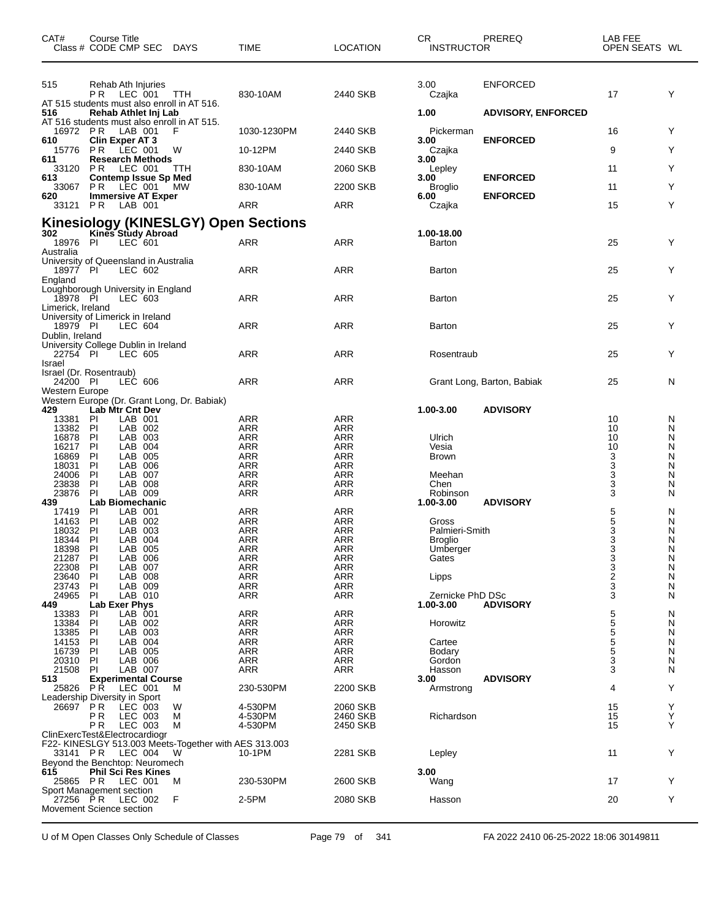| CAT# | Course Title Class # CODE CMP SEC | DAYS | TIME | LOCATION | CR INSTRUCTOR | PREREQ | LAB FEE OPEN SEATS | WL |
|---|---|---|---|---|---|---|---|---|
| 515 | Rehab Ath Injuries | | | | 3.00 | ENFORCED | | |
| | PR LEC 001 | TTH | 830-10AM | 2440 SKB | Czajka | | 17 | Y |
| | AT 515 students must also enroll in AT 516. | | | | | | | |
| **516** | **Rehab Athlet Inj Lab** | | | | **1.00** | **ADVISORY, ENFORCED** | | |
| | AT 516 students must also enroll in AT 515. | | | | | | | |
| 16972 | PR LAB 001 | F | 1030-1230PM | 2440 SKB | Pickerman | | 16 | Y |
| **610** | **Clin Exper AT 3** | | | | **3.00** | **ENFORCED** | | |
| 15776 | PR LEC 001 | W | 10-12PM | 2440 SKB | Czajka | | 9 | Y |
| **611** | **Research Methods** | | | | **3.00** | | | |
| 33120 | PR LEC 001 | TTH | 830-10AM | 2060 SKB | Lepley | | 11 | Y |
| **613** | **Contemp Issue Sp Med** | | | | **3.00** | **ENFORCED** | | |
| 33067 | PR LEC 001 | MW | 830-10AM | 2200 SKB | Broglio | | 11 | Y |
| **620** | **Immersive AT Exper** | | | | **6.00** | **ENFORCED** | | |
| 33121 | PR LAB 001 | | ARR | ARR | Czajka | | 15 | Y |

## Kinesiology (KINESLGY) Open Sections

| CAT# | Course Title Class # CODE CMP SEC | DAYS | TIME | LOCATION | CR INSTRUCTOR | PREREQ | LAB FEE OPEN SEATS | WL |
|---|---|---|---|---|---|---|---|---|
| **302** | **Kines Study Abroad** | | | | **1.00-18.00** | | | |
| 18976 | PI LEC 601 | | ARR | ARR | Barton | | 25 | Y |
| | Australia | | | | | | | |
| | University of Queensland in Australia | | | | | | | |
| 18977 | PI LEC 602 | | ARR | ARR | Barton | | 25 | Y |
| | England | | | | | | | |
| | Loughborough University in England | | | | | | | |
| 18978 | PI LEC 603 | | ARR | ARR | Barton | | 25 | Y |
| | Limerick, Ireland | | | | | | | |
| | University of Limerick in Ireland | | | | | | | |
| 18979 | PI LEC 604 | | ARR | ARR | Barton | | 25 | Y |
| | Dublin, Ireland | | | | | | | |
| | University College Dublin in Ireland | | | | | | | |
| 22754 | PI LEC 605 | | ARR | ARR | Rosentraub | | 25 | Y |
| | Israel | | | | | | | |
| | Israel (Dr. Rosentraub) | | | | | | | |
| 24200 | PI LEC 606 | | ARR | ARR | Grant Long, Barton, Babiak | | 25 | N |
| | Western Europe | | | | | | | |
| | Western Europe (Dr. Grant Long, Dr. Babiak) | | | | | | | |
| **429** | **Lab Mtr Cnt Dev** | | | | **1.00-3.00** | **ADVISORY** | | |
| 13381 | PI LAB 001 | | ARR | ARR | | | 10 | N |
| 13382 | PI LAB 002 | | ARR | ARR | | | 10 | N |
| 16878 | PI LAB 003 | | ARR | ARR | Ulrich | | 10 | N |
| 16217 | PI LAB 004 | | ARR | ARR | Vesia | | 10 | N |
| 16869 | PI LAB 005 | | ARR | ARR | Brown | | 3 | N |
| 18031 | PI LAB 006 | | ARR | ARR | | | 3 | N |
| 24006 | PI LAB 007 | | ARR | ARR | Meehan | | 3 | N |
| 23838 | PI LAB 008 | | ARR | ARR | Chen | | 3 | N |
| 23876 | PI LAB 009 | | ARR | ARR | Robinson | | 3 | N |
| **439** | **Lab Biomechanic** | | | | **1.00-3.00** | **ADVISORY** | | |
| 17419 | PI LAB 001 | | ARR | ARR | | | 5 | N |
| 14163 | PI LAB 002 | | ARR | ARR | Gross | | 5 | N |
| 18032 | PI LAB 003 | | ARR | ARR | Palmieri-Smith | | 3 | N |
| 18344 | PI LAB 004 | | ARR | ARR | Broglio | | 3 | N |
| 18398 | PI LAB 005 | | ARR | ARR | Umberger | | 3 | N |
| 21287 | PI LAB 006 | | ARR | ARR | Gates | | 3 | N |
| 22308 | PI LAB 007 | | ARR | ARR | | | 3 | N |
| 23640 | PI LAB 008 | | ARR | ARR | Lipps | | 2 | N |
| 23743 | PI LAB 009 | | ARR | ARR | | | 3 | N |
| 24965 | PI LAB 010 | | ARR | ARR | Zernicke PhD DSc | | 3 | N |
| **449** | **Lab Exer Phys** | | | | **1.00-3.00** | **ADVISORY** | | |
| 13383 | PI LAB 001 | | ARR | ARR | | | 5 | N |
| 13384 | PI LAB 002 | | ARR | ARR | Horowitz | | 5 | N |
| 13385 | PI LAB 003 | | ARR | ARR | | | 5 | N |
| 14153 | PI LAB 004 | | ARR | ARR | Cartee | | 5 | N |
| 16739 | PI LAB 005 | | ARR | ARR | Bodary | | 5 | N |
| 20310 | PI LAB 006 | | ARR | ARR | Gordon | | 3 | N |
| 21508 | PI LAB 007 | | ARR | ARR | Hasson | | 3 | N |
| **513** | **Experimental Course** | | | | **3.00** | **ADVISORY** | | |
| 25826 | PR LEC 001 | M | 230-530PM | 2200 SKB | Armstrong | | 4 | Y |
| | Leadership Diversity in Sport | | | | | | | |
| 26697 | PR LEC 003 | W | 4-530PM | 2060 SKB | | | 15 | Y |
| | PR LEC 003 | M | 4-530PM | 2460 SKB | Richardson | | 15 | Y |
| | PR LEC 003 | M | 4-530PM | 2450 SKB | | | 15 | Y |
| | ClinExercTest&Electrocardiogr | | | | | | | |
| | F22- KINESLGY 513.003 Meets-Together with AES 313.003 | | | | | | | |
| 33141 | PR LEC 004 | W | 10-1PM | 2281 SKB | Lepley | | 11 | Y |
| | Beyond the Benchtop: Neuromech | | | | | | | |
| **615** | **Phil Sci Res Kines** | | | | **3.00** | | | |
| 25865 | PR LEC 001 | M | 230-530PM | 2600 SKB | Wang | | 17 | Y |
| | Sport Management section | | | | | | | |
| 27256 | PR LEC 002 | F | 2-5PM | 2080 SKB | Hasson | | 20 | Y |
| | Movement Science section | | | | | | | |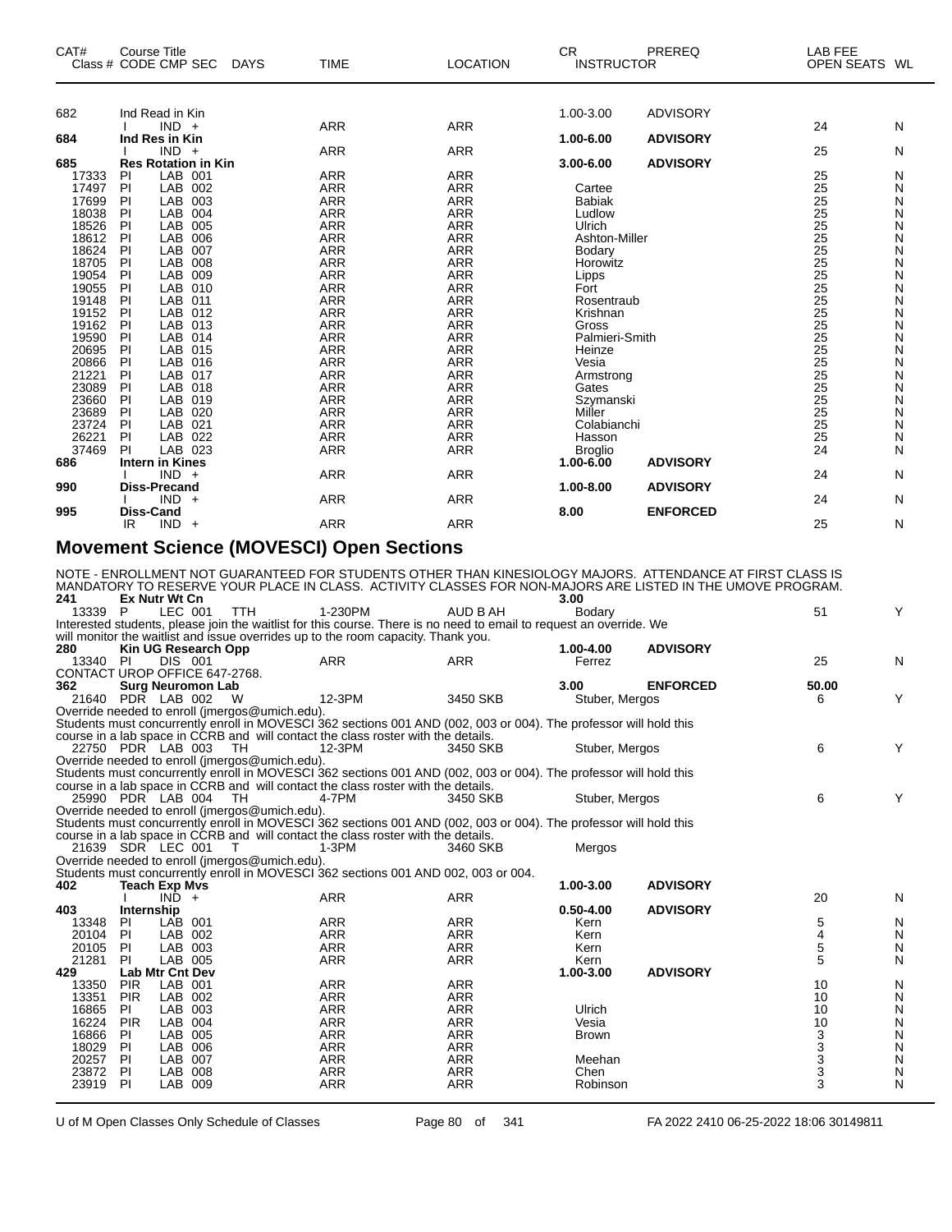| CAT# Class # | Course Title CODE | CMP | SEC | DAYS | TIME | LOCATION | CR INSTRUCTOR | PREREQ | LAB FEE OPEN SEATS | WL |
|---|---|---|---|---|---|---|---|---|---|---|
| 682 | Ind Read in Kin | | | | | | 1.00-3.00 | ADVISORY | | |
| | I | IND | + | | ARR | ARR | | | 24 | N |
| **684** | **Ind Res in Kin** | | | | | | **1.00-6.00** | **ADVISORY** | | |
| | I | IND | + | | ARR | ARR | | | 25 | N |
| **685** | **Res Rotation in Kin** | | | | | | **3.00-6.00** | **ADVISORY** | | |
| 17333 | PI | LAB | 001 | | ARR | ARR | | | 25 | N |
| 17497 | PI | LAB | 002 | | ARR | ARR | Cartee | | 25 | N |
| 17699 | PI | LAB | 003 | | ARR | ARR | Babiak | | 25 | N |
| 18038 | PI | LAB | 004 | | ARR | ARR | Ludlow | | 25 | N |
| 18526 | PI | LAB | 005 | | ARR | ARR | Ulrich | | 25 | N |
| 18612 | PI | LAB | 006 | | ARR | ARR | Ashton-Miller | | 25 | N |
| 18624 | PI | LAB | 007 | | ARR | ARR | Bodary | | 25 | N |
| 18705 | PI | LAB | 008 | | ARR | ARR | Horowitz | | 25 | N |
| 19054 | PI | LAB | 009 | | ARR | ARR | Lipps | | 25 | N |
| 19055 | PI | LAB | 010 | | ARR | ARR | Fort | | 25 | N |
| 19148 | PI | LAB | 011 | | ARR | ARR | Rosentraub | | 25 | N |
| 19152 | PI | LAB | 012 | | ARR | ARR | Krishnan | | 25 | N |
| 19162 | PI | LAB | 013 | | ARR | ARR | Gross | | 25 | N |
| 19590 | PI | LAB | 014 | | ARR | ARR | Palmieri-Smith | | 25 | N |
| 20695 | PI | LAB | 015 | | ARR | ARR | Heinze | | 25 | N |
| 20866 | PI | LAB | 016 | | ARR | ARR | Vesia | | 25 | N |
| 21221 | PI | LAB | 017 | | ARR | ARR | Armstrong | | 25 | N |
| 23089 | PI | LAB | 018 | | ARR | ARR | Gates | | 25 | N |
| 23660 | PI | LAB | 019 | | ARR | ARR | Szymanski | | 25 | N |
| 23689 | PI | LAB | 020 | | ARR | ARR | Miller | | 25 | N |
| 23724 | PI | LAB | 021 | | ARR | ARR | Colabianchi | | 25 | N |
| 26221 | PI | LAB | 022 | | ARR | ARR | Hasson | | 25 | N |
| 37469 | PI | LAB | 023 | | ARR | ARR | Broglio | | 24 | N |
| **686** | **Intern in Kines** | | | | | | **1.00-6.00** | **ADVISORY** | | |
| | I | IND | + | | ARR | ARR | | | 24 | N |
| **990** | **Diss-Precand** | | | | | | **1.00-8.00** | **ADVISORY** | | |
| | I | IND | + | | ARR | ARR | | | 24 | N |
| **995** | **Diss-Cand** | | | | | | **8.00** | **ENFORCED** | | |
| | IR | IND | + | | ARR | ARR | | | 25 | N |

## Movement Science (MOVESCI) Open Sections

NOTE - ENROLLMENT NOT GUARANTEED FOR STUDENTS OTHER THAN KINESIOLOGY MAJORS. ATTENDANCE AT FIRST CLASS IS MANDATORY TO RESERVE YOUR PLACE IN CLASS. ACTIVITY CLASSES FOR NON-MAJORS ARE LISTED IN THE UMOVE PROGRAM.

| CAT# Class # | Course Title CODE | CMP | SEC | DAYS | TIME | LOCATION | CR INSTRUCTOR | PREREQ | LAB FEE OPEN SEATS | WL |
|---|---|---|---|---|---|---|---|---|---|---|
| **241** | **Ex Nutr Wt Cn** | | | | | | **3.00** | | | |
| 13339 | P | LEC | 001 | TTH | 1-230PM | AUD B AH | Bodary | | 51 | Y |

Interested students, please join the waitlist for this course. There is no need to email to request an override. We will monitor the waitlist and issue overrides up to the room capacity. Thank you.

| CAT# Class # | Course Title CODE | CMP | SEC | DAYS | TIME | LOCATION | CR INSTRUCTOR | PREREQ | LAB FEE OPEN SEATS | WL |
|---|---|---|---|---|---|---|---|---|---|---|
| **280** | **Kin UG Research Opp** | | | | | | **1.00-4.00** | **ADVISORY** | | |
| 13340 | PI | DIS | 001 | | ARR | ARR | Ferrez | | 25 | N |

CONTACT UROP OFFICE 647-2768.

| CAT# Class # | Course Title CODE | CMP | SEC | DAYS | TIME | LOCATION | CR INSTRUCTOR | PREREQ | LAB FEE OPEN SEATS | WL |
|---|---|---|---|---|---|---|---|---|---|---|
| **362** | **Surg Neuromon Lab** | | | | | | **3.00** | **ENFORCED** | **50.00** | |
| 21640 | PDR | LAB | 002 | W | 12-3PM | 3450 SKB | Stuber, Mergos | | 6 | Y |

Override needed to enroll (jmergos@umich.edu).
Students must concurrently enroll in MOVESCI 362 sections 001 AND (002, 003 or 004). The professor will hold this course in a lab space in CCRB and will contact the class roster with the details.

| CAT# Class # | Course Title CODE | CMP | SEC | DAYS | TIME | LOCATION | CR INSTRUCTOR | PREREQ | LAB FEE OPEN SEATS | WL |
|---|---|---|---|---|---|---|---|---|---|---|
| 22750 | PDR | LAB | 003 | TH | 12-3PM | 3450 SKB | Stuber, Mergos | | 6 | Y |

Override needed to enroll (jmergos@umich.edu).
Students must concurrently enroll in MOVESCI 362 sections 001 AND (002, 003 or 004). The professor will hold this course in a lab space in CCRB and will contact the class roster with the details.

| CAT# Class # | Course Title CODE | CMP | SEC | DAYS | TIME | LOCATION | CR INSTRUCTOR | PREREQ | LAB FEE OPEN SEATS | WL |
|---|---|---|---|---|---|---|---|---|---|---|
| 25990 | PDR | LAB | 004 | TH | 4-7PM | 3450 SKB | Stuber, Mergos | | 6 | Y |

Override needed to enroll (jmergos@umich.edu).
Students must concurrently enroll in MOVESCI 362 sections 001 AND (002, 003 or 004). The professor will hold this course in a lab space in CCRB and will contact the class roster with the details.

| CAT# Class # | Course Title CODE | CMP | SEC | DAYS | TIME | LOCATION | CR INSTRUCTOR | PREREQ | LAB FEE OPEN SEATS | WL |
|---|---|---|---|---|---|---|---|---|---|---|
| 21639 | SDR | LEC | 001 | T | 1-3PM | 3460 SKB | Mergos | | | |

Override needed to enroll (jmergos@umich.edu).
Students must concurrently enroll in MOVESCI 362 sections 001 AND 002, 003 or 004.

| CAT# Class # | Course Title CODE | CMP | SEC | DAYS | TIME | LOCATION | CR INSTRUCTOR | PREREQ | LAB FEE OPEN SEATS | WL |
|---|---|---|---|---|---|---|---|---|---|---|
| **402** | **Teach Exp Mvs** | | | | | | **1.00-3.00** | **ADVISORY** | | |
| | I | IND | + | | ARR | ARR | | | 20 | N |
| **403** | **Internship** | | | | | | **0.50-4.00** | **ADVISORY** | | |
| 13348 | PI | LAB | 001 | | ARR | ARR | Kern | | 5 | N |
| 20104 | PI | LAB | 002 | | ARR | ARR | Kern | | 4 | N |
| 20105 | PI | LAB | 003 | | ARR | ARR | Kern | | 5 | N |
| 21281 | PI | LAB | 005 | | ARR | ARR | Kern | | 5 | N |
| **429** | **Lab Mtr Cnt Dev** | | | | | | **1.00-3.00** | **ADVISORY** | | |
| 13350 | PIR | LAB | 001 | | ARR | ARR | | | 10 | N |
| 13351 | PIR | LAB | 002 | | ARR | ARR | | | 10 | N |
| 16865 | PI | LAB | 003 | | ARR | ARR | Ulrich | | 10 | N |
| 16224 | PIR | LAB | 004 | | ARR | ARR | Vesia | | 10 | N |
| 16866 | PI | LAB | 005 | | ARR | ARR | Brown | | 3 | N |
| 18029 | PI | LAB | 006 | | ARR | ARR | | | 3 | N |
| 20257 | PI | LAB | 007 | | ARR | ARR | Meehan | | 3 | N |
| 23872 | PI | LAB | 008 | | ARR | ARR | Chen | | 3 | N |
| 23919 | PI | LAB | 009 | | ARR | ARR | Robinson | | 3 | N |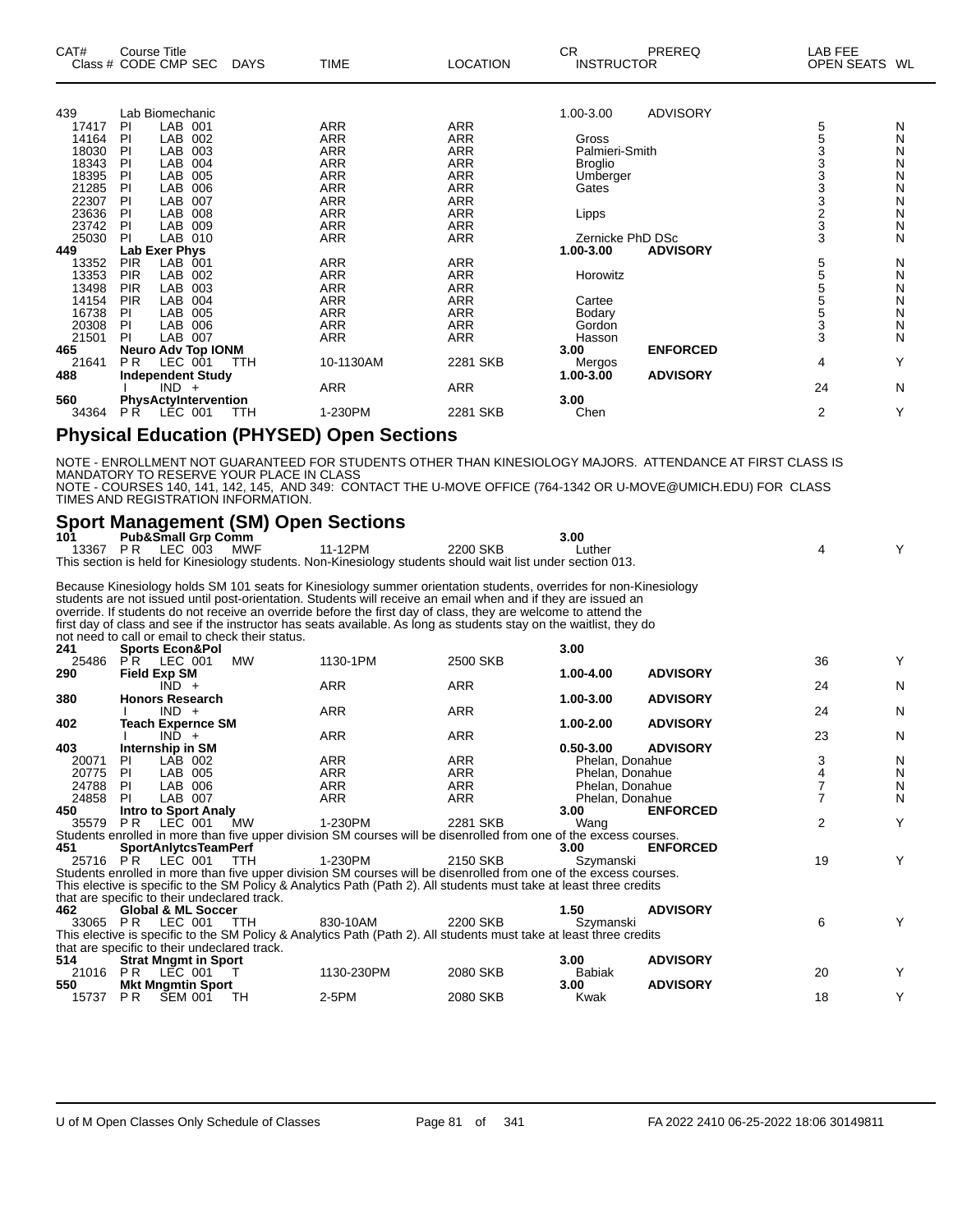| CAT# | Course Title | | | | | | CR | PREREQ | LAB FEE | |
|---|---|---|---|---|---|---|---|---|---|---|
| Class # | CODE CMP SEC | DAYS | TIME | LOCATION | INSTRUCTOR | | | | OPEN SEATS | WL |
| 439 | Lab Biomechanic | | | | | | 1.00-3.00 | ADVISORY | | |
| 17417 | PI LAB 001 | | ARR | ARR | | | | | 5 | N |
| 14164 | PI LAB 002 | | ARR | ARR | Gross | | | | 5 | N |
| 18030 | PI LAB 003 | | ARR | ARR | Palmieri-Smith | | | | 3 | N |
| 18343 | PI LAB 004 | | ARR | ARR | Broglio | | | | 3 | N |
| 18395 | PI LAB 005 | | ARR | ARR | Umberger | | | | 3 | N |
| 21285 | PI LAB 006 | | ARR | ARR | Gates | | | | 3 | N |
| 22307 | PI LAB 007 | | ARR | ARR | | | | | 3 | N |
| 23636 | PI LAB 008 | | ARR | ARR | Lipps | | | | 2 | N |
| 23742 | PI LAB 009 | | ARR | ARR | | | | | 3 | N |
| 25030 | PI LAB 010 | | ARR | ARR | Zernicke PhD DSc | | | | 3 | N |
| **449** | **Lab Exer Phys** | | | | | | **1.00-3.00** | **ADVISORY** | | |
| 13352 | PIR LAB 001 | | ARR | ARR | | | | | 5 | N |
| 13353 | PIR LAB 002 | | ARR | ARR | Horowitz | | | | 5 | N |
| 13498 | PIR LAB 003 | | ARR | ARR | | | | | 5 | N |
| 14154 | PIR LAB 004 | | ARR | ARR | Cartee | | | | 5 | N |
| 16738 | PI LAB 005 | | ARR | ARR | Bodary | | | | 5 | N |
| 20308 | PI LAB 006 | | ARR | ARR | Gordon | | | | 3 | N |
| 21501 | PI LAB 007 | | ARR | ARR | Hasson | | | | 3 | N |
| **465** | **Neuro Adv Top IONM** | | | | | | **3.00** | **ENFORCED** | | |
| 21641 | P R LEC 001 | TTH | 10-1130AM | 2281 SKB | Mergos | | | | 4 | Y |
| **488** | **Independent Study** | | | | | | **1.00-3.00** | **ADVISORY** | | |
| | I IND + | | ARR | ARR | | | | | 24 | N |
| **560** | **PhysActyIntervention** | | | | | | **3.00** | | | |
| 34364 | P R LEC 001 | TTH | 1-230PM | 2281 SKB | Chen | | | | 2 | Y |

## Physical Education (PHYSED) Open Sections

NOTE - ENROLLMENT NOT GUARANTEED FOR STUDENTS OTHER THAN KINESIOLOGY MAJORS. ATTENDANCE AT FIRST CLASS IS MANDATORY TO RESERVE YOUR PLACE IN CLASS
NOTE - COURSES 140, 141, 142, 145, AND 349: CONTACT THE U-MOVE OFFICE (764-1342 OR U-MOVE@UMICH.EDU) FOR CLASS TIMES AND REGISTRATION INFORMATION.

## Sport Management (SM) Open Sections

| CAT# | Course Title | DAYS | TIME | LOCATION | INSTRUCTOR | CR | PREREQ | OPEN SEATS | WL |
|---|---|---|---|---|---|---|---|---|---|
| **101** | **Pub&Small Grp Comm** | | | | | **3.00** | | | |
| 13367 | P R LEC 003 | MWF | 11-12PM | 2200 SKB | Luther | | | 4 | Y |

This section is held for Kinesiology students. Non-Kinesiology students should wait list under section 013.

Because Kinesiology holds SM 101 seats for Kinesiology summer orientation students, overrides for non-Kinesiology students are not issued until post-orientation. Students will receive an email when and if they are issued an override. If students do not receive an override before the first day of class, they are welcome to attend the first day of class and see if the instructor has seats available. As long as students stay on the waitlist, they do not need to call or email to check their status.

| CAT# | Course Title | DAYS | TIME | LOCATION | INSTRUCTOR | CR | PREREQ | OPEN SEATS | WL |
|---|---|---|---|---|---|---|---|---|---|
| **241** | **Sports Econ&Pol** | | | | | **3.00** | | | |
| 25486 | P R LEC 001 | MW | 1130-1PM | 2500 SKB | | | | 36 | Y |
| **290** | **Field Exp SM** | | | | | **1.00-4.00** | **ADVISORY** | | |
| | IND + | | ARR | ARR | | | | 24 | N |
| **380** | **Honors Research** | | | | | **1.00-3.00** | **ADVISORY** | | |
| | I IND + | | ARR | ARR | | | | 24 | N |
| **402** | **Teach Expernce SM** | | | | | **1.00-2.00** | **ADVISORY** | | |
| | I IND + | | ARR | ARR | | | | 23 | N |
| **403** | **Internship in SM** | | | | | **0.50-3.00** | **ADVISORY** | | |
| 20071 | PI LAB 002 | | ARR | ARR | Phelan, Donahue | | | 3 | N |
| 20775 | PI LAB 005 | | ARR | ARR | Phelan, Donahue | | | 4 | N |
| 24788 | PI LAB 006 | | ARR | ARR | Phelan, Donahue | | | 7 | N |
| 24858 | PI LAB 007 | | ARR | ARR | Phelan, Donahue | | | 7 | N |
| **450** | **Intro to Sport Analy** | | | | | **3.00** | **ENFORCED** | | |
| 35579 | P R LEC 001 | MW | 1-230PM | 2281 SKB | Wang | | | 2 | Y |

Students enrolled in more than five upper division SM courses will be disenrolled from one of the excess courses.

| CAT# | Course Title | DAYS | TIME | LOCATION | INSTRUCTOR | CR | PREREQ | OPEN SEATS | WL |
|---|---|---|---|---|---|---|---|---|---|
| **451** | **SportAnlytcsTeamPerf** | | | | | **3.00** | **ENFORCED** | | |
| 25716 | P R LEC 001 | TTH | 1-230PM | 2150 SKB | Szymanski | | | 19 | Y |

Students enrolled in more than five upper division SM courses will be disenrolled from one of the excess courses.
This elective is specific to the SM Policy & Analytics Path (Path 2). All students must take at least three credits that are specific to their undeclared track.

| CAT# | Course Title | DAYS | TIME | LOCATION | INSTRUCTOR | CR | PREREQ | OPEN SEATS | WL |
|---|---|---|---|---|---|---|---|---|---|
| **462** | **Global & ML Soccer** | | | | | **1.50** | **ADVISORY** | | |
| 33065 | P R LEC 001 | TTH | 830-10AM | 2200 SKB | Szymanski | | | 6 | Y |

This elective is specific to the SM Policy & Analytics Path (Path 2). All students must take at least three credits that are specific to their undeclared track.

| CAT# | Course Title | DAYS | TIME | LOCATION | INSTRUCTOR | CR | PREREQ | OPEN SEATS | WL |
|---|---|---|---|---|---|---|---|---|---|
| **514** | **Strat Mngmt in Sport** | | | | | **3.00** | **ADVISORY** | | |
| 21016 | P R LEC 001 | T | 1130-230PM | 2080 SKB | Babiak | | | 20 | Y |
| **550** | **Mkt Mngmtin Sport** | | | | | **3.00** | **ADVISORY** | | |
| 15737 | P R SEM 001 | TH | 2-5PM | 2080 SKB | Kwak | | | 18 | Y |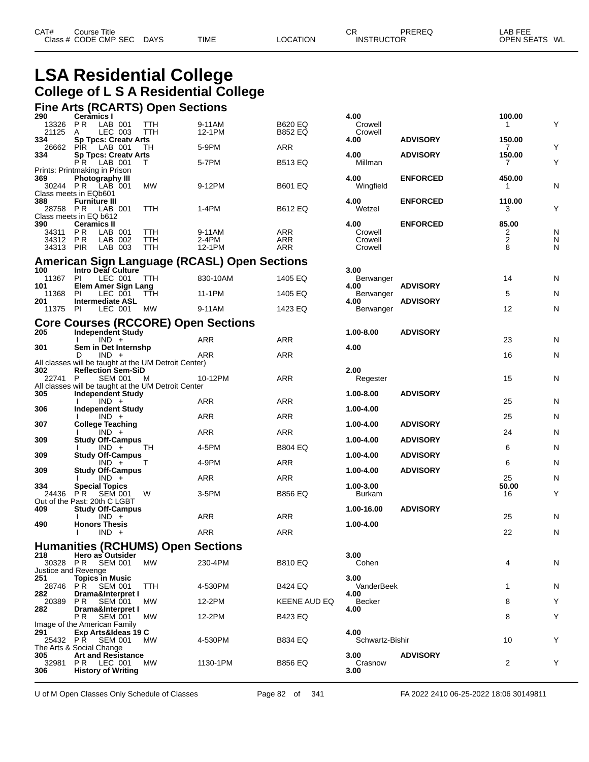| CAT# Class # | Course Title CODE | CMP | SEC | DAYS | TIME | LOCATION | CR INSTRUCTOR | PREREQ | LAB FEE OPEN SEATS | WL |
|---|---|---|---|---|---|---|---|---|---|---|

# LSA Residential College

## College of L S A Residential College

### Fine Arts (RCARTS) Open Sections

| CAT# / Class # | CODE | CMP | SEC | DAYS | TIME | LOCATION | CR / INSTRUCTOR | PREREQ | LAB FEE / OPEN SEATS | WL |
|---|---|---|---|---|---|---|---|---|---|---|
| **290** | **Ceramics I** | | | | | | **4.00** | | **100.00** | |
| 13326 | P R | LAB | 001 | TTH | 9-11AM | B620 EQ | Crowell | | 1 | Y |
| 21125 | A | LEC | 003 | TTH | 12-1PM | B852 EQ | Crowell | | | |
| **334** | **Sp Tpcs: Creatv Arts** | | | | | | **4.00** | **ADVISORY** | **150.00** | |
| 26662 | PIR | LAB | 001 | TH | 5-9PM | ARR | | | 7 | Y |
| **334** | **Sp Tpcs: Creatv Arts** | | | | | | **4.00** | **ADVISORY** | **150.00** | |
| | P R | LAB | 001 | T | 5-7PM | B513 EQ | Millman | | 7 | Y |
| Prints: Printmaking in Prison | | | | | | | | | | |
| **369** | **Photography III** | | | | | | **4.00** | **ENFORCED** | **450.00** | |
| 30244 | P R | LAB | 001 | MW | 9-12PM | B601 EQ | Wingfield | | 1 | N |
| Class meets in EQb601 | | | | | | | | | | |
| **388** | **Furniture III** | | | | | | **4.00** | **ENFORCED** | **110.00** | |
| 28758 | P R | LAB | 001 | TTH | 1-4PM | B612 EQ | Wetzel | | 3 | Y |
| Class meets in EQ b612 | | | | | | | | | | |
| **390** | **Ceramics II** | | | | | | **4.00** | **ENFORCED** | **85.00** | |
| 34311 | P R | LAB | 001 | TTH | 9-11AM | ARR | Crowell | | 2 | N |
| 34312 | P R | LAB | 002 | TTH | 2-4PM | ARR | Crowell | | 2 | N |
| 34313 | PIR | LAB | 003 | TTH | 12-1PM | ARR | Crowell | | 8 | N |

### American Sign Language (RCASL) Open Sections

| CAT# / Class # | CODE | CMP | SEC | DAYS | TIME | LOCATION | CR / INSTRUCTOR | PREREQ | LAB FEE / OPEN SEATS | WL |
|---|---|---|---|---|---|---|---|---|---|---|
| **100** | **Intro Deaf Culture** | | | | | | **3.00** | | | |
| 11367 | PI | LEC | 001 | TTH | 830-10AM | 1405 EQ | Berwanger | | 14 | N |
| **101** | **Elem Amer Sign Lang** | | | | | | **4.00** | **ADVISORY** | | |
| 11368 | PI | LEC | 001 | TTH | 11-1PM | 1405 EQ | Berwanger | | 5 | N |
| **201** | **Intermediate ASL** | | | | | | **4.00** | **ADVISORY** | | |
| 11375 | PI | LEC | 001 | MW | 9-11AM | 1423 EQ | Berwanger | | 12 | N |

### Core Courses (RCCORE) Open Sections

| CAT# / Class # | CODE | CMP | SEC | DAYS | TIME | LOCATION | CR / INSTRUCTOR | PREREQ | LAB FEE / OPEN SEATS | WL |
|---|---|---|---|---|---|---|---|---|---|---|
| **205** | **Independent Study** | | | | | | **1.00-8.00** | **ADVISORY** | | |
| | I | IND | + | | ARR | ARR | | | 23 | N |
| **301** | **Sem in Det Internshp** | | | | | | **4.00** | | | |
| | D | IND | + | | ARR | ARR | | | 16 | N |
| All classes will be taught at the UM Detroit Center) | | | | | | | | | | |
| **302** | **Reflection Sem-SiD** | | | | | | **2.00** | | | |
| 22741 | P | SEM | 001 | M | 10-12PM | ARR | Regester | | 15 | N |
| All classes will be taught at the UM Detroit Center | | | | | | | | | | |
| **305** | **Independent Study** | | | | | | **1.00-8.00** | **ADVISORY** | | |
| | I | IND | + | | ARR | ARR | | | 25 | N |
| **306** | **Independent Study** | | | | | | **1.00-4.00** | | | |
| | I | IND | + | | ARR | ARR | | | 25 | N |
| **307** | **College Teaching** | | | | | | **1.00-4.00** | **ADVISORY** | | |
| | I | IND | + | | ARR | ARR | | | 24 | N |
| **309** | **Study Off-Campus** | | | | | | **1.00-4.00** | **ADVISORY** | | |
| | I | IND | + | TH | 4-5PM | B804 EQ | | | 6 | N |
| **309** | **Study Off-Campus** | | | | | | **1.00-4.00** | **ADVISORY** | | |
| | | IND | + | T | 4-9PM | ARR | | | 6 | N |
| **309** | **Study Off-Campus** | | | | | | **1.00-4.00** | **ADVISORY** | | |
| | I | IND | + | | ARR | ARR | | | 25 | N |
| **334** | **Special Topics** | | | | | | **1.00-3.00** | | **50.00** | |
| 24436 | P R | SEM | 001 | W | 3-5PM | B856 EQ | Burkam | | 16 | Y |
| Out of the Past: 20th C LGBT | | | | | | | | | | |
| **409** | **Study Off-Campus** | | | | | | **1.00-16.00** | **ADVISORY** | | |
| | I | IND | + | | ARR | ARR | | | 25 | N |
| **490** | **Honors Thesis** | | | | | | **1.00-4.00** | | | |
| | I | IND | + | | ARR | ARR | | | 22 | N |

### Humanities (RCHUMS) Open Sections

| CAT# / Class # | CODE | CMP | SEC | DAYS | TIME | LOCATION | CR / INSTRUCTOR | PREREQ | LAB FEE / OPEN SEATS | WL |
|---|---|---|---|---|---|---|---|---|---|---|
| **218** | **Hero as Outsider** | | | | | | **3.00** | | | |
| 30328 | P R | SEM | 001 | MW | 230-4PM | B810 EQ | Cohen | | 4 | N |
| Justice and Revenge | | | | | | | | | | |
| **251** | **Topics in Music** | | | | | | **3.00** | | | |
| 28746 | P R | SEM | 001 | TTH | 4-530PM | B424 EQ | VanderBeek | | 1 | N |
| **282** | **Drama&Interpret I** | | | | | | **4.00** | | | |
| 20389 | P R | SEM | 001 | MW | 12-2PM | KEENE AUD EQ | Becker | | 8 | Y |
| **282** | **Drama&Interpret I** | | | | | | **4.00** | | | |
| | P R | SEM | 001 | MW | 12-2PM | B423 EQ | | | 8 | Y |
| Image of the American Family | | | | | | | | | | |
| **291** | **Exp Arts&Ideas 19 C** | | | | | | **4.00** | | | |
| 25432 | P R | SEM | 001 | MW | 4-530PM | B834 EQ | Schwartz-Bishir | | 10 | Y |
| The Arts & Social Change | | | | | | | | | | |
| **305** | **Art and Resistance** | | | | | | **3.00** | **ADVISORY** | | |
| 32981 | P R | LEC | 001 | MW | 1130-1PM | B856 EQ | Crasnow | | 2 | Y |
| **306** | **History of Writing** | | | | | | **3.00** | | | |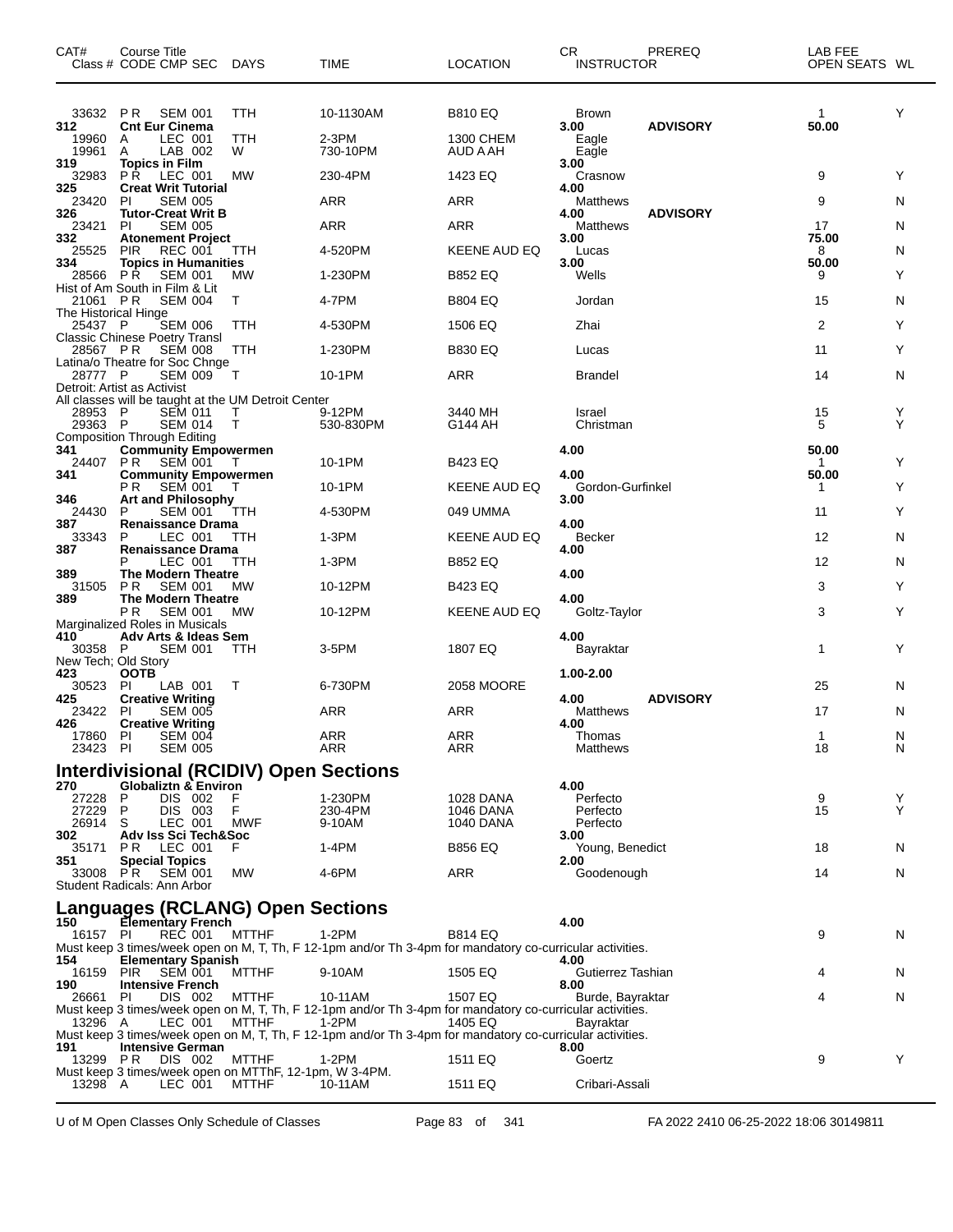| CAT# Class # | Course Title CODE CMP SEC | DAYS | TIME | LOCATION | CR INSTRUCTOR | PREREQ | LAB FEE OPEN SEATS | WL |
|---|---|---|---|---|---|---|---|---|
| 33632 | P R SEM 001 | TTH | 10-1130AM | B810 EQ | Brown | | 1 | Y |
| **312** | **Cnt Eur Cinema** | | | | **3.00** | **ADVISORY** | **50.00** | |
| 19960 | A LEC 001 | TTH | 2-3PM | 1300 CHEM | Eagle | | | |
| 19961 | A LAB 002 | W | 730-10PM | AUD A AH | Eagle | | | |
| **319** | **Topics in Film** | | | | **3.00** | | | |
| 32983 | P R LEC 001 | MW | 230-4PM | 1423 EQ | Crasnow | | 9 | Y |
| **325** | **Creat Writ Tutorial** | | | | **4.00** | | | |
| 23420 | PI SEM 005 | | ARR | ARR | Matthews | | 9 | N |
| **326** | **Tutor-Creat Writ B** | | | | **4.00** | **ADVISORY** | | |
| 23421 | PI SEM 005 | | ARR | ARR | Matthews | | 17 | N |
| **332** | **Atonement Project** | | | | **3.00** | | **75.00** | |
| 25525 | PIR REC 001 | TTH | 4-520PM | KEENE AUD EQ | Lucas | | 8 | N |
| **334** | **Topics in Humanities** | | | | **3.00** | | **50.00** | |
| 28566 | P R SEM 001 | MW | 1-230PM | B852 EQ | Wells | | 9 | Y |
| Hist of Am South in Film & Lit | | | | | | | | |
| 21061 | P R SEM 004 | T | 4-7PM | B804 EQ | Jordan | | 15 | N |
| The Historical Hinge | | | | | | | | |
| 25437 | P SEM 006 | TTH | 4-530PM | 1506 EQ | Zhai | | 2 | Y |
| Classic Chinese Poetry Transl | | | | | | | | |
| 28567 | P R SEM 008 | TTH | 1-230PM | B830 EQ | Lucas | | 11 | Y |
| Latina/o Theatre for Soc Chnge | | | | | | | | |
| 28777 | P SEM 009 | T | 10-1PM | ARR | Brandel | | 14 | N |
| Detroit: Artist as Activist | | | | | | | | |
| All classes will be taught at the UM Detroit Center | | | | | | | | |
| 28953 | P SEM 011 | T | 9-12PM | 3440 MH | Israel | | 15 | Y |
| 29363 | P SEM 014 | T | 530-830PM | G144 AH | Christman | | 5 | Y |
| Composition Through Editing | | | | | | | | |
| **341** | **Community Empowermen** | | | | **4.00** | | **50.00** | |
| 24407 | P R SEM 001 | T | 10-1PM | B423 EQ | | | 1 | Y |
| **341** | **Community Empowermen** | | | | **4.00** | | **50.00** | |
| | P R SEM 001 | T | 10-1PM | KEENE AUD EQ | Gordon-Gurfinkel | | 1 | Y |
| **346** | **Art and Philosophy** | | | | **3.00** | | | |
| 24430 | P SEM 001 | TTH | 4-530PM | 049 UMMA | | | 11 | Y |
| **387** | **Renaissance Drama** | | | | **4.00** | | | |
| 33343 | P LEC 001 | TTH | 1-3PM | KEENE AUD EQ | Becker | | 12 | N |
| **387** | **Renaissance Drama** | | | | **4.00** | | | |
| | P LEC 001 | TTH | 1-3PM | B852 EQ | | | 12 | N |
| **389** | **The Modern Theatre** | | | | **4.00** | | | |
| 31505 | P R SEM 001 | MW | 10-12PM | B423 EQ | | | 3 | Y |
| **389** | **The Modern Theatre** | | | | **4.00** | | | |
| | P R SEM 001 | MW | 10-12PM | KEENE AUD EQ | Goltz-Taylor | | 3 | Y |
| Marginalized Roles in Musicals | | | | | | | | |
| **410** | **Adv Arts & Ideas Sem** | | | | **4.00** | | | |
| 30358 | P SEM 001 | TTH | 3-5PM | 1807 EQ | Bayraktar | | 1 | Y |
| New Tech; Old Story | | | | | | | | |
| **423** | **OOTB** | | | | **1.00-2.00** | | | |
| 30523 | PI LAB 001 | T | 6-730PM | 2058 MOORE | | | 25 | N |
| **425** | **Creative Writing** | | | | **4.00** | **ADVISORY** | | |
| 23422 | PI SEM 005 | | ARR | ARR | Matthews | | 17 | N |
| **426** | **Creative Writing** | | | | **4.00** | | | |
| 17860 | PI SEM 004 | | ARR | ARR | Thomas | | 1 | N |
| 23423 | PI SEM 005 | | ARR | ARR | Matthews | | 18 | N |

## Interdivisional (RCIDIV) Open Sections

| CAT# Class # | Course Title CODE CMP SEC | DAYS | TIME | LOCATION | CR INSTRUCTOR | PREREQ | LAB FEE OPEN SEATS | WL |
|---|---|---|---|---|---|---|---|---|
| **270** | **Globaliztn & Environ** | | | | **4.00** | | | |
| 27228 | P DIS 002 | F | 1-230PM | 1028 DANA | Perfecto | | 9 | Y |
| 27229 | P DIS 003 | F | 230-4PM | 1046 DANA | Perfecto | | 15 | Y |
| 26914 | S LEC 001 | MWF | 9-10AM | 1040 DANA | Perfecto | | | |
| **302** | **Adv Iss Sci Tech&Soc** | | | | **3.00** | | | |
| 35171 | P R LEC 001 | F | 1-4PM | B856 EQ | Young, Benedict | | 18 | N |
| **351** | **Special Topics** | | | | **2.00** | | | |
| 33008 | P R SEM 001 | MW | 4-6PM | ARR | Goodenough | | 14 | N |
| Student Radicals: Ann Arbor | | | | | | | | |

## Languages (RCLANG) Open Sections

| CAT# Class # | Course Title CODE CMP SEC | DAYS | TIME | LOCATION | CR INSTRUCTOR | PREREQ | LAB FEE OPEN SEATS | WL |
|---|---|---|---|---|---|---|---|---|
| **150** | **Elementary French** | | | | **4.00** | | | |
| 16157 | PI REC 001 | MTTHF | 1-2PM | B814 EQ | | | 9 | N |
| Must keep 3 times/week open on M, T, Th, F 12-1pm and/or Th 3-4pm for mandatory co-curricular activities. | | | | | | | | |
| **154** | **Elementary Spanish** | | | | **4.00** | | | |
| 16159 | PIR SEM 001 | MTTHF | 9-10AM | 1505 EQ | Gutierrez Tashian | | 4 | N |
| **190** | **Intensive French** | | | | **8.00** | | | |
| 26661 | PI DIS 002 | MTTHF | 10-11AM | 1507 EQ | Burde, Bayraktar | | 4 | N |
| Must keep 3 times/week open on M, T, Th, F 12-1pm and/or Th 3-4pm for mandatory co-curricular activities. | | | | | | | | |
| 13296 | A LEC 001 | MTTHF | 1-2PM | 1405 EQ | Bayraktar | | | |
| Must keep 3 times/week open on M, T, Th, F 12-1pm and/or Th 3-4pm for mandatory co-curricular activities. | | | | | | | | |
| **191** | **Intensive German** | | | | **8.00** | | | |
| 13299 | P R DIS 002 | MTTHF | 1-2PM | 1511 EQ | Goertz | | 9 | Y |
| Must keep 3 times/week open on MTThF, 12-1pm, W 3-4PM. | | | | | | | | |
| 13298 | A LEC 001 | MTTHF | 10-11AM | 1511 EQ | Cribari-Assali | | | |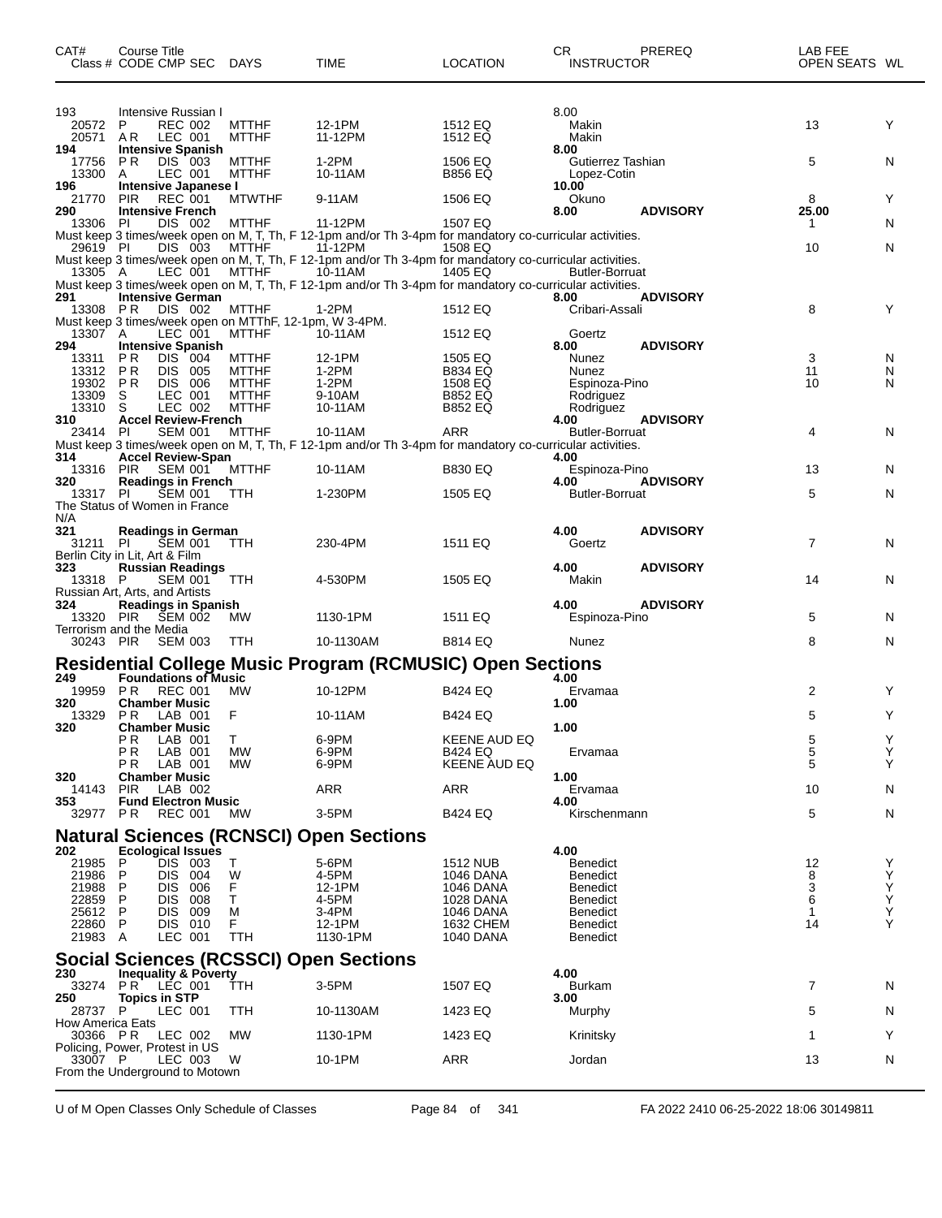| CAT# Class # | Course Title CODE | CMP | SEC | DAYS | TIME | LOCATION | CR INSTRUCTOR | PREREQ | LAB FEE OPEN SEATS | WL |
|---|---|---|---|---|---|---|---|---|---|---|
| **193** | Intensive Russian I | | | | | | 8.00 | | | |
| 20572 | P | REC | 002 | MTTHF | 12-1PM | 1512 EQ | Makin | | 13 | Y |
| 20571 | A R | LEC | 001 | MTTHF | 11-12PM | 1512 EQ | Makin | | | |
| **194** | **Intensive Spanish** | | | | | | **8.00** | | | |
| 17756 | P R | DIS | 003 | MTTHF | 1-2PM | 1506 EQ | Gutierrez Tashian | | 5 | N |
| 13300 | A | LEC | 001 | MTTHF | 10-11AM | B856 EQ | Lopez-Cotin | | | |
| **196** | **Intensive Japanese I** | | | | | | **10.00** | | | |
| 21770 | PIR | REC | 001 | MTWTHF | 9-11AM | 1506 EQ | Okuno | | 8 | Y |
| **290** | **Intensive French** | | | | | | **8.00** | **ADVISORY** | **25.00** | |
| 13306 | PI | DIS | 002 | MTTHF | 11-12PM | 1507 EQ | | | 1 | N |
| Must keep 3 times/week open on M, T, Th, F 12-1pm and/or Th 3-4pm for mandatory co-curricular activities. | | | | | | | | | | |
| 29619 | PI | DIS | 003 | MTTHF | 11-12PM | 1508 EQ | | | 10 | N |
| Must keep 3 times/week open on M, T, Th, F 12-1pm and/or Th 3-4pm for mandatory co-curricular activities. | | | | | | | | | | |
| 13305 | A | LEC | 001 | MTTHF | 10-11AM | 1405 EQ | Butler-Borruat | | | |
| Must keep 3 times/week open on M, T, Th, F 12-1pm and/or Th 3-4pm for mandatory co-curricular activities. | | | | | | | | | | |
| **291** | **Intensive German** | | | | | | **8.00** | **ADVISORY** | | |
| 13308 | P R | DIS | 002 | MTTHF | 1-2PM | 1512 EQ | Cribari-Assali | | 8 | Y |
| Must keep 3 times/week open on MTThF, 12-1pm, W 3-4PM. | | | | | | | | | | |
| 13307 | A | LEC | 001 | MTTHF | 10-11AM | 1512 EQ | Goertz | | | |
| **294** | **Intensive Spanish** | | | | | | **8.00** | **ADVISORY** | | |
| 13311 | P R | DIS | 004 | MTTHF | 12-1PM | 1505 EQ | Nunez | | 3 | N |
| 13312 | P R | DIS | 005 | MTTHF | 1-2PM | B834 EQ | Nunez | | 11 | N |
| 19302 | P R | DIS | 006 | MTTHF | 1-2PM | 1508 EQ | Espinoza-Pino | | 10 | N |
| 13309 | S | LEC | 001 | MTTHF | 9-10AM | B852 EQ | Rodriguez | | | |
| 13310 | S | LEC | 002 | MTTHF | 10-11AM | B852 EQ | Rodriguez | | | |
| **310** | **Accel Review-French** | | | | | | **4.00** | **ADVISORY** | | |
| 23414 | PI | SEM | 001 | MTTHF | 10-11AM | ARR | Butler-Borruat | | 4 | N |
| Must keep 3 times/week open on M, T, Th, F 12-1pm and/or Th 3-4pm for mandatory co-curricular activities. | | | | | | | | | | |
| **314** | **Accel Review-Span** | | | | | | **4.00** | | | |
| 13316 | PIR | SEM | 001 | MTTHF | 10-11AM | B830 EQ | Espinoza-Pino | | 13 | N |
| **320** | **Readings in French** | | | | | | **4.00** | **ADVISORY** | | |
| 13317 | PI | SEM | 001 | TTH | 1-230PM | 1505 EQ | Butler-Borruat | | 5 | N |
| The Status of Women in France | | | | | | | | | | |
| N/A | | | | | | | | | | |
| **321** | **Readings in German** | | | | | | **4.00** | **ADVISORY** | | |
| 31211 | PI | SEM | 001 | TTH | 230-4PM | 1511 EQ | Goertz | | 7 | N |
| Berlin City in Lit, Art & Film | | | | | | | | | | |
| **323** | **Russian Readings** | | | | | | **4.00** | **ADVISORY** | | |
| 13318 | P | SEM | 001 | TTH | 4-530PM | 1505 EQ | Makin | | 14 | N |
| Russian Art, Arts, and Artists | | | | | | | | | | |
| **324** | **Readings in Spanish** | | | | | | **4.00** | **ADVISORY** | | |
| 13320 | PIR | SEM | 002 | MW | 1130-1PM | 1511 EQ | Espinoza-Pino | | 5 | N |
| Terrorism and the Media | | | | | | | | | | |
| 30243 | PIR | SEM | 003 | TTH | 10-1130AM | B814 EQ | Nunez | | 8 | N |

## Residential College Music Program (RCMUSIC) Open Sections

| CAT# Class # | Course Title CODE | CMP | SEC | DAYS | TIME | LOCATION | CR INSTRUCTOR | PREREQ | LAB FEE OPEN SEATS | WL |
|---|---|---|---|---|---|---|---|---|---|---|
| **249** | **Foundations of Music** | | | | | | **4.00** | | | |
| 19959 | P R | REC | 001 | MW | 10-12PM | B424 EQ | Ervamaa | | 2 | Y |
| **320** | **Chamber Music** | | | | | | **1.00** | | | |
| 13329 | P R | LAB | 001 | F | 10-11AM | B424 EQ | | | 5 | Y |
| **320** | **Chamber Music** | | | | | | **1.00** | | | |
| | P R | LAB | 001 | T | 6-9PM | KEENE AUD EQ | | | 5 | Y |
| | P R | LAB | 001 | MW | 6-9PM | B424 EQ | Ervamaa | | 5 | Y |
| | P R | LAB | 001 | MW | 6-9PM | KEENE AUD EQ | | | 5 | Y |
| **320** | **Chamber Music** | | | | | | **1.00** | | | |
| 14143 | PIR | LAB | 002 | | ARR | ARR | Ervamaa | | 10 | N |
| **353** | **Fund Electron Music** | | | | | | **4.00** | | | |
| 32977 | P R | REC | 001 | MW | 3-5PM | B424 EQ | Kirschenmann | | 5 | N |

## Natural Sciences (RCNSCI) Open Sections

| CAT# Class # | Course Title CODE | CMP | SEC | DAYS | TIME | LOCATION | CR INSTRUCTOR | PREREQ | LAB FEE OPEN SEATS | WL |
|---|---|---|---|---|---|---|---|---|---|---|
| **202** | **Ecological Issues** | | | | | | **4.00** | | | |
| 21985 | P | DIS | 003 | T | 5-6PM | 1512 NUB | Benedict | | 12 | Y |
| 21986 | P | DIS | 004 | W | 4-5PM | 1046 DANA | Benedict | | 8 | Y |
| 21988 | P | DIS | 006 | F | 12-1PM | 1046 DANA | Benedict | | 3 | Y |
| 22859 | P | DIS | 008 | T | 4-5PM | 1028 DANA | Benedict | | 6 | Y |
| 25612 | P | DIS | 009 | M | 3-4PM | 1046 DANA | Benedict | | 1 | Y |
| 22860 | P | DIS | 010 | F | 12-1PM | 1632 CHEM | Benedict | | 14 | Y |
| 21983 | A | LEC | 001 | TTH | 1130-1PM | 1040 DANA | Benedict | | | |

## Social Sciences (RCSSCI) Open Sections

| CAT# Class # | Course Title CODE | CMP | SEC | DAYS | TIME | LOCATION | CR INSTRUCTOR | PREREQ | LAB FEE OPEN SEATS | WL |
|---|---|---|---|---|---|---|---|---|---|---|
| **230** | **Inequality & Poverty** | | | | | | **4.00** | | | |
| 33274 | P R | LEC | 001 | TTH | 3-5PM | 1507 EQ | Burkam | | 7 | N |
| **250** | **Topics in STP** | | | | | | **3.00** | | | |
| 28737 | P | LEC | 001 | TTH | 10-1130AM | 1423 EQ | Murphy | | 5 | N |
| How America Eats | | | | | | | | | | |
| 30366 | P R | LEC | 002 | MW | 1130-1PM | 1423 EQ | Krinitsky | | 1 | Y |
| Policing, Power, Protest in US | | | | | | | | | | |
| 33007 | P | LEC | 003 | W | 10-1PM | ARR | Jordan | | 13 | N |
| From the Underground to Motown | | | | | | | | | | |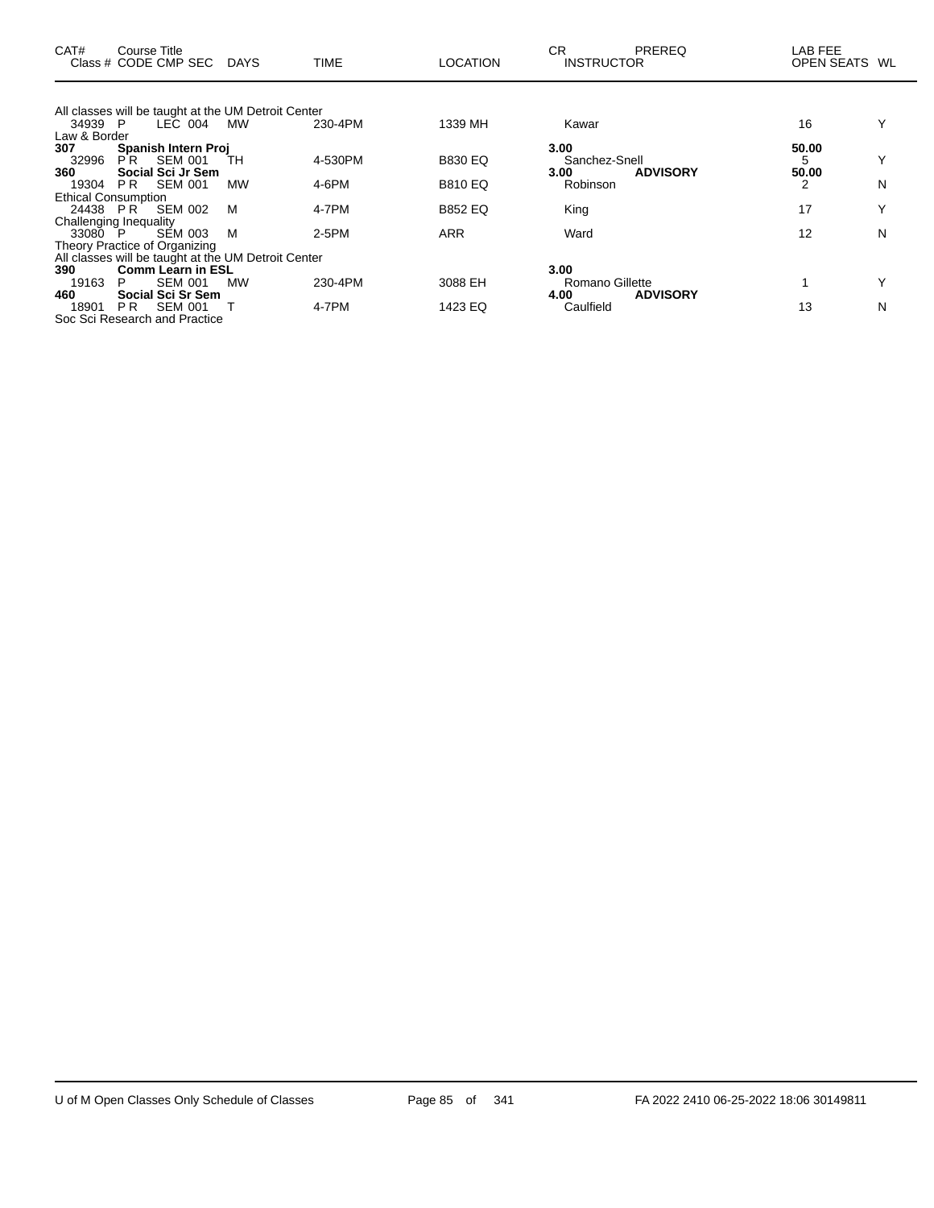| CAT# | Course Title<br>Class # CODE CMP SEC | DAYS | TIME | LOCATION | CR<br>INSTRUCTOR | PREREQ | LAB FEE<br>OPEN SEATS | WL |
|---|---|---|---|---|---|---|---|---|
| | All classes will be taught at the UM Detroit Center | | | | | | | |
| 34939 | P LEC 004 | MW | 230-4PM | 1339 MH | Kawar | | 16 | Y |
| | Law & Border | | | | | | | |
| **307** | **Spanish Intern Proj** | | | | **3.00** | | **50.00** | |
| 32996 | P R SEM 001 | TH | 4-530PM | B830 EQ | Sanchez-Snell | | 5 | Y |
| **360** | **Social Sci Jr Sem** | | | | **3.00** | **ADVISORY** | **50.00** | |
| 19304 | P R SEM 001 | MW | 4-6PM | B810 EQ | Robinson | | 2 | N |
| | Ethical Consumption | | | | | | | |
| 24438 | P R SEM 002 | M | 4-7PM | B852 EQ | King | | 17 | Y |
| | Challenging Inequality | | | | | | | |
| 33080 | P SEM 003 | M | 2-5PM | ARR | Ward | | 12 | N |
| | Theory Practice of Organizing | | | | | | | |
| | All classes will be taught at the UM Detroit Center | | | | | | | |
| **390** | **Comm Learn in ESL** | | | | **3.00** | | | |
| 19163 | P SEM 001 | MW | 230-4PM | 3088 EH | Romano Gillette | | 1 | Y |
| **460** | **Social Sci Sr Sem** | | | | **4.00** | **ADVISORY** | | |
| 18901 | P R SEM 001 | T | 4-7PM | 1423 EQ | Caulfield | | 13 | N |
| | Soc Sci Research and Practice | | | | | | | |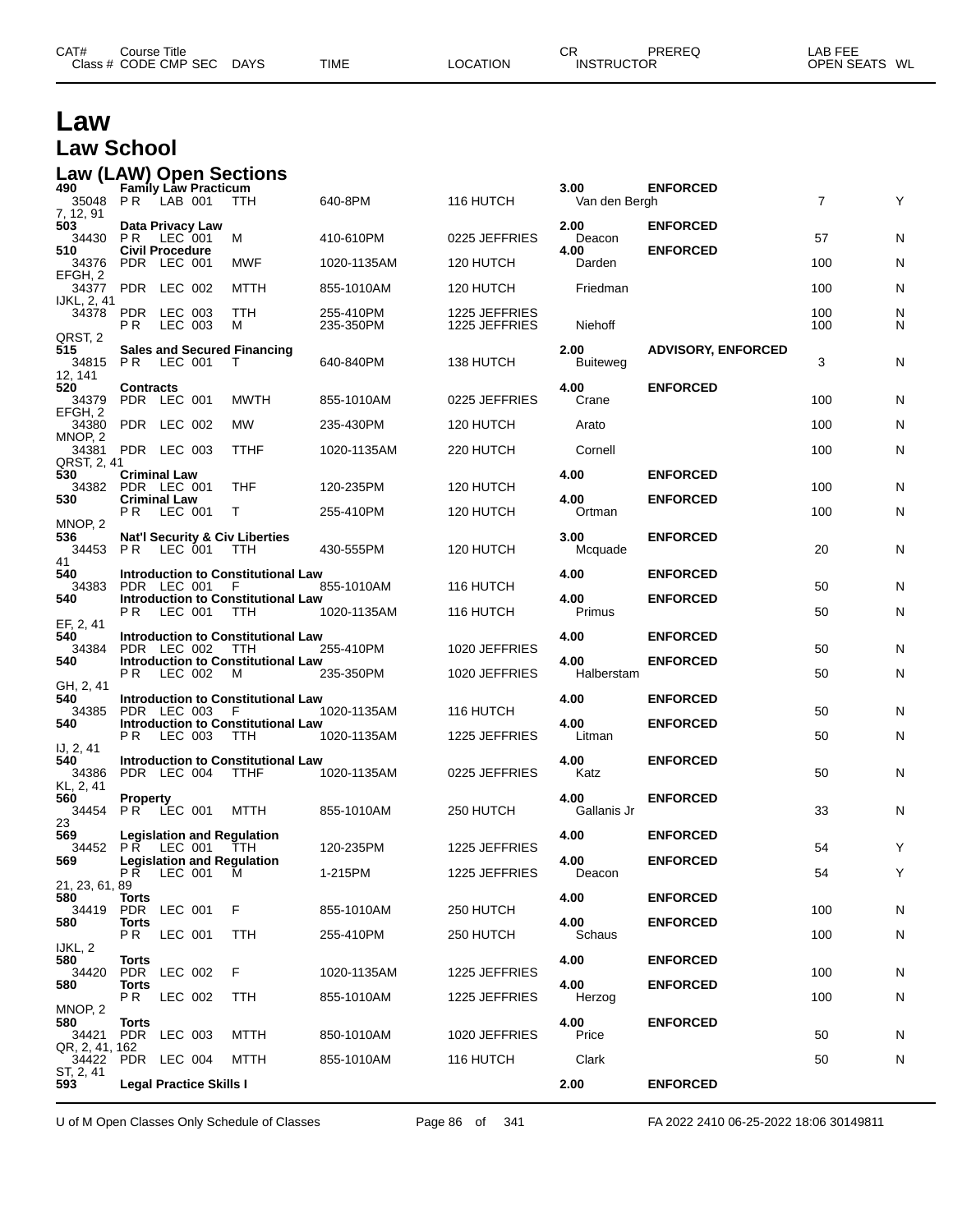# Law

## Law School

### Law (LAW) Open Sections

| CAT# | Course Title / Class # | CODE | CMP | SEC | DAYS | TIME | LOCATION | CR / INSTRUCTOR | PREREQ | LAB FEE / OPEN SEATS | WL |
|---|---|---|---|---|---|---|---|---|---|---|---|
| 490 | Family Law Practicum | | | | | | | 3.00 | ENFORCED | | |
| | 35048 | P R | LAB | 001 | TTH | 640-8PM | 116 HUTCH | Van den Bergh | | 7 | Y |
| | 7, 12, 91 | | | | | | | | | | |
| 503 | Data Privacy Law | | | | | | | 2.00 | ENFORCED | | |
| | 34430 | P R | LEC | 001 | M | 410-610PM | 0225 JEFFRIES | Deacon | | 57 | N |
| 510 | Civil Procedure | | | | | | | 4.00 | ENFORCED | | |
| | 34376 | PDR | LEC | 001 | MWF | 1020-1135AM | 120 HUTCH | Darden | | 100 | N |
| | EFGH, 2 | | | | | | | | | | |
| | 34377 | PDR | LEC | 002 | MTTH | 855-1010AM | 120 HUTCH | Friedman | | 100 | N |
| | IJKL, 2, 41 | | | | | | | | | | |
| | 34378 | PDR | LEC | 003 | TTH | 255-410PM | 1225 JEFFRIES | | | 100 | N |
| | | P R | LEC | 003 | M | 235-350PM | 1225 JEFFRIES | Niehoff | | 100 | N |
| | QRST, 2 | | | | | | | | | | |
| 515 | Sales and Secured Financing | | | | | | | 2.00 | ADVISORY, ENFORCED | | |
| | 34815 | P R | LEC | 001 | T | 640-840PM | 138 HUTCH | Buiteweg | | 3 | N |
| | 12, 141 | | | | | | | | | | |
| 520 | Contracts | | | | | | | 4.00 | ENFORCED | | |
| | 34379 | PDR | LEC | 001 | MWTH | 855-1010AM | 0225 JEFFRIES | Crane | | 100 | N |
| | EFGH, 2 | | | | | | | | | | |
| | 34380 | PDR | LEC | 002 | MW | 235-430PM | 120 HUTCH | Arato | | 100 | N |
| | MNOP, 2 | | | | | | | | | | |
| | 34381 | PDR | LEC | 003 | TTHF | 1020-1135AM | 220 HUTCH | Cornell | | 100 | N |
| | QRST, 2, 41 | | | | | | | | | | |
| 530 | Criminal Law | | | | | | | 4.00 | ENFORCED | | |
| | 34382 | PDR | LEC | 001 | THF | 120-235PM | 120 HUTCH | | | 100 | N |
| 530 | Criminal Law | | | | | | | 4.00 | ENFORCED | | |
| | | P R | LEC | 001 | T | 255-410PM | 120 HUTCH | Ortman | | 100 | N |
| | MNOP, 2 | | | | | | | | | | |
| 536 | Nat'l Security & Civ Liberties | | | | | | | 3.00 | ENFORCED | | |
| | 34453 | P R | LEC | 001 | TTH | 430-555PM | 120 HUTCH | Mcquade | | 20 | N |
| | 41 | | | | | | | | | | |
| 540 | Introduction to Constitutional Law | | | | | | | 4.00 | ENFORCED | | |
| | 34383 | PDR | LEC | 001 | F | 855-1010AM | 116 HUTCH | | | 50 | N |
| 540 | Introduction to Constitutional Law | | | | | | | 4.00 | ENFORCED | | |
| | | P R | LEC | 001 | TTH | 1020-1135AM | 116 HUTCH | Primus | | 50 | N |
| | EF, 2, 41 | | | | | | | | | | |
| 540 | Introduction to Constitutional Law | | | | | | | 4.00 | ENFORCED | | |
| | 34384 | PDR | LEC | 002 | TTH | 255-410PM | 1020 JEFFRIES | | | 50 | N |
| 540 | Introduction to Constitutional Law | | | | | | | 4.00 | ENFORCED | | |
| | | P R | LEC | 002 | M | 235-350PM | 1020 JEFFRIES | Halberstam | | 50 | N |
| | GH, 2, 41 | | | | | | | | | | |
| 540 | Introduction to Constitutional Law | | | | | | | 4.00 | ENFORCED | | |
| | 34385 | PDR | LEC | 003 | F | 1020-1135AM | 116 HUTCH | | | 50 | N |
| 540 | Introduction to Constitutional Law | | | | | | | 4.00 | ENFORCED | | |
| | | P R | LEC | 003 | TTH | 1020-1135AM | 1225 JEFFRIES | Litman | | 50 | N |
| | IJ, 2, 41 | | | | | | | | | | |
| 540 | Introduction to Constitutional Law | | | | | | | 4.00 | ENFORCED | | |
| | 34386 | PDR | LEC | 004 | TTHF | 1020-1135AM | 0225 JEFFRIES | Katz | | 50 | N |
| | KL, 2, 41 | | | | | | | | | | |
| 560 | Property | | | | | | | 4.00 | ENFORCED | | |
| | 34454 | P R | LEC | 001 | MTTH | 855-1010AM | 250 HUTCH | Gallanis Jr | | 33 | N |
| | 23 | | | | | | | | | | |
| 569 | Legislation and Regulation | | | | | | | 4.00 | ENFORCED | | |
| | 34452 | P R | LEC | 001 | TTH | 120-235PM | 1225 JEFFRIES | | | 54 | Y |
| 569 | Legislation and Regulation | | | | | | | 4.00 | ENFORCED | | |
| | | P R | LEC | 001 | M | 1-215PM | 1225 JEFFRIES | Deacon | | 54 | Y |
| | 21, 23, 61, 89 | | | | | | | | | | |
| 580 | Torts | | | | | | | 4.00 | ENFORCED | | |
| | 34419 | PDR | LEC | 001 | F | 855-1010AM | 250 HUTCH | | | 100 | N |
| 580 | Torts | | | | | | | 4.00 | ENFORCED | | |
| | | P R | LEC | 001 | TTH | 255-410PM | 250 HUTCH | Schaus | | 100 | N |
| | IJKL, 2 | | | | | | | | | | |
| 580 | Torts | | | | | | | 4.00 | ENFORCED | | |
| | 34420 | PDR | LEC | 002 | F | 1020-1135AM | 1225 JEFFRIES | | | 100 | N |
| 580 | Torts | | | | | | | 4.00 | ENFORCED | | |
| | | P R | LEC | 002 | TTH | 855-1010AM | 1225 JEFFRIES | Herzog | | 100 | N |
| | MNOP, 2 | | | | | | | | | | |
| 580 | Torts | | | | | | | 4.00 | ENFORCED | | |
| | 34421 | PDR | LEC | 003 | MTTH | 850-1010AM | 1020 JEFFRIES | Price | | 50 | N |
| | QR, 2, 41, 162 | | | | | | | | | | |
| | 34422 | PDR | LEC | 004 | MTTH | 855-1010AM | 116 HUTCH | Clark | | 50 | N |
| | ST, 2, 41 | | | | | | | | | | |
| 593 | Legal Practice Skills I | | | | | | | 2.00 | ENFORCED | | |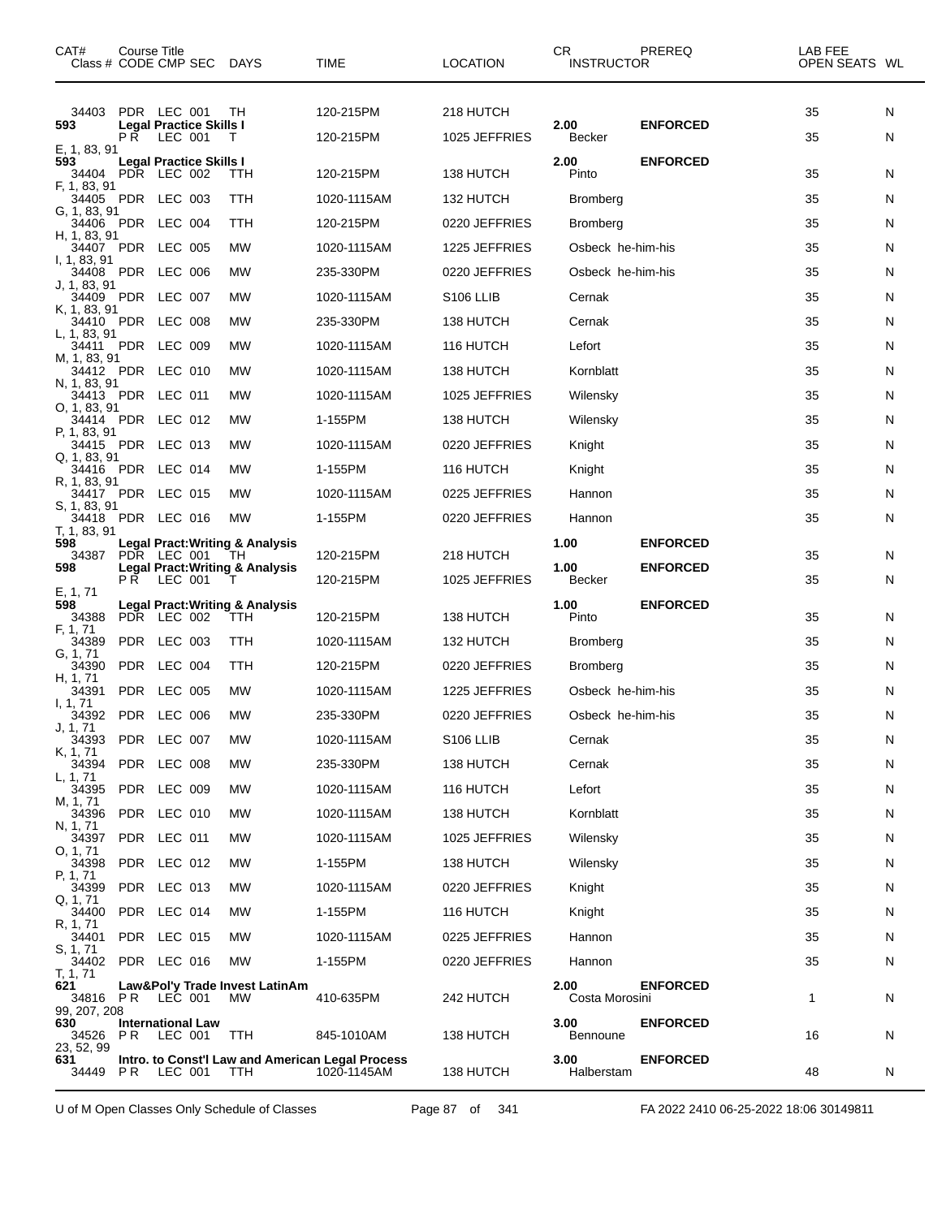| CAT# Class # | Course Title CODE CMP SEC | DAYS | TIME | LOCATION | CR INSTRUCTOR | PREREQ | LAB FEE OPEN SEATS | WL |
|---|---|---|---|---|---|---|---|---|
| 34403 | PDR LEC 001 | TH | 120-215PM | 218 HUTCH | | | 35 | N |
| 593 | Legal Practice Skills I | | | | 2.00 | ENFORCED | | |
| | P R LEC 001 | T | 120-215PM | 1025 JEFFRIES | Becker | | 35 | N |
| E, 1, 83, 91 | | | | | | | | |
| 593 | Legal Practice Skills I | | | | 2.00 | ENFORCED | | |
| 34404 | PDR LEC 002 | TTH | 120-215PM | 138 HUTCH | Pinto | | 35 | N |
| F, 1, 83, 91 | | | | | | | | |
| 34405 | PDR LEC 003 | TTH | 1020-1115AM | 132 HUTCH | Bromberg | | 35 | N |
| G, 1, 83, 91 | | | | | | | | |
| 34406 | PDR LEC 004 | TTH | 120-215PM | 0220 JEFFRIES | Bromberg | | 35 | N |
| H, 1, 83, 91 | | | | | | | | |
| 34407 | PDR LEC 005 | MW | 1020-1115AM | 1225 JEFFRIES | Osbeck he-him-his | | 35 | N |
| I, 1, 83, 91 | | | | | | | | |
| 34408 | PDR LEC 006 | MW | 235-330PM | 0220 JEFFRIES | Osbeck he-him-his | | 35 | N |
| J, 1, 83, 91 | | | | | | | | |
| 34409 | PDR LEC 007 | MW | 1020-1115AM | S106 LLIB | Cernak | | 35 | N |
| K, 1, 83, 91 | | | | | | | | |
| 34410 | PDR LEC 008 | MW | 235-330PM | 138 HUTCH | Cernak | | 35 | N |
| L, 1, 83, 91 | | | | | | | | |
| 34411 | PDR LEC 009 | MW | 1020-1115AM | 116 HUTCH | Lefort | | 35 | N |
| M, 1, 83, 91 | | | | | | | | |
| 34412 | PDR LEC 010 | MW | 1020-1115AM | 138 HUTCH | Kornblatt | | 35 | N |
| N, 1, 83, 91 | | | | | | | | |
| 34413 | PDR LEC 011 | MW | 1020-1115AM | 1025 JEFFRIES | Wilensky | | 35 | N |
| O, 1, 83, 91 | | | | | | | | |
| 34414 | PDR LEC 012 | MW | 1-155PM | 138 HUTCH | Wilensky | | 35 | N |
| P, 1, 83, 91 | | | | | | | | |
| 34415 | PDR LEC 013 | MW | 1020-1115AM | 0220 JEFFRIES | Knight | | 35 | N |
| Q, 1, 83, 91 | | | | | | | | |
| 34416 | PDR LEC 014 | MW | 1-155PM | 116 HUTCH | Knight | | 35 | N |
| R, 1, 83, 91 | | | | | | | | |
| 34417 | PDR LEC 015 | MW | 1020-1115AM | 0225 JEFFRIES | Hannon | | 35 | N |
| S, 1, 83, 91 | | | | | | | | |
| 34418 | PDR LEC 016 | MW | 1-155PM | 0220 JEFFRIES | Hannon | | 35 | N |
| T, 1, 83, 91 | | | | | | | | |
| 598 | Legal Pract:Writing & Analysis | | | | 1.00 | ENFORCED | | |
| 34387 | PDR LEC 001 | TH | 120-215PM | 218 HUTCH | | | 35 | N |
| 598 | Legal Pract:Writing & Analysis | | | | 1.00 | ENFORCED | | |
| | P R LEC 001 | T | 120-215PM | 1025 JEFFRIES | Becker | | 35 | N |
| E, 1, 71 | | | | | | | | |
| 598 | Legal Pract:Writing & Analysis | | | | 1.00 | ENFORCED | | |
| 34388 | PDR LEC 002 | TTH | 120-215PM | 138 HUTCH | Pinto | | 35 | N |
| F, 1, 71 | | | | | | | | |
| 34389 | PDR LEC 003 | TTH | 1020-1115AM | 132 HUTCH | Bromberg | | 35 | N |
| G, 1, 71 | | | | | | | | |
| 34390 | PDR LEC 004 | TTH | 120-215PM | 0220 JEFFRIES | Bromberg | | 35 | N |
| H, 1, 71 | | | | | | | | |
| 34391 | PDR LEC 005 | MW | 1020-1115AM | 1225 JEFFRIES | Osbeck he-him-his | | 35 | N |
| I, 1, 71 | | | | | | | | |
| 34392 | PDR LEC 006 | MW | 235-330PM | 0220 JEFFRIES | Osbeck he-him-his | | 35 | N |
| J, 1, 71 | | | | | | | | |
| 34393 | PDR LEC 007 | MW | 1020-1115AM | S106 LLIB | Cernak | | 35 | N |
| K, 1, 71 | | | | | | | | |
| 34394 | PDR LEC 008 | MW | 235-330PM | 138 HUTCH | Cernak | | 35 | N |
| L, 1, 71 | | | | | | | | |
| 34395 | PDR LEC 009 | MW | 1020-1115AM | 116 HUTCH | Lefort | | 35 | N |
| M, 1, 71 | | | | | | | | |
| 34396 | PDR LEC 010 | MW | 1020-1115AM | 138 HUTCH | Kornblatt | | 35 | N |
| N, 1, 71 | | | | | | | | |
| 34397 | PDR LEC 011 | MW | 1020-1115AM | 1025 JEFFRIES | Wilensky | | 35 | N |
| O, 1, 71 | | | | | | | | |
| 34398 | PDR LEC 012 | MW | 1-155PM | 138 HUTCH | Wilensky | | 35 | N |
| P, 1, 71 | | | | | | | | |
| 34399 | PDR LEC 013 | MW | 1020-1115AM | 0220 JEFFRIES | Knight | | 35 | N |
| Q, 1, 71 | | | | | | | | |
| 34400 | PDR LEC 014 | MW | 1-155PM | 116 HUTCH | Knight | | 35 | N |
| R, 1, 71 | | | | | | | | |
| 34401 | PDR LEC 015 | MW | 1020-1115AM | 0225 JEFFRIES | Hannon | | 35 | N |
| S, 1, 71 | | | | | | | | |
| 34402 | PDR LEC 016 | MW | 1-155PM | 0220 JEFFRIES | Hannon | | 35 | N |
| T, 1, 71 | | | | | | | | |
| 621 | Law&Pol'y Trade Invest LatinAm | | | | 2.00 | ENFORCED | | |
| 34816 | P R LEC 001 | MW | 410-635PM | 242 HUTCH | Costa Morosini | | 1 | N |
| 99, 207, 208 | | | | | | | | |
| 630 | International Law | | | | 3.00 | ENFORCED | | |
| 34526 | P R LEC 001 | TTH | 845-1010AM | 138 HUTCH | Bennoune | | 16 | N |
| 23, 52, 99 | | | | | | | | |
| 631 | Intro. to Const'l Law and American Legal Process | | | | 3.00 | ENFORCED | | |
| 34449 | P R LEC 001 | TTH | 1020-1145AM | 138 HUTCH | Halberstam | | 48 | N |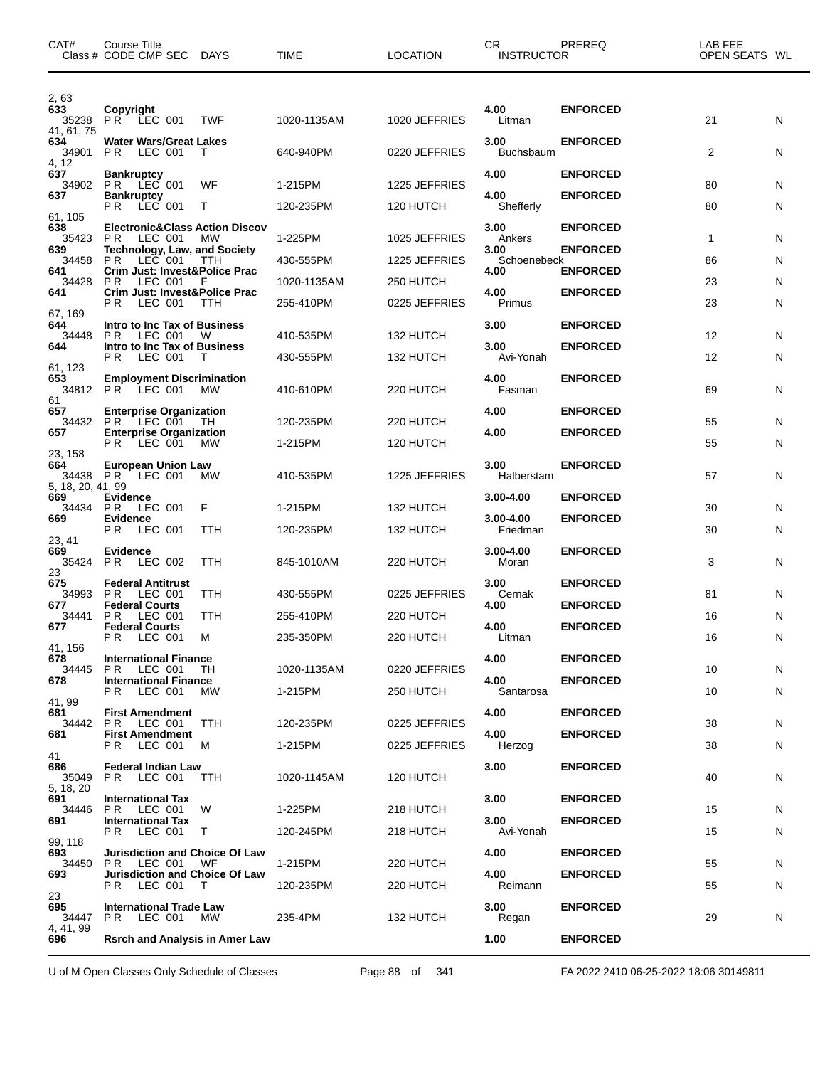| CAT# | Course Title<br>Class # CODE CMP SEC | DAYS | TIME | LOCATION | CR<br>INSTRUCTOR | PREREQ | LAB FEE<br>OPEN SEATS | WL |
|---|---|---|---|---|---|---|---|---|
| 2, 63 | | | | | | | | |
| **633** | **Copyright** | | | | **4.00** | **ENFORCED** | | |
| 35238 | P R LEC 001 | TWF | 1020-1135AM | 1020 JEFFRIES | Litman | | 21 | N |
| 41, 61, 75 | | | | | | | | |
| **634** | **Water Wars/Great Lakes** | | | | **3.00** | **ENFORCED** | | |
| 34901 | P R LEC 001 | T | 640-940PM | 0220 JEFFRIES | Buchsbaum | | 2 | N |
| 4, 12 | | | | | | | | |
| **637** | **Bankruptcy** | | | | **4.00** | **ENFORCED** | | |
| 34902 | P R LEC 001 | WF | 1-215PM | 1225 JEFFRIES | | | 80 | N |
| **637** | **Bankruptcy** | | | | **4.00** | **ENFORCED** | | |
| | P R LEC 001 | T | 120-235PM | 120 HUTCH | Shefferly | | 80 | N |
| 61, 105 | | | | | | | | |
| **638** | **Electronic&Class Action Discov** | | | | **3.00** | **ENFORCED** | | |
| 35423 | P R LEC 001 | MW | 1-225PM | 1025 JEFFRIES | Ankers | | 1 | N |
| **639** | **Technology, Law, and Society** | | | | **3.00** | **ENFORCED** | | |
| 34458 | P R LEC 001 | TTH | 430-555PM | 1225 JEFFRIES | Schoenebeck | | 86 | N |
| **641** | **Crim Just: Invest&Police Prac** | | | | **4.00** | **ENFORCED** | | |
| 34428 | P R LEC 001 | F | 1020-1135AM | 250 HUTCH | | | 23 | N |
| **641** | **Crim Just: Invest&Police Prac** | | | | **4.00** | **ENFORCED** | | |
| | P R LEC 001 | TTH | 255-410PM | 0225 JEFFRIES | Primus | | 23 | N |
| 67, 169 | | | | | | | | |
| **644** | **Intro to Inc Tax of Business** | | | | **3.00** | **ENFORCED** | | |
| 34448 | P R LEC 001 | W | 410-535PM | 132 HUTCH | | | 12 | N |
| **644** | **Intro to Inc Tax of Business** | | | | **3.00** | **ENFORCED** | | |
| | P R LEC 001 | T | 430-555PM | 132 HUTCH | Avi-Yonah | | 12 | N |
| 61, 123 | | | | | | | | |
| **653** | **Employment Discrimination** | | | | **4.00** | **ENFORCED** | | |
| 34812 | P R LEC 001 | MW | 410-610PM | 220 HUTCH | Fasman | | 69 | N |
| 61 | | | | | | | | |
| **657** | **Enterprise Organization** | | | | **4.00** | **ENFORCED** | | |
| 34432 | P R LEC 001 | TH | 120-235PM | 220 HUTCH | | | 55 | N |
| **657** | **Enterprise Organization** | | | | **4.00** | **ENFORCED** | | |
| | P R LEC 001 | MW | 1-215PM | 120 HUTCH | | | 55 | N |
| 23, 158 | | | | | | | | |
| **664** | **European Union Law** | | | | **3.00** | **ENFORCED** | | |
| 34438 | P R LEC 001 | MW | 410-535PM | 1225 JEFFRIES | Halberstam | | 57 | N |
| 5, 18, 20, 41, 99 | | | | | | | | |
| **669** | **Evidence** | | | | **3.00-4.00** | **ENFORCED** | | |
| 34434 | P R LEC 001 | F | 1-215PM | 132 HUTCH | | | 30 | N |
| **669** | **Evidence** | | | | **3.00-4.00** | **ENFORCED** | | |
| | P R LEC 001 | TTH | 120-235PM | 132 HUTCH | Friedman | | 30 | N |
| 23, 41 | | | | | | | | |
| **669** | **Evidence** | | | | **3.00-4.00** | **ENFORCED** | | |
| 35424 | P R LEC 002 | TTH | 845-1010AM | 220 HUTCH | Moran | | 3 | N |
| 23 | | | | | | | | |
| **675** | **Federal Antitrust** | | | | **3.00** | **ENFORCED** | | |
| 34993 | P R LEC 001 | TTH | 430-555PM | 0225 JEFFRIES | Cernak | | 81 | N |
| **677** | **Federal Courts** | | | | **4.00** | **ENFORCED** | | |
| 34441 | P R LEC 001 | TTH | 255-410PM | 220 HUTCH | | | 16 | N |
| **677** | **Federal Courts** | | | | **4.00** | **ENFORCED** | | |
| | P R LEC 001 | M | 235-350PM | 220 HUTCH | Litman | | 16 | N |
| 41, 156 | | | | | | | | |
| **678** | **International Finance** | | | | **4.00** | **ENFORCED** | | |
| 34445 | P R LEC 001 | TH | 1020-1135AM | 0220 JEFFRIES | | | 10 | N |
| **678** | **International Finance** | | | | **4.00** | **ENFORCED** | | |
| | P R LEC 001 | MW | 1-215PM | 250 HUTCH | Santarosa | | 10 | N |
| 41, 99 | | | | | | | | |
| **681** | **First Amendment** | | | | **4.00** | **ENFORCED** | | |
| 34442 | P R LEC 001 | TTH | 120-235PM | 0225 JEFFRIES | | | 38 | N |
| **681** | **First Amendment** | | | | **4.00** | **ENFORCED** | | |
| | P R LEC 001 | M | 1-215PM | 0225 JEFFRIES | Herzog | | 38 | N |
| 41 | | | | | | | | |
| **686** | **Federal Indian Law** | | | | **3.00** | **ENFORCED** | | |
| 35049 | P R LEC 001 | TTH | 1020-1145AM | 120 HUTCH | | | 40 | N |
| 5, 18, 20 | | | | | | | | |
| **691** | **International Tax** | | | | **3.00** | **ENFORCED** | | |
| 34446 | P R LEC 001 | W | 1-225PM | 218 HUTCH | | | 15 | N |
| **691** | **International Tax** | | | | **3.00** | **ENFORCED** | | |
| | P R LEC 001 | T | 120-245PM | 218 HUTCH | Avi-Yonah | | 15 | N |
| 99, 118 | | | | | | | | |
| **693** | **Jurisdiction and Choice Of Law** | | | | **4.00** | **ENFORCED** | | |
| 34450 | P R LEC 001 | WF | 1-215PM | 220 HUTCH | | | 55 | N |
| **693** | **Jurisdiction and Choice Of Law** | | | | **4.00** | **ENFORCED** | | |
| | P R LEC 001 | T | 120-235PM | 220 HUTCH | Reimann | | 55 | N |
| 23 | | | | | | | | |
| **695** | **International Trade Law** | | | | **3.00** | **ENFORCED** | | |
| 34447 | P R LEC 001 | MW | 235-4PM | 132 HUTCH | Regan | | 29 | N |
| 4, 41, 99 | | | | | | | | |
| **696** | **Rsrch and Analysis in Amer Law** | | | | **1.00** | **ENFORCED** | | |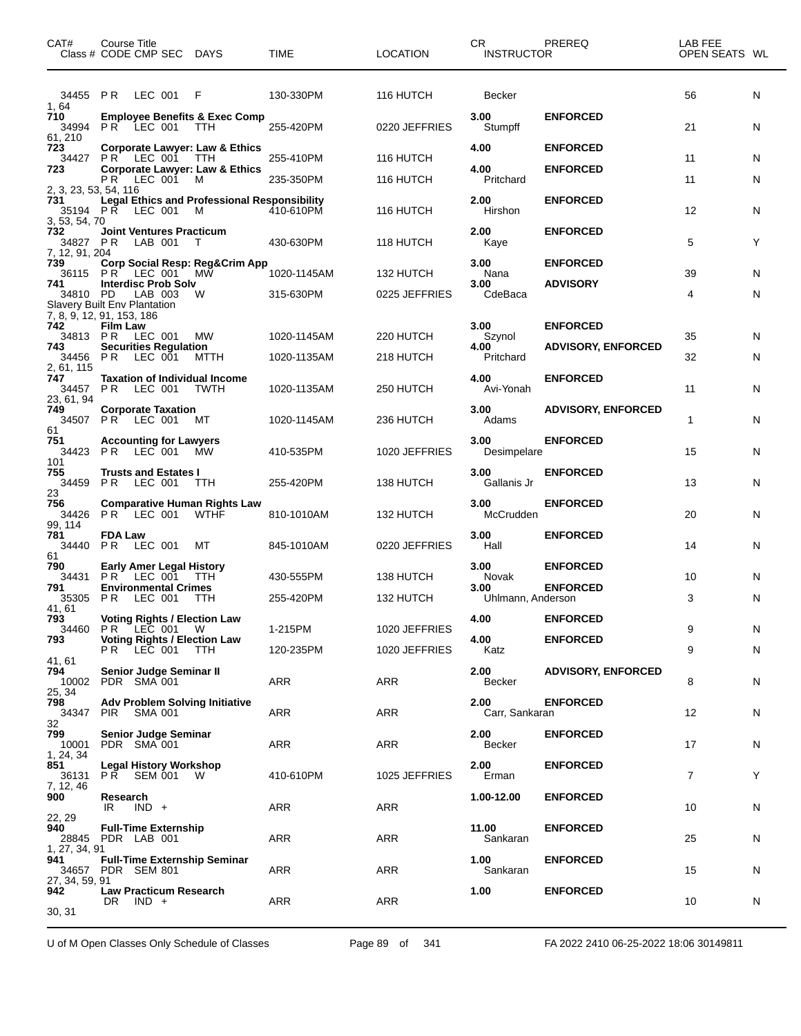| CAT# | Course Title Class # CODE CMP SEC | DAYS | TIME | LOCATION | CR INSTRUCTOR | PREREQ | LAB FEE OPEN SEATS | WL |
|---|---|---|---|---|---|---|---|---|
| | 34455 PR LEC 001 | F | 130-330PM | 116 HUTCH | Becker | | 56 | N |
| 1, 64 | | | | | | | | |
| 710 | **Employee Benefits & Exec Comp** | | | | 3.00 | **ENFORCED** | | |
| | 34994 PR LEC 001 | TTH | 255-420PM | 0220 JEFFRIES | Stumpff | | 21 | N |
| 61, 210 | | | | | | | | |
| 723 | **Corporate Lawyer: Law & Ethics** | | | | 4.00 | **ENFORCED** | | |
| | 34427 PR LEC 001 | TTH | 255-410PM | 116 HUTCH | | | 11 | N |
| 723 | **Corporate Lawyer: Law & Ethics** | | | | 4.00 | **ENFORCED** | | |
| | PR LEC 001 | M | 235-350PM | 116 HUTCH | Pritchard | | 11 | N |
| 2, 3, 23, 53, 54, 116 | | | | | | | | |
| 731 | **Legal Ethics and Professional Responsibility** | | | | 2.00 | **ENFORCED** | | |
| | 35194 PR LEC 001 | M | 410-610PM | 116 HUTCH | Hirshon | | 12 | N |
| 3, 53, 54, 70 | | | | | | | | |
| 732 | **Joint Ventures Practicum** | | | | 2.00 | **ENFORCED** | | |
| | 34827 PR LAB 001 | T | 430-630PM | 118 HUTCH | Kaye | | 5 | Y |
| 7, 12, 91, 204 | | | | | | | | |
| 739 | **Corp Social Resp: Reg&Crim App** | | | | 3.00 | **ENFORCED** | | |
| | 36115 PR LEC 001 | MW | 1020-1145AM | 132 HUTCH | Nana | | 39 | N |
| 741 | **Interdisc Prob Solv** | | | | 3.00 | **ADVISORY** | | |
| | 34810 PD LAB 003 | W | 315-630PM | 0225 JEFFRIES | CdeBaca | | 4 | N |
| Slavery Built Env Plantation | | | | | | | | |
| 7, 8, 9, 12, 91, 153, 186 | | | | | | | | |
| 742 | **Film Law** | | | | 3.00 | **ENFORCED** | | |
| | 34813 PR LEC 001 | MW | 1020-1145AM | 220 HUTCH | Szynol | | 35 | N |
| 743 | **Securities Regulation** | | | | 4.00 | **ADVISORY, ENFORCED** | | |
| | 34456 PR LEC 001 | MTTH | 1020-1135AM | 218 HUTCH | Pritchard | | 32 | N |
| 2, 61, 115 | | | | | | | | |
| 747 | **Taxation of Individual Income** | | | | 4.00 | **ENFORCED** | | |
| | 34457 PR LEC 001 | TWTH | 1020-1135AM | 250 HUTCH | Avi-Yonah | | 11 | N |
| 23, 61, 94 | | | | | | | | |
| 749 | **Corporate Taxation** | | | | 3.00 | **ADVISORY, ENFORCED** | | |
| | 34507 PR LEC 001 | MT | 1020-1145AM | 236 HUTCH | Adams | | 1 | N |
| 61 | | | | | | | | |
| 751 | **Accounting for Lawyers** | | | | 3.00 | **ENFORCED** | | |
| | 34423 PR LEC 001 | MW | 410-535PM | 1020 JEFFRIES | Desimpelare | | 15 | N |
| 101 | | | | | | | | |
| 755 | **Trusts and Estates I** | | | | 3.00 | **ENFORCED** | | |
| | 34459 PR LEC 001 | TTH | 255-420PM | 138 HUTCH | Gallanis Jr | | 13 | N |
| 23 | | | | | | | | |
| 756 | **Comparative Human Rights Law** | | | | 3.00 | **ENFORCED** | | |
| | 34426 PR LEC 001 | WTHF | 810-1010AM | 132 HUTCH | McCrudden | | 20 | N |
| 99, 114 | | | | | | | | |
| 781 | **FDA Law** | | | | 3.00 | **ENFORCED** | | |
| | 34440 PR LEC 001 | MT | 845-1010AM | 0220 JEFFRIES | Hall | | 14 | N |
| 61 | | | | | | | | |
| 790 | **Early Amer Legal History** | | | | 3.00 | **ENFORCED** | | |
| | 34431 PR LEC 001 | TTH | 430-555PM | 138 HUTCH | Novak | | 10 | N |
| 791 | **Environmental Crimes** | | | | 3.00 | **ENFORCED** | | |
| | 35305 PR LEC 001 | TTH | 255-420PM | 132 HUTCH | Uhlmann, Anderson | | 3 | N |
| 41, 61 | | | | | | | | |
| 793 | **Voting Rights / Election Law** | | | | 4.00 | **ENFORCED** | | |
| | 34460 PR LEC 001 | W | 1-215PM | 1020 JEFFRIES | | | 9 | N |
| 793 | **Voting Rights / Election Law** | | | | 4.00 | **ENFORCED** | | |
| | PR LEC 001 | TTH | 120-235PM | 1020 JEFFRIES | Katz | | 9 | N |
| 41, 61 | | | | | | | | |
| 794 | **Senior Judge Seminar II** | | | | 2.00 | **ADVISORY, ENFORCED** | | |
| | 10002 PDR SMA 001 | | ARR | ARR | Becker | | 8 | N |
| 25, 34 | | | | | | | | |
| 798 | **Adv Problem Solving Initiative** | | | | 2.00 | **ENFORCED** | | |
| | 34347 PIR SMA 001 | | ARR | ARR | Carr, Sankaran | | 12 | N |
| 32 | | | | | | | | |
| 799 | **Senior Judge Seminar** | | | | 2.00 | **ENFORCED** | | |
| | 10001 PDR SMA 001 | | ARR | ARR | Becker | | 17 | N |
| 1, 24, 34 | | | | | | | | |
| 851 | **Legal History Workshop** | | | | 2.00 | **ENFORCED** | | |
| | 36131 PR SEM 001 | W | 410-610PM | 1025 JEFFRIES | Erman | | 7 | Y |
| 7, 12, 46 | | | | | | | | |
| 900 | **Research** | | | | 1.00-12.00 | **ENFORCED** | | |
| | IR IND + | | ARR | ARR | | | 10 | N |
| 22, 29 | | | | | | | | |
| 940 | **Full-Time Externship** | | | | 11.00 | **ENFORCED** | | |
| | 28845 PDR LAB 001 | | ARR | ARR | Sankaran | | 25 | N |
| 1, 27, 34, 91 | | | | | | | | |
| 941 | **Full-Time Externship Seminar** | | | | 1.00 | **ENFORCED** | | |
| | 34657 PDR SEM 801 | | ARR | ARR | Sankaran | | 15 | N |
| 27, 34, 59, 91 | | | | | | | | |
| 942 | **Law Practicum Research** | | | | 1.00 | **ENFORCED** | | |
| | DR IND + | | ARR | ARR | | | 10 | N |
| 30, 31 | | | | | | | | |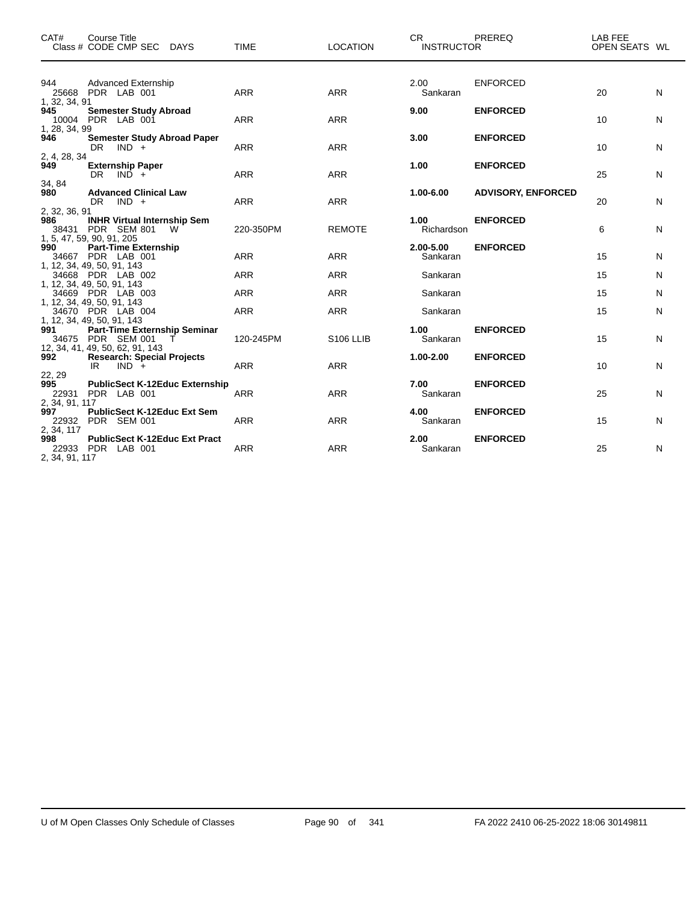| CAT# | Course Title | | | | | | | CR | PREREQ | LAB FEE | | |
|---|---|---|---|---|---|---|---|---|---|---|---|---|
| Class # | CODE | CMP | SEC | DAYS | TIME | LOCATION | | INSTRUCTOR | | | OPEN SEATS | WL |
| 944 | Advanced Externship | | | | | | | 2.00 | ENFORCED | | | |
| 25668 | PDR | LAB | 001 | | ARR | ARR | | Sankaran | | | 20 | N |
| 1, 32, 34, 91 | | | | | | | | | | | | |
| **945** | **Semester Study Abroad** | | | | | | | **9.00** | **ENFORCED** | | | |
| 10004 | PDR | LAB | 001 | | ARR | ARR | | | | | 10 | N |
| 1, 28, 34, 99 | | | | | | | | | | | | |
| **946** | **Semester Study Abroad Paper** | | | | | | | **3.00** | **ENFORCED** | | | |
| | DR | IND | + | | ARR | ARR | | | | | 10 | N |
| 2, 4, 28, 34 | | | | | | | | | | | | |
| **949** | **Externship Paper** | | | | | | | **1.00** | **ENFORCED** | | | |
| | DR | IND | + | | ARR | ARR | | | | | 25 | N |
| 34, 84 | | | | | | | | | | | | |
| **980** | **Advanced Clinical Law** | | | | | | | **1.00-6.00** | **ADVISORY, ENFORCED** | | | |
| | DR | IND | + | | ARR | ARR | | | | | 20 | N |
| 2, 32, 36, 91 | | | | | | | | | | | | |
| **986** | **INHR Virtual Internship Sem** | | | | | | | **1.00** | **ENFORCED** | | | |
| 38431 | PDR | SEM | 801 | W | 220-350PM | REMOTE | | Richardson | | | 6 | N |
| 1, 5, 47, 59, 90, 91, 205 | | | | | | | | | | | | |
| **990** | **Part-Time Externship** | | | | | | | **2.00-5.00** | **ENFORCED** | | | |
| 34667 | PDR | LAB | 001 | | ARR | ARR | | Sankaran | | | 15 | N |
| 1, 12, 34, 49, 50, 91, 143 | | | | | | | | | | | | |
| 34668 | PDR | LAB | 002 | | ARR | ARR | | Sankaran | | | 15 | N |
| 1, 12, 34, 49, 50, 91, 143 | | | | | | | | | | | | |
| 34669 | PDR | LAB | 003 | | ARR | ARR | | Sankaran | | | 15 | N |
| 1, 12, 34, 49, 50, 91, 143 | | | | | | | | | | | | |
| 34670 | PDR | LAB | 004 | | ARR | ARR | | Sankaran | | | 15 | N |
| 1, 12, 34, 49, 50, 91, 143 | | | | | | | | | | | | |
| **991** | **Part-Time Externship Seminar** | | | | | | | **1.00** | **ENFORCED** | | | |
| 34675 | PDR | SEM | 001 | T | 120-245PM | S106 LLIB | | Sankaran | | | 15 | N |
| 12, 34, 41, 49, 50, 62, 91, 143 | | | | | | | | | | | | |
| **992** | **Research: Special Projects** | | | | | | | **1.00-2.00** | **ENFORCED** | | | |
| | IR | IND | + | | ARR | ARR | | | | | 10 | N |
| 22, 29 | | | | | | | | | | | | |
| **995** | **PublicSect K-12Educ Externship** | | | | | | | **7.00** | **ENFORCED** | | | |
| 22931 | PDR | LAB | 001 | | ARR | ARR | | Sankaran | | | 25 | N |
| 2, 34, 91, 117 | | | | | | | | | | | | |
| **997** | **PublicSect K-12Educ Ext Sem** | | | | | | | **4.00** | **ENFORCED** | | | |
| 22932 | PDR | SEM | 001 | | ARR | ARR | | Sankaran | | | 15 | N |
| 2, 34, 117 | | | | | | | | | | | | |
| **998** | **PublicSect K-12Educ Ext Pract** | | | | | | | **2.00** | **ENFORCED** | | | |
| 22933 | PDR | LAB | 001 | | ARR | ARR | | Sankaran | | | 25 | N |
| 2, 34, 91, 117 | | | | | | | | | | | | |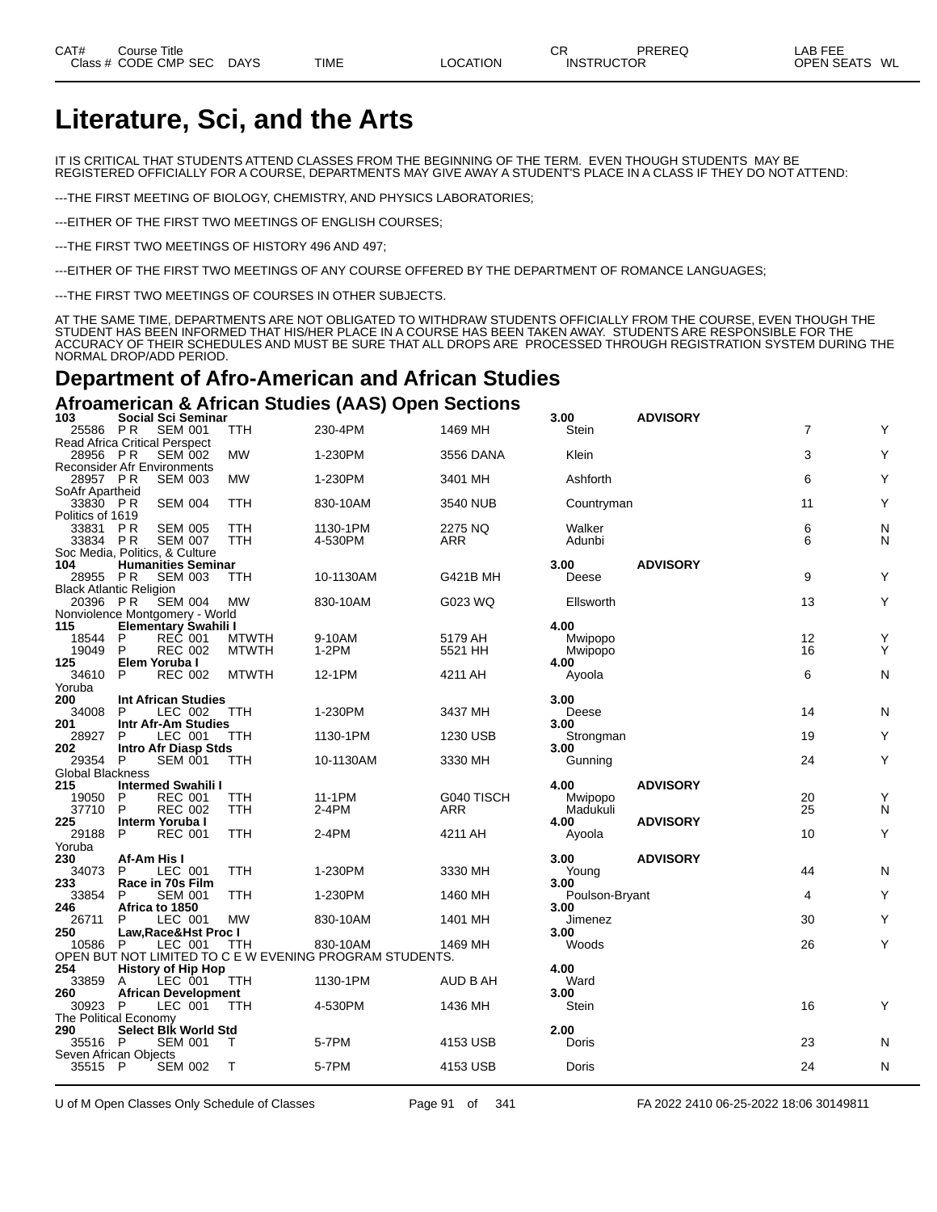# Literature, Sci, and the Arts

IT IS CRITICAL THAT STUDENTS ATTEND CLASSES FROM THE BEGINNING OF THE TERM. EVEN THOUGH STUDENTS MAY BE REGISTERED OFFICIALLY FOR A COURSE, DEPARTMENTS MAY GIVE AWAY A STUDENT'S PLACE IN A CLASS IF THEY DO NOT ATTEND:

---THE FIRST MEETING OF BIOLOGY, CHEMISTRY, AND PHYSICS LABORATORIES;

---EITHER OF THE FIRST TWO MEETINGS OF ENGLISH COURSES;

---THE FIRST TWO MEETINGS OF HISTORY 496 AND 497;

---EITHER OF THE FIRST TWO MEETINGS OF ANY COURSE OFFERED BY THE DEPARTMENT OF ROMANCE LANGUAGES;

---THE FIRST TWO MEETINGS OF COURSES IN OTHER SUBJECTS.

AT THE SAME TIME, DEPARTMENTS ARE NOT OBLIGATED TO WITHDRAW STUDENTS OFFICIALLY FROM THE COURSE, EVEN THOUGH THE STUDENT HAS BEEN INFORMED THAT HIS/HER PLACE IN A COURSE HAS BEEN TAKEN AWAY. STUDENTS ARE RESPONSIBLE FOR THE ACCURACY OF THEIR SCHEDULES AND MUST BE SURE THAT ALL DROPS ARE PROCESSED THROUGH REGISTRATION SYSTEM DURING THE NORMAL DROP/ADD PERIOD.

## Department of Afro-American and African Studies

### Afroamerican & African Studies (AAS) Open Sections

| CAT# / Class # | Course Title / CODE CMP SEC | DAYS | TIME | LOCATION | CR / INSTRUCTOR | PREREQ | OPEN SEATS | WL |
|---|---|---|---|---|---|---|---|---|
| **103** | **Social Sci Seminar** | | | | **3.00** | **ADVISORY** | | |
| 25586 | PR SEM 001 | TTH | 230-4PM | 1469 MH | Stein | | 7 | Y |
| Read Africa Critical Perspect | | | | | | | | |
| 28956 | PR SEM 002 | MW | 1-230PM | 3556 DANA | Klein | | 3 | Y |
| Reconsider Afr Environments | | | | | | | | |
| 28957 | PR SEM 003 | MW | 1-230PM | 3401 MH | Ashforth | | 6 | Y |
| SoAfr Apartheid | | | | | | | | |
| 33830 | PR SEM 004 | TTH | 830-10AM | 3540 NUB | Countryman | | 11 | Y |
| Politics of 1619 | | | | | | | | |
| 33831 | PR SEM 005 | TTH | 1130-1PM | 2275 NQ | Walker | | 6 | N |
| 33834 | PR SEM 007 | TTH | 4-530PM | ARR | Adunbi | | 6 | N |
| Soc Media, Politics, & Culture | | | | | | | | |
| **104** | **Humanities Seminar** | | | | **3.00** | **ADVISORY** | | |
| 28955 | PR SEM 003 | TTH | 10-1130AM | G421B MH | Deese | | 9 | Y |
| Black Atlantic Religion | | | | | | | | |
| 20396 | PR SEM 004 | MW | 830-10AM | G023 WQ | Ellsworth | | 13 | Y |
| Nonviolence Montgomery - World | | | | | | | | |
| **115** | **Elementary Swahili I** | | | | **4.00** | | | |
| 18544 | P REC 001 | MTWTH | 9-10AM | 5179 AH | Mwipopo | | 12 | Y |
| 19049 | P REC 002 | MTWTH | 1-2PM | 5521 HH | Mwipopo | | 16 | Y |
| **125** | **Elem Yoruba I** | | | | **4.00** | | | |
| 34610 | P REC 002 | MTWTH | 12-1PM | 4211 AH | Ayoola | | 6 | N |
| Yoruba | | | | | | | | |
| **200** | **Int African Studies** | | | | **3.00** | | | |
| 34008 | P LEC 002 | TTH | 1-230PM | 3437 MH | Deese | | 14 | N |
| **201** | **Intr Afr-Am Studies** | | | | **3.00** | | | |
| 28927 | P LEC 001 | TTH | 1130-1PM | 1230 USB | Strongman | | 19 | Y |
| **202** | **Intro Afr Diasp Stds** | | | | **3.00** | | | |
| 29354 | P SEM 001 | TTH | 10-1130AM | 3330 MH | Gunning | | 24 | Y |
| Global Blackness | | | | | | | | |
| **215** | **Intermed Swahili I** | | | | **4.00** | **ADVISORY** | | |
| 19050 | P REC 001 | TTH | 11-1PM | G040 TISCH | Mwipopo | | 20 | Y |
| 37710 | P REC 002 | TTH | 2-4PM | ARR | Madukuli | | 25 | N |
| **225** | **Interm Yoruba I** | | | | **4.00** | **ADVISORY** | | |
| 29188 | P REC 001 | TTH | 2-4PM | 4211 AH | Ayoola | | 10 | Y |
| Yoruba | | | | | | | | |
| **230** | **Af-Am His I** | | | | **3.00** | **ADVISORY** | | |
| 34073 | P LEC 001 | TTH | 1-230PM | 3330 MH | Young | | 44 | N |
| **233** | **Race in 70s Film** | | | | **3.00** | | | |
| 33854 | P SEM 001 | TTH | 1-230PM | 1460 MH | Poulson-Bryant | | 4 | Y |
| **246** | **Africa to 1850** | | | | **3.00** | | | |
| 26711 | P LEC 001 | MW | 830-10AM | 1401 MH | Jimenez | | 30 | Y |
| **250** | **Law,Race&Hst Proc I** | | | | **3.00** | | | |
| 10586 | P LEC 001 | TTH | 830-10AM | 1469 MH | Woods | | 26 | Y |
| OPEN BUT NOT LIMITED TO C E W EVENING PROGRAM STUDENTS. | | | | | | | | |
| **254** | **History of Hip Hop** | | | | **4.00** | | | |
| 33859 | A LEC 001 | TTH | 1130-1PM | AUD B AH | Ward | | | |
| **260** | **African Development** | | | | **3.00** | | | |
| 30923 | P LEC 001 | TTH | 4-530PM | 1436 MH | Stein | | 16 | Y |
| The Political Economy | | | | | | | | |
| **290** | **Select Blk World Std** | | | | **2.00** | | | |
| 35516 | P SEM 001 | T | 5-7PM | 4153 USB | Doris | | 23 | N |
| Seven African Objects | | | | | | | | |
| 35515 | P SEM 002 | T | 5-7PM | 4153 USB | Doris | | 24 | N |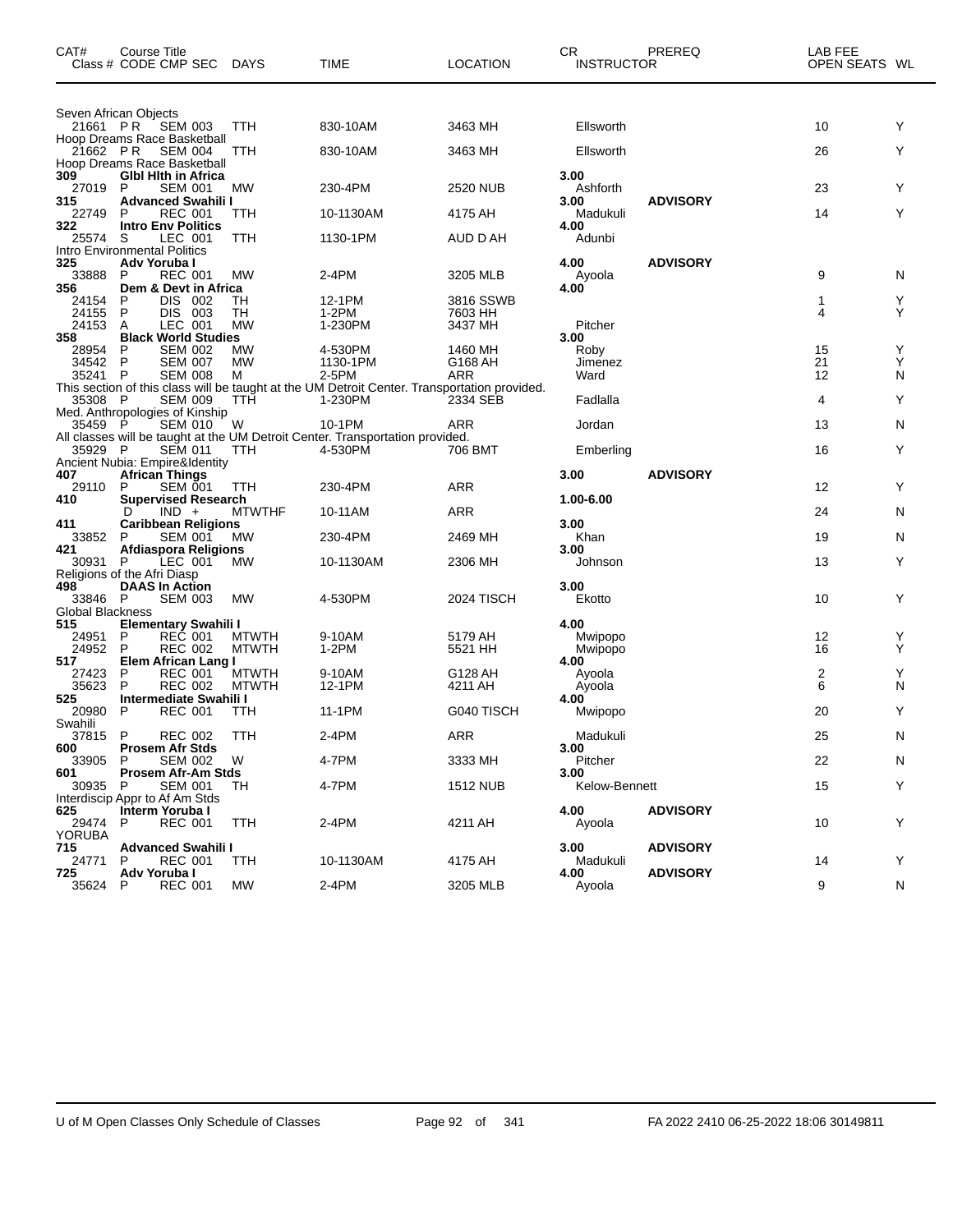| CAT# Class # | Course Title CODE CMP SEC | DAYS | TIME | LOCATION | CR INSTRUCTOR | PREREQ | LAB FEE OPEN SEATS | WL |
|---|---|---|---|---|---|---|---|---|
| Seven African Objects | | | | | | | | |
| 21661 | P R SEM 003 | TTH | 830-10AM | 3463 MH | Ellsworth | | 10 | Y |
| Hoop Dreams Race Basketball | | | | | | | | |
| 21662 | P R SEM 004 | TTH | 830-10AM | 3463 MH | Ellsworth | | 26 | Y |
| Hoop Dreams Race Basketball | | | | | | | | |
| **309** | **Glbl Hlth in Africa** | | | | **3.00** | | | |
| 27019 | P SEM 001 | MW | 230-4PM | 2520 NUB | Ashforth | | 23 | Y |
| **315** | **Advanced Swahili I** | | | | **3.00** | **ADVISORY** | | |
| 22749 | P REC 001 | TTH | 10-1130AM | 4175 AH | Madukuli | | 14 | Y |
| **322** | **Intro Env Politics** | | | | **4.00** | | | |
| 25574 | S LEC 001 | TTH | 1130-1PM | AUD D AH | Adunbi | | | |
| Intro Environmental Politics | | | | | | | | |
| **325** | **Adv Yoruba I** | | | | **4.00** | **ADVISORY** | | |
| 33888 | P REC 001 | MW | 2-4PM | 3205 MLB | Ayoola | | 9 | N |
| **356** | **Dem & Devt in Africa** | | | | **4.00** | | | |
| 24154 | P DIS 002 | TH | 12-1PM | 3816 SSWB | | | 1 | Y |
| 24155 | P DIS 003 | TH | 1-2PM | 7603 HH | | | 4 | Y |
| 24153 | A LEC 001 | MW | 1-230PM | 3437 MH | Pitcher | | | |
| **358** | **Black World Studies** | | | | **3.00** | | | |
| 28954 | P SEM 002 | MW | 4-530PM | 1460 MH | Roby | | 15 | Y |
| 34542 | P SEM 007 | MW | 1130-1PM | G168 AH | Jimenez | | 21 | Y |
| 35241 | P SEM 008 | M | 2-5PM | ARR | Ward | | 12 | N |
| This section of this class will be taught at the UM Detroit Center. Transportation provided. | | | | | | | | |
| 35308 | P SEM 009 | TTH | 1-230PM | 2334 SEB | Fadlalla | | 4 | Y |
| Med. Anthropologies of Kinship | | | | | | | | |
| 35459 | P SEM 010 | W | 10-1PM | ARR | Jordan | | 13 | N |
| All classes will be taught at the UM Detroit Center. Transportation provided. | | | | | | | | |
| 35929 | P SEM 011 | TTH | 4-530PM | 706 BMT | Emberling | | 16 | Y |
| Ancient Nubia: Empire&Identity | | | | | | | | |
| **407** | **African Things** | | | | **3.00** | **ADVISORY** | | |
| 29110 | P SEM 001 | TTH | 230-4PM | ARR | | | 12 | Y |
| **410** | **Supervised Research** | | | | **1.00-6.00** | | | |
| | D IND + | MTWTHF | 10-11AM | ARR | | | 24 | N |
| **411** | **Caribbean Religions** | | | | **3.00** | | | |
| 33852 | P SEM 001 | MW | 230-4PM | 2469 MH | Khan | | 19 | N |
| **421** | **Afdiaspora Religions** | | | | **3.00** | | | |
| 30931 | P LEC 001 | MW | 10-1130AM | 2306 MH | Johnson | | 13 | Y |
| Religions of the Afri Diasp | | | | | | | | |
| **498** | **DAAS In Action** | | | | **3.00** | | | |
| 33846 | P SEM 003 | MW | 4-530PM | 2024 TISCH | Ekotto | | 10 | Y |
| Global Blackness | | | | | | | | |
| **515** | **Elementary Swahili I** | | | | **4.00** | | | |
| 24951 | P REC 001 | MTWTH | 9-10AM | 5179 AH | Mwipopo | | 12 | Y |
| 24952 | P REC 002 | MTWTH | 1-2PM | 5521 HH | Mwipopo | | 16 | Y |
| **517** | **Elem African Lang I** | | | | **4.00** | | | |
| 27423 | P REC 001 | MTWTH | 9-10AM | G128 AH | Ayoola | | 2 | Y |
| 35623 | P REC 002 | MTWTH | 12-1PM | 4211 AH | Ayoola | | 6 | N |
| **525** | **Intermediate Swahili I** | | | | **4.00** | | | |
| 20980 | P REC 001 | TTH | 11-1PM | G040 TISCH | Mwipopo | | 20 | Y |
| Swahili | | | | | | | | |
| 37815 | P REC 002 | TTH | 2-4PM | ARR | Madukuli | | 25 | N |
| **600** | **Prosem Afr Stds** | | | | **3.00** | | | |
| 33905 | P SEM 002 | W | 4-7PM | 3333 MH | Pitcher | | 22 | N |
| **601** | **Prosem Afr-Am Stds** | | | | **3.00** | | | |
| 30935 | P SEM 001 | TH | 4-7PM | 1512 NUB | Kelow-Bennett | | 15 | Y |
| Interdiscip Appr to Af Am Stds | | | | | | | | |
| **625** | **Interm Yoruba I** | | | | **4.00** | **ADVISORY** | | |
| 29474 | P REC 001 | TTH | 2-4PM | 4211 AH | Ayoola | | 10 | Y |
| YORUBA | | | | | | | | |
| **715** | **Advanced Swahili I** | | | | **3.00** | **ADVISORY** | | |
| 24771 | P REC 001 | TTH | 10-1130AM | 4175 AH | Madukuli | | 14 | Y |
| **725** | **Adv Yoruba I** | | | | **4.00** | **ADVISORY** | | |
| 35624 | P REC 001 | MW | 2-4PM | 3205 MLB | Ayoola | | 9 | N |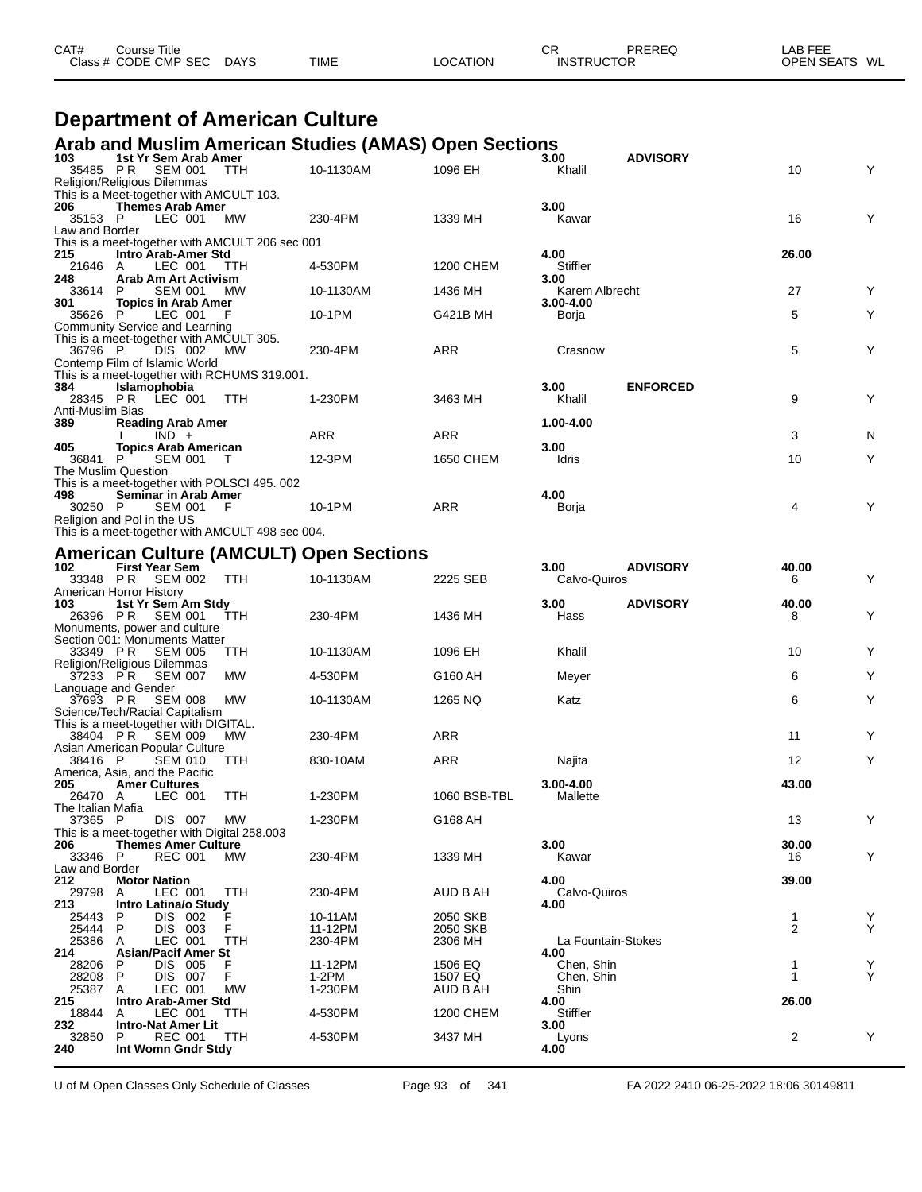| CAT# Class # | Course Title CODE CMP SEC | DAYS | TIME | LOCATION | CR INSTRUCTOR | PREREQ | LAB FEE OPEN SEATS | WL |
|---|---|---|---|---|---|---|---|---|

# Department of American Culture

## Arab and Muslim American Studies (AMAS) Open Sections

| CAT# Class # | Course Title CODE CMP SEC | DAYS | TIME | LOCATION | CR INSTRUCTOR | PREREQ | LAB FEE OPEN SEATS | WL |
|---|---|---|---|---|---|---|---|---|
| **103** | **1st Yr Sem Arab Amer** | | | | **3.00** | **ADVISORY** | | |
| 35485 | P R SEM 001 | TTH | 10-1130AM | 1096 EH | Khalil | | 10 | Y |
| Religion/Religious Dilemmas | | | | | | | | |
| This is a Meet-together with AMCULT 103. | | | | | | | | |
| **206** | **Themes Arab Amer** | | | | **3.00** | | | |
| 35153 | P LEC 001 | MW | 230-4PM | 1339 MH | Kawar | | 16 | Y |
| Law and Border | | | | | | | | |
| This is a meet-together with AMCULT 206 sec 001 | | | | | | | | |
| **215** | **Intro Arab-Amer Std** | | | | **4.00** | | **26.00** | |
| 21646 | A LEC 001 | TTH | 4-530PM | 1200 CHEM | Stiffler | | | |
| **248** | **Arab Am Art Activism** | | | | **3.00** | | | |
| 33614 | P SEM 001 | MW | 10-1130AM | 1436 MH | Karem Albrecht | | 27 | Y |
| **301** | **Topics in Arab Amer** | | | | **3.00-4.00** | | | |
| 35626 | P LEC 001 | F | 10-1PM | G421B MH | Borja | | 5 | Y |
| Community Service and Learning | | | | | | | | |
| This is a meet-together with AMCULT 305. | | | | | | | | |
| 36796 | P DIS 002 | MW | 230-4PM | ARR | Crasnow | | 5 | Y |
| Contemp Film of Islamic World | | | | | | | | |
| This is a meet-together with RCHUMS 319.001. | | | | | | | | |
| **384** | **Islamophobia** | | | | **3.00** | **ENFORCED** | | |
| 28345 | P R LEC 001 | TTH | 1-230PM | 3463 MH | Khalil | | 9 | Y |
| Anti-Muslim Bias | | | | | | | | |
| **389** | **Reading Arab Amer** | | | | **1.00-4.00** | | | |
| | I IND + | | ARR | ARR | | | 3 | N |
| **405** | **Topics Arab American** | | | | **3.00** | | | |
| 36841 | P SEM 001 | T | 12-3PM | 1650 CHEM | Idris | | 10 | Y |
| The Muslim Question | | | | | | | | |
| This is a meet-together with POLSCI 495. 002 | | | | | | | | |
| **498** | **Seminar in Arab Amer** | | | | **4.00** | | | |
| 30250 | P SEM 001 | F | 10-1PM | ARR | Borja | | 4 | Y |
| Religion and Pol in the US | | | | | | | | |
| This is a meet-together with AMCULT 498 sec 004. | | | | | | | | |

## American Culture (AMCULT) Open Sections

| CAT# Class # | Course Title CODE CMP SEC | DAYS | TIME | LOCATION | CR INSTRUCTOR | PREREQ | LAB FEE OPEN SEATS | WL |
|---|---|---|---|---|---|---|---|---|
| **102** | **First Year Sem** | | | | **3.00** | **ADVISORY** | **40.00** | |
| 33348 | P R SEM 002 | TTH | 10-1130AM | 2225 SEB | Calvo-Quiros | | 6 | Y |
| American Horror History | | | | | | | | |
| **103** | **1st Yr Sem Am Stdy** | | | | **3.00** | **ADVISORY** | **40.00** | |
| 26396 | P R SEM 001 | TTH | 230-4PM | 1436 MH | Hass | | 8 | Y |
| Monuments, power and culture | | | | | | | | |
| Section 001: Monuments Matter | | | | | | | | |
| 33349 | P R SEM 005 | TTH | 10-1130AM | 1096 EH | Khalil | | 10 | Y |
| Religion/Religious Dilemmas | | | | | | | | |
| 37233 | P R SEM 007 | MW | 4-530PM | G160 AH | Meyer | | 6 | Y |
| Language and Gender | | | | | | | | |
| 37693 | P R SEM 008 | MW | 10-1130AM | 1265 NQ | Katz | | 6 | Y |
| Science/Tech/Racial Capitalism | | | | | | | | |
| This is a meet-together with DIGITAL. | | | | | | | | |
| 38404 | P R SEM 009 | MW | 230-4PM | ARR | | | 11 | Y |
| Asian American Popular Culture | | | | | | | | |
| 38416 | P SEM 010 | TTH | 830-10AM | ARR | Najita | | 12 | Y |
| America, Asia, and the Pacific | | | | | | | | |
| **205** | **Amer Cultures** | | | | **3.00-4.00** | | **43.00** | |
| 26470 | A LEC 001 | TTH | 1-230PM | 1060 BSB-TBL | Mallette | | | |
| The Italian Mafia | | | | | | | | |
| 37365 | P DIS 007 | MW | 1-230PM | G168 AH | | | 13 | Y |
| This is a meet-together with Digital 258.003 | | | | | | | | |
| **206** | **Themes Amer Culture** | | | | **3.00** | | **30.00** | |
| 33346 | P REC 001 | MW | 230-4PM | 1339 MH | Kawar | | 16 | Y |
| Law and Border | | | | | | | | |
| **212** | **Motor Nation** | | | | **4.00** | | **39.00** | |
| 29798 | A LEC 001 | TTH | 230-4PM | AUD B AH | Calvo-Quiros | | | |
| **213** | **Intro Latina/o Study** | | | | **4.00** | | | |
| 25443 | P DIS 002 | F | 10-11AM | 2050 SKB | | | 1 | Y |
| 25444 | P DIS 003 | F | 11-12PM | 2050 SKB | | | 2 | Y |
| 25386 | A LEC 001 | TTH | 230-4PM | 2306 MH | La Fountain-Stokes | | | |
| **214** | **Asian/Pacif Amer St** | | | | **4.00** | | | |
| 28206 | P DIS 005 | F | 11-12PM | 1506 EQ | Chen, Shin | | 1 | Y |
| 28208 | P DIS 007 | F | 1-2PM | 1507 EQ | Chen, Shin | | 1 | Y |
| 25387 | A LEC 001 | MW | 1-230PM | AUD B AH | Shin | | | |
| **215** | **Intro Arab-Amer Std** | | | | **4.00** | | **26.00** | |
| 18844 | A LEC 001 | TTH | 4-530PM | 1200 CHEM | Stiffler | | | |
| **232** | **Intro-Nat Amer Lit** | | | | **3.00** | | | |
| 32850 | P REC 001 | TTH | 4-530PM | 3437 MH | Lyons | | 2 | Y |
| **240** | **Int Womn Gndr Stdy** | | | | **4.00** | | | |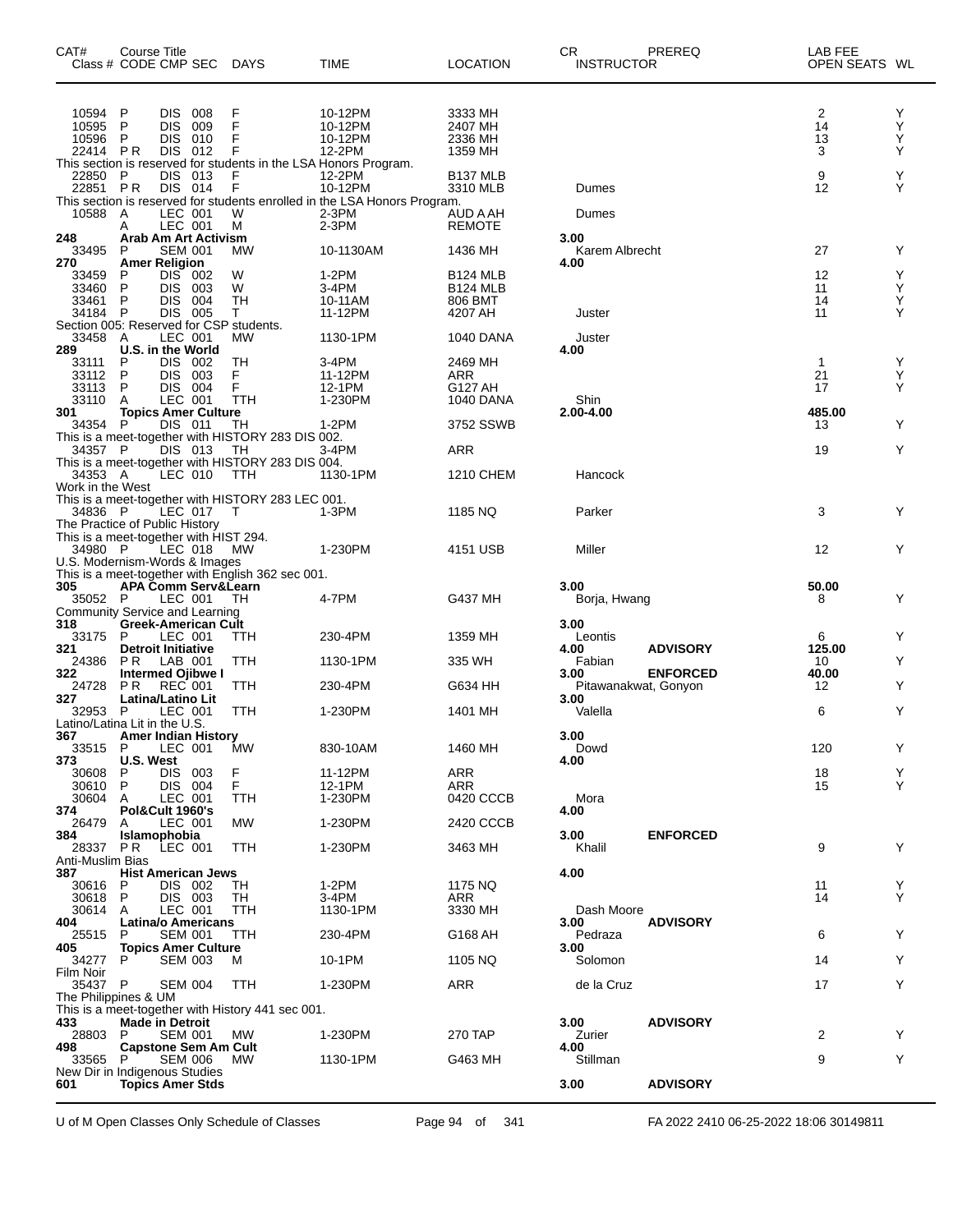| CAT# | Course Title<br>Class # CODE CMP SEC | DAYS | TIME | LOCATION | CR<br>INSTRUCTOR | PREREQ | LAB FEE<br>OPEN SEATS | WL |
|---|---|---|---|---|---|---|---|---|
| 10594 | P DIS 008 | F | 10-12PM | 3333 MH | | | 2 | Y |
| 10595 | P DIS 009 | F | 10-12PM | 2407 MH | | | 14 | Y |
| 10596 | P DIS 010 | F | 10-12PM | 2336 MH | | | 13 | Y |
| 22414 | P R DIS 012 | F | 12-2PM | 1359 MH | | | 3 | Y |
| This section is reserved for students in the LSA Honors Program. | | | | | | | | |
| 22850 | P DIS 013 | F | 12-2PM | B137 MLB | | | 9 | Y |
| 22851 | P R DIS 014 | F | 10-12PM | 3310 MLB | Dumes | | 12 | Y |
| This section is reserved for students enrolled in the LSA Honors Program. | | | | | | | | |
| 10588 | A LEC 001 | W | 2-3PM | AUD A AH | Dumes | | | |
| | A LEC 001 | M | 2-3PM | REMOTE | | | | |
| 248 | Arab Am Art Activism | | | | 3.00 | | | |
| 33495 | P SEM 001 | MW | 10-1130AM | 1436 MH | Karem Albrecht | | 27 | Y |
| 270 | Amer Religion | | | | 4.00 | | | |
| 33459 | P DIS 002 | W | 1-2PM | B124 MLB | | | 12 | Y |
| 33460 | P DIS 003 | W | 3-4PM | B124 MLB | | | 11 | Y |
| 33461 | P DIS 004 | TH | 10-11AM | 806 BMT | | | 14 | Y |
| 34184 | P DIS 005 | T | 11-12PM | 4207 AH | Juster | | 11 | Y |
| Section 005: Reserved for CSP students. | | | | | | | | |
| 33458 | A LEC 001 | MW | 1130-1PM | 1040 DANA | Juster | | | |
| 289 | U.S. in the World | | | | 4.00 | | | |
| 33111 | P DIS 002 | TH | 3-4PM | 2469 MH | | | 1 | Y |
| 33112 | P DIS 003 | F | 11-12PM | ARR | | | 21 | Y |
| 33113 | P DIS 004 | F | 12-1PM | G127 AH | | | 17 | Y |
| 33110 | A LEC 001 | TTH | 1-230PM | 1040 DANA | Shin | | | |
| 301 | Topics Amer Culture | | | | 2.00-4.00 | | 485.00 | |
| 34354 | P DIS 011 | TH | 1-2PM | 3752 SSWB | | | 13 | Y |
| This is a meet-together with HISTORY 283 DIS 002. | | | | | | | | |
| 34357 | P DIS 013 | TH | 3-4PM | ARR | | | 19 | Y |
| This is a meet-together with HISTORY 283 DIS 004. | | | | | | | | |
| 34353 | A LEC 010 | TTH | 1130-1PM | 1210 CHEM | Hancock | | | |
| Work in the West | | | | | | | | |
| This is a meet-together with HISTORY 283 LEC 001. | | | | | | | | |
| 34836 | P LEC 017 | T | 1-3PM | 1185 NQ | Parker | | 3 | Y |
| The Practice of Public History | | | | | | | | |
| This is a meet-together with HIST 294. | | | | | | | | |
| 34980 | P LEC 018 | MW | 1-230PM | 4151 USB | Miller | | 12 | Y |
| U.S. Modernism-Words & Images | | | | | | | | |
| This is a meet-together with English 362 sec 001. | | | | | | | | |
| 305 | APA Comm Serv&Learn | | | | 3.00 | | 50.00 | |
| 35052 | P LEC 001 | TH | 4-7PM | G437 MH | Borja, Hwang | | 8 | Y |
| Community Service and Learning | | | | | | | | |
| 318 | Greek-American Cult | | | | 3.00 | | | |
| 33175 | P LEC 001 | TTH | 230-4PM | 1359 MH | Leontis | | 6 | Y |
| 321 | Detroit Initiative | | | | 4.00 | ADVISORY | 125.00 | |
| 24386 | P R LAB 001 | TTH | 1130-1PM | 335 WH | Fabian | | 10 | Y |
| 322 | Intermed Ojibwe I | | | | 3.00 | ENFORCED | 40.00 | |
| 24728 | P R REC 001 | TTH | 230-4PM | G634 HH | Pitawanakwat, Gonyon | | 12 | Y |
| 327 | Latina/Latino Lit | | | | 3.00 | | | |
| 32953 | P LEC 001 | TTH | 1-230PM | 1401 MH | Valella | | 6 | Y |
| Latino/Latina Lit in the U.S. | | | | | | | | |
| 367 | Amer Indian History | | | | 3.00 | | | |
| 33515 | P LEC 001 | MW | 830-10AM | 1460 MH | Dowd | | 120 | Y |
| 373 | U.S. West | | | | 4.00 | | | |
| 30608 | P DIS 003 | F | 11-12PM | ARR | | | 18 | Y |
| 30610 | P DIS 004 | F | 12-1PM | ARR | | | 15 | Y |
| 30604 | A LEC 001 | TTH | 1-230PM | 0420 CCCB | Mora | | | |
| 374 | Pol&Cult 1960's | | | | 4.00 | | | |
| 26479 | A LEC 001 | MW | 1-230PM | 2420 CCCB | | | | |
| 384 | Islamophobia | | | | 3.00 | ENFORCED | | |
| 28337 | P R LEC 001 | TTH | 1-230PM | 3463 MH | Khalil | | 9 | Y |
| Anti-Muslim Bias | | | | | | | | |
| 387 | Hist American Jews | | | | 4.00 | | | |
| 30616 | P DIS 002 | TH | 1-2PM | 1175 NQ | | | 11 | Y |
| 30618 | P DIS 003 | TH | 3-4PM | ARR | | | 14 | Y |
| 30614 | A LEC 001 | TTH | 1130-1PM | 3330 MH | Dash Moore | | | |
| 404 | Latina/o Americans | | | | 3.00 | ADVISORY | | |
| 25515 | P SEM 001 | TTH | 230-4PM | G168 AH | Pedraza | | 6 | Y |
| 405 | Topics Amer Culture | | | | 3.00 | | | |
| 34277 | P SEM 003 | M | 10-1PM | 1105 NQ | Solomon | | 14 | Y |
| Film Noir | | | | | | | | |
| 35437 | P SEM 004 | TTH | 1-230PM | ARR | de la Cruz | | 17 | Y |
| The Philippines & UM | | | | | | | | |
| This is a meet-together with History 441 sec 001. | | | | | | | | |
| 433 | Made in Detroit | | | | 3.00 | ADVISORY | | |
| 28803 | P SEM 001 | MW | 1-230PM | 270 TAP | Zurier | | 2 | Y |
| 498 | Capstone Sem Am Cult | | | | 4.00 | | | |
| 33565 | P SEM 006 | MW | 1130-1PM | G463 MH | Stillman | | 9 | Y |
| New Dir in Indigenous Studies | | | | | | | | |
| 601 | Topics Amer Stds | | | | 3.00 | ADVISORY | | |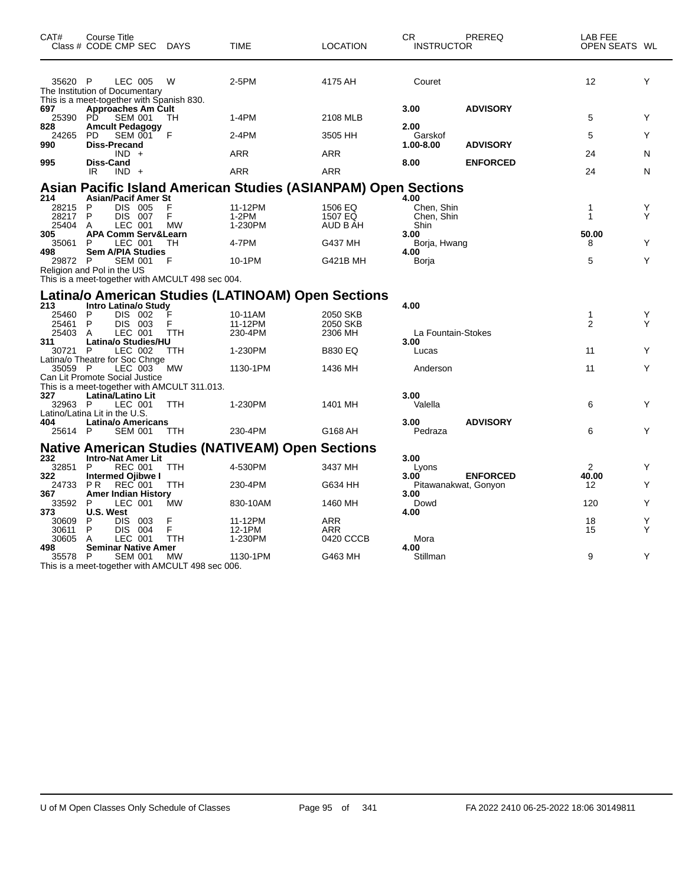| CAT# | Course Title Class # CODE CMP SEC | DAYS | TIME | LOCATION | CR INSTRUCTOR | PREREQ | LAB FEE OPEN SEATS | WL |
|---|---|---|---|---|---|---|---|---|
| 35620 | P LEC 005 | W | 2-5PM | 4175 AH | Couret | | 12 | Y |

The Institution of Documentary
This is a meet-together with Spanish 830.

| CAT# | Course Title Class # CODE CMP SEC | DAYS | TIME | LOCATION | CR INSTRUCTOR | PREREQ | LAB FEE OPEN SEATS | WL |
|---|---|---|---|---|---|---|---|---|
| **697** | **Approaches Am Cult** | | | | **3.00** | **ADVISORY** | | |
| 25390 | PD SEM 001 | TH | 1-4PM | 2108 MLB | | | 5 | Y |
| **828** | **Amcult Pedagogy** | | | | **2.00** | | | |
| 24265 | PD SEM 001 | F | 2-4PM | 3505 HH | Garskof | | 5 | Y |
| **990** | **Diss-Precand** | | | | **1.00-8.00** | **ADVISORY** | | |
| | IND + | | ARR | ARR | | | 24 | N |
| **995** | **Diss-Cand** | | | | **8.00** | **ENFORCED** | | |
| | IR IND + | | ARR | ARR | | | 24 | N |

## Asian Pacific Island American Studies (ASIANPAM) Open Sections

| CAT# | Course Title Class # CODE CMP SEC | DAYS | TIME | LOCATION | CR INSTRUCTOR | PREREQ | LAB FEE OPEN SEATS | WL |
|---|---|---|---|---|---|---|---|---|
| **214** | **Asian/Pacif Amer St** | | | | **4.00** | | | |
| 28215 | P DIS 005 | F | 11-12PM | 1506 EQ | Chen, Shin | | 1 | Y |
| 28217 | P DIS 007 | F | 1-2PM | 1507 EQ | Chen, Shin | | 1 | Y |
| 25404 | A LEC 001 | MW | 1-230PM | AUD B AH | Shin | | | |
| **305** | **APA Comm Serv&Learn** | | | | **3.00** | | **50.00** | |
| 35061 | P LEC 001 | TH | 4-7PM | G437 MH | Borja, Hwang | | 8 | Y |
| **498** | **Sem A/PIA Studies** | | | | **4.00** | | | |
| 29872 | P SEM 001 | F | 10-1PM | G421B MH | Borja | | 5 | Y |

Religion and Pol in the US
This is a meet-together with AMCULT 498 sec 004.

## Latina/o American Studies (LATINOAM) Open Sections

| CAT# | Course Title Class # CODE CMP SEC | DAYS | TIME | LOCATION | CR INSTRUCTOR | PREREQ | LAB FEE OPEN SEATS | WL |
|---|---|---|---|---|---|---|---|---|
| **213** | **Intro Latina/o Study** | | | | **4.00** | | | |
| 25460 | P DIS 002 | F | 10-11AM | 2050 SKB | | | 1 | Y |
| 25461 | P DIS 003 | F | 11-12PM | 2050 SKB | | | 2 | Y |
| 25403 | A LEC 001 | TTH | 230-4PM | 2306 MH | La Fountain-Stokes | | | |
| **311** | **Latina/o Studies/HU** | | | | **3.00** | | | |
| 30721 | P LEC 002 | TTH | 1-230PM | B830 EQ | Lucas | | 11 | Y |

Latina/o Theatre for Soc Chnge

| CAT# | Course Title Class # CODE CMP SEC | DAYS | TIME | LOCATION | CR INSTRUCTOR | PREREQ | LAB FEE OPEN SEATS | WL |
|---|---|---|---|---|---|---|---|---|
| 35059 | P LEC 003 | MW | 1130-1PM | 1436 MH | Anderson | | 11 | Y |

Can Lit Promote Social Justice
This is a meet-together with AMCULT 311.013.

| CAT# | Course Title Class # CODE CMP SEC | DAYS | TIME | LOCATION | CR INSTRUCTOR | PREREQ | LAB FEE OPEN SEATS | WL |
|---|---|---|---|---|---|---|---|---|
| **327** | **Latina/Latino Lit** | | | | **3.00** | | | |
| 32963 | P LEC 001 | TTH | 1-230PM | 1401 MH | Valella | | 6 | Y |

Latino/Latina Lit in the U.S.

| CAT# | Course Title Class # CODE CMP SEC | DAYS | TIME | LOCATION | CR INSTRUCTOR | PREREQ | LAB FEE OPEN SEATS | WL |
|---|---|---|---|---|---|---|---|---|
| **404** | **Latina/o Americans** | | | | **3.00** | **ADVISORY** | | |
| 25614 | P SEM 001 | TTH | 230-4PM | G168 AH | Pedraza | | 6 | Y |

## Native American Studies (NATIVEAM) Open Sections

| CAT# | Course Title Class # CODE CMP SEC | DAYS | TIME | LOCATION | CR INSTRUCTOR | PREREQ | LAB FEE OPEN SEATS | WL |
|---|---|---|---|---|---|---|---|---|
| **232** | **Intro-Nat Amer Lit** | | | | **3.00** | | | |
| 32851 | P REC 001 | TTH | 4-530PM | 3437 MH | Lyons | | 2 | Y |
| **322** | **Intermed Ojibwe I** | | | | **3.00** | **ENFORCED** | **40.00** | |
| 24733 | P R REC 001 | TTH | 230-4PM | G634 HH | Pitawanakwat, Gonyon | | 12 | Y |
| **367** | **Amer Indian History** | | | | **3.00** | | | |
| 33592 | P LEC 001 | MW | 830-10AM | 1460 MH | Dowd | | 120 | Y |
| **373** | **U.S. West** | | | | **4.00** | | | |
| 30609 | P DIS 003 | F | 11-12PM | ARR | | | 18 | Y |
| 30611 | P DIS 004 | F | 12-1PM | ARR | | | 15 | Y |
| 30605 | A LEC 001 | TTH | 1-230PM | 0420 CCCB | Mora | | | |
| **498** | **Seminar Native Amer** | | | | **4.00** | | | |
| 35578 | P SEM 001 | MW | 1130-1PM | G463 MH | Stillman | | 9 | Y |

This is a meet-together with AMCULT 498 sec 006.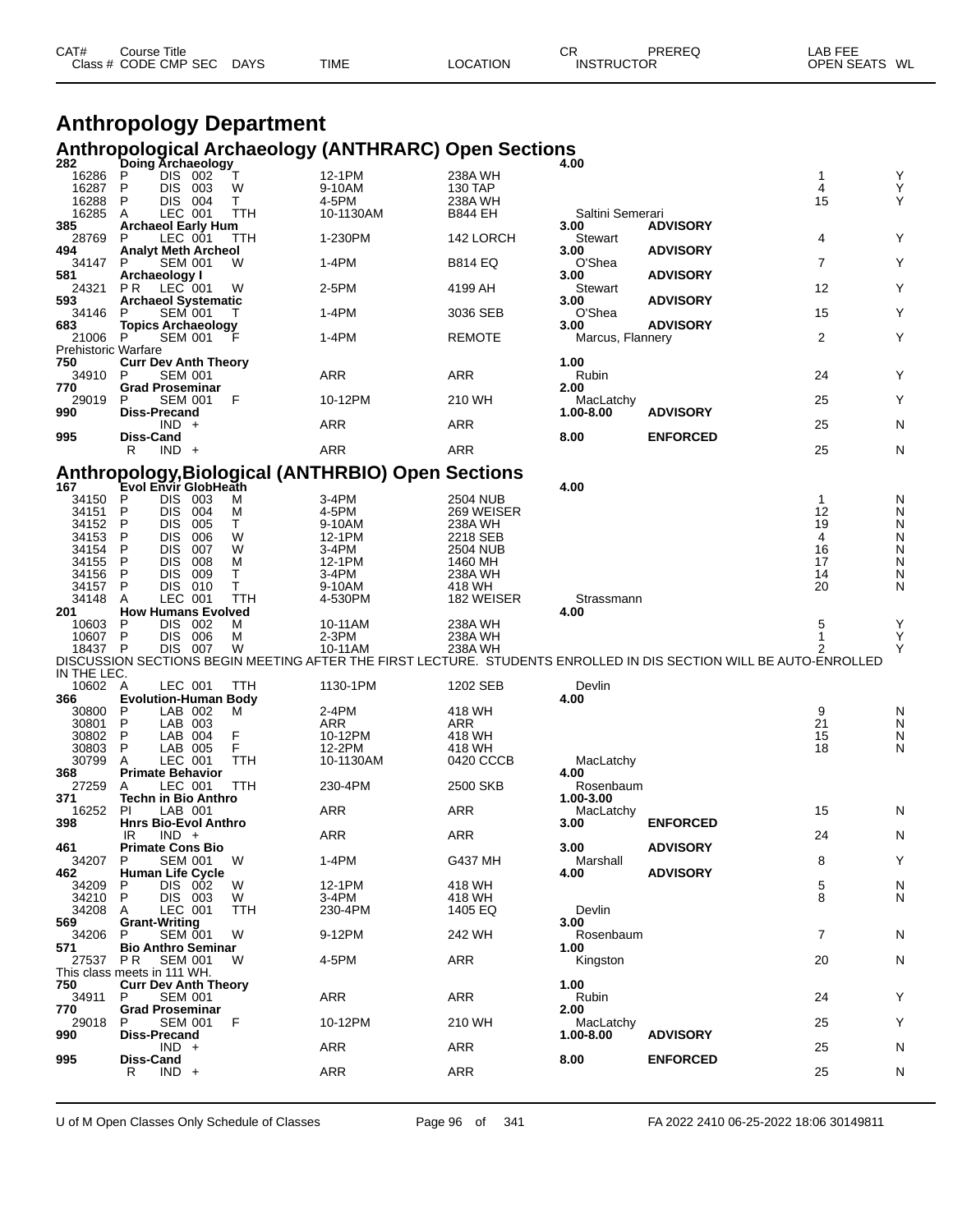# Anthropology Department

## Anthropological Archaeology (ANTHRARC) Open Sections

| CAT# / Class # | Course Title / CODE CMP SEC | DAYS | TIME | LOCATION | CR / INSTRUCTOR | PREREQ | LAB FEE / OPEN SEATS | WL |
|---|---|---|---|---|---|---|---|---|
| **282** | **Doing Archaeology** | | | | **4.00** | | | |
| 16286 | P DIS 002 | T | 12-1PM | 238A WH | | | 1 | Y |
| 16287 | P DIS 003 | W | 9-10AM | 130 TAP | | | 4 | Y |
| 16288 | P DIS 004 | T | 4-5PM | 238A WH | | | 15 | Y |
| 16285 | A LEC 001 | TTH | 10-1130AM | B844 EH | Saltini Semerari | | | |
| **385** | **Archaeol Early Hum** | | | | **3.00** | **ADVISORY** | | |
| 28769 | P LEC 001 | TTH | 1-230PM | 142 LORCH | Stewart | | 4 | Y |
| **494** | **Analyt Meth Archeol** | | | | **3.00** | **ADVISORY** | | |
| 34147 | P SEM 001 | W | 1-4PM | B814 EQ | O'Shea | | 7 | Y |
| **581** | **Archaeology I** | | | | **3.00** | **ADVISORY** | | |
| 24321 | P R LEC 001 | W | 2-5PM | 4199 AH | Stewart | | 12 | Y |
| **593** | **Archaeol Systematic** | | | | **3.00** | **ADVISORY** | | |
| 34146 | P SEM 001 | T | 1-4PM | 3036 SEB | O'Shea | | 15 | Y |
| **683** | **Topics Archaeology** | | | | **3.00** | **ADVISORY** | | |
| 21006 | P SEM 001 | F | 1-4PM | REMOTE | Marcus, Flannery | | 2 | Y |
| Prehistoric Warfare | | | | | | | | |
| **750** | **Curr Dev Anth Theory** | | | | **1.00** | | | |
| 34910 | P SEM 001 | | ARR | ARR | Rubin | | 24 | Y |
| **770** | **Grad Proseminar** | | | | **2.00** | | | |
| 29019 | P SEM 001 | F | 10-12PM | 210 WH | MacLatchy | | 25 | Y |
| **990** | **Diss-Precand** | | | | **1.00-8.00** | **ADVISORY** | | |
| | IND + | | ARR | ARR | | | 25 | N |
| **995** | **Diss-Cand** | | | | **8.00** | **ENFORCED** | | |
| | R IND + | | ARR | ARR | | | 25 | N |

## Anthropology,Biological (ANTHRBIO) Open Sections

| CAT# / Class # | Course Title / CODE CMP SEC | DAYS | TIME | LOCATION | CR / INSTRUCTOR | PREREQ | LAB FEE / OPEN SEATS | WL |
|---|---|---|---|---|---|---|---|---|
| **167** | **Evol Envir GlobHeath** | | | | **4.00** | | | |
| 34150 | P DIS 003 | M | 3-4PM | 2504 NUB | | | 1 | N |
| 34151 | P DIS 004 | M | 4-5PM | 269 WEISER | | | 12 | N |
| 34152 | P DIS 005 | T | 9-10AM | 238A WH | | | 19 | N |
| 34153 | P DIS 006 | W | 12-1PM | 2218 SEB | | | 4 | N |
| 34154 | P DIS 007 | W | 3-4PM | 2504 NUB | | | 16 | N |
| 34155 | P DIS 008 | M | 12-1PM | 1460 MH | | | 17 | N |
| 34156 | P DIS 009 | T | 3-4PM | 238A WH | | | 14 | N |
| 34157 | P DIS 010 | T | 9-10AM | 418 WH | | | 20 | N |
| 34148 | A LEC 001 | TTH | 4-530PM | 182 WEISER | Strassmann | | | |
| **201** | **How Humans Evolved** | | | | **4.00** | | | |
| 10603 | P DIS 002 | M | 10-11AM | 238A WH | | | 5 | Y |
| 10607 | P DIS 006 | M | 2-3PM | 238A WH | | | 1 | Y |
| 18437 | P DIS 007 | W | 10-11AM | 238A WH | | | 2 | Y |
| DISCUSSION SECTIONS BEGIN MEETING AFTER THE FIRST LECTURE. STUDENTS ENROLLED IN DIS SECTION WILL BE AUTO-ENROLLED IN THE LEC. | | | | | | | | |
| 10602 | A LEC 001 | TTH | 1130-1PM | 1202 SEB | Devlin | | | |
| **366** | **Evolution-Human Body** | | | | **4.00** | | | |
| 30800 | P LAB 002 | M | 2-4PM | 418 WH | | | 9 | N |
| 30801 | P LAB 003 | | ARR | ARR | | | 21 | N |
| 30802 | P LAB 004 | F | 10-12PM | 418 WH | | | 15 | N |
| 30803 | P LAB 005 | F | 12-2PM | 418 WH | | | 18 | N |
| 30799 | A LEC 001 | TTH | 10-1130AM | 0420 CCCB | MacLatchy | | | |
| **368** | **Primate Behavior** | | | | **4.00** | | | |
| 27259 | A LEC 001 | TTH | 230-4PM | 2500 SKB | Rosenbaum | | | |
| **371** | **Techn in Bio Anthro** | | | | **1.00-3.00** | | | |
| 16252 | PI LAB 001 | | ARR | ARR | MacLatchy | | 15 | N |
| **398** | **Hnrs Bio-Evol Anthro** | | | | **3.00** | **ENFORCED** | | |
| | IR IND + | | ARR | ARR | | | 24 | N |
| **461** | **Primate Cons Bio** | | | | **3.00** | **ADVISORY** | | |
| 34207 | P SEM 001 | W | 1-4PM | G437 MH | Marshall | | 8 | Y |
| **462** | **Human Life Cycle** | | | | **4.00** | **ADVISORY** | | |
| 34209 | P DIS 002 | W | 12-1PM | 418 WH | | | 5 | N |
| 34210 | P DIS 003 | W | 3-4PM | 418 WH | | | 8 | N |
| 34208 | A LEC 001 | TTH | 230-4PM | 1405 EQ | Devlin | | | |
| **569** | **Grant-Writing** | | | | **3.00** | | | |
| 34206 | P SEM 001 | W | 9-12PM | 242 WH | Rosenbaum | | 7 | N |
| **571** | **Bio Anthro Seminar** | | | | **1.00** | | | |
| 27537 | P R SEM 001 | W | 4-5PM | ARR | Kingston | | 20 | N |
| This class meets in 111 WH. | | | | | | | | |
| **750** | **Curr Dev Anth Theory** | | | | **1.00** | | | |
| 34911 | P SEM 001 | | ARR | ARR | Rubin | | 24 | Y |
| **770** | **Grad Proseminar** | | | | **2.00** | | | |
| 29018 | P SEM 001 | F | 10-12PM | 210 WH | MacLatchy | | 25 | Y |
| **990** | **Diss-Precand** | | | | **1.00-8.00** | **ADVISORY** | | |
| | IND + | | ARR | ARR | | | 25 | N |
| **995** | **Diss-Cand** | | | | **8.00** | **ENFORCED** | | |
| | R IND + | | ARR | ARR | | | 25 | N |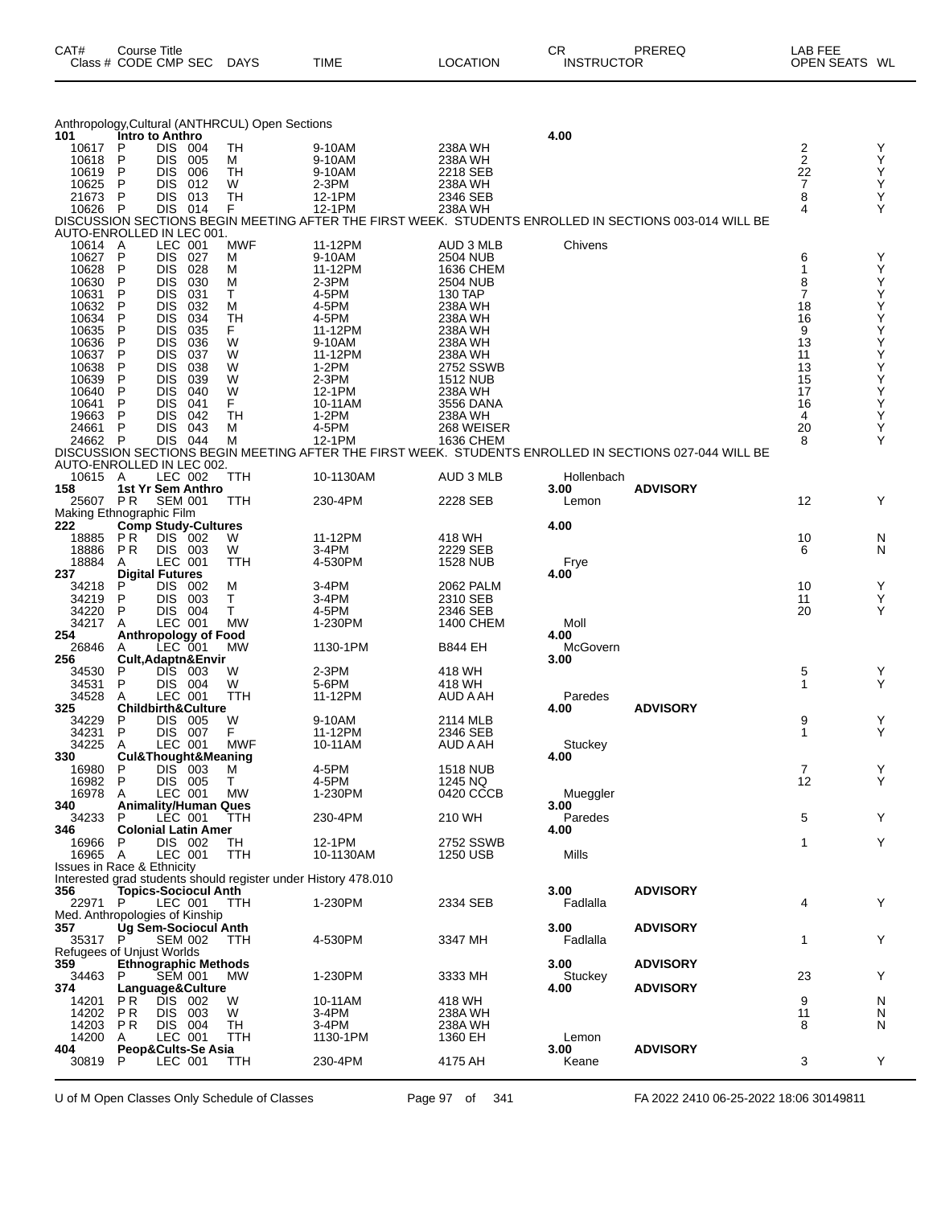| CAT# | Course Title | | | | | | | CR | PREREQ | LAB FEE | |
|---|---|---|---|---|---|---|---|---|---|---|---|
| Class # | CODE | CMP | SEC | DAYS | TIME | LOCATION | | INSTRUCTOR | | OPEN SEATS | WL |

Anthropology,Cultural (ANTHRCUL) Open Sections

| CAT# / Class # | CODE | CMP | SEC | DAYS | TIME | LOCATION | CR / INSTRUCTOR | PREREQ | OPEN SEATS | WL |
|---|---|---|---|---|---|---|---|---|---|---|
| **101** | **Intro to Anthro** | | | | | | **4.00** | | | |
| 10617 | P | DIS | 004 | TH | 9-10AM | 238A WH | | | 2 | Y |
| 10618 | P | DIS | 005 | M | 9-10AM | 238A WH | | | 2 | Y |
| 10619 | P | DIS | 006 | TH | 9-10AM | 2218 SEB | | | 22 | Y |
| 10625 | P | DIS | 012 | W | 2-3PM | 238A WH | | | 7 | Y |
| 21673 | P | DIS | 013 | TH | 12-1PM | 2346 SEB | | | 8 | Y |
| 10626 | P | DIS | 014 | F | 12-1PM | 238A WH | | | 4 | Y |

DISCUSSION SECTIONS BEGIN MEETING AFTER THE FIRST WEEK. STUDENTS ENROLLED IN SECTIONS 003-014 WILL BE AUTO-ENROLLED IN LEC 001.

| Class # | CODE | CMP | SEC | DAYS | TIME | LOCATION | INSTRUCTOR | PREREQ | OPEN SEATS | WL |
|---|---|---|---|---|---|---|---|---|---|---|
| 10614 | A | LEC | 001 | MWF | 11-12PM | AUD 3 MLB | Chivens | | | |
| 10627 | P | DIS | 027 | M | 9-10AM | 2504 NUB | | | 6 | Y |
| 10628 | P | DIS | 028 | M | 11-12PM | 1636 CHEM | | | 1 | Y |
| 10630 | P | DIS | 030 | M | 2-3PM | 2504 NUB | | | 8 | Y |
| 10631 | P | DIS | 031 | T | 4-5PM | 130 TAP | | | 7 | Y |
| 10632 | P | DIS | 032 | M | 4-5PM | 238A WH | | | 18 | Y |
| 10634 | P | DIS | 034 | TH | 4-5PM | 238A WH | | | 16 | Y |
| 10635 | P | DIS | 035 | F | 11-12PM | 238A WH | | | 9 | Y |
| 10636 | P | DIS | 036 | W | 9-10AM | 238A WH | | | 13 | Y |
| 10637 | P | DIS | 037 | W | 11-12PM | 238A WH | | | 11 | Y |
| 10638 | P | DIS | 038 | W | 1-2PM | 2752 SSWB | | | 13 | Y |
| 10639 | P | DIS | 039 | W | 2-3PM | 1512 NUB | | | 15 | Y |
| 10640 | P | DIS | 040 | W | 12-1PM | 238A WH | | | 17 | Y |
| 10641 | P | DIS | 041 | F | 10-11AM | 3556 DANA | | | 16 | Y |
| 19663 | P | DIS | 042 | TH | 1-2PM | 238A WH | | | 4 | Y |
| 24661 | P | DIS | 043 | M | 4-5PM | 268 WEISER | | | 20 | Y |
| 24662 | P | DIS | 044 | M | 12-1PM | 1636 CHEM | | | 8 | Y |

DISCUSSION SECTIONS BEGIN MEETING AFTER THE FIRST WEEK. STUDENTS ENROLLED IN SECTIONS 027-044 WILL BE AUTO-ENROLLED IN LEC 002.

| CAT# / Class # | CODE | CMP | SEC | DAYS | TIME | LOCATION | CR / INSTRUCTOR | PREREQ | OPEN SEATS | WL |
|---|---|---|---|---|---|---|---|---|---|---|
| 10615 | A | LEC | 002 | TTH | 10-1130AM | AUD 3 MLB | Hollenbach | | | |
| **158** | **1st Yr Sem Anthro** | | | | | | **3.00** | **ADVISORY** | | |
| 25607 | P R | SEM | 001 | TTH | 230-4PM | 2228 SEB | Lemon | | 12 | Y |

Making Ethnographic Film

| CAT# / Class # | CODE | CMP | SEC | DAYS | TIME | LOCATION | CR / INSTRUCTOR | PREREQ | OPEN SEATS | WL |
|---|---|---|---|---|---|---|---|---|---|---|
| **222** | **Comp Study-Cultures** | | | | | | **4.00** | | | |
| 18885 | P R | DIS | 002 | W | 11-12PM | 418 WH | | | 10 | N |
| 18886 | P R | DIS | 003 | W | 3-4PM | 2229 SEB | | | 6 | N |
| 18884 | A | LEC | 001 | TTH | 4-530PM | 1528 NUB | Frye | | | |
| **237** | **Digital Futures** | | | | | | **4.00** | | | |
| 34218 | P | DIS | 002 | M | 3-4PM | 2062 PALM | | | 10 | Y |
| 34219 | P | DIS | 003 | T | 3-4PM | 2310 SEB | | | 11 | Y |
| 34220 | P | DIS | 004 | T | 4-5PM | 2346 SEB | | | 20 | Y |
| 34217 | A | LEC | 001 | MW | 1-230PM | 1400 CHEM | Moll | | | |
| **254** | **Anthropology of Food** | | | | | | **4.00** | | | |
| 26846 | A | LEC | 001 | MW | 1130-1PM | B844 EH | McGovern | | | |
| **256** | **Cult,Adaptn&Envir** | | | | | | **3.00** | | | |
| 34530 | P | DIS | 003 | W | 2-3PM | 418 WH | | | 5 | Y |
| 34531 | P | DIS | 004 | W | 5-6PM | 418 WH | | | 1 | Y |
| 34528 | A | LEC | 001 | TTH | 11-12PM | AUD A AH | Paredes | | | |
| **325** | **Childbirth&Culture** | | | | | | **4.00** | **ADVISORY** | | |
| 34229 | P | DIS | 005 | W | 9-10AM | 2114 MLB | | | 9 | Y |
| 34231 | P | DIS | 007 | F | 11-12PM | 2346 SEB | | | 1 | Y |
| 34225 | A | LEC | 001 | MWF | 10-11AM | AUD A AH | Stuckey | | | |
| **330** | **Cul&Thought&Meaning** | | | | | | **4.00** | | | |
| 16980 | P | DIS | 003 | M | 4-5PM | 1518 NUB | | | 7 | Y |
| 16982 | P | DIS | 005 | T | 4-5PM | 1245 NQ | | | 12 | Y |
| 16978 | A | LEC | 001 | MW | 1-230PM | 0420 CCCB | Mueggler | | | |
| **340** | **Animality/Human Ques** | | | | | | **3.00** | | | |
| 34233 | P | LEC | 001 | TTH | 230-4PM | 210 WH | Paredes | | 5 | Y |
| **346** | **Colonial Latin Amer** | | | | | | **4.00** | | | |
| 16966 | P | DIS | 002 | TH | 12-1PM | 2752 SSWB | | | 1 | Y |
| 16965 | A | LEC | 001 | TTH | 10-1130AM | 1250 USB | Mills | | | |

Issues in Race & Ethnicity
Interested grad students should register under History 478.010

| CAT# / Class # | CODE | CMP | SEC | DAYS | TIME | LOCATION | CR / INSTRUCTOR | PREREQ | OPEN SEATS | WL |
|---|---|---|---|---|---|---|---|---|---|---|
| **356** | **Topics-Sociocul Anth** | | | | | | **3.00** | **ADVISORY** | | |
| 22971 | P | LEC | 001 | TTH | 1-230PM | 2334 SEB | Fadlalla | | 4 | Y |

Med. Anthropologies of Kinship

| CAT# / Class # | CODE | CMP | SEC | DAYS | TIME | LOCATION | CR / INSTRUCTOR | PREREQ | OPEN SEATS | WL |
|---|---|---|---|---|---|---|---|---|---|---|
| **357** | **Ug Sem-Sociocul Anth** | | | | | | **3.00** | **ADVISORY** | | |
| 35317 | P | SEM | 002 | TTH | 4-530PM | 3347 MH | Fadlalla | | 1 | Y |

Refugees of Unjust Worlds

| CAT# / Class # | CODE | CMP | SEC | DAYS | TIME | LOCATION | CR / INSTRUCTOR | PREREQ | OPEN SEATS | WL |
|---|---|---|---|---|---|---|---|---|---|---|
| **359** | **Ethnographic Methods** | | | | | | **3.00** | **ADVISORY** | | |
| 34463 | P | SEM | 001 | MW | 1-230PM | 3333 MH | Stuckey | | 23 | Y |
| **374** | **Language&Culture** | | | | | | **4.00** | **ADVISORY** | | |
| 14201 | P R | DIS | 002 | W | 10-11AM | 418 WH | | | 9 | N |
| 14202 | P R | DIS | 003 | W | 3-4PM | 238A WH | | | 11 | N |
| 14203 | P R | DIS | 004 | TH | 3-4PM | 238A WH | | | 8 | N |
| 14200 | A | LEC | 001 | TTH | 1130-1PM | 1360 EH | Lemon | | | |
| **404** | **Peop&Cults-Se Asia** | | | | | | **3.00** | **ADVISORY** | | |
| 30819 | P | LEC | 001 | TTH | 230-4PM | 4175 AH | Keane | | 3 | Y |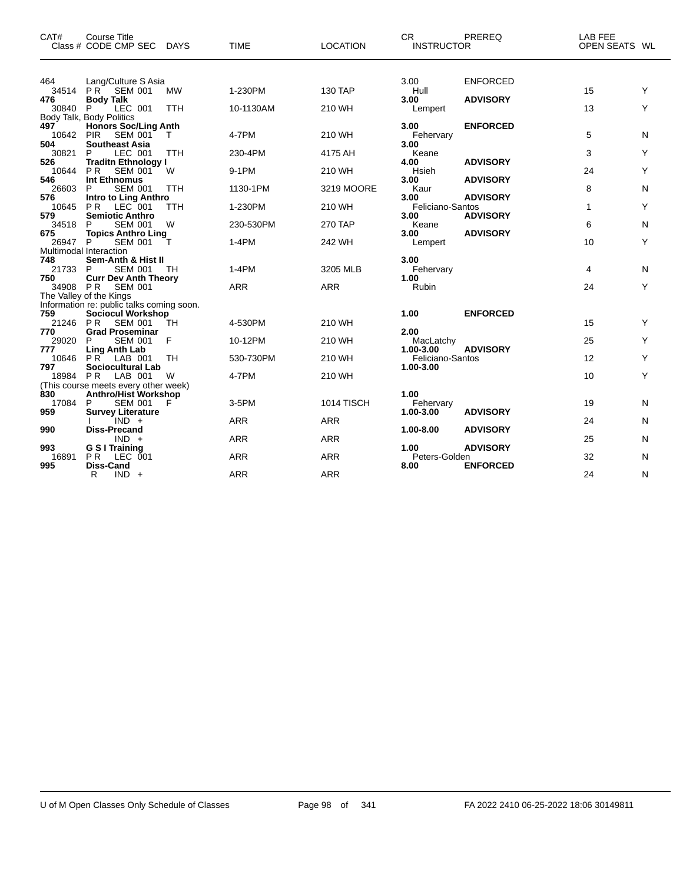| CAT# | Course Title Class # CODE CMP SEC | DAYS | TIME | LOCATION | CR INSTRUCTOR | PREREQ | LAB FEE OPEN SEATS | WL |
|---|---|---|---|---|---|---|---|---|
| 464 | Lang/Culture S Asia | | | | 3.00 | ENFORCED | | |
| 34514 | PR SEM 001 | MW | 1-230PM | 130 TAP | Hull | | 15 | Y |
| **476** | **Body Talk** | | | | **3.00** | **ADVISORY** | | |
| 30840 | P LEC 001 | TTH | 10-1130AM | 210 WH | Lempert | | 13 | Y |
| | Body Talk, Body Politics | | | | | | | |
| **497** | **Honors Soc/Ling Anth** | | | | **3.00** | **ENFORCED** | | |
| 10642 | PIR SEM 001 | T | 4-7PM | 210 WH | Fehervary | | 5 | N |
| **504** | **Southeast Asia** | | | | **3.00** | | | |
| 30821 | P LEC 001 | TTH | 230-4PM | 4175 AH | Keane | | 3 | Y |
| **526** | **Traditn Ethnology I** | | | | **4.00** | **ADVISORY** | | |
| 10644 | PR SEM 001 | W | 9-1PM | 210 WH | Hsieh | | 24 | Y |
| **546** | **Int Ethnomus** | | | | **3.00** | **ADVISORY** | | |
| 26603 | P SEM 001 | TTH | 1130-1PM | 3219 MOORE | Kaur | | 8 | N |
| **576** | **Intro to Ling Anthro** | | | | **3.00** | **ADVISORY** | | |
| 10645 | PR LEC 001 | TTH | 1-230PM | 210 WH | Feliciano-Santos | | 1 | Y |
| **579** | **Semiotic Anthro** | | | | **3.00** | **ADVISORY** | | |
| 34518 | P SEM 001 | W | 230-530PM | 270 TAP | Keane | | 6 | N |
| **675** | **Topics Anthro Ling** | | | | **3.00** | **ADVISORY** | | |
| 26947 | P SEM 001 | T | 1-4PM | 242 WH | Lempert | | 10 | Y |
| | Multimodal Interaction | | | | | | | |
| **748** | **Sem-Anth & Hist II** | | | | **3.00** | | | |
| 21733 | P SEM 001 | TH | 1-4PM | 3205 MLB | Fehervary | | 4 | N |
| **750** | **Curr Dev Anth Theory** | | | | **1.00** | | | |
| 34908 | PR SEM 001 | | ARR | ARR | Rubin | | 24 | Y |
| | The Valley of the Kings | | | | | | | |
| | Information re: public talks coming soon. | | | | | | | |
| **759** | **Sociocul Workshop** | | | | **1.00** | **ENFORCED** | | |
| 21246 | PR SEM 001 | TH | 4-530PM | 210 WH | | | 15 | Y |
| **770** | **Grad Proseminar** | | | | **2.00** | | | |
| 29020 | P SEM 001 | F | 10-12PM | 210 WH | MacLatchy | | 25 | Y |
| **777** | **Ling Anth Lab** | | | | **1.00-3.00** | **ADVISORY** | | |
| 10646 | PR LAB 001 | TH | 530-730PM | 210 WH | Feliciano-Santos | | 12 | Y |
| **797** | **Sociocultural Lab** | | | | **1.00-3.00** | | | |
| 18984 | PR LAB 001 | W | 4-7PM | 210 WH | | | 10 | Y |
| | (This course meets every other week) | | | | | | | |
| **830** | **Anthro/Hist Workshop** | | | | **1.00** | | | |
| 17084 | P SEM 001 | F | 3-5PM | 1014 TISCH | Fehervary | | 19 | N |
| **959** | **Survey Literature** | | | | **1.00-3.00** | **ADVISORY** | | |
| | I IND + | | ARR | ARR | | | 24 | N |
| **990** | **Diss-Precand** | | | | **1.00-8.00** | **ADVISORY** | | |
| | IND + | | ARR | ARR | | | 25 | N |
| **993** | **G S I Training** | | | | **1.00** | **ADVISORY** | | |
| 16891 | PR LEC 001 | | ARR | ARR | Peters-Golden | | 32 | N |
| **995** | **Diss-Cand** | | | | **8.00** | **ENFORCED** | | |
| | R IND + | | ARR | ARR | | | 24 | N |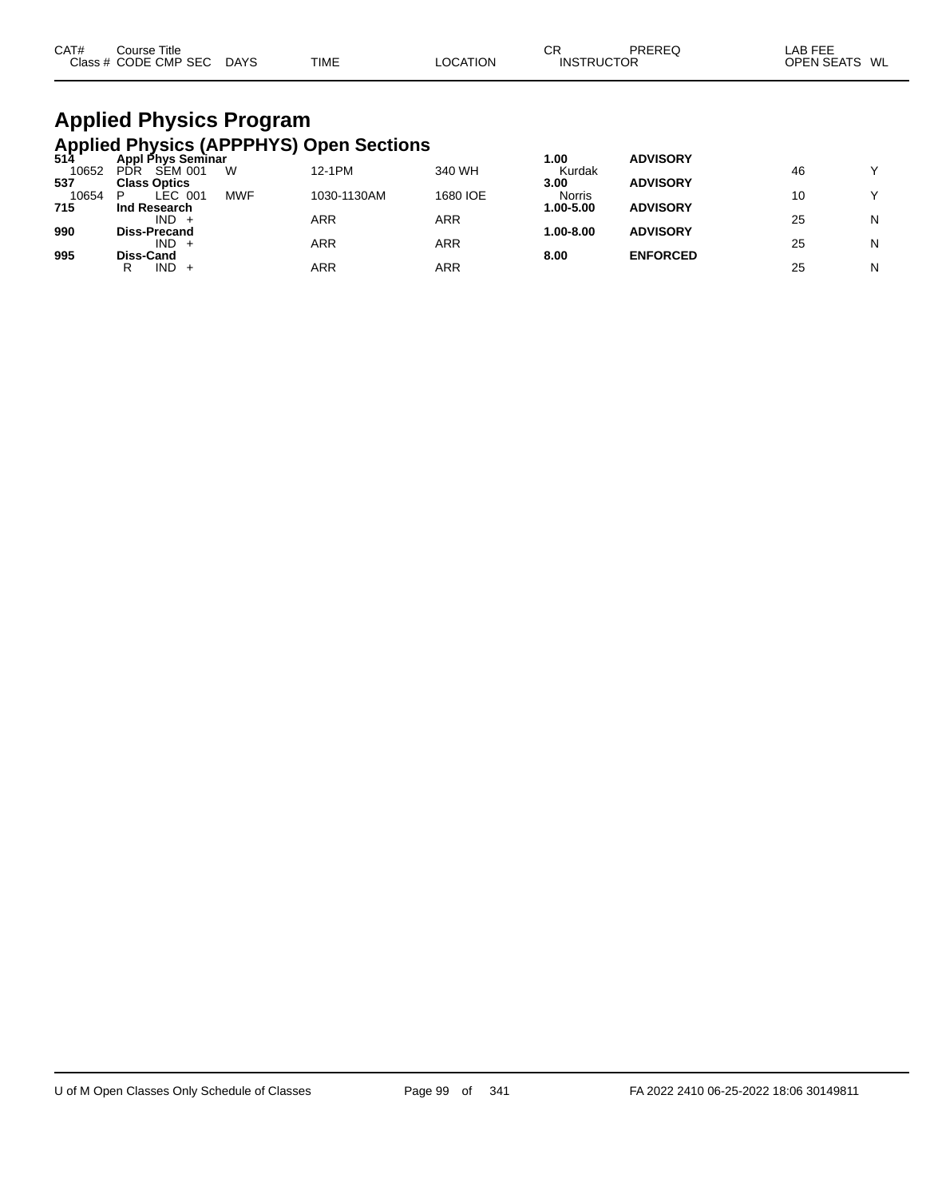| CAT# Class # | Course Title CODE CMP SEC | DAYS | TIME | LOCATION | CR INSTRUCTOR | PREREQ | LAB FEE OPEN SEATS | WL |
|---|---|---|---|---|---|---|---|---|

# Applied Physics Program

## Applied Physics (APPPHYS) Open Sections

| CAT# Class # | Course Title CODE CMP SEC | DAYS | TIME | LOCATION | CR INSTRUCTOR | PREREQ | LAB FEE OPEN SEATS | WL |
|---|---|---|---|---|---|---|---|---|
| **514** | **Appl Phys Seminar** | | | | **1.00** | **ADVISORY** | | |
| 10652 | PDR SEM 001 | W | 12-1PM | 340 WH | Kurdak | | 46 | Y |
| **537** | **Class Optics** | | | | **3.00** | **ADVISORY** | | |
| 10654 | P LEC 001 | MWF | 1030-1130AM | 1680 IOE | Norris | | 10 | Y |
| **715** | **Ind Research** | | | | **1.00-5.00** | **ADVISORY** | | |
| | IND + | | ARR | ARR | | | 25 | N |
| **990** | **Diss-Precand** | | | | **1.00-8.00** | **ADVISORY** | | |
| | IND + | | ARR | ARR | | | 25 | N |
| **995** | **Diss-Cand** | | | | **8.00** | **ENFORCED** | | |
| | R IND + | | ARR | ARR | | | 25 | N |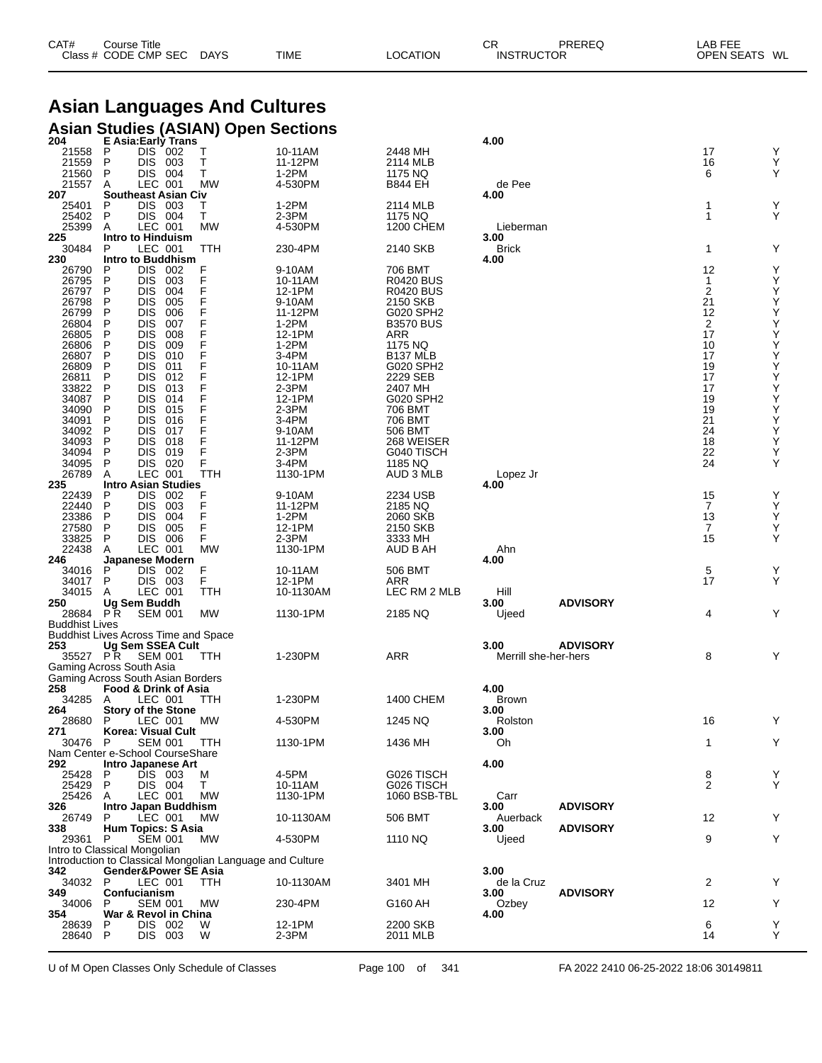| CAT# | Course Title | | | | | | CR | PREREQ | LAB FEE | |
|---|---|---|---|---|---|---|---|---|---|---|
| Class # | CODE CMP SEC | DAYS | TIME | LOCATION | INSTRUCTOR | | | | OPEN SEATS | WL |

# Asian Languages And Cultures

## Asian Studies (ASIAN) Open Sections

| CAT# / Class # | CODE | CMP | SEC | DAYS | TIME | LOCATION | CR / INSTRUCTOR | PREREQ | OPEN SEATS | WL |
|---|---|---|---|---|---|---|---|---|---|---|
| **204** | **E Asia:Early Trans** | | | | | | **4.00** | | | |
| 21558 | P | DIS | 002 | T | 10-11AM | 2448 MH | | | 17 | Y |
| 21559 | P | DIS | 003 | T | 11-12PM | 2114 MLB | | | 16 | Y |
| 21560 | P | DIS | 004 | T | 1-2PM | 1175 NQ | | | 6 | Y |
| 21557 | A | LEC | 001 | MW | 4-530PM | B844 EH | de Pee | | | |
| **207** | **Southeast Asian Civ** | | | | | | **4.00** | | | |
| 25401 | P | DIS | 003 | T | 1-2PM | 2114 MLB | | | 1 | Y |
| 25402 | P | DIS | 004 | T | 2-3PM | 1175 NQ | | | 1 | Y |
| 25399 | A | LEC | 001 | MW | 4-530PM | 1200 CHEM | Lieberman | | | |
| **225** | **Intro to Hinduism** | | | | | | **3.00** | | | |
| 30484 | P | LEC | 001 | TTH | 230-4PM | 2140 SKB | Brick | | 1 | Y |
| **230** | **Intro to Buddhism** | | | | | | **4.00** | | | |
| 26790 | P | DIS | 002 | F | 9-10AM | 706 BMT | | | 12 | Y |
| 26795 | P | DIS | 003 | F | 10-11AM | R0420 BUS | | | 1 | Y |
| 26797 | P | DIS | 004 | F | 12-1PM | R0420 BUS | | | 2 | Y |
| 26798 | P | DIS | 005 | F | 9-10AM | 2150 SKB | | | 21 | Y |
| 26799 | P | DIS | 006 | F | 11-12PM | G020 SPH2 | | | 12 | Y |
| 26804 | P | DIS | 007 | F | 1-2PM | B3570 BUS | | | 2 | Y |
| 26805 | P | DIS | 008 | F | 12-1PM | ARR | | | 17 | Y |
| 26806 | P | DIS | 009 | F | 1-2PM | 1175 NQ | | | 10 | Y |
| 26807 | P | DIS | 010 | F | 3-4PM | B137 MLB | | | 17 | Y |
| 26809 | P | DIS | 011 | F | 10-11AM | G020 SPH2 | | | 19 | Y |
| 26811 | P | DIS | 012 | F | 12-1PM | 2229 SEB | | | 17 | Y |
| 33822 | P | DIS | 013 | F | 2-3PM | 2407 MH | | | 17 | Y |
| 34087 | P | DIS | 014 | F | 12-1PM | G020 SPH2 | | | 19 | Y |
| 34090 | P | DIS | 015 | F | 2-3PM | 706 BMT | | | 19 | Y |
| 34091 | P | DIS | 016 | F | 3-4PM | 706 BMT | | | 21 | Y |
| 34092 | P | DIS | 017 | F | 9-10AM | 506 BMT | | | 24 | Y |
| 34093 | P | DIS | 018 | F | 11-12PM | 268 WEISER | | | 18 | Y |
| 34094 | P | DIS | 019 | F | 2-3PM | G040 TISCH | | | 22 | Y |
| 34095 | P | DIS | 020 | F | 3-4PM | 1185 NQ | | | 24 | Y |
| 26789 | A | LEC | 001 | TTH | 1130-1PM | AUD 3 MLB | Lopez Jr | | | |
| **235** | **Intro Asian Studies** | | | | | | **4.00** | | | |
| 22439 | P | DIS | 002 | F | 9-10AM | 2234 USB | | | 15 | Y |
| 22440 | P | DIS | 003 | F | 11-12PM | 2185 NQ | | | 7 | Y |
| 23386 | P | DIS | 004 | F | 1-2PM | 2060 SKB | | | 13 | Y |
| 27580 | P | DIS | 005 | F | 12-1PM | 2150 SKB | | | 7 | Y |
| 33825 | P | DIS | 006 | F | 2-3PM | 3333 MH | | | 15 | Y |
| 22438 | A | LEC | 001 | MW | 1130-1PM | AUD B AH | Ahn | | | |
| **246** | **Japanese Modern** | | | | | | **4.00** | | | |
| 34016 | P | DIS | 002 | F | 10-11AM | 506 BMT | | | 5 | Y |
| 34017 | P | DIS | 003 | F | 12-1PM | ARR | | | 17 | Y |
| 34015 | A | LEC | 001 | TTH | 10-1130AM | LEC RM 2 MLB | Hill | | | |
| **250** | **Ug Sem Buddh** | | | | | | **3.00** | **ADVISORY** | | |
| 28684 | P R | SEM | 001 | MW | 1130-1PM | 2185 NQ | Ujeed | | 4 | Y |
| Buddhist Lives | | | | | | | | | | |
| Buddhist Lives Across Time and Space | | | | | | | | | | |
| **253** | **Ug Sem SSEA Cult** | | | | | | **3.00** | **ADVISORY** | | |
| 35527 | P R | SEM | 001 | TTH | 1-230PM | ARR | Merrill she-her-hers | | 8 | Y |
| Gaming Across South Asia | | | | | | | | | | |
| Gaming Across South Asian Borders | | | | | | | | | | |
| **258** | **Food & Drink of Asia** | | | | | | **4.00** | | | |
| 34285 | A | LEC | 001 | TTH | 1-230PM | 1400 CHEM | Brown | | | |
| **264** | **Story of the Stone** | | | | | | **3.00** | | | |
| 28680 | P | LEC | 001 | MW | 4-530PM | 1245 NQ | Rolston | | 16 | Y |
| **271** | **Korea: Visual Cult** | | | | | | **3.00** | | | |
| 30476 | P | SEM | 001 | TTH | 1130-1PM | 1436 MH | Oh | | 1 | Y |
| Nam Center e-School CourseShare | | | | | | | | | | |
| **292** | **Intro Japanese Art** | | | | | | **4.00** | | | |
| 25428 | P | DIS | 003 | M | 4-5PM | G026 TISCH | | | 8 | Y |
| 25429 | P | DIS | 004 | T | 10-11AM | G026 TISCH | | | 2 | Y |
| 25426 | A | LEC | 001 | MW | 1130-1PM | 1060 BSB-TBL | Carr | | | |
| **326** | **Intro Japan Buddhism** | | | | | | **3.00** | **ADVISORY** | | |
| 26749 | P | LEC | 001 | MW | 10-1130AM | 506 BMT | Auerback | | 12 | Y |
| **338** | **Hum Topics: S Asia** | | | | | | **3.00** | **ADVISORY** | | |
| 29361 | P | SEM | 001 | MW | 4-530PM | 1110 NQ | Ujeed | | 9 | Y |
| Intro to Classical Mongolian | | | | | | | | | | |
| Introduction to Classical Mongolian Language and Culture | | | | | | | | | | |
| **342** | **Gender&Power SE Asia** | | | | | | **3.00** | | | |
| 34032 | P | LEC | 001 | TTH | 10-1130AM | 3401 MH | de la Cruz | | 2 | Y |
| **349** | **Confucianism** | | | | | | **3.00** | **ADVISORY** | | |
| 34006 | P | SEM | 001 | MW | 230-4PM | G160 AH | Ozbey | | 12 | Y |
| **354** | **War & Revol in China** | | | | | | **4.00** | | | |
| 28639 | P | DIS | 002 | W | 12-1PM | 2200 SKB | | | 6 | Y |
| 28640 | P | DIS | 003 | W | 2-3PM | 2011 MLB | | | 14 | Y |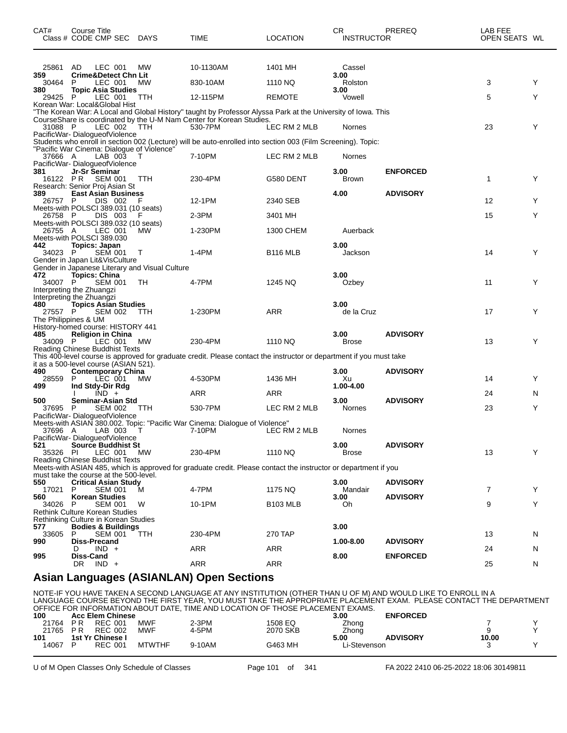| CAT# Class # | Course Title CODE CMP SEC | DAYS | TIME | LOCATION | CR INSTRUCTOR | PREREQ | LAB FEE OPEN SEATS | WL |
|---|---|---|---|---|---|---|---|---|
| 25861 | AD LEC 001 | MW | 10-1130AM | 1401 MH | Cassel | | | |
| 359 | Crime&Detect Chn Lit | | | | 3.00 | | | |
| 30464 | P LEC 001 | MW | 830-10AM | 1110 NQ | Rolston | | 3 | Y |
| 380 | Topic Asia Studies | | | | 3.00 | | | |
| 29425 | P LEC 001 | TTH | 12-115PM | REMOTE | Vowell | | 5 | Y |
| Korean War: Local&Global Hist | | | | | | | | |
| "The Korean War: A Local and Global History" taught by Professor Alyssa Park at the University of Iowa. This CourseShare is coordinated by the U-M Nam Center for Korean Studies. | | | | | | | | |
| 31088 | P LEC 002 | TTH | 530-7PM | LEC RM 2 MLB | Nornes | | 23 | Y |
| PacificWar- DialogueofViolence | | | | | | | | |
| Students who enroll in section 002 (Lecture) will be auto-enrolled into section 003 (Film Screening). Topic: "Pacific War Cinema: Dialogue of Violence" | | | | | | | | |
| 37666 | A LAB 003 | T | 7-10PM | LEC RM 2 MLB | Nornes | | | |
| PacificWar- DialogueofViolence | | | | | | | | |
| 381 | Jr-Sr Seminar | | | | 3.00 | ENFORCED | | |
| 16122 | P R SEM 001 | TTH | 230-4PM | G580 DENT | Brown | | 1 | Y |
| Research: Senior Proj Asian St | | | | | | | | |
| 389 | East Asian Business | | | | 4.00 | ADVISORY | | |
| 26757 | P DIS 002 | F | 12-1PM | 2340 SEB | | | 12 | Y |
| Meets-with POLSCI 389.031 (10 seats) | | | | | | | | |
| 26758 | P DIS 003 | F | 2-3PM | 3401 MH | | | 15 | Y |
| Meets-with POLSCI 389.032 (10 seats) | | | | | | | | |
| 26755 | A LEC 001 | MW | 1-230PM | 1300 CHEM | Auerback | | | |
| Meets-with POLSCI 389.030 | | | | | | | | |
| 442 | Topics: Japan | | | | 3.00 | | | |
| 34023 | P SEM 001 | T | 1-4PM | B116 MLB | Jackson | | 14 | Y |
| Gender in Japan Lit&VisCulture | | | | | | | | |
| Gender in Japanese Literary and Visual Culture | | | | | | | | |
| 472 | Topics: China | | | | 3.00 | | | |
| 34007 | P SEM 001 | TH | 4-7PM | 1245 NQ | Ozbey | | 11 | Y |
| Interpreting the Zhuangzi | | | | | | | | |
| Interpreting the Zhuangzi | | | | | | | | |
| 480 | Topics Asian Studies | | | | 3.00 | | | |
| 27557 | P SEM 002 | TTH | 1-230PM | ARR | de la Cruz | | 17 | Y |
| The Philippines & UM | | | | | | | | |
| History-homed course: HISTORY 441 | | | | | | | | |
| 485 | Religion in China | | | | 3.00 | ADVISORY | | |
| 34009 | P LEC 001 | MW | 230-4PM | 1110 NQ | Brose | | 13 | Y |
| Reading Chinese Buddhist Texts | | | | | | | | |
| This 400-level course is approved for graduate credit. Please contact the instructor or department if you must take it as a 500-level course (ASIAN 521). | | | | | | | | |
| 490 | Contemporary China | | | | 3.00 | ADVISORY | | |
| 28559 | P LEC 001 | MW | 4-530PM | 1436 MH | Xu | | 14 | Y |
| 499 | Ind Stdy-Dir Rdg | | | | 1.00-4.00 | | | |
| | I IND + | | ARR | ARR | | | 24 | N |
| 500 | Seminar-Asian Std | | | | 3.00 | ADVISORY | | |
| 37695 | P SEM 002 | TTH | 530-7PM | LEC RM 2 MLB | Nornes | | 23 | Y |
| PacificWar- DialogueofViolence | | | | | | | | |
| Meets-with ASIAN 380.002. Topic: "Pacific War Cinema: Dialogue of Violence" | | | | | | | | |
| 37696 | A LAB 003 | T | 7-10PM | LEC RM 2 MLB | Nornes | | | |
| PacificWar- DialogueofViolence | | | | | | | | |
| 521 | Source Buddhist St | | | | 3.00 | ADVISORY | | |
| 35326 | PI LEC 001 | MW | 230-4PM | 1110 NQ | Brose | | 13 | Y |
| Reading Chinese Buddhist Texts | | | | | | | | |
| Meets-with ASIAN 485, which is approved for graduate credit. Please contact the instructor or department if you must take the course at the 500-level. | | | | | | | | |
| 550 | Critical Asian Study | | | | 3.00 | ADVISORY | | |
| 17021 | P SEM 001 | M | 4-7PM | 1175 NQ | Mandair | | 7 | Y |
| 560 | Korean Studies | | | | 3.00 | ADVISORY | | |
| 34026 | P SEM 001 | W | 10-1PM | B103 MLB | Oh | | 9 | Y |
| Rethink Culture Korean Studies | | | | | | | | |
| Rethinking Culture in Korean Studies | | | | | | | | |
| 577 | Bodies & Buildings | | | | 3.00 | | | |
| 33605 | P SEM 001 | TTH | 230-4PM | 270 TAP | | | 13 | N |
| 990 | Diss-Precand | | | | 1.00-8.00 | ADVISORY | | |
| | D IND + | | ARR | ARR | | | 24 | N |
| 995 | Diss-Cand | | | | 8.00 | ENFORCED | | |
| | DR IND + | | ARR | ARR | | | 25 | N |

## Asian Languages (ASIANLAN) Open Sections

NOTE-IF YOU HAVE TAKEN A SECOND LANGUAGE AT ANY INSTITUTION (OTHER THAN U OF M) AND WOULD LIKE TO ENROLL IN A LANGUAGE COURSE BEYOND THE FIRST YEAR, YOU MUST TAKE THE APPROPRIATE PLACEMENT EXAM. PLEASE CONTACT THE DEPARTMENT OFFICE FOR INFORMATION ABOUT DATE, TIME AND LOCATION OF THOSE PLACEMENT EXAMS.

| CAT# Class # | Course Title CODE CMP SEC | DAYS | TIME | LOCATION | CR INSTRUCTOR | PREREQ | LAB FEE OPEN SEATS | WL |
|---|---|---|---|---|---|---|---|---|
| 100 | Acc Elem Chinese | | | | 3.00 | ENFORCED | | |
| 21764 | P R REC 001 | MWF | 2-3PM | 1508 EQ | Zhong | | 7 | Y |
| 21765 | P R REC 002 | MWF | 4-5PM | 2070 SKB | Zhong | | 9 | Y |
| 101 | 1st Yr Chinese I | | | | 5.00 | ADVISORY | 10.00 | |
| 14067 | P REC 001 | MTWTHF | 9-10AM | G463 MH | Li-Stevenson | | 3 | Y |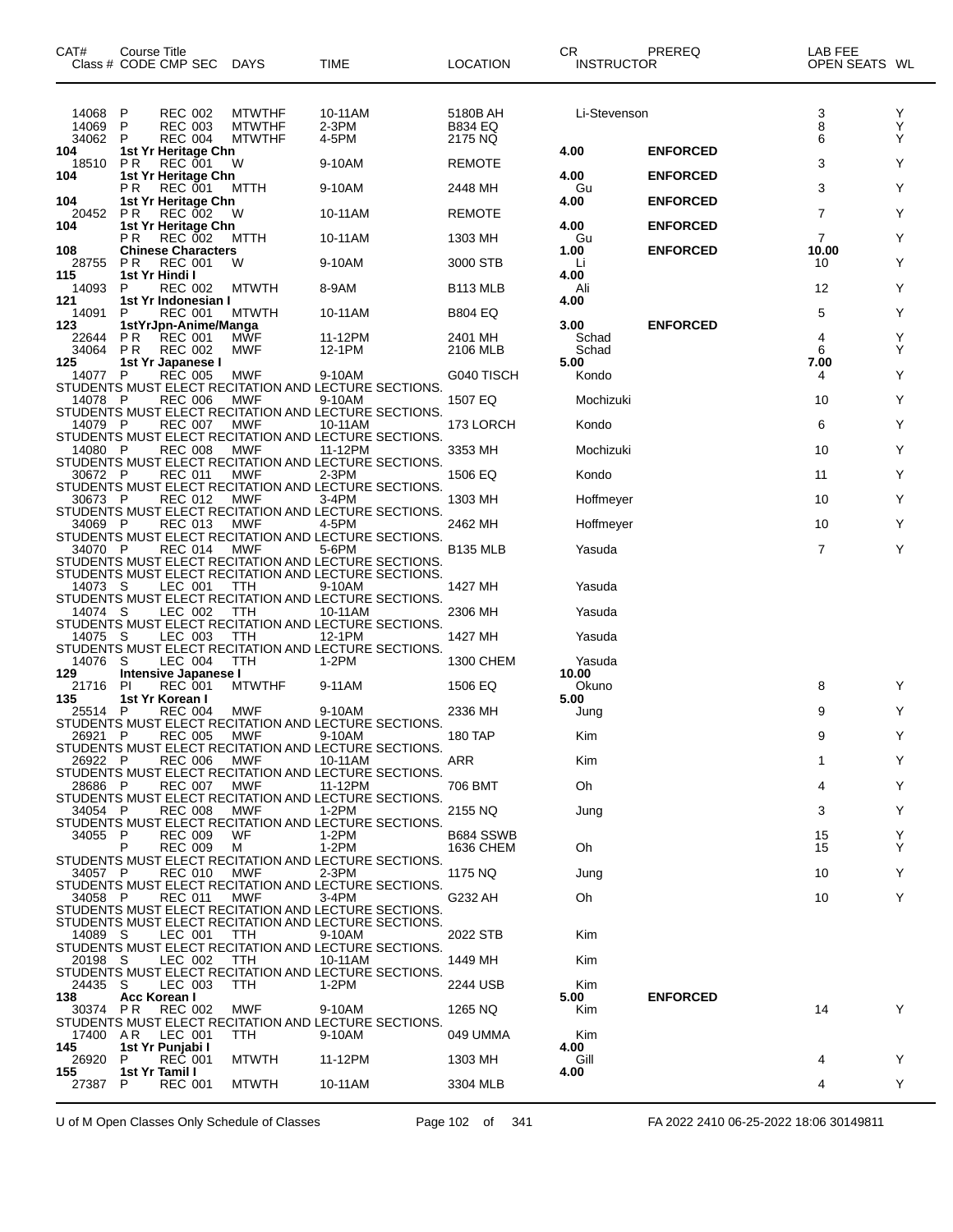| CAT# Class # | Course Title CODE CMP SEC | DAYS | TIME | LOCATION | CR INSTRUCTOR | PREREQ | LAB FEE OPEN SEATS | WL |
|---|---|---|---|---|---|---|---|---|
| 14068 | P REC 002 | MTWTHF | 10-11AM | 5180B AH | Li-Stevenson | | 3 | Y |
| 14069 | P REC 003 | MTWTHF | 2-3PM | B834 EQ | | | 8 | Y |
| 34062 | P REC 004 | MTWTHF | 4-5PM | 2175 NQ | | | 6 | Y |
| 104 | 1st Yr Heritage Chn | | | | 4.00 | ENFORCED | | |
| 18510 | PR REC 001 | W | 9-10AM | REMOTE | | | 3 | Y |
| 104 | 1st Yr Heritage Chn | | | | 4.00 | ENFORCED | | |
| | PR REC 001 | MTTH | 9-10AM | 2448 MH | Gu | | 3 | Y |
| 104 | 1st Yr Heritage Chn | | | | 4.00 | ENFORCED | | |
| 20452 | PR REC 002 | W | 10-11AM | REMOTE | | | 7 | Y |
| 104 | 1st Yr Heritage Chn | | | | 4.00 | ENFORCED | | |
| | PR REC 002 | MTTH | 10-11AM | 1303 MH | Gu | | 7 | Y |
| 108 | Chinese Characters | | | | 1.00 | ENFORCED | 10.00 | |
| 28755 | PR REC 001 | W | 9-10AM | 3000 STB | Li | | 10 | Y |
| 115 | 1st Yr Hindi I | | | | 4.00 | | | |
| 14093 | P REC 002 | MTWTH | 8-9AM | B113 MLB | Ali | | 12 | Y |
| 121 | 1st Yr Indonesian I | | | | 4.00 | | | |
| 14091 | P REC 001 | MTWTH | 10-11AM | B804 EQ | | | 5 | Y |
| 123 | 1stYrJpn-Anime/Manga | | | | 3.00 | ENFORCED | | |
| 22644 | PR REC 001 | MWF | 11-12PM | 2401 MH | Schad | | 4 | Y |
| 34064 | PR REC 002 | MWF | 12-1PM | 2106 MLB | Schad | | 6 | Y |
| 125 | 1st Yr Japanese I | | | | 5.00 | | 7.00 | |
| 14077 | P REC 005 | MWF | 9-10AM | G040 TISCH | Kondo | | 4 | Y |
| | STUDENTS MUST ELECT RECITATION AND LECTURE SECTIONS. | | | | | | | |
| 14078 | P REC 006 | MWF | 9-10AM | 1507 EQ | Mochizuki | | 10 | Y |
| | STUDENTS MUST ELECT RECITATION AND LECTURE SECTIONS. | | | | | | | |
| 14079 | P REC 007 | MWF | 10-11AM | 173 LORCH | Kondo | | 6 | Y |
| | STUDENTS MUST ELECT RECITATION AND LECTURE SECTIONS. | | | | | | | |
| 14080 | P REC 008 | MWF | 11-12PM | 3353 MH | Mochizuki | | 10 | Y |
| | STUDENTS MUST ELECT RECITATION AND LECTURE SECTIONS. | | | | | | | |
| 30672 | P REC 011 | MWF | 2-3PM | 1506 EQ | Kondo | | 11 | Y |
| | STUDENTS MUST ELECT RECITATION AND LECTURE SECTIONS. | | | | | | | |
| 30673 | P REC 012 | MWF | 3-4PM | 1303 MH | Hoffmeyer | | 10 | Y |
| | STUDENTS MUST ELECT RECITATION AND LECTURE SECTIONS. | | | | | | | |
| 34069 | P REC 013 | MWF | 4-5PM | 2462 MH | Hoffmeyer | | 10 | Y |
| | STUDENTS MUST ELECT RECITATION AND LECTURE SECTIONS. | | | | | | | |
| 34070 | P REC 014 | MWF | 5-6PM | B135 MLB | Yasuda | | 7 | Y |
| | STUDENTS MUST ELECT RECITATION AND LECTURE SECTIONS. | | | | | | | |
| | STUDENTS MUST ELECT RECITATION AND LECTURE SECTIONS. | | | | | | | |
| 14073 | S LEC 001 | TTH | 9-10AM | 1427 MH | Yasuda | | | |
| | STUDENTS MUST ELECT RECITATION AND LECTURE SECTIONS. | | | | | | | |
| 14074 | S LEC 002 | TTH | 10-11AM | 2306 MH | Yasuda | | | |
| | STUDENTS MUST ELECT RECITATION AND LECTURE SECTIONS. | | | | | | | |
| 14075 | S LEC 003 | TTH | 12-1PM | 1427 MH | Yasuda | | | |
| | STUDENTS MUST ELECT RECITATION AND LECTURE SECTIONS. | | | | | | | |
| 14076 | S LEC 004 | TTH | 1-2PM | 1300 CHEM | Yasuda | | | |
| 129 | Intensive Japanese I | | | | 10.00 | | | |
| 21716 | PI REC 001 | MTWTHF | 9-11AM | 1506 EQ | Okuno | | 8 | Y |
| 135 | 1st Yr Korean I | | | | 5.00 | | | |
| 25514 | P REC 004 | MWF | 9-10AM | 2336 MH | Jung | | 9 | Y |
| | STUDENTS MUST ELECT RECITATION AND LECTURE SECTIONS. | | | | | | | |
| 26921 | P REC 005 | MWF | 9-10AM | 180 TAP | Kim | | 9 | Y |
| | STUDENTS MUST ELECT RECITATION AND LECTURE SECTIONS. | | | | | | | |
| 26922 | P REC 006 | MWF | 10-11AM | ARR | Kim | | 1 | Y |
| | STUDENTS MUST ELECT RECITATION AND LECTURE SECTIONS. | | | | | | | |
| 28686 | P REC 007 | MWF | 11-12PM | 706 BMT | Oh | | 4 | Y |
| | STUDENTS MUST ELECT RECITATION AND LECTURE SECTIONS. | | | | | | | |
| 34054 | P REC 008 | MWF | 1-2PM | 2155 NQ | Jung | | 3 | Y |
| | STUDENTS MUST ELECT RECITATION AND LECTURE SECTIONS. | | | | | | | |
| 34055 | P REC 009 | WF | 1-2PM | B684 SSWB | | | 15 | Y |
| | P REC 009 | M | 1-2PM | 1636 CHEM | Oh | | 15 | Y |
| | STUDENTS MUST ELECT RECITATION AND LECTURE SECTIONS. | | | | | | | |
| 34057 | P REC 010 | MWF | 2-3PM | 1175 NQ | Jung | | 10 | Y |
| | STUDENTS MUST ELECT RECITATION AND LECTURE SECTIONS. | | | | | | | |
| 34058 | P REC 011 | MWF | 3-4PM | G232 AH | Oh | | 10 | Y |
| | STUDENTS MUST ELECT RECITATION AND LECTURE SECTIONS. | | | | | | | |
| | STUDENTS MUST ELECT RECITATION AND LECTURE SECTIONS. | | | | | | | |
| 14089 | S LEC 001 | TTH | 9-10AM | 2022 STB | Kim | | | |
| | STUDENTS MUST ELECT RECITATION AND LECTURE SECTIONS. | | | | | | | |
| 20198 | S LEC 002 | TTH | 10-11AM | 1449 MH | Kim | | | |
| | STUDENTS MUST ELECT RECITATION AND LECTURE SECTIONS. | | | | | | | |
| 24435 | S LEC 003 | TTH | 1-2PM | 2244 USB | Kim | | | |
| 138 | Acc Korean I | | | | 5.00 | ENFORCED | | |
| 30374 | PR REC 002 | MWF | 9-10AM | 1265 NQ | Kim | | 14 | Y |
| | STUDENTS MUST ELECT RECITATION AND LECTURE SECTIONS. | | | | | | | |
| 17400 | AR LEC 001 | TTH | 9-10AM | 049 UMMA | Kim | | | |
| 145 | 1st Yr Punjabi I | | | | 4.00 | | | |
| 26920 | P REC 001 | MTWTH | 11-12PM | 1303 MH | Gill | | 4 | Y |
| 155 | 1st Yr Tamil I | | | | 4.00 | | | |
| 27387 | P REC 001 | MTWTH | 10-11AM | 3304 MLB | | | 4 | Y |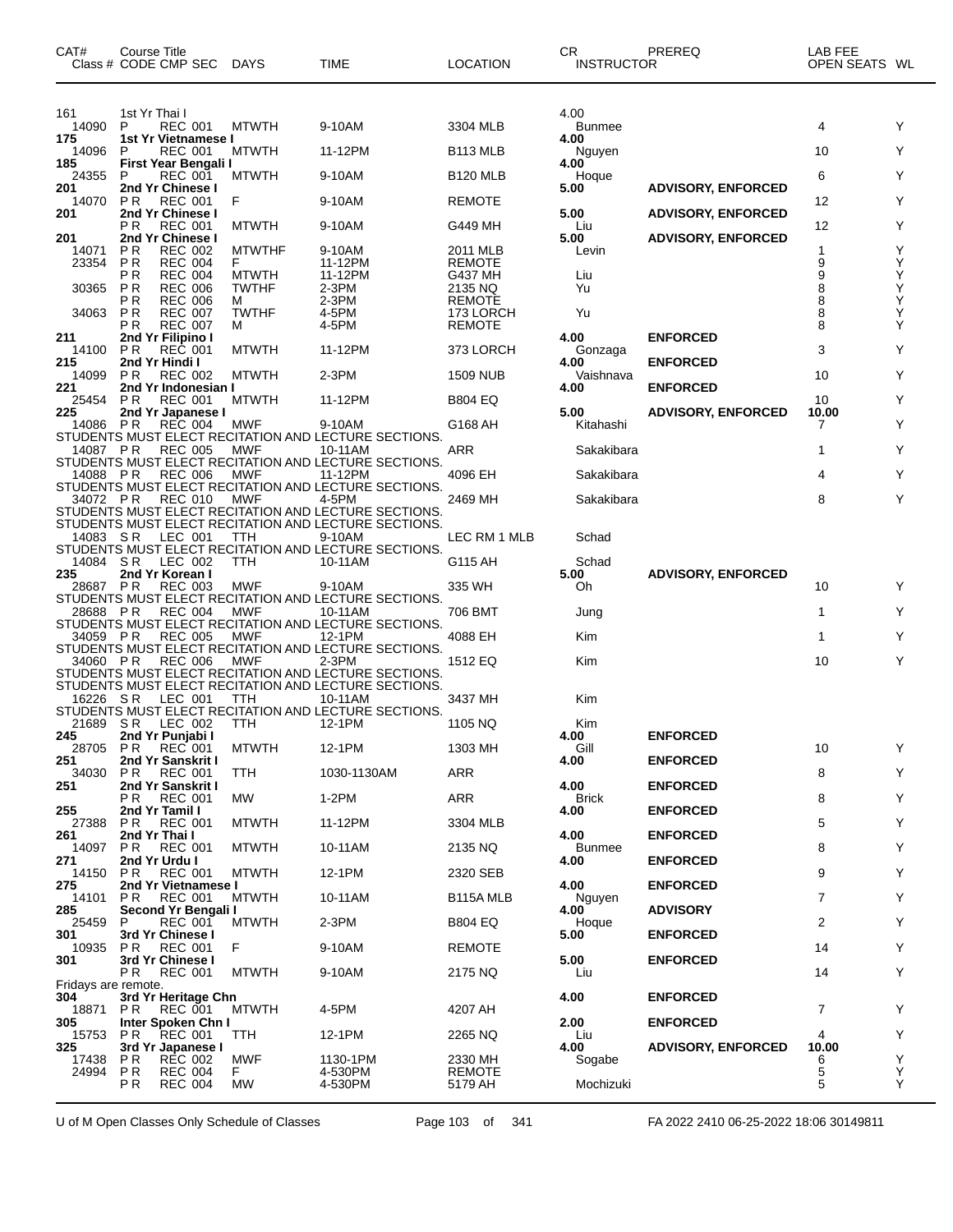| CAT# | Course Title Class # CODE CMP SEC | DAYS | TIME | LOCATION | CR INSTRUCTOR | PREREQ | LAB FEE OPEN SEATS | WL |
|---|---|---|---|---|---|---|---|---|
| 161 | 1st Yr Thai I | | | | 4.00 | | | |
| 14090 | P REC 001 | MTWTH | 9-10AM | 3304 MLB | Bunmee | | 4 | Y |
| **175** | **1st Yr Vietnamese I** | | | | **4.00** | | | |
| 14096 | P REC 001 | MTWTH | 11-12PM | B113 MLB | Nguyen | | 10 | Y |
| **185** | **First Year Bengali I** | | | | **4.00** | | | |
| 24355 | P REC 001 | MTWTH | 9-10AM | B120 MLB | Hoque | | 6 | Y |
| **201** | **2nd Yr Chinese I** | | | | **5.00** | **ADVISORY, ENFORCED** | | |
| 14070 | P R REC 001 | F | 9-10AM | REMOTE | | | 12 | Y |
| **201** | **2nd Yr Chinese I** | | | | **5.00** | **ADVISORY, ENFORCED** | | |
| | P R REC 001 | MTWTH | 9-10AM | G449 MH | Liu | | 12 | Y |
| **201** | **2nd Yr Chinese I** | | | | **5.00** | **ADVISORY, ENFORCED** | | |
| 14071 | P R REC 002 | MTWTHF | 9-10AM | 2011 MLB | Levin | | 1 | Y |
| 23354 | P R REC 004 | F | 11-12PM | REMOTE | | | 9 | Y |
| | P R REC 004 | MTWTH | 11-12PM | G437 MH | Liu | | 9 | Y |
| 30365 | P R REC 006 | TWTHF | 2-3PM | 2135 NQ | Yu | | 8 | Y |
| | P R REC 006 | M | 2-3PM | REMOTE | | | 8 | Y |
| 34063 | P R REC 007 | TWTHF | 4-5PM | 173 LORCH | Yu | | 8 | Y |
| | P R REC 007 | M | 4-5PM | REMOTE | | | 8 | Y |
| **211** | **2nd Yr Filipino I** | | | | **4.00** | **ENFORCED** | | |
| 14100 | P R REC 001 | MTWTH | 11-12PM | 373 LORCH | Gonzaga | | 3 | Y |
| **215** | **2nd Yr Hindi I** | | | | **4.00** | **ENFORCED** | | |
| 14099 | P R REC 002 | MTWTH | 2-3PM | 1509 NUB | Vaishnava | | 10 | Y |
| **221** | **2nd Yr Indonesian I** | | | | **4.00** | **ENFORCED** | | |
| 25454 | P R REC 001 | MTWTH | 11-12PM | B804 EQ | | | 10 | Y |
| **225** | **2nd Yr Japanese I** | | | | **5.00** | **ADVISORY, ENFORCED** | **10.00** | |
| 14086 | P R REC 004 | MWF | 9-10AM | G168 AH | Kitahashi | | 7 | Y |
| | STUDENTS MUST ELECT RECITATION AND LECTURE SECTIONS. | | | | | | | |
| 14087 | P R REC 005 | MWF | 10-11AM | ARR | Sakakibara | | 1 | Y |
| | STUDENTS MUST ELECT RECITATION AND LECTURE SECTIONS. | | | | | | | |
| 14088 | P R REC 006 | MWF | 11-12PM | 4096 EH | Sakakibara | | 4 | Y |
| | STUDENTS MUST ELECT RECITATION AND LECTURE SECTIONS. | | | | | | | |
| 34072 | P R REC 010 | MWF | 4-5PM | 2469 MH | Sakakibara | | 8 | Y |
| | STUDENTS MUST ELECT RECITATION AND LECTURE SECTIONS. | | | | | | | |
| | STUDENTS MUST ELECT RECITATION AND LECTURE SECTIONS. | | | | | | | |
| 14083 | S R LEC 001 | TTH | 9-10AM | LEC RM 1 MLB | Schad | | | |
| | STUDENTS MUST ELECT RECITATION AND LECTURE SECTIONS. | | | | | | | |
| 14084 | S R LEC 002 | TTH | 10-11AM | G115 AH | Schad | | | |
| **235** | **2nd Yr Korean I** | | | | **5.00** | **ADVISORY, ENFORCED** | | |
| 28687 | P R REC 003 | MWF | 9-10AM | 335 WH | Oh | | 10 | Y |
| | STUDENTS MUST ELECT RECITATION AND LECTURE SECTIONS. | | | | | | | |
| 28688 | P R REC 004 | MWF | 10-11AM | 706 BMT | Jung | | 1 | Y |
| | STUDENTS MUST ELECT RECITATION AND LECTURE SECTIONS. | | | | | | | |
| 34059 | P R REC 005 | MWF | 12-1PM | 4088 EH | Kim | | 1 | Y |
| | STUDENTS MUST ELECT RECITATION AND LECTURE SECTIONS. | | | | | | | |
| 34060 | P R REC 006 | MWF | 2-3PM | 1512 EQ | Kim | | 10 | Y |
| | STUDENTS MUST ELECT RECITATION AND LECTURE SECTIONS. | | | | | | | |
| | STUDENTS MUST ELECT RECITATION AND LECTURE SECTIONS. | | | | | | | |
| 16226 | S R LEC 001 | TTH | 10-11AM | 3437 MH | Kim | | | |
| | STUDENTS MUST ELECT RECITATION AND LECTURE SECTIONS. | | | | | | | |
| 21689 | S R LEC 002 | TTH | 12-1PM | 1105 NQ | Kim | | | |
| **245** | **2nd Yr Punjabi I** | | | | **4.00** | **ENFORCED** | | |
| 28705 | P R REC 001 | MTWTH | 12-1PM | 1303 MH | Gill | | 10 | Y |
| **251** | **2nd Yr Sanskrit I** | | | | **4.00** | **ENFORCED** | | |
| 34030 | P R REC 001 | TTH | 1030-1130AM | ARR | | | 8 | Y |
| **251** | **2nd Yr Sanskrit I** | | | | **4.00** | **ENFORCED** | | |
| | P R REC 001 | MW | 1-2PM | ARR | Brick | | 8 | Y |
| **255** | **2nd Yr Tamil I** | | | | **4.00** | **ENFORCED** | | |
| 27388 | P R REC 001 | MTWTH | 11-12PM | 3304 MLB | | | 5 | Y |
| **261** | **2nd Yr Thai I** | | | | **4.00** | **ENFORCED** | | |
| 14097 | P R REC 001 | MTWTH | 10-11AM | 2135 NQ | Bunmee | | 8 | Y |
| **271** | **2nd Yr Urdu I** | | | | **4.00** | **ENFORCED** | | |
| 14150 | P R REC 001 | MTWTH | 12-1PM | 2320 SEB | | | 9 | Y |
| **275** | **2nd Yr Vietnamese I** | | | | **4.00** | **ENFORCED** | | |
| 14101 | P R REC 001 | MTWTH | 10-11AM | B115A MLB | Nguyen | | 7 | Y |
| **285** | **Second Yr Bengali I** | | | | **4.00** | **ADVISORY** | | |
| 25459 | P REC 001 | MTWTH | 2-3PM | B804 EQ | Hoque | | 2 | Y |
| **301** | **3rd Yr Chinese I** | | | | **5.00** | **ENFORCED** | | |
| 10935 | P R REC 001 | F | 9-10AM | REMOTE | | | 14 | Y |
| **301** | **3rd Yr Chinese I** | | | | **5.00** | **ENFORCED** | | |
| | P R REC 001 | MTWTH | 9-10AM | 2175 NQ | Liu | | 14 | Y |
| | Fridays are remote. | | | | | | | |
| **304** | **3rd Yr Heritage Chn** | | | | **4.00** | **ENFORCED** | | |
| 18871 | P R REC 001 | MTWTH | 4-5PM | 4207 AH | | | 7 | Y |
| **305** | **Inter Spoken Chn I** | | | | **2.00** | **ENFORCED** | | |
| 15753 | P R REC 001 | TTH | 12-1PM | 2265 NQ | Liu | | 4 | Y |
| **325** | **3rd Yr Japanese I** | | | | **4.00** | **ADVISORY, ENFORCED** | **10.00** | |
| 17438 | P R REC 002 | MWF | 1130-1PM | 2330 MH | Sogabe | | 6 | Y |
| 24994 | P R REC 004 | F | 4-530PM | REMOTE | | | 5 | Y |
| | P R REC 004 | MW | 4-530PM | 5179 AH | Mochizuki | | 5 | Y |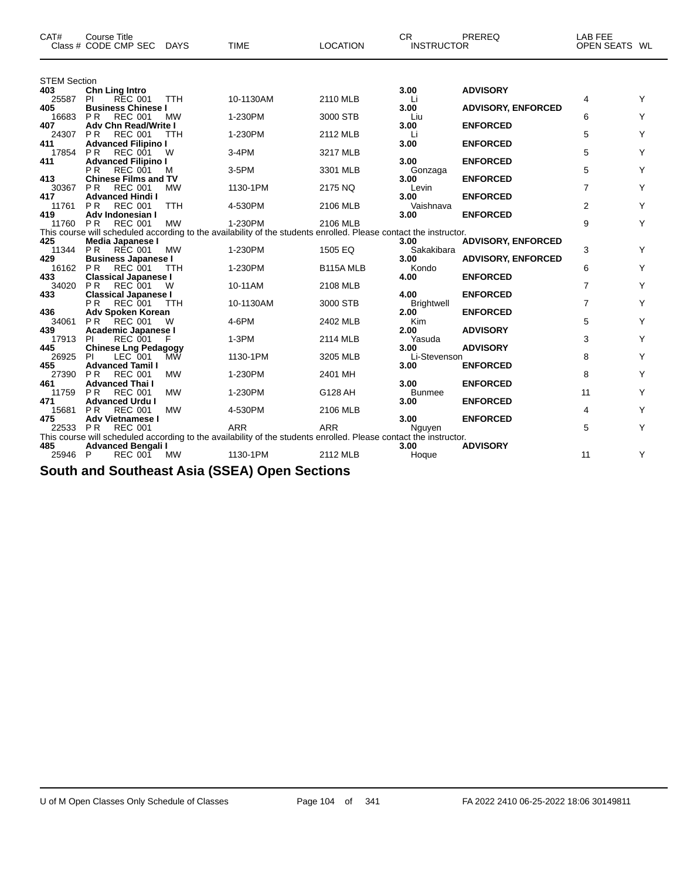| CAT# | Course Title Class # CODE CMP SEC | DAYS | TIME | LOCATION | CR INSTRUCTOR | PREREQ | LAB FEE OPEN SEATS | WL |
|---|---|---|---|---|---|---|---|---|
| STEM Section | | | | | | | | |
| **403** | **Chn Ling Intro** | | | | **3.00** | **ADVISORY** | | |
| 25587 | PI REC 001 | TTH | 10-1130AM | 2110 MLB | Li | | 4 | Y |
| **405** | **Business Chinese I** | | | | **3.00** | **ADVISORY, ENFORCED** | | |
| 16683 | P R REC 001 | MW | 1-230PM | 3000 STB | Liu | | 6 | Y |
| **407** | **Adv Chn Read/Write I** | | | | **3.00** | **ENFORCED** | | |
| 24307 | P R REC 001 | TTH | 1-230PM | 2112 MLB | Li | | 5 | Y |
| **411** | **Advanced Filipino I** | | | | **3.00** | **ENFORCED** | | |
| 17854 | P R REC 001 | W | 3-4PM | 3217 MLB | | | 5 | Y |
| **411** | **Advanced Filipino I** | | | | **3.00** | **ENFORCED** | | |
| | P R REC 001 | M | 3-5PM | 3301 MLB | Gonzaga | | 5 | Y |
| **413** | **Chinese Films and TV** | | | | **3.00** | **ENFORCED** | | |
| 30367 | P R REC 001 | MW | 1130-1PM | 2175 NQ | Levin | | 7 | Y |
| **417** | **Advanced Hindi I** | | | | **3.00** | **ENFORCED** | | |
| 11761 | P R REC 001 | TTH | 4-530PM | 2106 MLB | Vaishnava | | 2 | Y |
| **419** | **Adv Indonesian I** | | | | **3.00** | **ENFORCED** | | |
| 11760 | P R REC 001 | MW | 1-230PM | 2106 MLB | | | 9 | Y |
| This course will scheduled according to the availability of the students enrolled. Please contact the instructor. | | | | | | | | |
| **425** | **Media Japanese I** | | | | **3.00** | **ADVISORY, ENFORCED** | | |
| 11344 | P R REC 001 | MW | 1-230PM | 1505 EQ | Sakakibara | | 3 | Y |
| **429** | **Business Japanese I** | | | | **3.00** | **ADVISORY, ENFORCED** | | |
| 16162 | P R REC 001 | TTH | 1-230PM | B115A MLB | Kondo | | 6 | Y |
| **433** | **Classical Japanese I** | | | | **4.00** | **ENFORCED** | | |
| 34020 | P R REC 001 | W | 10-11AM | 2108 MLB | | | 7 | Y |
| **433** | **Classical Japanese I** | | | | **4.00** | **ENFORCED** | | |
| | P R REC 001 | TTH | 10-1130AM | 3000 STB | Brightwell | | 7 | Y |
| **436** | **Adv Spoken Korean** | | | | **2.00** | **ENFORCED** | | |
| 34061 | P R REC 001 | W | 4-6PM | 2402 MLB | Kim | | 5 | Y |
| **439** | **Academic Japanese I** | | | | **2.00** | **ADVISORY** | | |
| 17913 | PI REC 001 | F | 1-3PM | 2114 MLB | Yasuda | | 3 | Y |
| **445** | **Chinese Lng Pedagogy** | | | | **3.00** | **ADVISORY** | | |
| 26925 | PI LEC 001 | MW | 1130-1PM | 3205 MLB | Li-Stevenson | | 8 | Y |
| **455** | **Advanced Tamil I** | | | | **3.00** | **ENFORCED** | | |
| 27390 | P R REC 001 | MW | 1-230PM | 2401 MH | | | 8 | Y |
| **461** | **Advanced Thai I** | | | | **3.00** | **ENFORCED** | | |
| 11759 | P R REC 001 | MW | 1-230PM | G128 AH | Bunmee | | 11 | Y |
| **471** | **Advanced Urdu I** | | | | **3.00** | **ENFORCED** | | |
| 15681 | P R REC 001 | MW | 4-530PM | 2106 MLB | | | 4 | Y |
| **475** | **Adv Vietnamese I** | | | | **3.00** | **ENFORCED** | | |
| 22533 | P R REC 001 | | ARR | ARR | Nguyen | | 5 | Y |
| This course will scheduled according to the availability of the students enrolled. Please contact the instructor. | | | | | | | | |
| **485** | **Advanced Bengali I** | | | | **3.00** | **ADVISORY** | | |
| 25946 | P REC 001 | MW | 1130-1PM | 2112 MLB | Hoque | | 11 | Y |

# South and Southeast Asia (SSEA) Open Sections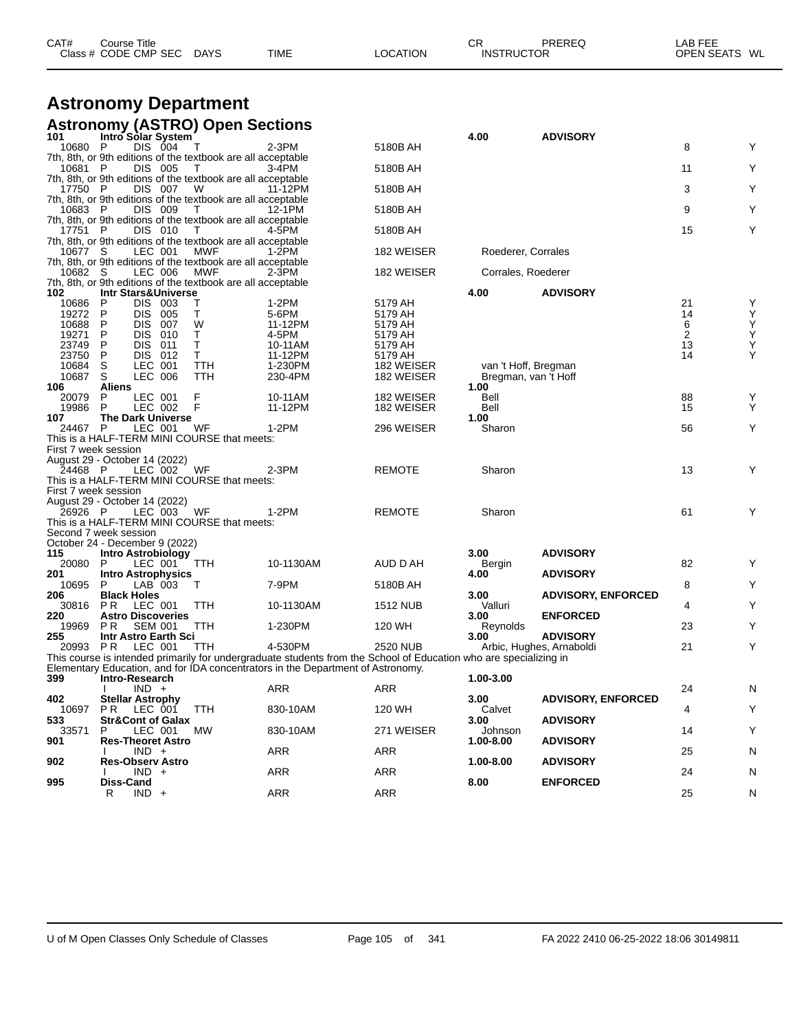# Astronomy Department

## Astronomy (ASTRO) Open Sections

| CAT# | Course Title / Class # | CODE | CMP | SEC | DAYS | TIME | LOCATION | CR / INSTRUCTOR | PREREQ | OPEN SEATS | WL |
|---|---|---|---|---|---|---|---|---|---|---|---|
| **101** | **Intro Solar System** | | | | | | | **4.00** | **ADVISORY** | | |
| | 10680 | P | DIS | 004 | T | 2-3PM | 5180B AH | | | 8 | Y |
| 7th, 8th, or 9th editions of the textbook are all acceptable | | | | | | | | | | | |
| | 10681 | P | DIS | 005 | T | 3-4PM | 5180B AH | | | 11 | Y |
| 7th, 8th, or 9th editions of the textbook are all acceptable | | | | | | | | | | | |
| | 17750 | P | DIS | 007 | W | 11-12PM | 5180B AH | | | 3 | Y |
| 7th, 8th, or 9th editions of the textbook are all acceptable | | | | | | | | | | | |
| | 10683 | P | DIS | 009 | T | 12-1PM | 5180B AH | | | 9 | Y |
| 7th, 8th, or 9th editions of the textbook are all acceptable | | | | | | | | | | | |
| | 17751 | P | DIS | 010 | T | 4-5PM | 5180B AH | | | 15 | Y |
| 7th, 8th, or 9th editions of the textbook are all acceptable | | | | | | | | | | | |
| | 10677 | S | LEC | 001 | MWF | 1-2PM | 182 WEISER | Roederer, Corrales | | | |
| 7th, 8th, or 9th editions of the textbook are all acceptable | | | | | | | | | | | |
| | 10682 | S | LEC | 006 | MWF | 2-3PM | 182 WEISER | Corrales, Roederer | | | |
| 7th, 8th, or 9th editions of the textbook are all acceptable | | | | | | | | | | | |
| **102** | **Intr Stars&Universe** | | | | | | | **4.00** | **ADVISORY** | | |
| | 10686 | P | DIS | 003 | T | 1-2PM | 5179 AH | | | 21 | Y |
| | 19272 | P | DIS | 005 | T | 5-6PM | 5179 AH | | | 14 | Y |
| | 10688 | P | DIS | 007 | W | 11-12PM | 5179 AH | | | 6 | Y |
| | 19271 | P | DIS | 010 | T | 4-5PM | 5179 AH | | | 2 | Y |
| | 23749 | P | DIS | 011 | T | 10-11AM | 5179 AH | | | 13 | Y |
| | 23750 | P | DIS | 012 | T | 11-12PM | 5179 AH | | | 14 | Y |
| | 10684 | S | LEC | 001 | TTH | 1-230PM | 182 WEISER | van 't Hoff, Bregman | | | |
| | 10687 | S | LEC | 006 | TTH | 230-4PM | 182 WEISER | Bregman, van 't Hoff | | | |
| **106** | **Aliens** | | | | | | | **1.00** | | | |
| | 20079 | P | LEC | 001 | F | 10-11AM | 182 WEISER | Bell | | 88 | Y |
| | 19986 | P | LEC | 002 | F | 11-12PM | 182 WEISER | Bell | | 15 | Y |
| **107** | **The Dark Universe** | | | | | | | **1.00** | | | |
| | 24467 | P | LEC | 001 | WF | 1-2PM | 296 WEISER | Sharon | | 56 | Y |
| This is a HALF-TERM MINI COURSE that meets: First 7 week session August 29 - October 14 (2022) | | | | | | | | | | | |
| | 24468 | P | LEC | 002 | WF | 2-3PM | REMOTE | Sharon | | 13 | Y |
| This is a HALF-TERM MINI COURSE that meets: First 7 week session August 29 - October 14 (2022) | | | | | | | | | | | |
| | 26926 | P | LEC | 003 | WF | 1-2PM | REMOTE | Sharon | | 61 | Y |
| This is a HALF-TERM MINI COURSE that meets: Second 7 week session October 24 - December 9 (2022) | | | | | | | | | | | |
| **115** | **Intro Astrobiology** | | | | | | | **3.00** | **ADVISORY** | | |
| | 20080 | P | LEC | 001 | TTH | 10-1130AM | AUD D AH | Bergin | | 82 | Y |
| **201** | **Intro Astrophysics** | | | | | | | **4.00** | **ADVISORY** | | |
| | 10695 | P | LAB | 003 | T | 7-9PM | 5180B AH | | | 8 | Y |
| **206** | **Black Holes** | | | | | | | **3.00** | **ADVISORY, ENFORCED** | | |
| | 30816 | P R | LEC | 001 | TTH | 10-1130AM | 1512 NUB | Valluri | | 4 | Y |
| **220** | **Astro Discoveries** | | | | | | | **3.00** | **ENFORCED** | | |
| | 19969 | P R | SEM | 001 | TTH | 1-230PM | 120 WH | Reynolds | | 23 | Y |
| **255** | **Intr Astro Earth Sci** | | | | | | | **3.00** | **ADVISORY** | | |
| | 20993 | P R | LEC | 001 | TTH | 4-530PM | 2520 NUB | Arbic, Hughes, Arnaboldi | | 21 | Y |
| This course is intended primarily for undergraduate students from the School of Education who are specializing in Elementary Education, and for IDA concentrators in the Department of Astronomy. | | | | | | | | | | | |
| **399** | **Intro-Research** | | | | | | | **1.00-3.00** | | | |
| | | I | IND | + | | ARR | ARR | | | 24 | N |
| **402** | **Stellar Astrophy** | | | | | | | **3.00** | **ADVISORY, ENFORCED** | | |
| | 10697 | P R | LEC | 001 | TTH | 830-10AM | 120 WH | Calvet | | 4 | Y |
| **533** | **Str&Cont of Galax** | | | | | | | **3.00** | **ADVISORY** | | |
| | 33571 | P | LEC | 001 | MW | 830-10AM | 271 WEISER | Johnson | | 14 | Y |
| **901** | **Res-Theoret Astro** | | | | | | | **1.00-8.00** | **ADVISORY** | | |
| | | I | IND | + | | ARR | ARR | | | 25 | N |
| **902** | **Res-Observ Astro** | | | | | | | **1.00-8.00** | **ADVISORY** | | |
| | | I | IND | + | | ARR | ARR | | | 24 | N |
| **995** | **Diss-Cand** | | | | | | | **8.00** | **ENFORCED** | | |
| | | R | IND | + | | ARR | ARR | | | 25 | N |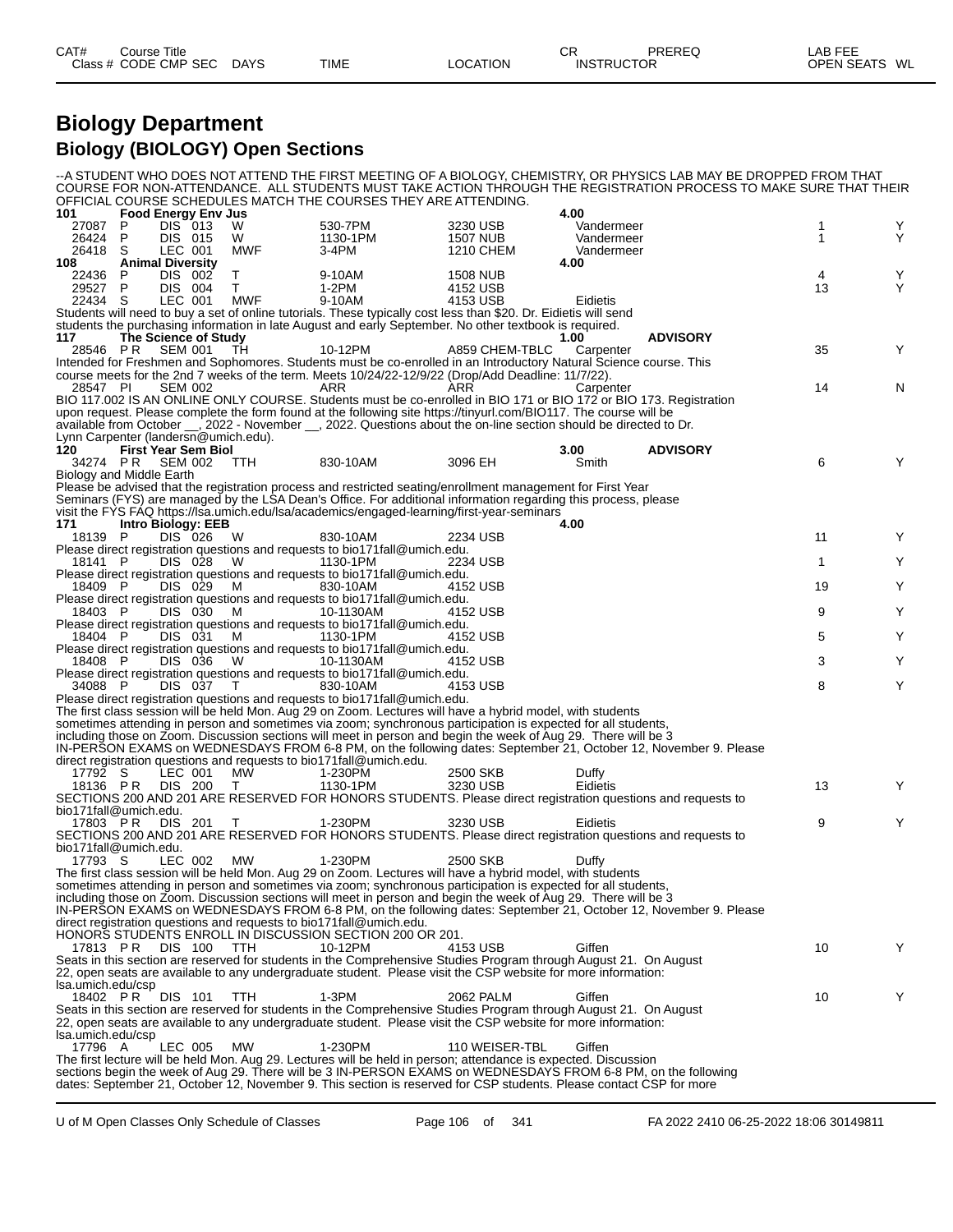| CAT# Class # | Course Title CODE | CMP | SEC | DAYS | TIME | LOCATION | CR INSTRUCTOR | PREREQ | LAB FEE OPEN SEATS | WL |
|---|---|---|---|---|---|---|---|---|---|---|

# Biology Department

## Biology (BIOLOGY) Open Sections

--A STUDENT WHO DOES NOT ATTEND THE FIRST MEETING OF A BIOLOGY, CHEMISTRY, OR PHYSICS LAB MAY BE DROPPED FROM THAT COURSE FOR NON-ATTENDANCE. ALL STUDENTS MUST TAKE ACTION THROUGH THE REGISTRATION PROCESS TO MAKE SURE THAT THEIR OFFICIAL COURSE SCHEDULES MATCH THE COURSES THEY ARE ATTENDING.

**101 Food Energy Env Jus** — **4.00**

| Class # | CODE | CMP | SEC | DAYS | TIME | LOCATION | INSTRUCTOR | OPEN SEATS | WL |
|---|---|---|---|---|---|---|---|---|---|
| 27087 | P | DIS | 013 | W | 530-7PM | 3230 USB | Vandermeer | 1 | Y |
| 26424 | P | DIS | 015 | W | 1130-1PM | 1507 NUB | Vandermeer | 1 | Y |
| 26418 | S | LEC | 001 | MWF | 3-4PM | 1210 CHEM | Vandermeer | | |

**108 Animal Diversity** — **4.00**

| Class # | CODE | CMP | SEC | DAYS | TIME | LOCATION | INSTRUCTOR | OPEN SEATS | WL |
|---|---|---|---|---|---|---|---|---|---|
| 22436 | P | DIS | 002 | T | 9-10AM | 1508 NUB | | 4 | Y |
| 29527 | P | DIS | 004 | T | 1-2PM | 4152 USB | | 13 | Y |
| 22434 | S | LEC | 001 | MWF | 9-10AM | 4153 USB | Eidietis | | |

Students will need to buy a set of online tutorials. These typically cost less than $20. Dr. Eidietis will send students the purchasing information in late August and early September. No other textbook is required.

**117 The Science of Study** — **1.00** — **ADVISORY**

| Class # | CODE | CMP | SEC | DAYS | TIME | LOCATION | INSTRUCTOR | OPEN SEATS | WL |
|---|---|---|---|---|---|---|---|---|---|
| 28546 | P R | SEM | 001 | TH | 10-12PM | A859 CHEM-TBLC | Carpenter | 35 | Y |

Intended for Freshmen and Sophomores. Students must be co-enrolled in an Introductory Natural Science course. This course meets for the 2nd 7 weeks of the term. Meets 10/24/22-12/9/22 (Drop/Add Deadline: 11/7/22).

| Class # | CODE | CMP | SEC | DAYS | TIME | LOCATION | INSTRUCTOR | OPEN SEATS | WL |
|---|---|---|---|---|---|---|---|---|---|
| 28547 | PI | SEM | 002 | | ARR | ARR | Carpenter | 14 | N |

BIO 117.002 IS AN ONLINE ONLY COURSE. Students must be co-enrolled in BIO 171 or BIO 172 or BIO 173. Registration upon request. Please complete the form found at the following site https://tinyurl.com/BIO117. The course will be available from October __, 2022 - November __, 2022. Questions about the on-line section should be directed to Dr. Lynn Carpenter (landersn@umich.edu).

**120 First Year Sem Biol** — **3.00** — **ADVISORY**

| Class # | CODE | CMP | SEC | DAYS | TIME | LOCATION | INSTRUCTOR | OPEN SEATS | WL |
|---|---|---|---|---|---|---|---|---|---|
| 34274 | P R | SEM | 002 | TTH | 830-10AM | 3096 EH | Smith | 6 | Y |

Biology and Middle Earth

Please be advised that the registration process and restricted seating/enrollment management for First Year Seminars (FYS) are managed by the LSA Dean's Office. For additional information regarding this process, please visit the FYS FAQ https://lsa.umich.edu/lsa/academics/engaged-learning/first-year-seminars

**171 Intro Biology: EEB** — **4.00**

| Class # | CODE | CMP | SEC | DAYS | TIME | LOCATION | INSTRUCTOR | OPEN SEATS | WL |
|---|---|---|---|---|---|---|---|---|---|
| 18139 | P | DIS | 026 | W | 830-10AM | 2234 USB | | 11 | Y |

Please direct registration questions and requests to bio171fall@umich.edu.

| Class # | CODE | CMP | SEC | DAYS | TIME | LOCATION | INSTRUCTOR | OPEN SEATS | WL |
|---|---|---|---|---|---|---|---|---|---|
| 18141 | P | DIS | 028 | W | 1130-1PM | 2234 USB | | 1 | Y |

Please direct registration questions and requests to bio171fall@umich.edu.

| Class # | CODE | CMP | SEC | DAYS | TIME | LOCATION | INSTRUCTOR | OPEN SEATS | WL |
|---|---|---|---|---|---|---|---|---|---|
| 18409 | P | DIS | 029 | M | 830-10AM | 4152 USB | | 19 | Y |

Please direct registration questions and requests to bio171fall@umich.edu.

| Class # | CODE | CMP | SEC | DAYS | TIME | LOCATION | INSTRUCTOR | OPEN SEATS | WL |
|---|---|---|---|---|---|---|---|---|---|
| 18403 | P | DIS | 030 | M | 10-1130AM | 4152 USB | | 9 | Y |

Please direct registration questions and requests to bio171fall@umich.edu.

| Class # | CODE | CMP | SEC | DAYS | TIME | LOCATION | INSTRUCTOR | OPEN SEATS | WL |
|---|---|---|---|---|---|---|---|---|---|
| 18404 | P | DIS | 031 | M | 1130-1PM | 4152 USB | | 5 | Y |

Please direct registration questions and requests to bio171fall@umich.edu.

| Class # | CODE | CMP | SEC | DAYS | TIME | LOCATION | INSTRUCTOR | OPEN SEATS | WL |
|---|---|---|---|---|---|---|---|---|---|
| 18408 | P | DIS | 036 | W | 10-1130AM | 4152 USB | | 3 | Y |

Please direct registration questions and requests to bio171fall@umich.edu.

| Class # | CODE | CMP | SEC | DAYS | TIME | LOCATION | INSTRUCTOR | OPEN SEATS | WL |
|---|---|---|---|---|---|---|---|---|---|
| 34088 | P | DIS | 037 | T | 830-10AM | 4153 USB | | 8 | Y |

Please direct registration questions and requests to bio171fall@umich.edu.

The first class session will be held Mon. Aug 29 on Zoom. Lectures will have a hybrid model, with students sometimes attending in person and sometimes via zoom; synchronous participation is expected for all students, including those on Zoom. Discussion sections will meet in person and begin the week of Aug 29. There will be 3 IN-PERSON EXAMS on WEDNESDAYS FROM 6-8 PM, on the following dates: September 21, October 12, November 9. Please direct registration questions and requests to bio171fall@umich.edu.

| Class # | CODE | CMP | SEC | DAYS | TIME | LOCATION | INSTRUCTOR | OPEN SEATS | WL |
|---|---|---|---|---|---|---|---|---|---|
| 17792 | S | LEC | 001 | MW | 1-230PM | 2500 SKB | Duffy | | |
| 18136 | P R | DIS | 200 | T | 1130-1PM | 3230 USB | Eidietis | 13 | Y |

SECTIONS 200 AND 201 ARE RESERVED FOR HONORS STUDENTS. Please direct registration questions and requests to bio171fall@umich.edu.

| Class # | CODE | CMP | SEC | DAYS | TIME | LOCATION | INSTRUCTOR | OPEN SEATS | WL |
|---|---|---|---|---|---|---|---|---|---|
| 17803 | P R | DIS | 201 | T | 1-230PM | 3230 USB | Eidietis | 9 | Y |

SECTIONS 200 AND 201 ARE RESERVED FOR HONORS STUDENTS. Please direct registration questions and requests to bio171fall@umich.edu.

| Class # | CODE | CMP | SEC | DAYS | TIME | LOCATION | INSTRUCTOR | OPEN SEATS | WL |
|---|---|---|---|---|---|---|---|---|---|
| 17793 | S | LEC | 002 | MW | 1-230PM | 2500 SKB | Duffy | | |

The first class session will be held Mon. Aug 29 on Zoom. Lectures will have a hybrid model, with students sometimes attending in person and sometimes via zoom; synchronous participation is expected for all students, including those on Zoom. Discussion sections will meet in person and begin the week of Aug 29. There will be 3 IN-PERSON EXAMS on WEDNESDAYS FROM 6-8 PM, on the following dates: September 21, October 12, November 9. Please direct registration questions and requests to bio171fall@umich.edu.

HONORS STUDENTS ENROLL IN DISCUSSION SECTION 200 OR 201.

| Class # | CODE | CMP | SEC | DAYS | TIME | LOCATION | INSTRUCTOR | OPEN SEATS | WL |
|---|---|---|---|---|---|---|---|---|---|
| 17813 | P R | DIS | 100 | TTH | 10-12PM | 4153 USB | Giffen | 10 | Y |

Seats in this section are reserved for students in the Comprehensive Studies Program through August 21. On August 22, open seats are available to any undergraduate student. Please visit the CSP website for more information: lsa.umich.edu/csp

| Class # | CODE | CMP | SEC | DAYS | TIME | LOCATION | INSTRUCTOR | OPEN SEATS | WL |
|---|---|---|---|---|---|---|---|---|---|
| 18402 | P R | DIS | 101 | TTH | 1-3PM | 2062 PALM | Giffen | 10 | Y |

Seats in this section are reserved for students in the Comprehensive Studies Program through August 21. On August 22, open seats are available to any undergraduate student. Please visit the CSP website for more information: lsa.umich.edu/csp

| Class # | CODE | CMP | SEC | DAYS | TIME | LOCATION | INSTRUCTOR | OPEN SEATS | WL |
|---|---|---|---|---|---|---|---|---|---|
| 17796 | A | LEC | 005 | MW | 1-230PM | 110 WEISER-TBL | Giffen | | |

The first lecture will be held Mon. Aug 29. Lectures will be held in person; attendance is expected. Discussion sections begin the week of Aug 29. There will be 3 IN-PERSON EXAMS on WEDNESDAYS FROM 6-8 PM, on the following dates: September 21, October 12, November 9. This section is reserved for CSP students. Please contact CSP for more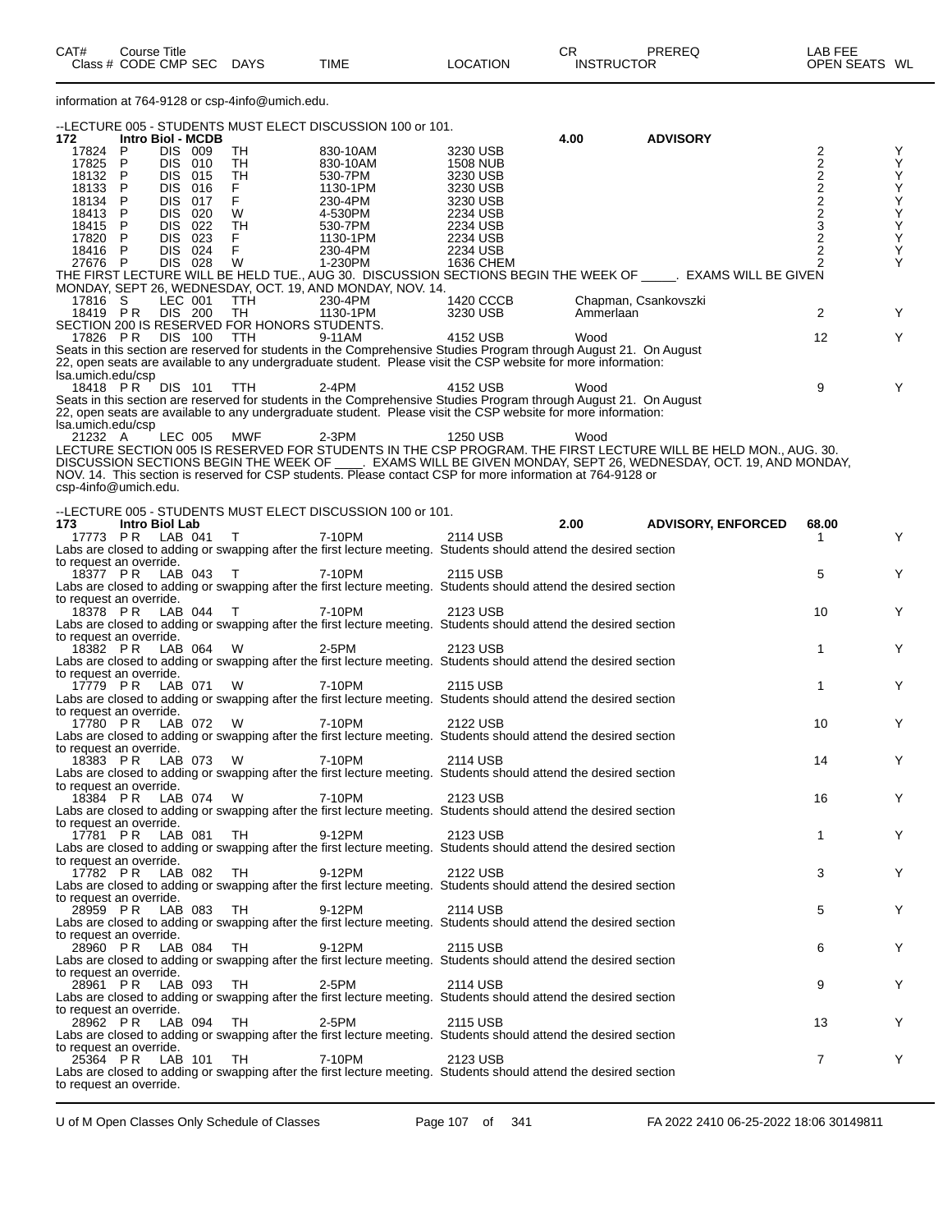| CAT# | Course Title | | | | | | CR | PREREQ | LAB FEE | |
|---|---|---|---|---|---|---|---|---|---|---|
| Class # | CODE | CMP SEC | DAYS | TIME | LOCATION | INSTRUCTOR | | | OPEN SEATS | WL |

information at 764-9128 or csp-4info@umich.edu.

--LECTURE 005 - STUDENTS MUST ELECT DISCUSSION 100 or 101.

**172 Intro Biol - MCDB** 4.00 **ADVISORY**

| Class # | CODE | CMP SEC | DAYS | TIME | LOCATION | INSTRUCTOR | OPEN SEATS | WL |
|---|---|---|---|---|---|---|---|---|
| 17824 | P | DIS 009 | TH | 830-10AM | 3230 USB | | 2 | Y |
| 17825 | P | DIS 010 | TH | 830-10AM | 1508 NUB | | 2 | Y |
| 18132 | P | DIS 015 | TH | 530-7PM | 3230 USB | | 2 | Y |
| 18133 | P | DIS 016 | F | 1130-1PM | 3230 USB | | 2 | Y |
| 18134 | P | DIS 017 | F | 230-4PM | 3230 USB | | 2 | Y |
| 18413 | P | DIS 020 | W | 4-530PM | 2234 USB | | 2 | Y |
| 18415 | P | DIS 022 | TH | 530-7PM | 2234 USB | | 3 | Y |
| 17820 | P | DIS 023 | F | 1130-1PM | 2234 USB | | 2 | Y |
| 18416 | P | DIS 024 | F | 230-4PM | 2234 USB | | 2 | Y |
| 27676 | P | DIS 028 | W | 1-230PM | 1636 CHEM | | 2 | Y |

THE FIRST LECTURE WILL BE HELD TUE., AUG 30. DISCUSSION SECTIONS BEGIN THE WEEK OF _____. EXAMS WILL BE GIVEN MONDAY, SEPT 26, WEDNESDAY, OCT. 19, AND MONDAY, NOV. 14.

| Class # | CODE | CMP SEC | DAYS | TIME | LOCATION | INSTRUCTOR | OPEN SEATS | WL |
|---|---|---|---|---|---|---|---|---|
| 17816 | S | LEC 001 | TTH | 230-4PM | 1420 CCCB | Chapman, Csankovszki | | |
| 18419 | P R | DIS 200 | TH | 1130-1PM | 3230 USB | Ammerlaan | 2 | Y |

SECTION 200 IS RESERVED FOR HONORS STUDENTS.

| Class # | CODE | CMP SEC | DAYS | TIME | LOCATION | INSTRUCTOR | OPEN SEATS | WL |
|---|---|---|---|---|---|---|---|---|
| 17826 | P R | DIS 100 | TTH | 9-11AM | 4152 USB | Wood | 12 | Y |

Seats in this section are reserved for students in the Comprehensive Studies Program through August 21. On August 22, open seats are available to any undergraduate student. Please visit the CSP website for more information: lsa.umich.edu/csp

| Class # | CODE | CMP SEC | DAYS | TIME | LOCATION | INSTRUCTOR | OPEN SEATS | WL |
|---|---|---|---|---|---|---|---|---|
| 18418 | P R | DIS 101 | TTH | 2-4PM | 4152 USB | Wood | 9 | Y |

Seats in this section are reserved for students in the Comprehensive Studies Program through August 21. On August 22, open seats are available to any undergraduate student. Please visit the CSP website for more information: lsa.umich.edu/csp

| Class # | CODE | CMP SEC | DAYS | TIME | LOCATION | INSTRUCTOR | OPEN SEATS | WL |
|---|---|---|---|---|---|---|---|---|
| 21232 | A | LEC 005 | MWF | 2-3PM | 1250 USB | Wood | | |

LECTURE SECTION 005 IS RESERVED FOR STUDENTS IN THE CSP PROGRAM. THE FIRST LECTURE WILL BE HELD MON., AUG. 30. DISCUSSION SECTIONS BEGIN THE WEEK OF ____. EXAMS WILL BE GIVEN MONDAY, SEPT 26, WEDNESDAY, OCT. 19, AND MONDAY, NOV. 14. This section is reserved for CSP students. Please contact CSP for more information at 764-9128 or csp-4info@umich.edu.

--LECTURE 005 - STUDENTS MUST ELECT DISCUSSION 100 or 101.

**173 Intro Biol Lab** 2.00 **ADVISORY, ENFORCED** 68.00

| Class # | CODE | CMP SEC | DAYS | TIME | LOCATION | INSTRUCTOR | OPEN SEATS | WL |
|---|---|---|---|---|---|---|---|---|
| 17773 | P R | LAB 041 | T | 7-10PM | 2114 USB | | 1 | Y |

Labs are closed to adding or swapping after the first lecture meeting. Students should attend the desired section to request an override.

| Class # | CODE | CMP SEC | DAYS | TIME | LOCATION | INSTRUCTOR | OPEN SEATS | WL |
|---|---|---|---|---|---|---|---|---|
| 18377 | P R | LAB 043 | T | 7-10PM | 2115 USB | | 5 | Y |

Labs are closed to adding or swapping after the first lecture meeting. Students should attend the desired section to request an override.

| Class # | CODE | CMP SEC | DAYS | TIME | LOCATION | INSTRUCTOR | OPEN SEATS | WL |
|---|---|---|---|---|---|---|---|---|
| 18378 | P R | LAB 044 | T | 7-10PM | 2123 USB | | 10 | Y |

Labs are closed to adding or swapping after the first lecture meeting. Students should attend the desired section to request an override.

| Class # | CODE | CMP SEC | DAYS | TIME | LOCATION | INSTRUCTOR | OPEN SEATS | WL |
|---|---|---|---|---|---|---|---|---|
| 18382 | P R | LAB 064 | W | 2-5PM | 2123 USB | | 1 | Y |

Labs are closed to adding or swapping after the first lecture meeting. Students should attend the desired section to request an override.

| Class # | CODE | CMP SEC | DAYS | TIME | LOCATION | INSTRUCTOR | OPEN SEATS | WL |
|---|---|---|---|---|---|---|---|---|
| 17779 | P R | LAB 071 | W | 7-10PM | 2115 USB | | 1 | Y |

Labs are closed to adding or swapping after the first lecture meeting. Students should attend the desired section to request an override.

| Class # | CODE | CMP SEC | DAYS | TIME | LOCATION | INSTRUCTOR | OPEN SEATS | WL |
|---|---|---|---|---|---|---|---|---|
| 17780 | P R | LAB 072 | W | 7-10PM | 2122 USB | | 10 | Y |

Labs are closed to adding or swapping after the first lecture meeting. Students should attend the desired section to request an override.

| Class # | CODE | CMP SEC | DAYS | TIME | LOCATION | INSTRUCTOR | OPEN SEATS | WL |
|---|---|---|---|---|---|---|---|---|
| 18383 | P R | LAB 073 | W | 7-10PM | 2114 USB | | 14 | Y |

Labs are closed to adding or swapping after the first lecture meeting. Students should attend the desired section to request an override.

| Class # | CODE | CMP SEC | DAYS | TIME | LOCATION | INSTRUCTOR | OPEN SEATS | WL |
|---|---|---|---|---|---|---|---|---|
| 18384 | P R | LAB 074 | W | 7-10PM | 2123 USB | | 16 | Y |

Labs are closed to adding or swapping after the first lecture meeting. Students should attend the desired section to request an override.

| Class # | CODE | CMP SEC | DAYS | TIME | LOCATION | INSTRUCTOR | OPEN SEATS | WL |
|---|---|---|---|---|---|---|---|---|
| 17781 | P R | LAB 081 | TH | 9-12PM | 2123 USB | | 1 | Y |

Labs are closed to adding or swapping after the first lecture meeting. Students should attend the desired section to request an override.

| Class # | CODE | CMP SEC | DAYS | TIME | LOCATION | INSTRUCTOR | OPEN SEATS | WL |
|---|---|---|---|---|---|---|---|---|
| 17782 | P R | LAB 082 | TH | 9-12PM | 2122 USB | | 3 | Y |

Labs are closed to adding or swapping after the first lecture meeting. Students should attend the desired section to request an override.

| Class # | CODE | CMP SEC | DAYS | TIME | LOCATION | INSTRUCTOR | OPEN SEATS | WL |
|---|---|---|---|---|---|---|---|---|
| 28959 | P R | LAB 083 | TH | 9-12PM | 2114 USB | | 5 | Y |

Labs are closed to adding or swapping after the first lecture meeting. Students should attend the desired section to request an override.

| Class # | CODE | CMP SEC | DAYS | TIME | LOCATION | INSTRUCTOR | OPEN SEATS | WL |
|---|---|---|---|---|---|---|---|---|
| 28960 | P R | LAB 084 | TH | 9-12PM | 2115 USB | | 6 | Y |

Labs are closed to adding or swapping after the first lecture meeting. Students should attend the desired section to request an override.

| Class # | CODE | CMP SEC | DAYS | TIME | LOCATION | INSTRUCTOR | OPEN SEATS | WL |
|---|---|---|---|---|---|---|---|---|
| 28961 | P R | LAB 093 | TH | 2-5PM | 2114 USB | | 9 | Y |

Labs are closed to adding or swapping after the first lecture meeting. Students should attend the desired section to request an override.

| Class # | CODE | CMP SEC | DAYS | TIME | LOCATION | INSTRUCTOR | OPEN SEATS | WL |
|---|---|---|---|---|---|---|---|---|
| 28962 | P R | LAB 094 | TH | 2-5PM | 2115 USB | | 13 | Y |

Labs are closed to adding or swapping after the first lecture meeting. Students should attend the desired section to request an override.

| Class # | CODE | CMP SEC | DAYS | TIME | LOCATION | INSTRUCTOR | OPEN SEATS | WL |
|---|---|---|---|---|---|---|---|---|
| 25364 | P R | LAB 101 | TH | 7-10PM | 2123 USB | | 7 | Y |

Labs are closed to adding or swapping after the first lecture meeting. Students should attend the desired section to request an override.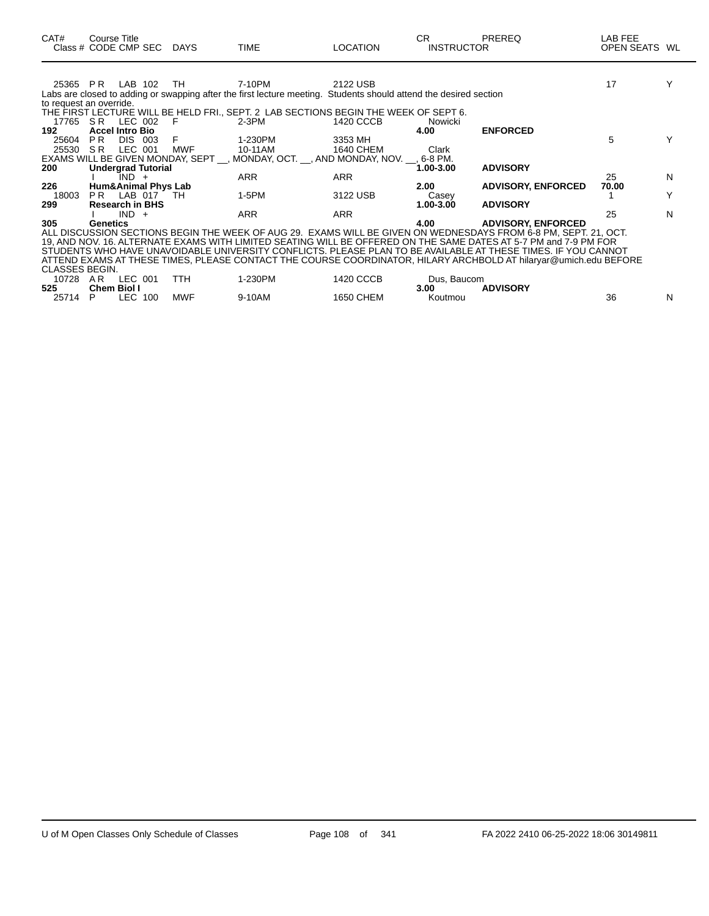| CAT# | Course Title Class # CODE CMP SEC | DAYS | TIME | LOCATION | CR INSTRUCTOR | PREREQ | LAB FEE OPEN SEATS | WL |
|---|---|---|---|---|---|---|---|---|
| 25365 | P R LAB 102 | TH | 7-10PM | 2122 USB | | | 17 | Y |

Labs are closed to adding or swapping after the first lecture meeting. Students should attend the desired section to request an override.

THE FIRST LECTURE WILL BE HELD FRI., SEPT. 2 LAB SECTIONS BEGIN THE WEEK OF SEPT 6.

| CAT# | Course Title Class # CODE CMP SEC | DAYS | TIME | LOCATION | CR INSTRUCTOR | PREREQ | LAB FEE OPEN SEATS | WL |
|---|---|---|---|---|---|---|---|---|
| 17765 | S R LEC 002 | F | 2-3PM | 1420 CCCB | Nowicki | | | |
| **192** | **Accel Intro Bio** | | | | **4.00** | **ENFORCED** | | |
| 25604 | P R DIS 003 | F | 1-230PM | 3353 MH | | | 5 | Y |
| 25530 | S R LEC 001 | MWF | 10-11AM | 1640 CHEM | Clark | | | |

EXAMS WILL BE GIVEN MONDAY, SEPT __, MONDAY, OCT. __, AND MONDAY, NOV. __, 6-8 PM.

| CAT# | Course Title Class # CODE CMP SEC | DAYS | TIME | LOCATION | CR INSTRUCTOR | PREREQ | LAB FEE OPEN SEATS | WL |
|---|---|---|---|---|---|---|---|---|
| **200** | **Undergrad Tutorial** | | | | **1.00-3.00** | **ADVISORY** | | |
| | I IND + | | ARR | ARR | | | 25 | N |
| **226** | **Hum&Animal Phys Lab** | | | | **2.00** | **ADVISORY, ENFORCED** | **70.00** | |
| 18003 | P R LAB 017 | TH | 1-5PM | 3122 USB | Casey | | 1 | Y |
| **299** | **Research in BHS** | | | | **1.00-3.00** | **ADVISORY** | | |
| | I IND + | | ARR | ARR | | | 25 | N |
| **305** | **Genetics** | | | | **4.00** | **ADVISORY, ENFORCED** | | |

ALL DISCUSSION SECTIONS BEGIN THE WEEK OF AUG 29. EXAMS WILL BE GIVEN ON WEDNESDAYS FROM 6-8 PM, SEPT. 21, OCT. 19, AND NOV. 16. ALTERNATE EXAMS WITH LIMITED SEATING WILL BE OFFERED ON THE SAME DATES AT 5-7 PM and 7-9 PM FOR STUDENTS WHO HAVE UNAVOIDABLE UNIVERSITY CONFLICTS. PLEASE PLAN TO BE AVAILABLE AT THESE TIMES. IF YOU CANNOT ATTEND EXAMS AT THESE TIMES, PLEASE CONTACT THE COURSE COORDINATOR, HILARY ARCHBOLD AT hilaryar@umich.edu BEFORE CLASSES BEGIN.

| CAT# | Course Title Class # CODE CMP SEC | DAYS | TIME | LOCATION | CR INSTRUCTOR | PREREQ | LAB FEE OPEN SEATS | WL |
|---|---|---|---|---|---|---|---|---|
| 10728 | A R LEC 001 | TTH | 1-230PM | 1420 CCCB | Dus, Baucom | | | |
| **525** | **Chem Biol I** | | | | **3.00** | **ADVISORY** | | |
| 25714 | P LEC 100 | MWF | 9-10AM | 1650 CHEM | Koutmou | | 36 | N |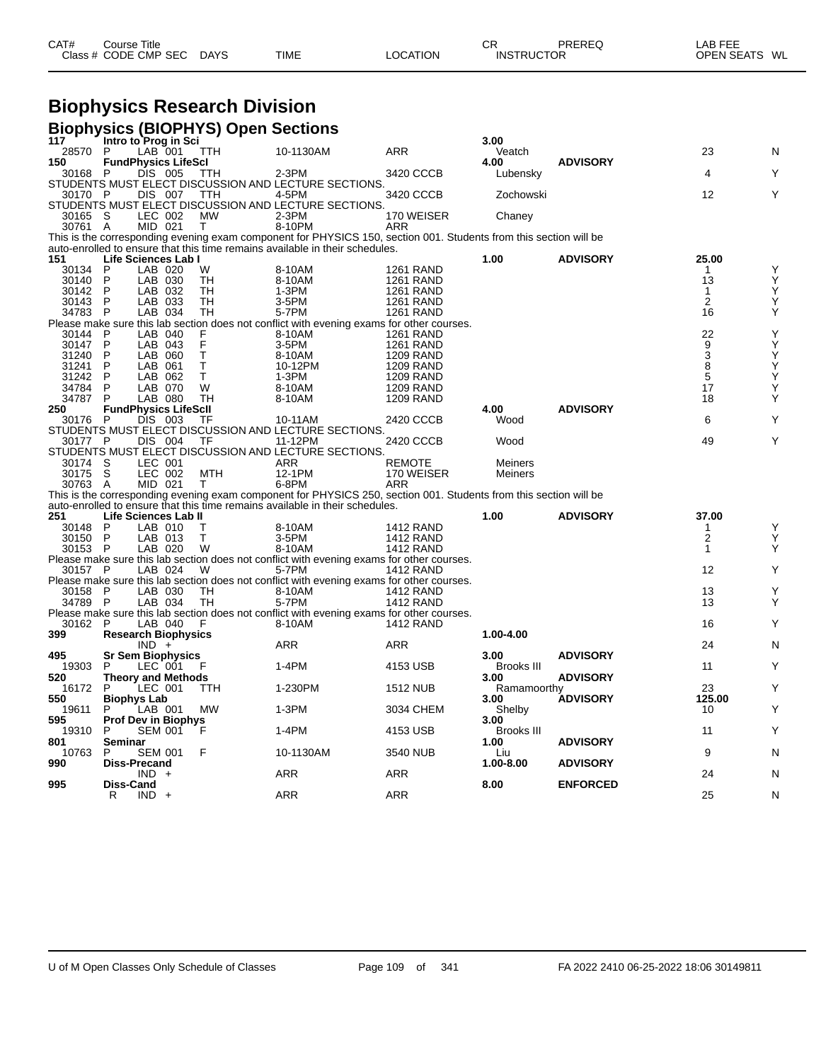| CAT# | Course Title | | | | | | CR | PREREQ | LAB FEE | |
|---|---|---|---|---|---|---|---|---|---|---|
| Class # | CODE | CMP | SEC | DAYS | TIME | LOCATION | INSTRUCTOR | | OPEN SEATS | WL |

# Biophysics Research Division

## Biophysics (BIOPHYS) Open Sections

| CAT# / Class # | CODE | CMP | SEC | DAYS | TIME | LOCATION | CR / INSTRUCTOR | PREREQ | LAB FEE / OPEN SEATS | WL |
|---|---|---|---|---|---|---|---|---|---|---|
| **117** | **Intro to Prog in Sci** | | | | | | **3.00** | | | |
| 28570 | P | LAB | 001 | TTH | 10-1130AM | ARR | Veatch | | 23 | N |
| **150** | **FundPhysics LifeScI** | | | | | | **4.00** | **ADVISORY** | | |
| 30168 | P | DIS | 005 | TTH | 2-3PM | 3420 CCCB | Lubensky | | 4 | Y |
| STUDENTS MUST ELECT DISCUSSION AND LECTURE SECTIONS. | | | | | | | | | | |
| 30170 | P | DIS | 007 | TTH | 4-5PM | 3420 CCCB | Zochowski | | 12 | Y |
| STUDENTS MUST ELECT DISCUSSION AND LECTURE SECTIONS. | | | | | | | | | | |
| 30165 | S | LEC | 002 | MW | 2-3PM | 170 WEISER | Chaney | | | |
| 30761 | A | MID | 021 | T | 8-10PM | ARR | | | | |
| This is the corresponding evening exam component for PHYSICS 150, section 001. Students from this section will be auto-enrolled to ensure that this time remains available in their schedules. | | | | | | | | | | |
| **151** | **Life Sciences Lab I** | | | | | | **1.00** | **ADVISORY** | **25.00** | |
| 30134 | P | LAB | 020 | W | 8-10AM | 1261 RAND | | | 1 | Y |
| 30140 | P | LAB | 030 | TH | 8-10AM | 1261 RAND | | | 13 | Y |
| 30142 | P | LAB | 032 | TH | 1-3PM | 1261 RAND | | | 1 | Y |
| 30143 | P | LAB | 033 | TH | 3-5PM | 1261 RAND | | | 2 | Y |
| 34783 | P | LAB | 034 | TH | 5-7PM | 1261 RAND | | | 16 | Y |
| Please make sure this lab section does not conflict with evening exams for other courses. | | | | | | | | | | |
| 30144 | P | LAB | 040 | F | 8-10AM | 1261 RAND | | | 22 | Y |
| 30147 | P | LAB | 043 | F | 3-5PM | 1261 RAND | | | 9 | Y |
| 31240 | P | LAB | 060 | T | 8-10AM | 1209 RAND | | | 3 | Y |
| 31241 | P | LAB | 061 | T | 10-12PM | 1209 RAND | | | 8 | Y |
| 31242 | P | LAB | 062 | T | 1-3PM | 1209 RAND | | | 5 | Y |
| 34784 | P | LAB | 070 | W | 8-10AM | 1209 RAND | | | 17 | Y |
| 34787 | P | LAB | 080 | TH | 8-10AM | 1209 RAND | | | 18 | Y |
| **250** | **FundPhysics LifeScII** | | | | | | **4.00** | **ADVISORY** | | |
| 30176 | P | DIS | 003 | TF | 10-11AM | 2420 CCCB | Wood | | 6 | Y |
| STUDENTS MUST ELECT DISCUSSION AND LECTURE SECTIONS. | | | | | | | | | | |
| 30177 | P | DIS | 004 | TF | 11-12PM | 2420 CCCB | Wood | | 49 | Y |
| STUDENTS MUST ELECT DISCUSSION AND LECTURE SECTIONS. | | | | | | | | | | |
| 30174 | S | LEC | 001 | | ARR | REMOTE | Meiners | | | |
| 30175 | S | LEC | 002 | MTH | 12-1PM | 170 WEISER | Meiners | | | |
| 30763 | A | MID | 021 | T | 6-8PM | ARR | | | | |
| This is the corresponding evening exam component for PHYSICS 250, section 001. Students from this section will be auto-enrolled to ensure that this time remains available in their schedules. | | | | | | | | | | |
| **251** | **Life Sciences Lab II** | | | | | | **1.00** | **ADVISORY** | **37.00** | |
| 30148 | P | LAB | 010 | T | 8-10AM | 1412 RAND | | | 1 | Y |
| 30150 | P | LAB | 013 | T | 3-5PM | 1412 RAND | | | 2 | Y |
| 30153 | P | LAB | 020 | W | 8-10AM | 1412 RAND | | | 1 | Y |
| Please make sure this lab section does not conflict with evening exams for other courses. | | | | | | | | | | |
| 30157 | P | LAB | 024 | W | 5-7PM | 1412 RAND | | | 12 | Y |
| Please make sure this lab section does not conflict with evening exams for other courses. | | | | | | | | | | |
| 30158 | P | LAB | 030 | TH | 8-10AM | 1412 RAND | | | 13 | Y |
| 34789 | P | LAB | 034 | TH | 5-7PM | 1412 RAND | | | 13 | Y |
| Please make sure this lab section does not conflict with evening exams for other courses. | | | | | | | | | | |
| 30162 | P | LAB | 040 | F | 8-10AM | 1412 RAND | | | 16 | Y |
| **399** | **Research Biophysics** | | | | | | **1.00-4.00** | | | |
| | | IND | + | | ARR | ARR | | | 24 | N |
| **495** | **Sr Sem Biophysics** | | | | | | **3.00** | **ADVISORY** | | |
| 19303 | P | LEC | 001 | F | 1-4PM | 4153 USB | Brooks III | | 11 | Y |
| **520** | **Theory and Methods** | | | | | | **3.00** | **ADVISORY** | | |
| 16172 | P | LEC | 001 | TTH | 1-230PM | 1512 NUB | Ramamoorthy | | 23 | Y |
| **550** | **Biophys Lab** | | | | | | **3.00** | **ADVISORY** | **125.00** | |
| 19611 | P | LAB | 001 | MW | 1-3PM | 3034 CHEM | Shelby | | 10 | Y |
| **595** | **Prof Dev in Biophys** | | | | | | **3.00** | | | |
| 19310 | P | SEM | 001 | F | 1-4PM | 4153 USB | Brooks III | | 11 | Y |
| **801** | **Seminar** | | | | | | **1.00** | **ADVISORY** | | |
| 10763 | P | SEM | 001 | F | 10-1130AM | 3540 NUB | Liu | | 9 | N |
| **990** | **Diss-Precand** | | | | | | **1.00-8.00** | **ADVISORY** | | |
| | | IND | + | | ARR | ARR | | | 24 | N |
| **995** | **Diss-Cand** | | | | | | **8.00** | **ENFORCED** | | |
| | R | IND | + | | ARR | ARR | | | 25 | N |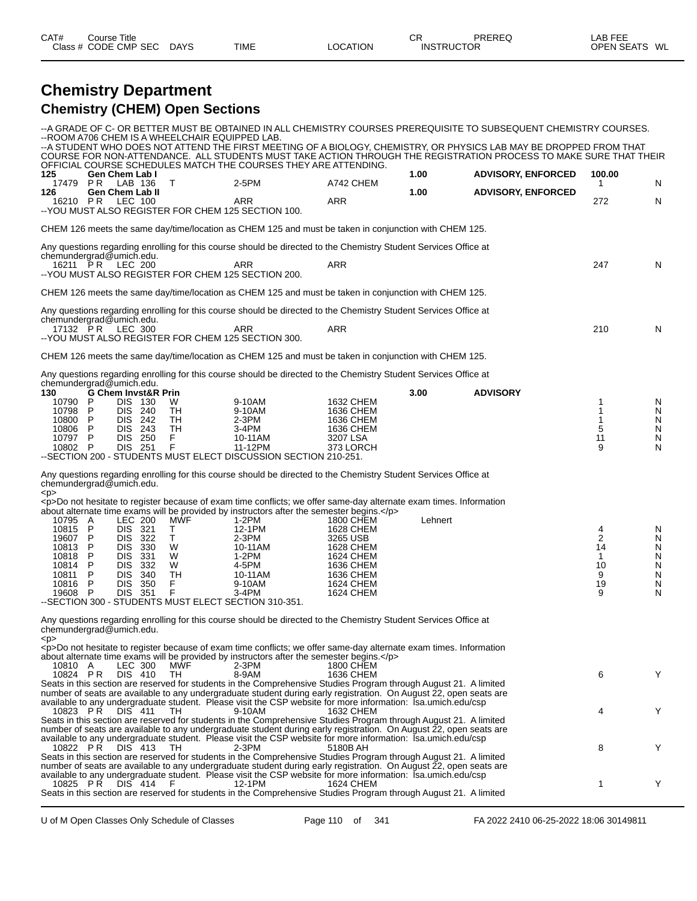| CAT# Class # | Course Title CODE CMP SEC | DAYS | TIME | LOCATION | CR INSTRUCTOR | PREREQ | LAB FEE OPEN SEATS | WL |
|---|---|---|---|---|---|---|---|---|

# Chemistry Department

## Chemistry (CHEM) Open Sections

--A GRADE OF C- OR BETTER MUST BE OBTAINED IN ALL CHEMISTRY COURSES PREREQUISITE TO SUBSEQUENT CHEMISTRY COURSES.
--ROOM A706 CHEM IS A WHEELCHAIR EQUIPPED LAB.
--A STUDENT WHO DOES NOT ATTEND THE FIRST MEETING OF A BIOLOGY, CHEMISTRY, OR PHYSICS LAB MAY BE DROPPED FROM THAT COURSE FOR NON-ATTENDANCE. ALL STUDENTS MUST TAKE ACTION THROUGH THE REGISTRATION PROCESS TO MAKE SURE THAT THEIR OFFICIAL COURSE SCHEDULES MATCH THE COURSES THEY ARE ATTENDING.

| CAT# Class # | Course Title CODE CMP SEC | DAYS | TIME | LOCATION | CR INSTRUCTOR | PREREQ | LAB FEE OPEN SEATS | WL |
|---|---|---|---|---|---|---|---|---|
| **125** | **Gen Chem Lab I** | | | | **1.00** | **ADVISORY, ENFORCED** | **100.00** | |
| 17479 | P R LAB 136 | T | 2-5PM | A742 CHEM | | | 1 | N |
| **126** | **Gen Chem Lab II** | | | | **1.00** | **ADVISORY, ENFORCED** | | |
| 16210 | P R LEC 100 | | ARR | ARR | | | 272 | N |

--YOU MUST ALSO REGISTER FOR CHEM 125 SECTION 100.

CHEM 126 meets the same day/time/location as CHEM 125 and must be taken in conjunction with CHEM 125.

Any questions regarding enrolling for this course should be directed to the Chemistry Student Services Office at chemundergrad@umich.edu.

| | | | | | | | | |
|---|---|---|---|---|---|---|---|---|
| 16211 | P R LEC 200 | | ARR | ARR | | | 247 | N |

--YOU MUST ALSO REGISTER FOR CHEM 125 SECTION 200.

CHEM 126 meets the same day/time/location as CHEM 125 and must be taken in conjunction with CHEM 125.

Any questions regarding enrolling for this course should be directed to the Chemistry Student Services Office at chemundergrad@umich.edu.

| | | | | | | | | |
|---|---|---|---|---|---|---|---|---|
| 17132 | P R LEC 300 | | ARR | ARR | | | 210 | N |

--YOU MUST ALSO REGISTER FOR CHEM 125 SECTION 300.

CHEM 126 meets the same day/time/location as CHEM 125 and must be taken in conjunction with CHEM 125.

Any questions regarding enrolling for this course should be directed to the Chemistry Student Services Office at chemundergrad@umich.edu.

| | | | | | | | | |
|---|---|---|---|---|---|---|---|---|
| **130** | **G Chem Invst&R Prin** | | | | **3.00** | **ADVISORY** | | |
| 10790 | P DIS 130 | W | 9-10AM | 1632 CHEM | | | 1 | N |
| 10798 | P DIS 240 | TH | 9-10AM | 1636 CHEM | | | 1 | N |
| 10800 | P DIS 242 | TH | 2-3PM | 1636 CHEM | | | 1 | N |
| 10806 | P DIS 243 | TH | 3-4PM | 1636 CHEM | | | 5 | N |
| 10797 | P DIS 250 | F | 10-11AM | 3207 LSA | | | 11 | N |
| 10802 | P DIS 251 | F | 11-12PM | 373 LORCH | | | 9 | N |

--SECTION 200 - STUDENTS MUST ELECT DISCUSSION SECTION 210-251.

Any questions regarding enrolling for this course should be directed to the Chemistry Student Services Office at chemundergrad@umich.edu.
<p>
<p>Do not hesitate to register because of exam time conflicts; we offer same-day alternate exam times. Information about alternate time exams will be provided by instructors after the semester begins.</p>

| | | | | | | | | |
|---|---|---|---|---|---|---|---|---|
| 10795 | A LEC 200 | MWF | 1-2PM | 1800 CHEM | Lehnert | | | |
| 10815 | P DIS 321 | T | 12-1PM | 1628 CHEM | | | 4 | N |
| 19607 | P DIS 322 | T | 2-3PM | 3265 USB | | | 2 | N |
| 10813 | P DIS 330 | W | 10-11AM | 1628 CHEM | | | 14 | N |
| 10818 | P DIS 331 | W | 1-2PM | 1624 CHEM | | | 1 | N |
| 10814 | P DIS 332 | W | 4-5PM | 1636 CHEM | | | 10 | N |
| 10811 | P DIS 340 | TH | 10-11AM | 1636 CHEM | | | 9 | N |
| 10816 | P DIS 350 | F | 9-10AM | 1624 CHEM | | | 19 | N |
| 19608 | P DIS 351 | F | 3-4PM | 1624 CHEM | | | 9 | N |

--SECTION 300 - STUDENTS MUST ELECT SECTION 310-351.

Any questions regarding enrolling for this course should be directed to the Chemistry Student Services Office at chemundergrad@umich.edu.
<p>
<p>Do not hesitate to register because of exam time conflicts; we offer same-day alternate exam times. Information about alternate time exams will be provided by instructors after the semester begins.</p>

| | | | | | | | | |
|---|---|---|---|---|---|---|---|---|
| 10810 | A LEC 300 | MWF | 2-3PM | 1800 CHEM | | | | |
| 10824 | P R DIS 410 | TH | 8-9AM | 1636 CHEM | | | 6 | Y |

Seats in this section are reserved for students in the Comprehensive Studies Program through August 21. A limited number of seats are available to any undergraduate student during early registration. On August 22, open seats are available to any undergraduate student. Please visit the CSP website for more information: lsa.umich.edu/csp

| | | | | | | | | |
|---|---|---|---|---|---|---|---|---|
| 10823 | P R DIS 411 | TH | 9-10AM | 1632 CHEM | | | 4 | Y |

Seats in this section are reserved for students in the Comprehensive Studies Program through August 21. A limited number of seats are available to any undergraduate student during early registration. On August 22, open seats are available to any undergraduate student. Please visit the CSP website for more information: lsa.umich.edu/csp

| | | | | | | | | |
|---|---|---|---|---|---|---|---|---|
| 10822 | P R DIS 413 | TH | 2-3PM | 5180B AH | | | 8 | Y |

Seats in this section are reserved for students in the Comprehensive Studies Program through August 21. A limited number of seats are available to any undergraduate student during early registration. On August 22, open seats are available to any undergraduate student. Please visit the CSP website for more information: lsa.umich.edu/csp

| | | | | | | | | |
|---|---|---|---|---|---|---|---|---|
| 10825 | P R DIS 414 | F | 12-1PM | 1624 CHEM | | | 1 | Y |

Seats in this section are reserved for students in the Comprehensive Studies Program through August 21. A limited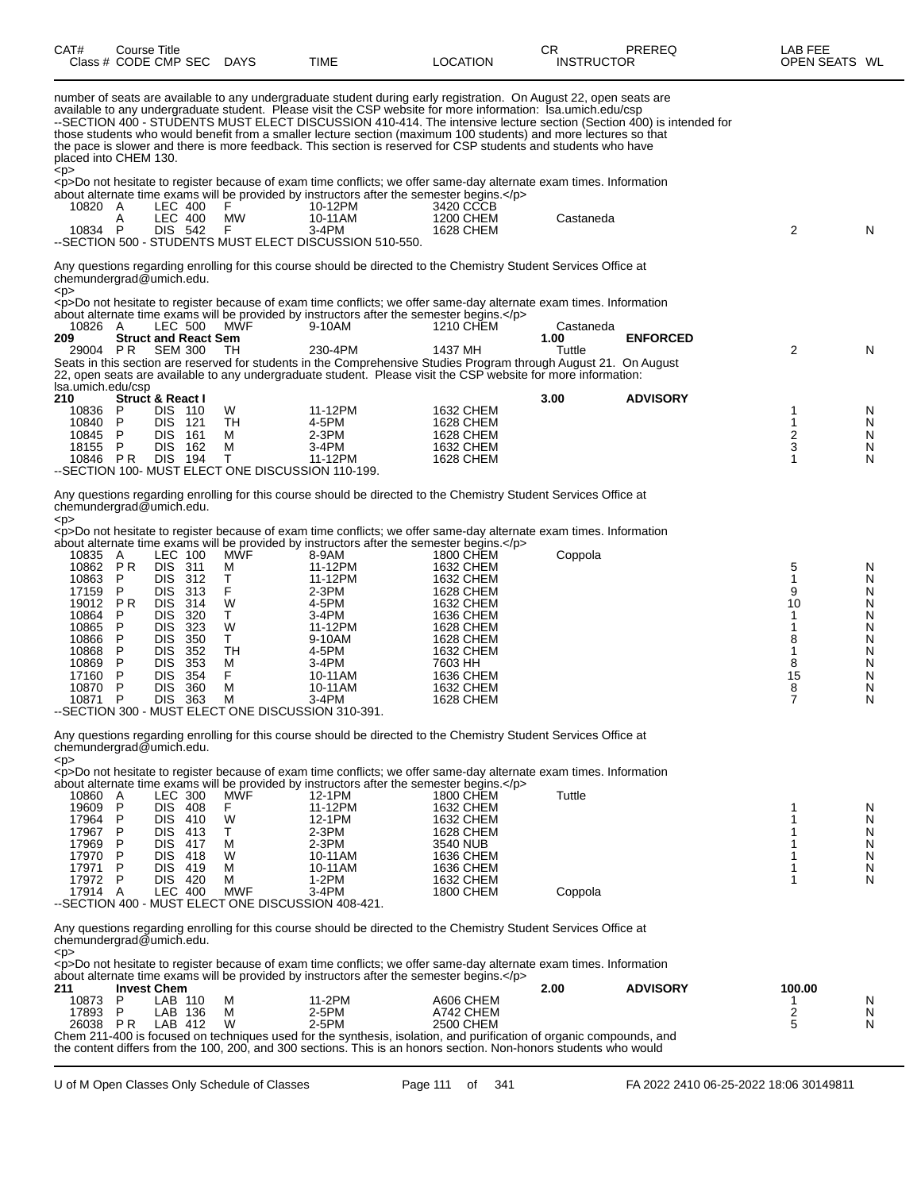| CAT# Class # | Course Title CODE | CMP | SEC | DAYS | TIME | LOCATION | CR INSTRUCTOR | PREREQ | LAB FEE OPEN SEATS | WL |
|---|---|---|---|---|---|---|---|---|---|---|

number of seats are available to any undergraduate student during early registration. On August 22, open seats are available to any undergraduate student. Please visit the CSP website for more information: lsa.umich.edu/csp
--SECTION 400 - STUDENTS MUST ELECT DISCUSSION 410-414. The intensive lecture section (Section 400) is intended for those students who would benefit from a smaller lecture section (maximum 100 students) and more lectures so that the pace is slower and there is more feedback. This section is reserved for CSP students and students who have placed into CHEM 130.
<p>
<p>Do not hesitate to register because of exam time conflicts; we offer same-day alternate exam times. Information about alternate time exams will be provided by instructors after the semester begins.</p>

| Class # | CODE | CMP | SEC | DAYS | TIME | LOCATION | INSTRUCTOR | OPEN SEATS | WL |
|---|---|---|---|---|---|---|---|---|---|
| 10820 | A | LEC | 400 | F | 10-12PM | 3420 CCCB | | | |
| | A | LEC | 400 | MW | 10-11AM | 1200 CHEM | Castaneda | | |
| 10834 | P | DIS | 542 | F | 3-4PM | 1628 CHEM | | 2 | N |

--SECTION 500 - STUDENTS MUST ELECT DISCUSSION 510-550.

Any questions regarding enrolling for this course should be directed to the Chemistry Student Services Office at chemundergrad@umich.edu.
<p>
<p>Do not hesitate to register because of exam time conflicts; we offer same-day alternate exam times. Information about alternate time exams will be provided by instructors after the semester begins.</p>

| Class # | CODE | CMP | SEC | DAYS | TIME | LOCATION | INSTRUCTOR | OPEN SEATS | WL |
|---|---|---|---|---|---|---|---|---|---|
| 10826 | A | LEC | 500 | MWF | 9-10AM | 1210 CHEM | Castaneda | | |

**209 Struct and React Sem** — CR 1.00 — **ENFORCED**

| Class # | CODE | CMP | SEC | DAYS | TIME | LOCATION | INSTRUCTOR | OPEN SEATS | WL |
|---|---|---|---|---|---|---|---|---|---|
| 29004 | P R | SEM | 300 | TH | 230-4PM | 1437 MH | Tuttle | 2 | N |

Seats in this section are reserved for students in the Comprehensive Studies Program through August 21. On August 22, open seats are available to any undergraduate student. Please visit the CSP website for more information: lsa.umich.edu/csp

**210 Struct & React I** — CR 3.00 — **ADVISORY**

| Class # | CODE | CMP | SEC | DAYS | TIME | LOCATION | INSTRUCTOR | OPEN SEATS | WL |
|---|---|---|---|---|---|---|---|---|---|
| 10836 | P | DIS | 110 | W | 11-12PM | 1632 CHEM | | 1 | N |
| 10840 | P | DIS | 121 | TH | 4-5PM | 1628 CHEM | | 1 | N |
| 10845 | P | DIS | 161 | M | 2-3PM | 1628 CHEM | | 2 | N |
| 18155 | P | DIS | 162 | M | 3-4PM | 1632 CHEM | | 3 | N |
| 10846 | P R | DIS | 194 | T | 11-12PM | 1628 CHEM | | 1 | N |

--SECTION 100- MUST ELECT ONE DISCUSSION 110-199.

Any questions regarding enrolling for this course should be directed to the Chemistry Student Services Office at chemundergrad@umich.edu.
<p>
<p>Do not hesitate to register because of exam time conflicts; we offer same-day alternate exam times. Information about alternate time exams will be provided by instructors after the semester begins.</p>

| Class # | CODE | CMP | SEC | DAYS | TIME | LOCATION | INSTRUCTOR | OPEN SEATS | WL |
|---|---|---|---|---|---|---|---|---|---|
| 10835 | A | LEC | 100 | MWF | 8-9AM | 1800 CHEM | Coppola | | |
| 10862 | P R | DIS | 311 | M | 11-12PM | 1632 CHEM | | 5 | N |
| 10863 | P | DIS | 312 | T | 11-12PM | 1632 CHEM | | 1 | N |
| 17159 | P | DIS | 313 | F | 2-3PM | 1628 CHEM | | 9 | N |
| 19012 | P R | DIS | 314 | W | 4-5PM | 1632 CHEM | | 10 | N |
| 10864 | P | DIS | 320 | T | 3-4PM | 1636 CHEM | | 1 | N |
| 10865 | P | DIS | 323 | W | 11-12PM | 1628 CHEM | | 1 | N |
| 10866 | P | DIS | 350 | T | 9-10AM | 1628 CHEM | | 8 | N |
| 10868 | P | DIS | 352 | TH | 4-5PM | 1632 CHEM | | 1 | N |
| 10869 | P | DIS | 353 | M | 3-4PM | 7603 HH | | 8 | N |
| 17160 | P | DIS | 354 | F | 10-11AM | 1636 CHEM | | 15 | N |
| 10870 | P | DIS | 360 | M | 10-11AM | 1632 CHEM | | 8 | N |
| 10871 | P | DIS | 363 | M | 3-4PM | 1628 CHEM | | 7 | N |

--SECTION 300 - MUST ELECT ONE DISCUSSION 310-391.

Any questions regarding enrolling for this course should be directed to the Chemistry Student Services Office at chemundergrad@umich.edu.
<p>
<p>Do not hesitate to register because of exam time conflicts; we offer same-day alternate exam times. Information about alternate time exams will be provided by instructors after the semester begins.</p>

| Class # | CODE | CMP | SEC | DAYS | TIME | LOCATION | INSTRUCTOR | OPEN SEATS | WL |
|---|---|---|---|---|---|---|---|---|---|
| 10860 | A | LEC | 300 | MWF | 12-1PM | 1800 CHEM | Tuttle | | |
| 19609 | P | DIS | 408 | F | 11-12PM | 1632 CHEM | | 1 | N |
| 17964 | P | DIS | 410 | W | 12-1PM | 1632 CHEM | | 1 | N |
| 17967 | P | DIS | 413 | T | 2-3PM | 1628 CHEM | | 1 | N |
| 17969 | P | DIS | 417 | M | 2-3PM | 3540 NUB | | 1 | N |
| 17970 | P | DIS | 418 | W | 10-11AM | 1636 CHEM | | 1 | N |
| 17971 | P | DIS | 419 | M | 10-11AM | 1636 CHEM | | 1 | N |
| 17972 | P | DIS | 420 | M | 1-2PM | 1632 CHEM | | 1 | N |
| 17914 | A | LEC | 400 | MWF | 3-4PM | 1800 CHEM | Coppola | | |

--SECTION 400 - MUST ELECT ONE DISCUSSION 408-421.

Any questions regarding enrolling for this course should be directed to the Chemistry Student Services Office at chemundergrad@umich.edu.
<p>
<p>Do not hesitate to register because of exam time conflicts; we offer same-day alternate exam times. Information about alternate time exams will be provided by instructors after the semester begins.</p>

**211 Invest Chem** — CR 2.00 — **ADVISORY** — LAB FEE 100.00

| Class # | CODE | CMP | SEC | DAYS | TIME | LOCATION | INSTRUCTOR | OPEN SEATS | WL |
|---|---|---|---|---|---|---|---|---|---|
| 10873 | P | LAB | 110 | M | 11-2PM | A606 CHEM | | 1 | N |
| 17893 | P | LAB | 136 | M | 2-5PM | A742 CHEM | | 2 | N |
| 26038 | P R | LAB | 412 | W | 2-5PM | 2500 CHEM | | 5 | N |

Chem 211-400 is focused on techniques used for the synthesis, isolation, and purification of organic compounds, and the content differs from the 100, 200, and 300 sections. This is an honors section. Non-honors students who would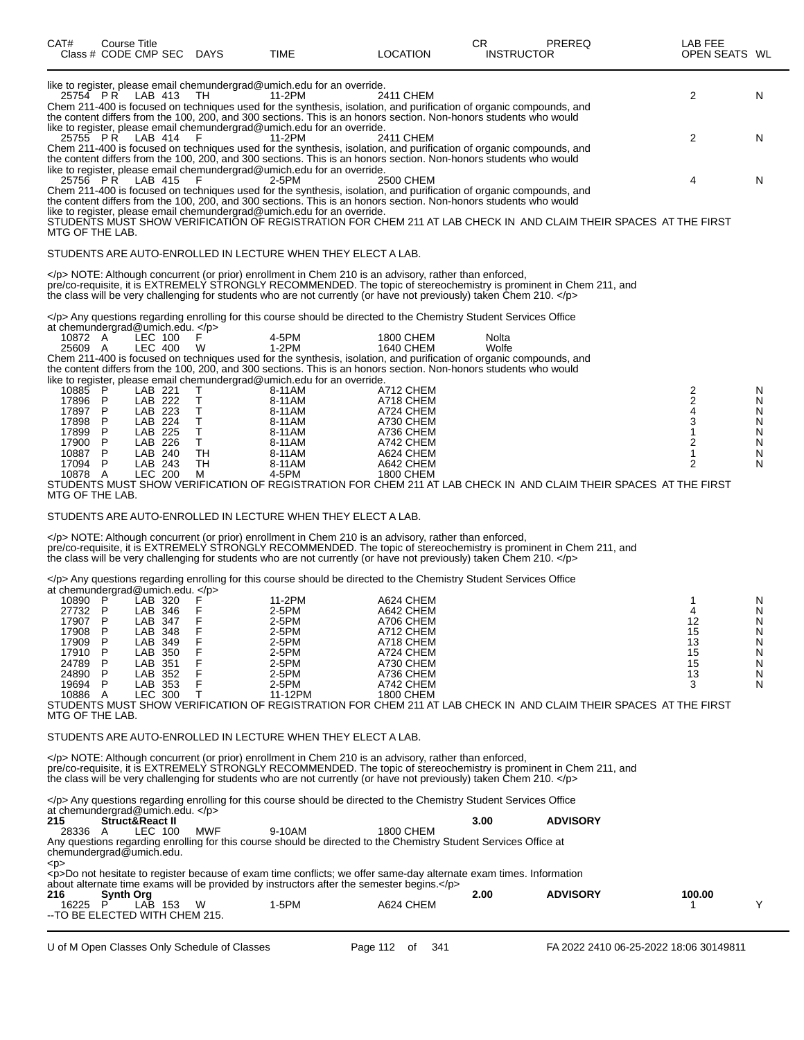| CAT# Class # | Course Title CODE CMP SEC | DAYS | TIME | LOCATION | CR INSTRUCTOR | PREREQ | LAB FEE OPEN SEATS | WL |
|---|---|---|---|---|---|---|---|---|

like to register, please email chemundergrad@umich.edu for an override.

| 25754 | PR LAB 413 | TH | 11-2PM | 2411 CHEM | | | 2 | N |
|---|---|---|---|---|---|---|---|---|

Chem 211-400 is focused on techniques used for the synthesis, isolation, and purification of organic compounds, and the content differs from the 100, 200, and 300 sections. This is an honors section. Non-honors students who would like to register, please email chemundergrad@umich.edu for an override.

| 25755 | PR LAB 414 | F | 11-2PM | 2411 CHEM | | | 2 | N |
|---|---|---|---|---|---|---|---|---|

Chem 211-400 is focused on techniques used for the synthesis, isolation, and purification of organic compounds, and the content differs from the 100, 200, and 300 sections. This is an honors section. Non-honors students who would like to register, please email chemundergrad@umich.edu for an override.

| 25756 | PR LAB 415 | F | 2-5PM | 2500 CHEM | | | 4 | N |
|---|---|---|---|---|---|---|---|---|

Chem 211-400 is focused on techniques used for the synthesis, isolation, and purification of organic compounds, and the content differs from the 100, 200, and 300 sections. This is an honors section. Non-honors students who would like to register, please email chemundergrad@umich.edu for an override.

STUDENTS MUST SHOW VERIFICATION OF REGISTRATION FOR CHEM 211 AT LAB CHECK IN AND CLAIM THEIR SPACES AT THE FIRST MTG OF THE LAB.

STUDENTS ARE AUTO-ENROLLED IN LECTURE WHEN THEY ELECT A LAB.

</p> NOTE: Although concurrent (or prior) enrollment in Chem 210 is an advisory, rather than enforced, pre/co-requisite, it is EXTREMELY STRONGLY RECOMMENDED. The topic of stereochemistry is prominent in Chem 211, and the class will be very challenging for students who are not currently (or have not previously) taken Chem 210. </p>

</p> Any questions regarding enrolling for this course should be directed to the Chemistry Student Services Office at chemundergrad@umich.edu. </p>

| 10872 | A LEC 100 | F | 4-5PM | 1800 CHEM | Nolta | | | |
|---|---|---|---|---|---|---|---|---|
| 25609 | A LEC 400 | W | 1-2PM | 1640 CHEM | Wolfe | | | |

Chem 211-400 is focused on techniques used for the synthesis, isolation, and purification of organic compounds, and the content differs from the 100, 200, and 300 sections. This is an honors section. Non-honors students who would like to register, please email chemundergrad@umich.edu for an override.

| 10885 | P LAB 221 | T | 8-11AM | A712 CHEM | | | 2 | N |
|---|---|---|---|---|---|---|---|---|
| 17896 | P LAB 222 | T | 8-11AM | A718 CHEM | | | 2 | N |
| 17897 | P LAB 223 | T | 8-11AM | A724 CHEM | | | 4 | N |
| 17898 | P LAB 224 | T | 8-11AM | A730 CHEM | | | 3 | N |
| 17899 | P LAB 225 | T | 8-11AM | A736 CHEM | | | 1 | N |
| 17900 | P LAB 226 | T | 8-11AM | A742 CHEM | | | 2 | N |
| 10887 | P LAB 240 | TH | 8-11AM | A624 CHEM | | | 1 | N |
| 17094 | P LAB 243 | TH | 8-11AM | A642 CHEM | | | 2 | N |
| 10878 | A LEC 200 | M | 4-5PM | 1800 CHEM | | | | |

STUDENTS MUST SHOW VERIFICATION OF REGISTRATION FOR CHEM 211 AT LAB CHECK IN AND CLAIM THEIR SPACES AT THE FIRST MTG OF THE LAB.

STUDENTS ARE AUTO-ENROLLED IN LECTURE WHEN THEY ELECT A LAB.

</p> NOTE: Although concurrent (or prior) enrollment in Chem 210 is an advisory, rather than enforced, pre/co-requisite, it is EXTREMELY STRONGLY RECOMMENDED. The topic of stereochemistry is prominent in Chem 211, and the class will be very challenging for students who are not currently (or have not previously) taken Chem 210. </p>

</p> Any questions regarding enrolling for this course should be directed to the Chemistry Student Services Office at chemundergrad@umich.edu. </p>

| 10890 | P LAB 320 | F | 11-2PM | A624 CHEM | | | 1 | N |
|---|---|---|---|---|---|---|---|---|
| 27732 | P LAB 346 | F | 2-5PM | A642 CHEM | | | 4 | N |
| 17907 | P LAB 347 | F | 2-5PM | A706 CHEM | | | 12 | N |
| 17908 | P LAB 348 | F | 2-5PM | A712 CHEM | | | 15 | N |
| 17909 | P LAB 349 | F | 2-5PM | A718 CHEM | | | 13 | N |
| 17910 | P LAB 350 | F | 2-5PM | A724 CHEM | | | 15 | N |
| 24789 | P LAB 351 | F | 2-5PM | A730 CHEM | | | 15 | N |
| 24890 | P LAB 352 | F | 2-5PM | A736 CHEM | | | 13 | N |
| 19694 | P LAB 353 | F | 2-5PM | A742 CHEM | | | 3 | N |
| 10886 | A LEC 300 | T | 11-12PM | 1800 CHEM | | | | |

STUDENTS MUST SHOW VERIFICATION OF REGISTRATION FOR CHEM 211 AT LAB CHECK IN AND CLAIM THEIR SPACES AT THE FIRST MTG OF THE LAB.

STUDENTS ARE AUTO-ENROLLED IN LECTURE WHEN THEY ELECT A LAB.

</p> NOTE: Although concurrent (or prior) enrollment in Chem 210 is an advisory, rather than enforced, pre/co-requisite, it is EXTREMELY STRONGLY RECOMMENDED. The topic of stereochemistry is prominent in Chem 211, and the class will be very challenging for students who are not currently (or have not previously) taken Chem 210. </p>

</p> Any questions regarding enrolling for this course should be directed to the Chemistry Student Services Office at chemundergrad@umich.edu. </p>

**215 Struct&React II** — **3.00** — **ADVISORY**

| 28336 | A LEC 100 | MWF | 9-10AM | 1800 CHEM | | | | |
|---|---|---|---|---|---|---|---|---|

Any questions regarding enrolling for this course should be directed to the Chemistry Student Services Office at chemundergrad@umich.edu.

<p>

<p>Do not hesitate to register because of exam time conflicts; we offer same-day alternate exam times. Information about alternate time exams will be provided by instructors after the semester begins.</p>

**216 Synth Org** — **2.00** — **ADVISORY** — **100.00**

| 16225 | P LAB 153 | W | 1-5PM | A624 CHEM | | | 1 | Y |
|---|---|---|---|---|---|---|---|---|

--TO BE ELECTED WITH CHEM 215.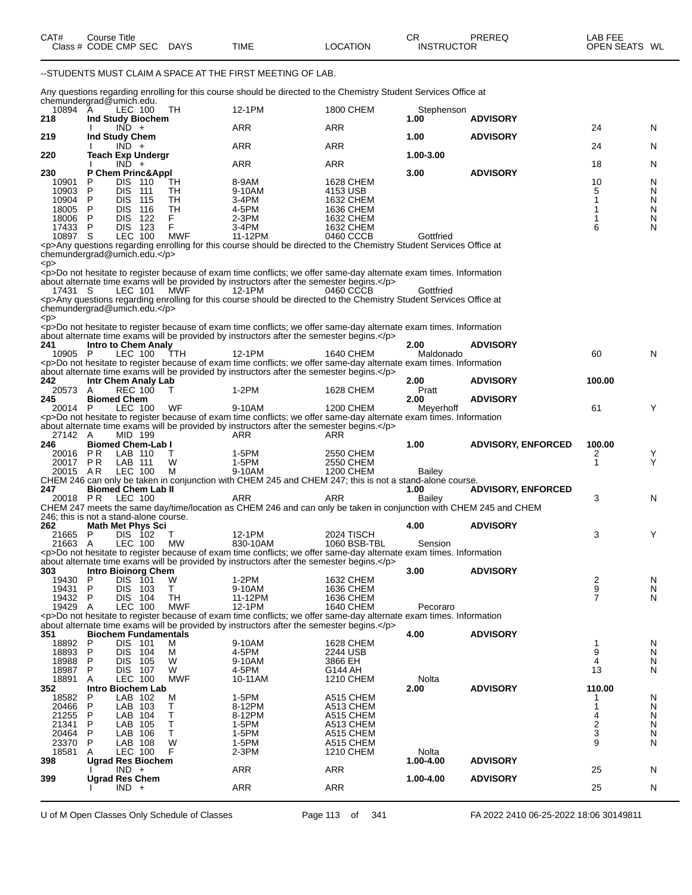| CAT# Class # | Course Title CODE | CMP | SEC | DAYS | TIME | LOCATION | CR INSTRUCTOR | PREREQ | LAB FEE OPEN SEATS | WL |
|---|---|---|---|---|---|---|---|---|---|---|

--STUDENTS MUST CLAIM A SPACE AT THE FIRST MEETING OF LAB.

Any questions regarding enrolling for this course should be directed to the Chemistry Student Services Office at chemundergrad@umich.edu.

| CAT# Class # | CODE | CMP | SEC | DAYS | TIME | LOCATION | CR INSTRUCTOR | PREREQ | LAB FEE OPEN SEATS | WL |
|---|---|---|---|---|---|---|---|---|---|---|
| 10894 | A | LEC | 100 | TH | 12-1PM | 1800 CHEM | Stephenson | | | |
| **218** | **Ind Study Biochem** | | | | | | **1.00** | **ADVISORY** | | |
| | I | IND | + | | ARR | ARR | | | 24 | N |
| **219** | **Ind Study Chem** | | | | | | **1.00** | **ADVISORY** | | |
| | I | IND | + | | ARR | ARR | | | 24 | N |
| **220** | **Teach Exp Undergr** | | | | | | **1.00-3.00** | | | |
| | I | IND | + | | ARR | ARR | | | 18 | N |
| **230** | **P Chem Princ&Appl** | | | | | | **3.00** | **ADVISORY** | | |
| 10901 | P | DIS | 110 | TH | 8-9AM | 1628 CHEM | | | 10 | N |
| 10903 | P | DIS | 111 | TH | 9-10AM | 4153 USB | | | 5 | N |
| 10904 | P | DIS | 115 | TH | 3-4PM | 1632 CHEM | | | 1 | N |
| 18005 | P | DIS | 116 | TH | 4-5PM | 1636 CHEM | | | 1 | N |
| 18006 | P | DIS | 122 | F | 2-3PM | 1632 CHEM | | | 1 | N |
| 17433 | P | DIS | 123 | F | 3-4PM | 1632 CHEM | | | 6 | N |
| 10897 | S | LEC | 100 | MWF | 11-12PM | 0460 CCCB | Gottfried | | | |

<p>Any questions regarding enrolling for this course should be directed to the Chemistry Student Services Office at chemundergrad@umich.edu.</p>
<p>
<p>Do not hesitate to register because of exam time conflicts; we offer same-day alternate exam times. Information about alternate time exams will be provided by instructors after the semester begins.</p>

| CAT# Class # | CODE | CMP | SEC | DAYS | TIME | LOCATION | CR INSTRUCTOR | PREREQ | LAB FEE OPEN SEATS | WL |
|---|---|---|---|---|---|---|---|---|---|---|
| 17431 | S | LEC | 101 | MWF | 12-1PM | 0460 CCCB | Gottfried | | | |

<p>Any questions regarding enrolling for this course should be directed to the Chemistry Student Services Office at chemundergrad@umich.edu.</p>
<p>
<p>Do not hesitate to register because of exam time conflicts; we offer same-day alternate exam times. Information about alternate time exams will be provided by instructors after the semester begins.</p>

| CAT# Class # | CODE | CMP | SEC | DAYS | TIME | LOCATION | CR INSTRUCTOR | PREREQ | LAB FEE OPEN SEATS | WL |
|---|---|---|---|---|---|---|---|---|---|---|
| **241** | **Intro to Chem Analy** | | | | | | **2.00** | **ADVISORY** | | |
| 10905 | P | LEC | 100 | TTH | 12-1PM | 1640 CHEM | Maldonado | | 60 | N |

<p>Do not hesitate to register because of exam time conflicts; we offer same-day alternate exam times. Information about alternate time exams will be provided by instructors after the semester begins.</p>

| CAT# Class # | CODE | CMP | SEC | DAYS | TIME | LOCATION | CR INSTRUCTOR | PREREQ | LAB FEE OPEN SEATS | WL |
|---|---|---|---|---|---|---|---|---|---|---|
| **242** | **Intr Chem Analy Lab** | | | | | | **2.00** | **ADVISORY** | **100.00** | |
| 20573 | A | REC | 100 | T | 1-2PM | 1628 CHEM | Pratt | | | |
| **245** | **Biomed Chem** | | | | | | **2.00** | **ADVISORY** | | |
| 20014 | P | LEC | 100 | WF | 9-10AM | 1200 CHEM | Meyerhoff | | 61 | Y |

<p>Do not hesitate to register because of exam time conflicts; we offer same-day alternate exam times. Information about alternate time exams will be provided by instructors after the semester begins.</p>

| CAT# Class # | CODE | CMP | SEC | DAYS | TIME | LOCATION | CR INSTRUCTOR | PREREQ | LAB FEE OPEN SEATS | WL |
|---|---|---|---|---|---|---|---|---|---|---|
| 27142 | A | MID | 199 | | ARR | ARR | | | | |
| **246** | **Biomed Chem-Lab I** | | | | | | **1.00** | **ADVISORY, ENFORCED** | **100.00** | |
| 20016 | P R | LAB | 110 | T | 1-5PM | 2550 CHEM | | | 2 | Y |
| 20017 | P R | LAB | 111 | W | 1-5PM | 2550 CHEM | | | 1 | Y |
| 20015 | A R | LEC | 100 | M | 9-10AM | 1200 CHEM | Bailey | | | |

CHEM 246 can only be taken in conjunction with CHEM 245 and CHEM 247; this is not a stand-alone course.

| CAT# Class # | CODE | CMP | SEC | DAYS | TIME | LOCATION | CR INSTRUCTOR | PREREQ | LAB FEE OPEN SEATS | WL |
|---|---|---|---|---|---|---|---|---|---|---|
| **247** | **Biomed Chem Lab II** | | | | | | **1.00** | **ADVISORY, ENFORCED** | | |
| 20018 | P R | LEC | 100 | | ARR | ARR | Bailey | | 3 | N |

CHEM 247 meets the same day/time/location as CHEM 246 and can only be taken in conjunction with CHEM 245 and CHEM 246; this is not a stand-alone course.

| CAT# Class # | CODE | CMP | SEC | DAYS | TIME | LOCATION | CR INSTRUCTOR | PREREQ | LAB FEE OPEN SEATS | WL |
|---|---|---|---|---|---|---|---|---|---|---|
| **262** | **Math Met Phys Sci** | | | | | | **4.00** | **ADVISORY** | | |
| 21665 | P | DIS | 102 | T | 12-1PM | 2024 TISCH | | | 3 | Y |
| 21663 | A | LEC | 100 | MW | 830-10AM | 1060 BSB-TBL | Sension | | | |

<p>Do not hesitate to register because of exam time conflicts; we offer same-day alternate exam times. Information about alternate time exams will be provided by instructors after the semester begins.</p>

| CAT# Class # | CODE | CMP | SEC | DAYS | TIME | LOCATION | CR INSTRUCTOR | PREREQ | LAB FEE OPEN SEATS | WL |
|---|---|---|---|---|---|---|---|---|---|---|
| **303** | **Intro Bioinorg Chem** | | | | | | **3.00** | **ADVISORY** | | |
| 19430 | P | DIS | 101 | W | 1-2PM | 1632 CHEM | | | 2 | N |
| 19431 | P | DIS | 103 | T | 9-10AM | 1636 CHEM | | | 9 | N |
| 19432 | P | DIS | 104 | TH | 11-12PM | 1636 CHEM | | | 7 | N |
| 19429 | A | LEC | 100 | MWF | 12-1PM | 1640 CHEM | Pecoraro | | | |

<p>Do not hesitate to register because of exam time conflicts; we offer same-day alternate exam times. Information about alternate time exams will be provided by instructors after the semester begins.</p>

| CAT# Class # | CODE | CMP | SEC | DAYS | TIME | LOCATION | CR INSTRUCTOR | PREREQ | LAB FEE OPEN SEATS | WL |
|---|---|---|---|---|---|---|---|---|---|---|
| **351** | **Biochem Fundamentals** | | | | | | **4.00** | **ADVISORY** | | |
| 18892 | P | DIS | 101 | M | 9-10AM | 1628 CHEM | | | 1 | N |
| 18893 | P | DIS | 104 | M | 4-5PM | 2244 USB | | | 9 | N |
| 18988 | P | DIS | 105 | W | 9-10AM | 3866 EH | | | 4 | N |
| 18987 | P | DIS | 107 | W | 4-5PM | G144 AH | | | 13 | N |
| 18891 | A | LEC | 100 | MWF | 10-11AM | 1210 CHEM | Nolta | | | |
| **352** | **Intro Biochem Lab** | | | | | | **2.00** | **ADVISORY** | **110.00** | |
| 18582 | P | LAB | 102 | M | 1-5PM | A515 CHEM | | | 1 | N |
| 20466 | P | LAB | 103 | T | 8-12PM | A513 CHEM | | | 1 | N |
| 21255 | P | LAB | 104 | T | 8-12PM | A515 CHEM | | | 4 | N |
| 21341 | P | LAB | 105 | T | 1-5PM | A513 CHEM | | | 2 | N |
| 20464 | P | LAB | 106 | T | 1-5PM | A515 CHEM | | | 3 | N |
| 23370 | P | LAB | 108 | W | 1-5PM | A515 CHEM | | | 9 | N |
| 18581 | A | LEC | 100 | F | 2-3PM | 1210 CHEM | Nolta | | | |
| **398** | **Ugrad Res Biochem** | | | | | | **1.00-4.00** | **ADVISORY** | | |
| | I | IND | + | | ARR | ARR | | | 25 | N |
| **399** | **Ugrad Res Chem** | | | | | | **1.00-4.00** | **ADVISORY** | | |
| | I | IND | + | | ARR | ARR | | | 25 | N |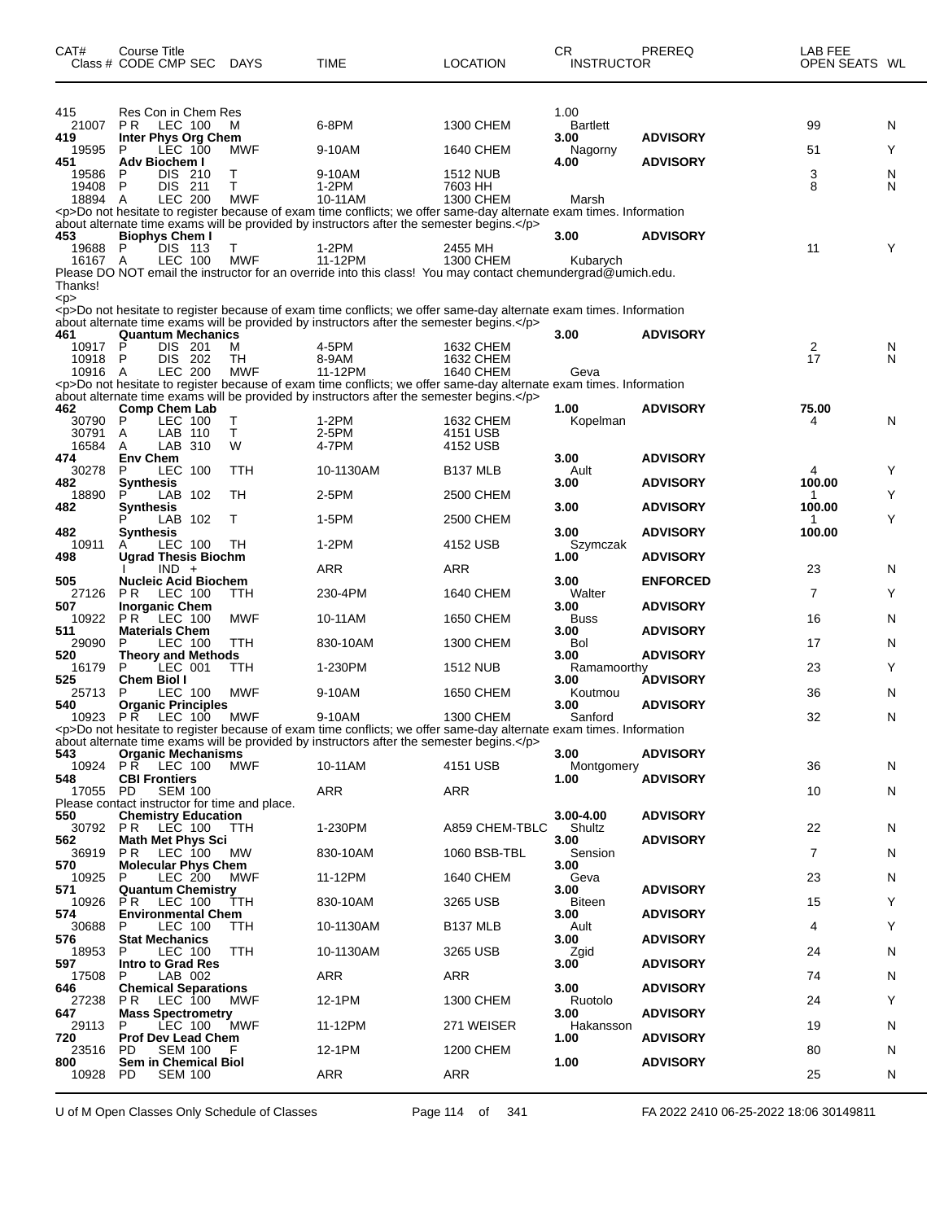| CAT# Class # | Course Title CODE CMP SEC | DAYS | TIME | LOCATION | CR INSTRUCTOR | PREREQ | LAB FEE OPEN SEATS | WL |
|---|---|---|---|---|---|---|---|---|
| 415 | Res Con in Chem Res | | | | 1.00 | | | |
| 21007 | P R LEC 100 | M | 6-8PM | 1300 CHEM | Bartlett | | 99 | N |
| 419 | **Inter Phys Org Chem** | | | | **3.00** | **ADVISORY** | | |
| 19595 | P LEC 100 | MWF | 9-10AM | 1640 CHEM | Nagorny | | 51 | Y |
| 451 | **Adv Biochem I** | | | | **4.00** | **ADVISORY** | | |
| 19586 | P DIS 210 | T | 9-10AM | 1512 NUB | | | 3 | N |
| 19408 | P DIS 211 | T | 1-2PM | 7603 HH | | | 8 | N |
| 18894 | A LEC 200 | MWF | 10-11AM | 1300 CHEM | Marsh | | | |

<p>Do not hesitate to register because of exam time conflicts; we offer same-day alternate exam times. Information about alternate time exams will be provided by instructors after the semester begins.</p>

| CAT# Class # | Course Title CODE CMP SEC | DAYS | TIME | LOCATION | CR INSTRUCTOR | PREREQ | LAB FEE OPEN SEATS | WL |
|---|---|---|---|---|---|---|---|---|
| 453 | **Biophys Chem I** | | | | **3.00** | **ADVISORY** | | |
| 19688 | P DIS 113 | T | 1-2PM | 2455 MH | | | 11 | Y |
| 16167 | A LEC 100 | MWF | 11-12PM | 1300 CHEM | Kubarych | | | |

Please DO NOT email the instructor for an override into this class! You may contact chemundergrad@umich.edu. Thanks!
<p>
<p>Do not hesitate to register because of exam time conflicts; we offer same-day alternate exam times. Information about alternate time exams will be provided by instructors after the semester begins.</p>

| CAT# Class # | Course Title CODE CMP SEC | DAYS | TIME | LOCATION | CR INSTRUCTOR | PREREQ | LAB FEE OPEN SEATS | WL |
|---|---|---|---|---|---|---|---|---|
| 461 | **Quantum Mechanics** | | | | **3.00** | **ADVISORY** | | |
| 10917 | P DIS 201 | M | 4-5PM | 1632 CHEM | | | 2 | N |
| 10918 | P DIS 202 | TH | 8-9AM | 1632 CHEM | | | 17 | N |
| 10916 | A LEC 200 | MWF | 11-12PM | 1640 CHEM | Geva | | | |

<p>Do not hesitate to register because of exam time conflicts; we offer same-day alternate exam times. Information about alternate time exams will be provided by instructors after the semester begins.</p>

| CAT# Class # | Course Title CODE CMP SEC | DAYS | TIME | LOCATION | CR INSTRUCTOR | PREREQ | LAB FEE OPEN SEATS | WL |
|---|---|---|---|---|---|---|---|---|
| 462 | **Comp Chem Lab** | | | | **1.00** | **ADVISORY** | **75.00** | |
| 30790 | P LEC 100 | T | 1-2PM | 1632 CHEM | Kopelman | | 4 | N |
| 30791 | A LAB 110 | T | 2-5PM | 4151 USB | | | | |
| 16584 | A LAB 310 | W | 4-7PM | 4152 USB | | | | |
| 474 | **Env Chem** | | | | **3.00** | **ADVISORY** | | |
| 30278 | P LEC 100 | TTH | 10-1130AM | B137 MLB | Ault | | 4 | Y |
| 482 | **Synthesis** | | | | **3.00** | **ADVISORY** | **100.00** | |
| 18890 | P LAB 102 | TH | 2-5PM | 2500 CHEM | | | 1 | Y |
| 482 | **Synthesis** | | | | **3.00** | **ADVISORY** | **100.00** | |
| | P LAB 102 | T | 1-5PM | 2500 CHEM | | | 1 | Y |
| 482 | **Synthesis** | | | | **3.00** | **ADVISORY** | **100.00** | |
| 10911 | A LEC 100 | TH | 1-2PM | 4152 USB | Szymczak | | | |
| 498 | **Ugrad Thesis Biochm** | | | | **1.00** | **ADVISORY** | | |
| | I IND + | | ARR | ARR | | | 23 | N |
| 505 | **Nucleic Acid Biochem** | | | | **3.00** | **ENFORCED** | | |
| 27126 | P R LEC 100 | TTH | 230-4PM | 1640 CHEM | Walter | | 7 | Y |
| 507 | **Inorganic Chem** | | | | **3.00** | **ADVISORY** | | |
| 10922 | P R LEC 100 | MWF | 10-11AM | 1650 CHEM | Buss | | 16 | N |
| 511 | **Materials Chem** | | | | **3.00** | **ADVISORY** | | |
| 29090 | P LEC 100 | TTH | 830-10AM | 1300 CHEM | Bol | | 17 | N |
| 520 | **Theory and Methods** | | | | **3.00** | **ADVISORY** | | |
| 16179 | P LEC 001 | TTH | 1-230PM | 1512 NUB | Ramamoorthy | | 23 | Y |
| 525 | **Chem Biol I** | | | | **3.00** | **ADVISORY** | | |
| 25713 | P LEC 100 | MWF | 9-10AM | 1650 CHEM | Koutmou | | 36 | N |
| 540 | **Organic Principles** | | | | **3.00** | **ADVISORY** | | |
| 10923 | P R LEC 100 | MWF | 9-10AM | 1300 CHEM | Sanford | | 32 | N |

<p>Do not hesitate to register because of exam time conflicts; we offer same-day alternate exam times. Information about alternate time exams will be provided by instructors after the semester begins.</p>

| CAT# Class # | Course Title CODE CMP SEC | DAYS | TIME | LOCATION | CR INSTRUCTOR | PREREQ | LAB FEE OPEN SEATS | WL |
|---|---|---|---|---|---|---|---|---|
| 543 | **Organic Mechanisms** | | | | **3.00** | **ADVISORY** | | |
| 10924 | P R LEC 100 | MWF | 10-11AM | 4151 USB | Montgomery | | 36 | N |
| 548 | **CBI Frontiers** | | | | **1.00** | **ADVISORY** | | |
| 17055 | PD SEM 100 | | ARR | ARR | | | 10 | N |

Please contact instructor for time and place.

| CAT# Class # | Course Title CODE CMP SEC | DAYS | TIME | LOCATION | CR INSTRUCTOR | PREREQ | LAB FEE OPEN SEATS | WL |
|---|---|---|---|---|---|---|---|---|
| 550 | **Chemistry Education** | | | | **3.00-4.00** | **ADVISORY** | | |
| 30792 | P R LEC 100 | TTH | 1-230PM | A859 CHEM-TBLC | Shultz | | 22 | N |
| 562 | **Math Met Phys Sci** | | | | **3.00** | **ADVISORY** | | |
| 36919 | P R LEC 100 | MW | 830-10AM | 1060 BSB-TBL | Sension | | 7 | N |
| 570 | **Molecular Phys Chem** | | | | **3.00** | | | |
| 10925 | P LEC 200 | MWF | 11-12PM | 1640 CHEM | Geva | | 23 | N |
| 571 | **Quantum Chemistry** | | | | **3.00** | **ADVISORY** | | |
| 10926 | P R LEC 100 | TTH | 830-10AM | 3265 USB | Biteen | | 15 | Y |
| 574 | **Environmental Chem** | | | | **3.00** | **ADVISORY** | | |
| 30688 | P LEC 100 | TTH | 10-1130AM | B137 MLB | Ault | | 4 | Y |
| 576 | **Stat Mechanics** | | | | **3.00** | **ADVISORY** | | |
| 18953 | P LEC 100 | TTH | 10-1130AM | 3265 USB | Zgid | | 24 | N |
| 597 | **Intro to Grad Res** | | | | **3.00** | **ADVISORY** | | |
| 17508 | P LAB 002 | | ARR | ARR | | | 74 | N |
| 646 | **Chemical Separations** | | | | **3.00** | **ADVISORY** | | |
| 27238 | P R LEC 100 | MWF | 12-1PM | 1300 CHEM | Ruotolo | | 24 | Y |
| 647 | **Mass Spectrometry** | | | | **3.00** | **ADVISORY** | | |
| 29113 | P LEC 100 | MWF | 11-12PM | 271 WEISER | Hakansson | | 19 | N |
| 720 | **Prof Dev Lead Chem** | | | | **1.00** | **ADVISORY** | | |
| 23516 | PD SEM 100 | F | 12-1PM | 1200 CHEM | | | 80 | N |
| 800 | **Sem in Chemical Biol** | | | | **1.00** | **ADVISORY** | | |
| 10928 | PD SEM 100 | | ARR | ARR | | | 25 | N |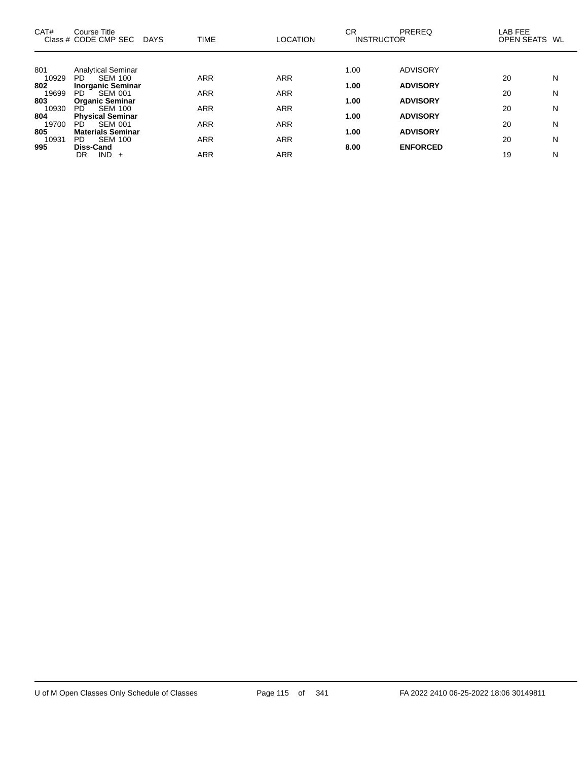| CAT# | Course Title<br>Class # CODE CMP SEC DAYS | TIME | LOCATION | CR<br>INSTRUCTOR | PREREQ | LAB FEE<br>OPEN SEATS | WL |
|---|---|---|---|---|---|---|---|
| 801 | Analytical Seminar | | | 1.00 | ADVISORY | | |
| 10929 | PD SEM 100 | ARR | ARR | | | 20 | N |
| **802** | **Inorganic Seminar** | | | **1.00** | **ADVISORY** | | |
| 19699 | PD SEM 001 | ARR | ARR | | | 20 | N |
| **803** | **Organic Seminar** | | | **1.00** | **ADVISORY** | | |
| 10930 | PD SEM 100 | ARR | ARR | | | 20 | N |
| **804** | **Physical Seminar** | | | **1.00** | **ADVISORY** | | |
| 19700 | PD SEM 001 | ARR | ARR | | | 20 | N |
| **805** | **Materials Seminar** | | | **1.00** | **ADVISORY** | | |
| 10931 | PD SEM 100 | ARR | ARR | | | 20 | N |
| **995** | **Diss-Cand** | | | **8.00** | **ENFORCED** | | |
| | DR IND + | ARR | ARR | | | 19 | N |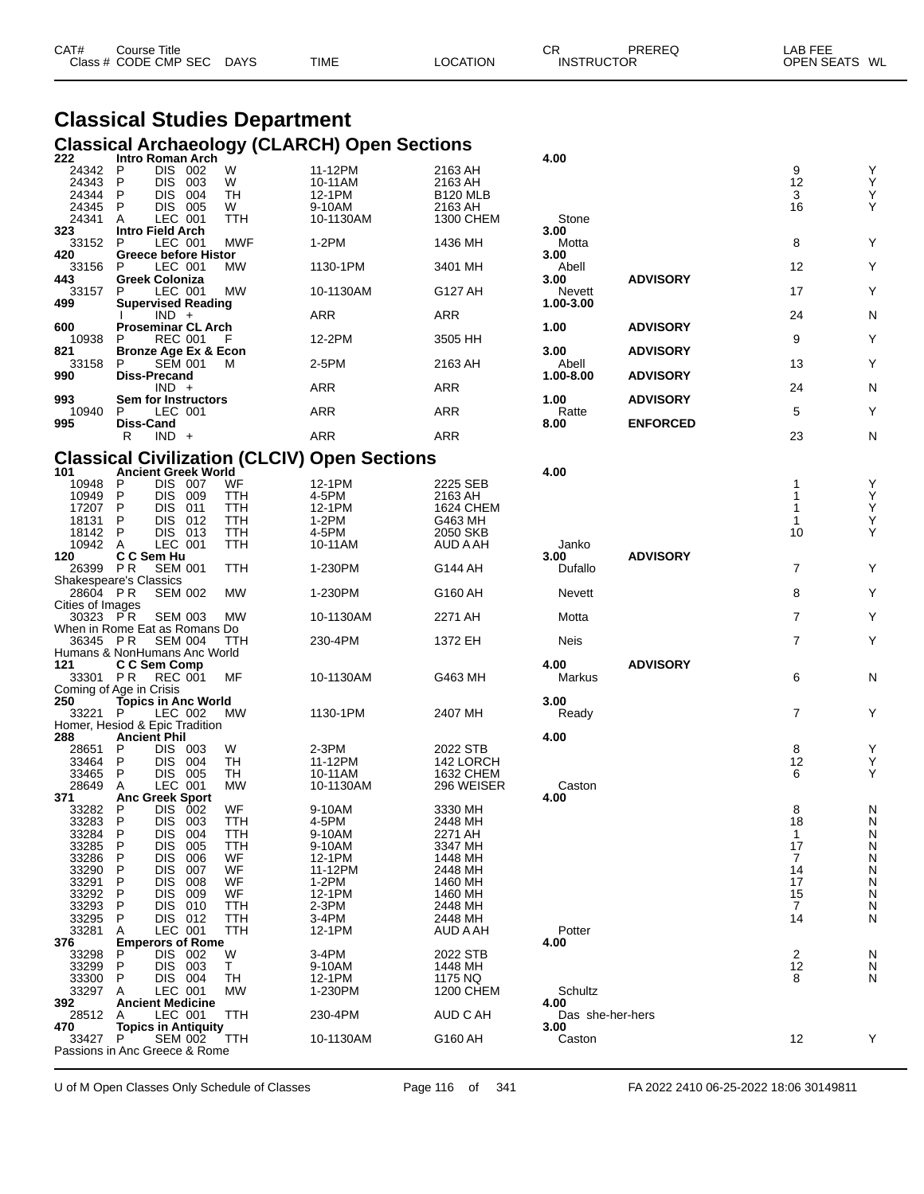# Classical Studies Department

## Classical Archaeology (CLARCH) Open Sections

| CAT# Class # | Course Title CODE CMP SEC | DAYS | TIME | LOCATION | CR INSTRUCTOR | PREREQ | LAB FEE OPEN SEATS | WL |
|---|---|---|---|---|---|---|---|---|
| **222** | **Intro Roman Arch** | | | | **4.00** | | | |
| 24342 | P DIS 002 | W | 11-12PM | 2163 AH | | | 9 | Y |
| 24343 | P DIS 003 | W | 10-11AM | 2163 AH | | | 12 | Y |
| 24344 | P DIS 004 | TH | 12-1PM | B120 MLB | | | 3 | Y |
| 24345 | P DIS 005 | W | 9-10AM | 2163 AH | | | 16 | Y |
| 24341 | A LEC 001 | TTH | 10-1130AM | 1300 CHEM | Stone | | | |
| **323** | **Intro Field Arch** | | | | **3.00** | | | |
| 33152 | P LEC 001 | MWF | 1-2PM | 1436 MH | Motta | | 8 | Y |
| **420** | **Greece before Histor** | | | | **3.00** | | | |
| 33156 | P LEC 001 | MW | 1130-1PM | 3401 MH | Abell | | 12 | Y |
| **443** | **Greek Coloniza** | | | | **3.00** | **ADVISORY** | | |
| 33157 | P LEC 001 | MW | 10-1130AM | G127 AH | Nevett | | 17 | Y |
| **499** | **Supervised Reading** | | | | **1.00-3.00** | | | |
| | I IND + | | ARR | ARR | | | 24 | N |
| **600** | **Proseminar CL Arch** | | | | **1.00** | **ADVISORY** | | |
| 10938 | P REC 001 | F | 12-2PM | 3505 HH | | | 9 | Y |
| **821** | **Bronze Age Ex & Econ** | | | | **3.00** | **ADVISORY** | | |
| 33158 | P SEM 001 | M | 2-5PM | 2163 AH | Abell | | 13 | Y |
| **990** | **Diss-Precand** | | | | **1.00-8.00** | **ADVISORY** | | |
| | IND + | | ARR | ARR | | | 24 | N |
| **993** | **Sem for Instructors** | | | | **1.00** | **ADVISORY** | | |
| 10940 | P LEC 001 | | ARR | ARR | Ratte | | 5 | Y |
| **995** | **Diss-Cand** | | | | **8.00** | **ENFORCED** | | |
| | R IND + | | ARR | ARR | | | 23 | N |

## Classical Civilization (CLCIV) Open Sections

| CAT# Class # | Course Title CODE CMP SEC | DAYS | TIME | LOCATION | CR INSTRUCTOR | PREREQ | LAB FEE OPEN SEATS | WL |
|---|---|---|---|---|---|---|---|---|
| **101** | **Ancient Greek World** | | | | **4.00** | | | |
| 10948 | P DIS 007 | WF | 12-1PM | 2225 SEB | | | 1 | Y |
| 10949 | P DIS 009 | TTH | 4-5PM | 2163 AH | | | 1 | Y |
| 17207 | P DIS 011 | TTH | 12-1PM | 1624 CHEM | | | 1 | Y |
| 18131 | P DIS 012 | TTH | 1-2PM | G463 MH | | | 1 | Y |
| 18142 | P DIS 013 | TTH | 4-5PM | 2050 SKB | | | 10 | Y |
| 10942 | A LEC 001 | TTH | 10-11AM | AUD A AH | Janko | | | |
| **120** | **C C Sem Hu** | | | | **3.00** | **ADVISORY** | | |
| 26399 | PR SEM 001 | TTH | 1-230PM | G144 AH | Dufallo | | 7 | Y |
| Shakespeare's Classics | | | | | | | | |
| 28604 | PR SEM 002 | MW | 1-230PM | G160 AH | Nevett | | 8 | Y |
| Cities of Images | | | | | | | | |
| 30323 | PR SEM 003 | MW | 10-1130AM | 2271 AH | Motta | | 7 | Y |
| When in Rome Eat as Romans Do | | | | | | | | |
| 36345 | PR SEM 004 | TTH | 230-4PM | 1372 EH | Neis | | 7 | Y |
| Humans & NonHumans Anc World | | | | | | | | |
| **121** | **C C Sem Comp** | | | | **4.00** | **ADVISORY** | | |
| 33301 | PR REC 001 | MF | 10-1130AM | G463 MH | Markus | | 6 | N |
| Coming of Age in Crisis | | | | | | | | |
| **250** | **Topics in Anc World** | | | | **3.00** | | | |
| 33221 | P LEC 002 | MW | 1130-1PM | 2407 MH | Ready | | 7 | Y |
| Homer, Hesiod & Epic Tradition | | | | | | | | |
| **288** | **Ancient Phil** | | | | **4.00** | | | |
| 28651 | P DIS 003 | W | 2-3PM | 2022 STB | | | 8 | Y |
| 33464 | P DIS 004 | TH | 11-12PM | 142 LORCH | | | 12 | Y |
| 33465 | P DIS 005 | TH | 10-11AM | 1632 CHEM | | | 6 | Y |
| 28649 | A LEC 001 | MW | 10-1130AM | 296 WEISER | Caston | | | |
| **371** | **Anc Greek Sport** | | | | **4.00** | | | |
| 33282 | P DIS 002 | WF | 9-10AM | 3330 MH | | | 8 | N |
| 33283 | P DIS 003 | TTH | 4-5PM | 2448 MH | | | 18 | N |
| 33284 | P DIS 004 | TTH | 9-10AM | 2271 AH | | | 1 | N |
| 33285 | P DIS 005 | TTH | 9-10AM | 3347 MH | | | 17 | N |
| 33286 | P DIS 006 | WF | 12-1PM | 1448 MH | | | 7 | N |
| 33290 | P DIS 007 | WF | 11-12PM | 2448 MH | | | 14 | N |
| 33291 | P DIS 008 | WF | 1-2PM | 1460 MH | | | 17 | N |
| 33292 | P DIS 009 | WF | 12-1PM | 1460 MH | | | 15 | N |
| 33293 | P DIS 010 | TTH | 2-3PM | 2448 MH | | | 7 | N |
| 33295 | P DIS 012 | TTH | 3-4PM | 2448 MH | | | 14 | N |
| 33281 | A LEC 001 | TTH | 12-1PM | AUD A AH | Potter | | | |
| **376** | **Emperors of Rome** | | | | **4.00** | | | |
| 33298 | P DIS 002 | W | 3-4PM | 2022 STB | | | 2 | N |
| 33299 | P DIS 003 | T | 9-10AM | 1448 MH | | | 12 | N |
| 33300 | P DIS 004 | TH | 12-1PM | 1175 NQ | | | 8 | N |
| 33297 | A LEC 001 | MW | 1-230PM | 1200 CHEM | Schultz | | | |
| **392** | **Ancient Medicine** | | | | **4.00** | | | |
| 28512 | A LEC 001 | TTH | 230-4PM | AUD C AH | Das she-her-hers | | | |
| **470** | **Topics in Antiquity** | | | | **3.00** | | | |
| 33427 | P SEM 002 | TTH | 10-1130AM | G160 AH | Caston | | 12 | Y |
| Passions in Anc Greece & Rome | | | | | | | | |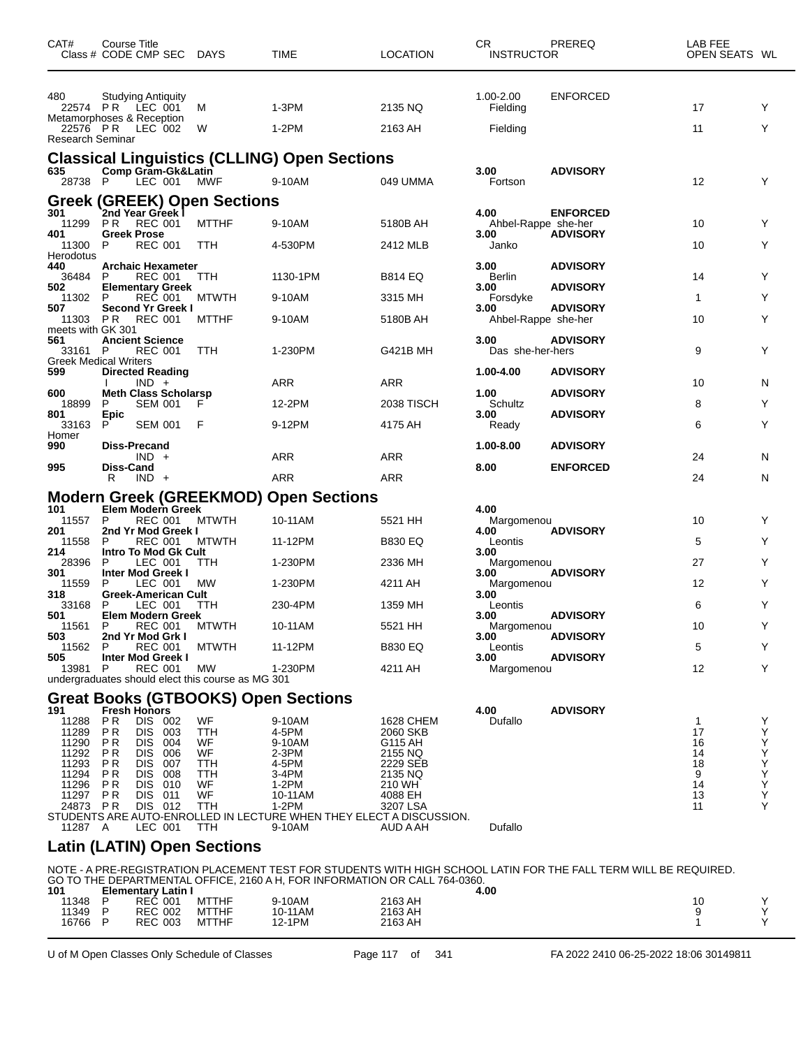| CAT# | Course Title Class # CODE CMP SEC | DAYS | TIME | LOCATION | CR INSTRUCTOR | PREREQ | LAB FEE OPEN SEATS | WL |
|---|---|---|---|---|---|---|---|---|
| 480 | Studying Antiquity | | | | 1.00-2.00 | ENFORCED | | |
| 22574 | PR LEC 001 | M | 1-3PM | 2135 NQ | Fielding | | 17 | Y |
| Metamorphoses & Reception | | | | | | | | |
| 22576 | PR LEC 002 | W | 1-2PM | 2163 AH | Fielding | | 11 | Y |
| Research Seminar | | | | | | | | |

## Classical Linguistics (CLLING) Open Sections

| CAT# | Course Title Class # CODE CMP SEC | DAYS | TIME | LOCATION | CR INSTRUCTOR | PREREQ | OPEN SEATS | WL |
|---|---|---|---|---|---|---|---|---|
| 635 | Comp Gram-Gk&Latin | | | | 3.00 | ADVISORY | | |
| 28738 | P LEC 001 | MWF | 9-10AM | 049 UMMA | Fortson | | 12 | Y |

## Greek (GREEK) Open Sections

| CAT# | Course Title Class # CODE CMP SEC | DAYS | TIME | LOCATION | CR INSTRUCTOR | PREREQ | OPEN SEATS | WL |
|---|---|---|---|---|---|---|---|---|
| 301 | 2nd Year Greek I | | | | 4.00 | ENFORCED | | |
| 11299 | PR REC 001 | MTTHF | 9-10AM | 5180B AH | Ahbel-Rappe she-her | | 10 | Y |
| 401 | Greek Prose | | | | 3.00 | ADVISORY | | |
| 11300 | P REC 001 | TTH | 4-530PM | 2412 MLB | Janko | | 10 | Y |
| Herodotus | | | | | | | | |
| 440 | Archaic Hexameter | | | | 3.00 | ADVISORY | | |
| 36484 | P REC 001 | TTH | 1130-1PM | B814 EQ | Berlin | | 14 | Y |
| 502 | Elementary Greek | | | | 3.00 | ADVISORY | | |
| 11302 | P REC 001 | MTWTH | 9-10AM | 3315 MH | Forsdyke | | 1 | Y |
| 507 | Second Yr Greek I | | | | 3.00 | ADVISORY | | |
| 11303 | PR REC 001 | MTTHF | 9-10AM | 5180B AH | Ahbel-Rappe she-her | | 10 | Y |
| meets with GK 301 | | | | | | | | |
| 561 | Ancient Science | | | | 3.00 | ADVISORY | | |
| 33161 | P REC 001 | TTH | 1-230PM | G421B MH | Das she-her-hers | | 9 | Y |
| Greek Medical Writers | | | | | | | | |
| 599 | Directed Reading | | | | 1.00-4.00 | ADVISORY | | |
| | I IND + | | ARR | ARR | | | 10 | N |
| 600 | Meth Class Scholarsp | | | | 1.00 | ADVISORY | | |
| 18899 | P SEM 001 | F | 12-2PM | 2038 TISCH | Schultz | | 8 | Y |
| 801 | Epic | | | | 3.00 | ADVISORY | | |
| 33163 | P SEM 001 | F | 9-12PM | 4175 AH | Ready | | 6 | Y |
| Homer | | | | | | | | |
| 990 | Diss-Precand | | | | 1.00-8.00 | ADVISORY | | |
| | IND + | | ARR | ARR | | | 24 | N |
| 995 | Diss-Cand | | | | 8.00 | ENFORCED | | |
| | R IND + | | ARR | ARR | | | 24 | N |

## Modern Greek (GREEKMOD) Open Sections

| CAT# | Course Title Class # CODE CMP SEC | DAYS | TIME | LOCATION | CR INSTRUCTOR | PREREQ | OPEN SEATS | WL |
|---|---|---|---|---|---|---|---|---|
| 101 | Elem Modern Greek | | | | 4.00 | | | |
| 11557 | P REC 001 | MTWTH | 10-11AM | 5521 HH | Margomenou | | 10 | Y |
| 201 | 2nd Yr Mod Greek I | | | | 4.00 | ADVISORY | | |
| 11558 | P REC 001 | MTWTH | 11-12PM | B830 EQ | Leontis | | 5 | Y |
| 214 | Intro To Mod Gk Cult | | | | 3.00 | | | |
| 28396 | P LEC 001 | TTH | 1-230PM | 2336 MH | Margomenou | | 27 | Y |
| 301 | Inter Mod Greek I | | | | 3.00 | ADVISORY | | |
| 11559 | P LEC 001 | MW | 1-230PM | 4211 AH | Margomenou | | 12 | Y |
| 318 | Greek-American Cult | | | | 3.00 | | | |
| 33168 | P LEC 001 | TTH | 230-4PM | 1359 MH | Leontis | | 6 | Y |
| 501 | Elem Modern Greek | | | | 3.00 | ADVISORY | | |
| 11561 | P REC 001 | MTWTH | 10-11AM | 5521 HH | Margomenou | | 10 | Y |
| 503 | 2nd Yr Mod Grk I | | | | 3.00 | ADVISORY | | |
| 11562 | P REC 001 | MTWTH | 11-12PM | B830 EQ | Leontis | | 5 | Y |
| 505 | Inter Mod Greek I | | | | 3.00 | ADVISORY | | |
| 13981 | P REC 001 | MW | 1-230PM | 4211 AH | Margomenou | | 12 | Y |
| undergraduates should elect this course as MG 301 | | | | | | | | |

## Great Books (GTBOOKS) Open Sections

| CAT# | Course Title Class # CODE CMP SEC | DAYS | TIME | LOCATION | CR INSTRUCTOR | PREREQ | OPEN SEATS | WL |
|---|---|---|---|---|---|---|---|---|
| 191 | Fresh Honors | | | | 4.00 | ADVISORY | | |
| 11288 | PR DIS 002 | WF | 9-10AM | 1628 CHEM | Dufallo | | 1 | Y |
| 11289 | PR DIS 003 | TTH | 4-5PM | 2060 SKB | | | 17 | Y |
| 11290 | PR DIS 004 | WF | 9-10AM | G115 AH | | | 16 | Y |
| 11292 | PR DIS 006 | WF | 2-3PM | 2155 NQ | | | 14 | Y |
| 11293 | PR DIS 007 | TTH | 4-5PM | 2229 SEB | | | 18 | Y |
| 11294 | PR DIS 008 | TTH | 3-4PM | 2135 NQ | | | 9 | Y |
| 11296 | PR DIS 010 | WF | 1-2PM | 210 WH | | | 14 | Y |
| 11297 | PR DIS 011 | WF | 10-11AM | 4088 EH | | | 13 | Y |
| 24873 | PR DIS 012 | TTH | 1-2PM | 3207 LSA | | | 11 | Y |
| STUDENTS ARE AUTO-ENROLLED IN LECTURE WHEN THEY ELECT A DISCUSSION. | | | | | | | | |
| 11287 | A LEC 001 | TTH | 9-10AM | AUD A AH | Dufallo | | | |

## Latin (LATIN) Open Sections

NOTE - A PRE-REGISTRATION PLACEMENT TEST FOR STUDENTS WITH HIGH SCHOOL LATIN FOR THE FALL TERM WILL BE REQUIRED. GO TO THE DEPARTMENTAL OFFICE, 2160 A H, FOR INFORMATION OR CALL 764-0360.

| CAT# | Course Title Class # CODE CMP SEC | DAYS | TIME | LOCATION | CR INSTRUCTOR | PREREQ | OPEN SEATS | WL |
|---|---|---|---|---|---|---|---|---|
| 101 | Elementary Latin I | | | | 4.00 | | | |
| 11348 | P REC 001 | MTTHF | 9-10AM | 2163 AH | | | 10 | Y |
| 11349 | P REC 002 | MTTHF | 10-11AM | 2163 AH | | | 9 | Y |
| 16766 | P REC 003 | MTTHF | 12-1PM | 2163 AH | | | 1 | Y |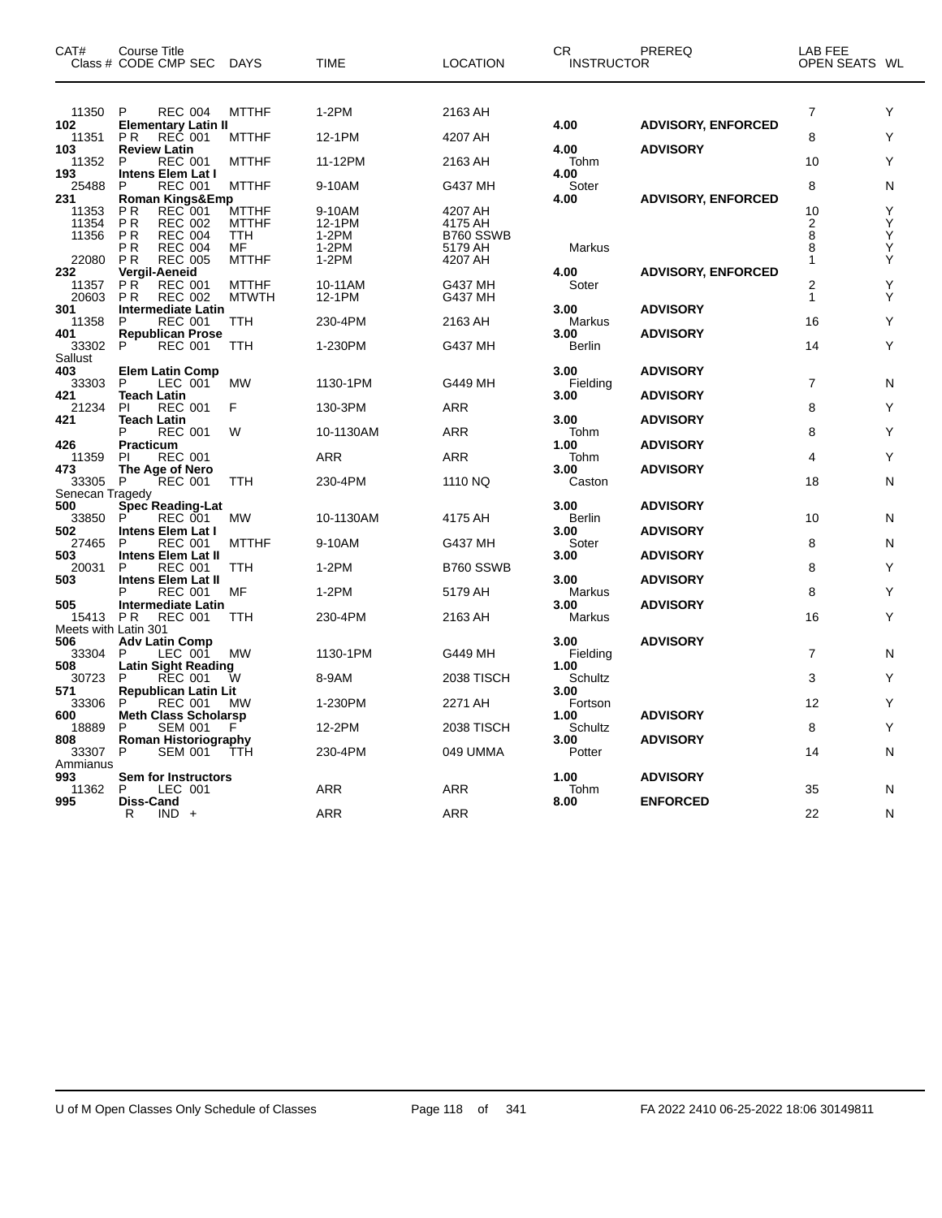| CAT# | Course Title Class # CODE CMP SEC | DAYS | TIME | LOCATION | CR INSTRUCTOR | PREREQ | LAB FEE OPEN SEATS | WL |
|---|---|---|---|---|---|---|---|---|
| 11350 | P REC 004 | MTTHF | 1-2PM | 2163 AH | | | 7 | Y |
| **102** | **Elementary Latin II** | | | | **4.00** | **ADVISORY, ENFORCED** | | |
| 11351 | P R REC 001 | MTTHF | 12-1PM | 4207 AH | | | 8 | Y |
| **103** | **Review Latin** | | | | **4.00** | **ADVISORY** | | |
| 11352 | P REC 001 | MTTHF | 11-12PM | 2163 AH | Tohm | | 10 | Y |
| **193** | **Intens Elem Lat I** | | | | **4.00** | | | |
| 25488 | P REC 001 | MTTHF | 9-10AM | G437 MH | Soter | | 8 | N |
| **231** | **Roman Kings&Emp** | | | | **4.00** | **ADVISORY, ENFORCED** | | |
| 11353 | P R REC 001 | MTTHF | 9-10AM | 4207 AH | | | 10 | Y |
| 11354 | P R REC 002 | MTTHF | 12-1PM | 4175 AH | | | 2 | Y |
| 11356 | P R REC 004 | TTH | 1-2PM | B760 SSWB | | | 8 | Y |
| | P R REC 004 | MF | 1-2PM | 5179 AH | Markus | | 8 | Y |
| 22080 | P R REC 005 | MTTHF | 1-2PM | 4207 AH | | | 1 | Y |
| **232** | **Vergil-Aeneid** | | | | **4.00** | **ADVISORY, ENFORCED** | | |
| 11357 | P R REC 001 | MTTHF | 10-11AM | G437 MH | Soter | | 2 | Y |
| 20603 | P R REC 002 | MTWTH | 12-1PM | G437 MH | | | 1 | Y |
| **301** | **Intermediate Latin** | | | | **3.00** | **ADVISORY** | | |
| 11358 | P REC 001 | TTH | 230-4PM | 2163 AH | Markus | | 16 | Y |
| **401** | **Republican Prose** | | | | **3.00** | **ADVISORY** | | |
| 33302 | P REC 001 | TTH | 1-230PM | G437 MH | Berlin | | 14 | Y |
| Sallust | | | | | | | | |
| **403** | **Elem Latin Comp** | | | | **3.00** | **ADVISORY** | | |
| 33303 | P LEC 001 | MW | 1130-1PM | G449 MH | Fielding | | 7 | N |
| **421** | **Teach Latin** | | | | **3.00** | **ADVISORY** | | |
| 21234 | PI REC 001 | F | 130-3PM | ARR | | | 8 | Y |
| **421** | **Teach Latin** | | | | **3.00** | **ADVISORY** | | |
| | P REC 001 | W | 10-1130AM | ARR | Tohm | | 8 | Y |
| **426** | **Practicum** | | | | **1.00** | **ADVISORY** | | |
| 11359 | PI REC 001 | | ARR | ARR | Tohm | | 4 | Y |
| **473** | **The Age of Nero** | | | | **3.00** | **ADVISORY** | | |
| 33305 | P REC 001 | TTH | 230-4PM | 1110 NQ | Caston | | 18 | N |
| Senecan Tragedy | | | | | | | | |
| **500** | **Spec Reading-Lat** | | | | **3.00** | **ADVISORY** | | |
| 33850 | P REC 001 | MW | 10-1130AM | 4175 AH | Berlin | | 10 | N |
| **502** | **Intens Elem Lat I** | | | | **3.00** | **ADVISORY** | | |
| 27465 | P REC 001 | MTTHF | 9-10AM | G437 MH | Soter | | 8 | N |
| **503** | **Intens Elem Lat II** | | | | **3.00** | **ADVISORY** | | |
| 20031 | P REC 001 | TTH | 1-2PM | B760 SSWB | | | 8 | Y |
| **503** | **Intens Elem Lat II** | | | | **3.00** | **ADVISORY** | | |
| | P REC 001 | MF | 1-2PM | 5179 AH | Markus | | 8 | Y |
| **505** | **Intermediate Latin** | | | | **3.00** | **ADVISORY** | | |
| 15413 | P R REC 001 | TTH | 230-4PM | 2163 AH | Markus | | 16 | Y |
| Meets with Latin 301 | | | | | | | | |
| **506** | **Adv Latin Comp** | | | | **3.00** | **ADVISORY** | | |
| 33304 | P LEC 001 | MW | 1130-1PM | G449 MH | Fielding | | 7 | N |
| **508** | **Latin Sight Reading** | | | | **1.00** | | | |
| 30723 | P REC 001 | W | 8-9AM | 2038 TISCH | Schultz | | 3 | Y |
| **571** | **Republican Latin Lit** | | | | **3.00** | | | |
| 33306 | P REC 001 | MW | 1-230PM | 2271 AH | Fortson | | 12 | Y |
| **600** | **Meth Class Scholarsp** | | | | **1.00** | **ADVISORY** | | |
| 18889 | P SEM 001 | F | 12-2PM | 2038 TISCH | Schultz | | 8 | Y |
| **808** | **Roman Historiography** | | | | **3.00** | **ADVISORY** | | |
| 33307 | P SEM 001 | TTH | 230-4PM | 049 UMMA | Potter | | 14 | N |
| Ammianus | | | | | | | | |
| **993** | **Sem for Instructors** | | | | **1.00** | **ADVISORY** | | |
| 11362 | P LEC 001 | | ARR | ARR | Tohm | | 35 | N |
| **995** | **Diss-Cand** | | | | **8.00** | **ENFORCED** | | |
| | R IND + | | ARR | ARR | | | 22 | N |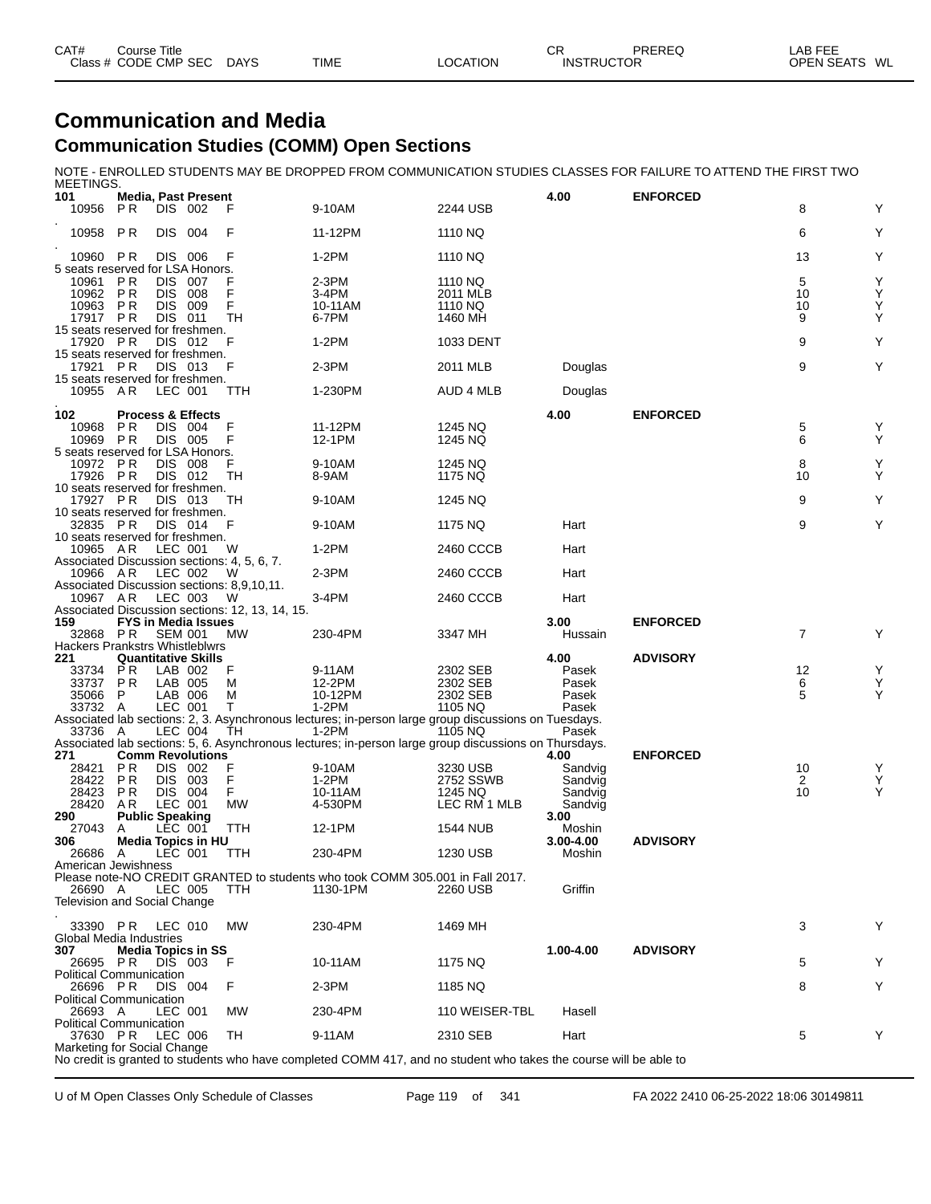# Communication and Media

## Communication Studies (COMM) Open Sections

NOTE - ENROLLED STUDENTS MAY BE DROPPED FROM COMMUNICATION STUDIES CLASSES FOR FAILURE TO ATTEND THE FIRST TWO MEETINGS.

| CAT# Class # | Course Title CODE CMP SEC | DAYS | TIME | LOCATION | CR INSTRUCTOR | PREREQ | LAB FEE OPEN SEATS | WL |
|---|---|---|---|---|---|---|---|---|
| **101** | **Media, Past Present** | | | | **4.00** | **ENFORCED** | | |
| 10956 | P R DIS 002 | F | 9-10AM | 2244 USB | | | 8 | Y |
| . | | | | | | | | |
| 10958 | P R DIS 004 | F | 11-12PM | 1110 NQ | | | 6 | Y |
| . | | | | | | | | |
| 10960 | P R DIS 006 | F | 1-2PM | 1110 NQ | | | 13 | Y |
| 5 seats reserved for LSA Honors. | | | | | | | | |
| 10961 | P R DIS 007 | F | 2-3PM | 1110 NQ | | | 5 | Y |
| 10962 | P R DIS 008 | F | 3-4PM | 2011 MLB | | | 10 | Y |
| 10963 | P R DIS 009 | F | 10-11AM | 1110 NQ | | | 10 | Y |
| 17917 | P R DIS 011 | TH | 6-7PM | 1460 MH | | | 9 | Y |
| 15 seats reserved for freshmen. | | | | | | | | |
| 17920 | P R DIS 012 | F | 1-2PM | 1033 DENT | | | 9 | Y |
| 15 seats reserved for freshmen. | | | | | | | | |
| 17921 | P R DIS 013 | F | 2-3PM | 2011 MLB | Douglas | | 9 | Y |
| 15 seats reserved for freshmen. | | | | | | | | |
| 10955 | A R LEC 001 | TTH | 1-230PM | AUD 4 MLB | Douglas | | | |
| . | | | | | | | | |
| **102** | **Process & Effects** | | | | **4.00** | **ENFORCED** | | |
| 10968 | P R DIS 004 | F | 11-12PM | 1245 NQ | | | 5 | Y |
| 10969 | P R DIS 005 | F | 12-1PM | 1245 NQ | | | 6 | Y |
| 5 seats reserved for LSA Honors. | | | | | | | | |
| 10972 | P R DIS 008 | F | 9-10AM | 1245 NQ | | | 8 | Y |
| 17926 | P R DIS 012 | TH | 8-9AM | 1175 NQ | | | 10 | Y |
| 10 seats reserved for freshmen. | | | | | | | | |
| 17927 | P R DIS 013 | TH | 9-10AM | 1245 NQ | | | 9 | Y |
| 10 seats reserved for freshmen. | | | | | | | | |
| 32835 | P R DIS 014 | F | 9-10AM | 1175 NQ | Hart | | 9 | Y |
| 10 seats reserved for freshmen. | | | | | | | | |
| 10965 | A R LEC 001 | W | 1-2PM | 2460 CCCB | Hart | | | |
| Associated Discussion sections: 4, 5, 6, 7. | | | | | | | | |
| 10966 | A R LEC 002 | W | 2-3PM | 2460 CCCB | Hart | | | |
| Associated Discussion sections: 8,9,10,11. | | | | | | | | |
| 10967 | A R LEC 003 | W | 3-4PM | 2460 CCCB | Hart | | | |
| Associated Discussion sections: 12, 13, 14, 15. | | | | | | | | |
| **159** | **FYS in Media Issues** | | | | **3.00** | **ENFORCED** | | |
| 32868 | P R SEM 001 | MW | 230-4PM | 3347 MH | Hussain | | 7 | Y |
| Hackers Prankstrs Whistleblwrs | | | | | | | | |
| **221** | **Quantitative Skills** | | | | **4.00** | **ADVISORY** | | |
| 33734 | P R LAB 002 | F | 9-11AM | 2302 SEB | Pasek | | 12 | Y |
| 33737 | P R LAB 005 | M | 12-2PM | 2302 SEB | Pasek | | 6 | Y |
| 35066 | P LAB 006 | M | 10-12PM | 2302 SEB | Pasek | | 5 | Y |
| 33732 | A LEC 001 | T | 1-2PM | 1105 NQ | Pasek | | | |
| Associated lab sections: 2, 3. Asynchronous lectures; in-person large group discussions on Tuesdays. | | | | | | | | |
| 33736 | A LEC 004 | TH | 1-2PM | 1105 NQ | Pasek | | | |
| Associated lab sections: 5, 6. Asynchronous lectures; in-person large group discussions on Thursdays. | | | | | | | | |
| **271** | **Comm Revolutions** | | | | **4.00** | **ENFORCED** | | |
| 28421 | P R DIS 002 | F | 9-10AM | 3230 USB | Sandvig | | 10 | Y |
| 28422 | P R DIS 003 | F | 1-2PM | 2752 SSWB | Sandvig | | 2 | Y |
| 28423 | P R DIS 004 | F | 10-11AM | 1245 NQ | Sandvig | | 10 | Y |
| 28420 | A R LEC 001 | MW | 4-530PM | LEC RM 1 MLB | Sandvig | | | |
| **290** | **Public Speaking** | | | | **3.00** | | | |
| 27043 | A LEC 001 | TTH | 12-1PM | 1544 NUB | Moshin | | | |
| **306** | **Media Topics in HU** | | | | **3.00-4.00** | **ADVISORY** | | |
| 26686 | A LEC 001 | TTH | 230-4PM | 1230 USB | Moshin | | | |
| American Jewishness | | | | | | | | |
| Please note-NO CREDIT GRANTED to students who took COMM 305.001 in Fall 2017. | | | | | | | | |
| 26690 | A LEC 005 | TTH | 1130-1PM | 2260 USB | Griffin | | | |
| Television and Social Change | | | | | | | | |
| . | | | | | | | | |
| 33390 | P R LEC 010 | MW | 230-4PM | 1469 MH | | | 3 | Y |
| Global Media Industries | | | | | | | | |
| **307** | **Media Topics in SS** | | | | **1.00-4.00** | **ADVISORY** | | |
| 26695 | P R DIS 003 | F | 10-11AM | 1175 NQ | | | 5 | Y |
| Political Communication | | | | | | | | |
| 26696 | P R DIS 004 | F | 2-3PM | 1185 NQ | | | 8 | Y |
| Political Communication | | | | | | | | |
| 26693 | A LEC 001 | MW | 230-4PM | 110 WEISER-TBL | Hasell | | | |
| Political Communication | | | | | | | | |
| 37630 | P R LEC 006 | TH | 9-11AM | 2310 SEB | Hart | | 5 | Y |
| Marketing for Social Change | | | | | | | | |

No credit is granted to students who have completed COMM 417, and no student who takes the course will be able to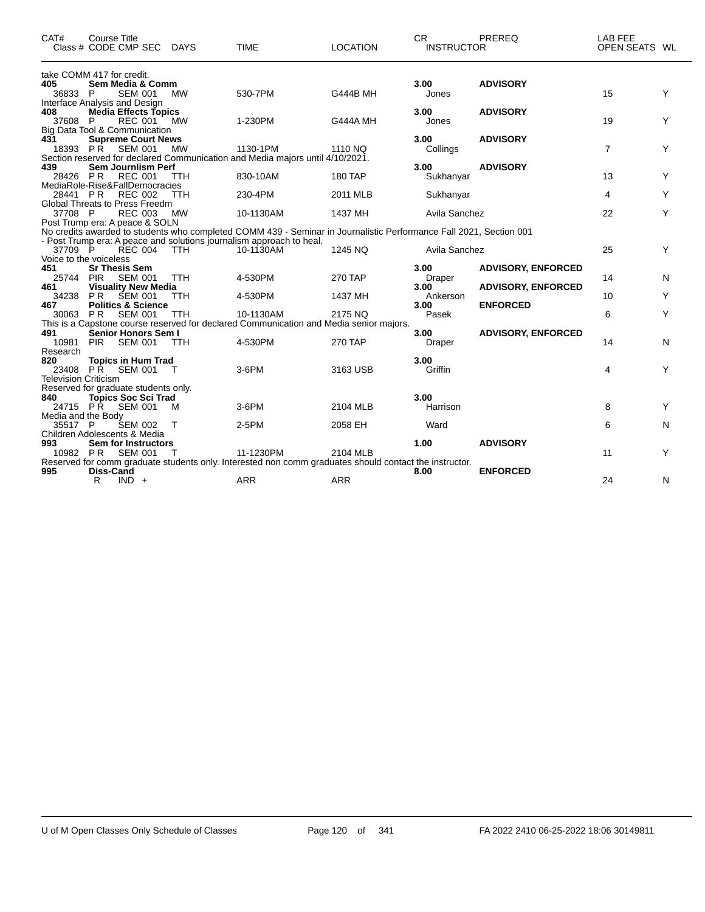| CAT# | Course Title<br>Class # CODE CMP SEC | DAYS | TIME | LOCATION | CR<br>INSTRUCTOR | PREREQ | LAB FEE<br>OPEN SEATS | WL |
|---|---|---|---|---|---|---|---|---|
| take COMM 417 for credit. | | | | | | | | |
| **405** | **Sem Media & Comm** | | | | **3.00** | **ADVISORY** | | |
| 36833 | P SEM 001 | MW | 530-7PM | G444B MH | Jones | | 15 | Y |
| Interface Analysis and Design | | | | | | | | |
| **408** | **Media Effects Topics** | | | | **3.00** | **ADVISORY** | | |
| 37608 | P REC 001 | MW | 1-230PM | G444A MH | Jones | | 19 | Y |
| Big Data Tool & Communication | | | | | | | | |
| **431** | **Supreme Court News** | | | | **3.00** | **ADVISORY** | | |
| 18393 | P R SEM 001 | MW | 1130-1PM | 1110 NQ | Collings | | 7 | Y |
| Section reserved for declared Communication and Media majors until 4/10/2021. | | | | | | | | |
| **439** | **Sem Journlism Perf** | | | | **3.00** | **ADVISORY** | | |
| 28426 | P R REC 001 | TTH | 830-10AM | 180 TAP | Sukhanyar | | 13 | Y |
| MediaRole-Rise&FallDemocracies | | | | | | | | |
| 28441 | P R REC 002 | TTH | 230-4PM | 2011 MLB | Sukhanyar | | 4 | Y |
| Global Threats to Press Freedm | | | | | | | | |
| 37708 | P REC 003 | MW | 10-1130AM | 1437 MH | Avila Sanchez | | 22 | Y |
| Post Trump era: A peace & SOLN | | | | | | | | |
| No credits awarded to students who completed COMM 439 - Seminar in Journalistic Performance Fall 2021, Section 001 - Post Trump era: A peace and solutions journalism approach to heal. | | | | | | | | |
| 37709 | P REC 004 | TTH | 10-1130AM | 1245 NQ | Avila Sanchez | | 25 | Y |
| Voice to the voiceless | | | | | | | | |
| **451** | **Sr Thesis Sem** | | | | **3.00** | **ADVISORY, ENFORCED** | | |
| 25744 | PIR SEM 001 | TTH | 4-530PM | 270 TAP | Draper | | 14 | N |
| **461** | **Visuality New Media** | | | | **3.00** | **ADVISORY, ENFORCED** | | |
| 34238 | P R SEM 001 | TTH | 4-530PM | 1437 MH | Ankerson | | 10 | Y |
| **467** | **Politics & Science** | | | | **3.00** | **ENFORCED** | | |
| 30063 | P R SEM 001 | TTH | 10-1130AM | 2175 NQ | Pasek | | 6 | Y |
| This is a Capstone course reserved for declared Communication and Media senior majors. | | | | | | | | |
| **491** | **Senior Honors Sem I** | | | | **3.00** | **ADVISORY, ENFORCED** | | |
| 10981 | PIR SEM 001 | TTH | 4-530PM | 270 TAP | Draper | | 14 | N |
| Research | | | | | | | | |
| **820** | **Topics in Hum Trad** | | | | **3.00** | | | |
| 23408 | P R SEM 001 | T | 3-6PM | 3163 USB | Griffin | | 4 | Y |
| Television Criticism | | | | | | | | |
| Reserved for graduate students only. | | | | | | | | |
| **840** | **Topics Soc Sci Trad** | | | | **3.00** | | | |
| 24715 | P R SEM 001 | M | 3-6PM | 2104 MLB | Harrison | | 8 | Y |
| Media and the Body | | | | | | | | |
| 35517 | P SEM 002 | T | 2-5PM | 2058 EH | Ward | | 6 | N |
| Children Adolescents & Media | | | | | | | | |
| **993** | **Sem for Instructors** | | | | **1.00** | **ADVISORY** | | |
| 10982 | P R SEM 001 | T | 11-1230PM | 2104 MLB | | | 11 | Y |
| Reserved for comm graduate students only. Interested non comm graduates should contact the instructor. | | | | | | | | |
| **995** | **Diss-Cand** | | | | **8.00** | **ENFORCED** | | |
| | R IND + | | ARR | ARR | | | 24 | N |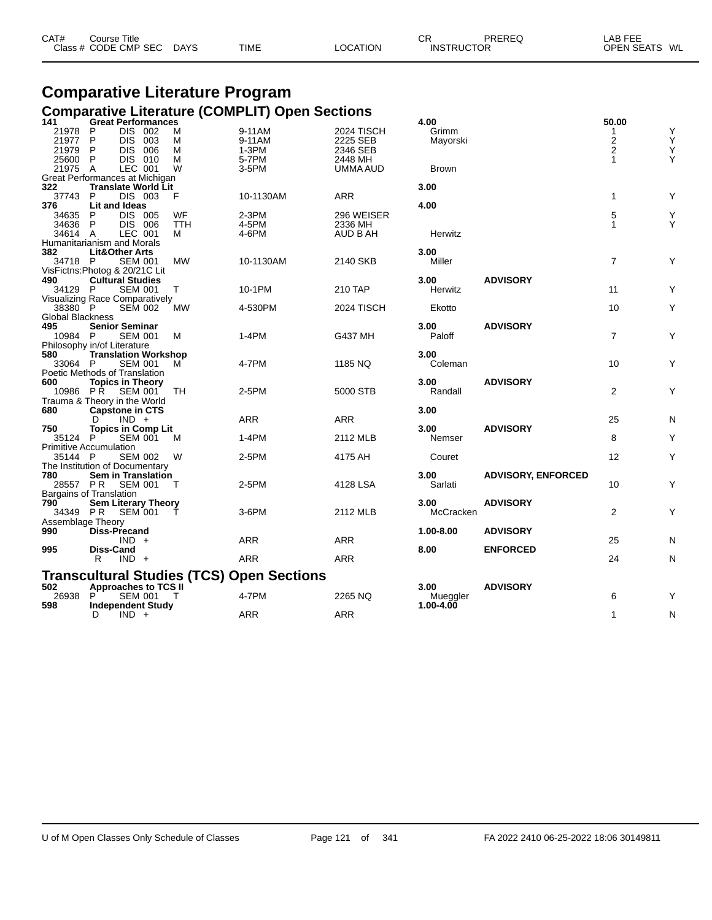# Comparative Literature Program

## Comparative Literature (COMPLIT) Open Sections

| CAT# / Class # | Course Title / CODE | CMP | SEC | DAYS | TIME | LOCATION | CR / INSTRUCTOR | PREREQ | LAB FEE / OPEN SEATS | WL |
|---|---|---|---|---|---|---|---|---|---|---|
| **141** | **Great Performances** | | | | | | **4.00** | | **50.00** | |
| 21978 | P | DIS | 002 | M | 9-11AM | 2024 TISCH | Grimm | | 1 | Y |
| 21977 | P | DIS | 003 | M | 9-11AM | 2225 SEB | Mayorski | | 2 | Y |
| 21979 | P | DIS | 006 | M | 1-3PM | 2346 SEB | | | 2 | Y |
| 25600 | P | DIS | 010 | M | 5-7PM | 2448 MH | | | 1 | Y |
| 21975 | A | LEC | 001 | W | 3-5PM | UMMA AUD | Brown | | | |
| Great Performances at Michigan | | | | | | | | | | |
| **322** | **Translate World Lit** | | | | | | **3.00** | | | |
| 37743 | P | DIS | 003 | F | 10-1130AM | ARR | | | 1 | Y |
| **376** | **Lit and Ideas** | | | | | | **4.00** | | | |
| 34635 | P | DIS | 005 | WF | 2-3PM | 296 WEISER | | | 5 | Y |
| 34636 | P | DIS | 006 | TTH | 4-5PM | 2336 MH | | | 1 | Y |
| 34614 | A | LEC | 001 | M | 4-6PM | AUD B AH | Herwitz | | | |
| Humanitarianism and Morals | | | | | | | | | | |
| **382** | **Lit&Other Arts** | | | | | | **3.00** | | | |
| 34718 | P | SEM | 001 | MW | 10-1130AM | 2140 SKB | Miller | | 7 | Y |
| VisFictns:Photog & 20/21C Lit | | | | | | | | | | |
| **490** | **Cultural Studies** | | | | | | **3.00** | **ADVISORY** | | |
| 34129 | P | SEM | 001 | T | 10-1PM | 210 TAP | Herwitz | | 11 | Y |
| Visualizing Race Comparatively | | | | | | | | | | |
| 38380 | P | SEM | 002 | MW | 4-530PM | 2024 TISCH | Ekotto | | 10 | Y |
| Global Blackness | | | | | | | | | | |
| **495** | **Senior Seminar** | | | | | | **3.00** | **ADVISORY** | | |
| 10984 | P | SEM | 001 | M | 1-4PM | G437 MH | Paloff | | 7 | Y |
| Philosophy in/of Literature | | | | | | | | | | |
| **580** | **Translation Workshop** | | | | | | **3.00** | | | |
| 33064 | P | SEM | 001 | M | 4-7PM | 1185 NQ | Coleman | | 10 | Y |
| Poetic Methods of Translation | | | | | | | | | | |
| **600** | **Topics in Theory** | | | | | | **3.00** | **ADVISORY** | | |
| 10986 | P R | SEM | 001 | TH | 2-5PM | 5000 STB | Randall | | 2 | Y |
| Trauma & Theory in the World | | | | | | | | | | |
| **680** | **Capstone in CTS** | | | | | | **3.00** | | | |
| | D | IND | + | | ARR | ARR | | | 25 | N |
| **750** | **Topics in Comp Lit** | | | | | | **3.00** | **ADVISORY** | | |
| 35124 | P | SEM | 001 | M | 1-4PM | 2112 MLB | Nemser | | 8 | Y |
| Primitive Accumulation | | | | | | | | | | |
| 35144 | P | SEM | 002 | W | 2-5PM | 4175 AH | Couret | | 12 | Y |
| The Institution of Documentary | | | | | | | | | | |
| **780** | **Sem in Translation** | | | | | | **3.00** | **ADVISORY, ENFORCED** | | |
| 28557 | P R | SEM | 001 | T | 2-5PM | 4128 LSA | Sarlati | | 10 | Y |
| Bargains of Translation | | | | | | | | | | |
| **790** | **Sem Literary Theory** | | | | | | **3.00** | **ADVISORY** | | |
| 34349 | P R | SEM | 001 | T | 3-6PM | 2112 MLB | McCracken | | 2 | Y |
| Assemblage Theory | | | | | | | | | | |
| **990** | **Diss-Precand** | | | | | | **1.00-8.00** | **ADVISORY** | | |
| | | IND | + | | ARR | ARR | | | 25 | N |
| **995** | **Diss-Cand** | | | | | | **8.00** | **ENFORCED** | | |
| | R | IND | + | | ARR | ARR | | | 24 | N |

## Transcultural Studies (TCS) Open Sections

| CAT# / Class # | Course Title / CODE | CMP | SEC | DAYS | TIME | LOCATION | CR / INSTRUCTOR | PREREQ | LAB FEE / OPEN SEATS | WL |
|---|---|---|---|---|---|---|---|---|---|---|
| **502** | **Approaches to TCS II** | | | | | | **3.00** | **ADVISORY** | | |
| 26938 | P | SEM | 001 | T | 4-7PM | 2265 NQ | Mueggler | | 6 | Y |
| **598** | **Independent Study** | | | | | | **1.00-4.00** | | | |
| | D | IND | + | | ARR | ARR | | | 1 | N |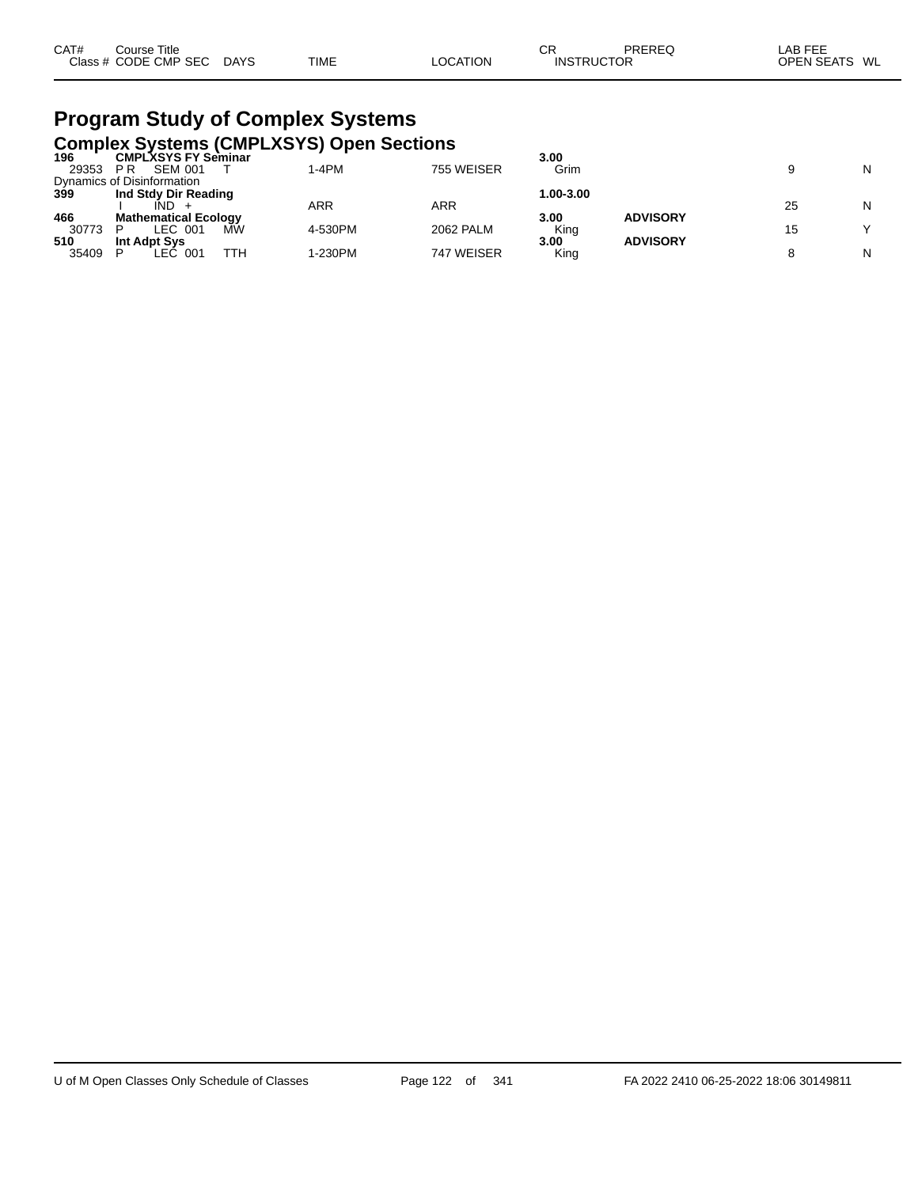| CAT# Class # | Course Title CODE | CMP | SEC | DAYS | TIME | LOCATION | CR INSTRUCTOR | PREREQ | LAB FEE OPEN SEATS | WL |
|---|---|---|---|---|---|---|---|---|---|---|

# Program Study of Complex Systems

## Complex Systems (CMPLXSYS) Open Sections

| CAT# Class # | Course Title CODE | CMP | SEC | DAYS | TIME | LOCATION | CR INSTRUCTOR | PREREQ | LAB FEE OPEN SEATS | WL |
|---|---|---|---|---|---|---|---|---|---|---|
| **196** | **CMPLXSYS FY Seminar** | | | | | | **3.00** | | | |
| 29353 | P R | SEM | 001 | T | 1-4PM | 755 WEISER | Grim | | 9 | N |
| Dynamics of Disinformation | | | | | | | | | | |
| **399** | **Ind Stdy Dir Reading** | | | | | | **1.00-3.00** | | | |
| | I | IND | + | | ARR | ARR | | | 25 | N |
| **466** | **Mathematical Ecology** | | | | | | **3.00** | **ADVISORY** | | |
| 30773 | P | LEC | 001 | MW | 4-530PM | 2062 PALM | King | | 15 | Y |
| **510** | **Int Adpt Sys** | | | | | | **3.00** | **ADVISORY** | | |
| 35409 | P | LEC | 001 | TTH | 1-230PM | 747 WEISER | King | | 8 | N |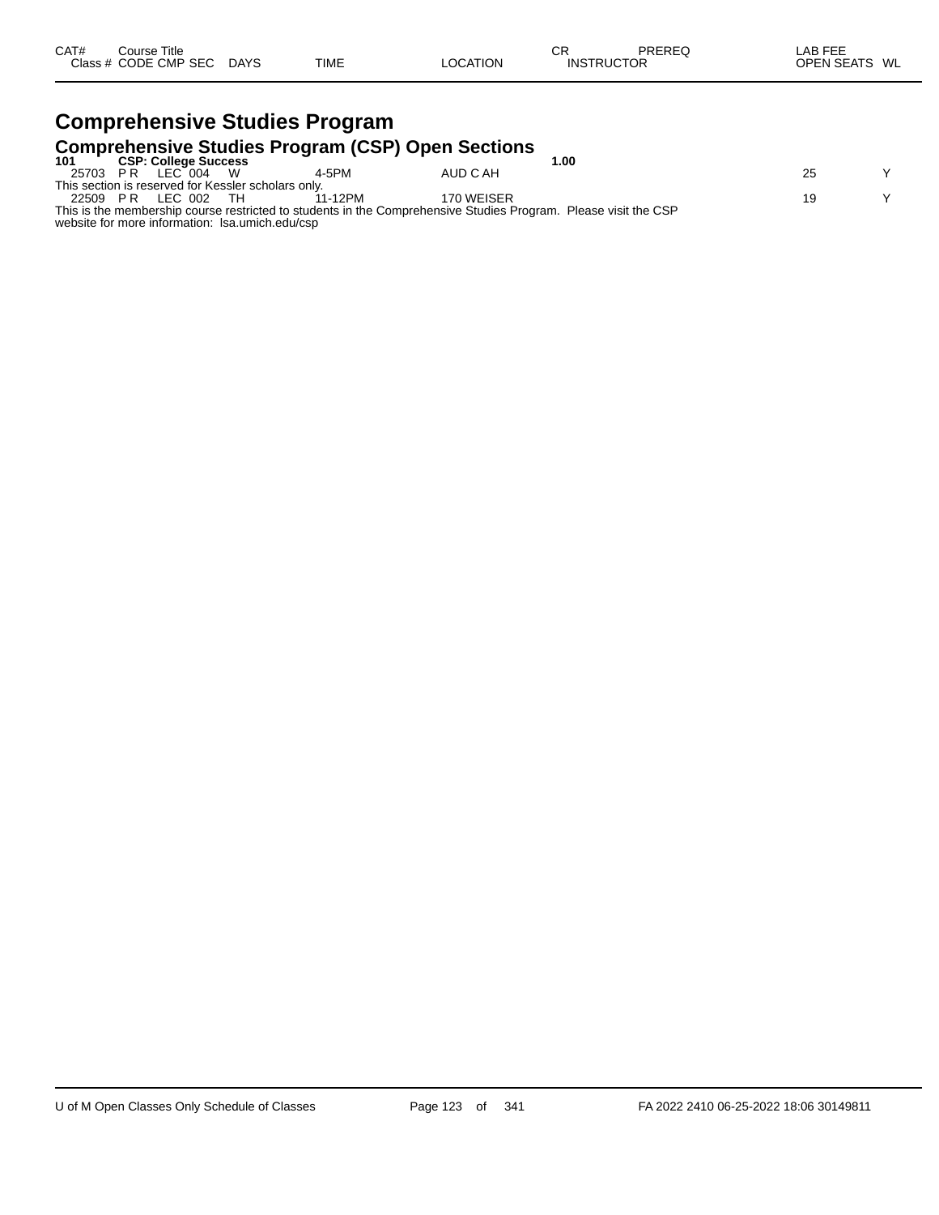| CAT# | Course Title | | | | | | CR | PREREQ | LAB FEE | |
|---|---|---|---|---|---|---|---|---|---|---|
| Class # | CODE | CMP | SEC | DAYS | TIME | LOCATION | INSTRUCTOR | | OPEN SEATS | WL |

# Comprehensive Studies Program

## Comprehensive Studies Program (CSP) Open Sections

**101 CSP: College Success** **1.00**

| Class # | CODE | CMP | SEC | DAYS | TIME | LOCATION | INSTRUCTOR | OPEN SEATS | WL |
|---|---|---|---|---|---|---|---|---|---|
| 25703 | P R | LEC | 004 | W | 4-5PM | AUD C AH | | 25 | Y |

This section is reserved for Kessler scholars only.

| Class # | CODE | CMP | SEC | DAYS | TIME | LOCATION | INSTRUCTOR | OPEN SEATS | WL |
|---|---|---|---|---|---|---|---|---|---|
| 22509 | P R | LEC | 002 | TH | 11-12PM | 170 WEISER | | 19 | Y |

This is the membership course restricted to students in the Comprehensive Studies Program. Please visit the CSP website for more information: lsa.umich.edu/csp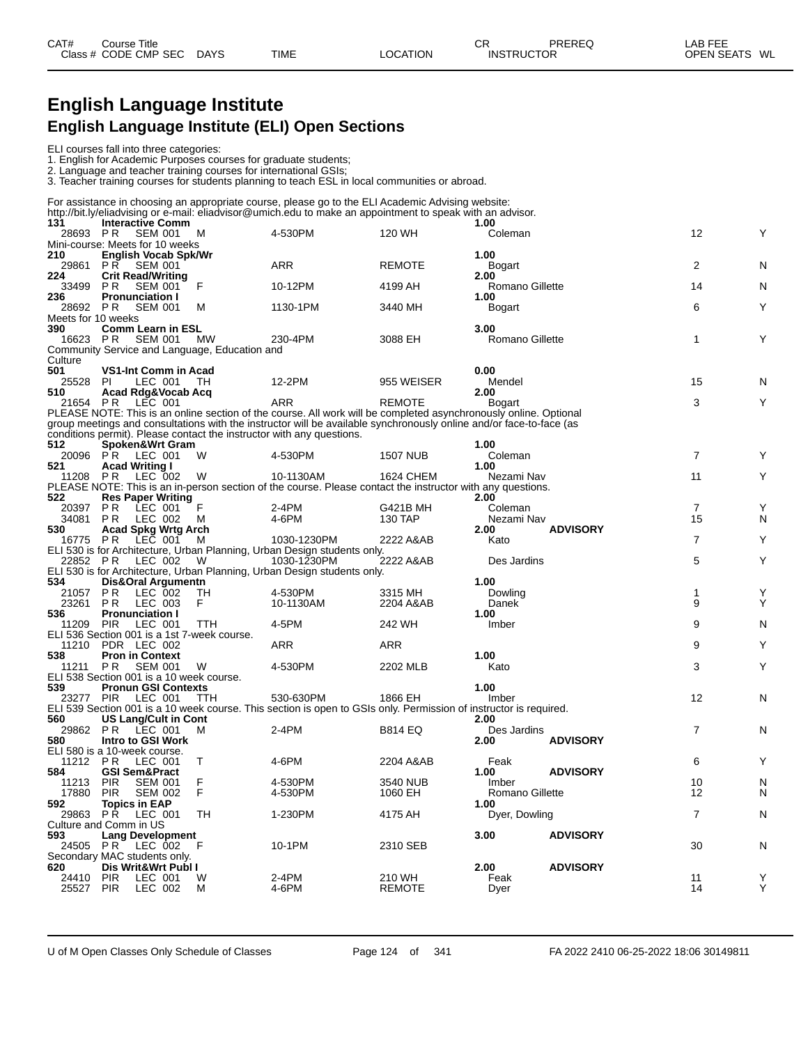# English Language Institute

## English Language Institute (ELI) Open Sections

ELI courses fall into three categories:
1. English for Academic Purposes courses for graduate students;
2. Language and teacher training courses for international GSIs;
3. Teacher training courses for students planning to teach ESL in local communities or abroad.

For assistance in choosing an appropriate course, please go to the ELI Academic Advising website: http://bit.ly/eliadvising or e-mail: eliadvisor@umich.edu to make an appointment to speak with an advisor.

| CAT# | Course Title | | | | | | CR | PREREQ | LAB FEE | |
|---|---|---|---|---|---|---|---|---|---|---|
| Class # | CODE CMP SEC | DAYS | TIME | LOCATION | | | INSTRUCTOR | | OPEN SEATS | WL |
| **131** | **Interactive Comm** | | | | | | **1.00** | | | |
| 28693 | P R SEM 001 | M | 4-530PM | 120 WH | | | Coleman | | 12 | Y |
| Mini-course: Meets for 10 weeks | | | | | | | | | | |
| **210** | **English Vocab Spk/Wr** | | | | | | **1.00** | | | |
| 29861 | P R SEM 001 | | ARR | REMOTE | | | Bogart | | 2 | N |
| **224** | **Crit Read/Writing** | | | | | | **2.00** | | | |
| 33499 | P R SEM 001 | F | 10-12PM | 4199 AH | | | Romano Gillette | | 14 | N |
| **236** | **Pronunciation I** | | | | | | **1.00** | | | |
| 28692 | P R SEM 001 | M | 1130-1PM | 3440 MH | | | Bogart | | 6 | Y |
| Meets for 10 weeks | | | | | | | | | | |
| **390** | **Comm Learn in ESL** | | | | | | **3.00** | | | |
| 16623 | P R SEM 001 | MW | 230-4PM | 3088 EH | | | Romano Gillette | | 1 | Y |
| Community Service and Language, Education and Culture | | | | | | | | | | |
| **501** | **VS1-Int Comm in Acad** | | | | | | **0.00** | | | |
| 25528 | PI LEC 001 | TH | 12-2PM | 955 WEISER | | | Mendel | | 15 | N |
| **510** | **Acad Rdg&Vocab Acq** | | | | | | **2.00** | | | |
| 21654 | P R LEC 001 | | ARR | REMOTE | | | Bogart | | 3 | Y |
| PLEASE NOTE: This is an online section of the course. All work will be completed asynchronously online. Optional group meetings and consultations with the instructor will be available synchronously online and/or face-to-face (as conditions permit). Please contact the instructor with any questions. | | | | | | | | | | |
| **512** | **Spoken&Wrt Gram** | | | | | | **1.00** | | | |
| 20096 | P R LEC 001 | W | 4-530PM | 1507 NUB | | | Coleman | | 7 | Y |
| **521** | **Acad Writing I** | | | | | | **1.00** | | | |
| 11208 | P R LEC 002 | W | 10-1130AM | 1624 CHEM | | | Nezami Nav | | 11 | Y |
| PLEASE NOTE: This is an in-person section of the course. Please contact the instructor with any questions. | | | | | | | | | | |
| **522** | **Res Paper Writing** | | | | | | **2.00** | | | |
| 20397 | P R LEC 001 | F | 2-4PM | G421B MH | | | Coleman | | 7 | Y |
| 34081 | P R LEC 002 | M | 4-6PM | 130 TAP | | | Nezami Nav | | 15 | N |
| **530** | **Acad Spkg Wrtg Arch** | | | | | | **2.00** | **ADVISORY** | | |
| 16775 | P R LEC 001 | M | 1030-1230PM | 2222 A&AB | | | Kato | | 7 | Y |
| ELI 530 is for Architecture, Urban Planning, Urban Design students only. | | | | | | | | | | |
| 22852 | P R LEC 002 | W | 1030-1230PM | 2222 A&AB | | | Des Jardins | | 5 | Y |
| ELI 530 is for Architecture, Urban Planning, Urban Design students only. | | | | | | | | | | |
| **534** | **Dis&Oral Argumentn** | | | | | | **1.00** | | | |
| 21057 | P R LEC 002 | TH | 4-530PM | 3315 MH | | | Dowling | | 1 | Y |
| 23261 | P R LEC 003 | F | 10-1130AM | 2204 A&AB | | | Danek | | 9 | Y |
| **536** | **Pronunciation I** | | | | | | **1.00** | | | |
| 11209 | PIR LEC 001 | TTH | 4-5PM | 242 WH | | | Imber | | 9 | N |
| ELI 536 Section 001 is a 1st 7-week course. | | | | | | | | | | |
| 11210 | PDR LEC 002 | | ARR | ARR | | | | | 9 | Y |
| **538** | **Pron in Context** | | | | | | **1.00** | | | |
| 11211 | P R SEM 001 | W | 4-530PM | 2202 MLB | | | Kato | | 3 | Y |
| ELI 538 Section 001 is a 10 week course. | | | | | | | | | | |
| **539** | **Pronun GSI Contexts** | | | | | | **1.00** | | | |
| 23277 | PIR LEC 001 | TTH | 530-630PM | 1866 EH | | | Imber | | 12 | N |
| ELI 539 Section 001 is a 10 week course. This section is open to GSIs only. Permission of instructor is required. | | | | | | | | | | |
| **560** | **US Lang/Cult in Cont** | | | | | | **2.00** | | | |
| 29862 | P R LEC 001 | M | 2-4PM | B814 EQ | | | Des Jardins | | 7 | N |
| **580** | **Intro to GSI Work** | | | | | | **2.00** | **ADVISORY** | | |
| ELI 580 is a 10-week course. | | | | | | | | | | |
| 11212 | P R LEC 001 | T | 4-6PM | 2204 A&AB | | | Feak | | 6 | Y |
| **584** | **GSI Sem&Pract** | | | | | | **1.00** | **ADVISORY** | | |
| 11213 | PIR SEM 001 | F | 4-530PM | 3540 NUB | | | Imber | | 10 | N |
| 17880 | PIR SEM 002 | F | 4-530PM | 1060 EH | | | Romano Gillette | | 12 | N |
| **592** | **Topics in EAP** | | | | | | **1.00** | | | |
| 29863 | P R LEC 001 | TH | 1-230PM | 4175 AH | | | Dyer, Dowling | | 7 | N |
| Culture and Comm in US | | | | | | | | | | |
| **593** | **Lang Development** | | | | | | **3.00** | **ADVISORY** | | |
| 24505 | P R LEC 002 | F | 10-1PM | 2310 SEB | | | | | 30 | N |
| Secondary MAC students only. | | | | | | | | | | |
| **620** | **Dis Writ&Wrt Publ I** | | | | | | **2.00** | **ADVISORY** | | |
| 24410 | PIR LEC 001 | W | 2-4PM | 210 WH | | | Feak | | 11 | Y |
| 25527 | PIR LEC 002 | M | 4-6PM | REMOTE | | | Dyer | | 14 | Y |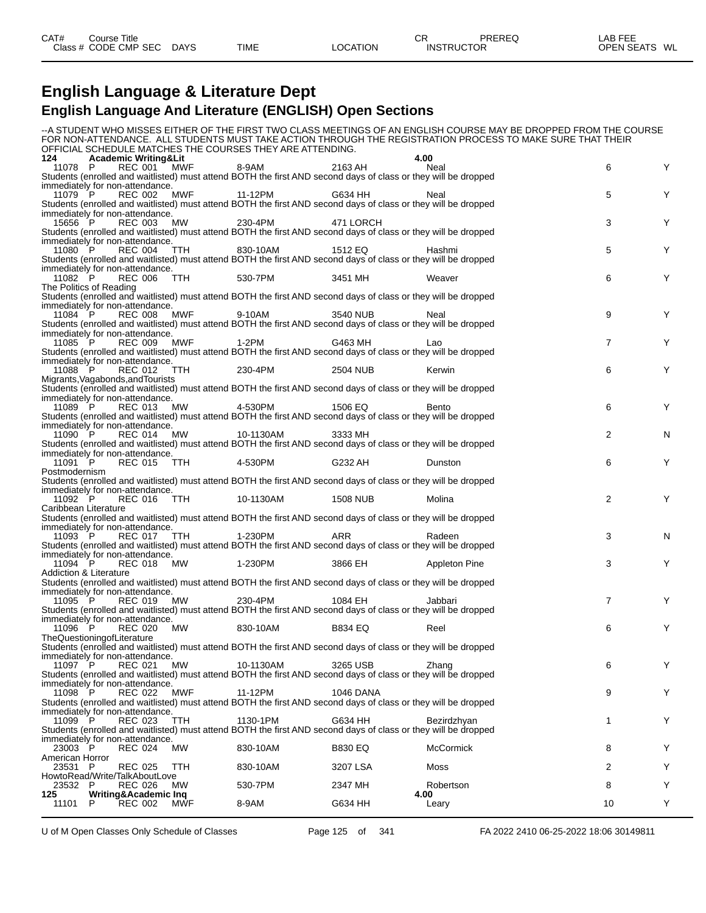| CAT# | Course Title | | | | | CR | PREREQ | LAB FEE | |
|---|---|---|---|---|---|---|---|---|---|
| Class # | CODE CMP SEC | DAYS | TIME | LOCATION | | INSTRUCTOR | | OPEN SEATS | WL |

# English Language & Literature Dept

## English Language And Literature (ENGLISH) Open Sections

--A STUDENT WHO MISSES EITHER OF THE FIRST TWO CLASS MEETINGS OF AN ENGLISH COURSE MAY BE DROPPED FROM THE COURSE FOR NON-ATTENDANCE. ALL STUDENTS MUST TAKE ACTION THROUGH THE REGISTRATION PROCESS TO MAKE SURE THAT THEIR OFFICIAL SCHEDULE MATCHES THE COURSES THEY ARE ATTENDING.

**124 Academic Writing&Lit** **4.00**

| Class # | CODE CMP SEC | DAYS | TIME | LOCATION | INSTRUCTOR | OPEN SEATS | WL |
|---|---|---|---|---|---|---|---|
| 11078 | P REC 001 | MWF | 8-9AM | 2163 AH | Neal | 6 | Y |
| Students (enrolled and waitlisted) must attend BOTH the first AND second days of class or they will be dropped immediately for non-attendance. | | | | | | | |
| 11079 | P REC 002 | MWF | 11-12PM | G634 HH | Neal | 5 | Y |
| Students (enrolled and waitlisted) must attend BOTH the first AND second days of class or they will be dropped immediately for non-attendance. | | | | | | | |
| 15656 | P REC 003 | MW | 230-4PM | 471 LORCH | | 3 | Y |
| Students (enrolled and waitlisted) must attend BOTH the first AND second days of class or they will be dropped immediately for non-attendance. | | | | | | | |
| 11080 | P REC 004 | TTH | 830-10AM | 1512 EQ | Hashmi | 5 | Y |
| Students (enrolled and waitlisted) must attend BOTH the first AND second days of class or they will be dropped immediately for non-attendance. | | | | | | | |
| 11082 | P REC 006 | TTH | 530-7PM | 3451 MH | Weaver | 6 | Y |
| The Politics of Reading | | | | | | | |
| Students (enrolled and waitlisted) must attend BOTH the first AND second days of class or they will be dropped immediately for non-attendance. | | | | | | | |
| 11084 | P REC 008 | MWF | 9-10AM | 3540 NUB | Neal | 9 | Y |
| Students (enrolled and waitlisted) must attend BOTH the first AND second days of class or they will be dropped immediately for non-attendance. | | | | | | | |
| 11085 | P REC 009 | MWF | 1-2PM | G463 MH | Lao | 7 | Y |
| Students (enrolled and waitlisted) must attend BOTH the first AND second days of class or they will be dropped immediately for non-attendance. | | | | | | | |
| 11088 | P REC 012 | TTH | 230-4PM | 2504 NUB | Kerwin | 6 | Y |
| Migrants,Vagabonds,andTourists | | | | | | | |
| Students (enrolled and waitlisted) must attend BOTH the first AND second days of class or they will be dropped immediately for non-attendance. | | | | | | | |
| 11089 | P REC 013 | MW | 4-530PM | 1506 EQ | Bento | 6 | Y |
| Students (enrolled and waitlisted) must attend BOTH the first AND second days of class or they will be dropped immediately for non-attendance. | | | | | | | |
| 11090 | P REC 014 | MW | 10-1130AM | 3333 MH | | 2 | N |
| Students (enrolled and waitlisted) must attend BOTH the first AND second days of class or they will be dropped immediately for non-attendance. | | | | | | | |
| 11091 | P REC 015 | TTH | 4-530PM | G232 AH | Dunston | 6 | Y |
| Postmodernism | | | | | | | |
| Students (enrolled and waitlisted) must attend BOTH the first AND second days of class or they will be dropped immediately for non-attendance. | | | | | | | |
| 11092 | P REC 016 | TTH | 10-1130AM | 1508 NUB | Molina | 2 | Y |
| Caribbean Literature | | | | | | | |
| Students (enrolled and waitlisted) must attend BOTH the first AND second days of class or they will be dropped immediately for non-attendance. | | | | | | | |
| 11093 | P REC 017 | TTH | 1-230PM | ARR | Radeen | 3 | N |
| Students (enrolled and waitlisted) must attend BOTH the first AND second days of class or they will be dropped immediately for non-attendance. | | | | | | | |
| 11094 | P REC 018 | MW | 1-230PM | 3866 EH | Appleton Pine | 3 | Y |
| Addiction & Literature | | | | | | | |
| Students (enrolled and waitlisted) must attend BOTH the first AND second days of class or they will be dropped immediately for non-attendance. | | | | | | | |
| 11095 | P REC 019 | MW | 230-4PM | 1084 EH | Jabbari | 7 | Y |
| Students (enrolled and waitlisted) must attend BOTH the first AND second days of class or they will be dropped immediately for non-attendance. | | | | | | | |
| 11096 | P REC 020 | MW | 830-10AM | B834 EQ | Reel | 6 | Y |
| TheQuestioningofLiterature | | | | | | | |
| Students (enrolled and waitlisted) must attend BOTH the first AND second days of class or they will be dropped immediately for non-attendance. | | | | | | | |
| 11097 | P REC 021 | MW | 10-1130AM | 3265 USB | Zhang | 6 | Y |
| Students (enrolled and waitlisted) must attend BOTH the first AND second days of class or they will be dropped immediately for non-attendance. | | | | | | | |
| 11098 | P REC 022 | MWF | 11-12PM | 1046 DANA | | 9 | Y |
| Students (enrolled and waitlisted) must attend BOTH the first AND second days of class or they will be dropped immediately for non-attendance. | | | | | | | |
| 11099 | P REC 023 | TTH | 1130-1PM | G634 HH | Bezirdzhyan | 1 | Y |
| Students (enrolled and waitlisted) must attend BOTH the first AND second days of class or they will be dropped immediately for non-attendance. | | | | | | | |
| 23003 | P REC 024 | MW | 830-10AM | B830 EQ | McCormick | 8 | Y |
| American Horror | | | | | | | |
| 23531 | P REC 025 | TTH | 830-10AM | 3207 LSA | Moss | 2 | Y |
| HowtoRead/Write/TalkAboutLove | | | | | | | |
| 23532 | P REC 026 | MW | 530-7PM | 2347 MH | Robertson | 8 | Y |

**125 Writing&Academic Inq** **4.00**

| Class # | CODE CMP SEC | DAYS | TIME | LOCATION | INSTRUCTOR | OPEN SEATS | WL |
|---|---|---|---|---|---|---|---|
| 11101 | P REC 002 | MWF | 8-9AM | G634 HH | Leary | 10 | Y |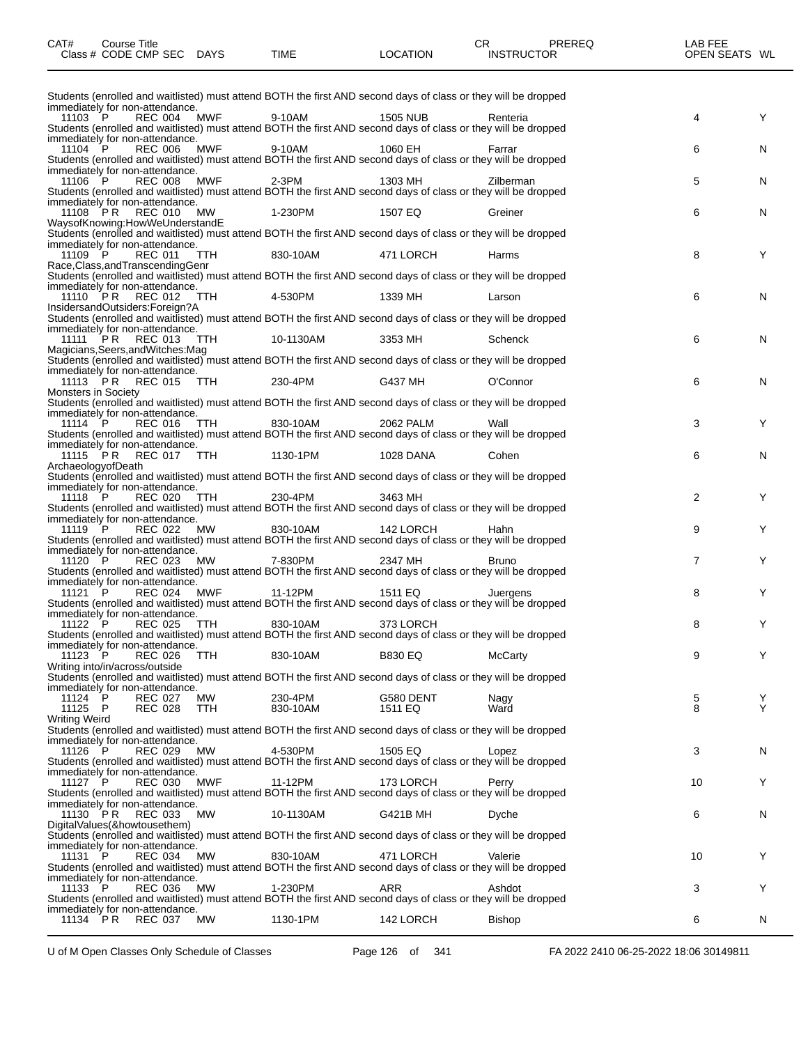| CAT# Class # | Course Title CODE | CMP | SEC | DAYS | TIME | LOCATION | CR INSTRUCTOR | PREREQ | LAB FEE OPEN SEATS | WL |
|---|---|---|---|---|---|---|---|---|---|---|
| Students (enrolled and waitlisted) must attend BOTH the first AND second days of class or they will be dropped immediately for non-attendance. | | | | | | | | | | |
| 11103 | P | REC | 004 | MWF | 9-10AM | 1505 NUB | Renteria | | 4 | Y |
| Students (enrolled and waitlisted) must attend BOTH the first AND second days of class or they will be dropped immediately for non-attendance. | | | | | | | | | | |
| 11104 | P | REC | 006 | MWF | 9-10AM | 1060 EH | Farrar | | 6 | N |
| Students (enrolled and waitlisted) must attend BOTH the first AND second days of class or they will be dropped immediately for non-attendance. | | | | | | | | | | |
| 11106 | P | REC | 008 | MWF | 2-3PM | 1303 MH | Zilberman | | 5 | N |
| Students (enrolled and waitlisted) must attend BOTH the first AND second days of class or they will be dropped immediately for non-attendance. | | | | | | | | | | |
| 11108 | P R | REC | 010 | MW | 1-230PM | 1507 EQ | Greiner | | 6 | N |
| WaysofKnowing:HowWeUnderstandE | | | | | | | | | | |
| Students (enrolled and waitlisted) must attend BOTH the first AND second days of class or they will be dropped immediately for non-attendance. | | | | | | | | | | |
| 11109 | P | REC | 011 | TTH | 830-10AM | 471 LORCH | Harms | | 8 | Y |
| Race,Class,andTranscendingGenr | | | | | | | | | | |
| Students (enrolled and waitlisted) must attend BOTH the first AND second days of class or they will be dropped immediately for non-attendance. | | | | | | | | | | |
| 11110 | P R | REC | 012 | TTH | 4-530PM | 1339 MH | Larson | | 6 | N |
| InsidersandOutsiders:Foreign?A | | | | | | | | | | |
| Students (enrolled and waitlisted) must attend BOTH the first AND second days of class or they will be dropped immediately for non-attendance. | | | | | | | | | | |
| 11111 | P R | REC | 013 | TTH | 10-1130AM | 3353 MH | Schenck | | 6 | N |
| Magicians,Seers,andWitches:Mag | | | | | | | | | | |
| Students (enrolled and waitlisted) must attend BOTH the first AND second days of class or they will be dropped immediately for non-attendance. | | | | | | | | | | |
| 11113 | P R | REC | 015 | TTH | 230-4PM | G437 MH | O'Connor | | 6 | N |
| Monsters in Society | | | | | | | | | | |
| Students (enrolled and waitlisted) must attend BOTH the first AND second days of class or they will be dropped immediately for non-attendance. | | | | | | | | | | |
| 11114 | P | REC | 016 | TTH | 830-10AM | 2062 PALM | Wall | | 3 | Y |
| Students (enrolled and waitlisted) must attend BOTH the first AND second days of class or they will be dropped immediately for non-attendance. | | | | | | | | | | |
| 11115 | P R | REC | 017 | TTH | 1130-1PM | 1028 DANA | Cohen | | 6 | N |
| ArchaeologyofDeath | | | | | | | | | | |
| Students (enrolled and waitlisted) must attend BOTH the first AND second days of class or they will be dropped immediately for non-attendance. | | | | | | | | | | |
| 11118 | P | REC | 020 | TTH | 230-4PM | 3463 MH | | | 2 | Y |
| Students (enrolled and waitlisted) must attend BOTH the first AND second days of class or they will be dropped immediately for non-attendance. | | | | | | | | | | |
| 11119 | P | REC | 022 | MW | 830-10AM | 142 LORCH | Hahn | | 9 | Y |
| Students (enrolled and waitlisted) must attend BOTH the first AND second days of class or they will be dropped immediately for non-attendance. | | | | | | | | | | |
| 11120 | P | REC | 023 | MW | 7-830PM | 2347 MH | Bruno | | 7 | Y |
| Students (enrolled and waitlisted) must attend BOTH the first AND second days of class or they will be dropped immediately for non-attendance. | | | | | | | | | | |
| 11121 | P | REC | 024 | MWF | 11-12PM | 1511 EQ | Juergens | | 8 | Y |
| Students (enrolled and waitlisted) must attend BOTH the first AND second days of class or they will be dropped immediately for non-attendance. | | | | | | | | | | |
| 11122 | P | REC | 025 | TTH | 830-10AM | 373 LORCH | | | 8 | Y |
| Students (enrolled and waitlisted) must attend BOTH the first AND second days of class or they will be dropped immediately for non-attendance. | | | | | | | | | | |
| 11123 | P | REC | 026 | TTH | 830-10AM | B830 EQ | McCarty | | 9 | Y |
| Writing into/in/across/outside | | | | | | | | | | |
| Students (enrolled and waitlisted) must attend BOTH the first AND second days of class or they will be dropped immediately for non-attendance. | | | | | | | | | | |
| 11124 | P | REC | 027 | MW | 230-4PM | G580 DENT | Nagy | | 5 | Y |
| 11125 | P | REC | 028 | TTH | 830-10AM | 1511 EQ | Ward | | 8 | Y |
| Writing Weird | | | | | | | | | | |
| Students (enrolled and waitlisted) must attend BOTH the first AND second days of class or they will be dropped immediately for non-attendance. | | | | | | | | | | |
| 11126 | P | REC | 029 | MW | 4-530PM | 1505 EQ | Lopez | | 3 | N |
| Students (enrolled and waitlisted) must attend BOTH the first AND second days of class or they will be dropped immediately for non-attendance. | | | | | | | | | | |
| 11127 | P | REC | 030 | MWF | 11-12PM | 173 LORCH | Perry | | 10 | Y |
| Students (enrolled and waitlisted) must attend BOTH the first AND second days of class or they will be dropped immediately for non-attendance. | | | | | | | | | | |
| 11130 | P R | REC | 033 | MW | 10-1130AM | G421B MH | Dyche | | 6 | N |
| DigitalValues(&howtousethem) | | | | | | | | | | |
| Students (enrolled and waitlisted) must attend BOTH the first AND second days of class or they will be dropped immediately for non-attendance. | | | | | | | | | | |
| 11131 | P | REC | 034 | MW | 830-10AM | 471 LORCH | Valerie | | 10 | Y |
| Students (enrolled and waitlisted) must attend BOTH the first AND second days of class or they will be dropped immediately for non-attendance. | | | | | | | | | | |
| 11133 | P | REC | 036 | MW | 1-230PM | ARR | Ashdot | | 3 | Y |
| Students (enrolled and waitlisted) must attend BOTH the first AND second days of class or they will be dropped immediately for non-attendance. | | | | | | | | | | |
| 11134 | P R | REC | 037 | MW | 1130-1PM | 142 LORCH | Bishop | | 6 | N |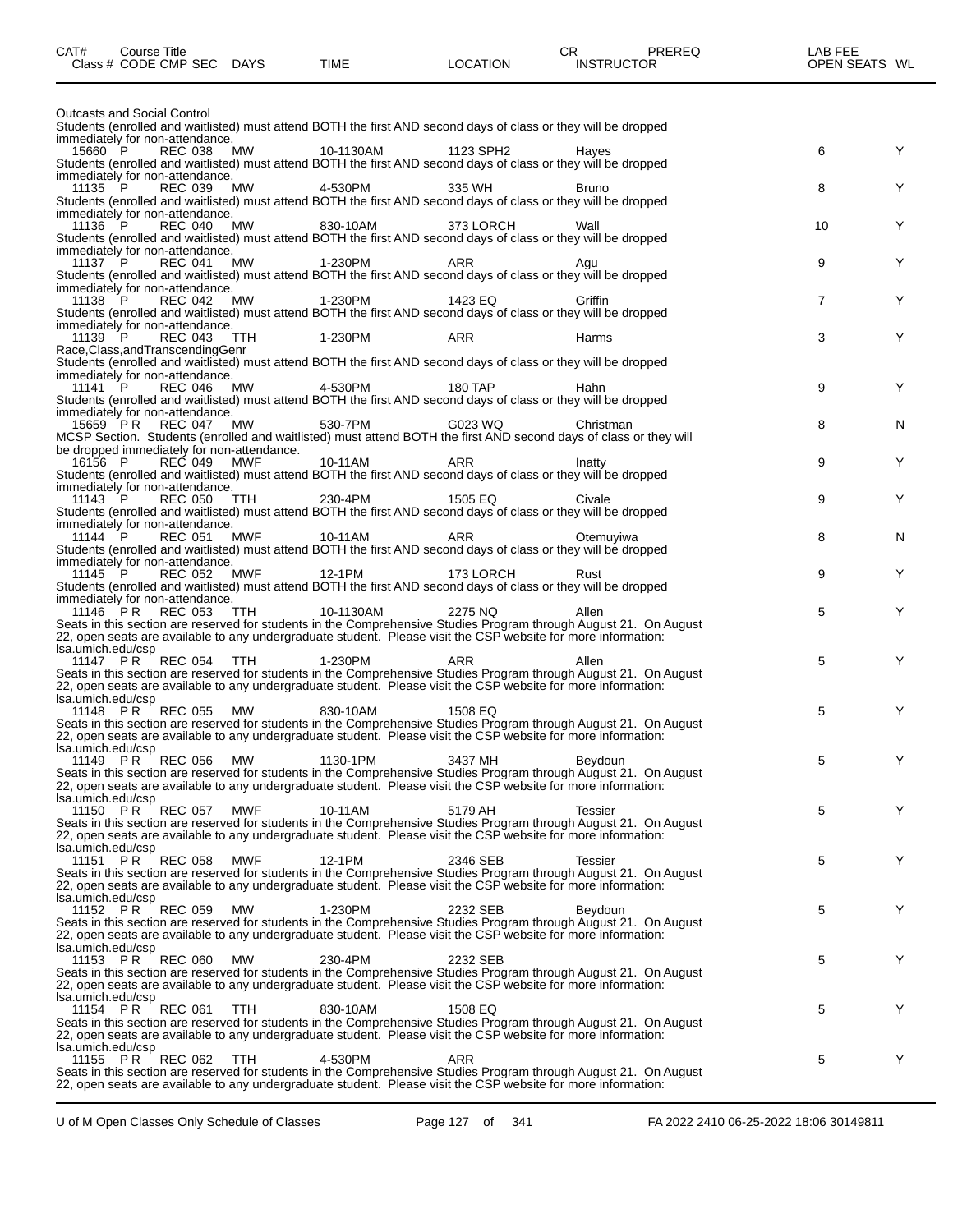| CAT# Class # | Course Title CODE CMP SEC | DAYS | TIME | LOCATION | CR INSTRUCTOR | PREREQ | LAB FEE OPEN SEATS | WL |
|---|---|---|---|---|---|---|---|---|

Outcasts and Social Control
Students (enrolled and waitlisted) must attend BOTH the first AND second days of class or they will be dropped immediately for non-attendance.

| 15660 | P | REC 038 | MW | 10-1130AM | 1123 SPH2 | Hayes | | 6 | Y |
|---|---|---|---|---|---|---|---|---|---|

Students (enrolled and waitlisted) must attend BOTH the first AND second days of class or they will be dropped immediately for non-attendance.

| 11135 | P | REC 039 | MW | 4-530PM | 335 WH | Bruno | | 8 | Y |
|---|---|---|---|---|---|---|---|---|---|

Students (enrolled and waitlisted) must attend BOTH the first AND second days of class or they will be dropped immediately for non-attendance.

| 11136 | P | REC 040 | MW | 830-10AM | 373 LORCH | Wall | | 10 | Y |
|---|---|---|---|---|---|---|---|---|---|

Students (enrolled and waitlisted) must attend BOTH the first AND second days of class or they will be dropped immediately for non-attendance.

| 11137 | P | REC 041 | MW | 1-230PM | ARR | Agu | | 9 | Y |
|---|---|---|---|---|---|---|---|---|---|

Students (enrolled and waitlisted) must attend BOTH the first AND second days of class or they will be dropped immediately for non-attendance.

| 11138 | P | REC 042 | MW | 1-230PM | 1423 EQ | Griffin | | 7 | Y |
|---|---|---|---|---|---|---|---|---|---|

Students (enrolled and waitlisted) must attend BOTH the first AND second days of class or they will be dropped immediately for non-attendance.

| 11139 | P | REC 043 | TTH | 1-230PM | ARR | Harms | | 3 | Y |
|---|---|---|---|---|---|---|---|---|---|

Race,Class,andTranscendingGenr
Students (enrolled and waitlisted) must attend BOTH the first AND second days of class or they will be dropped immediately for non-attendance.

| 11141 | P | REC 046 | MW | 4-530PM | 180 TAP | Hahn | | 9 | Y |
|---|---|---|---|---|---|---|---|---|---|

Students (enrolled and waitlisted) must attend BOTH the first AND second days of class or they will be dropped immediately for non-attendance.

| 15659 | P R | REC 047 | MW | 530-7PM | G023 WQ | Christman | | 8 | N |
|---|---|---|---|---|---|---|---|---|---|

MCSP Section. Students (enrolled and waitlisted) must attend BOTH the first AND second days of class or they will be dropped immediately for non-attendance.

| 16156 | P | REC 049 | MWF | 10-11AM | ARR | Inatty | | 9 | Y |
|---|---|---|---|---|---|---|---|---|---|

Students (enrolled and waitlisted) must attend BOTH the first AND second days of class or they will be dropped immediately for non-attendance.

| 11143 | P | REC 050 | TTH | 230-4PM | 1505 EQ | Civale | | 9 | Y |
|---|---|---|---|---|---|---|---|---|---|

Students (enrolled and waitlisted) must attend BOTH the first AND second days of class or they will be dropped immediately for non-attendance.

| 11144 | P | REC 051 | MWF | 10-11AM | ARR | Otemuyiwa | | 8 | N |
|---|---|---|---|---|---|---|---|---|---|

Students (enrolled and waitlisted) must attend BOTH the first AND second days of class or they will be dropped immediately for non-attendance.

| 11145 | P | REC 052 | MWF | 12-1PM | 173 LORCH | Rust | | 9 | Y |
|---|---|---|---|---|---|---|---|---|---|

Students (enrolled and waitlisted) must attend BOTH the first AND second days of class or they will be dropped immediately for non-attendance.

| 11146 | P R | REC 053 | TTH | 10-1130AM | 2275 NQ | Allen | | 5 | Y |
|---|---|---|---|---|---|---|---|---|---|

Seats in this section are reserved for students in the Comprehensive Studies Program through August 21. On August 22, open seats are available to any undergraduate student. Please visit the CSP website for more information: lsa.umich.edu/csp

| 11147 | P R | REC 054 | TTH | 1-230PM | ARR | Allen | | 5 | Y |
|---|---|---|---|---|---|---|---|---|---|

Seats in this section are reserved for students in the Comprehensive Studies Program through August 21. On August 22, open seats are available to any undergraduate student. Please visit the CSP website for more information: lsa.umich.edu/csp

| 11148 | P R | REC 055 | MW | 830-10AM | 1508 EQ | | | 5 | Y |
|---|---|---|---|---|---|---|---|---|---|

Seats in this section are reserved for students in the Comprehensive Studies Program through August 21. On August 22, open seats are available to any undergraduate student. Please visit the CSP website for more information: lsa.umich.edu/csp

| 11149 | P R | REC 056 | MW | 1130-1PM | 3437 MH | Beydoun | | 5 | Y |
|---|---|---|---|---|---|---|---|---|---|

Seats in this section are reserved for students in the Comprehensive Studies Program through August 21. On August 22, open seats are available to any undergraduate student. Please visit the CSP website for more information: lsa.umich.edu/csp

| 11150 | P R | REC 057 | MWF | 10-11AM | 5179 AH | Tessier | | 5 | Y |
|---|---|---|---|---|---|---|---|---|---|

Seats in this section are reserved for students in the Comprehensive Studies Program through August 21. On August 22, open seats are available to any undergraduate student. Please visit the CSP website for more information: lsa.umich.edu/csp

| 11151 | P R | REC 058 | MWF | 12-1PM | 2346 SEB | Tessier | | 5 | Y |
|---|---|---|---|---|---|---|---|---|---|

Seats in this section are reserved for students in the Comprehensive Studies Program through August 21. On August 22, open seats are available to any undergraduate student. Please visit the CSP website for more information: lsa.umich.edu/csp

| 11152 | P R | REC 059 | MW | 1-230PM | 2232 SEB | Beydoun | | 5 | Y |
|---|---|---|---|---|---|---|---|---|---|

Seats in this section are reserved for students in the Comprehensive Studies Program through August 21. On August 22, open seats are available to any undergraduate student. Please visit the CSP website for more information: lsa.umich.edu/csp

| 11153 | P R | REC 060 | MW | 230-4PM | 2232 SEB | | | 5 | Y |
|---|---|---|---|---|---|---|---|---|---|

Seats in this section are reserved for students in the Comprehensive Studies Program through August 21. On August 22, open seats are available to any undergraduate student. Please visit the CSP website for more information: lsa.umich.edu/csp

| 11154 | P R | REC 061 | TTH | 830-10AM | 1508 EQ | | | 5 | Y |
|---|---|---|---|---|---|---|---|---|---|

Seats in this section are reserved for students in the Comprehensive Studies Program through August 21. On August 22, open seats are available to any undergraduate student. Please visit the CSP website for more information: lsa.umich.edu/csp

| 11155 | P R | REC 062 | TTH | 4-530PM | ARR | | | 5 | Y |
|---|---|---|---|---|---|---|---|---|---|

Seats in this section are reserved for students in the Comprehensive Studies Program through August 21. On August 22, open seats are available to any undergraduate student. Please visit the CSP website for more information: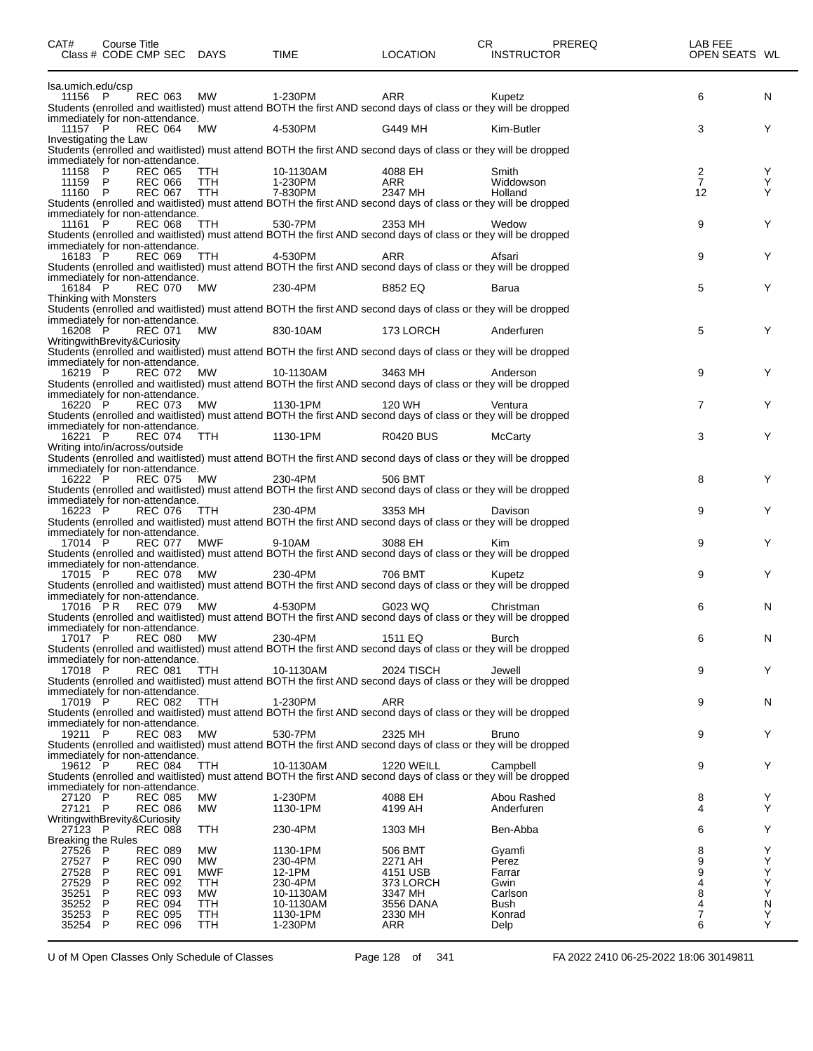| CAT# Class # | Course Title CODE | CMP | SEC | DAYS | TIME | LOCATION | CR INSTRUCTOR | PREREQ | LAB FEE OPEN SEATS | WL |
|---|---|---|---|---|---|---|---|---|---|---|
| lsa.umich.edu/csp | | | | | | | | | | |
| 11156 | P | REC | 063 | MW | 1-230PM | ARR | Kupetz | | 6 | N |
| Students (enrolled and waitlisted) must attend BOTH the first AND second days of class or they will be dropped immediately for non-attendance. | | | | | | | | | | |
| 11157 | P | REC | 064 | MW | 4-530PM | G449 MH | Kim-Butler | | 3 | Y |
| Investigating the Law | | | | | | | | | | |
| Students (enrolled and waitlisted) must attend BOTH the first AND second days of class or they will be dropped immediately for non-attendance. | | | | | | | | | | |
| 11158 | P | REC | 065 | TTH | 10-1130AM | 4088 EH | Smith | | 2 | Y |
| 11159 | P | REC | 066 | TTH | 1-230PM | ARR | Widdowson | | 7 | Y |
| 11160 | P | REC | 067 | TTH | 7-830PM | 2347 MH | Holland | | 12 | Y |
| Students (enrolled and waitlisted) must attend BOTH the first AND second days of class or they will be dropped immediately for non-attendance. | | | | | | | | | | |
| 11161 | P | REC | 068 | TTH | 530-7PM | 2353 MH | Wedow | | 9 | Y |
| Students (enrolled and waitlisted) must attend BOTH the first AND second days of class or they will be dropped immediately for non-attendance. | | | | | | | | | | |
| 16183 | P | REC | 069 | TTH | 4-530PM | ARR | Afsari | | 9 | Y |
| Students (enrolled and waitlisted) must attend BOTH the first AND second days of class or they will be dropped immediately for non-attendance. | | | | | | | | | | |
| 16184 | P | REC | 070 | MW | 230-4PM | B852 EQ | Barua | | 5 | Y |
| Thinking with Monsters | | | | | | | | | | |
| Students (enrolled and waitlisted) must attend BOTH the first AND second days of class or they will be dropped immediately for non-attendance. | | | | | | | | | | |
| 16208 | P | REC | 071 | MW | 830-10AM | 173 LORCH | Anderfuren | | 5 | Y |
| WritingwithBrevity&Curiosity | | | | | | | | | | |
| Students (enrolled and waitlisted) must attend BOTH the first AND second days of class or they will be dropped immediately for non-attendance. | | | | | | | | | | |
| 16219 | P | REC | 072 | MW | 10-1130AM | 3463 MH | Anderson | | 9 | Y |
| Students (enrolled and waitlisted) must attend BOTH the first AND second days of class or they will be dropped immediately for non-attendance. | | | | | | | | | | |
| 16220 | P | REC | 073 | MW | 1130-1PM | 120 WH | Ventura | | 7 | Y |
| Students (enrolled and waitlisted) must attend BOTH the first AND second days of class or they will be dropped immediately for non-attendance. | | | | | | | | | | |
| 16221 | P | REC | 074 | TTH | 1130-1PM | R0420 BUS | McCarty | | 3 | Y |
| Writing into/in/across/outside | | | | | | | | | | |
| Students (enrolled and waitlisted) must attend BOTH the first AND second days of class or they will be dropped immediately for non-attendance. | | | | | | | | | | |
| 16222 | P | REC | 075 | MW | 230-4PM | 506 BMT | | | 8 | Y |
| Students (enrolled and waitlisted) must attend BOTH the first AND second days of class or they will be dropped immediately for non-attendance. | | | | | | | | | | |
| 16223 | P | REC | 076 | TTH | 230-4PM | 3353 MH | Davison | | 9 | Y |
| Students (enrolled and waitlisted) must attend BOTH the first AND second days of class or they will be dropped immediately for non-attendance. | | | | | | | | | | |
| 17014 | P | REC | 077 | MWF | 9-10AM | 3088 EH | Kim | | 9 | Y |
| Students (enrolled and waitlisted) must attend BOTH the first AND second days of class or they will be dropped immediately for non-attendance. | | | | | | | | | | |
| 17015 | P | REC | 078 | MW | 230-4PM | 706 BMT | Kupetz | | 9 | Y |
| Students (enrolled and waitlisted) must attend BOTH the first AND second days of class or they will be dropped immediately for non-attendance. | | | | | | | | | | |
| 17016 | P R | REC | 079 | MW | 4-530PM | G023 WQ | Christman | | 6 | N |
| Students (enrolled and waitlisted) must attend BOTH the first AND second days of class or they will be dropped immediately for non-attendance. | | | | | | | | | | |
| 17017 | P | REC | 080 | MW | 230-4PM | 1511 EQ | Burch | | 6 | N |
| Students (enrolled and waitlisted) must attend BOTH the first AND second days of class or they will be dropped immediately for non-attendance. | | | | | | | | | | |
| 17018 | P | REC | 081 | TTH | 10-1130AM | 2024 TISCH | Jewell | | 9 | Y |
| Students (enrolled and waitlisted) must attend BOTH the first AND second days of class or they will be dropped immediately for non-attendance. | | | | | | | | | | |
| 17019 | P | REC | 082 | TTH | 1-230PM | ARR | | | 9 | N |
| Students (enrolled and waitlisted) must attend BOTH the first AND second days of class or they will be dropped immediately for non-attendance. | | | | | | | | | | |
| 19211 | P | REC | 083 | MW | 530-7PM | 2325 MH | Bruno | | 9 | Y |
| Students (enrolled and waitlisted) must attend BOTH the first AND second days of class or they will be dropped immediately for non-attendance. | | | | | | | | | | |
| 19612 | P | REC | 084 | TTH | 10-1130AM | 1220 WEILL | Campbell | | 9 | Y |
| Students (enrolled and waitlisted) must attend BOTH the first AND second days of class or they will be dropped immediately for non-attendance. | | | | | | | | | | |
| 27120 | P | REC | 085 | MW | 1-230PM | 4088 EH | Abou Rashed | | 8 | Y |
| 27121 | P | REC | 086 | MW | 1130-1PM | 4199 AH | Anderfuren | | 4 | Y |
| WritingwithBrevity&Curiosity | | | | | | | | | | |
| 27123 | P | REC | 088 | TTH | 230-4PM | 1303 MH | Ben-Abba | | 6 | Y |
| Breaking the Rules | | | | | | | | | | |
| 27526 | P | REC | 089 | MW | 1130-1PM | 506 BMT | Gyamfi | | 8 | Y |
| 27527 | P | REC | 090 | MW | 230-4PM | 2271 AH | Perez | | 9 | Y |
| 27528 | P | REC | 091 | MWF | 12-1PM | 4151 USB | Farrar | | 9 | Y |
| 27529 | P | REC | 092 | TTH | 230-4PM | 373 LORCH | Gwin | | 4 | Y |
| 35251 | P | REC | 093 | MW | 10-1130AM | 3347 MH | Carlson | | 8 | Y |
| 35252 | P | REC | 094 | TTH | 10-1130AM | 3556 DANA | Bush | | 4 | N |
| 35253 | P | REC | 095 | TTH | 1130-1PM | 2330 MH | Konrad | | 7 | Y |
| 35254 | P | REC | 096 | TTH | 1-230PM | ARR | Delp | | 6 | Y |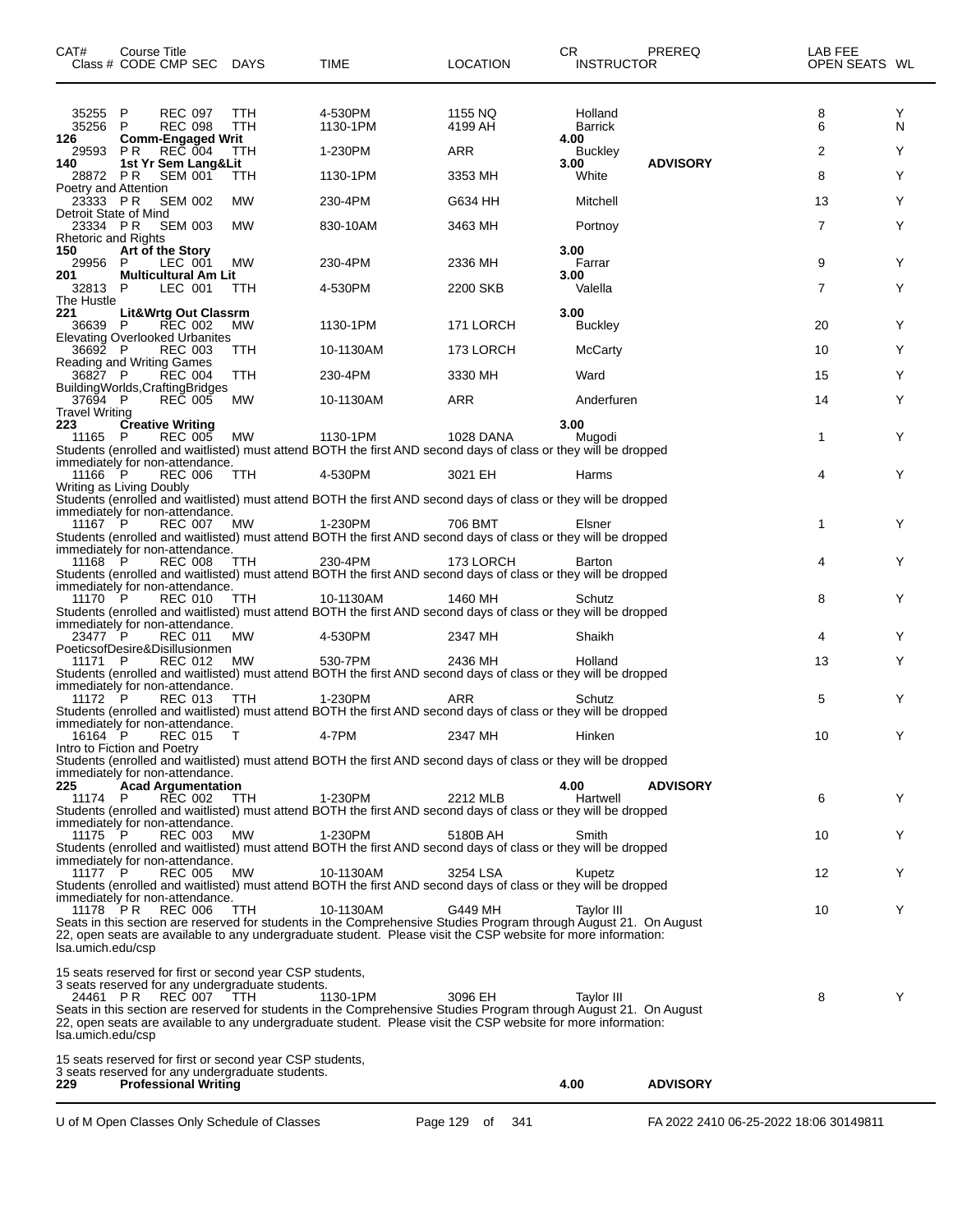| CAT# Class # | Course Title CODE | CMP | SEC | DAYS | TIME | LOCATION | CR INSTRUCTOR | PREREQ | LAB FEE OPEN SEATS | WL |
|---|---|---|---|---|---|---|---|---|---|---|
| 35255 | P | REC | 097 | TTH | 4-530PM | 1155 NQ | Holland | | 8 | Y |
| 35256 | P | REC | 098 | TTH | 1130-1PM | 4199 AH | Barrick | | 6 | N |
| **126** | **Comm-Engaged Writ** | | | | | | **4.00** | | | |
| 29593 | P R | REC | 004 | TTH | 1-230PM | ARR | Buckley | | 2 | Y |
| **140** | **1st Yr Sem Lang&Lit** | | | | | | **3.00** | **ADVISORY** | | |
| 28872 | P R | SEM | 001 | TTH | 1130-1PM | 3353 MH | White | | 8 | Y |
| Poetry and Attention | | | | | | | | | | |
| 23333 | P R | SEM | 002 | MW | 230-4PM | G634 HH | Mitchell | | 13 | Y |
| Detroit State of Mind | | | | | | | | | | |
| 23334 | P R | SEM | 003 | MW | 830-10AM | 3463 MH | Portnoy | | 7 | Y |
| Rhetoric and Rights | | | | | | | | | | |
| **150** | **Art of the Story** | | | | | | **3.00** | | | |
| 29956 | P | LEC | 001 | MW | 230-4PM | 2336 MH | Farrar | | 9 | Y |
| **201** | **Multicultural Am Lit** | | | | | | **3.00** | | | |
| 32813 | P | LEC | 001 | TTH | 4-530PM | 2200 SKB | Valella | | 7 | Y |
| The Hustle | | | | | | | | | | |
| **221** | **Lit&Wrtg Out Classrm** | | | | | | **3.00** | | | |
| 36639 | P | REC | 002 | MW | 1130-1PM | 171 LORCH | Buckley | | 20 | Y |
| Elevating Overlooked Urbanites | | | | | | | | | | |
| 36692 | P | REC | 003 | TTH | 10-1130AM | 173 LORCH | McCarty | | 10 | Y |
| Reading and Writing Games | | | | | | | | | | |
| 36827 | P | REC | 004 | TTH | 230-4PM | 3330 MH | Ward | | 15 | Y |
| BuildingWorlds,CraftingBridges | | | | | | | | | | |
| 37694 | P | REC | 005 | MW | 10-1130AM | ARR | Anderfuren | | 14 | Y |
| Travel Writing | | | | | | | | | | |
| **223** | **Creative Writing** | | | | | | **3.00** | | | |
| 11165 | P | REC | 005 | MW | 1130-1PM | 1028 DANA | Mugodi | | 1 | Y |
| Students (enrolled and waitlisted) must attend BOTH the first AND second days of class or they will be dropped immediately for non-attendance. | | | | | | | | | | |
| 11166 | P | REC | 006 | TTH | 4-530PM | 3021 EH | Harms | | 4 | Y |
| Writing as Living Doubly | | | | | | | | | | |
| Students (enrolled and waitlisted) must attend BOTH the first AND second days of class or they will be dropped immediately for non-attendance. | | | | | | | | | | |
| 11167 | P | REC | 007 | MW | 1-230PM | 706 BMT | Elsner | | 1 | Y |
| Students (enrolled and waitlisted) must attend BOTH the first AND second days of class or they will be dropped immediately for non-attendance. | | | | | | | | | | |
| 11168 | P | REC | 008 | TTH | 230-4PM | 173 LORCH | Barton | | 4 | Y |
| Students (enrolled and waitlisted) must attend BOTH the first AND second days of class or they will be dropped immediately for non-attendance. | | | | | | | | | | |
| 11170 | P | REC | 010 | TTH | 10-1130AM | 1460 MH | Schutz | | 8 | Y |
| Students (enrolled and waitlisted) must attend BOTH the first AND second days of class or they will be dropped immediately for non-attendance. | | | | | | | | | | |
| 23477 | P | REC | 011 | MW | 4-530PM | 2347 MH | Shaikh | | 4 | Y |
| PoeticsofDesire&Disillusionmen | | | | | | | | | | |
| 11171 | P | REC | 012 | MW | 530-7PM | 2436 MH | Holland | | 13 | Y |
| Students (enrolled and waitlisted) must attend BOTH the first AND second days of class or they will be dropped immediately for non-attendance. | | | | | | | | | | |
| 11172 | P | REC | 013 | TTH | 1-230PM | ARR | Schutz | | 5 | Y |
| Students (enrolled and waitlisted) must attend BOTH the first AND second days of class or they will be dropped immediately for non-attendance. | | | | | | | | | | |
| 16164 | P | REC | 015 | T | 4-7PM | 2347 MH | Hinken | | 10 | Y |
| Intro to Fiction and Poetry | | | | | | | | | | |
| Students (enrolled and waitlisted) must attend BOTH the first AND second days of class or they will be dropped immediately for non-attendance. | | | | | | | | | | |
| **225** | **Acad Argumentation** | | | | | | **4.00** | **ADVISORY** | | |
| 11174 | P | REC | 002 | TTH | 1-230PM | 2212 MLB | Hartwell | | 6 | Y |
| Students (enrolled and waitlisted) must attend BOTH the first AND second days of class or they will be dropped immediately for non-attendance. | | | | | | | | | | |
| 11175 | P | REC | 003 | MW | 1-230PM | 5180B AH | Smith | | 10 | Y |
| Students (enrolled and waitlisted) must attend BOTH the first AND second days of class or they will be dropped immediately for non-attendance. | | | | | | | | | | |
| 11177 | P | REC | 005 | MW | 10-1130AM | 3254 LSA | Kupetz | | 12 | Y |
| Students (enrolled and waitlisted) must attend BOTH the first AND second days of class or they will be dropped immediately for non-attendance. | | | | | | | | | | |
| 11178 | P R | REC | 006 | TTH | 10-1130AM | G449 MH | Taylor III | | 10 | Y |
| Seats in this section are reserved for students in the Comprehensive Studies Program through August 21. On August 22, open seats are available to any undergraduate student. Please visit the CSP website for more information: lsa.umich.edu/csp | | | | | | | | | | |
| 15 seats reserved for first or second year CSP students, 3 seats reserved for any undergraduate students. | | | | | | | | | | |
| 24461 | P R | REC | 007 | TTH | 1130-1PM | 3096 EH | Taylor III | | 8 | Y |
| Seats in this section are reserved for students in the Comprehensive Studies Program through August 21. On August 22, open seats are available to any undergraduate student. Please visit the CSP website for more information: lsa.umich.edu/csp | | | | | | | | | | |
| 15 seats reserved for first or second year CSP students, 3 seats reserved for any undergraduate students. | | | | | | | | | | |
| **229** | **Professional Writing** | | | | | | **4.00** | **ADVISORY** | | |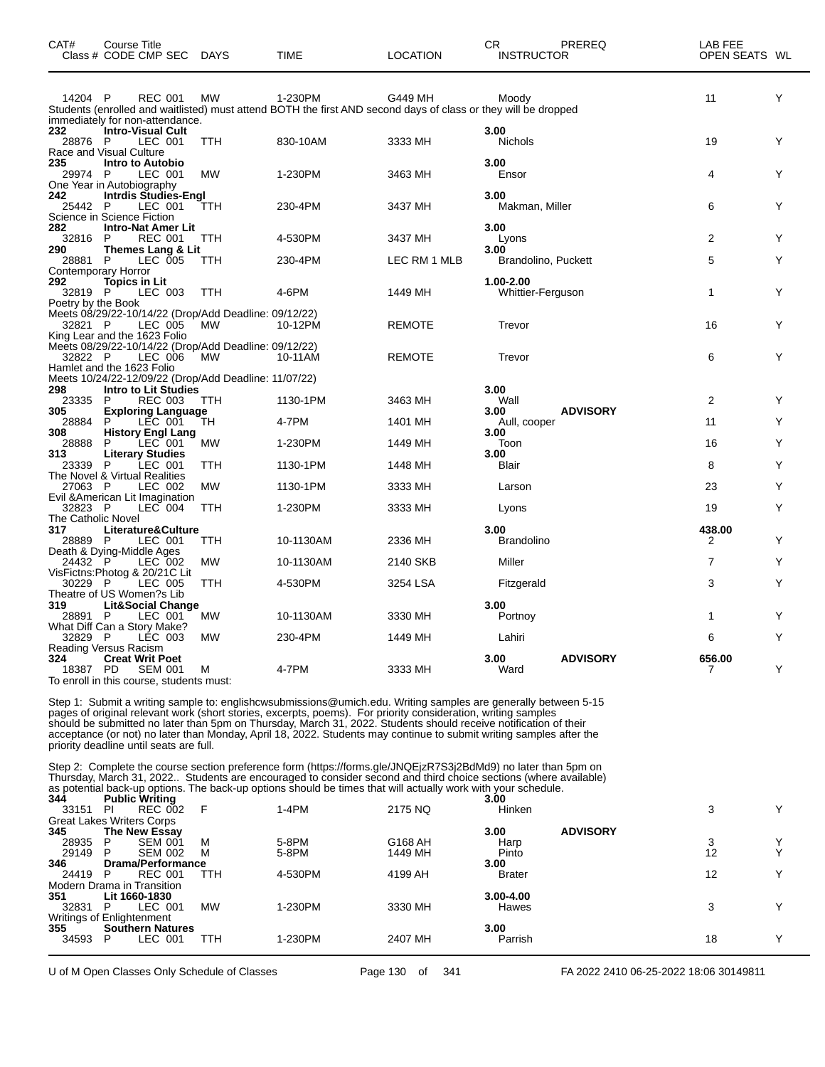| CAT# Class # | Course Title CODE | CMP SEC | DAYS | TIME | LOCATION | CR INSTRUCTOR | PREREQ | LAB FEE OPEN SEATS | WL |
|---|---|---|---|---|---|---|---|---|---|
| 14204 | P | REC 001 | MW | 1-230PM | G449 MH | Moody | | 11 | Y |
| Students (enrolled and waitlisted) must attend BOTH the first AND second days of class or they will be dropped immediately for non-attendance. | | | | | | | | | |
| **232** | **Intro-Visual Cult** | | | | | **3.00** | | | |
| 28876 | P | LEC 001 | TTH | 830-10AM | 3333 MH | Nichols | | 19 | Y |
| Race and Visual Culture | | | | | | | | | |
| **235** | **Intro to Autobio** | | | | | **3.00** | | | |
| 29974 | P | LEC 001 | MW | 1-230PM | 3463 MH | Ensor | | 4 | Y |
| One Year in Autobiography | | | | | | | | | |
| **242** | **Intrdis Studies-Engl** | | | | | **3.00** | | | |
| 25442 | P | LEC 001 | TTH | 230-4PM | 3437 MH | Makman, Miller | | 6 | Y |
| Science in Science Fiction | | | | | | | | | |
| **282** | **Intro-Nat Amer Lit** | | | | | **3.00** | | | |
| 32816 | P | REC 001 | TTH | 4-530PM | 3437 MH | Lyons | | 2 | Y |
| **290** | **Themes Lang & Lit** | | | | | **3.00** | | | |
| 28881 | P | LEC 005 | TTH | 230-4PM | LEC RM 1 MLB | Brandolino, Puckett | | 5 | Y |
| Contemporary Horror | | | | | | | | | |
| **292** | **Topics in Lit** | | | | | **1.00-2.00** | | | |
| 32819 | P | LEC 003 | TTH | 4-6PM | 1449 MH | Whittier-Ferguson | | 1 | Y |
| Poetry by the Book | | | | | | | | | |
| Meets 08/29/22-10/14/22 (Drop/Add Deadline: 09/12/22) | | | | | | | | | |
| 32821 | P | LEC 005 | MW | 10-12PM | REMOTE | Trevor | | 16 | Y |
| King Lear and the 1623 Folio | | | | | | | | | |
| Meets 08/29/22-10/14/22 (Drop/Add Deadline: 09/12/22) | | | | | | | | | |
| 32822 | P | LEC 006 | MW | 10-11AM | REMOTE | Trevor | | 6 | Y |
| Hamlet and the 1623 Folio | | | | | | | | | |
| Meets 10/24/22-12/09/22 (Drop/Add Deadline: 11/07/22) | | | | | | | | | |
| **298** | **Intro to Lit Studies** | | | | | **3.00** | | | |
| 23335 | P | REC 003 | TTH | 1130-1PM | 3463 MH | Wall | | 2 | Y |
| **305** | **Exploring Language** | | | | | **3.00** | **ADVISORY** | | |
| 28884 | P | LEC 001 | TH | 4-7PM | 1401 MH | Aull, cooper | | 11 | Y |
| **308** | **History Engl Lang** | | | | | **3.00** | | | |
| 28888 | P | LEC 001 | MW | 1-230PM | 1449 MH | Toon | | 16 | Y |
| **313** | **Literary Studies** | | | | | **3.00** | | | |
| 23339 | P | LEC 001 | TTH | 1130-1PM | 1448 MH | Blair | | 8 | Y |
| The Novel & Virtual Realities | | | | | | | | | |
| 27063 | P | LEC 002 | MW | 1130-1PM | 3333 MH | Larson | | 23 | Y |
| Evil &American Lit Imagination | | | | | | | | | |
| 32823 | P | LEC 004 | TTH | 1-230PM | 3333 MH | Lyons | | 19 | Y |
| The Catholic Novel | | | | | | | | | |
| **317** | **Literature&Culture** | | | | | **3.00** | | **438.00** | |
| 28889 | P | LEC 001 | TTH | 10-1130AM | 2336 MH | Brandolino | | 2 | Y |
| Death & Dying-Middle Ages | | | | | | | | | |
| 24432 | P | LEC 002 | MW | 10-1130AM | 2140 SKB | Miller | | 7 | Y |
| VisFictns:Photog & 20/21C Lit | | | | | | | | | |
| 30229 | P | LEC 005 | TTH | 4-530PM | 3254 LSA | Fitzgerald | | 3 | Y |
| Theatre of US Women?s Lib | | | | | | | | | |
| **319** | **Lit&Social Change** | | | | | **3.00** | | | |
| 28891 | P | LEC 001 | MW | 10-1130AM | 3330 MH | Portnoy | | 1 | Y |
| What Diff Can a Story Make? | | | | | | | | | |
| 32829 | P | LEC 003 | MW | 230-4PM | 1449 MH | Lahiri | | 6 | Y |
| Reading Versus Racism | | | | | | | | | |
| **324** | **Creat Writ Poet** | | | | | **3.00** | **ADVISORY** | **656.00** | |
| 18387 | PD | SEM 001 | M | 4-7PM | 3333 MH | Ward | | 7 | Y |

To enroll in this course, students must:

Step 1: Submit a writing sample to: englishcwsubmissions@umich.edu. Writing samples are generally between 5-15 pages of original relevant work (short stories, excerpts, poems). For priority consideration, writing samples should be submitted no later than 5pm on Thursday, March 31, 2022. Students should receive notification of their acceptance (or not) no later than Monday, April 18, 2022. Students may continue to submit writing samples after the priority deadline until seats are full.

Step 2: Complete the course section preference form (https://forms.gle/JNQEjzR7S3j2BdMd9) no later than 5pm on Thursday, March 31, 2022.. Students are encouraged to consider second and third choice sections (where available) as potential back-up options. The back-up options should be times that will actually work with your schedule.

| CAT# Class # | Course Title CODE | CMP SEC | DAYS | TIME | LOCATION | CR INSTRUCTOR | PREREQ | LAB FEE OPEN SEATS | WL |
|---|---|---|---|---|---|---|---|---|---|
| **344** | **Public Writing** | | | | | **3.00** | | | |
| 33151 | PI | REC 002 | F | 1-4PM | 2175 NQ | Hinken | | 3 | Y |
| Great Lakes Writers Corps | | | | | | | | | |
| **345** | **The New Essay** | | | | | **3.00** | **ADVISORY** | | |
| 28935 | P | SEM 001 | M | 5-8PM | G168 AH | Harp | | 3 | Y |
| 29149 | P | SEM 002 | M | 5-8PM | 1449 MH | Pinto | | 12 | Y |
| **346** | **Drama/Performance** | | | | | **3.00** | | | |
| 24419 | P | REC 001 | TTH | 4-530PM | 4199 AH | Brater | | 12 | Y |
| Modern Drama in Transition | | | | | | | | | |
| **351** | **Lit 1660-1830** | | | | | **3.00-4.00** | | | |
| 32831 | P | LEC 001 | MW | 1-230PM | 3330 MH | Hawes | | 3 | Y |
| Writings of Enlightenment | | | | | | | | | |
| **355** | **Southern Natures** | | | | | **3.00** | | | |
| 34593 | P | LEC 001 | TTH | 1-230PM | 2407 MH | Parrish | | 18 | Y |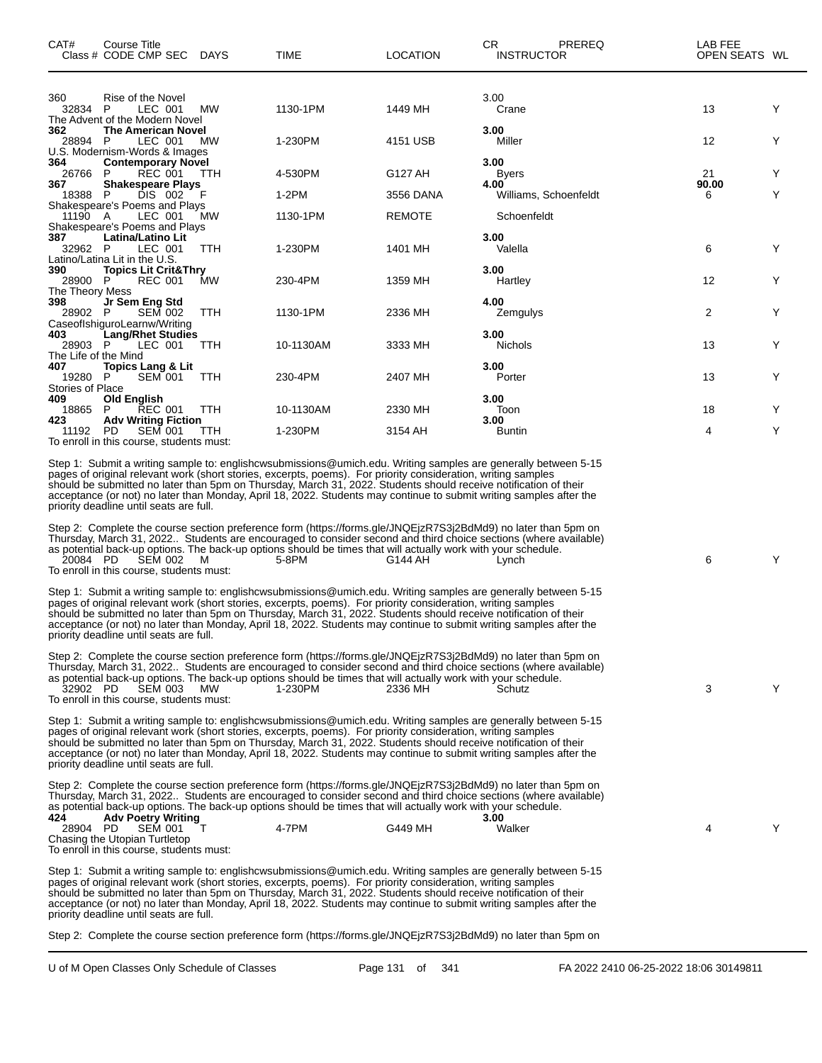| CAT# Class # | Course Title CODE | CMP | SEC | DAYS | TIME | LOCATION | CR INSTRUCTOR | PREREQ | LAB FEE OPEN SEATS | WL |
|---|---|---|---|---|---|---|---|---|---|---|
| 360 | Rise of the Novel | | | | | | 3.00 | | | |
| 32834 | P | LEC | 001 | MW | 1130-1PM | 1449 MH | Crane | | 13 | Y |
| The Advent of the Modern Novel | | | | | | | | | | |
| **362** | **The American Novel** | | | | | | **3.00** | | | |
| 28894 | P | LEC | 001 | MW | 1-230PM | 4151 USB | Miller | | 12 | Y |
| U.S. Modernism-Words & Images | | | | | | | | | | |
| **364** | **Contemporary Novel** | | | | | | **3.00** | | | |
| 26766 | P | REC | 001 | TTH | 4-530PM | G127 AH | Byers | | 21 | Y |
| **367** | **Shakespeare Plays** | | | | | | **4.00** | | **90.00** | |
| 18388 | P | DIS | 002 | F | 1-2PM | 3556 DANA | Williams, Schoenfeldt | | 6 | Y |
| Shakespeare's Poems and Plays | | | | | | | | | | |
| 11190 | A | LEC | 001 | MW | 1130-1PM | REMOTE | Schoenfeldt | | | |
| Shakespeare's Poems and Plays | | | | | | | | | | |
| **387** | **Latina/Latino Lit** | | | | | | **3.00** | | | |
| 32962 | P | LEC | 001 | TTH | 1-230PM | 1401 MH | Valella | | 6 | Y |
| Latino/Latina Lit in the U.S. | | | | | | | | | | |
| **390** | **Topics Lit Crit&Thry** | | | | | | **3.00** | | | |
| 28900 | P | REC | 001 | MW | 230-4PM | 1359 MH | Hartley | | 12 | Y |
| The Theory Mess | | | | | | | | | | |
| **398** | **Jr Sem Eng Std** | | | | | | **4.00** | | | |
| 28902 | P | SEM | 002 | TTH | 1130-1PM | 2336 MH | Zemgulys | | 2 | Y |
| CaseofIshiguroLearnw/Writing | | | | | | | | | | |
| **403** | **Lang/Rhet Studies** | | | | | | **3.00** | | | |
| 28903 | P | LEC | 001 | TTH | 10-1130AM | 3333 MH | Nichols | | 13 | Y |
| The Life of the Mind | | | | | | | | | | |
| **407** | **Topics Lang & Lit** | | | | | | **3.00** | | | |
| 19280 | P | SEM | 001 | TTH | 230-4PM | 2407 MH | Porter | | 13 | Y |
| Stories of Place | | | | | | | | | | |
| **409** | **Old English** | | | | | | **3.00** | | | |
| 18865 | P | REC | 001 | TTH | 10-1130AM | 2330 MH | Toon | | 18 | Y |
| **423** | **Adv Writing Fiction** | | | | | | **3.00** | | | |
| 11192 | PD | SEM | 001 | TTH | 1-230PM | 3154 AH | Buntin | | 4 | Y |

To enroll in this course, students must:

Step 1: Submit a writing sample to: englishcwsubmissions@umich.edu. Writing samples are generally between 5-15 pages of original relevant work (short stories, excerpts, poems). For priority consideration, writing samples should be submitted no later than 5pm on Thursday, March 31, 2022. Students should receive notification of their acceptance (or not) no later than Monday, April 18, 2022. Students may continue to submit writing samples after the priority deadline until seats are full.

Step 2: Complete the course section preference form (https://forms.gle/JNQEjzR7S3j2BdMd9) no later than 5pm on Thursday, March 31, 2022.. Students are encouraged to consider second and third choice sections (where available) as potential back-up options. The back-up options should be times that will actually work with your schedule.

| Class # | CODE | CMP | SEC | DAYS | TIME | LOCATION | INSTRUCTOR | OPEN SEATS | WL |
|---|---|---|---|---|---|---|---|---|---|
| 20084 | PD | SEM | 002 | M | 5-8PM | G144 AH | Lynch | 6 | Y |

To enroll in this course, students must:

Step 1: Submit a writing sample to: englishcwsubmissions@umich.edu. Writing samples are generally between 5-15 pages of original relevant work (short stories, excerpts, poems). For priority consideration, writing samples should be submitted no later than 5pm on Thursday, March 31, 2022. Students should receive notification of their acceptance (or not) no later than Monday, April 18, 2022. Students may continue to submit writing samples after the priority deadline until seats are full.

Step 2: Complete the course section preference form (https://forms.gle/JNQEjzR7S3j2BdMd9) no later than 5pm on Thursday, March 31, 2022.. Students are encouraged to consider second and third choice sections (where available) as potential back-up options. The back-up options should be times that will actually work with your schedule.

| Class # | CODE | CMP | SEC | DAYS | TIME | LOCATION | INSTRUCTOR | OPEN SEATS | WL |
|---|---|---|---|---|---|---|---|---|---|
| 32902 | PD | SEM | 003 | MW | 1-230PM | 2336 MH | Schutz | 3 | Y |

To enroll in this course, students must:

Step 1: Submit a writing sample to: englishcwsubmissions@umich.edu. Writing samples are generally between 5-15 pages of original relevant work (short stories, excerpts, poems). For priority consideration, writing samples should be submitted no later than 5pm on Thursday, March 31, 2022. Students should receive notification of their acceptance (or not) no later than Monday, April 18, 2022. Students may continue to submit writing samples after the priority deadline until seats are full.

Step 2: Complete the course section preference form (https://forms.gle/JNQEjzR7S3j2BdMd9) no later than 5pm on Thursday, March 31, 2022.. Students are encouraged to consider second and third choice sections (where available) as potential back-up options. The back-up options should be times that will actually work with your schedule.

| CAT# Class # | Course Title CODE | CMP | SEC | DAYS | TIME | LOCATION | CR INSTRUCTOR | OPEN SEATS | WL |
|---|---|---|---|---|---|---|---|---|---|
| **424** | **Adv Poetry Writing** | | | | | | **3.00** | | |
| 28904 | PD | SEM | 001 | T | 4-7PM | G449 MH | Walker | 4 | Y |

Chasing the Utopian Turtletop

To enroll in this course, students must:

Step 1: Submit a writing sample to: englishcwsubmissions@umich.edu. Writing samples are generally between 5-15 pages of original relevant work (short stories, excerpts, poems). For priority consideration, writing samples should be submitted no later than 5pm on Thursday, March 31, 2022. Students should receive notification of their acceptance (or not) no later than Monday, April 18, 2022. Students may continue to submit writing samples after the priority deadline until seats are full.

Step 2: Complete the course section preference form (https://forms.gle/JNQEjzR7S3j2BdMd9) no later than 5pm on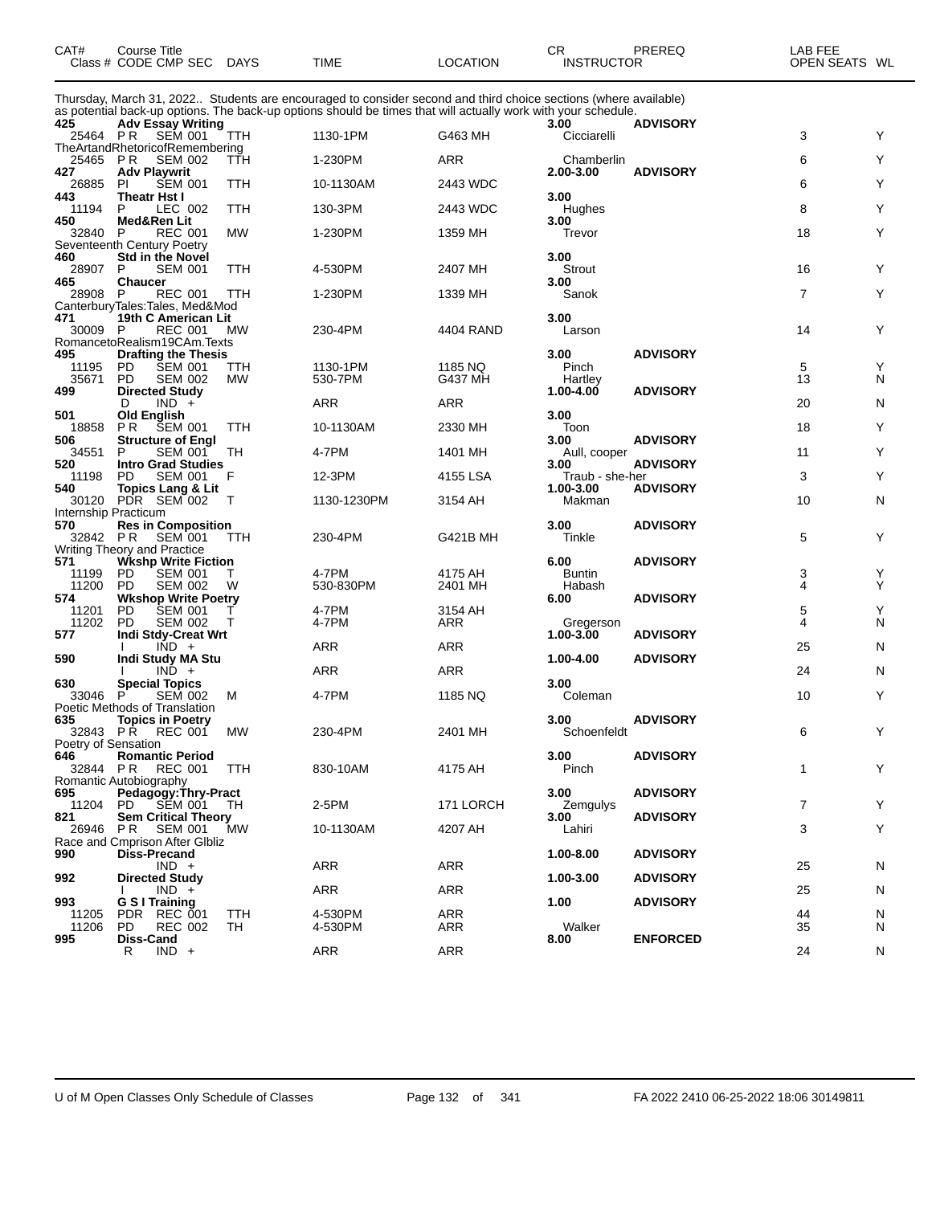| CAT# | Course Title Class # CODE CMP SEC | DAYS | TIME | LOCATION | CR INSTRUCTOR | PREREQ | LAB FEE OPEN SEATS | WL |
|---|---|---|---|---|---|---|---|---|

Thursday, March 31, 2022.. Students are encouraged to consider second and third choice sections (where available) as potential back-up options. The back-up options should be times that will actually work with your schedule.

| CAT# | Course Title Class # CODE CMP SEC | DAYS | TIME | LOCATION | CR INSTRUCTOR | PREREQ | OPEN SEATS | WL |
|---|---|---|---|---|---|---|---|---|
| **425** | **Adv Essay Writing** | | | | **3.00** | **ADVISORY** | | |
| 25464 | P R SEM 001 | TTH | 1130-1PM | G463 MH | Cicciarelli | | 3 | Y |
| | TheArtandRhetoricofRemembering | | | | | | | |
| 25465 | P R SEM 002 | TTH | 1-230PM | ARR | Chamberlin | | 6 | Y |
| **427** | **Adv Playwrit** | | | | **2.00-3.00** | **ADVISORY** | | |
| 26885 | PI SEM 001 | TTH | 10-1130AM | 2443 WDC | | | 6 | Y |
| **443** | **Theatr Hst I** | | | | **3.00** | | | |
| 11194 | P LEC 002 | TTH | 130-3PM | 2443 WDC | Hughes | | 8 | Y |
| **450** | **Med&Ren Lit** | | | | **3.00** | | | |
| 32840 | P REC 001 | MW | 1-230PM | 1359 MH | Trevor | | 18 | Y |
| | Seventeenth Century Poetry | | | | | | | |
| **460** | **Std in the Novel** | | | | **3.00** | | | |
| 28907 | P SEM 001 | TTH | 4-530PM | 2407 MH | Strout | | 16 | Y |
| **465** | **Chaucer** | | | | **3.00** | | | |
| 28908 | P REC 001 | TTH | 1-230PM | 1339 MH | Sanok | | 7 | Y |
| | CanterburyTales:Tales, Med&Mod | | | | | | | |
| **471** | **19th C American Lit** | | | | **3.00** | | | |
| 30009 | P REC 001 | MW | 230-4PM | 4404 RAND | Larson | | 14 | Y |
| | RomancetoRealism19CAm.Texts | | | | | | | |
| **495** | **Drafting the Thesis** | | | | **3.00** | **ADVISORY** | | |
| 11195 | PD SEM 001 | TTH | 1130-1PM | 1185 NQ | Pinch | | 5 | Y |
| 35671 | PD SEM 002 | MW | 530-7PM | G437 MH | Hartley | | 13 | N |
| **499** | **Directed Study** | | | | **1.00-4.00** | **ADVISORY** | | |
| | D IND + | | ARR | ARR | | | 20 | N |
| **501** | **Old English** | | | | **3.00** | | | |
| 18858 | P R SEM 001 | TTH | 10-1130AM | 2330 MH | Toon | | 18 | Y |
| **506** | **Structure of Engl** | | | | **3.00** | **ADVISORY** | | |
| 34551 | P SEM 001 | TH | 4-7PM | 1401 MH | Aull, cooper | | 11 | Y |
| **520** | **Intro Grad Studies** | | | | **3.00** | **ADVISORY** | | |
| 11198 | PD SEM 001 | F | 12-3PM | 4155 LSA | Traub - she-her | | 3 | Y |
| **540** | **Topics Lang & Lit** | | | | **1.00-3.00** | **ADVISORY** | | |
| 30120 | PDR SEM 002 | T | 1130-1230PM | 3154 AH | Makman | | 10 | N |
| | Internship Practicum | | | | | | | |
| **570** | **Res in Composition** | | | | **3.00** | **ADVISORY** | | |
| 32842 | P R SEM 001 | TTH | 230-4PM | G421B MH | Tinkle | | 5 | Y |
| | Writing Theory and Practice | | | | | | | |
| **571** | **Wkshp Write Fiction** | | | | **6.00** | **ADVISORY** | | |
| 11199 | PD SEM 001 | T | 4-7PM | 4175 AH | Buntin | | 3 | Y |
| 11200 | PD SEM 002 | W | 530-830PM | 2401 MH | Habash | | 4 | Y |
| **574** | **Wkshop Write Poetry** | | | | **6.00** | **ADVISORY** | | |
| 11201 | PD SEM 001 | T | 4-7PM | 3154 AH | | | 5 | Y |
| 11202 | PD SEM 002 | T | 4-7PM | ARR | Gregerson | | 4 | N |
| **577** | **Indi Stdy-Creat Wrt** | | | | **1.00-3.00** | **ADVISORY** | | |
| | I IND + | | ARR | ARR | | | 25 | N |
| **590** | **Indi Study MA Stu** | | | | **1.00-4.00** | **ADVISORY** | | |
| | I IND + | | ARR | ARR | | | 24 | N |
| **630** | **Special Topics** | | | | **3.00** | | | |
| 33046 | P SEM 002 | M | 4-7PM | 1185 NQ | Coleman | | 10 | Y |
| | Poetic Methods of Translation | | | | | | | |
| **635** | **Topics in Poetry** | | | | **3.00** | **ADVISORY** | | |
| 32843 | P R REC 001 | MW | 230-4PM | 2401 MH | Schoenfeldt | | 6 | Y |
| | Poetry of Sensation | | | | | | | |
| **646** | **Romantic Period** | | | | **3.00** | **ADVISORY** | | |
| 32844 | P R REC 001 | TTH | 830-10AM | 4175 AH | Pinch | | 1 | Y |
| | Romantic Autobiography | | | | | | | |
| **695** | **Pedagogy:Thry-Pract** | | | | **3.00** | **ADVISORY** | | |
| 11204 | PD SEM 001 | TH | 2-5PM | 171 LORCH | Zemgulys | | 7 | Y |
| **821** | **Sem Critical Theory** | | | | **3.00** | **ADVISORY** | | |
| 26946 | P R SEM 001 | MW | 10-1130AM | 4207 AH | Lahiri | | 3 | Y |
| | Race and Cmprison After Glbliz | | | | | | | |
| **990** | **Diss-Precand** | | | | **1.00-8.00** | **ADVISORY** | | |
| | IND + | | ARR | ARR | | | 25 | N |
| **992** | **Directed Study** | | | | **1.00-3.00** | **ADVISORY** | | |
| | I IND + | | ARR | ARR | | | 25 | N |
| **993** | **G S I Training** | | | | **1.00** | **ADVISORY** | | |
| 11205 | PDR REC 001 | TTH | 4-530PM | ARR | | | 44 | N |
| 11206 | PD REC 002 | TH | 4-530PM | ARR | Walker | | 35 | N |
| **995** | **Diss-Cand** | | | | **8.00** | **ENFORCED** | | |
| | R IND + | | ARR | ARR | | | 24 | N |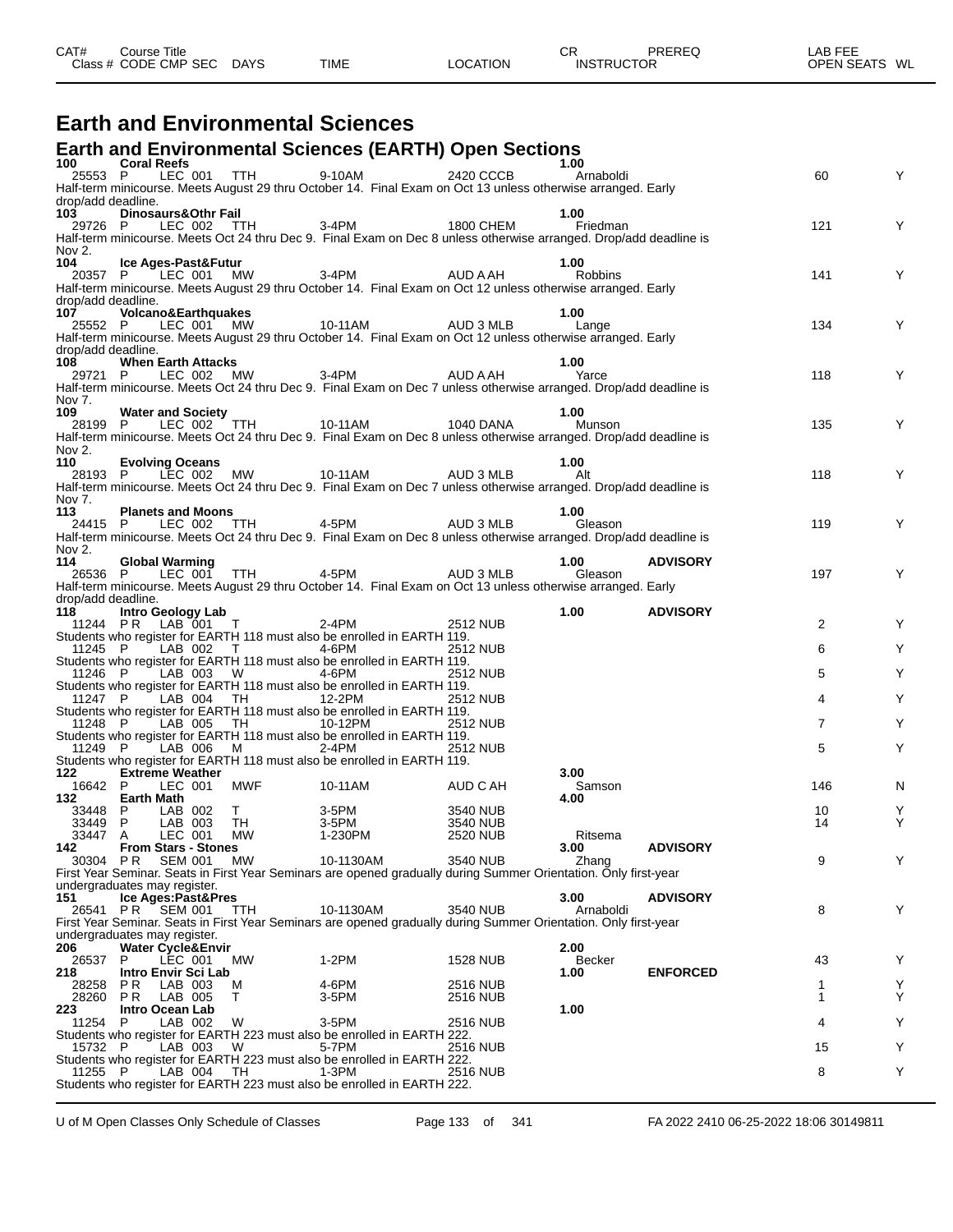# Earth and Environmental Sciences

## Earth and Environmental Sciences (EARTH) Open Sections

| CAT# | Course Title | | | | | CR | PREREQ | LAB FEE | |
|---|---|---|---|---|---|---|---|---|---|
| Class # | CODE CMP SEC | DAYS | TIME | LOCATION | | INSTRUCTOR | | OPEN SEATS | WL |
| **100** | **Coral Reefs** | | | | | **1.00** | | | |
| 25553 | P LEC 001 | TTH | 9-10AM | 2420 CCCB | | Arnaboldi | | 60 | Y |
| Half-term minicourse. Meets August 29 thru October 14. Final Exam on Oct 13 unless otherwise arranged. Early drop/add deadline. | | | | | | | | | |
| **103** | **Dinosaurs&Othr Fail** | | | | | **1.00** | | | |
| 29726 | P LEC 002 | TTH | 3-4PM | 1800 CHEM | | Friedman | | 121 | Y |
| Half-term minicourse. Meets Oct 24 thru Dec 9. Final Exam on Dec 8 unless otherwise arranged. Drop/add deadline is Nov 2. | | | | | | | | | |
| **104** | **Ice Ages-Past&Futur** | | | | | **1.00** | | | |
| 20357 | P LEC 001 | MW | 3-4PM | AUD A AH | | Robbins | | 141 | Y |
| Half-term minicourse. Meets August 29 thru October 14. Final Exam on Oct 12 unless otherwise arranged. Early drop/add deadline. | | | | | | | | | |
| **107** | **Volcano&Earthquakes** | | | | | **1.00** | | | |
| 25552 | P LEC 001 | MW | 10-11AM | AUD 3 MLB | | Lange | | 134 | Y |
| Half-term minicourse. Meets August 29 thru October 14. Final Exam on Oct 12 unless otherwise arranged. Early drop/add deadline. | | | | | | | | | |
| **108** | **When Earth Attacks** | | | | | **1.00** | | | |
| 29721 | P LEC 002 | MW | 3-4PM | AUD A AH | | Yarce | | 118 | Y |
| Half-term minicourse. Meets Oct 24 thru Dec 9. Final Exam on Dec 7 unless otherwise arranged. Drop/add deadline is Nov 7. | | | | | | | | | |
| **109** | **Water and Society** | | | | | **1.00** | | | |
| 28199 | P LEC 002 | TTH | 10-11AM | 1040 DANA | | Munson | | 135 | Y |
| Half-term minicourse. Meets Oct 24 thru Dec 9. Final Exam on Dec 8 unless otherwise arranged. Drop/add deadline is Nov 2. | | | | | | | | | |
| **110** | **Evolving Oceans** | | | | | **1.00** | | | |
| 28193 | P LEC 002 | MW | 10-11AM | AUD 3 MLB | | Alt | | 118 | Y |
| Half-term minicourse. Meets Oct 24 thru Dec 9. Final Exam on Dec 7 unless otherwise arranged. Drop/add deadline is Nov 7. | | | | | | | | | |
| **113** | **Planets and Moons** | | | | | **1.00** | | | |
| 24415 | P LEC 002 | TTH | 4-5PM | AUD 3 MLB | | Gleason | | 119 | Y |
| Half-term minicourse. Meets Oct 24 thru Dec 9. Final Exam on Dec 8 unless otherwise arranged. Drop/add deadline is Nov 2. | | | | | | | | | |
| **114** | **Global Warming** | | | | | **1.00** | **ADVISORY** | | |
| 26536 | P LEC 001 | TTH | 4-5PM | AUD 3 MLB | | Gleason | | 197 | Y |
| Half-term minicourse. Meets August 29 thru October 14. Final Exam on Oct 13 unless otherwise arranged. Early drop/add deadline. | | | | | | | | | |
| **118** | **Intro Geology Lab** | | | | | **1.00** | **ADVISORY** | | |
| 11244 | P R LAB 001 | T | 2-4PM | 2512 NUB | | | | 2 | Y |
| Students who register for EARTH 118 must also be enrolled in EARTH 119. | | | | | | | | | |
| 11245 | P LAB 002 | T | 4-6PM | 2512 NUB | | | | 6 | Y |
| Students who register for EARTH 118 must also be enrolled in EARTH 119. | | | | | | | | | |
| 11246 | P LAB 003 | W | 4-6PM | 2512 NUB | | | | 5 | Y |
| Students who register for EARTH 118 must also be enrolled in EARTH 119. | | | | | | | | | |
| 11247 | P LAB 004 | TH | 12-2PM | 2512 NUB | | | | 4 | Y |
| Students who register for EARTH 118 must also be enrolled in EARTH 119. | | | | | | | | | |
| 11248 | P LAB 005 | TH | 10-12PM | 2512 NUB | | | | 7 | Y |
| Students who register for EARTH 118 must also be enrolled in EARTH 119. | | | | | | | | | |
| 11249 | P LAB 006 | M | 2-4PM | 2512 NUB | | | | 5 | Y |
| Students who register for EARTH 118 must also be enrolled in EARTH 119. | | | | | | | | | |
| **122** | **Extreme Weather** | | | | | **3.00** | | | |
| 16642 | P LEC 001 | MWF | 10-11AM | AUD C AH | | Samson | | 146 | N |
| **132** | **Earth Math** | | | | | **4.00** | | | |
| 33448 | P LAB 002 | T | 3-5PM | 3540 NUB | | | | 10 | Y |
| 33449 | P LAB 003 | TH | 3-5PM | 3540 NUB | | | | 14 | Y |
| 33447 | A LEC 001 | MW | 1-230PM | 2520 NUB | | Ritsema | | | |
| **142** | **From Stars - Stones** | | | | | **3.00** | **ADVISORY** | | |
| 30304 | P R SEM 001 | MW | 10-1130AM | 3540 NUB | | Zhang | | 9 | Y |
| First Year Seminar. Seats in First Year Seminars are opened gradually during Summer Orientation. Only first-year undergraduates may register. | | | | | | | | | |
| **151** | **Ice Ages:Past&Pres** | | | | | **3.00** | **ADVISORY** | | |
| 26541 | P R SEM 001 | TTH | 10-1130AM | 3540 NUB | | Arnaboldi | | 8 | Y |
| First Year Seminar. Seats in First Year Seminars are opened gradually during Summer Orientation. Only first-year undergraduates may register. | | | | | | | | | |
| **206** | **Water Cycle&Envir** | | | | | **2.00** | | | |
| 26537 | P LEC 001 | MW | 1-2PM | 1528 NUB | | Becker | | 43 | Y |
| **218** | **Intro Envir Sci Lab** | | | | | **1.00** | **ENFORCED** | | |
| 28258 | P R LAB 003 | M | 4-6PM | 2516 NUB | | | | 1 | Y |
| 28260 | P R LAB 005 | T | 3-5PM | 2516 NUB | | | | 1 | Y |
| **223** | **Intro Ocean Lab** | | | | | **1.00** | | | |
| 11254 | P LAB 002 | W | 3-5PM | 2516 NUB | | | | 4 | Y |
| Students who register for EARTH 223 must also be enrolled in EARTH 222. | | | | | | | | | |
| 15732 | P LAB 003 | W | 5-7PM | 2516 NUB | | | | 15 | Y |
| Students who register for EARTH 223 must also be enrolled in EARTH 222. | | | | | | | | | |
| 11255 | P LAB 004 | TH | 1-3PM | 2516 NUB | | | | 8 | Y |
| Students who register for EARTH 223 must also be enrolled in EARTH 222. | | | | | | | | | |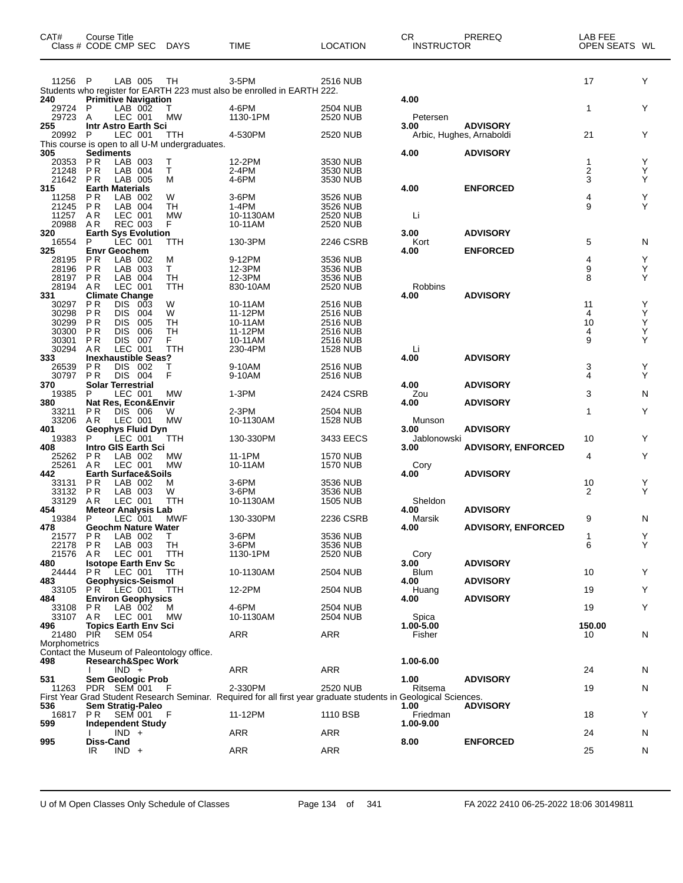| CAT# | Course Title | | | | | | CR | PREREQ | LAB FEE | |
|---|---|---|---|---|---|---|---|---|---|---|
| Class # | CODE | CMP SEC | DAYS | TIME | LOCATION | | INSTRUCTOR | | OPEN SEATS | WL |
| 11256 | P | LAB 005 | TH | 3-5PM | 2516 NUB | | | | 17 | Y |
| Students who register for EARTH 223 must also be enrolled in EARTH 222. | | | | | | | | | | |
| **240** | **Primitive Navigation** | | | | | | **4.00** | | | |
| 29724 | P | LAB 002 | T | 4-6PM | 2504 NUB | | | | 1 | Y |
| 29723 | A | LEC 001 | MW | 1130-1PM | 2520 NUB | | Petersen | | | |
| **255** | **Intr Astro Earth Sci** | | | | | | **3.00** | **ADVISORY** | | |
| 20992 | P | LEC 001 | TTH | 4-530PM | 2520 NUB | | Arbic, Hughes, Arnaboldi | | 21 | Y |
| This course is open to all U-M undergraduates. | | | | | | | | | | |
| **305** | **Sediments** | | | | | | **4.00** | **ADVISORY** | | |
| 20353 | P R | LAB 003 | T | 12-2PM | 3530 NUB | | | | 1 | Y |
| 21248 | P R | LAB 004 | T | 2-4PM | 3530 NUB | | | | 2 | Y |
| 21642 | P R | LAB 005 | M | 4-6PM | 3530 NUB | | | | 3 | Y |
| **315** | **Earth Materials** | | | | | | **4.00** | **ENFORCED** | | |
| 11258 | P R | LAB 002 | W | 3-6PM | 3526 NUB | | | | 4 | Y |
| 21245 | P R | LAB 004 | TH | 1-4PM | 3526 NUB | | | | 9 | Y |
| 11257 | A R | LEC 001 | MW | 10-1130AM | 2520 NUB | | Li | | | |
| 20988 | A R | REC 003 | F | 10-11AM | 2520 NUB | | | | | |
| **320** | **Earth Sys Evolution** | | | | | | **3.00** | **ADVISORY** | | |
| 16554 | P | LEC 001 | TTH | 130-3PM | 2246 CSRB | | Kort | | 5 | N |
| **325** | **Envr Geochem** | | | | | | **4.00** | **ENFORCED** | | |
| 28195 | P R | LAB 002 | M | 9-12PM | 3536 NUB | | | | 4 | Y |
| 28196 | P R | LAB 003 | T | 12-3PM | 3536 NUB | | | | 9 | Y |
| 28197 | P R | LAB 004 | TH | 12-3PM | 3536 NUB | | | | 8 | Y |
| 28194 | A R | LEC 001 | TTH | 830-10AM | 2520 NUB | | Robbins | | | |
| **331** | **Climate Change** | | | | | | **4.00** | **ADVISORY** | | |
| 30297 | P R | DIS 003 | W | 10-11AM | 2516 NUB | | | | 11 | Y |
| 30298 | P R | DIS 004 | W | 11-12PM | 2516 NUB | | | | 4 | Y |
| 30299 | P R | DIS 005 | TH | 10-11AM | 2516 NUB | | | | 10 | Y |
| 30300 | P R | DIS 006 | TH | 11-12PM | 2516 NUB | | | | 4 | Y |
| 30301 | P R | DIS 007 | F | 10-11AM | 2516 NUB | | | | 9 | Y |
| 30294 | A R | LEC 001 | TTH | 230-4PM | 1528 NUB | | Li | | | |
| **333** | **Inexhaustible Seas?** | | | | | | **4.00** | **ADVISORY** | | |
| 26539 | P R | DIS 002 | T | 9-10AM | 2516 NUB | | | | 3 | Y |
| 30797 | P R | DIS 004 | F | 9-10AM | 2516 NUB | | | | 4 | Y |
| **370** | **Solar Terrestrial** | | | | | | **4.00** | **ADVISORY** | | |
| 19385 | P | LEC 001 | MW | 1-3PM | 2424 CSRB | | Zou | | 3 | N |
| **380** | **Nat Res, Econ&Envir** | | | | | | **4.00** | **ADVISORY** | | |
| 33211 | P R | DIS 006 | W | 2-3PM | 2504 NUB | | | | 1 | Y |
| 33206 | A R | LEC 001 | MW | 10-1130AM | 1528 NUB | | Munson | | | |
| **401** | **Geophys Fluid Dyn** | | | | | | **3.00** | **ADVISORY** | | |
| 19383 | P | LEC 001 | TTH | 130-330PM | 3433 EECS | | Jablonowski | | 10 | Y |
| **408** | **Intro GIS Earth Sci** | | | | | | **3.00** | **ADVISORY, ENFORCED** | | |
| 25262 | P R | LAB 002 | MW | 11-1PM | 1570 NUB | | | | 4 | Y |
| 25261 | A R | LEC 001 | MW | 10-11AM | 1570 NUB | | Cory | | | |
| **442** | **Earth Surface&Soils** | | | | | | **4.00** | **ADVISORY** | | |
| 33131 | P R | LAB 002 | M | 3-6PM | 3536 NUB | | | | 10 | Y |
| 33132 | P R | LAB 003 | W | 3-6PM | 3536 NUB | | | | 2 | Y |
| 33129 | A R | LEC 001 | TTH | 10-1130AM | 1505 NUB | | Sheldon | | | |
| **454** | **Meteor Analysis Lab** | | | | | | **4.00** | **ADVISORY** | | |
| 19384 | P | LEC 001 | MWF | 130-330PM | 2236 CSRB | | Marsik | | 9 | N |
| **478** | **Geochm Nature Water** | | | | | | **4.00** | **ADVISORY, ENFORCED** | | |
| 21577 | P R | LAB 002 | T | 3-6PM | 3536 NUB | | | | 1 | Y |
| 22178 | P R | LAB 003 | TH | 3-6PM | 3536 NUB | | | | 6 | Y |
| 21576 | A R | LEC 001 | TTH | 1130-1PM | 2520 NUB | | Cory | | | |
| **480** | **Isotope Earth Env Sc** | | | | | | **3.00** | **ADVISORY** | | |
| 24444 | P R | LEC 001 | TTH | 10-1130AM | 2504 NUB | | Blum | | 10 | Y |
| **483** | **Geophysics-Seismol** | | | | | | **4.00** | **ADVISORY** | | |
| 33105 | P R | LEC 001 | TTH | 12-2PM | 2504 NUB | | Huang | | 19 | Y |
| **484** | **Environ Geophysics** | | | | | | **4.00** | **ADVISORY** | | |
| 33108 | P R | LAB 002 | M | 4-6PM | 2504 NUB | | | | 19 | Y |
| 33107 | A R | LEC 001 | MW | 10-1130AM | 2504 NUB | | Spica | | | |
| **496** | **Topics Earth Env Sci** | | | | | | **1.00-5.00** | | **150.00** | |
| 21480 | PIR | SEM 054 | | ARR | ARR | | Fisher | | 10 | N |
| Morphometrics | | | | | | | | | | |
| Contact the Museum of Paleontology office. | | | | | | | | | | |
| **498** | **Research&Spec Work** | | | | | | **1.00-6.00** | | | |
| | I | IND + | | ARR | ARR | | | | 24 | N |
| **531** | **Sem Geologic Prob** | | | | | | **1.00** | **ADVISORY** | | |
| 11263 | PDR | SEM 001 | F | 2-330PM | 2520 NUB | | Ritsema | | 19 | N |
| First Year Grad Student Research Seminar. Required for all first year graduate students in Geological Sciences. | | | | | | | | | | |
| **536** | **Sem Stratig-Paleo** | | | | | | **1.00** | **ADVISORY** | | |
| 16817 | P R | SEM 001 | F | 11-12PM | 1110 BSB | | Friedman | | 18 | Y |
| **599** | **Independent Study** | | | | | | **1.00-9.00** | | | |
| | I | IND + | | ARR | ARR | | | | 24 | N |
| **995** | **Diss-Cand** | | | | | | **8.00** | **ENFORCED** | | |
| | IR | IND + | | ARR | ARR | | | | 25 | N |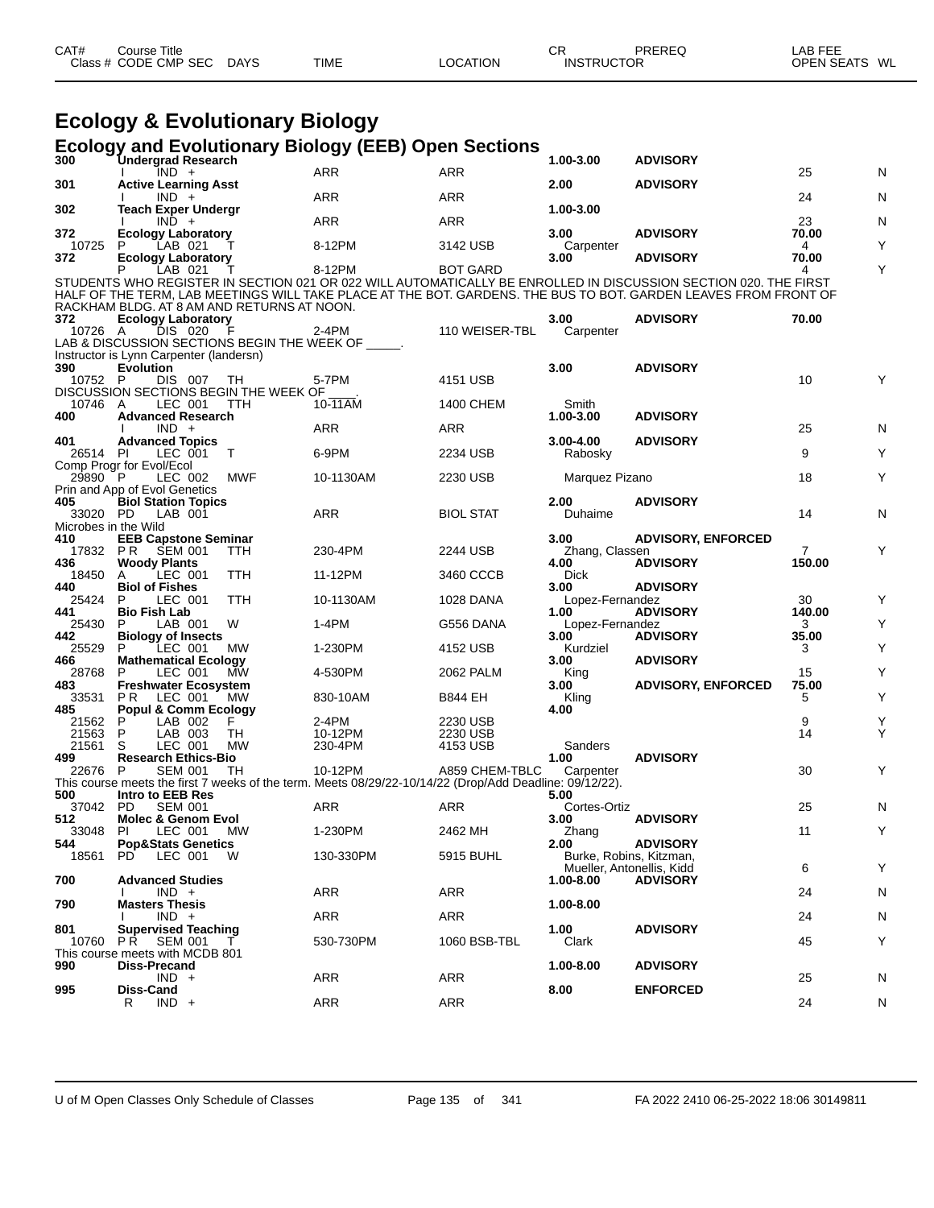# Ecology & Evolutionary Biology

## Ecology and Evolutionary Biology (EEB) Open Sections

| CAT# Class # | Course Title CODE CMP SEC | DAYS | TIME | LOCATION | CR INSTRUCTOR | PREREQ | LAB FEE OPEN SEATS | WL |
|---|---|---|---|---|---|---|---|---|
| **300** | **Undergrad Research** | | | | **1.00-3.00** | **ADVISORY** | | |
| | I IND + | | ARR | ARR | | | 25 | N |
| **301** | **Active Learning Asst** | | | | **2.00** | **ADVISORY** | | |
| | I IND + | | ARR | ARR | | | 24 | N |
| **302** | **Teach Exper Undergr** | | | | **1.00-3.00** | | | |
| | I IND + | | ARR | ARR | | | 23 | N |
| **372** | **Ecology Laboratory** | | | | **3.00** | **ADVISORY** | **70.00** | |
| 10725 | P LAB 021 | T | 8-12PM | 3142 USB | Carpenter | | 4 | Y |
| **372** | **Ecology Laboratory** | | | | **3.00** | **ADVISORY** | **70.00** | |
| | P LAB 021 | T | 8-12PM | BOT GARD | | | 4 | Y |

STUDENTS WHO REGISTER IN SECTION 021 OR 022 WILL AUTOMATICALLY BE ENROLLED IN DISCUSSION SECTION 020. THE FIRST HALF OF THE TERM, LAB MEETINGS WILL TAKE PLACE AT THE BOT. GARDENS. THE BUS TO BOT. GARDEN LEAVES FROM FRONT OF RACKHAM BLDG. AT 8 AM AND RETURNS AT NOON.

| CAT# Class # | Course Title CODE CMP SEC | DAYS | TIME | LOCATION | CR INSTRUCTOR | PREREQ | LAB FEE OPEN SEATS | WL |
|---|---|---|---|---|---|---|---|---|
| **372** | **Ecology Laboratory** | | | | **3.00** | **ADVISORY** | **70.00** | |
| 10726 | A DIS 020 | F | 2-4PM | 110 WEISER-TBL | Carpenter | | | |

LAB & DISCUSSION SECTIONS BEGIN THE WEEK OF _____.
Instructor is Lynn Carpenter (landersn)

| CAT# Class # | Course Title CODE CMP SEC | DAYS | TIME | LOCATION | CR INSTRUCTOR | PREREQ | LAB FEE OPEN SEATS | WL |
|---|---|---|---|---|---|---|---|---|
| **390** | **Evolution** | | | | **3.00** | **ADVISORY** | | |
| 10752 | P DIS 007 | TH | 5-7PM | 4151 USB | | | 10 | Y |

DISCUSSION SECTIONS BEGIN THE WEEK OF ____.

| CAT# Class # | Course Title CODE CMP SEC | DAYS | TIME | LOCATION | CR INSTRUCTOR | PREREQ | LAB FEE OPEN SEATS | WL |
|---|---|---|---|---|---|---|---|---|
| 10746 | A LEC 001 | TTH | 10-11AM | 1400 CHEM | Smith | | | |
| **400** | **Advanced Research** | | | | **1.00-3.00** | **ADVISORY** | | |
| | I IND + | | ARR | ARR | | | 25 | N |
| **401** | **Advanced Topics** | | | | **3.00-4.00** | **ADVISORY** | | |
| 26514 | PI LEC 001 | T | 6-9PM | 2234 USB | Rabosky | | 9 | Y |
| Comp Progr for Evol/Ecol | | | | | | | | |
| 29890 | P LEC 002 | MWF | 10-1130AM | 2230 USB | Marquez Pizano | | 18 | Y |
| Prin and App of Evol Genetics | | | | | | | | |
| **405** | **Biol Station Topics** | | | | **2.00** | **ADVISORY** | | |
| 33020 | PD LAB 001 | | ARR | BIOL STAT | Duhaime | | 14 | N |
| Microbes in the Wild | | | | | | | | |
| **410** | **EEB Capstone Seminar** | | | | **3.00** | **ADVISORY, ENFORCED** | | |
| 17832 | P R SEM 001 | TTH | 230-4PM | 2244 USB | Zhang, Classen | | 7 | Y |
| **436** | **Woody Plants** | | | | **4.00** | **ADVISORY** | **150.00** | |
| 18450 | A LEC 001 | TTH | 11-12PM | 3460 CCCB | Dick | | | |
| **440** | **Biol of Fishes** | | | | **3.00** | **ADVISORY** | | |
| 25424 | P LEC 001 | TTH | 10-1130AM | 1028 DANA | Lopez-Fernandez | | 30 | Y |
| **441** | **Bio Fish Lab** | | | | **1.00** | **ADVISORY** | **140.00** | |
| 25430 | P LAB 001 | W | 1-4PM | G556 DANA | Lopez-Fernandez | | 3 | Y |
| **442** | **Biology of Insects** | | | | **3.00** | **ADVISORY** | **35.00** | |
| 25529 | P LEC 001 | MW | 1-230PM | 4152 USB | Kurdziel | | 3 | Y |
| **466** | **Mathematical Ecology** | | | | **3.00** | **ADVISORY** | | |
| 28768 | P LEC 001 | MW | 4-530PM | 2062 PALM | King | | 15 | Y |
| **483** | **Freshwater Ecosystem** | | | | **3.00** | **ADVISORY, ENFORCED** | **75.00** | |
| 33531 | P R LEC 001 | MW | 830-10AM | B844 EH | Kling | | 5 | Y |
| **485** | **Popul & Comm Ecology** | | | | **4.00** | | | |
| 21562 | P LAB 002 | F | 2-4PM | 2230 USB | | | 9 | Y |
| 21563 | P LAB 003 | TH | 10-12PM | 2230 USB | | | 14 | Y |
| 21561 | S LEC 001 | MW | 230-4PM | 4153 USB | Sanders | | | |
| **499** | **Research Ethics-Bio** | | | | **1.00** | **ADVISORY** | | |
| 22676 | P SEM 001 | TH | 10-12PM | A859 CHEM-TBLC | Carpenter | | 30 | Y |

This course meets the first 7 weeks of the term. Meets 08/29/22-10/14/22 (Drop/Add Deadline: 09/12/22).

| CAT# Class # | Course Title CODE CMP SEC | DAYS | TIME | LOCATION | CR INSTRUCTOR | PREREQ | LAB FEE OPEN SEATS | WL |
|---|---|---|---|---|---|---|---|---|
| **500** | **Intro to EEB Res** | | | | **5.00** | | | |
| 37042 | PD SEM 001 | | ARR | ARR | Cortes-Ortiz | | 25 | N |
| **512** | **Molec & Genom Evol** | | | | **3.00** | **ADVISORY** | | |
| 33048 | PI LEC 001 | MW | 1-230PM | 2462 MH | Zhang | | 11 | Y |
| **544** | **Pop&Stats Genetics** | | | | **2.00** | **ADVISORY** | | |
| 18561 | PD LEC 001 | W | 130-330PM | 5915 BUHL | Burke, Robins, Kitzman, Mueller, Antonellis, Kidd | | 6 | Y |
| **700** | **Advanced Studies** | | | | **1.00-8.00** | **ADVISORY** | | |
| | I IND + | | ARR | ARR | | | 24 | N |
| **790** | **Masters Thesis** | | | | **1.00-8.00** | | | |
| | I IND + | | ARR | ARR | | | 24 | N |
| **801** | **Supervised Teaching** | | | | **1.00** | **ADVISORY** | | |
| 10760 | P R SEM 001 | T | 530-730PM | 1060 BSB-TBL | Clark | | 45 | Y |

This course meets with MCDB 801

| CAT# Class # | Course Title CODE CMP SEC | DAYS | TIME | LOCATION | CR INSTRUCTOR | PREREQ | LAB FEE OPEN SEATS | WL |
|---|---|---|---|---|---|---|---|---|
| **990** | **Diss-Precand** | | | | **1.00-8.00** | **ADVISORY** | | |
| | IND + | | ARR | ARR | | | 25 | N |
| **995** | **Diss-Cand** | | | | **8.00** | **ENFORCED** | | |
| | R IND + | | ARR | ARR | | | 24 | N |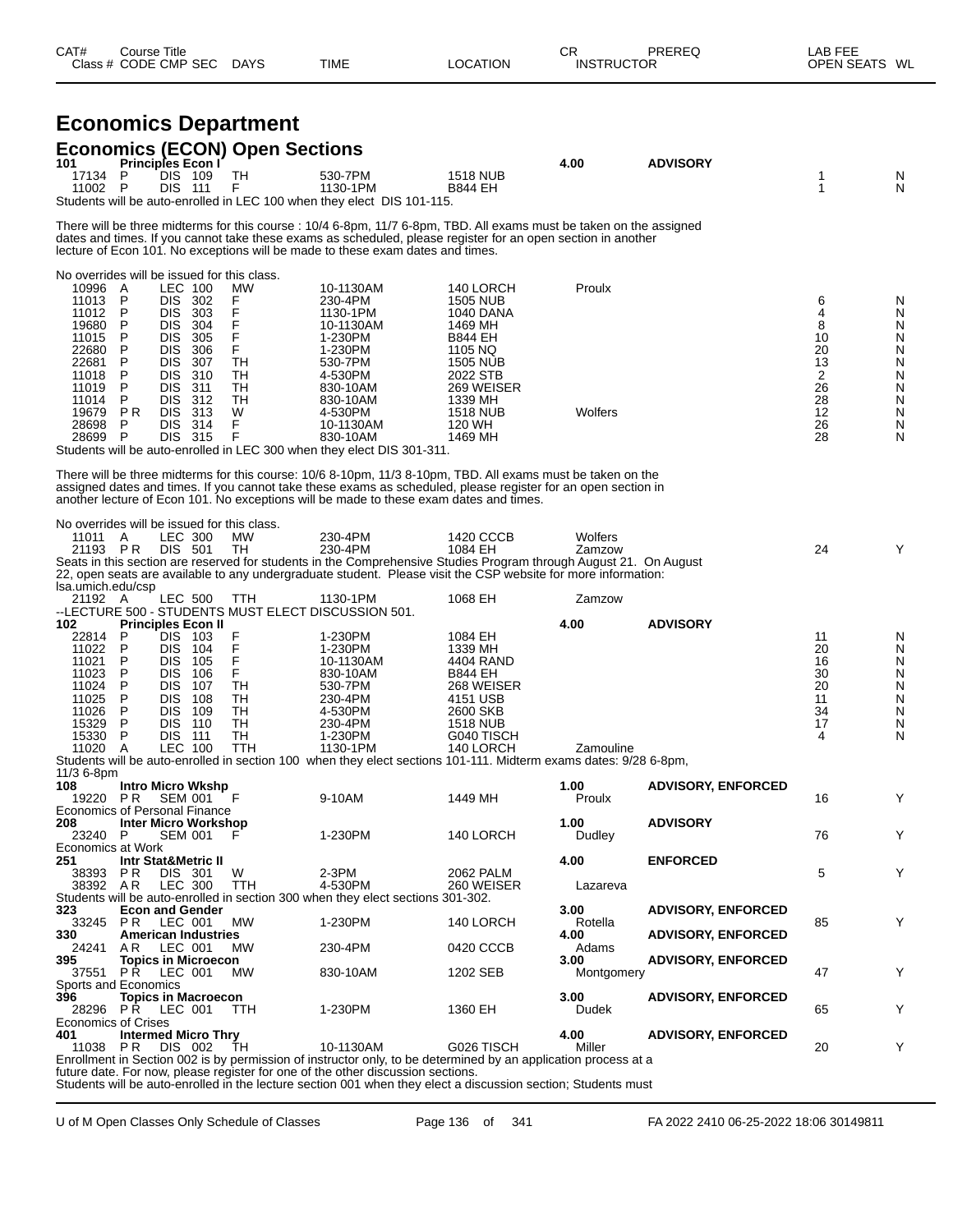| CAT# Class # | Course Title CODE CMP SEC | DAYS | TIME | LOCATION | CR INSTRUCTOR | PREREQ | LAB FEE OPEN SEATS | WL |
|---|---|---|---|---|---|---|---|---|

# Economics Department

## Economics (ECON) Open Sections

**101 Principles Econ I** — **4.00** — **ADVISORY**

| Class # | CMP | SEC | DAYS | TIME | LOCATION | INSTRUCTOR | OPEN SEATS | WL |
|---|---|---|---|---|---|---|---|---|
| 17134 | P | DIS 109 | TH | 530-7PM | 1518 NUB | | 1 | N |
| 11002 | P | DIS 111 | F | 1130-1PM | B844 EH | | 1 | N |

Students will be auto-enrolled in LEC 100 when they elect DIS 101-115.

There will be three midterms for this course : 10/4 6-8pm, 11/7 6-8pm, TBD. All exams must be taken on the assigned dates and times. If you cannot take these exams as scheduled, please register for an open section in another lecture of Econ 101. No exceptions will be made to these exam dates and times.

No overrides will be issued for this class.

| Class # | CMP | SEC | DAYS | TIME | LOCATION | INSTRUCTOR | OPEN SEATS | WL |
|---|---|---|---|---|---|---|---|---|
| 10996 | A | LEC 100 | MW | 10-1130AM | 140 LORCH | Proulx | | |
| 11013 | P | DIS 302 | F | 230-4PM | 1505 NUB | | 6 | N |
| 11012 | P | DIS 303 | F | 1130-1PM | 1040 DANA | | 4 | N |
| 19680 | P | DIS 304 | F | 10-1130AM | 1469 MH | | 8 | N |
| 11015 | P | DIS 305 | F | 1-230PM | B844 EH | | 10 | N |
| 22680 | P | DIS 306 | F | 1-230PM | 1105 NQ | | 20 | N |
| 22681 | P | DIS 307 | TH | 530-7PM | 1505 NUB | | 13 | N |
| 11018 | P | DIS 310 | TH | 4-530PM | 2022 STB | | 2 | N |
| 11019 | P | DIS 311 | TH | 830-10AM | 269 WEISER | | 26 | N |
| 11014 | P | DIS 312 | TH | 830-10AM | 1339 MH | | 28 | N |
| 19679 | P R | DIS 313 | W | 4-530PM | 1518 NUB | Wolfers | 12 | N |
| 28698 | P | DIS 314 | F | 10-1130AM | 120 WH | | 26 | N |
| 28699 | P | DIS 315 | F | 830-10AM | 1469 MH | | 28 | N |

Students will be auto-enrolled in LEC 300 when they elect DIS 301-311.

There will be three midterms for this course: 10/6 8-10pm, 11/3 8-10pm, TBD. All exams must be taken on the assigned dates and times. If you cannot take these exams as scheduled, please register for an open section in another lecture of Econ 101. No exceptions will be made to these exam dates and times.

No overrides will be issued for this class.

| Class # | CMP | SEC | DAYS | TIME | LOCATION | INSTRUCTOR | OPEN SEATS | WL |
|---|---|---|---|---|---|---|---|---|
| 11011 | A | LEC 300 | MW | 230-4PM | 1420 CCCB | Wolfers | | |
| 21193 | P R | DIS 501 | TH | 230-4PM | 1084 EH | Zamzow | 24 | Y |

Seats in this section are reserved for students in the Comprehensive Studies Program through August 21. On August 22, open seats are available to any undergraduate student. Please visit the CSP website for more information: lsa.umich.edu/csp

| Class # | CMP | SEC | DAYS | TIME | LOCATION | INSTRUCTOR | OPEN SEATS | WL |
|---|---|---|---|---|---|---|---|---|
| 21192 | A | LEC 500 | TTH | 1130-1PM | 1068 EH | Zamzow | | |

--LECTURE 500 - STUDENTS MUST ELECT DISCUSSION 501.

**102 Principles Econ II** — **4.00** — **ADVISORY**

| Class # | CMP | SEC | DAYS | TIME | LOCATION | INSTRUCTOR | OPEN SEATS | WL |
|---|---|---|---|---|---|---|---|---|
| 22814 | P | DIS 103 | F | 1-230PM | 1084 EH | | 11 | N |
| 11022 | P | DIS 104 | F | 1-230PM | 1339 MH | | 20 | N |
| 11021 | P | DIS 105 | F | 10-1130AM | 4404 RAND | | 16 | N |
| 11023 | P | DIS 106 | F | 830-10AM | B844 EH | | 30 | N |
| 11024 | P | DIS 107 | TH | 530-7PM | 268 WEISER | | 20 | N |
| 11025 | P | DIS 108 | TH | 230-4PM | 4151 USB | | 11 | N |
| 11026 | P | DIS 109 | TH | 4-530PM | 2600 SKB | | 34 | N |
| 15329 | P | DIS 110 | TH | 230-4PM | 1518 NUB | | 17 | N |
| 15330 | P | DIS 111 | TH | 1-230PM | G040 TISCH | | 4 | N |
| 11020 | A | LEC 100 | TTH | 1130-1PM | 140 LORCH | Zamouline | | |

Students will be auto-enrolled in section 100 when they elect sections 101-111. Midterm exams dates: 9/28 6-8pm, 11/3 6-8pm

**108 Intro Micro Wkshp** — **1.00** — **ADVISORY, ENFORCED**

| Class # | CMP | SEC | DAYS | TIME | LOCATION | INSTRUCTOR | OPEN SEATS | WL |
|---|---|---|---|---|---|---|---|---|
| 19220 | P R | SEM 001 | F | 9-10AM | 1449 MH | Proulx | 16 | Y |

Economics of Personal Finance

**208 Inter Micro Workshop** — **1.00** — **ADVISORY**

| Class # | CMP | SEC | DAYS | TIME | LOCATION | INSTRUCTOR | OPEN SEATS | WL |
|---|---|---|---|---|---|---|---|---|
| 23240 | P | SEM 001 | F | 1-230PM | 140 LORCH | Dudley | 76 | Y |

Economics at Work

**251 Intr Stat&Metric II** — **4.00** — **ENFORCED**

| Class # | CMP | SEC | DAYS | TIME | LOCATION | INSTRUCTOR | OPEN SEATS | WL |
|---|---|---|---|---|---|---|---|---|
| 38393 | P R | DIS 301 | W | 2-3PM | 2062 PALM | | 5 | Y |
| 38392 | A R | LEC 300 | TTH | 4-530PM | 260 WEISER | Lazareva | | |

Students will be auto-enrolled in section 300 when they elect sections 301-302.

**323 Econ and Gender** — **3.00** — **ADVISORY, ENFORCED**

| Class # | CMP | SEC | DAYS | TIME | LOCATION | INSTRUCTOR | OPEN SEATS | WL |
|---|---|---|---|---|---|---|---|---|
| 33245 | P R | LEC 001 | MW | 1-230PM | 140 LORCH | Rotella | 85 | Y |

**330 American Industries** — **4.00** — **ADVISORY, ENFORCED**

| Class # | CMP | SEC | DAYS | TIME | LOCATION | INSTRUCTOR | OPEN SEATS | WL |
|---|---|---|---|---|---|---|---|---|
| 24241 | A R | LEC 001 | MW | 230-4PM | 0420 CCCB | Adams | | |

**395 Topics in Microecon** — **3.00** — **ADVISORY, ENFORCED**

| Class # | CMP | SEC | DAYS | TIME | LOCATION | INSTRUCTOR | OPEN SEATS | WL |
|---|---|---|---|---|---|---|---|---|
| 37551 | P R | LEC 001 | MW | 830-10AM | 1202 SEB | Montgomery | 47 | Y |

Sports and Economics

**396 Topics in Macroecon** — **3.00** — **ADVISORY, ENFORCED**

| Class # | CMP | SEC | DAYS | TIME | LOCATION | INSTRUCTOR | OPEN SEATS | WL |
|---|---|---|---|---|---|---|---|---|
| 28296 | P R | LEC 001 | TTH | 1-230PM | 1360 EH | Dudek | 65 | Y |

Economics of Crises

**401 Intermed Micro Thry** — **4.00** — **ADVISORY, ENFORCED**

| Class # | CMP | SEC | DAYS | TIME | LOCATION | INSTRUCTOR | OPEN SEATS | WL |
|---|---|---|---|---|---|---|---|---|
| 11038 | P R | DIS 002 | TH | 10-1130AM | G026 TISCH | Miller | 20 | Y |

Enrollment in Section 002 is by permission of instructor only, to be determined by an application process at a future date. For now, please register for one of the other discussion sections.
Students will be auto-enrolled in the lecture section 001 when they elect a discussion section; Students must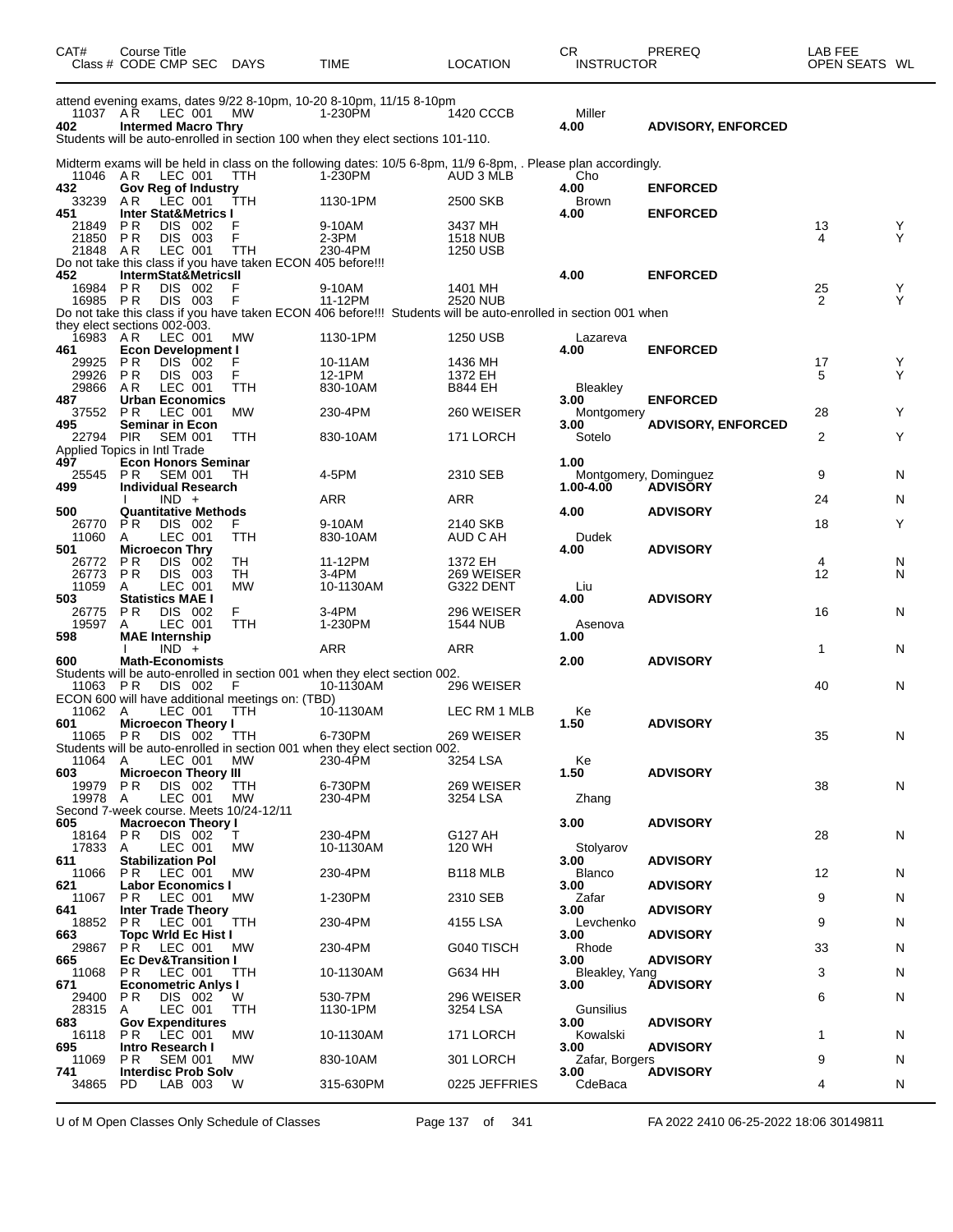| CAT# Class # | Course Title CODE CMP SEC | DAYS | TIME | LOCATION | CR INSTRUCTOR | PREREQ | LAB FEE OPEN SEATS | WL |
|---|---|---|---|---|---|---|---|---|
| attend evening exams, dates 9/22 8-10pm, 10-20 8-10pm, 11/15 8-10pm | | | | | | | | |
| 11037 | A R LEC 001 | MW | 1-230PM | 1420 CCCB | Miller | | | |
| **402** | **Intermed Macro Thry** | | | | **4.00** | **ADVISORY, ENFORCED** | | |
| Students will be auto-enrolled in section 100 when they elect sections 101-110. | | | | | | | | |
| Midterm exams will be held in class on the following dates: 10/5 6-8pm, 11/9 6-8pm, . Please plan accordingly. | | | | | | | | |
| 11046 | A R LEC 001 | TTH | 1-230PM | AUD 3 MLB | Cho | | | |
| **432** | **Gov Reg of Industry** | | | | **4.00** | **ENFORCED** | | |
| 33239 | A R LEC 001 | TTH | 1130-1PM | 2500 SKB | Brown | | | |
| **451** | **Inter Stat&Metrics I** | | | | **4.00** | **ENFORCED** | | |
| 21849 | P R DIS 002 | F | 9-10AM | 3437 MH | | | 13 | Y |
| 21850 | P R DIS 003 | F | 2-3PM | 1518 NUB | | | 4 | Y |
| 21848 | A R LEC 001 | TTH | 230-4PM | 1250 USB | | | | |
| Do not take this class if you have taken ECON 405 before!!! | | | | | | | | |
| **452** | **IntermStat&MetricsII** | | | | **4.00** | **ENFORCED** | | |
| 16984 | P R DIS 002 | F | 9-10AM | 1401 MH | | | 25 | Y |
| 16985 | P R DIS 003 | F | 11-12PM | 2520 NUB | | | 2 | Y |
| Do not take this class if you have taken ECON 406 before!!! Students will be auto-enrolled in section 001 when they elect sections 002-003. | | | | | | | | |
| 16983 | A R LEC 001 | MW | 1130-1PM | 1250 USB | Lazareva | | | |
| **461** | **Econ Development I** | | | | **4.00** | **ENFORCED** | | |
| 29925 | P R DIS 002 | F | 10-11AM | 1436 MH | | | 17 | Y |
| 29926 | P R DIS 003 | F | 12-1PM | 1372 EH | | | 5 | Y |
| 29866 | A R LEC 001 | TTH | 830-10AM | B844 EH | Bleakley | | | |
| **487** | **Urban Economics** | | | | **3.00** | **ENFORCED** | | |
| 37552 | P R LEC 001 | MW | 230-4PM | 260 WEISER | Montgomery | | 28 | Y |
| **495** | **Seminar in Econ** | | | | **3.00** | **ADVISORY, ENFORCED** | | |
| 22794 | PIR SEM 001 | TTH | 830-10AM | 171 LORCH | Sotelo | | 2 | Y |
| Applied Topics in Intl Trade | | | | | | | | |
| **497** | **Econ Honors Seminar** | | | | **1.00** | | | |
| 25545 | P R SEM 001 | TH | 4-5PM | 2310 SEB | Montgomery, Dominguez | | 9 | N |
| **499** | **Individual Research** | | | | **1.00-4.00** | **ADVISORY** | | |
| | I IND + | | ARR | ARR | | | 24 | N |
| **500** | **Quantitative Methods** | | | | **4.00** | **ADVISORY** | | |
| 26770 | P R DIS 002 | F | 9-10AM | 2140 SKB | | | 18 | Y |
| 11060 | A LEC 001 | TTH | 830-10AM | AUD C AH | Dudek | | | |
| **501** | **Microecon Thry** | | | | **4.00** | **ADVISORY** | | |
| 26772 | P R DIS 002 | TH | 11-12PM | 1372 EH | | | 4 | N |
| 26773 | P R DIS 003 | TH | 3-4PM | 269 WEISER | | | 12 | N |
| 11059 | A LEC 001 | MW | 10-1130AM | G322 DENT | Liu | | | |
| **503** | **Statistics MAE I** | | | | **4.00** | **ADVISORY** | | |
| 26775 | P R DIS 002 | F | 3-4PM | 296 WEISER | | | 16 | N |
| 19597 | A LEC 001 | TTH | 1-230PM | 1544 NUB | Asenova | | | |
| **598** | **MAE Internship** | | | | **1.00** | | | |
| | I IND + | | ARR | ARR | | | 1 | N |
| **600** | **Math-Economists** | | | | **2.00** | **ADVISORY** | | |
| Students will be auto-enrolled in section 001 when they elect section 002. | | | | | | | | |
| 11063 | P R DIS 002 | F | 10-1130AM | 296 WEISER | | | 40 | N |
| ECON 600 will have additional meetings on: (TBD) | | | | | | | | |
| 11062 | A LEC 001 | TTH | 10-1130AM | LEC RM 1 MLB | Ke | | | |
| **601** | **Microecon Theory I** | | | | **1.50** | **ADVISORY** | | |
| 11065 | P R DIS 002 | TTH | 6-730PM | 269 WEISER | | | 35 | N |
| Students will be auto-enrolled in section 001 when they elect section 002. | | | | | | | | |
| 11064 | A LEC 001 | MW | 230-4PM | 3254 LSA | Ke | | | |
| **603** | **Microecon Theory III** | | | | **1.50** | **ADVISORY** | | |
| 19979 | P R DIS 002 | TTH | 6-730PM | 269 WEISER | | | 38 | N |
| 19978 | A LEC 001 | MW | 230-4PM | 3254 LSA | Zhang | | | |
| Second 7-week course. Meets 10/24-12/11 | | | | | | | | |
| **605** | **Macroecon Theory I** | | | | **3.00** | **ADVISORY** | | |
| 18164 | P R DIS 002 | T | 230-4PM | G127 AH | | | 28 | N |
| 17833 | A LEC 001 | MW | 10-1130AM | 120 WH | Stolyarov | | | |
| **611** | **Stabilization Pol** | | | | **3.00** | **ADVISORY** | | |
| 11066 | P R LEC 001 | MW | 230-4PM | B118 MLB | Blanco | | 12 | N |
| **621** | **Labor Economics I** | | | | **3.00** | **ADVISORY** | | |
| 11067 | P R LEC 001 | MW | 1-230PM | 2310 SEB | Zafar | | 9 | N |
| **641** | **Inter Trade Theory** | | | | **3.00** | **ADVISORY** | | |
| 18852 | P R LEC 001 | TTH | 230-4PM | 4155 LSA | Levchenko | | 9 | N |
| **663** | **Topc Wrld Ec Hist I** | | | | **3.00** | **ADVISORY** | | |
| 29867 | P R LEC 001 | MW | 230-4PM | G040 TISCH | Rhode | | 33 | N |
| **665** | **Ec Dev&Transition I** | | | | **3.00** | **ADVISORY** | | |
| 11068 | P R LEC 001 | TTH | 10-1130AM | G634 HH | Bleakley, Yang | | 3 | N |
| **671** | **Econometric Anlys I** | | | | **3.00** | **ADVISORY** | | |
| 29400 | P R DIS 002 | W | 530-7PM | 296 WEISER | | | 6 | N |
| 28315 | A LEC 001 | TTH | 1130-1PM | 3254 LSA | Gunsilius | | | |
| **683** | **Gov Expenditures** | | | | **3.00** | **ADVISORY** | | |
| 16118 | P R LEC 001 | MW | 10-1130AM | 171 LORCH | Kowalski | | 1 | N |
| **695** | **Intro Research I** | | | | **3.00** | **ADVISORY** | | |
| 11069 | P R SEM 001 | MW | 830-10AM | 301 LORCH | Zafar, Borgers | | 9 | N |
| **741** | **Interdisc Prob Solv** | | | | **3.00** | **ADVISORY** | | |
| 34865 | PD LAB 003 | W | 315-630PM | 0225 JEFFRIES | CdeBaca | | 4 | N |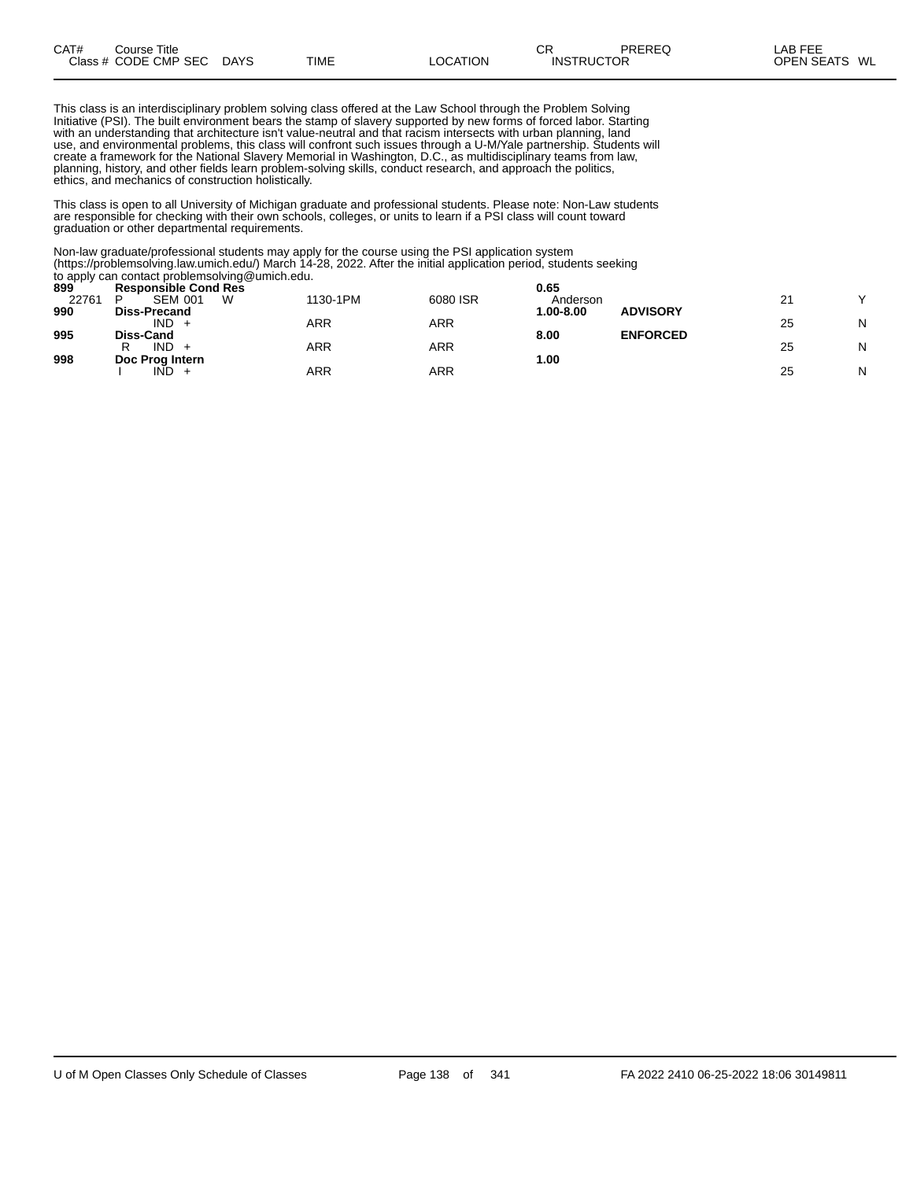| CAT# | Course Title | | | | | CR | PREREQ | LAB FEE | |
|---|---|---|---|---|---|---|---|---|---|
| Class # | CODE CMP SEC | DAYS | TIME | LOCATION | | INSTRUCTOR | | OPEN SEATS | WL |

This class is an interdisciplinary problem solving class offered at the Law School through the Problem Solving Initiative (PSI). The built environment bears the stamp of slavery supported by new forms of forced labor. Starting with an understanding that architecture isn't value-neutral and that racism intersects with urban planning, land use, and environmental problems, this class will confront such issues through a U-M/Yale partnership. Students will create a framework for the National Slavery Memorial in Washington, D.C., as multidisciplinary teams from law, planning, history, and other fields learn problem-solving skills, conduct research, and approach the politics, ethics, and mechanics of construction holistically.

This class is open to all University of Michigan graduate and professional students. Please note: Non-Law students are responsible for checking with their own schools, colleges, or units to learn if a PSI class will count toward graduation or other departmental requirements.

Non-law graduate/professional students may apply for the course using the PSI application system (https://problemsolving.law.umich.edu/) March 14-28, 2022. After the initial application period, students seeking to apply can contact problemsolving@umich.edu.

| CAT# | Course Title | DAYS | TIME | LOCATION | CR / INSTRUCTOR | PREREQ | OPEN SEATS | WL |
|---|---|---|---|---|---|---|---|---|
| **899** | **Responsible Cond Res** | | | | **0.65** | | | |
| 22761 | P SEM 001 | W | 1130-1PM | 6080 ISR | Anderson | | 21 | Y |
| **990** | **Diss-Precand** | | | | **1.00-8.00** | **ADVISORY** | | |
| | IND + | | ARR | ARR | | | 25 | N |
| **995** | **Diss-Cand** | | | | **8.00** | **ENFORCED** | | |
| | R IND + | | ARR | ARR | | | 25 | N |
| **998** | **Doc Prog Intern** | | | | **1.00** | | | |
| | I IND + | | ARR | ARR | | | 25 | N |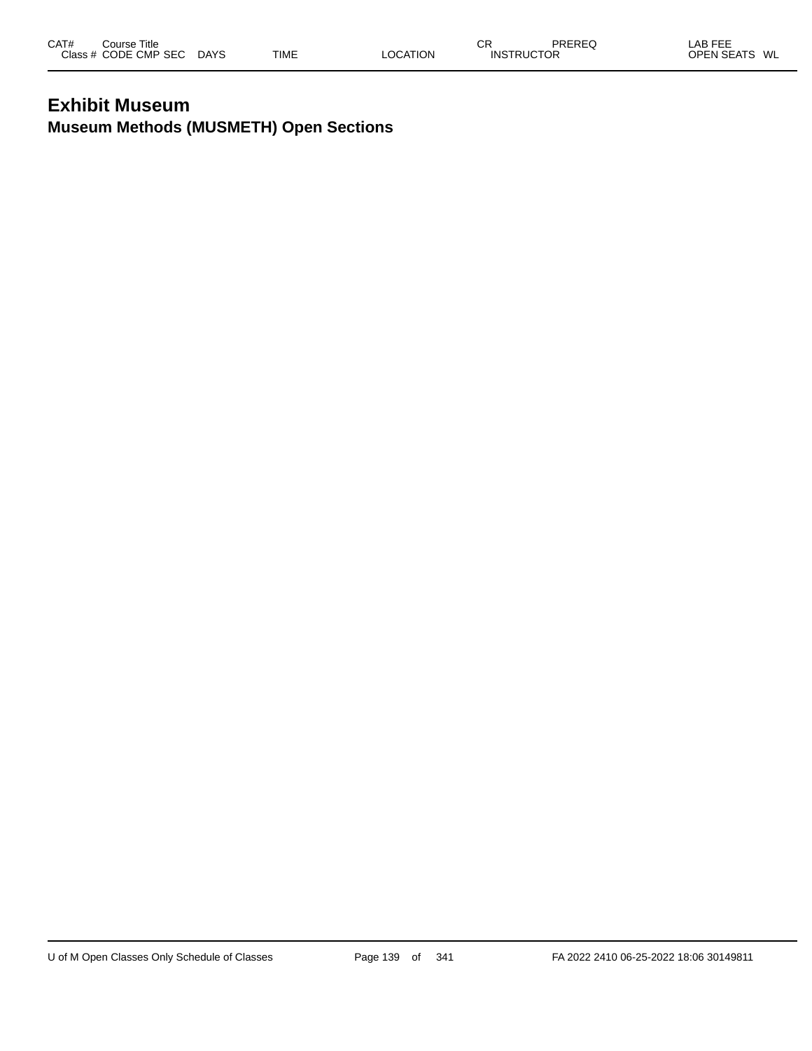| CAT# | Course Title | | | | | | CR | PREREQ | LAB FEE |
|---|---|---|---|---|---|---|---|---|---|
| Class # | CODE | CMP | SEC | DAYS | TIME | LOCATION | INSTRUCTOR | | OPEN SEATS WL |

# Exhibit Museum

## Museum Methods (MUSMETH) Open Sections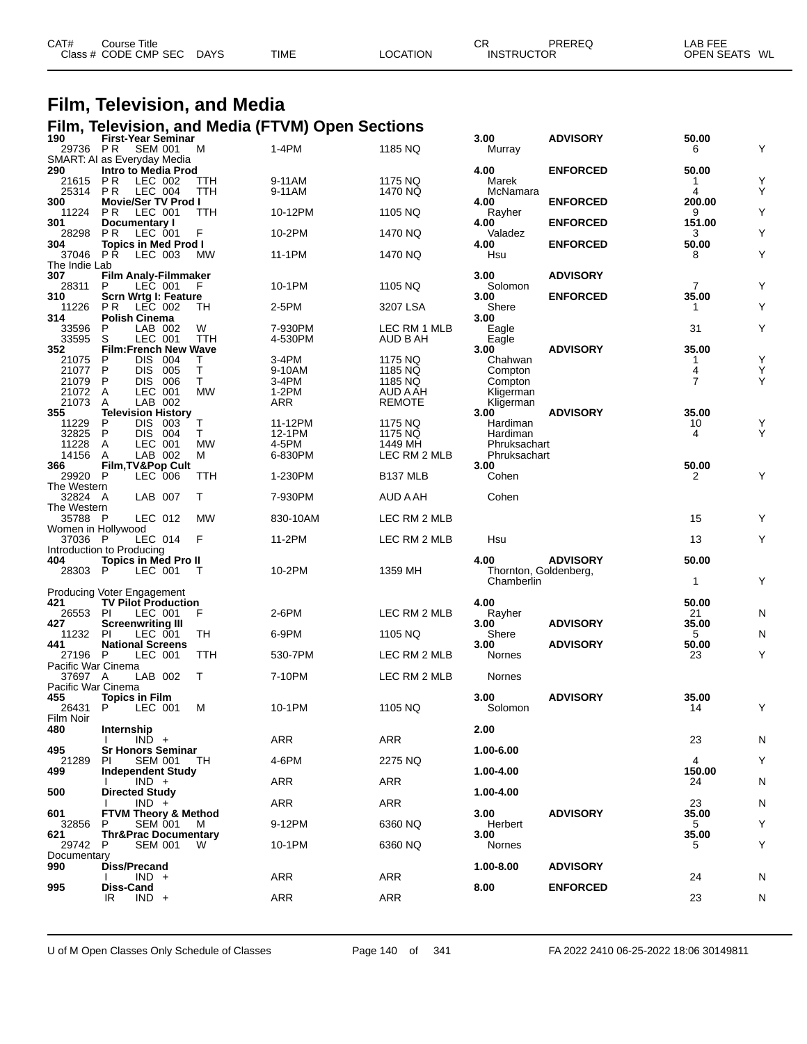# Film, Television, and Media

## Film, Television, and Media (FTVM) Open Sections

| CAT# | Course Title | | | | | | CR | PREREQ | LAB FEE | | |
|---|---|---|---|---|---|---|---|---|---|---|---|
| Class # | CODE | CMP SEC | DAYS | TIME | LOCATION | | INSTRUCTOR | | | OPEN SEATS | WL |
| **190** | **First-Year Seminar** | | | | | | **3.00** | **ADVISORY** | **50.00** | | |
| 29736 | P R | SEM 001 | M | 1-4PM | 1185 NQ | | Murray | | | 6 | Y |
| SMART: AI as Everyday Media | | | | | | | | | | | |
| **290** | **Intro to Media Prod** | | | | | | **4.00** | **ENFORCED** | **50.00** | | |
| 21615 | P R | LEC 002 | TTH | 9-11AM | 1175 NQ | | Marek | | | 1 | Y |
| 25314 | P R | LEC 004 | TTH | 9-11AM | 1470 NQ | | McNamara | | | 4 | Y |
| **300** | **Movie/Ser TV Prod I** | | | | | | **4.00** | **ENFORCED** | **200.00** | | |
| 11224 | P R | LEC 001 | TTH | 10-12PM | 1105 NQ | | Rayher | | | 9 | Y |
| **301** | **Documentary I** | | | | | | **4.00** | **ENFORCED** | **151.00** | | |
| 28298 | P R | LEC 001 | F | 10-2PM | 1470 NQ | | Valadez | | | 3 | Y |
| **304** | **Topics in Med Prod I** | | | | | | **4.00** | **ENFORCED** | **50.00** | | |
| 37046 | P R | LEC 003 | MW | 11-1PM | 1470 NQ | | Hsu | | | 8 | Y |
| The Indie Lab | | | | | | | | | | | |
| **307** | **Film Analy-Filmmaker** | | | | | | **3.00** | **ADVISORY** | | | |
| 28311 | P | LEC 001 | F | 10-1PM | 1105 NQ | | Solomon | | | 7 | Y |
| **310** | **Scrn Wrtg I: Feature** | | | | | | **3.00** | **ENFORCED** | **35.00** | | |
| 11226 | P R | LEC 002 | TH | 2-5PM | 3207 LSA | | Shere | | | 1 | Y |
| **314** | **Polish Cinema** | | | | | | **3.00** | | | | |
| 33596 | P | LAB 002 | W | 7-930PM | LEC RM 1 MLB | | Eagle | | | 31 | Y |
| 33595 | S | LEC 001 | TTH | 4-530PM | AUD B AH | | Eagle | | | | |
| **352** | **Film:French New Wave** | | | | | | **3.00** | **ADVISORY** | **35.00** | | |
| 21075 | P | DIS 004 | T | 3-4PM | 1175 NQ | | Chahwan | | | 1 | Y |
| 21077 | P | DIS 005 | T | 9-10AM | 1185 NQ | | Compton | | | 4 | Y |
| 21079 | P | DIS 006 | T | 3-4PM | 1185 NQ | | Compton | | | 7 | Y |
| 21072 | A | LEC 001 | MW | 1-2PM | AUD A AH | | Kligerman | | | | |
| 21073 | A | LAB 002 | | ARR | REMOTE | | Kligerman | | | | |
| **355** | **Television History** | | | | | | **3.00** | **ADVISORY** | **35.00** | | |
| 11229 | P | DIS 003 | T | 11-12PM | 1175 NQ | | Hardiman | | | 10 | Y |
| 32825 | P | DIS 004 | T | 12-1PM | 1175 NQ | | Hardiman | | | 4 | Y |
| 11228 | A | LEC 001 | MW | 4-5PM | 1449 MH | | Phruksachart | | | | |
| 14156 | A | LAB 002 | M | 6-830PM | LEC RM 2 MLB | | Phruksachart | | | | |
| **366** | **Film,TV&Pop Cult** | | | | | | **3.00** | | **50.00** | | |
| 29920 | P | LEC 006 | TTH | 1-230PM | B137 MLB | | Cohen | | | 2 | Y |
| The Western | | | | | | | | | | | |
| 32824 | A | LAB 007 | T | 7-930PM | AUD A AH | | Cohen | | | | |
| The Western | | | | | | | | | | | |
| 35788 | P | LEC 012 | MW | 830-10AM | LEC RM 2 MLB | | | | | 15 | Y |
| Women in Hollywood | | | | | | | | | | | |
| 37036 | P | LEC 014 | F | 11-2PM | LEC RM 2 MLB | | Hsu | | | 13 | Y |
| Introduction to Producing | | | | | | | | | | | |
| **404** | **Topics in Med Pro II** | | | | | | **4.00** | **ADVISORY** | **50.00** | | |
| 28303 | P | LEC 001 | T | 10-2PM | 1359 MH | | Thornton, Goldenberg, Chamberlin | | | 1 | Y |
| Producing Voter Engagement | | | | | | | | | | | |
| **421** | **TV Pilot Production** | | | | | | **4.00** | | **50.00** | | |
| 26553 | PI | LEC 001 | F | 2-6PM | LEC RM 2 MLB | | Rayher | | | 21 | N |
| **427** | **Screenwriting III** | | | | | | **3.00** | **ADVISORY** | **35.00** | | |
| 11232 | PI | LEC 001 | TH | 6-9PM | 1105 NQ | | Shere | | | 5 | N |
| **441** | **National Screens** | | | | | | **3.00** | **ADVISORY** | **50.00** | | |
| 27196 | P | LEC 001 | TTH | 530-7PM | LEC RM 2 MLB | | Nornes | | | 23 | Y |
| Pacific War Cinema | | | | | | | | | | | |
| 37697 | A | LAB 002 | T | 7-10PM | LEC RM 2 MLB | | Nornes | | | | |
| Pacific War Cinema | | | | | | | | | | | |
| **455** | **Topics in Film** | | | | | | **3.00** | **ADVISORY** | **35.00** | | |
| 26431 | P | LEC 001 | M | 10-1PM | 1105 NQ | | Solomon | | | 14 | Y |
| Film Noir | | | | | | | | | | | |
| **480** | **Internship** | | | | | | **2.00** | | | | |
| | I | IND + | | ARR | ARR | | | | | 23 | N |
| **495** | **Sr Honors Seminar** | | | | | | **1.00-6.00** | | | | |
| 21289 | PI | SEM 001 | TH | 4-6PM | 2275 NQ | | | | | 4 | Y |
| **499** | **Independent Study** | | | | | | **1.00-4.00** | | **150.00** | | |
| | I | IND + | | ARR | ARR | | | | | 24 | N |
| **500** | **Directed Study** | | | | | | **1.00-4.00** | | | | |
| | I | IND + | | ARR | ARR | | | | | 23 | N |
| **601** | **FTVM Theory & Method** | | | | | | **3.00** | **ADVISORY** | **35.00** | | |
| 32856 | P | SEM 001 | M | 9-12PM | 6360 NQ | | Herbert | | | 5 | Y |
| **621** | **Thr&Prac Documentary** | | | | | | **3.00** | | **35.00** | | |
| 29742 | P | SEM 001 | W | 10-1PM | 6360 NQ | | Nornes | | | 5 | Y |
| Documentary | | | | | | | | | | | |
| **990** | **Diss/Precand** | | | | | | **1.00-8.00** | **ADVISORY** | | | |
| | I | IND + | | ARR | ARR | | | | | 24 | N |
| **995** | **Diss-Cand** | | | | | | **8.00** | **ENFORCED** | | | |
| | IR | IND + | | ARR | ARR | | | | | 23 | N |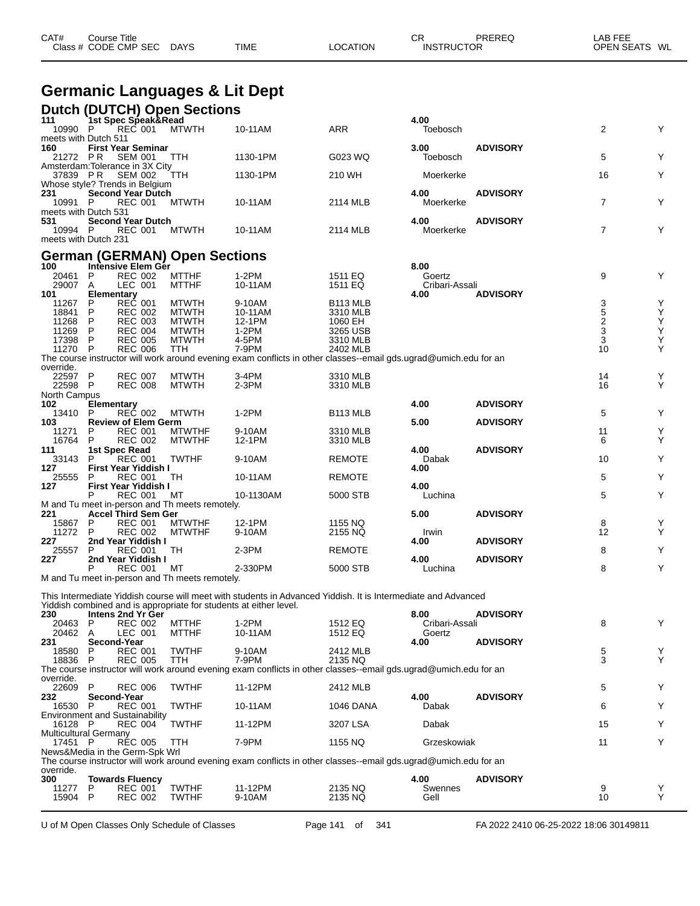| CAT# Class # | Course Title CODE CMP SEC | DAYS | TIME | LOCATION | CR INSTRUCTOR | PREREQ | LAB FEE OPEN SEATS | WL |
|---|---|---|---|---|---|---|---|---|

# Germanic Languages & Lit Dept

## Dutch (DUTCH) Open Sections

| CAT# Class # | Course Title CODE CMP SEC | DAYS | TIME | LOCATION | CR INSTRUCTOR | PREREQ | OPEN SEATS | WL |
|---|---|---|---|---|---|---|---|---|
| **111** | **1st Spec Speak&Read** | | | | **4.00** | | | |
| 10990 | P REC 001 | MTWTH | 10-11AM | ARR | Toebosch | | 2 | Y |
| meets with Dutch 511 | | | | | | | | |
| **160** | **First Year Seminar** | | | | **3.00** | **ADVISORY** | | |
| 21272 | P R SEM 001 | TTH | 1130-1PM | G023 WQ | Toebosch | | 5 | Y |
| Amsterdam:Tolerance in 3X City | | | | | | | | |
| 37839 | P R SEM 002 | TTH | 1130-1PM | 210 WH | Moerkerke | | 16 | Y |
| Whose style? Trends in Belgium | | | | | | | | |
| **231** | **Second Year Dutch** | | | | **4.00** | **ADVISORY** | | |
| 10991 | P REC 001 | MTWTH | 10-11AM | 2114 MLB | Moerkerke | | 7 | Y |
| meets with Dutch 531 | | | | | | | | |
| **531** | **Second Year Dutch** | | | | **4.00** | **ADVISORY** | | |
| 10994 | P REC 001 | MTWTH | 10-11AM | 2114 MLB | Moerkerke | | 7 | Y |
| meets with Dutch 231 | | | | | | | | |

## German (GERMAN) Open Sections

| CAT# Class # | Course Title CODE CMP SEC | DAYS | TIME | LOCATION | CR INSTRUCTOR | PREREQ | OPEN SEATS | WL |
|---|---|---|---|---|---|---|---|---|
| **100** | **Intensive Elem Ger** | | | | **8.00** | | | |
| 20461 | P REC 002 | MTTHF | 1-2PM | 1511 EQ | Goertz | | 9 | Y |
| 29007 | A LEC 001 | MTTHF | 10-11AM | 1511 EQ | Cribari-Assali | | | |
| **101** | **Elementary** | | | | **4.00** | **ADVISORY** | | |
| 11267 | P REC 001 | MTWTH | 9-10AM | B113 MLB | | | 3 | Y |
| 18841 | P REC 002 | MTWTH | 10-11AM | 3310 MLB | | | 5 | Y |
| 11268 | P REC 003 | MTWTH | 12-1PM | 1060 EH | | | 2 | Y |
| 11269 | P REC 004 | MTWTH | 1-2PM | 3265 USB | | | 3 | Y |
| 17398 | P REC 005 | MTWTH | 4-5PM | 3310 MLB | | | 3 | Y |
| 11270 | P REC 006 | TTH | 7-9PM | 2402 MLB | | | 10 | Y |
| The course instructor will work around evening exam conflicts in other classes--email gds.ugrad@umich.edu for an override. | | | | | | | | |
| 22597 | P REC 007 | MTWTH | 3-4PM | 3310 MLB | | | 14 | Y |
| 22598 | P REC 008 | MTWTH | 2-3PM | 3310 MLB | | | 16 | Y |
| North Campus | | | | | | | | |
| **102** | **Elementary** | | | | **4.00** | **ADVISORY** | | |
| 13410 | P REC 002 | MTWTH | 1-2PM | B113 MLB | | | 5 | Y |
| **103** | **Review of Elem Germ** | | | | **5.00** | **ADVISORY** | | |
| 11271 | P REC 001 | MTWTHF | 9-10AM | 3310 MLB | | | 11 | Y |
| 16764 | P REC 002 | MTWTHF | 12-1PM | 3310 MLB | | | 6 | Y |
| **111** | **1st Spec Read** | | | | **4.00** | **ADVISORY** | | |
| 33143 | P REC 001 | TWTHF | 9-10AM | REMOTE | Dabak | | 10 | Y |
| **127** | **First Year Yiddish I** | | | | **4.00** | | | |
| 25555 | P REC 001 | TH | 10-11AM | REMOTE | | | 5 | Y |
| **127** | **First Year Yiddish I** | | | | **4.00** | | | |
| | P REC 001 | MT | 10-1130AM | 5000 STB | Luchina | | 5 | Y |
| M and Tu meet in-person and Th meets remotely. | | | | | | | | |
| **221** | **Accel Third Sem Ger** | | | | **5.00** | **ADVISORY** | | |
| 15867 | P REC 001 | MTWTHF | 12-1PM | 1155 NQ | | | 8 | Y |
| 11272 | P REC 002 | MTWTHF | 9-10AM | 2155 NQ | Irwin | | 12 | Y |
| **227** | **2nd Year Yiddish I** | | | | **4.00** | **ADVISORY** | | |
| 25557 | P REC 001 | TH | 2-3PM | REMOTE | | | 8 | Y |
| **227** | **2nd Year Yiddish I** | | | | **4.00** | **ADVISORY** | | |
| | P REC 001 | MT | 2-330PM | 5000 STB | Luchina | | 8 | Y |
| M and Tu meet in-person and Th meets remotely. This Intermediate Yiddish course will meet with students in Advanced Yiddish. It is Intermediate and Advanced Yiddish combined and is appropriate for students at either level. | | | | | | | | |
| **230** | **Intens 2nd Yr Ger** | | | | **8.00** | **ADVISORY** | | |
| 20463 | P REC 002 | MTTHF | 1-2PM | 1512 EQ | Cribari-Assali | | 8 | Y |
| 20462 | A LEC 001 | MTTHF | 10-11AM | 1512 EQ | Goertz | | | |
| **231** | **Second-Year** | | | | **4.00** | **ADVISORY** | | |
| 18580 | P REC 001 | TWTHF | 9-10AM | 2412 MLB | | | 5 | Y |
| 18836 | P REC 005 | TTH | 7-9PM | 2135 NQ | | | 3 | Y |
| The course instructor will work around evening exam conflicts in other classes--email gds.ugrad@umich.edu for an override. | | | | | | | | |
| 22609 | P REC 006 | TWTHF | 11-12PM | 2412 MLB | | | 5 | Y |
| **232** | **Second-Year** | | | | **4.00** | **ADVISORY** | | |
| 16530 | P REC 001 | TWTHF | 10-11AM | 1046 DANA | Dabak | | 6 | Y |
| Environment and Sustainability | | | | | | | | |
| 16128 | P REC 004 | TWTHF | 11-12PM | 3207 LSA | Dabak | | 15 | Y |
| Multicultural Germany | | | | | | | | |
| 17451 | P REC 005 | TTH | 7-9PM | 1155 NQ | Grzeskowiak | | 11 | Y |
| News&Media in the Germ-Spk Wrl | | | | | | | | |
| The course instructor will work around evening exam conflicts in other classes--email gds.ugrad@umich.edu for an override. | | | | | | | | |
| **300** | **Towards Fluency** | | | | **4.00** | **ADVISORY** | | |
| 11277 | P REC 001 | TWTHF | 11-12PM | 2135 NQ | Swennes | | 9 | Y |
| 15904 | P REC 002 | TWTHF | 9-10AM | 2135 NQ | Gell | | 10 | Y |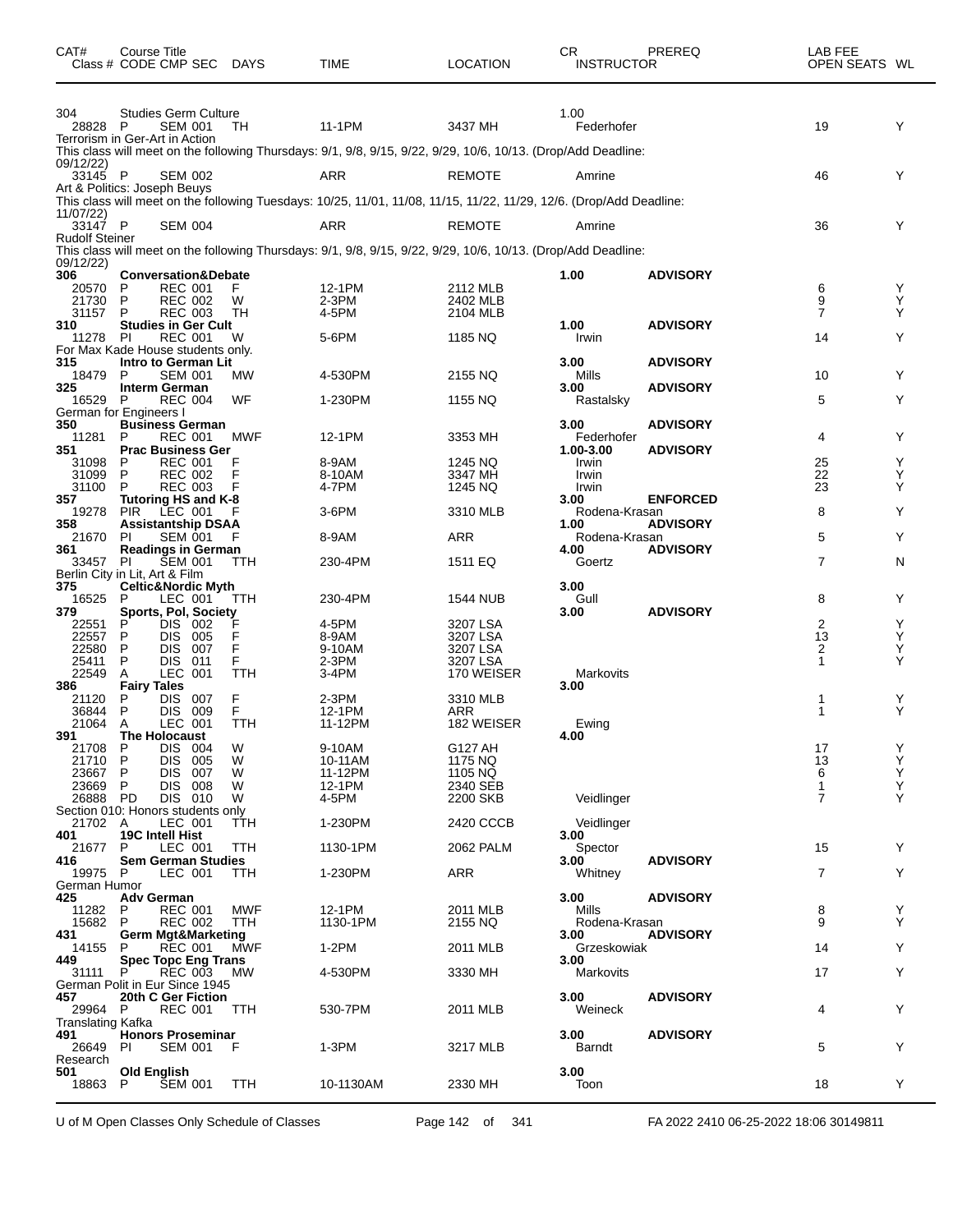| CAT# | Course Title<br>Class # CODE CMP SEC | DAYS | TIME | LOCATION | CR<br>INSTRUCTOR | PREREQ | LAB FEE<br>OPEN SEATS | WL |
|---|---|---|---|---|---|---|---|---|
| 304 | Studies Germ Culture | | | | 1.00 | | | |
| 28828 | P SEM 001 | TH | 11-1PM | 3437 MH | Federhofer | | 19 | Y |
| Terrorism in Ger-Art in Action | | | | | | | | |
| This class will meet on the following Thursdays: 9/1, 9/8, 9/15, 9/22, 9/29, 10/6, 10/13. (Drop/Add Deadline: 09/12/22) | | | | | | | | |
| 33145 | P SEM 002 | | ARR | REMOTE | Amrine | | 46 | Y |
| Art & Politics: Joseph Beuys | | | | | | | | |
| This class will meet on the following Tuesdays: 10/25, 11/01, 11/08, 11/15, 11/22, 11/29, 12/6. (Drop/Add Deadline: 11/07/22) | | | | | | | | |
| 33147 | P SEM 004 | | ARR | REMOTE | Amrine | | 36 | Y |
| Rudolf Steiner | | | | | | | | |
| This class will meet on the following Thursdays: 9/1, 9/8, 9/15, 9/22, 9/29, 10/6, 10/13. (Drop/Add Deadline: 09/12/22) | | | | | | | | |
| **306** | **Conversation&Debate** | | | | **1.00** | **ADVISORY** | | |
| 20570 | P REC 001 | F | 12-1PM | 2112 MLB | | | 6 | Y |
| 21730 | P REC 002 | W | 2-3PM | 2402 MLB | | | 9 | Y |
| 31157 | P REC 003 | TH | 4-5PM | 2104 MLB | | | 7 | Y |
| **310** | **Studies in Ger Cult** | | | | **1.00** | **ADVISORY** | | |
| 11278 | PI REC 001 | W | 5-6PM | 1185 NQ | Irwin | | 14 | Y |
| For Max Kade House students only. | | | | | | | | |
| **315** | **Intro to German Lit** | | | | **3.00** | **ADVISORY** | | |
| 18479 | P SEM 001 | MW | 4-530PM | 2155 NQ | Mills | | 10 | Y |
| **325** | **Interm German** | | | | **3.00** | **ADVISORY** | | |
| 16529 | P REC 004 | WF | 1-230PM | 1155 NQ | Rastalsky | | 5 | Y |
| German for Engineers I | | | | | | | | |
| **350** | **Business German** | | | | **3.00** | **ADVISORY** | | |
| 11281 | P REC 001 | MWF | 12-1PM | 3353 MH | Federhofer | | 4 | Y |
| **351** | **Prac Business Ger** | | | | **1.00-3.00** | **ADVISORY** | | |
| 31098 | P REC 001 | F | 8-9AM | 1245 NQ | Irwin | | 25 | Y |
| 31099 | P REC 002 | F | 8-10AM | 3347 MH | Irwin | | 22 | Y |
| 31100 | P REC 003 | F | 4-7PM | 1245 NQ | Irwin | | 23 | Y |
| **357** | **Tutoring HS and K-8** | | | | **3.00** | **ENFORCED** | | |
| 19278 | PIR LEC 001 | F | 3-6PM | 3310 MLB | Rodena-Krasan | | 8 | Y |
| **358** | **Assistantship DSAA** | | | | **1.00** | **ADVISORY** | | |
| 21670 | PI SEM 001 | F | 8-9AM | ARR | Rodena-Krasan | | 5 | Y |
| **361** | **Readings in German** | | | | **4.00** | **ADVISORY** | | |
| 33457 | PI SEM 001 | TTH | 230-4PM | 1511 EQ | Goertz | | 7 | N |
| Berlin City in Lit, Art & Film | | | | | | | | |
| **375** | **Celtic&Nordic Myth** | | | | **3.00** | | | |
| 16525 | P LEC 001 | TTH | 230-4PM | 1544 NUB | Gull | | 8 | Y |
| **379** | **Sports, Pol, Society** | | | | **3.00** | **ADVISORY** | | |
| 22551 | P DIS 002 | F | 4-5PM | 3207 LSA | | | 2 | Y |
| 22557 | P DIS 005 | F | 8-9AM | 3207 LSA | | | 13 | Y |
| 22580 | P DIS 007 | F | 9-10AM | 3207 LSA | | | 2 | Y |
| 25411 | P DIS 011 | F | 2-3PM | 3207 LSA | | | 1 | Y |
| 22549 | A LEC 001 | TTH | 3-4PM | 170 WEISER | Markovits | | | |
| **386** | **Fairy Tales** | | | | **3.00** | | | |
| 21120 | P DIS 007 | F | 2-3PM | 3310 MLB | | | 1 | Y |
| 36844 | P DIS 009 | F | 12-1PM | ARR | | | 1 | Y |
| 21064 | A LEC 001 | TTH | 11-12PM | 182 WEISER | Ewing | | | |
| **391** | **The Holocaust** | | | | **4.00** | | | |
| 21708 | P DIS 004 | W | 9-10AM | G127 AH | | | 17 | Y |
| 21710 | P DIS 005 | W | 10-11AM | 1175 NQ | | | 13 | Y |
| 23667 | P DIS 007 | W | 11-12PM | 1105 NQ | | | 6 | Y |
| 23669 | P DIS 008 | W | 12-1PM | 2340 SEB | | | 1 | Y |
| 26888 | PD DIS 010 | W | 4-5PM | 2200 SKB | Veidlinger | | 7 | Y |
| Section 010: Honors students only | | | | | | | | |
| 21702 | A LEC 001 | TTH | 1-230PM | 2420 CCCB | Veidlinger | | | |
| **401** | **19C Intell Hist** | | | | **3.00** | | | |
| 21677 | P LEC 001 | TTH | 1130-1PM | 2062 PALM | Spector | | 15 | Y |
| **416** | **Sem German Studies** | | | | **3.00** | **ADVISORY** | | |
| 19975 | P LEC 001 | TTH | 1-230PM | ARR | Whitney | | 7 | Y |
| German Humor | | | | | | | | |
| **425** | **Adv German** | | | | **3.00** | **ADVISORY** | | |
| 11282 | P REC 001 | MWF | 12-1PM | 2011 MLB | Mills | | 8 | Y |
| 15682 | P REC 002 | TTH | 1130-1PM | 2155 NQ | Rodena-Krasan | | 9 | Y |
| **431** | **Germ Mgt&Marketing** | | | | **3.00** | **ADVISORY** | | |
| 14155 | P REC 001 | MWF | 1-2PM | 2011 MLB | Grzeskowiak | | 14 | Y |
| **449** | **Spec Topc Eng Trans** | | | | **3.00** | | | |
| 31111 | P REC 003 | MW | 4-530PM | 3330 MH | Markovits | | 17 | Y |
| German Polit in Eur Since 1945 | | | | | | | | |
| **457** | **20th C Ger Fiction** | | | | **3.00** | **ADVISORY** | | |
| 29964 | P REC 001 | TTH | 530-7PM | 2011 MLB | Weineck | | 4 | Y |
| Translating Kafka | | | | | | | | |
| **491** | **Honors Proseminar** | | | | **3.00** | **ADVISORY** | | |
| 26649 | PI SEM 001 | F | 1-3PM | 3217 MLB | Barndt | | 5 | Y |
| Research | | | | | | | | |
| **501** | **Old English** | | | | **3.00** | | | |
| 18863 | P SEM 001 | TTH | 10-1130AM | 2330 MH | Toon | | 18 | Y |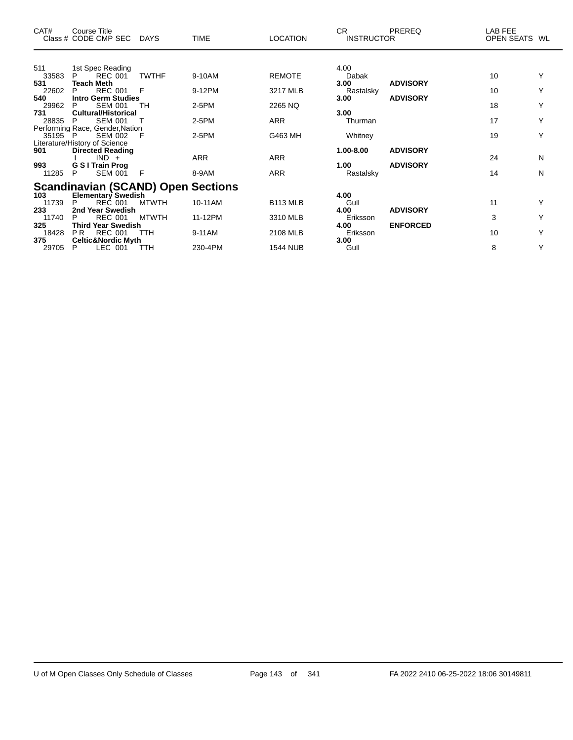| CAT# | Course Title<br>Class # CODE CMP SEC | DAYS | TIME | LOCATION | CR<br>INSTRUCTOR | PREREQ | LAB FEE<br>OPEN SEATS | WL |
|---|---|---|---|---|---|---|---|---|
| 511 | 1st Spec Reading | | | | 4.00 | | | |
| 33583 | P REC 001 | TWTHF | 9-10AM | REMOTE | Dabak | | 10 | Y |
| **531** | **Teach Meth** | | | | **3.00** | **ADVISORY** | | |
| 22602 | P REC 001 | F | 9-12PM | 3217 MLB | Rastalsky | | 10 | Y |
| **540** | **Intro Germ Studies** | | | | **3.00** | **ADVISORY** | | |
| 29962 | P SEM 001 | TH | 2-5PM | 2265 NQ | | | 18 | Y |
| **731** | **Cultural/Historical** | | | | **3.00** | | | |
| 28835 | P SEM 001 | T | 2-5PM | ARR | Thurman | | 17 | Y |
| | Performing Race, Gender,Nation | | | | | | | |
| 35195 | P SEM 002 | F | 2-5PM | G463 MH | Whitney | | 19 | Y |
| | Literature/History of Science | | | | | | | |
| **901** | **Directed Reading** | | | | **1.00-8.00** | **ADVISORY** | | |
| | I IND + | | ARR | ARR | | | 24 | N |
| **993** | **G S I Train Prog** | | | | **1.00** | **ADVISORY** | | |
| 11285 | P SEM 001 | F | 8-9AM | ARR | Rastalsky | | 14 | N |

## Scandinavian (SCAND) Open Sections

| CAT# | Course Title<br>Class # CODE CMP SEC | DAYS | TIME | LOCATION | CR<br>INSTRUCTOR | PREREQ | LAB FEE<br>OPEN SEATS | WL |
|---|---|---|---|---|---|---|---|---|
| **103** | **Elementary Swedish** | | | | **4.00** | | | |
| 11739 | P REC 001 | MTWTH | 10-11AM | B113 MLB | Gull | | 11 | Y |
| **233** | **2nd Year Swedish** | | | | **4.00** | **ADVISORY** | | |
| 11740 | P REC 001 | MTWTH | 11-12PM | 3310 MLB | Eriksson | | 3 | Y |
| **325** | **Third Year Swedish** | | | | **4.00** | **ENFORCED** | | |
| 18428 | P R REC 001 | TTH | 9-11AM | 2108 MLB | Eriksson | | 10 | Y |
| **375** | **Celtic&Nordic Myth** | | | | **3.00** | | | |
| 29705 | P LEC 001 | TTH | 230-4PM | 1544 NUB | Gull | | 8 | Y |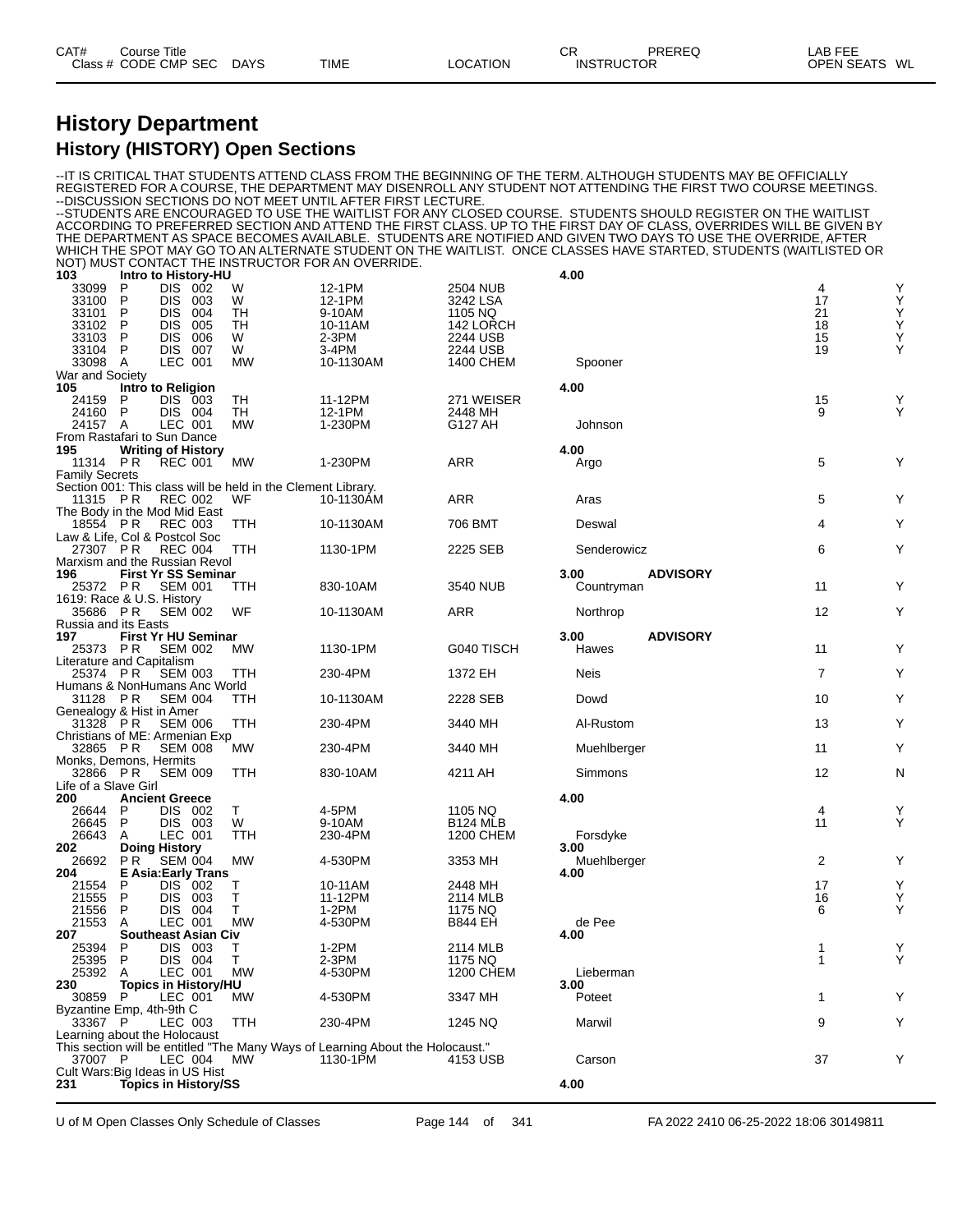# History Department

## History (HISTORY) Open Sections

--IT IS CRITICAL THAT STUDENTS ATTEND CLASS FROM THE BEGINNING OF THE TERM. ALTHOUGH STUDENTS MAY BE OFFICIALLY REGISTERED FOR A COURSE, THE DEPARTMENT MAY DISENROLL ANY STUDENT NOT ATTENDING THE FIRST TWO COURSE MEETINGS.
--DISCUSSION SECTIONS DO NOT MEET UNTIL AFTER FIRST LECTURE.
--STUDENTS ARE ENCOURAGED TO USE THE WAITLIST FOR ANY CLOSED COURSE. STUDENTS SHOULD REGISTER ON THE WAITLIST ACCORDING TO PREFERRED SECTION AND ATTEND THE FIRST CLASS. UP TO THE FIRST DAY OF CLASS, OVERRIDES WILL BE GIVEN BY THE DEPARTMENT AS SPACE BECOMES AVAILABLE. STUDENTS ARE NOTIFIED AND GIVEN TWO DAYS TO USE THE OVERRIDE, AFTER WHICH THE SPOT MAY GO TO AN ALTERNATE STUDENT ON THE WAITLIST. ONCE CLASSES HAVE STARTED, STUDENTS (WAITLISTED OR NOT) MUST CONTACT THE INSTRUCTOR FOR AN OVERRIDE.

| CAT# / Class # | Course Title / CODE CMP SEC | DAYS | TIME | LOCATION | CR / INSTRUCTOR | PREREQ | OPEN SEATS | WL |
|---|---|---|---|---|---|---|---|---|
| **103** | **Intro to History-HU** | | | | **4.00** | | | |
| 33099 | P DIS 002 | W | 12-1PM | 2504 NUB | | | 4 | Y |
| 33100 | P DIS 003 | W | 12-1PM | 3242 LSA | | | 17 | Y |
| 33101 | P DIS 004 | TH | 9-10AM | 1105 NQ | | | 21 | Y |
| 33102 | P DIS 005 | TH | 10-11AM | 142 LORCH | | | 18 | Y |
| 33103 | P DIS 006 | W | 2-3PM | 2244 USB | | | 15 | Y |
| 33104 | P DIS 007 | W | 3-4PM | 2244 USB | | | 19 | Y |
| 33098 | A LEC 001 | MW | 10-1130AM | 1400 CHEM | Spooner | | | |
| War and Society | | | | | | | | |
| **105** | **Intro to Religion** | | | | **4.00** | | | |
| 24159 | P DIS 003 | TH | 11-12PM | 271 WEISER | | | 15 | Y |
| 24160 | P DIS 004 | TH | 12-1PM | 2448 MH | | | 9 | Y |
| 24157 | A LEC 001 | MW | 1-230PM | G127 AH | Johnson | | | |
| From Rastafari to Sun Dance | | | | | | | | |
| **195** | **Writing of History** | | | | **4.00** | | | |
| 11314 | P R REC 001 | MW | 1-230PM | ARR | Argo | | 5 | Y |
| Family Secrets | | | | | | | | |
| Section 001: This class will be held in the Clement Library. | | | | | | | | |
| 11315 | P R REC 002 | WF | 10-1130AM | ARR | Aras | | 5 | Y |
| The Body in the Mod Mid East | | | | | | | | |
| 18554 | P R REC 003 | TTH | 10-1130AM | 706 BMT | Deswal | | 4 | Y |
| Law & Life, Col & Postcol Soc | | | | | | | | |
| 27307 | P R REC 004 | TTH | 1130-1PM | 2225 SEB | Senderowicz | | 6 | Y |
| Marxism and the Russian Revol | | | | | | | | |
| **196** | **First Yr SS Seminar** | | | | **3.00** | **ADVISORY** | | |
| 25372 | P R SEM 001 | TTH | 830-10AM | 3540 NUB | Countryman | | 11 | Y |
| 1619: Race & U.S. History | | | | | | | | |
| 35686 | P R SEM 002 | WF | 10-1130AM | ARR | Northrop | | 12 | Y |
| Russia and its Easts | | | | | | | | |
| **197** | **First Yr HU Seminar** | | | | **3.00** | **ADVISORY** | | |
| 25373 | P R SEM 002 | MW | 1130-1PM | G040 TISCH | Hawes | | 11 | Y |
| Literature and Capitalism | | | | | | | | |
| 25374 | P R SEM 003 | TTH | 230-4PM | 1372 EH | Neis | | 7 | Y |
| Humans & NonHumans Anc World | | | | | | | | |
| 31128 | P R SEM 004 | TTH | 10-1130AM | 2228 SEB | Dowd | | 10 | Y |
| Genealogy & Hist in Amer | | | | | | | | |
| 31328 | P R SEM 006 | TTH | 230-4PM | 3440 MH | Al-Rustom | | 13 | Y |
| Christians of ME: Armenian Exp | | | | | | | | |
| 32865 | P R SEM 008 | MW | 230-4PM | 3440 MH | Muehlberger | | 11 | Y |
| Monks, Demons, Hermits | | | | | | | | |
| 32866 | P R SEM 009 | TTH | 830-10AM | 4211 AH | Simmons | | 12 | N |
| Life of a Slave Girl | | | | | | | | |
| **200** | **Ancient Greece** | | | | **4.00** | | | |
| 26644 | P DIS 002 | T | 4-5PM | 1105 NQ | | | 4 | Y |
| 26645 | P DIS 003 | W | 9-10AM | B124 MLB | | | 11 | Y |
| 26643 | A LEC 001 | TTH | 230-4PM | 1200 CHEM | Forsdyke | | | |
| **202** | **Doing History** | | | | **3.00** | | | |
| 26692 | P R SEM 004 | MW | 4-530PM | 3353 MH | Muehlberger | | 2 | Y |
| **204** | **E Asia:Early Trans** | | | | **4.00** | | | |
| 21554 | P DIS 002 | T | 10-11AM | 2448 MH | | | 17 | Y |
| 21555 | P DIS 003 | T | 11-12PM | 2114 MLB | | | 16 | Y |
| 21556 | P DIS 004 | T | 1-2PM | 1175 NQ | | | 6 | Y |
| 21553 | A LEC 001 | MW | 4-530PM | B844 EH | de Pee | | | |
| **207** | **Southeast Asian Civ** | | | | **4.00** | | | |
| 25394 | P DIS 003 | T | 1-2PM | 2114 MLB | | | 1 | Y |
| 25395 | P DIS 004 | T | 2-3PM | 1175 NQ | | | 1 | Y |
| 25392 | A LEC 001 | MW | 4-530PM | 1200 CHEM | Lieberman | | | |
| **230** | **Topics in History/HU** | | | | **3.00** | | | |
| 30859 | P LEC 001 | MW | 4-530PM | 3347 MH | Poteet | | 1 | Y |
| Byzantine Emp, 4th-9th C | | | | | | | | |
| 33367 | P LEC 003 | TTH | 230-4PM | 1245 NQ | Marwil | | 9 | Y |
| Learning about the Holocaust | | | | | | | | |
| This section will be entitled "The Many Ways of Learning About the Holocaust." | | | | | | | | |
| 37007 | P LEC 004 | MW | 1130-1PM | 4153 USB | Carson | | 37 | Y |
| Cult Wars:Big Ideas in US Hist | | | | | | | | |
| **231** | **Topics in History/SS** | | | | **4.00** | | | |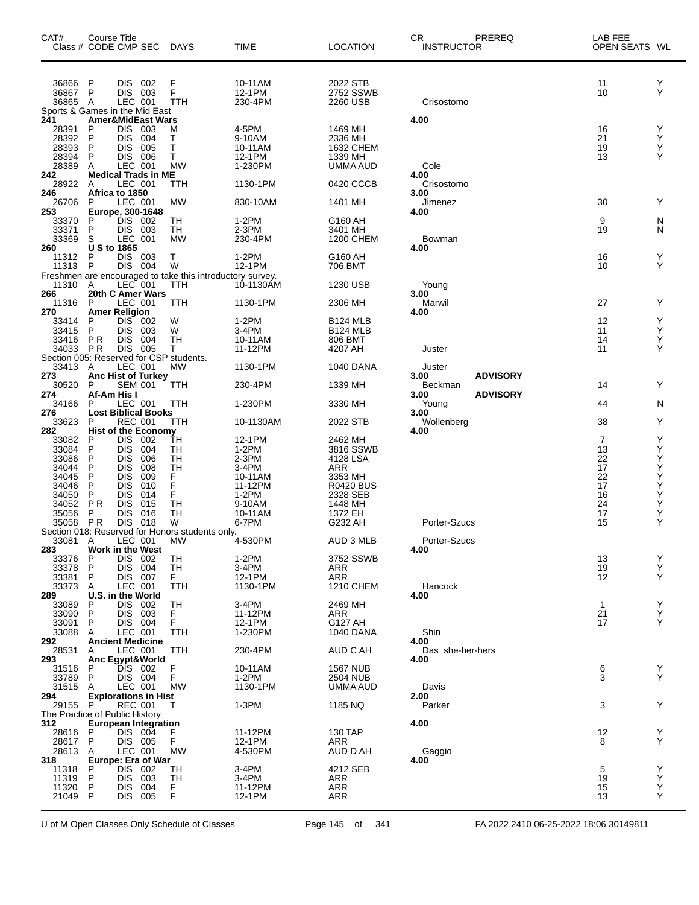| CAT# Class # | Course Title CODE | CMP | SEC | DAYS | TIME | LOCATION | CR INSTRUCTOR | PREREQ | LAB FEE OPEN SEATS | WL |
|---|---|---|---|---|---|---|---|---|---|---|
| 36866 | P | DIS | 002 | F | 10-11AM | 2022 STB | | | 11 | Y |
| 36867 | P | DIS | 003 | F | 12-1PM | 2752 SSWB | | | 10 | Y |
| 36865 | A | LEC | 001 | TTH | 230-4PM | 2260 USB | Crisostomo | | | |
| Sports & Games in the Mid East | | | | | | | | | | |
| **241** | **Amer&MidEast Wars** | | | | | | **4.00** | | | |
| 28391 | P | DIS | 003 | M | 4-5PM | 1469 MH | | | 16 | Y |
| 28392 | P | DIS | 004 | T | 9-10AM | 2336 MH | | | 21 | Y |
| 28393 | P | DIS | 005 | T | 10-11AM | 1632 CHEM | | | 19 | Y |
| 28394 | P | DIS | 006 | T | 12-1PM | 1339 MH | | | 13 | Y |
| 28389 | A | LEC | 001 | MW | 1-230PM | UMMA AUD | Cole | | | |
| **242** | **Medical Trads in ME** | | | | | | **4.00** | | | |
| 28922 | A | LEC | 001 | TTH | 1130-1PM | 0420 CCCB | Crisostomo | | | |
| **246** | **Africa to 1850** | | | | | | **3.00** | | | |
| 26706 | P | LEC | 001 | MW | 830-10AM | 1401 MH | Jimenez | | 30 | Y |
| **253** | **Europe, 300-1648** | | | | | | **4.00** | | | |
| 33370 | P | DIS | 002 | TH | 1-2PM | G160 AH | | | 9 | N |
| 33371 | P | DIS | 003 | TH | 2-3PM | 3401 MH | | | 19 | N |
| 33369 | S | LEC | 001 | MW | 230-4PM | 1200 CHEM | Bowman | | | |
| **260** | **U S to 1865** | | | | | | **4.00** | | | |
| 11312 | P | DIS | 003 | T | 1-2PM | G160 AH | | | 16 | Y |
| 11313 | P | DIS | 004 | W | 12-1PM | 706 BMT | | | 10 | Y |
| Freshmen are encouraged to take this introductory survey. | | | | | | | | | | |
| 11310 | A | LEC | 001 | TTH | 10-1130AM | 1230 USB | Young | | | |
| **266** | **20th C Amer Wars** | | | | | | **3.00** | | | |
| 11316 | P | LEC | 001 | TTH | 1130-1PM | 2306 MH | Marwil | | 27 | Y |
| **270** | **Amer Religion** | | | | | | **4.00** | | | |
| 33414 | P | DIS | 002 | W | 1-2PM | B124 MLB | | | 12 | Y |
| 33415 | P | DIS | 003 | W | 3-4PM | B124 MLB | | | 11 | Y |
| 33416 | P R | DIS | 004 | TH | 10-11AM | 806 BMT | | | 14 | Y |
| 34033 | P R | DIS | 005 | T | 11-12PM | 4207 AH | Juster | | 11 | Y |
| Section 005: Reserved for CSP students. | | | | | | | | | | |
| 33413 | A | LEC | 001 | MW | 1130-1PM | 1040 DANA | Juster | | | |
| **273** | **Anc Hist of Turkey** | | | | | | **3.00** | **ADVISORY** | | |
| 30520 | P | SEM | 001 | TTH | 230-4PM | 1339 MH | Beckman | | 14 | Y |
| **274** | **Af-Am His I** | | | | | | **3.00** | **ADVISORY** | | |
| 34166 | P | LEC | 001 | TTH | 1-230PM | 3330 MH | Young | | 44 | N |
| **276** | **Lost Biblical Books** | | | | | | **3.00** | | | |
| 33623 | P | REC | 001 | TTH | 10-1130AM | 2022 STB | Wollenberg | | 38 | Y |
| **282** | **Hist of the Economy** | | | | | | **4.00** | | | |
| 33082 | P | DIS | 002 | TH | 12-1PM | 2462 MH | | | 7 | Y |
| 33084 | P | DIS | 004 | TH | 1-2PM | 3816 SSWB | | | 13 | Y |
| 33086 | P | DIS | 006 | TH | 2-3PM | 4128 LSA | | | 22 | Y |
| 34044 | P | DIS | 008 | TH | 3-4PM | ARR | | | 17 | Y |
| 34045 | P | DIS | 009 | F | 10-11AM | 3353 MH | | | 22 | Y |
| 34046 | P | DIS | 010 | F | 11-12PM | R0420 BUS | | | 17 | Y |
| 34050 | P | DIS | 014 | F | 1-2PM | 2328 SEB | | | 16 | Y |
| 34052 | P R | DIS | 015 | TH | 9-10AM | 1448 MH | | | 24 | Y |
| 35056 | P | DIS | 016 | TH | 10-11AM | 1372 EH | | | 17 | Y |
| 35058 | P R | DIS | 018 | W | 6-7PM | G232 AH | Porter-Szucs | | 15 | Y |
| Section 018: Reserved for Honors students only. | | | | | | | | | | |
| 33081 | A | LEC | 001 | MW | 4-530PM | AUD 3 MLB | Porter-Szucs | | | |
| **283** | **Work in the West** | | | | | | **4.00** | | | |
| 33376 | P | DIS | 002 | TH | 1-2PM | 3752 SSWB | | | 13 | Y |
| 33378 | P | DIS | 004 | TH | 3-4PM | ARR | | | 19 | Y |
| 33381 | P | DIS | 007 | F | 12-1PM | ARR | | | 12 | Y |
| 33373 | A | LEC | 001 | TTH | 1130-1PM | 1210 CHEM | Hancock | | | |
| **289** | **U.S. in the World** | | | | | | **4.00** | | | |
| 33089 | P | DIS | 002 | TH | 3-4PM | 2469 MH | | | 1 | Y |
| 33090 | P | DIS | 003 | F | 11-12PM | ARR | | | 21 | Y |
| 33091 | P | DIS | 004 | F | 12-1PM | G127 AH | | | 17 | Y |
| 33088 | A | LEC | 001 | TTH | 1-230PM | 1040 DANA | Shin | | | |
| **292** | **Ancient Medicine** | | | | | | **4.00** | | | |
| 28531 | A | LEC | 001 | TTH | 230-4PM | AUD C AH | Das she-her-hers | | | |
| **293** | **Anc Egypt&World** | | | | | | **4.00** | | | |
| 31516 | P | DIS | 002 | F | 10-11AM | 1567 NUB | | | 6 | Y |
| 33789 | P | DIS | 004 | F | 1-2PM | 2504 NUB | | | 3 | Y |
| 31515 | A | LEC | 001 | MW | 1130-1PM | UMMA AUD | Davis | | | |
| **294** | **Explorations in Hist** | | | | | | **2.00** | | | |
| 29155 | P | REC | 001 | T | 1-3PM | 1185 NQ | Parker | | 3 | Y |
| The Practice of Public History | | | | | | | | | | |
| **312** | **European Integration** | | | | | | **4.00** | | | |
| 28616 | P | DIS | 004 | F | 11-12PM | 130 TAP | | | 12 | Y |
| 28617 | P | DIS | 005 | F | 12-1PM | ARR | | | 8 | Y |
| 28613 | A | LEC | 001 | MW | 4-530PM | AUD D AH | Gaggio | | | |
| **318** | **Europe: Era of War** | | | | | | **4.00** | | | |
| 11318 | P | DIS | 002 | TH | 3-4PM | 4212 SEB | | | 5 | Y |
| 11319 | P | DIS | 003 | TH | 3-4PM | ARR | | | 19 | Y |
| 11320 | P | DIS | 004 | F | 11-12PM | ARR | | | 15 | Y |
| 21049 | P | DIS | 005 | F | 12-1PM | ARR | | | 13 | Y |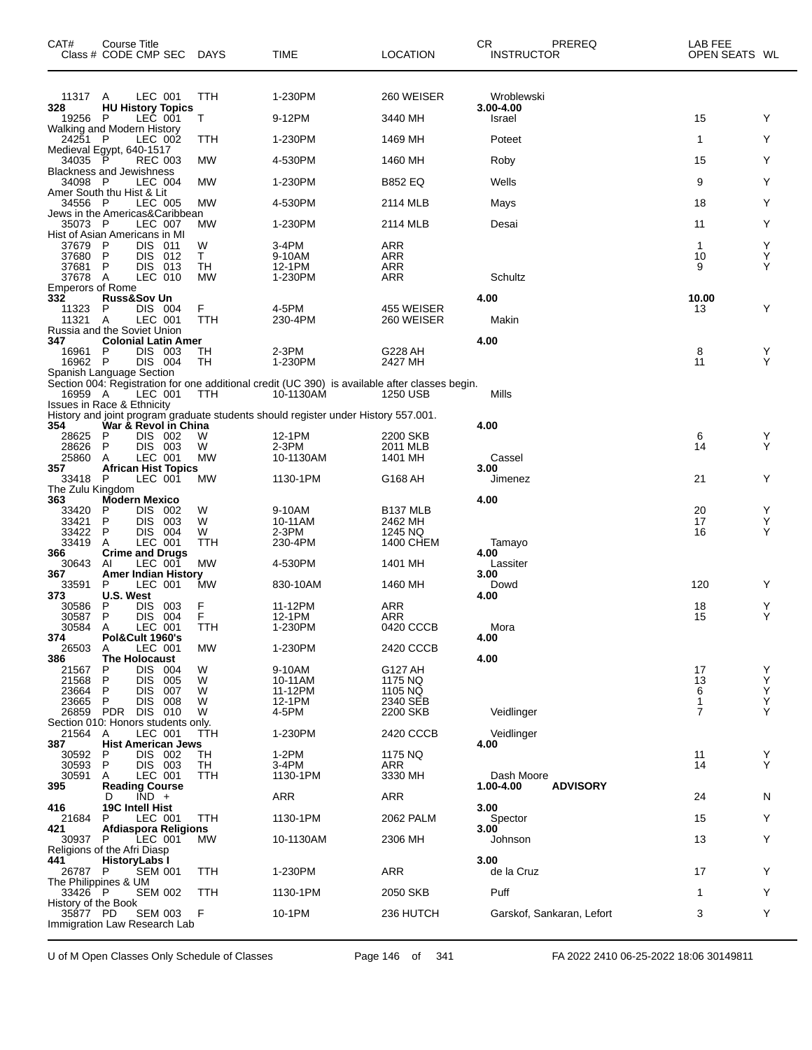| CAT# Class # | Course Title CODE | CMP SEC | DAYS | TIME | LOCATION | CR INSTRUCTOR | PREREQ | LAB FEE OPEN SEATS | WL |
|---|---|---|---|---|---|---|---|---|---|
| 11317 | A | LEC 001 | TTH | 1-230PM | 260 WEISER | Wroblewski | | | |
| **328** | **HU History Topics** | | | | | 3.00-4.00 | | | |
| 19256 | P | LEC 001 | T | 9-12PM | 3440 MH | Israel | | 15 | Y |
| Walking and Modern History | | | | | | | | | |
| 24251 | P | LEC 002 | TTH | 1-230PM | 1469 MH | Poteet | | 1 | Y |
| Medieval Egypt, 640-1517 | | | | | | | | | |
| 34035 | P | REC 003 | MW | 4-530PM | 1460 MH | Roby | | 15 | Y |
| Blackness and Jewishness | | | | | | | | | |
| 34098 | P | LEC 004 | MW | 1-230PM | B852 EQ | Wells | | 9 | Y |
| Amer South thu Hist & Lit | | | | | | | | | |
| 34556 | P | LEC 005 | MW | 4-530PM | 2114 MLB | Mays | | 18 | Y |
| Jews in the Americas&Caribbean | | | | | | | | | |
| 35073 | P | LEC 007 | MW | 1-230PM | 2114 MLB | Desai | | 11 | Y |
| Hist of Asian Americans in MI | | | | | | | | | |
| 37679 | P | DIS 011 | W | 3-4PM | ARR | | | 1 | Y |
| 37680 | P | DIS 012 | T | 9-10AM | ARR | | | 10 | Y |
| 37681 | P | DIS 013 | TH | 12-1PM | ARR | | | 9 | Y |
| 37678 | A | LEC 010 | MW | 1-230PM | ARR | Schultz | | | |
| Emperors of Rome | | | | | | | | | |
| **332** | **Russ&Sov Un** | | | | | 4.00 | | 10.00 | |
| 11323 | P | DIS 004 | F | 4-5PM | 455 WEISER | | | 13 | Y |
| 11321 | A | LEC 001 | TTH | 230-4PM | 260 WEISER | Makin | | | |
| Russia and the Soviet Union | | | | | | | | | |
| **347** | **Colonial Latin Amer** | | | | | 4.00 | | | |
| 16961 | P | DIS 003 | TH | 2-3PM | G228 AH | | | 8 | Y |
| 16962 | P | DIS 004 | TH | 1-230PM | 2427 MH | | | 11 | Y |
| Spanish Language Section | | | | | | | | | |
| Section 004: Registration for one additional credit (UC 390) is available after classes begin. | | | | | | | | | |
| 16959 | A | LEC 001 | TTH | 10-1130AM | 1250 USB | Mills | | | |
| Issues in Race & Ethnicity | | | | | | | | | |
| History and joint program graduate students should register under History 557.001. | | | | | | | | | |
| **354** | **War & Revol in China** | | | | | 4.00 | | | |
| 28625 | P | DIS 002 | W | 12-1PM | 2200 SKB | | | 6 | Y |
| 28626 | P | DIS 003 | W | 2-3PM | 2011 MLB | | | 14 | Y |
| 25860 | A | LEC 001 | MW | 10-1130AM | 1401 MH | Cassel | | | |
| **357** | **African Hist Topics** | | | | | 3.00 | | | |
| 33418 | P | LEC 001 | MW | 1130-1PM | G168 AH | Jimenez | | 21 | Y |
| The Zulu Kingdom | | | | | | | | | |
| **363** | **Modern Mexico** | | | | | 4.00 | | | |
| 33420 | P | DIS 002 | W | 9-10AM | B137 MLB | | | 20 | Y |
| 33421 | P | DIS 003 | W | 10-11AM | 2462 MH | | | 17 | Y |
| 33422 | P | DIS 004 | W | 2-3PM | 1245 NQ | | | 16 | Y |
| 33419 | A | LEC 001 | TTH | 230-4PM | 1400 CHEM | Tamayo | | | |
| **366** | **Crime and Drugs** | | | | | 4.00 | | | |
| 30643 | AI | LEC 001 | MW | 4-530PM | 1401 MH | Lassiter | | | |
| **367** | **Amer Indian History** | | | | | 3.00 | | | |
| 33591 | P | LEC 001 | MW | 830-10AM | 1460 MH | Dowd | | 120 | Y |
| **373** | **U.S. West** | | | | | 4.00 | | | |
| 30586 | P | DIS 003 | F | 11-12PM | ARR | | | 18 | Y |
| 30587 | P | DIS 004 | F | 12-1PM | ARR | | | 15 | Y |
| 30584 | A | LEC 001 | TTH | 1-230PM | 0420 CCCB | Mora | | | |
| **374** | **Pol&Cult 1960's** | | | | | 4.00 | | | |
| 26503 | A | LEC 001 | MW | 1-230PM | 2420 CCCB | | | | |
| **386** | **The Holocaust** | | | | | 4.00 | | | |
| 21567 | P | DIS 004 | W | 9-10AM | G127 AH | | | 17 | Y |
| 21568 | P | DIS 005 | W | 10-11AM | 1175 NQ | | | 13 | Y |
| 23664 | P | DIS 007 | W | 11-12PM | 1105 NQ | | | 6 | Y |
| 23665 | P | DIS 008 | W | 12-1PM | 2340 SEB | | | 1 | Y |
| 26859 | PDR | DIS 010 | W | 4-5PM | 2200 SKB | Veidlinger | | 7 | Y |
| Section 010: Honors students only. | | | | | | | | | |
| 21564 | A | LEC 001 | TTH | 1-230PM | 2420 CCCB | Veidlinger | | | |
| **387** | **Hist American Jews** | | | | | 4.00 | | | |
| 30592 | P | DIS 002 | TH | 1-2PM | 1175 NQ | | | 11 | Y |
| 30593 | P | DIS 003 | TH | 3-4PM | ARR | | | 14 | Y |
| 30591 | A | LEC 001 | TTH | 1130-1PM | 3330 MH | Dash Moore | | | |
| **395** | **Reading Course** | | | | | 1.00-4.00 | **ADVISORY** | | |
| | D | IND + | | ARR | ARR | | | 24 | N |
| **416** | **19C Intell Hist** | | | | | 3.00 | | | |
| 21684 | P | LEC 001 | TTH | 1130-1PM | 2062 PALM | Spector | | 15 | Y |
| **421** | **Afdiaspora Religions** | | | | | 3.00 | | | |
| 30937 | P | LEC 001 | MW | 10-1130AM | 2306 MH | Johnson | | 13 | Y |
| Religions of the Afri Diasp | | | | | | | | | |
| **441** | **HistoryLabs I** | | | | | 3.00 | | | |
| 26787 | P | SEM 001 | TTH | 1-230PM | ARR | de la Cruz | | 17 | Y |
| The Philippines & UM | | | | | | | | | |
| 33426 | P | SEM 002 | TTH | 1130-1PM | 2050 SKB | Puff | | 1 | Y |
| History of the Book | | | | | | | | | |
| 35877 | PD | SEM 003 | F | 10-1PM | 236 HUTCH | Garskof, Sankaran, Lefort | | 3 | Y |
| Immigration Law Research Lab | | | | | | | | | |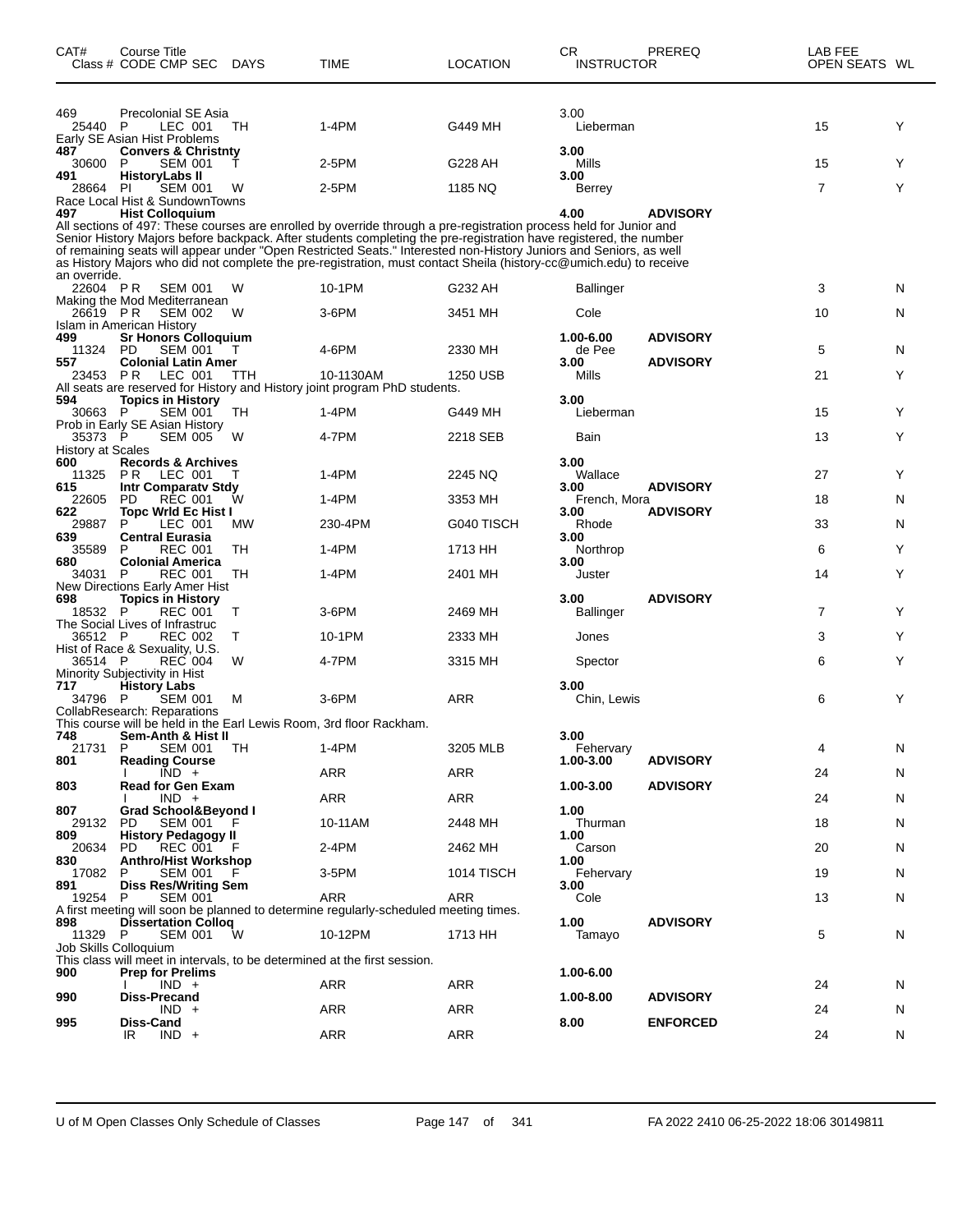| CAT# Class # | Course Title CODE CMP SEC | DAYS | TIME | LOCATION | CR INSTRUCTOR | PREREQ | LAB FEE OPEN SEATS | WL |
|---|---|---|---|---|---|---|---|---|
| 469 | Precolonial SE Asia | | | | 3.00 | | | |
| 25440 | P LEC 001 | TH | 1-4PM | G449 MH | Lieberman | | 15 | Y |
| | Early SE Asian Hist Problems | | | | | | | |
| **487** | **Convers & Christnty** | | | | **3.00** | | | |
| 30600 | P SEM 001 | T | 2-5PM | G228 AH | Mills | | 15 | Y |
| **491** | **HistoryLabs II** | | | | **3.00** | | | |
| 28664 | PI SEM 001 | W | 2-5PM | 1185 NQ | Berrey | | 7 | Y |
| | Race Local Hist & SundownTowns | | | | | | | |
| **497** | **Hist Colloquium** | | | | **4.00** | **ADVISORY** | | |

All sections of 497: These courses are enrolled by override through a pre-registration process held for Junior and Senior History Majors before backpack. After students completing the pre-registration have registered, the number of remaining seats will appear under "Open Restricted Seats." Interested non-History Juniors and Seniors, as well as History Majors who did not complete the pre-registration, must contact Sheila (history-cc@umich.edu) to receive an override.

| CAT# Class # | Course Title CODE CMP SEC | DAYS | TIME | LOCATION | CR INSTRUCTOR | PREREQ | LAB FEE OPEN SEATS | WL |
|---|---|---|---|---|---|---|---|---|
| 22604 | P R SEM 001 | W | 10-1PM | G232 AH | Ballinger | | 3 | N |
| | Making the Mod Mediterranean | | | | | | | |
| 26619 | P R SEM 002 | W | 3-6PM | 3451 MH | Cole | | 10 | N |
| | Islam in American History | | | | | | | |
| **499** | **Sr Honors Colloquium** | | | | **1.00-6.00** | **ADVISORY** | | |
| 11324 | PD SEM 001 | T | 4-6PM | 2330 MH | de Pee | | 5 | N |
| **557** | **Colonial Latin Amer** | | | | **3.00** | **ADVISORY** | | |
| 23453 | P R LEC 001 | TTH | 10-1130AM | 1250 USB | Mills | | 21 | Y |

All seats are reserved for History and History joint program PhD students.

| CAT# Class # | Course Title CODE CMP SEC | DAYS | TIME | LOCATION | CR INSTRUCTOR | PREREQ | LAB FEE OPEN SEATS | WL |
|---|---|---|---|---|---|---|---|---|
| **594** | **Topics in History** | | | | **3.00** | | | |
| 30663 | P SEM 001 | TH | 1-4PM | G449 MH | Lieberman | | 15 | Y |
| | Prob in Early SE Asian History | | | | | | | |
| 35373 | P SEM 005 | W | 4-7PM | 2218 SEB | Bain | | 13 | Y |
| | History at Scales | | | | | | | |
| **600** | **Records & Archives** | | | | **3.00** | | | |
| 11325 | P R LEC 001 | T | 1-4PM | 2245 NQ | Wallace | | 27 | Y |
| **615** | **Intr Comparatv Stdy** | | | | **3.00** | **ADVISORY** | | |
| 22605 | PD REC 001 | W | 1-4PM | 3353 MH | French, Mora | | 18 | N |
| **622** | **Topc Wrld Ec Hist I** | | | | **3.00** | **ADVISORY** | | |
| 29887 | P LEC 001 | MW | 230-4PM | G040 TISCH | Rhode | | 33 | N |
| **639** | **Central Eurasia** | | | | **3.00** | | | |
| 35589 | P REC 001 | TH | 1-4PM | 1713 HH | Northrop | | 6 | Y |
| **680** | **Colonial America** | | | | **3.00** | | | |
| 34031 | P REC 001 | TH | 1-4PM | 2401 MH | Juster | | 14 | Y |
| | New Directions Early Amer Hist | | | | | | | |
| **698** | **Topics in History** | | | | **3.00** | **ADVISORY** | | |
| 18532 | P REC 001 | T | 3-6PM | 2469 MH | Ballinger | | 7 | Y |
| | The Social Lives of Infrastruc | | | | | | | |
| 36512 | P REC 002 | T | 10-1PM | 2333 MH | Jones | | 3 | Y |
| | Hist of Race & Sexuality, U.S. | | | | | | | |
| 36514 | P REC 004 | W | 4-7PM | 3315 MH | Spector | | 6 | Y |
| | Minority Subjectivity in Hist | | | | | | | |
| **717** | **History Labs** | | | | **3.00** | | | |
| 34796 | P SEM 001 | M | 3-6PM | ARR | Chin, Lewis | | 6 | Y |
| | CollabResearch: Reparations | | | | | | | |

This course will be held in the Earl Lewis Room, 3rd floor Rackham.

| CAT# Class # | Course Title CODE CMP SEC | DAYS | TIME | LOCATION | CR INSTRUCTOR | PREREQ | LAB FEE OPEN SEATS | WL |
|---|---|---|---|---|---|---|---|---|
| **748** | **Sem-Anth & Hist II** | | | | **3.00** | | | |
| 21731 | P SEM 001 | TH | 1-4PM | 3205 MLB | Fehervary | | 4 | N |
| **801** | **Reading Course** | | | | **1.00-3.00** | **ADVISORY** | | |
| | I IND + | | ARR | ARR | | | 24 | N |
| **803** | **Read for Gen Exam** | | | | **1.00-3.00** | **ADVISORY** | | |
| | I IND + | | ARR | ARR | | | 24 | N |
| **807** | **Grad School&Beyond I** | | | | **1.00** | | | |
| 29132 | PD SEM 001 | F | 10-11AM | 2448 MH | Thurman | | 18 | N |
| **809** | **History Pedagogy II** | | | | **1.00** | | | |
| 20634 | PD REC 001 | F | 2-4PM | 2462 MH | Carson | | 20 | N |
| **830** | **Anthro/Hist Workshop** | | | | **1.00** | | | |
| 17082 | P SEM 001 | F | 3-5PM | 1014 TISCH | Fehervary | | 19 | N |
| **891** | **Diss Res/Writing Sem** | | | | **3.00** | | | |
| 19254 | P SEM 001 | | ARR | ARR | Cole | | 13 | N |

A first meeting will soon be planned to determine regularly-scheduled meeting times.

| CAT# Class # | Course Title CODE CMP SEC | DAYS | TIME | LOCATION | CR INSTRUCTOR | PREREQ | LAB FEE OPEN SEATS | WL |
|---|---|---|---|---|---|---|---|---|
| **898** | **Dissertation Colloq** | | | | **1.00** | **ADVISORY** | | |
| 11329 | P SEM 001 | W | 10-12PM | 1713 HH | Tamayo | | 5 | N |
| | Job Skills Colloquium | | | | | | | |

This class will meet in intervals, to be determined at the first session.

| CAT# Class # | Course Title CODE CMP SEC | DAYS | TIME | LOCATION | CR INSTRUCTOR | PREREQ | LAB FEE OPEN SEATS | WL |
|---|---|---|---|---|---|---|---|---|
| **900** | **Prep for Prelims** | | | | **1.00-6.00** | | | |
| | I IND + | | ARR | ARR | | | 24 | N |
| **990** | **Diss-Precand** | | | | **1.00-8.00** | **ADVISORY** | | |
| | IND + | | ARR | ARR | | | 24 | N |
| **995** | **Diss-Cand** | | | | **8.00** | **ENFORCED** | | |
| | IR IND + | | ARR | ARR | | | 24 | N |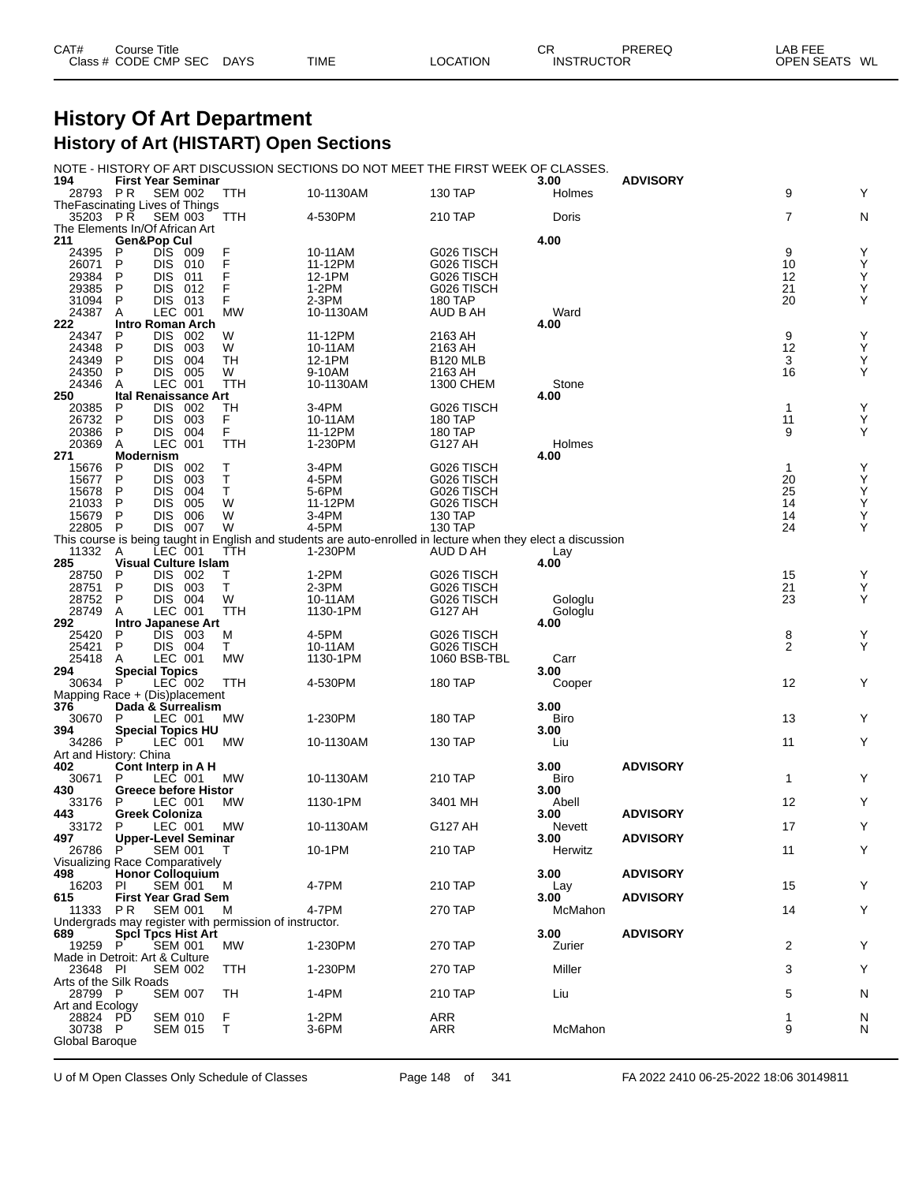# History Of Art Department

## History of Art (HISTART) Open Sections

NOTE - HISTORY OF ART DISCUSSION SECTIONS DO NOT MEET THE FIRST WEEK OF CLASSES.

| CAT# | Course Title / Class # | CODE | CMP | SEC | DAYS | TIME | LOCATION | CR / INSTRUCTOR | PREREQ | OPEN SEATS | WL |
|---|---|---|---|---|---|---|---|---|---|---|---|
| **194** | **First Year Seminar** | | | | | | | **3.00** | **ADVISORY** | | |
| | 28793 | P R | SEM | 002 | TTH | 10-1130AM | 130 TAP | Holmes | | 9 | Y |
| | TheFascinating Lives of Things | | | | | | | | | | |
| | 35203 | P R | SEM | 003 | TTH | 4-530PM | 210 TAP | Doris | | 7 | N |
| | The Elements In/Of African Art | | | | | | | | | | |
| **211** | **Gen&Pop Cul** | | | | | | | **4.00** | | | |
| | 24395 | P | DIS | 009 | F | 10-11AM | G026 TISCH | | | 9 | Y |
| | 26071 | P | DIS | 010 | F | 11-12PM | G026 TISCH | | | 10 | Y |
| | 29384 | P | DIS | 011 | F | 12-1PM | G026 TISCH | | | 12 | Y |
| | 29385 | P | DIS | 012 | F | 1-2PM | G026 TISCH | | | 21 | Y |
| | 31094 | P | DIS | 013 | F | 2-3PM | 180 TAP | | | 20 | Y |
| | 24387 | A | LEC | 001 | MW | 10-1130AM | AUD B AH | Ward | | | |
| **222** | **Intro Roman Arch** | | | | | | | **4.00** | | | |
| | 24347 | P | DIS | 002 | W | 11-12PM | 2163 AH | | | 9 | Y |
| | 24348 | P | DIS | 003 | W | 10-11AM | 2163 AH | | | 12 | Y |
| | 24349 | P | DIS | 004 | TH | 12-1PM | B120 MLB | | | 3 | Y |
| | 24350 | P | DIS | 005 | W | 9-10AM | 2163 AH | | | 16 | Y |
| | 24346 | A | LEC | 001 | TTH | 10-1130AM | 1300 CHEM | Stone | | | |
| **250** | **Ital Renaissance Art** | | | | | | | **4.00** | | | |
| | 20385 | P | DIS | 002 | TH | 3-4PM | G026 TISCH | | | 1 | Y |
| | 26732 | P | DIS | 003 | F | 10-11AM | 180 TAP | | | 11 | Y |
| | 20386 | P | DIS | 004 | F | 11-12PM | 180 TAP | | | 9 | Y |
| | 20369 | A | LEC | 001 | TTH | 1-230PM | G127 AH | Holmes | | | |
| **271** | **Modernism** | | | | | | | **4.00** | | | |
| | 15676 | P | DIS | 002 | T | 3-4PM | G026 TISCH | | | 1 | Y |
| | 15677 | P | DIS | 003 | T | 4-5PM | G026 TISCH | | | 20 | Y |
| | 15678 | P | DIS | 004 | T | 5-6PM | G026 TISCH | | | 25 | Y |
| | 21033 | P | DIS | 005 | W | 11-12PM | G026 TISCH | | | 14 | Y |
| | 15679 | P | DIS | 006 | W | 3-4PM | 130 TAP | | | 14 | Y |
| | 22805 | P | DIS | 007 | W | 4-5PM | 130 TAP | | | 24 | Y |
| | This course is being taught in English and students are auto-enrolled in lecture when they elect a discussion | | | | | | | | | | |
| | 11332 | A | LEC | 001 | TTH | 1-230PM | AUD D AH | Lay | | | |
| **285** | **Visual Culture Islam** | | | | | | | **4.00** | | | |
| | 28750 | P | DIS | 002 | T | 1-2PM | G026 TISCH | | | 15 | Y |
| | 28751 | P | DIS | 003 | T | 2-3PM | G026 TISCH | | | 21 | Y |
| | 28752 | P | DIS | 004 | W | 10-11AM | G026 TISCH | Gologlu | | 23 | Y |
| | 28749 | A | LEC | 001 | TTH | 1130-1PM | G127 AH | Gologlu | | | |
| **292** | **Intro Japanese Art** | | | | | | | **4.00** | | | |
| | 25420 | P | DIS | 003 | M | 4-5PM | G026 TISCH | | | 8 | Y |
| | 25421 | P | DIS | 004 | T | 10-11AM | G026 TISCH | | | 2 | Y |
| | 25418 | A | LEC | 001 | MW | 1130-1PM | 1060 BSB-TBL | Carr | | | |
| **294** | **Special Topics** | | | | | | | **3.00** | | | |
| | 30634 | P | LEC | 002 | TTH | 4-530PM | 180 TAP | Cooper | | 12 | Y |
| | Mapping Race + (Dis)placement | | | | | | | | | | |
| **376** | **Dada & Surrealism** | | | | | | | **3.00** | | | |
| | 30670 | P | LEC | 001 | MW | 1-230PM | 180 TAP | Biro | | 13 | Y |
| **394** | **Special Topics HU** | | | | | | | **3.00** | | | |
| | 34286 | P | LEC | 001 | MW | 10-1130AM | 130 TAP | Liu | | 11 | Y |
| | Art and History: China | | | | | | | | | | |
| **402** | **Cont Interp in A H** | | | | | | | **3.00** | **ADVISORY** | | |
| | 30671 | P | LEC | 001 | MW | 10-1130AM | 210 TAP | Biro | | 1 | Y |
| **430** | **Greece before Histor** | | | | | | | **3.00** | | | |
| | 33176 | P | LEC | 001 | MW | 1130-1PM | 3401 MH | Abell | | 12 | Y |
| **443** | **Greek Coloniza** | | | | | | | **3.00** | **ADVISORY** | | |
| | 33172 | P | LEC | 001 | MW | 10-1130AM | G127 AH | Nevett | | 17 | Y |
| **497** | **Upper-Level Seminar** | | | | | | | **3.00** | **ADVISORY** | | |
| | 26786 | P | SEM | 001 | T | 10-1PM | 210 TAP | Herwitz | | 11 | Y |
| | Visualizing Race Comparatively | | | | | | | | | | |
| **498** | **Honor Colloquium** | | | | | | | **3.00** | **ADVISORY** | | |
| | 16203 | PI | SEM | 001 | M | 4-7PM | 210 TAP | Lay | | 15 | Y |
| **615** | **First Year Grad Sem** | | | | | | | **3.00** | **ADVISORY** | | |
| | 11333 | P R | SEM | 001 | M | 4-7PM | 270 TAP | McMahon | | 14 | Y |
| | Undergrads may register with permission of instructor. | | | | | | | | | | |
| **689** | **Spcl Tpcs Hist Art** | | | | | | | **3.00** | **ADVISORY** | | |
| | 19259 | P | SEM | 001 | MW | 1-230PM | 270 TAP | Zurier | | 2 | Y |
| | Made in Detroit: Art & Culture | | | | | | | | | | |
| | 23648 | PI | SEM | 002 | TTH | 1-230PM | 270 TAP | Miller | | 3 | Y |
| | Arts of the Silk Roads | | | | | | | | | | |
| | 28799 | P | SEM | 007 | TH | 1-4PM | 210 TAP | Liu | | 5 | N |
| | Art and Ecology | | | | | | | | | | |
| | 28824 | PD | SEM | 010 | F | 1-2PM | ARR | | | 1 | N |
| | 30738 | P | SEM | 015 | T | 3-6PM | ARR | McMahon | | 9 | N |
| | Global Baroque | | | | | | | | | | |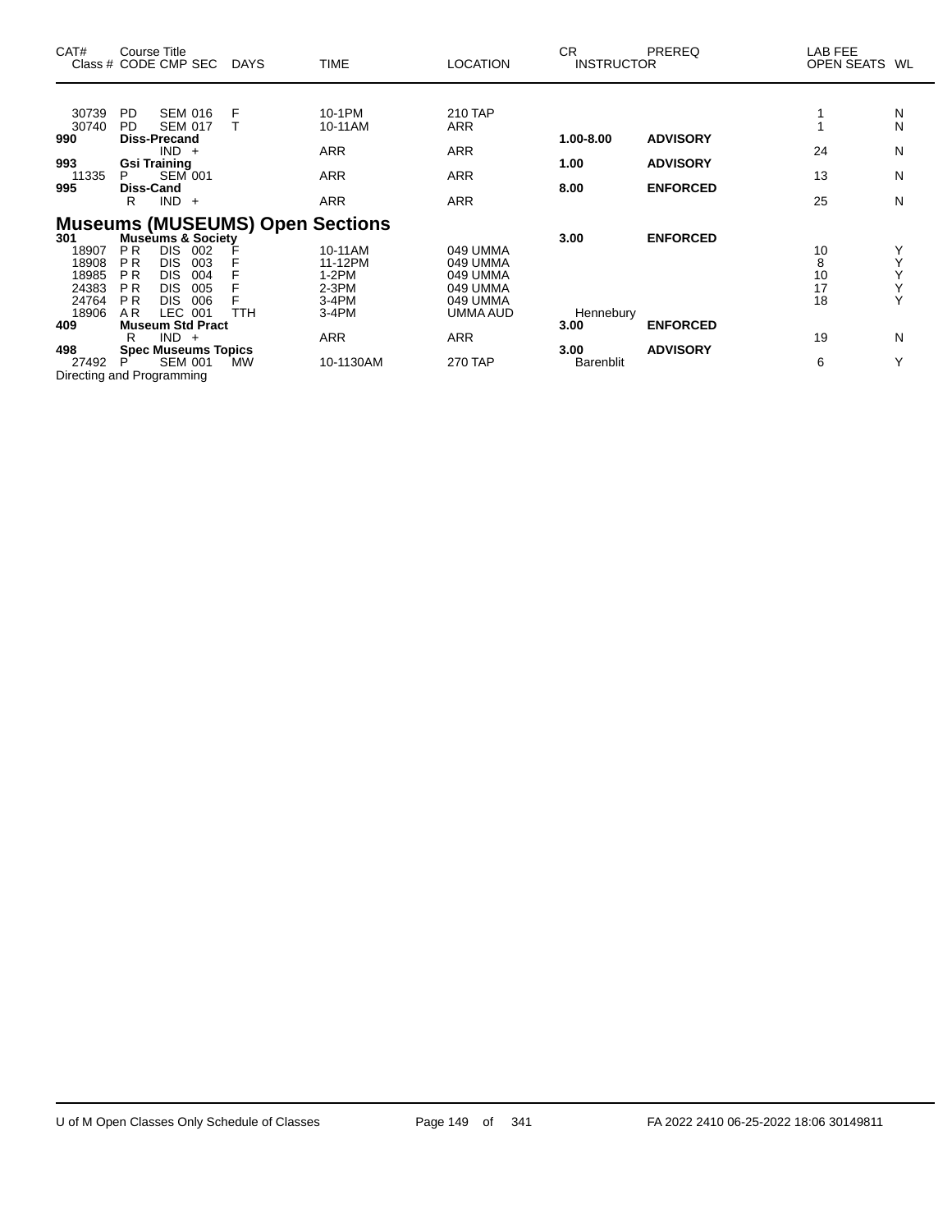| CAT# | Course Title Class # CODE CMP SEC | DAYS | TIME | LOCATION | CR INSTRUCTOR | PREREQ | LAB FEE OPEN SEATS | WL |
|---|---|---|---|---|---|---|---|---|
| 30739 | PD SEM 016 | F | 10-1PM | 210 TAP | | | 1 | N |
| 30740 | PD SEM 017 | T | 10-11AM | ARR | | | 1 | N |
| **990** | **Diss-Precand** | | | | **1.00-8.00** | **ADVISORY** | | |
| | IND + | | ARR | ARR | | | 24 | N |
| **993** | **Gsi Training** | | | | **1.00** | **ADVISORY** | | |
| 11335 | P SEM 001 | | ARR | ARR | | | 13 | N |
| **995** | **Diss-Cand** | | | | **8.00** | **ENFORCED** | | |
| | R IND + | | ARR | ARR | | | 25 | N |

## Museums (MUSEUMS) Open Sections

| CAT# | Course Title Class # CODE CMP SEC | DAYS | TIME | LOCATION | CR INSTRUCTOR | PREREQ | LAB FEE OPEN SEATS | WL |
|---|---|---|---|---|---|---|---|---|
| **301** | **Museums & Society** | | | | **3.00** | **ENFORCED** | | |
| 18907 | P R DIS 002 | F | 10-11AM | 049 UMMA | | | 10 | Y |
| 18908 | P R DIS 003 | F | 11-12PM | 049 UMMA | | | 8 | Y |
| 18985 | P R DIS 004 | F | 1-2PM | 049 UMMA | | | 10 | Y |
| 24383 | P R DIS 005 | F | 2-3PM | 049 UMMA | | | 17 | Y |
| 24764 | P R DIS 006 | F | 3-4PM | 049 UMMA | | | 18 | Y |
| 18906 | A R LEC 001 | TTH | 3-4PM | UMMA AUD | Hennebury | | | |
| **409** | **Museum Std Pract** | | | | **3.00** | **ENFORCED** | | |
| | R IND + | | ARR | ARR | | | 19 | N |
| **498** | **Spec Museums Topics** | | | | **3.00** | **ADVISORY** | | |
| 27492 | P SEM 001 | MW | 10-1130AM | 270 TAP | Barenblit | | 6 | Y |

Directing and Programming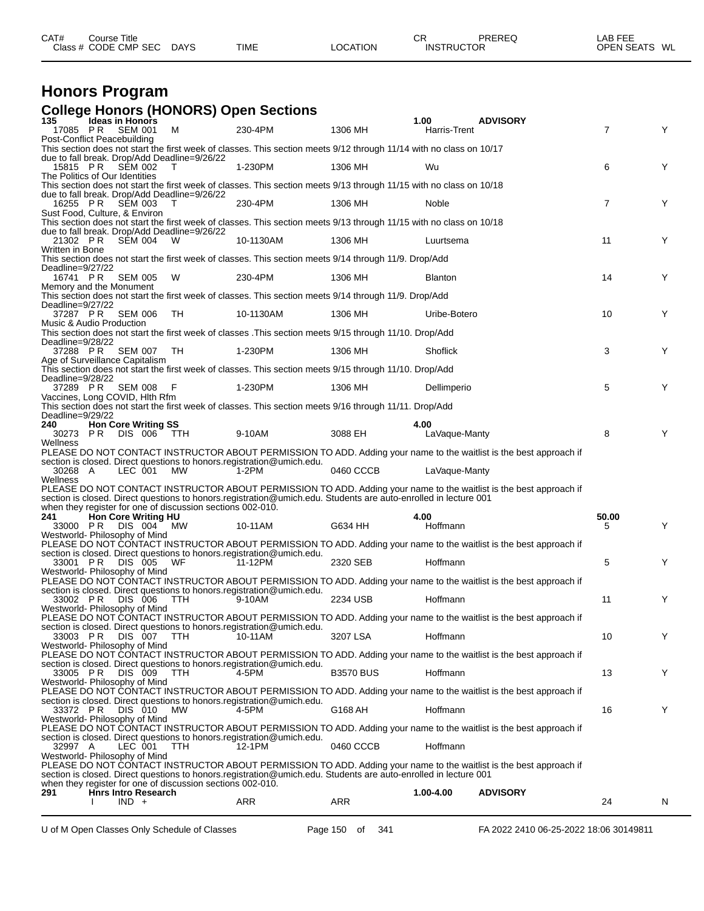| CAT# | Course Title | | | | | | CR | PREREQ | LAB FEE | |
|---|---|---|---|---|---|---|---|---|---|---|
| Class # | CODE CMP SEC | DAYS | TIME | LOCATION | | INSTRUCTOR | | | OPEN SEATS | WL |

# Honors Program

## College Honors (HONORS) Open Sections

**135 Ideas in Honors** — 1.00 — ADVISORY

| Class # | CODE | CMP SEC | DAYS | TIME | LOCATION | INSTRUCTOR | OPEN SEATS | WL |
|---|---|---|---|---|---|---|---|---|
| 17085 | P R | SEM 001 | M | 230-4PM | 1306 MH | Harris-Trent | 7 | Y |

Post-Conflict Peacebuilding
This section does not start the first week of classes. This section meets 9/12 through 11/14 with no class on 10/17 due to fall break. Drop/Add Deadline=9/26/22

| Class # | CODE | CMP SEC | DAYS | TIME | LOCATION | INSTRUCTOR | OPEN SEATS | WL |
|---|---|---|---|---|---|---|---|---|
| 15815 | P R | SEM 002 | T | 1-230PM | 1306 MH | Wu | 6 | Y |

The Politics of Our Identities
This section does not start the first week of classes. This section meets 9/13 through 11/15 with no class on 10/18 due to fall break. Drop/Add Deadline=9/26/22

| Class # | CODE | CMP SEC | DAYS | TIME | LOCATION | INSTRUCTOR | OPEN SEATS | WL |
|---|---|---|---|---|---|---|---|---|
| 16255 | P R | SEM 003 | T | 230-4PM | 1306 MH | Noble | 7 | Y |

Sust Food, Culture, & Environ
This section does not start the first week of classes. This section meets 9/13 through 11/15 with no class on 10/18 due to fall break. Drop/Add Deadline=9/26/22

| Class # | CODE | CMP SEC | DAYS | TIME | LOCATION | INSTRUCTOR | OPEN SEATS | WL |
|---|---|---|---|---|---|---|---|---|
| 21302 | P R | SEM 004 | W | 10-1130AM | 1306 MH | Luurtsema | 11 | Y |

Written in Bone
This section does not start the first week of classes. This section meets 9/14 through 11/9. Drop/Add Deadline=9/27/22

| Class # | CODE | CMP SEC | DAYS | TIME | LOCATION | INSTRUCTOR | OPEN SEATS | WL |
|---|---|---|---|---|---|---|---|---|
| 16741 | P R | SEM 005 | W | 230-4PM | 1306 MH | Blanton | 14 | Y |

Memory and the Monument
This section does not start the first week of classes. This section meets 9/14 through 11/9. Drop/Add Deadline=9/27/22

| Class # | CODE | CMP SEC | DAYS | TIME | LOCATION | INSTRUCTOR | OPEN SEATS | WL |
|---|---|---|---|---|---|---|---|---|
| 37287 | P R | SEM 006 | TH | 10-1130AM | 1306 MH | Uribe-Botero | 10 | Y |

Music & Audio Production
This section does not start the first week of classes .This section meets 9/15 through 11/10. Drop/Add Deadline=9/28/22

| Class # | CODE | CMP SEC | DAYS | TIME | LOCATION | INSTRUCTOR | OPEN SEATS | WL |
|---|---|---|---|---|---|---|---|---|
| 37288 | P R | SEM 007 | TH | 1-230PM | 1306 MH | Shoflick | 3 | Y |

Age of Surveillance Capitalism
This section does not start the first week of classes. This section meets 9/15 through 11/10. Drop/Add Deadline=9/28/22

| Class # | CODE | CMP SEC | DAYS | TIME | LOCATION | INSTRUCTOR | OPEN SEATS | WL |
|---|---|---|---|---|---|---|---|---|
| 37289 | P R | SEM 008 | F | 1-230PM | 1306 MH | Dellimperio | 5 | Y |

Vaccines, Long COVID, Hlth Rfm
This section does not start the first week of classes. This section meets 9/16 through 11/11. Drop/Add Deadline=9/29/22

**240 Hon Core Writing SS** — 4.00

| Class # | CODE | CMP SEC | DAYS | TIME | LOCATION | INSTRUCTOR | OPEN SEATS | WL |
|---|---|---|---|---|---|---|---|---|
| 30273 | P R | DIS 006 | TTH | 9-10AM | 3088 EH | LaVaque-Manty | 8 | Y |

Wellness
PLEASE DO NOT CONTACT INSTRUCTOR ABOUT PERMISSION TO ADD. Adding your name to the waitlist is the best approach if section is closed. Direct questions to honors.registration@umich.edu.

| Class # | CODE | CMP SEC | DAYS | TIME | LOCATION | INSTRUCTOR | OPEN SEATS | WL |
|---|---|---|---|---|---|---|---|---|
| 30268 | A | LEC 001 | MW | 1-2PM | 0460 CCCB | LaVaque-Manty | | |

Wellness
PLEASE DO NOT CONTACT INSTRUCTOR ABOUT PERMISSION TO ADD. Adding your name to the waitlist is the best approach if section is closed. Direct questions to honors.registration@umich.edu. Students are auto-enrolled in lecture 001 when they register for one of discussion sections 002-010.

**241 Hon Core Writing HU** — 4.00 — LAB FEE 50.00

| Class # | CODE | CMP SEC | DAYS | TIME | LOCATION | INSTRUCTOR | OPEN SEATS | WL |
|---|---|---|---|---|---|---|---|---|
| 33000 | P R | DIS 004 | MW | 10-11AM | G634 HH | Hoffmann | 5 | Y |

Westworld- Philosophy of Mind
PLEASE DO NOT CONTACT INSTRUCTOR ABOUT PERMISSION TO ADD. Adding your name to the waitlist is the best approach if section is closed. Direct questions to honors.registration@umich.edu.

| Class # | CODE | CMP SEC | DAYS | TIME | LOCATION | INSTRUCTOR | OPEN SEATS | WL |
|---|---|---|---|---|---|---|---|---|
| 33001 | P R | DIS 005 | WF | 11-12PM | 2320 SEB | Hoffmann | 5 | Y |

Westworld- Philosophy of Mind
PLEASE DO NOT CONTACT INSTRUCTOR ABOUT PERMISSION TO ADD. Adding your name to the waitlist is the best approach if section is closed. Direct questions to honors.registration@umich.edu.

| Class # | CODE | CMP SEC | DAYS | TIME | LOCATION | INSTRUCTOR | OPEN SEATS | WL |
|---|---|---|---|---|---|---|---|---|
| 33002 | P R | DIS 006 | TTH | 9-10AM | 2234 USB | Hoffmann | 11 | Y |

Westworld- Philosophy of Mind
PLEASE DO NOT CONTACT INSTRUCTOR ABOUT PERMISSION TO ADD. Adding your name to the waitlist is the best approach if section is closed. Direct questions to honors.registration@umich.edu.

| Class # | CODE | CMP SEC | DAYS | TIME | LOCATION | INSTRUCTOR | OPEN SEATS | WL |
|---|---|---|---|---|---|---|---|---|
| 33003 | P R | DIS 007 | TTH | 10-11AM | 3207 LSA | Hoffmann | 10 | Y |

Westworld- Philosophy of Mind
PLEASE DO NOT CONTACT INSTRUCTOR ABOUT PERMISSION TO ADD. Adding your name to the waitlist is the best approach if section is closed. Direct questions to honors.registration@umich.edu.

| Class # | CODE | CMP SEC | DAYS | TIME | LOCATION | INSTRUCTOR | OPEN SEATS | WL |
|---|---|---|---|---|---|---|---|---|
| 33005 | P R | DIS 009 | TTH | 4-5PM | B3570 BUS | Hoffmann | 13 | Y |

Westworld- Philosophy of Mind
PLEASE DO NOT CONTACT INSTRUCTOR ABOUT PERMISSION TO ADD. Adding your name to the waitlist is the best approach if section is closed. Direct questions to honors.registration@umich.edu.

| Class # | CODE | CMP SEC | DAYS | TIME | LOCATION | INSTRUCTOR | OPEN SEATS | WL |
|---|---|---|---|---|---|---|---|---|
| 33372 | P R | DIS 010 | MW | 4-5PM | G168 AH | Hoffmann | 16 | Y |

Westworld- Philosophy of Mind
PLEASE DO NOT CONTACT INSTRUCTOR ABOUT PERMISSION TO ADD. Adding your name to the waitlist is the best approach if section is closed. Direct questions to honors.registration@umich.edu.

| Class # | CODE | CMP SEC | DAYS | TIME | LOCATION | INSTRUCTOR | OPEN SEATS | WL |
|---|---|---|---|---|---|---|---|---|
| 32997 | A | LEC 001 | TTH | 12-1PM | 0460 CCCB | Hoffmann | | |

Westworld- Philosophy of Mind
PLEASE DO NOT CONTACT INSTRUCTOR ABOUT PERMISSION TO ADD. Adding your name to the waitlist is the best approach if section is closed. Direct questions to honors.registration@umich.edu. Students are auto-enrolled in lecture 001 when they register for one of discussion sections 002-010.

**291 Hnrs Intro Research** — 1.00-4.00 — ADVISORY

| Class # | CODE | CMP SEC | DAYS | TIME | LOCATION | INSTRUCTOR | OPEN SEATS | WL |
|---|---|---|---|---|---|---|---|---|
| | I | IND + | | ARR | ARR | | 24 | N |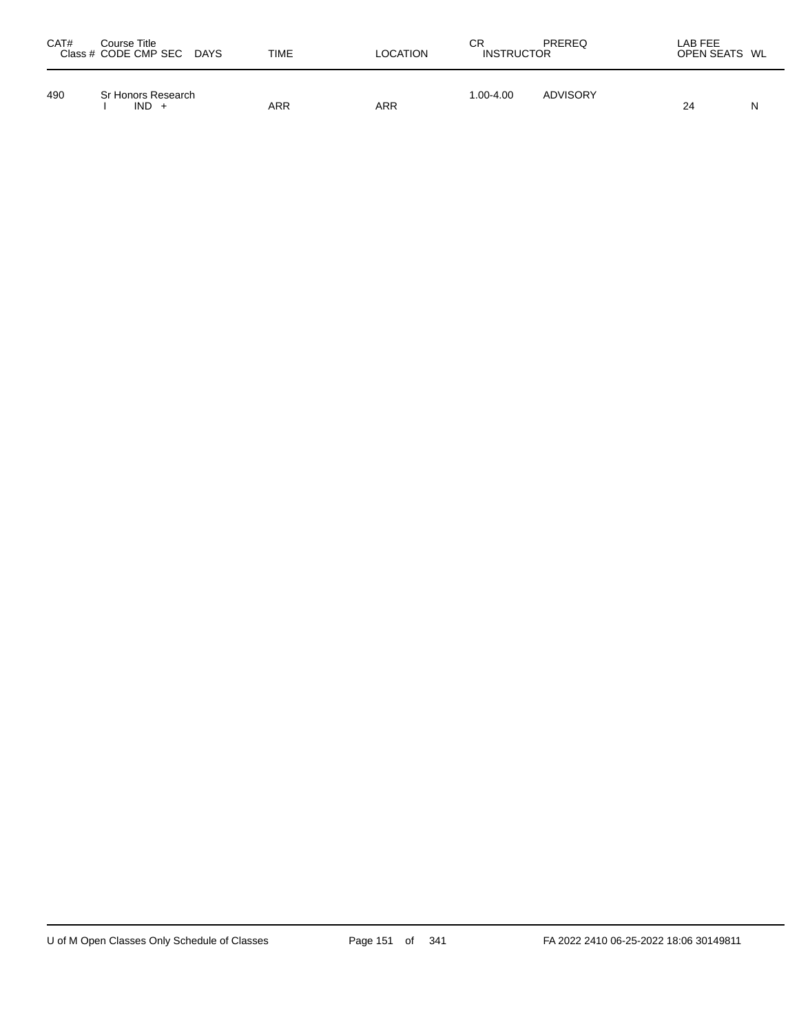| CAT# | Course Title<br>Class # CODE CMP SEC DAYS | TIME | LOCATION | CR<br>INSTRUCTOR | PREREQ | LAB FEE<br>OPEN SEATS | WL |
|---|---|---|---|---|---|---|---|
| 490 | Sr Honors Research | | | 1.00-4.00 | ADVISORY | | |
| | I IND + | ARR | ARR | | | 24 | N |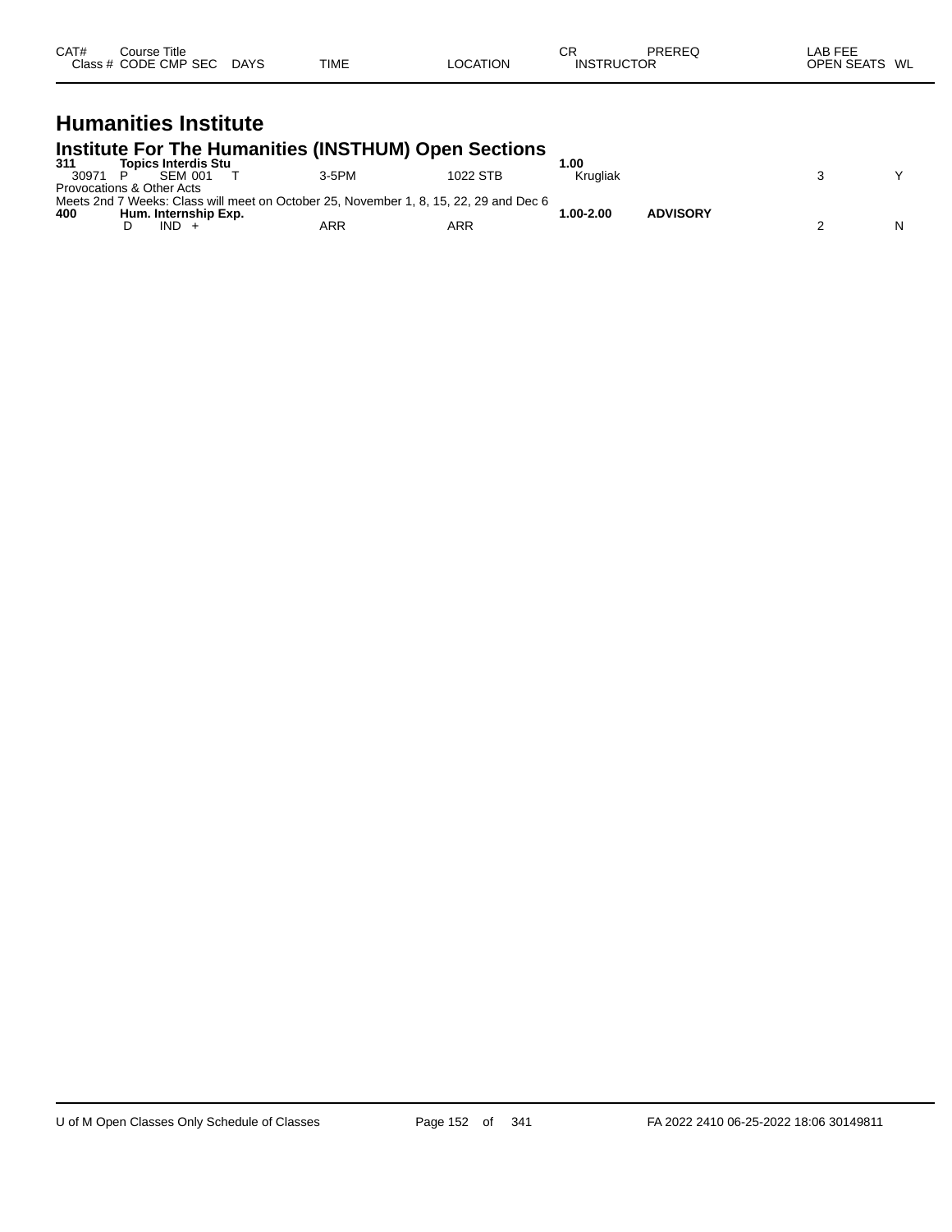| CAT# | Course Title | | | | | | CR | PREREQ | LAB FEE | |
|---|---|---|---|---|---|---|---|---|---|---|
| Class # | CODE | CMP | SEC | DAYS | TIME | LOCATION | INSTRUCTOR | | OPEN SEATS | WL |

# Humanities Institute

## Institute For The Humanities (INSTHUM) Open Sections

| CAT# | Course Title | | | | | | CR | PREREQ | OPEN SEATS | WL |
|---|---|---|---|---|---|---|---|---|---|---|
| **311** | **Topics Interdis Stu** | | | | | | **1.00** | | | |
| 30971 | P | SEM | 001 | T | 3-5PM | 1022 STB | Krugliak | | 3 | Y |
| Provocations & Other Acts | | | | | | | | | | |
| Meets 2nd 7 Weeks: Class will meet on October 25, November 1, 8, 15, 22, 29 and Dec 6 | | | | | | | | | | |
| **400** | **Hum. Internship Exp.** | | | | | | **1.00-2.00** | **ADVISORY** | | |
| | D | IND | + | | ARR | ARR | | | 2 | N |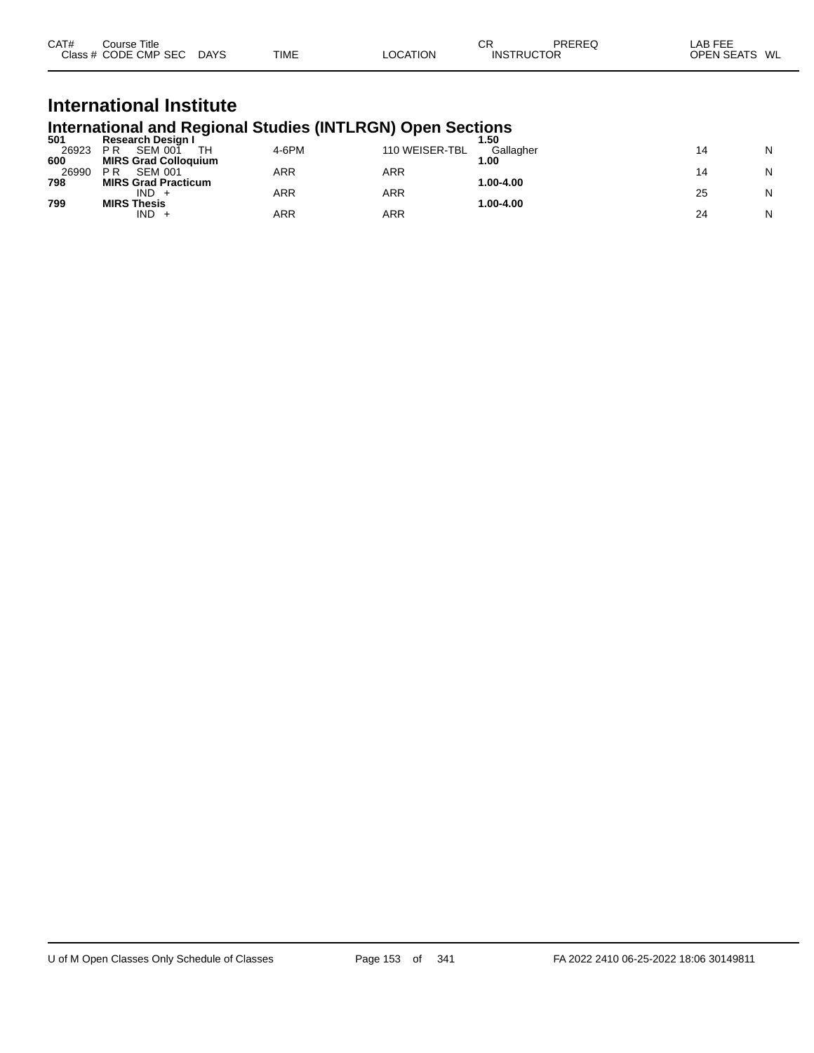| CAT# Class # | Course Title CODE CMP SEC | DAYS | TIME | LOCATION | CR INSTRUCTOR | PREREQ | LAB FEE OPEN SEATS | WL |
|---|---|---|---|---|---|---|---|---|

# International Institute

## International and Regional Studies (INTLRGN) Open Sections

| CAT# Class # | Course Title CODE CMP SEC | DAYS | TIME | LOCATION | CR INSTRUCTOR | PREREQ | LAB FEE OPEN SEATS | WL |
|---|---|---|---|---|---|---|---|---|
| **501** | **Research Design I** | | | | **1.50** | | | |
| 26923 | P R SEM 001 | TH | 4-6PM | 110 WEISER-TBL | Gallagher | | 14 | N |
| **600** | **MIRS Grad Colloquium** | | | | **1.00** | | | |
| 26990 | P R SEM 001 | | ARR | ARR | | | 14 | N |
| **798** | **MIRS Grad Practicum** | | | | **1.00-4.00** | | | |
| | IND + | | ARR | ARR | | | 25 | N |
| **799** | **MIRS Thesis** | | | | **1.00-4.00** | | | |
| | IND + | | ARR | ARR | | | 24 | N |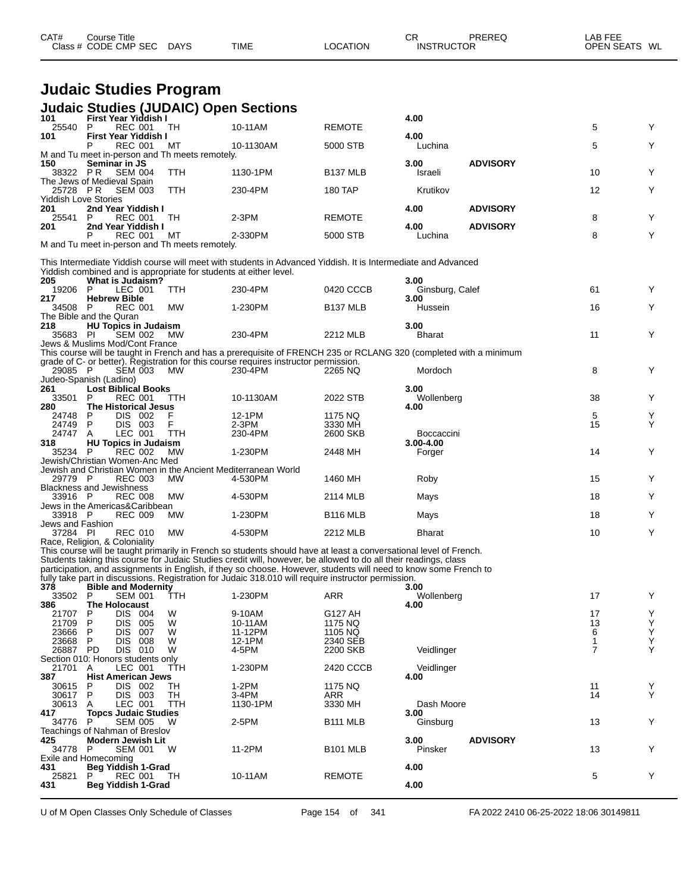| CAT# | Course Title | | | | | CR | PREREQ | LAB FEE |
|---|---|---|---|---|---|---|---|---|
| Class # | CODE CMP SEC | DAYS | TIME | LOCATION | INSTRUCTOR | | | OPEN SEATS WL |

# Judaic Studies Program

## Judaic Studies (JUDAIC) Open Sections

| CAT# / Class # | Course Title / CODE CMP SEC | DAYS | TIME | LOCATION | CR / INSTRUCTOR | PREREQ | OPEN SEATS | WL |
|---|---|---|---|---|---|---|---|---|
| **101** | **First Year Yiddish I** | | | | **4.00** | | | |
| 25540 | P REC 001 | TH | 10-11AM | REMOTE | | | 5 | Y |
| **101** | **First Year Yiddish I** | | | | **4.00** | | | |
| | P REC 001 | MT | 10-1130AM | 5000 STB | Luchina | | 5 | Y |

M and Tu meet in-person and Th meets remotely.

| CAT# / Class # | Course Title / CODE CMP SEC | DAYS | TIME | LOCATION | CR / INSTRUCTOR | PREREQ | OPEN SEATS | WL |
|---|---|---|---|---|---|---|---|---|
| **150** | **Seminar in JS** | | | | **3.00** | **ADVISORY** | | |
| 38322 | P R SEM 004 | TTH | 1130-1PM | B137 MLB | Israeli | | 10 | Y |

The Jews of Medieval Spain

| CAT# / Class # | Course Title / CODE CMP SEC | DAYS | TIME | LOCATION | CR / INSTRUCTOR | PREREQ | OPEN SEATS | WL |
|---|---|---|---|---|---|---|---|---|
| 25728 | P R SEM 003 | TTH | 230-4PM | 180 TAP | Krutikov | | 12 | Y |

Yiddish Love Stories

| CAT# / Class # | Course Title / CODE CMP SEC | DAYS | TIME | LOCATION | CR / INSTRUCTOR | PREREQ | OPEN SEATS | WL |
|---|---|---|---|---|---|---|---|---|
| **201** | **2nd Year Yiddish I** | | | | **4.00** | **ADVISORY** | | |
| 25541 | P REC 001 | TH | 2-3PM | REMOTE | | | 8 | Y |
| **201** | **2nd Year Yiddish I** | | | | **4.00** | **ADVISORY** | | |
| | P REC 001 | MT | 2-330PM | 5000 STB | Luchina | | 8 | Y |

M and Tu meet in-person and Th meets remotely.

This Intermediate Yiddish course will meet with students in Advanced Yiddish. It is Intermediate and Advanced Yiddish combined and is appropriate for students at either level.

| CAT# / Class # | Course Title / CODE CMP SEC | DAYS | TIME | LOCATION | CR / INSTRUCTOR | PREREQ | OPEN SEATS | WL |
|---|---|---|---|---|---|---|---|---|
| **205** | **What is Judaism?** | | | | **3.00** | | | |
| 19206 | P LEC 001 | TTH | 230-4PM | 0420 CCCB | Ginsburg, Calef | | 61 | Y |
| **217** | **Hebrew Bible** | | | | **3.00** | | | |
| 34508 | P REC 001 | MW | 1-230PM | B137 MLB | Hussein | | 16 | Y |

The Bible and the Quran

| CAT# / Class # | Course Title / CODE CMP SEC | DAYS | TIME | LOCATION | CR / INSTRUCTOR | PREREQ | OPEN SEATS | WL |
|---|---|---|---|---|---|---|---|---|
| **218** | **HU Topics in Judaism** | | | | **3.00** | | | |
| 35683 | PI SEM 002 | MW | 230-4PM | 2212 MLB | Bharat | | 11 | Y |

Jews & Muslims Mod/Cont France

This course will be taught in French and has a prerequisite of FRENCH 235 or RCLANG 320 (completed with a minimum grade of C- or better). Registration for this course requires instructor permission.

| CAT# / Class # | Course Title / CODE CMP SEC | DAYS | TIME | LOCATION | CR / INSTRUCTOR | PREREQ | OPEN SEATS | WL |
|---|---|---|---|---|---|---|---|---|
| 29085 | P SEM 003 | MW | 230-4PM | 2265 NQ | Mordoch | | 8 | Y |

Judeo-Spanish (Ladino)

| CAT# / Class # | Course Title / CODE CMP SEC | DAYS | TIME | LOCATION | CR / INSTRUCTOR | PREREQ | OPEN SEATS | WL |
|---|---|---|---|---|---|---|---|---|
| **261** | **Lost Biblical Books** | | | | **3.00** | | | |
| 33501 | P REC 001 | TTH | 10-1130AM | 2022 STB | Wollenberg | | 38 | Y |
| **280** | **The Historical Jesus** | | | | **4.00** | | | |
| 24748 | P DIS 002 | F | 12-1PM | 1175 NQ | | | 5 | Y |
| 24749 | P DIS 003 | F | 2-3PM | 3330 MH | | | 15 | Y |
| 24747 | A LEC 001 | TTH | 230-4PM | 2600 SKB | Boccaccini | | | |
| **318** | **HU Topics in Judaism** | | | | **3.00-4.00** | | | |
| 35234 | P REC 002 | MW | 1-230PM | 2448 MH | Forger | | 14 | Y |

Jewish/Christian Women-Anc Med

Jewish and Christian Women in the Ancient Mediterranean World

| CAT# / Class # | Course Title / CODE CMP SEC | DAYS | TIME | LOCATION | CR / INSTRUCTOR | PREREQ | OPEN SEATS | WL |
|---|---|---|---|---|---|---|---|---|
| 29779 | P REC 003 | MW | 4-530PM | 1460 MH | Roby | | 15 | Y |

Blackness and Jewishness

| CAT# / Class # | Course Title / CODE CMP SEC | DAYS | TIME | LOCATION | CR / INSTRUCTOR | PREREQ | OPEN SEATS | WL |
|---|---|---|---|---|---|---|---|---|
| 33916 | P REC 008 | MW | 4-530PM | 2114 MLB | Mays | | 18 | Y |

Jews in the Americas&Caribbean

| CAT# / Class # | Course Title / CODE CMP SEC | DAYS | TIME | LOCATION | CR / INSTRUCTOR | PREREQ | OPEN SEATS | WL |
|---|---|---|---|---|---|---|---|---|
| 33918 | P REC 009 | MW | 1-230PM | B116 MLB | Mays | | 18 | Y |

Jews and Fashion

| CAT# / Class # | Course Title / CODE CMP SEC | DAYS | TIME | LOCATION | CR / INSTRUCTOR | PREREQ | OPEN SEATS | WL |
|---|---|---|---|---|---|---|---|---|
| 37284 | PI REC 010 | MW | 4-530PM | 2212 MLB | Bharat | | 10 | Y |

Race, Religion, & Coloniality

This course will be taught primarily in French so students should have at least a conversational level of French. Students taking this course for Judaic Studies credit will, however, be allowed to do all their readings, class participation, and assignments in English, if they so choose. However, students will need to know some French to fully take part in discussions. Registration for Judaic 318.010 will require instructor permission.

| CAT# / Class # | Course Title / CODE CMP SEC | DAYS | TIME | LOCATION | CR / INSTRUCTOR | PREREQ | OPEN SEATS | WL |
|---|---|---|---|---|---|---|---|---|
| **378** | **Bible and Modernity** | | | | **3.00** | | | |
| 33502 | P SEM 001 | TTH | 1-230PM | ARR | Wollenberg | | 17 | Y |
| **386** | **The Holocaust** | | | | **4.00** | | | |
| 21707 | P DIS 004 | W | 9-10AM | G127 AH | | | 17 | Y |
| 21709 | P DIS 005 | W | 10-11AM | 1175 NQ | | | 13 | Y |
| 23666 | P DIS 007 | W | 11-12PM | 1105 NQ | | | 6 | Y |
| 23668 | P DIS 008 | W | 12-1PM | 2340 SEB | | | 1 | Y |
| 26887 | PD DIS 010 | W | 4-5PM | 2200 SKB | Veidlinger | | 7 | Y |

Section 010: Honors students only

| CAT# / Class # | Course Title / CODE CMP SEC | DAYS | TIME | LOCATION | CR / INSTRUCTOR | PREREQ | OPEN SEATS | WL |
|---|---|---|---|---|---|---|---|---|
| 21701 | A LEC 001 | TTH | 1-230PM | 2420 CCCB | Veidlinger | | | |
| **387** | **Hist American Jews** | | | | **4.00** | | | |
| 30615 | P DIS 002 | TH | 1-2PM | 1175 NQ | | | 11 | Y |
| 30617 | P DIS 003 | TH | 3-4PM | ARR | | | 14 | Y |
| 30613 | A LEC 001 | TTH | 1130-1PM | 3330 MH | Dash Moore | | | |
| **417** | **Topcs Judaic Studies** | | | | **3.00** | | | |
| 34776 | P SEM 005 | W | 2-5PM | B111 MLB | Ginsburg | | 13 | Y |

Teachings of Nahman of Breslov

| CAT# / Class # | Course Title / CODE CMP SEC | DAYS | TIME | LOCATION | CR / INSTRUCTOR | PREREQ | OPEN SEATS | WL |
|---|---|---|---|---|---|---|---|---|
| **425** | **Modern Jewish Lit** | | | | **3.00** | **ADVISORY** | | |
| 34778 | P SEM 001 | W | 11-2PM | B101 MLB | Pinsker | | 13 | Y |

Exile and Homecoming

| CAT# / Class # | Course Title / CODE CMP SEC | DAYS | TIME | LOCATION | CR / INSTRUCTOR | PREREQ | OPEN SEATS | WL |
|---|---|---|---|---|---|---|---|---|
| **431** | **Beg Yiddish 1-Grad** | | | | **4.00** | | | |
| 25821 | P REC 001 | TH | 10-11AM | REMOTE | | | 5 | Y |
| **431** | **Beg Yiddish 1-Grad** | | | | **4.00** | | | |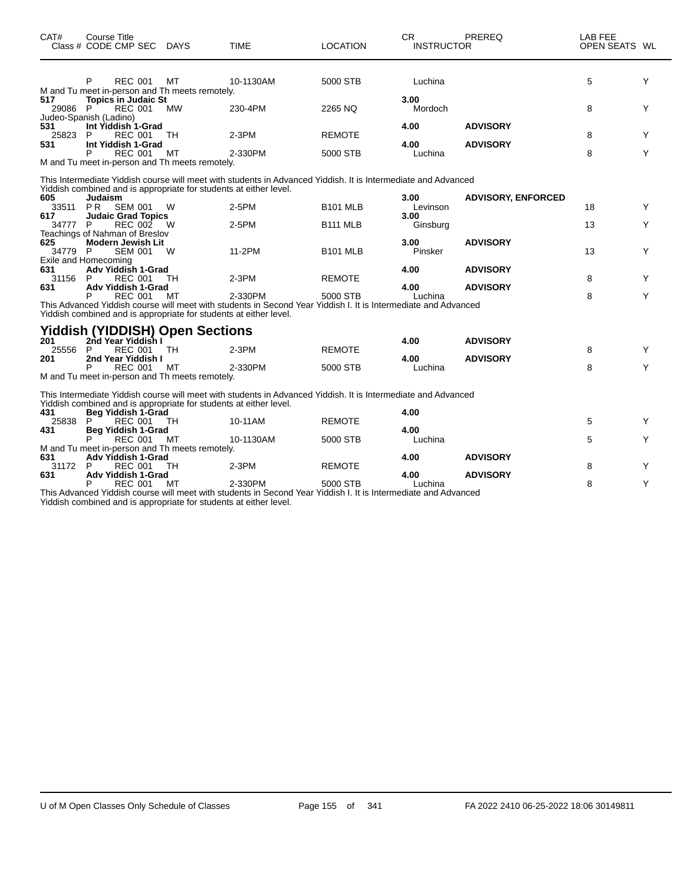| CAT# | Course Title Class # CODE CMP SEC | DAYS | TIME | LOCATION | CR INSTRUCTOR | PREREQ | LAB FEE OPEN SEATS | WL |
|---|---|---|---|---|---|---|---|---|
| | P REC 001 | MT | 10-1130AM | 5000 STB | Luchina | | 5 | Y |

M and Tu meet in-person and Th meets remotely.

| CAT# | Course Title Class # CODE CMP SEC | DAYS | TIME | LOCATION | CR INSTRUCTOR | PREREQ | LAB FEE OPEN SEATS | WL |
|---|---|---|---|---|---|---|---|---|
| **517** | **Topics in Judaic St** | | | | **3.00** | | | |
| 29086 | P REC 001 | MW | 230-4PM | 2265 NQ | Mordoch | | 8 | Y |

Judeo-Spanish (Ladino)

| CAT# | Course Title Class # CODE CMP SEC | DAYS | TIME | LOCATION | CR INSTRUCTOR | PREREQ | LAB FEE OPEN SEATS | WL |
|---|---|---|---|---|---|---|---|---|
| **531** | **Int Yiddish 1-Grad** | | | | **4.00** | **ADVISORY** | | |
| 25823 | P REC 001 | TH | 2-3PM | REMOTE | | | 8 | Y |
| **531** | **Int Yiddish 1-Grad** | | | | **4.00** | **ADVISORY** | | |
| | P REC 001 | MT | 2-330PM | 5000 STB | Luchina | | 8 | Y |

M and Tu meet in-person and Th meets remotely.

This Intermediate Yiddish course will meet with students in Advanced Yiddish. It is Intermediate and Advanced Yiddish combined and is appropriate for students at either level.

| CAT# | Course Title Class # CODE CMP SEC | DAYS | TIME | LOCATION | CR INSTRUCTOR | PREREQ | LAB FEE OPEN SEATS | WL |
|---|---|---|---|---|---|---|---|---|
| **605** | **Judaism** | | | | **3.00** | **ADVISORY, ENFORCED** | | |
| 33511 | P R SEM 001 | W | 2-5PM | B101 MLB | Levinson | | 18 | Y |
| **617** | **Judaic Grad Topics** | | | | **3.00** | | | |
| 34777 | P REC 002 | W | 2-5PM | B111 MLB | Ginsburg | | 13 | Y |

Teachings of Nahman of Breslov

| CAT# | Course Title Class # CODE CMP SEC | DAYS | TIME | LOCATION | CR INSTRUCTOR | PREREQ | LAB FEE OPEN SEATS | WL |
|---|---|---|---|---|---|---|---|---|
| **625** | **Modern Jewish Lit** | | | | **3.00** | **ADVISORY** | | |
| 34779 | P SEM 001 | W | 11-2PM | B101 MLB | Pinsker | | 13 | Y |

Exile and Homecoming

| CAT# | Course Title Class # CODE CMP SEC | DAYS | TIME | LOCATION | CR INSTRUCTOR | PREREQ | LAB FEE OPEN SEATS | WL |
|---|---|---|---|---|---|---|---|---|
| **631** | **Adv Yiddish 1-Grad** | | | | **4.00** | **ADVISORY** | | |
| 31156 | P REC 001 | TH | 2-3PM | REMOTE | | | 8 | Y |
| **631** | **Adv Yiddish 1-Grad** | | | | **4.00** | **ADVISORY** | | |
| | P REC 001 | MT | 2-330PM | 5000 STB | Luchina | | 8 | Y |

This Advanced Yiddish course will meet with students in Second Year Yiddish I. It is Intermediate and Advanced Yiddish combined and is appropriate for students at either level.

## Yiddish (YIDDISH) Open Sections

| CAT# | Course Title Class # CODE CMP SEC | DAYS | TIME | LOCATION | CR INSTRUCTOR | PREREQ | LAB FEE OPEN SEATS | WL |
|---|---|---|---|---|---|---|---|---|
| **201** | **2nd Year Yiddish I** | | | | **4.00** | **ADVISORY** | | |
| 25556 | P REC 001 | TH | 2-3PM | REMOTE | | | 8 | Y |
| **201** | **2nd Year Yiddish I** | | | | **4.00** | **ADVISORY** | | |
| | P REC 001 | MT | 2-330PM | 5000 STB | Luchina | | 8 | Y |

M and Tu meet in-person and Th meets remotely.

This Intermediate Yiddish course will meet with students in Advanced Yiddish. It is Intermediate and Advanced Yiddish combined and is appropriate for students at either level.

| CAT# | Course Title Class # CODE CMP SEC | DAYS | TIME | LOCATION | CR INSTRUCTOR | PREREQ | LAB FEE OPEN SEATS | WL |
|---|---|---|---|---|---|---|---|---|
| **431** | **Beg Yiddish 1-Grad** | | | | **4.00** | | | |
| 25838 | P REC 001 | TH | 10-11AM | REMOTE | | | 5 | Y |
| **431** | **Beg Yiddish 1-Grad** | | | | **4.00** | | | |
| | P REC 001 | MT | 10-1130AM | 5000 STB | Luchina | | 5 | Y |

M and Tu meet in-person and Th meets remotely.

| CAT# | Course Title Class # CODE CMP SEC | DAYS | TIME | LOCATION | CR INSTRUCTOR | PREREQ | LAB FEE OPEN SEATS | WL |
|---|---|---|---|---|---|---|---|---|
| **631** | **Adv Yiddish 1-Grad** | | | | **4.00** | **ADVISORY** | | |
| 31172 | P REC 001 | TH | 2-3PM | REMOTE | | | 8 | Y |
| **631** | **Adv Yiddish 1-Grad** | | | | **4.00** | **ADVISORY** | | |
| | P REC 001 | MT | 2-330PM | 5000 STB | Luchina | | 8 | Y |

This Advanced Yiddish course will meet with students in Second Year Yiddish I. It is Intermediate and Advanced Yiddish combined and is appropriate for students at either level.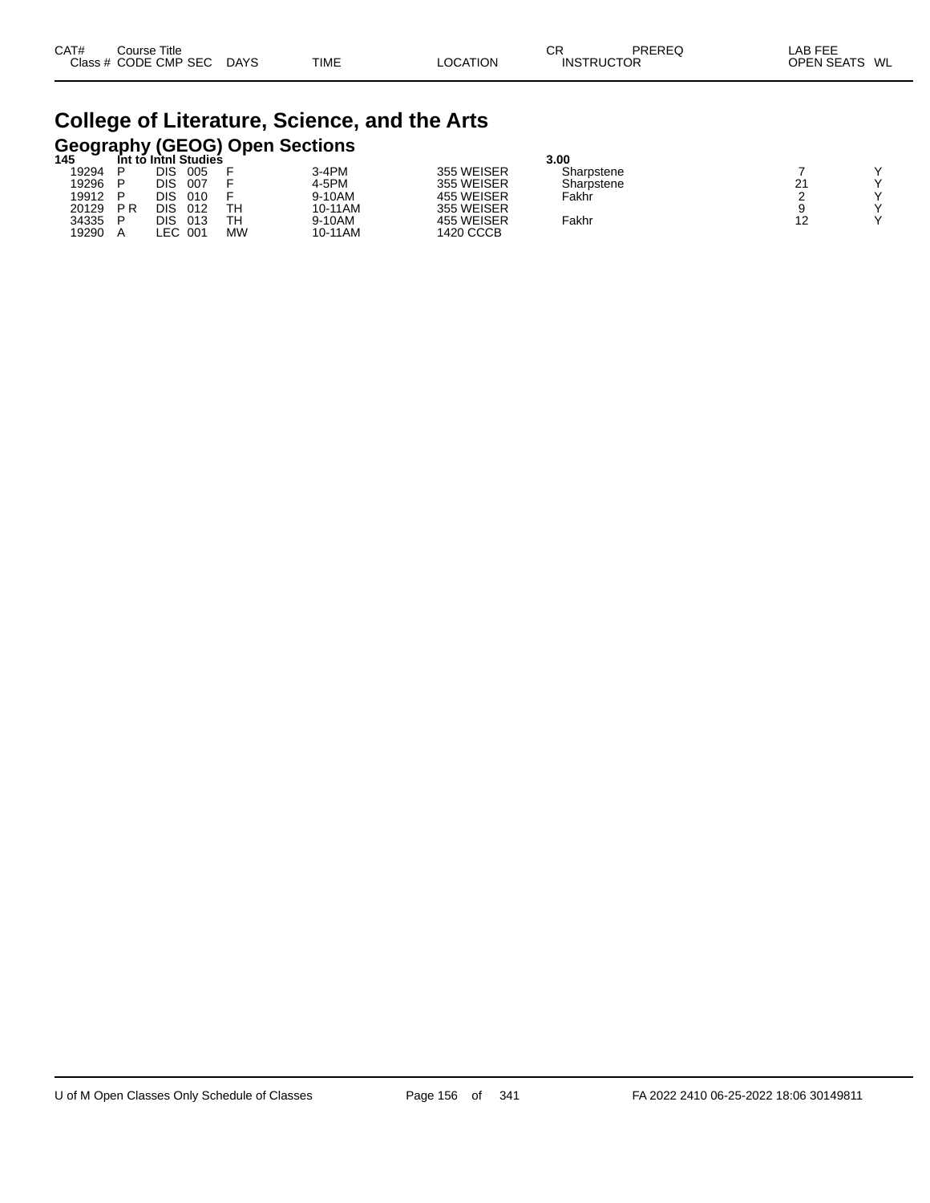| CAT# Class # | Course Title CODE | CMP | SEC | DAYS | TIME | LOCATION | CR INSTRUCTOR | PREREQ | LAB FEE OPEN SEATS | WL |
|---|---|---|---|---|---|---|---|---|---|---|

# College of Literature, Science, and the Arts

## Geography (GEOG) Open Sections

| CAT# Class # | Course Title CODE | CMP | SEC | DAYS | TIME | LOCATION | CR INSTRUCTOR | PREREQ | LAB FEE OPEN SEATS | WL |
|---|---|---|---|---|---|---|---|---|---|---|
| **145** | **Int to Intnl Studies** | | | | | | **3.00** | | | |
| 19294 | P | DIS | 005 | F | 3-4PM | 355 WEISER | Sharpstene | | 7 | Y |
| 19296 | P | DIS | 007 | F | 4-5PM | 355 WEISER | Sharpstene | | 21 | Y |
| 19912 | P | DIS | 010 | F | 9-10AM | 455 WEISER | Fakhr | | 2 | Y |
| 20129 | P R | DIS | 012 | TH | 10-11AM | 355 WEISER | | | 9 | Y |
| 34335 | P | DIS | 013 | TH | 9-10AM | 455 WEISER | Fakhr | | 12 | Y |
| 19290 | A | LEC | 001 | MW | 10-11AM | 1420 CCCB | | | | |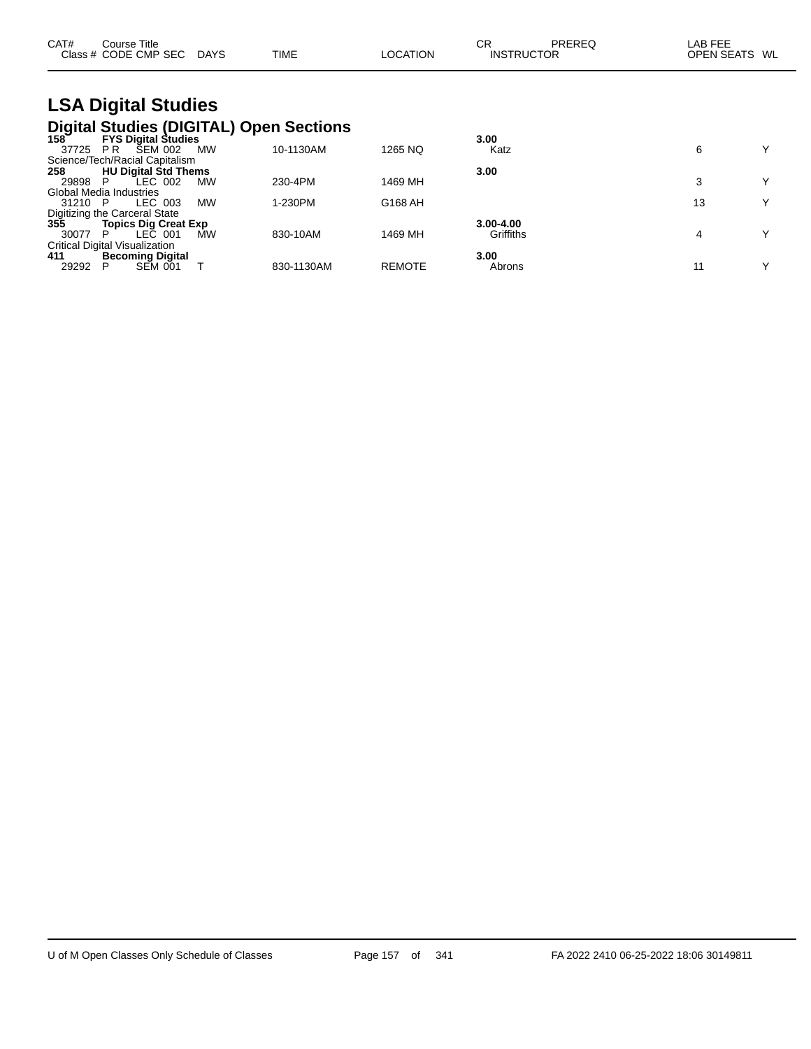# LSA Digital Studies

## Digital Studies (DIGITAL) Open Sections

| CAT# | Course Title | | | | | | CR | PREREQ | LAB FEE | |
|---|---|---|---|---|---|---|---|---|---|---|
| Class # | CODE | CMP | SEC | DAYS | TIME | LOCATION | INSTRUCTOR | | OPEN SEATS | WL |
| **158** | **FYS Digital Studies** | | | | | | **3.00** | | | |
| 37725 | P R | SEM | 002 | MW | 10-1130AM | 1265 NQ | Katz | | 6 | Y |
| Science/Tech/Racial Capitalism | | | | | | | | | | |
| **258** | **HU Digital Std Thems** | | | | | | **3.00** | | | |
| 29898 | P | LEC | 002 | MW | 230-4PM | 1469 MH | | | 3 | Y |
| Global Media Industries | | | | | | | | | | |
| 31210 | P | LEC | 003 | MW | 1-230PM | G168 AH | | | 13 | Y |
| Digitizing the Carceral State | | | | | | | | | | |
| **355** | **Topics Dig Creat Exp** | | | | | | **3.00-4.00** | | | |
| 30077 | P | LEC | 001 | MW | 830-10AM | 1469 MH | Griffiths | | 4 | Y |
| Critical Digital Visualization | | | | | | | | | | |
| **411** | **Becoming Digital** | | | | | | **3.00** | | | |
| 29292 | P | SEM | 001 | T | 830-1130AM | REMOTE | Abrons | | 11 | Y |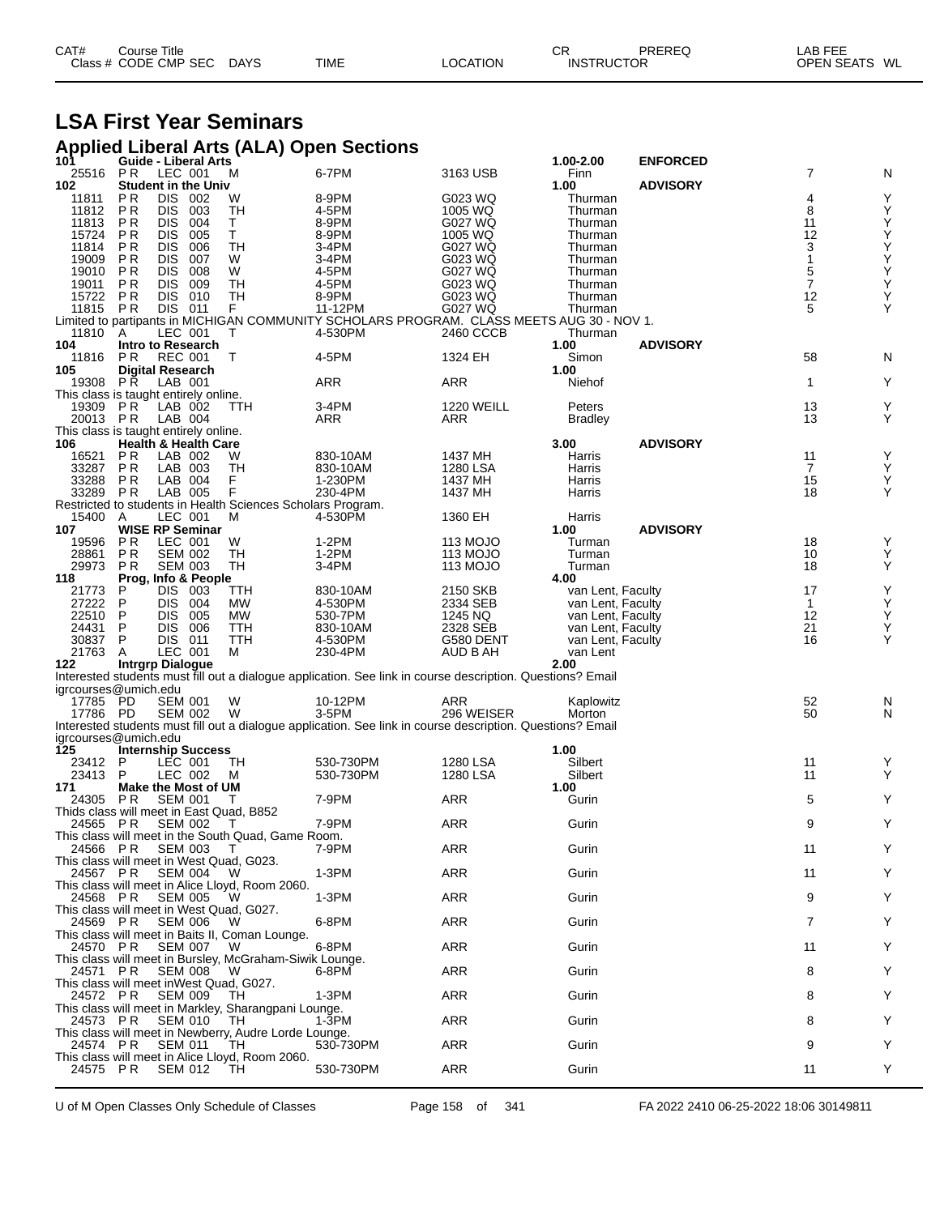# LSA First Year Seminars

## Applied Liberal Arts (ALA) Open Sections

| CAT# / Class # | Course Title / CODE | CMP | SEC | DAYS | TIME | LOCATION | CR / INSTRUCTOR | PREREQ | OPEN SEATS | WL |
|---|---|---|---|---|---|---|---|---|---|---|
| **101** | **Guide - Liberal Arts** | | | | | | **1.00-2.00** | **ENFORCED** | | |
| 25516 | P R | LEC | 001 | M | 6-7PM | 3163 USB | Finn | | 7 | N |
| **102** | **Student in the Univ** | | | | | | **1.00** | **ADVISORY** | | |
| 11811 | P R | DIS | 002 | W | 8-9PM | G023 WQ | Thurman | | 4 | Y |
| 11812 | P R | DIS | 003 | TH | 4-5PM | 1005 WQ | Thurman | | 8 | Y |
| 11813 | P R | DIS | 004 | T | 8-9PM | G027 WQ | Thurman | | 11 | Y |
| 15724 | P R | DIS | 005 | T | 8-9PM | 1005 WQ | Thurman | | 12 | Y |
| 11814 | P R | DIS | 006 | TH | 3-4PM | G027 WQ | Thurman | | 3 | Y |
| 19009 | P R | DIS | 007 | W | 3-4PM | G023 WQ | Thurman | | 1 | Y |
| 19010 | P R | DIS | 008 | W | 4-5PM | G027 WQ | Thurman | | 5 | Y |
| 19011 | P R | DIS | 009 | TH | 4-5PM | G023 WQ | Thurman | | 7 | Y |
| 15722 | P R | DIS | 010 | TH | 8-9PM | G023 WQ | Thurman | | 12 | Y |
| 11815 | P R | DIS | 011 | F | 11-12PM | G027 WQ | Thurman | | 5 | Y |
| Limited to partipants in MICHIGAN COMMUNITY SCHOLARS PROGRAM. CLASS MEETS AUG 30 - NOV 1. | | | | | | | | | | |
| 11810 | A | LEC | 001 | T | 4-530PM | 2460 CCCB | Thurman | | | |
| **104** | **Intro to Research** | | | | | | **1.00** | **ADVISORY** | | |
| 11816 | P R | REC | 001 | T | 4-5PM | 1324 EH | Simon | | 58 | N |
| **105** | **Digital Research** | | | | | | **1.00** | | | |
| 19308 | P R | LAB | 001 | | ARR | ARR | Niehof | | 1 | Y |
| This class is taught entirely online. | | | | | | | | | | |
| 19309 | P R | LAB | 002 | TTH | 3-4PM | 1220 WEILL | Peters | | 13 | Y |
| 20013 | P R | LAB | 004 | | ARR | ARR | Bradley | | 13 | Y |
| This class is taught entirely online. | | | | | | | | | | |
| **106** | **Health & Health Care** | | | | | | **3.00** | **ADVISORY** | | |
| 16521 | P R | LAB | 002 | W | 830-10AM | 1437 MH | Harris | | 11 | Y |
| 33287 | P R | LAB | 003 | TH | 830-10AM | 1280 LSA | Harris | | 7 | Y |
| 33288 | P R | LAB | 004 | F | 1-230PM | 1437 MH | Harris | | 15 | Y |
| 33289 | P R | LAB | 005 | F | 230-4PM | 1437 MH | Harris | | 18 | Y |
| Restricted to students in Health Sciences Scholars Program. | | | | | | | | | | |
| 15400 | A | LEC | 001 | M | 4-530PM | 1360 EH | Harris | | | |
| **107** | **WISE RP Seminar** | | | | | | **1.00** | **ADVISORY** | | |
| 19596 | P R | LEC | 001 | W | 1-2PM | 113 MOJO | Turman | | 18 | Y |
| 28861 | P R | SEM | 002 | TH | 1-2PM | 113 MOJO | Turman | | 10 | Y |
| 29973 | P R | SEM | 003 | TH | 3-4PM | 113 MOJO | Turman | | 18 | Y |
| **118** | **Prog, Info & People** | | | | | | **4.00** | | | |
| 21773 | P | DIS | 003 | TTH | 830-10AM | 2150 SKB | van Lent, Faculty | | 17 | Y |
| 27222 | P | DIS | 004 | MW | 4-530PM | 2334 SEB | van Lent, Faculty | | 1 | Y |
| 22510 | P | DIS | 005 | MW | 530-7PM | 1245 NQ | van Lent, Faculty | | 12 | Y |
| 24431 | P | DIS | 006 | TTH | 830-10AM | 2328 SEB | van Lent, Faculty | | 21 | Y |
| 30837 | P | DIS | 011 | TTH | 4-530PM | G580 DENT | van Lent, Faculty | | 16 | Y |
| 21763 | A | LEC | 001 | M | 230-4PM | AUD B AH | van Lent | | | |
| **122** | **Intrgrp Dialogue** | | | | | | **2.00** | | | |
| Interested students must fill out a dialogue application. See link in course description. Questions? Email igrcourses@umich.edu | | | | | | | | | | |
| 17785 | PD | SEM | 001 | W | 10-12PM | ARR | Kaplowitz | | 52 | N |
| 17786 | PD | SEM | 002 | W | 3-5PM | 296 WEISER | Morton | | 50 | N |
| Interested students must fill out a dialogue application. See link in course description. Questions? Email igrcourses@umich.edu | | | | | | | | | | |
| **125** | **Internship Success** | | | | | | **1.00** | | | |
| 23412 | P | LEC | 001 | TH | 530-730PM | 1280 LSA | Silbert | | 11 | Y |
| 23413 | P | LEC | 002 | M | 530-730PM | 1280 LSA | Silbert | | 11 | Y |
| **171** | **Make the Most of UM** | | | | | | **1.00** | | | |
| 24305 | P R | SEM | 001 | T | 7-9PM | ARR | Gurin | | 5 | Y |
| Thids class will meet in East Quad, B852 | | | | | | | | | | |
| 24565 | P R | SEM | 002 | T | 7-9PM | ARR | Gurin | | 9 | Y |
| This class will meet in the South Quad, Game Room. | | | | | | | | | | |
| 24566 | P R | SEM | 003 | T | 7-9PM | ARR | Gurin | | 11 | Y |
| This class will meet in West Quad, G023. | | | | | | | | | | |
| 24567 | P R | SEM | 004 | W | 1-3PM | ARR | Gurin | | 11 | Y |
| This class will meet in Alice Lloyd, Room 2060. | | | | | | | | | | |
| 24568 | P R | SEM | 005 | W | 1-3PM | ARR | Gurin | | 9 | Y |
| This class will meet in West Quad, G027. | | | | | | | | | | |
| 24569 | P R | SEM | 006 | W | 6-8PM | ARR | Gurin | | 7 | Y |
| This class will meet in Baits II, Coman Lounge. | | | | | | | | | | |
| 24570 | P R | SEM | 007 | W | 6-8PM | ARR | Gurin | | 11 | Y |
| This class will meet in Bursley, McGraham-Siwik Lounge. | | | | | | | | | | |
| 24571 | P R | SEM | 008 | W | 6-8PM | ARR | Gurin | | 8 | Y |
| This class will meet inWest Quad, G027. | | | | | | | | | | |
| 24572 | P R | SEM | 009 | TH | 1-3PM | ARR | Gurin | | 8 | Y |
| This class will meet in Markley, Sharangpani Lounge. | | | | | | | | | | |
| 24573 | P R | SEM | 010 | TH | 1-3PM | ARR | Gurin | | 8 | Y |
| This class will meet in Newberry, Audre Lorde Lounge. | | | | | | | | | | |
| 24574 | P R | SEM | 011 | TH | 530-730PM | ARR | Gurin | | 9 | Y |
| This class will meet in Alice Lloyd, Room 2060. | | | | | | | | | | |
| 24575 | P R | SEM | 012 | TH | 530-730PM | ARR | Gurin | | 11 | Y |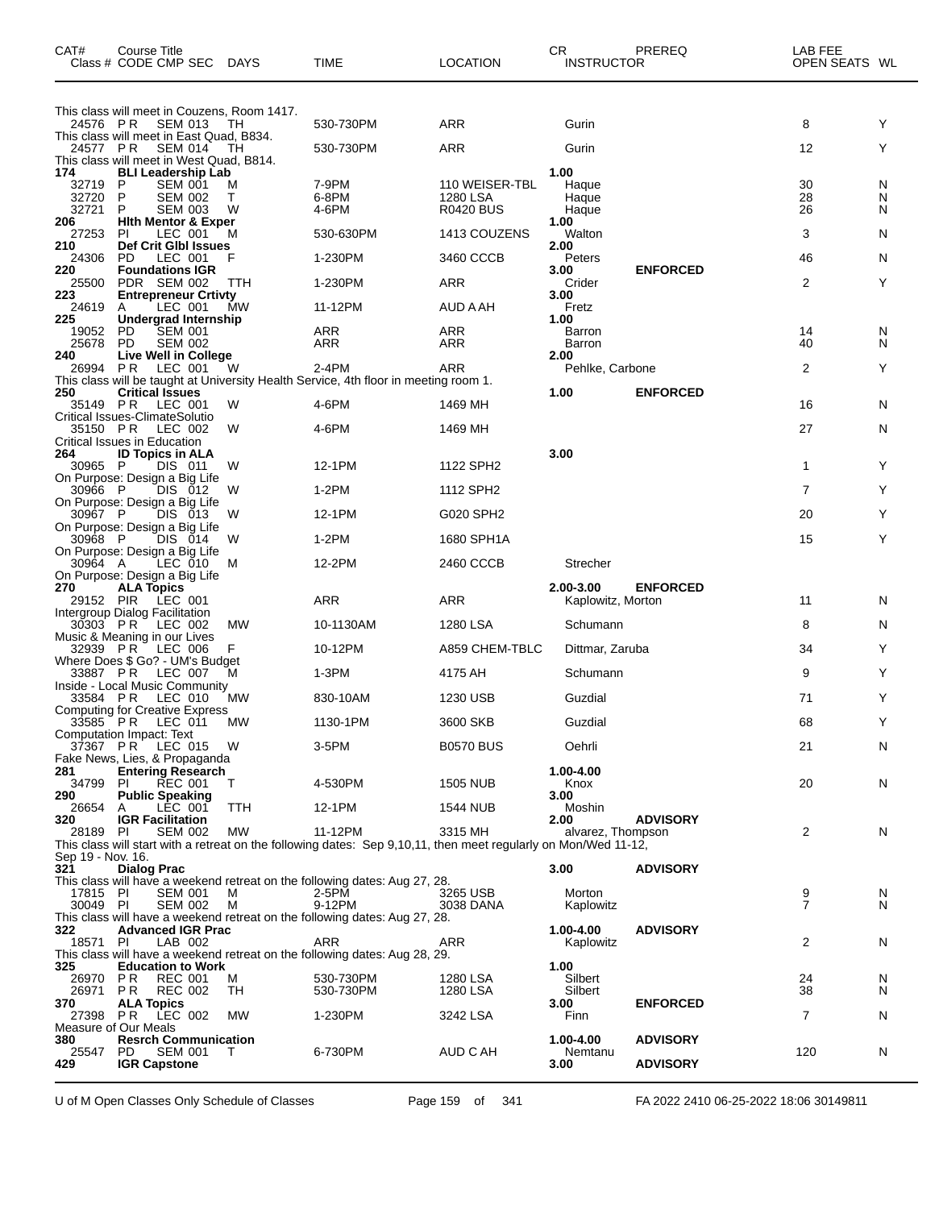| CAT# Class # | Course Title CODE CMP SEC | DAYS | TIME | LOCATION | CR INSTRUCTOR | PREREQ | LAB FEE OPEN SEATS | WL |
|---|---|---|---|---|---|---|---|---|
| This class will meet in Couzens, Room 1417. | | | | | | | | |
| 24576 | P R SEM 013 | TH | 530-730PM | ARR | Gurin | | 8 | Y |
| This class will meet in East Quad, B834. | | | | | | | | |
| 24577 | P R SEM 014 | TH | 530-730PM | ARR | Gurin | | 12 | Y |
| This class will meet in West Quad, B814. | | | | | | | | |
| **174** | **BLI Leadership Lab** | | | | **1.00** | | | |
| 32719 | P SEM 001 | M | 7-9PM | 110 WEISER-TBL | Haque | | 30 | N |
| 32720 | P SEM 002 | T | 6-8PM | 1280 LSA | Haque | | 28 | N |
| 32721 | P SEM 003 | W | 4-6PM | R0420 BUS | Haque | | 26 | N |
| **206** | **Hlth Mentor & Exper** | | | | **1.00** | | | |
| 27253 | PI LEC 001 | M | 530-630PM | 1413 COUZENS | Walton | | 3 | N |
| **210** | **Def Crit Glbl Issues** | | | | **2.00** | | | |
| 24306 | PD LEC 001 | F | 1-230PM | 3460 CCCB | Peters | | 46 | N |
| **220** | **Foundations IGR** | | | | **3.00** | **ENFORCED** | | |
| 25500 | PDR SEM 002 | TTH | 1-230PM | ARR | Crider | | 2 | Y |
| **223** | **Entrepreneur Crtivty** | | | | **3.00** | | | |
| 24619 | A LEC 001 | MW | 11-12PM | AUD A AH | Fretz | | | |
| **225** | **Undergrad Internship** | | | | **1.00** | | | |
| 19052 | PD SEM 001 | | ARR | ARR | Barron | | 14 | N |
| 25678 | PD SEM 002 | | ARR | ARR | Barron | | 40 | N |
| **240** | **Live Well in College** | | | | **2.00** | | | |
| 26994 | P R LEC 001 | W | 2-4PM | ARR | Pehlke, Carbone | | 2 | Y |
| This class will be taught at University Health Service, 4th floor in meeting room 1. | | | | | | | | |
| **250** | **Critical Issues** | | | | **1.00** | **ENFORCED** | | |
| 35149 | P R LEC 001 | W | 4-6PM | 1469 MH | | | 16 | N |
| Critical Issues-ClimateSolutio | | | | | | | | |
| 35150 | P R LEC 002 | W | 4-6PM | 1469 MH | | | 27 | N |
| Critical Issues in Education | | | | | | | | |
| **264** | **ID Topics in ALA** | | | | **3.00** | | | |
| 30965 | P DIS 011 | W | 12-1PM | 1122 SPH2 | | | 1 | Y |
| On Purpose: Design a Big Life | | | | | | | | |
| 30966 | P DIS 012 | W | 1-2PM | 1112 SPH2 | | | 7 | Y |
| On Purpose: Design a Big Life | | | | | | | | |
| 30967 | P DIS 013 | W | 12-1PM | G020 SPH2 | | | 20 | Y |
| On Purpose: Design a Big Life | | | | | | | | |
| 30968 | P DIS 014 | W | 1-2PM | 1680 SPH1A | | | 15 | Y |
| On Purpose: Design a Big Life | | | | | | | | |
| 30964 | A LEC 010 | M | 12-2PM | 2460 CCCB | Strecher | | | |
| On Purpose: Design a Big Life | | | | | | | | |
| **270** | **ALA Topics** | | | | **2.00-3.00** | **ENFORCED** | | |
| 29152 | PIR LEC 001 | | ARR | ARR | Kaplowitz, Morton | | 11 | N |
| Intergroup Dialog Facilitation | | | | | | | | |
| 30303 | P R LEC 002 | MW | 10-1130AM | 1280 LSA | Schumann | | 8 | N |
| Music & Meaning in our Lives | | | | | | | | |
| 32939 | P R LEC 006 | F | 10-12PM | A859 CHEM-TBLC | Dittmar, Zaruba | | 34 | Y |
| Where Does $ Go? - UM's Budget | | | | | | | | |
| 33887 | P R LEC 007 | M | 1-3PM | 4175 AH | Schumann | | 9 | Y |
| Inside - Local Music Community | | | | | | | | |
| 33584 | P R LEC 010 | MW | 830-10AM | 1230 USB | Guzdial | | 71 | Y |
| Computing for Creative Express | | | | | | | | |
| 33585 | P R LEC 011 | MW | 1130-1PM | 3600 SKB | Guzdial | | 68 | Y |
| Computation Impact: Text | | | | | | | | |
| 37367 | P R LEC 015 | W | 3-5PM | B0570 BUS | Oehrli | | 21 | N |
| Fake News, Lies, & Propaganda | | | | | | | | |
| **281** | **Entering Research** | | | | **1.00-4.00** | | | |
| 34799 | PI REC 001 | T | 4-530PM | 1505 NUB | Knox | | 20 | N |
| **290** | **Public Speaking** | | | | **3.00** | | | |
| 26654 | A LEC 001 | TTH | 12-1PM | 1544 NUB | Moshin | | | |
| **320** | **IGR Facilitation** | | | | **2.00** | **ADVISORY** | | |
| 28189 | PI SEM 002 | MW | 11-12PM | 3315 MH | alvarez, Thompson | | 2 | N |
| This class will start with a retreat on the following dates: Sep 9,10,11, then meet regularly on Mon/Wed 11-12, Sep 19 - Nov. 16. | | | | | | | | |
| **321** | **Dialog Prac** | | | | **3.00** | **ADVISORY** | | |
| This class will have a weekend retreat on the following dates: Aug 27, 28. | | | | | | | | |
| 17815 | PI SEM 001 | M | 2-5PM | 3265 USB | Morton | | 9 | N |
| 30049 | PI SEM 002 | M | 9-12PM | 3038 DANA | Kaplowitz | | 7 | N |
| This class will have a weekend retreat on the following dates: Aug 27, 28. | | | | | | | | |
| **322** | **Advanced IGR Prac** | | | | **1.00-4.00** | **ADVISORY** | | |
| 18571 | PI LAB 002 | | ARR | ARR | Kaplowitz | | 2 | N |
| This class will have a weekend retreat on the following dates: Aug 28, 29. | | | | | | | | |
| **325** | **Education to Work** | | | | **1.00** | | | |
| 26970 | P R REC 001 | M | 530-730PM | 1280 LSA | Silbert | | 24 | N |
| 26971 | P R REC 002 | TH | 530-730PM | 1280 LSA | Silbert | | 38 | N |
| **370** | **ALA Topics** | | | | **3.00** | **ENFORCED** | | |
| 27398 | P R LEC 002 | MW | 1-230PM | 3242 LSA | Finn | | 7 | N |
| Measure of Our Meals | | | | | | | | |
| **380** | **Resrch Communication** | | | | **1.00-4.00** | **ADVISORY** | | |
| 25547 | PD SEM 001 | T | 6-730PM | AUD C AH | Nemtanu | | 120 | N |
| **429** | **IGR Capstone** | | | | **3.00** | **ADVISORY** | | |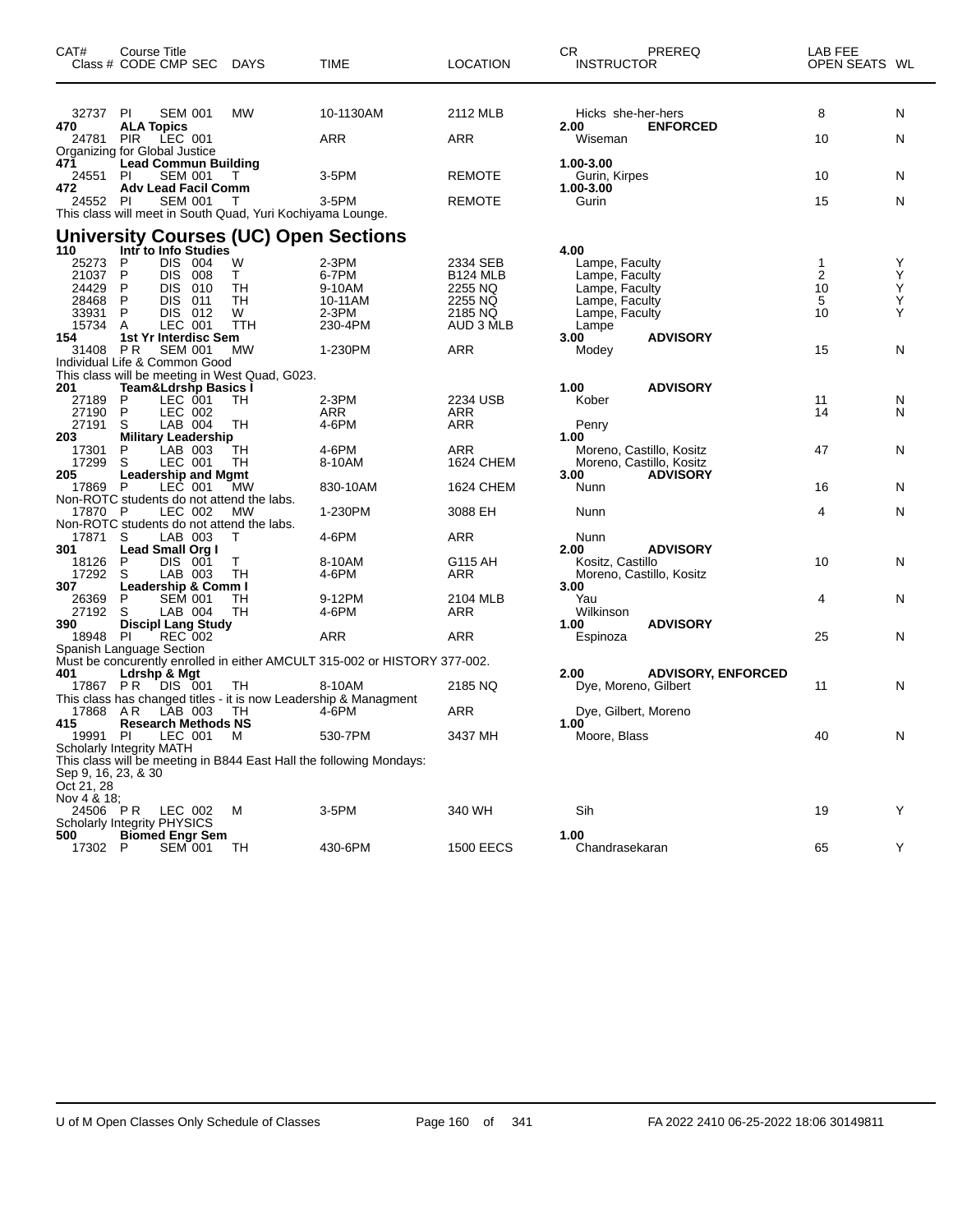| CAT# Class # | Course Title CODE CMP SEC | DAYS | TIME | LOCATION | CR INSTRUCTOR | PREREQ | LAB FEE OPEN SEATS | WL |
|---|---|---|---|---|---|---|---|---|
| 32737 | PI SEM 001 | MW | 10-1130AM | 2112 MLB | Hicks she-her-hers | | 8 | N |
| **470** | **ALA Topics** | | | | **2.00** | **ENFORCED** | | |
| 24781 | PIR LEC 001 | | ARR | ARR | Wiseman | | 10 | N |
| Organizing for Global Justice | | | | | | | | |
| **471** | **Lead Commun Building** | | | | **1.00-3.00** | | | |
| 24551 | PI SEM 001 | T | 3-5PM | REMOTE | Gurin, Kirpes | | 10 | N |
| **472** | **Adv Lead Facil Comm** | | | | **1.00-3.00** | | | |
| 24552 | PI SEM 001 | T | 3-5PM | REMOTE | Gurin | | 15 | N |
| This class will meet in South Quad, Yuri Kochiyama Lounge. | | | | | | | | |

## University Courses (UC) Open Sections

| CAT# Class # | Course Title CODE CMP SEC | DAYS | TIME | LOCATION | CR INSTRUCTOR | PREREQ | LAB FEE OPEN SEATS | WL |
|---|---|---|---|---|---|---|---|---|
| **110** | **Intr to Info Studies** | | | | **4.00** | | | |
| 25273 | P DIS 004 | W | 2-3PM | 2334 SEB | Lampe, Faculty | | 1 | Y |
| 21037 | P DIS 008 | T | 6-7PM | B124 MLB | Lampe, Faculty | | 2 | Y |
| 24429 | P DIS 010 | TH | 9-10AM | 2255 NQ | Lampe, Faculty | | 10 | Y |
| 28468 | P DIS 011 | TH | 10-11AM | 2255 NQ | Lampe, Faculty | | 5 | Y |
| 33931 | P DIS 012 | W | 2-3PM | 2185 NQ | Lampe, Faculty | | 10 | Y |
| 15734 | A LEC 001 | TTH | 230-4PM | AUD 3 MLB | Lampe | | | |
| **154** | **1st Yr Interdisc Sem** | | | | **3.00** | **ADVISORY** | | |
| 31408 | PR SEM 001 | MW | 1-230PM | ARR | Modey | | 15 | N |
| Individual Life & Common Good | | | | | | | | |
| This class will be meeting in West Quad, G023. | | | | | | | | |
| **201** | **Team&Ldrshp Basics I** | | | | **1.00** | **ADVISORY** | | |
| 27189 | P LEC 001 | TH | 2-3PM | 2234 USB | Kober | | 11 | N |
| 27190 | P LEC 002 | | ARR | ARR | | | 14 | N |
| 27191 | S LAB 004 | TH | 4-6PM | ARR | Penry | | | |
| **203** | **Military Leadership** | | | | **1.00** | | | |
| 17301 | P LAB 003 | TH | 4-6PM | ARR | Moreno, Castillo, Kositz | | 47 | N |
| 17299 | S LEC 001 | TH | 8-10AM | 1624 CHEM | Moreno, Castillo, Kositz | | | |
| **205** | **Leadership and Mgmt** | | | | **3.00** | **ADVISORY** | | |
| 17869 | P LEC 001 | MW | 830-10AM | 1624 CHEM | Nunn | | 16 | N |
| Non-ROTC students do not attend the labs. | | | | | | | | |
| 17870 | P LEC 002 | MW | 1-230PM | 3088 EH | Nunn | | 4 | N |
| Non-ROTC students do not attend the labs. | | | | | | | | |
| 17871 | S LAB 003 | T | 4-6PM | ARR | Nunn | | | |
| **301** | **Lead Small Org I** | | | | **2.00** | **ADVISORY** | | |
| 18126 | P DIS 001 | T | 8-10AM | G115 AH | Kositz, Castillo | | 10 | N |
| 17292 | S LAB 003 | TH | 4-6PM | ARR | Moreno, Castillo, Kositz | | | |
| **307** | **Leadership & Comm I** | | | | **3.00** | | | |
| 26369 | P SEM 001 | TH | 9-12PM | 2104 MLB | Yau | | 4 | N |
| 27192 | S LAB 004 | TH | 4-6PM | ARR | Wilkinson | | | |
| **390** | **Discipl Lang Study** | | | | **1.00** | **ADVISORY** | | |
| 18948 | PI REC 002 | | ARR | ARR | Espinoza | | 25 | N |
| Spanish Language Section | | | | | | | | |
| Must be concurrently enrolled in either AMCULT 315-002 or HISTORY 377-002. | | | | | | | | |
| **401** | **Ldrshp & Mgt** | | | | **2.00** | **ADVISORY, ENFORCED** | | |
| 17867 | PR DIS 001 | TH | 8-10AM | 2185 NQ | Dye, Moreno, Gilbert | | 11 | N |
| This class has changed titles - it is now Leadership & Managment | | | | | | | | |
| 17868 | AR LAB 003 | TH | 4-6PM | ARR | Dye, Gilbert, Moreno | | | |
| **415** | **Research Methods NS** | | | | **1.00** | | | |
| 19991 | PI LEC 001 | M | 530-7PM | 3437 MH | Moore, Blass | | 40 | N |
| Scholarly Integrity MATH | | | | | | | | |
| This class will be meeting in B844 East Hall the following Mondays: | | | | | | | | |
| Sep 9, 16, 23, & 30 | | | | | | | | |
| Oct 21, 28 | | | | | | | | |
| Nov 4 & 18; | | | | | | | | |
| 24506 | PR LEC 002 | M | 3-5PM | 340 WH | Sih | | 19 | Y |
| Scholarly Integrity PHYSICS | | | | | | | | |
| **500** | **Biomed Engr Sem** | | | | **1.00** | | | |
| 17302 | P SEM 001 | TH | 430-6PM | 1500 EECS | Chandrasekaran | | 65 | Y |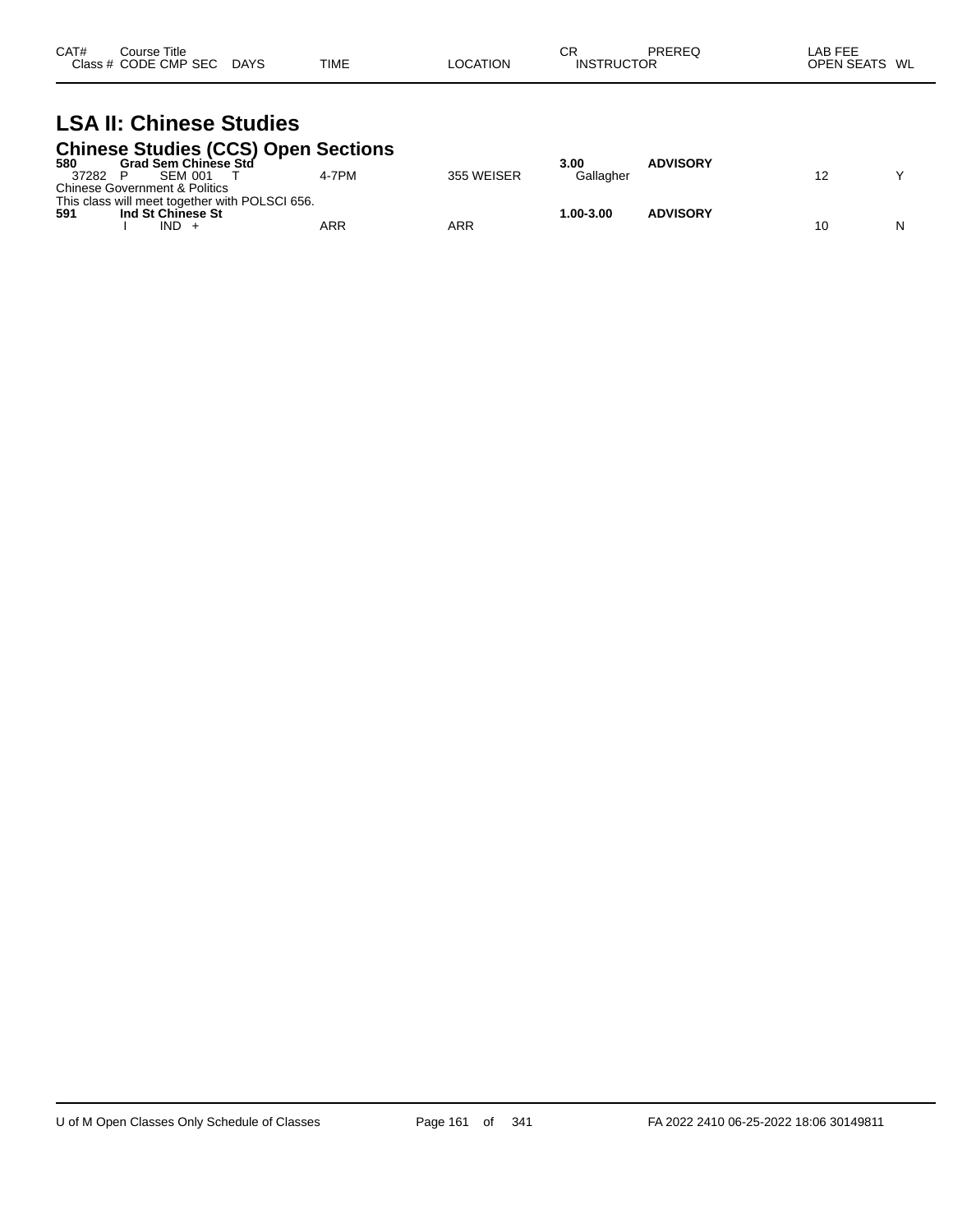| CAT# | Course Title |  |  |  |  | CR | PREREQ | LAB FEE |  |
|---|---|---|---|---|---|---|---|---|---|
| Class # | CODE CMP SEC | DAYS | TIME | LOCATION |  | INSTRUCTOR |  | OPEN SEATS | WL |

# LSA II: Chinese Studies

## Chinese Studies (CCS) Open Sections

| CAT# / Class # | Course Title / CODE CMP SEC | DAYS | TIME | LOCATION | CR / INSTRUCTOR | PREREQ | OPEN SEATS | WL |
|---|---|---|---|---|---|---|---|---|
| **580** | **Grad Sem Chinese Std** |  |  |  | **3.00** | **ADVISORY** |  |  |
| 37282 | P SEM 001 | T | 4-7PM | 355 WEISER | Gallagher |  | 12 | Y |

Chinese Government & Politics
This class will meet together with POLSCI 656.

| CAT# / Class # | Course Title / CODE CMP SEC | DAYS | TIME | LOCATION | CR / INSTRUCTOR | PREREQ | OPEN SEATS | WL |
|---|---|---|---|---|---|---|---|---|
| **591** | **Ind St Chinese St** |  |  |  | **1.00-3.00** | **ADVISORY** |  |  |
|  | I IND + |  | ARR | ARR |  |  | 10 | N |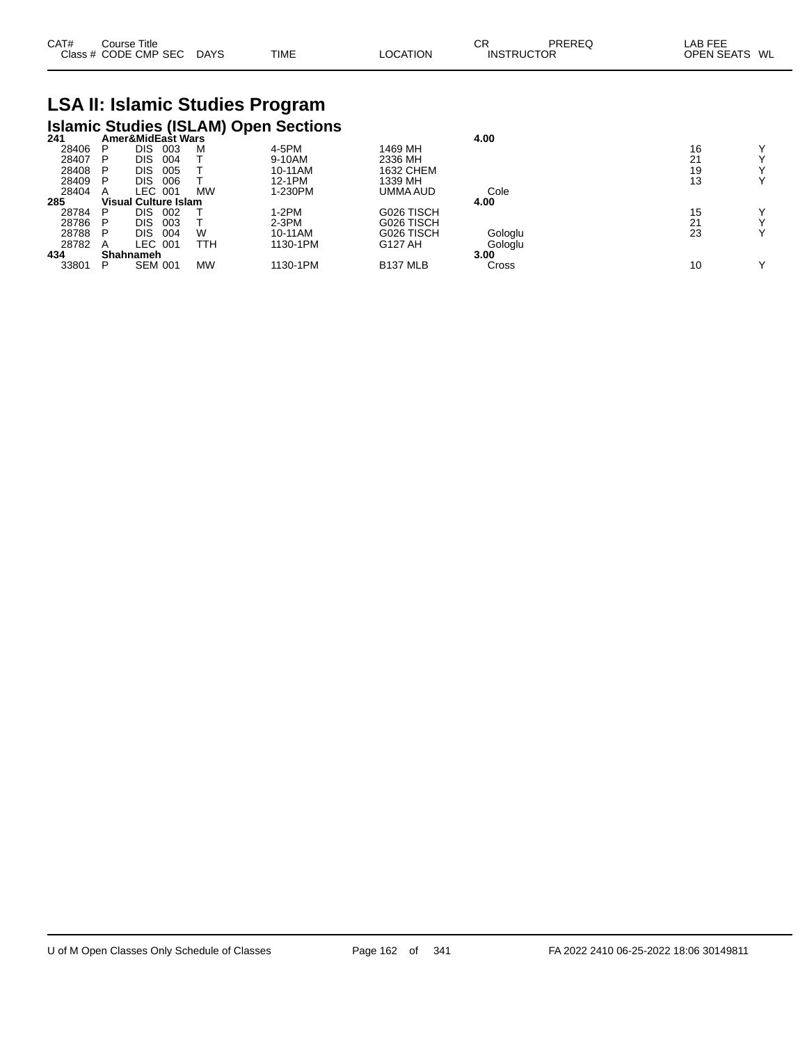# LSA II: Islamic Studies Program

## Islamic Studies (ISLAM) Open Sections

| CAT# Class # | Course Title CODE | CMP | SEC | DAYS | TIME | LOCATION | CR INSTRUCTOR | PREREQ | LAB FEE OPEN SEATS | WL |
|---|---|---|---|---|---|---|---|---|---|---|
| **241** | **Amer&MidEast Wars** | | | | | | **4.00** | | | |
| 28406 | P | DIS | 003 | M | 4-5PM | 1469 MH | | | 16 | Y |
| 28407 | P | DIS | 004 | T | 9-10AM | 2336 MH | | | 21 | Y |
| 28408 | P | DIS | 005 | T | 10-11AM | 1632 CHEM | | | 19 | Y |
| 28409 | P | DIS | 006 | T | 12-1PM | 1339 MH | | | 13 | Y |
| 28404 | A | LEC | 001 | MW | 1-230PM | UMMA AUD | Cole | | | |
| **285** | **Visual Culture Islam** | | | | | | **4.00** | | | |
| 28784 | P | DIS | 002 | T | 1-2PM | G026 TISCH | | | 15 | Y |
| 28786 | P | DIS | 003 | T | 2-3PM | G026 TISCH | | | 21 | Y |
| 28788 | P | DIS | 004 | W | 10-11AM | G026 TISCH | Gologlu | | 23 | Y |
| 28782 | A | LEC | 001 | TTH | 1130-1PM | G127 AH | Gologlu | | | |
| **434** | **Shahnameh** | | | | | | **3.00** | | | |
| 33801 | P | SEM | 001 | MW | 1130-1PM | B137 MLB | Cross | | 10 | Y |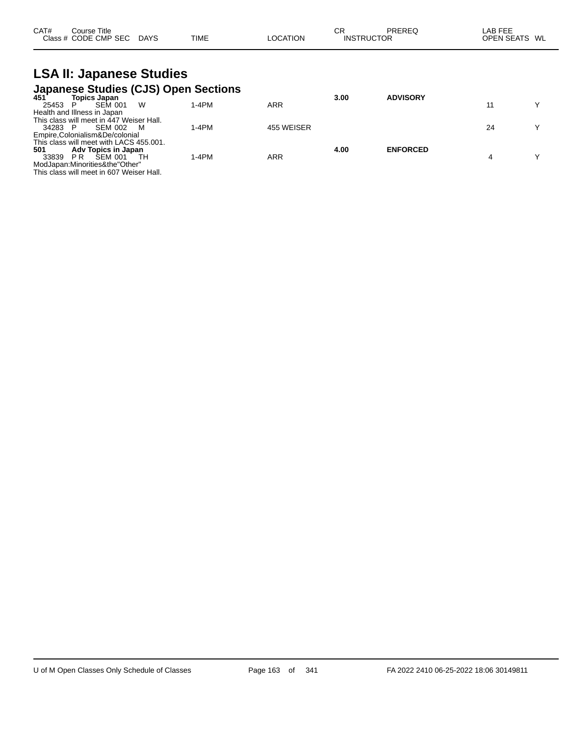| CAT# | Course Title | | | | | CR | PREREQ | LAB FEE | |
|---|---|---|---|---|---|---|---|---|---|
| Class # | CODE CMP SEC | DAYS | TIME | LOCATION | | INSTRUCTOR | | OPEN SEATS | WL |

# LSA II: Japanese Studies

## Japanese Studies (CJS) Open Sections

| CAT# / Class # | Course Title / CODE CMP SEC | DAYS | TIME | LOCATION | CR | PREREQ | OPEN SEATS | WL |
|---|---|---|---|---|---|---|---|---|
| **451** | **Topics Japan** | | | | **3.00** | **ADVISORY** | | |
| 25453 | P SEM 001 | W | 1-4PM | ARR | | | 11 | Y |
| Health and Illness in Japan | | | | | | | | |
| This class will meet in 447 Weiser Hall. | | | | | | | | |
| 34283 | P SEM 002 | M | 1-4PM | 455 WEISER | | | 24 | Y |
| Empire,Colonialism&De/colonial | | | | | | | | |
| This class will meet with LACS 455.001. | | | | | | | | |
| **501** | **Adv Topics in Japan** | | | | **4.00** | **ENFORCED** | | |
| 33839 | P R SEM 001 | TH | 1-4PM | ARR | | | 4 | Y |
| ModJapan:Minorities&the"Other" | | | | | | | | |
| This class will meet in 607 Weiser Hall. | | | | | | | | |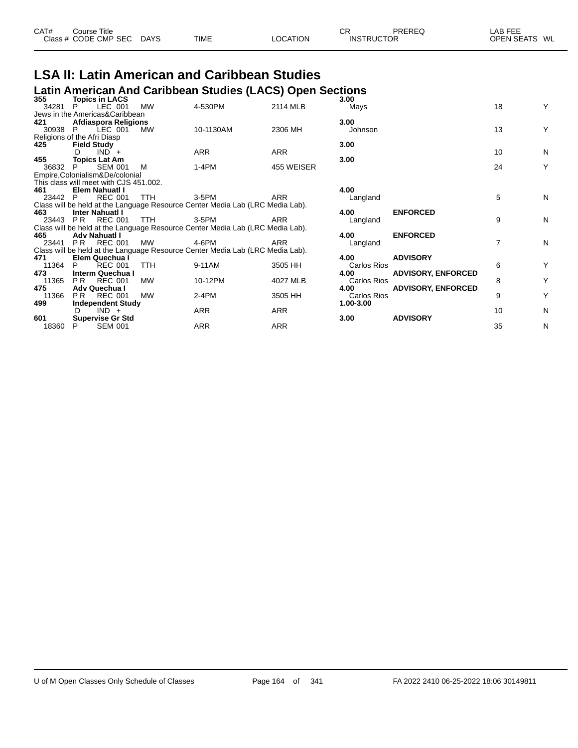## LSA II: Latin American and Caribbean Studies

### Latin American And Caribbean Studies (LACS) Open Sections

| CAT# Class # | Course Title CODE CMP SEC | DAYS | TIME | LOCATION | CR INSTRUCTOR | PREREQ | LAB FEE OPEN SEATS | WL |
|---|---|---|---|---|---|---|---|---|
| **355** | **Topics in LACS** | | | | **3.00** | | | |
| 34281 | P LEC 001 | MW | 4-530PM | 2114 MLB | Mays | | 18 | Y |
| Jews in the Americas&Caribbean | | | | | | | | |
| **421** | **Afdiaspora Religions** | | | | **3.00** | | | |
| 30938 | P LEC 001 | MW | 10-1130AM | 2306 MH | Johnson | | 13 | Y |
| Religions of the Afri Diasp | | | | | | | | |
| **425** | **Field Study** | | | | **3.00** | | | |
| | D IND + | | ARR | ARR | | | 10 | N |
| **455** | **Topics Lat Am** | | | | **3.00** | | | |
| 36832 | P SEM 001 | M | 1-4PM | 455 WEISER | | | 24 | Y |
| Empire,Colonialism&De/colonial | | | | | | | | |
| This class will meet with CJS 451.002. | | | | | | | | |
| **461** | **Elem Nahuatl I** | | | | **4.00** | | | |
| 23442 | P REC 001 | TTH | 3-5PM | ARR | Langland | | 5 | N |
| Class will be held at the Language Resource Center Media Lab (LRC Media Lab). | | | | | | | | |
| **463** | **Inter Nahuatl I** | | | | **4.00** | **ENFORCED** | | |
| 23443 | P R REC 001 | TTH | 3-5PM | ARR | Langland | | 9 | N |
| Class will be held at the Language Resource Center Media Lab (LRC Media Lab). | | | | | | | | |
| **465** | **Adv Nahuatl I** | | | | **4.00** | **ENFORCED** | | |
| 23441 | P R REC 001 | MW | 4-6PM | ARR | Langland | | 7 | N |
| Class will be held at the Language Resource Center Media Lab (LRC Media Lab). | | | | | | | | |
| **471** | **Elem Quechua I** | | | | **4.00** | **ADVISORY** | | |
| 11364 | P REC 001 | TTH | 9-11AM | 3505 HH | Carlos Rios | | 6 | Y |
| **473** | **Interm Quechua I** | | | | **4.00** | **ADVISORY, ENFORCED** | | |
| 11365 | P R REC 001 | MW | 10-12PM | 4027 MLB | Carlos Rios | | 8 | Y |
| **475** | **Adv Quechua I** | | | | **4.00** | **ADVISORY, ENFORCED** | | |
| 11366 | P R REC 001 | MW | 2-4PM | 3505 HH | Carlos Rios | | 9 | Y |
| **499** | **Independent Study** | | | | **1.00-3.00** | | | |
| | D IND + | | ARR | ARR | | | 10 | N |
| **601** | **Supervise Gr Std** | | | | **3.00** | **ADVISORY** | | |
| 18360 | P SEM 001 | | ARR | ARR | | | 35 | N |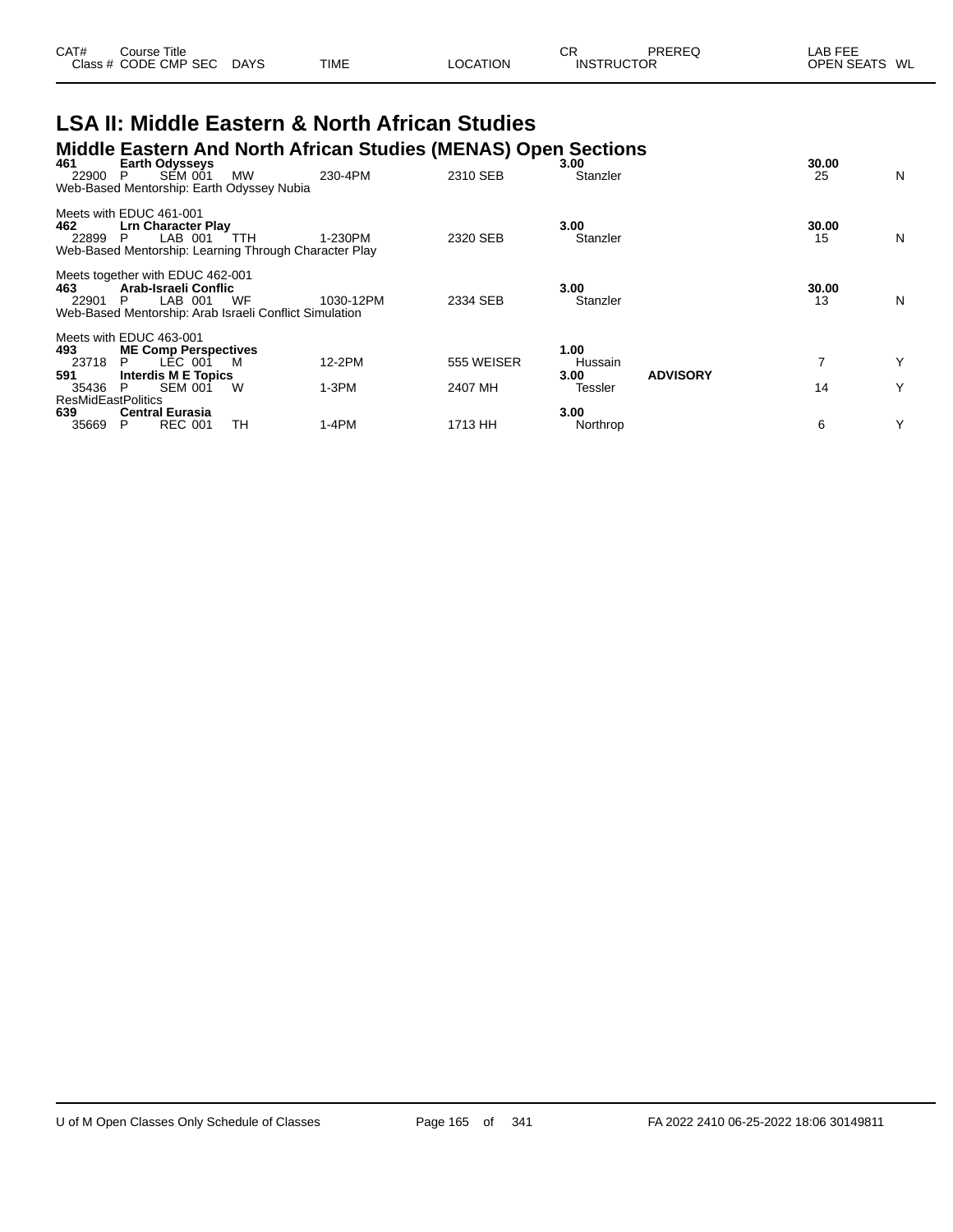| CAT# | Course Title | | | | | CR | PREREQ | LAB FEE | |
|---|---|---|---|---|---|---|---|---|---|
| Class # | CODE CMP SEC | DAYS | TIME | LOCATION | | INSTRUCTOR | | OPEN SEATS | WL |

# LSA II: Middle Eastern & North African Studies

## Middle Eastern And North African Studies (MENAS) Open Sections

| CAT# | Class # | CODE CMP SEC | DAYS | TIME | LOCATION | CR / INSTRUCTOR | PREREQ | LAB FEE / OPEN SEATS | WL |
|---|---|---|---|---|---|---|---|---|---|
| **461** | **Earth Odysseys** | | | | | **3.00** | | **30.00** | |
| | 22900 | P SEM 001 | MW | 230-4PM | 2310 SEB | Stanzler | | 25 | N |
| Web-Based Mentorship: Earth Odyssey Nubia | | | | | | | | | |
| Meets with EDUC 461-001 | | | | | | | | | |
| **462** | **Lrn Character Play** | | | | | **3.00** | | **30.00** | |
| | 22899 | P LAB 001 | TTH | 1-230PM | 2320 SEB | Stanzler | | 15 | N |
| Web-Based Mentorship: Learning Through Character Play | | | | | | | | | |
| Meets together with EDUC 462-001 | | | | | | | | | |
| **463** | **Arab-Israeli Conflic** | | | | | **3.00** | | **30.00** | |
| | 22901 | P LAB 001 | WF | 1030-12PM | 2334 SEB | Stanzler | | 13 | N |
| Web-Based Mentorship: Arab Israeli Conflict Simulation | | | | | | | | | |
| Meets with EDUC 463-001 | | | | | | | | | |
| **493** | **ME Comp Perspectives** | | | | | **1.00** | | | |
| | 23718 | P LEC 001 | M | 12-2PM | 555 WEISER | Hussain | | 7 | Y |
| **591** | **Interdis M E Topics** | | | | | **3.00** | **ADVISORY** | | |
| | 35436 | P SEM 001 | W | 1-3PM | 2407 MH | Tessler | | 14 | Y |
| ResMidEastPolitics | | | | | | | | | |
| **639** | **Central Eurasia** | | | | | **3.00** | | | |
| | 35669 | P REC 001 | TH | 1-4PM | 1713 HH | Northrop | | 6 | Y |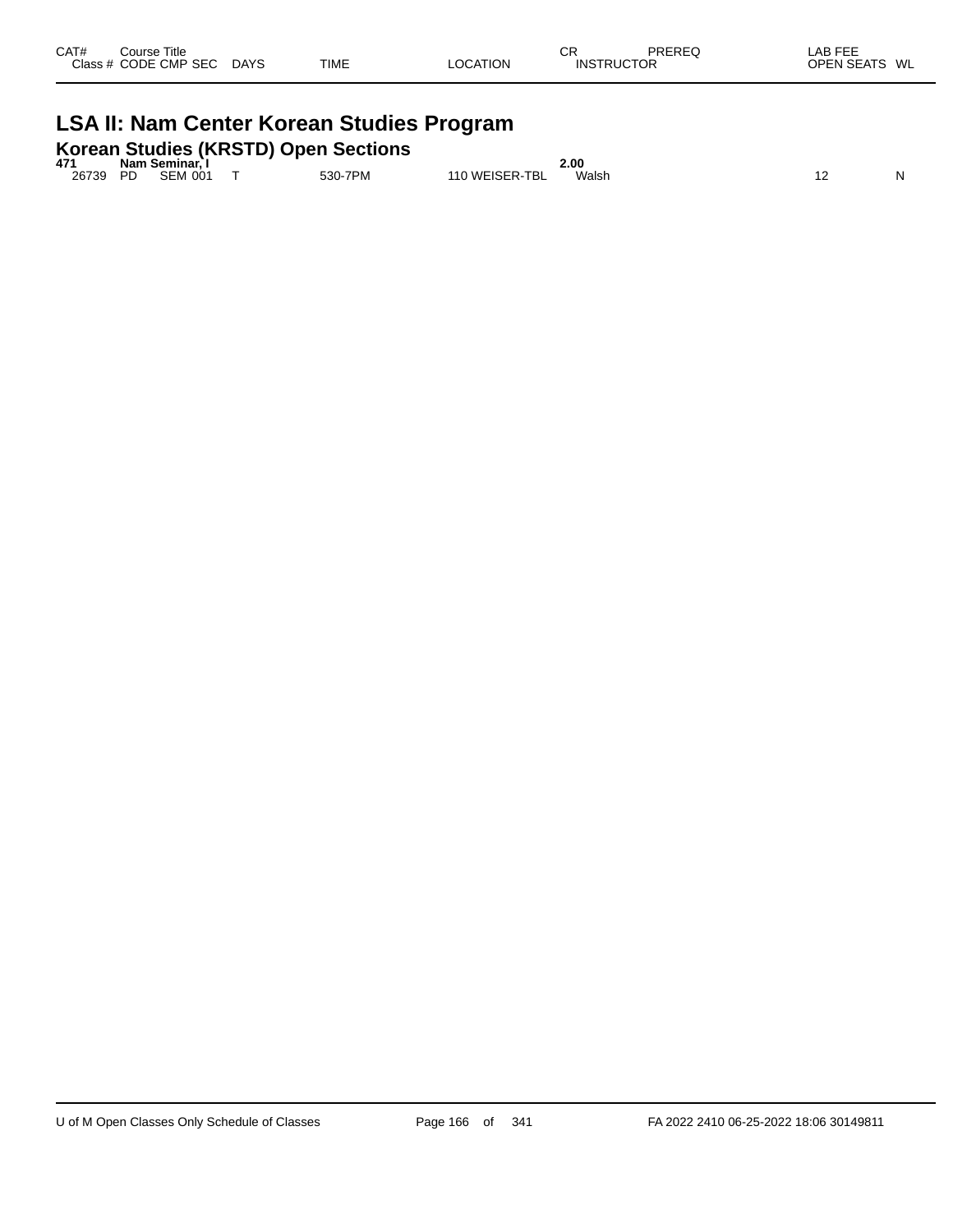| CAT# | Course Title | | | | | | CR | PREREQ | LAB FEE | |
|---|---|---|---|---|---|---|---|---|---|---|
| Class # | CODE | CMP | SEC | DAYS | TIME | LOCATION | INSTRUCTOR | | OPEN SEATS | WL |

# LSA II: Nam Center Korean Studies Program

## Korean Studies (KRSTD) Open Sections

| CAT# | Course Title | | | | | | CR | PREREQ | LAB FEE | |
|---|---|---|---|---|---|---|---|---|---|---|
| **471** | **Nam Seminar, I** | | | | | | **2.00** | | | |
| 26739 | PD | SEM | 001 | T | 530-7PM | 110 WEISER-TBL | Walsh | | 12 | N |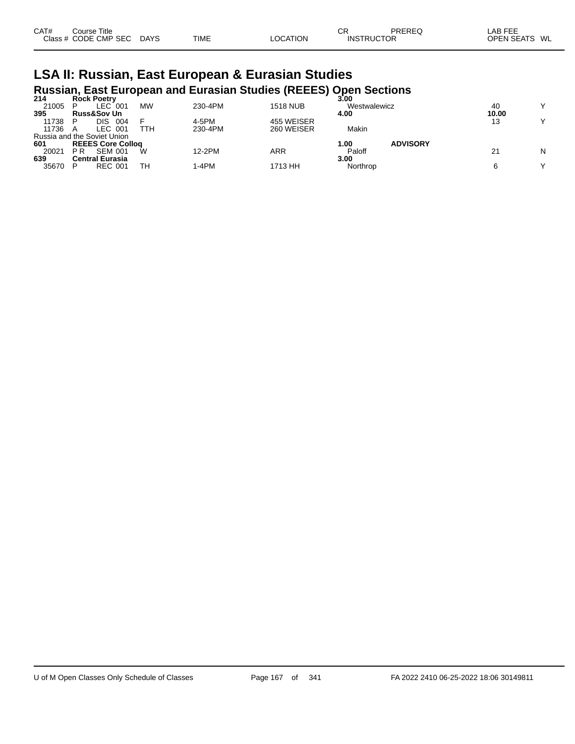# LSA II: Russian, East European & Eurasian Studies

## Russian, East European and Eurasian Studies (REEES) Open Sections

| CAT# Class # | Course Title CODE | CMP | SEC | DAYS | TIME | LOCATION | CR INSTRUCTOR | PREREQ | LAB FEE OPEN SEATS | WL |
|---|---|---|---|---|---|---|---|---|---|---|
| **214** | **Rock Poetry** | | | | | | **3.00** | | | |
| 21005 | P | LEC | 001 | MW | 230-4PM | 1518 NUB | Westwalewicz | | 40 | Y |
| **395** | **Russ&Sov Un** | | | | | | **4.00** | | **10.00** | |
| 11738 | P | DIS | 004 | F | 4-5PM | 455 WEISER | | | 13 | Y |
| 11736 | A | LEC | 001 | TTH | 230-4PM | 260 WEISER | Makin | | | |
| Russia and the Soviet Union | | | | | | | | | | |
| **601** | **REEES Core Colloq** | | | | | | **1.00** | **ADVISORY** | | |
| 20021 | P R | SEM | 001 | W | 12-2PM | ARR | Paloff | | 21 | N |
| **639** | **Central Eurasia** | | | | | | **3.00** | | | |
| 35670 | P | REC | 001 | TH | 1-4PM | 1713 HH | Northrop | | 6 | Y |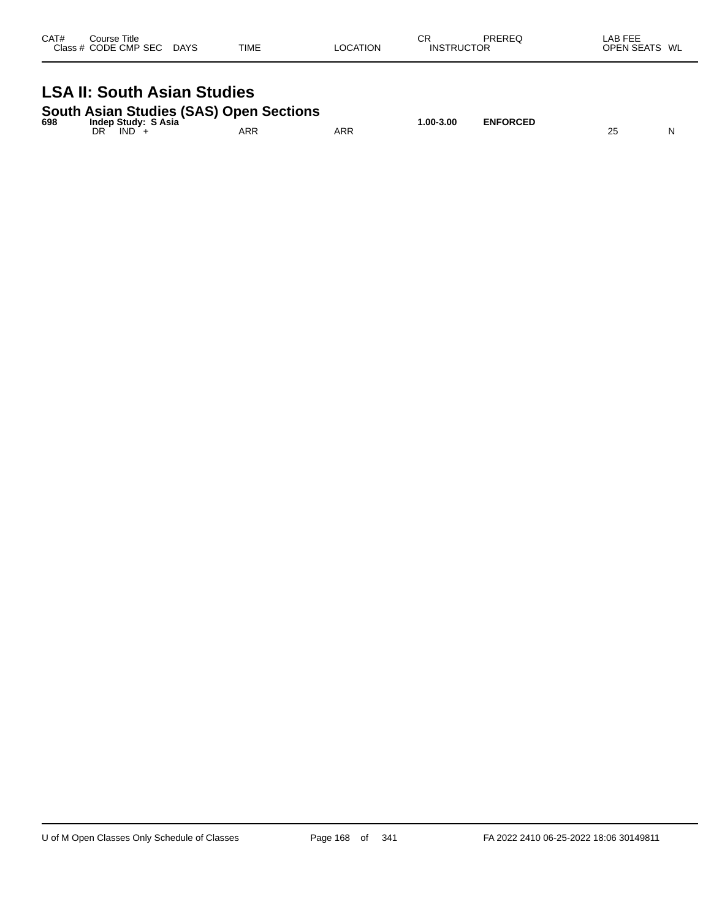| CAT# | Course Title | | | | | CR | PREREQ | LAB FEE | |
|---|---|---|---|---|---|---|---|---|---|
| Class # | CODE | CMP | SEC | DAYS | TIME | LOCATION | INSTRUCTOR | OPEN SEATS | WL |

# LSA II: South Asian Studies

## South Asian Studies (SAS) Open Sections

| CAT# | Course Title | | | | | CR | PREREQ | OPEN SEATS | WL |
|---|---|---|---|---|---|---|---|---|---|
| **698** | **Indep Study: S Asia** | | | | | **1.00-3.00** | **ENFORCED** | | |
| | DR | IND | + | ARR | ARR | | | 25 | N |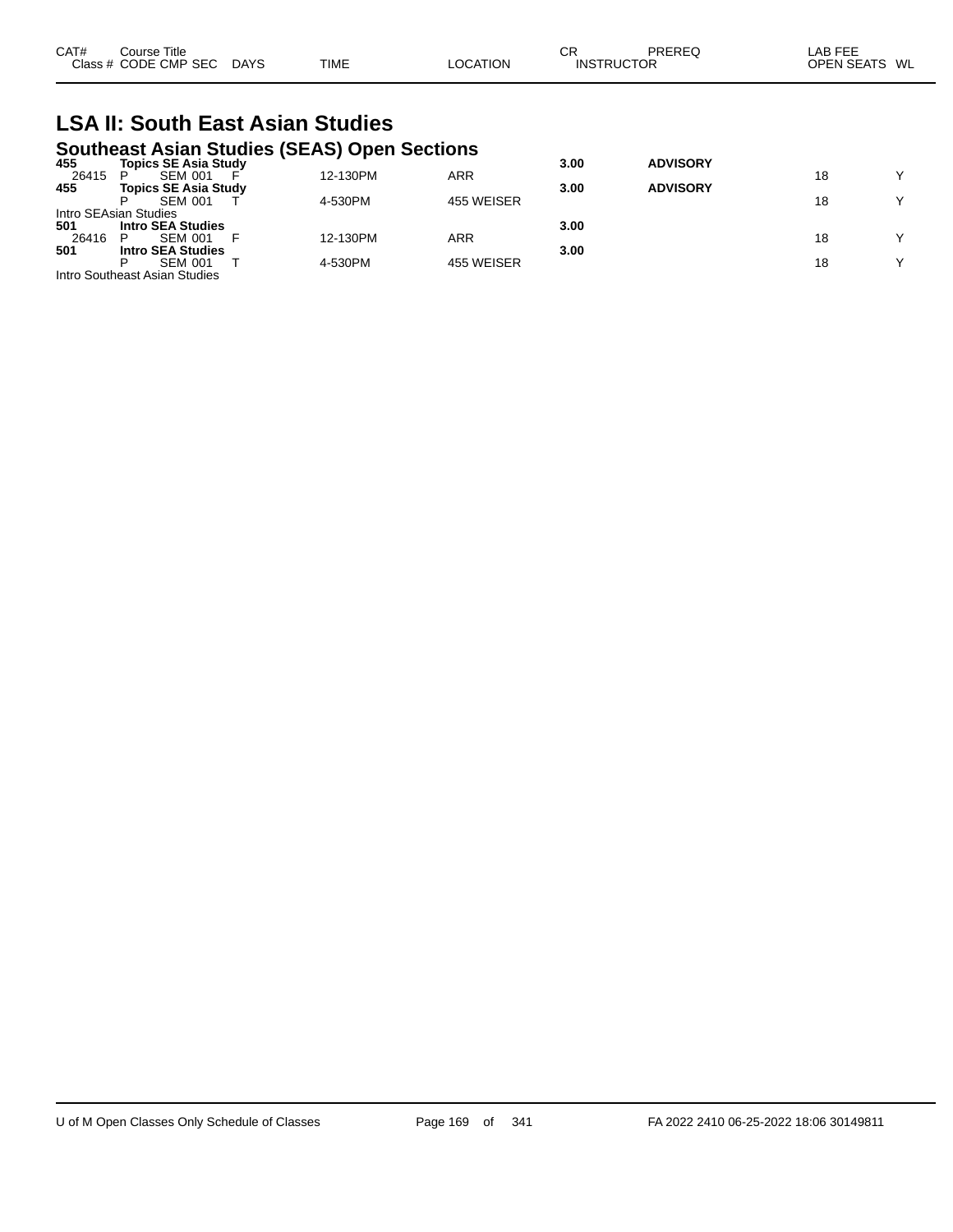| CAT# | Course Title | | | | | CR | PREREQ | LAB FEE | |
|---|---|---|---|---|---|---|---|---|---|
| Class # | CODE CMP SEC | DAYS | TIME | LOCATION | | INSTRUCTOR | | OPEN SEATS | WL |

# LSA II: South East Asian Studies

## Southeast Asian Studies (SEAS) Open Sections

| CAT# | Course Title | DAYS | TIME | LOCATION | CR | PREREQ | OPEN SEATS | WL |
|---|---|---|---|---|---|---|---|---|
| **455** | **Topics SE Asia Study** | | | | **3.00** | **ADVISORY** | | |
| 26415 | P SEM 001 | F | 12-130PM | ARR | | | 18 | Y |
| **455** | **Topics SE Asia Study** | | | | **3.00** | **ADVISORY** | | |
| | P SEM 001 | T | 4-530PM | 455 WEISER | | | 18 | Y |
| Intro SEAsian Studies | | | | | | | | |
| **501** | **Intro SEA Studies** | | | | **3.00** | | | |
| 26416 | P SEM 001 | F | 12-130PM | ARR | | | 18 | Y |
| **501** | **Intro SEA Studies** | | | | **3.00** | | | |
| | P SEM 001 | T | 4-530PM | 455 WEISER | | | 18 | Y |
| Intro Southeast Asian Studies | | | | | | | | |

U of M Open Classes Only Schedule of Classes — FA 2022 2410 06-25-2022 18:06 30149811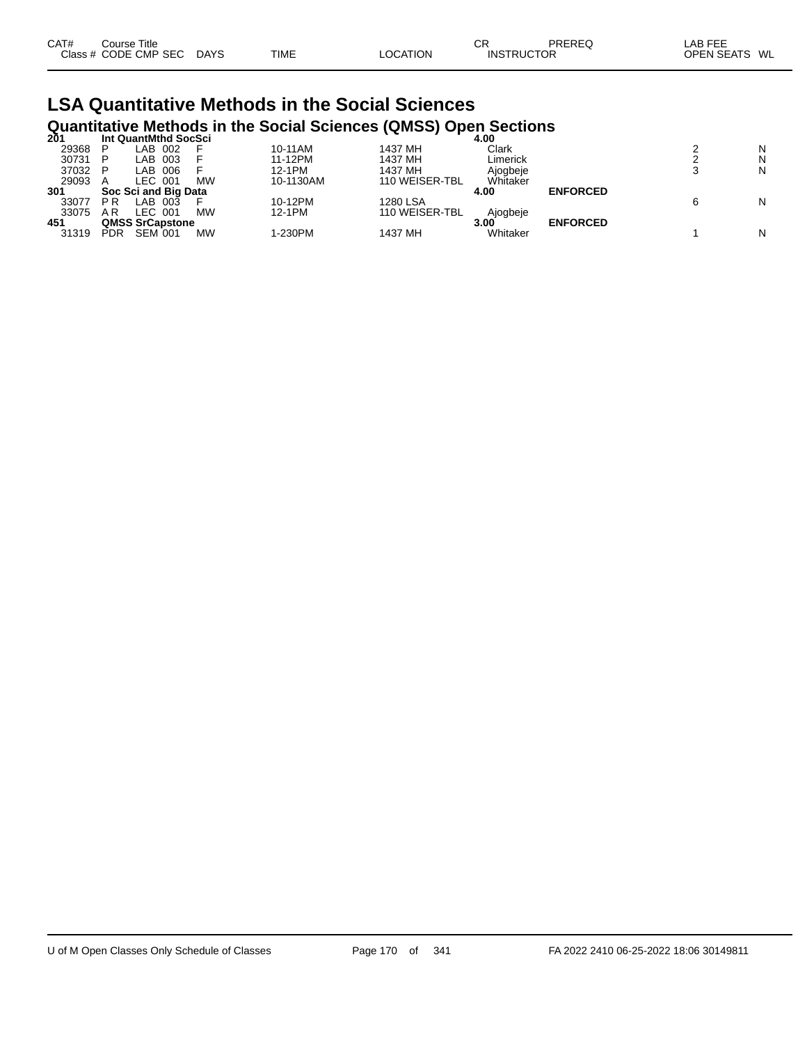| CAT# Class # | Course Title CODE | CMP | SEC | DAYS | TIME | LOCATION | CR INSTRUCTOR | PREREQ | LAB FEE OPEN SEATS | WL |
|---|---|---|---|---|---|---|---|---|---|---|

# LSA Quantitative Methods in the Social Sciences

## Quantitative Methods in the Social Sciences (QMSS) Open Sections

| CAT# Class # | Course Title CODE | CMP | SEC | DAYS | TIME | LOCATION | CR INSTRUCTOR | PREREQ | OPEN SEATS | WL |
|---|---|---|---|---|---|---|---|---|---|---|
| **201** | **Int QuantMthd SocSci** | | | | | | **4.00** | | | |
| 29368 | P | LAB | 002 | F | 10-11AM | 1437 MH | Clark | | 2 | N |
| 30731 | P | LAB | 003 | F | 11-12PM | 1437 MH | Limerick | | 2 | N |
| 37032 | P | LAB | 006 | F | 12-1PM | 1437 MH | Ajogbeje | | 3 | N |
| 29093 | A | LEC | 001 | MW | 10-1130AM | 110 WEISER-TBL | Whitaker | | | |
| **301** | **Soc Sci and Big Data** | | | | | | **4.00** | **ENFORCED** | | |
| 33077 | P R | LAB | 003 | F | 10-12PM | 1280 LSA | | | 6 | N |
| 33075 | A R | LEC | 001 | MW | 12-1PM | 110 WEISER-TBL | Ajogbeje | | | |
| **451** | **QMSS SrCapstone** | | | | | | **3.00** | **ENFORCED** | | |
| 31319 | PDR | SEM | 001 | MW | 1-230PM | 1437 MH | Whitaker | | 1 | N |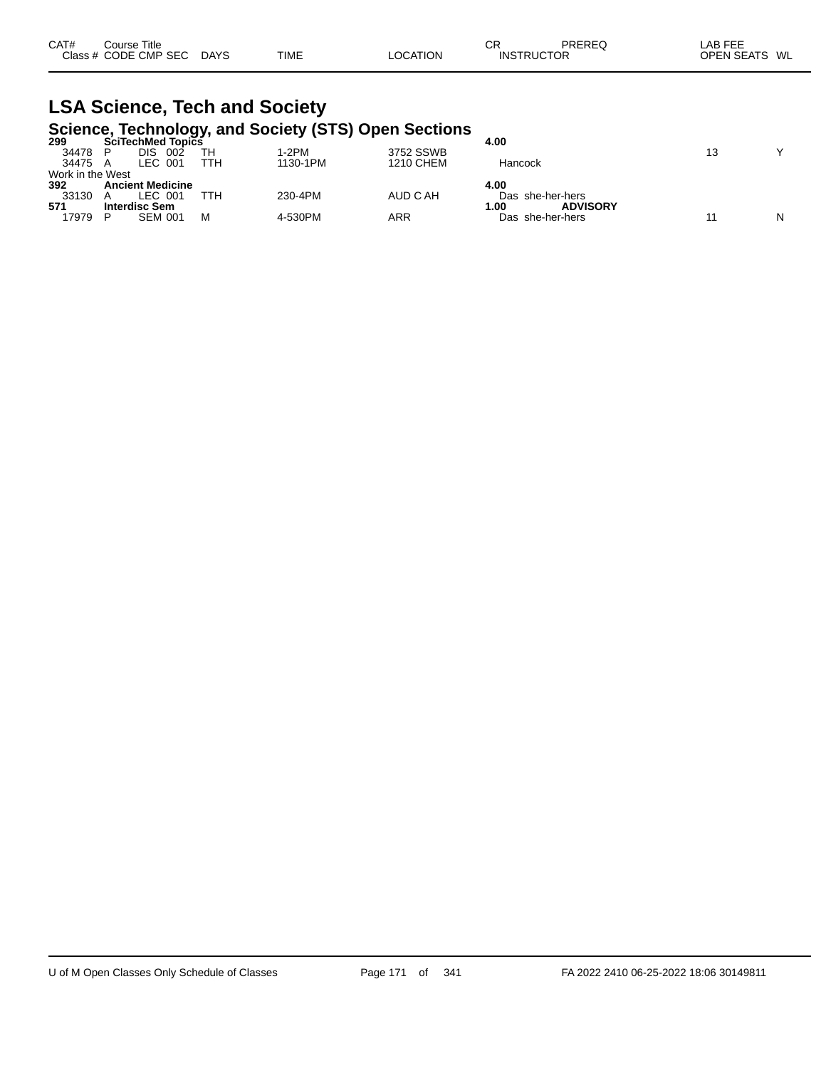| CAT# | Course Title | | | | | | CR | PREREQ | LAB FEE | |
|---|---|---|---|---|---|---|---|---|---|---|
| Class # | CODE | CMP | SEC | DAYS | TIME | LOCATION | INSTRUCTOR | | OPEN SEATS | WL |

# LSA Science, Tech and Society

## Science, Technology, and Society (STS) Open Sections

| CAT# / Class # | CODE | CMP | SEC | DAYS | TIME | LOCATION | CR / INSTRUCTOR | PREREQ | OPEN SEATS | WL |
|---|---|---|---|---|---|---|---|---|---|---|
| **299** | **SciTechMed Topics** | | | | | | **4.00** | | | |
| 34478 | P | DIS | 002 | TH | 1-2PM | 3752 SSWB | | | 13 | Y |
| 34475 | A | LEC | 001 | TTH | 1130-1PM | 1210 CHEM | Hancock | | | |
| Work in the West | | | | | | | | | | |
| **392** | **Ancient Medicine** | | | | | | **4.00** | | | |
| 33130 | A | LEC | 001 | TTH | 230-4PM | AUD C AH | Das she-her-hers | | | |
| **571** | **Interdisc Sem** | | | | | | **1.00** | **ADVISORY** | | |
| 17979 | P | SEM | 001 | M | 4-530PM | ARR | Das she-her-hers | | 11 | N |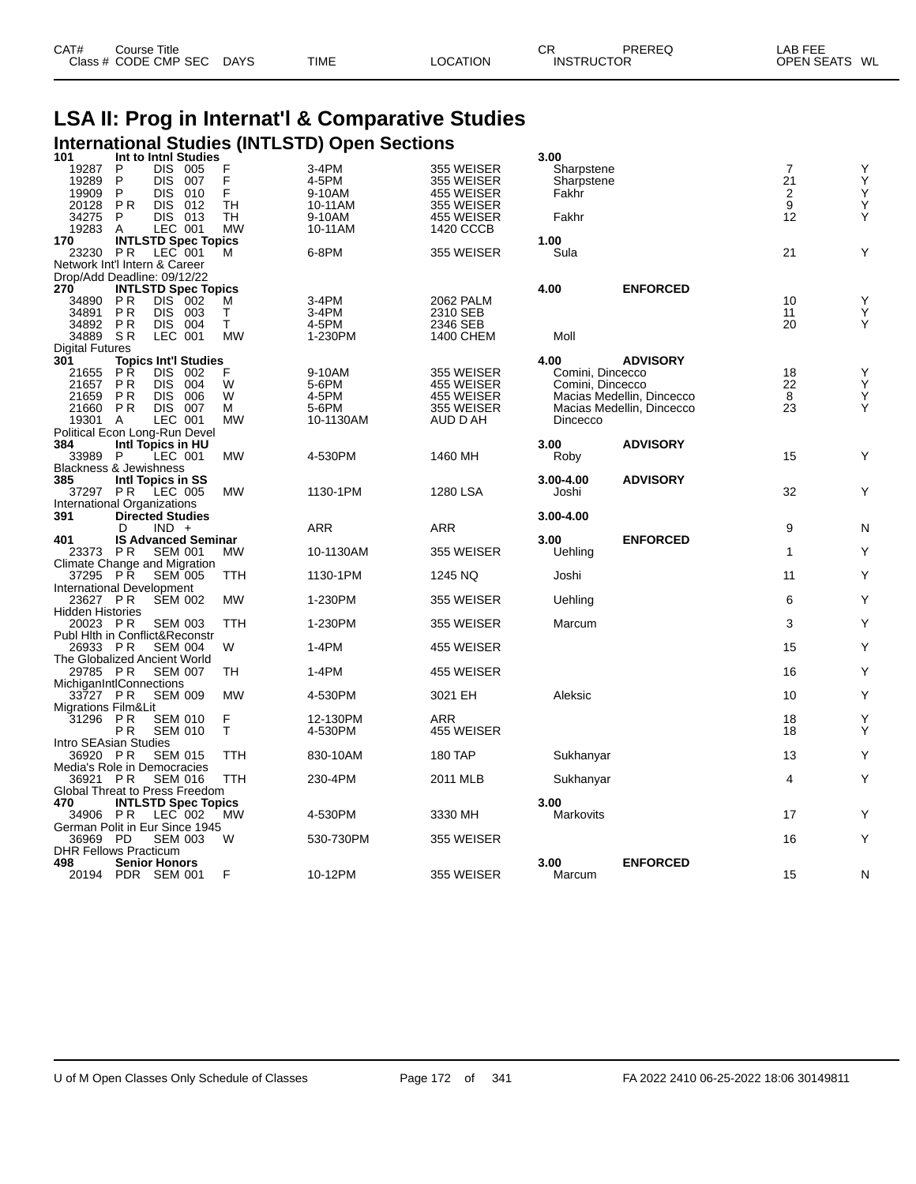# LSA II: Prog in Internat'l & Comparative Studies

## International Studies (INTLSTD) Open Sections

| CAT# / Class # | Course Title / CODE | CMP | SEC | DAYS | TIME | LOCATION | CR / INSTRUCTOR | PREREQ | OPEN SEATS | WL |
|---|---|---|---|---|---|---|---|---|---|---|
| **101** | **Int to Intnl Studies** | | | | | | **3.00** | | | |
| 19287 | P | DIS | 005 | F | 3-4PM | 355 WEISER | Sharpstene | | 7 | Y |
| 19289 | P | DIS | 007 | F | 4-5PM | 355 WEISER | Sharpstene | | 21 | Y |
| 19909 | P | DIS | 010 | F | 9-10AM | 455 WEISER | Fakhr | | 2 | Y |
| 20128 | P R | DIS | 012 | TH | 10-11AM | 355 WEISER | | | 9 | Y |
| 34275 | P | DIS | 013 | TH | 9-10AM | 455 WEISER | Fakhr | | 12 | Y |
| 19283 | A | LEC | 001 | MW | 10-11AM | 1420 CCCB | | | | |
| **170** | **INTLSTD Spec Topics** | | | | | | **1.00** | | | |
| 23230 | P R | LEC | 001 | M | 6-8PM | 355 WEISER | Sula | | 21 | Y |
| Network Int'l Intern & Career | | | | | | | | | | |
| Drop/Add Deadline: 09/12/22 | | | | | | | | | | |
| **270** | **INTLSTD Spec Topics** | | | | | | **4.00** | **ENFORCED** | | |
| 34890 | P R | DIS | 002 | M | 3-4PM | 2062 PALM | | | 10 | Y |
| 34891 | P R | DIS | 003 | T | 3-4PM | 2310 SEB | | | 11 | Y |
| 34892 | P R | DIS | 004 | T | 4-5PM | 2346 SEB | | | 20 | Y |
| 34889 | S R | LEC | 001 | MW | 1-230PM | 1400 CHEM | Moll | | | |
| Digital Futures | | | | | | | | | | |
| **301** | **Topics Int'l Studies** | | | | | | **4.00** | **ADVISORY** | | |
| 21655 | P R | DIS | 002 | F | 9-10AM | 355 WEISER | Comini, Dincecco | | 18 | Y |
| 21657 | P R | DIS | 004 | W | 5-6PM | 455 WEISER | Comini, Dincecco | | 22 | Y |
| 21659 | P R | DIS | 006 | W | 4-5PM | 455 WEISER | Macias Medellin, Dincecco | | 8 | Y |
| 21660 | P R | DIS | 007 | M | 5-6PM | 355 WEISER | Macias Medellin, Dincecco | | 23 | Y |
| 19301 | A | LEC | 001 | MW | 10-1130AM | AUD D AH | Dincecco | | | |
| Political Econ Long-Run Devel | | | | | | | | | | |
| **384** | **Intl Topics in HU** | | | | | | **3.00** | **ADVISORY** | | |
| 33989 | P | LEC | 001 | MW | 4-530PM | 1460 MH | Roby | | 15 | Y |
| Blackness & Jewishness | | | | | | | | | | |
| **385** | **Intl Topics in SS** | | | | | | **3.00-4.00** | **ADVISORY** | | |
| 37297 | P R | LEC | 005 | MW | 1130-1PM | 1280 LSA | Joshi | | 32 | Y |
| International Organizations | | | | | | | | | | |
| **391** | **Directed Studies** | | | | | | **3.00-4.00** | | | |
| | D | IND | + | | ARR | ARR | | | 9 | N |
| **401** | **IS Advanced Seminar** | | | | | | **3.00** | **ENFORCED** | | |
| 23373 | P R | SEM | 001 | MW | 10-1130AM | 355 WEISER | Uehling | | 1 | Y |
| Climate Change and Migration | | | | | | | | | | |
| 37295 | P R | SEM | 005 | TTH | 1130-1PM | 1245 NQ | Joshi | | 11 | Y |
| International Development | | | | | | | | | | |
| 23627 | P R | SEM | 002 | MW | 1-230PM | 355 WEISER | Uehling | | 6 | Y |
| Hidden Histories | | | | | | | | | | |
| 20023 | P R | SEM | 003 | TTH | 1-230PM | 355 WEISER | Marcum | | 3 | Y |
| Publ Hlth in Conflict&Reconstr | | | | | | | | | | |
| 26933 | P R | SEM | 004 | W | 1-4PM | 455 WEISER | | | 15 | Y |
| The Globalized Ancient World | | | | | | | | | | |
| 29785 | P R | SEM | 007 | TH | 1-4PM | 455 WEISER | | | 16 | Y |
| MichiganIntlConnections | | | | | | | | | | |
| 33727 | P R | SEM | 009 | MW | 4-530PM | 3021 EH | Aleksic | | 10 | Y |
| Migrations Film&Lit | | | | | | | | | | |
| 31296 | P R | SEM | 010 | F | 12-130PM | ARR | | | 18 | Y |
| | P R | SEM | 010 | T | 4-530PM | 455 WEISER | | | 18 | Y |
| Intro SEAsian Studies | | | | | | | | | | |
| 36920 | P R | SEM | 015 | TTH | 830-10AM | 180 TAP | Sukhanyar | | 13 | Y |
| Media's Role in Democracies | | | | | | | | | | |
| 36921 | P R | SEM | 016 | TTH | 230-4PM | 2011 MLB | Sukhanyar | | 4 | Y |
| Global Threat to Press Freedom | | | | | | | | | | |
| **470** | **INTLSTD Spec Topics** | | | | | | **3.00** | | | |
| 34906 | P R | LEC | 002 | MW | 4-530PM | 3330 MH | Markovits | | 17 | Y |
| German Polit in Eur Since 1945 | | | | | | | | | | |
| 36969 | PD | SEM | 003 | W | 530-730PM | 355 WEISER | | | 16 | Y |
| DHR Fellows Practicum | | | | | | | | | | |
| **498** | **Senior Honors** | | | | | | **3.00** | **ENFORCED** | | |
| 20194 | PDR | SEM | 001 | F | 10-12PM | 355 WEISER | Marcum | | 15 | N |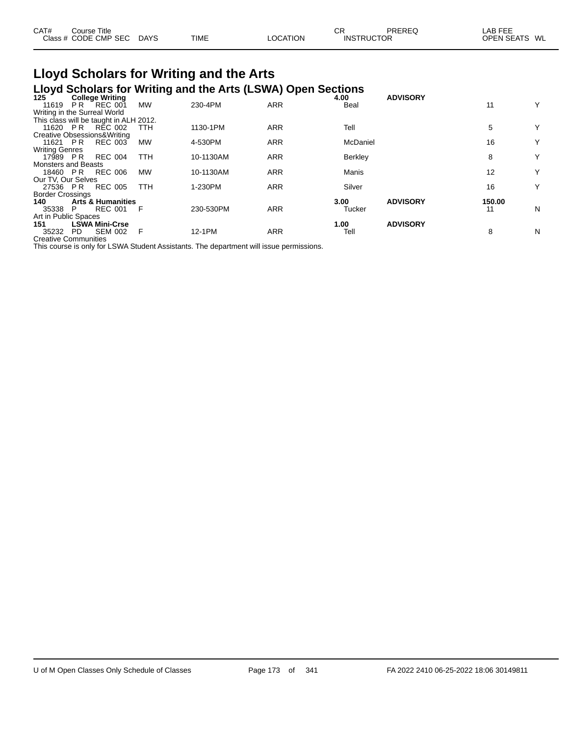| CAT# Class # | Course Title CODE CMP SEC | DAYS | TIME | LOCATION | CR INSTRUCTOR | PREREQ | LAB FEE OPEN SEATS | WL |
|---|---|---|---|---|---|---|---|---|

# Lloyd Scholars for Writing and the Arts

## Lloyd Scholars for Writing and the Arts (LSWA) Open Sections

| CAT# Class # | Course Title CODE CMP SEC | DAYS | TIME | LOCATION | CR INSTRUCTOR | PREREQ | LAB FEE OPEN SEATS | WL |
|---|---|---|---|---|---|---|---|---|
| **125** | **College Writing** | | | | **4.00** | **ADVISORY** | | |
| 11619 | P R REC 001 | MW | 230-4PM | ARR | Beal | | 11 | Y |
| Writing in the Surreal World | | | | | | | | |
| This class will be taught in ALH 2012. | | | | | | | | |
| 11620 | P R REC 002 | TTH | 1130-1PM | ARR | Tell | | 5 | Y |
| Creative Obsessions&Writing | | | | | | | | |
| 11621 | P R REC 003 | MW | 4-530PM | ARR | McDaniel | | 16 | Y |
| Writing Genres | | | | | | | | |
| 17989 | P R REC 004 | TTH | 10-1130AM | ARR | Berkley | | 8 | Y |
| Monsters and Beasts | | | | | | | | |
| 18460 | P R REC 006 | MW | 10-1130AM | ARR | Manis | | 12 | Y |
| Our TV, Our Selves | | | | | | | | |
| 27536 | P R REC 005 | TTH | 1-230PM | ARR | Silver | | 16 | Y |
| Border Crossings | | | | | | | | |
| **140** | **Arts & Humanities** | | | | **3.00** | **ADVISORY** | **150.00** | |
| 35338 | P REC 001 | F | 230-530PM | ARR | Tucker | | 11 | N |
| Art in Public Spaces | | | | | | | | |
| **151** | **LSWA Mini-Crse** | | | | **1.00** | **ADVISORY** | | |
| 35232 | PD SEM 002 | F | 12-1PM | ARR | Tell | | 8 | N |
| Creative Communities | | | | | | | | |

This course is only for LSWA Student Assistants. The department will issue permissions.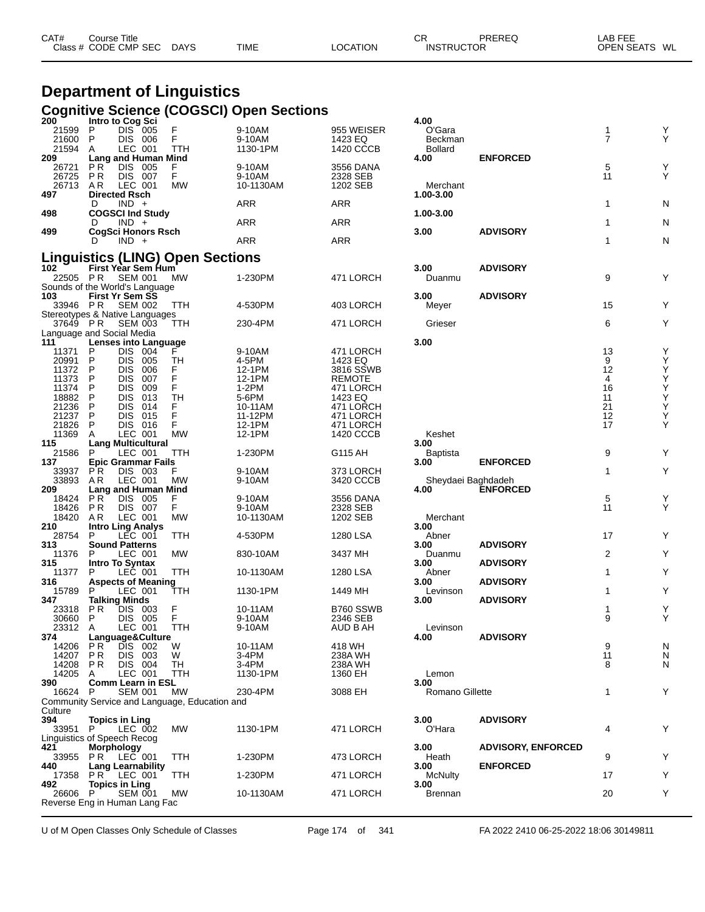| CAT# | Course Title | | | | | | CR | PREREQ | LAB FEE | |
|---|---|---|---|---|---|---|---|---|---|---|
| Class # | CODE | CMP SEC | DAYS | TIME | LOCATION | INSTRUCTOR | | | OPEN SEATS | WL |

# Department of Linguistics

## Cognitive Science (COGSCI) Open Sections

| CAT# / Class # | CODE | CMP SEC | DAYS | TIME | LOCATION | CR / INSTRUCTOR | PREREQ | OPEN SEATS | WL |
|---|---|---|---|---|---|---|---|---|---|
| **200** | **Intro to Cog Sci** | | | | | 4.00 | | | |
| 21599 | P | DIS 005 | F | 9-10AM | 955 WEISER | O'Gara | | 1 | Y |
| 21600 | P | DIS 006 | F | 9-10AM | 1423 EQ | Beckman | | 7 | Y |
| 21594 | A | LEC 001 | TTH | 1130-1PM | 1420 CCCB | Bollard | | | |
| **209** | **Lang and Human Mind** | | | | | 4.00 | ENFORCED | | |
| 26721 | P R | DIS 005 | F | 9-10AM | 3556 DANA | | | 5 | Y |
| 26725 | P R | DIS 007 | F | 9-10AM | 2328 SEB | | | 11 | Y |
| 26713 | A R | LEC 001 | MW | 10-1130AM | 1202 SEB | Merchant | | | |
| **497** | **Directed Rsch** | | | | | 1.00-3.00 | | | |
| | D | IND + | | ARR | ARR | | | 1 | N |
| **498** | **COGSCI Ind Study** | | | | | 1.00-3.00 | | | |
| | D | IND + | | ARR | ARR | | | 1 | N |
| **499** | **CogSci Honors Rsch** | | | | | 3.00 | ADVISORY | | |
| | D | IND + | | ARR | ARR | | | 1 | N |

## Linguistics (LING) Open Sections

| CAT# / Class # | CODE | CMP SEC | DAYS | TIME | LOCATION | CR / INSTRUCTOR | PREREQ | OPEN SEATS | WL |
|---|---|---|---|---|---|---|---|---|---|
| **102** | **First Year Sem Hum** | | | | | 3.00 | ADVISORY | | |
| 22505 | P R | SEM 001 | MW | 1-230PM | 471 LORCH | Duanmu | | 9 | Y |
| Sounds of the World's Language | | | | | | | | | |
| **103** | **First Yr Sem SS** | | | | | 3.00 | ADVISORY | | |
| 33946 | P R | SEM 002 | TTH | 4-530PM | 403 LORCH | Meyer | | 15 | Y |
| Stereotypes & Native Languages | | | | | | | | | |
| 37649 | P R | SEM 003 | TTH | 230-4PM | 471 LORCH | Grieser | | 6 | Y |
| Language and Social Media | | | | | | | | | |
| **111** | **Lenses into Language** | | | | | 3.00 | | | |
| 11371 | P | DIS 004 | F | 9-10AM | 471 LORCH | | | 13 | Y |
| 20991 | P | DIS 005 | TH | 4-5PM | 1423 EQ | | | 9 | Y |
| 11372 | P | DIS 006 | F | 12-1PM | 3816 SSWB | | | 12 | Y |
| 11373 | P | DIS 007 | F | 12-1PM | REMOTE | | | 4 | Y |
| 11374 | P | DIS 009 | F | 1-2PM | 471 LORCH | | | 16 | Y |
| 18882 | P | DIS 013 | TH | 5-6PM | 1423 EQ | | | 11 | Y |
| 21236 | P | DIS 014 | F | 10-11AM | 471 LORCH | | | 21 | Y |
| 21237 | P | DIS 015 | F | 11-12PM | 471 LORCH | | | 12 | Y |
| 21826 | P | DIS 016 | F | 12-1PM | 471 LORCH | | | 17 | Y |
| 11369 | A | LEC 001 | MW | 12-1PM | 1420 CCCB | Keshet | | | |
| **115** | **Lang Multicultural** | | | | | 3.00 | | | |
| 21586 | P | LEC 001 | TTH | 1-230PM | G115 AH | Baptista | | 9 | Y |
| **137** | **Epic Grammar Fails** | | | | | 3.00 | ENFORCED | | |
| 33937 | P R | DIS 003 | F | 9-10AM | 373 LORCH | | | 1 | Y |
| 33893 | A R | LEC 001 | MW | 9-10AM | 3420 CCCB | Sheydaei Baghdadeh | | | |
| **209** | **Lang and Human Mind** | | | | | 4.00 | ENFORCED | | |
| 18424 | P R | DIS 005 | F | 9-10AM | 3556 DANA | | | 5 | Y |
| 18426 | P R | DIS 007 | F | 9-10AM | 2328 SEB | | | 11 | Y |
| 18420 | A R | LEC 001 | MW | 10-1130AM | 1202 SEB | Merchant | | | |
| **210** | **Intro Ling Analys** | | | | | 3.00 | | | |
| 28754 | P | LEC 001 | TTH | 4-530PM | 1280 LSA | Abner | | 17 | Y |
| **313** | **Sound Patterns** | | | | | 3.00 | ADVISORY | | |
| 11376 | P | LEC 001 | MW | 830-10AM | 3437 MH | Duanmu | | 2 | Y |
| **315** | **Intro To Syntax** | | | | | 3.00 | ADVISORY | | |
| 11377 | P | LEC 001 | TTH | 10-1130AM | 1280 LSA | Abner | | 1 | Y |
| **316** | **Aspects of Meaning** | | | | | 3.00 | ADVISORY | | |
| 15789 | P | LEC 001 | TTH | 1130-1PM | 1449 MH | Levinson | | 1 | Y |
| **347** | **Talking Minds** | | | | | 3.00 | ADVISORY | | |
| 23318 | P R | DIS 003 | F | 10-11AM | B760 SSWB | | | 1 | Y |
| 30660 | P | DIS 005 | F | 9-10AM | 2346 SEB | | | 9 | Y |
| 23312 | A | LEC 001 | TTH | 9-10AM | AUD B AH | Levinson | | | |
| **374** | **Language&Culture** | | | | | 4.00 | ADVISORY | | |
| 14206 | P R | DIS 002 | W | 10-11AM | 418 WH | | | 9 | N |
| 14207 | P R | DIS 003 | W | 3-4PM | 238A WH | | | 11 | N |
| 14208 | P R | DIS 004 | TH | 3-4PM | 238A WH | | | 8 | N |
| 14205 | A | LEC 001 | TTH | 1130-1PM | 1360 EH | Lemon | | | |
| **390** | **Comm Learn in ESL** | | | | | 3.00 | | | |
| 16624 | P | SEM 001 | MW | 230-4PM | 3088 EH | Romano Gillette | | 1 | Y |
| Community Service and Language, Education and Culture | | | | | | | | | |
| **394** | **Topics in Ling** | | | | | 3.00 | ADVISORY | | |
| 33951 | P | LEC 002 | MW | 1130-1PM | 471 LORCH | O'Hara | | 4 | Y |
| Linguistics of Speech Recog | | | | | | | | | |
| **421** | **Morphology** | | | | | 3.00 | ADVISORY, ENFORCED | | |
| 33955 | P R | LEC 001 | TTH | 1-230PM | 473 LORCH | Heath | | 9 | Y |
| **440** | **Lang Learnability** | | | | | 3.00 | ENFORCED | | |
| 17358 | P R | LEC 001 | TTH | 1-230PM | 471 LORCH | McNulty | | 17 | Y |
| **492** | **Topics in Ling** | | | | | 3.00 | | | |
| 26606 | P | SEM 001 | MW | 10-1130AM | 471 LORCH | Brennan | | 20 | Y |
| Reverse Eng in Human Lang Fac | | | | | | | | | |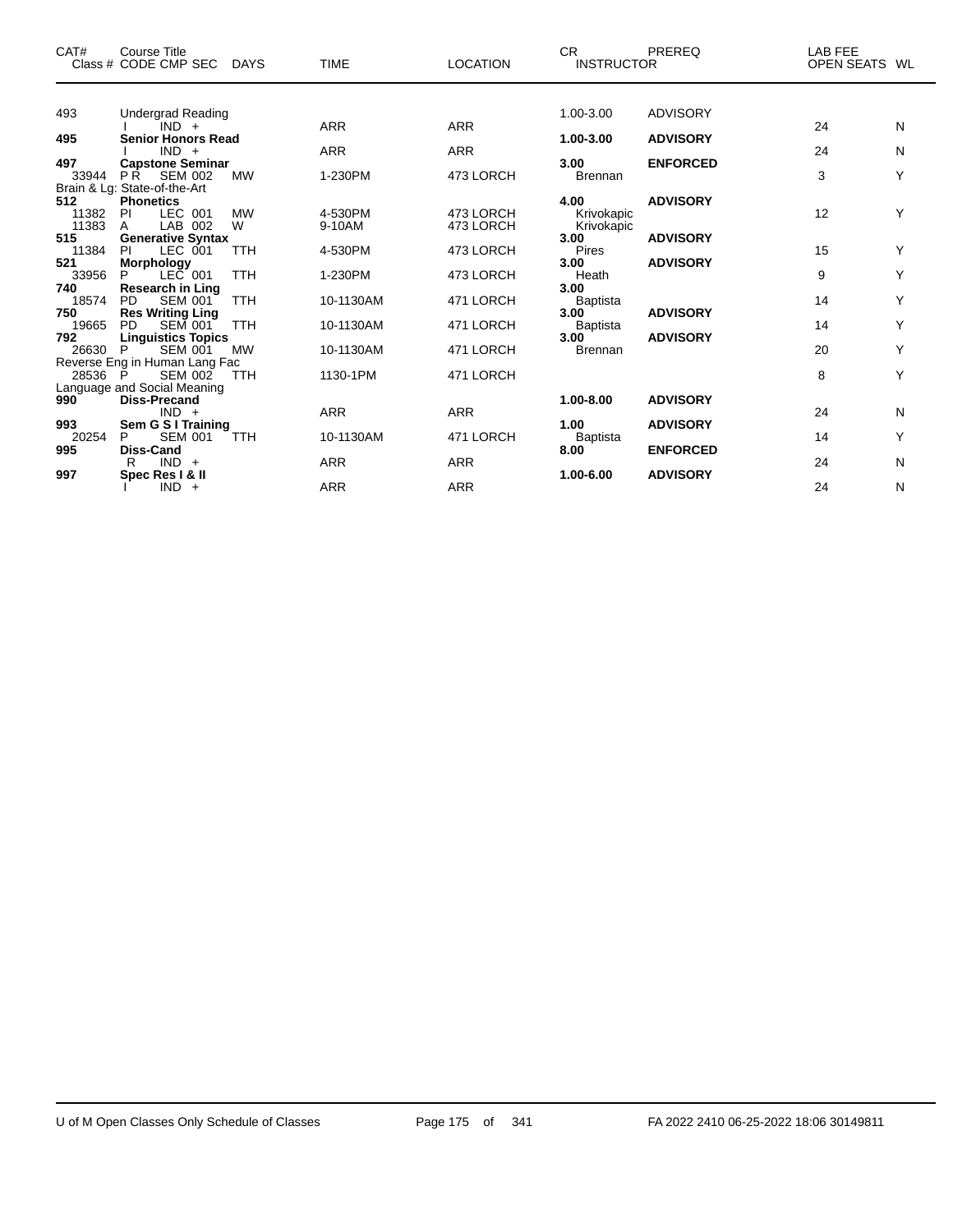| CAT# | Course Title Class # CODE CMP SEC | DAYS | TIME | LOCATION | CR INSTRUCTOR | PREREQ | LAB FEE OPEN SEATS | WL |
|---|---|---|---|---|---|---|---|---|
| 493 | Undergrad Reading | | | | 1.00-3.00 | ADVISORY | | |
| | I IND + | | ARR | ARR | | | 24 | N |
| **495** | **Senior Honors Read** | | | | **1.00-3.00** | **ADVISORY** | | |
| | I IND + | | ARR | ARR | | | 24 | N |
| **497** | **Capstone Seminar** | | | | **3.00** | **ENFORCED** | | |
| 33944 | P R SEM 002 | MW | 1-230PM | 473 LORCH | Brennan | | 3 | Y |
| | Brain & Lg: State-of-the-Art | | | | | | | |
| **512** | **Phonetics** | | | | **4.00** | **ADVISORY** | | |
| 11382 | PI LEC 001 | MW | 4-530PM | 473 LORCH | Krivokapic | | 12 | Y |
| 11383 | A LAB 002 | W | 9-10AM | 473 LORCH | Krivokapic | | | |
| **515** | **Generative Syntax** | | | | **3.00** | **ADVISORY** | | |
| 11384 | PI LEC 001 | TTH | 4-530PM | 473 LORCH | Pires | | 15 | Y |
| **521** | **Morphology** | | | | **3.00** | **ADVISORY** | | |
| 33956 | P LEC 001 | TTH | 1-230PM | 473 LORCH | Heath | | 9 | Y |
| **740** | **Research in Ling** | | | | **3.00** | | | |
| 18574 | PD SEM 001 | TTH | 10-1130AM | 471 LORCH | Baptista | | 14 | Y |
| **750** | **Res Writing Ling** | | | | **3.00** | **ADVISORY** | | |
| 19665 | PD SEM 001 | TTH | 10-1130AM | 471 LORCH | Baptista | | 14 | Y |
| **792** | **Linguistics Topics** | | | | **3.00** | **ADVISORY** | | |
| 26630 | P SEM 001 | MW | 10-1130AM | 471 LORCH | Brennan | | 20 | Y |
| | Reverse Eng in Human Lang Fac | | | | | | | |
| 28536 | P SEM 002 | TTH | 1130-1PM | 471 LORCH | | | 8 | Y |
| | Language and Social Meaning | | | | | | | |
| **990** | **Diss-Precand** | | | | **1.00-8.00** | **ADVISORY** | | |
| | IND + | | ARR | ARR | | | 24 | N |
| **993** | **Sem G S I Training** | | | | **1.00** | **ADVISORY** | | |
| 20254 | P SEM 001 | TTH | 10-1130AM | 471 LORCH | Baptista | | 14 | Y |
| **995** | **Diss-Cand** | | | | **8.00** | **ENFORCED** | | |
| | R IND + | | ARR | ARR | | | 24 | N |
| **997** | **Spec Res I & II** | | | | **1.00-6.00** | **ADVISORY** | | |
| | I IND + | | ARR | ARR | | | 24 | N |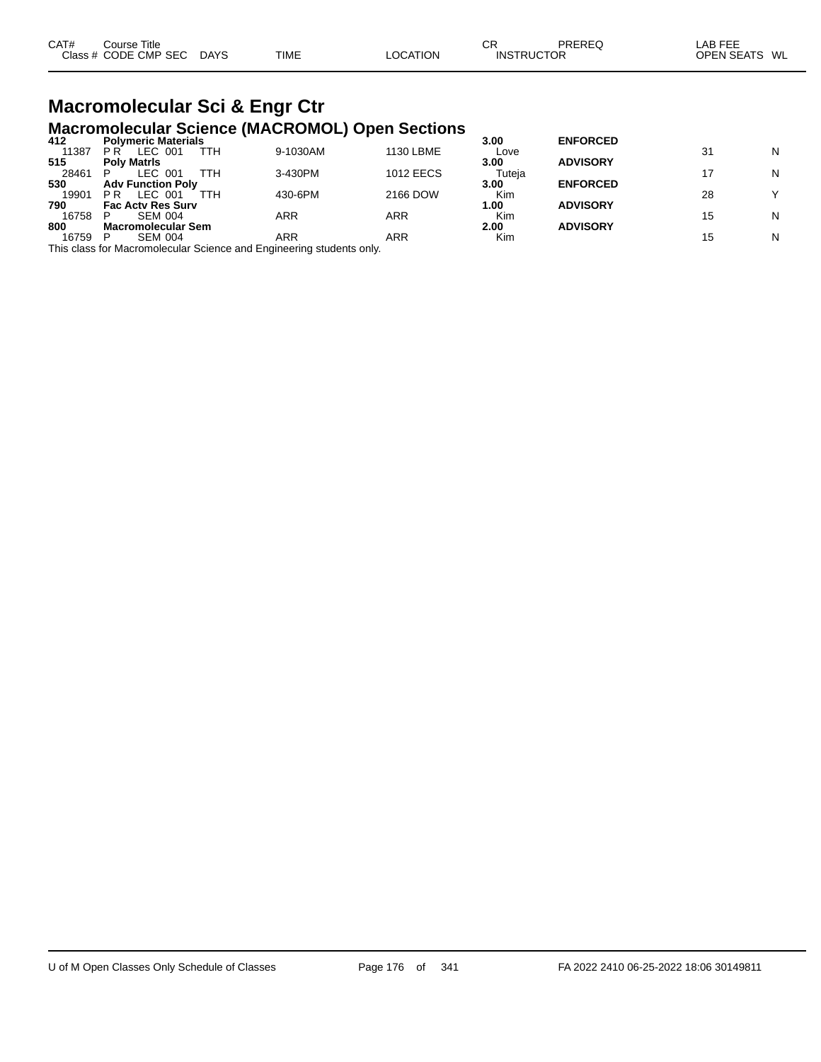| CAT# | Course Title |  |  |  |  |  |  | CR | PREREQ | LAB FEE |  |
|---|---|---|---|---|---|---|---|---|---|---|---|
| Class # | CODE | CMP | SEC | DAYS | TIME | LOCATION |  | INSTRUCTOR |  | OPEN SEATS | WL |

# Macromolecular Sci & Engr Ctr

## Macromolecular Science (MACROMOL) Open Sections

| CAT# / Class # | CODE | CMP | SEC | DAYS | TIME | LOCATION | CR / INSTRUCTOR | PREREQ | OPEN SEATS | WL |
|---|---|---|---|---|---|---|---|---|---|---|
| **412** | **Polymeric Materials** | | | | | | **3.00** | **ENFORCED** | | |
| 11387 | P R | LEC | 001 | TTH | 9-1030AM | 1130 LBME | Love | | 31 | N |
| **515** | **Poly Matrls** | | | | | | **3.00** | **ADVISORY** | | |
| 28461 | P | LEC | 001 | TTH | 3-430PM | 1012 EECS | Tuteja | | 17 | N |
| **530** | **Adv Function Poly** | | | | | | **3.00** | **ENFORCED** | | |
| 19901 | P R | LEC | 001 | TTH | 430-6PM | 2166 DOW | Kim | | 28 | Y |
| **790** | **Fac Actv Res Surv** | | | | | | **1.00** | **ADVISORY** | | |
| 16758 | P | SEM | 004 | | ARR | ARR | Kim | | 15 | N |
| **800** | **Macromolecular Sem** | | | | | | **2.00** | **ADVISORY** | | |
| 16759 | P | SEM | 004 | | ARR | ARR | Kim | | 15 | N |

This class for Macromolecular Science and Engineering students only.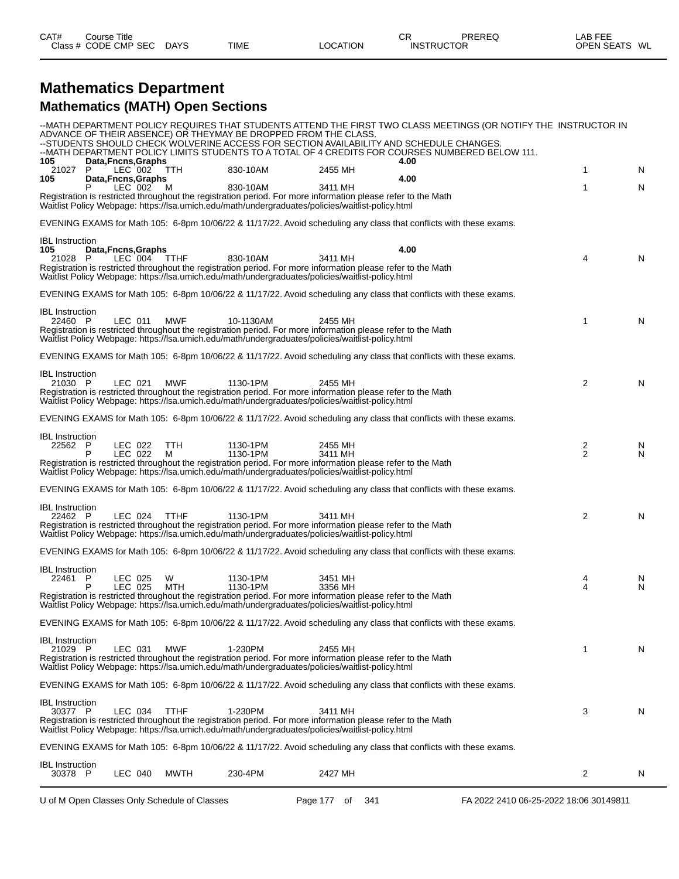| CAT# Class # | Course Title CODE CMP SEC | DAYS | TIME | LOCATION | CR INSTRUCTOR | PREREQ | LAB FEE OPEN SEATS | WL |
|---|---|---|---|---|---|---|---|---|

# Mathematics Department

## Mathematics (MATH) Open Sections

--MATH DEPARTMENT POLICY REQUIRES THAT STUDENTS ATTEND THE FIRST TWO CLASS MEETINGS (OR NOTIFY THE INSTRUCTOR IN ADVANCE OF THEIR ABSENCE) OR THEYMAY BE DROPPED FROM THE CLASS.
--STUDENTS SHOULD CHECK WOLVERINE ACCESS FOR SECTION AVAILABILITY AND SCHEDULE CHANGES.
--MATH DEPARTMENT POLICY LIMITS STUDENTS TO A TOTAL OF 4 CREDITS FOR COURSES NUMBERED BELOW 111.

| CAT# / Class # | Course Title / CODE CMP SEC | DAYS | TIME | LOCATION | CR / INSTRUCTOR | OPEN SEATS | WL |
|---|---|---|---|---|---|---|---|
| **105** | **Data,Fncns,Graphs** | | | | **4.00** | | |
| 21027 | P LEC 002 | TTH | 830-10AM | 2455 MH | | 1 | N |
| **105** | **Data,Fncns,Graphs** | | | | **4.00** | | |
| | P LEC 002 | M | 830-10AM | 3411 MH | | 1 | N |

Registration is restricted throughout the registration period. For more information please refer to the Math Waitlist Policy Webpage: https://lsa.umich.edu/math/undergraduates/policies/waitlist-policy.html

EVENING EXAMS for Math 105: 6-8pm 10/06/22 & 11/17/22. Avoid scheduling any class that conflicts with these exams.

IBL Instruction

| CAT# / Class # | Course Title / CODE CMP SEC | DAYS | TIME | LOCATION | CR / INSTRUCTOR | OPEN SEATS | WL |
|---|---|---|---|---|---|---|---|
| **105** | **Data,Fncns,Graphs** | | | | **4.00** | | |
| 21028 | P LEC 004 | TTHF | 830-10AM | 3411 MH | | 4 | N |

Registration is restricted throughout the registration period. For more information please refer to the Math Waitlist Policy Webpage: https://lsa.umich.edu/math/undergraduates/policies/waitlist-policy.html

EVENING EXAMS for Math 105: 6-8pm 10/06/22 & 11/17/22. Avoid scheduling any class that conflicts with these exams.

IBL Instruction

| Class # | CODE CMP SEC | DAYS | TIME | LOCATION | OPEN SEATS | WL |
|---|---|---|---|---|---|---|
| 22460 | P LEC 011 | MWF | 10-1130AM | 2455 MH | 1 | N |

Registration is restricted throughout the registration period. For more information please refer to the Math Waitlist Policy Webpage: https://lsa.umich.edu/math/undergraduates/policies/waitlist-policy.html

EVENING EXAMS for Math 105: 6-8pm 10/06/22 & 11/17/22. Avoid scheduling any class that conflicts with these exams.

IBL Instruction

| Class # | CODE CMP SEC | DAYS | TIME | LOCATION | OPEN SEATS | WL |
|---|---|---|---|---|---|---|
| 21030 | P LEC 021 | MWF | 1130-1PM | 2455 MH | 2 | N |

Registration is restricted throughout the registration period. For more information please refer to the Math Waitlist Policy Webpage: https://lsa.umich.edu/math/undergraduates/policies/waitlist-policy.html

EVENING EXAMS for Math 105: 6-8pm 10/06/22 & 11/17/22. Avoid scheduling any class that conflicts with these exams.

IBL Instruction

| Class # | CODE CMP SEC | DAYS | TIME | LOCATION | OPEN SEATS | WL |
|---|---|---|---|---|---|---|
| 22562 | P LEC 022 | TTH | 1130-1PM | 2455 MH | 2 | N |
| | P LEC 022 | M | 1130-1PM | 3411 MH | 2 | N |

Registration is restricted throughout the registration period. For more information please refer to the Math Waitlist Policy Webpage: https://lsa.umich.edu/math/undergraduates/policies/waitlist-policy.html

EVENING EXAMS for Math 105: 6-8pm 10/06/22 & 11/17/22. Avoid scheduling any class that conflicts with these exams.

IBL Instruction

| Class # | CODE CMP SEC | DAYS | TIME | LOCATION | OPEN SEATS | WL |
|---|---|---|---|---|---|---|
| 22462 | P LEC 024 | TTHF | 1130-1PM | 3411 MH | 2 | N |

Registration is restricted throughout the registration period. For more information please refer to the Math Waitlist Policy Webpage: https://lsa.umich.edu/math/undergraduates/policies/waitlist-policy.html

EVENING EXAMS for Math 105: 6-8pm 10/06/22 & 11/17/22. Avoid scheduling any class that conflicts with these exams.

IBL Instruction

| Class # | CODE CMP SEC | DAYS | TIME | LOCATION | OPEN SEATS | WL |
|---|---|---|---|---|---|---|
| 22461 | P LEC 025 | W | 1130-1PM | 3451 MH | 4 | N |
| | P LEC 025 | MTH | 1130-1PM | 3356 MH | 4 | N |

Registration is restricted throughout the registration period. For more information please refer to the Math Waitlist Policy Webpage: https://lsa.umich.edu/math/undergraduates/policies/waitlist-policy.html

EVENING EXAMS for Math 105: 6-8pm 10/06/22 & 11/17/22. Avoid scheduling any class that conflicts with these exams.

IBL Instruction

| Class # | CODE CMP SEC | DAYS | TIME | LOCATION | OPEN SEATS | WL |
|---|---|---|---|---|---|---|
| 21029 | P LEC 031 | MWF | 1-230PM | 2455 MH | 1 | N |

Registration is restricted throughout the registration period. For more information please refer to the Math Waitlist Policy Webpage: https://lsa.umich.edu/math/undergraduates/policies/waitlist-policy.html

EVENING EXAMS for Math 105: 6-8pm 10/06/22 & 11/17/22. Avoid scheduling any class that conflicts with these exams.

IBL Instruction

| Class # | CODE CMP SEC | DAYS | TIME | LOCATION | OPEN SEATS | WL |
|---|---|---|---|---|---|---|
| 30377 | P LEC 034 | TTHF | 1-230PM | 3411 MH | 3 | N |

Registration is restricted throughout the registration period. For more information please refer to the Math Waitlist Policy Webpage: https://lsa.umich.edu/math/undergraduates/policies/waitlist-policy.html

EVENING EXAMS for Math 105: 6-8pm 10/06/22 & 11/17/22. Avoid scheduling any class that conflicts with these exams.

IBL Instruction

| Class # | CODE CMP SEC | DAYS | TIME | LOCATION | OPEN SEATS | WL |
|---|---|---|---|---|---|---|
| 30378 | P LEC 040 | MWTH | 230-4PM | 2427 MH | 2 | N |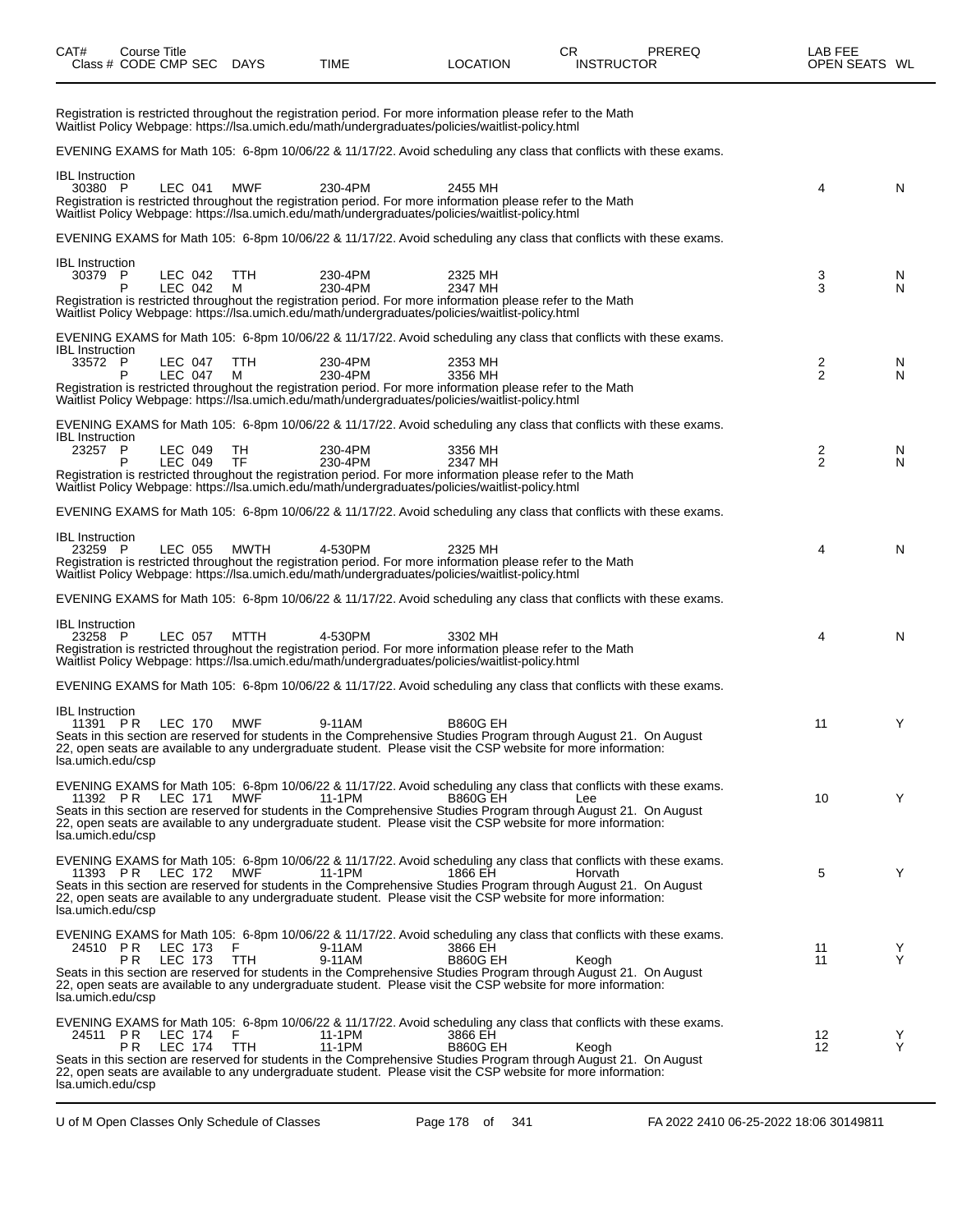| CAT# Class # | Course Title CODE | CMP | SEC | DAYS | TIME | LOCATION | CR INSTRUCTOR | PREREQ | LAB FEE OPEN SEATS | WL |
|---|---|---|---|---|---|---|---|---|---|---|

Registration is restricted throughout the registration period. For more information please refer to the Math Waitlist Policy Webpage: https://lsa.umich.edu/math/undergraduates/policies/waitlist-policy.html

EVENING EXAMS for Math 105: 6-8pm 10/06/22 & 11/17/22. Avoid scheduling any class that conflicts with these exams.

IBL Instruction

| Class # | CODE | CMP | SEC | DAYS | TIME | LOCATION | INSTRUCTOR | OPEN SEATS | WL |
|---|---|---|---|---|---|---|---|---|---|
| 30380 | P | LEC | 041 | MWF | 230-4PM | 2455 MH | | 4 | N |

Registration is restricted throughout the registration period. For more information please refer to the Math Waitlist Policy Webpage: https://lsa.umich.edu/math/undergraduates/policies/waitlist-policy.html

EVENING EXAMS for Math 105: 6-8pm 10/06/22 & 11/17/22. Avoid scheduling any class that conflicts with these exams.

IBL Instruction

| Class # | CODE | CMP | SEC | DAYS | TIME | LOCATION | INSTRUCTOR | OPEN SEATS | WL |
|---|---|---|---|---|---|---|---|---|---|
| 30379 | P | LEC | 042 | TTH | 230-4PM | 2325 MH | | 3 | N |
| | P | LEC | 042 | M | 230-4PM | 2347 MH | | 3 | N |

Registration is restricted throughout the registration period. For more information please refer to the Math Waitlist Policy Webpage: https://lsa.umich.edu/math/undergraduates/policies/waitlist-policy.html

EVENING EXAMS for Math 105: 6-8pm 10/06/22 & 11/17/22. Avoid scheduling any class that conflicts with these exams.

IBL Instruction

| Class # | CODE | CMP | SEC | DAYS | TIME | LOCATION | INSTRUCTOR | OPEN SEATS | WL |
|---|---|---|---|---|---|---|---|---|---|
| 33572 | P | LEC | 047 | TTH | 230-4PM | 2353 MH | | 2 | N |
| | P | LEC | 047 | M | 230-4PM | 3356 MH | | 2 | N |

Registration is restricted throughout the registration period. For more information please refer to the Math Waitlist Policy Webpage: https://lsa.umich.edu/math/undergraduates/policies/waitlist-policy.html

EVENING EXAMS for Math 105: 6-8pm 10/06/22 & 11/17/22. Avoid scheduling any class that conflicts with these exams.

IBL Instruction

| Class # | CODE | CMP | SEC | DAYS | TIME | LOCATION | INSTRUCTOR | OPEN SEATS | WL |
|---|---|---|---|---|---|---|---|---|---|
| 23257 | P | LEC | 049 | TH | 230-4PM | 3356 MH | | 2 | N |
| | P | LEC | 049 | TF | 230-4PM | 2347 MH | | 2 | N |

Registration is restricted throughout the registration period. For more information please refer to the Math Waitlist Policy Webpage: https://lsa.umich.edu/math/undergraduates/policies/waitlist-policy.html

EVENING EXAMS for Math 105: 6-8pm 10/06/22 & 11/17/22. Avoid scheduling any class that conflicts with these exams.

IBL Instruction

| Class # | CODE | CMP | SEC | DAYS | TIME | LOCATION | INSTRUCTOR | OPEN SEATS | WL |
|---|---|---|---|---|---|---|---|---|---|
| 23259 | P | LEC | 055 | MWTH | 4-530PM | 2325 MH | | 4 | N |

Registration is restricted throughout the registration period. For more information please refer to the Math Waitlist Policy Webpage: https://lsa.umich.edu/math/undergraduates/policies/waitlist-policy.html

EVENING EXAMS for Math 105: 6-8pm 10/06/22 & 11/17/22. Avoid scheduling any class that conflicts with these exams.

IBL Instruction

| Class # | CODE | CMP | SEC | DAYS | TIME | LOCATION | INSTRUCTOR | OPEN SEATS | WL |
|---|---|---|---|---|---|---|---|---|---|
| 23258 | P | LEC | 057 | MTTH | 4-530PM | 3302 MH | | 4 | N |

Registration is restricted throughout the registration period. For more information please refer to the Math Waitlist Policy Webpage: https://lsa.umich.edu/math/undergraduates/policies/waitlist-policy.html

EVENING EXAMS for Math 105: 6-8pm 10/06/22 & 11/17/22. Avoid scheduling any class that conflicts with these exams.

IBL Instruction

| Class # | CODE | CMP | SEC | DAYS | TIME | LOCATION | INSTRUCTOR | OPEN SEATS | WL |
|---|---|---|---|---|---|---|---|---|---|
| 11391 | P R | LEC | 170 | MWF | 9-11AM | B860G EH | | 11 | Y |

Seats in this section are reserved for students in the Comprehensive Studies Program through August 21. On August 22, open seats are available to any undergraduate student. Please visit the CSP website for more information: lsa.umich.edu/csp

EVENING EXAMS for Math 105: 6-8pm 10/06/22 & 11/17/22. Avoid scheduling any class that conflicts with these exams.

| Class # | CODE | CMP | SEC | DAYS | TIME | LOCATION | INSTRUCTOR | OPEN SEATS | WL |
|---|---|---|---|---|---|---|---|---|---|
| 11392 | P R | LEC | 171 | MWF | 11-1PM | B860G EH | Lee | 10 | Y |

Seats in this section are reserved for students in the Comprehensive Studies Program through August 21. On August 22, open seats are available to any undergraduate student. Please visit the CSP website for more information: lsa.umich.edu/csp

EVENING EXAMS for Math 105: 6-8pm 10/06/22 & 11/17/22. Avoid scheduling any class that conflicts with these exams.

| Class # | CODE | CMP | SEC | DAYS | TIME | LOCATION | INSTRUCTOR | OPEN SEATS | WL |
|---|---|---|---|---|---|---|---|---|---|
| 11393 | P R | LEC | 172 | MWF | 11-1PM | 1866 EH | Horvath | 5 | Y |

Seats in this section are reserved for students in the Comprehensive Studies Program through August 21. On August 22, open seats are available to any undergraduate student. Please visit the CSP website for more information: lsa.umich.edu/csp

EVENING EXAMS for Math 105: 6-8pm 10/06/22 & 11/17/22. Avoid scheduling any class that conflicts with these exams.

| Class # | CODE | CMP | SEC | DAYS | TIME | LOCATION | INSTRUCTOR | OPEN SEATS | WL |
|---|---|---|---|---|---|---|---|---|---|
| 24510 | P R | LEC | 173 | F | 9-11AM | 3866 EH | | 11 | Y |
| | P R | LEC | 173 | TTH | 9-11AM | B860G EH | Keogh | 11 | Y |

Seats in this section are reserved for students in the Comprehensive Studies Program through August 21. On August 22, open seats are available to any undergraduate student. Please visit the CSP website for more information: lsa.umich.edu/csp

EVENING EXAMS for Math 105: 6-8pm 10/06/22 & 11/17/22. Avoid scheduling any class that conflicts with these exams.

| Class # | CODE | CMP | SEC | DAYS | TIME | LOCATION | INSTRUCTOR | OPEN SEATS | WL |
|---|---|---|---|---|---|---|---|---|---|
| 24511 | P R | LEC | 174 | F | 11-1PM | 3866 EH | | 12 | Y |
| | P R | LEC | 174 | TTH | 11-1PM | B860G EH | Keogh | 12 | Y |

Seats in this section are reserved for students in the Comprehensive Studies Program through August 21. On August 22, open seats are available to any undergraduate student. Please visit the CSP website for more information: lsa.umich.edu/csp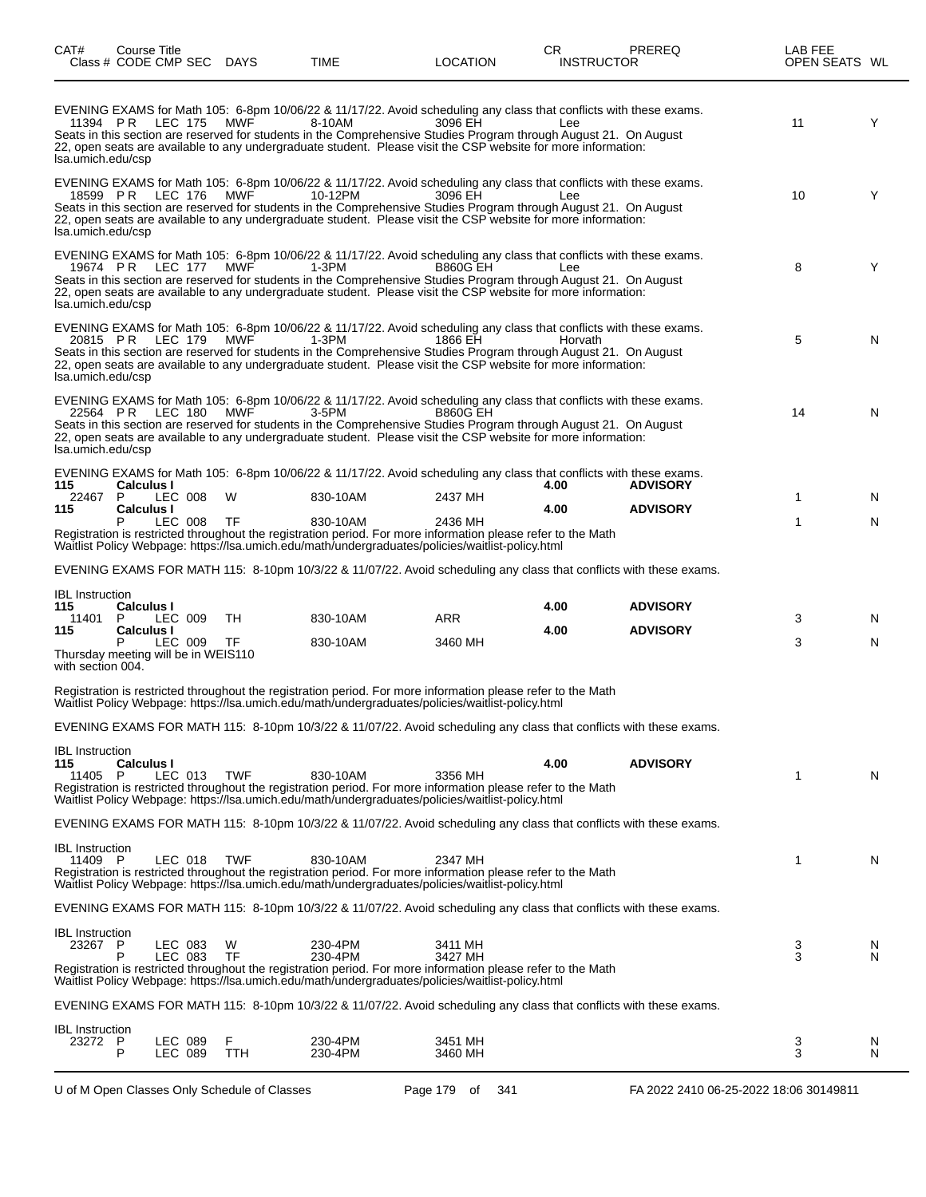| CAT# Class # | Course Title CODE CMP SEC | DAYS | TIME | LOCATION | CR INSTRUCTOR | PREREQ | LAB FEE OPEN SEATS | WL |
|---|---|---|---|---|---|---|---|---|

EVENING EXAMS for Math 105: 6-8pm 10/06/22 & 11/17/22. Avoid scheduling any class that conflicts with these exams.

| 11394 | PR LEC 175 | MWF | 8-10AM | 3096 EH | Lee | | 11 | Y |
|---|---|---|---|---|---|---|---|---|

Seats in this section are reserved for students in the Comprehensive Studies Program through August 21. On August 22, open seats are available to any undergraduate student. Please visit the CSP website for more information: lsa.umich.edu/csp

EVENING EXAMS for Math 105: 6-8pm 10/06/22 & 11/17/22. Avoid scheduling any class that conflicts with these exams.

| 18599 | PR LEC 176 | MWF | 10-12PM | 3096 EH | Lee | | 10 | Y |
|---|---|---|---|---|---|---|---|---|

Seats in this section are reserved for students in the Comprehensive Studies Program through August 21. On August 22, open seats are available to any undergraduate student. Please visit the CSP website for more information: lsa.umich.edu/csp

EVENING EXAMS for Math 105: 6-8pm 10/06/22 & 11/17/22. Avoid scheduling any class that conflicts with these exams.

| 19674 | PR LEC 177 | MWF | 1-3PM | B860G EH | Lee | | 8 | Y |
|---|---|---|---|---|---|---|---|---|

Seats in this section are reserved for students in the Comprehensive Studies Program through August 21. On August 22, open seats are available to any undergraduate student. Please visit the CSP website for more information: lsa.umich.edu/csp

EVENING EXAMS for Math 105: 6-8pm 10/06/22 & 11/17/22. Avoid scheduling any class that conflicts with these exams.

| 20815 | PR LEC 179 | MWF | 1-3PM | 1866 EH | Horvath | | 5 | N |
|---|---|---|---|---|---|---|---|---|

Seats in this section are reserved for students in the Comprehensive Studies Program through August 21. On August 22, open seats are available to any undergraduate student. Please visit the CSP website for more information: lsa.umich.edu/csp

EVENING EXAMS for Math 105: 6-8pm 10/06/22 & 11/17/22. Avoid scheduling any class that conflicts with these exams.

| 22564 | PR LEC 180 | MWF | 3-5PM | B860G EH | | | 14 | N |
|---|---|---|---|---|---|---|---|---|

Seats in this section are reserved for students in the Comprehensive Studies Program through August 21. On August 22, open seats are available to any undergraduate student. Please visit the CSP website for more information: lsa.umich.edu/csp

EVENING EXAMS for Math 105: 6-8pm 10/06/22 & 11/17/22. Avoid scheduling any class that conflicts with these exams.

| | | | | | | | | |
|---|---|---|---|---|---|---|---|---|
| **115** | **Calculus I** | | | | **4.00** | **ADVISORY** | | |
| 22467 | P LEC 008 | W | 830-10AM | 2437 MH | | | 1 | N |
| **115** | **Calculus I** | | | | **4.00** | **ADVISORY** | | |
| | P LEC 008 | TF | 830-10AM | 2436 MH | | | 1 | N |

Registration is restricted throughout the registration period. For more information please refer to the Math Waitlist Policy Webpage: https://lsa.umich.edu/math/undergraduates/policies/waitlist-policy.html

EVENING EXAMS FOR MATH 115: 8-10pm 10/3/22 & 11/07/22. Avoid scheduling any class that conflicts with these exams.

IBL Instruction

| | | | | | | | | |
|---|---|---|---|---|---|---|---|---|
| **115** | **Calculus I** | | | | **4.00** | **ADVISORY** | | |
| 11401 | P LEC 009 | TH | 830-10AM | ARR | | | 3 | N |
| **115** | **Calculus I** | | | | **4.00** | **ADVISORY** | | |
| | P LEC 009 | TF | 830-10AM | 3460 MH | | | 3 | N |

Thursday meeting will be in WEIS110 with section 004.

Registration is restricted throughout the registration period. For more information please refer to the Math Waitlist Policy Webpage: https://lsa.umich.edu/math/undergraduates/policies/waitlist-policy.html

EVENING EXAMS FOR MATH 115: 8-10pm 10/3/22 & 11/07/22. Avoid scheduling any class that conflicts with these exams.

IBL Instruction

| | | | | | | | | |
|---|---|---|---|---|---|---|---|---|
| **115** | **Calculus I** | | | | **4.00** | **ADVISORY** | | |
| 11405 | P LEC 013 | TWF | 830-10AM | 3356 MH | | | 1 | N |

Registration is restricted throughout the registration period. For more information please refer to the Math Waitlist Policy Webpage: https://lsa.umich.edu/math/undergraduates/policies/waitlist-policy.html

EVENING EXAMS FOR MATH 115: 8-10pm 10/3/22 & 11/07/22. Avoid scheduling any class that conflicts with these exams.

IBL Instruction

| | | | | | | | | |
|---|---|---|---|---|---|---|---|---|
| 11409 | P LEC 018 | TWF | 830-10AM | 2347 MH | | | 1 | N |

Registration is restricted throughout the registration period. For more information please refer to the Math Waitlist Policy Webpage: https://lsa.umich.edu/math/undergraduates/policies/waitlist-policy.html

EVENING EXAMS FOR MATH 115: 8-10pm 10/3/22 & 11/07/22. Avoid scheduling any class that conflicts with these exams.

IBL Instruction

| | | | | | | | | |
|---|---|---|---|---|---|---|---|---|
| 23267 | P LEC 083 | W | 230-4PM | 3411 MH | | | 3 | N |
| | P LEC 083 | TF | 230-4PM | 3427 MH | | | 3 | N |

Registration is restricted throughout the registration period. For more information please refer to the Math Waitlist Policy Webpage: https://lsa.umich.edu/math/undergraduates/policies/waitlist-policy.html

EVENING EXAMS FOR MATH 115: 8-10pm 10/3/22 & 11/07/22. Avoid scheduling any class that conflicts with these exams.

IBL Instruction

| | | | | | | | | |
|---|---|---|---|---|---|---|---|---|
| 23272 | P LEC 089 | F | 230-4PM | 3451 MH | | | 3 | N |
| | P LEC 089 | TTH | 230-4PM | 3460 MH | | | 3 | N |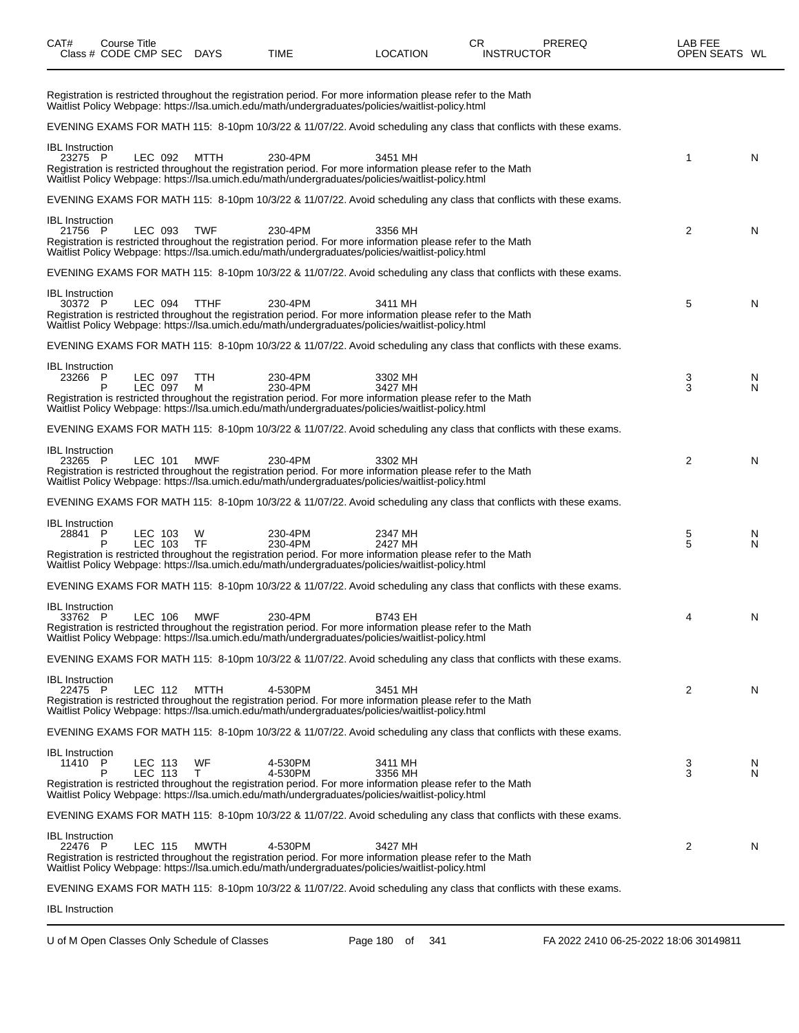| CAT# Class # | Course Title CODE | CMP | SEC | DAYS | TIME | LOCATION | CR INSTRUCTOR | PREREQ | LAB FEE OPEN SEATS | WL |
|---|---|---|---|---|---|---|---|---|---|---|

Registration is restricted throughout the registration period. For more information please refer to the Math Waitlist Policy Webpage: https://lsa.umich.edu/math/undergraduates/policies/waitlist-policy.html

EVENING EXAMS FOR MATH 115: 8-10pm 10/3/22 & 11/07/22. Avoid scheduling any class that conflicts with these exams.

IBL Instruction

| 23275 | P | LEC | 092 | MTTH | 230-4PM | 3451 MH | | | 1 | N |
|---|---|---|---|---|---|---|---|---|---|---|

Registration is restricted throughout the registration period. For more information please refer to the Math Waitlist Policy Webpage: https://lsa.umich.edu/math/undergraduates/policies/waitlist-policy.html

EVENING EXAMS FOR MATH 115: 8-10pm 10/3/22 & 11/07/22. Avoid scheduling any class that conflicts with these exams.

IBL Instruction

| 21756 | P | LEC | 093 | TWF | 230-4PM | 3356 MH | | | 2 | N |
|---|---|---|---|---|---|---|---|---|---|---|

Registration is restricted throughout the registration period. For more information please refer to the Math Waitlist Policy Webpage: https://lsa.umich.edu/math/undergraduates/policies/waitlist-policy.html

EVENING EXAMS FOR MATH 115: 8-10pm 10/3/22 & 11/07/22. Avoid scheduling any class that conflicts with these exams.

IBL Instruction

| 30372 | P | LEC | 094 | TTHF | 230-4PM | 3411 MH | | | 5 | N |
|---|---|---|---|---|---|---|---|---|---|---|

Registration is restricted throughout the registration period. For more information please refer to the Math Waitlist Policy Webpage: https://lsa.umich.edu/math/undergraduates/policies/waitlist-policy.html

EVENING EXAMS FOR MATH 115: 8-10pm 10/3/22 & 11/07/22. Avoid scheduling any class that conflicts with these exams.

IBL Instruction

| 23266 | P | LEC | 097 | TTH | 230-4PM | 3302 MH | | | 3 | N |
|---|---|---|---|---|---|---|---|---|---|---|
| | P | LEC | 097 | M | 230-4PM | 3427 MH | | | 3 | N |

Registration is restricted throughout the registration period. For more information please refer to the Math Waitlist Policy Webpage: https://lsa.umich.edu/math/undergraduates/policies/waitlist-policy.html

EVENING EXAMS FOR MATH 115: 8-10pm 10/3/22 & 11/07/22. Avoid scheduling any class that conflicts with these exams.

IBL Instruction

| 23265 | P | LEC | 101 | MWF | 230-4PM | 3302 MH | | | 2 | N |
|---|---|---|---|---|---|---|---|---|---|---|

Registration is restricted throughout the registration period. For more information please refer to the Math Waitlist Policy Webpage: https://lsa.umich.edu/math/undergraduates/policies/waitlist-policy.html

EVENING EXAMS FOR MATH 115: 8-10pm 10/3/22 & 11/07/22. Avoid scheduling any class that conflicts with these exams.

IBL Instruction

| 28841 | P | LEC | 103 | W | 230-4PM | 2347 MH | | | 5 | N |
|---|---|---|---|---|---|---|---|---|---|---|
| | P | LEC | 103 | TF | 230-4PM | 2427 MH | | | 5 | N |

Registration is restricted throughout the registration period. For more information please refer to the Math Waitlist Policy Webpage: https://lsa.umich.edu/math/undergraduates/policies/waitlist-policy.html

EVENING EXAMS FOR MATH 115: 8-10pm 10/3/22 & 11/07/22. Avoid scheduling any class that conflicts with these exams.

IBL Instruction

| 33762 | P | LEC | 106 | MWF | 230-4PM | B743 EH | | | 4 | N |
|---|---|---|---|---|---|---|---|---|---|---|

Registration is restricted throughout the registration period. For more information please refer to the Math Waitlist Policy Webpage: https://lsa.umich.edu/math/undergraduates/policies/waitlist-policy.html

EVENING EXAMS FOR MATH 115: 8-10pm 10/3/22 & 11/07/22. Avoid scheduling any class that conflicts with these exams.

IBL Instruction

| 22475 | P | LEC | 112 | MTTH | 4-530PM | 3451 MH | | | 2 | N |
|---|---|---|---|---|---|---|---|---|---|---|

Registration is restricted throughout the registration period. For more information please refer to the Math Waitlist Policy Webpage: https://lsa.umich.edu/math/undergraduates/policies/waitlist-policy.html

EVENING EXAMS FOR MATH 115: 8-10pm 10/3/22 & 11/07/22. Avoid scheduling any class that conflicts with these exams.

IBL Instruction

| 11410 | P | LEC | 113 | WF | 4-530PM | 3411 MH | | | 3 | N |
|---|---|---|---|---|---|---|---|---|---|---|
| | P | LEC | 113 | T | 4-530PM | 3356 MH | | | 3 | N |

Registration is restricted throughout the registration period. For more information please refer to the Math Waitlist Policy Webpage: https://lsa.umich.edu/math/undergraduates/policies/waitlist-policy.html

EVENING EXAMS FOR MATH 115: 8-10pm 10/3/22 & 11/07/22. Avoid scheduling any class that conflicts with these exams.

IBL Instruction

| 22476 | P | LEC | 115 | MWTH | 4-530PM | 3427 MH | | | 2 | N |
|---|---|---|---|---|---|---|---|---|---|---|

Registration is restricted throughout the registration period. For more information please refer to the Math Waitlist Policy Webpage: https://lsa.umich.edu/math/undergraduates/policies/waitlist-policy.html

EVENING EXAMS FOR MATH 115: 8-10pm 10/3/22 & 11/07/22. Avoid scheduling any class that conflicts with these exams.

IBL Instruction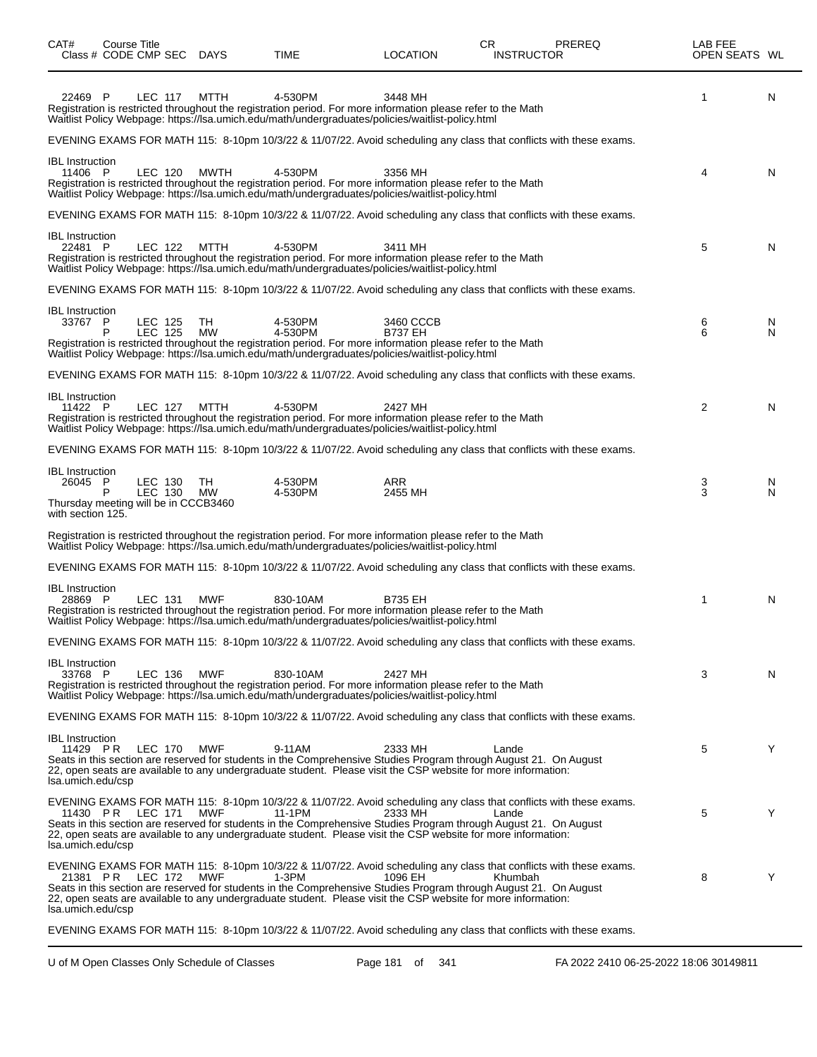| CAT# | Course Title | | | | | | | CR | PREREQ | LAB FEE | | |
|---|---|---|---|---|---|---|---|---|---|---|---|---|
| Class # | CODE | CMP | SEC | DAYS | TIME | LOCATION | INSTRUCTOR | | | | OPEN SEATS | WL |
| 22469 | P | LEC | 117 | MTTH | 4-530PM | 3448 MH | | | | | 1 | N |

Registration is restricted throughout the registration period. For more information please refer to the Math Waitlist Policy Webpage: https://lsa.umich.edu/math/undergraduates/policies/waitlist-policy.html

EVENING EXAMS FOR MATH 115: 8-10pm 10/3/22 & 11/07/22. Avoid scheduling any class that conflicts with these exams.

IBL Instruction

| Class # | CODE | CMP | SEC | DAYS | TIME | LOCATION | INSTRUCTOR | OPEN SEATS | WL |
|---|---|---|---|---|---|---|---|---|---|
| 11406 | P | LEC | 120 | MWTH | 4-530PM | 3356 MH | | 4 | N |

Registration is restricted throughout the registration period. For more information please refer to the Math Waitlist Policy Webpage: https://lsa.umich.edu/math/undergraduates/policies/waitlist-policy.html

EVENING EXAMS FOR MATH 115: 8-10pm 10/3/22 & 11/07/22. Avoid scheduling any class that conflicts with these exams.

IBL Instruction

| Class # | CODE | CMP | SEC | DAYS | TIME | LOCATION | INSTRUCTOR | OPEN SEATS | WL |
|---|---|---|---|---|---|---|---|---|---|
| 22481 | P | LEC | 122 | MTTH | 4-530PM | 3411 MH | | 5 | N |

Registration is restricted throughout the registration period. For more information please refer to the Math Waitlist Policy Webpage: https://lsa.umich.edu/math/undergraduates/policies/waitlist-policy.html

EVENING EXAMS FOR MATH 115: 8-10pm 10/3/22 & 11/07/22. Avoid scheduling any class that conflicts with these exams.

IBL Instruction

| Class # | CODE | CMP | SEC | DAYS | TIME | LOCATION | INSTRUCTOR | OPEN SEATS | WL |
|---|---|---|---|---|---|---|---|---|---|
| 33767 | P | LEC | 125 | TH | 4-530PM | 3460 CCCB | | 6 | N |
| | P | LEC | 125 | MW | 4-530PM | B737 EH | | 6 | N |

Registration is restricted throughout the registration period. For more information please refer to the Math Waitlist Policy Webpage: https://lsa.umich.edu/math/undergraduates/policies/waitlist-policy.html

EVENING EXAMS FOR MATH 115: 8-10pm 10/3/22 & 11/07/22. Avoid scheduling any class that conflicts with these exams.

IBL Instruction

| Class # | CODE | CMP | SEC | DAYS | TIME | LOCATION | INSTRUCTOR | OPEN SEATS | WL |
|---|---|---|---|---|---|---|---|---|---|
| 11422 | P | LEC | 127 | MTTH | 4-530PM | 2427 MH | | 2 | N |

Registration is restricted throughout the registration period. For more information please refer to the Math Waitlist Policy Webpage: https://lsa.umich.edu/math/undergraduates/policies/waitlist-policy.html

EVENING EXAMS FOR MATH 115: 8-10pm 10/3/22 & 11/07/22. Avoid scheduling any class that conflicts with these exams.

IBL Instruction

| Class # | CODE | CMP | SEC | DAYS | TIME | LOCATION | INSTRUCTOR | OPEN SEATS | WL |
|---|---|---|---|---|---|---|---|---|---|
| 26045 | P | LEC | 130 | TH | 4-530PM | ARR | | 3 | N |
| | P | LEC | 130 | MW | 4-530PM | 2455 MH | | 3 | N |

Thursday meeting will be in CCCB3460 with section 125.

Registration is restricted throughout the registration period. For more information please refer to the Math Waitlist Policy Webpage: https://lsa.umich.edu/math/undergraduates/policies/waitlist-policy.html

EVENING EXAMS FOR MATH 115: 8-10pm 10/3/22 & 11/07/22. Avoid scheduling any class that conflicts with these exams.

IBL Instruction

| Class # | CODE | CMP | SEC | DAYS | TIME | LOCATION | INSTRUCTOR | OPEN SEATS | WL |
|---|---|---|---|---|---|---|---|---|---|
| 28869 | P | LEC | 131 | MWF | 830-10AM | B735 EH | | 1 | N |

Registration is restricted throughout the registration period. For more information please refer to the Math Waitlist Policy Webpage: https://lsa.umich.edu/math/undergraduates/policies/waitlist-policy.html

EVENING EXAMS FOR MATH 115: 8-10pm 10/3/22 & 11/07/22. Avoid scheduling any class that conflicts with these exams.

IBL Instruction

| Class # | CODE | CMP | SEC | DAYS | TIME | LOCATION | INSTRUCTOR | OPEN SEATS | WL |
|---|---|---|---|---|---|---|---|---|---|
| 33768 | P | LEC | 136 | MWF | 830-10AM | 2427 MH | | 3 | N |

Registration is restricted throughout the registration period. For more information please refer to the Math Waitlist Policy Webpage: https://lsa.umich.edu/math/undergraduates/policies/waitlist-policy.html

EVENING EXAMS FOR MATH 115: 8-10pm 10/3/22 & 11/07/22. Avoid scheduling any class that conflicts with these exams.

IBL Instruction

| Class # | CODE | CMP | SEC | DAYS | TIME | LOCATION | INSTRUCTOR | OPEN SEATS | WL |
|---|---|---|---|---|---|---|---|---|---|
| 11429 | P R | LEC | 170 | MWF | 9-11AM | 2333 MH | Lande | 5 | Y |

Seats in this section are reserved for students in the Comprehensive Studies Program through August 21. On August 22, open seats are available to any undergraduate student. Please visit the CSP website for more information: lsa.umich.edu/csp

EVENING EXAMS FOR MATH 115: 8-10pm 10/3/22 & 11/07/22. Avoid scheduling any class that conflicts with these exams.

| Class # | CODE | CMP | SEC | DAYS | TIME | LOCATION | INSTRUCTOR | OPEN SEATS | WL |
|---|---|---|---|---|---|---|---|---|---|
| 11430 | P R | LEC | 171 | MWF | 11-1PM | 2333 MH | Lande | 5 | Y |

Seats in this section are reserved for students in the Comprehensive Studies Program through August 21. On August 22, open seats are available to any undergraduate student. Please visit the CSP website for more information: lsa.umich.edu/csp

EVENING EXAMS FOR MATH 115: 8-10pm 10/3/22 & 11/07/22. Avoid scheduling any class that conflicts with these exams.

| Class # | CODE | CMP | SEC | DAYS | TIME | LOCATION | INSTRUCTOR | OPEN SEATS | WL |
|---|---|---|---|---|---|---|---|---|---|
| 21381 | P R | LEC | 172 | MWF | 1-3PM | 1096 EH | Khumbah | 8 | Y |

Seats in this section are reserved for students in the Comprehensive Studies Program through August 21. On August 22, open seats are available to any undergraduate student. Please visit the CSP website for more information: lsa.umich.edu/csp

EVENING EXAMS FOR MATH 115: 8-10pm 10/3/22 & 11/07/22. Avoid scheduling any class that conflicts with these exams.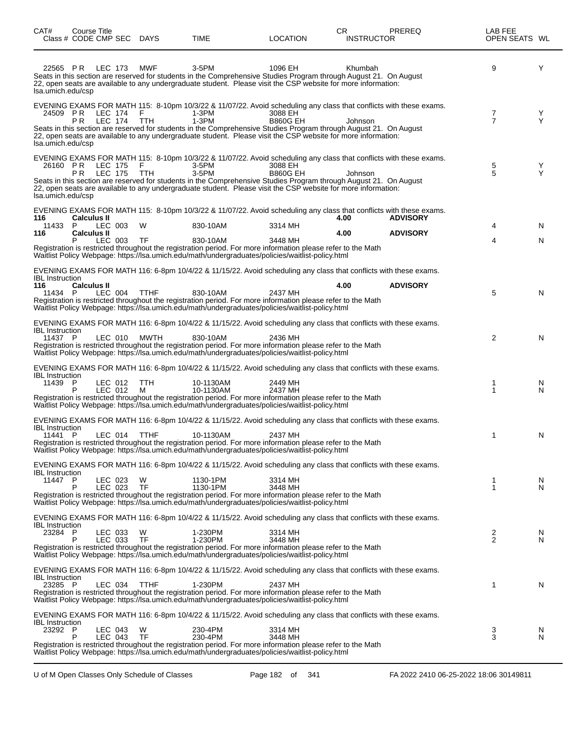| CAT# Class # | Course Title CODE | CMP | SEC | DAYS | TIME | LOCATION | CR INSTRUCTOR | PREREQ | LAB FEE OPEN SEATS | WL |
|---|---|---|---|---|---|---|---|---|---|---|
| 22565 | P R | LEC | 173 | MWF | 3-5PM | 1096 EH | Khumbah | | 9 | Y |

Seats in this section are reserved for students in the Comprehensive Studies Program through August 21. On August 22, open seats are available to any undergraduate student. Please visit the CSP website for more information: lsa.umich.edu/csp

EVENING EXAMS FOR MATH 115: 8-10pm 10/3/22 & 11/07/22. Avoid scheduling any class that conflicts with these exams.

| Class # | CODE | CMP | SEC | DAYS | TIME | LOCATION | INSTRUCTOR | OPEN SEATS | WL |
|---|---|---|---|---|---|---|---|---|---|
| 24509 | P R | LEC | 174 | F | 1-3PM | 3088 EH | | 7 | Y |
| | P R | LEC | 174 | TTH | 1-3PM | B860G EH | Johnson | 7 | Y |

Seats in this section are reserved for students in the Comprehensive Studies Program through August 21. On August 22, open seats are available to any undergraduate student. Please visit the CSP website for more information: lsa.umich.edu/csp

EVENING EXAMS FOR MATH 115: 8-10pm 10/3/22 & 11/07/22. Avoid scheduling any class that conflicts with these exams.

| Class # | CODE | CMP | SEC | DAYS | TIME | LOCATION | INSTRUCTOR | OPEN SEATS | WL |
|---|---|---|---|---|---|---|---|---|---|
| 26160 | P R | LEC | 175 | F | 3-5PM | 3088 EH | | 5 | Y |
| | P R | LEC | 175 | TTH | 3-5PM | B860G EH | Johnson | 5 | Y |

Seats in this section are reserved for students in the Comprehensive Studies Program through August 21. On August 22, open seats are available to any undergraduate student. Please visit the CSP website for more information: lsa.umich.edu/csp

EVENING EXAMS FOR MATH 115: 8-10pm 10/3/22 & 11/07/22. Avoid scheduling any class that conflicts with these exams.

**116 Calculus II** — 4.00 — ADVISORY

| Class # | CODE | CMP | SEC | DAYS | TIME | LOCATION | OPEN SEATS | WL |
|---|---|---|---|---|---|---|---|---|
| 11433 | P | LEC | 003 | W | 830-10AM | 3314 MH | 4 | N |

**116 Calculus II** — 4.00 — ADVISORY

| Class # | CODE | CMP | SEC | DAYS | TIME | LOCATION | OPEN SEATS | WL |
|---|---|---|---|---|---|---|---|---|
| | P | LEC | 003 | TF | 830-10AM | 3448 MH | 4 | N |

Registration is restricted throughout the registration period. For more information please refer to the Math Waitlist Policy Webpage: https://lsa.umich.edu/math/undergraduates/policies/waitlist-policy.html

EVENING EXAMS FOR MATH 116: 6-8pm 10/4/22 & 11/15/22. Avoid scheduling any class that conflicts with these exams.
IBL Instruction

**116 Calculus II** — 4.00 — ADVISORY

| Class # | CODE | CMP | SEC | DAYS | TIME | LOCATION | OPEN SEATS | WL |
|---|---|---|---|---|---|---|---|---|
| 11434 | P | LEC | 004 | TTHF | 830-10AM | 2437 MH | 5 | N |

Registration is restricted throughout the registration period. For more information please refer to the Math Waitlist Policy Webpage: https://lsa.umich.edu/math/undergraduates/policies/waitlist-policy.html

EVENING EXAMS FOR MATH 116: 6-8pm 10/4/22 & 11/15/22. Avoid scheduling any class that conflicts with these exams.
IBL Instruction

| Class # | CODE | CMP | SEC | DAYS | TIME | LOCATION | OPEN SEATS | WL |
|---|---|---|---|---|---|---|---|---|
| 11437 | P | LEC | 010 | MWTH | 830-10AM | 2436 MH | 2 | N |

Registration is restricted throughout the registration period. For more information please refer to the Math Waitlist Policy Webpage: https://lsa.umich.edu/math/undergraduates/policies/waitlist-policy.html

EVENING EXAMS FOR MATH 116: 6-8pm 10/4/22 & 11/15/22. Avoid scheduling any class that conflicts with these exams.
IBL Instruction

| Class # | CODE | CMP | SEC | DAYS | TIME | LOCATION | OPEN SEATS | WL |
|---|---|---|---|---|---|---|---|---|
| 11439 | P | LEC | 012 | TTH | 10-1130AM | 2449 MH | 1 | N |
| | P | LEC | 012 | M | 10-1130AM | 2437 MH | 1 | N |

Registration is restricted throughout the registration period. For more information please refer to the Math Waitlist Policy Webpage: https://lsa.umich.edu/math/undergraduates/policies/waitlist-policy.html

EVENING EXAMS FOR MATH 116: 6-8pm 10/4/22 & 11/15/22. Avoid scheduling any class that conflicts with these exams.
IBL Instruction

| Class # | CODE | CMP | SEC | DAYS | TIME | LOCATION | OPEN SEATS | WL |
|---|---|---|---|---|---|---|---|---|
| 11441 | P | LEC | 014 | TTHF | 10-1130AM | 2437 MH | 1 | N |

Registration is restricted throughout the registration period. For more information please refer to the Math Waitlist Policy Webpage: https://lsa.umich.edu/math/undergraduates/policies/waitlist-policy.html

EVENING EXAMS FOR MATH 116: 6-8pm 10/4/22 & 11/15/22. Avoid scheduling any class that conflicts with these exams.
IBL Instruction

| Class # | CODE | CMP | SEC | DAYS | TIME | LOCATION | OPEN SEATS | WL |
|---|---|---|---|---|---|---|---|---|
| 11447 | P | LEC | 023 | W | 1130-1PM | 3314 MH | 1 | N |
| | P | LEC | 023 | TF | 1130-1PM | 3448 MH | 1 | N |

Registration is restricted throughout the registration period. For more information please refer to the Math Waitlist Policy Webpage: https://lsa.umich.edu/math/undergraduates/policies/waitlist-policy.html

EVENING EXAMS FOR MATH 116: 6-8pm 10/4/22 & 11/15/22. Avoid scheduling any class that conflicts with these exams.
IBL Instruction

| Class # | CODE | CMP | SEC | DAYS | TIME | LOCATION | OPEN SEATS | WL |
|---|---|---|---|---|---|---|---|---|
| 23284 | P | LEC | 033 | W | 1-230PM | 3314 MH | 2 | N |
| | P | LEC | 033 | TF | 1-230PM | 3448 MH | 2 | N |

Registration is restricted throughout the registration period. For more information please refer to the Math Waitlist Policy Webpage: https://lsa.umich.edu/math/undergraduates/policies/waitlist-policy.html

EVENING EXAMS FOR MATH 116: 6-8pm 10/4/22 & 11/15/22. Avoid scheduling any class that conflicts with these exams.
IBL Instruction

| Class # | CODE | CMP | SEC | DAYS | TIME | LOCATION | OPEN SEATS | WL |
|---|---|---|---|---|---|---|---|---|
| 23285 | P | LEC | 034 | TTHF | 1-230PM | 2437 MH | 1 | N |

Registration is restricted throughout the registration period. For more information please refer to the Math Waitlist Policy Webpage: https://lsa.umich.edu/math/undergraduates/policies/waitlist-policy.html

EVENING EXAMS FOR MATH 116: 6-8pm 10/4/22 & 11/15/22. Avoid scheduling any class that conflicts with these exams.
IBL Instruction

| Class # | CODE | CMP | SEC | DAYS | TIME | LOCATION | OPEN SEATS | WL |
|---|---|---|---|---|---|---|---|---|
| 23292 | P | LEC | 043 | W | 230-4PM | 3314 MH | 3 | N |
| | P | LEC | 043 | TF | 230-4PM | 3448 MH | 3 | N |

Registration is restricted throughout the registration period. For more information please refer to the Math Waitlist Policy Webpage: https://lsa.umich.edu/math/undergraduates/policies/waitlist-policy.html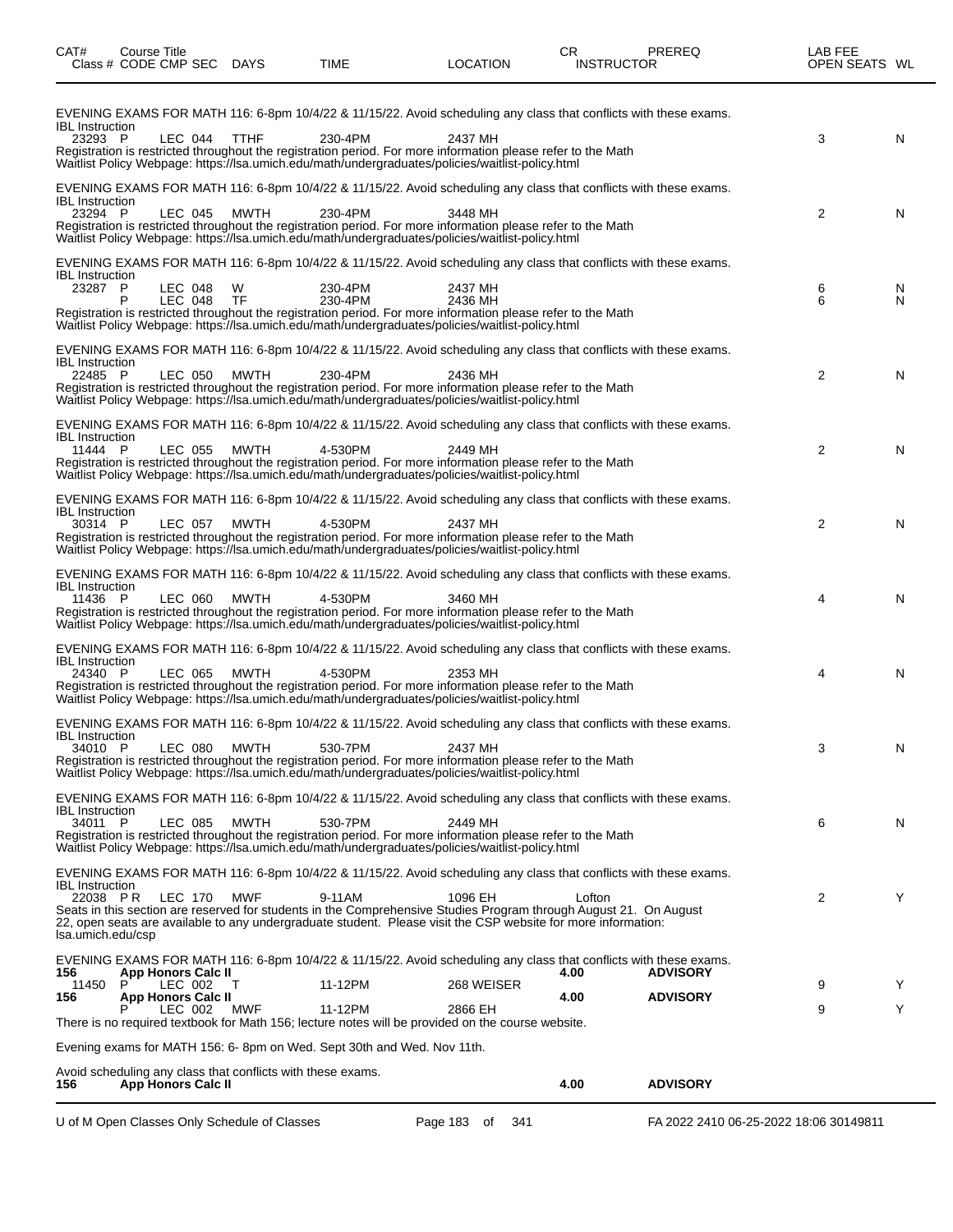| CAT# Class # | Course Title CODE CMP SEC | DAYS | TIME | LOCATION | CR INSTRUCTOR | PREREQ | LAB FEE OPEN SEATS | WL |
|---|---|---|---|---|---|---|---|---|

EVENING EXAMS FOR MATH 116: 6-8pm 10/4/22 & 11/15/22. Avoid scheduling any class that conflicts with these exams.
IBL Instruction

| 23293 P | LEC 044 | TTHF | 230-4PM | 2437 MH | | | 3 | N |
|---|---|---|---|---|---|---|---|---|

Registration is restricted throughout the registration period. For more information please refer to the Math Waitlist Policy Webpage: https://lsa.umich.edu/math/undergraduates/policies/waitlist-policy.html

EVENING EXAMS FOR MATH 116: 6-8pm 10/4/22 & 11/15/22. Avoid scheduling any class that conflicts with these exams.
IBL Instruction

| 23294 P | LEC 045 | MWTH | 230-4PM | 3448 MH | | | 2 | N |
|---|---|---|---|---|---|---|---|---|

Registration is restricted throughout the registration period. For more information please refer to the Math Waitlist Policy Webpage: https://lsa.umich.edu/math/undergraduates/policies/waitlist-policy.html

EVENING EXAMS FOR MATH 116: 6-8pm 10/4/22 & 11/15/22. Avoid scheduling any class that conflicts with these exams.
IBL Instruction

| 23287 P | LEC 048 | W | 230-4PM | 2437 MH | | | 6 | N |
|---|---|---|---|---|---|---|---|---|
| P | LEC 048 | TF | 230-4PM | 2436 MH | | | 6 | N |

Registration is restricted throughout the registration period. For more information please refer to the Math Waitlist Policy Webpage: https://lsa.umich.edu/math/undergraduates/policies/waitlist-policy.html

EVENING EXAMS FOR MATH 116: 6-8pm 10/4/22 & 11/15/22. Avoid scheduling any class that conflicts with these exams.
IBL Instruction

| 22485 P | LEC 050 | MWTH | 230-4PM | 2436 MH | | | 2 | N |
|---|---|---|---|---|---|---|---|---|

Registration is restricted throughout the registration period. For more information please refer to the Math Waitlist Policy Webpage: https://lsa.umich.edu/math/undergraduates/policies/waitlist-policy.html

EVENING EXAMS FOR MATH 116: 6-8pm 10/4/22 & 11/15/22. Avoid scheduling any class that conflicts with these exams.
IBL Instruction

| 11444 P | LEC 055 | MWTH | 4-530PM | 2449 MH | | | 2 | N |
|---|---|---|---|---|---|---|---|---|

Registration is restricted throughout the registration period. For more information please refer to the Math Waitlist Policy Webpage: https://lsa.umich.edu/math/undergraduates/policies/waitlist-policy.html

EVENING EXAMS FOR MATH 116: 6-8pm 10/4/22 & 11/15/22. Avoid scheduling any class that conflicts with these exams.
IBL Instruction

| 30314 P | LEC 057 | MWTH | 4-530PM | 2437 MH | | | 2 | N |
|---|---|---|---|---|---|---|---|---|

Registration is restricted throughout the registration period. For more information please refer to the Math Waitlist Policy Webpage: https://lsa.umich.edu/math/undergraduates/policies/waitlist-policy.html

EVENING EXAMS FOR MATH 116: 6-8pm 10/4/22 & 11/15/22. Avoid scheduling any class that conflicts with these exams.
IBL Instruction

| 11436 P | LEC 060 | MWTH | 4-530PM | 3460 MH | | | 4 | N |
|---|---|---|---|---|---|---|---|---|

Registration is restricted throughout the registration period. For more information please refer to the Math Waitlist Policy Webpage: https://lsa.umich.edu/math/undergraduates/policies/waitlist-policy.html

EVENING EXAMS FOR MATH 116: 6-8pm 10/4/22 & 11/15/22. Avoid scheduling any class that conflicts with these exams.
IBL Instruction

| 24340 P | LEC 065 | MWTH | 4-530PM | 2353 MH | | | 4 | N |
|---|---|---|---|---|---|---|---|---|

Registration is restricted throughout the registration period. For more information please refer to the Math Waitlist Policy Webpage: https://lsa.umich.edu/math/undergraduates/policies/waitlist-policy.html

EVENING EXAMS FOR MATH 116: 6-8pm 10/4/22 & 11/15/22. Avoid scheduling any class that conflicts with these exams.
IBL Instruction

| 34010 P | LEC 080 | MWTH | 530-7PM | 2437 MH | | | 3 | N |
|---|---|---|---|---|---|---|---|---|

Registration is restricted throughout the registration period. For more information please refer to the Math Waitlist Policy Webpage: https://lsa.umich.edu/math/undergraduates/policies/waitlist-policy.html

EVENING EXAMS FOR MATH 116: 6-8pm 10/4/22 & 11/15/22. Avoid scheduling any class that conflicts with these exams.
IBL Instruction

| 34011 P | LEC 085 | MWTH | 530-7PM | 2449 MH | | | 6 | N |
|---|---|---|---|---|---|---|---|---|

Registration is restricted throughout the registration period. For more information please refer to the Math Waitlist Policy Webpage: https://lsa.umich.edu/math/undergraduates/policies/waitlist-policy.html

EVENING EXAMS FOR MATH 116: 6-8pm 10/4/22 & 11/15/22. Avoid scheduling any class that conflicts with these exams.
IBL Instruction

| 22038 PR | LEC 170 | MWF | 9-11AM | 1096 EH | Lofton | | 2 | Y |
|---|---|---|---|---|---|---|---|---|

Seats in this section are reserved for students in the Comprehensive Studies Program through August 21. On August 22, open seats are available to any undergraduate student. Please visit the CSP website for more information: lsa.umich.edu/csp

EVENING EXAMS FOR MATH 116: 6-8pm 10/4/22 & 11/15/22. Avoid scheduling any class that conflicts with these exams.

| **156** | **App Honors Calc II** | | | | **4.00** | **ADVISORY** | | |
|---|---|---|---|---|---|---|---|---|
| 11450 P | LEC 002 | T | 11-12PM | 268 WEISER | | | 9 | Y |
| **156** | **App Honors Calc II** | | | | **4.00** | **ADVISORY** | | |
| P | LEC 002 | MWF | 11-12PM | 2866 EH | | | 9 | Y |

There is no required textbook for Math 156; lecture notes will be provided on the course website.

Evening exams for MATH 156: 6- 8pm on Wed. Sept 30th and Wed. Nov 11th.

Avoid scheduling any class that conflicts with these exams.

| **156** | **App Honors Calc II** | | | | **4.00** | **ADVISORY** | | |
|---|---|---|---|---|---|---|---|---|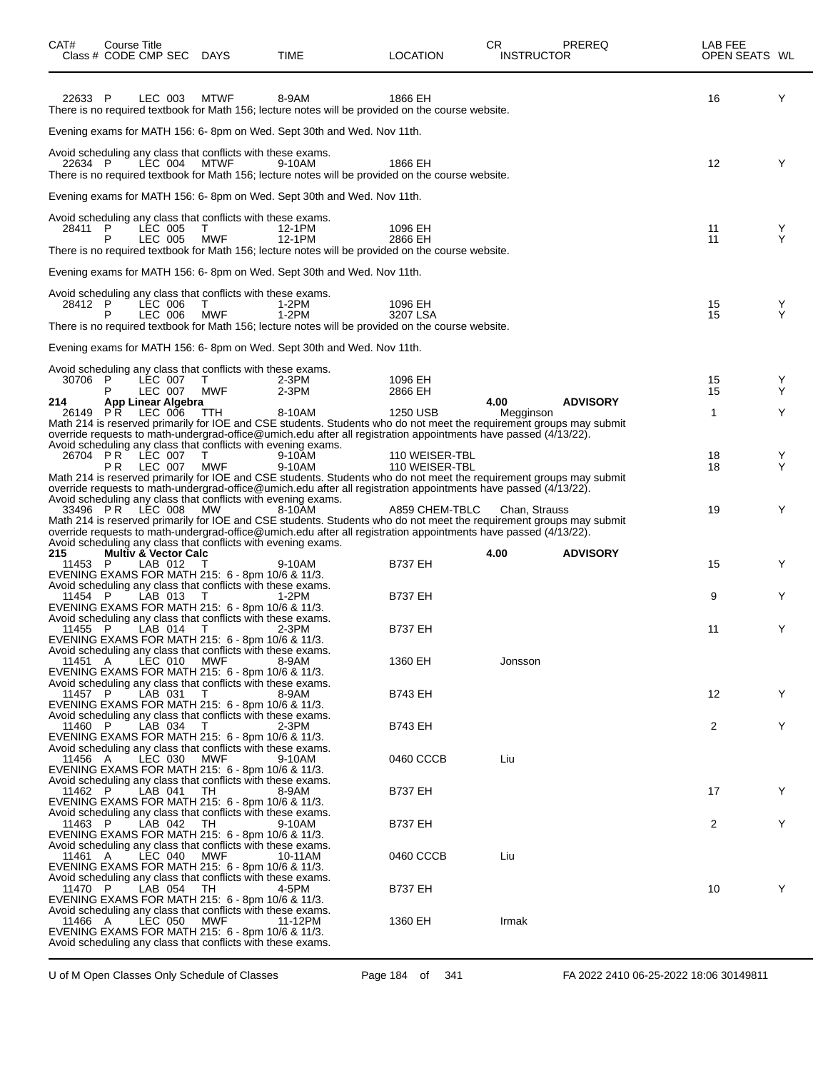| CAT# | Course Title Class # CODE CMP SEC | DAYS | TIME | LOCATION | CR INSTRUCTOR | PREREQ | LAB FEE OPEN SEATS | WL |
|---|---|---|---|---|---|---|---|---|
| | 22633 P LEC 003 | MTWF | 8-9AM | 1866 EH | | | 16 | Y |

There is no required textbook for Math 156; lecture notes will be provided on the course website.

Evening exams for MATH 156: 6- 8pm on Wed. Sept 30th and Wed. Nov 11th.

Avoid scheduling any class that conflicts with these exams.

| CAT# | Class # CODE CMP SEC | DAYS | TIME | LOCATION | INSTRUCTOR | PREREQ | OPEN SEATS | WL |
|---|---|---|---|---|---|---|---|---|
| | 22634 P LEC 004 | MTWF | 9-10AM | 1866 EH | | | 12 | Y |

There is no required textbook for Math 156; lecture notes will be provided on the course website.

Evening exams for MATH 156: 6- 8pm on Wed. Sept 30th and Wed. Nov 11th.

Avoid scheduling any class that conflicts with these exams.

| CAT# | Class # CODE CMP SEC | DAYS | TIME | LOCATION | INSTRUCTOR | PREREQ | OPEN SEATS | WL |
|---|---|---|---|---|---|---|---|---|
| | 28411 P LEC 005 | T | 12-1PM | 1096 EH | | | 11 | Y |
| | P LEC 005 | MWF | 12-1PM | 2866 EH | | | 11 | Y |

There is no required textbook for Math 156; lecture notes will be provided on the course website.

Evening exams for MATH 156: 6- 8pm on Wed. Sept 30th and Wed. Nov 11th.

Avoid scheduling any class that conflicts with these exams.

| CAT# | Class # CODE CMP SEC | DAYS | TIME | LOCATION | INSTRUCTOR | PREREQ | OPEN SEATS | WL |
|---|---|---|---|---|---|---|---|---|
| | 28412 P LEC 006 | T | 1-2PM | 1096 EH | | | 15 | Y |
| | P LEC 006 | MWF | 1-2PM | 3207 LSA | | | 15 | Y |

There is no required textbook for Math 156; lecture notes will be provided on the course website.

Evening exams for MATH 156: 6- 8pm on Wed. Sept 30th and Wed. Nov 11th.

Avoid scheduling any class that conflicts with these exams.

| CAT# | Class # CODE CMP SEC | DAYS | TIME | LOCATION | INSTRUCTOR | PREREQ | OPEN SEATS | WL |
|---|---|---|---|---|---|---|---|---|
| | 30706 P LEC 007 | T | 2-3PM | 1096 EH | | | 15 | Y |
| | P LEC 007 | MWF | 2-3PM | 2866 EH | | | 15 | Y |
| **214** | **App Linear Algebra** | | | | **4.00** | **ADVISORY** | | |
| | 26149 PR LEC 006 | TTH | 8-10AM | 1250 USB | Megginson | | 1 | Y |

Math 214 is reserved primarily for IOE and CSE students. Students who do not meet the requirement groups may submit override requests to math-undergrad-office@umich.edu after all registration appointments have passed (4/13/22).
Avoid scheduling any class that conflicts with evening exams.

| CAT# | Class # CODE CMP SEC | DAYS | TIME | LOCATION | INSTRUCTOR | PREREQ | OPEN SEATS | WL |
|---|---|---|---|---|---|---|---|---|
| | 26704 PR LEC 007 | T | 9-10AM | 110 WEISER-TBL | | | 18 | Y |
| | PR LEC 007 | MWF | 9-10AM | 110 WEISER-TBL | | | 18 | Y |

Math 214 is reserved primarily for IOE and CSE students. Students who do not meet the requirement groups may submit override requests to math-undergrad-office@umich.edu after all registration appointments have passed (4/13/22).
Avoid scheduling any class that conflicts with evening exams.

| CAT# | Class # CODE CMP SEC | DAYS | TIME | LOCATION | INSTRUCTOR | PREREQ | OPEN SEATS | WL |
|---|---|---|---|---|---|---|---|---|
| | 33496 PR LEC 008 | MW | 8-10AM | A859 CHEM-TBLC | Chan, Strauss | | 19 | Y |

Math 214 is reserved primarily for IOE and CSE students. Students who do not meet the requirement groups may submit override requests to math-undergrad-office@umich.edu after all registration appointments have passed (4/13/22).
Avoid scheduling any class that conflicts with evening exams.

| CAT# | Class # CODE CMP SEC | DAYS | TIME | LOCATION | INSTRUCTOR | PREREQ | OPEN SEATS | WL |
|---|---|---|---|---|---|---|---|---|
| **215** | **Multiv & Vector Calc** | | | | **4.00** | **ADVISORY** | | |
| | 11453 P LAB 012 | T | 9-10AM | B737 EH | | | 15 | Y |

EVENING EXAMS FOR MATH 215: 6 - 8pm 10/6 & 11/3.
Avoid scheduling any class that conflicts with these exams.

| CAT# | Class # CODE CMP SEC | DAYS | TIME | LOCATION | INSTRUCTOR | PREREQ | OPEN SEATS | WL |
|---|---|---|---|---|---|---|---|---|
| | 11454 P LAB 013 | T | 1-2PM | B737 EH | | | 9 | Y |

EVENING EXAMS FOR MATH 215: 6 - 8pm 10/6 & 11/3.
Avoid scheduling any class that conflicts with these exams.

| CAT# | Class # CODE CMP SEC | DAYS | TIME | LOCATION | INSTRUCTOR | PREREQ | OPEN SEATS | WL |
|---|---|---|---|---|---|---|---|---|
| | 11455 P LAB 014 | T | 2-3PM | B737 EH | | | 11 | Y |

EVENING EXAMS FOR MATH 215: 6 - 8pm 10/6 & 11/3.
Avoid scheduling any class that conflicts with these exams.

| CAT# | Class # CODE CMP SEC | DAYS | TIME | LOCATION | INSTRUCTOR | PREREQ | OPEN SEATS | WL |
|---|---|---|---|---|---|---|---|---|
| | 11451 A LEC 010 | MWF | 8-9AM | 1360 EH | Jonsson | | | |

EVENING EXAMS FOR MATH 215: 6 - 8pm 10/6 & 11/3.
Avoid scheduling any class that conflicts with these exams.

| CAT# | Class # CODE CMP SEC | DAYS | TIME | LOCATION | INSTRUCTOR | PREREQ | OPEN SEATS | WL |
|---|---|---|---|---|---|---|---|---|
| | 11457 P LAB 031 | T | 8-9AM | B743 EH | | | 12 | Y |

EVENING EXAMS FOR MATH 215: 6 - 8pm 10/6 & 11/3.
Avoid scheduling any class that conflicts with these exams.

| CAT# | Class # CODE CMP SEC | DAYS | TIME | LOCATION | INSTRUCTOR | PREREQ | OPEN SEATS | WL |
|---|---|---|---|---|---|---|---|---|
| | 11460 P LAB 034 | T | 2-3PM | B743 EH | | | 2 | Y |

EVENING EXAMS FOR MATH 215: 6 - 8pm 10/6 & 11/3.
Avoid scheduling any class that conflicts with these exams.

| CAT# | Class # CODE CMP SEC | DAYS | TIME | LOCATION | INSTRUCTOR | PREREQ | OPEN SEATS | WL |
|---|---|---|---|---|---|---|---|---|
| | 11456 A LEC 030 | MWF | 9-10AM | 0460 CCCB | Liu | | | |

EVENING EXAMS FOR MATH 215: 6 - 8pm 10/6 & 11/3.
Avoid scheduling any class that conflicts with these exams.

| CAT# | Class # CODE CMP SEC | DAYS | TIME | LOCATION | INSTRUCTOR | PREREQ | OPEN SEATS | WL |
|---|---|---|---|---|---|---|---|---|
| | 11462 P LAB 041 | TH | 8-9AM | B737 EH | | | 17 | Y |

EVENING EXAMS FOR MATH 215: 6 - 8pm 10/6 & 11/3.
Avoid scheduling any class that conflicts with these exams.

| CAT# | Class # CODE CMP SEC | DAYS | TIME | LOCATION | INSTRUCTOR | PREREQ | OPEN SEATS | WL |
|---|---|---|---|---|---|---|---|---|
| | 11463 P LAB 042 | TH | 9-10AM | B737 EH | | | 2 | Y |

EVENING EXAMS FOR MATH 215: 6 - 8pm 10/6 & 11/3.
Avoid scheduling any class that conflicts with these exams.

| CAT# | Class # CODE CMP SEC | DAYS | TIME | LOCATION | INSTRUCTOR | PREREQ | OPEN SEATS | WL |
|---|---|---|---|---|---|---|---|---|
| | 11461 A LEC 040 | MWF | 10-11AM | 0460 CCCB | Liu | | | |

EVENING EXAMS FOR MATH 215: 6 - 8pm 10/6 & 11/3.
Avoid scheduling any class that conflicts with these exams.

| CAT# | Class # CODE CMP SEC | DAYS | TIME | LOCATION | INSTRUCTOR | PREREQ | OPEN SEATS | WL |
|---|---|---|---|---|---|---|---|---|
| | 11470 P LAB 054 | TH | 4-5PM | B737 EH | | | 10 | Y |

EVENING EXAMS FOR MATH 215: 6 - 8pm 10/6 & 11/3.
Avoid scheduling any class that conflicts with these exams.

| CAT# | Class # CODE CMP SEC | DAYS | TIME | LOCATION | INSTRUCTOR | PREREQ | OPEN SEATS | WL |
|---|---|---|---|---|---|---|---|---|
| | 11466 A LEC 050 | MWF | 11-12PM | 1360 EH | Irmak | | | |

EVENING EXAMS FOR MATH 215: 6 - 8pm 10/6 & 11/3.
Avoid scheduling any class that conflicts with these exams.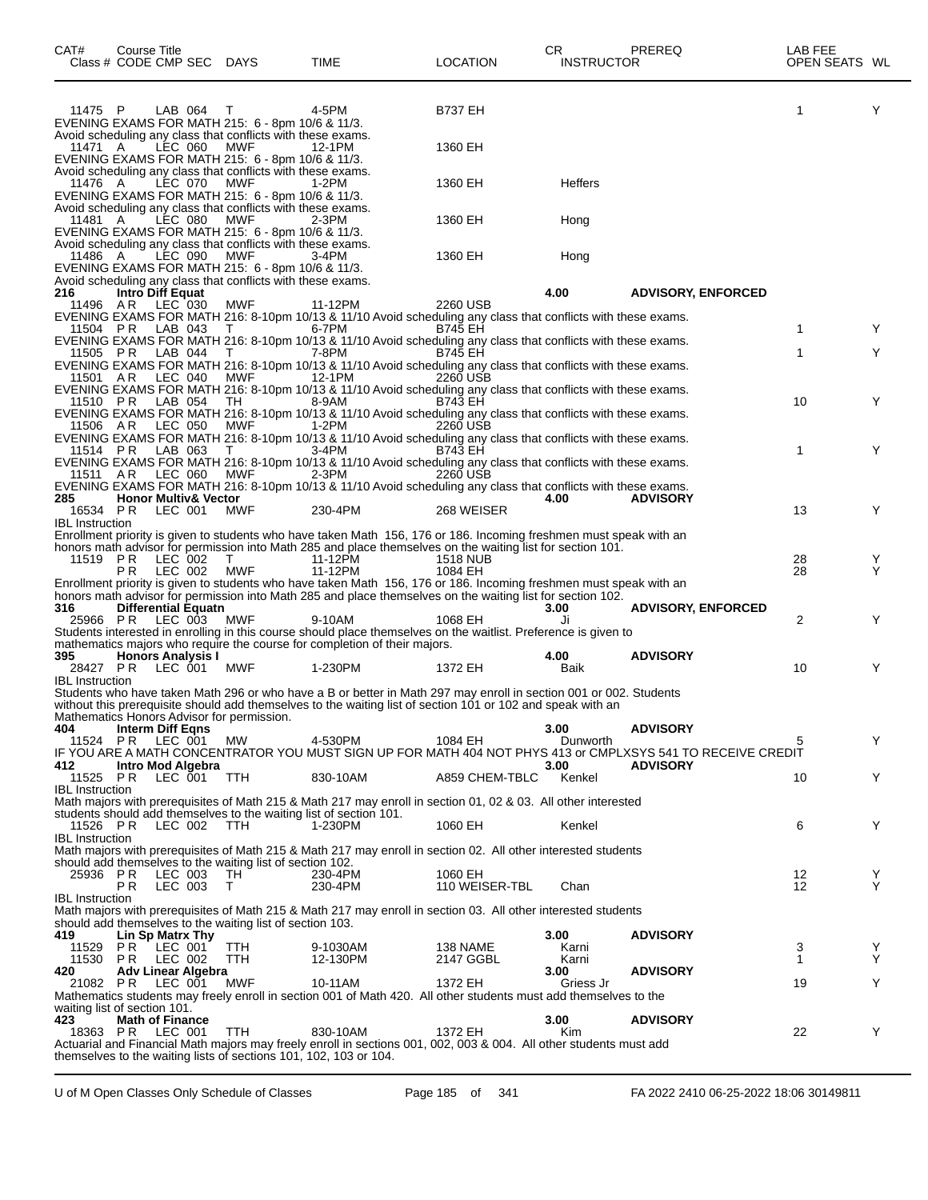| CAT# | Course Title Class # CODE CMP SEC | DAYS | TIME | LOCATION | CR INSTRUCTOR | PREREQ | LAB FEE OPEN SEATS | WL |
|---|---|---|---|---|---|---|---|---|
| 11475 | P LAB 064 | T | 4-5PM | B737 EH | | | 1 | Y |

EVENING EXAMS FOR MATH 215: 6 - 8pm 10/6 & 11/3.
Avoid scheduling any class that conflicts with these exams.

| | | | | | | | | |
|---|---|---|---|---|---|---|---|---|
| 11471 | A LEC 060 | MWF | 12-1PM | 1360 EH | | | | |

EVENING EXAMS FOR MATH 215: 6 - 8pm 10/6 & 11/3.
Avoid scheduling any class that conflicts with these exams.

| | | | | | | | | |
|---|---|---|---|---|---|---|---|---|
| 11476 | A LEC 070 | MWF | 1-2PM | 1360 EH | Heffers | | | |

EVENING EXAMS FOR MATH 215: 6 - 8pm 10/6 & 11/3.
Avoid scheduling any class that conflicts with these exams.

| | | | | | | | | |
|---|---|---|---|---|---|---|---|---|
| 11481 | A LEC 080 | MWF | 2-3PM | 1360 EH | Hong | | | |

EVENING EXAMS FOR MATH 215: 6 - 8pm 10/6 & 11/3.
Avoid scheduling any class that conflicts with these exams.

| | | | | | | | | |
|---|---|---|---|---|---|---|---|---|
| 11486 | A LEC 090 | MWF | 3-4PM | 1360 EH | Hong | | | |

EVENING EXAMS FOR MATH 215: 6 - 8pm 10/6 & 11/3.
Avoid scheduling any class that conflicts with these exams.

**216 Intro Diff Equat** — 4.00 — **ADVISORY, ENFORCED**

| | | | | | | | | |
|---|---|---|---|---|---|---|---|---|
| 11496 | A R LEC 030 | MWF | 11-12PM | 2260 USB | | | | |

EVENING EXAMS FOR MATH 216: 8-10pm 10/13 & 11/10 Avoid scheduling any class that conflicts with these exams.

| | | | | | | | | |
|---|---|---|---|---|---|---|---|---|
| 11504 | P R LAB 043 | T | 6-7PM | B745 EH | | | 1 | Y |

EVENING EXAMS FOR MATH 216: 8-10pm 10/13 & 11/10 Avoid scheduling any class that conflicts with these exams.

| | | | | | | | | |
|---|---|---|---|---|---|---|---|---|
| 11505 | P R LAB 044 | T | 7-8PM | B745 EH | | | 1 | Y |

EVENING EXAMS FOR MATH 216: 8-10pm 10/13 & 11/10 Avoid scheduling any class that conflicts with these exams.

| | | | | | | | | |
|---|---|---|---|---|---|---|---|---|
| 11501 | A R LEC 040 | MWF | 12-1PM | 2260 USB | | | | |

EVENING EXAMS FOR MATH 216: 8-10pm 10/13 & 11/10 Avoid scheduling any class that conflicts with these exams.

| | | | | | | | | |
|---|---|---|---|---|---|---|---|---|
| 11510 | P R LAB 054 | TH | 8-9AM | B743 EH | | | 10 | Y |

EVENING EXAMS FOR MATH 216: 8-10pm 10/13 & 11/10 Avoid scheduling any class that conflicts with these exams.

| | | | | | | | | |
|---|---|---|---|---|---|---|---|---|
| 11506 | A R LEC 050 | MWF | 1-2PM | 2260 USB | | | | |

EVENING EXAMS FOR MATH 216: 8-10pm 10/13 & 11/10 Avoid scheduling any class that conflicts with these exams.

| | | | | | | | | |
|---|---|---|---|---|---|---|---|---|
| 11514 | P R LAB 063 | T | 3-4PM | B743 EH | | | 1 | Y |

EVENING EXAMS FOR MATH 216: 8-10pm 10/13 & 11/10 Avoid scheduling any class that conflicts with these exams.

| | | | | | | | | |
|---|---|---|---|---|---|---|---|---|
| 11511 | A R LEC 060 | MWF | 2-3PM | 2260 USB | | | | |

EVENING EXAMS FOR MATH 216: 8-10pm 10/13 & 11/10 Avoid scheduling any class that conflicts with these exams.

**285 Honor Multiv& Vector** — 4.00 — **ADVISORY**

| | | | | | | | | |
|---|---|---|---|---|---|---|---|---|
| 16534 | P R LEC 001 | MWF | 230-4PM | 268 WEISER | | | 13 | Y |

IBL Instruction
Enrollment priority is given to students who have taken Math 156, 176 or 186. Incoming freshmen must speak with an honors math advisor for permission into Math 285 and place themselves on the waiting list for section 101.

| | | | | | | | | |
|---|---|---|---|---|---|---|---|---|
| 11519 | P R LEC 002 | T | 11-12PM | 1518 NUB | | | 28 | Y |
| | P R LEC 002 | MWF | 11-12PM | 1084 EH | | | 28 | Y |

Enrollment priority is given to students who have taken Math 156, 176 or 186. Incoming freshmen must speak with an honors math advisor for permission into Math 285 and place themselves on the waiting list for section 102.

**316 Differential Equatn** — 3.00 — **ADVISORY, ENFORCED**

| | | | | | | | | |
|---|---|---|---|---|---|---|---|---|
| 25966 | P R LEC 003 | MWF | 9-10AM | 1068 EH | Ji | | 2 | Y |

Students interested in enrolling in this course should place themselves on the waitlist. Preference is given to mathematics majors who require the course for completion of their majors.

**395 Honors Analysis I** — 4.00 — **ADVISORY**

| | | | | | | | | |
|---|---|---|---|---|---|---|---|---|
| 28427 | P R LEC 001 | MWF | 1-230PM | 1372 EH | Baik | | 10 | Y |

IBL Instruction
Students who have taken Math 296 or who have a B or better in Math 297 may enroll in section 001 or 002. Students without this prerequisite should add themselves to the waiting list of section 101 or 102 and speak with an Mathematics Honors Advisor for permission.

**404 Interm Diff Eqns** — 3.00 — **ADVISORY**

| | | | | | | | | |
|---|---|---|---|---|---|---|---|---|
| 11524 | P R LEC 001 | MW | 4-530PM | 1084 EH | Dunworth | | 5 | Y |

IF YOU ARE A MATH CONCENTRATOR YOU MUST SIGN UP FOR MATH 404 NOT PHYS 413 or CMPLXSYS 541 TO RECEIVE CREDIT

**412 Intro Mod Algebra** — 3.00 — **ADVISORY**

| | | | | | | | | |
|---|---|---|---|---|---|---|---|---|
| 11525 | P R LEC 001 | TTH | 830-10AM | A859 CHEM-TBLC | Kenkel | | 10 | Y |

IBL Instruction
Math majors with prerequisites of Math 215 & Math 217 may enroll in section 01, 02 & 03. All other interested students should add themselves to the waiting list of section 101.

| | | | | | | | | |
|---|---|---|---|---|---|---|---|---|
| 11526 | P R LEC 002 | TTH | 1-230PM | 1060 EH | Kenkel | | 6 | Y |

IBL Instruction
Math majors with prerequisites of Math 215 & Math 217 may enroll in section 02. All other interested students should add themselves to the waiting list of section 102.

| | | | | | | | | |
|---|---|---|---|---|---|---|---|---|
| 25936 | P R LEC 003 | TH | 230-4PM | 1060 EH | | | 12 | Y |
| | P R LEC 003 | T | 230-4PM | 110 WEISER-TBL | Chan | | 12 | Y |

IBL Instruction
Math majors with prerequisites of Math 215 & Math 217 may enroll in section 03. All other interested students should add themselves to the waiting list of section 103.

**419 Lin Sp Matrx Thy** — 3.00 — **ADVISORY**

| | | | | | | | | |
|---|---|---|---|---|---|---|---|---|
| 11529 | P R LEC 001 | TTH | 9-1030AM | 138 NAME | Karni | | 3 | Y |
| 11530 | P R LEC 002 | TTH | 12-130PM | 2147 GGBL | Karni | | 1 | Y |

**420 Adv Linear Algebra** — 3.00 — **ADVISORY**

| | | | | | | | | |
|---|---|---|---|---|---|---|---|---|
| 21082 | P R LEC 001 | MWF | 10-11AM | 1372 EH | Griess Jr | | 19 | Y |

Mathematics students may freely enroll in section 001 of Math 420. All other students must add themselves to the waiting list of section 101.

**423 Math of Finance** — 3.00 — **ADVISORY**

| | | | | | | | | |
|---|---|---|---|---|---|---|---|---|
| 18363 | P R LEC 001 | TTH | 830-10AM | 1372 EH | Kim | | 22 | Y |

Actuarial and Financial Math majors may freely enroll in sections 001, 002, 003 & 004. All other students must add themselves to the waiting lists of sections 101, 102, 103 or 104.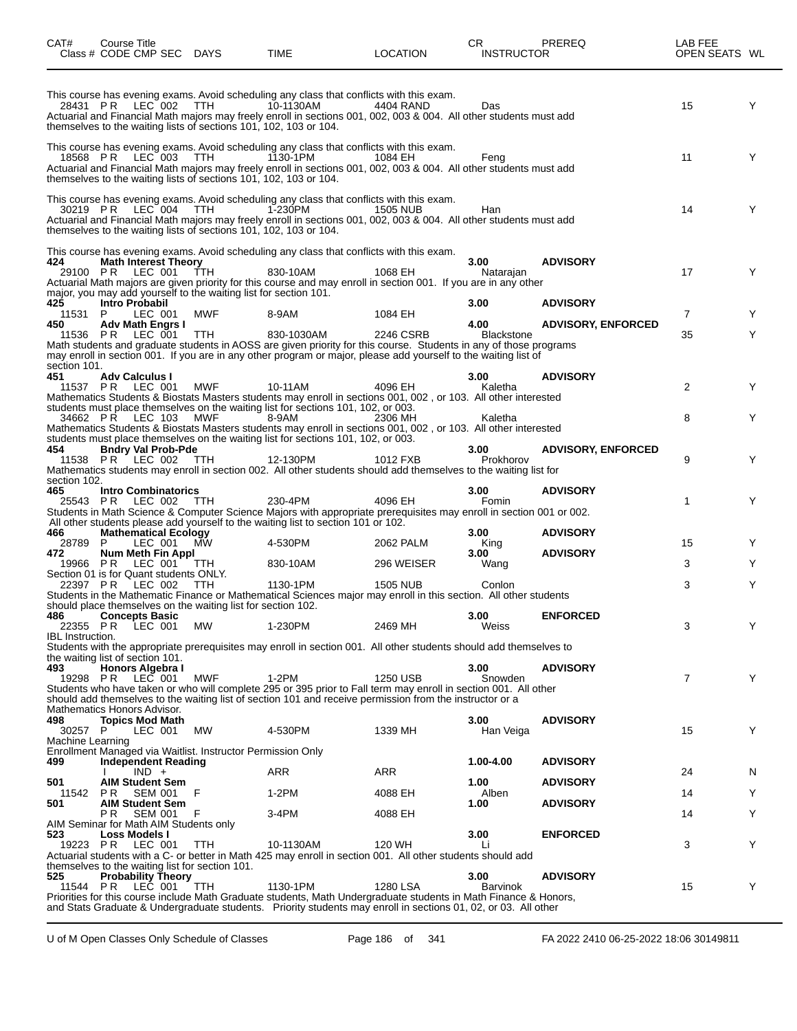| CAT# | Course Title<br>Class # CODE CMP SEC | DAYS | TIME | LOCATION | CR<br>INSTRUCTOR | PREREQ | LAB FEE<br>OPEN SEATS | WL |
|---|---|---|---|---|---|---|---|---|
| | This course has evening exams. Avoid scheduling any class that conflicts with this exam. | | | | | | | |
| | 28431 P R LEC 002 | TTH | 10-1130AM | 4404 RAND | Das | | 15 | Y |
| | Actuarial and Financial Math majors may freely enroll in sections 001, 002, 003 & 004. All other students must add themselves to the waiting lists of sections 101, 102, 103 or 104. | | | | | | | |
| | This course has evening exams. Avoid scheduling any class that conflicts with this exam. | | | | | | | |
| | 18568 P R LEC 003 | TTH | 1130-1PM | 1084 EH | Feng | | 11 | Y |
| | Actuarial and Financial Math majors may freely enroll in sections 001, 002, 003 & 004. All other students must add themselves to the waiting lists of sections 101, 102, 103 or 104. | | | | | | | |
| | This course has evening exams. Avoid scheduling any class that conflicts with this exam. | | | | | | | |
| | 30219 P R LEC 004 | TTH | 1-230PM | 1505 NUB | Han | | 14 | Y |
| | Actuarial and Financial Math majors may freely enroll in sections 001, 002, 003 & 004. All other students must add themselves to the waiting lists of sections 101, 102, 103 or 104. | | | | | | | |
| | This course has evening exams. Avoid scheduling any class that conflicts with this exam. | | | | | | | |
| **424** | **Math Interest Theory** | | | | **3.00** | **ADVISORY** | | |
| | 29100 P R LEC 001 | TTH | 830-10AM | 1068 EH | Natarajan | | 17 | Y |
| | Actuarial Math majors are given priority for this course and may enroll in section 001. If you are in any other major, you may add yourself to the waiting list for section 101. | | | | | | | |
| **425** | **Intro Probabil** | | | | **3.00** | **ADVISORY** | | |
| | 11531 P LEC 001 | MWF | 8-9AM | 1084 EH | | | 7 | Y |
| **450** | **Adv Math Engrs I** | | | | **4.00** | **ADVISORY, ENFORCED** | | |
| | 11536 P R LEC 001 | TTH | 830-1030AM | 2246 CSRB | Blackstone | | 35 | Y |
| | Math students and graduate students in AOSS are given priority for this course. Students in any of those programs may enroll in section 001. If you are in any other program or major, please add yourself to the waiting list of section 101. | | | | | | | |
| **451** | **Adv Calculus I** | | | | **3.00** | **ADVISORY** | | |
| | 11537 P R LEC 001 | MWF | 10-11AM | 4096 EH | Kaletha | | 2 | Y |
| | Mathematics Students & Biostats Masters students may enroll in sections 001, 002 , or 103. All other interested students must place themselves on the waiting list for sections 101, 102, or 003. | | | | | | | |
| | 34662 P R LEC 103 | MWF | 8-9AM | 2306 MH | Kaletha | | 8 | Y |
| | Mathematics Students & Biostats Masters students may enroll in sections 001, 002 , or 103. All other interested students must place themselves on the waiting list for sections 101, 102, or 003. | | | | | | | |
| **454** | **Bndry Val Prob-Pde** | | | | **3.00** | **ADVISORY, ENFORCED** | | |
| | 11538 P R LEC 002 | TTH | 12-130PM | 1012 FXB | Prokhorov | | 9 | Y |
| | Mathematics students may enroll in section 002. All other students should add themselves to the waiting list for section 102. | | | | | | | |
| **465** | **Intro Combinatorics** | | | | **3.00** | **ADVISORY** | | |
| | 25543 P R LEC 002 | TTH | 230-4PM | 4096 EH | Fomin | | 1 | Y |
| | Students in Math Science & Computer Science Majors with appropriate prerequisites may enroll in section 001 or 002. All other students please add yourself to the waiting list to section 101 or 102. | | | | | | | |
| **466** | **Mathematical Ecology** | | | | **3.00** | **ADVISORY** | | |
| | 28789 P LEC 001 | MW | 4-530PM | 2062 PALM | King | | 15 | Y |
| **472** | **Num Meth Fin Appl** | | | | **3.00** | **ADVISORY** | | |
| | 19966 P R LEC 001 | TTH | 830-10AM | 296 WEISER | Wang | | 3 | Y |
| | Section 01 is for Quant students ONLY. | | | | | | | |
| | 22397 P R LEC 002 | TTH | 1130-1PM | 1505 NUB | Conlon | | 3 | Y |
| | Students in the Mathematic Finance or Mathematical Sciences major may enroll in this section. All other students should place themselves on the waiting list for section 102. | | | | | | | |
| **486** | **Concepts Basic** | | | | **3.00** | **ENFORCED** | | |
| | 22355 P R LEC 001 | MW | 1-230PM | 2469 MH | Weiss | | 3 | Y |
| | IBL Instruction. | | | | | | | |
| | Students with the appropriate prerequisites may enroll in section 001. All other students should add themselves to the waiting list of section 101. | | | | | | | |
| **493** | **Honors Algebra I** | | | | **3.00** | **ADVISORY** | | |
| | 19298 P R LEC 001 | MWF | 1-2PM | 1250 USB | Snowden | | 7 | Y |
| | Students who have taken or who will complete 295 or 395 prior to Fall term may enroll in section 001. All other should add themselves to the waiting list of section 101 and receive permission from the instructor or a Mathematics Honors Advisor. | | | | | | | |
| **498** | **Topics Mod Math** | | | | **3.00** | **ADVISORY** | | |
| | 30257 P LEC 001 | MW | 4-530PM | 1339 MH | Han Veiga | | 15 | Y |
| | Machine Learning | | | | | | | |
| | Enrollment Managed via Waitlist. Instructor Permission Only | | | | | | | |
| **499** | **Independent Reading** | | | | **1.00-4.00** | **ADVISORY** | | |
| | I IND + | | ARR | ARR | | | 24 | N |
| **501** | **AIM Student Sem** | | | | **1.00** | **ADVISORY** | | |
| | 11542 P R SEM 001 | F | 1-2PM | 4088 EH | Alben | | 14 | Y |
| **501** | **AIM Student Sem** | | | | **1.00** | **ADVISORY** | | |
| | P R SEM 001 | F | 3-4PM | 4088 EH | | | 14 | Y |
| | AIM Seminar for Math AIM Students only | | | | | | | |
| **523** | **Loss Models I** | | | | **3.00** | **ENFORCED** | | |
| | 19223 P R LEC 001 | TTH | 10-1130AM | 120 WH | Li | | 3 | Y |
| | Actuarial students with a C- or better in Math 425 may enroll in section 001. All other students should add themselves to the waiting list for section 101. | | | | | | | |
| **525** | **Probability Theory** | | | | **3.00** | **ADVISORY** | | |
| | 11544 P R LEC 001 | TTH | 1130-1PM | 1280 LSA | Barvinok | | 15 | Y |
| | Priorities for this course include Math Graduate students, Math Undergraduate students in Math Finance & Honors, and Stats Graduate & Undergraduate students. Priority students may enroll in sections 01, 02, or 03. All other | | | | | | | |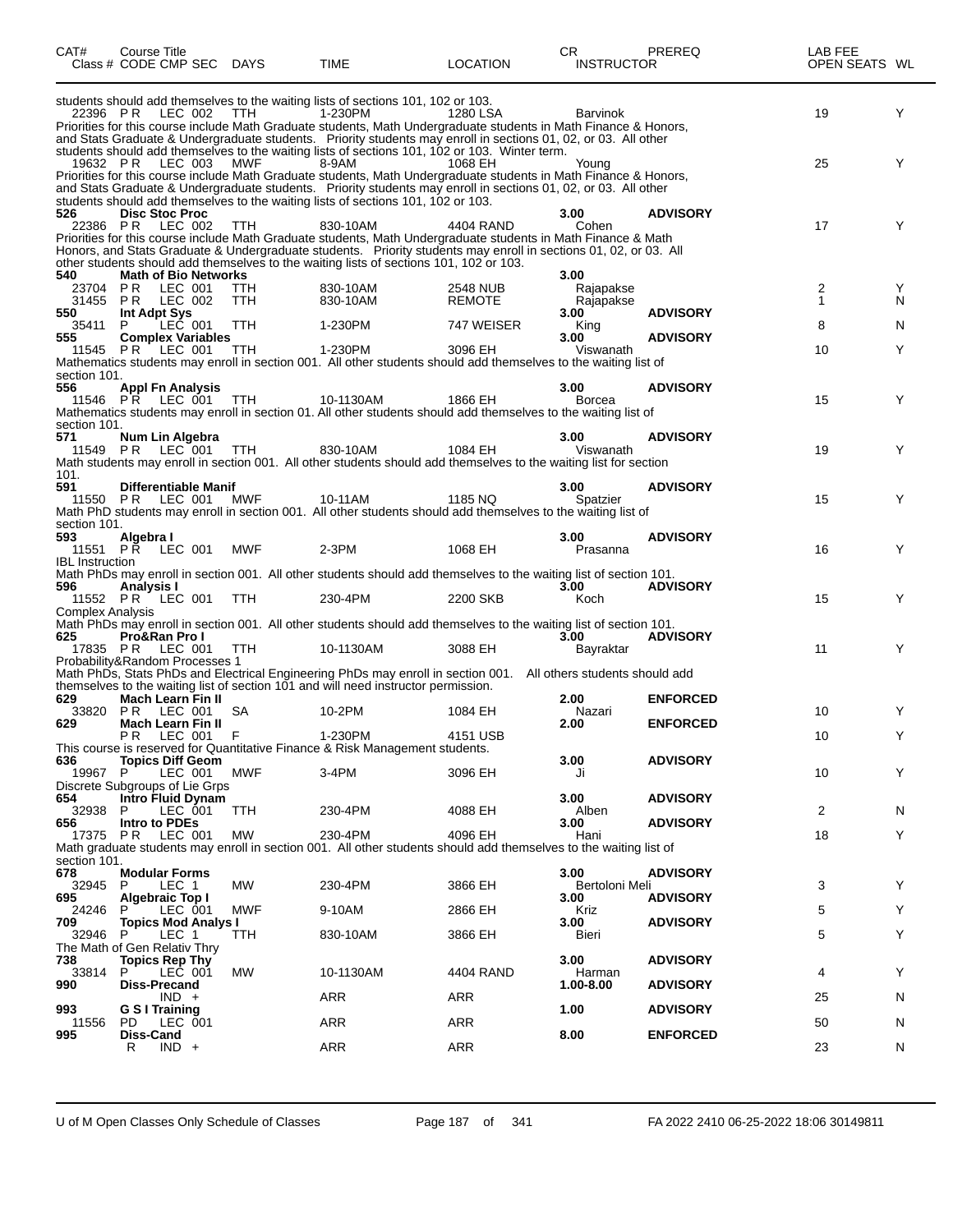| CAT# | Course Title<br>Class # CODE CMP SEC | DAYS | TIME | LOCATION | CR<br>INSTRUCTOR | PREREQ | LAB FEE<br>OPEN SEATS | WL |
|---|---|---|---|---|---|---|---|---|
| students should add themselves to the waiting lists of sections 101, 102 or 103. | | | | | | | | |
| 22396 | P R LEC 002 | TTH | 1-230PM | 1280 LSA | Barvinok | | 19 | Y |
| Priorities for this course include Math Graduate students, Math Undergraduate students in Math Finance & Honors, and Stats Graduate & Undergraduate students. Priority students may enroll in sections 01, 02, or 03. All other students should add themselves to the waiting lists of sections 101, 102 or 103. Winter term. | | | | | | | | |
| 19632 | P R LEC 003 | MWF | 8-9AM | 1068 EH | Young | | 25 | Y |
| Priorities for this course include Math Graduate students, Math Undergraduate students in Math Finance & Honors, and Stats Graduate & Undergraduate students. Priority students may enroll in sections 01, 02, or 03. All other students should add themselves to the waiting lists of sections 101, 102 or 103. | | | | | | | | |
| 526 | Disc Stoc Proc | | | | 3.00 | ADVISORY | | |
| 22386 | P R LEC 002 | TTH | 830-10AM | 4404 RAND | Cohen | | 17 | Y |
| Priorities for this course include Math Graduate students, Math Undergraduate students in Math Finance & Math Honors, and Stats Graduate & Undergraduate students. Priority students may enroll in sections 01, 02, or 03. All other students should add themselves to the waiting lists of sections 101, 102 or 103. | | | | | | | | |
| 540 | Math of Bio Networks | | | | 3.00 | | | |
| 23704 | P R LEC 001 | TTH | 830-10AM | 2548 NUB | Rajapakse | | 2 | Y |
| 31455 | P R LEC 002 | TTH | 830-10AM | REMOTE | Rajapakse | | 1 | N |
| 550 | Int Adpt Sys | | | | 3.00 | ADVISORY | | |
| 35411 | P LEC 001 | TTH | 1-230PM | 747 WEISER | King | | 8 | N |
| 555 | Complex Variables | | | | 3.00 | ADVISORY | | |
| 11545 | P R LEC 001 | TTH | 1-230PM | 3096 EH | Viswanath | | 10 | Y |
| Mathematics students may enroll in section 001. All other students should add themselves to the waiting list of section 101. | | | | | | | | |
| 556 | Appl Fn Analysis | | | | 3.00 | ADVISORY | | |
| 11546 | P R LEC 001 | TTH | 10-1130AM | 1866 EH | Borcea | | 15 | Y |
| Mathematics students may enroll in section 01. All other students should add themselves to the waiting list of section 101. | | | | | | | | |
| 571 | Num Lin Algebra | | | | 3.00 | ADVISORY | | |
| 11549 | P R LEC 001 | TTH | 830-10AM | 1084 EH | Viswanath | | 19 | Y |
| Math students may enroll in section 001. All other students should add themselves to the waiting list for section 101. | | | | | | | | |
| 591 | Differentiable Manif | | | | 3.00 | ADVISORY | | |
| 11550 | P R LEC 001 | MWF | 10-11AM | 1185 NQ | Spatzier | | 15 | Y |
| Math PhD students may enroll in section 001. All other students should add themselves to the waiting list of section 101. | | | | | | | | |
| 593 | Algebra I | | | | 3.00 | ADVISORY | | |
| 11551 | P R LEC 001 | MWF | 2-3PM | 1068 EH | Prasanna | | 16 | Y |
| IBL Instruction | | | | | | | | |
| Math PhDs may enroll in section 001. All other students should add themselves to the waiting list of section 101. | | | | | | | | |
| 596 | Analysis I | | | | 3.00 | ADVISORY | | |
| 11552 | P R LEC 001 | TTH | 230-4PM | 2200 SKB | Koch | | 15 | Y |
| Complex Analysis | | | | | | | | |
| Math PhDs may enroll in section 001. All other students should add themselves to the waiting list of section 101. | | | | | | | | |
| 625 | Pro&Ran Pro I | | | | 3.00 | ADVISORY | | |
| 17835 | P R LEC 001 | TTH | 10-1130AM | 3088 EH | Bayraktar | | 11 | Y |
| Probability&Random Processes 1 | | | | | | | | |
| Math PhDs, Stats PhDs and Electrical Engineering PhDs may enroll in section 001. All others students should add themselves to the waiting list of section 101 and will need instructor permission. | | | | | | | | |
| 629 | Mach Learn Fin II | | | | 2.00 | ENFORCED | | |
| 33820 | P R LEC 001 | SA | 10-2PM | 1084 EH | Nazari | | 10 | Y |
| 629 | Mach Learn Fin II | | | | 2.00 | ENFORCED | | |
| | P R LEC 001 | F | 1-230PM | 4151 USB | | | 10 | Y |
| This course is reserved for Quantitative Finance & Risk Management students. | | | | | | | | |
| 636 | Topics Diff Geom | | | | 3.00 | ADVISORY | | |
| 19967 | P LEC 001 | MWF | 3-4PM | 3096 EH | Ji | | 10 | Y |
| Discrete Subgroups of Lie Grps | | | | | | | | |
| 654 | Intro Fluid Dynam | | | | 3.00 | ADVISORY | | |
| 32938 | P LEC 001 | TTH | 230-4PM | 4088 EH | Alben | | 2 | N |
| 656 | Intro to PDEs | | | | 3.00 | ADVISORY | | |
| 17375 | P R LEC 001 | MW | 230-4PM | 4096 EH | Hani | | 18 | Y |
| Math graduate students may enroll in section 001. All other students should add themselves to the waiting list of section 101. | | | | | | | | |
| 678 | Modular Forms | | | | 3.00 | ADVISORY | | |
| 32945 | P LEC 1 | MW | 230-4PM | 3866 EH | Bertoloni Meli | | 3 | Y |
| 695 | Algebraic Top I | | | | 3.00 | ADVISORY | | |
| 24246 | P LEC 001 | MWF | 9-10AM | 2866 EH | Kriz | | 5 | Y |
| 709 | Topics Mod Analys I | | | | 3.00 | ADVISORY | | |
| 32946 | P LEC 1 | TTH | 830-10AM | 3866 EH | Bieri | | 5 | Y |
| The Math of Gen Relativ Thry | | | | | | | | |
| 738 | Topics Rep Thy | | | | 3.00 | ADVISORY | | |
| 33814 | P LEC 001 | MW | 10-1130AM | 4404 RAND | Harman | | 4 | Y |
| 990 | Diss-Precand | | | | 1.00-8.00 | ADVISORY | | |
| | IND + | | ARR | ARR | | | 25 | N |
| 993 | G S I Training | | | | 1.00 | ADVISORY | | |
| 11556 | PD LEC 001 | | ARR | ARR | | | 50 | N |
| 995 | Diss-Cand | | | | 8.00 | ENFORCED | | |
| | R IND + | | ARR | ARR | | | 23 | N |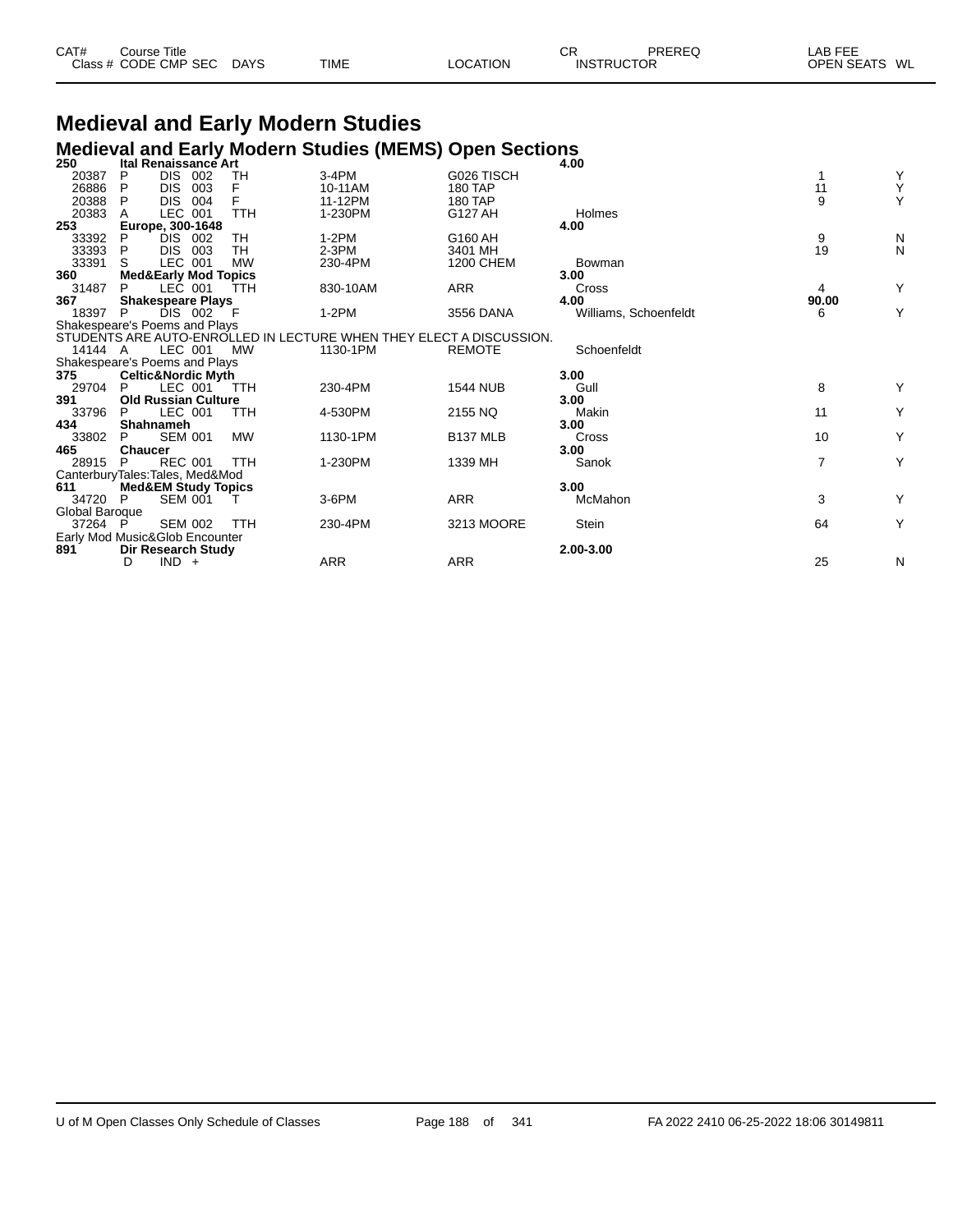| CAT# | Course Title | | | | | | CR | PREREQ | LAB FEE | |
|---|---|---|---|---|---|---|---|---|---|---|
| Class # | CODE | CMP SEC | DAYS | TIME | LOCATION | | INSTRUCTOR | | OPEN SEATS | WL |

# Medieval and Early Modern Studies

## Medieval and Early Modern Studies (MEMS) Open Sections

| CAT# / Class # | CODE | CMP SEC | DAYS | TIME | LOCATION | CR / INSTRUCTOR | LAB FEE / OPEN SEATS | WL |
|---|---|---|---|---|---|---|---|---|
| **250** | **Ital Renaissance Art** | | | | | **4.00** | | |
| 20387 | P | DIS 002 | TH | 3-4PM | G026 TISCH | | 1 | Y |
| 26886 | P | DIS 003 | F | 10-11AM | 180 TAP | | 11 | Y |
| 20388 | P | DIS 004 | F | 11-12PM | 180 TAP | | 9 | Y |
| 20383 | A | LEC 001 | TTH | 1-230PM | G127 AH | Holmes | | |
| **253** | **Europe, 300-1648** | | | | | **4.00** | | |
| 33392 | P | DIS 002 | TH | 1-2PM | G160 AH | | 9 | N |
| 33393 | P | DIS 003 | TH | 2-3PM | 3401 MH | | 19 | N |
| 33391 | S | LEC 001 | MW | 230-4PM | 1200 CHEM | Bowman | | |
| **360** | **Med&Early Mod Topics** | | | | | **3.00** | | |
| 31487 | P | LEC 001 | TTH | 830-10AM | ARR | Cross | 4 | Y |
| **367** | **Shakespeare Plays** | | | | | **4.00** | **90.00** | |
| 18397 | P | DIS 002 | F | 1-2PM | 3556 DANA | Williams, Schoenfeldt | 6 | Y |
| Shakespeare's Poems and Plays | | | | | | | | |
| STUDENTS ARE AUTO-ENROLLED IN LECTURE WHEN THEY ELECT A DISCUSSION. | | | | | | | | |
| 14144 | A | LEC 001 | MW | 1130-1PM | REMOTE | Schoenfeldt | | |
| Shakespeare's Poems and Plays | | | | | | | | |
| **375** | **Celtic&Nordic Myth** | | | | | **3.00** | | |
| 29704 | P | LEC 001 | TTH | 230-4PM | 1544 NUB | Gull | 8 | Y |
| **391** | **Old Russian Culture** | | | | | **3.00** | | |
| 33796 | P | LEC 001 | TTH | 4-530PM | 2155 NQ | Makin | 11 | Y |
| **434** | **Shahnameh** | | | | | **3.00** | | |
| 33802 | P | SEM 001 | MW | 1130-1PM | B137 MLB | Cross | 10 | Y |
| **465** | **Chaucer** | | | | | **3.00** | | |
| 28915 | P | REC 001 | TTH | 1-230PM | 1339 MH | Sanok | 7 | Y |
| CanterburyTales:Tales, Med&Mod | | | | | | | | |
| **611** | **Med&EM Study Topics** | | | | | **3.00** | | |
| 34720 | P | SEM 001 | T | 3-6PM | ARR | McMahon | 3 | Y |
| Global Baroque | | | | | | | | |
| 37264 | P | SEM 002 | TTH | 230-4PM | 3213 MOORE | Stein | 64 | Y |
| Early Mod Music&Glob Encounter | | | | | | | | |
| **891** | **Dir Research Study** | | | | | **2.00-3.00** | | |
| | D | IND + | | ARR | ARR | | 25 | N |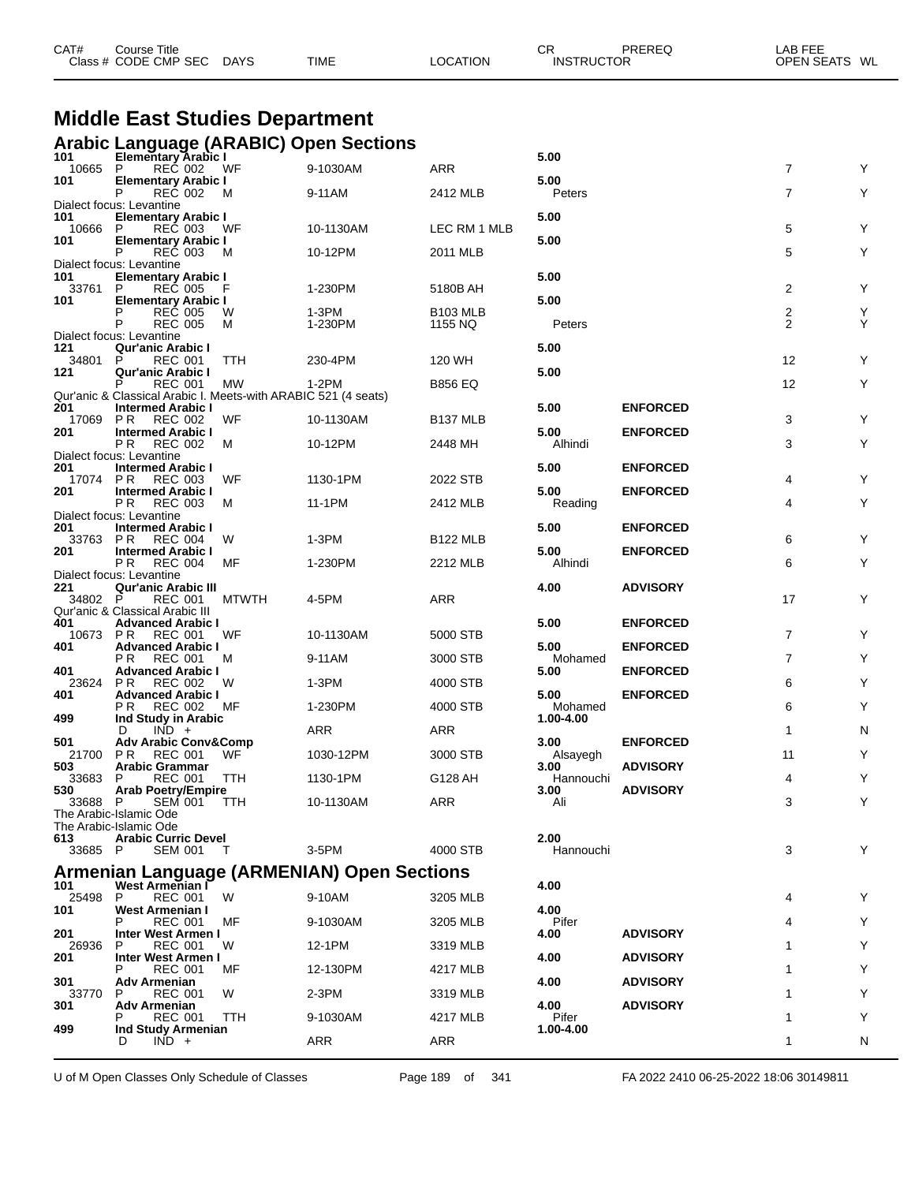| CAT# Class # | Course Title CODE CMP SEC | DAYS | TIME | LOCATION | CR INSTRUCTOR | PREREQ | LAB FEE OPEN SEATS | WL |
|---|---|---|---|---|---|---|---|---|

# Middle East Studies Department

## Arabic Language (ARABIC) Open Sections

| CAT# Class # | Course Title CODE CMP SEC | DAYS | TIME | LOCATION | CR INSTRUCTOR | PREREQ | OPEN SEATS | WL |
|---|---|---|---|---|---|---|---|---|
| 101 | Elementary Arabic I | | | | 5.00 | | | |
| 10665 | P REC 002 | WF | 9-1030AM | ARR | | | 7 | Y |
| 101 | Elementary Arabic I | | | | 5.00 | | | |
| | P REC 002 | M | 9-11AM | 2412 MLB | Peters | | 7 | Y |
| Dialect focus: Levantine | | | | | | | | |
| 101 | Elementary Arabic I | | | | 5.00 | | | |
| 10666 | P REC 003 | WF | 10-1130AM | LEC RM 1 MLB | | | 5 | Y |
| 101 | Elementary Arabic I | | | | 5.00 | | | |
| | P REC 003 | M | 10-12PM | 2011 MLB | | | 5 | Y |
| Dialect focus: Levantine | | | | | | | | |
| 101 | Elementary Arabic I | | | | 5.00 | | | |
| 33761 | P REC 005 | F | 1-230PM | 5180B AH | | | 2 | Y |
| 101 | Elementary Arabic I | | | | 5.00 | | | |
| | P REC 005 | W | 1-3PM | B103 MLB | | | 2 | Y |
| | P REC 005 | M | 1-230PM | 1155 NQ | Peters | | 2 | Y |
| Dialect focus: Levantine | | | | | | | | |
| 121 | Qur'anic Arabic I | | | | 5.00 | | | |
| 34801 | P REC 001 | TTH | 230-4PM | 120 WH | | | 12 | Y |
| 121 | Qur'anic Arabic I | | | | 5.00 | | | |
| | P REC 001 | MW | 1-2PM | B856 EQ | | | 12 | Y |
| Qur'anic & Classical Arabic I. Meets-with ARABIC 521 (4 seats) | | | | | | | | |
| 201 | Intermed Arabic I | | | | 5.00 | ENFORCED | | |
| 17069 | P R REC 002 | WF | 10-1130AM | B137 MLB | | | 3 | Y |
| 201 | Intermed Arabic I | | | | 5.00 | ENFORCED | | |
| | P R REC 002 | M | 10-12PM | 2448 MH | Alhindi | | 3 | Y |
| Dialect focus: Levantine | | | | | | | | |
| 201 | Intermed Arabic I | | | | 5.00 | ENFORCED | | |
| 17074 | P R REC 003 | WF | 1130-1PM | 2022 STB | | | 4 | Y |
| 201 | Intermed Arabic I | | | | 5.00 | ENFORCED | | |
| | P R REC 003 | M | 11-1PM | 2412 MLB | Reading | | 4 | Y |
| Dialect focus: Levantine | | | | | | | | |
| 201 | Intermed Arabic I | | | | 5.00 | ENFORCED | | |
| 33763 | P R REC 004 | W | 1-3PM | B122 MLB | | | 6 | Y |
| 201 | Intermed Arabic I | | | | 5.00 | ENFORCED | | |
| | P R REC 004 | MF | 1-230PM | 2212 MLB | Alhindi | | 6 | Y |
| Dialect focus: Levantine | | | | | | | | |
| 221 | Qur'anic Arabic III | | | | 4.00 | ADVISORY | | |
| 34802 | P REC 001 | MTWTH | 4-5PM | ARR | | | 17 | Y |
| Qur'anic & Classical Arabic III | | | | | | | | |
| 401 | Advanced Arabic I | | | | 5.00 | ENFORCED | | |
| 10673 | P R REC 001 | WF | 10-1130AM | 5000 STB | | | 7 | Y |
| 401 | Advanced Arabic I | | | | 5.00 | ENFORCED | | |
| | P R REC 001 | M | 9-11AM | 3000 STB | Mohamed | | 7 | Y |
| 401 | Advanced Arabic I | | | | 5.00 | ENFORCED | | |
| 23624 | P R REC 002 | W | 1-3PM | 4000 STB | | | 6 | Y |
| 401 | Advanced Arabic I | | | | 5.00 | ENFORCED | | |
| | P R REC 002 | MF | 1-230PM | 4000 STB | Mohamed | | 6 | Y |
| 499 | Ind Study in Arabic | | | | 1.00-4.00 | | | |
| | D IND + | | ARR | ARR | | | 1 | N |
| 501 | Adv Arabic Conv&Comp | | | | 3.00 | ENFORCED | | |
| 21700 | P R REC 001 | WF | 1030-12PM | 3000 STB | Alsayegh | | 11 | Y |
| 503 | Arabic Grammar | | | | 3.00 | ADVISORY | | |
| 33683 | P REC 001 | TTH | 1130-1PM | G128 AH | Hannouchi | | 4 | Y |
| 530 | Arab Poetry/Empire | | | | 3.00 | ADVISORY | | |
| 33688 | P SEM 001 | TTH | 10-1130AM | ARR | Ali | | 3 | Y |
| The Arabic-Islamic Ode | | | | | | | | |
| The Arabic-Islamic Ode | | | | | | | | |
| 613 | Arabic Curric Devel | | | | 2.00 | | | |
| 33685 | P SEM 001 | T | 3-5PM | 4000 STB | Hannouchi | | 3 | Y |

## Armenian Language (ARMENIAN) Open Sections

| CAT# Class # | Course Title CODE CMP SEC | DAYS | TIME | LOCATION | CR INSTRUCTOR | PREREQ | OPEN SEATS | WL |
|---|---|---|---|---|---|---|---|---|
| 101 | West Armenian I | | | | 4.00 | | | |
| 25498 | P REC 001 | W | 9-10AM | 3205 MLB | | | 4 | Y |
| 101 | West Armenian I | | | | 4.00 | | | |
| | P REC 001 | MF | 9-1030AM | 3205 MLB | Pifer | | 4 | Y |
| 201 | Inter West Armen I | | | | 4.00 | ADVISORY | | |
| 26936 | P REC 001 | W | 12-1PM | 3319 MLB | | | 1 | Y |
| 201 | Inter West Armen I | | | | 4.00 | ADVISORY | | |
| | P REC 001 | MF | 12-130PM | 4217 MLB | | | 1 | Y |
| 301 | Adv Armenian | | | | 4.00 | ADVISORY | | |
| 33770 | P REC 001 | W | 2-3PM | 3319 MLB | | | 1 | Y |
| 301 | Adv Armenian | | | | 4.00 | ADVISORY | | |
| | P REC 001 | TTH | 9-1030AM | 4217 MLB | Pifer | | 1 | Y |
| 499 | Ind Study Armenian | | | | 1.00-4.00 | | | |
| | D IND + | | ARR | ARR | | | 1 | N |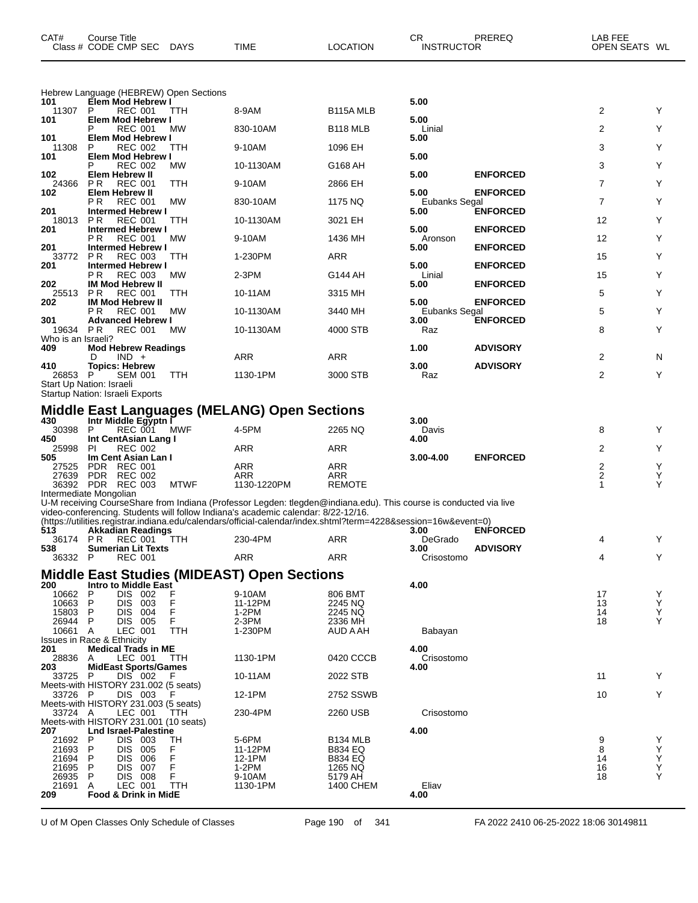| CAT# Class # | Course Title CODE CMP SEC | DAYS | TIME | LOCATION | CR INSTRUCTOR | PREREQ | LAB FEE OPEN SEATS | WL |
|---|---|---|---|---|---|---|---|---|

Hebrew Language (HEBREW) Open Sections

| CAT# Class # | Course Title CODE CMP SEC | DAYS | TIME | LOCATION | CR INSTRUCTOR | PREREQ | OPEN SEATS | WL |
|---|---|---|---|---|---|---|---|---|
| **101** | **Elem Mod Hebrew I** | | | | **5.00** | | | |
| 11307 | P REC 001 | TTH | 8-9AM | B115A MLB | | | 2 | Y |
| **101** | **Elem Mod Hebrew I** | | | | **5.00** | | | |
| | P REC 001 | MW | 830-10AM | B118 MLB | Linial | | 2 | Y |
| **101** | **Elem Mod Hebrew I** | | | | **5.00** | | | |
| 11308 | P REC 002 | TTH | 9-10AM | 1096 EH | | | 3 | Y |
| **101** | **Elem Mod Hebrew I** | | | | **5.00** | | | |
| | P REC 002 | MW | 10-1130AM | G168 AH | | | 3 | Y |
| **102** | **Elem Hebrew II** | | | | **5.00** | **ENFORCED** | | |
| 24366 | P R REC 001 | TTH | 9-10AM | 2866 EH | | | 7 | Y |
| **102** | **Elem Hebrew II** | | | | **5.00** | **ENFORCED** | | |
| | P R REC 001 | MW | 830-10AM | 1175 NQ | Eubanks Segal | | 7 | Y |
| **201** | **Intermed Hebrew I** | | | | **5.00** | **ENFORCED** | | |
| 18013 | P R REC 001 | TTH | 10-1130AM | 3021 EH | | | 12 | Y |
| **201** | **Intermed Hebrew I** | | | | **5.00** | **ENFORCED** | | |
| | P R REC 001 | MW | 9-10AM | 1436 MH | Aronson | | 12 | Y |
| **201** | **Intermed Hebrew I** | | | | **5.00** | **ENFORCED** | | |
| 33772 | P R REC 003 | TTH | 1-230PM | ARR | | | 15 | Y |
| **201** | **Intermed Hebrew I** | | | | **5.00** | **ENFORCED** | | |
| | P R REC 003 | MW | 2-3PM | G144 AH | Linial | | 15 | Y |
| **202** | **IM Mod Hebrew II** | | | | **5.00** | **ENFORCED** | | |
| 25513 | P R REC 001 | TTH | 10-11AM | 3315 MH | | | 5 | Y |
| **202** | **IM Mod Hebrew II** | | | | **5.00** | **ENFORCED** | | |
| | P R REC 001 | MW | 10-1130AM | 3440 MH | Eubanks Segal | | 5 | Y |
| **301** | **Advanced Hebrew I** | | | | **3.00** | **ENFORCED** | | |
| 19634 | P R REC 001 | MW | 10-1130AM | 4000 STB | Raz | | 8 | Y |

Who is an Israeli?

| CAT# Class # | Course Title CODE CMP SEC | DAYS | TIME | LOCATION | CR INSTRUCTOR | PREREQ | OPEN SEATS | WL |
|---|---|---|---|---|---|---|---|---|
| **409** | **Mod Hebrew Readings** | | | | **1.00** | **ADVISORY** | | |
| | D IND + | | ARR | ARR | | | 2 | N |
| **410** | **Topics: Hebrew** | | | | **3.00** | **ADVISORY** | | |
| 26853 | P SEM 001 | TTH | 1130-1PM | 3000 STB | Raz | | 2 | Y |

Start Up Nation: Israeli
Startup Nation: Israeli Exports

## Middle East Languages (MELANG) Open Sections

| CAT# Class # | Course Title CODE CMP SEC | DAYS | TIME | LOCATION | CR INSTRUCTOR | PREREQ | OPEN SEATS | WL |
|---|---|---|---|---|---|---|---|---|
| **430** | **Intr Middle Egyptn I** | | | | **3.00** | | | |
| 30398 | P REC 001 | MWF | 4-5PM | 2265 NQ | Davis | | 8 | Y |
| **450** | **Int CentAsian Lang I** | | | | **4.00** | | | |
| 25998 | PI REC 002 | | ARR | ARR | | | 2 | Y |
| **505** | **Im Cent Asian Lan I** | | | | **3.00-4.00** | **ENFORCED** | | |
| 27525 | PDR REC 001 | | ARR | ARR | | | 2 | Y |
| 27639 | PDR REC 002 | | ARR | ARR | | | 2 | Y |
| 36392 | PDR REC 003 | MTWF | 1130-1220PM | REMOTE | | | 1 | Y |

Intermediate Mongolian
U-M receiving CourseShare from Indiana (Professor Legden: tlegden@indiana.edu). This course is conducted via live video-conferencing. Students will follow Indiana's academic calendar: 8/22-12/16.
(https://utilities.registrar.indiana.edu/calendars/official-calendar/index.shtml?term=4228&session=16w&event=0)

| CAT# Class # | Course Title CODE CMP SEC | DAYS | TIME | LOCATION | CR INSTRUCTOR | PREREQ | OPEN SEATS | WL |
|---|---|---|---|---|---|---|---|---|
| **513** | **Akkadian Readings** | | | | **3.00** | **ENFORCED** | | |
| 36174 | P R REC 001 | TTH | 230-4PM | ARR | DeGrado | | 4 | Y |
| **538** | **Sumerian Lit Texts** | | | | **3.00** | **ADVISORY** | | |
| 36332 | P REC 001 | | ARR | ARR | Crisostomo | | 4 | Y |

## Middle East Studies (MIDEAST) Open Sections

| CAT# Class # | Course Title CODE CMP SEC | DAYS | TIME | LOCATION | CR INSTRUCTOR | PREREQ | OPEN SEATS | WL |
|---|---|---|---|---|---|---|---|---|
| **200** | **Intro to Middle East** | | | | **4.00** | | | |
| 10662 | P DIS 002 | F | 9-10AM | 806 BMT | | | 17 | Y |
| 10663 | P DIS 003 | F | 11-12PM | 2245 NQ | | | 13 | Y |
| 15803 | P DIS 004 | F | 1-2PM | 2245 NQ | | | 14 | Y |
| 26944 | P DIS 005 | F | 2-3PM | 2336 MH | | | 18 | Y |
| 10661 | A LEC 001 | TTH | 1-230PM | AUD A AH | Babayan | | | |

Issues in Race & Ethnicity

| CAT# Class # | Course Title CODE CMP SEC | DAYS | TIME | LOCATION | CR INSTRUCTOR | PREREQ | OPEN SEATS | WL |
|---|---|---|---|---|---|---|---|---|
| **201** | **Medical Trads in ME** | | | | **4.00** | | | |
| 28836 | A LEC 001 | TTH | 1130-1PM | 0420 CCCB | Crisostomo | | | |
| **203** | **MidEast Sports/Games** | | | | **4.00** | | | |
| 33725 | P DIS 002 | F | 10-11AM | 2022 STB | | | 11 | Y |

Meets-with HISTORY 231.002 (5 seats)

| CAT# Class # | Course Title CODE CMP SEC | DAYS | TIME | LOCATION | CR INSTRUCTOR | PREREQ | OPEN SEATS | WL |
|---|---|---|---|---|---|---|---|---|
| 33726 | P DIS 003 | F | 12-1PM | 2752 SSWB | | | 10 | Y |

Meets-with HISTORY 231.003 (5 seats)

| CAT# Class # | Course Title CODE CMP SEC | DAYS | TIME | LOCATION | CR INSTRUCTOR | PREREQ | OPEN SEATS | WL |
|---|---|---|---|---|---|---|---|---|
| 33724 | A LEC 001 | TTH | 230-4PM | 2260 USB | Crisostomo | | | |

Meets-with HISTORY 231.001 (10 seats)

| CAT# Class # | Course Title CODE CMP SEC | DAYS | TIME | LOCATION | CR INSTRUCTOR | PREREQ | OPEN SEATS | WL |
|---|---|---|---|---|---|---|---|---|
| **207** | **Lnd Israel-Palestine** | | | | **4.00** | | | |
| 21692 | P DIS 003 | TH | 5-6PM | B134 MLB | | | 9 | Y |
| 21693 | P DIS 005 | F | 11-12PM | B834 EQ | | | 8 | Y |
| 21694 | P DIS 006 | F | 12-1PM | B834 EQ | | | 14 | Y |
| 21695 | P DIS 007 | F | 1-2PM | 1265 NQ | | | 16 | Y |
| 26935 | P DIS 008 | F | 9-10AM | 5179 AH | | | 18 | Y |
| 21691 | A LEC 001 | TTH | 1130-1PM | 1400 CHEM | Eliav | | | |
| **209** | **Food & Drink in MidE** | | | | **4.00** | | | |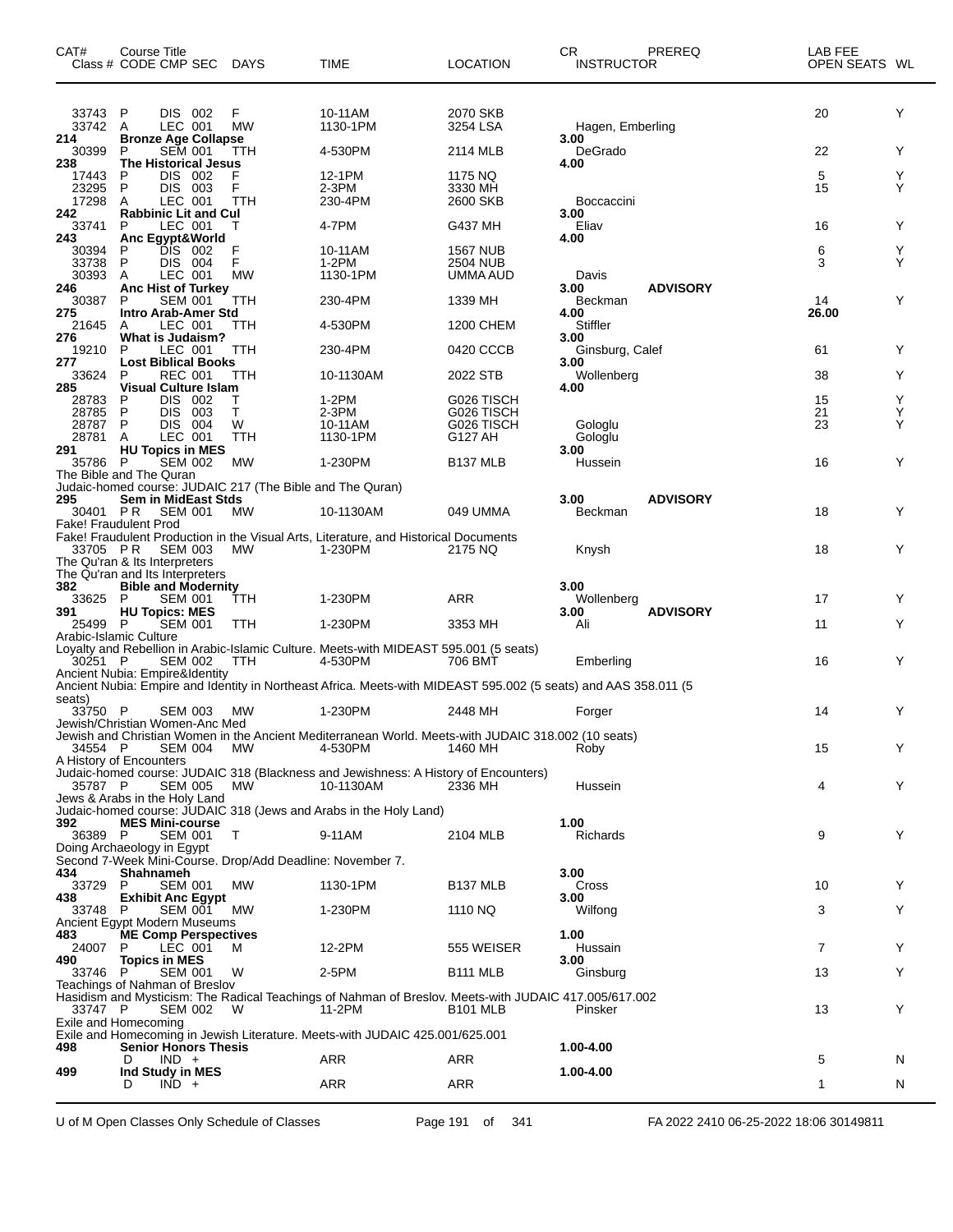| CAT# Class # | Course Title CODE | CMP | SEC | DAYS | TIME | LOCATION | CR INSTRUCTOR | PREREQ | LAB FEE OPEN SEATS | WL |
|---|---|---|---|---|---|---|---|---|---|---|
| 33743 | P | DIS | 002 | F | 10-11AM | 2070 SKB | | | 20 | Y |
| 33742 | A | LEC | 001 | MW | 1130-1PM | 3254 LSA | Hagen, Emberling | | | |
| **214** | **Bronze Age Collapse** | | | | | | **3.00** | | | |
| 30399 | P | SEM | 001 | TTH | 4-530PM | 2114 MLB | DeGrado | | 22 | Y |
| **238** | **The Historical Jesus** | | | | | | **4.00** | | | |
| 17443 | P | DIS | 002 | F | 12-1PM | 1175 NQ | | | 5 | Y |
| 23295 | P | DIS | 003 | F | 2-3PM | 3330 MH | | | 15 | Y |
| 17298 | A | LEC | 001 | TTH | 230-4PM | 2600 SKB | Boccaccini | | | |
| **242** | **Rabbinic Lit and Cul** | | | | | | **3.00** | | | |
| 33741 | P | LEC | 001 | T | 4-7PM | G437 MH | Eliav | | 16 | Y |
| **243** | **Anc Egypt&World** | | | | | | **4.00** | | | |
| 30394 | P | DIS | 002 | F | 10-11AM | 1567 NUB | | | 6 | Y |
| 33738 | P | DIS | 004 | F | 1-2PM | 2504 NUB | | | 3 | Y |
| 30393 | A | LEC | 001 | MW | 1130-1PM | UMMA AUD | Davis | | | |
| **246** | **Anc Hist of Turkey** | | | | | | **3.00** | **ADVISORY** | | |
| 30387 | P | SEM | 001 | TTH | 230-4PM | 1339 MH | Beckman | | 14 | Y |
| **275** | **Intro Arab-Amer Std** | | | | | | **4.00** | | **26.00** | |
| 21645 | A | LEC | 001 | TTH | 4-530PM | 1200 CHEM | Stiffler | | | |
| **276** | **What is Judaism?** | | | | | | **3.00** | | | |
| 19210 | P | LEC | 001 | TTH | 230-4PM | 0420 CCCB | Ginsburg, Calef | | 61 | Y |
| **277** | **Lost Biblical Books** | | | | | | **3.00** | | | |
| 33624 | P | REC | 001 | TTH | 10-1130AM | 2022 STB | Wollenberg | | 38 | Y |
| **285** | **Visual Culture Islam** | | | | | | **4.00** | | | |
| 28783 | P | DIS | 002 | T | 1-2PM | G026 TISCH | | | 15 | Y |
| 28785 | P | DIS | 003 | T | 2-3PM | G026 TISCH | | | 21 | Y |
| 28787 | P | DIS | 004 | W | 10-11AM | G026 TISCH | Gologlu | | 23 | Y |
| 28781 | A | LEC | 001 | TTH | 1130-1PM | G127 AH | Gologlu | | | |
| **291** | **HU Topics in MES** | | | | | | **3.00** | | | |
| 35786 | P | SEM | 002 | MW | 1-230PM | B137 MLB | Hussein | | 16 | Y |
| The Bible and The Quran | | | | | | | | | | |
| Judaic-homed course: JUDAIC 217 (The Bible and The Quran) | | | | | | | | | | |
| **295** | **Sem in MidEast Stds** | | | | | | **3.00** | **ADVISORY** | | |
| 30401 | P R | SEM | 001 | MW | 10-1130AM | 049 UMMA | Beckman | | 18 | Y |
| Fake! Fraudulent Prod | | | | | | | | | | |
| Fake! Fraudulent Production in the Visual Arts, Literature, and Historical Documents | | | | | | | | | | |
| 33705 | P R | SEM | 003 | MW | 1-230PM | 2175 NQ | Knysh | | 18 | Y |
| The Qu'ran & Its Interpreters | | | | | | | | | | |
| The Qu'ran and Its Interpreters | | | | | | | | | | |
| **382** | **Bible and Modernity** | | | | | | **3.00** | | | |
| 33625 | P | SEM | 001 | TTH | 1-230PM | ARR | Wollenberg | | 17 | Y |
| **391** | **HU Topics: MES** | | | | | | **3.00** | **ADVISORY** | | |
| 25499 | P | SEM | 001 | TTH | 1-230PM | 3353 MH | Ali | | 11 | Y |
| Arabic-Islamic Culture | | | | | | | | | | |
| Loyalty and Rebellion in Arabic-Islamic Culture. Meets-with MIDEAST 595.001 (5 seats) | | | | | | | | | | |
| 30251 | P | SEM | 002 | TTH | 4-530PM | 706 BMT | Emberling | | 16 | Y |
| Ancient Nubia: Empire&Identity | | | | | | | | | | |
| Ancient Nubia: Empire and Identity in Northeast Africa. Meets-with MIDEAST 595.002 (5 seats) and AAS 358.011 (5 seats) | | | | | | | | | | |
| 33750 | P | SEM | 003 | MW | 1-230PM | 2448 MH | Forger | | 14 | Y |
| Jewish/Christian Women-Anc Med | | | | | | | | | | |
| Jewish and Christian Women in the Ancient Mediterranean World. Meets-with JUDAIC 318.002 (10 seats) | | | | | | | | | | |
| 34554 | P | SEM | 004 | MW | 4-530PM | 1460 MH | Roby | | 15 | Y |
| A History of Encounters | | | | | | | | | | |
| Judaic-homed course: JUDAIC 318 (Blackness and Jewishness: A History of Encounters) | | | | | | | | | | |
| 35787 | P | SEM | 005 | MW | 10-1130AM | 2336 MH | Hussein | | 4 | Y |
| Jews & Arabs in the Holy Land | | | | | | | | | | |
| Judaic-homed course: JUDAIC 318 (Jews and Arabs in the Holy Land) | | | | | | | | | | |
| **392** | **MES Mini-course** | | | | | | **1.00** | | | |
| 36389 | P | SEM | 001 | T | 9-11AM | 2104 MLB | Richards | | 9 | Y |
| Doing Archaeology in Egypt | | | | | | | | | | |
| Second 7-Week Mini-Course. Drop/Add Deadline: November 7. | | | | | | | | | | |
| **434** | **Shahnameh** | | | | | | **3.00** | | | |
| 33729 | P | SEM | 001 | MW | 1130-1PM | B137 MLB | Cross | | 10 | Y |
| **438** | **Exhibit Anc Egypt** | | | | | | **3.00** | | | |
| 33748 | P | SEM | 001 | MW | 1-230PM | 1110 NQ | Wilfong | | 3 | Y |
| Ancient Egypt Modern Museums | | | | | | | | | | |
| **483** | **ME Comp Perspectives** | | | | | | **1.00** | | | |
| 24007 | P | LEC | 001 | M | 12-2PM | 555 WEISER | Hussain | | 7 | Y |
| **490** | **Topics in MES** | | | | | | **3.00** | | | |
| 33746 | P | SEM | 001 | W | 2-5PM | B111 MLB | Ginsburg | | 13 | Y |
| Teachings of Nahman of Breslov | | | | | | | | | | |
| Hasidism and Mysticism: The Radical Teachings of Nahman of Breslov. Meets-with JUDAIC 417.005/617.002 | | | | | | | | | | |
| 33747 | P | SEM | 002 | W | 11-2PM | B101 MLB | Pinsker | | 13 | Y |
| Exile and Homecoming | | | | | | | | | | |
| Exile and Homecoming in Jewish Literature. Meets-with JUDAIC 425.001/625.001 | | | | | | | | | | |
| **498** | **Senior Honors Thesis** | | | | | | **1.00-4.00** | | | |
| | D | IND | + | | ARR | ARR | | | 5 | N |
| **499** | **Ind Study in MES** | | | | | | **1.00-4.00** | | | |
| | D | IND | + | | ARR | ARR | | | 1 | N |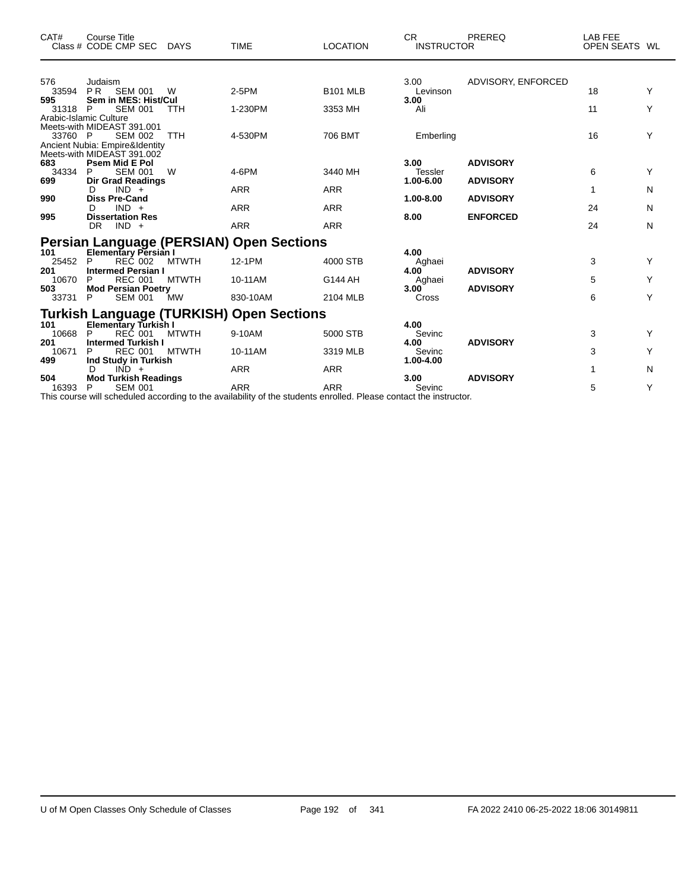| CAT# | Course Title Class # CODE CMP SEC | DAYS | TIME | LOCATION | CR INSTRUCTOR | PREREQ | LAB FEE OPEN SEATS | WL |
|---|---|---|---|---|---|---|---|---|
| 576 | Judaism | | | | 3.00 | ADVISORY, ENFORCED | | |
| 33594 | P R SEM 001 | W | 2-5PM | B101 MLB | Levinson | | 18 | Y |
| **595** | **Sem in MES: Hist/Cul** | | | | **3.00** | | | |
| 31318 | P SEM 001 | TTH | 1-230PM | 3353 MH | Ali | | 11 | Y |
| | Arabic-Islamic Culture Meets-with MIDEAST 391.001 | | | | | | | |
| 33760 | P SEM 002 | TTH | 4-530PM | 706 BMT | Emberling | | 16 | Y |
| | Ancient Nubia: Empire&Identity Meets-with MIDEAST 391.002 | | | | | | | |
| **683** | **Psem Mid E Pol** | | | | **3.00** | **ADVISORY** | | |
| 34334 | P SEM 001 | W | 4-6PM | 3440 MH | Tessler | | 6 | Y |
| **699** | **Dir Grad Readings** | | | | **1.00-6.00** | **ADVISORY** | | |
| | D IND + | | ARR | ARR | | | 1 | N |
| **990** | **Diss Pre-Cand** | | | | **1.00-8.00** | **ADVISORY** | | |
| | D IND + | | ARR | ARR | | | 24 | N |
| **995** | **Dissertation Res** | | | | **8.00** | **ENFORCED** | | |
| | DR IND + | | ARR | ARR | | | 24 | N |

## Persian Language (PERSIAN) Open Sections

| CAT# | Course Title Class # CODE CMP SEC | DAYS | TIME | LOCATION | CR INSTRUCTOR | PREREQ | LAB FEE OPEN SEATS | WL |
|---|---|---|---|---|---|---|---|---|
| **101** | **Elementary Persian I** | | | | **4.00** | | | |
| 25452 | P REC 002 | MTWTH | 12-1PM | 4000 STB | Aghaei | | 3 | Y |
| **201** | **Intermed Persian I** | | | | **4.00** | **ADVISORY** | | |
| 10670 | P REC 001 | MTWTH | 10-11AM | G144 AH | Aghaei | | 5 | Y |
| **503** | **Mod Persian Poetry** | | | | **3.00** | **ADVISORY** | | |
| 33731 | P SEM 001 | MW | 830-10AM | 2104 MLB | Cross | | 6 | Y |

## Turkish Language (TURKISH) Open Sections

| CAT# | Course Title Class # CODE CMP SEC | DAYS | TIME | LOCATION | CR INSTRUCTOR | PREREQ | LAB FEE OPEN SEATS | WL |
|---|---|---|---|---|---|---|---|---|
| **101** | **Elementary Turkish I** | | | | **4.00** | | | |
| 10668 | P REC 001 | MTWTH | 9-10AM | 5000 STB | Sevinc | | 3 | Y |
| **201** | **Intermed Turkish I** | | | | **4.00** | **ADVISORY** | | |
| 10671 | P REC 001 | MTWTH | 10-11AM | 3319 MLB | Sevinc | | 3 | Y |
| **499** | **Ind Study in Turkish** | | | | **1.00-4.00** | | | |
| | D IND + | | ARR | ARR | | | 1 | N |
| **504** | **Mod Turkish Readings** | | | | **3.00** | **ADVISORY** | | |
| 16393 | P SEM 001 | | ARR | ARR | Sevinc | | 5 | Y |

This course will scheduled according to the availability of the students enrolled. Please contact the instructor.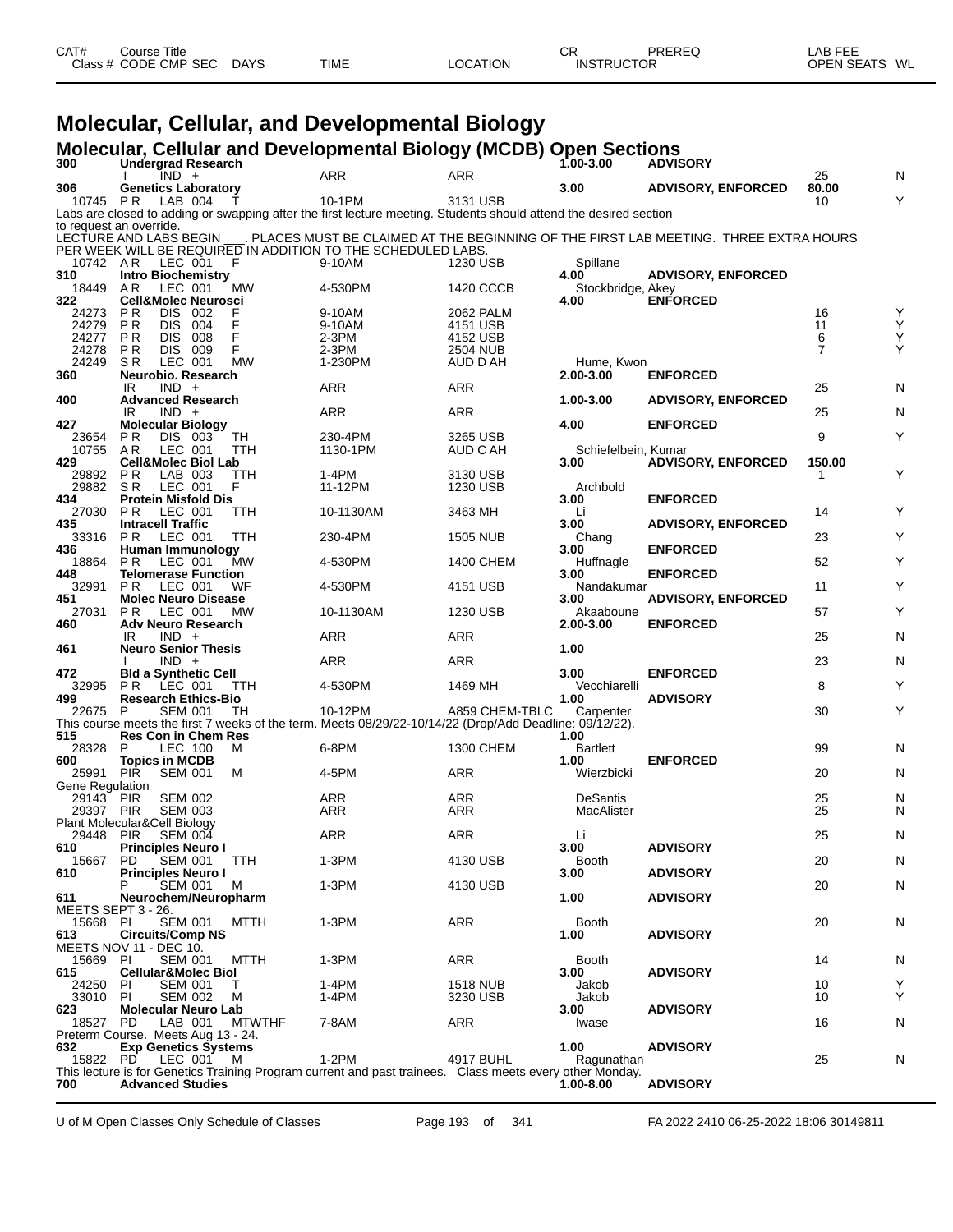# Molecular, Cellular, and Developmental Biology

## Molecular, Cellular and Developmental Biology (MCDB) Open Sections

| CAT# / Class # | Course Title / CODE CMP SEC | DAYS | TIME | LOCATION | CR / INSTRUCTOR | PREREQ | LAB FEE / OPEN SEATS | WL |
|---|---|---|---|---|---|---|---|---|
| 300 | Undergrad Research | | | | 1.00-3.00 | ADVISORY | | |
| | I IND + | | ARR | ARR | | | 25 | N |
| 306 | Genetics Laboratory | | | | 3.00 | ADVISORY, ENFORCED | 80.00 | |
| 10745 | PR LAB 004 | T | 10-1PM | 3131 USB | | | 10 | Y |

Labs are closed to adding or swapping after the first lecture meeting. Students should attend the desired section to request an override.

LECTURE AND LABS BEGIN ___. PLACES MUST BE CLAIMED AT THE BEGINNING OF THE FIRST LAB MEETING. THREE EXTRA HOURS PER WEEK WILL BE REQUIRED IN ADDITION TO THE SCHEDULED LABS.

| CAT# / Class # | Course Title / CODE CMP SEC | DAYS | TIME | LOCATION | CR / INSTRUCTOR | PREREQ | LAB FEE / OPEN SEATS | WL |
|---|---|---|---|---|---|---|---|---|
| 10742 | AR LEC 001 | F | 9-10AM | 1230 USB | Spillane | | | |
| 310 | Intro Biochemistry | | | | 4.00 | ADVISORY, ENFORCED | | |
| 18449 | AR LEC 001 | MW | 4-530PM | 1420 CCCB | Stockbridge, Akey | | | |
| 322 | Cell&Molec Neurosci | | | | 4.00 | ENFORCED | | |
| 24273 | PR DIS 002 | F | 9-10AM | 2062 PALM | | | 16 | Y |
| 24279 | PR DIS 004 | F | 9-10AM | 4151 USB | | | 11 | Y |
| 24277 | PR DIS 008 | F | 2-3PM | 4152 USB | | | 6 | Y |
| 24278 | PR DIS 009 | F | 2-3PM | 2504 NUB | | | 7 | Y |
| 24249 | SR LEC 001 | MW | 1-230PM | AUD D AH | Hume, Kwon | | | |
| 360 | Neurobio. Research | | | | 2.00-3.00 | ENFORCED | | |
| | IR IND + | | ARR | ARR | | | 25 | N |
| 400 | Advanced Research | | | | 1.00-3.00 | ADVISORY, ENFORCED | | |
| | IR IND + | | ARR | ARR | | | 25 | N |
| 427 | Molecular Biology | | | | 4.00 | ENFORCED | | |
| 23654 | PR DIS 003 | TH | 230-4PM | 3265 USB | | | 9 | Y |
| 10755 | AR LEC 001 | TTH | 1130-1PM | AUD C AH | Schiefelbein, Kumar | | | |
| 429 | Cell&Molec Biol Lab | | | | 3.00 | ADVISORY, ENFORCED | 150.00 | |
| 29892 | PR LAB 003 | TTH | 1-4PM | 3130 USB | | | 1 | Y |
| 29882 | SR LEC 001 | F | 11-12PM | 1230 USB | Archbold | | | |
| 434 | Protein Misfold Dis | | | | 3.00 | ENFORCED | | |
| 27030 | PR LEC 001 | TTH | 10-1130AM | 3463 MH | Li | | 14 | Y |
| 435 | Intracell Traffic | | | | 3.00 | ADVISORY, ENFORCED | | |
| 33316 | PR LEC 001 | TTH | 230-4PM | 1505 NUB | Chang | | 23 | Y |
| 436 | Human Immunology | | | | 3.00 | ENFORCED | | |
| 18864 | PR LEC 001 | MW | 4-530PM | 1400 CHEM | Huffnagle | | 52 | Y |
| 448 | Telomerase Function | | | | 3.00 | ENFORCED | | |
| 32991 | PR LEC 001 | WF | 4-530PM | 4151 USB | Nandakumar | | 11 | Y |
| 451 | Molec Neuro Disease | | | | 3.00 | ADVISORY, ENFORCED | | |
| 27031 | PR LEC 001 | MW | 10-1130AM | 1230 USB | Akaaboune | | 57 | Y |
| 460 | Adv Neuro Research | | | | 2.00-3.00 | ENFORCED | | |
| | IR IND + | | ARR | ARR | | | 25 | N |
| 461 | Neuro Senior Thesis | | | | 1.00 | | | |
| | I IND + | | ARR | ARR | | | 23 | N |
| 472 | Bld a Synthetic Cell | | | | 3.00 | ENFORCED | | |
| 32995 | PR LEC 001 | TTH | 4-530PM | 1469 MH | Vecchiarelli | | 8 | Y |
| 499 | Research Ethics-Bio | | | | 1.00 | ADVISORY | | |
| 22675 | P SEM 001 | TH | 10-12PM | A859 CHEM-TBLC | Carpenter | | 30 | Y |

This course meets the first 7 weeks of the term. Meets 08/29/22-10/14/22 (Drop/Add Deadline: 09/12/22).

| CAT# / Class # | Course Title / CODE CMP SEC | DAYS | TIME | LOCATION | CR / INSTRUCTOR | PREREQ | LAB FEE / OPEN SEATS | WL |
|---|---|---|---|---|---|---|---|---|
| 515 | Res Con in Chem Res | | | | 1.00 | | | |
| 28328 | P LEC 100 | M | 6-8PM | 1300 CHEM | Bartlett | | 99 | N |
| 600 | Topics in MCDB | | | | 1.00 | ENFORCED | | |
| 25991 | PIR SEM 001 | M | 4-5PM | ARR | Wierzbicki | | 20 | N |
| Gene Regulation | | | | | | | | |
| 29143 | PIR SEM 002 | | ARR | ARR | DeSantis | | 25 | N |
| 29397 | PIR SEM 003 | | ARR | ARR | MacAlister | | 25 | N |
| Plant Molecular&Cell Biology | | | | | | | | |
| 29448 | PIR SEM 004 | | ARR | ARR | Li | | 25 | N |
| 610 | Principles Neuro I | | | | 3.00 | ADVISORY | | |
| 15667 | PD SEM 001 | TTH | 1-3PM | 4130 USB | Booth | | 20 | N |
| 610 | Principles Neuro I | | | | 3.00 | ADVISORY | | |
| | P SEM 001 | M | 1-3PM | 4130 USB | | | 20 | N |
| 611 | Neurochem/Neuropharm | | | | 1.00 | ADVISORY | | |
| MEETS SEPT 3 - 26. | | | | | | | | |
| 15668 | PI SEM 001 | MTTH | 1-3PM | ARR | Booth | | 20 | N |
| 613 | Circuits/Comp NS | | | | 1.00 | ADVISORY | | |
| MEETS NOV 11 - DEC 10. | | | | | | | | |
| 15669 | PI SEM 001 | MTTH | 1-3PM | ARR | Booth | | 14 | N |
| 615 | Cellular&Molec Biol | | | | 3.00 | ADVISORY | | |
| 24250 | PI SEM 001 | T | 1-4PM | 1518 NUB | Jakob | | 10 | Y |
| 33010 | PI SEM 002 | M | 1-4PM | 3230 USB | Jakob | | 10 | Y |
| 623 | Molecular Neuro Lab | | | | 3.00 | ADVISORY | | |
| 18527 | PD LAB 001 | MTWTHF | 7-8AM | ARR | Iwase | | 16 | N |
| Preterm Course. Meets Aug 13 - 24. | | | | | | | | |
| 632 | Exp Genetics Systems | | | | 1.00 | ADVISORY | | |
| 15822 | PD LEC 001 | M | 1-2PM | 4917 BUHL | Ragunathan | | 25 | N |

This lecture is for Genetics Training Program current and past trainees. Class meets every other Monday.

| CAT# / Class # | Course Title / CODE CMP SEC | DAYS | TIME | LOCATION | CR / INSTRUCTOR | PREREQ | LAB FEE / OPEN SEATS | WL |
|---|---|---|---|---|---|---|---|---|
| 700 | Advanced Studies | | | | 1.00-8.00 | ADVISORY | | |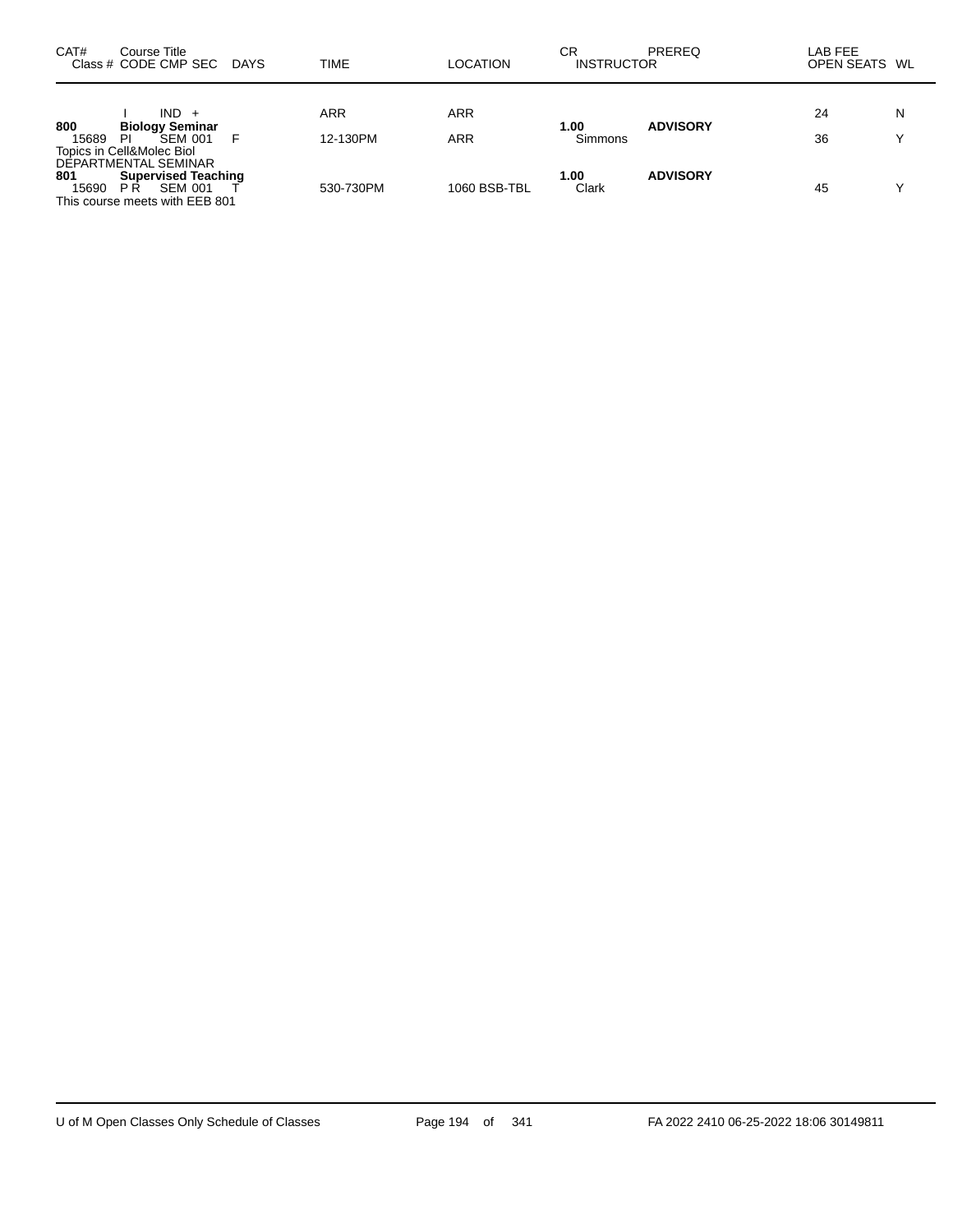| CAT# | Course Title<br>Class # CODE CMP SEC DAYS | TIME | LOCATION | CR<br>INSTRUCTOR | PREREQ | LAB FEE<br>OPEN SEATS | WL |
|---|---|---|---|---|---|---|---|
| | I IND + | ARR | ARR | | | 24 | N |
| **800** | **Biology Seminar** | | | **1.00** | **ADVISORY** | | |
| 15689 | PI SEM 001 F | 12-130PM | ARR | Simmons | | 36 | Y |
| Topics in Cell&Molec Biol | | | | | | | |
| DEPARTMENTAL SEMINAR | | | | | | | |
| **801** | **Supervised Teaching** | | | **1.00** | **ADVISORY** | | |
| 15690 | P R SEM 001 T | 530-730PM | 1060 BSB-TBL | Clark | | 45 | Y |
| This course meets with EEB 801 | | | | | | | |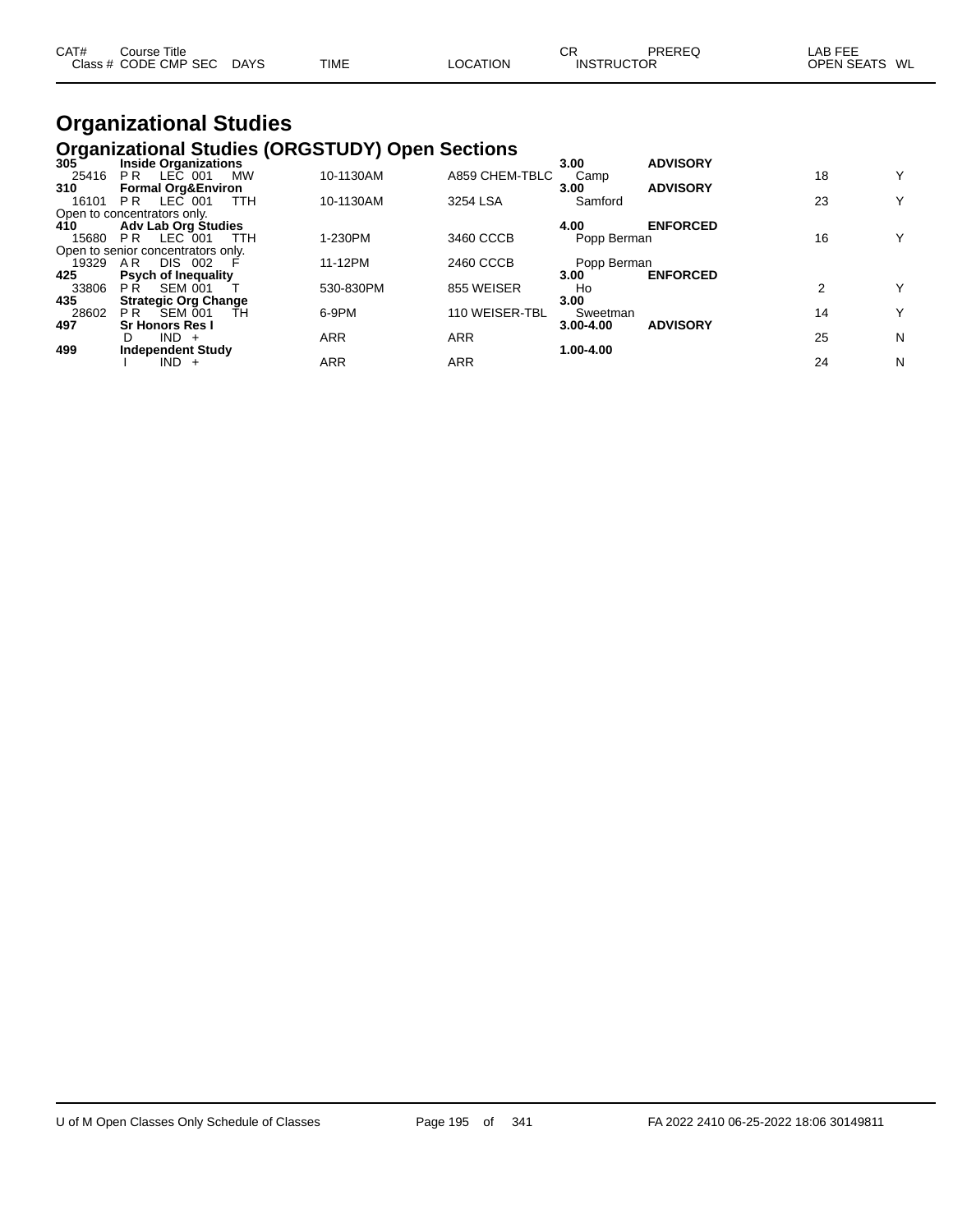| CAT# Class # | Course Title CODE CMP SEC | DAYS | TIME | LOCATION | CR INSTRUCTOR | PREREQ | LAB FEE OPEN SEATS | WL |
|---|---|---|---|---|---|---|---|---|

# Organizational Studies

## Organizational Studies (ORGSTUDY) Open Sections

| CAT# Class # | Course Title CODE CMP SEC | DAYS | TIME | LOCATION | CR INSTRUCTOR | PREREQ | OPEN SEATS | WL |
|---|---|---|---|---|---|---|---|---|
| **305** | **Inside Organizations** | | | | **3.00** | **ADVISORY** | | |
| 25416 | P R LEC 001 | MW | 10-1130AM | A859 CHEM-TBLC | Camp | | 18 | Y |
| **310** | **Formal Org&Environ** | | | | **3.00** | **ADVISORY** | | |
| 16101 | P R LEC 001 | TTH | 10-1130AM | 3254 LSA | Samford | | 23 | Y |
| Open to concentrators only. | | | | | | | | |
| **410** | **Adv Lab Org Studies** | | | | **4.00** | **ENFORCED** | | |
| 15680 | P R LEC 001 | TTH | 1-230PM | 3460 CCCB | Popp Berman | | 16 | Y |
| Open to senior concentrators only. | | | | | | | | |
| 19329 | A R DIS 002 | F | 11-12PM | 2460 CCCB | Popp Berman | | | |
| **425** | **Psych of Inequality** | | | | **3.00** | **ENFORCED** | | |
| 33806 | P R SEM 001 | T | 530-830PM | 855 WEISER | Ho | | 2 | Y |
| **435** | **Strategic Org Change** | | | | **3.00** | | | |
| 28602 | P R SEM 001 | TH | 6-9PM | 110 WEISER-TBL | Sweetman | | 14 | Y |
| **497** | **Sr Honors Res I** | | | | **3.00-4.00** | **ADVISORY** | | |
| | D IND + | | ARR | ARR | | | 25 | N |
| **499** | **Independent Study** | | | | **1.00-4.00** | | | |
| | I IND + | | ARR | ARR | | | 24 | N |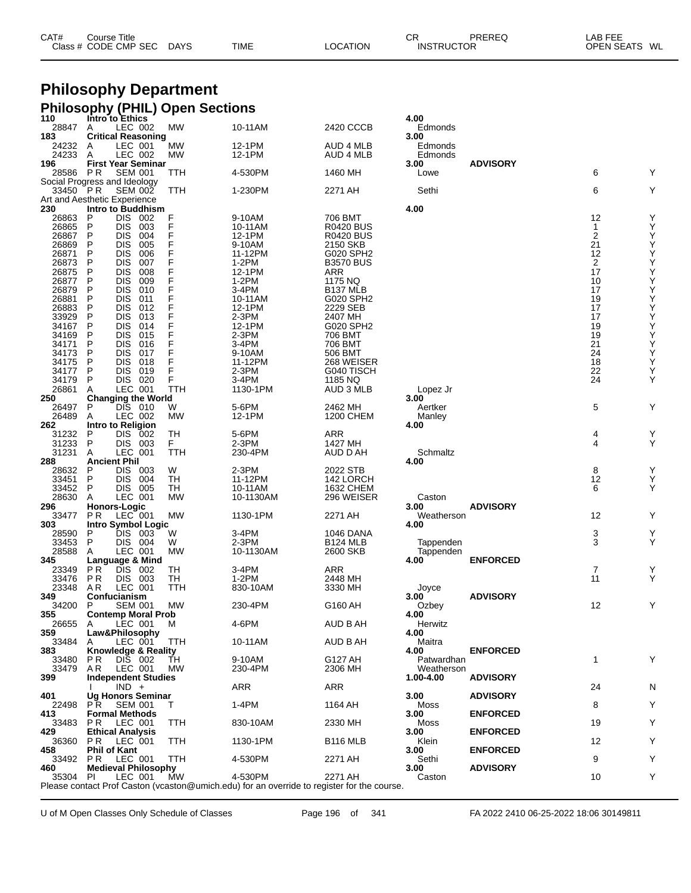# Philosophy Department

## Philosophy (PHIL) Open Sections

| CAT# Class # | Course Title CODE | CMP | SEC | DAYS | TIME | LOCATION | CR INSTRUCTOR | PREREQ | LAB FEE OPEN SEATS | WL |
|---|---|---|---|---|---|---|---|---|---|---|
| **110** | **Intro to Ethics** | | | | | | **4.00** | | | |
| 28847 | A | LEC | 002 | MW | 10-11AM | 2420 CCCB | Edmonds | | | |
| **183** | **Critical Reasoning** | | | | | | **3.00** | | | |
| 24232 | A | LEC | 001 | MW | 12-1PM | AUD 4 MLB | Edmonds | | | |
| 24233 | A | LEC | 002 | MW | 12-1PM | AUD 4 MLB | Edmonds | | | |
| **196** | **First Year Seminar** | | | | | | **3.00** | **ADVISORY** | | |
| 28586 | P R | SEM | 001 | TTH | 4-530PM | 1460 MH | Lowe | | 6 | Y |
| Social Progress and Ideology | | | | | | | | | | |
| 33450 | P R | SEM | 002 | TTH | 1-230PM | 2271 AH | Sethi | | 6 | Y |
| Art and Aesthetic Experience | | | | | | | | | | |
| **230** | **Intro to Buddhism** | | | | | | **4.00** | | | |
| 26863 | P | DIS | 002 | F | 9-10AM | 706 BMT | | | 12 | Y |
| 26865 | P | DIS | 003 | F | 10-11AM | R0420 BUS | | | 1 | Y |
| 26867 | P | DIS | 004 | F | 12-1PM | R0420 BUS | | | 2 | Y |
| 26869 | P | DIS | 005 | F | 9-10AM | 2150 SKB | | | 21 | Y |
| 26871 | P | DIS | 006 | F | 11-12PM | G020 SPH2 | | | 12 | Y |
| 26873 | P | DIS | 007 | F | 1-2PM | B3570 BUS | | | 2 | Y |
| 26875 | P | DIS | 008 | F | 12-1PM | ARR | | | 17 | Y |
| 26877 | P | DIS | 009 | F | 1-2PM | 1175 NQ | | | 10 | Y |
| 26879 | P | DIS | 010 | F | 3-4PM | B137 MLB | | | 17 | Y |
| 26881 | P | DIS | 011 | F | 10-11AM | G020 SPH2 | | | 19 | Y |
| 26883 | P | DIS | 012 | F | 12-1PM | 2229 SEB | | | 17 | Y |
| 33929 | P | DIS | 013 | F | 2-3PM | 2407 MH | | | 17 | Y |
| 34167 | P | DIS | 014 | F | 12-1PM | G020 SPH2 | | | 19 | Y |
| 34169 | P | DIS | 015 | F | 2-3PM | 706 BMT | | | 19 | Y |
| 34171 | P | DIS | 016 | F | 3-4PM | 706 BMT | | | 21 | Y |
| 34173 | P | DIS | 017 | F | 9-10AM | 506 BMT | | | 24 | Y |
| 34175 | P | DIS | 018 | F | 11-12PM | 268 WEISER | | | 18 | Y |
| 34177 | P | DIS | 019 | F | 2-3PM | G040 TISCH | | | 22 | Y |
| 34179 | P | DIS | 020 | F | 3-4PM | 1185 NQ | | | 24 | Y |
| 26861 | A | LEC | 001 | TTH | 1130-1PM | AUD 3 MLB | Lopez Jr | | | |
| **250** | **Changing the World** | | | | | | **3.00** | | | |
| 26497 | P | DIS | 010 | W | 5-6PM | 2462 MH | Aertker | | 5 | Y |
| 26489 | A | LEC | 002 | MW | 12-1PM | 1200 CHEM | Manley | | | |
| **262** | **Intro to Religion** | | | | | | **4.00** | | | |
| 31232 | P | DIS | 002 | TH | 5-6PM | ARR | | | 4 | Y |
| 31233 | P | DIS | 003 | F | 2-3PM | 1427 MH | | | 4 | Y |
| 31231 | A | LEC | 001 | TTH | 230-4PM | AUD D AH | Schmaltz | | | |
| **288** | **Ancient Phil** | | | | | | **4.00** | | | |
| 28632 | P | DIS | 003 | W | 2-3PM | 2022 STB | | | 8 | Y |
| 33451 | P | DIS | 004 | TH | 11-12PM | 142 LORCH | | | 12 | Y |
| 33452 | P | DIS | 005 | TH | 10-11AM | 1632 CHEM | | | 6 | Y |
| 28630 | A | LEC | 001 | MW | 10-1130AM | 296 WEISER | Caston | | | |
| **296** | **Honors-Logic** | | | | | | **3.00** | **ADVISORY** | | |
| 33477 | P R | LEC | 001 | MW | 1130-1PM | 2271 AH | Weatherson | | 12 | Y |
| **303** | **Intro Symbol Logic** | | | | | | **4.00** | | | |
| 28590 | P | DIS | 003 | W | 3-4PM | 1046 DANA | | | 3 | Y |
| 33453 | P | DIS | 004 | W | 2-3PM | B124 MLB | Tappenden | | 3 | Y |
| 28588 | A | LEC | 001 | MW | 10-1130AM | 2600 SKB | Tappenden | | | |
| **345** | **Language & Mind** | | | | | | **4.00** | **ENFORCED** | | |
| 23349 | P R | DIS | 002 | TH | 3-4PM | ARR | | | 7 | Y |
| 33476 | P R | DIS | 003 | TH | 1-2PM | 2448 MH | | | 11 | Y |
| 23348 | A R | LEC | 001 | TTH | 830-10AM | 3330 MH | Joyce | | | |
| **349** | **Confucianism** | | | | | | **3.00** | **ADVISORY** | | |
| 34200 | P | SEM | 001 | MW | 230-4PM | G160 AH | Ozbey | | 12 | Y |
| **355** | **Contemp Moral Prob** | | | | | | **4.00** | | | |
| 26655 | A | LEC | 001 | M | 4-6PM | AUD B AH | Herwitz | | | |
| **359** | **Law&Philosophy** | | | | | | **4.00** | | | |
| 33484 | A | LEC | 001 | TTH | 10-11AM | AUD B AH | Maitra | | | |
| **383** | **Knowledge & Reality** | | | | | | **4.00** | **ENFORCED** | | |
| 33480 | P R | DIS | 002 | TH | 9-10AM | G127 AH | Patwardhan | | 1 | Y |
| 33479 | A R | LEC | 001 | MW | 230-4PM | 2306 MH | Weatherson | | | |
| **399** | **Independent Studies** | | | | | | **1.00-4.00** | **ADVISORY** | | |
| | I | IND | + | | ARR | ARR | | | 24 | N |
| **401** | **Ug Honors Seminar** | | | | | | **3.00** | **ADVISORY** | | |
| 22498 | P R | SEM | 001 | T | 1-4PM | 1164 AH | Moss | | 8 | Y |
| **413** | **Formal Methods** | | | | | | **3.00** | **ENFORCED** | | |
| 33483 | P R | LEC | 001 | TTH | 830-10AM | 2330 MH | Moss | | 19 | Y |
| **429** | **Ethical Analysis** | | | | | | **3.00** | **ENFORCED** | | |
| 36360 | P R | LEC | 001 | TTH | 1130-1PM | B116 MLB | Klein | | 12 | Y |
| **458** | **Phil of Kant** | | | | | | **3.00** | **ENFORCED** | | |
| 33492 | P R | LEC | 001 | TTH | 4-530PM | 2271 AH | Sethi | | 9 | Y |
| **460** | **Medieval Philosophy** | | | | | | **3.00** | **ADVISORY** | | |
| 35304 | P I | LEC | 001 | MW | 4-530PM | 2271 AH | Caston | | 10 | Y |

Please contact Prof Caston (vcaston@umich.edu) for an override to register for the course.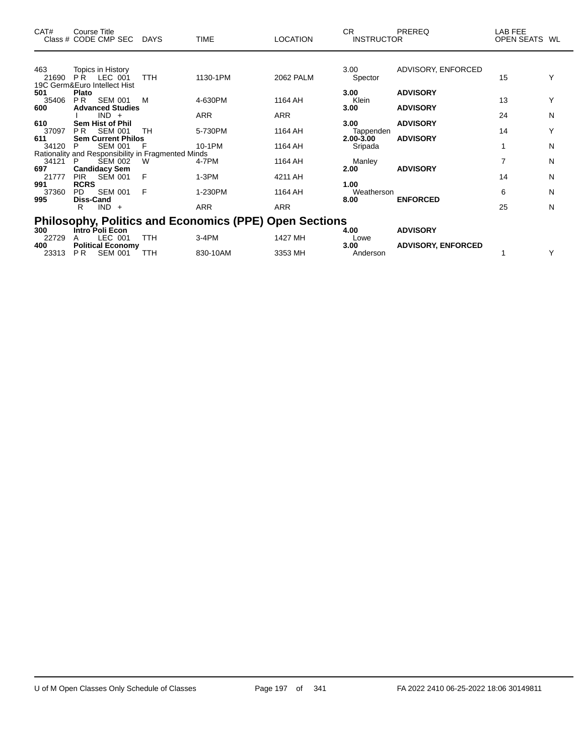| CAT# | Course Title Class # CODE CMP SEC | DAYS | TIME | LOCATION | CR INSTRUCTOR | PREREQ | LAB FEE OPEN SEATS | WL |
|---|---|---|---|---|---|---|---|---|
| 463 | Topics in History | | | | 3.00 | ADVISORY, ENFORCED | | |
| 21690 | P R LEC 001 | TTH | 1130-1PM | 2062 PALM | Spector | | 15 | Y |
| | 19C Germ&Euro Intellect Hist | | | | | | | |
| **501** | **Plato** | | | | **3.00** | **ADVISORY** | | |
| 35406 | P R SEM 001 | M | 4-630PM | 1164 AH | Klein | | 13 | Y |
| **600** | **Advanced Studies** | | | | **3.00** | **ADVISORY** | | |
| | I IND + | | ARR | ARR | | | 24 | N |
| **610** | **Sem Hist of Phil** | | | | **3.00** | **ADVISORY** | | |
| 37097 | P R SEM 001 | TH | 5-730PM | 1164 AH | Tappenden | | 14 | Y |
| **611** | **Sem Current Philos** | | | | **2.00-3.00** | **ADVISORY** | | |
| 34120 | P SEM 001 | F | 10-1PM | 1164 AH | Sripada | | 1 | N |
| | Rationality and Responsibility in Fragmented Minds | | | | | | | |
| 34121 | P SEM 002 | W | 4-7PM | 1164 AH | Manley | | 7 | N |
| **697** | **Candidacy Sem** | | | | **2.00** | **ADVISORY** | | |
| 21777 | PIR SEM 001 | F | 1-3PM | 4211 AH | | | 14 | N |
| **991** | **RCRS** | | | | **1.00** | | | |
| 37360 | PD SEM 001 | F | 1-230PM | 1164 AH | Weatherson | | 6 | N |
| **995** | **Diss-Cand** | | | | **8.00** | **ENFORCED** | | |
| | R IND + | | ARR | ARR | | | 25 | N |

## Philosophy, Politics and Economics (PPE) Open Sections

| CAT# | Course Title Class # CODE CMP SEC | DAYS | TIME | LOCATION | CR INSTRUCTOR | PREREQ | LAB FEE OPEN SEATS | WL |
|---|---|---|---|---|---|---|---|---|
| **300** | **Intro Poli Econ** | | | | **4.00** | **ADVISORY** | | |
| 22729 | A LEC 001 | TTH | 3-4PM | 1427 MH | Lowe | | | |
| **400** | **Political Economy** | | | | **3.00** | **ADVISORY, ENFORCED** | | |
| 23313 | P R SEM 001 | TTH | 830-10AM | 3353 MH | Anderson | | 1 | Y |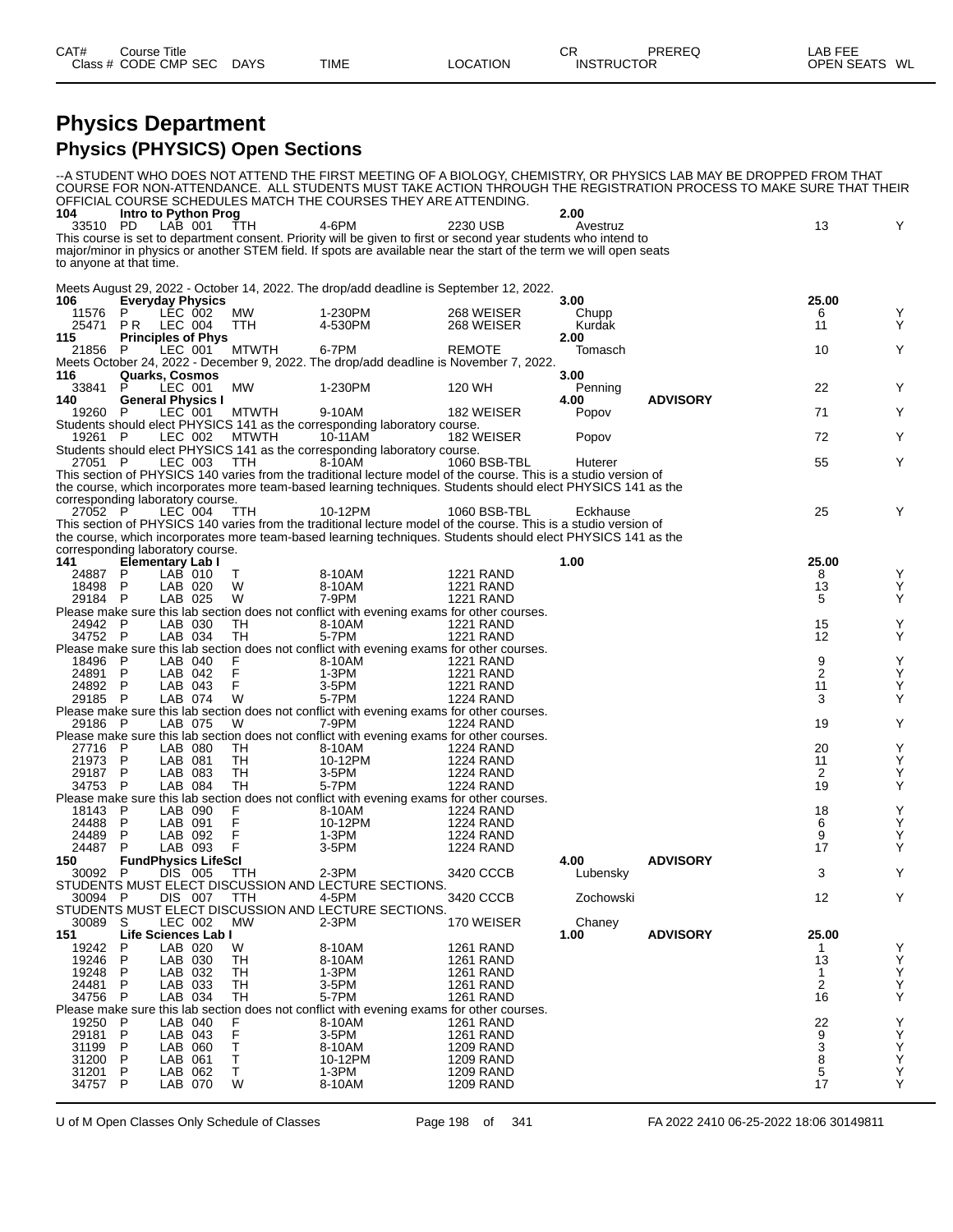# Physics Department

## Physics (PHYSICS) Open Sections

--A STUDENT WHO DOES NOT ATTEND THE FIRST MEETING OF A BIOLOGY, CHEMISTRY, OR PHYSICS LAB MAY BE DROPPED FROM THAT COURSE FOR NON-ATTENDANCE. ALL STUDENTS MUST TAKE ACTION THROUGH THE REGISTRATION PROCESS TO MAKE SURE THAT THEIR OFFICIAL COURSE SCHEDULES MATCH THE COURSES THEY ARE ATTENDING.

| CAT# / Class # | Course Title / CODE | CMP | SEC | DAYS | TIME | LOCATION | CR / INSTRUCTOR | PREREQ | LAB FEE / OPEN SEATS | WL |
|---|---|---|---|---|---|---|---|---|---|---|
| **104** | **Intro to Python Prog** | | | | | | **2.00** | | | |
| 33510 | PD | LAB | 001 | TTH | 4-6PM | 2230 USB | Avestruz | | 13 | Y |

This course is set to department consent. Priority will be given to first or second year students who intend to major/minor in physics or another STEM field. If spots are available near the start of the term we will open seats to anyone at that time.

Meets August 29, 2022 - October 14, 2022. The drop/add deadline is September 12, 2022.

| CAT# / Class # | Course Title / CODE | CMP | SEC | DAYS | TIME | LOCATION | CR / INSTRUCTOR | PREREQ | LAB FEE / OPEN SEATS | WL |
|---|---|---|---|---|---|---|---|---|---|---|
| **106** | **Everyday Physics** | | | | | | **3.00** | | **25.00** | |
| 11576 | P | LEC | 002 | MW | 1-230PM | 268 WEISER | Chupp | | 6 | Y |
| 25471 | P R | LEC | 004 | TTH | 4-530PM | 268 WEISER | Kurdak | | 11 | Y |
| **115** | **Principles of Phys** | | | | | | **2.00** | | | |
| 21856 | P | LEC | 001 | MTWTH | 6-7PM | REMOTE | Tomasch | | 10 | Y |

Meets October 24, 2022 - December 9, 2022. The drop/add deadline is November 7, 2022.

| CAT# / Class # | Course Title / CODE | CMP | SEC | DAYS | TIME | LOCATION | CR / INSTRUCTOR | PREREQ | LAB FEE / OPEN SEATS | WL |
|---|---|---|---|---|---|---|---|---|---|---|
| **116** | **Quarks, Cosmos** | | | | | | **3.00** | | | |
| 33841 | P | LEC | 001 | MW | 1-230PM | 120 WH | Penning | | 22 | Y |
| **140** | **General Physics I** | | | | | | **4.00** | **ADVISORY** | | |
| 19260 | P | LEC | 001 | MTWTH | 9-10AM | 182 WEISER | Popov | | 71 | Y |

Students should elect PHYSICS 141 as the corresponding laboratory course.

| Class # | CODE | CMP | SEC | DAYS | TIME | LOCATION | INSTRUCTOR | PREREQ | OPEN SEATS | WL |
|---|---|---|---|---|---|---|---|---|---|---|
| 19261 | P | LEC | 002 | MTWTH | 10-11AM | 182 WEISER | Popov | | 72 | Y |

Students should elect PHYSICS 141 as the corresponding laboratory course.

| Class # | CODE | CMP | SEC | DAYS | TIME | LOCATION | INSTRUCTOR | PREREQ | OPEN SEATS | WL |
|---|---|---|---|---|---|---|---|---|---|---|
| 27051 | P | LEC | 003 | TTH | 8-10AM | 1060 BSB-TBL | Huterer | | 55 | Y |

This section of PHYSICS 140 varies from the traditional lecture model of the course. This is a studio version of the course, which incorporates more team-based learning techniques. Students should elect PHYSICS 141 as the corresponding laboratory course.

| Class # | CODE | CMP | SEC | DAYS | TIME | LOCATION | INSTRUCTOR | PREREQ | OPEN SEATS | WL |
|---|---|---|---|---|---|---|---|---|---|---|
| 27052 | P | LEC | 004 | TTH | 10-12PM | 1060 BSB-TBL | Eckhause | | 25 | Y |

This section of PHYSICS 140 varies from the traditional lecture model of the course. This is a studio version of the course, which incorporates more team-based learning techniques. Students should elect PHYSICS 141 as the corresponding laboratory course.

| CAT# / Class # | Course Title / CODE | CMP | SEC | DAYS | TIME | LOCATION | CR / INSTRUCTOR | PREREQ | LAB FEE / OPEN SEATS | WL |
|---|---|---|---|---|---|---|---|---|---|---|
| **141** | **Elementary Lab I** | | | | | | **1.00** | | **25.00** | |
| 24887 | P | LAB | 010 | T | 8-10AM | 1221 RAND | | | 8 | Y |
| 18498 | P | LAB | 020 | W | 8-10AM | 1221 RAND | | | 13 | Y |
| 29184 | P | LAB | 025 | W | 7-9PM | 1221 RAND | | | 5 | Y |

Please make sure this lab section does not conflict with evening exams for other courses.

| Class # | CODE | CMP | SEC | DAYS | TIME | LOCATION | INSTRUCTOR | PREREQ | OPEN SEATS | WL |
|---|---|---|---|---|---|---|---|---|---|---|
| 24942 | P | LAB | 030 | TH | 8-10AM | 1221 RAND | | | 15 | Y |
| 34752 | P | LAB | 034 | TH | 5-7PM | 1221 RAND | | | 12 | Y |

Please make sure this lab section does not conflict with evening exams for other courses.

| Class # | CODE | CMP | SEC | DAYS | TIME | LOCATION | INSTRUCTOR | PREREQ | OPEN SEATS | WL |
|---|---|---|---|---|---|---|---|---|---|---|
| 18496 | P | LAB | 040 | F | 8-10AM | 1221 RAND | | | 9 | Y |
| 24891 | P | LAB | 042 | F | 1-3PM | 1221 RAND | | | 2 | Y |
| 24892 | P | LAB | 043 | F | 3-5PM | 1221 RAND | | | 11 | Y |
| 29185 | P | LAB | 074 | W | 5-7PM | 1224 RAND | | | 3 | Y |

Please make sure this lab section does not conflict with evening exams for other courses.

| Class # | CODE | CMP | SEC | DAYS | TIME | LOCATION | INSTRUCTOR | PREREQ | OPEN SEATS | WL |
|---|---|---|---|---|---|---|---|---|---|---|
| 29186 | P | LAB | 075 | W | 7-9PM | 1224 RAND | | | 19 | Y |

Please make sure this lab section does not conflict with evening exams for other courses.

| Class # | CODE | CMP | SEC | DAYS | TIME | LOCATION | INSTRUCTOR | PREREQ | OPEN SEATS | WL |
|---|---|---|---|---|---|---|---|---|---|---|
| 27716 | P | LAB | 080 | TH | 8-10AM | 1224 RAND | | | 20 | Y |
| 21973 | P | LAB | 081 | TH | 10-12PM | 1224 RAND | | | 11 | Y |
| 29187 | P | LAB | 083 | TH | 3-5PM | 1224 RAND | | | 2 | Y |
| 34753 | P | LAB | 084 | TH | 5-7PM | 1224 RAND | | | 19 | Y |

Please make sure this lab section does not conflict with evening exams for other courses.

| CAT# / Class # | Course Title / CODE | CMP | SEC | DAYS | TIME | LOCATION | CR / INSTRUCTOR | PREREQ | LAB FEE / OPEN SEATS | WL |
|---|---|---|---|---|---|---|---|---|---|---|
| 18143 | P | LAB | 090 | F | 8-10AM | 1224 RAND | | | 18 | Y |
| 24488 | P | LAB | 091 | F | 10-12PM | 1224 RAND | | | 6 | Y |
| 24489 | P | LAB | 092 | F | 1-3PM | 1224 RAND | | | 9 | Y |
| 24487 | P | LAB | 093 | F | 3-5PM | 1224 RAND | | | 17 | Y |
| **150** | **FundPhysics LifeSci** | | | | | | **4.00** | **ADVISORY** | | |
| 30092 | P | DIS | 005 | TTH | 2-3PM | 3420 CCCB | Lubensky | | 3 | Y |

STUDENTS MUST ELECT DISCUSSION AND LECTURE SECTIONS.

| Class # | CODE | CMP | SEC | DAYS | TIME | LOCATION | INSTRUCTOR | PREREQ | OPEN SEATS | WL |
|---|---|---|---|---|---|---|---|---|---|---|
| 30094 | P | DIS | 007 | TTH | 4-5PM | 3420 CCCB | Zochowski | | 12 | Y |

STUDENTS MUST ELECT DISCUSSION AND LECTURE SECTIONS.

| CAT# / Class # | Course Title / CODE | CMP | SEC | DAYS | TIME | LOCATION | CR / INSTRUCTOR | PREREQ | LAB FEE / OPEN SEATS | WL |
|---|---|---|---|---|---|---|---|---|---|---|
| 30089 | S | LEC | 002 | MW | 2-3PM | 170 WEISER | Chaney | | | |
| **151** | **Life Sciences Lab I** | | | | | | **1.00** | **ADVISORY** | **25.00** | |
| 19242 | P | LAB | 020 | W | 8-10AM | 1261 RAND | | | 1 | Y |
| 19246 | P | LAB | 030 | TH | 8-10AM | 1261 RAND | | | 13 | Y |
| 19248 | P | LAB | 032 | TH | 1-3PM | 1261 RAND | | | 1 | Y |
| 24481 | P | LAB | 033 | TH | 3-5PM | 1261 RAND | | | 2 | Y |
| 34756 | P | LAB | 034 | TH | 5-7PM | 1261 RAND | | | 16 | Y |

Please make sure this lab section does not conflict with evening exams for other courses.

| Class # | CODE | CMP | SEC | DAYS | TIME | LOCATION | INSTRUCTOR | PREREQ | OPEN SEATS | WL |
|---|---|---|---|---|---|---|---|---|---|---|
| 19250 | P | LAB | 040 | F | 8-10AM | 1261 RAND | | | 22 | Y |
| 29181 | P | LAB | 043 | F | 3-5PM | 1261 RAND | | | 9 | Y |
| 31199 | P | LAB | 060 | T | 8-10AM | 1209 RAND | | | 3 | Y |
| 31200 | P | LAB | 061 | T | 10-12PM | 1209 RAND | | | 8 | Y |
| 31201 | P | LAB | 062 | T | 1-3PM | 1209 RAND | | | 5 | Y |
| 34757 | P | LAB | 070 | W | 8-10AM | 1209 RAND | | | 17 | Y |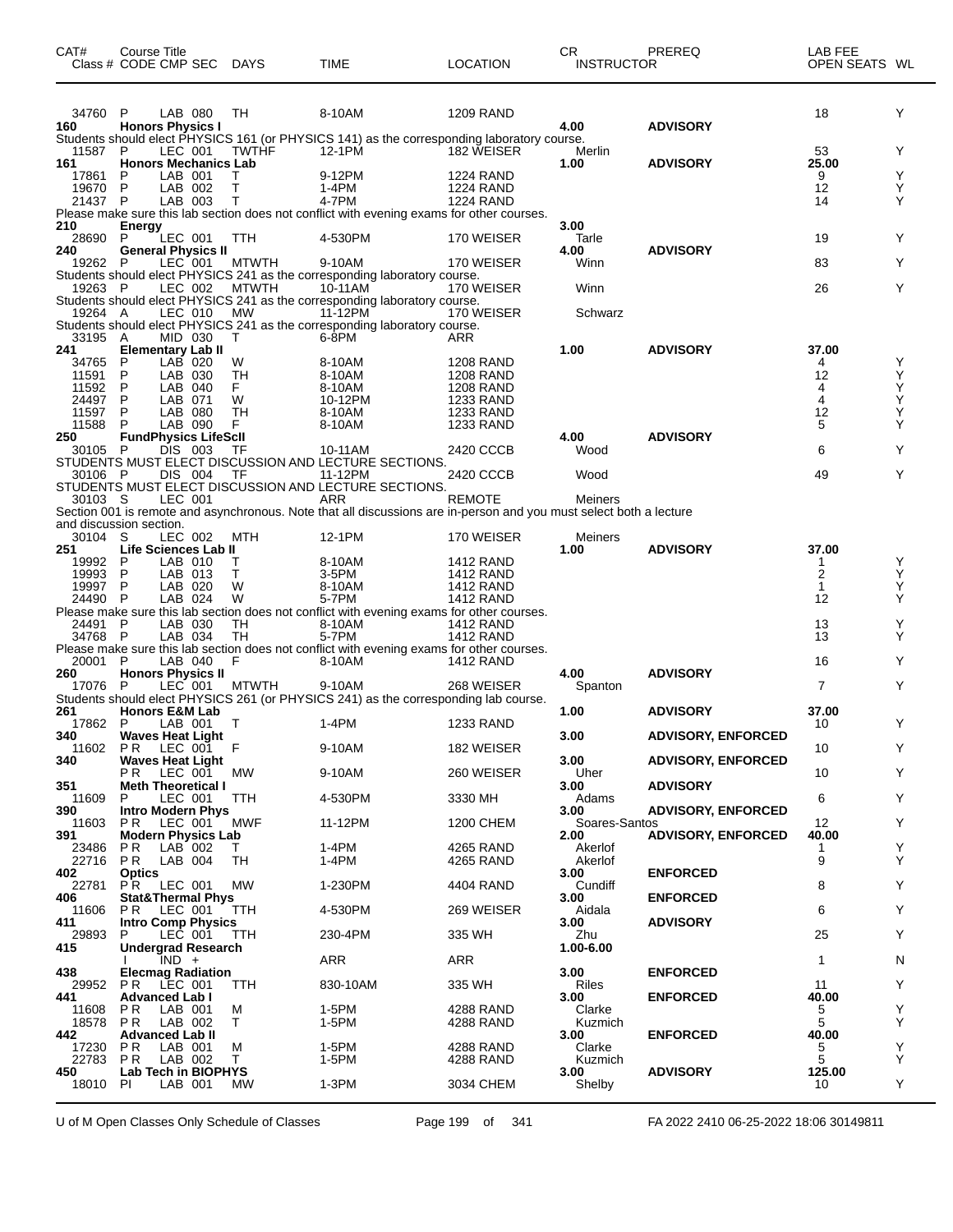| CAT# | Course Title Class # CODE CMP SEC | DAYS | TIME | LOCATION | CR INSTRUCTOR | PREREQ | LAB FEE OPEN SEATS | WL |
|---|---|---|---|---|---|---|---|---|
| 34760 | P LAB 080 | TH | 8-10AM | 1209 RAND | | | 18 | Y |
| **160** | **Honors Physics I** | | | | **4.00** | **ADVISORY** | | |
| Students should elect PHYSICS 161 (or PHYSICS 141) as the corresponding laboratory course. | | | | | | | | |
| 11587 | P LEC 001 | TWTHF | 12-1PM | 182 WEISER | Merlin | | 53 | Y |
| **161** | **Honors Mechanics Lab** | | | | **1.00** | **ADVISORY** | **25.00** | |
| 17861 | P LAB 001 | T | 9-12PM | 1224 RAND | | | 9 | Y |
| 19670 | P LAB 002 | T | 1-4PM | 1224 RAND | | | 12 | Y |
| 21437 | P LAB 003 | T | 4-7PM | 1224 RAND | | | 14 | Y |
| Please make sure this lab section does not conflict with evening exams for other courses. | | | | | | | | |
| **210** | **Energy** | | | | **3.00** | | | |
| 28690 | P LEC 001 | TTH | 4-530PM | 170 WEISER | Tarle | | 19 | Y |
| **240** | **General Physics II** | | | | **4.00** | **ADVISORY** | | |
| 19262 | P LEC 001 | MTWTH | 9-10AM | 170 WEISER | Winn | | 83 | Y |
| Students should elect PHYSICS 241 as the corresponding laboratory course. | | | | | | | | |
| 19263 | P LEC 002 | MTWTH | 10-11AM | 170 WEISER | Winn | | 26 | Y |
| Students should elect PHYSICS 241 as the corresponding laboratory course. | | | | | | | | |
| 19264 | A LEC 010 | MW | 11-12PM | 170 WEISER | Schwarz | | | |
| Students should elect PHYSICS 241 as the corresponding laboratory course. | | | | | | | | |
| 33195 | A MID 030 | T | 6-8PM | ARR | | | | |
| **241** | **Elementary Lab II** | | | | **1.00** | **ADVISORY** | **37.00** | |
| 34765 | P LAB 020 | W | 8-10AM | 1208 RAND | | | 4 | Y |
| 11591 | P LAB 030 | TH | 8-10AM | 1208 RAND | | | 12 | Y |
| 11592 | P LAB 040 | F | 8-10AM | 1208 RAND | | | 4 | Y |
| 24497 | P LAB 071 | W | 10-12PM | 1233 RAND | | | 4 | Y |
| 11597 | P LAB 080 | TH | 8-10AM | 1233 RAND | | | 12 | Y |
| 11588 | P LAB 090 | F | 8-10AM | 1233 RAND | | | 5 | Y |
| **250** | **FundPhysics LifeScII** | | | | **4.00** | **ADVISORY** | | |
| 30105 | P DIS 003 | TF | 10-11AM | 2420 CCCB | Wood | | 6 | Y |
| STUDENTS MUST ELECT DISCUSSION AND LECTURE SECTIONS. | | | | | | | | |
| 30106 | P DIS 004 | TF | 11-12PM | 2420 CCCB | Wood | | 49 | Y |
| STUDENTS MUST ELECT DISCUSSION AND LECTURE SECTIONS. | | | | | | | | |
| 30103 | S LEC 001 | | ARR | REMOTE | Meiners | | | |
| Section 001 is remote and asynchronous. Note that all discussions are in-person and you must select both a lecture and discussion section. | | | | | | | | |
| 30104 | S LEC 002 | MTH | 12-1PM | 170 WEISER | Meiners | | | |
| **251** | **Life Sciences Lab II** | | | | **1.00** | **ADVISORY** | **37.00** | |
| 19992 | P LAB 010 | T | 8-10AM | 1412 RAND | | | 1 | Y |
| 19993 | P LAB 013 | T | 3-5PM | 1412 RAND | | | 2 | Y |
| 19997 | P LAB 020 | W | 8-10AM | 1412 RAND | | | 1 | Y |
| 24490 | P LAB 024 | W | 5-7PM | 1412 RAND | | | 12 | Y |
| Please make sure this lab section does not conflict with evening exams for other courses. | | | | | | | | |
| 24491 | P LAB 030 | TH | 8-10AM | 1412 RAND | | | 13 | Y |
| 34768 | P LAB 034 | TH | 5-7PM | 1412 RAND | | | 13 | Y |
| Please make sure this lab section does not conflict with evening exams for other courses. | | | | | | | | |
| 20001 | P LAB 040 | F | 8-10AM | 1412 RAND | | | 16 | Y |
| **260** | **Honors Physics II** | | | | **4.00** | **ADVISORY** | | |
| 17076 | P LEC 001 | MTWTH | 9-10AM | 268 WEISER | Spanton | | 7 | Y |
| Students should elect PHYSICS 261 (or PHYSICS 241) as the corresponding lab course. | | | | | | | | |
| **261** | **Honors E&M Lab** | | | | **1.00** | **ADVISORY** | **37.00** | |
| 17862 | P LAB 001 | T | 1-4PM | 1233 RAND | | | 10 | Y |
| **340** | **Waves Heat Light** | | | | **3.00** | **ADVISORY, ENFORCED** | | |
| 11602 | P R LEC 001 | F | 9-10AM | 182 WEISER | | | 10 | Y |
| **340** | **Waves Heat Light** | | | | **3.00** | **ADVISORY, ENFORCED** | | |
| | P R LEC 001 | MW | 9-10AM | 260 WEISER | Uher | | 10 | Y |
| **351** | **Meth Theoretical I** | | | | **3.00** | **ADVISORY** | | |
| 11609 | P LEC 001 | TTH | 4-530PM | 3330 MH | Adams | | 6 | Y |
| **390** | **Intro Modern Phys** | | | | **3.00** | **ADVISORY, ENFORCED** | | |
| 11603 | P R LEC 001 | MWF | 11-12PM | 1200 CHEM | Soares-Santos | | 12 | Y |
| **391** | **Modern Physics Lab** | | | | **2.00** | **ADVISORY, ENFORCED** | **40.00** | |
| 23486 | P R LAB 002 | T | 1-4PM | 4265 RAND | Akerlof | | 1 | Y |
| 22716 | P R LAB 004 | TH | 1-4PM | 4265 RAND | Akerlof | | 9 | Y |
| **402** | **Optics** | | | | **3.00** | **ENFORCED** | | |
| 22781 | P R LEC 001 | MW | 1-230PM | 4404 RAND | Cundiff | | 8 | Y |
| **406** | **Stat&Thermal Phys** | | | | **3.00** | **ENFORCED** | | |
| 11606 | P R LEC 001 | TTH | 4-530PM | 269 WEISER | Aidala | | 6 | Y |
| **411** | **Intro Comp Physics** | | | | **3.00** | **ADVISORY** | | |
| 29893 | P LEC 001 | TTH | 230-4PM | 335 WH | Zhu | | 25 | Y |
| **415** | **Undergrad Research** | | | | **1.00-6.00** | | | |
| | I IND + | | ARR | ARR | | | 1 | N |
| **438** | **Elecmag Radiation** | | | | **3.00** | **ENFORCED** | | |
| 29952 | P R LEC 001 | TTH | 830-10AM | 335 WH | Riles | | 11 | Y |
| **441** | **Advanced Lab I** | | | | **3.00** | **ENFORCED** | **40.00** | |
| 11608 | P R LAB 001 | M | 1-5PM | 4288 RAND | Clarke | | 5 | Y |
| 18578 | P R LAB 002 | T | 1-5PM | 4288 RAND | Kuzmich | | 5 | Y |
| **442** | **Advanced Lab II** | | | | **3.00** | **ENFORCED** | **40.00** | |
| 17230 | P R LAB 001 | M | 1-5PM | 4288 RAND | Clarke | | 5 | Y |
| 22783 | P R LAB 002 | T | 1-5PM | 4288 RAND | Kuzmich | | 5 | Y |
| **450** | **Lab Tech in BIOPHYS** | | | | **3.00** | **ADVISORY** | **125.00** | |
| 18010 | PI LAB 001 | MW | 1-3PM | 3034 CHEM | Shelby | | 10 | Y |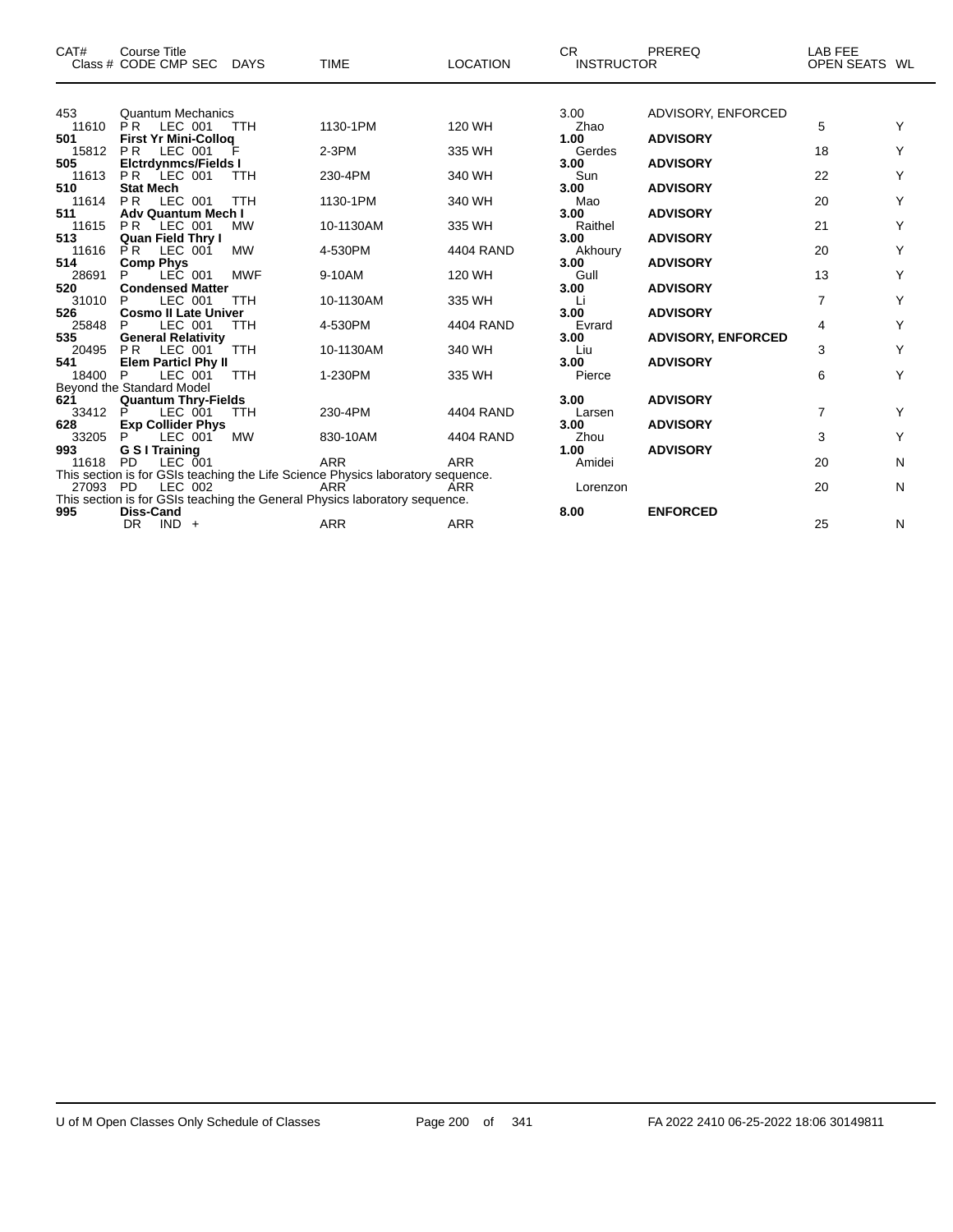| CAT# | Course Title<br>Class # CODE CMP SEC | DAYS | TIME | LOCATION | CR<br>INSTRUCTOR | PREREQ | LAB FEE<br>OPEN SEATS | WL |
|---|---|---|---|---|---|---|---|---|
| 453 | Quantum Mechanics | | | | 3.00 | ADVISORY, ENFORCED | | |
| 11610 | P R LEC 001 | TTH | 1130-1PM | 120 WH | Zhao | | 5 | Y |
| **501** | **First Yr Mini-Colloq** | | | | **1.00** | **ADVISORY** | | |
| 15812 | P R LEC 001 | F | 2-3PM | 335 WH | Gerdes | | 18 | Y |
| **505** | **Elctrdynmcs/Fields I** | | | | **3.00** | **ADVISORY** | | |
| 11613 | P R LEC 001 | TTH | 230-4PM | 340 WH | Sun | | 22 | Y |
| **510** | **Stat Mech** | | | | **3.00** | **ADVISORY** | | |
| 11614 | P R LEC 001 | TTH | 1130-1PM | 340 WH | Mao | | 20 | Y |
| **511** | **Adv Quantum Mech I** | | | | **3.00** | **ADVISORY** | | |
| 11615 | P R LEC 001 | MW | 10-1130AM | 335 WH | Raithel | | 21 | Y |
| **513** | **Quan Field Thry I** | | | | **3.00** | **ADVISORY** | | |
| 11616 | P R LEC 001 | MW | 4-530PM | 4404 RAND | Akhoury | | 20 | Y |
| **514** | **Comp Phys** | | | | **3.00** | **ADVISORY** | | |
| 28691 | P LEC 001 | MWF | 9-10AM | 120 WH | Gull | | 13 | Y |
| **520** | **Condensed Matter** | | | | **3.00** | **ADVISORY** | | |
| 31010 | P LEC 001 | TTH | 10-1130AM | 335 WH | Li | | 7 | Y |
| **526** | **Cosmo II Late Univer** | | | | **3.00** | **ADVISORY** | | |
| 25848 | P LEC 001 | TTH | 4-530PM | 4404 RAND | Evrard | | 4 | Y |
| **535** | **General Relativity** | | | | **3.00** | **ADVISORY, ENFORCED** | | |
| 20495 | P R LEC 001 | TTH | 10-1130AM | 340 WH | Liu | | 3 | Y |
| **541** | **Elem Particl Phy II** | | | | **3.00** | **ADVISORY** | | |
| 18400 | P LEC 001 | TTH | 1-230PM | 335 WH | Pierce | | 6 | Y |
| | Beyond the Standard Model | | | | | | | |
| **621** | **Quantum Thry-Fields** | | | | **3.00** | **ADVISORY** | | |
| 33412 | P LEC 001 | TTH | 230-4PM | 4404 RAND | Larsen | | 7 | Y |
| **628** | **Exp Collider Phys** | | | | **3.00** | **ADVISORY** | | |
| 33205 | P LEC 001 | MW | 830-10AM | 4404 RAND | Zhou | | 3 | Y |
| **993** | **G S I Training** | | | | **1.00** | **ADVISORY** | | |
| 11618 | PD LEC 001 | | ARR | ARR | Amidei | | 20 | N |
| | This section is for GSIs teaching the Life Science Physics laboratory sequence. | | | | | | | |
| 27093 | PD LEC 002 | | ARR | ARR | Lorenzon | | 20 | N |
| | This section is for GSIs teaching the General Physics laboratory sequence. | | | | | | | |
| **995** | **Diss-Cand** | | | | **8.00** | **ENFORCED** | | |
| | DR IND + | | ARR | ARR | | | 25 | N |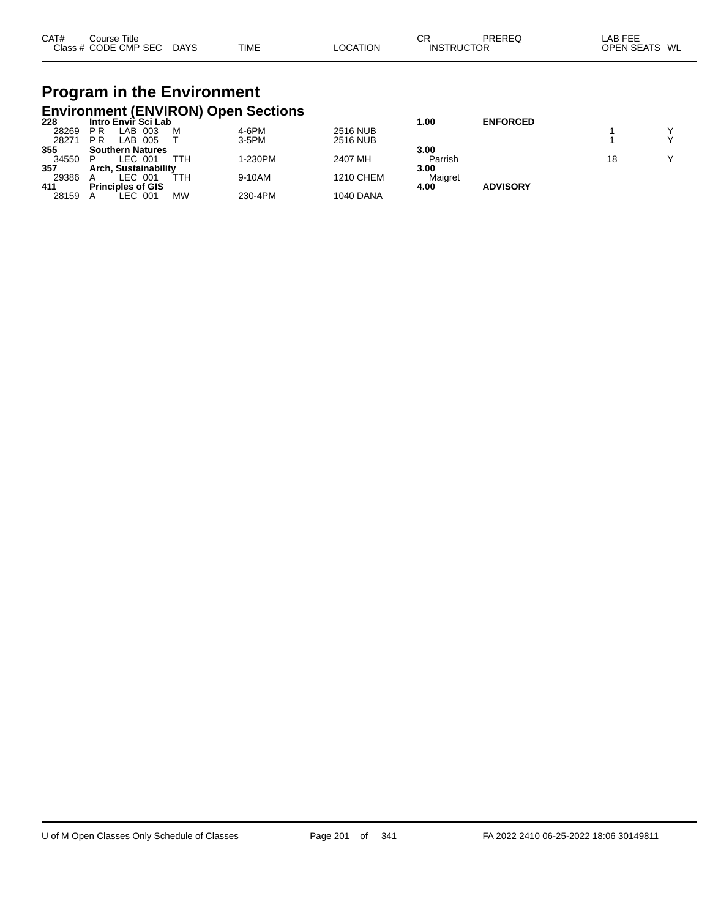| CAT# | Course Title | | | | | | CR | PREREQ | LAB FEE | |
|---|---|---|---|---|---|---|---|---|---|---|
| Class # | CODE | CMP SEC | DAYS | TIME | LOCATION | | INSTRUCTOR | | OPEN SEATS | WL |

# Program in the Environment

## Environment (ENVIRON) Open Sections

| CAT# / Class # | CODE | CMP SEC | DAYS | TIME | LOCATION | CR / INSTRUCTOR | PREREQ | OPEN SEATS | WL |
|---|---|---|---|---|---|---|---|---|---|
| **228** | **Intro Envir Sci Lab** | | | | | **1.00** | **ENFORCED** | | |
| 28269 | P R | LAB 003 | M | 4-6PM | 2516 NUB | | | 1 | Y |
| 28271 | P R | LAB 005 | T | 3-5PM | 2516 NUB | | | 1 | Y |
| **355** | **Southern Natures** | | | | | **3.00** | | | |
| 34550 | P | LEC 001 | TTH | 1-230PM | 2407 MH | Parrish | | 18 | Y |
| **357** | **Arch, Sustainability** | | | | | **3.00** | | | |
| 29386 | A | LEC 001 | TTH | 9-10AM | 1210 CHEM | Maigret | | | |
| **411** | **Principles of GIS** | | | | | **4.00** | **ADVISORY** | | |
| 28159 | A | LEC 001 | MW | 230-4PM | 1040 DANA | | | | |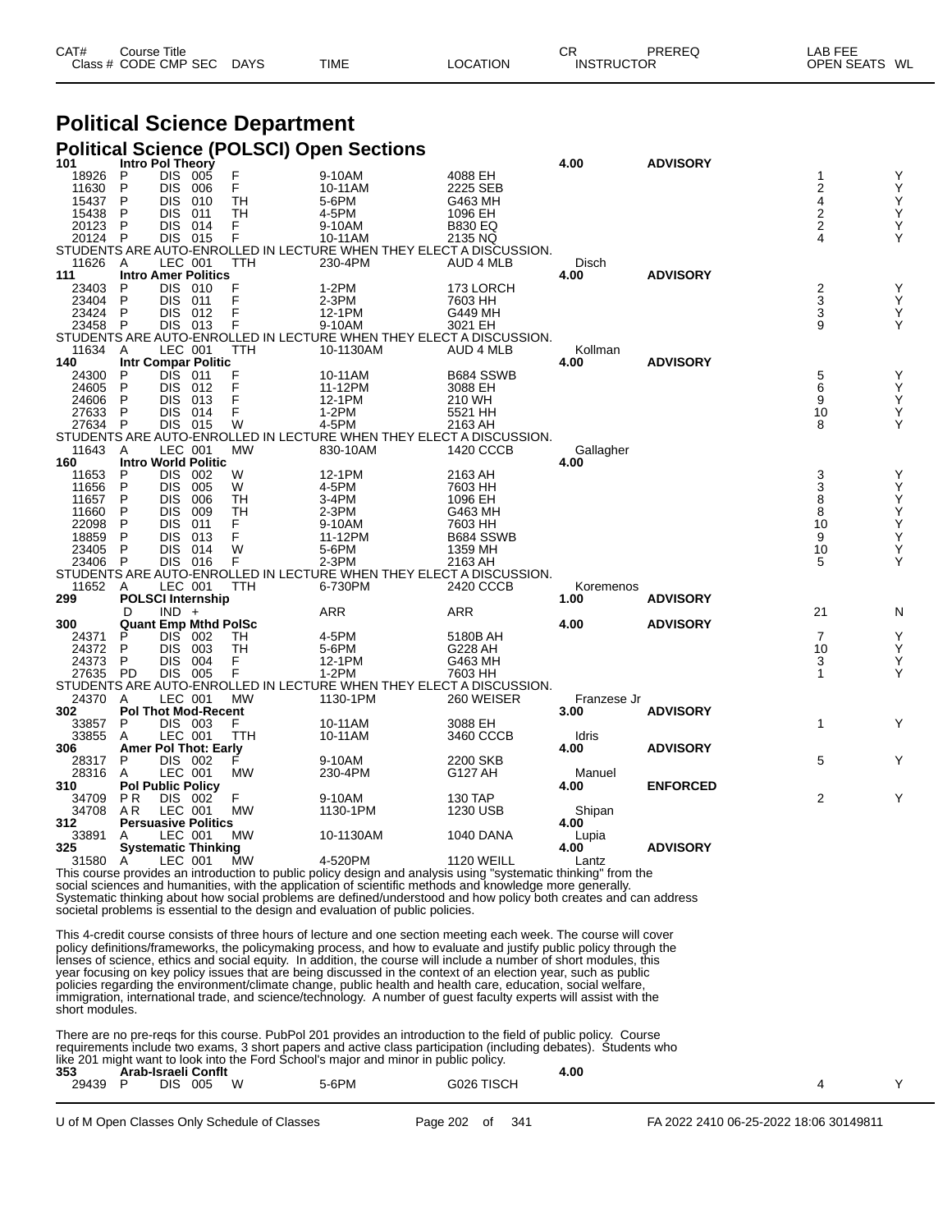| CAT# | Course Title | | | | | | CR | PREREQ | LAB FEE | |
|---|---|---|---|---|---|---|---|---|---|---|
| Class # | CODE | CMP | SEC | DAYS | TIME | LOCATION | INSTRUCTOR | | OPEN SEATS | WL |

# Political Science Department

## Political Science (POLSCI) Open Sections

| CAT# / Class # | CODE | CMP | SEC | DAYS | TIME | LOCATION | CR / INSTRUCTOR | PREREQ | OPEN SEATS | WL |
|---|---|---|---|---|---|---|---|---|---|---|
| **101** | **Intro Pol Theory** | | | | | | **4.00** | **ADVISORY** | | |
| 18926 | P | DIS | 005 | F | 9-10AM | 4088 EH | | | 1 | Y |
| 11630 | P | DIS | 006 | F | 10-11AM | 2225 SEB | | | 2 | Y |
| 15437 | P | DIS | 010 | TH | 5-6PM | G463 MH | | | 4 | Y |
| 15438 | P | DIS | 011 | TH | 4-5PM | 1096 EH | | | 2 | Y |
| 20123 | P | DIS | 014 | F | 9-10AM | B830 EQ | | | 2 | Y |
| 20124 | P | DIS | 015 | F | 10-11AM | 2135 NQ | | | 4 | Y |
| STUDENTS ARE AUTO-ENROLLED IN LECTURE WHEN THEY ELECT A DISCUSSION. | | | | | | | | | | |
| 11626 | A | LEC | 001 | TTH | 230-4PM | AUD 4 MLB | Disch | | | |
| **111** | **Intro Amer Politics** | | | | | | **4.00** | **ADVISORY** | | |
| 23403 | P | DIS | 010 | F | 1-2PM | 173 LORCH | | | 2 | Y |
| 23404 | P | DIS | 011 | F | 2-3PM | 7603 HH | | | 3 | Y |
| 23424 | P | DIS | 012 | F | 12-1PM | G449 MH | | | 3 | Y |
| 23458 | P | DIS | 013 | F | 9-10AM | 3021 EH | | | 9 | Y |
| STUDENTS ARE AUTO-ENROLLED IN LECTURE WHEN THEY ELECT A DISCUSSION. | | | | | | | | | | |
| 11634 | A | LEC | 001 | TTH | 10-1130AM | AUD 4 MLB | Kollman | | | |
| **140** | **Intr Compar Politic** | | | | | | **4.00** | **ADVISORY** | | |
| 24300 | P | DIS | 011 | F | 10-11AM | B684 SSWB | | | 5 | Y |
| 24605 | P | DIS | 012 | F | 11-12PM | 3088 EH | | | 6 | Y |
| 24606 | P | DIS | 013 | F | 12-1PM | 210 WH | | | 9 | Y |
| 27633 | P | DIS | 014 | F | 1-2PM | 5521 HH | | | 10 | Y |
| 27634 | P | DIS | 015 | W | 4-5PM | 2163 AH | | | 8 | Y |
| STUDENTS ARE AUTO-ENROLLED IN LECTURE WHEN THEY ELECT A DISCUSSION. | | | | | | | | | | |
| 11643 | A | LEC | 001 | MW | 830-10AM | 1420 CCCB | Gallagher | | | |
| **160** | **Intro World Politic** | | | | | | **4.00** | | | |
| 11653 | P | DIS | 002 | W | 12-1PM | 2163 AH | | | 3 | Y |
| 11656 | P | DIS | 005 | W | 4-5PM | 7603 HH | | | 3 | Y |
| 11657 | P | DIS | 006 | TH | 3-4PM | 1096 EH | | | 8 | Y |
| 11660 | P | DIS | 009 | TH | 2-3PM | G463 MH | | | 8 | Y |
| 22098 | P | DIS | 011 | F | 9-10AM | 7603 HH | | | 10 | Y |
| 18859 | P | DIS | 013 | F | 11-12PM | B684 SSWB | | | 9 | Y |
| 23405 | P | DIS | 014 | W | 5-6PM | 1359 MH | | | 10 | Y |
| 23406 | P | DIS | 016 | F | 2-3PM | 2163 AH | | | 5 | Y |
| STUDENTS ARE AUTO-ENROLLED IN LECTURE WHEN THEY ELECT A DISCUSSION. | | | | | | | | | | |
| 11652 | A | LEC | 001 | TTH | 6-730PM | 2420 CCCB | Koremenos | | | |
| **299** | **POLSCI Internship** | | | | | | **1.00** | **ADVISORY** | | |
| | D | IND | + | | ARR | ARR | | | 21 | N |
| **300** | **Quant Emp Mthd PolSc** | | | | | | **4.00** | **ADVISORY** | | |
| 24371 | P | DIS | 002 | TH | 4-5PM | 5180B AH | | | 7 | Y |
| 24372 | P | DIS | 003 | TH | 5-6PM | G228 AH | | | 10 | Y |
| 24373 | P | DIS | 004 | F | 12-1PM | G463 MH | | | 3 | Y |
| 27635 | PD | DIS | 005 | F | 1-2PM | 7603 HH | | | 1 | Y |
| STUDENTS ARE AUTO-ENROLLED IN LECTURE WHEN THEY ELECT A DISCUSSION. | | | | | | | | | | |
| 24370 | A | LEC | 001 | MW | 1130-1PM | 260 WEISER | Franzese Jr | | | |
| **302** | **Pol Thot Mod-Recent** | | | | | | **3.00** | **ADVISORY** | | |
| 33857 | P | DIS | 003 | F | 10-11AM | 3088 EH | | | 1 | Y |
| 33855 | A | LEC | 001 | TTH | 10-11AM | 3460 CCCB | Idris | | | |
| **306** | **Amer Pol Thot: Early** | | | | | | **4.00** | **ADVISORY** | | |
| 28317 | P | DIS | 002 | F | 9-10AM | 2200 SKB | | | 5 | Y |
| 28316 | A | LEC | 001 | MW | 230-4PM | G127 AH | Manuel | | | |
| **310** | **Pol Public Policy** | | | | | | **4.00** | **ENFORCED** | | |
| 34709 | P R | DIS | 002 | F | 9-10AM | 130 TAP | | | 2 | Y |
| 34708 | A R | LEC | 001 | MW | 1130-1PM | 1230 USB | Shipan | | | |
| **312** | **Persuasive Politics** | | | | | | **4.00** | | | |
| 33891 | A | LEC | 001 | MW | 10-1130AM | 1040 DANA | Lupia | | | |
| **325** | **Systematic Thinking** | | | | | | **4.00** | **ADVISORY** | | |
| 31580 | A | LEC | 001 | MW | 4-520PM | 1120 WEILL | Lantz | | | |

This course provides an introduction to public policy design and analysis using "systematic thinking" from the social sciences and humanities, with the application of scientific methods and knowledge more generally. Systematic thinking about how social problems are defined/understood and how policy both creates and can address societal problems is essential to the design and evaluation of public policies.

This 4-credit course consists of three hours of lecture and one section meeting each week. The course will cover policy definitions/frameworks, the policymaking process, and how to evaluate and justify public policy through the lenses of science, ethics and social equity. In addition, the course will include a number of short modules, this year focusing on key policy issues that are being discussed in the context of an election year, such as public policies regarding the environment/climate change, public health and health care, education, social welfare, immigration, international trade, and science/technology. A number of guest faculty experts will assist with the short modules.

There are no pre-reqs for this course. PubPol 201 provides an introduction to the field of public policy. Course requirements include two exams, 3 short papers and active class participation (including debates). Students who like 201 might want to look into the Ford School's major and minor in public policy.

| CAT# / Class # | CODE | CMP | SEC | DAYS | TIME | LOCATION | CR / INSTRUCTOR | PREREQ | OPEN SEATS | WL |
|---|---|---|---|---|---|---|---|---|---|---|
| **353** | **Arab-Israeli Conflt** | | | | | | **4.00** | | | |
| 29439 | P | DIS | 005 | W | 5-6PM | G026 TISCH | | | 4 | Y |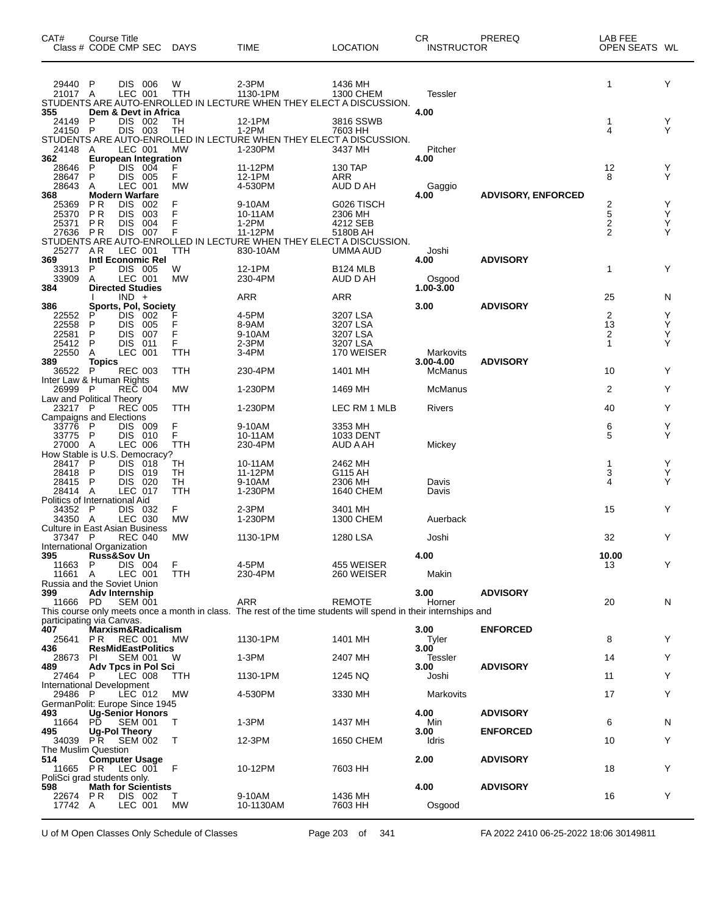| CAT# | Course Title | | | | | | | | | | | |
|---|---|---|---|---|---|---|---|---|---|---|---|---|
| Class # | CODE | CMP | SEC | DAYS | TIME | LOCATION | CR / INSTRUCTOR | PREREQ | LAB FEE | OPEN SEATS | WL |
| 29440 | P | DIS | 006 | W | 2-3PM | 1436 MH | | | | 1 | Y |
| 21017 | A | LEC | 001 | TTH | 1130-1PM | 1300 CHEM | Tessler | | | | |
| STUDENTS ARE AUTO-ENROLLED IN LECTURE WHEN THEY ELECT A DISCUSSION. | | | | | | | | | | | |
| **355** | **Dem & Devt in Africa** | | | | | | **4.00** | | | | |
| 24149 | P | DIS | 002 | TH | 12-1PM | 3816 SSWB | | | | 1 | Y |
| 24150 | P | DIS | 003 | TH | 1-2PM | 7603 HH | | | | 4 | Y |
| STUDENTS ARE AUTO-ENROLLED IN LECTURE WHEN THEY ELECT A DISCUSSION. | | | | | | | | | | | |
| 24148 | A | LEC | 001 | MW | 1-230PM | 3437 MH | Pitcher | | | | |
| **362** | **European Integration** | | | | | | **4.00** | | | | |
| 28646 | P | DIS | 004 | F | 11-12PM | 130 TAP | | | | 12 | Y |
| 28647 | P | DIS | 005 | F | 12-1PM | ARR | | | | 8 | Y |
| 28643 | A | LEC | 001 | MW | 4-530PM | AUD D AH | Gaggio | | | | |
| **368** | **Modern Warfare** | | | | | | **4.00** | **ADVISORY, ENFORCED** | | | |
| 25369 | P R | DIS | 002 | F | 9-10AM | G026 TISCH | | | | 2 | Y |
| 25370 | P R | DIS | 003 | F | 10-11AM | 2306 MH | | | | 5 | Y |
| 25371 | P R | DIS | 004 | F | 1-2PM | 4212 SEB | | | | 2 | Y |
| 27636 | P R | DIS | 007 | F | 11-12PM | 5180B AH | | | | 2 | Y |
| STUDENTS ARE AUTO-ENROLLED IN LECTURE WHEN THEY ELECT A DISCUSSION. | | | | | | | | | | | |
| 25277 | A R | LEC | 001 | TTH | 830-10AM | UMMA AUD | Joshi | | | | |
| **369** | **Intl Economic Rel** | | | | | | **4.00** | **ADVISORY** | | | |
| 33913 | P | DIS | 005 | W | 12-1PM | B124 MLB | | | | 1 | Y |
| 33909 | A | LEC | 001 | MW | 230-4PM | AUD D AH | Osgood | | | | |
| **384** | **Directed Studies** | | | | | | **1.00-3.00** | | | | |
| | I | IND | + | | ARR | ARR | | | | 25 | N |
| **386** | **Sports, Pol, Society** | | | | | | **3.00** | **ADVISORY** | | | |
| 22552 | P | DIS | 002 | F | 4-5PM | 3207 LSA | | | | 2 | Y |
| 22558 | P | DIS | 005 | F | 8-9AM | 3207 LSA | | | | 13 | Y |
| 22581 | P | DIS | 007 | F | 9-10AM | 3207 LSA | | | | 2 | Y |
| 25412 | P | DIS | 011 | F | 2-3PM | 3207 LSA | | | | 1 | Y |
| 22550 | A | LEC | 001 | TTH | 3-4PM | 170 WEISER | Markovits | | | | |
| **389** | **Topics** | | | | | | **3.00-4.00** | **ADVISORY** | | | |
| 36522 | P | REC | 003 | TTH | 230-4PM | 1401 MH | McManus | | | 10 | Y |
| Inter Law & Human Rights | | | | | | | | | | | |
| 26999 | P | REC | 004 | MW | 1-230PM | 1469 MH | McManus | | | 2 | Y |
| Law and Political Theory | | | | | | | | | | | |
| 23217 | P | REC | 005 | TTH | 1-230PM | LEC RM 1 MLB | Rivers | | | 40 | Y |
| Campaigns and Elections | | | | | | | | | | | |
| 33776 | P | DIS | 009 | F | 9-10AM | 3353 MH | | | | 6 | Y |
| 33775 | P | DIS | 010 | F | 10-11AM | 1033 DENT | | | | 5 | Y |
| 27000 | A | LEC | 006 | TTH | 230-4PM | AUD A AH | Mickey | | | | |
| How Stable is U.S. Democracy? | | | | | | | | | | | |
| 28417 | P | DIS | 018 | TH | 10-11AM | 2462 MH | | | | 1 | Y |
| 28418 | P | DIS | 019 | TH | 11-12PM | G115 AH | | | | 3 | Y |
| 28415 | P | DIS | 020 | TH | 9-10AM | 2306 MH | Davis | | | 4 | Y |
| 28414 | A | LEC | 017 | TTH | 1-230PM | 1640 CHEM | Davis | | | | |
| Politics of International Aid | | | | | | | | | | | |
| 34352 | P | DIS | 032 | F | 2-3PM | 3401 MH | | | | 15 | Y |
| 34350 | A | LEC | 030 | MW | 1-230PM | 1300 CHEM | Auerback | | | | |
| Culture in East Asian Business | | | | | | | | | | | |
| 37347 | P | REC | 040 | MW | 1130-1PM | 1280 LSA | Joshi | | | 32 | Y |
| International Organization | | | | | | | | | | | |
| **395** | **Russ&Sov Un** | | | | | | **4.00** | | **10.00** | | |
| 11663 | P | DIS | 004 | F | 4-5PM | 455 WEISER | | | | 13 | Y |
| 11661 | A | LEC | 001 | TTH | 230-4PM | 260 WEISER | Makin | | | | |
| Russia and the Soviet Union | | | | | | | | | | | |
| **399** | **Adv Internship** | | | | | | **3.00** | **ADVISORY** | | | |
| 11666 | PD | SEM | 001 | | ARR | REMOTE | Horner | | | 20 | N |
| This course only meets once a month in class. The rest of the time students will spend in their internships and participating via Canvas. | | | | | | | | | | | |
| **407** | **Marxism&Radicalism** | | | | | | **3.00** | **ENFORCED** | | | |
| 25641 | P R | REC | 001 | MW | 1130-1PM | 1401 MH | Tyler | | | 8 | Y |
| **436** | **ResMidEastPolitics** | | | | | | **3.00** | | | | |
| 28673 | PI | SEM | 001 | W | 1-3PM | 2407 MH | Tessler | | | 14 | Y |
| **489** | **Adv Tpcs in Pol Sci** | | | | | | **3.00** | **ADVISORY** | | | |
| 27464 | P | LEC | 008 | TTH | 1130-1PM | 1245 NQ | Joshi | | | 11 | Y |
| International Development | | | | | | | | | | | |
| 29486 | P | LEC | 012 | MW | 4-530PM | 3330 MH | Markovits | | | 17 | Y |
| GermanPolit: Europe Since 1945 | | | | | | | | | | | |
| **493** | **Ug-Senior Honors** | | | | | | **4.00** | **ADVISORY** | | | |
| 11664 | PD | SEM | 001 | T | 1-3PM | 1437 MH | Min | | | 6 | N |
| **495** | **Ug-Pol Theory** | | | | | | **3.00** | **ENFORCED** | | | |
| 34039 | P R | SEM | 002 | T | 12-3PM | 1650 CHEM | Idris | | | 10 | Y |
| The Muslim Question | | | | | | | | | | | |
| **514** | **Computer Usage** | | | | | | **2.00** | **ADVISORY** | | | |
| 11665 | P R | LEC | 001 | F | 10-12PM | 7603 HH | | | | 18 | Y |
| PoliSci grad students only. | | | | | | | | | | | |
| **598** | **Math for Scientists** | | | | | | **4.00** | **ADVISORY** | | | |
| 22674 | P R | DIS | 002 | T | 9-10AM | 1436 MH | | | | 16 | Y |
| 17742 | A | LEC | 001 | MW | 10-1130AM | 7603 HH | Osgood | | | | |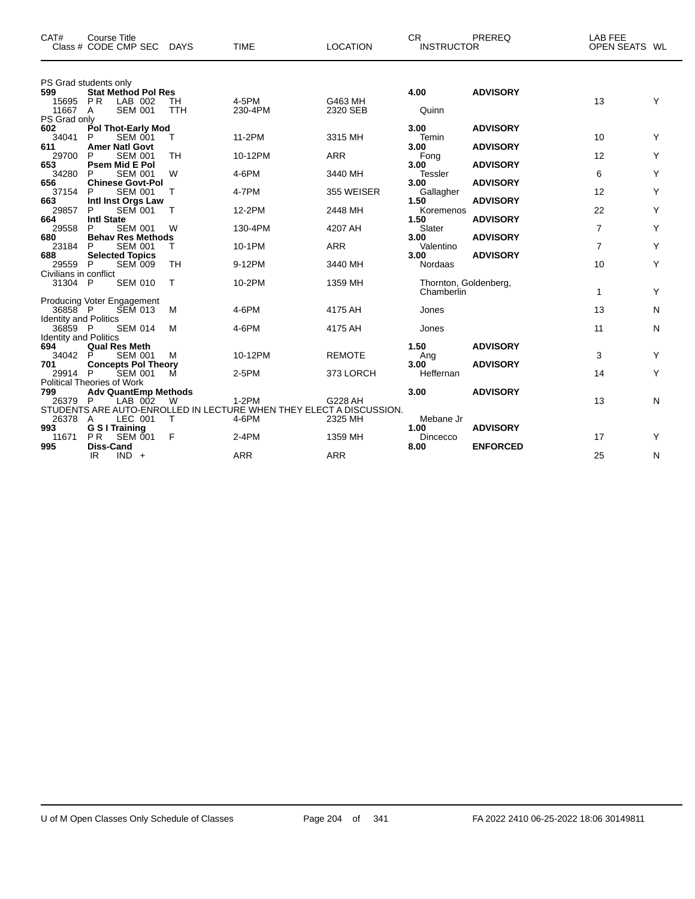| CAT# | Course Title Class # CODE CMP SEC | DAYS | TIME | LOCATION | CR INSTRUCTOR | PREREQ | LAB FEE OPEN SEATS | WL |
|---|---|---|---|---|---|---|---|---|
| PS Grad students only | | | | | | | | |
| **599** | **Stat Method Pol Res** | | | | **4.00** | **ADVISORY** | | |
| 15695 | P R LAB 002 | TH | 4-5PM | G463 MH | | | 13 | Y |
| 11667 | A SEM 001 | TTH | 230-4PM | 2320 SEB | Quinn | | | |
| PS Grad only | | | | | | | | |
| **602** | **Pol Thot-Early Mod** | | | | **3.00** | **ADVISORY** | | |
| 34041 | P SEM 001 | T | 11-2PM | 3315 MH | Temin | | 10 | Y |
| **611** | **Amer Natl Govt** | | | | **3.00** | **ADVISORY** | | |
| 29700 | P SEM 001 | TH | 10-12PM | ARR | Fong | | 12 | Y |
| **653** | **Psem Mid E Pol** | | | | **3.00** | **ADVISORY** | | |
| 34280 | P SEM 001 | W | 4-6PM | 3440 MH | Tessler | | 6 | Y |
| **656** | **Chinese Govt-Pol** | | | | **3.00** | **ADVISORY** | | |
| 37154 | P SEM 001 | T | 4-7PM | 355 WEISER | Gallagher | | 12 | Y |
| **663** | **Intl Inst Orgs Law** | | | | **1.50** | **ADVISORY** | | |
| 29857 | P SEM 001 | T | 12-2PM | 2448 MH | Koremenos | | 22 | Y |
| **664** | **Intl State** | | | | **1.50** | **ADVISORY** | | |
| 29558 | P SEM 001 | W | 130-4PM | 4207 AH | Slater | | 7 | Y |
| **680** | **Behav Res Methods** | | | | **3.00** | **ADVISORY** | | |
| 23184 | P SEM 001 | T | 10-1PM | ARR | Valentino | | 7 | Y |
| **688** | **Selected Topics** | | | | **3.00** | **ADVISORY** | | |
| 29559 | P SEM 009 | TH | 9-12PM | 3440 MH | Nordaas | | 10 | Y |
| Civilians in conflict | | | | | | | | |
| 31304 | P SEM 010 | T | 10-2PM | 1359 MH | Thornton, Goldenberg, Chamberlin | | 1 | Y |
| Producing Voter Engagement | | | | | | | | |
| 36858 | P SEM 013 | M | 4-6PM | 4175 AH | Jones | | 13 | N |
| Identity and Politics | | | | | | | | |
| 36859 | P SEM 014 | M | 4-6PM | 4175 AH | Jones | | 11 | N |
| Identity and Politics | | | | | | | | |
| **694** | **Qual Res Meth** | | | | **1.50** | **ADVISORY** | | |
| 34042 | P SEM 001 | M | 10-12PM | REMOTE | Ang | | 3 | Y |
| **701** | **Concepts Pol Theory** | | | | **3.00** | **ADVISORY** | | |
| 29914 | P SEM 001 | M | 2-5PM | 373 LORCH | Heffernan | | 14 | Y |
| Political Theories of Work | | | | | | | | |
| **799** | **Adv QuantEmp Methods** | | | | **3.00** | **ADVISORY** | | |
| 26379 | P LAB 002 | W | 1-2PM | G228 AH | | | 13 | N |
| STUDENTS ARE AUTO-ENROLLED IN LECTURE WHEN THEY ELECT A DISCUSSION. | | | | | | | | |
| 26378 | A LEC 001 | T | 4-6PM | 2325 MH | Mebane Jr | | | |
| **993** | **G S I Training** | | | | **1.00** | **ADVISORY** | | |
| 11671 | P R SEM 001 | F | 2-4PM | 1359 MH | Dincecco | | 17 | Y |
| **995** | **Diss-Cand** | | | | **8.00** | **ENFORCED** | | |
| | IR IND + | | ARR | ARR | | | 25 | N |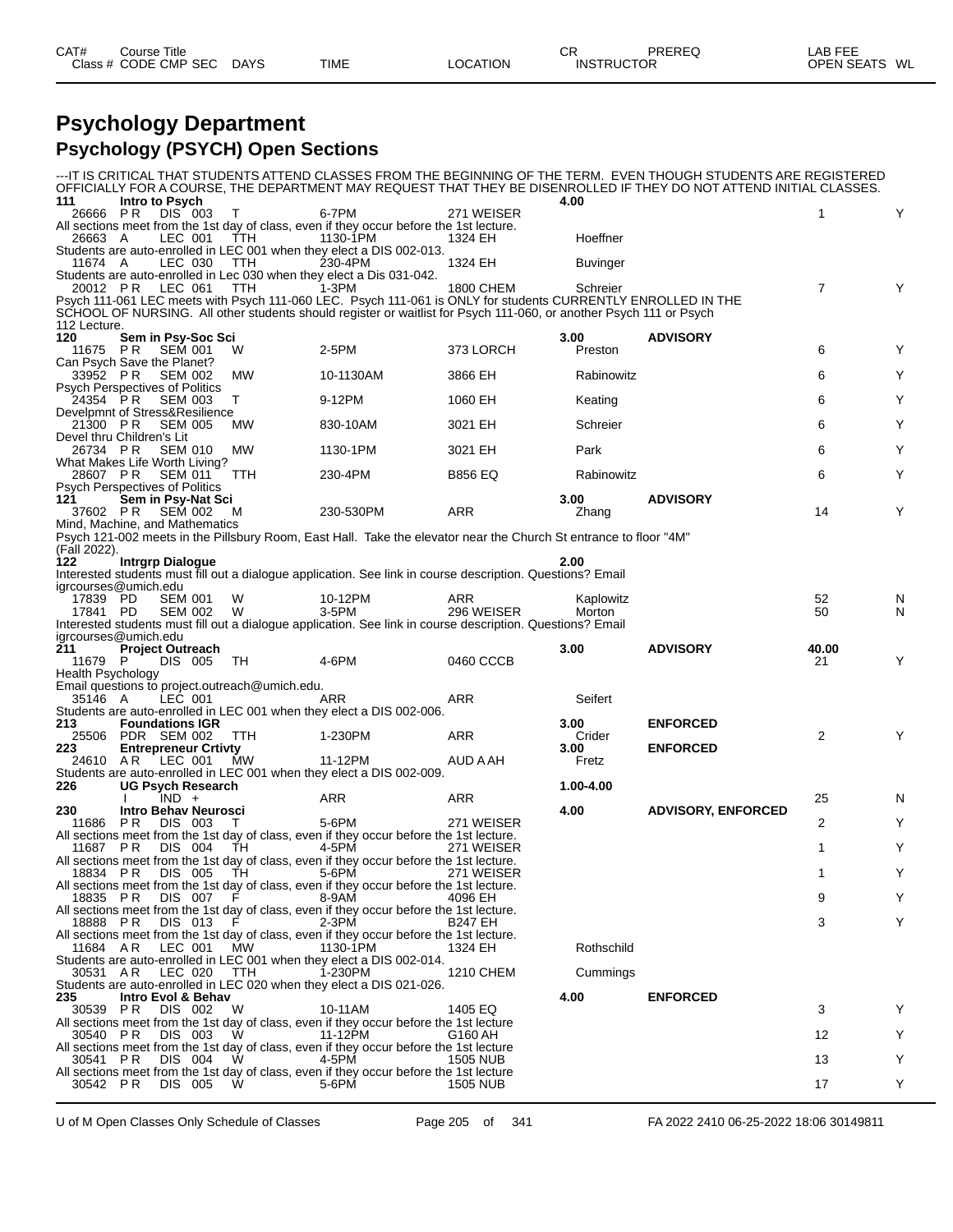# Psychology Department

## Psychology (PSYCH) Open Sections

---IT IS CRITICAL THAT STUDENTS ATTEND CLASSES FROM THE BEGINNING OF THE TERM. EVEN THOUGH STUDENTS ARE REGISTERED OFFICIALLY FOR A COURSE, THE DEPARTMENT MAY REQUEST THAT THEY BE DISENROLLED IF THEY DO NOT ATTEND INITIAL CLASSES.

| CAT# / Class # | Course Title / CODE | CMP SEC | DAYS | TIME | LOCATION | CR / INSTRUCTOR | PREREQ | LAB FEE / OPEN SEATS | WL |
|---|---|---|---|---|---|---|---|---|---|
| **111** | **Intro to Psych** | | | | | **4.00** | | | |
| 26666 | P R | DIS 003 | T | 6-7PM | 271 WEISER | | | 1 | Y |
| All sections meet from the 1st day of class, even if they occur before the 1st lecture. | | | | | | | | | |
| 26663 | A | LEC 001 | TTH | 1130-1PM | 1324 EH | Hoeffner | | | |
| Students are auto-enrolled in LEC 001 when they elect a DIS 002-013. | | | | | | | | | |
| 11674 | A | LEC 030 | TTH | 230-4PM | 1324 EH | Buvinger | | | |
| Students are auto-enrolled in Lec 030 when they elect a Dis 031-042. | | | | | | | | | |
| 20012 | P R | LEC 061 | TTH | 1-3PM | 1800 CHEM | Schreier | | 7 | Y |
| Psych 111-061 LEC meets with Psych 111-060 LEC. Psych 111-061 is ONLY for students CURRENTLY ENROLLED IN THE SCHOOL OF NURSING. All other students should register or waitlist for Psych 111-060, or another Psych 111 or Psych 112 Lecture. | | | | | | | | | |
| **120** | **Sem in Psy-Soc Sci** | | | | | **3.00** | **ADVISORY** | | |
| 11675 | P R | SEM 001 | W | 2-5PM | 373 LORCH | Preston | | 6 | Y |
| Can Psych Save the Planet? | | | | | | | | | |
| 33952 | P R | SEM 002 | MW | 10-1130AM | 3866 EH | Rabinowitz | | 6 | Y |
| Psych Perspectives of Politics | | | | | | | | | |
| 24354 | P R | SEM 003 | T | 9-12PM | 1060 EH | Keating | | 6 | Y |
| Develpmnt of Stress&Resilience | | | | | | | | | |
| 21300 | P R | SEM 005 | MW | 830-10AM | 3021 EH | Schreier | | 6 | Y |
| Devel thru Children's Lit | | | | | | | | | |
| 26734 | P R | SEM 010 | MW | 1130-1PM | 3021 EH | Park | | 6 | Y |
| What Makes Life Worth Living? | | | | | | | | | |
| 28607 | P R | SEM 011 | TTH | 230-4PM | B856 EQ | Rabinowitz | | 6 | Y |
| Psych Perspectives of Politics | | | | | | | | | |
| **121** | **Sem in Psy-Nat Sci** | | | | | **3.00** | **ADVISORY** | | |
| 37602 | P R | SEM 002 | M | 230-530PM | ARR | Zhang | | 14 | Y |
| Mind, Machine, and Mathematics | | | | | | | | | |
| Psych 121-002 meets in the Pillsbury Room, East Hall. Take the elevator near the Church St entrance to floor "4M" (Fall 2022). | | | | | | | | | |
| **122** | **Intrgrp Dialogue** | | | | | **2.00** | | | |
| Interested students must fill out a dialogue application. See link in course description. Questions? Email igrcourses@umich.edu | | | | | | | | | |
| 17839 | PD | SEM 001 | W | 10-12PM | ARR | Kaplowitz | | 52 | N |
| 17841 | PD | SEM 002 | W | 3-5PM | 296 WEISER | Morton | | 50 | N |
| Interested students must fill out a dialogue application. See link in course description. Questions? Email igrcourses@umich.edu | | | | | | | | | |
| **211** | **Project Outreach** | | | | | **3.00** | **ADVISORY** | **40.00** | |
| 11679 | P | DIS 005 | TH | 4-6PM | 0460 CCCB | | | 21 | Y |
| Health Psychology | | | | | | | | | |
| Email questions to project.outreach@umich.edu. | | | | | | | | | |
| 35146 | A | LEC 001 | | ARR | ARR | Seifert | | | |
| Students are auto-enrolled in LEC 001 when they elect a DIS 002-006. | | | | | | | | | |
| **213** | **Foundations IGR** | | | | | **3.00** | **ENFORCED** | | |
| 25506 | PDR | SEM 002 | TTH | 1-230PM | ARR | Crider | | 2 | Y |
| **223** | **Entrepreneur Crtivty** | | | | | **3.00** | **ENFORCED** | | |
| 24610 | A R | LEC 001 | MW | 11-12PM | AUD A AH | Fretz | | | |
| Students are auto-enrolled in LEC 001 when they elect a DIS 002-009. | | | | | | | | | |
| **226** | **UG Psych Research** | | | | | **1.00-4.00** | | | |
| | I | IND + | | ARR | ARR | | | 25 | N |
| **230** | **Intro Behav Neurosci** | | | | | **4.00** | **ADVISORY, ENFORCED** | | |
| 11686 | P R | DIS 003 | T | 5-6PM | 271 WEISER | | | 2 | Y |
| All sections meet from the 1st day of class, even if they occur before the 1st lecture. | | | | | | | | | |
| 11687 | P R | DIS 004 | TH | 4-5PM | 271 WEISER | | | 1 | Y |
| All sections meet from the 1st day of class, even if they occur before the 1st lecture. | | | | | | | | | |
| 18834 | P R | DIS 005 | TH | 5-6PM | 271 WEISER | | | 1 | Y |
| All sections meet from the 1st day of class, even if they occur before the 1st lecture. | | | | | | | | | |
| 18835 | P R | DIS 007 | F | 8-9AM | 4096 EH | | | 9 | Y |
| All sections meet from the 1st day of class, even if they occur before the 1st lecture. | | | | | | | | | |
| 18888 | P R | DIS 013 | F | 2-3PM | B247 EH | | | 3 | Y |
| All sections meet from the 1st day of class, even if they occur before the 1st lecture. | | | | | | | | | |
| 11684 | A R | LEC 001 | MW | 1130-1PM | 1324 EH | Rothschild | | | |
| Students are auto-enrolled in LEC 001 when they elect a DIS 002-014. | | | | | | | | | |
| 30531 | A R | LEC 020 | TTH | 1-230PM | 1210 CHEM | Cummings | | | |
| Students are auto-enrolled in LEC 020 when they elect a DIS 021-026. | | | | | | | | | |
| **235** | **Intro Evol & Behav** | | | | | **4.00** | **ENFORCED** | | |
| 30539 | P R | DIS 002 | W | 10-11AM | 1405 EQ | | | 3 | Y |
| All sections meet from the 1st day of class, even if they occur before the 1st lecture | | | | | | | | | |
| 30540 | P R | DIS 003 | W | 11-12PM | G160 AH | | | 12 | Y |
| All sections meet from the 1st day of class, even if they occur before the 1st lecture | | | | | | | | | |
| 30541 | P R | DIS 004 | W | 4-5PM | 1505 NUB | | | 13 | Y |
| All sections meet from the 1st day of class, even if they occur before the 1st lecture | | | | | | | | | |
| 30542 | P R | DIS 005 | W | 5-6PM | 1505 NUB | | | 17 | Y |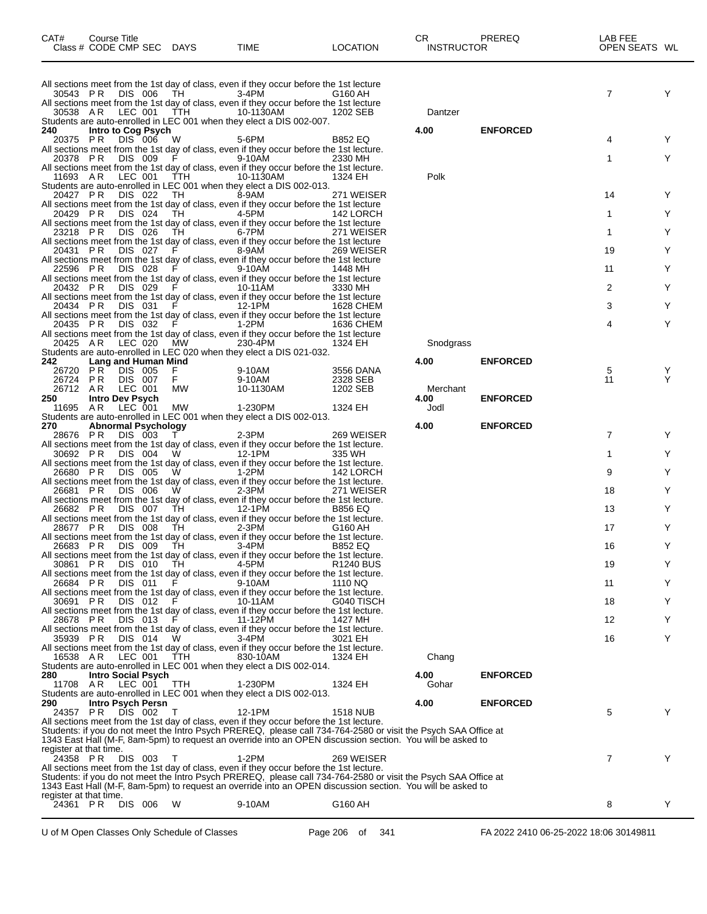| CAT# Class # | Course Title CODE | CMP | SEC | DAYS | TIME | LOCATION | CR INSTRUCTOR | PREREQ | LAB FEE OPEN SEATS | WL |
|---|---|---|---|---|---|---|---|---|---|---|
| All sections meet from the 1st day of class, even if they occur before the 1st lecture | | | | | | | | | | |
| 30543 | PR | DIS | 006 | TH | 3-4PM | G160 AH | | | 7 | Y |
| All sections meet from the 1st day of class, even if they occur before the 1st lecture | | | | | | | | | | |
| 30538 | AR | LEC | 001 | TTH | 10-1130AM | 1202 SEB | Dantzer | | | |
| Students are auto-enrolled in LEC 001 when they elect a DIS 002-007. | | | | | | | | | | |
| **240** | **Intro to Cog Psych** | | | | | | **4.00** | **ENFORCED** | | |
| 20375 | PR | DIS | 006 | W | 5-6PM | B852 EQ | | | 4 | Y |
| All sections meet from the 1st day of class, even if they occur before the 1st lecture. | | | | | | | | | | |
| 20378 | PR | DIS | 009 | F | 9-10AM | 2330 MH | | | 1 | Y |
| All sections meet from the 1st day of class, even if they occur before the 1st lecture. | | | | | | | | | | |
| 11693 | AR | LEC | 001 | TTH | 10-1130AM | 1324 EH | Polk | | | |
| Students are auto-enrolled in LEC 001 when they elect a DIS 002-013. | | | | | | | | | | |
| 20427 | PR | DIS | 022 | TH | 8-9AM | 271 WEISER | | | 14 | Y |
| All sections meet from the 1st day of class, even if they occur before the 1st lecture | | | | | | | | | | |
| 20429 | PR | DIS | 024 | TH | 4-5PM | 142 LORCH | | | 1 | Y |
| All sections meet from the 1st day of class, even if they occur before the 1st lecture | | | | | | | | | | |
| 23218 | PR | DIS | 026 | TH | 6-7PM | 271 WEISER | | | 1 | Y |
| All sections meet from the 1st day of class, even if they occur before the 1st lecture | | | | | | | | | | |
| 20431 | PR | DIS | 027 | F | 8-9AM | 269 WEISER | | | 19 | Y |
| All sections meet from the 1st day of class, even if they occur before the 1st lecture | | | | | | | | | | |
| 22596 | PR | DIS | 028 | F | 9-10AM | 1448 MH | | | 11 | Y |
| All sections meet from the 1st day of class, even if they occur before the 1st lecture | | | | | | | | | | |
| 20432 | PR | DIS | 029 | F | 10-11AM | 3330 MH | | | 2 | Y |
| All sections meet from the 1st day of class, even if they occur before the 1st lecture | | | | | | | | | | |
| 20434 | PR | DIS | 031 | F | 12-1PM | 1628 CHEM | | | 3 | Y |
| All sections meet from the 1st day of class, even if they occur before the 1st lecture | | | | | | | | | | |
| 20435 | PR | DIS | 032 | F | 1-2PM | 1636 CHEM | | | 4 | Y |
| All sections meet from the 1st day of class, even if they occur before the 1st lecture | | | | | | | | | | |
| 20425 | AR | LEC | 020 | MW | 230-4PM | 1324 EH | Snodgrass | | | |
| Students are auto-enrolled in LEC 020 when they elect a DIS 021-032. | | | | | | | | | | |
| **242** | **Lang and Human Mind** | | | | | | **4.00** | **ENFORCED** | | |
| 26720 | PR | DIS | 005 | F | 9-10AM | 3556 DANA | | | 5 | Y |
| 26724 | PR | DIS | 007 | F | 9-10AM | 2328 SEB | | | 11 | Y |
| 26712 | AR | LEC | 001 | MW | 10-1130AM | 1202 SEB | Merchant | | | |
| **250** | **Intro Dev Psych** | | | | | | **4.00** | **ENFORCED** | | |
| 11695 | AR | LEC | 001 | MW | 1-230PM | 1324 EH | Jodl | | | |
| Students are auto-enrolled in LEC 001 when they elect a DIS 002-013. | | | | | | | | | | |
| **270** | **Abnormal Psychology** | | | | | | **4.00** | **ENFORCED** | | |
| 28676 | PR | DIS | 003 | T | 2-3PM | 269 WEISER | | | 7 | Y |
| All sections meet from the 1st day of class, even if they occur before the 1st lecture. | | | | | | | | | | |
| 30692 | PR | DIS | 004 | W | 12-1PM | 335 WH | | | 1 | Y |
| All sections meet from the 1st day of class, even if they occur before the 1st lecture. | | | | | | | | | | |
| 26680 | PR | DIS | 005 | W | 1-2PM | 142 LORCH | | | 9 | Y |
| All sections meet from the 1st day of class, even if they occur before the 1st lecture. | | | | | | | | | | |
| 26681 | PR | DIS | 006 | W | 2-3PM | 271 WEISER | | | 18 | Y |
| All sections meet from the 1st day of class, even if they occur before the 1st lecture. | | | | | | | | | | |
| 26682 | PR | DIS | 007 | TH | 12-1PM | B856 EQ | | | 13 | Y |
| All sections meet from the 1st day of class, even if they occur before the 1st lecture. | | | | | | | | | | |
| 28677 | PR | DIS | 008 | TH | 2-3PM | G160 AH | | | 17 | Y |
| All sections meet from the 1st day of class, even if they occur before the 1st lecture. | | | | | | | | | | |
| 26683 | PR | DIS | 009 | TH | 3-4PM | B852 EQ | | | 16 | Y |
| All sections meet from the 1st day of class, even if they occur before the 1st lecture. | | | | | | | | | | |
| 30861 | PR | DIS | 010 | TH | 4-5PM | R1240 BUS | | | 19 | Y |
| All sections meet from the 1st day of class, even if they occur before the 1st lecture. | | | | | | | | | | |
| 26684 | PR | DIS | 011 | F | 9-10AM | 1110 NQ | | | 11 | Y |
| All sections meet from the 1st day of class, even if they occur before the 1st lecture. | | | | | | | | | | |
| 30691 | PR | DIS | 012 | F | 10-11AM | G040 TISCH | | | 18 | Y |
| All sections meet from the 1st day of class, even if they occur before the 1st lecture. | | | | | | | | | | |
| 28678 | PR | DIS | 013 | F | 11-12PM | 1427 MH | | | 12 | Y |
| All sections meet from the 1st day of class, even if they occur before the 1st lecture. | | | | | | | | | | |
| 35939 | PR | DIS | 014 | W | 3-4PM | 3021 EH | | | 16 | Y |
| All sections meet from the 1st day of class, even if they occur before the 1st lecture. | | | | | | | | | | |
| 16538 | AR | LEC | 001 | TTH | 830-10AM | 1324 EH | Chang | | | |
| Students are auto-enrolled in LEC 001 when they elect a DIS 002-014. | | | | | | | | | | |
| **280** | **Intro Social Psych** | | | | | | **4.00** | **ENFORCED** | | |
| 11708 | AR | LEC | 001 | TTH | 1-230PM | 1324 EH | Gohar | | | |
| Students are auto-enrolled in LEC 001 when they elect a DIS 002-013. | | | | | | | | | | |
| **290** | **Intro Psych Persn** | | | | | | **4.00** | **ENFORCED** | | |
| 24357 | PR | DIS | 002 | T | 12-1PM | 1518 NUB | | | 5 | Y |
| All sections meet from the 1st day of class, even if they occur before the 1st lecture. Students: if you do not meet the Intro Psych PREREQ, please call 734-764-2580 or visit the Psych SAA Office at 1343 East Hall (M-F, 8am-5pm) to request an override into an OPEN discussion section. You will be asked to register at that time. | | | | | | | | | | |
| 24358 | PR | DIS | 003 | T | 1-2PM | 269 WEISER | | | 7 | Y |
| All sections meet from the 1st day of class, even if they occur before the 1st lecture. Students: if you do not meet the Intro Psych PREREQ, please call 734-764-2580 or visit the Psych SAA Office at 1343 East Hall (M-F, 8am-5pm) to request an override into an OPEN discussion section. You will be asked to register at that time. | | | | | | | | | | |
| 24361 | PR | DIS | 006 | W | 9-10AM | G160 AH | | | 8 | Y |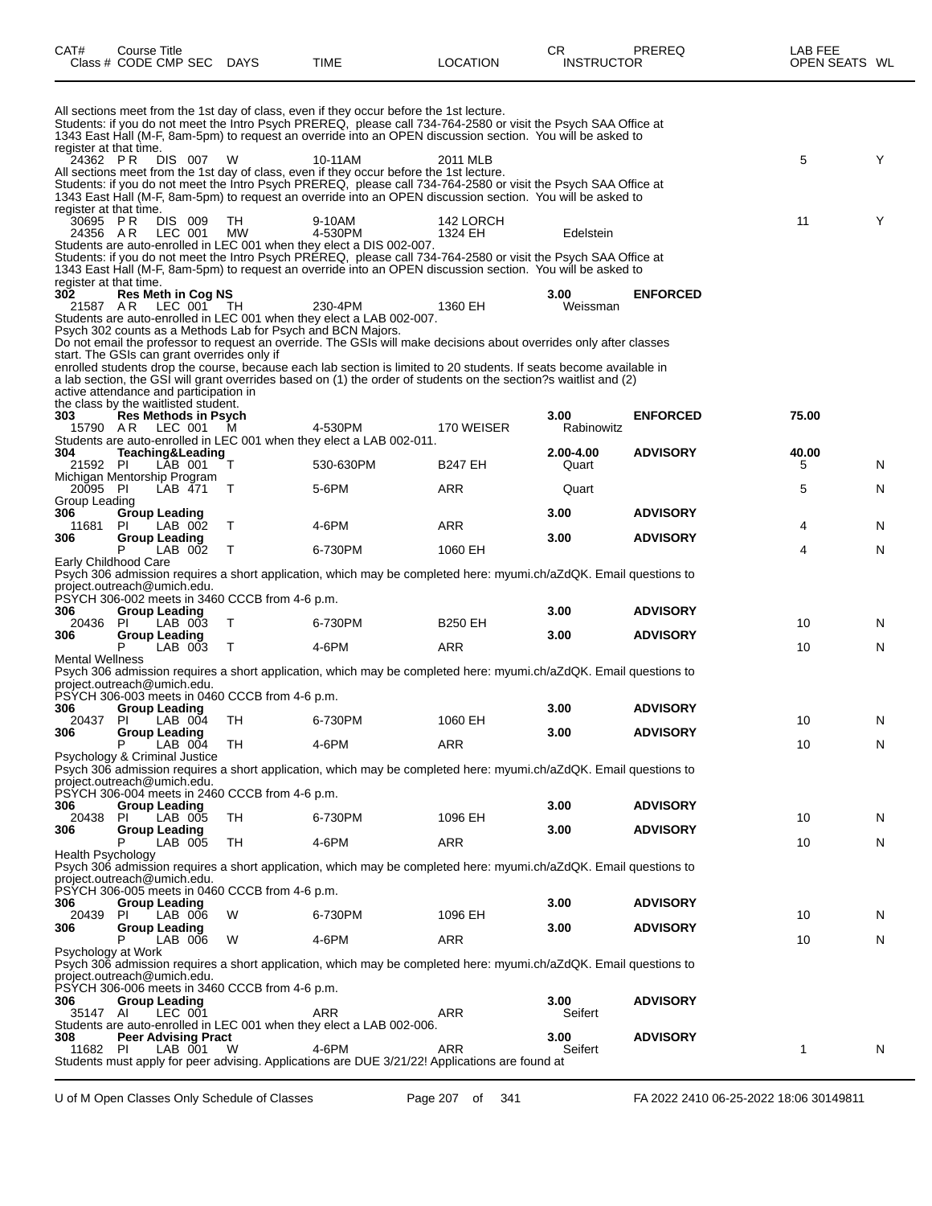| CAT# Class # | Course Title CODE | CMP | SEC | DAYS | TIME | LOCATION | CR INSTRUCTOR | PREREQ | LAB FEE OPEN SEATS | WL |
|---|---|---|---|---|---|---|---|---|---|---|

All sections meet from the 1st day of class, even if they occur before the 1st lecture.
Students: if you do not meet the Intro Psych PREREQ, please call 734-764-2580 or visit the Psych SAA Office at 1343 East Hall (M-F, 8am-5pm) to request an override into an OPEN discussion section. You will be asked to register at that time.

| CAT# Class # | CODE | CMP | SEC | DAYS | TIME | LOCATION | CR INSTRUCTOR | PREREQ | LAB FEE OPEN SEATS | WL |
|---|---|---|---|---|---|---|---|---|---|---|
| 24362 | PR | DIS | 007 | W | 10-11AM | 2011 MLB | | | 5 | Y |

All sections meet from the 1st day of class, even if they occur before the 1st lecture.
Students: if you do not meet the Intro Psych PREREQ, please call 734-764-2580 or visit the Psych SAA Office at 1343 East Hall (M-F, 8am-5pm) to request an override into an OPEN discussion section. You will be asked to register at that time.

| CAT# Class # | CODE | CMP | SEC | DAYS | TIME | LOCATION | CR INSTRUCTOR | PREREQ | LAB FEE OPEN SEATS | WL |
|---|---|---|---|---|---|---|---|---|---|---|
| 30695 | PR | DIS | 009 | TH | 9-10AM | 142 LORCH | | | 11 | Y |
| 24356 | AR | LEC | 001 | MW | 4-530PM | 1324 EH | Edelstein | | | |

Students are auto-enrolled in LEC 001 when they elect a DIS 002-007.
Students: if you do not meet the Intro Psych PREREQ, please call 734-764-2580 or visit the Psych SAA Office at 1343 East Hall (M-F, 8am-5pm) to request an override into an OPEN discussion section. You will be asked to register at that time.

| CAT# Class # | CODE | CMP | SEC | DAYS | TIME | LOCATION | CR INSTRUCTOR | PREREQ | LAB FEE OPEN SEATS | WL |
|---|---|---|---|---|---|---|---|---|---|---|
| **302** | **Res Meth in Cog NS** | | | | | | **3.00** | **ENFORCED** | | |
| 21587 | AR | LEC | 001 | TH | 230-4PM | 1360 EH | Weissman | | | |

Students are auto-enrolled in LEC 001 when they elect a LAB 002-007.
Psych 302 counts as a Methods Lab for Psych and BCN Majors.
Do not email the professor to request an override. The GSIs will make decisions about overrides only after classes start. The GSIs can grant overrides only if enrolled students drop the course, because each lab section is limited to 20 students. If seats become available in a lab section, the GSI will grant overrides based on (1) the order of students on the section?s waitlist and (2) active attendance and participation in the class by the waitlisted student.

| CAT# Class # | CODE | CMP | SEC | DAYS | TIME | LOCATION | CR INSTRUCTOR | PREREQ | LAB FEE OPEN SEATS | WL |
|---|---|---|---|---|---|---|---|---|---|---|
| **303** | **Res Methods in Psych** | | | | | | **3.00** | **ENFORCED** | **75.00** | |
| 15790 | AR | LEC | 001 | M | 4-530PM | 170 WEISER | Rabinowitz | | | |

Students are auto-enrolled in LEC 001 when they elect a LAB 002-011.

| CAT# Class # | CODE | CMP | SEC | DAYS | TIME | LOCATION | CR INSTRUCTOR | PREREQ | LAB FEE OPEN SEATS | WL |
|---|---|---|---|---|---|---|---|---|---|---|
| **304** | **Teaching&Leading** | | | | | | **2.00-4.00** | **ADVISORY** | **40.00** | |
| 21592 | PI | LAB | 001 | T | 530-630PM | B247 EH | Quart | | 5 | N |

Michigan Mentorship Program

| CAT# Class # | CODE | CMP | SEC | DAYS | TIME | LOCATION | CR INSTRUCTOR | PREREQ | LAB FEE OPEN SEATS | WL |
|---|---|---|---|---|---|---|---|---|---|---|
| 20095 | PI | LAB | 471 | T | 5-6PM | ARR | Quart | | 5 | N |

Group Leading

| CAT# Class # | CODE | CMP | SEC | DAYS | TIME | LOCATION | CR INSTRUCTOR | PREREQ | LAB FEE OPEN SEATS | WL |
|---|---|---|---|---|---|---|---|---|---|---|
| **306** | **Group Leading** | | | | | | **3.00** | **ADVISORY** | | |
| 11681 | PI | LAB | 002 | T | 4-6PM | ARR | | | 4 | N |
| **306** | **Group Leading** | | | | | | **3.00** | **ADVISORY** | | |
| | P | LAB | 002 | T | 6-730PM | 1060 EH | | | 4 | N |

Early Childhood Care
Psych 306 admission requires a short application, which may be completed here: myumi.ch/aZdQK. Email questions to project.outreach@umich.edu.
PSYCH 306-002 meets in 3460 CCCB from 4-6 p.m.

| CAT# Class # | CODE | CMP | SEC | DAYS | TIME | LOCATION | CR INSTRUCTOR | PREREQ | LAB FEE OPEN SEATS | WL |
|---|---|---|---|---|---|---|---|---|---|---|
| **306** | **Group Leading** | | | | | | **3.00** | **ADVISORY** | | |
| 20436 | PI | LAB | 003 | T | 6-730PM | B250 EH | | | 10 | N |
| **306** | **Group Leading** | | | | | | **3.00** | **ADVISORY** | | |
| | P | LAB | 003 | T | 4-6PM | ARR | | | 10 | N |

Mental Wellness
Psych 306 admission requires a short application, which may be completed here: myumi.ch/aZdQK. Email questions to project.outreach@umich.edu.
PSYCH 306-003 meets in 0460 CCCB from 4-6 p.m.

| CAT# Class # | CODE | CMP | SEC | DAYS | TIME | LOCATION | CR INSTRUCTOR | PREREQ | LAB FEE OPEN SEATS | WL |
|---|---|---|---|---|---|---|---|---|---|---|
| **306** | **Group Leading** | | | | | | **3.00** | **ADVISORY** | | |
| 20437 | PI | LAB | 004 | TH | 6-730PM | 1060 EH | | | 10 | N |
| **306** | **Group Leading** | | | | | | **3.00** | **ADVISORY** | | |
| | P | LAB | 004 | TH | 4-6PM | ARR | | | 10 | N |

Psychology & Criminal Justice
Psych 306 admission requires a short application, which may be completed here: myumi.ch/aZdQK. Email questions to project.outreach@umich.edu.
PSYCH 306-004 meets in 2460 CCCB from 4-6 p.m.

| CAT# Class # | CODE | CMP | SEC | DAYS | TIME | LOCATION | CR INSTRUCTOR | PREREQ | LAB FEE OPEN SEATS | WL |
|---|---|---|---|---|---|---|---|---|---|---|
| **306** | **Group Leading** | | | | | | **3.00** | **ADVISORY** | | |
| 20438 | PI | LAB | 005 | TH | 6-730PM | 1096 EH | | | 10 | N |
| **306** | **Group Leading** | | | | | | **3.00** | **ADVISORY** | | |
| | P | LAB | 005 | TH | 4-6PM | ARR | | | 10 | N |

Health Psychology
Psych 306 admission requires a short application, which may be completed here: myumi.ch/aZdQK. Email questions to project.outreach@umich.edu.
PSYCH 306-005 meets in 0460 CCCB from 4-6 p.m.

| CAT# Class # | CODE | CMP | SEC | DAYS | TIME | LOCATION | CR INSTRUCTOR | PREREQ | LAB FEE OPEN SEATS | WL |
|---|---|---|---|---|---|---|---|---|---|---|
| **306** | **Group Leading** | | | | | | **3.00** | **ADVISORY** | | |
| 20439 | PI | LAB | 006 | W | 6-730PM | 1096 EH | | | 10 | N |
| **306** | **Group Leading** | | | | | | **3.00** | **ADVISORY** | | |
| | P | LAB | 006 | W | 4-6PM | ARR | | | 10 | N |

Psychology at Work
Psych 306 admission requires a short application, which may be completed here: myumi.ch/aZdQK. Email questions to project.outreach@umich.edu.
PSYCH 306-006 meets in 3460 CCCB from 4-6 p.m.

| CAT# Class # | CODE | CMP | SEC | DAYS | TIME | LOCATION | CR INSTRUCTOR | PREREQ | LAB FEE OPEN SEATS | WL |
|---|---|---|---|---|---|---|---|---|---|---|
| **306** | **Group Leading** | | | | | | **3.00** | **ADVISORY** | | |
| 35147 | AI | LEC | 001 | | ARR | ARR | Seifert | | | |

Students are auto-enrolled in LEC 001 when they elect a LAB 002-006.

| CAT# Class # | CODE | CMP | SEC | DAYS | TIME | LOCATION | CR INSTRUCTOR | PREREQ | LAB FEE OPEN SEATS | WL |
|---|---|---|---|---|---|---|---|---|---|---|
| **308** | **Peer Advising Pract** | | | | | | **3.00** | **ADVISORY** | | |
| 11682 | PI | LAB | 001 | W | 4-6PM | ARR | Seifert | | 1 | N |

Students must apply for peer advising. Applications are DUE 3/21/22! Applications are found at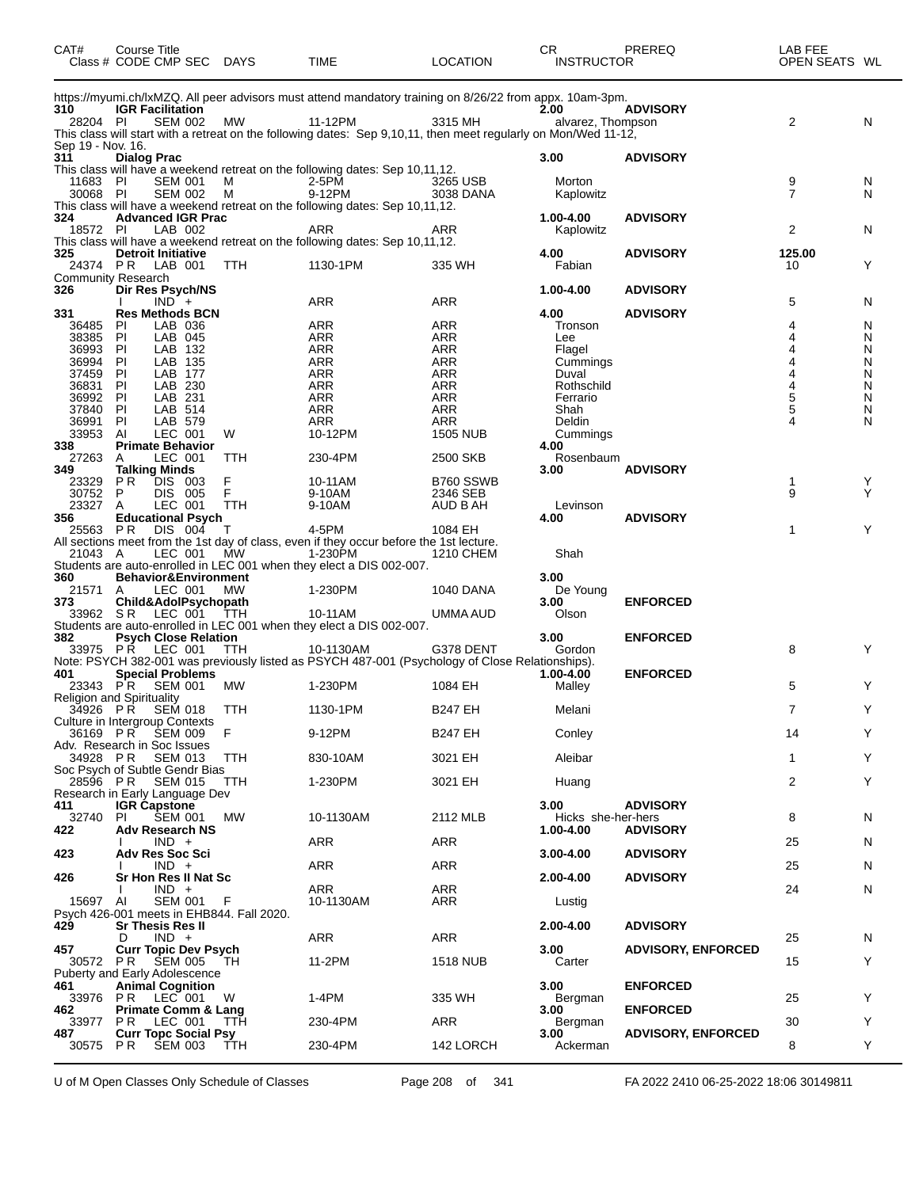| CAT# | Course Title | | | | | | CR | PREREQ | LAB FEE | | |
|---|---|---|---|---|---|---|---|---|---|---|---|
| Class # | CODE | CMP SEC | DAYS | TIME | LOCATION | | INSTRUCTOR | | | OPEN SEATS | WL |

https://myumi.ch/lxMZQ. All peer advisors must attend mandatory training on 8/26/22 from appx. 10am-3pm.

| Class # | CODE | CMP SEC | DAYS | TIME | LOCATION | CR / INSTRUCTOR | PREREQ | LAB FEE | OPEN SEATS | WL |
|---|---|---|---|---|---|---|---|---|---|---|
| **310** | **IGR Facilitation** | | | | | **2.00** | **ADVISORY** | | | |
| 28204 | PI | SEM 002 | MW | 11-12PM | 3315 MH | alvarez, Thompson | | | 2 | N |

This class will start with a retreat on the following dates: Sep 9,10,11, then meet regularly on Mon/Wed 11-12, Sep 19 - Nov. 16.

| Class # | CODE | CMP SEC | DAYS | TIME | LOCATION | CR / INSTRUCTOR | PREREQ | LAB FEE | OPEN SEATS | WL |
|---|---|---|---|---|---|---|---|---|---|---|
| **311** | **Dialog Prac** | | | | | **3.00** | **ADVISORY** | | | |

This class will have a weekend retreat on the following dates: Sep 10,11,12.

| Class # | CODE | CMP SEC | DAYS | TIME | LOCATION | CR / INSTRUCTOR | PREREQ | LAB FEE | OPEN SEATS | WL |
|---|---|---|---|---|---|---|---|---|---|---|
| 11683 | PI | SEM 001 | M | 2-5PM | 3265 USB | Morton | | | 9 | N |
| 30068 | PI | SEM 002 | M | 9-12PM | 3038 DANA | Kaplowitz | | | 7 | N |

This class will have a weekend retreat on the following dates: Sep 10,11,12.

| Class # | CODE | CMP SEC | DAYS | TIME | LOCATION | CR / INSTRUCTOR | PREREQ | LAB FEE | OPEN SEATS | WL |
|---|---|---|---|---|---|---|---|---|---|---|
| **324** | **Advanced IGR Prac** | | | | | **1.00-4.00** | **ADVISORY** | | | |
| 18572 | PI | LAB 002 | | ARR | ARR | Kaplowitz | | | 2 | N |

This class will have a weekend retreat on the following dates: Sep 10,11,12.

| Class # | CODE | CMP SEC | DAYS | TIME | LOCATION | CR / INSTRUCTOR | PREREQ | LAB FEE | OPEN SEATS | WL |
|---|---|---|---|---|---|---|---|---|---|---|
| **325** | **Detroit Initiative** | | | | | **4.00** | **ADVISORY** | **125.00** | | |
| 24374 | P R | LAB 001 | TTH | 1130-1PM | 335 WH | Fabian | | | 10 | Y |

Community Research

| Class # | CODE | CMP SEC | DAYS | TIME | LOCATION | CR / INSTRUCTOR | PREREQ | LAB FEE | OPEN SEATS | WL |
|---|---|---|---|---|---|---|---|---|---|---|
| **326** | **Dir Res Psych/NS** | | | | | **1.00-4.00** | **ADVISORY** | | | |
| | I | IND + | | ARR | ARR | | | | 5 | N |
| **331** | **Res Methods BCN** | | | | | **4.00** | **ADVISORY** | | | |
| 36485 | PI | LAB 036 | | ARR | ARR | Tronson | | | 4 | N |
| 38385 | PI | LAB 045 | | ARR | ARR | Lee | | | 4 | N |
| 36993 | PI | LAB 132 | | ARR | ARR | Flagel | | | 4 | N |
| 36994 | PI | LAB 135 | | ARR | ARR | Cummings | | | 4 | N |
| 37459 | PI | LAB 177 | | ARR | ARR | Duval | | | 4 | N |
| 36831 | PI | LAB 230 | | ARR | ARR | Rothschild | | | 4 | N |
| 36992 | PI | LAB 231 | | ARR | ARR | Ferrario | | | 5 | N |
| 37840 | PI | LAB 514 | | ARR | ARR | Shah | | | 5 | N |
| 36991 | PI | LAB 579 | | ARR | ARR | Deldin | | | 4 | N |
| 33953 | AI | LEC 001 | W | 10-12PM | 1505 NUB | Cummings | | | | |
| **338** | **Primate Behavior** | | | | | **4.00** | | | | |
| 27263 | A | LEC 001 | TTH | 230-4PM | 2500 SKB | Rosenbaum | | | | |
| **349** | **Talking Minds** | | | | | **3.00** | **ADVISORY** | | | |
| 23329 | P R | DIS 003 | F | 10-11AM | B760 SSWB | | | | 1 | Y |
| 30752 | P | DIS 005 | F | 9-10AM | 2346 SEB | | | | 9 | Y |
| 23327 | A | LEC 001 | TTH | 9-10AM | AUD B AH | Levinson | | | | |
| **356** | **Educational Psych** | | | | | **4.00** | **ADVISORY** | | | |
| 25563 | P R | DIS 004 | T | 4-5PM | 1084 EH | | | | 1 | Y |

All sections meet from the 1st day of class, even if they occur before the 1st lecture.

| Class # | CODE | CMP SEC | DAYS | TIME | LOCATION | CR / INSTRUCTOR | PREREQ | LAB FEE | OPEN SEATS | WL |
|---|---|---|---|---|---|---|---|---|---|---|
| 21043 | A | LEC 001 | MW | 1-230PM | 1210 CHEM | Shah | | | | |

Students are auto-enrolled in LEC 001 when they elect a DIS 002-007.

| Class # | CODE | CMP SEC | DAYS | TIME | LOCATION | CR / INSTRUCTOR | PREREQ | LAB FEE | OPEN SEATS | WL |
|---|---|---|---|---|---|---|---|---|---|---|
| **360** | **Behavior&Environment** | | | | | **3.00** | | | | |
| 21571 | A | LEC 001 | MW | 1-230PM | 1040 DANA | De Young | | | | |
| **373** | **Child&AdolPsychopath** | | | | | **3.00** | **ENFORCED** | | | |
| 33962 | S R | LEC 001 | TTH | 10-11AM | UMMA AUD | Olson | | | | |

Students are auto-enrolled in LEC 001 when they elect a DIS 002-007.

| Class # | CODE | CMP SEC | DAYS | TIME | LOCATION | CR / INSTRUCTOR | PREREQ | LAB FEE | OPEN SEATS | WL |
|---|---|---|---|---|---|---|---|---|---|---|
| **382** | **Psych Close Relation** | | | | | **3.00** | **ENFORCED** | | | |
| 33975 | P R | LEC 001 | TTH | 10-1130AM | G378 DENT | Gordon | | | 8 | Y |

Note: PSYCH 382-001 was previously listed as PSYCH 487-001 (Psychology of Close Relationships).

| Class # | CODE | CMP SEC | DAYS | TIME | LOCATION | CR / INSTRUCTOR | PREREQ | LAB FEE | OPEN SEATS | WL |
|---|---|---|---|---|---|---|---|---|---|---|
| **401** | **Special Problems** | | | | | **1.00-4.00** | **ENFORCED** | | | |
| 23343 | P R | SEM 001 | MW | 1-230PM | 1084 EH | Malley | | | 5 | Y |

Religion and Spirituality

| Class # | CODE | CMP SEC | DAYS | TIME | LOCATION | CR / INSTRUCTOR | PREREQ | LAB FEE | OPEN SEATS | WL |
|---|---|---|---|---|---|---|---|---|---|---|
| 34926 | P R | SEM 018 | TTH | 1130-1PM | B247 EH | Melani | | | 7 | Y |

Culture in Intergroup Contexts

| Class # | CODE | CMP SEC | DAYS | TIME | LOCATION | CR / INSTRUCTOR | PREREQ | LAB FEE | OPEN SEATS | WL |
|---|---|---|---|---|---|---|---|---|---|---|
| 36169 | P R | SEM 009 | F | 9-12PM | B247 EH | Conley | | | 14 | Y |

Adv. Research in Soc Issues

| Class # | CODE | CMP SEC | DAYS | TIME | LOCATION | CR / INSTRUCTOR | PREREQ | LAB FEE | OPEN SEATS | WL |
|---|---|---|---|---|---|---|---|---|---|---|
| 34928 | P R | SEM 013 | TTH | 830-10AM | 3021 EH | Aleibar | | | 1 | Y |

Soc Psych of Subtle Gendr Bias

| Class # | CODE | CMP SEC | DAYS | TIME | LOCATION | CR / INSTRUCTOR | PREREQ | LAB FEE | OPEN SEATS | WL |
|---|---|---|---|---|---|---|---|---|---|---|
| 28596 | P R | SEM 015 | TTH | 1-230PM | 3021 EH | Huang | | | 2 | Y |

Research in Early Language Dev

| Class # | CODE | CMP SEC | DAYS | TIME | LOCATION | CR / INSTRUCTOR | PREREQ | LAB FEE | OPEN SEATS | WL |
|---|---|---|---|---|---|---|---|---|---|---|
| **411** | **IGR Capstone** | | | | | **3.00** | **ADVISORY** | | | |
| 32740 | PI | SEM 001 | MW | 10-1130AM | 2112 MLB | Hicks she-her-hers | | | 8 | N |
| **422** | **Adv Research NS** | | | | | **1.00-4.00** | **ADVISORY** | | | |
| | I | IND + | | ARR | ARR | | | | 25 | N |
| **423** | **Adv Res Soc Sci** | | | | | **3.00-4.00** | **ADVISORY** | | | |
| | I | IND + | | ARR | ARR | | | | 25 | N |
| **426** | **Sr Hon Res II Nat Sc** | | | | | **2.00-4.00** | **ADVISORY** | | | |
| | I | IND + | | ARR | ARR | | | | 24 | N |
| 15697 | AI | SEM 001 | F | 10-1130AM | ARR | Lustig | | | | |

Psych 426-001 meets in EHB844. Fall 2020.

| Class # | CODE | CMP SEC | DAYS | TIME | LOCATION | CR / INSTRUCTOR | PREREQ | LAB FEE | OPEN SEATS | WL |
|---|---|---|---|---|---|---|---|---|---|---|
| **429** | **Sr Thesis Res II** | | | | | **2.00-4.00** | **ADVISORY** | | | |
| | D | IND + | | ARR | ARR | | | | 25 | N |
| **457** | **Curr Topic Dev Psych** | | | | | **3.00** | **ADVISORY, ENFORCED** | | | |
| 30572 | P R | SEM 005 | TH | 11-2PM | 1518 NUB | Carter | | | 15 | Y |

Puberty and Early Adolescence

| Class # | CODE | CMP SEC | DAYS | TIME | LOCATION | CR / INSTRUCTOR | PREREQ | LAB FEE | OPEN SEATS | WL |
|---|---|---|---|---|---|---|---|---|---|---|
| **461** | **Animal Cognition** | | | | | **3.00** | **ENFORCED** | | | |
| 33976 | P R | LEC 001 | W | 1-4PM | 335 WH | Bergman | | | 25 | Y |
| **462** | **Primate Comm & Lang** | | | | | **3.00** | **ENFORCED** | | | |
| 33977 | P R | LEC 001 | TTH | 230-4PM | ARR | Bergman | | | 30 | Y |
| **487** | **Curr Topc Social Psy** | | | | | **3.00** | **ADVISORY, ENFORCED** | | | |
| 30575 | P R | SEM 003 | TTH | 230-4PM | 142 LORCH | Ackerman | | | 8 | Y |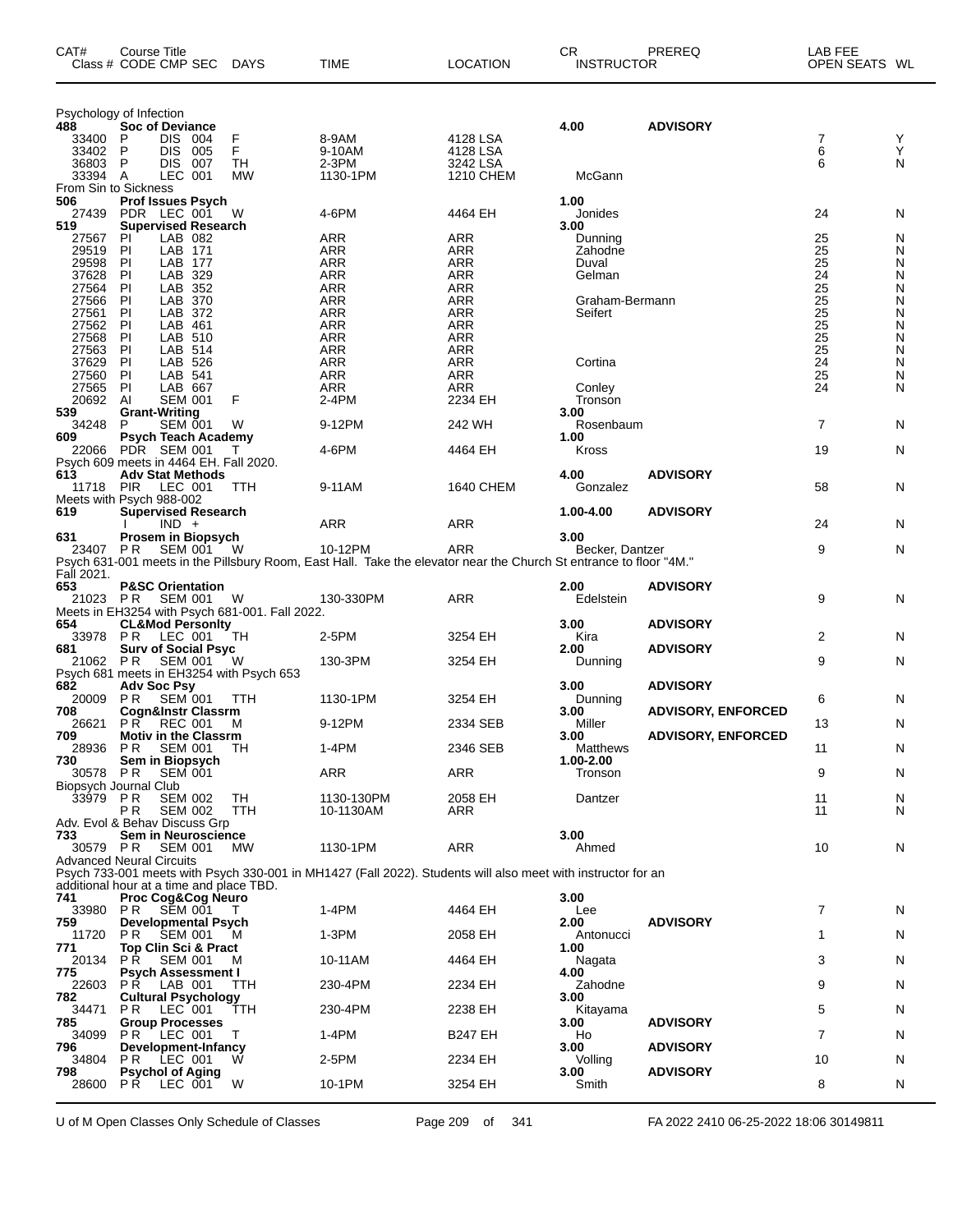| CAT# | Course Title |  |  |  |  |  |  | CR | PREREQ | LAB FEE |  |
|---|---|---|---|---|---|---|---|---|---|---|---|
| Class # | CODE | CMP | SEC | DAYS | TIME | LOCATION | INSTRUCTOR |  |  | OPEN SEATS | WL |
| Psychology of Infection |  |  |  |  |  |  |  |  |  |  |  |
| 488 | Soc of Deviance |  |  |  |  |  |  | 4.00 | ADVISORY |  |  |
| 33400 | P | DIS | 004 | F | 8-9AM | 4128 LSA |  |  |  | 7 | Y |
| 33402 | P | DIS | 005 | F | 9-10AM | 4128 LSA |  |  |  | 6 | Y |
| 36803 | P | DIS | 007 | TH | 2-3PM | 3242 LSA |  |  |  | 6 | N |
| 33394 | A | LEC | 001 | MW | 1130-1PM | 1210 CHEM | McGann |  |  |  |  |
| From Sin to Sickness |  |  |  |  |  |  |  |  |  |  |  |
| 506 | Prof Issues Psych |  |  |  |  |  |  | 1.00 |  |  |  |
| 27439 | PDR | LEC | 001 | W | 4-6PM | 4464 EH | Jonides |  |  | 24 | N |
| 519 | Supervised Research |  |  |  |  |  |  | 3.00 |  |  |  |
| 27567 | PI | LAB | 082 |  | ARR | ARR | Dunning |  |  | 25 | N |
| 29519 | PI | LAB | 171 |  | ARR | ARR | Zahodne |  |  | 25 | N |
| 29598 | PI | LAB | 177 |  | ARR | ARR | Duval |  |  | 25 | N |
| 37628 | PI | LAB | 329 |  | ARR | ARR | Gelman |  |  | 24 | N |
| 27564 | PI | LAB | 352 |  | ARR | ARR |  |  |  | 25 | N |
| 27566 | PI | LAB | 370 |  | ARR | ARR | Graham-Bermann |  |  | 25 | N |
| 27561 | PI | LAB | 372 |  | ARR | ARR | Seifert |  |  | 25 | N |
| 27562 | PI | LAB | 461 |  | ARR | ARR |  |  |  | 25 | N |
| 27568 | PI | LAB | 510 |  | ARR | ARR |  |  |  | 25 | N |
| 27563 | PI | LAB | 514 |  | ARR | ARR |  |  |  | 25 | N |
| 37629 | PI | LAB | 526 |  | ARR | ARR | Cortina |  |  | 24 | N |
| 27560 | PI | LAB | 541 |  | ARR | ARR |  |  |  | 25 | N |
| 27565 | PI | LAB | 667 |  | ARR | ARR | Conley |  |  | 24 | N |
| 20692 | AI | SEM | 001 | F | 2-4PM | 2234 EH | Tronson |  |  |  |  |
| 539 | Grant-Writing |  |  |  |  |  |  | 3.00 |  |  |  |
| 34248 | P | SEM | 001 | W | 9-12PM | 242 WH | Rosenbaum |  |  | 7 | N |
| 609 | Psych Teach Academy |  |  |  |  |  |  | 1.00 |  |  |  |
| 22066 | PDR | SEM | 001 | T | 4-6PM | 4464 EH | Kross |  |  | 19 | N |
| Psych 609 meets in 4464 EH. Fall 2020. |  |  |  |  |  |  |  |  |  |  |  |
| 613 | Adv Stat Methods |  |  |  |  |  |  | 4.00 | ADVISORY |  |  |
| 11718 | PIR | LEC | 001 | TTH | 9-11AM | 1640 CHEM | Gonzalez |  |  | 58 | N |
| Meets with Psych 988-002 |  |  |  |  |  |  |  |  |  |  |  |
| 619 | Supervised Research |  |  |  |  |  |  | 1.00-4.00 | ADVISORY |  |  |
|  | I | IND | + |  | ARR | ARR |  |  |  | 24 | N |
| 631 | Prosem in Biopsych |  |  |  |  |  |  | 3.00 |  |  |  |
| 23407 | PR | SEM | 001 | W | 10-12PM | ARR | Becker, Dantzer |  |  | 9 | N |
| Psych 631-001 meets in the Pillsbury Room, East Hall. Take the elevator near the Church St entrance to floor "4M." Fall 2021. |  |  |  |  |  |  |  |  |  |  |  |
| 653 | P&SC Orientation |  |  |  |  |  |  | 2.00 | ADVISORY |  |  |
| 21023 | PR | SEM | 001 | W | 130-330PM | ARR | Edelstein |  |  | 9 | N |
| Meets in EH3254 with Psych 681-001. Fall 2022. |  |  |  |  |  |  |  |  |  |  |  |
| 654 | CL&Mod Personlty |  |  |  |  |  |  | 3.00 | ADVISORY |  |  |
| 33978 | PR | LEC | 001 | TH | 2-5PM | 3254 EH | Kira |  |  | 2 | N |
| 681 | Surv of Social Psyc |  |  |  |  |  |  | 2.00 | ADVISORY |  |  |
| 21062 | PR | SEM | 001 | W | 130-3PM | 3254 EH | Dunning |  |  | 9 | N |
| Psych 681 meets in EH3254 with Psych 653 |  |  |  |  |  |  |  |  |  |  |  |
| 682 | Adv Soc Psy |  |  |  |  |  |  | 3.00 | ADVISORY |  |  |
| 20009 | PR | SEM | 001 | TTH | 1130-1PM | 3254 EH | Dunning |  |  | 6 | N |
| 708 | Cogn&Instr Classrm |  |  |  |  |  |  | 3.00 | ADVISORY, ENFORCED |  |  |
| 26621 | PR | REC | 001 | M | 9-12PM | 2334 SEB | Miller |  |  | 13 | N |
| 709 | Motiv in the Classrm |  |  |  |  |  |  | 3.00 | ADVISORY, ENFORCED |  |  |
| 28936 | PR | SEM | 001 | TH | 1-4PM | 2346 SEB | Matthews |  |  | 11 | N |
| 730 | Sem in Biopsych |  |  |  |  |  |  | 1.00-2.00 |  |  |  |
| 30578 | PR | SEM | 001 |  | ARR | ARR | Tronson |  |  | 9 | N |
| Biopsych Journal Club |  |  |  |  |  |  |  |  |  |  |  |
| 33979 | PR | SEM | 002 | TH | 1130-130PM | 2058 EH | Dantzer |  |  | 11 | N |
|  | PR | SEM | 002 | TTH | 10-1130AM | ARR |  |  |  | 11 | N |
| Adv. Evol & Behav Discuss Grp |  |  |  |  |  |  |  |  |  |  |  |
| 733 | Sem in Neuroscience |  |  |  |  |  |  | 3.00 |  |  |  |
| 30579 | PR | SEM | 001 | MW | 1130-1PM | ARR | Ahmed |  |  | 10 | N |
| Advanced Neural Circuits |  |  |  |  |  |  |  |  |  |  |  |
| Psych 733-001 meets with Psych 330-001 in MH1427 (Fall 2022). Students will also meet with instructor for an additional hour at a time and place TBD. |  |  |  |  |  |  |  |  |  |  |  |
| 741 | Proc Cog&Cog Neuro |  |  |  |  |  |  | 3.00 |  |  |  |
| 33980 | PR | SEM | 001 | T | 1-4PM | 4464 EH | Lee |  |  | 7 | N |
| 759 | Developmental Psych |  |  |  |  |  |  | 2.00 | ADVISORY |  |  |
| 11720 | PR | SEM | 001 | M | 1-3PM | 2058 EH | Antonucci |  |  | 1 | N |
| 771 | Top Clin Sci & Pract |  |  |  |  |  |  | 1.00 |  |  |  |
| 20134 | PR | SEM | 001 | M | 10-11AM | 4464 EH | Nagata |  |  | 3 | N |
| 775 | Psych Assessment I |  |  |  |  |  |  | 4.00 |  |  |  |
| 22603 | PR | LAB | 001 | TTH | 230-4PM | 2234 EH | Zahodne |  |  | 9 | N |
| 782 | Cultural Psychology |  |  |  |  |  |  | 3.00 |  |  |  |
| 34471 | PR | LEC | 001 | TTH | 230-4PM | 2238 EH | Kitayama |  |  | 5 | N |
| 785 | Group Processes |  |  |  |  |  |  | 3.00 | ADVISORY |  |  |
| 34099 | PR | LEC | 001 | T | 1-4PM | B247 EH | Ho |  |  | 7 | N |
| 796 | Development-Infancy |  |  |  |  |  |  | 3.00 | ADVISORY |  |  |
| 34804 | PR | LEC | 001 | W | 2-5PM | 2234 EH | Volling |  |  | 10 | N |
| 798 | Psychol of Aging |  |  |  |  |  |  | 3.00 | ADVISORY |  |  |
| 28600 | PR | LEC | 001 | W | 10-1PM | 3254 EH | Smith |  |  | 8 | N |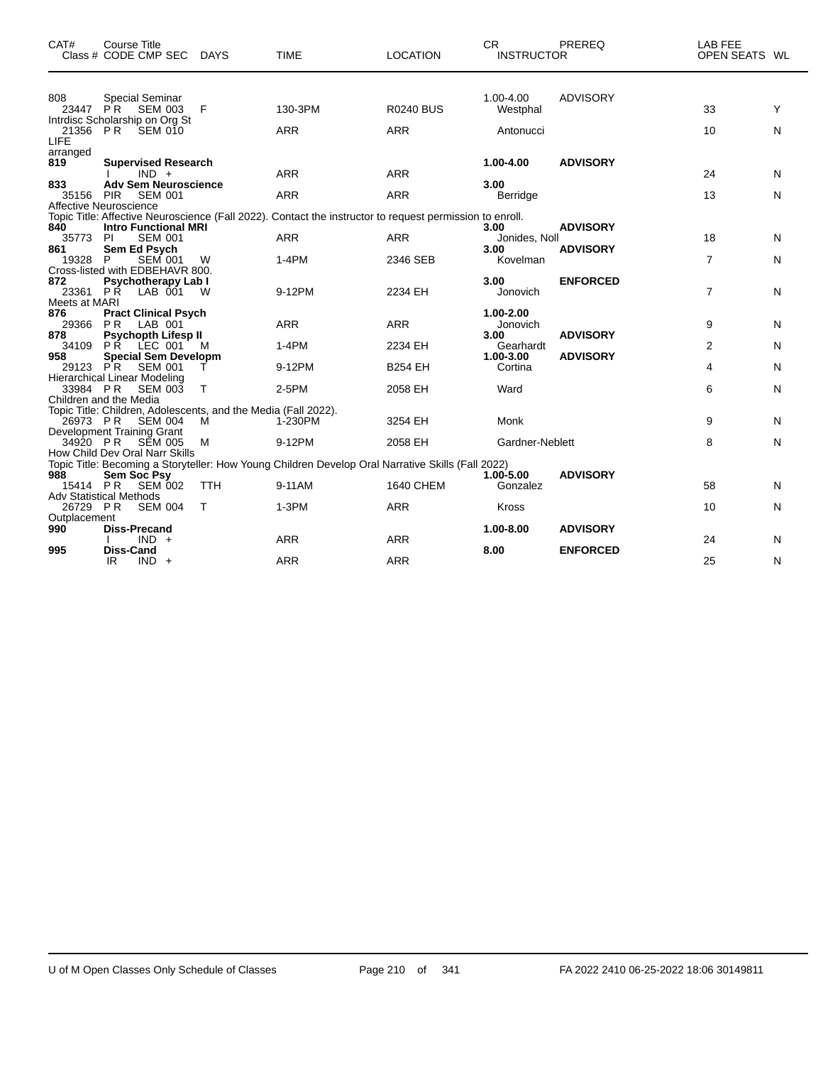| CAT# | Course Title Class # CODE CMP SEC | DAYS | TIME | LOCATION | CR INSTRUCTOR | PREREQ | LAB FEE OPEN SEATS | WL |
|---|---|---|---|---|---|---|---|---|
| 808 | Special Seminar | | | | 1.00-4.00 | ADVISORY | | |
| 23447 | PR SEM 003 | F | 130-3PM | R0240 BUS | Westphal | | 33 | Y |
| Intrdisc Scholarship on Org St | | | | | | | | |
| 21356 | PR SEM 010 | | ARR | ARR | Antonucci | | 10 | N |
| LIFE arranged | | | | | | | | |
| **819** | **Supervised Research** | | | | **1.00-4.00** | **ADVISORY** | | |
| | I IND + | | ARR | ARR | | | 24 | N |
| **833** | **Adv Sem Neuroscience** | | | | **3.00** | | | |
| 35156 | PIR SEM 001 | | ARR | ARR | Berridge | | 13 | N |
| Affective Neuroscience | | | | | | | | |
| Topic Title: Affective Neuroscience (Fall 2022). Contact the instructor to request permission to enroll. | | | | | | | | |
| **840** | **Intro Functional MRI** | | | | **3.00** | **ADVISORY** | | |
| 35773 | PI SEM 001 | | ARR | ARR | Jonides, Noll | | 18 | N |
| **861** | **Sem Ed Psych** | | | | **3.00** | **ADVISORY** | | |
| 19328 | P SEM 001 | W | 1-4PM | 2346 SEB | Kovelman | | 7 | N |
| Cross-listed with EDBEHAVR 800. | | | | | | | | |
| **872** | **Psychotherapy Lab I** | | | | **3.00** | **ENFORCED** | | |
| 23361 | PR LAB 001 | W | 9-12PM | 2234 EH | Jonovich | | 7 | N |
| Meets at MARI | | | | | | | | |
| **876** | **Pract Clinical Psych** | | | | **1.00-2.00** | | | |
| 29366 | PR LAB 001 | | ARR | ARR | Jonovich | | 9 | N |
| **878** | **Psychopth Lifesp II** | | | | **3.00** | **ADVISORY** | | |
| 34109 | PR LEC 001 | M | 1-4PM | 2234 EH | Gearhardt | | 2 | N |
| **958** | **Special Sem Developm** | | | | **1.00-3.00** | **ADVISORY** | | |
| 29123 | PR SEM 001 | T | 9-12PM | B254 EH | Cortina | | 4 | N |
| Hierarchical Linear Modeling | | | | | | | | |
| 33984 | PR SEM 003 | T | 2-5PM | 2058 EH | Ward | | 6 | N |
| Children and the Media | | | | | | | | |
| Topic Title: Children, Adolescents, and the Media (Fall 2022). | | | | | | | | |
| 26973 | PR SEM 004 | M | 1-230PM | 3254 EH | Monk | | 9 | N |
| Development Training Grant | | | | | | | | |
| 34920 | PR SEM 005 | M | 9-12PM | 2058 EH | Gardner-Neblett | | 8 | N |
| How Child Dev Oral Narr Skills | | | | | | | | |
| Topic Title: Becoming a Storyteller: How Young Children Develop Oral Narrative Skills (Fall 2022) | | | | | | | | |
| **988** | **Sem Soc Psy** | | | | **1.00-5.00** | **ADVISORY** | | |
| 15414 | PR SEM 002 | TTH | 9-11AM | 1640 CHEM | Gonzalez | | 58 | N |
| Adv Statistical Methods | | | | | | | | |
| 26729 | PR SEM 004 | T | 1-3PM | ARR | Kross | | 10 | N |
| Outplacement | | | | | | | | |
| **990** | **Diss-Precand** | | | | **1.00-8.00** | **ADVISORY** | | |
| | I IND + | | ARR | ARR | | | 24 | N |
| **995** | **Diss-Cand** | | | | **8.00** | **ENFORCED** | | |
| | IR IND + | | ARR | ARR | | | 25 | N |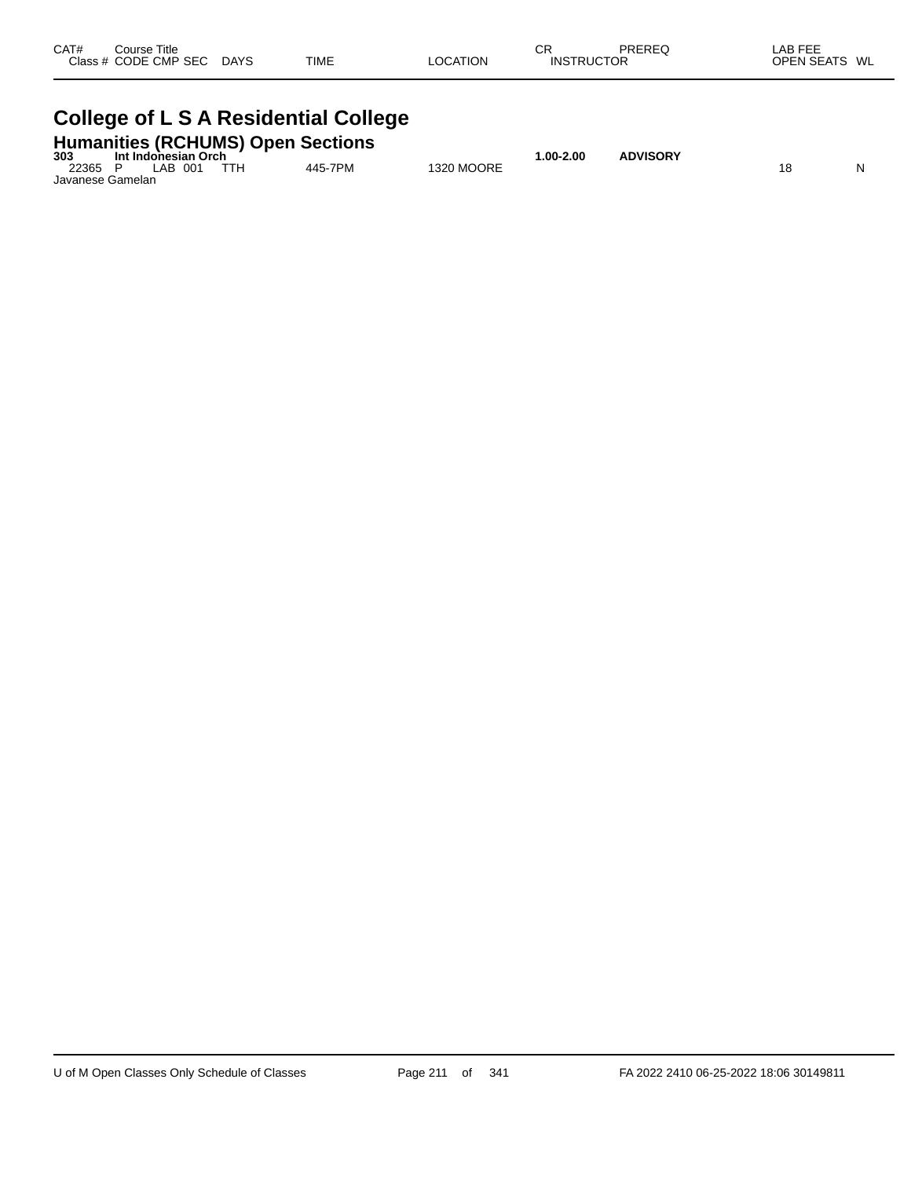| CAT# Class # | Course Title CODE | CMP | SEC | DAYS | TIME | LOCATION | CR INSTRUCTOR | PREREQ | LAB FEE OPEN SEATS | WL |
|---|---|---|---|---|---|---|---|---|---|---|

# College of L S A Residential College

## Humanities (RCHUMS) Open Sections

| CAT# Class # | Course Title CODE | CMP | SEC | DAYS | TIME | LOCATION | CR INSTRUCTOR | PREREQ | LAB FEE OPEN SEATS | WL |
|---|---|---|---|---|---|---|---|---|---|---|
| **303** | **Int Indonesian Orch** | | | | | | **1.00-2.00** | **ADVISORY** | | |
| 22365 | P | LAB | 001 | TTH | 445-7PM | 1320 MOORE | | | 18 | N |
| Javanese Gamelan | | | | | | | | | | |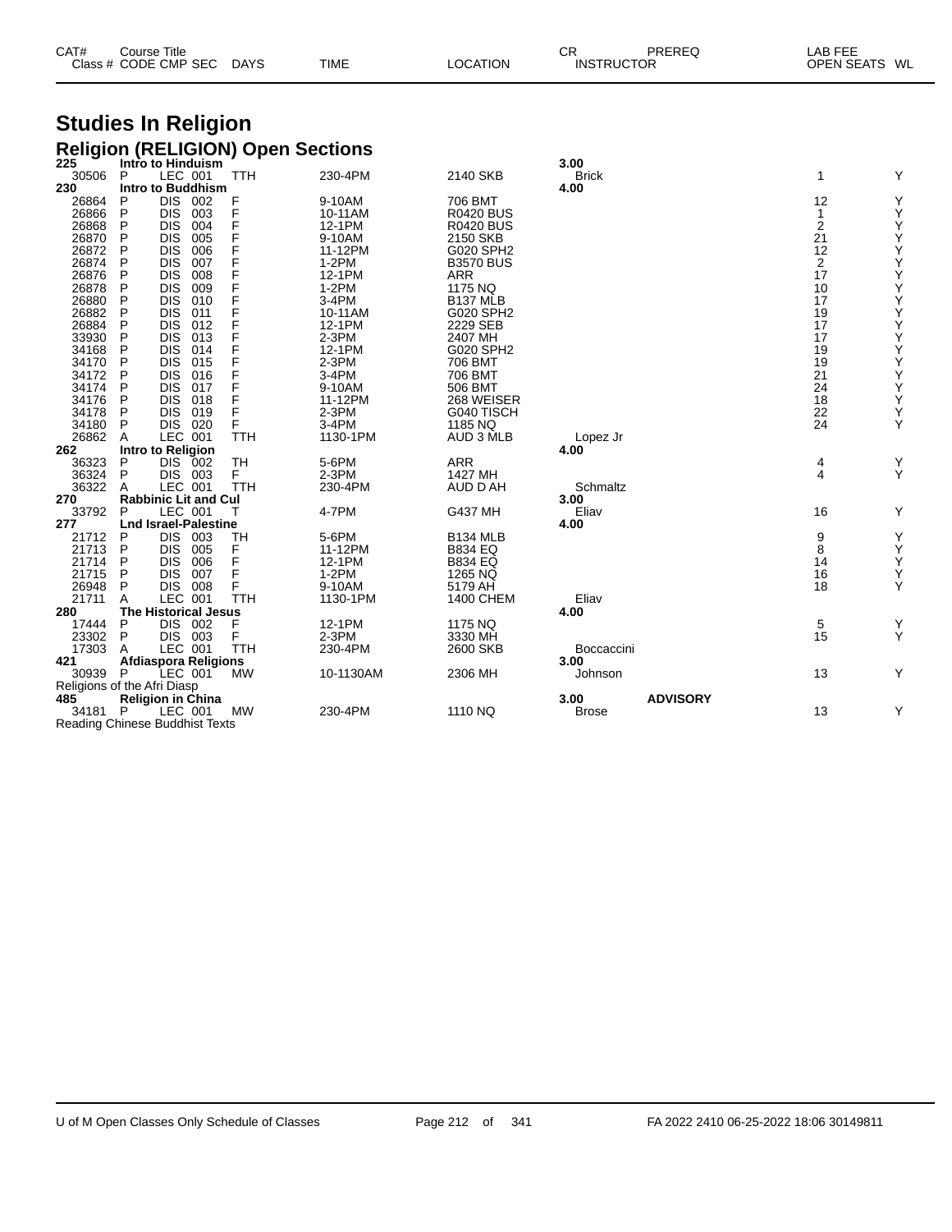| CAT# | Course Title | | | | | | CR | PREREQ | LAB FEE | |
|---|---|---|---|---|---|---|---|---|---|---|
| Class # | CODE CMP SEC | | DAYS | TIME | LOCATION | | INSTRUCTOR | | OPEN SEATS | WL |

# Studies In Religion

## Religion (RELIGION) Open Sections

| CAT# / Class # | CODE | CMP SEC | DAYS | TIME | LOCATION | CR / INSTRUCTOR | PREREQ | OPEN SEATS | WL |
|---|---|---|---|---|---|---|---|---|---|
| **225** | **Intro to Hinduism** | | | | | **3.00** | | | |
| 30506 | P | LEC 001 | TTH | 230-4PM | 2140 SKB | Brick | | 1 | Y |
| **230** | **Intro to Buddhism** | | | | | **4.00** | | | |
| 26864 | P | DIS 002 | F | 9-10AM | 706 BMT | | | 12 | Y |
| 26866 | P | DIS 003 | F | 10-11AM | R0420 BUS | | | 1 | Y |
| 26868 | P | DIS 004 | F | 12-1PM | R0420 BUS | | | 2 | Y |
| 26870 | P | DIS 005 | F | 9-10AM | 2150 SKB | | | 21 | Y |
| 26872 | P | DIS 006 | F | 11-12PM | G020 SPH2 | | | 12 | Y |
| 26874 | P | DIS 007 | F | 1-2PM | B3570 BUS | | | 2 | Y |
| 26876 | P | DIS 008 | F | 12-1PM | ARR | | | 17 | Y |
| 26878 | P | DIS 009 | F | 1-2PM | 1175 NQ | | | 10 | Y |
| 26880 | P | DIS 010 | F | 3-4PM | B137 MLB | | | 17 | Y |
| 26882 | P | DIS 011 | F | 10-11AM | G020 SPH2 | | | 19 | Y |
| 26884 | P | DIS 012 | F | 12-1PM | 2229 SEB | | | 17 | Y |
| 33930 | P | DIS 013 | F | 2-3PM | 2407 MH | | | 17 | Y |
| 34168 | P | DIS 014 | F | 12-1PM | G020 SPH2 | | | 19 | Y |
| 34170 | P | DIS 015 | F | 2-3PM | 706 BMT | | | 19 | Y |
| 34172 | P | DIS 016 | F | 3-4PM | 706 BMT | | | 21 | Y |
| 34174 | P | DIS 017 | F | 9-10AM | 506 BMT | | | 24 | Y |
| 34176 | P | DIS 018 | F | 11-12PM | 268 WEISER | | | 18 | Y |
| 34178 | P | DIS 019 | F | 2-3PM | G040 TISCH | | | 22 | Y |
| 34180 | P | DIS 020 | F | 3-4PM | 1185 NQ | | | 24 | Y |
| 26862 | A | LEC 001 | TTH | 1130-1PM | AUD 3 MLB | Lopez Jr | | | |
| **262** | **Intro to Religion** | | | | | **4.00** | | | |
| 36323 | P | DIS 002 | TH | 5-6PM | ARR | | | 4 | Y |
| 36324 | P | DIS 003 | F | 2-3PM | 1427 MH | | | 4 | Y |
| 36322 | A | LEC 001 | TTH | 230-4PM | AUD D AH | Schmaltz | | | |
| **270** | **Rabbinic Lit and Cul** | | | | | **3.00** | | | |
| 33792 | P | LEC 001 | T | 4-7PM | G437 MH | Eliav | | 16 | Y |
| **277** | **Lnd Israel-Palestine** | | | | | **4.00** | | | |
| 21712 | P | DIS 003 | TH | 5-6PM | B134 MLB | | | 9 | Y |
| 21713 | P | DIS 005 | F | 11-12PM | B834 EQ | | | 8 | Y |
| 21714 | P | DIS 006 | F | 12-1PM | B834 EQ | | | 14 | Y |
| 21715 | P | DIS 007 | F | 1-2PM | 1265 NQ | | | 16 | Y |
| 26948 | P | DIS 008 | F | 9-10AM | 5179 AH | | | 18 | Y |
| 21711 | A | LEC 001 | TTH | 1130-1PM | 1400 CHEM | Eliav | | | |
| **280** | **The Historical Jesus** | | | | | **4.00** | | | |
| 17444 | P | DIS 002 | F | 12-1PM | 1175 NQ | | | 5 | Y |
| 23302 | P | DIS 003 | F | 2-3PM | 3330 MH | | | 15 | Y |
| 17303 | A | LEC 001 | TTH | 230-4PM | 2600 SKB | Boccaccini | | | |
| **421** | **Afdiaspora Religions** | | | | | **3.00** | | | |
| 30939 | P | LEC 001 | MW | 10-1130AM | 2306 MH | Johnson | | 13 | Y |
| Religions of the Afri Diasp | | | | | | | | | |
| **485** | **Religion in China** | | | | | **3.00** | **ADVISORY** | | |
| 34181 | P | LEC 001 | MW | 230-4PM | 1110 NQ | Brose | | 13 | Y |
| Reading Chinese Buddhist Texts | | | | | | | | | |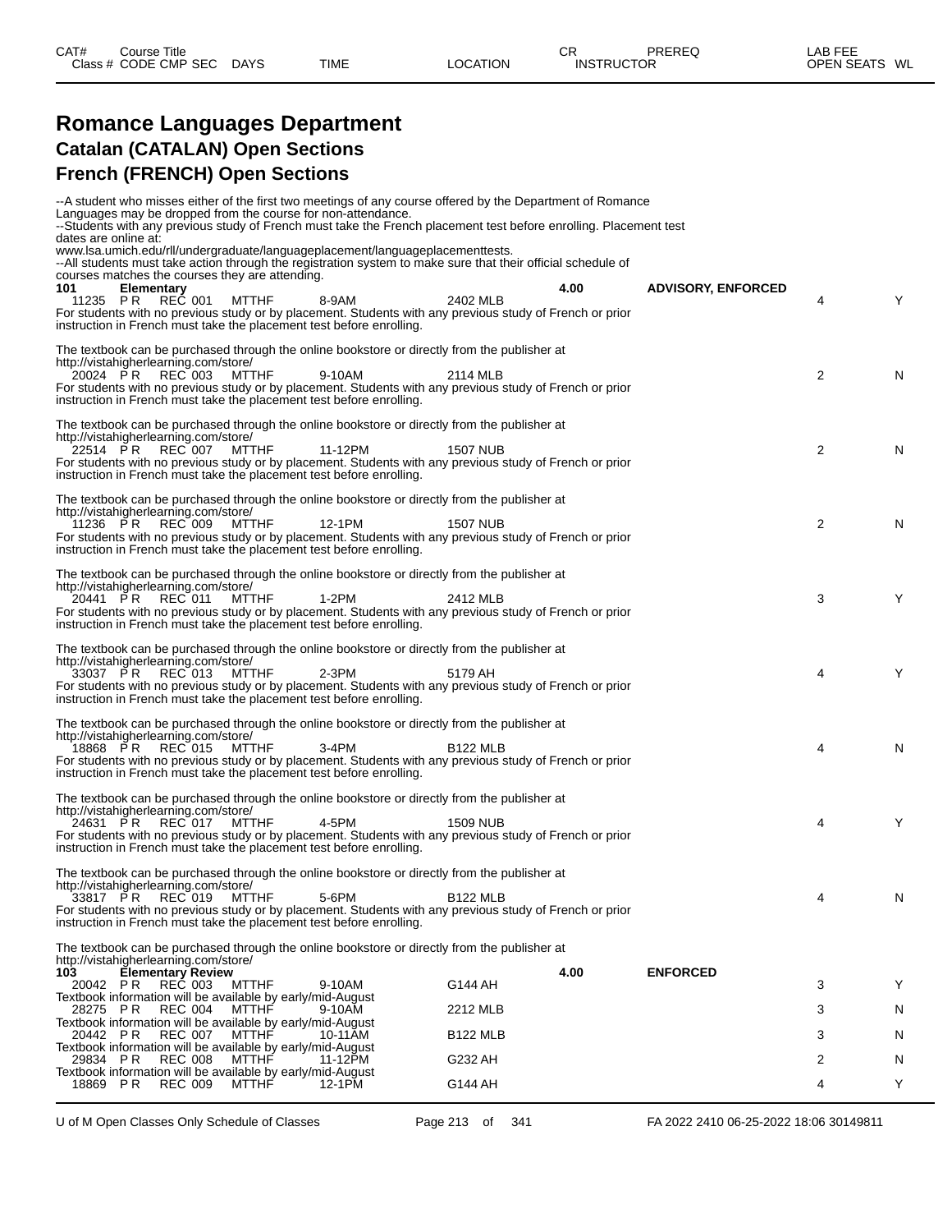| CAT# | Course Title | | | | | CR | PREREQ | LAB FEE | |
|---|---|---|---|---|---|---|---|---|---|
| Class # | CODE CMP SEC | DAYS | TIME | LOCATION | | INSTRUCTOR | | OPEN SEATS | WL |

# Romance Languages Department

## Catalan (CATALAN) Open Sections

## French (FRENCH) Open Sections

--A student who misses either of the first two meetings of any course offered by the Department of Romance Languages may be dropped from the course for non-attendance.
--Students with any previous study of French must take the French placement test before enrolling. Placement test dates are online at:
www.lsa.umich.edu/rll/undergraduate/languageplacement/languageplacementtests.
--All students must take action through the registration system to make sure that their official schedule of courses matches the courses they are attending.

**101 Elementary** — **4.00** — **ADVISORY, ENFORCED**

| Class # | CODE CMP SEC | DAYS | TIME | LOCATION | OPEN SEATS | WL |
|---|---|---|---|---|---|---|
| 11235 | P R REC 001 | MTTHF | 8-9AM | 2402 MLB | 4 | Y |

For students with no previous study or by placement. Students with any previous study of French or prior instruction in French must take the placement test before enrolling.

The textbook can be purchased through the online bookstore or directly from the publisher at http://vistahigherlearning.com/store/

| Class # | CODE CMP SEC | DAYS | TIME | LOCATION | OPEN SEATS | WL |
|---|---|---|---|---|---|---|
| 20024 | P R REC 003 | MTTHF | 9-10AM | 2114 MLB | 2 | N |

For students with no previous study or by placement. Students with any previous study of French or prior instruction in French must take the placement test before enrolling.

The textbook can be purchased through the online bookstore or directly from the publisher at http://vistahigherlearning.com/store/

| Class # | CODE CMP SEC | DAYS | TIME | LOCATION | OPEN SEATS | WL |
|---|---|---|---|---|---|---|
| 22514 | P R REC 007 | MTTHF | 11-12PM | 1507 NUB | 2 | N |

For students with no previous study or by placement. Students with any previous study of French or prior instruction in French must take the placement test before enrolling.

The textbook can be purchased through the online bookstore or directly from the publisher at http://vistahigherlearning.com/store/

| Class # | CODE CMP SEC | DAYS | TIME | LOCATION | OPEN SEATS | WL |
|---|---|---|---|---|---|---|
| 11236 | P R REC 009 | MTTHF | 12-1PM | 1507 NUB | 2 | N |

For students with no previous study or by placement. Students with any previous study of French or prior instruction in French must take the placement test before enrolling.

The textbook can be purchased through the online bookstore or directly from the publisher at http://vistahigherlearning.com/store/

| Class # | CODE CMP SEC | DAYS | TIME | LOCATION | OPEN SEATS | WL |
|---|---|---|---|---|---|---|
| 20441 | P R REC 011 | MTTHF | 1-2PM | 2412 MLB | 3 | Y |

For students with no previous study or by placement. Students with any previous study of French or prior instruction in French must take the placement test before enrolling.

The textbook can be purchased through the online bookstore or directly from the publisher at http://vistahigherlearning.com/store/

| Class # | CODE CMP SEC | DAYS | TIME | LOCATION | OPEN SEATS | WL |
|---|---|---|---|---|---|---|
| 33037 | P R REC 013 | MTTHF | 2-3PM | 5179 AH | 4 | Y |

For students with no previous study or by placement. Students with any previous study of French or prior instruction in French must take the placement test before enrolling.

The textbook can be purchased through the online bookstore or directly from the publisher at http://vistahigherlearning.com/store/

| Class # | CODE CMP SEC | DAYS | TIME | LOCATION | OPEN SEATS | WL |
|---|---|---|---|---|---|---|
| 18868 | P R REC 015 | MTTHF | 3-4PM | B122 MLB | 4 | N |

For students with no previous study or by placement. Students with any previous study of French or prior instruction in French must take the placement test before enrolling.

The textbook can be purchased through the online bookstore or directly from the publisher at http://vistahigherlearning.com/store/

| Class # | CODE CMP SEC | DAYS | TIME | LOCATION | OPEN SEATS | WL |
|---|---|---|---|---|---|---|
| 24631 | P R REC 017 | MTTHF | 4-5PM | 1509 NUB | 4 | Y |

For students with no previous study or by placement. Students with any previous study of French or prior instruction in French must take the placement test before enrolling.

The textbook can be purchased through the online bookstore or directly from the publisher at http://vistahigherlearning.com/store/

| Class # | CODE CMP SEC | DAYS | TIME | LOCATION | OPEN SEATS | WL |
|---|---|---|---|---|---|---|
| 33817 | P R REC 019 | MTTHF | 5-6PM | B122 MLB | 4 | N |

For students with no previous study or by placement. Students with any previous study of French or prior instruction in French must take the placement test before enrolling.

The textbook can be purchased through the online bookstore or directly from the publisher at http://vistahigherlearning.com/store/

**103 Elementary Review** — **4.00** — **ENFORCED**

| Class # | CODE CMP SEC | DAYS | TIME | LOCATION | OPEN SEATS | WL |
|---|---|---|---|---|---|---|
| 20042 | P R REC 003 | MTTHF | 9-10AM | G144 AH | 3 | Y |

Textbook information will be available by early/mid-August

| Class # | CODE CMP SEC | DAYS | TIME | LOCATION | OPEN SEATS | WL |
|---|---|---|---|---|---|---|
| 28275 | P R REC 004 | MTTHF | 9-10AM | 2212 MLB | 3 | N |

Textbook information will be available by early/mid-August

| Class # | CODE CMP SEC | DAYS | TIME | LOCATION | OPEN SEATS | WL |
|---|---|---|---|---|---|---|
| 20442 | P R REC 007 | MTTHF | 10-11AM | B122 MLB | 3 | N |

Textbook information will be available by early/mid-August

| Class # | CODE CMP SEC | DAYS | TIME | LOCATION | OPEN SEATS | WL |
|---|---|---|---|---|---|---|
| 29834 | P R REC 008 | MTTHF | 11-12PM | G232 AH | 2 | N |

Textbook information will be available by early/mid-August

| Class # | CODE CMP SEC | DAYS | TIME | LOCATION | OPEN SEATS | WL |
|---|---|---|---|---|---|---|
| 18869 | P R REC 009 | MTTHF | 12-1PM | G144 AH | 4 | Y |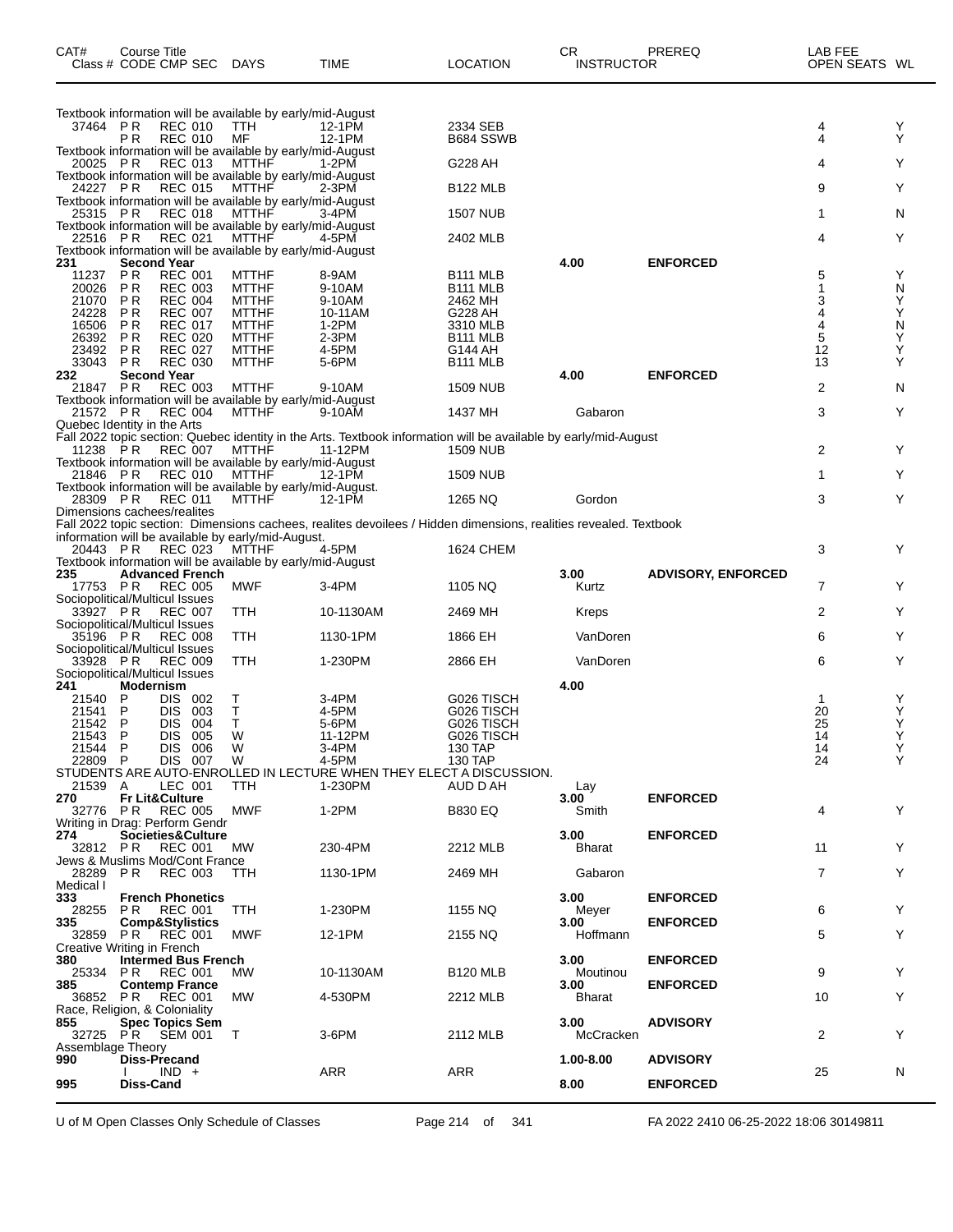| CAT# | Course Title Class # CODE CMP SEC | DAYS | TIME | LOCATION | CR INSTRUCTOR | PREREQ | LAB FEE OPEN SEATS | WL |
|---|---|---|---|---|---|---|---|---|
| Textbook information will be available by early/mid-August | | | | | | | | |
| 37464 | P R REC 010 | TTH | 12-1PM | 2334 SEB | | | 4 | Y |
| | P R REC 010 | MF | 12-1PM | B684 SSWB | | | 4 | Y |
| Textbook information will be available by early/mid-August | | | | | | | | |
| 20025 | P R REC 013 | MTTHF | 1-2PM | G228 AH | | | 4 | Y |
| Textbook information will be available by early/mid-August | | | | | | | | |
| 24227 | P R REC 015 | MTTHF | 2-3PM | B122 MLB | | | 9 | Y |
| Textbook information will be available by early/mid-August | | | | | | | | |
| 25315 | P R REC 018 | MTTHF | 3-4PM | 1507 NUB | | | 1 | N |
| Textbook information will be available by early/mid-August | | | | | | | | |
| 22516 | P R REC 021 | MTTHF | 4-5PM | 2402 MLB | | | 4 | Y |
| Textbook information will be available by early/mid-August | | | | | | | | |
| **231** | **Second Year** | | | | **4.00** | **ENFORCED** | | |
| 11237 | P R REC 001 | MTTHF | 8-9AM | B111 MLB | | | 5 | Y |
| 20026 | P R REC 003 | MTTHF | 9-10AM | B111 MLB | | | 1 | N |
| 21070 | P R REC 004 | MTTHF | 9-10AM | 2462 MH | | | 3 | Y |
| 24228 | P R REC 007 | MTTHF | 10-11AM | G228 AH | | | 4 | Y |
| 16506 | P R REC 017 | MTTHF | 1-2PM | 3310 MLB | | | 4 | N |
| 26392 | P R REC 020 | MTTHF | 2-3PM | B111 MLB | | | 5 | Y |
| 23492 | P R REC 027 | MTTHF | 4-5PM | G144 AH | | | 12 | Y |
| 33043 | P R REC 030 | MTTHF | 5-6PM | B111 MLB | | | 13 | Y |
| **232** | **Second Year** | | | | **4.00** | **ENFORCED** | | |
| 21847 | P R REC 003 | MTTHF | 9-10AM | 1509 NUB | | | 2 | N |
| Textbook information will be available by early/mid-August | | | | | | | | |
| 21572 | P R REC 004 | MTTHF | 9-10AM | 1437 MH | Gabaron | | 3 | Y |
| Quebec Identity in the Arts | | | | | | | | |
| Fall 2022 topic section: Quebec identity in the Arts. Textbook information will be available by early/mid-August | | | | | | | | |
| 11238 | P R REC 007 | MTTHF | 11-12PM | 1509 NUB | | | 2 | Y |
| Textbook information will be available by early/mid-August | | | | | | | | |
| 21846 | P R REC 010 | MTTHF | 12-1PM | 1509 NUB | | | 1 | Y |
| Textbook information will be available by early/mid-August. | | | | | | | | |
| 28309 | P R REC 011 | MTTHF | 12-1PM | 1265 NQ | Gordon | | 3 | Y |
| Dimensions cachees/realites | | | | | | | | |
| Fall 2022 topic section: Dimensions cachees, realites devoilees / Hidden dimensions, realities revealed. Textbook information will be available by early/mid-August. | | | | | | | | |
| 20443 | P R REC 023 | MTTHF | 4-5PM | 1624 CHEM | | | 3 | Y |
| Textbook information will be available by early/mid-August | | | | | | | | |
| **235** | **Advanced French** | | | | **3.00** | **ADVISORY, ENFORCED** | | |
| 17753 | P R REC 005 | MWF | 3-4PM | 1105 NQ | Kurtz | | 7 | Y |
| Sociopolitical/Multicul Issues | | | | | | | | |
| 33927 | P R REC 007 | TTH | 10-1130AM | 2469 MH | Kreps | | 2 | Y |
| Sociopolitical/Multicul Issues | | | | | | | | |
| 35196 | P R REC 008 | TTH | 1130-1PM | 1866 EH | VanDoren | | 6 | Y |
| Sociopolitical/Multicul Issues | | | | | | | | |
| 33928 | P R REC 009 | TTH | 1-230PM | 2866 EH | VanDoren | | 6 | Y |
| Sociopolitical/Multicul Issues | | | | | | | | |
| **241** | **Modernism** | | | | **4.00** | | | |
| 21540 | P DIS 002 | T | 3-4PM | G026 TISCH | | | 1 | Y |
| 21541 | P DIS 003 | T | 4-5PM | G026 TISCH | | | 20 | Y |
| 21542 | P DIS 004 | T | 5-6PM | G026 TISCH | | | 25 | Y |
| 21543 | P DIS 005 | W | 11-12PM | G026 TISCH | | | 14 | Y |
| 21544 | P DIS 006 | W | 3-4PM | 130 TAP | | | 14 | Y |
| 22809 | P DIS 007 | W | 4-5PM | 130 TAP | | | 24 | Y |
| STUDENTS ARE AUTO-ENROLLED IN LECTURE WHEN THEY ELECT A DISCUSSION. | | | | | | | | |
| 21539 | A LEC 001 | TTH | 1-230PM | AUD D AH | Lay | | | |
| **270** | **Fr Lit&Culture** | | | | **3.00** | **ENFORCED** | | |
| 32776 | P R REC 005 | MWF | 1-2PM | B830 EQ | Smith | | 4 | Y |
| Writing in Drag: Perform Gendr | | | | | | | | |
| **274** | **Societies&Culture** | | | | **3.00** | **ENFORCED** | | |
| 32812 | P R REC 001 | MW | 230-4PM | 2212 MLB | Bharat | | 11 | Y |
| Jews & Muslims Mod/Cont France | | | | | | | | |
| 28289 | P R REC 003 | TTH | 1130-1PM | 2469 MH | Gabaron | | 7 | Y |
| Medical I | | | | | | | | |
| **333** | **French Phonetics** | | | | **3.00** | **ENFORCED** | | |
| 28255 | P R REC 001 | TTH | 1-230PM | 1155 NQ | Meyer | | 6 | Y |
| **335** | **Comp&Stylistics** | | | | **3.00** | **ENFORCED** | | |
| 32859 | P R REC 001 | MWF | 12-1PM | 2155 NQ | Hoffmann | | 5 | Y |
| Creative Writing in French | | | | | | | | |
| **380** | **Intermed Bus French** | | | | **3.00** | **ENFORCED** | | |
| 25334 | P R REC 001 | MW | 10-1130AM | B120 MLB | Moutinou | | 9 | Y |
| **385** | **Contemp France** | | | | **3.00** | **ENFORCED** | | |
| 36852 | P R REC 001 | MW | 4-530PM | 2212 MLB | Bharat | | 10 | Y |
| Race, Religion, & Coloniality | | | | | | | | |
| **855** | **Spec Topics Sem** | | | | **3.00** | **ADVISORY** | | |
| 32725 | P R SEM 001 | T | 3-6PM | 2112 MLB | McCracken | | 2 | Y |
| Assemblage Theory | | | | | | | | |
| **990** | **Diss-Precand** | | | | **1.00-8.00** | **ADVISORY** | | |
| | I IND + | | ARR | ARR | | | 25 | N |
| **995** | **Diss-Cand** | | | | **8.00** | **ENFORCED** | | |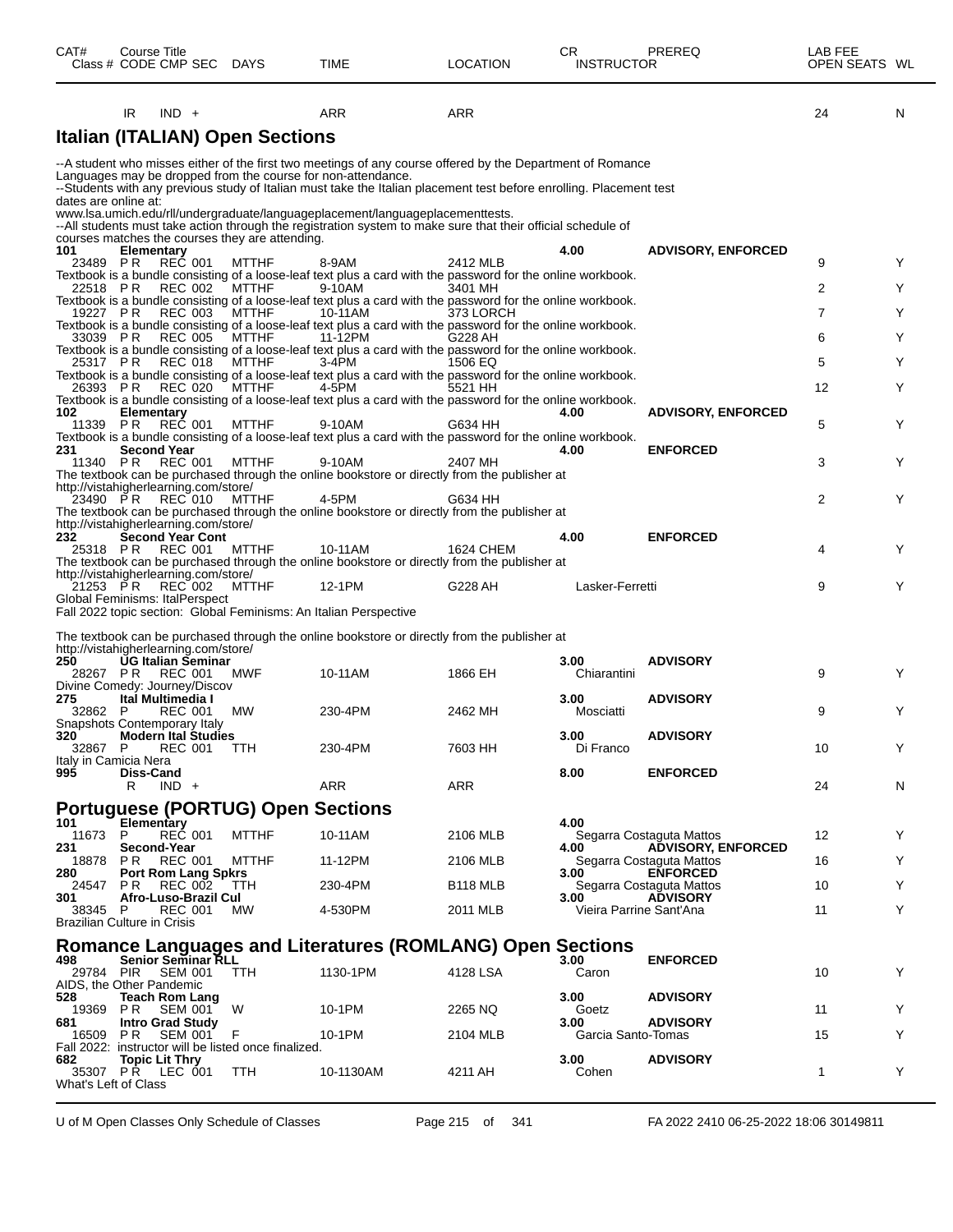| CAT# Class # | Course Title CODE | CMP | SEC | DAYS | TIME | LOCATION | CR INSTRUCTOR | PREREQ | LAB FEE OPEN SEATS | WL |
|---|---|---|---|---|---|---|---|---|---|---|
| | IR | IND | + | | ARR | ARR | | | 24 | N |

## Italian (ITALIAN) Open Sections

--A student who misses either of the first two meetings of any course offered by the Department of Romance Languages may be dropped from the course for non-attendance.
--Students with any previous study of Italian must take the Italian placement test before enrolling. Placement test dates are online at:
www.lsa.umich.edu/rll/undergraduate/languageplacement/languageplacementtests.
--All students must take action through the registration system to make sure that their official schedule of courses matches the courses they are attending.

| CAT# Class # | Course Title CODE | CMP | SEC | DAYS | TIME | LOCATION | CR INSTRUCTOR | PREREQ | OPEN SEATS | WL |
|---|---|---|---|---|---|---|---|---|---|---|
| **101** | **Elementary** | | | | | | **4.00** | **ADVISORY, ENFORCED** | | |
| 23489 | PR | REC | 001 | MTTHF | 8-9AM | 2412 MLB | | | 9 | Y |
| Textbook is a bundle consisting of a loose-leaf text plus a card with the password for the online workbook. | | | | | | | | | | |
| 22518 | PR | REC | 002 | MTTHF | 9-10AM | 3401 MH | | | 2 | Y |
| Textbook is a bundle consisting of a loose-leaf text plus a card with the password for the online workbook. | | | | | | | | | | |
| 19227 | PR | REC | 003 | MTTHF | 10-11AM | 373 LORCH | | | 7 | Y |
| Textbook is a bundle consisting of a loose-leaf text plus a card with the password for the online workbook. | | | | | | | | | | |
| 33039 | PR | REC | 005 | MTTHF | 11-12PM | G228 AH | | | 6 | Y |
| Textbook is a bundle consisting of a loose-leaf text plus a card with the password for the online workbook. | | | | | | | | | | |
| 25317 | PR | REC | 018 | MTTHF | 3-4PM | 1506 EQ | | | 5 | Y |
| Textbook is a bundle consisting of a loose-leaf text plus a card with the password for the online workbook. | | | | | | | | | | |
| 26393 | PR | REC | 020 | MTTHF | 4-5PM | 5521 HH | | | 12 | Y |
| Textbook is a bundle consisting of a loose-leaf text plus a card with the password for the online workbook. | | | | | | | | | | |
| **102** | **Elementary** | | | | | | **4.00** | **ADVISORY, ENFORCED** | | |
| 11339 | PR | REC | 001 | MTTHF | 9-10AM | G634 HH | | | 5 | Y |
| Textbook is a bundle consisting of a loose-leaf text plus a card with the password for the online workbook. | | | | | | | | | | |
| **231** | **Second Year** | | | | | | **4.00** | **ENFORCED** | | |
| 11340 | PR | REC | 001 | MTTHF | 9-10AM | 2407 MH | | | 3 | Y |
| The textbook can be purchased through the online bookstore or directly from the publisher at http://vistahigherlearning.com/store/ | | | | | | | | | | |
| 23490 | PR | REC | 010 | MTTHF | 4-5PM | G634 HH | | | 2 | Y |
| The textbook can be purchased through the online bookstore or directly from the publisher at http://vistahigherlearning.com/store/ | | | | | | | | | | |
| **232** | **Second Year Cont** | | | | | | **4.00** | **ENFORCED** | | |
| 25318 | PR | REC | 001 | MTTHF | 10-11AM | 1624 CHEM | | | 4 | Y |
| The textbook can be purchased through the online bookstore or directly from the publisher at http://vistahigherlearning.com/store/ | | | | | | | | | | |
| 21253 | PR | REC | 002 | MTTHF | 12-1PM | G228 AH | Lasker-Ferretti | | 9 | Y |
| Global Feminisms: ItalPerspect | | | | | | | | | | |
| Fall 2022 topic section: Global Feminisms: An Italian Perspective | | | | | | | | | | |
| The textbook can be purchased through the online bookstore or directly from the publisher at http://vistahigherlearning.com/store/ | | | | | | | | | | |
| **250** | **UG Italian Seminar** | | | | | | **3.00** | **ADVISORY** | | |
| 28267 | PR | REC | 001 | MWF | 10-11AM | 1866 EH | Chiarantini | | 9 | Y |
| Divine Comedy: Journey/Discov | | | | | | | | | | |
| **275** | **Ital Multimedia I** | | | | | | **3.00** | **ADVISORY** | | |
| 32862 | P | REC | 001 | MW | 230-4PM | 2462 MH | Mosciatti | | 9 | Y |
| Snapshots Contemporary Italy | | | | | | | | | | |
| **320** | **Modern Ital Studies** | | | | | | **3.00** | **ADVISORY** | | |
| 32867 | P | REC | 001 | TTH | 230-4PM | 7603 HH | Di Franco | | 10 | Y |
| Italy in Camicia Nera | | | | | | | | | | |
| **995** | **Diss-Cand** | | | | | | **8.00** | **ENFORCED** | | |
| | R | IND | + | | ARR | ARR | | | 24 | N |

## Portuguese (PORTUG) Open Sections

| CAT# Class # | Course Title CODE | CMP | SEC | DAYS | TIME | LOCATION | CR INSTRUCTOR | PREREQ | OPEN SEATS | WL |
|---|---|---|---|---|---|---|---|---|---|---|
| **101** | **Elementary** | | | | | | **4.00** | | | |
| 11673 | P | REC | 001 | MTTHF | 10-11AM | 2106 MLB | Segarra Costaguta Mattos | | 12 | Y |
| **231** | **Second-Year** | | | | | | **4.00** | **ADVISORY, ENFORCED** | | |
| 18878 | PR | REC | 001 | MTTHF | 11-12PM | 2106 MLB | Segarra Costaguta Mattos | | 16 | Y |
| **280** | **Port Rom Lang Spkrs** | | | | | | **3.00** | **ENFORCED** | | |
| 24547 | PR | REC | 002 | TTH | 230-4PM | B118 MLB | Segarra Costaguta Mattos | | 10 | Y |
| **301** | **Afro-Luso-Brazil Cul** | | | | | | **3.00** | **ADVISORY** | | |
| 38345 | P | REC | 001 | MW | 4-530PM | 2011 MLB | Vieira Parrine Sant'Ana | | 11 | Y |
| Brazilian Culture in Crisis | | | | | | | | | | |

## Romance Languages and Literatures (ROMLANG) Open Sections

| CAT# Class # | Course Title CODE | CMP | SEC | DAYS | TIME | LOCATION | CR INSTRUCTOR | PREREQ | OPEN SEATS | WL |
|---|---|---|---|---|---|---|---|---|---|---|
| **498** | **Senior Seminar RLL** | | | | | | **3.00** | **ENFORCED** | | |
| 29784 | PIR | SEM | 001 | TTH | 1130-1PM | 4128 LSA | Caron | | 10 | Y |
| AIDS, the Other Pandemic | | | | | | | | | | |
| **528** | **Teach Rom Lang** | | | | | | **3.00** | **ADVISORY** | | |
| 19369 | PR | SEM | 001 | W | 10-1PM | 2265 NQ | Goetz | | 11 | Y |
| **681** | **Intro Grad Study** | | | | | | **3.00** | **ADVISORY** | | |
| 16509 | PR | SEM | 001 | F | 10-1PM | 2104 MLB | Garcia Santo-Tomas | | 15 | Y |
| Fall 2022: instructor will be listed once finalized. | | | | | | | | | | |
| **682** | **Topic Lit Thry** | | | | | | **3.00** | **ADVISORY** | | |
| 35307 | PR | LEC | 001 | TTH | 10-1130AM | 4211 AH | Cohen | | 1 | Y |
| What's Left of Class | | | | | | | | | | |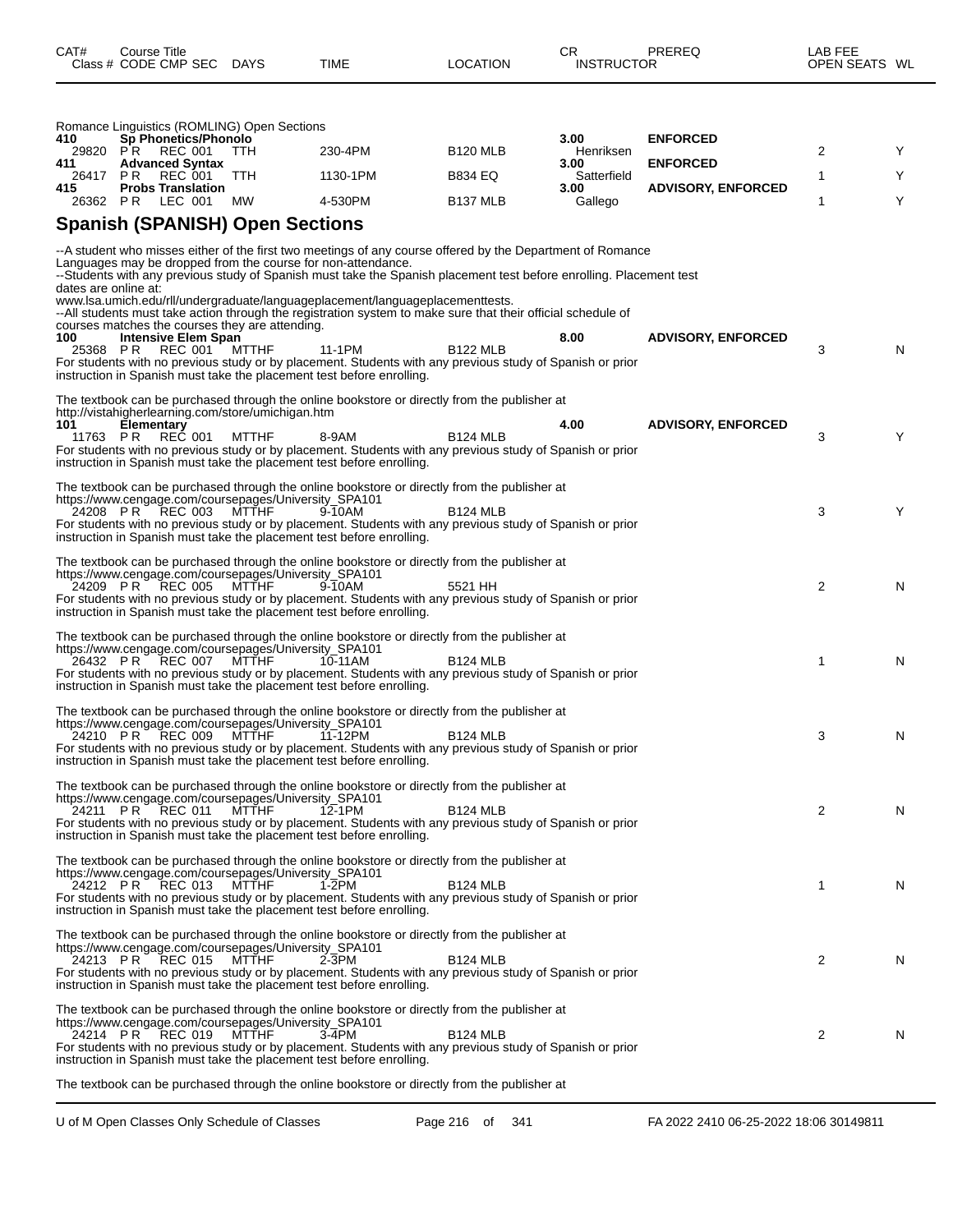| CAT# | Course Title |  |  |  |  | CR | PREREQ | LAB FEE |  |
|---|---|---|---|---|---|---|---|---|---|
| Class # | CODE CMP SEC | DAYS | TIME | LOCATION | INSTRUCTOR |  |  | OPEN SEATS | WL |

Romance Linguistics (ROMLING) Open Sections

| CAT# | Course Title / Class # CODE CMP SEC | DAYS | TIME | LOCATION | CR / INSTRUCTOR | PREREQ | OPEN SEATS | WL |
|---|---|---|---|---|---|---|---|---|
| **410** | **Sp Phonetics/Phonolo** |  |  |  | **3.00** | **ENFORCED** |  |  |
| 29820 | P R REC 001 | TTH | 230-4PM | B120 MLB | Henriksen |  | 2 | Y |
| **411** | **Advanced Syntax** |  |  |  | **3.00** | **ENFORCED** |  |  |
| 26417 | P R REC 001 | TTH | 1130-1PM | B834 EQ | Satterfield |  | 1 | Y |
| **415** | **Probs Translation** |  |  |  | **3.00** | **ADVISORY, ENFORCED** |  |  |
| 26362 | P R LEC 001 | MW | 4-530PM | B137 MLB | Gallego |  | 1 | Y |

## Spanish (SPANISH) Open Sections

--A student who misses either of the first two meetings of any course offered by the Department of Romance Languages may be dropped from the course for non-attendance.
--Students with any previous study of Spanish must take the Spanish placement test before enrolling. Placement test dates are online at:
www.lsa.umich.edu/rll/undergraduate/languageplacement/languageplacementtests.
--All students must take action through the registration system to make sure that their official schedule of courses matches the courses they are attending.

| CAT# | Course Title / Class # CODE CMP SEC | DAYS | TIME | LOCATION | CR / INSTRUCTOR | PREREQ | OPEN SEATS | WL |
|---|---|---|---|---|---|---|---|---|
| **100** | **Intensive Elem Span** |  |  |  | **8.00** | **ADVISORY, ENFORCED** |  |  |
| 25368 | P R REC 001 | MTTHF | 11-1PM | B122 MLB |  |  | 3 | N |

For students with no previous study or by placement. Students with any previous study of Spanish or prior instruction in Spanish must take the placement test before enrolling.

The textbook can be purchased through the online bookstore or directly from the publisher at http://vistahigherlearning.com/store/umichigan.htm

| CAT# | Course Title / Class # CODE CMP SEC | DAYS | TIME | LOCATION | CR / INSTRUCTOR | PREREQ | OPEN SEATS | WL |
|---|---|---|---|---|---|---|---|---|
| **101** | **Elementary** |  |  |  | **4.00** | **ADVISORY, ENFORCED** |  |  |
| 11763 | P R REC 001 | MTTHF | 8-9AM | B124 MLB |  |  | 3 | Y |

For students with no previous study or by placement. Students with any previous study of Spanish or prior instruction in Spanish must take the placement test before enrolling.

The textbook can be purchased through the online bookstore or directly from the publisher at https://www.cengage.com/coursepages/University_SPA101

| Class # | CODE CMP SEC | DAYS | TIME | LOCATION | OPEN SEATS | WL |
|---|---|---|---|---|---|---|
| 24208 | P R REC 003 | MTTHF | 9-10AM | B124 MLB | 3 | Y |

For students with no previous study or by placement. Students with any previous study of Spanish or prior instruction in Spanish must take the placement test before enrolling.

The textbook can be purchased through the online bookstore or directly from the publisher at https://www.cengage.com/coursepages/University_SPA101

| Class # | CODE CMP SEC | DAYS | TIME | LOCATION | OPEN SEATS | WL |
|---|---|---|---|---|---|---|
| 24209 | P R REC 005 | MTTHF | 9-10AM | 5521 HH | 2 | N |

For students with no previous study or by placement. Students with any previous study of Spanish or prior instruction in Spanish must take the placement test before enrolling.

The textbook can be purchased through the online bookstore or directly from the publisher at https://www.cengage.com/coursepages/University_SPA101

| Class # | CODE CMP SEC | DAYS | TIME | LOCATION | OPEN SEATS | WL |
|---|---|---|---|---|---|---|
| 26432 | P R REC 007 | MTTHF | 10-11AM | B124 MLB | 1 | N |

For students with no previous study or by placement. Students with any previous study of Spanish or prior instruction in Spanish must take the placement test before enrolling.

The textbook can be purchased through the online bookstore or directly from the publisher at https://www.cengage.com/coursepages/University_SPA101

| Class # | CODE CMP SEC | DAYS | TIME | LOCATION | OPEN SEATS | WL |
|---|---|---|---|---|---|---|
| 24210 | P R REC 009 | MTTHF | 11-12PM | B124 MLB | 3 | N |

For students with no previous study or by placement. Students with any previous study of Spanish or prior instruction in Spanish must take the placement test before enrolling.

The textbook can be purchased through the online bookstore or directly from the publisher at https://www.cengage.com/coursepages/University_SPA101

| Class # | CODE CMP SEC | DAYS | TIME | LOCATION | OPEN SEATS | WL |
|---|---|---|---|---|---|---|
| 24211 | P R REC 011 | MTTHF | 12-1PM | B124 MLB | 2 | N |

For students with no previous study or by placement. Students with any previous study of Spanish or prior instruction in Spanish must take the placement test before enrolling.

The textbook can be purchased through the online bookstore or directly from the publisher at https://www.cengage.com/coursepages/University_SPA101

| Class # | CODE CMP SEC | DAYS | TIME | LOCATION | OPEN SEATS | WL |
|---|---|---|---|---|---|---|
| 24212 | P R REC 013 | MTTHF | 1-2PM | B124 MLB | 1 | N |

For students with no previous study or by placement. Students with any previous study of Spanish or prior instruction in Spanish must take the placement test before enrolling.

The textbook can be purchased through the online bookstore or directly from the publisher at https://www.cengage.com/coursepages/University_SPA101

| Class # | CODE CMP SEC | DAYS | TIME | LOCATION | OPEN SEATS | WL |
|---|---|---|---|---|---|---|
| 24213 | P R REC 015 | MTTHF | 2-3PM | B124 MLB | 2 | N |

For students with no previous study or by placement. Students with any previous study of Spanish or prior instruction in Spanish must take the placement test before enrolling.

The textbook can be purchased through the online bookstore or directly from the publisher at https://www.cengage.com/coursepages/University_SPA101

| Class # | CODE CMP SEC | DAYS | TIME | LOCATION | OPEN SEATS | WL |
|---|---|---|---|---|---|---|
| 24214 | P R REC 019 | MTTHF | 3-4PM | B124 MLB | 2 | N |

For students with no previous study or by placement. Students with any previous study of Spanish or prior instruction in Spanish must take the placement test before enrolling.

The textbook can be purchased through the online bookstore or directly from the publisher at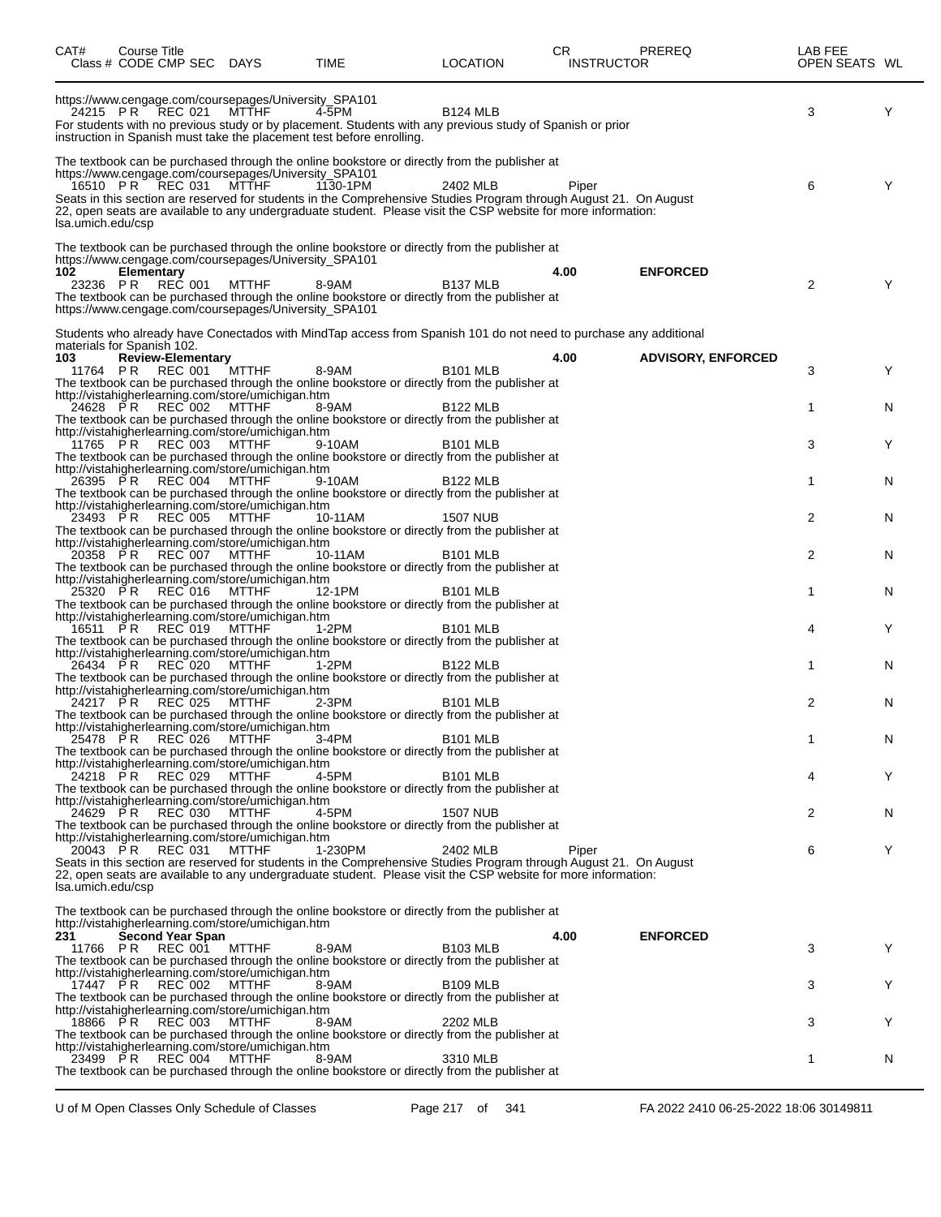| CAT# | Course Title Class # CODE CMP SEC | DAYS | TIME | LOCATION | CR INSTRUCTOR | PREREQ | LAB FEE OPEN SEATS | WL |
|---|---|---|---|---|---|---|---|---|

https://www.cengage.com/coursepages/University_SPA101

| | 24215 P R REC 021 | MTTHF | 4-5PM | B124 MLB | | | 3 | Y |
|---|---|---|---|---|---|---|---|---|

For students with no previous study or by placement. Students with any previous study of Spanish or prior instruction in Spanish must take the placement test before enrolling.

The textbook can be purchased through the online bookstore or directly from the publisher at https://www.cengage.com/coursepages/University_SPA101

| | 16510 P R REC 031 | MTTHF | 1130-1PM | 2402 MLB | Piper | | 6 | Y |
|---|---|---|---|---|---|---|---|---|

Seats in this section are reserved for students in the Comprehensive Studies Program through August 21. On August 22, open seats are available to any undergraduate student. Please visit the CSP website for more information: lsa.umich.edu/csp

The textbook can be purchased through the online bookstore or directly from the publisher at https://www.cengage.com/coursepages/University_SPA101

**102 Elementary** — 4.00 — **ENFORCED**

| | 23236 P R REC 001 | MTTHF | 8-9AM | B137 MLB | | | 2 | Y |
|---|---|---|---|---|---|---|---|---|

The textbook can be purchased through the online bookstore or directly from the publisher at https://www.cengage.com/coursepages/University_SPA101

Students who already have Conectados with MindTap access from Spanish 101 do not need to purchase any additional materials for Spanish 102.

**103 Review-Elementary** — 4.00 — **ADVISORY, ENFORCED**

| Class # CODE CMP SEC | DAYS | TIME | LOCATION | INSTRUCTOR | OPEN SEATS | WL |
|---|---|---|---|---|---|---|
| 11764 P R REC 001 | MTTHF | 8-9AM | B101 MLB | | 3 | Y |
| 24628 P R REC 002 | MTTHF | 8-9AM | B122 MLB | | 1 | N |
| 11765 P R REC 003 | MTTHF | 9-10AM | B101 MLB | | 3 | Y |
| 26395 P R REC 004 | MTTHF | 9-10AM | B122 MLB | | 1 | N |
| 23493 P R REC 005 | MTTHF | 10-11AM | 1507 NUB | | 2 | N |
| 20358 P R REC 007 | MTTHF | 10-11AM | B101 MLB | | 2 | N |
| 25320 P R REC 016 | MTTHF | 12-1PM | B101 MLB | | 1 | N |
| 16511 P R REC 019 | MTTHF | 1-2PM | B101 MLB | | 4 | Y |
| 26434 P R REC 020 | MTTHF | 1-2PM | B122 MLB | | 1 | N |
| 24217 P R REC 025 | MTTHF | 2-3PM | B101 MLB | | 2 | N |
| 25478 P R REC 026 | MTTHF | 3-4PM | B101 MLB | | 1 | N |
| 24218 P R REC 029 | MTTHF | 4-5PM | B101 MLB | | 4 | Y |
| 24629 P R REC 030 | MTTHF | 4-5PM | 1507 NUB | | 2 | N |
| 20043 P R REC 031 | MTTHF | 1-230PM | 2402 MLB | Piper | 6 | Y |

Each section above (001 through 030): The textbook can be purchased through the online bookstore or directly from the publisher at http://vistahigherlearning.com/store/umichigan.htm

Section 031: Seats in this section are reserved for students in the Comprehensive Studies Program through August 21. On August 22, open seats are available to any undergraduate student. Please visit the CSP website for more information: lsa.umich.edu/csp

The textbook can be purchased through the online bookstore or directly from the publisher at http://vistahigherlearning.com/store/umichigan.htm

**231 Second Year Span** — 4.00 — **ENFORCED**

| Class # CODE CMP SEC | DAYS | TIME | LOCATION | INSTRUCTOR | OPEN SEATS | WL |
|---|---|---|---|---|---|---|
| 11766 P R REC 001 | MTTHF | 8-9AM | B103 MLB | | 3 | Y |
| 17447 P R REC 002 | MTTHF | 8-9AM | B109 MLB | | 3 | Y |
| 18866 P R REC 003 | MTTHF | 8-9AM | 2202 MLB | | 3 | Y |
| 23499 P R REC 004 | MTTHF | 8-9AM | 3310 MLB | | 1 | N |

Each section above: The textbook can be purchased through the online bookstore or directly from the publisher at http://vistahigherlearning.com/store/umichigan.htm (section 004 note continues on next page)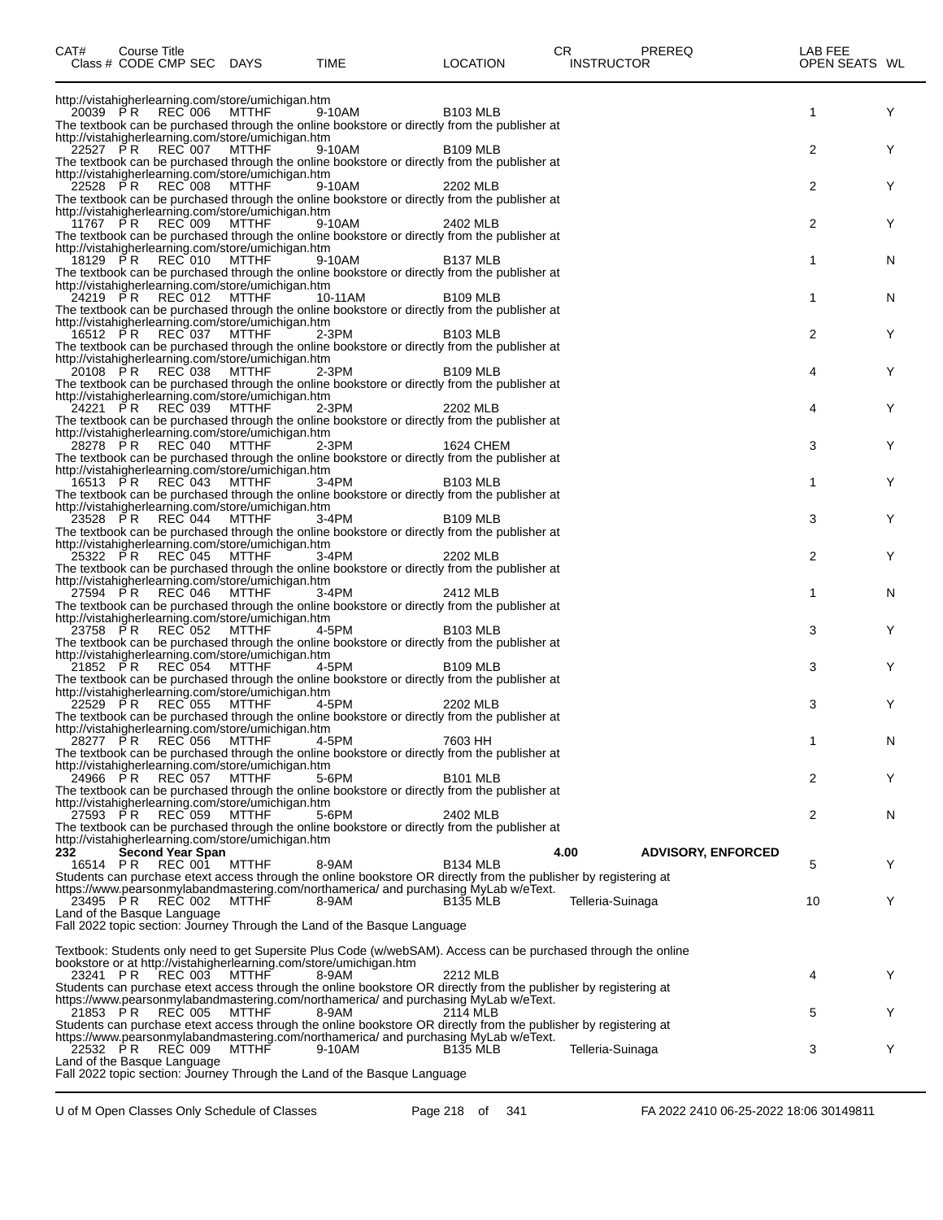| CAT# Class # | Course Title CODE CMP SEC | DAYS | TIME | LOCATION | CR INSTRUCTOR | PREREQ | LAB FEE OPEN SEATS | WL |
|---|---|---|---|---|---|---|---|---|

http://vistahigherlearning.com/store/umichigan.htm

| 20039 | P R REC 006 | MTTHF | 9-10AM | B103 MLB | | | 1 | Y |
|---|---|---|---|---|---|---|---|---|

The textbook can be purchased through the online bookstore or directly from the publisher at http://vistahigherlearning.com/store/umichigan.htm

| 22527 | P R REC 007 | MTTHF | 9-10AM | B109 MLB | | | 2 | Y |
|---|---|---|---|---|---|---|---|---|

The textbook can be purchased through the online bookstore or directly from the publisher at http://vistahigherlearning.com/store/umichigan.htm

| 22528 | P R REC 008 | MTTHF | 9-10AM | 2202 MLB | | | 2 | Y |
|---|---|---|---|---|---|---|---|---|

The textbook can be purchased through the online bookstore or directly from the publisher at http://vistahigherlearning.com/store/umichigan.htm

| 11767 | P R REC 009 | MTTHF | 9-10AM | 2402 MLB | | | 2 | Y |
|---|---|---|---|---|---|---|---|---|

The textbook can be purchased through the online bookstore or directly from the publisher at http://vistahigherlearning.com/store/umichigan.htm

| 18129 | P R REC 010 | MTTHF | 9-10AM | B137 MLB | | | 1 | N |
|---|---|---|---|---|---|---|---|---|

The textbook can be purchased through the online bookstore or directly from the publisher at http://vistahigherlearning.com/store/umichigan.htm

| 24219 | P R REC 012 | MTTHF | 10-11AM | B109 MLB | | | 1 | N |
|---|---|---|---|---|---|---|---|---|

The textbook can be purchased through the online bookstore or directly from the publisher at http://vistahigherlearning.com/store/umichigan.htm

| 16512 | P R REC 037 | MTTHF | 2-3PM | B103 MLB | | | 2 | Y |
|---|---|---|---|---|---|---|---|---|

The textbook can be purchased through the online bookstore or directly from the publisher at http://vistahigherlearning.com/store/umichigan.htm

| 20108 | P R REC 038 | MTTHF | 2-3PM | B109 MLB | | | 4 | Y |
|---|---|---|---|---|---|---|---|---|

The textbook can be purchased through the online bookstore or directly from the publisher at http://vistahigherlearning.com/store/umichigan.htm

| 24221 | P R REC 039 | MTTHF | 2-3PM | 2202 MLB | | | 4 | Y |
|---|---|---|---|---|---|---|---|---|

The textbook can be purchased through the online bookstore or directly from the publisher at http://vistahigherlearning.com/store/umichigan.htm

| 28278 | P R REC 040 | MTTHF | 2-3PM | 1624 CHEM | | | 3 | Y |
|---|---|---|---|---|---|---|---|---|

The textbook can be purchased through the online bookstore or directly from the publisher at http://vistahigherlearning.com/store/umichigan.htm

| 16513 | P R REC 043 | MTTHF | 3-4PM | B103 MLB | | | 1 | Y |
|---|---|---|---|---|---|---|---|---|

The textbook can be purchased through the online bookstore or directly from the publisher at http://vistahigherlearning.com/store/umichigan.htm

| 23528 | P R REC 044 | MTTHF | 3-4PM | B109 MLB | | | 3 | Y |
|---|---|---|---|---|---|---|---|---|

The textbook can be purchased through the online bookstore or directly from the publisher at http://vistahigherlearning.com/store/umichigan.htm

| 25322 | P R REC 045 | MTTHF | 3-4PM | 2202 MLB | | | 2 | Y |
|---|---|---|---|---|---|---|---|---|

The textbook can be purchased through the online bookstore or directly from the publisher at http://vistahigherlearning.com/store/umichigan.htm

| 27594 | P R REC 046 | MTTHF | 3-4PM | 2412 MLB | | | 1 | N |
|---|---|---|---|---|---|---|---|---|

The textbook can be purchased through the online bookstore or directly from the publisher at http://vistahigherlearning.com/store/umichigan.htm

| 23758 | P R REC 052 | MTTHF | 4-5PM | B103 MLB | | | 3 | Y |
|---|---|---|---|---|---|---|---|---|

The textbook can be purchased through the online bookstore or directly from the publisher at http://vistahigherlearning.com/store/umichigan.htm

| 21852 | P R REC 054 | MTTHF | 4-5PM | B109 MLB | | | 3 | Y |
|---|---|---|---|---|---|---|---|---|

The textbook can be purchased through the online bookstore or directly from the publisher at http://vistahigherlearning.com/store/umichigan.htm

| 22529 | P R REC 055 | MTTHF | 4-5PM | 2202 MLB | | | 3 | Y |
|---|---|---|---|---|---|---|---|---|

The textbook can be purchased through the online bookstore or directly from the publisher at http://vistahigherlearning.com/store/umichigan.htm

| 28277 | P R REC 056 | MTTHF | 4-5PM | 7603 HH | | | 1 | N |
|---|---|---|---|---|---|---|---|---|

The textbook can be purchased through the online bookstore or directly from the publisher at http://vistahigherlearning.com/store/umichigan.htm

| 24966 | P R REC 057 | MTTHF | 5-6PM | B101 MLB | | | 2 | Y |
|---|---|---|---|---|---|---|---|---|

The textbook can be purchased through the online bookstore or directly from the publisher at http://vistahigherlearning.com/store/umichigan.htm

| 27593 | P R REC 059 | MTTHF | 5-6PM | 2402 MLB | | | 2 | N |
|---|---|---|---|---|---|---|---|---|

The textbook can be purchased through the online bookstore or directly from the publisher at http://vistahigherlearning.com/store/umichigan.htm

**232 Second Year Span** — 4.00 — ADVISORY, ENFORCED

| 16514 | P R REC 001 | MTTHF | 8-9AM | B134 MLB | | | 5 | Y |
|---|---|---|---|---|---|---|---|---|

Students can purchase etext access through the online bookstore OR directly from the publisher by registering at https://www.pearsonmylabandmastering.com/northamerica/ and purchasing MyLab w/eText.

| 23495 | P R REC 002 | MTTHF | 8-9AM | B135 MLB | Telleria-Suinaga | | 10 | Y |
|---|---|---|---|---|---|---|---|---|

Land of the Basque Language
Fall 2022 topic section: Journey Through the Land of the Basque Language

Textbook: Students only need to get Supersite Plus Code (w/webSAM). Access can be purchased through the online bookstore or at http://vistahigherlearning.com/store/umichigan.htm

| 23241 | P R REC 003 | MTTHF | 8-9AM | 2212 MLB | | | 4 | Y |
|---|---|---|---|---|---|---|---|---|

Students can purchase etext access through the online bookstore OR directly from the publisher by registering at https://www.pearsonmylabandmastering.com/northamerica/ and purchasing MyLab w/eText.

| 21853 | P R REC 005 | MTTHF | 8-9AM | 2114 MLB | | | 5 | Y |
|---|---|---|---|---|---|---|---|---|

Students can purchase etext access through the online bookstore OR directly from the publisher by registering at https://www.pearsonmylabandmastering.com/northamerica/ and purchasing MyLab w/eText.

| 22532 | P R REC 009 | MTTHF | 9-10AM | B135 MLB | Telleria-Suinaga | | 3 | Y |
|---|---|---|---|---|---|---|---|---|

Land of the Basque Language
Fall 2022 topic section: Journey Through the Land of the Basque Language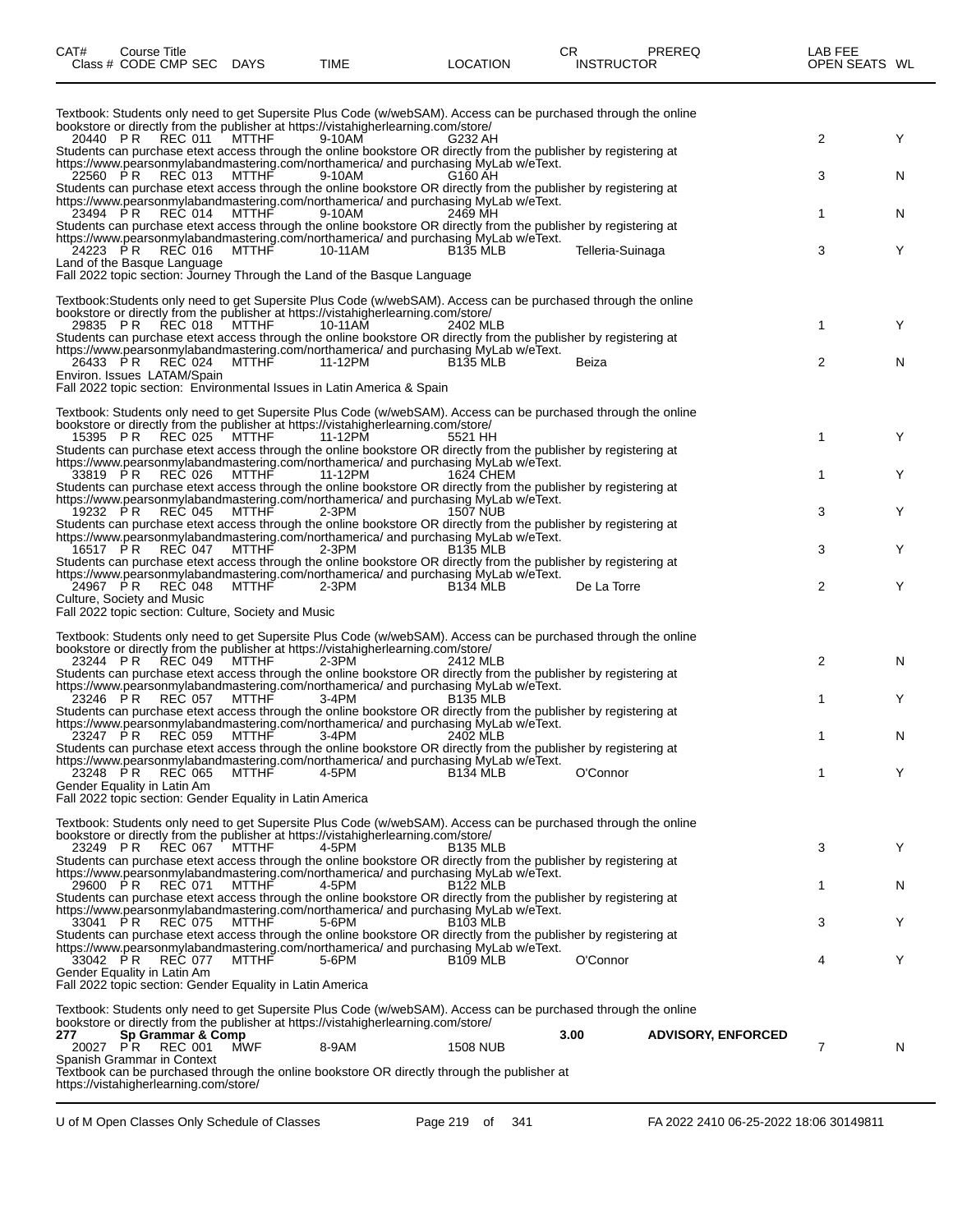| CAT# Class # | Course Title CODE CMP SEC | DAYS | TIME | LOCATION | CR INSTRUCTOR | PREREQ | LAB FEE OPEN SEATS | WL |
|---|---|---|---|---|---|---|---|---|

Textbook: Students only need to get Supersite Plus Code (w/webSAM). Access can be purchased through the online bookstore or directly from the publisher at https://vistahigherlearning.com/store/

| 20440 | P R REC 011 | MTTHF | 9-10AM | G232 AH | | | 2 | Y |
|---|---|---|---|---|---|---|---|---|

Students can purchase etext access through the online bookstore OR directly from the publisher by registering at https://www.pearsonmylabandmastering.com/northamerica/ and purchasing MyLab w/eText.

| 22560 | P R REC 013 | MTTHF | 9-10AM | G160 AH | | | 3 | N |
|---|---|---|---|---|---|---|---|---|

Students can purchase etext access through the online bookstore OR directly from the publisher by registering at https://www.pearsonmylabandmastering.com/northamerica/ and purchasing MyLab w/eText.

| 23494 | P R REC 014 | MTTHF | 9-10AM | 2469 MH | | | 1 | N |
|---|---|---|---|---|---|---|---|---|

Students can purchase etext access through the online bookstore OR directly from the publisher by registering at https://www.pearsonmylabandmastering.com/northamerica/ and purchasing MyLab w/eText.

| 24223 | P R REC 016 | MTTHF | 10-11AM | B135 MLB | Telleria-Suinaga | | 3 | Y |
|---|---|---|---|---|---|---|---|---|

Land of the Basque Language
Fall 2022 topic section: Journey Through the Land of the Basque Language

Textbook:Students only need to get Supersite Plus Code (w/webSAM). Access can be purchased through the online bookstore or directly from the publisher at https://vistahigherlearning.com/store/

| 29835 | P R REC 018 | MTTHF | 10-11AM | 2402 MLB | | | 1 | Y |
|---|---|---|---|---|---|---|---|---|

Students can purchase etext access through the online bookstore OR directly from the publisher by registering at https://www.pearsonmylabandmastering.com/northamerica/ and purchasing MyLab w/eText.

| 26433 | P R REC 024 | MTTHF | 11-12PM | B135 MLB | Beiza | | 2 | N |
|---|---|---|---|---|---|---|---|---|

Environ. Issues LATAM/Spain
Fall 2022 topic section: Environmental Issues in Latin America & Spain

Textbook: Students only need to get Supersite Plus Code (w/webSAM). Access can be purchased through the online bookstore or directly from the publisher at https://vistahigherlearning.com/store/

| 15395 | P R REC 025 | MTTHF | 11-12PM | 5521 HH | | | 1 | Y |
|---|---|---|---|---|---|---|---|---|

Students can purchase etext access through the online bookstore OR directly from the publisher by registering at https://www.pearsonmylabandmastering.com/northamerica/ and purchasing MyLab w/eText.

| 33819 | P R REC 026 | MTTHF | 11-12PM | 1624 CHEM | | | 1 | Y |
|---|---|---|---|---|---|---|---|---|

Students can purchase etext access through the online bookstore OR directly from the publisher by registering at https://www.pearsonmylabandmastering.com/northamerica/ and purchasing MyLab w/eText.

| 19232 | P R REC 045 | MTTHF | 2-3PM | 1507 NUB | | | 3 | Y |
|---|---|---|---|---|---|---|---|---|

Students can purchase etext access through the online bookstore OR directly from the publisher by registering at https://www.pearsonmylabandmastering.com/northamerica/ and purchasing MyLab w/eText.

| 16517 | P R REC 047 | MTTHF | 2-3PM | B135 MLB | | | 3 | Y |
|---|---|---|---|---|---|---|---|---|

Students can purchase etext access through the online bookstore OR directly from the publisher by registering at https://www.pearsonmylabandmastering.com/northamerica/ and purchasing MyLab w/eText.

| 24967 | P R REC 048 | MTTHF | 2-3PM | B134 MLB | De La Torre | | 2 | Y |
|---|---|---|---|---|---|---|---|---|

Culture, Society and Music
Fall 2022 topic section: Culture, Society and Music

Textbook: Students only need to get Supersite Plus Code (w/webSAM). Access can be purchased through the online bookstore or directly from the publisher at https://vistahigherlearning.com/store/

| 23244 | P R REC 049 | MTTHF | 2-3PM | 2412 MLB | | | 2 | N |
|---|---|---|---|---|---|---|---|---|

Students can purchase etext access through the online bookstore OR directly from the publisher by registering at https://www.pearsonmylabandmastering.com/northamerica/ and purchasing MyLab w/eText.

| 23246 | P R REC 057 | MTTHF | 3-4PM | B135 MLB | | | 1 | Y |
|---|---|---|---|---|---|---|---|---|

Students can purchase etext access through the online bookstore OR directly from the publisher by registering at https://www.pearsonmylabandmastering.com/northamerica/ and purchasing MyLab w/eText.

| 23247 | P R REC 059 | MTTHF | 3-4PM | 2402 MLB | | | 1 | N |
|---|---|---|---|---|---|---|---|---|

Students can purchase etext access through the online bookstore OR directly from the publisher by registering at https://www.pearsonmylabandmastering.com/northamerica/ and purchasing MyLab w/eText.

| 23248 | P R REC 065 | MTTHF | 4-5PM | B134 MLB | O'Connor | | 1 | Y |
|---|---|---|---|---|---|---|---|---|

Gender Equality in Latin Am
Fall 2022 topic section: Gender Equality in Latin America

Textbook: Students only need to get Supersite Plus Code (w/webSAM). Access can be purchased through the online bookstore or directly from the publisher at https://vistahigherlearning.com/store/

| 23249 | P R REC 067 | MTTHF | 4-5PM | B135 MLB | | | 3 | Y |
|---|---|---|---|---|---|---|---|---|

Students can purchase etext access through the online bookstore OR directly from the publisher by registering at https://www.pearsonmylabandmastering.com/northamerica/ and purchasing MyLab w/eText.

| 29600 | P R REC 071 | MTTHF | 4-5PM | B122 MLB | | | 1 | N |
|---|---|---|---|---|---|---|---|---|

Students can purchase etext access through the online bookstore OR directly from the publisher by registering at https://www.pearsonmylabandmastering.com/northamerica/ and purchasing MyLab w/eText.

| 33041 | P R REC 075 | MTTHF | 5-6PM | B103 MLB | | | 3 | Y |
|---|---|---|---|---|---|---|---|---|

Students can purchase etext access through the online bookstore OR directly from the publisher by registering at https://www.pearsonmylabandmastering.com/northamerica/ and purchasing MyLab w/eText.

| 33042 | P R REC 077 | MTTHF | 5-6PM | B109 MLB | O'Connor | | 4 | Y |
|---|---|---|---|---|---|---|---|---|

Gender Equality in Latin Am
Fall 2022 topic section: Gender Equality in Latin America

Textbook: Students only need to get Supersite Plus Code (w/webSAM). Access can be purchased through the online bookstore or directly from the publisher at https://vistahigherlearning.com/store/

**277 Sp Grammar & Comp** — **3.00** — **ADVISORY, ENFORCED**

| 20027 | P R REC 001 | MWF | 8-9AM | 1508 NUB | | | 7 | N |
|---|---|---|---|---|---|---|---|---|

Spanish Grammar in Context
Textbook can be purchased through the online bookstore OR directly through the publisher at https://vistahigherlearning.com/store/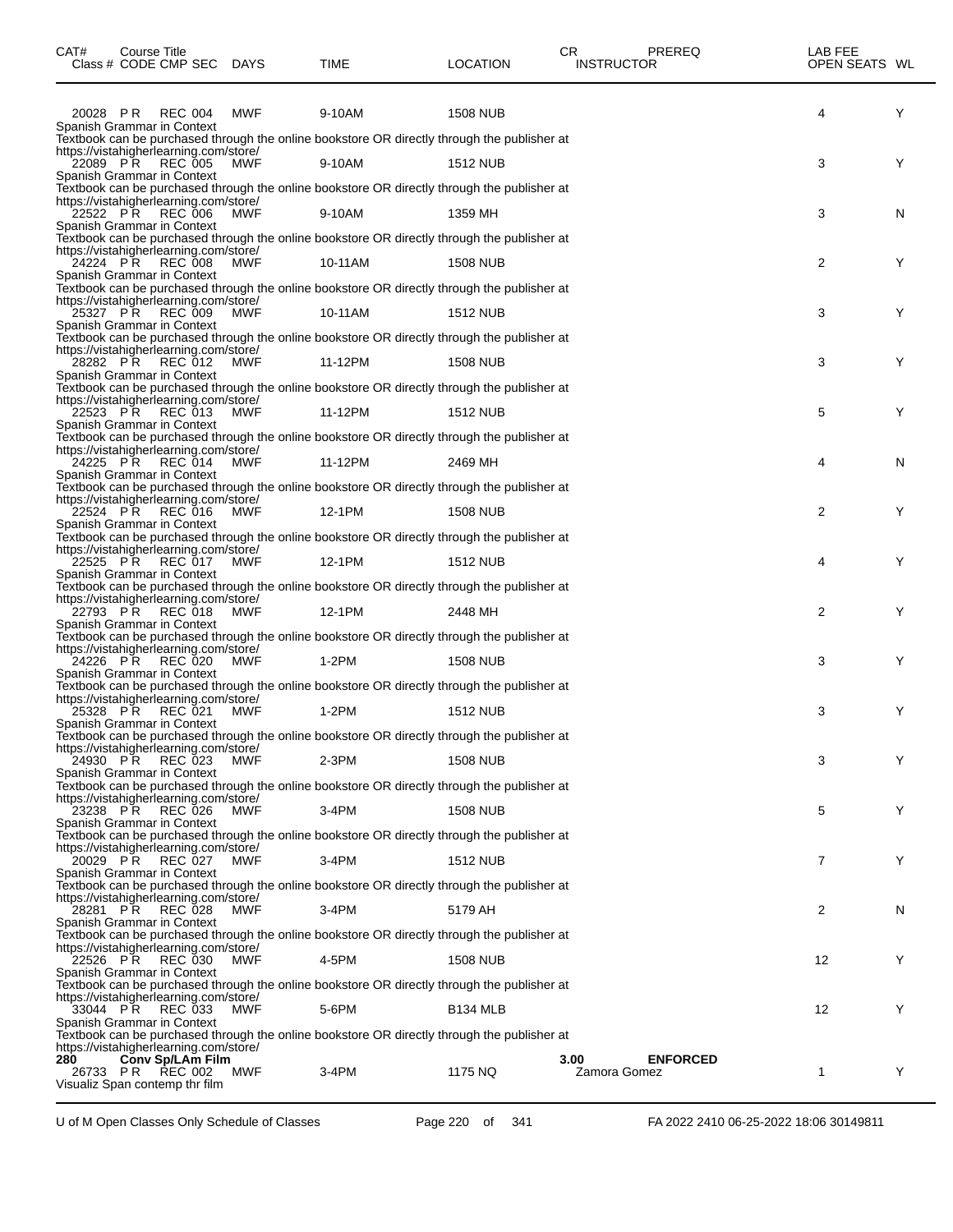| CAT# Class # | Course Title CODE CMP SEC | DAYS | TIME | LOCATION | CR INSTRUCTOR | PREREQ | LAB FEE OPEN SEATS | WL |
|---|---|---|---|---|---|---|---|---|
| 20028 | P R REC 004 | MWF | 9-10AM | 1508 NUB | | | 4 | Y |

Spanish Grammar in Context
Textbook can be purchased through the online bookstore OR directly through the publisher at https://vistahigherlearning.com/store/

| | | | | | | | | |
|---|---|---|---|---|---|---|---|---|
| 22089 | P R REC 005 | MWF | 9-10AM | 1512 NUB | | | 3 | Y |

Spanish Grammar in Context
Textbook can be purchased through the online bookstore OR directly through the publisher at https://vistahigherlearning.com/store/

| | | | | | | | | |
|---|---|---|---|---|---|---|---|---|
| 22522 | P R REC 006 | MWF | 9-10AM | 1359 MH | | | 3 | N |

Spanish Grammar in Context
Textbook can be purchased through the online bookstore OR directly through the publisher at https://vistahigherlearning.com/store/

| | | | | | | | | |
|---|---|---|---|---|---|---|---|---|
| 24224 | P R REC 008 | MWF | 10-11AM | 1508 NUB | | | 2 | Y |

Spanish Grammar in Context
Textbook can be purchased through the online bookstore OR directly through the publisher at https://vistahigherlearning.com/store/

| | | | | | | | | |
|---|---|---|---|---|---|---|---|---|
| 25327 | P R REC 009 | MWF | 10-11AM | 1512 NUB | | | 3 | Y |

Spanish Grammar in Context
Textbook can be purchased through the online bookstore OR directly through the publisher at https://vistahigherlearning.com/store/

| | | | | | | | | |
|---|---|---|---|---|---|---|---|---|
| 28282 | P R REC 012 | MWF | 11-12PM | 1508 NUB | | | 3 | Y |

Spanish Grammar in Context
Textbook can be purchased through the online bookstore OR directly through the publisher at https://vistahigherlearning.com/store/

| | | | | | | | | |
|---|---|---|---|---|---|---|---|---|
| 22523 | P R REC 013 | MWF | 11-12PM | 1512 NUB | | | 5 | Y |

Spanish Grammar in Context
Textbook can be purchased through the online bookstore OR directly through the publisher at https://vistahigherlearning.com/store/

| | | | | | | | | |
|---|---|---|---|---|---|---|---|---|
| 24225 | P R REC 014 | MWF | 11-12PM | 2469 MH | | | 4 | N |

Spanish Grammar in Context
Textbook can be purchased through the online bookstore OR directly through the publisher at https://vistahigherlearning.com/store/

| | | | | | | | | |
|---|---|---|---|---|---|---|---|---|
| 22524 | P R REC 016 | MWF | 12-1PM | 1508 NUB | | | 2 | Y |

Spanish Grammar in Context
Textbook can be purchased through the online bookstore OR directly through the publisher at https://vistahigherlearning.com/store/

| | | | | | | | | |
|---|---|---|---|---|---|---|---|---|
| 22525 | P R REC 017 | MWF | 12-1PM | 1512 NUB | | | 4 | Y |

Spanish Grammar in Context
Textbook can be purchased through the online bookstore OR directly through the publisher at https://vistahigherlearning.com/store/

| | | | | | | | | |
|---|---|---|---|---|---|---|---|---|
| 22793 | P R REC 018 | MWF | 12-1PM | 2448 MH | | | 2 | Y |

Spanish Grammar in Context
Textbook can be purchased through the online bookstore OR directly through the publisher at https://vistahigherlearning.com/store/

| | | | | | | | | |
|---|---|---|---|---|---|---|---|---|
| 24226 | P R REC 020 | MWF | 1-2PM | 1508 NUB | | | 3 | Y |

Spanish Grammar in Context
Textbook can be purchased through the online bookstore OR directly through the publisher at https://vistahigherlearning.com/store/

| | | | | | | | | |
|---|---|---|---|---|---|---|---|---|
| 25328 | P R REC 021 | MWF | 1-2PM | 1512 NUB | | | 3 | Y |

Spanish Grammar in Context
Textbook can be purchased through the online bookstore OR directly through the publisher at https://vistahigherlearning.com/store/

| | | | | | | | | |
|---|---|---|---|---|---|---|---|---|
| 24930 | P R REC 023 | MWF | 2-3PM | 1508 NUB | | | 3 | Y |

Spanish Grammar in Context
Textbook can be purchased through the online bookstore OR directly through the publisher at https://vistahigherlearning.com/store/

| | | | | | | | | |
|---|---|---|---|---|---|---|---|---|
| 23238 | P R REC 026 | MWF | 3-4PM | 1508 NUB | | | 5 | Y |

Spanish Grammar in Context
Textbook can be purchased through the online bookstore OR directly through the publisher at https://vistahigherlearning.com/store/

| | | | | | | | | |
|---|---|---|---|---|---|---|---|---|
| 20029 | P R REC 027 | MWF | 3-4PM | 1512 NUB | | | 7 | Y |

Spanish Grammar in Context
Textbook can be purchased through the online bookstore OR directly through the publisher at https://vistahigherlearning.com/store/

| | | | | | | | | |
|---|---|---|---|---|---|---|---|---|
| 28281 | P R REC 028 | MWF | 3-4PM | 5179 AH | | | 2 | N |

Spanish Grammar in Context
Textbook can be purchased through the online bookstore OR directly through the publisher at https://vistahigherlearning.com/store/

| | | | | | | | | |
|---|---|---|---|---|---|---|---|---|
| 22526 | P R REC 030 | MWF | 4-5PM | 1508 NUB | | | 12 | Y |

Spanish Grammar in Context
Textbook can be purchased through the online bookstore OR directly through the publisher at https://vistahigherlearning.com/store/

| | | | | | | | | |
|---|---|---|---|---|---|---|---|---|
| 33044 | P R REC 033 | MWF | 5-6PM | B134 MLB | | | 12 | Y |

Spanish Grammar in Context
Textbook can be purchased through the online bookstore OR directly through the publisher at https://vistahigherlearning.com/store/

| | | | | | | | | |
|---|---|---|---|---|---|---|---|---|
| **280** | **Conv Sp/LAm Film** | | | | **3.00** | **ENFORCED** | | |
| 26733 | P R REC 002 | MWF | 3-4PM | 1175 NQ | Zamora Gomez | | 1 | Y |

Visualiz Span contemp thr film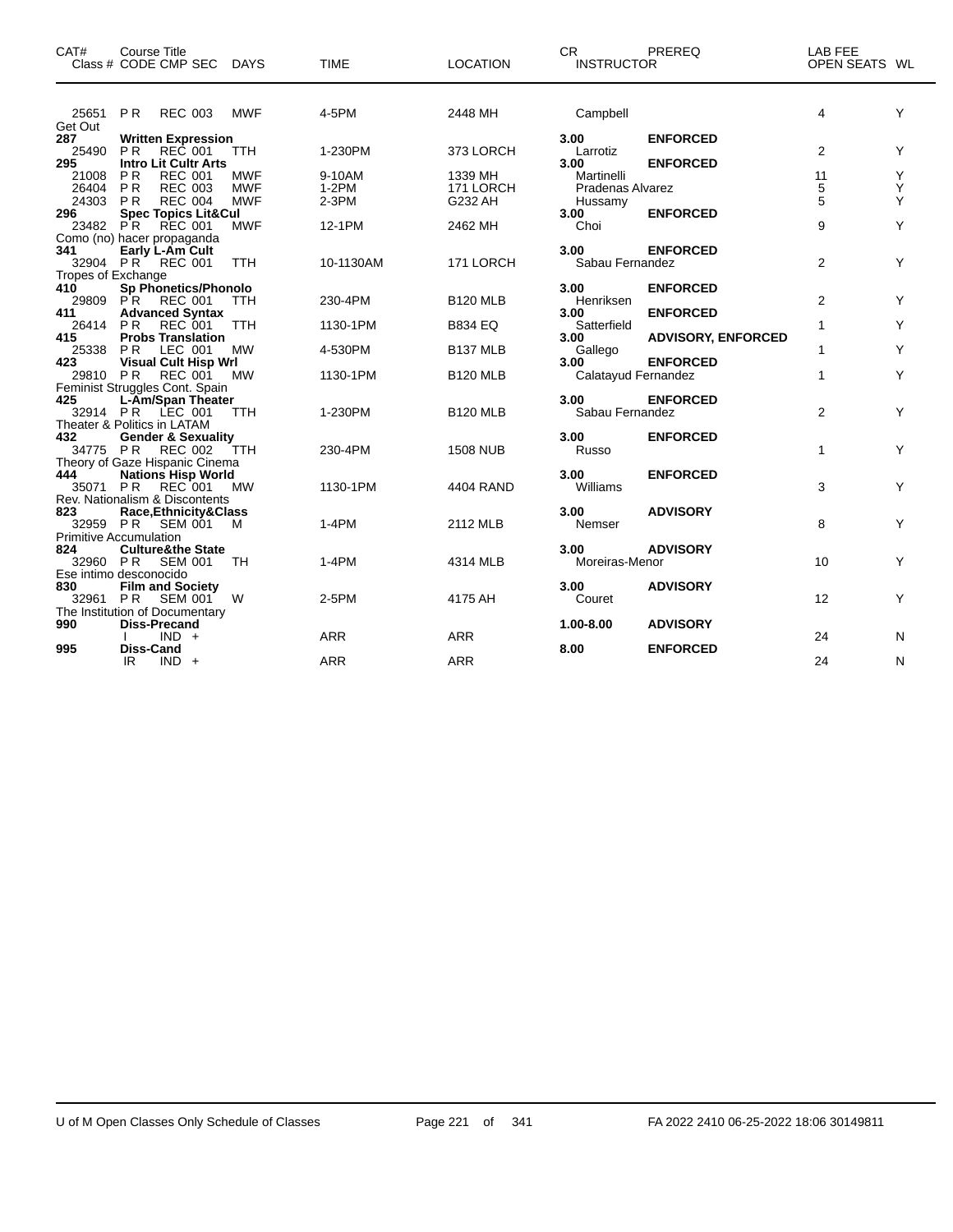| CAT# Class # | Course Title CODE CMP SEC | DAYS | TIME | LOCATION | CR INSTRUCTOR | PREREQ | LAB FEE OPEN SEATS | WL |
|---|---|---|---|---|---|---|---|---|
| 25651 | P R REC 003 | MWF | 4-5PM | 2448 MH | Campbell | | 4 | Y |
| Get Out | | | | | | | | |
| **287** | **Written Expression** | | | | **3.00** | **ENFORCED** | | |
| 25490 | P R REC 001 | TTH | 1-230PM | 373 LORCH | Larrotiz | | 2 | Y |
| **295** | **Intro Lit Cultr Arts** | | | | **3.00** | **ENFORCED** | | |
| 21008 | P R REC 001 | MWF | 9-10AM | 1339 MH | Martinelli | | 11 | Y |
| 26404 | P R REC 003 | MWF | 1-2PM | 171 LORCH | Pradenas Alvarez | | 5 | Y |
| 24303 | P R REC 004 | MWF | 2-3PM | G232 AH | Hussamy | | 5 | Y |
| **296** | **Spec Topics Lit&Cul** | | | | **3.00** | **ENFORCED** | | |
| 23482 | P R REC 001 | MWF | 12-1PM | 2462 MH | Choi | | 9 | Y |
| Como (no) hacer propaganda | | | | | | | | |
| **341** | **Early L-Am Cult** | | | | **3.00** | **ENFORCED** | | |
| 32904 | P R REC 001 | TTH | 10-1130AM | 171 LORCH | Sabau Fernandez | | 2 | Y |
| Tropes of Exchange | | | | | | | | |
| **410** | **Sp Phonetics/Phonolo** | | | | **3.00** | **ENFORCED** | | |
| 29809 | P R REC 001 | TTH | 230-4PM | B120 MLB | Henriksen | | 2 | Y |
| **411** | **Advanced Syntax** | | | | **3.00** | **ENFORCED** | | |
| 26414 | P R REC 001 | TTH | 1130-1PM | B834 EQ | Satterfield | | 1 | Y |
| **415** | **Probs Translation** | | | | **3.00** | **ADVISORY, ENFORCED** | | |
| 25338 | P R LEC 001 | MW | 4-530PM | B137 MLB | Gallego | | 1 | Y |
| **423** | **Visual Cult Hisp Wrl** | | | | **3.00** | **ENFORCED** | | |
| 29810 | P R REC 001 | MW | 1130-1PM | B120 MLB | Calatayud Fernandez | | 1 | Y |
| Feminist Struggles Cont. Spain | | | | | | | | |
| **425** | **L-Am/Span Theater** | | | | **3.00** | **ENFORCED** | | |
| 32914 | P R LEC 001 | TTH | 1-230PM | B120 MLB | Sabau Fernandez | | 2 | Y |
| Theater & Politics in LATAM | | | | | | | | |
| **432** | **Gender & Sexuality** | | | | **3.00** | **ENFORCED** | | |
| 34775 | P R REC 002 | TTH | 230-4PM | 1508 NUB | Russo | | 1 | Y |
| Theory of Gaze Hispanic Cinema | | | | | | | | |
| **444** | **Nations Hisp World** | | | | **3.00** | **ENFORCED** | | |
| 35071 | P R REC 001 | MW | 1130-1PM | 4404 RAND | Williams | | 3 | Y |
| Rev. Nationalism & Discontents | | | | | | | | |
| **823** | **Race,Ethnicity&Class** | | | | **3.00** | **ADVISORY** | | |
| 32959 | P R SEM 001 | M | 1-4PM | 2112 MLB | Nemser | | 8 | Y |
| Primitive Accumulation | | | | | | | | |
| **824** | **Culture&the State** | | | | **3.00** | **ADVISORY** | | |
| 32960 | P R SEM 001 | TH | 1-4PM | 4314 MLB | Moreiras-Menor | | 10 | Y |
| Ese intimo desconocido | | | | | | | | |
| **830** | **Film and Society** | | | | **3.00** | **ADVISORY** | | |
| 32961 | P R SEM 001 | W | 2-5PM | 4175 AH | Couret | | 12 | Y |
| The Institution of Documentary | | | | | | | | |
| **990** | **Diss-Precand** | | | | **1.00-8.00** | **ADVISORY** | | |
| | I IND + | | ARR | ARR | | | 24 | N |
| **995** | **Diss-Cand** | | | | **8.00** | **ENFORCED** | | |
| | IR IND + | | ARR | ARR | | | 24 | N |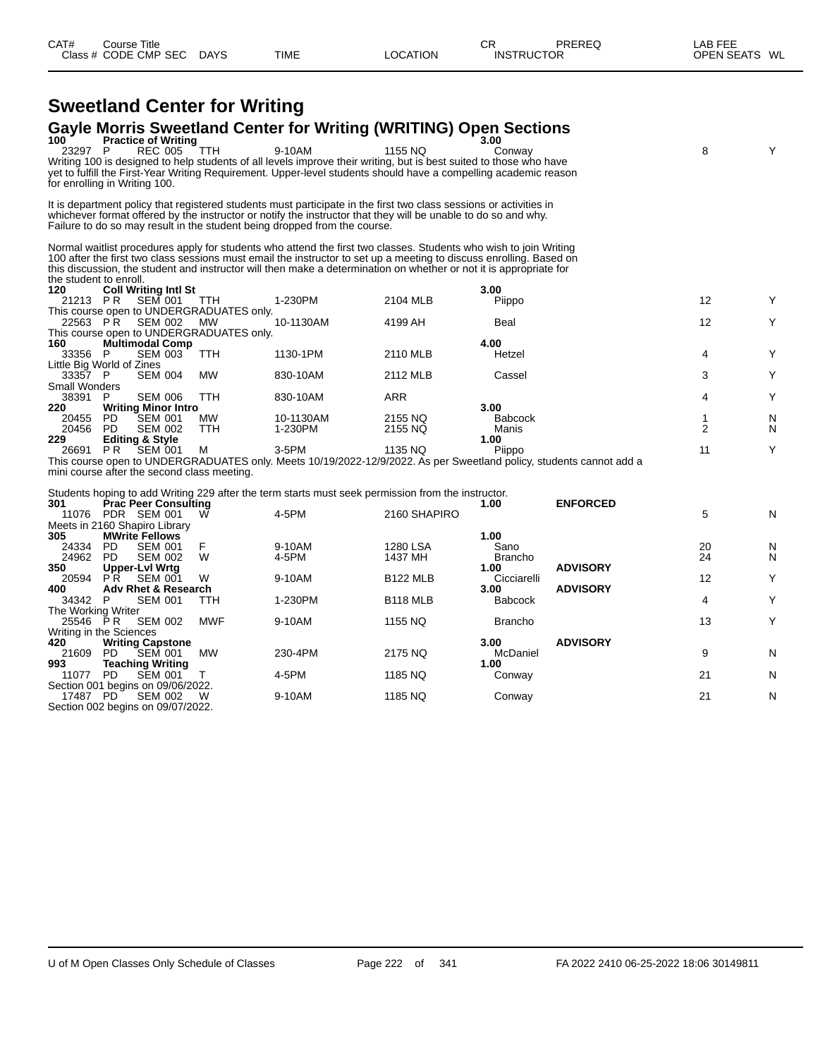| CAT# | Course Title | | | | | | CR | PREREQ | LAB FEE | |
|---|---|---|---|---|---|---|---|---|---|---|
| Class # | CODE | CMP SEC | DAYS | TIME | LOCATION | | INSTRUCTOR | | OPEN SEATS | WL |

# Sweetland Center for Writing

## Gayle Morris Sweetland Center for Writing (WRITING) Open Sections

**100 Practice of Writing** — **3.00**

| Class # | CODE | CMP SEC | DAYS | TIME | LOCATION | INSTRUCTOR | PREREQ | OPEN SEATS | WL |
|---|---|---|---|---|---|---|---|---|---|
| 23297 | P | REC 005 | TTH | 9-10AM | 1155 NQ | Conway | | 8 | Y |

Writing 100 is designed to help students of all levels improve their writing, but is best suited to those who have yet to fulfill the First-Year Writing Requirement. Upper-level students should have a compelling academic reason for enrolling in Writing 100.

It is department policy that registered students must participate in the first two class sessions or activities in whichever format offered by the instructor or notify the instructor that they will be unable to do so and why. Failure to do so may result in the student being dropped from the course.

Normal waitlist procedures apply for students who attend the first two classes. Students who wish to join Writing 100 after the first two class sessions must email the instructor to set up a meeting to discuss enrolling. Based on this discussion, the student and instructor will then make a determination on whether or not it is appropriate for the student to enroll.

**120 Coll Writing Intl St** — **3.00**

| Class # | CODE | CMP SEC | DAYS | TIME | LOCATION | INSTRUCTOR | PREREQ | OPEN SEATS | WL |
|---|---|---|---|---|---|---|---|---|---|
| 21213 | P R | SEM 001 | TTH | 1-230PM | 2104 MLB | Piippo | | 12 | Y |

This course open to UNDERGRADUATES only.

| Class # | CODE | CMP SEC | DAYS | TIME | LOCATION | INSTRUCTOR | PREREQ | OPEN SEATS | WL |
|---|---|---|---|---|---|---|---|---|---|
| 22563 | P R | SEM 002 | MW | 10-1130AM | 4199 AH | Beal | | 12 | Y |

This course open to UNDERGRADUATES only.

**160 Multimodal Comp** — **4.00**

| Class # | CODE | CMP SEC | DAYS | TIME | LOCATION | INSTRUCTOR | PREREQ | OPEN SEATS | WL |
|---|---|---|---|---|---|---|---|---|---|
| 33356 | P | SEM 003 | TTH | 1130-1PM | 2110 MLB | Hetzel | | 4 | Y |

Little Big World of Zines

| Class # | CODE | CMP SEC | DAYS | TIME | LOCATION | INSTRUCTOR | PREREQ | OPEN SEATS | WL |
|---|---|---|---|---|---|---|---|---|---|
| 33357 | P | SEM 004 | MW | 830-10AM | 2112 MLB | Cassel | | 3 | Y |

Small Wonders

| Class # | CODE | CMP SEC | DAYS | TIME | LOCATION | INSTRUCTOR | PREREQ | OPEN SEATS | WL |
|---|---|---|---|---|---|---|---|---|---|
| 38391 | P | SEM 006 | TTH | 830-10AM | ARR | | | 4 | Y |

**220 Writing Minor Intro** — **3.00**

| Class # | CODE | CMP SEC | DAYS | TIME | LOCATION | INSTRUCTOR | PREREQ | OPEN SEATS | WL |
|---|---|---|---|---|---|---|---|---|---|
| 20455 | PD | SEM 001 | MW | 10-1130AM | 2155 NQ | Babcock | | 1 | N |
| 20456 | PD | SEM 002 | TTH | 1-230PM | 2155 NQ | Manis | | 2 | N |

**229 Editing & Style** — **1.00**

| Class # | CODE | CMP SEC | DAYS | TIME | LOCATION | INSTRUCTOR | PREREQ | OPEN SEATS | WL |
|---|---|---|---|---|---|---|---|---|---|
| 26691 | P R | SEM 001 | M | 3-5PM | 1135 NQ | Piippo | | 11 | Y |

This course open to UNDERGRADUATES only. Meets 10/19/2022-12/9/2022. As per Sweetland policy, students cannot add a mini course after the second class meeting.

Students hoping to add Writing 229 after the term starts must seek permission from the instructor.

**301 Prac Peer Consulting** — **1.00** — **ENFORCED**

| Class # | CODE | CMP SEC | DAYS | TIME | LOCATION | INSTRUCTOR | PREREQ | OPEN SEATS | WL |
|---|---|---|---|---|---|---|---|---|---|
| 11076 | PDR | SEM 001 | W | 4-5PM | 2160 SHAPIRO | | | 5 | N |

Meets in 2160 Shapiro Library

**305 MWrite Fellows** — **1.00**

| Class # | CODE | CMP SEC | DAYS | TIME | LOCATION | INSTRUCTOR | PREREQ | OPEN SEATS | WL |
|---|---|---|---|---|---|---|---|---|---|
| 24334 | PD | SEM 001 | F | 9-10AM | 1280 LSA | Sano | | 20 | N |
| 24962 | PD | SEM 002 | W | 4-5PM | 1437 MH | Brancho | | 24 | N |

**350 Upper-Lvl Wrtg** — **1.00** — **ADVISORY**

| Class # | CODE | CMP SEC | DAYS | TIME | LOCATION | INSTRUCTOR | PREREQ | OPEN SEATS | WL |
|---|---|---|---|---|---|---|---|---|---|
| 20594 | P R | SEM 001 | W | 9-10AM | B122 MLB | Cicciarelli | | 12 | Y |

**400 Adv Rhet & Research** — **3.00** — **ADVISORY**

| Class # | CODE | CMP SEC | DAYS | TIME | LOCATION | INSTRUCTOR | PREREQ | OPEN SEATS | WL |
|---|---|---|---|---|---|---|---|---|---|
| 34342 | P | SEM 001 | TTH | 1-230PM | B118 MLB | Babcock | | 4 | Y |

The Working Writer

| Class # | CODE | CMP SEC | DAYS | TIME | LOCATION | INSTRUCTOR | PREREQ | OPEN SEATS | WL |
|---|---|---|---|---|---|---|---|---|---|
| 25546 | P R | SEM 002 | MWF | 9-10AM | 1155 NQ | Brancho | | 13 | Y |

Writing in the Sciences

**420 Writing Capstone** — **3.00** — **ADVISORY**

| Class # | CODE | CMP SEC | DAYS | TIME | LOCATION | INSTRUCTOR | PREREQ | OPEN SEATS | WL |
|---|---|---|---|---|---|---|---|---|---|
| 21609 | PD | SEM 001 | MW | 230-4PM | 2175 NQ | McDaniel | | 9 | N |

**993 Teaching Writing** — **1.00**

| Class # | CODE | CMP SEC | DAYS | TIME | LOCATION | INSTRUCTOR | PREREQ | OPEN SEATS | WL |
|---|---|---|---|---|---|---|---|---|---|
| 11077 | PD | SEM 001 | T | 4-5PM | 1185 NQ | Conway | | 21 | N |

Section 001 begins on 09/06/2022.

| Class # | CODE | CMP SEC | DAYS | TIME | LOCATION | INSTRUCTOR | PREREQ | OPEN SEATS | WL |
|---|---|---|---|---|---|---|---|---|---|
| 17487 | PD | SEM 002 | W | 9-10AM | 1185 NQ | Conway | | 21 | N |

Section 002 begins on 09/07/2022.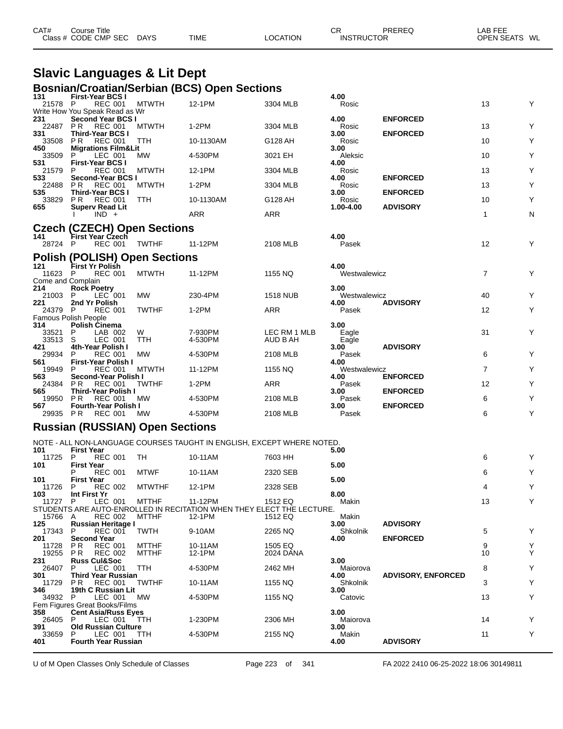# Slavic Languages & Lit Dept

## Bosnian/Croatian/Serbian (BCS) Open Sections

| CAT# / Class # | Course Title / CODE CMP SEC | DAYS | TIME | LOCATION | CR / INSTRUCTOR | PREREQ | OPEN SEATS | WL |
|---|---|---|---|---|---|---|---|---|
| **131** | **First-Year BCS I** | | | | **4.00** | | | |
| 21578 | P REC 001 | MTWTH | 12-1PM | 3304 MLB | Rosic | | 13 | Y |
| Write How You Speak Read as Wr | | | | | | | | |
| **231** | **Second Year BCS I** | | | | **4.00** | **ENFORCED** | | |
| 22487 | P R REC 001 | MTWTH | 1-2PM | 3304 MLB | Rosic | | 13 | Y |
| **331** | **Third-Year BCS I** | | | | **3.00** | **ENFORCED** | | |
| 33508 | P R REC 001 | TTH | 10-1130AM | G128 AH | Rosic | | 10 | Y |
| **450** | **Migrations Film&Lit** | | | | **3.00** | | | |
| 33509 | P LEC 001 | MW | 4-530PM | 3021 EH | Aleksic | | 10 | Y |
| **531** | **First-Year BCS I** | | | | **4.00** | | | |
| 21579 | P REC 001 | MTWTH | 12-1PM | 3304 MLB | Rosic | | 13 | Y |
| **533** | **Second-Year BCS I** | | | | **4.00** | **ENFORCED** | | |
| 22488 | P R REC 001 | MTWTH | 1-2PM | 3304 MLB | Rosic | | 13 | Y |
| **535** | **Third-Year BCS I** | | | | **3.00** | **ENFORCED** | | |
| 33829 | P R REC 001 | TTH | 10-1130AM | G128 AH | Rosic | | 10 | Y |
| **655** | **Superv Read Lit** | | | | **1.00-4.00** | **ADVISORY** | | |
| | I IND + | | ARR | ARR | | | 1 | N |

## Czech (CZECH) Open Sections

| CAT# / Class # | Course Title / CODE CMP SEC | DAYS | TIME | LOCATION | CR / INSTRUCTOR | PREREQ | OPEN SEATS | WL |
|---|---|---|---|---|---|---|---|---|
| **141** | **First Year Czech** | | | | **4.00** | | | |
| 28724 | P REC 001 | TWTHF | 11-12PM | 2108 MLB | Pasek | | 12 | Y |

## Polish (POLISH) Open Sections

| CAT# / Class # | Course Title / CODE CMP SEC | DAYS | TIME | LOCATION | CR / INSTRUCTOR | PREREQ | OPEN SEATS | WL |
|---|---|---|---|---|---|---|---|---|
| **121** | **First Yr Polish** | | | | **4.00** | | | |
| 11623 | P REC 001 | MTWTH | 11-12PM | 1155 NQ | Westwalewicz | | 7 | Y |
| Come and Complain | | | | | | | | |
| **214** | **Rock Poetry** | | | | **3.00** | | | |
| 21003 | P LEC 001 | MW | 230-4PM | 1518 NUB | Westwalewicz | | 40 | Y |
| **221** | **2nd Yr Polish** | | | | **4.00** | **ADVISORY** | | |
| 24379 | P REC 001 | TWTHF | 1-2PM | ARR | Pasek | | 12 | Y |
| Famous Polish People | | | | | | | | |
| **314** | **Polish Cinema** | | | | **3.00** | | | |
| 33521 | P LAB 002 | W | 7-930PM | LEC RM 1 MLB | Eagle | | 31 | Y |
| 33513 | S LEC 001 | TTH | 4-530PM | AUD B AH | Eagle | | | |
| **421** | **4th-Year Polish I** | | | | **3.00** | **ADVISORY** | | |
| 29934 | P REC 001 | MW | 4-530PM | 2108 MLB | Pasek | | 6 | Y |
| **561** | **First-Year Polish I** | | | | **4.00** | | | |
| 19949 | P REC 001 | MTWTH | 11-12PM | 1155 NQ | Westwalewicz | | 7 | Y |
| **563** | **Second-Year Polish I** | | | | **4.00** | **ENFORCED** | | |
| 24384 | P R REC 001 | TWTHF | 1-2PM | ARR | Pasek | | 12 | Y |
| **565** | **Third-Year Polish I** | | | | **3.00** | **ENFORCED** | | |
| 19950 | P R REC 001 | MW | 4-530PM | 2108 MLB | Pasek | | 6 | Y |
| **567** | **Fourth-Year Polish I** | | | | **3.00** | **ENFORCED** | | |
| 29935 | P R REC 001 | MW | 4-530PM | 2108 MLB | Pasek | | 6 | Y |

## Russian (RUSSIAN) Open Sections

NOTE - ALL NON-LANGUAGE COURSES TAUGHT IN ENGLISH, EXCEPT WHERE NOTED.

| CAT# / Class # | Course Title / CODE CMP SEC | DAYS | TIME | LOCATION | CR / INSTRUCTOR | PREREQ | OPEN SEATS | WL |
|---|---|---|---|---|---|---|---|---|
| **101** | **First Year** | | | | **5.00** | | | |
| 11725 | P REC 001 | TH | 10-11AM | 7603 HH | | | 6 | Y |
| **101** | **First Year** | | | | **5.00** | | | |
| | P REC 001 | MTWF | 10-11AM | 2320 SEB | | | 6 | Y |
| **101** | **First Year** | | | | **5.00** | | | |
| 11726 | P REC 002 | MTWTHF | 12-1PM | 2328 SEB | | | 4 | Y |
| **103** | **Int First Yr** | | | | **8.00** | | | |
| 11727 | P LEC 001 | MTTHF | 11-12PM | 1512 EQ | Makin | | 13 | Y |
| STUDENTS ARE AUTO-ENROLLED IN RECITATION WHEN THEY ELECT THE LECTURE. | | | | | | | | |
| 15766 | A REC 002 | MTTHF | 12-1PM | 1512 EQ | Makin | | | |
| **125** | **Russian Heritage I** | | | | **3.00** | **ADVISORY** | | |
| 17343 | P REC 001 | TWTH | 9-10AM | 2265 NQ | Shkolnik | | 5 | Y |
| **201** | **Second Year** | | | | **4.00** | **ENFORCED** | | |
| 11728 | P R REC 001 | MTTHF | 10-11AM | 1505 EQ | | | 9 | Y |
| 19255 | P R REC 002 | MTTHF | 12-1PM | 2024 DANA | | | 10 | Y |
| **231** | **Russ Cul&Soc** | | | | **3.00** | | | |
| 26407 | P LEC 001 | TTH | 4-530PM | 2462 MH | Maiorova | | 8 | Y |
| **301** | **Third Year Russian** | | | | **4.00** | **ADVISORY, ENFORCED** | | |
| 11729 | P R REC 001 | TWTHF | 10-11AM | 1155 NQ | Shkolnik | | 3 | Y |
| **346** | **19th C Russian Lit** | | | | **3.00** | | | |
| 34932 | P LEC 001 | MW | 4-530PM | 1155 NQ | Catovic | | 13 | Y |
| Fem Figures Great Books/Films | | | | | | | | |
| **358** | **Cent Asia/Russ Eyes** | | | | **3.00** | | | |
| 26405 | P LEC 001 | TTH | 1-230PM | 2306 MH | Maiorova | | 14 | Y |
| **391** | **Old Russian Culture** | | | | **3.00** | | | |
| 33659 | P LEC 001 | TTH | 4-530PM | 2155 NQ | Makin | | 11 | Y |
| **401** | **Fourth Year Russian** | | | | **4.00** | **ADVISORY** | | |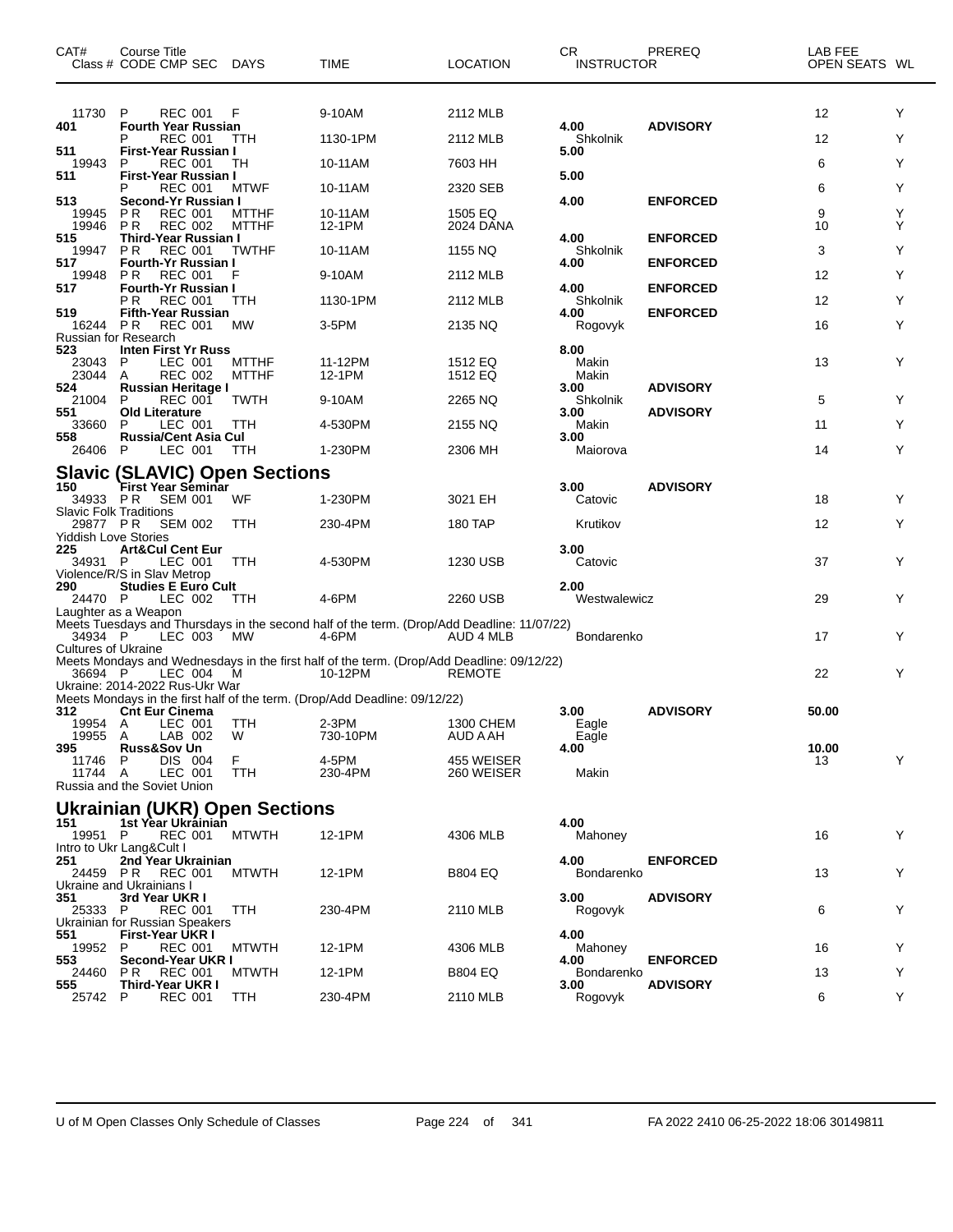| CAT# | Course Title Class # CODE CMP SEC | DAYS | TIME | LOCATION | CR INSTRUCTOR | PREREQ | LAB FEE OPEN SEATS | WL |
|---|---|---|---|---|---|---|---|---|
| 11730 | P REC 001 | F | 9-10AM | 2112 MLB | | | 12 | Y |
| **401** | **Fourth Year Russian** | | | | **4.00** | **ADVISORY** | | |
| | P REC 001 | TTH | 1130-1PM | 2112 MLB | Shkolnik | | 12 | Y |
| **511** | **First-Year Russian I** | | | | **5.00** | | | |
| 19943 | P REC 001 | TH | 10-11AM | 7603 HH | | | 6 | Y |
| **511** | **First-Year Russian I** | | | | **5.00** | | | |
| | P REC 001 | MTWF | 10-11AM | 2320 SEB | | | 6 | Y |
| **513** | **Second-Yr Russian I** | | | | **4.00** | **ENFORCED** | | |
| 19945 | P R REC 001 | MTTHF | 10-11AM | 1505 EQ | | | 9 | Y |
| 19946 | P R REC 002 | MTTHF | 12-1PM | 2024 DANA | | | 10 | Y |
| **515** | **Third-Year Russian I** | | | | **4.00** | **ENFORCED** | | |
| 19947 | P R REC 001 | TWTHF | 10-11AM | 1155 NQ | Shkolnik | | 3 | Y |
| **517** | **Fourth-Yr Russian I** | | | | **4.00** | **ENFORCED** | | |
| 19948 | P R REC 001 | F | 9-10AM | 2112 MLB | | | 12 | Y |
| **517** | **Fourth-Yr Russian I** | | | | **4.00** | **ENFORCED** | | |
| | P R REC 001 | TTH | 1130-1PM | 2112 MLB | Shkolnik | | 12 | Y |
| **519** | **Fifth-Year Russian** | | | | **4.00** | **ENFORCED** | | |
| 16244 | P R REC 001 | MW | 3-5PM | 2135 NQ | Rogovyk | | 16 | Y |
| Russian for Research | | | | | | | | |
| **523** | **Inten First Yr Russ** | | | | **8.00** | | | |
| 23043 | P LEC 001 | MTTHF | 11-12PM | 1512 EQ | Makin | | 13 | Y |
| 23044 | A REC 002 | MTTHF | 12-1PM | 1512 EQ | Makin | | | |
| **524** | **Russian Heritage I** | | | | **3.00** | **ADVISORY** | | |
| 21004 | P REC 001 | TWTH | 9-10AM | 2265 NQ | Shkolnik | | 5 | Y |
| **551** | **Old Literature** | | | | **3.00** | **ADVISORY** | | |
| 33660 | P LEC 001 | TTH | 4-530PM | 2155 NQ | Makin | | 11 | Y |
| **558** | **Russia/Cent Asia Cul** | | | | **3.00** | | | |
| 26406 | P LEC 001 | TTH | 1-230PM | 2306 MH | Maiorova | | 14 | Y |

## Slavic (SLAVIC) Open Sections

| CAT# | Course Title Class # CODE CMP SEC | DAYS | TIME | LOCATION | CR INSTRUCTOR | PREREQ | LAB FEE OPEN SEATS | WL |
|---|---|---|---|---|---|---|---|---|
| **150** | **First Year Seminar** | | | | **3.00** | **ADVISORY** | | |
| 34933 | P R SEM 001 | WF | 1-230PM | 3021 EH | Catovic | | 18 | Y |
| Slavic Folk Traditions | | | | | | | | |
| 29877 | P R SEM 002 | TTH | 230-4PM | 180 TAP | Krutikov | | 12 | Y |
| Yiddish Love Stories | | | | | | | | |
| **225** | **Art&Cul Cent Eur** | | | | **3.00** | | | |
| 34931 | P LEC 001 | TTH | 4-530PM | 1230 USB | Catovic | | 37 | Y |
| Violence/R/S in Slav Metrop | | | | | | | | |
| **290** | **Studies E Euro Cult** | | | | **2.00** | | | |
| 24470 | P LEC 002 | TTH | 4-6PM | 2260 USB | Westwalewicz | | 29 | Y |
| Laughter as a Weapon | | | | | | | | |
| Meets Tuesdays and Thursdays in the second half of the term. (Drop/Add Deadline: 11/07/22) | | | | | | | | |
| 34934 | P LEC 003 | MW | 4-6PM | AUD 4 MLB | Bondarenko | | 17 | Y |
| Cultures of Ukraine | | | | | | | | |
| Meets Mondays and Wednesdays in the first half of the term. (Drop/Add Deadline: 09/12/22) | | | | | | | | |
| 36694 | P LEC 004 | M | 10-12PM | REMOTE | | | 22 | Y |
| Ukraine: 2014-2022 Rus-Ukr War | | | | | | | | |
| Meets Mondays in the first half of the term. (Drop/Add Deadline: 09/12/22) | | | | | | | | |
| **312** | **Cnt Eur Cinema** | | | | **3.00** | **ADVISORY** | **50.00** | |
| 19954 | A LEC 001 | TTH | 2-3PM | 1300 CHEM | Eagle | | | |
| 19955 | A LAB 002 | W | 730-10PM | AUD A AH | Eagle | | | |
| **395** | **Russ&Sov Un** | | | | **4.00** | | **10.00** | |
| 11746 | P DIS 004 | F | 4-5PM | 455 WEISER | | | 13 | Y |
| 11744 | A LEC 001 | TTH | 230-4PM | 260 WEISER | Makin | | | |
| Russia and the Soviet Union | | | | | | | | |

## Ukrainian (UKR) Open Sections

| CAT# | Course Title Class # CODE CMP SEC | DAYS | TIME | LOCATION | CR INSTRUCTOR | PREREQ | LAB FEE OPEN SEATS | WL |
|---|---|---|---|---|---|---|---|---|
| **151** | **1st Year Ukrainian** | | | | **4.00** | | | |
| 19951 | P REC 001 | MTWTH | 12-1PM | 4306 MLB | Mahoney | | 16 | Y |
| Intro to Ukr Lang&Cult I | | | | | | | | |
| **251** | **2nd Year Ukrainian** | | | | **4.00** | **ENFORCED** | | |
| 24459 | P R REC 001 | MTWTH | 12-1PM | B804 EQ | Bondarenko | | 13 | Y |
| Ukraine and Ukrainians I | | | | | | | | |
| **351** | **3rd Year UKR I** | | | | **3.00** | **ADVISORY** | | |
| 25333 | P REC 001 | TTH | 230-4PM | 2110 MLB | Rogovyk | | 6 | Y |
| Ukrainian for Russian Speakers | | | | | | | | |
| **551** | **First-Year UKR I** | | | | **4.00** | | | |
| 19952 | P REC 001 | MTWTH | 12-1PM | 4306 MLB | Mahoney | | 16 | Y |
| **553** | **Second-Year UKR I** | | | | **4.00** | **ENFORCED** | | |
| 24460 | P R REC 001 | MTWTH | 12-1PM | B804 EQ | Bondarenko | | 13 | Y |
| **555** | **Third-Year UKR I** | | | | **3.00** | **ADVISORY** | | |
| 25742 | P REC 001 | TTH | 230-4PM | 2110 MLB | Rogovyk | | 6 | Y |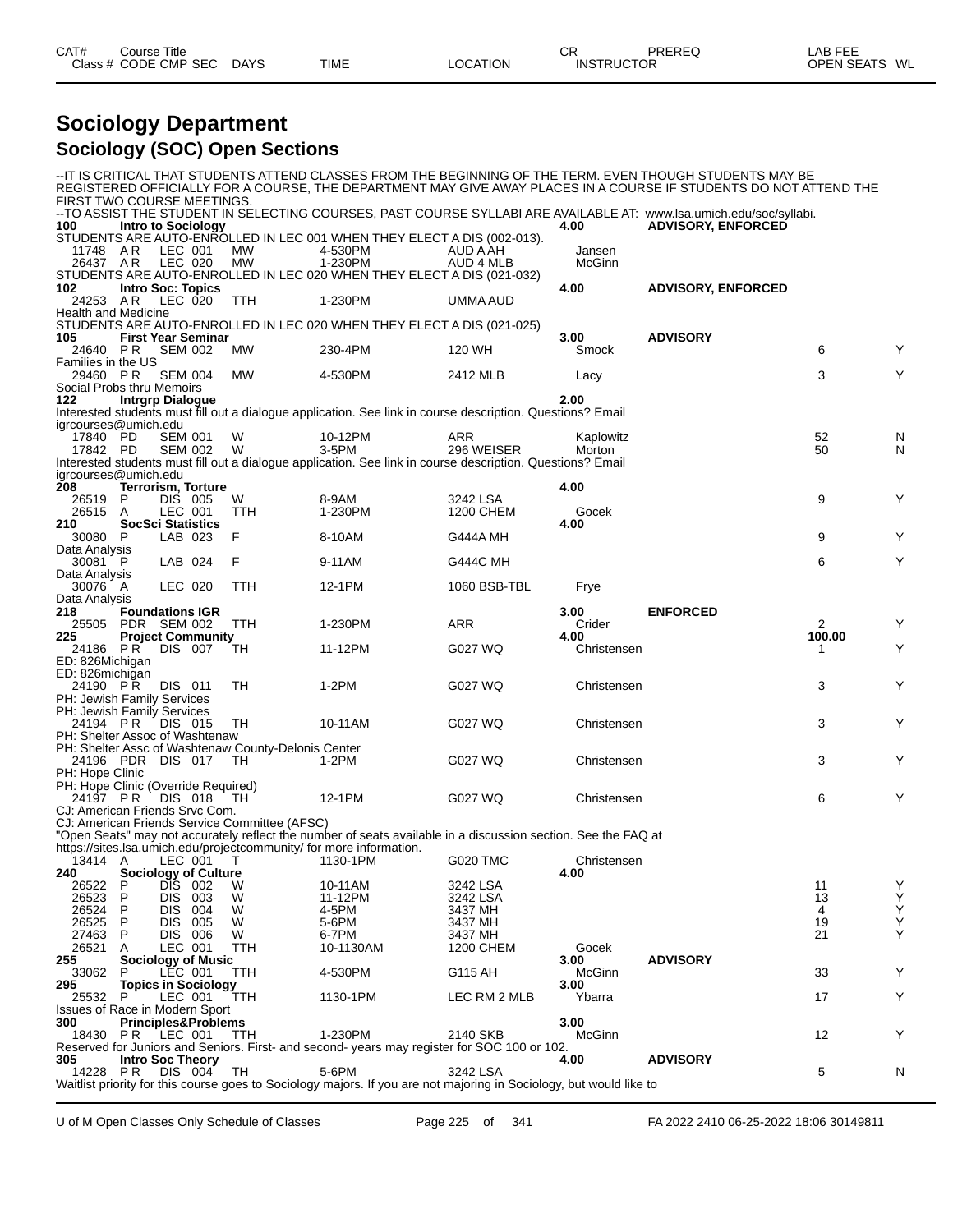# Sociology Department

## Sociology (SOC) Open Sections

--IT IS CRITICAL THAT STUDENTS ATTEND CLASSES FROM THE BEGINNING OF THE TERM. EVEN THOUGH STUDENTS MAY BE REGISTERED OFFICIALLY FOR A COURSE, THE DEPARTMENT MAY GIVE AWAY PLACES IN A COURSE IF STUDENTS DO NOT ATTEND THE FIRST TWO COURSE MEETINGS.

--TO ASSIST THE STUDENT IN SELECTING COURSES, PAST COURSE SYLLABI ARE AVAILABLE AT: www.lsa.umich.edu/soc/syllabi.

| CAT# Class # | Course Title CODE CMP SEC | DAYS | TIME | LOCATION | CR INSTRUCTOR | PREREQ | LAB FEE OPEN SEATS | WL |
|---|---|---|---|---|---|---|---|---|
| **100** | **Intro to Sociology** | | | | **4.00** | **ADVISORY, ENFORCED** | | |
| STUDENTS ARE AUTO-ENROLLED IN LEC 001 WHEN THEY ELECT A DIS (002-013). | | | | | | | | |
| 11748 | A R LEC 001 | MW | 4-530PM | AUD A AH | Jansen | | | |
| 26437 | A R LEC 020 | MW | 1-230PM | AUD 4 MLB | McGinn | | | |
| STUDENTS ARE AUTO-ENROLLED IN LEC 020 WHEN THEY ELECT A DIS (021-032) | | | | | | | | |
| **102** | **Intro Soc: Topics** | | | | **4.00** | **ADVISORY, ENFORCED** | | |
| 24253 | A R LEC 020 | TTH | 1-230PM | UMMA AUD | | | | |
| Health and Medicine | | | | | | | | |
| STUDENTS ARE AUTO-ENROLLED IN LEC 020 WHEN THEY ELECT A DIS (021-025) | | | | | | | | |
| **105** | **First Year Seminar** | | | | **3.00** | **ADVISORY** | | |
| 24640 | P R SEM 002 | MW | 230-4PM | 120 WH | Smock | | 6 | Y |
| Families in the US | | | | | | | | |
| 29460 | P R SEM 004 | MW | 4-530PM | 2412 MLB | Lacy | | 3 | Y |
| Social Probs thru Memoirs | | | | | | | | |
| **122** | **Intrgrp Dialogue** | | | | **2.00** | | | |
| Interested students must fill out a dialogue application. See link in course description. Questions? Email igrcourses@umich.edu | | | | | | | | |
| 17840 | PD SEM 001 | W | 10-12PM | ARR | Kaplowitz | | 52 | N |
| 17842 | PD SEM 002 | W | 3-5PM | 296 WEISER | Morton | | 50 | N |
| Interested students must fill out a dialogue application. See link in course description. Questions? Email igrcourses@umich.edu | | | | | | | | |
| **208** | **Terrorism, Torture** | | | | **4.00** | | | |
| 26519 | P DIS 005 | W | 8-9AM | 3242 LSA | | | 9 | Y |
| 26515 | A LEC 001 | TTH | 1-230PM | 1200 CHEM | Gocek | | | |
| **210** | **SocSci Statistics** | | | | **4.00** | | | |
| 30080 | P LAB 023 | F | 8-10AM | G444A MH | | | 9 | Y |
| Data Analysis | | | | | | | | |
| 30081 | P LAB 024 | F | 9-11AM | G444C MH | | | 6 | Y |
| Data Analysis | | | | | | | | |
| 30076 | A LEC 020 | TTH | 12-1PM | 1060 BSB-TBL | Frye | | | |
| Data Analysis | | | | | | | | |
| **218** | **Foundations IGR** | | | | **3.00** | **ENFORCED** | | |
| 25505 | PDR SEM 002 | TTH | 1-230PM | ARR | Crider | | 2 | Y |
| **225** | **Project Community** | | | | **4.00** | | **100.00** | |
| 24186 | P R DIS 007 | TH | 11-12PM | G027 WQ | Christensen | | 1 | Y |
| ED: 826Michigan | | | | | | | | |
| ED: 826michigan | | | | | | | | |
| 24190 | P R DIS 011 | TH | 1-2PM | G027 WQ | Christensen | | 3 | Y |
| PH: Jewish Family Services | | | | | | | | |
| PH: Jewish Family Services | | | | | | | | |
| 24194 | P R DIS 015 | TH | 10-11AM | G027 WQ | Christensen | | 3 | Y |
| PH: Shelter Assoc of Washtenaw | | | | | | | | |
| PH: Shelter Assc of Washtenaw County-Delonis Center | | | | | | | | |
| 24196 | PDR DIS 017 | TH | 1-2PM | G027 WQ | Christensen | | 3 | Y |
| PH: Hope Clinic | | | | | | | | |
| PH: Hope Clinic (Override Required) | | | | | | | | |
| 24197 | P R DIS 018 | TH | 12-1PM | G027 WQ | Christensen | | 6 | Y |
| CJ: American Friends Srvc Com. | | | | | | | | |
| CJ: American Friends Service Committee (AFSC) | | | | | | | | |
| "Open Seats" may not accurately reflect the number of seats available in a discussion section. See the FAQ at https://sites.lsa.umich.edu/projectcommunity/ for more information. | | | | | | | | |
| 13414 | A LEC 001 | T | 1130-1PM | G020 TMC | Christensen | | | |
| **240** | **Sociology of Culture** | | | | **4.00** | | | |
| 26522 | P DIS 002 | W | 10-11AM | 3242 LSA | | | 11 | Y |
| 26523 | P DIS 003 | W | 11-12PM | 3242 LSA | | | 13 | Y |
| 26524 | P DIS 004 | W | 4-5PM | 3437 MH | | | 4 | Y |
| 26525 | P DIS 005 | W | 5-6PM | 3437 MH | | | 19 | Y |
| 27463 | P DIS 006 | W | 6-7PM | 3437 MH | | | 21 | Y |
| 26521 | A LEC 001 | TTH | 10-1130AM | 1200 CHEM | Gocek | | | |
| **255** | **Sociology of Music** | | | | **3.00** | **ADVISORY** | | |
| 33062 | P LEC 001 | TTH | 4-530PM | G115 AH | McGinn | | 33 | Y |
| **295** | **Topics in Sociology** | | | | **3.00** | | | |
| 25532 | P LEC 001 | TTH | 1130-1PM | LEC RM 2 MLB | Ybarra | | 17 | Y |
| Issues of Race in Modern Sport | | | | | | | | |
| **300** | **Principles&Problems** | | | | **3.00** | | | |
| 18430 | P R LEC 001 | TTH | 1-230PM | 2140 SKB | McGinn | | 12 | Y |
| Reserved for Juniors and Seniors. First- and second- years may register for SOC 100 or 102. | | | | | | | | |
| **305** | **Intro Soc Theory** | | | | **4.00** | **ADVISORY** | | |
| 14228 | P R DIS 004 | TH | 5-6PM | 3242 LSA | | | 5 | N |
| Waitlist priority for this course goes to Sociology majors. If you are not majoring in Sociology, but would like to | | | | | | | | |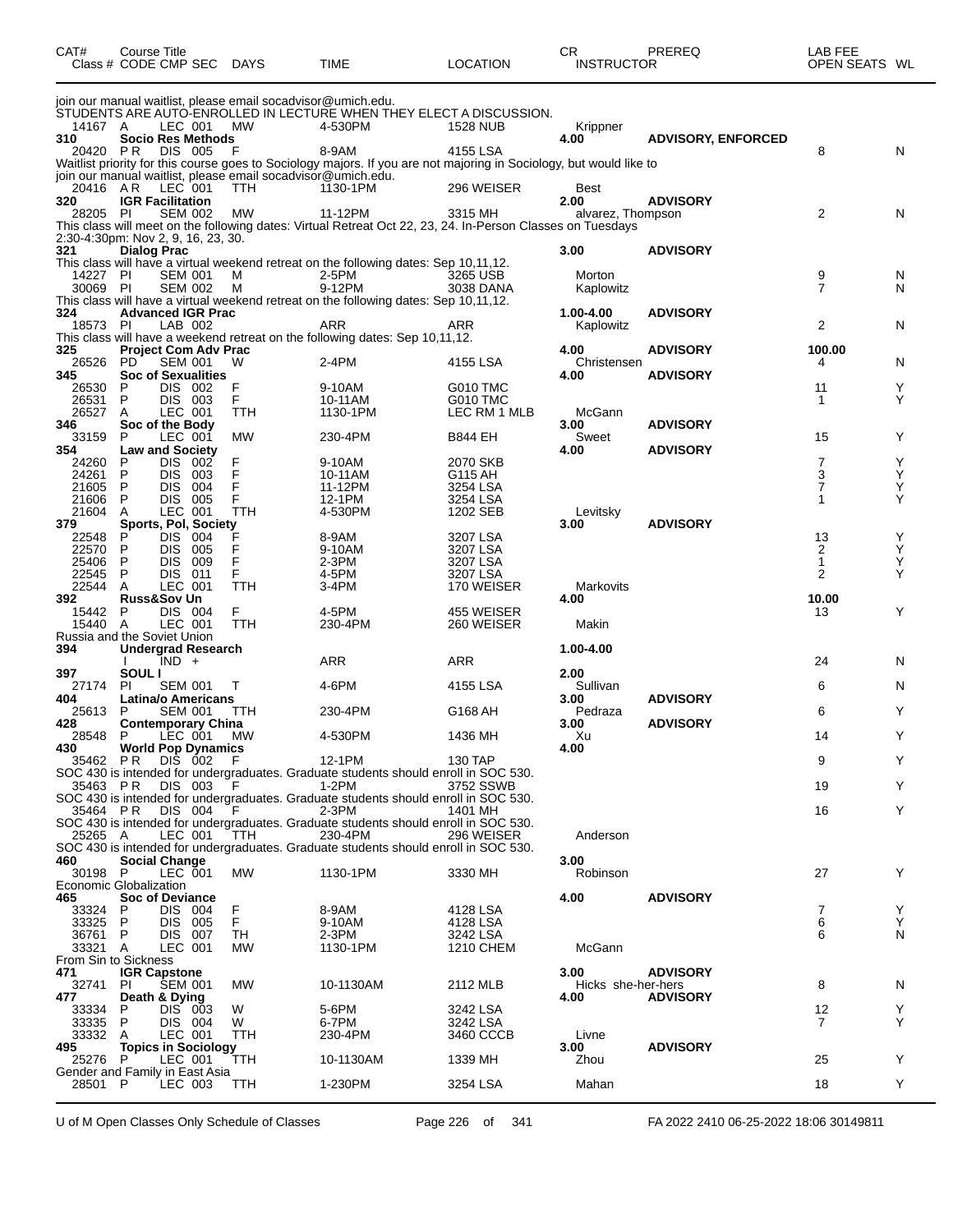| CAT# | Course Title Class # CODE CMP SEC | DAYS | TIME | LOCATION | CR INSTRUCTOR | PREREQ | LAB FEE OPEN SEATS | WL |
|---|---|---|---|---|---|---|---|---|
| join our manual waitlist, please email socadvisor@umich.edu. | | | | | | | | |
| STUDENTS ARE AUTO-ENROLLED IN LECTURE WHEN THEY ELECT A DISCUSSION. | | | | | | | | |
| 14167 | A LEC 001 | MW | 4-530PM | 1528 NUB | Krippner | | | |
| **310** | **Socio Res Methods** | | | | **4.00** | **ADVISORY, ENFORCED** | | |
| 20420 | P R DIS 005 | F | 8-9AM | 4155 LSA | | | 8 | N |
| Waitlist priority for this course goes to Sociology majors. If you are not majoring in Sociology, but would like to join our manual waitlist, please email socadvisor@umich.edu. | | | | | | | | |
| 20416 | A R LEC 001 | TTH | 1130-1PM | 296 WEISER | Best | | | |
| **320** | **IGR Facilitation** | | | | **2.00** | **ADVISORY** | | |
| 28205 | PI SEM 002 | MW | 11-12PM | 3315 MH | alvarez, Thompson | | 2 | N |
| This class will meet on the following dates: Virtual Retreat Oct 22, 23, 24. In-Person Classes on Tuesdays 2:30-4:30pm: Nov 2, 9, 16, 23, 30. | | | | | | | | |
| **321** | **Dialog Prac** | | | | **3.00** | **ADVISORY** | | |
| This class will have a virtual weekend retreat on the following dates: Sep 10,11,12. | | | | | | | | |
| 14227 | PI SEM 001 | M | 2-5PM | 3265 USB | Morton | | 9 | N |
| 30069 | PI SEM 002 | M | 9-12PM | 3038 DANA | Kaplowitz | | 7 | N |
| This class will have a virtual weekend retreat on the following dates: Sep 10,11,12. | | | | | | | | |
| **324** | **Advanced IGR Prac** | | | | **1.00-4.00** | **ADVISORY** | | |
| 18573 | PI LAB 002 | | ARR | ARR | Kaplowitz | | 2 | N |
| This class will have a weekend retreat on the following dates: Sep 10,11,12. | | | | | | | | |
| **325** | **Project Com Adv Prac** | | | | **4.00** | **ADVISORY** | **100.00** | |
| 26526 | PD SEM 001 | W | 2-4PM | 4155 LSA | Christensen | | 4 | N |
| **345** | **Soc of Sexualities** | | | | **4.00** | **ADVISORY** | | |
| 26530 | P DIS 002 | F | 9-10AM | G010 TMC | | | 11 | Y |
| 26531 | P DIS 003 | F | 10-11AM | G010 TMC | | | 1 | Y |
| 26527 | A LEC 001 | TTH | 1130-1PM | LEC RM 1 MLB | McGann | | | |
| **346** | **Soc of the Body** | | | | **3.00** | **ADVISORY** | | |
| 33159 | P LEC 001 | MW | 230-4PM | B844 EH | Sweet | | 15 | Y |
| **354** | **Law and Society** | | | | **4.00** | **ADVISORY** | | |
| 24260 | P DIS 002 | F | 9-10AM | 2070 SKB | | | 7 | Y |
| 24261 | P DIS 003 | F | 10-11AM | G115 AH | | | 3 | Y |
| 21605 | P DIS 004 | F | 11-12PM | 3254 LSA | | | 7 | Y |
| 21606 | P DIS 005 | F | 12-1PM | 3254 LSA | | | 1 | Y |
| 21604 | A LEC 001 | TTH | 4-530PM | 1202 SEB | Levitsky | | | |
| **379** | **Sports, Pol, Society** | | | | **3.00** | **ADVISORY** | | |
| 22548 | P DIS 004 | F | 8-9AM | 3207 LSA | | | 13 | Y |
| 22570 | P DIS 005 | F | 9-10AM | 3207 LSA | | | 2 | Y |
| 25406 | P DIS 009 | F | 2-3PM | 3207 LSA | | | 1 | Y |
| 22545 | P DIS 011 | F | 4-5PM | 3207 LSA | | | 2 | Y |
| 22544 | A LEC 001 | TTH | 3-4PM | 170 WEISER | Markovits | | | |
| **392** | **Russ&Sov Un** | | | | **4.00** | | **10.00** | |
| 15442 | P DIS 004 | F | 4-5PM | 455 WEISER | | | 13 | Y |
| 15440 | A LEC 001 | TTH | 230-4PM | 260 WEISER | Makin | | | |
| Russia and the Soviet Union | | | | | | | | |
| **394** | **Undergrad Research** | | | | **1.00-4.00** | | | |
| | I IND + | | ARR | ARR | | | 24 | N |
| **397** | **SOUL I** | | | | **2.00** | | | |
| 27174 | PI SEM 001 | T | 4-6PM | 4155 LSA | Sullivan | | 6 | N |
| **404** | **Latina/o Americans** | | | | **3.00** | **ADVISORY** | | |
| 25613 | P SEM 001 | TTH | 230-4PM | G168 AH | Pedraza | | 6 | Y |
| **428** | **Contemporary China** | | | | **3.00** | **ADVISORY** | | |
| 28548 | P LEC 001 | MW | 4-530PM | 1436 MH | Xu | | 14 | Y |
| **430** | **World Pop Dynamics** | | | | **4.00** | | | |
| 35462 | P R DIS 002 | F | 12-1PM | 130 TAP | | | 9 | Y |
| SOC 430 is intended for undergraduates. Graduate students should enroll in SOC 530. | | | | | | | | |
| 35463 | P R DIS 003 | F | 1-2PM | 3752 SSWB | | | 19 | Y |
| SOC 430 is intended for undergraduates. Graduate students should enroll in SOC 530. | | | | | | | | |
| 35464 | P R DIS 004 | F | 2-3PM | 1401 MH | | | 16 | Y |
| SOC 430 is intended for undergraduates. Graduate students should enroll in SOC 530. | | | | | | | | |
| 25265 | A LEC 001 | TTH | 230-4PM | 296 WEISER | Anderson | | | |
| SOC 430 is intended for undergraduates. Graduate students should enroll in SOC 530. | | | | | | | | |
| **460** | **Social Change** | | | | **3.00** | | | |
| 30198 | P LEC 001 | MW | 1130-1PM | 3330 MH | Robinson | | 27 | Y |
| Economic Globalization | | | | | | | | |
| **465** | **Soc of Deviance** | | | | **4.00** | **ADVISORY** | | |
| 33324 | P DIS 004 | F | 8-9AM | 4128 LSA | | | 7 | Y |
| 33325 | P DIS 005 | F | 9-10AM | 4128 LSA | | | 6 | Y |
| 36761 | P DIS 007 | TH | 2-3PM | 3242 LSA | | | 6 | N |
| 33321 | A LEC 001 | MW | 1130-1PM | 1210 CHEM | McGann | | | |
| From Sin to Sickness | | | | | | | | |
| **471** | **IGR Capstone** | | | | **3.00** | **ADVISORY** | | |
| 32741 | PI SEM 001 | MW | 10-1130AM | 2112 MLB | Hicks she-her-hers | | 8 | N |
| **477** | **Death & Dying** | | | | **4.00** | **ADVISORY** | | |
| 33334 | P DIS 003 | W | 5-6PM | 3242 LSA | | | 12 | Y |
| 33335 | P DIS 004 | W | 6-7PM | 3242 LSA | | | 7 | Y |
| 33332 | A LEC 001 | TTH | 230-4PM | 3460 CCCB | Livne | | | |
| **495** | **Topics in Sociology** | | | | **3.00** | **ADVISORY** | | |
| 25276 | P LEC 001 | TTH | 10-1130AM | 1339 MH | Zhou | | 25 | Y |
| Gender and Family in East Asia | | | | | | | | |
| 28501 | P LEC 003 | TTH | 1-230PM | 3254 LSA | Mahan | | 18 | Y |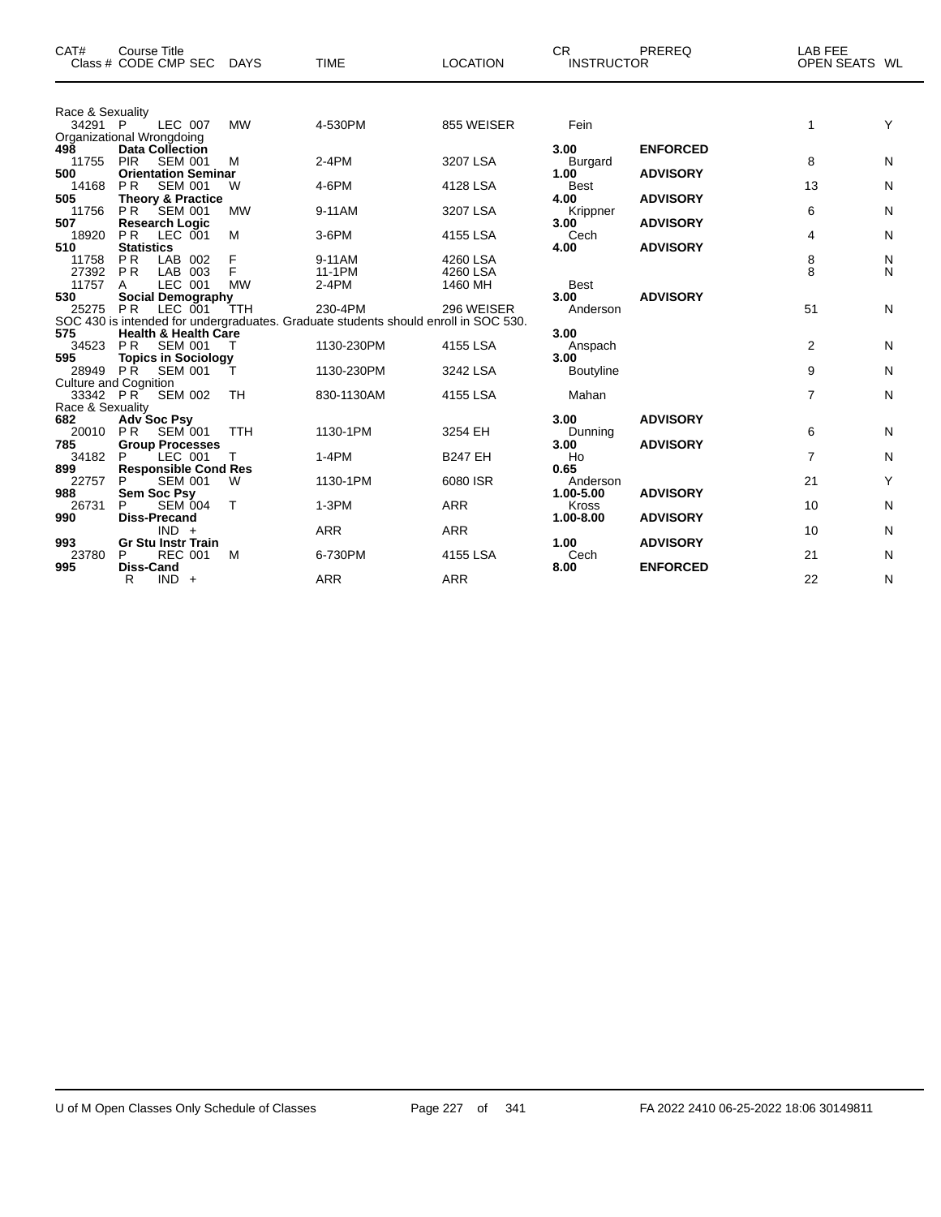| CAT# | Course Title<br>Class # CODE CMP SEC | DAYS | TIME | LOCATION | CR<br>INSTRUCTOR | PREREQ | LAB FEE<br>OPEN SEATS | WL |
|---|---|---|---|---|---|---|---|---|
| | Race & Sexuality | | | | | | | |
| 34291 | P LEC 007 | MW | 4-530PM | 855 WEISER | Fein | | 1 | Y |
| | Organizational Wrongdoing | | | | | | | |
| **498** | **Data Collection** | | | | **3.00** | **ENFORCED** | | |
| 11755 | PIR SEM 001 | M | 2-4PM | 3207 LSA | Burgard | | 8 | N |
| **500** | **Orientation Seminar** | | | | **1.00** | **ADVISORY** | | |
| 14168 | P R SEM 001 | W | 4-6PM | 4128 LSA | Best | | 13 | N |
| **505** | **Theory & Practice** | | | | **4.00** | **ADVISORY** | | |
| 11756 | P R SEM 001 | MW | 9-11AM | 3207 LSA | Krippner | | 6 | N |
| **507** | **Research Logic** | | | | **3.00** | **ADVISORY** | | |
| 18920 | P R LEC 001 | M | 3-6PM | 4155 LSA | Cech | | 4 | N |
| **510** | **Statistics** | | | | **4.00** | **ADVISORY** | | |
| 11758 | P R LAB 002 | F | 9-11AM | 4260 LSA | | | 8 | N |
| 27392 | P R LAB 003 | F | 11-1PM | 4260 LSA | | | 8 | N |
| 11757 | A LEC 001 | MW | 2-4PM | 1460 MH | Best | | | |
| **530** | **Social Demography** | | | | **3.00** | **ADVISORY** | | |
| 25275 | P R LEC 001 | TTH | 230-4PM | 296 WEISER | Anderson | | 51 | N |
| | SOC 430 is intended for undergraduates. Graduate students should enroll in SOC 530. | | | | | | | |
| **575** | **Health & Health Care** | | | | **3.00** | | | |
| 34523 | P R SEM 001 | T | 1130-230PM | 4155 LSA | Anspach | | 2 | N |
| **595** | **Topics in Sociology** | | | | **3.00** | | | |
| 28949 | P R SEM 001 | T | 1130-230PM | 3242 LSA | Boutyline | | 9 | N |
| | Culture and Cognition | | | | | | | |
| 33342 | P R SEM 002 | TH | 830-1130AM | 4155 LSA | Mahan | | 7 | N |
| | Race & Sexuality | | | | | | | |
| **682** | **Adv Soc Psy** | | | | **3.00** | **ADVISORY** | | |
| 20010 | P R SEM 001 | TTH | 1130-1PM | 3254 EH | Dunning | | 6 | N |
| **785** | **Group Processes** | | | | **3.00** | **ADVISORY** | | |
| 34182 | P LEC 001 | T | 1-4PM | B247 EH | Ho | | 7 | N |
| **899** | **Responsible Cond Res** | | | | **0.65** | | | |
| 22757 | P SEM 001 | W | 1130-1PM | 6080 ISR | Anderson | | 21 | Y |
| **988** | **Sem Soc Psy** | | | | **1.00-5.00** | **ADVISORY** | | |
| 26731 | P SEM 004 | T | 1-3PM | ARR | Kross | | 10 | N |
| **990** | **Diss-Precand** | | | | **1.00-8.00** | **ADVISORY** | | |
| | IND + | | ARR | ARR | | | 10 | N |
| **993** | **Gr Stu Instr Train** | | | | **1.00** | **ADVISORY** | | |
| 23780 | P REC 001 | M | 6-730PM | 4155 LSA | Cech | | 21 | N |
| **995** | **Diss-Cand** | | | | **8.00** | **ENFORCED** | | |
| | R IND + | | ARR | ARR | | | 22 | N |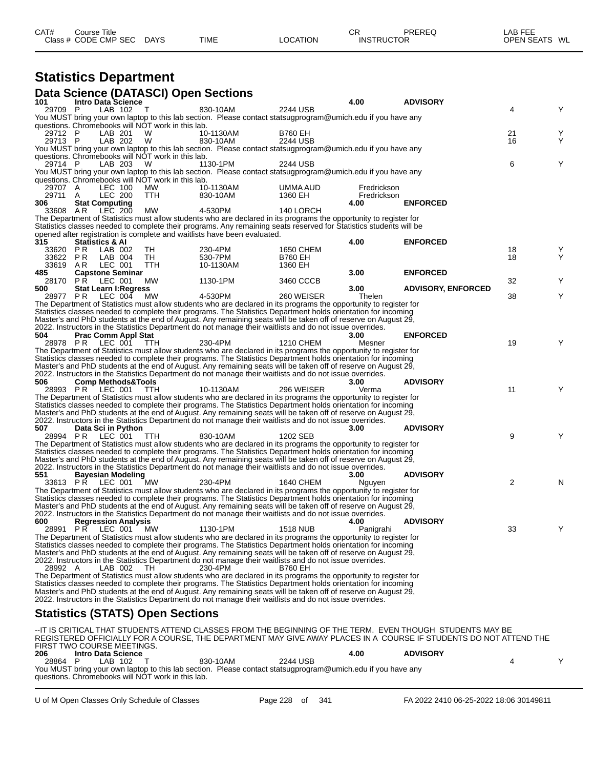| CAT# | Course Title | | | | | | CR | PREREQ | LAB FEE | |
|---|---|---|---|---|---|---|---|---|---|---|
| Class # | CODE | CMP | SEC | DAYS | TIME | LOCATION | INSTRUCTOR | | OPEN SEATS | WL |

# Statistics Department

## Data Science (DATASCI) Open Sections

**101 Intro Data Science** — 4.00 — ADVISORY

| Class # | CODE | CMP | SEC | DAYS | TIME | LOCATION | INSTRUCTOR | OPEN SEATS | WL |
|---|---|---|---|---|---|---|---|---|---|
| 29709 | P | LAB | 102 | T | 830-10AM | 2244 USB | | 4 | Y |

You MUST bring your own laptop to this lab section. Please contact statsugprogram@umich.edu if you have any questions. Chromebooks will NOT work in this lab.

| Class # | CODE | CMP | SEC | DAYS | TIME | LOCATION | INSTRUCTOR | OPEN SEATS | WL |
|---|---|---|---|---|---|---|---|---|---|
| 29712 | P | LAB | 201 | W | 10-1130AM | B760 EH | | 21 | Y |
| 29713 | P | LAB | 202 | W | 830-10AM | 2244 USB | | 16 | Y |

You MUST bring your own laptop to this lab section. Please contact statsugprogram@umich.edu if you have any questions. Chromebooks will NOT work in this lab.

| Class # | CODE | CMP | SEC | DAYS | TIME | LOCATION | INSTRUCTOR | OPEN SEATS | WL |
|---|---|---|---|---|---|---|---|---|---|
| 29714 | P | LAB | 203 | W | 1130-1PM | 2244 USB | | 6 | Y |

You MUST bring your own laptop to this lab section. Please contact statsugprogram@umich.edu if you have any questions. Chromebooks will NOT work in this lab.

| Class # | CODE | CMP | SEC | DAYS | TIME | LOCATION | INSTRUCTOR | OPEN SEATS | WL |
|---|---|---|---|---|---|---|---|---|---|
| 29707 | A | LEC | 100 | MW | 10-1130AM | UMMA AUD | Fredrickson | | |
| 29711 | A | LEC | 200 | TTH | 830-10AM | 1360 EH | Fredrickson | | |

**306 Stat Computing** — 4.00 — ENFORCED

| Class # | CODE | CMP | SEC | DAYS | TIME | LOCATION | INSTRUCTOR | OPEN SEATS | WL |
|---|---|---|---|---|---|---|---|---|---|
| 33608 | A R | LEC | 200 | MW | 4-530PM | 140 LORCH | | | |

The Department of Statistics must allow students who are declared in its programs the opportunity to register for Statistics classes needed to complete their programs. Any remaining seats reserved for Statistics students will be opened after registration is complete and waitlists have been evaluated.

**315 Statistics & AI** — 4.00 — ENFORCED

| Class # | CODE | CMP | SEC | DAYS | TIME | LOCATION | INSTRUCTOR | OPEN SEATS | WL |
|---|---|---|---|---|---|---|---|---|---|
| 33620 | P R | LAB | 002 | TH | 230-4PM | 1650 CHEM | | 18 | Y |
| 33622 | P R | LAB | 004 | TH | 530-7PM | B760 EH | | 18 | Y |
| 33619 | A R | LEC | 001 | TTH | 10-1130AM | 1360 EH | | | |

**485 Capstone Seminar** — 3.00 — ENFORCED

| Class # | CODE | CMP | SEC | DAYS | TIME | LOCATION | INSTRUCTOR | OPEN SEATS | WL |
|---|---|---|---|---|---|---|---|---|---|
| 28170 | P R | LEC | 001 | MW | 1130-1PM | 3460 CCCB | | 32 | Y |

**500 Stat Learn I:Regress** — 3.00 — ADVISORY, ENFORCED

| Class # | CODE | CMP | SEC | DAYS | TIME | LOCATION | INSTRUCTOR | OPEN SEATS | WL |
|---|---|---|---|---|---|---|---|---|---|
| 28977 | P R | LEC | 004 | MW | 4-530PM | 260 WEISER | Thelen | 38 | Y |

The Department of Statistics must allow students who are declared in its programs the opportunity to register for Statistics classes needed to complete their programs. The Statistics Department holds orientation for incoming Master's and PhD students at the end of August. Any remaining seats will be taken off of reserve on August 29, 2022. Instructors in the Statistics Department do not manage their waitlists and do not issue overrides.

**504 Prac Comm Appl Stat** — 3.00 — ENFORCED

| Class # | CODE | CMP | SEC | DAYS | TIME | LOCATION | INSTRUCTOR | OPEN SEATS | WL |
|---|---|---|---|---|---|---|---|---|---|
| 28978 | P R | LEC | 001 | TTH | 230-4PM | 1210 CHEM | Mesner | 19 | Y |

The Department of Statistics must allow students who are declared in its programs the opportunity to register for Statistics classes needed to complete their programs. The Statistics Department holds orientation for incoming Master's and PhD students at the end of August. Any remaining seats will be taken off of reserve on August 29, 2022. Instructors in the Statistics Department do not manage their waitlists and do not issue overrides.

**506 Comp Methods&Tools** — 3.00 — ADVISORY

| Class # | CODE | CMP | SEC | DAYS | TIME | LOCATION | INSTRUCTOR | OPEN SEATS | WL |
|---|---|---|---|---|---|---|---|---|---|
| 28993 | P R | LEC | 001 | TTH | 10-1130AM | 296 WEISER | Verma | 11 | Y |

The Department of Statistics must allow students who are declared in its programs the opportunity to register for Statistics classes needed to complete their programs. The Statistics Department holds orientation for incoming Master's and PhD students at the end of August. Any remaining seats will be taken off of reserve on August 29, 2022. Instructors in the Statistics Department do not manage their waitlists and do not issue overrides.

**507 Data Sci in Python** — 3.00 — ADVISORY

| Class # | CODE | CMP | SEC | DAYS | TIME | LOCATION | INSTRUCTOR | OPEN SEATS | WL |
|---|---|---|---|---|---|---|---|---|---|
| 28994 | P R | LEC | 001 | TTH | 830-10AM | 1202 SEB | | 9 | Y |

The Department of Statistics must allow students who are declared in its programs the opportunity to register for Statistics classes needed to complete their programs. The Statistics Department holds orientation for incoming Master's and PhD students at the end of August. Any remaining seats will be taken off of reserve on August 29, 2022. Instructors in the Statistics Department do not manage their waitlists and do not issue overrides.

**551 Bayesian Modeling** — 3.00 — ADVISORY

| Class # | CODE | CMP | SEC | DAYS | TIME | LOCATION | INSTRUCTOR | OPEN SEATS | WL |
|---|---|---|---|---|---|---|---|---|---|
| 33613 | P R | LEC | 001 | MW | 230-4PM | 1640 CHEM | Nguyen | 2 | N |

The Department of Statistics must allow students who are declared in its programs the opportunity to register for Statistics classes needed to complete their programs. The Statistics Department holds orientation for incoming Master's and PhD students at the end of August. Any remaining seats will be taken off of reserve on August 29, 2022. Instructors in the Statistics Department do not manage their waitlists and do not issue overrides.

**600 Regression Analysis** — 4.00 — ADVISORY

| Class # | CODE | CMP | SEC | DAYS | TIME | LOCATION | INSTRUCTOR | OPEN SEATS | WL |
|---|---|---|---|---|---|---|---|---|---|
| 28991 | P R | LEC | 001 | MW | 1130-1PM | 1518 NUB | Panigrahi | 33 | Y |

The Department of Statistics must allow students who are declared in its programs the opportunity to register for Statistics classes needed to complete their programs. The Statistics Department holds orientation for incoming Master's and PhD students at the end of August. Any remaining seats will be taken off of reserve on August 29, 2022. Instructors in the Statistics Department do not manage their waitlists and do not issue overrides.

| Class # | CODE | CMP | SEC | DAYS | TIME | LOCATION | INSTRUCTOR | OPEN SEATS | WL |
|---|---|---|---|---|---|---|---|---|---|
| 28992 | A | LAB | 002 | TH | 230-4PM | B760 EH | | | |

The Department of Statistics must allow students who are declared in its programs the opportunity to register for Statistics classes needed to complete their programs. The Statistics Department holds orientation for incoming Master's and PhD students at the end of August. Any remaining seats will be taken off of reserve on August 29, 2022. Instructors in the Statistics Department do not manage their waitlists and do not issue overrides.

## Statistics (STATS) Open Sections

--IT IS CRITICAL THAT STUDENTS ATTEND CLASSES FROM THE BEGINNING OF THE TERM. EVEN THOUGH STUDENTS MAY BE REGISTERED OFFICIALLY FOR A COURSE, THE DEPARTMENT MAY GIVE AWAY PLACES IN A COURSE IF STUDENTS DO NOT ATTEND THE FIRST TWO COURSE MEETINGS.

**206 Intro Data Science** — 4.00 — ADVISORY

| Class # | CODE | CMP | SEC | DAYS | TIME | LOCATION | INSTRUCTOR | OPEN SEATS | WL |
|---|---|---|---|---|---|---|---|---|---|
| 28864 | P | LAB | 102 | T | 830-10AM | 2244 USB | | 4 | Y |

You MUST bring your own laptop to this lab section. Please contact statsugprogram@umich.edu if you have any questions. Chromebooks will NOT work in this lab.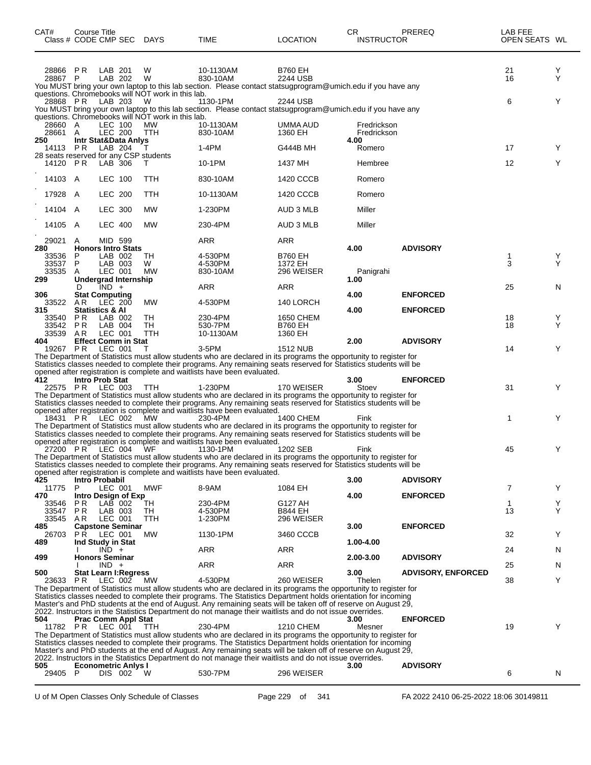| CAT# Class # | Course Title CODE | CMP | SEC | DAYS | TIME | LOCATION | CR INSTRUCTOR | PREREQ | LAB FEE OPEN SEATS | WL |
|---|---|---|---|---|---|---|---|---|---|---|
| 28866 | PR | LAB | 201 | W | 10-1130AM | B760 EH | | | 21 | Y |
| 28867 | P | LAB | 202 | W | 830-10AM | 2244 USB | | | 16 | Y |

You MUST bring your own laptop to this lab section. Please contact statsugprogram@umich.edu if you have any questions. Chromebooks will NOT work in this lab.

| CAT# Class # | Course Title CODE | CMP | SEC | DAYS | TIME | LOCATION | CR INSTRUCTOR | PREREQ | LAB FEE OPEN SEATS | WL |
|---|---|---|---|---|---|---|---|---|---|---|
| 28868 | PR | LAB | 203 | W | 1130-1PM | 2244 USB | | | 6 | Y |

You MUST bring your own laptop to this lab section. Please contact statsugprogram@umich.edu if you have any questions. Chromebooks will NOT work in this lab.

| CAT# Class # | Course Title CODE | CMP | SEC | DAYS | TIME | LOCATION | CR INSTRUCTOR | PREREQ | LAB FEE OPEN SEATS | WL |
|---|---|---|---|---|---|---|---|---|---|---|
| 28660 | A | LEC | 100 | MW | 10-1130AM | UMMA AUD | Fredrickson | | | |
| 28661 | A | LEC | 200 | TTH | 830-10AM | 1360 EH | Fredrickson | | | |
| **250** | **Intr Stat&Data Anlys** | | | | | | **4.00** | | | |
| 14113 | PR | LAB | 204 | T | 1-4PM | G444B MH | Romero | | 17 | Y |

28 seats reserved for any CSP students

| CAT# Class # | Course Title CODE | CMP | SEC | DAYS | TIME | LOCATION | CR INSTRUCTOR | PREREQ | LAB FEE OPEN SEATS | WL |
|---|---|---|---|---|---|---|---|---|---|---|
| 14120 | PR | LAB | 306 | T | 10-1PM | 1437 MH | Hembree | | 12 | Y |
| 14103 | A | LEC | 100 | TTH | 830-10AM | 1420 CCCB | Romero | | | |
| 17928 | A | LEC | 200 | TTH | 10-1130AM | 1420 CCCB | Romero | | | |
| 14104 | A | LEC | 300 | MW | 1-230PM | AUD 3 MLB | Miller | | | |
| 14105 | A | LEC | 400 | MW | 230-4PM | AUD 3 MLB | Miller | | | |
| 29021 | A | MID | 599 | | ARR | ARR | | | | |
| **280** | **Honors Intro Stats** | | | | | | **4.00** | **ADVISORY** | | |
| 33536 | P | LAB | 002 | TH | 4-530PM | B760 EH | | | 1 | Y |
| 33537 | P | LAB | 003 | W | 4-530PM | 1372 EH | | | 3 | Y |
| 33535 | A | LEC | 001 | MW | 830-10AM | 296 WEISER | Panigrahi | | | |
| **299** | **Undergrad Internship** | | | | | | **1.00** | | | |
| | D | IND | + | | ARR | ARR | | | 25 | N |
| **306** | **Stat Computing** | | | | | | **4.00** | **ENFORCED** | | |
| 33522 | AR | LEC | 200 | MW | 4-530PM | 140 LORCH | | | | |
| **315** | **Statistics & AI** | | | | | | **4.00** | **ENFORCED** | | |
| 33540 | PR | LAB | 002 | TH | 230-4PM | 1650 CHEM | | | 18 | Y |
| 33542 | PR | LAB | 004 | TH | 530-7PM | B760 EH | | | 18 | Y |
| 33539 | AR | LEC | 001 | TTH | 10-1130AM | 1360 EH | | | | |
| **404** | **Effect Comm in Stat** | | | | | | **2.00** | **ADVISORY** | | |
| 19267 | PR | LEC | 001 | T | 3-5PM | 1512 NUB | | | 14 | Y |

The Department of Statistics must allow students who are declared in its programs the opportunity to register for Statistics classes needed to complete their programs. Any remaining seats reserved for Statistics students will be opened after registration is complete and waitlists have been evaluated.

| CAT# Class # | Course Title CODE | CMP | SEC | DAYS | TIME | LOCATION | CR INSTRUCTOR | PREREQ | LAB FEE OPEN SEATS | WL |
|---|---|---|---|---|---|---|---|---|---|---|
| **412** | **Intro Prob Stat** | | | | | | **3.00** | **ENFORCED** | | |
| 22575 | PR | LEC | 003 | TTH | 1-230PM | 170 WEISER | Stoev | | 31 | Y |

The Department of Statistics must allow students who are declared in its programs the opportunity to register for Statistics classes needed to complete their programs. Any remaining seats reserved for Statistics students will be opened after registration is complete and waitlists have been evaluated.

| CAT# Class # | Course Title CODE | CMP | SEC | DAYS | TIME | LOCATION | CR INSTRUCTOR | PREREQ | LAB FEE OPEN SEATS | WL |
|---|---|---|---|---|---|---|---|---|---|---|
| 18431 | PR | LEC | 002 | MW | 230-4PM | 1400 CHEM | Fink | | 1 | Y |

The Department of Statistics must allow students who are declared in its programs the opportunity to register for Statistics classes needed to complete their programs. Any remaining seats reserved for Statistics students will be opened after registration is complete and waitlists have been evaluated.

| CAT# Class # | Course Title CODE | CMP | SEC | DAYS | TIME | LOCATION | CR INSTRUCTOR | PREREQ | LAB FEE OPEN SEATS | WL |
|---|---|---|---|---|---|---|---|---|---|---|
| 27200 | PR | LEC | 004 | WF | 1130-1PM | 1202 SEB | Fink | | 45 | Y |

The Department of Statistics must allow students who are declared in its programs the opportunity to register for Statistics classes needed to complete their programs. Any remaining seats reserved for Statistics students will be opened after registration is complete and waitlists have been evaluated.

| CAT# Class # | Course Title CODE | CMP | SEC | DAYS | TIME | LOCATION | CR INSTRUCTOR | PREREQ | LAB FEE OPEN SEATS | WL |
|---|---|---|---|---|---|---|---|---|---|---|
| **425** | **Intro Probabil** | | | | | | **3.00** | **ADVISORY** | | |
| 11775 | P | LEC | 001 | MWF | 8-9AM | 1084 EH | | | 7 | Y |
| **470** | **Intro Design of Exp** | | | | | | **4.00** | **ENFORCED** | | |
| 33546 | PR | LAB | 002 | TH | 230-4PM | G127 AH | | | 1 | Y |
| 33547 | PR | LAB | 003 | TH | 4-530PM | B844 EH | | | 13 | Y |
| 33545 | AR | LEC | 001 | TTH | 1-230PM | 296 WEISER | | | | |
| **485** | **Capstone Seminar** | | | | | | **3.00** | **ENFORCED** | | |
| 26703 | PR | LEC | 001 | MW | 1130-1PM | 3460 CCCB | | | 32 | Y |
| **489** | **Ind Study in Stat** | | | | | | **1.00-4.00** | | | |
| | I | IND | + | | ARR | ARR | | | 24 | N |
| **499** | **Honors Seminar** | | | | | | **2.00-3.00** | **ADVISORY** | | |
| | I | IND | + | | ARR | ARR | | | 25 | N |
| **500** | **Stat Learn I:Regress** | | | | | | **3.00** | **ADVISORY, ENFORCED** | | |
| 23633 | PR | LEC | 002 | MW | 4-530PM | 260 WEISER | Thelen | | 38 | Y |

The Department of Statistics must allow students who are declared in its programs the opportunity to register for Statistics classes needed to complete their programs. The Statistics Department holds orientation for incoming Master's and PhD students at the end of August. Any remaining seats will be taken off of reserve on August 29, 2022. Instructors in the Statistics Department do not manage their waitlists and do not issue overrides.

| CAT# Class # | Course Title CODE | CMP | SEC | DAYS | TIME | LOCATION | CR INSTRUCTOR | PREREQ | LAB FEE OPEN SEATS | WL |
|---|---|---|---|---|---|---|---|---|---|---|
| **504** | **Prac Comm Appl Stat** | | | | | | **3.00** | **ENFORCED** | | |
| 11782 | PR | LEC | 001 | TTH | 230-4PM | 1210 CHEM | Mesner | | 19 | Y |

The Department of Statistics must allow students who are declared in its programs the opportunity to register for Statistics classes needed to complete their programs. The Statistics Department holds orientation for incoming Master's and PhD students at the end of August. Any remaining seats will be taken off of reserve on August 29, 2022. Instructors in the Statistics Department do not manage their waitlists and do not issue overrides.

| CAT# Class # | Course Title CODE | CMP | SEC | DAYS | TIME | LOCATION | CR INSTRUCTOR | PREREQ | LAB FEE OPEN SEATS | WL |
|---|---|---|---|---|---|---|---|---|---|---|
| **505** | **Econometric Anlys I** | | | | | | **3.00** | **ADVISORY** | | |
| 29405 | P | DIS | 002 | W | 530-7PM | 296 WEISER | | | 6 | N |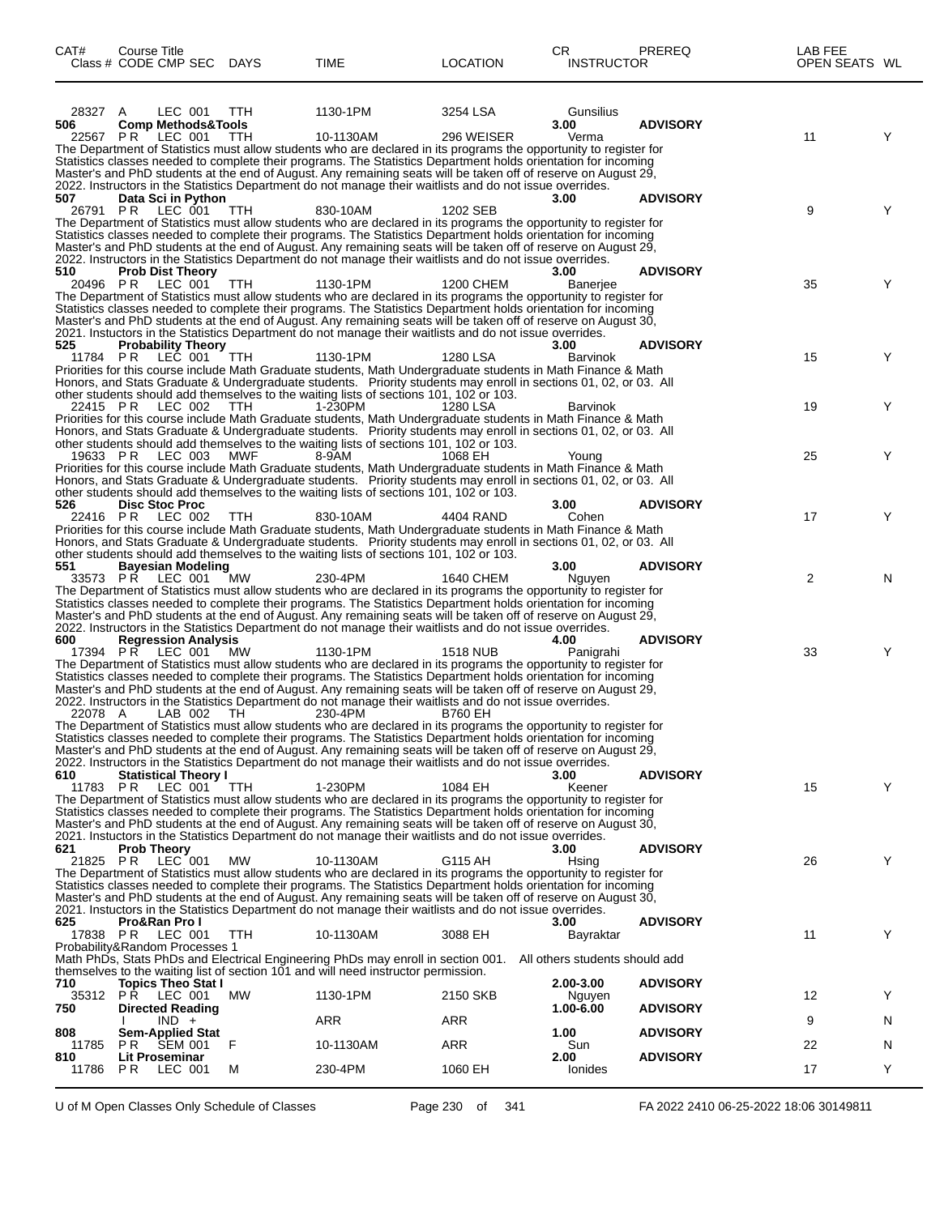| CAT# | Course Title Class # CODE CMP SEC | DAYS | TIME | LOCATION | CR INSTRUCTOR | PREREQ | LAB FEE OPEN SEATS | WL |
|---|---|---|---|---|---|---|---|---|
| | 28327 A LEC 001 | TTH | 1130-1PM | 3254 LSA | Gunsilius | | | |
| **506** | **Comp Methods&Tools** | | | | **3.00** | **ADVISORY** | | |
| | 22567 P R LEC 001 | TTH | 10-1130AM | 296 WEISER | Verma | | 11 | Y |

The Department of Statistics must allow students who are declared in its programs the opportunity to register for Statistics classes needed to complete their programs. The Statistics Department holds orientation for incoming Master's and PhD students at the end of August. Any remaining seats will be taken off of reserve on August 29, 2022. Instructors in the Statistics Department do not manage their waitlists and do not issue overrides.

| CAT# | Course Title Class # CODE CMP SEC | DAYS | TIME | LOCATION | CR INSTRUCTOR | PREREQ | LAB FEE OPEN SEATS | WL |
|---|---|---|---|---|---|---|---|---|
| **507** | **Data Sci in Python** | | | | **3.00** | **ADVISORY** | | |
| | 26791 P R LEC 001 | TTH | 830-10AM | 1202 SEB | | | 9 | Y |

The Department of Statistics must allow students who are declared in its programs the opportunity to register for Statistics classes needed to complete their programs. The Statistics Department holds orientation for incoming Master's and PhD students at the end of August. Any remaining seats will be taken off of reserve on August 29, 2022. Instructors in the Statistics Department do not manage their waitlists and do not issue overrides.

| CAT# | Course Title Class # CODE CMP SEC | DAYS | TIME | LOCATION | CR INSTRUCTOR | PREREQ | LAB FEE OPEN SEATS | WL |
|---|---|---|---|---|---|---|---|---|
| **510** | **Prob Dist Theory** | | | | **3.00** | **ADVISORY** | | |
| | 20496 P R LEC 001 | TTH | 1130-1PM | 1200 CHEM | Banerjee | | 35 | Y |

The Department of Statistics must allow students who are declared in its programs the opportunity to register for Statistics classes needed to complete their programs. The Statistics Department holds orientation for incoming Master's and PhD students at the end of August. Any remaining seats will be taken off of reserve on August 30, 2021. Instuctors in the Statistics Department do not manage their waitlists and do not issue overrides.

| CAT# | Course Title Class # CODE CMP SEC | DAYS | TIME | LOCATION | CR INSTRUCTOR | PREREQ | LAB FEE OPEN SEATS | WL |
|---|---|---|---|---|---|---|---|---|
| **525** | **Probability Theory** | | | | **3.00** | **ADVISORY** | | |
| | 11784 P R LEC 001 | TTH | 1130-1PM | 1280 LSA | Barvinok | | 15 | Y |

Priorities for this course include Math Graduate students, Math Undergraduate students in Math Finance & Math Honors, and Stats Graduate & Undergraduate students. Priority students may enroll in sections 01, 02, or 03. All other students should add themselves to the waiting lists of sections 101, 102 or 103.

| CAT# | Course Title Class # CODE CMP SEC | DAYS | TIME | LOCATION | CR INSTRUCTOR | PREREQ | LAB FEE OPEN SEATS | WL |
|---|---|---|---|---|---|---|---|---|
| | 22415 P R LEC 002 | TTH | 1-230PM | 1280 LSA | Barvinok | | 19 | Y |

Priorities for this course include Math Graduate students, Math Undergraduate students in Math Finance & Math Honors, and Stats Graduate & Undergraduate students. Priority students may enroll in sections 01, 02, or 03. All other students should add themselves to the waiting lists of sections 101, 102 or 103.

| CAT# | Course Title Class # CODE CMP SEC | DAYS | TIME | LOCATION | CR INSTRUCTOR | PREREQ | LAB FEE OPEN SEATS | WL |
|---|---|---|---|---|---|---|---|---|
| | 19633 P R LEC 003 | MWF | 8-9AM | 1068 EH | Young | | 25 | Y |

Priorities for this course include Math Graduate students, Math Undergraduate students in Math Finance & Math Honors, and Stats Graduate & Undergraduate students. Priority students may enroll in sections 01, 02, or 03. All other students should add themselves to the waiting lists of sections 101, 102 or 103.

| CAT# | Course Title Class # CODE CMP SEC | DAYS | TIME | LOCATION | CR INSTRUCTOR | PREREQ | LAB FEE OPEN SEATS | WL |
|---|---|---|---|---|---|---|---|---|
| **526** | **Disc Stoc Proc** | | | | **3.00** | **ADVISORY** | | |
| | 22416 P R LEC 002 | TTH | 830-10AM | 4404 RAND | Cohen | | 17 | Y |

Priorities for this course include Math Graduate students, Math Undergraduate students in Math Finance & Math Honors, and Stats Graduate & Undergraduate students. Priority students may enroll in sections 01, 02, or 03. All other students should add themselves to the waiting lists of sections 101, 102 or 103.

| CAT# | Course Title Class # CODE CMP SEC | DAYS | TIME | LOCATION | CR INSTRUCTOR | PREREQ | LAB FEE OPEN SEATS | WL |
|---|---|---|---|---|---|---|---|---|
| **551** | **Bayesian Modeling** | | | | **3.00** | **ADVISORY** | | |
| | 33573 P R LEC 001 | MW | 230-4PM | 1640 CHEM | Nguyen | | 2 | N |

The Department of Statistics must allow students who are declared in its programs the opportunity to register for Statistics classes needed to complete their programs. The Statistics Department holds orientation for incoming Master's and PhD students at the end of August. Any remaining seats will be taken off of reserve on August 29, 2022. Instructors in the Statistics Department do not manage their waitlists and do not issue overrides.

| CAT# | Course Title Class # CODE CMP SEC | DAYS | TIME | LOCATION | CR INSTRUCTOR | PREREQ | LAB FEE OPEN SEATS | WL |
|---|---|---|---|---|---|---|---|---|
| **600** | **Regression Analysis** | | | | **4.00** | **ADVISORY** | | |
| | 17394 P R LEC 001 | MW | 1130-1PM | 1518 NUB | Panigrahi | | 33 | Y |

The Department of Statistics must allow students who are declared in its programs the opportunity to register for Statistics classes needed to complete their programs. The Statistics Department holds orientation for incoming Master's and PhD students at the end of August. Any remaining seats will be taken off of reserve on August 29, 2022. Instructors in the Statistics Department do not manage their waitlists and do not issue overrides.

| CAT# | Course Title Class # CODE CMP SEC | DAYS | TIME | LOCATION | CR INSTRUCTOR | PREREQ | LAB FEE OPEN SEATS | WL |
|---|---|---|---|---|---|---|---|---|
| | 22078 A LAB 002 | TH | 230-4PM | B760 EH | | | | |

The Department of Statistics must allow students who are declared in its programs the opportunity to register for Statistics classes needed to complete their programs. The Statistics Department holds orientation for incoming Master's and PhD students at the end of August. Any remaining seats will be taken off of reserve on August 29, 2022. Instructors in the Statistics Department do not manage their waitlists and do not issue overrides.

| CAT# | Course Title Class # CODE CMP SEC | DAYS | TIME | LOCATION | CR INSTRUCTOR | PREREQ | LAB FEE OPEN SEATS | WL |
|---|---|---|---|---|---|---|---|---|
| **610** | **Statistical Theory I** | | | | **3.00** | **ADVISORY** | | |
| | 11783 P R LEC 001 | TTH | 1-230PM | 1084 EH | Keener | | 15 | Y |

The Department of Statistics must allow students who are declared in its programs the opportunity to register for Statistics classes needed to complete their programs. The Statistics Department holds orientation for incoming Master's and PhD students at the end of August. Any remaining seats will be taken off of reserve on August 30, 2021. Instuctors in the Statistics Department do not manage their waitlists and do not issue overrides.

| CAT# | Course Title Class # CODE CMP SEC | DAYS | TIME | LOCATION | CR INSTRUCTOR | PREREQ | LAB FEE OPEN SEATS | WL |
|---|---|---|---|---|---|---|---|---|
| **621** | **Prob Theory** | | | | **3.00** | **ADVISORY** | | |
| | 21825 P R LEC 001 | MW | 10-1130AM | G115 AH | Hsing | | 26 | Y |

The Department of Statistics must allow students who are declared in its programs the opportunity to register for Statistics classes needed to complete their programs. The Statistics Department holds orientation for incoming Master's and PhD students at the end of August. Any remaining seats will be taken off of reserve on August 30, 2021. Instuctors in the Statistics Department do not manage their waitlists and do not issue overrides.

| CAT# | Course Title Class # CODE CMP SEC | DAYS | TIME | LOCATION | CR INSTRUCTOR | PREREQ | LAB FEE OPEN SEATS | WL |
|---|---|---|---|---|---|---|---|---|
| **625** | **Pro&Ran Pro I** | | | | **3.00** | **ADVISORY** | | |
| | 17838 P R LEC 001 | TTH | 10-1130AM | 3088 EH | Bayraktar | | 11 | Y |

Probability&Random Processes 1
Math PhDs, Stats PhDs and Electrical Engineering PhDs may enroll in section 001. All others students should add themselves to the waiting list of section 101 and will need instructor permission.

| CAT# | Course Title Class # CODE CMP SEC | DAYS | TIME | LOCATION | CR INSTRUCTOR | PREREQ | LAB FEE OPEN SEATS | WL |
|---|---|---|---|---|---|---|---|---|
| **710** | **Topics Theo Stat I** | | | | **2.00-3.00** | **ADVISORY** | | |
| | 35312 P R LEC 001 | MW | 1130-1PM | 2150 SKB | Nguyen | | 12 | Y |
| **750** | **Directed Reading** | | | | **1.00-6.00** | **ADVISORY** | | |
| | I IND + | | ARR | ARR | | | 9 | N |
| **808** | **Sem-Applied Stat** | | | | **1.00** | **ADVISORY** | | |
| | 11785 P R SEM 001 | F | 10-1130AM | ARR | Sun | | 22 | N |
| **810** | **Lit Proseminar** | | | | **2.00** | **ADVISORY** | | |
| | 11786 P R LEC 001 | M | 230-4PM | 1060 EH | Ionides | | 17 | Y |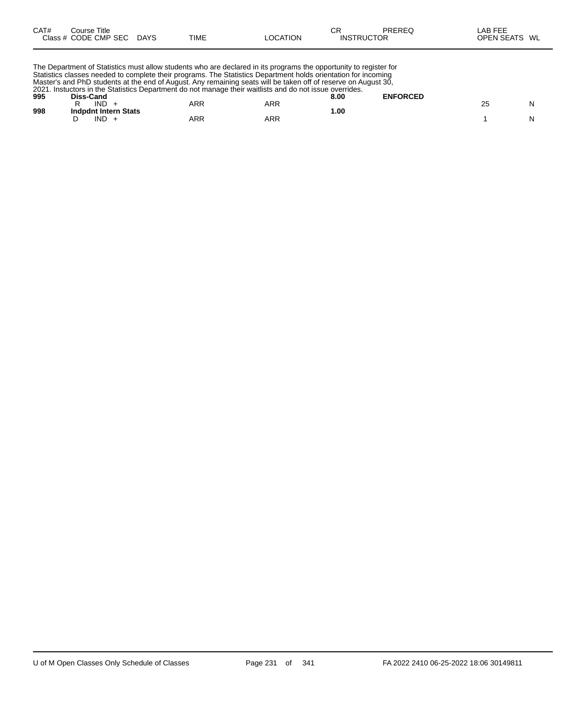| CAT# | Course Title<br>Class # CODE CMP SEC DAYS | TIME | LOCATION | CR<br>INSTRUCTOR | PREREQ | LAB FEE<br>OPEN SEATS | WL |
|---|---|---|---|---|---|---|---|

The Department of Statistics must allow students who are declared in its programs the opportunity to register for Statistics classes needed to complete their programs. The Statistics Department holds orientation for incoming Master's and PhD students at the end of August. Any remaining seats will be taken off of reserve on August 30, 2021. Instuctors in the Statistics Department do not manage their waitlists and do not issue overrides.

| CAT# | Course Title / Class # CODE CMP SEC DAYS | TIME | LOCATION | CR / INSTRUCTOR | PREREQ | OPEN SEATS | WL |
|---|---|---|---|---|---|---|---|
| **995** | **Diss-Cand** | | | **8.00** | **ENFORCED** | | |
| | R IND + | ARR | ARR | | | 25 | N |
| **998** | **Indpdnt Intern Stats** | | | **1.00** | | | |
| | D IND + | ARR | ARR | | | 1 | N |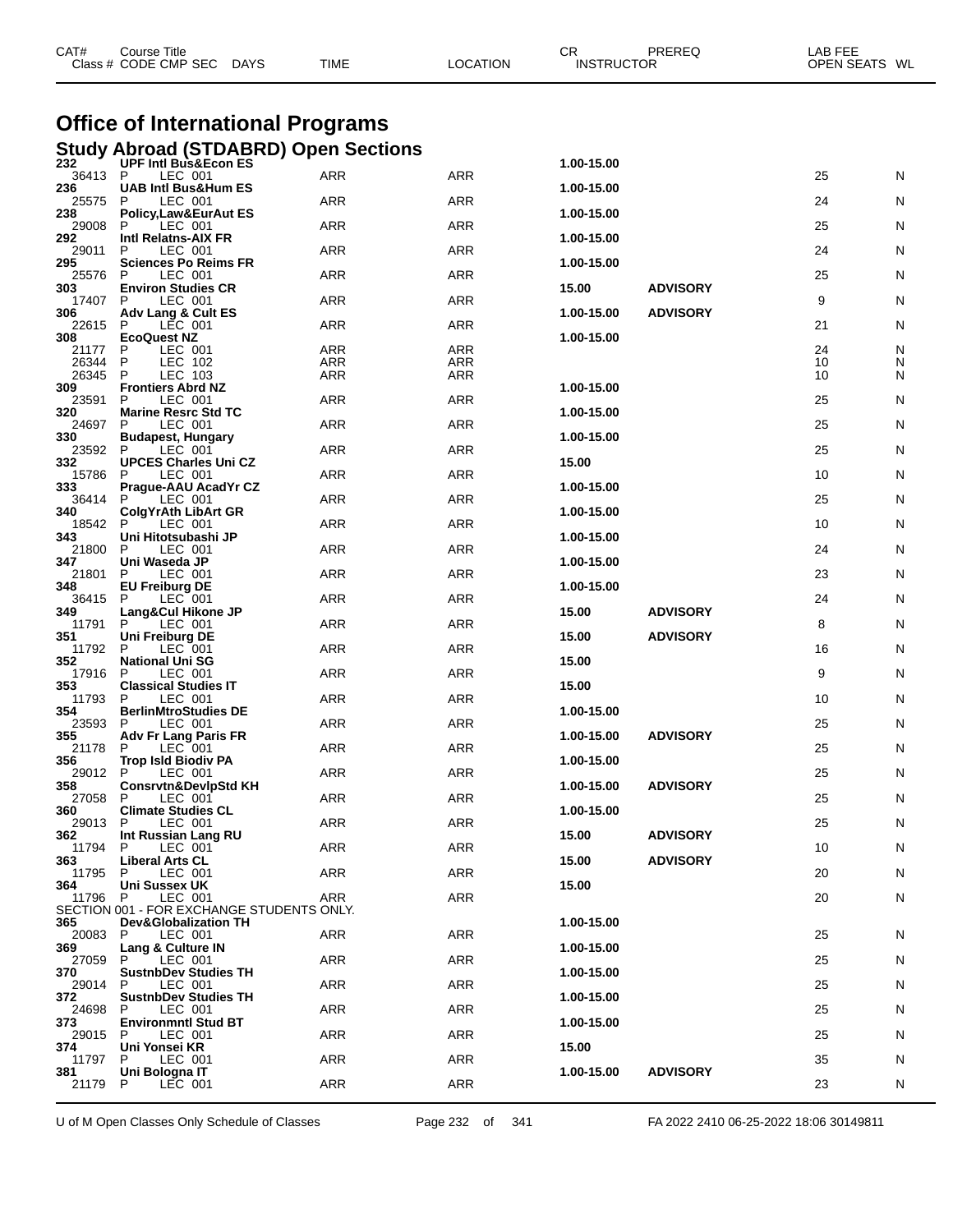# Office of International Programs

## Study Abroad (STDABRD) Open Sections

| CAT# / Class # | Course Title / CODE CMP SEC | DAYS | TIME | LOCATION | CR / INSTRUCTOR | PREREQ | LAB FEE / OPEN SEATS | WL |
|---|---|---|---|---|---|---|---|---|
| 232 | UPF Intl Bus&Econ ES | | | | 1.00-15.00 | | | |
| 36413 | P LEC 001 | | ARR | ARR | | | 25 | N |
| 236 | UAB Intl Bus&Hum ES | | | | 1.00-15.00 | | | |
| 25575 | P LEC 001 | | ARR | ARR | | | 24 | N |
| 238 | Policy,Law&EurAut ES | | | | 1.00-15.00 | | | |
| 29008 | P LEC 001 | | ARR | ARR | | | 25 | N |
| 292 | Intl Relatns-AIX FR | | | | 1.00-15.00 | | | |
| 29011 | P LEC 001 | | ARR | ARR | | | 24 | N |
| 295 | Sciences Po Reims FR | | | | 1.00-15.00 | | | |
| 25576 | P LEC 001 | | ARR | ARR | | | 25 | N |
| 303 | Environ Studies CR | | | | 15.00 | ADVISORY | | |
| 17407 | P LEC 001 | | ARR | ARR | | | 9 | N |
| 306 | Adv Lang & Cult ES | | | | 1.00-15.00 | ADVISORY | | |
| 22615 | P LEC 001 | | ARR | ARR | | | 21 | N |
| 308 | EcoQuest NZ | | | | 1.00-15.00 | | | |
| 21177 | P LEC 001 | | ARR | ARR | | | 24 | N |
| 26344 | P LEC 102 | | ARR | ARR | | | 10 | N |
| 26345 | P LEC 103 | | ARR | ARR | | | 10 | N |
| 309 | Frontiers Abrd NZ | | | | 1.00-15.00 | | | |
| 23591 | P LEC 001 | | ARR | ARR | | | 25 | N |
| 320 | Marine Resrc Std TC | | | | 1.00-15.00 | | | |
| 24697 | P LEC 001 | | ARR | ARR | | | 25 | N |
| 330 | Budapest, Hungary | | | | 1.00-15.00 | | | |
| 23592 | P LEC 001 | | ARR | ARR | | | 25 | N |
| 332 | UPCES Charles Uni CZ | | | | 15.00 | | | |
| 15786 | P LEC 001 | | ARR | ARR | | | 10 | N |
| 333 | Prague-AAU AcadYr CZ | | | | 1.00-15.00 | | | |
| 36414 | P LEC 001 | | ARR | ARR | | | 25 | N |
| 340 | ColgYrAth LibArt GR | | | | 1.00-15.00 | | | |
| 18542 | P LEC 001 | | ARR | ARR | | | 10 | N |
| 343 | Uni Hitotsubashi JP | | | | 1.00-15.00 | | | |
| 21800 | P LEC 001 | | ARR | ARR | | | 24 | N |
| 347 | Uni Waseda JP | | | | 1.00-15.00 | | | |
| 21801 | P LEC 001 | | ARR | ARR | | | 23 | N |
| 348 | EU Freiburg DE | | | | 1.00-15.00 | | | |
| 36415 | P LEC 001 | | ARR | ARR | | | 24 | N |
| 349 | Lang&Cul Hikone JP | | | | 15.00 | ADVISORY | | |
| 11791 | P LEC 001 | | ARR | ARR | | | 8 | N |
| 351 | Uni Freiburg DE | | | | 15.00 | ADVISORY | | |
| 11792 | P LEC 001 | | ARR | ARR | | | 16 | N |
| 352 | National Uni SG | | | | 15.00 | | | |
| 17916 | P LEC 001 | | ARR | ARR | | | 9 | N |
| 353 | Classical Studies IT | | | | 15.00 | | | |
| 11793 | P LEC 001 | | ARR | ARR | | | 10 | N |
| 354 | BerlinMtroStudies DE | | | | 1.00-15.00 | | | |
| 23593 | P LEC 001 | | ARR | ARR | | | 25 | N |
| 355 | Adv Fr Lang Paris FR | | | | 1.00-15.00 | ADVISORY | | |
| 21178 | P LEC 001 | | ARR | ARR | | | 25 | N |
| 356 | Trop Isld Biodiv PA | | | | 1.00-15.00 | | | |
| 29012 | P LEC 001 | | ARR | ARR | | | 25 | N |
| 358 | Consrvtn&DevlpStd KH | | | | 1.00-15.00 | ADVISORY | | |
| 27058 | P LEC 001 | | ARR | ARR | | | 25 | N |
| 360 | Climate Studies CL | | | | 1.00-15.00 | | | |
| 29013 | P LEC 001 | | ARR | ARR | | | 25 | N |
| 362 | Int Russian Lang RU | | | | 15.00 | ADVISORY | | |
| 11794 | P LEC 001 | | ARR | ARR | | | 10 | N |
| 363 | Liberal Arts CL | | | | 15.00 | ADVISORY | | |
| 11795 | P LEC 001 | | ARR | ARR | | | 20 | N |
| 364 | Uni Sussex UK | | | | 15.00 | | | |
| 11796 | P LEC 001 | | ARR | ARR | | | 20 | N |
| | SECTION 001 - FOR EXCHANGE STUDENTS ONLY. | | | | | | | |
| 365 | Dev&Globalization TH | | | | 1.00-15.00 | | | |
| 20083 | P LEC 001 | | ARR | ARR | | | 25 | N |
| 369 | Lang & Culture IN | | | | 1.00-15.00 | | | |
| 27059 | P LEC 001 | | ARR | ARR | | | 25 | N |
| 370 | SustnbDev Studies TH | | | | 1.00-15.00 | | | |
| 29014 | P LEC 001 | | ARR | ARR | | | 25 | N |
| 372 | SustnbDev Studies TH | | | | 1.00-15.00 | | | |
| 24698 | P LEC 001 | | ARR | ARR | | | 25 | N |
| 373 | Environmntl Stud BT | | | | 1.00-15.00 | | | |
| 29015 | P LEC 001 | | ARR | ARR | | | 25 | N |
| 374 | Uni Yonsei KR | | | | 15.00 | | | |
| 11797 | P LEC 001 | | ARR | ARR | | | 35 | N |
| 381 | Uni Bologna IT | | | | 1.00-15.00 | ADVISORY | | |
| 21179 | P LEC 001 | | ARR | ARR | | | 23 | N |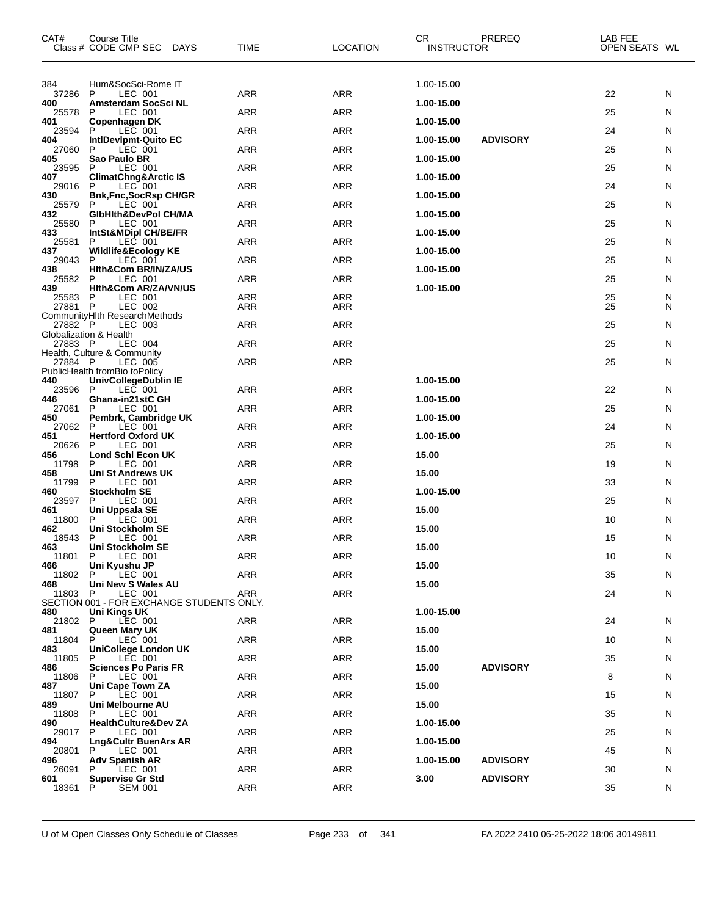| CAT# | Course Title Class # CODE CMP SEC DAYS | TIME | LOCATION | CR INSTRUCTOR | PREREQ | LAB FEE OPEN SEATS | WL |
|---|---|---|---|---|---|---|---|
| 384 | Hum&SocSci-Rome IT | | | 1.00-15.00 | | | |
| 37286 | P LEC 001 | ARR | ARR | | | 22 | N |
| **400** | **Amsterdam SocSci NL** | | | **1.00-15.00** | | | |
| 25578 | P LEC 001 | ARR | ARR | | | 25 | N |
| **401** | **Copenhagen DK** | | | **1.00-15.00** | | | |
| 23594 | P LEC 001 | ARR | ARR | | | 24 | N |
| **404** | **IntlDevlpmt-Quito EC** | | | **1.00-15.00** | **ADVISORY** | | |
| 27060 | P LEC 001 | ARR | ARR | | | 25 | N |
| **405** | **Sao Paulo BR** | | | **1.00-15.00** | | | |
| 23595 | P LEC 001 | ARR | ARR | | | 25 | N |
| **407** | **ClimatChng&Arctic IS** | | | **1.00-15.00** | | | |
| 29016 | P LEC 001 | ARR | ARR | | | 24 | N |
| **430** | **Bnk,Fnc,SocRsp CH/GR** | | | **1.00-15.00** | | | |
| 25579 | P LEC 001 | ARR | ARR | | | 25 | N |
| **432** | **GlbHlth&DevPol CH/MA** | | | **1.00-15.00** | | | |
| 25580 | P LEC 001 | ARR | ARR | | | 25 | N |
| **433** | **IntSt&MDipl CH/BE/FR** | | | **1.00-15.00** | | | |
| 25581 | P LEC 001 | ARR | ARR | | | 25 | N |
| **437** | **Wildlife&Ecology KE** | | | **1.00-15.00** | | | |
| 29043 | P LEC 001 | ARR | ARR | | | 25 | N |
| **438** | **Hlth&Com BR/IN/ZA/US** | | | **1.00-15.00** | | | |
| 25582 | P LEC 001 | ARR | ARR | | | 25 | N |
| **439** | **Hlth&Com AR/ZA/VN/US** | | | **1.00-15.00** | | | |
| 25583 | P LEC 001 | ARR | ARR | | | 25 | N |
| 27881 | P LEC 002 | ARR | ARR | | | 25 | N |
| | CommunityHlth ResearchMethods | | | | | | |
| 27882 | P LEC 003 | ARR | ARR | | | 25 | N |
| | Globalization & Health | | | | | | |
| 27883 | P LEC 004 | ARR | ARR | | | 25 | N |
| | Health, Culture & Community | | | | | | |
| 27884 | P LEC 005 | ARR | ARR | | | 25 | N |
| | PublicHealth fromBio toPolicy | | | | | | |
| **440** | **UnivCollegeDublin IE** | | | **1.00-15.00** | | | |
| 23596 | P LEC 001 | ARR | ARR | | | 22 | N |
| **446** | **Ghana-in21stC GH** | | | **1.00-15.00** | | | |
| 27061 | P LEC 001 | ARR | ARR | | | 25 | N |
| **450** | **Pembrk, Cambridge UK** | | | **1.00-15.00** | | | |
| 27062 | P LEC 001 | ARR | ARR | | | 24 | N |
| **451** | **Hertford Oxford UK** | | | **1.00-15.00** | | | |
| 20626 | P LEC 001 | ARR | ARR | | | 25 | N |
| **456** | **Lond Schl Econ UK** | | | **15.00** | | | |
| 11798 | P LEC 001 | ARR | ARR | | | 19 | N |
| **458** | **Uni St Andrews UK** | | | **15.00** | | | |
| 11799 | P LEC 001 | ARR | ARR | | | 33 | N |
| **460** | **Stockholm SE** | | | **1.00-15.00** | | | |
| 23597 | P LEC 001 | ARR | ARR | | | 25 | N |
| **461** | **Uni Uppsala SE** | | | **15.00** | | | |
| 11800 | P LEC 001 | ARR | ARR | | | 10 | N |
| **462** | **Uni Stockholm SE** | | | **15.00** | | | |
| 18543 | P LEC 001 | ARR | ARR | | | 15 | N |
| **463** | **Uni Stockholm SE** | | | **15.00** | | | |
| 11801 | P LEC 001 | ARR | ARR | | | 10 | N |
| **466** | **Uni Kyushu JP** | | | **15.00** | | | |
| 11802 | P LEC 001 | ARR | ARR | | | 35 | N |
| **468** | **Uni New S Wales AU** | | | **15.00** | | | |
| 11803 | P LEC 001 | ARR | ARR | | | 24 | N |
| | SECTION 001 - FOR EXCHANGE STUDENTS ONLY. | | | | | | |
| **480** | **Uni Kings UK** | | | **1.00-15.00** | | | |
| 21802 | P LEC 001 | ARR | ARR | | | 24 | N |
| **481** | **Queen Mary UK** | | | **15.00** | | | |
| 11804 | P LEC 001 | ARR | ARR | | | 10 | N |
| **483** | **UniCollege London UK** | | | **15.00** | | | |
| 11805 | P LEC 001 | ARR | ARR | | | 35 | N |
| **486** | **Sciences Po Paris FR** | | | **15.00** | **ADVISORY** | | |
| 11806 | P LEC 001 | ARR | ARR | | | 8 | N |
| **487** | **Uni Cape Town ZA** | | | **15.00** | | | |
| 11807 | P LEC 001 | ARR | ARR | | | 15 | N |
| **489** | **Uni Melbourne AU** | | | **15.00** | | | |
| 11808 | P LEC 001 | ARR | ARR | | | 35 | N |
| **490** | **HealthCulture&Dev ZA** | | | **1.00-15.00** | | | |
| 29017 | P LEC 001 | ARR | ARR | | | 25 | N |
| **494** | **Lng&Cultr BuenArs AR** | | | **1.00-15.00** | | | |
| 20801 | P LEC 001 | ARR | ARR | | | 45 | N |
| **496** | **Adv Spanish AR** | | | **1.00-15.00** | **ADVISORY** | | |
| 26091 | P LEC 001 | ARR | ARR | | | 30 | N |
| **601** | **Supervise Gr Std** | | | **3.00** | **ADVISORY** | | |
| 18361 | P SEM 001 | ARR | ARR | | | 35 | N |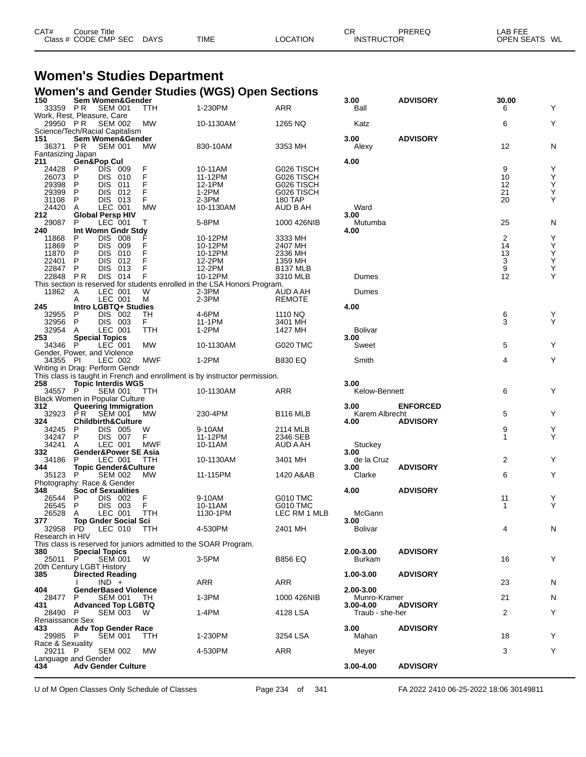# Women's Studies Department

## Women's and Gender Studies (WGS) Open Sections

| CAT# Class # | Course Title CODE CMP SEC | DAYS | TIME | LOCATION | CR INSTRUCTOR | PREREQ | LAB FEE OPEN SEATS | WL |
|---|---|---|---|---|---|---|---|---|
| **150** | **Sem Women&Gender** | | | | **3.00** | **ADVISORY** | **30.00** | |
| 33359 | P R SEM 001 | TTH | 1-230PM | ARR | Ball | | 6 | Y |
| Work, Rest, Pleasure, Care | | | | | | | | |
| 29950 | P R SEM 002 | MW | 10-1130AM | 1265 NQ | Katz | | 6 | Y |
| Science/Tech/Racial Capitalism | | | | | | | | |
| **151** | **Sem Women&Gender** | | | | **3.00** | **ADVISORY** | | |
| 36371 | P R SEM 001 | MW | 830-10AM | 3353 MH | Alexy | | 12 | N |
| Fantasizing Japan | | | | | | | | |
| **211** | **Gen&Pop Cul** | | | | **4.00** | | | |
| 24428 | P DIS 009 | F | 10-11AM | G026 TISCH | | | 9 | Y |
| 26073 | P DIS 010 | F | 11-12PM | G026 TISCH | | | 10 | Y |
| 29398 | P DIS 011 | F | 12-1PM | G026 TISCH | | | 12 | Y |
| 29399 | P DIS 012 | F | 1-2PM | G026 TISCH | | | 21 | Y |
| 31108 | P DIS 013 | F | 2-3PM | 180 TAP | | | 20 | Y |
| 24420 | A LEC 001 | MW | 10-1130AM | AUD B AH | Ward | | | |
| **212** | **Global Persp HIV** | | | | **3.00** | | | |
| 29087 | P LEC 001 | T | 5-8PM | 1000 426NIB | Mutumba | | 25 | N |
| **240** | **Int Womn Gndr Stdy** | | | | **4.00** | | | |
| 11868 | P DIS 008 | F | 10-12PM | 3333 MH | | | 2 | Y |
| 11869 | P DIS 009 | F | 10-12PM | 2407 MH | | | 14 | Y |
| 11870 | P DIS 010 | F | 10-12PM | 2336 MH | | | 13 | Y |
| 22401 | P DIS 012 | F | 12-2PM | 1359 MH | | | 3 | Y |
| 22847 | P DIS 013 | F | 12-2PM | B137 MLB | | | 9 | Y |
| 22848 | P R DIS 014 | F | 10-12PM | 3310 MLB | Dumes | | 12 | Y |
| This section is reserved for students enrolled in the LSA Honors Program. | | | | | | | | |
| 11862 | A LEC 001 | W | 2-3PM | AUD A AH | Dumes | | | |
| | A LEC 001 | M | 2-3PM | REMOTE | | | | |
| **245** | **Intro LGBTQ+ Studies** | | | | **4.00** | | | |
| 32955 | P DIS 002 | TH | 4-6PM | 1110 NQ | | | 6 | Y |
| 32956 | P DIS 003 | F | 11-1PM | 3401 MH | | | 3 | Y |
| 32954 | A LEC 001 | TTH | 1-2PM | 1427 MH | Bolivar | | | |
| **253** | **Special Topics** | | | | **3.00** | | | |
| 34346 | P LEC 001 | MW | 10-1130AM | G020 TMC | Sweet | | 5 | Y |
| Gender, Power, and Violence | | | | | | | | |
| 34355 | PI LEC 002 | MWF | 1-2PM | B830 EQ | Smith | | 4 | Y |
| Writing in Drag: Perform Gendr | | | | | | | | |
| This class is taught in French and enrollment is by instructor permission. | | | | | | | | |
| **258** | **Topic Interdis WGS** | | | | **3.00** | | | |
| 34557 | P SEM 001 | TTH | 10-1130AM | ARR | Kelow-Bennett | | 6 | Y |
| Black Women in Popular Culture | | | | | | | | |
| **312** | **Queering Immigration** | | | | **3.00** | **ENFORCED** | | |
| 32923 | P R SEM 001 | MW | 230-4PM | B116 MLB | Karem Albrecht | | 5 | Y |
| **324** | **Childbirth&Culture** | | | | **4.00** | **ADVISORY** | | |
| 34245 | P DIS 005 | W | 9-10AM | 2114 MLB | | | 9 | Y |
| 34247 | P DIS 007 | F | 11-12PM | 2346 SEB | | | 1 | Y |
| 34241 | A LEC 001 | MWF | 10-11AM | AUD A AH | Stuckey | | | |
| **332** | **Gender&Power SE Asia** | | | | **3.00** | | | |
| 34186 | P LEC 001 | TTH | 10-1130AM | 3401 MH | de la Cruz | | 2 | Y |
| **344** | **Topic Gender&Culture** | | | | **3.00** | **ADVISORY** | | |
| 35123 | P SEM 002 | MW | 11-115PM | 1420 A&AB | Clarke | | 6 | Y |
| Photography: Race & Gender | | | | | | | | |
| **348** | **Soc of Sexualities** | | | | **4.00** | **ADVISORY** | | |
| 26544 | P DIS 002 | F | 9-10AM | G010 TMC | | | 11 | Y |
| 26545 | P DIS 003 | F | 10-11AM | G010 TMC | | | 1 | Y |
| 26528 | A LEC 001 | TTH | 1130-1PM | LEC RM 1 MLB | McGann | | | |
| **377** | **Top Gnder Social Sci** | | | | **3.00** | | | |
| 32958 | PD LEC 010 | TTH | 4-530PM | 2401 MH | Bolivar | | 4 | N |
| Research in HIV | | | | | | | | |
| This class is reserved for juniors admitted to the SOAR Program. | | | | | | | | |
| **380** | **Special Topics** | | | | **2.00-3.00** | **ADVISORY** | | |
| 25011 | P SEM 001 | W | 3-5PM | B856 EQ | Burkam | | 16 | Y |
| 20th Century LGBT History | | | | | | | | |
| **385** | **Directed Reading** | | | | **1.00-3.00** | **ADVISORY** | | |
| | I IND + | | ARR | ARR | | | 23 | N |
| **404** | **GenderBased Violence** | | | | **2.00-3.00** | | | |
| 28477 | P SEM 001 | TH | 1-3PM | 1000 426NIB | Munro-Kramer | | 21 | N |
| **431** | **Advanced Top LGBTQ** | | | | **3.00-4.00** | **ADVISORY** | | |
| 28490 | P SEM 003 | W | 1-4PM | 4128 LSA | Traub - she-her | | 2 | Y |
| Renaissance Sex | | | | | | | | |
| **433** | **Adv Top Gender Race** | | | | **3.00** | **ADVISORY** | | |
| 29985 | P SEM 001 | TTH | 1-230PM | 3254 LSA | Mahan | | 18 | Y |
| Race & Sexuality | | | | | | | | |
| 29211 | P SEM 002 | MW | 4-530PM | ARR | Meyer | | 3 | Y |
| Language and Gender | | | | | | | | |
| **434** | **Adv Gender Culture** | | | | **3.00-4.00** | **ADVISORY** | | |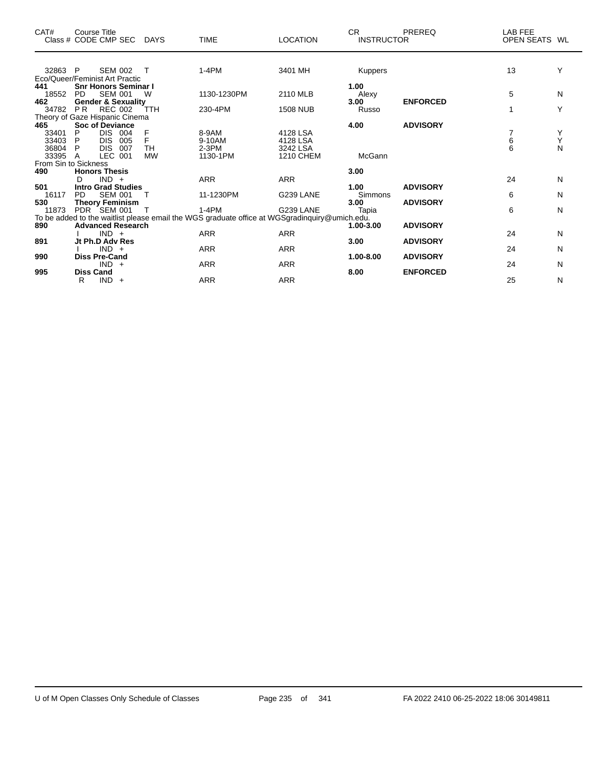| CAT# Class # | Course Title CODE CMP SEC | DAYS | TIME | LOCATION | CR INSTRUCTOR | PREREQ | LAB FEE OPEN SEATS | WL |
|---|---|---|---|---|---|---|---|---|
| 32863 | P SEM 002 | T | 1-4PM | 3401 MH | Kuppers | | 13 | Y |
| Eco/Queer/Feminist Art Practic | | | | | | | | |
| **441** | **Snr Honors Seminar I** | | | | **1.00** | | | |
| 18552 | PD SEM 001 | W | 1130-1230PM | 2110 MLB | Alexy | | 5 | N |
| **462** | **Gender & Sexuality** | | | | **3.00** | **ENFORCED** | | |
| 34782 | P R REC 002 | TTH | 230-4PM | 1508 NUB | Russo | | 1 | Y |
| Theory of Gaze Hispanic Cinema | | | | | | | | |
| **465** | **Soc of Deviance** | | | | **4.00** | **ADVISORY** | | |
| 33401 | P DIS 004 | F | 8-9AM | 4128 LSA | | | 7 | Y |
| 33403 | P DIS 005 | F | 9-10AM | 4128 LSA | | | 6 | Y |
| 36804 | P DIS 007 | TH | 2-3PM | 3242 LSA | | | 6 | N |
| 33395 | A LEC 001 | MW | 1130-1PM | 1210 CHEM | McGann | | | |
| From Sin to Sickness | | | | | | | | |
| **490** | **Honors Thesis** | | | | **3.00** | | | |
| | D IND + | | ARR | ARR | | | 24 | N |
| **501** | **Intro Grad Studies** | | | | **1.00** | **ADVISORY** | | |
| 16117 | PD SEM 001 | T | 11-1230PM | G239 LANE | Simmons | | 6 | N |
| **530** | **Theory Feminism** | | | | **3.00** | **ADVISORY** | | |
| 11873 | PDR SEM 001 | T | 1-4PM | G239 LANE | Tapia | | 6 | N |
| To be added to the waitlist please email the WGS graduate office at WGSgradinquiry@umich.edu. | | | | | | | | |
| **890** | **Advanced Research** | | | | **1.00-3.00** | **ADVISORY** | | |
| | I IND + | | ARR | ARR | | | 24 | N |
| **891** | **Jt Ph.D Adv Res** | | | | **3.00** | **ADVISORY** | | |
| | I IND + | | ARR | ARR | | | 24 | N |
| **990** | **Diss Pre-Cand** | | | | **1.00-8.00** | **ADVISORY** | | |
| | IND + | | ARR | ARR | | | 24 | N |
| **995** | **Diss Cand** | | | | **8.00** | **ENFORCED** | | |
| | R IND + | | ARR | ARR | | | 25 | N |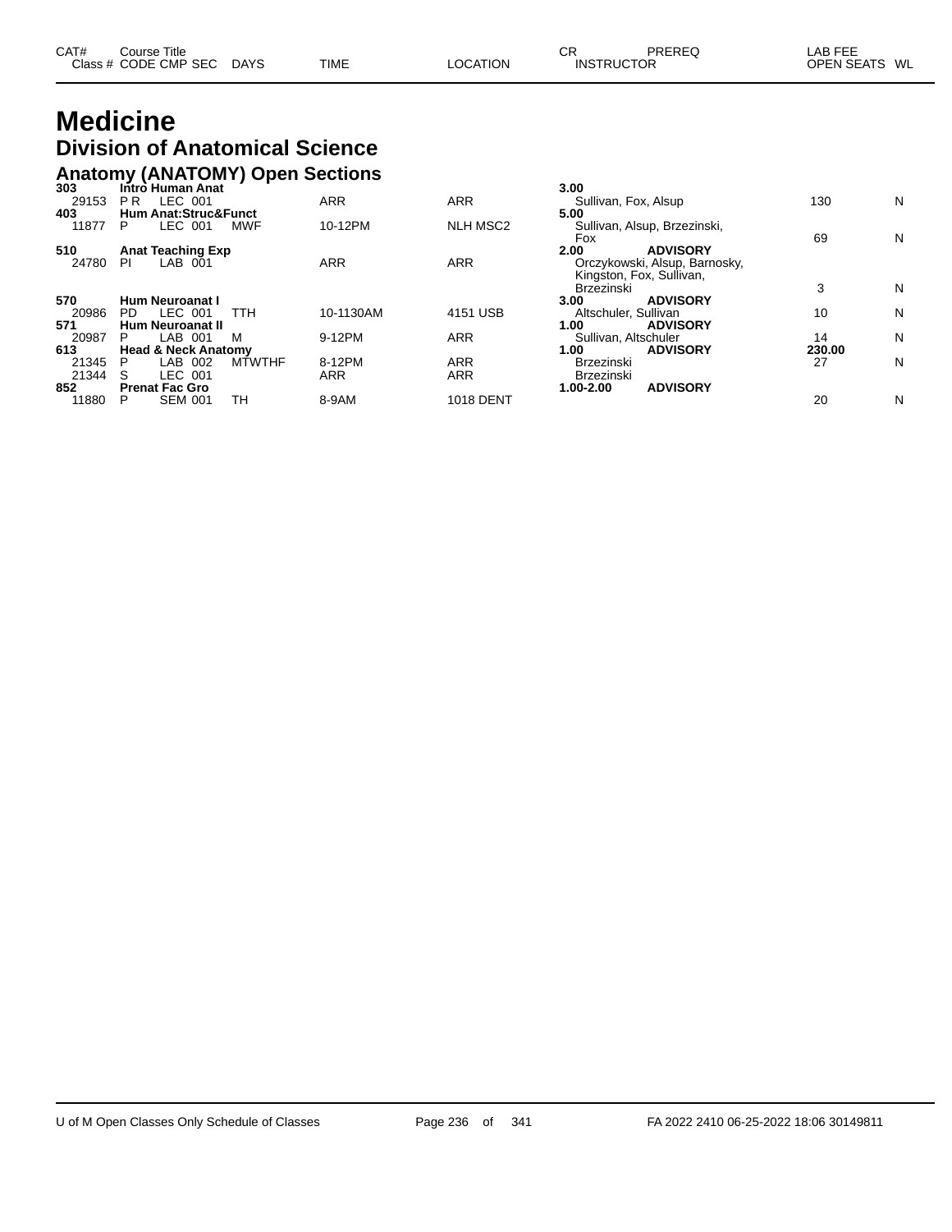| CAT# Class # | Course Title CODE | CMP SEC | DAYS | TIME | LOCATION | CR INSTRUCTOR | PREREQ | LAB FEE OPEN SEATS | WL |
|---|---|---|---|---|---|---|---|---|---|

# Medicine

## Division of Anatomical Science

### Anatomy (ANATOMY) Open Sections

| CAT# Class # | Course Title CODE | CMP SEC | DAYS | TIME | LOCATION | CR INSTRUCTOR | PREREQ | LAB FEE OPEN SEATS | WL |
|---|---|---|---|---|---|---|---|---|---|
| **303** | **Intro Human Anat** | | | | | **3.00** | | | |
| 29153 | P R | LEC 001 | | ARR | ARR | Sullivan, Fox, Alsup | | 130 | N |
| **403** | **Hum Anat:Struc&Funct** | | | | | **5.00** | | | |
| 11877 | P | LEC 001 | MWF | 10-12PM | NLH MSC2 | Sullivan, Alsup, Brzezinski, Fox | | 69 | N |
| **510** | **Anat Teaching Exp** | | | | | **2.00** | **ADVISORY** | | |
| 24780 | PI | LAB 001 | | ARR | ARR | Orczykowski, Alsup, Barnosky, Kingston, Fox, Sullivan, Brzezinski | | 3 | N |
| **570** | **Hum Neuroanat I** | | | | | **3.00** | **ADVISORY** | | |
| 20986 | PD | LEC 001 | TTH | 10-1130AM | 4151 USB | Altschuler, Sullivan | | 10 | N |
| **571** | **Hum Neuroanat II** | | | | | **1.00** | **ADVISORY** | | |
| 20987 | P | LAB 001 | M | 9-12PM | ARR | Sullivan, Altschuler | | 14 | N |
| **613** | **Head & Neck Anatomy** | | | | | **1.00** | **ADVISORY** | **230.00** | |
| 21345 | P | LAB 002 | MTWTHF | 8-12PM | ARR | Brzezinski | | 27 | N |
| 21344 | S | LEC 001 | | ARR | ARR | Brzezinski | | | |
| **852** | **Prenat Fac Gro** | | | | | **1.00-2.00** | **ADVISORY** | | |
| 11880 | P | SEM 001 | TH | 8-9AM | 1018 DENT | | | 20 | N |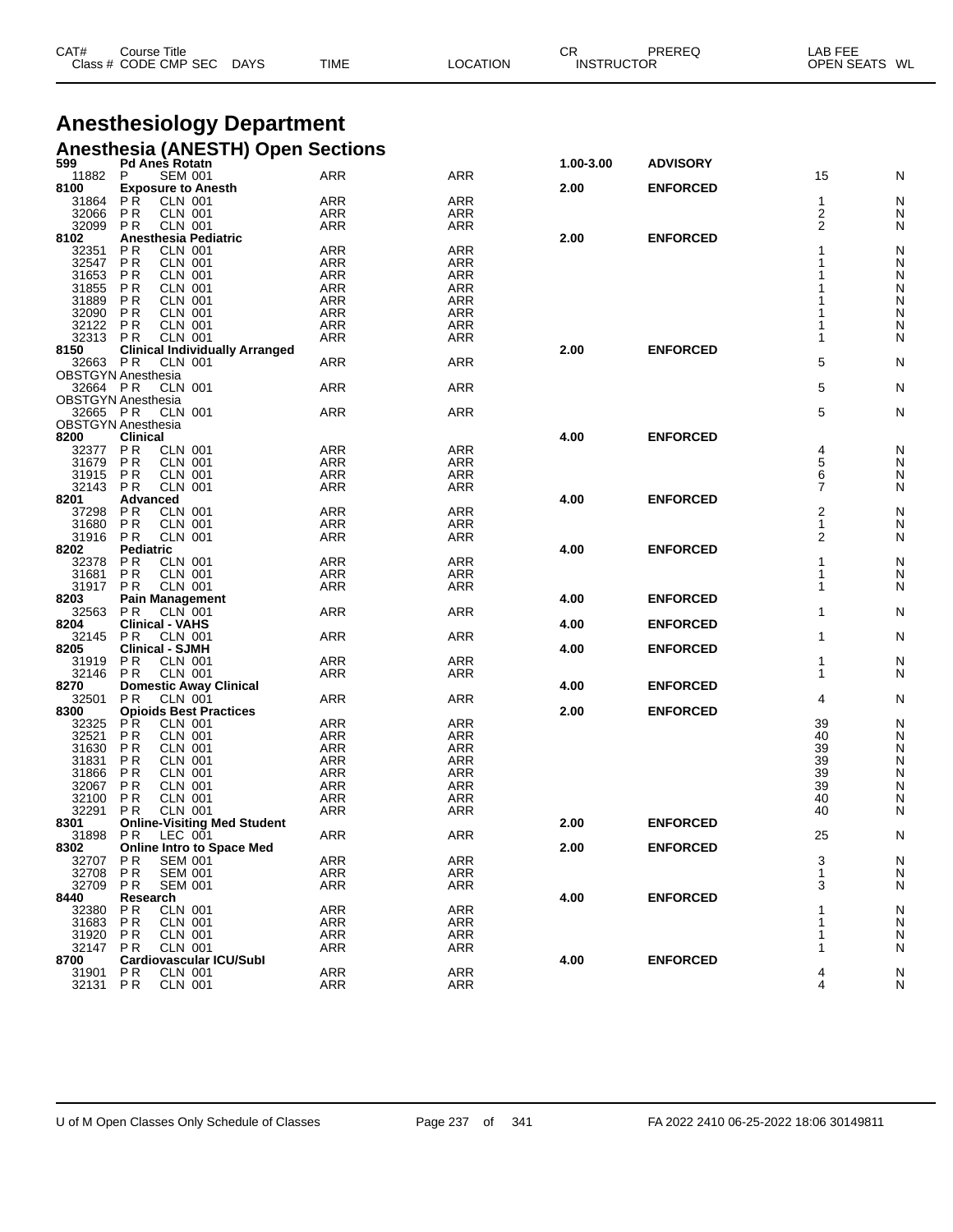| CAT# | Course Title | | | | | CR | PREREQ | LAB FEE | |
|---|---|---|---|---|---|---|---|---|---|
| Class # | CODE CMP SEC | DAYS | TIME | LOCATION | INSTRUCTOR | | | OPEN SEATS | WL |

# Anesthesiology Department

## Anesthesia (ANESTH) Open Sections

| CAT# / Class # | Course Title / CODE CMP SEC | DAYS | TIME | LOCATION | CR | PREREQ | OPEN SEATS | WL |
|---|---|---|---|---|---|---|---|---|
| **599** | **Pd Anes Rotatn** | | | | 1.00-3.00 | ADVISORY | | |
| 11882 | P SEM 001 | | ARR | ARR | | | 15 | N |
| **8100** | **Exposure to Anesth** | | | | 2.00 | ENFORCED | | |
| 31864 | P R CLN 001 | | ARR | ARR | | | 1 | N |
| 32066 | P R CLN 001 | | ARR | ARR | | | 2 | N |
| 32099 | P R CLN 001 | | ARR | ARR | | | 2 | N |
| **8102** | **Anesthesia Pediatric** | | | | 2.00 | ENFORCED | | |
| 32351 | P R CLN 001 | | ARR | ARR | | | 1 | N |
| 32547 | P R CLN 001 | | ARR | ARR | | | 1 | N |
| 31653 | P R CLN 001 | | ARR | ARR | | | 1 | N |
| 31855 | P R CLN 001 | | ARR | ARR | | | 1 | N |
| 31889 | P R CLN 001 | | ARR | ARR | | | 1 | N |
| 32090 | P R CLN 001 | | ARR | ARR | | | 1 | N |
| 32122 | P R CLN 001 | | ARR | ARR | | | 1 | N |
| 32313 | P R CLN 001 | | ARR | ARR | | | 1 | N |
| **8150** | **Clinical Individually Arranged** | | | | 2.00 | ENFORCED | | |
| 32663 | P R CLN 001 | | ARR | ARR | | | 5 | N |
| | OBSTGYN Anesthesia | | | | | | | |
| 32664 | P R CLN 001 | | ARR | ARR | | | 5 | N |
| | OBSTGYN Anesthesia | | | | | | | |
| 32665 | P R CLN 001 | | ARR | ARR | | | 5 | N |
| | OBSTGYN Anesthesia | | | | | | | |
| **8200** | **Clinical** | | | | 4.00 | ENFORCED | | |
| 32377 | P R CLN 001 | | ARR | ARR | | | 4 | N |
| 31679 | P R CLN 001 | | ARR | ARR | | | 5 | N |
| 31915 | P R CLN 001 | | ARR | ARR | | | 6 | N |
| 32143 | P R CLN 001 | | ARR | ARR | | | 7 | N |
| **8201** | **Advanced** | | | | 4.00 | ENFORCED | | |
| 37298 | P R CLN 001 | | ARR | ARR | | | 2 | N |
| 31680 | P R CLN 001 | | ARR | ARR | | | 1 | N |
| 31916 | P R CLN 001 | | ARR | ARR | | | 2 | N |
| **8202** | **Pediatric** | | | | 4.00 | ENFORCED | | |
| 32378 | P R CLN 001 | | ARR | ARR | | | 1 | N |
| 31681 | P R CLN 001 | | ARR | ARR | | | 1 | N |
| 31917 | P R CLN 001 | | ARR | ARR | | | 1 | N |
| **8203** | **Pain Management** | | | | 4.00 | ENFORCED | | |
| 32563 | P R CLN 001 | | ARR | ARR | | | 1 | N |
| **8204** | **Clinical - VAHS** | | | | 4.00 | ENFORCED | | |
| 32145 | P R CLN 001 | | ARR | ARR | | | 1 | N |
| **8205** | **Clinical - SJMH** | | | | 4.00 | ENFORCED | | |
| 31919 | P R CLN 001 | | ARR | ARR | | | 1 | N |
| 32146 | P R CLN 001 | | ARR | ARR | | | 1 | N |
| **8270** | **Domestic Away Clinical** | | | | 4.00 | ENFORCED | | |
| 32501 | P R CLN 001 | | ARR | ARR | | | 4 | N |
| **8300** | **Opioids Best Practices** | | | | 2.00 | ENFORCED | | |
| 32325 | P R CLN 001 | | ARR | ARR | | | 39 | N |
| 32521 | P R CLN 001 | | ARR | ARR | | | 40 | N |
| 31630 | P R CLN 001 | | ARR | ARR | | | 39 | N |
| 31831 | P R CLN 001 | | ARR | ARR | | | 39 | N |
| 31866 | P R CLN 001 | | ARR | ARR | | | 39 | N |
| 32067 | P R CLN 001 | | ARR | ARR | | | 39 | N |
| 32100 | P R CLN 001 | | ARR | ARR | | | 40 | N |
| 32291 | P R CLN 001 | | ARR | ARR | | | 40 | N |
| **8301** | **Online-Visiting Med Student** | | | | 2.00 | ENFORCED | | |
| 31898 | P R LEC 001 | | ARR | ARR | | | 25 | N |
| **8302** | **Online Intro to Space Med** | | | | 2.00 | ENFORCED | | |
| 32707 | P R SEM 001 | | ARR | ARR | | | 3 | N |
| 32708 | P R SEM 001 | | ARR | ARR | | | 1 | N |
| 32709 | P R SEM 001 | | ARR | ARR | | | 3 | N |
| **8440** | **Research** | | | | 4.00 | ENFORCED | | |
| 32380 | P R CLN 001 | | ARR | ARR | | | 1 | N |
| 31683 | P R CLN 001 | | ARR | ARR | | | 1 | N |
| 31920 | P R CLN 001 | | ARR | ARR | | | 1 | N |
| 32147 | P R CLN 001 | | ARR | ARR | | | 1 | N |
| **8700** | **Cardiovascular ICU/SubI** | | | | 4.00 | ENFORCED | | |
| 31901 | P R CLN 001 | | ARR | ARR | | | 4 | N |
| 32131 | P R CLN 001 | | ARR | ARR | | | 4 | N |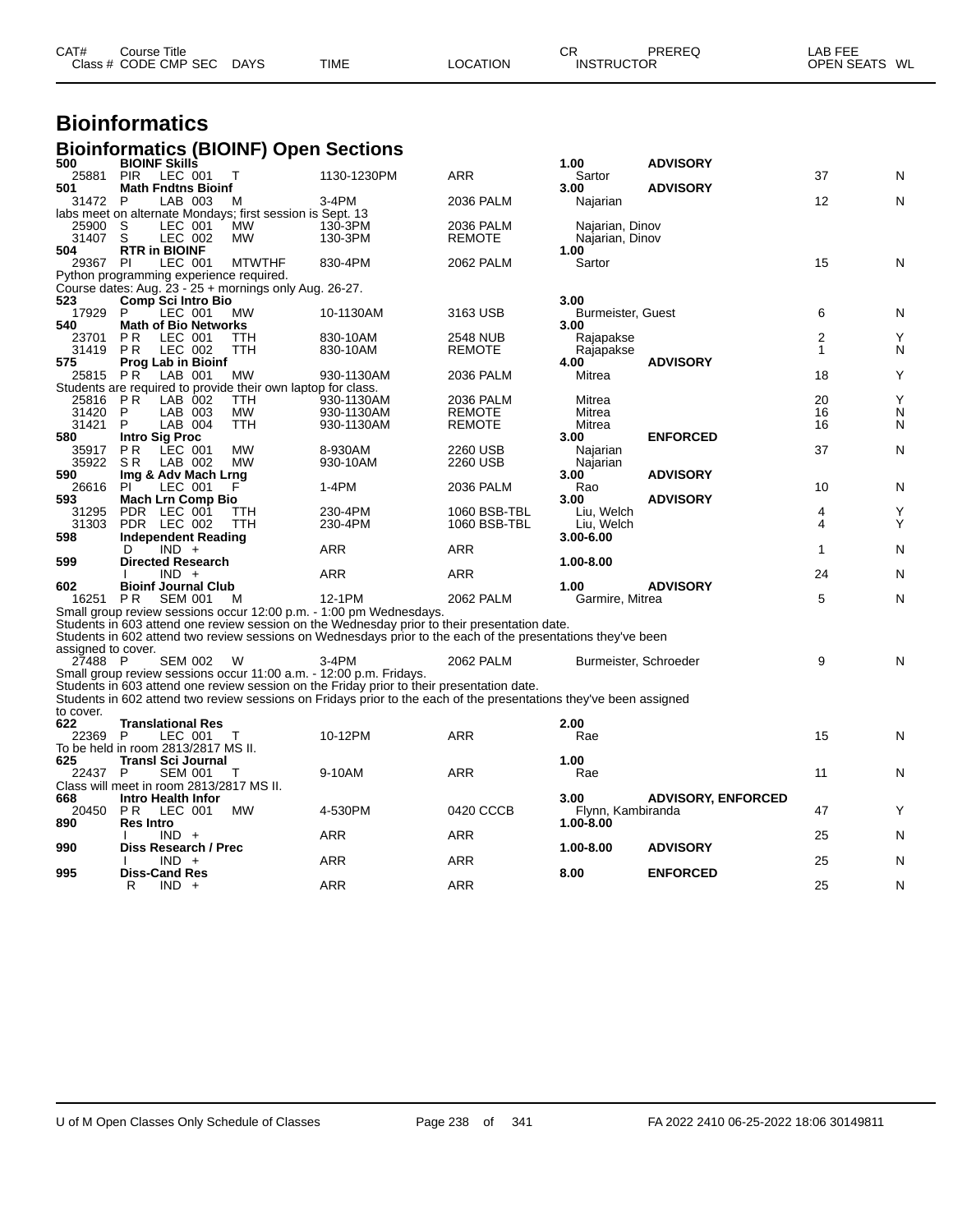# Bioinformatics

## Bioinformatics (BIOINF) Open Sections

| CAT# | Course Title / Class # | CODE | CMP | SEC | DAYS | TIME | LOCATION | CR / INSTRUCTOR | PREREQ | OPEN SEATS | WL |
|---|---|---|---|---|---|---|---|---|---|---|---|
| **500** | **BIOINF Skills** | | | | | | | **1.00** | **ADVISORY** | | |
| | 25881 | PIR | LEC | 001 | T | 1130-1230PM | ARR | Sartor | | 37 | N |
| **501** | **Math Fndtns Bioinf** | | | | | | | **3.00** | **ADVISORY** | | |
| | 31472 | P | LAB | 003 | M | 3-4PM | 2036 PALM | Najarian | | 12 | N |
| | labs meet on alternate Mondays; first session is Sept. 13 | | | | | | | | | | |
| | 25900 | S | LEC | 001 | MW | 130-3PM | 2036 PALM | Najarian, Dinov | | | |
| | 31407 | S | LEC | 002 | MW | 130-3PM | REMOTE | Najarian, Dinov | | | |
| **504** | **RTR in BIOINF** | | | | | | | **1.00** | | | |
| | 29367 | PI | LEC | 001 | MTWTHF | 830-4PM | 2062 PALM | Sartor | | 15 | N |
| | Python programming experience required. Course dates: Aug. 23 - 25 + mornings only Aug. 26-27. | | | | | | | | | | |
| **523** | **Comp Sci Intro Bio** | | | | | | | **3.00** | | | |
| | 17929 | P | LEC | 001 | MW | 10-1130AM | 3163 USB | Burmeister, Guest | | 6 | N |
| **540** | **Math of Bio Networks** | | | | | | | **3.00** | | | |
| | 23701 | P R | LEC | 001 | TTH | 830-10AM | 2548 NUB | Rajapakse | | 2 | Y |
| | 31419 | P R | LEC | 002 | TTH | 830-10AM | REMOTE | Rajapakse | | 1 | N |
| **575** | **Prog Lab in Bioinf** | | | | | | | **4.00** | **ADVISORY** | | |
| | 25815 | P R | LAB | 001 | MW | 930-1130AM | 2036 PALM | Mitrea | | 18 | Y |
| | Students are required to provide their own laptop for class. | | | | | | | | | | |
| | 25816 | P R | LAB | 002 | TTH | 930-1130AM | 2036 PALM | Mitrea | | 20 | Y |
| | 31420 | P | LAB | 003 | MW | 930-1130AM | REMOTE | Mitrea | | 16 | N |
| | 31421 | P | LAB | 004 | TTH | 930-1130AM | REMOTE | Mitrea | | 16 | N |
| **580** | **Intro Sig Proc** | | | | | | | **3.00** | **ENFORCED** | | |
| | 35917 | P R | LEC | 001 | MW | 8-930AM | 2260 USB | Najarian | | 37 | N |
| | 35922 | S R | LAB | 002 | MW | 930-10AM | 2260 USB | Najarian | | | |
| **590** | **Img & Adv Mach Lrng** | | | | | | | **3.00** | **ADVISORY** | | |
| | 26616 | PI | LEC | 001 | F | 1-4PM | 2036 PALM | Rao | | 10 | N |
| **593** | **Mach Lrn Comp Bio** | | | | | | | **3.00** | **ADVISORY** | | |
| | 31295 | PDR | LEC | 001 | TTH | 230-4PM | 1060 BSB-TBL | Liu, Welch | | 4 | Y |
| | 31303 | PDR | LEC | 002 | TTH | 230-4PM | 1060 BSB-TBL | Liu, Welch | | 4 | Y |
| **598** | **Independent Reading** | | | | | | | **3.00-6.00** | | | |
| | | D | IND | + | | ARR | ARR | | | 1 | N |
| **599** | **Directed Research** | | | | | | | **1.00-8.00** | | | |
| | | I | IND | + | | ARR | ARR | | | 24 | N |
| **602** | **Bioinf Journal Club** | | | | | | | **1.00** | **ADVISORY** | | |
| | 16251 | P R | SEM | 001 | M | 12-1PM | 2062 PALM | Garmire, Mitrea | | 5 | N |
| | Small group review sessions occur 12:00 p.m. - 1:00 pm Wednesdays. Students in 603 attend one review session on the Wednesday prior to their presentation date. Students in 602 attend two review sessions on Wednesdays prior to the each of the presentations they've been assigned to cover. | | | | | | | | | | |
| | 27488 | P | SEM | 002 | W | 3-4PM | 2062 PALM | Burmeister, Schroeder | | 9 | N |
| | Small group review sessions occur 11:00 a.m. - 12:00 p.m. Fridays. Students in 603 attend one review session on the Friday prior to their presentation date. Students in 602 attend two review sessions on Fridays prior to the each of the presentations they've been assigned to cover. | | | | | | | | | | |
| **622** | **Translational Res** | | | | | | | **2.00** | | | |
| | 22369 | P | LEC | 001 | T | 10-12PM | ARR | Rae | | 15 | N |
| | To be held in room 2813/2817 MS II. | | | | | | | | | | |
| **625** | **Transl Sci Journal** | | | | | | | **1.00** | | | |
| | 22437 | P | SEM | 001 | T | 9-10AM | ARR | Rae | | 11 | N |
| | Class will meet in room 2813/2817 MS II. | | | | | | | | | | |
| **668** | **Intro Health Infor** | | | | | | | **3.00** | **ADVISORY, ENFORCED** | | |
| | 20450 | P R | LEC | 001 | MW | 4-530PM | 0420 CCCB | Flynn, Kambiranda | | 47 | Y |
| **890** | **Res Intro** | | | | | | | **1.00-8.00** | | | |
| | | I | IND | + | | ARR | ARR | | | 25 | N |
| **990** | **Diss Research / Prec** | | | | | | | **1.00-8.00** | **ADVISORY** | | |
| | | I | IND | + | | ARR | ARR | | | 25 | N |
| **995** | **Diss-Cand Res** | | | | | | | **8.00** | **ENFORCED** | | |
| | | R | IND | + | | ARR | ARR | | | 25 | N |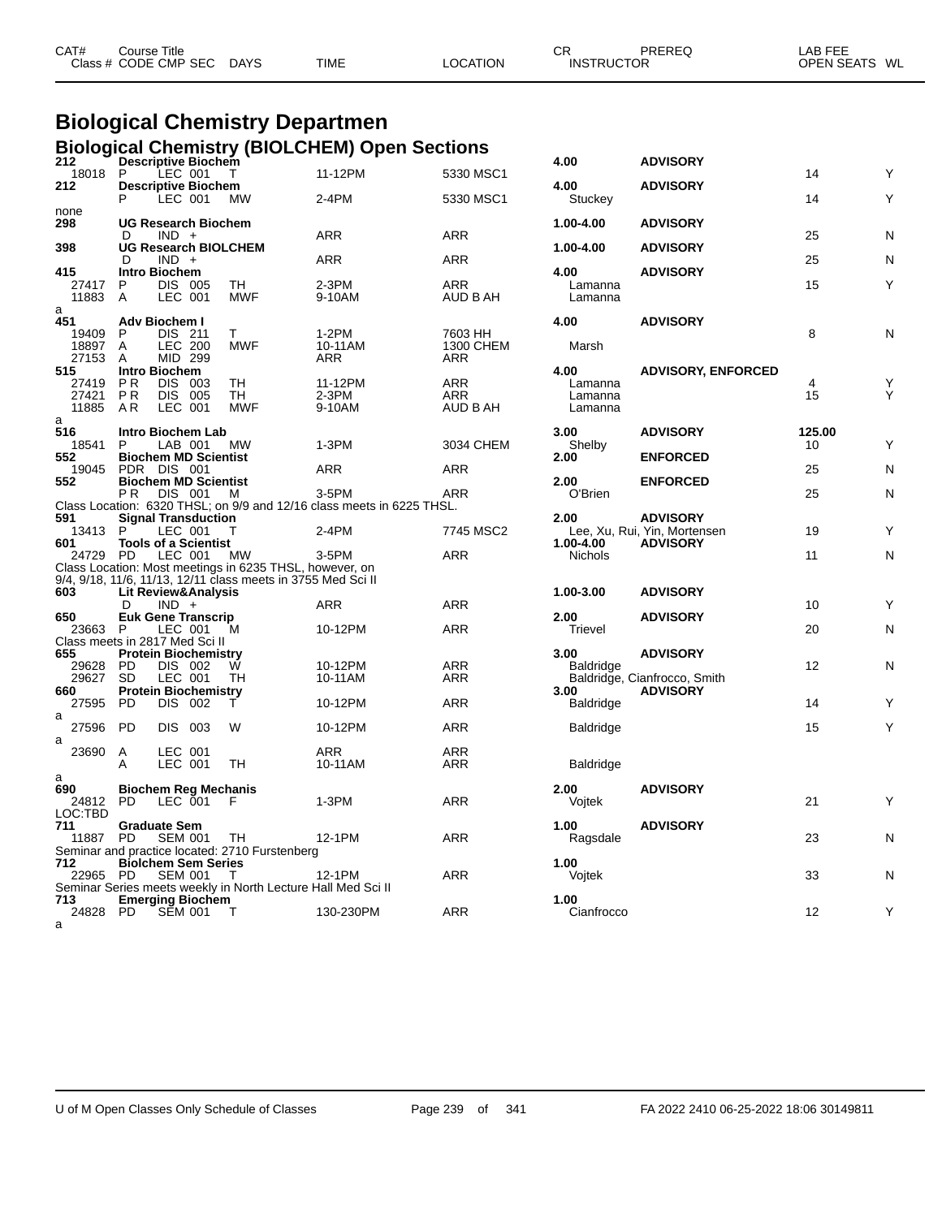| CAT# Class # | Course Title CODE | CMP | SEC | DAYS | TIME | LOCATION | CR INSTRUCTOR | PREREQ | LAB FEE OPEN SEATS | WL |
|---|---|---|---|---|---|---|---|---|---|---|

# Biological Chemistry Departmen

## Biological Chemistry (BIOLCHEM) Open Sections

| CAT# Class # | Course Title CODE | CMP | SEC | DAYS | TIME | LOCATION | CR INSTRUCTOR | PREREQ | LAB FEE OPEN SEATS | WL |
|---|---|---|---|---|---|---|---|---|---|---|
| 212 | Descriptive Biochem | | | | | | 4.00 | ADVISORY | | |
| 18018 | P | LEC | 001 | T | 11-12PM | 5330 MSC1 | | | 14 | Y |
| 212 | Descriptive Biochem | | | | | | 4.00 | ADVISORY | | |
| | P | LEC | 001 | MW | 2-4PM | 5330 MSC1 | Stuckey | | 14 | Y |
| none | | | | | | | | | | |
| 298 | UG Research Biochem | | | | | | 1.00-4.00 | ADVISORY | | |
| | D | IND | + | | ARR | ARR | | | 25 | N |
| 398 | UG Research BIOLCHEM | | | | | | 1.00-4.00 | ADVISORY | | |
| | D | IND | + | | ARR | ARR | | | 25 | N |
| 415 | Intro Biochem | | | | | | 4.00 | ADVISORY | | |
| 27417 | P | DIS | 005 | TH | 2-3PM | ARR | Lamanna | | 15 | Y |
| 11883 | A | LEC | 001 | MWF | 9-10AM | AUD B AH | Lamanna | | | |
| a | | | | | | | | | | |
| 451 | Adv Biochem I | | | | | | 4.00 | ADVISORY | | |
| 19409 | P | DIS | 211 | T | 1-2PM | 7603 HH | | | 8 | N |
| 18897 | A | LEC | 200 | MWF | 10-11AM | 1300 CHEM | Marsh | | | |
| 27153 | A | MID | 299 | | ARR | ARR | | | | |
| 515 | Intro Biochem | | | | | | 4.00 | ADVISORY, ENFORCED | | |
| 27419 | P R | DIS | 003 | TH | 11-12PM | ARR | Lamanna | | 4 | Y |
| 27421 | P R | DIS | 005 | TH | 2-3PM | ARR | Lamanna | | 15 | Y |
| 11885 | A R | LEC | 001 | MWF | 9-10AM | AUD B AH | Lamanna | | | |
| a | | | | | | | | | | |
| 516 | Intro Biochem Lab | | | | | | 3.00 | ADVISORY | 125.00 | |
| 18541 | P | LAB | 001 | MW | 1-3PM | 3034 CHEM | Shelby | | 10 | Y |
| 552 | Biochem MD Scientist | | | | | | 2.00 | ENFORCED | | |
| 19045 | PDR | DIS | 001 | | ARR | ARR | | | 25 | N |
| 552 | Biochem MD Scientist | | | | | | 2.00 | ENFORCED | | |
| | P R | DIS | 001 | M | 3-5PM | ARR | O'Brien | | 25 | N |
| Class Location: 6320 THSL; on 9/9 and 12/16 class meets in 6225 THSL. | | | | | | | | | | |
| 591 | Signal Transduction | | | | | | 2.00 | ADVISORY | | |
| 13413 | P | LEC | 001 | T | 2-4PM | 7745 MSC2 | Lee, Xu, Rui, Yin, Mortensen | | 19 | Y |
| 601 | Tools of a Scientist | | | | | | 1.00-4.00 | ADVISORY | | |
| 24729 | PD | LEC | 001 | MW | 3-5PM | ARR | Nichols | | 11 | N |
| Class Location: Most meetings in 6235 THSL, however, on 9/4, 9/18, 11/6, 11/13, 12/11 class meets in 3755 Med Sci II | | | | | | | | | | |
| 603 | Lit Review&Analysis | | | | | | 1.00-3.00 | ADVISORY | | |
| | D | IND | + | | ARR | ARR | | | 10 | Y |
| 650 | Euk Gene Transcrip | | | | | | 2.00 | ADVISORY | | |
| 23663 | P | LEC | 001 | M | 10-12PM | ARR | Trievel | | 20 | N |
| Class meets in 2817 Med Sci II | | | | | | | | | | |
| 655 | Protein Biochemistry | | | | | | 3.00 | ADVISORY | | |
| 29628 | PD | DIS | 002 | W | 10-12PM | ARR | Baldridge | | 12 | N |
| 29627 | SD | LEC | 001 | TH | 10-11AM | ARR | Baldridge, Cianfrocco, Smith | | | |
| 660 | Protein Biochemistry | | | | | | 3.00 | ADVISORY | | |
| 27595 | PD | DIS | 002 | T | 10-12PM | ARR | Baldridge | | 14 | Y |
| a | | | | | | | | | | |
| 27596 | PD | DIS | 003 | W | 10-12PM | ARR | Baldridge | | 15 | Y |
| a | | | | | | | | | | |
| 23690 | A | LEC | 001 | | ARR | ARR | | | | |
| | A | LEC | 001 | TH | 10-11AM | ARR | Baldridge | | | |
| a | | | | | | | | | | |
| 690 | Biochem Reg Mechanis | | | | | | 2.00 | ADVISORY | | |
| 24812 | PD | LEC | 001 | F | 1-3PM | ARR | Vojtek | | 21 | Y |
| LOC:TBD | | | | | | | | | | |
| 711 | Graduate Sem | | | | | | 1.00 | ADVISORY | | |
| 11887 | PD | SEM | 001 | TH | 12-1PM | ARR | Ragsdale | | 23 | N |
| Seminar and practice located: 2710 Furstenberg | | | | | | | | | | |
| 712 | Biolchem Sem Series | | | | | | 1.00 | | | |
| 22965 | PD | SEM | 001 | T | 12-1PM | ARR | Vojtek | | 33 | N |
| Seminar Series meets weekly in North Lecture Hall Med Sci II | | | | | | | | | | |
| 713 | Emerging Biochem | | | | | | 1.00 | | | |
| 24828 | PD | SEM | 001 | T | 130-230PM | ARR | Cianfrocco | | 12 | Y |
| a | | | | | | | | | | |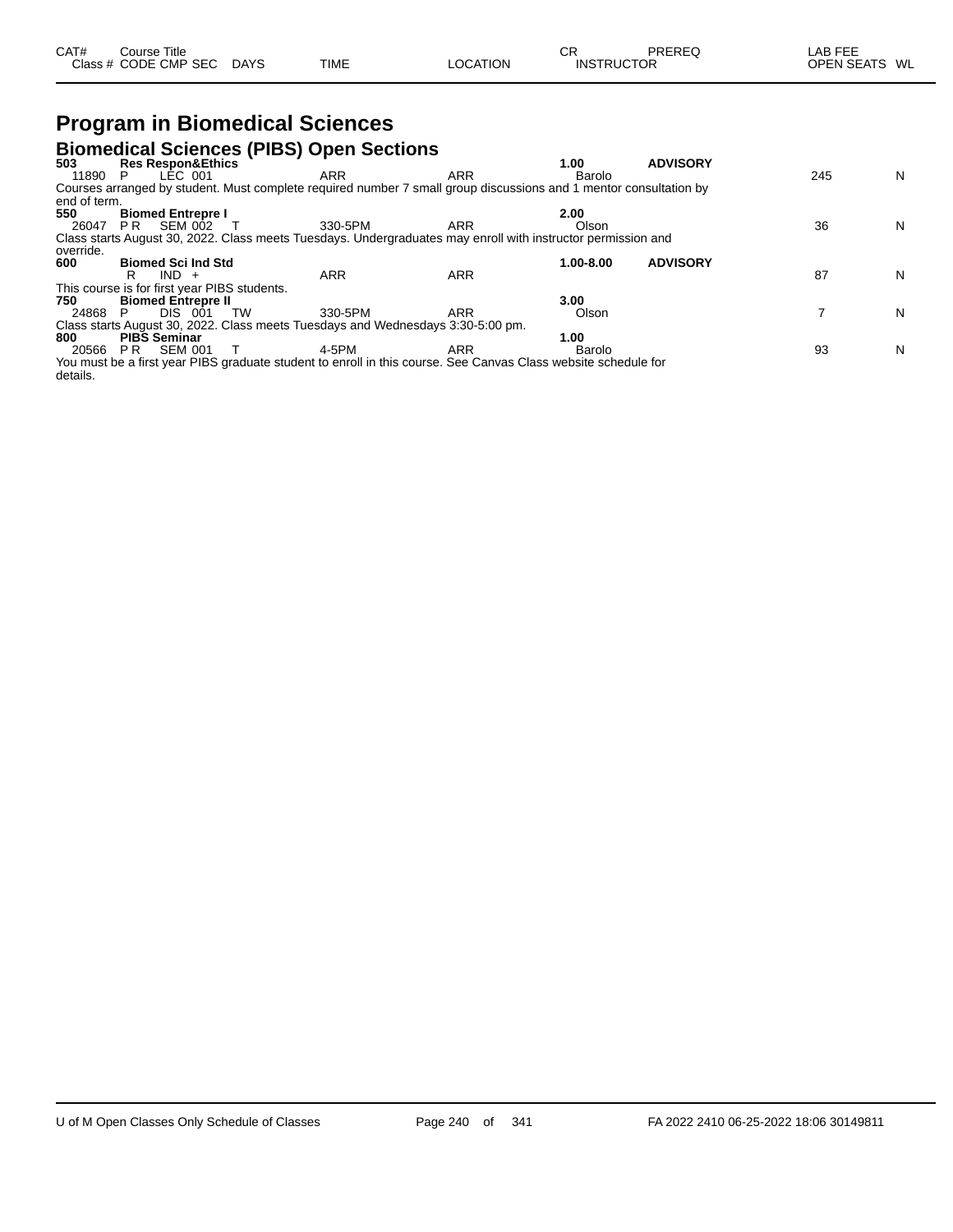| CAT# Class # | Course Title CODE | CMP | SEC | DAYS | TIME | LOCATION | CR INSTRUCTOR | PREREQ | LAB FEE OPEN SEATS | WL |
|---|---|---|---|---|---|---|---|---|---|---|

# Program in Biomedical Sciences

## Biomedical Sciences (PIBS) Open Sections

**503 Res Respon&Ethics** — **1.00** — **ADVISORY**

| Class # | CODE | CMP | SEC | DAYS | TIME | LOCATION | INSTRUCTOR | OPEN SEATS | WL |
|---|---|---|---|---|---|---|---|---|---|
| 11890 | P | LEC | 001 | | ARR | ARR | Barolo | 245 | N |

Courses arranged by student. Must complete required number 7 small group discussions and 1 mentor consultation by end of term.

**550 Biomed Entrepre I** — **2.00**

| Class # | CODE | CMP | SEC | DAYS | TIME | LOCATION | INSTRUCTOR | OPEN SEATS | WL |
|---|---|---|---|---|---|---|---|---|---|
| 26047 | P R | SEM | 002 | T | 330-5PM | ARR | Olson | 36 | N |

Class starts August 30, 2022. Class meets Tuesdays. Undergraduates may enroll with instructor permission and override.

**600 Biomed Sci Ind Std** — **1.00-8.00** — **ADVISORY**

| Class # | CODE | CMP | SEC | DAYS | TIME | LOCATION | INSTRUCTOR | OPEN SEATS | WL |
|---|---|---|---|---|---|---|---|---|---|
| | R | IND | + | | ARR | ARR | | 87 | N |

This course is for first year PIBS students.

**750 Biomed Entrepre II** — **3.00**

| Class # | CODE | CMP | SEC | DAYS | TIME | LOCATION | INSTRUCTOR | OPEN SEATS | WL |
|---|---|---|---|---|---|---|---|---|---|
| 24868 | P | DIS | 001 | TW | 330-5PM | ARR | Olson | 7 | N |

Class starts August 30, 2022. Class meets Tuesdays and Wednesdays 3:30-5:00 pm.

**800 PIBS Seminar** — **1.00**

| Class # | CODE | CMP | SEC | DAYS | TIME | LOCATION | INSTRUCTOR | OPEN SEATS | WL |
|---|---|---|---|---|---|---|---|---|---|
| 20566 | P R | SEM | 001 | T | 4-5PM | ARR | Barolo | 93 | N |

You must be a first year PIBS graduate student to enroll in this course. See Canvas Class website schedule for details.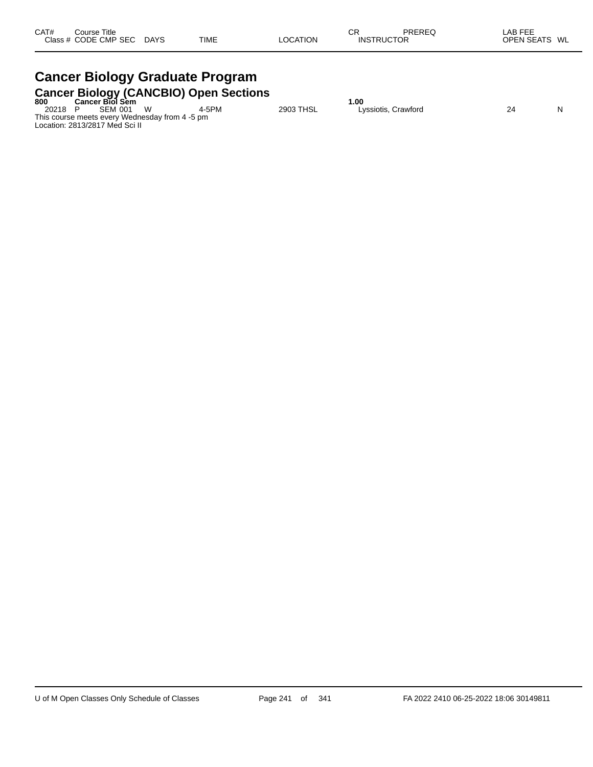| CAT# | Course Title | | | | | | CR | PREREQ | LAB FEE | |
|---|---|---|---|---|---|---|---|---|---|---|
| Class # | CODE | CMP | SEC | DAYS | TIME | LOCATION | INSTRUCTOR | | OPEN SEATS | WL |

# Cancer Biology Graduate Program

## Cancer Biology (CANCBIO) Open Sections

| CAT# | Course Title | | | | | | CR | PREREQ | LAB FEE | |
|---|---|---|---|---|---|---|---|---|---|---|
| **800** | **Cancer Biol Sem** | | | | | | **1.00** | | | |
| 20218 | P | SEM | 001 | W | 4-5PM | 2903 THSL | Lyssiotis, Crawford | | 24 | N |

This course meets every Wednesday from 4 -5 pm
Location: 2813/2817 Med Sci II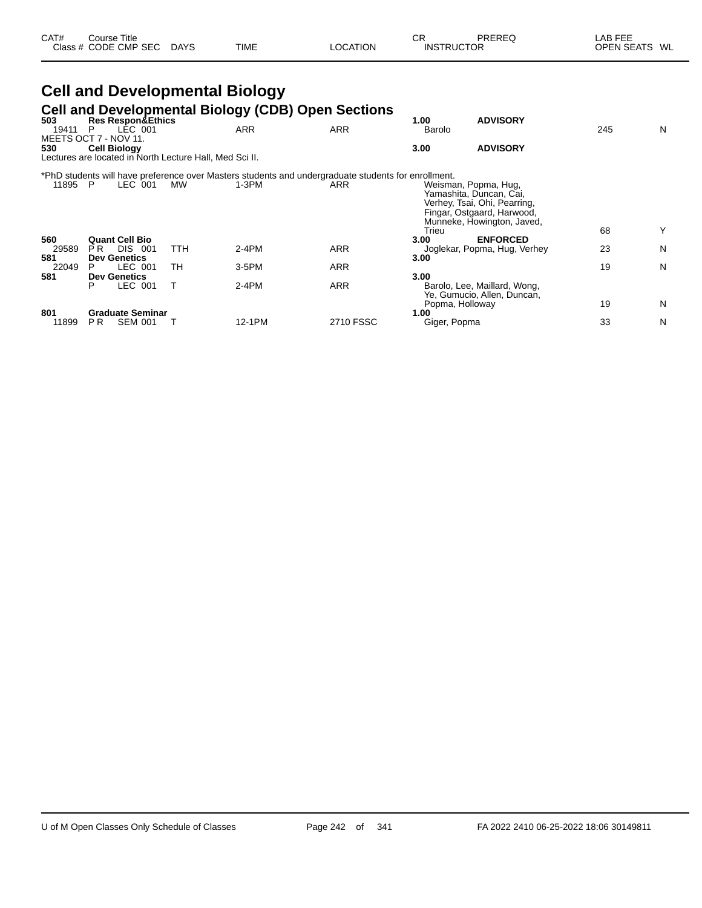| CAT# | Course Title | | | | | CR | PREREQ | LAB FEE | |
|---|---|---|---|---|---|---|---|---|---|
| Class # | CODE CMP SEC | DAYS | TIME | LOCATION | | INSTRUCTOR | | OPEN SEATS | WL |

# Cell and Developmental Biology

## Cell and Developmental Biology (CDB) Open Sections

| CAT# / Class # | CODE CMP SEC | DAYS | TIME | LOCATION | CR / INSTRUCTOR | PREREQ | OPEN SEATS | WL |
|---|---|---|---|---|---|---|---|---|
| **503** | **Res Respon&Ethics** | | | | **1.00** | **ADVISORY** | | |
| 19411 | P LEC 001 | | ARR | ARR | Barolo | | 245 | N |
| MEETS OCT 7 - NOV 11. | | | | | | | | |
| **530** | **Cell Biology** | | | | **3.00** | **ADVISORY** | | |
| Lectures are located in North Lecture Hall, Med Sci II. | | | | | | | | |
| *PhD students will have preference over Masters students and undergraduate students for enrollment. | | | | | | | | |
| 11895 | P LEC 001 | MW | 1-3PM | ARR | Weisman, Popma, Hug, Yamashita, Duncan, Cai, Verhey, Tsai, Ohi, Pearring, Fingar, Ostgaard, Harwood, Munneke, Howington, Javed, Trieu | | 68 | Y |
| **560** | **Quant Cell Bio** | | | | **3.00** | **ENFORCED** | | |
| 29589 | P R DIS 001 | TTH | 2-4PM | ARR | Joglekar, Popma, Hug, Verhey | | 23 | N |
| **581** | **Dev Genetics** | | | | **3.00** | | | |
| 22049 | P LEC 001 | TH | 3-5PM | ARR | | | 19 | N |
| **581** | **Dev Genetics** | | | | **3.00** | | | |
| | P LEC 001 | T | 2-4PM | ARR | Barolo, Lee, Maillard, Wong, Ye, Gumucio, Allen, Duncan, Popma, Holloway | | 19 | N |
| **801** | **Graduate Seminar** | | | | **1.00** | | | |
| 11899 | P R SEM 001 | T | 12-1PM | 2710 FSSC | Giger, Popma | | 33 | N |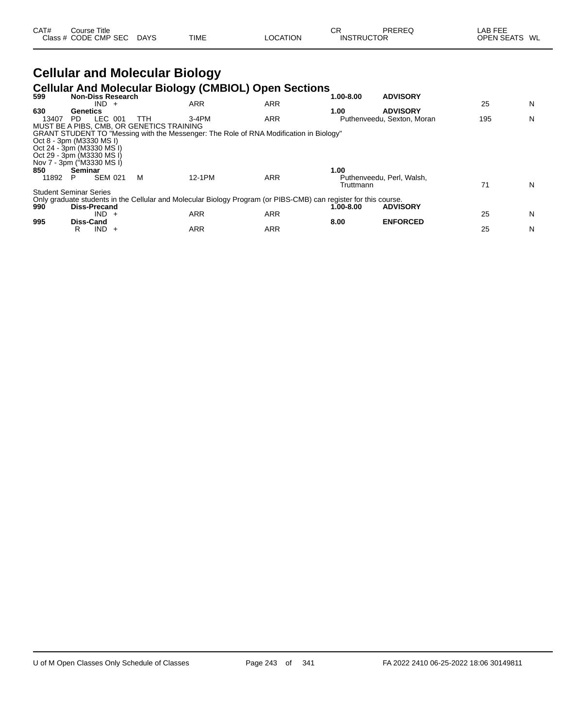| CAT# | Course Title | | | | | CR | PREREQ | LAB FEE | |
|---|---|---|---|---|---|---|---|---|---|
| Class # | CODE CMP SEC | DAYS | TIME | LOCATION | | INSTRUCTOR | | OPEN SEATS | WL |

# Cellular and Molecular Biology

## Cellular And Molecular Biology (CMBIOL) Open Sections

| CAT# / Class # | Course Title / CODE CMP SEC | DAYS | TIME | LOCATION | CR / INSTRUCTOR | PREREQ | OPEN SEATS | WL |
|---|---|---|---|---|---|---|---|---|
| **599** | **Non-Diss Research** | | | | **1.00-8.00** | **ADVISORY** | | |
| | IND + | | ARR | ARR | | | 25 | N |
| **630** | **Genetics** | | | | **1.00** | **ADVISORY** | | |
| 13407 | PD LEC 001 | TTH | 3-4PM | ARR | Puthenveedu, Sexton, Moran | | 195 | N |

MUST BE A PIBS, CMB, OR GENETICS TRAINING
GRANT STUDENT TO "Messing with the Messenger: The Role of RNA Modification in Biology"
Oct 8 - 3pm (M3330 MS I)
Oct 24 - 3pm (M3330 MS I)
Oct 29 - 3pm (M3330 MS I)
Nov 7 - 3pm ("M3330 MS I)

| CAT# / Class # | Course Title / CODE CMP SEC | DAYS | TIME | LOCATION | CR / INSTRUCTOR | PREREQ | OPEN SEATS | WL |
|---|---|---|---|---|---|---|---|---|
| **850** | **Seminar** | | | | **1.00** | | | |
| 11892 | P SEM 021 | M | 12-1PM | ARR | Puthenveedu, Perl, Walsh, Truttmann | | 71 | N |

Student Seminar Series
Only graduate students in the Cellular and Molecular Biology Program (or PIBS-CMB) can register for this course.

| CAT# / Class # | Course Title / CODE CMP SEC | DAYS | TIME | LOCATION | CR / INSTRUCTOR | PREREQ | OPEN SEATS | WL |
|---|---|---|---|---|---|---|---|---|
| **990** | **Diss-Precand** | | | | **1.00-8.00** | **ADVISORY** | | |
| | IND + | | ARR | ARR | | | 25 | N |
| **995** | **Diss-Cand** | | | | **8.00** | **ENFORCED** | | |
| | R IND + | | ARR | ARR | | | 25 | N |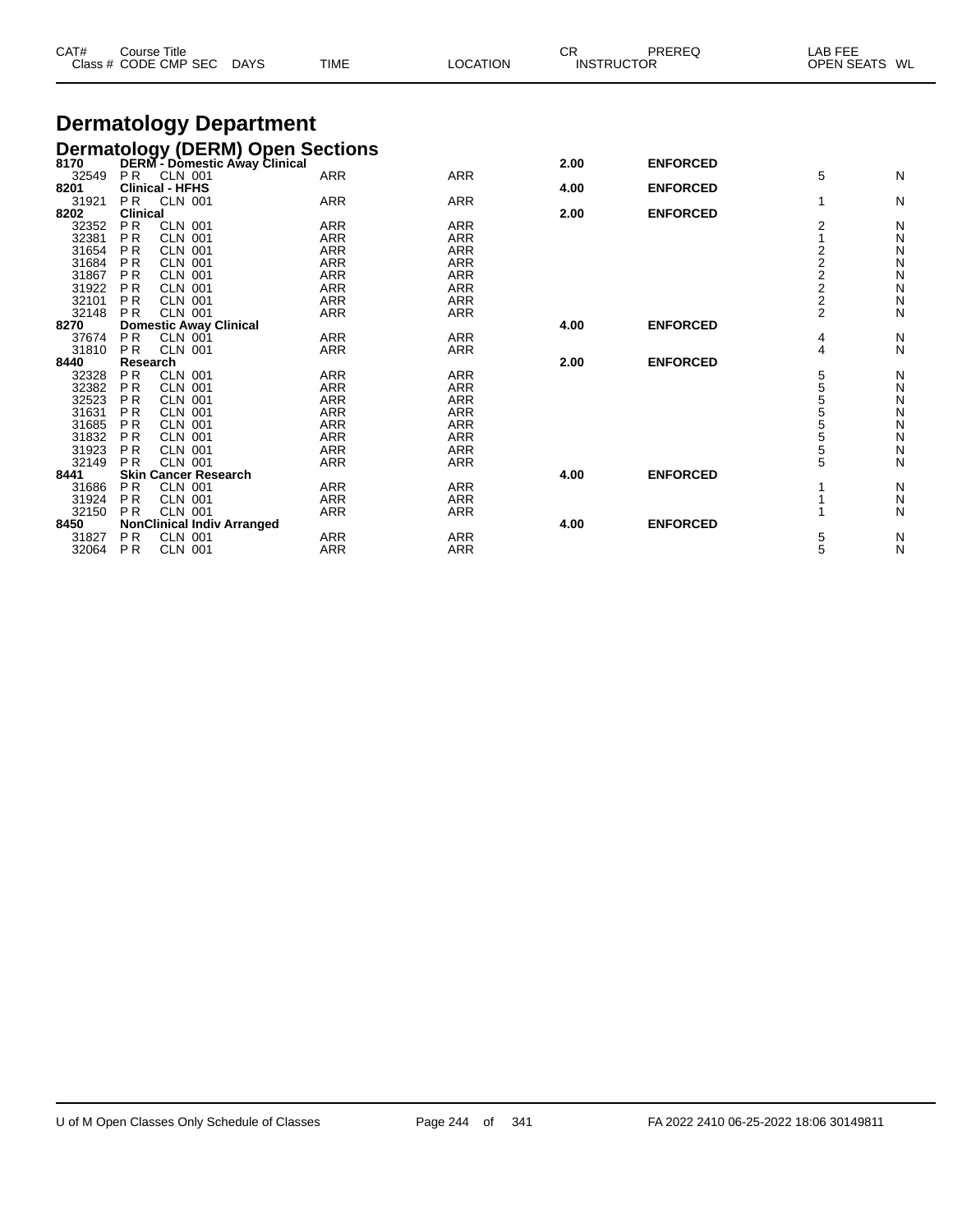| CAT# | Course Title | | | | | | CR | PREREQ | LAB FEE | |
|---|---|---|---|---|---|---|---|---|---|---|
| Class # | CODE | CMP | SEC | DAYS | TIME | LOCATION | INSTRUCTOR | | OPEN SEATS | WL |

# Dermatology Department

## Dermatology (DERM) Open Sections

| CAT# / Class # | CODE | CMP | SEC | TIME | LOCATION | CR | PREREQ | OPEN SEATS | WL |
|---|---|---|---|---|---|---|---|---|---|
| **8170** | **DERM - Domestic Away Clinical** | | | | | **2.00** | **ENFORCED** | | |
| 32549 | P R | CLN | 001 | ARR | ARR | | | 5 | N |
| **8201** | **Clinical - HFHS** | | | | | **4.00** | **ENFORCED** | | |
| 31921 | P R | CLN | 001 | ARR | ARR | | | 1 | N |
| **8202** | **Clinical** | | | | | **2.00** | **ENFORCED** | | |
| 32352 | P R | CLN | 001 | ARR | ARR | | | 2 | N |
| 32381 | P R | CLN | 001 | ARR | ARR | | | 1 | N |
| 31654 | P R | CLN | 001 | ARR | ARR | | | 2 | N |
| 31684 | P R | CLN | 001 | ARR | ARR | | | 2 | N |
| 31867 | P R | CLN | 001 | ARR | ARR | | | 2 | N |
| 31922 | P R | CLN | 001 | ARR | ARR | | | 2 | N |
| 32101 | P R | CLN | 001 | ARR | ARR | | | 2 | N |
| 32148 | P R | CLN | 001 | ARR | ARR | | | 2 | N |
| **8270** | **Domestic Away Clinical** | | | | | **4.00** | **ENFORCED** | | |
| 37674 | P R | CLN | 001 | ARR | ARR | | | 4 | N |
| 31810 | P R | CLN | 001 | ARR | ARR | | | 4 | N |
| **8440** | **Research** | | | | | **2.00** | **ENFORCED** | | |
| 32328 | P R | CLN | 001 | ARR | ARR | | | 5 | N |
| 32382 | P R | CLN | 001 | ARR | ARR | | | 5 | N |
| 32523 | P R | CLN | 001 | ARR | ARR | | | 5 | N |
| 31631 | P R | CLN | 001 | ARR | ARR | | | 5 | N |
| 31685 | P R | CLN | 001 | ARR | ARR | | | 5 | N |
| 31832 | P R | CLN | 001 | ARR | ARR | | | 5 | N |
| 31923 | P R | CLN | 001 | ARR | ARR | | | 5 | N |
| 32149 | P R | CLN | 001 | ARR | ARR | | | 5 | N |
| **8441** | **Skin Cancer Research** | | | | | **4.00** | **ENFORCED** | | |
| 31686 | P R | CLN | 001 | ARR | ARR | | | 1 | N |
| 31924 | P R | CLN | 001 | ARR | ARR | | | 1 | N |
| 32150 | P R | CLN | 001 | ARR | ARR | | | 1 | N |
| **8450** | **NonClinical Indiv Arranged** | | | | | **4.00** | **ENFORCED** | | |
| 31827 | P R | CLN | 001 | ARR | ARR | | | 5 | N |
| 32064 | P R | CLN | 001 | ARR | ARR | | | 5 | N |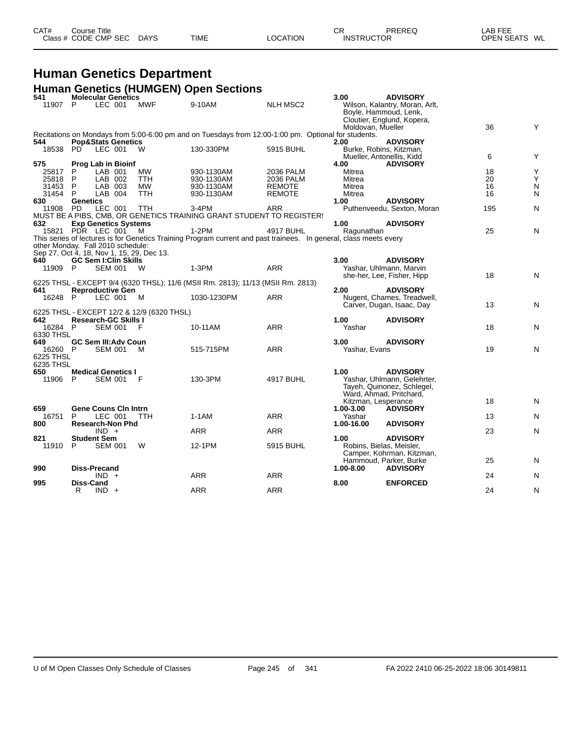# Human Genetics Department

## Human Genetics (HUMGEN) Open Sections

| CAT# Class # | Course Title CODE CMP SEC | DAYS | TIME | LOCATION | CR INSTRUCTOR | PREREQ | LAB FEE OPEN SEATS | WL |
|---|---|---|---|---|---|---|---|---|
| **541** | **Molecular Genetics** | | | | **3.00** | **ADVISORY** | | |
| 11907 | P LEC 001 | MWF | 9-10AM | NLH MSC2 | Wilson, Kalantry, Moran, Arlt, Boyle, Hammoud, Lenk, Cloutier, Englund, Kopera, Moldovan, Mueller | | 36 | Y |
| | Recitations on Mondays from 5:00-6:00 pm and on Tuesdays from 12:00-1:00 pm. Optional for students. | | | | | | | |
| **544** | **Pop&Stats Genetics** | | | | **2.00** | **ADVISORY** | | |
| 18538 | PD LEC 001 | W | 130-330PM | 5915 BUHL | Burke, Robins, Kitzman, Mueller, Antonellis, Kidd | | 6 | Y |
| **575** | **Prog Lab in Bioinf** | | | | **4.00** | **ADVISORY** | | |
| 25817 | P LAB 001 | MW | 930-1130AM | 2036 PALM | Mitrea | | 18 | Y |
| 25818 | P LAB 002 | TTH | 930-1130AM | 2036 PALM | Mitrea | | 20 | Y |
| 31453 | P LAB 003 | MW | 930-1130AM | REMOTE | Mitrea | | 16 | N |
| 31454 | P LAB 004 | TTH | 930-1130AM | REMOTE | Mitrea | | 16 | N |
| **630** | **Genetics** | | | | **1.00** | **ADVISORY** | | |
| 11908 | PD LEC 001 | TTH | 3-4PM | ARR | Puthenveedu, Sexton, Moran | | 195 | N |
| | MUST BE A PIBS, CMB, OR GENETICS TRAINING GRANT STUDENT TO REGISTER! | | | | | | | |
| **632** | **Exp Genetics Systems** | | | | **1.00** | **ADVISORY** | | |
| 15821 | PDR LEC 001 | M | 1-2PM | 4917 BUHL | Ragunathan | | 25 | N |
| | This series of lectures is for Genetics Training Program current and past trainees. In general, class meets every other Monday. Fall 2010 schedule: Sep 27, Oct 4, 18, Nov 1, 15, 29, Dec 13. | | | | | | | |
| **640** | **GC Sem I:Clin Skills** | | | | **3.00** | **ADVISORY** | | |
| 11909 | P SEM 001 | W | 1-3PM | ARR | Yashar, Uhlmann, Marvin she-her, Lee, Fisher, Hipp | | 18 | N |
| | 6225 THSL - EXCEPT 9/4 (6320 THSL); 11/6 (MSII Rm. 2813); 11/13 (MSII Rm. 2813) | | | | | | | |
| **641** | **Reproductive Gen** | | | | **2.00** | **ADVISORY** | | |
| 16248 | P LEC 001 | M | 1030-1230PM | ARR | Nugent, Chames, Treadwell, Carver, Dugan, Isaac, Day | | 13 | N |
| | 6225 THSL - EXCEPT 12/2 & 12/9 (6320 THSL) | | | | | | | |
| **642** | **Research-GC Skills I** | | | | **1.00** | **ADVISORY** | | |
| 16284 | P SEM 001 | F | 10-11AM | ARR | Yashar | | 18 | N |
| | 6330 THSL | | | | | | | |
| **649** | **GC Sem III:Adv Coun** | | | | **3.00** | **ADVISORY** | | |
| 16260 | P SEM 001 | M | 515-715PM | ARR | Yashar, Evans | | 19 | N |
| | 6225 THSL 6235 THSL | | | | | | | |
| **650** | **Medical Genetics I** | | | | **1.00** | **ADVISORY** | | |
| 11906 | P SEM 001 | F | 130-3PM | 4917 BUHL | Yashar, Uhlmann, Gelehrter, Tayeh, Quinonez, Schlegel, Ward, Ahmad, Pritchard, Kitzman, Lesperance | | 18 | N |
| **659** | **Gene Couns Cln Intrn** | | | | **1.00-3.00** | **ADVISORY** | | |
| 16751 | P LEC 001 | TTH | 1-1AM | ARR | Yashar | | 13 | N |
| **800** | **Research-Non Phd** | | | | **1.00-16.00** | **ADVISORY** | | |
| | IND + | | ARR | ARR | | | 23 | N |
| **821** | **Student Sem** | | | | **1.00** | **ADVISORY** | | |
| 11910 | P SEM 001 | W | 12-1PM | 5915 BUHL | Robins, Bielas, Meisler, Camper, Kohrman, Kitzman, Hammoud, Parker, Burke | | 25 | N |
| **990** | **Diss-Precand** | | | | **1.00-8.00** | **ADVISORY** | | |
| | IND + | | ARR | ARR | | | 24 | N |
| **995** | **Diss-Cand** | | | | **8.00** | **ENFORCED** | | |
| | R IND + | | ARR | ARR | | | 24 | N |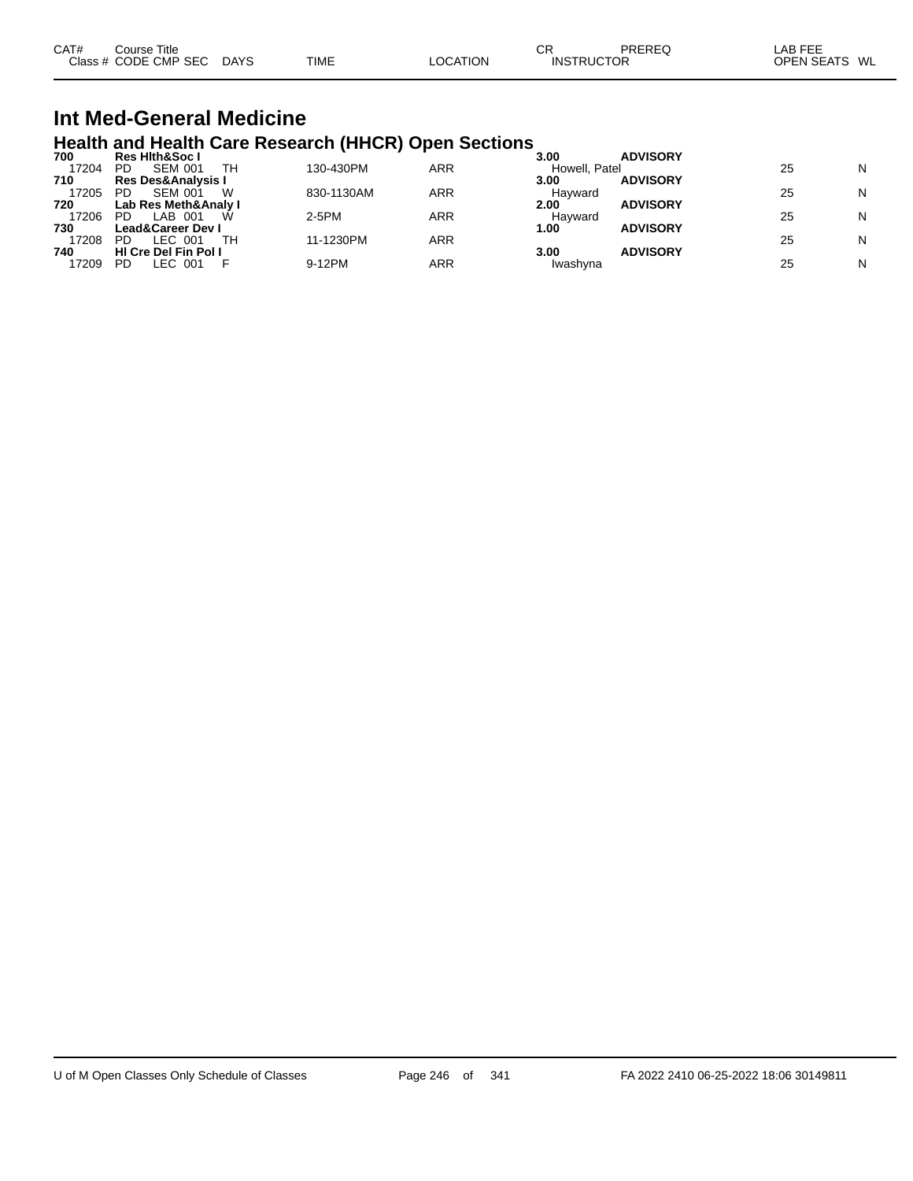| CAT# Class # | Course Title CODE CMP SEC | DAYS | TIME | LOCATION | CR INSTRUCTOR | PREREQ | LAB FEE OPEN SEATS | WL |
|---|---|---|---|---|---|---|---|---|

# Int Med-General Medicine

## Health and Health Care Research (HHCR) Open Sections

| CAT# Class # | Course Title CODE CMP SEC | DAYS | TIME | LOCATION | CR INSTRUCTOR | PREREQ | LAB FEE OPEN SEATS | WL |
|---|---|---|---|---|---|---|---|---|
| **700** | **Res Hlth&Soc I** | | | | **3.00** | **ADVISORY** | | |
| 17204 | PD SEM 001 | TH | 130-430PM | ARR | Howell, Patel | | 25 | N |
| **710** | **Res Des&Analysis I** | | | | **3.00** | **ADVISORY** | | |
| 17205 | PD SEM 001 | W | 830-1130AM | ARR | Hayward | | 25 | N |
| **720** | **Lab Res Meth&Analy I** | | | | **2.00** | **ADVISORY** | | |
| 17206 | PD LAB 001 | W | 2-5PM | ARR | Hayward | | 25 | N |
| **730** | **Lead&Career Dev I** | | | | **1.00** | **ADVISORY** | | |
| 17208 | PD LEC 001 | TH | 11-1230PM | ARR | | | 25 | N |
| **740** | **Hl Cre Del Fin Pol I** | | | | **3.00** | **ADVISORY** | | |
| 17209 | PD LEC 001 | F | 9-12PM | ARR | Iwashyna | | 25 | N |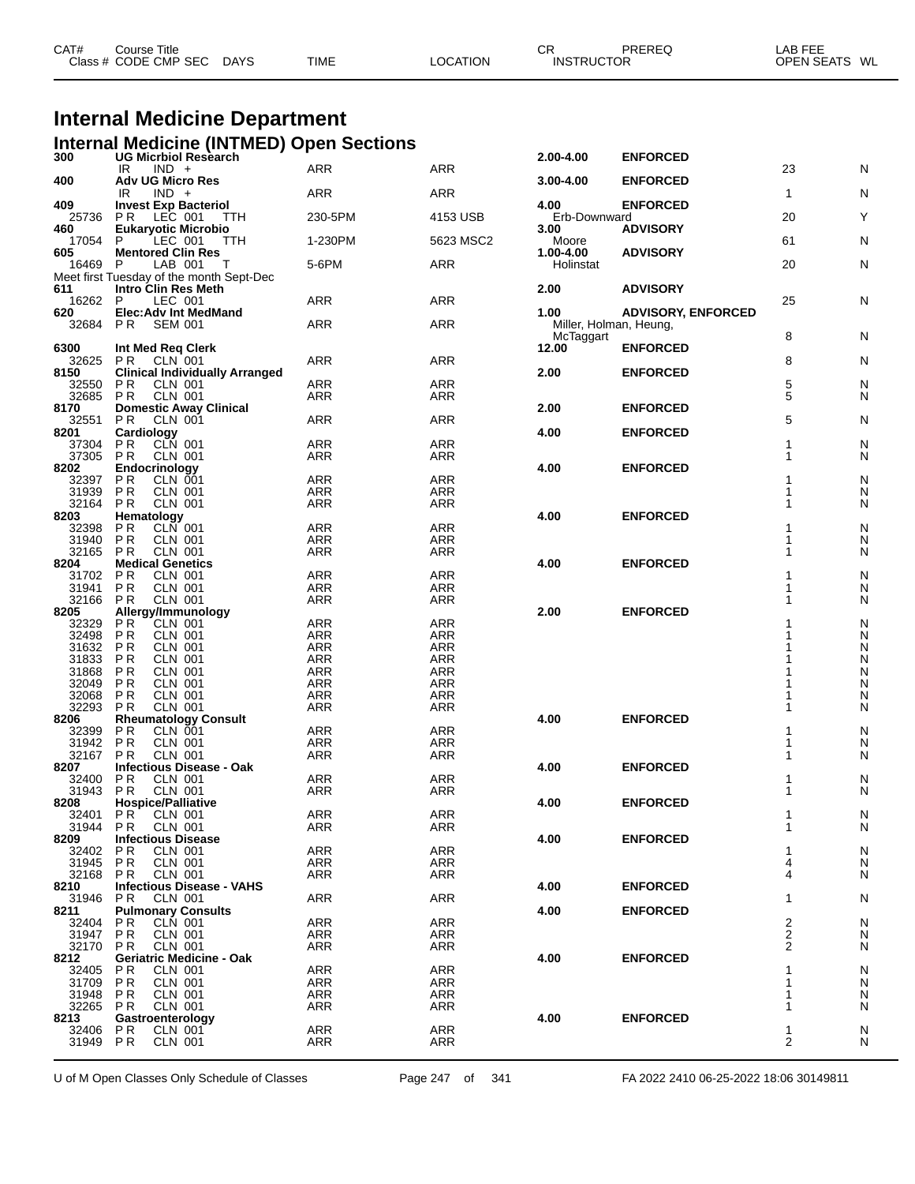# Internal Medicine Department

## Internal Medicine (INTMED) Open Sections

| CAT# / Class # | Course Title / CODE CMP SEC | DAYS | TIME | LOCATION | CR / INSTRUCTOR | PREREQ | LAB FEE / OPEN SEATS | WL |
|---|---|---|---|---|---|---|---|---|
| **300** | **UG Micrbiol Research** | | | | **2.00-4.00** | **ENFORCED** | | |
| | IR IND + | | ARR | ARR | | | 23 | N |
| **400** | **Adv UG Micro Res** | | | | **3.00-4.00** | **ENFORCED** | | |
| | IR IND + | | ARR | ARR | | | 1 | N |
| **409** | **Invest Exp Bacteriol** | | | | **4.00** | **ENFORCED** | | |
| 25736 | P R LEC 001 | TTH | 230-5PM | 4153 USB | Erb-Downward | | 20 | Y |
| **460** | **Eukaryotic Microbio** | | | | **3.00** | **ADVISORY** | | |
| 17054 | P LEC 001 | TTH | 1-230PM | 5623 MSC2 | Moore | | 61 | N |
| **605** | **Mentored Clin Res** | | | | **1.00-4.00** | **ADVISORY** | | |
| 16469 | P LAB 001 | T | 5-6PM | ARR | Holinstat | | 20 | N |
| | Meet first Tuesday of the month Sept-Dec | | | | | | | |
| **611** | **Intro Clin Res Meth** | | | | **2.00** | **ADVISORY** | | |
| 16262 | P LEC 001 | | ARR | ARR | | | 25 | N |
| **620** | **Elec:Adv Int MedMand** | | | | **1.00** | **ADVISORY, ENFORCED** | | |
| 32684 | P R SEM 001 | | ARR | ARR | Miller, Holman, Heung, McTaggart | | 8 | N |
| **6300** | **Int Med Req Clerk** | | | | **12.00** | **ENFORCED** | | |
| 32625 | P R CLN 001 | | ARR | ARR | | | 8 | N |
| **8150** | **Clinical Individually Arranged** | | | | **2.00** | **ENFORCED** | | |
| 32550 | P R CLN 001 | | ARR | ARR | | | 5 | N |
| 32685 | P R CLN 001 | | ARR | ARR | | | 5 | N |
| **8170** | **Domestic Away Clinical** | | | | **2.00** | **ENFORCED** | | |
| 32551 | P R CLN 001 | | ARR | ARR | | | 5 | N |
| **8201** | **Cardiology** | | | | **4.00** | **ENFORCED** | | |
| 37304 | P R CLN 001 | | ARR | ARR | | | 1 | N |
| 37305 | P R CLN 001 | | ARR | ARR | | | 1 | N |
| **8202** | **Endocrinology** | | | | **4.00** | **ENFORCED** | | |
| 32397 | P R CLN 001 | | ARR | ARR | | | 1 | N |
| 31939 | P R CLN 001 | | ARR | ARR | | | 1 | N |
| 32164 | P R CLN 001 | | ARR | ARR | | | 1 | N |
| **8203** | **Hematology** | | | | **4.00** | **ENFORCED** | | |
| 32398 | P R CLN 001 | | ARR | ARR | | | 1 | N |
| 31940 | P R CLN 001 | | ARR | ARR | | | 1 | N |
| 32165 | P R CLN 001 | | ARR | ARR | | | 1 | N |
| **8204** | **Medical Genetics** | | | | **4.00** | **ENFORCED** | | |
| 31702 | P R CLN 001 | | ARR | ARR | | | 1 | N |
| 31941 | P R CLN 001 | | ARR | ARR | | | 1 | N |
| 32166 | P R CLN 001 | | ARR | ARR | | | 1 | N |
| **8205** | **Allergy/Immunology** | | | | **2.00** | **ENFORCED** | | |
| 32329 | P R CLN 001 | | ARR | ARR | | | 1 | N |
| 32498 | P R CLN 001 | | ARR | ARR | | | 1 | N |
| 31632 | P R CLN 001 | | ARR | ARR | | | 1 | N |
| 31833 | P R CLN 001 | | ARR | ARR | | | 1 | N |
| 31868 | P R CLN 001 | | ARR | ARR | | | 1 | N |
| 32049 | P R CLN 001 | | ARR | ARR | | | 1 | N |
| 32068 | P R CLN 001 | | ARR | ARR | | | 1 | N |
| 32293 | P R CLN 001 | | ARR | ARR | | | 1 | N |
| **8206** | **Rheumatology Consult** | | | | **4.00** | **ENFORCED** | | |
| 32399 | P R CLN 001 | | ARR | ARR | | | 1 | N |
| 31942 | P R CLN 001 | | ARR | ARR | | | 1 | N |
| 32167 | P R CLN 001 | | ARR | ARR | | | 1 | N |
| **8207** | **Infectious Disease - Oak** | | | | **4.00** | **ENFORCED** | | |
| 32400 | P R CLN 001 | | ARR | ARR | | | 1 | N |
| 31943 | P R CLN 001 | | ARR | ARR | | | 1 | N |
| **8208** | **Hospice/Palliative** | | | | **4.00** | **ENFORCED** | | |
| 32401 | P R CLN 001 | | ARR | ARR | | | 1 | N |
| 31944 | P R CLN 001 | | ARR | ARR | | | 1 | N |
| **8209** | **Infectious Disease** | | | | **4.00** | **ENFORCED** | | |
| 32402 | P R CLN 001 | | ARR | ARR | | | 1 | N |
| 31945 | P R CLN 001 | | ARR | ARR | | | 4 | N |
| 32168 | P R CLN 001 | | ARR | ARR | | | 4 | N |
| **8210** | **Infectious Disease - VAHS** | | | | **4.00** | **ENFORCED** | | |
| 31946 | P R CLN 001 | | ARR | ARR | | | 1 | N |
| **8211** | **Pulmonary Consults** | | | | **4.00** | **ENFORCED** | | |
| 32404 | P R CLN 001 | | ARR | ARR | | | 2 | N |
| 31947 | P R CLN 001 | | ARR | ARR | | | 2 | N |
| 32170 | P R CLN 001 | | ARR | ARR | | | 2 | N |
| **8212** | **Geriatric Medicine - Oak** | | | | **4.00** | **ENFORCED** | | |
| 32405 | P R CLN 001 | | ARR | ARR | | | 1 | N |
| 31709 | P R CLN 001 | | ARR | ARR | | | 1 | N |
| 31948 | P R CLN 001 | | ARR | ARR | | | 1 | N |
| 32265 | P R CLN 001 | | ARR | ARR | | | 1 | N |
| **8213** | **Gastroenterology** | | | | **4.00** | **ENFORCED** | | |
| 32406 | P R CLN 001 | | ARR | ARR | | | 1 | N |
| 31949 | P R CLN 001 | | ARR | ARR | | | 2 | N |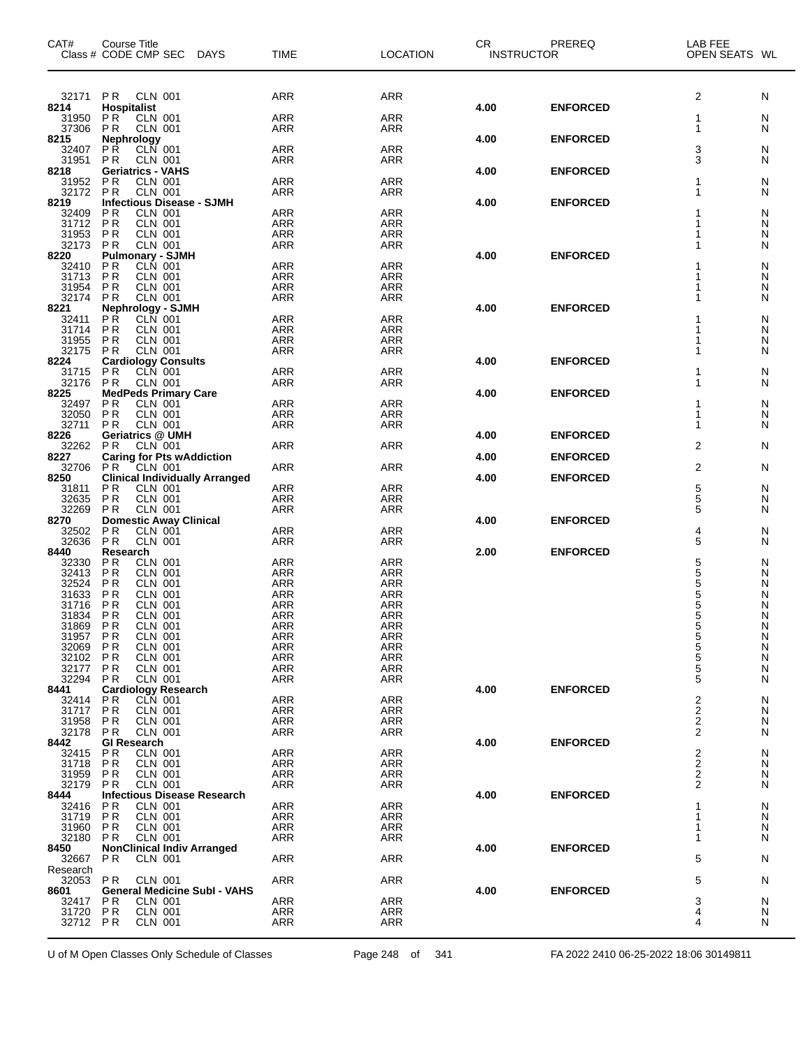| CAT# Class # | Course Title CODE | CMP | SEC | DAYS | TIME | LOCATION | CR | INSTRUCTOR | PREREQ | LAB FEE OPEN SEATS | WL |
|---|---|---|---|---|---|---|---|---|---|---|---|
| 32171 | PR | CLN | 001 | | ARR | ARR | | | | 2 | N |
| **8214** | **Hospitalist** | | | | | | **4.00** | | **ENFORCED** | | |
| 31950 | PR | CLN | 001 | | ARR | ARR | | | | 1 | N |
| 37306 | PR | CLN | 001 | | ARR | ARR | | | | 1 | N |
| **8215** | **Nephrology** | | | | | | **4.00** | | **ENFORCED** | | |
| 32407 | PR | CLN | 001 | | ARR | ARR | | | | 3 | N |
| 31951 | PR | CLN | 001 | | ARR | ARR | | | | 3 | N |
| **8218** | **Geriatrics - VAHS** | | | | | | **4.00** | | **ENFORCED** | | |
| 31952 | PR | CLN | 001 | | ARR | ARR | | | | 1 | N |
| 32172 | PR | CLN | 001 | | ARR | ARR | | | | 1 | N |
| **8219** | **Infectious Disease - SJMH** | | | | | | **4.00** | | **ENFORCED** | | |
| 32409 | PR | CLN | 001 | | ARR | ARR | | | | 1 | N |
| 31712 | PR | CLN | 001 | | ARR | ARR | | | | 1 | N |
| 31953 | PR | CLN | 001 | | ARR | ARR | | | | 1 | N |
| 32173 | PR | CLN | 001 | | ARR | ARR | | | | 1 | N |
| **8220** | **Pulmonary - SJMH** | | | | | | **4.00** | | **ENFORCED** | | |
| 32410 | PR | CLN | 001 | | ARR | ARR | | | | 1 | N |
| 31713 | PR | CLN | 001 | | ARR | ARR | | | | 1 | N |
| 31954 | PR | CLN | 001 | | ARR | ARR | | | | 1 | N |
| 32174 | PR | CLN | 001 | | ARR | ARR | | | | 1 | N |
| **8221** | **Nephrology - SJMH** | | | | | | **4.00** | | **ENFORCED** | | |
| 32411 | PR | CLN | 001 | | ARR | ARR | | | | 1 | N |
| 31714 | PR | CLN | 001 | | ARR | ARR | | | | 1 | N |
| 31955 | PR | CLN | 001 | | ARR | ARR | | | | 1 | N |
| 32175 | PR | CLN | 001 | | ARR | ARR | | | | 1 | N |
| **8224** | **Cardiology Consults** | | | | | | **4.00** | | **ENFORCED** | | |
| 31715 | PR | CLN | 001 | | ARR | ARR | | | | 1 | N |
| 32176 | PR | CLN | 001 | | ARR | ARR | | | | 1 | N |
| **8225** | **MedPeds Primary Care** | | | | | | **4.00** | | **ENFORCED** | | |
| 32497 | PR | CLN | 001 | | ARR | ARR | | | | 1 | N |
| 32050 | PR | CLN | 001 | | ARR | ARR | | | | 1 | N |
| 32711 | PR | CLN | 001 | | ARR | ARR | | | | 1 | N |
| **8226** | **Geriatrics @ UMH** | | | | | | **4.00** | | **ENFORCED** | | |
| 32262 | PR | CLN | 001 | | ARR | ARR | | | | 2 | N |
| **8227** | **Caring for Pts wAddiction** | | | | | | **4.00** | | **ENFORCED** | | |
| 32706 | PR | CLN | 001 | | ARR | ARR | | | | 2 | N |
| **8250** | **Clinical Individually Arranged** | | | | | | **4.00** | | **ENFORCED** | | |
| 31811 | PR | CLN | 001 | | ARR | ARR | | | | 5 | N |
| 32635 | PR | CLN | 001 | | ARR | ARR | | | | 5 | N |
| 32269 | PR | CLN | 001 | | ARR | ARR | | | | 5 | N |
| **8270** | **Domestic Away Clinical** | | | | | | **4.00** | | **ENFORCED** | | |
| 32502 | PR | CLN | 001 | | ARR | ARR | | | | 4 | N |
| 32636 | PR | CLN | 001 | | ARR | ARR | | | | 5 | N |
| **8440** | **Research** | | | | | | **2.00** | | **ENFORCED** | | |
| 32330 | PR | CLN | 001 | | ARR | ARR | | | | 5 | N |
| 32413 | PR | CLN | 001 | | ARR | ARR | | | | 5 | N |
| 32524 | PR | CLN | 001 | | ARR | ARR | | | | 5 | N |
| 31633 | PR | CLN | 001 | | ARR | ARR | | | | 5 | N |
| 31716 | PR | CLN | 001 | | ARR | ARR | | | | 5 | N |
| 31834 | PR | CLN | 001 | | ARR | ARR | | | | 5 | N |
| 31869 | PR | CLN | 001 | | ARR | ARR | | | | 5 | N |
| 31957 | PR | CLN | 001 | | ARR | ARR | | | | 5 | N |
| 32069 | PR | CLN | 001 | | ARR | ARR | | | | 5 | N |
| 32102 | PR | CLN | 001 | | ARR | ARR | | | | 5 | N |
| 32177 | PR | CLN | 001 | | ARR | ARR | | | | 5 | N |
| 32294 | PR | CLN | 001 | | ARR | ARR | | | | 5 | N |
| **8441** | **Cardiology Research** | | | | | | **4.00** | | **ENFORCED** | | |
| 32414 | PR | CLN | 001 | | ARR | ARR | | | | 2 | N |
| 31717 | PR | CLN | 001 | | ARR | ARR | | | | 2 | N |
| 31958 | PR | CLN | 001 | | ARR | ARR | | | | 2 | N |
| 32178 | PR | CLN | 001 | | ARR | ARR | | | | 2 | N |
| **8442** | **GI Research** | | | | | | **4.00** | | **ENFORCED** | | |
| 32415 | PR | CLN | 001 | | ARR | ARR | | | | 2 | N |
| 31718 | PR | CLN | 001 | | ARR | ARR | | | | 2 | N |
| 31959 | PR | CLN | 001 | | ARR | ARR | | | | 2 | N |
| 32179 | PR | CLN | 001 | | ARR | ARR | | | | 2 | N |
| **8444** | **Infectious Disease Research** | | | | | | **4.00** | | **ENFORCED** | | |
| 32416 | PR | CLN | 001 | | ARR | ARR | | | | 1 | N |
| 31719 | PR | CLN | 001 | | ARR | ARR | | | | 1 | N |
| 31960 | PR | CLN | 001 | | ARR | ARR | | | | 1 | N |
| 32180 | PR | CLN | 001 | | ARR | ARR | | | | 1 | N |
| **8450** | **NonClinical Indiv Arranged** | | | | | | **4.00** | | **ENFORCED** | | |
| 32667 | PR | CLN | 001 | | ARR | ARR | | | | 5 | N |
| Research | | | | | | | | | | | |
| 32053 | PR | CLN | 001 | | ARR | ARR | | | | 5 | N |
| **8601** | **General Medicine SubI - VAHS** | | | | | | **4.00** | | **ENFORCED** | | |
| 32417 | PR | CLN | 001 | | ARR | ARR | | | | 3 | N |
| 31720 | PR | CLN | 001 | | ARR | ARR | | | | 4 | N |
| 32712 | PR | CLN | 001 | | ARR | ARR | | | | 4 | N |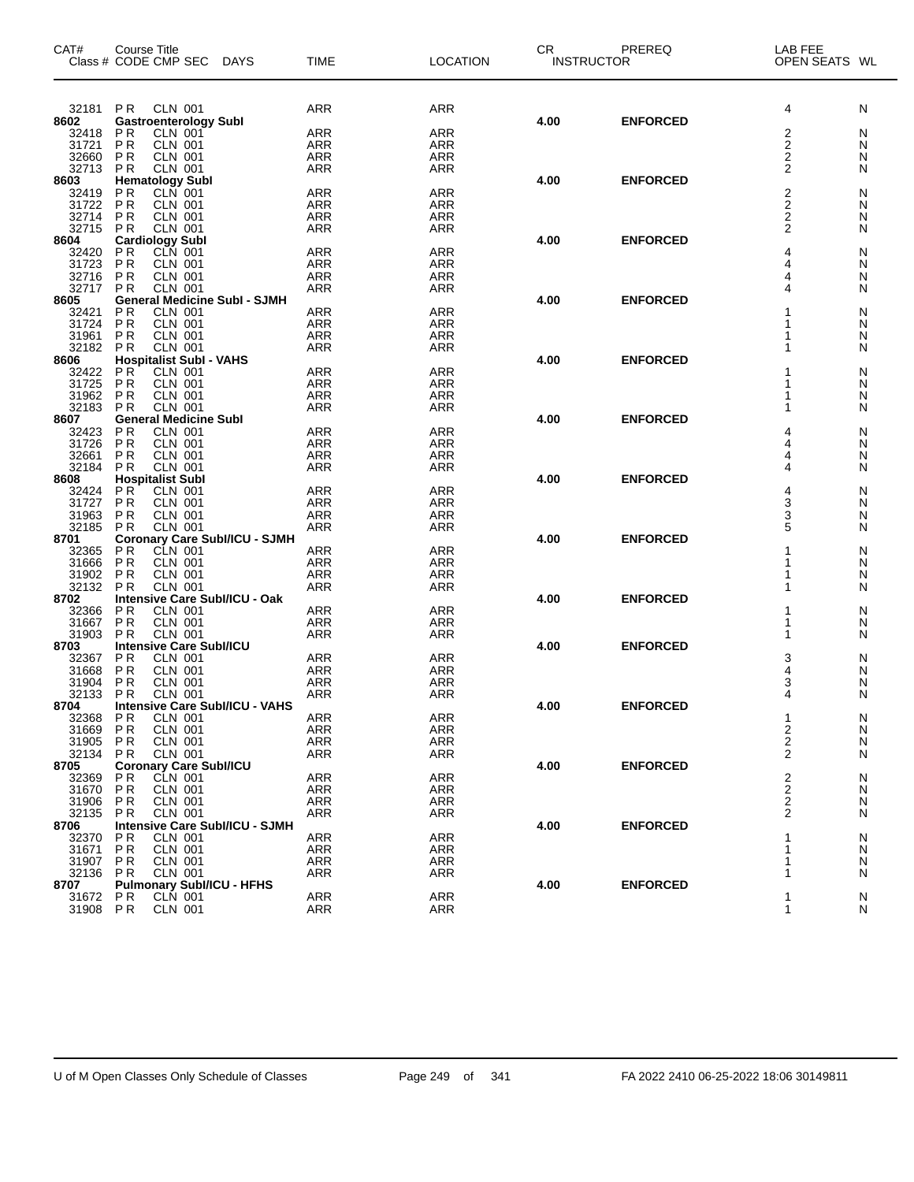| CAT# | Course Title Class # CODE CMP SEC DAYS | TIME | LOCATION | CR INSTRUCTOR | PREREQ | LAB FEE OPEN SEATS | WL |
|---|---|---|---|---|---|---|---|
| 32181 | PR CLN 001 | ARR | ARR | | | 4 | N |
| **8602** | **Gastroenterology Subl** | | | **4.00** | **ENFORCED** | | |
| 32418 | PR CLN 001 | ARR | ARR | | | 2 | N |
| 31721 | PR CLN 001 | ARR | ARR | | | 2 | N |
| 32660 | PR CLN 001 | ARR | ARR | | | 2 | N |
| 32713 | PR CLN 001 | ARR | ARR | | | 2 | N |
| **8603** | **Hematology Subl** | | | **4.00** | **ENFORCED** | | |
| 32419 | PR CLN 001 | ARR | ARR | | | 2 | N |
| 31722 | PR CLN 001 | ARR | ARR | | | 2 | N |
| 32714 | PR CLN 001 | ARR | ARR | | | 2 | N |
| 32715 | PR CLN 001 | ARR | ARR | | | 2 | N |
| **8604** | **Cardiology Subl** | | | **4.00** | **ENFORCED** | | |
| 32420 | PR CLN 001 | ARR | ARR | | | 4 | N |
| 31723 | PR CLN 001 | ARR | ARR | | | 4 | N |
| 32716 | PR CLN 001 | ARR | ARR | | | 4 | N |
| 32717 | PR CLN 001 | ARR | ARR | | | 4 | N |
| **8605** | **General Medicine Subl - SJMH** | | | **4.00** | **ENFORCED** | | |
| 32421 | PR CLN 001 | ARR | ARR | | | 1 | N |
| 31724 | PR CLN 001 | ARR | ARR | | | 1 | N |
| 31961 | PR CLN 001 | ARR | ARR | | | 1 | N |
| 32182 | PR CLN 001 | ARR | ARR | | | 1 | N |
| **8606** | **Hospitalist Subl - VAHS** | | | **4.00** | **ENFORCED** | | |
| 32422 | PR CLN 001 | ARR | ARR | | | 1 | N |
| 31725 | PR CLN 001 | ARR | ARR | | | 1 | N |
| 31962 | PR CLN 001 | ARR | ARR | | | 1 | N |
| 32183 | PR CLN 001 | ARR | ARR | | | 1 | N |
| **8607** | **General Medicine Subl** | | | **4.00** | **ENFORCED** | | |
| 32423 | PR CLN 001 | ARR | ARR | | | 4 | N |
| 31726 | PR CLN 001 | ARR | ARR | | | 4 | N |
| 32661 | PR CLN 001 | ARR | ARR | | | 4 | N |
| 32184 | PR CLN 001 | ARR | ARR | | | 4 | N |
| **8608** | **Hospitalist Subl** | | | **4.00** | **ENFORCED** | | |
| 32424 | PR CLN 001 | ARR | ARR | | | 4 | N |
| 31727 | PR CLN 001 | ARR | ARR | | | 3 | N |
| 31963 | PR CLN 001 | ARR | ARR | | | 3 | N |
| 32185 | PR CLN 001 | ARR | ARR | | | 5 | N |
| **8701** | **Coronary Care Subl/ICU - SJMH** | | | **4.00** | **ENFORCED** | | |
| 32365 | PR CLN 001 | ARR | ARR | | | 1 | N |
| 31666 | PR CLN 001 | ARR | ARR | | | 1 | N |
| 31902 | PR CLN 001 | ARR | ARR | | | 1 | N |
| 32132 | PR CLN 001 | ARR | ARR | | | 1 | N |
| **8702** | **Intensive Care Subl/ICU - Oak** | | | **4.00** | **ENFORCED** | | |
| 32366 | PR CLN 001 | ARR | ARR | | | 1 | N |
| 31667 | PR CLN 001 | ARR | ARR | | | 1 | N |
| 31903 | PR CLN 001 | ARR | ARR | | | 1 | N |
| **8703** | **Intensive Care Subl/ICU** | | | **4.00** | **ENFORCED** | | |
| 32367 | PR CLN 001 | ARR | ARR | | | 3 | N |
| 31668 | PR CLN 001 | ARR | ARR | | | 4 | N |
| 31904 | PR CLN 001 | ARR | ARR | | | 3 | N |
| 32133 | PR CLN 001 | ARR | ARR | | | 4 | N |
| **8704** | **Intensive Care Subl/ICU - VAHS** | | | **4.00** | **ENFORCED** | | |
| 32368 | PR CLN 001 | ARR | ARR | | | 1 | N |
| 31669 | PR CLN 001 | ARR | ARR | | | 2 | N |
| 31905 | PR CLN 001 | ARR | ARR | | | 2 | N |
| 32134 | PR CLN 001 | ARR | ARR | | | 2 | N |
| **8705** | **Coronary Care Subl/ICU** | | | **4.00** | **ENFORCED** | | |
| 32369 | PR CLN 001 | ARR | ARR | | | 2 | N |
| 31670 | PR CLN 001 | ARR | ARR | | | 2 | N |
| 31906 | PR CLN 001 | ARR | ARR | | | 2 | N |
| 32135 | PR CLN 001 | ARR | ARR | | | 2 | N |
| **8706** | **Intensive Care Subl/ICU - SJMH** | | | **4.00** | **ENFORCED** | | |
| 32370 | PR CLN 001 | ARR | ARR | | | 1 | N |
| 31671 | PR CLN 001 | ARR | ARR | | | 1 | N |
| 31907 | PR CLN 001 | ARR | ARR | | | 1 | N |
| 32136 | PR CLN 001 | ARR | ARR | | | 1 | N |
| **8707** | **Pulmonary Subl/ICU - HFHS** | | | **4.00** | **ENFORCED** | | |
| 31672 | PR CLN 001 | ARR | ARR | | | 1 | N |
| 31908 | PR CLN 001 | ARR | ARR | | | 1 | N |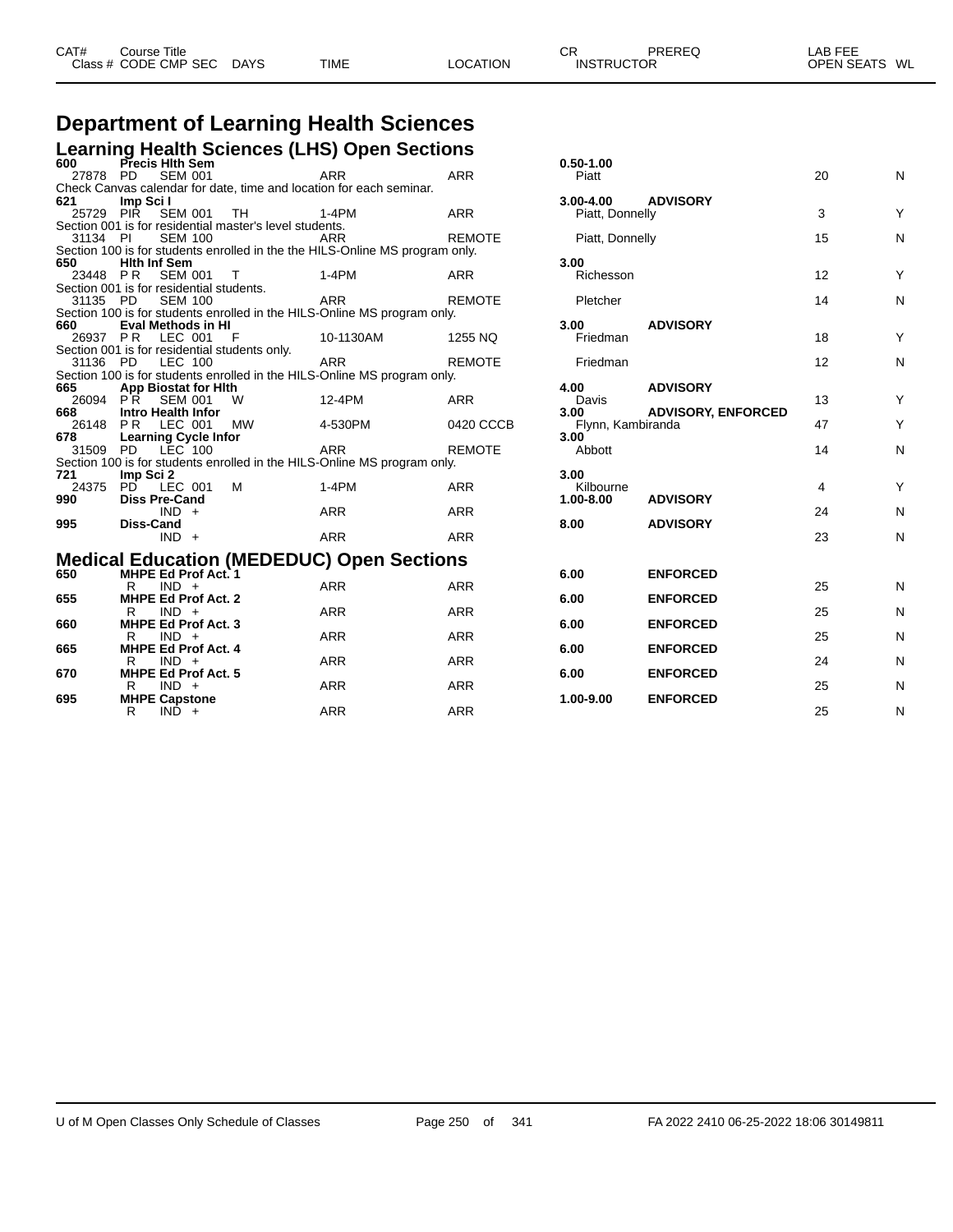# Department of Learning Health Sciences

## Learning Health Sciences (LHS) Open Sections

| CAT# | Course Title / Class # CODE CMP SEC | DAYS | TIME | LOCATION | CR / INSTRUCTOR | PREREQ | LAB FEE / OPEN SEATS | WL |
|---|---|---|---|---|---|---|---|---|
| 600 | **Precis Hlth Sem** | | | | 0.50-1.00 | | | |
| | 27878 PD SEM 001 | | ARR | ARR | Piatt | | 20 | N |
| | Check Canvas calendar for date, time and location for each seminar. | | | | | | | |
| 621 | **Imp Sci I** | | | | 3.00-4.00 | ADVISORY | | |
| | 25729 PIR SEM 001 | TH | 1-4PM | ARR | Piatt, Donnelly | | 3 | Y |
| | Section 001 is for residential master's level students. | | | | | | | |
| | 31134 PI SEM 100 | | ARR | REMOTE | Piatt, Donnelly | | 15 | N |
| | Section 100 is for students enrolled in the the HILS-Online MS program only. | | | | | | | |
| 650 | **Hlth Inf Sem** | | | | 3.00 | | | |
| | 23448 PR SEM 001 | T | 1-4PM | ARR | Richesson | | 12 | Y |
| | Section 001 is for residential students. | | | | | | | |
| | 31135 PD SEM 100 | | ARR | REMOTE | Pletcher | | 14 | N |
| | Section 100 is for students enrolled in the HILS-Online MS program only. | | | | | | | |
| 660 | **Eval Methods in HI** | | | | 3.00 | ADVISORY | | |
| | 26937 PR LEC 001 | F | 10-1130AM | 1255 NQ | Friedman | | 18 | Y |
| | Section 001 is for residential students only. | | | | | | | |
| | 31136 PD LEC 100 | | ARR | REMOTE | Friedman | | 12 | N |
| | Section 100 is for students enrolled in the HILS-Online MS program only. | | | | | | | |
| 665 | **App Biostat for Hlth** | | | | 4.00 | ADVISORY | | |
| | 26094 PR SEM 001 | W | 12-4PM | ARR | Davis | | 13 | Y |
| 668 | **Intro Health Infor** | | | | 3.00 | ADVISORY, ENFORCED | | |
| | 26148 PR LEC 001 | MW | 4-530PM | 0420 CCCB | Flynn, Kambiranda | | 47 | Y |
| 678 | **Learning Cycle Infor** | | | | 3.00 | | | |
| | 31509 PD LEC 100 | | ARR | REMOTE | Abbott | | 14 | N |
| | Section 100 is for students enrolled in the HILS-Online MS program only. | | | | | | | |
| 721 | **Imp Sci 2** | | | | 3.00 | | | |
| | 24375 PD LEC 001 | M | 1-4PM | ARR | Kilbourne | | 4 | Y |
| 990 | **Diss Pre-Cand** | | | | 1.00-8.00 | ADVISORY | | |
| | IND + | | ARR | ARR | | | 24 | N |
| 995 | **Diss-Cand** | | | | 8.00 | ADVISORY | | |
| | IND + | | ARR | ARR | | | 23 | N |

## Medical Education (MEDEDUC) Open Sections

| CAT# | Course Title / Class # CODE CMP SEC | DAYS | TIME | LOCATION | CR / INSTRUCTOR | PREREQ | LAB FEE / OPEN SEATS | WL |
|---|---|---|---|---|---|---|---|---|
| 650 | **MHPE Ed Prof Act. 1** | | | | 6.00 | ENFORCED | | |
| | R IND + | | ARR | ARR | | | 25 | N |
| 655 | **MHPE Ed Prof Act. 2** | | | | 6.00 | ENFORCED | | |
| | R IND + | | ARR | ARR | | | 25 | N |
| 660 | **MHPE Ed Prof Act. 3** | | | | 6.00 | ENFORCED | | |
| | R IND + | | ARR | ARR | | | 25 | N |
| 665 | **MHPE Ed Prof Act. 4** | | | | 6.00 | ENFORCED | | |
| | R IND + | | ARR | ARR | | | 24 | N |
| 670 | **MHPE Ed Prof Act. 5** | | | | 6.00 | ENFORCED | | |
| | R IND + | | ARR | ARR | | | 25 | N |
| 695 | **MHPE Capstone** | | | | 1.00-9.00 | ENFORCED | | |
| | R IND + | | ARR | ARR | | | 25 | N |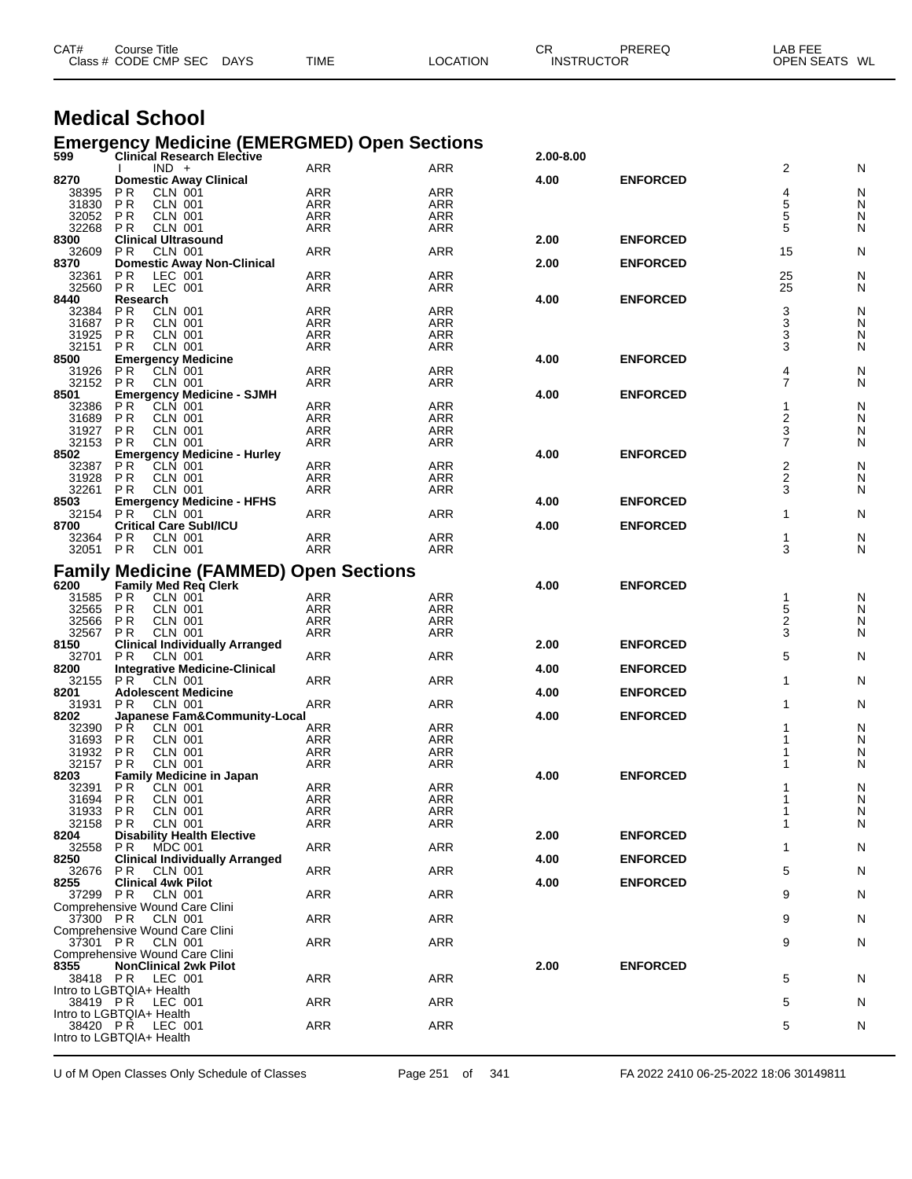| CAT# | Course Title | | | | CR | PREREQ | LAB FEE | |
|---|---|---|---|---|---|---|---|---|
| Class # | CODE CMP SEC | DAYS | TIME | LOCATION | INSTRUCTOR | | OPEN SEATS | WL |

# Medical School

## Emergency Medicine (EMERGMED) Open Sections

| CAT# / Class # | Course Title / CODE CMP SEC | TIME | LOCATION | CR | PREREQ | OPEN SEATS | WL |
|---|---|---|---|---|---|---|---|
| **599** | **Clinical Research Elective** | | | **2.00-8.00** | | | |
| | I IND + | ARR | ARR | | | 2 | N |
| **8270** | **Domestic Away Clinical** | | | **4.00** | **ENFORCED** | | |
| 38395 | P R CLN 001 | ARR | ARR | | | 4 | N |
| 31830 | P R CLN 001 | ARR | ARR | | | 5 | N |
| 32052 | P R CLN 001 | ARR | ARR | | | 5 | N |
| 32268 | P R CLN 001 | ARR | ARR | | | 5 | N |
| **8300** | **Clinical Ultrasound** | | | **2.00** | **ENFORCED** | | |
| 32609 | P R CLN 001 | ARR | ARR | | | 15 | N |
| **8370** | **Domestic Away Non-Clinical** | | | **2.00** | **ENFORCED** | | |
| 32361 | P R LEC 001 | ARR | ARR | | | 25 | N |
| 32560 | P R LEC 001 | ARR | ARR | | | 25 | N |
| **8440** | **Research** | | | **4.00** | **ENFORCED** | | |
| 32384 | P R CLN 001 | ARR | ARR | | | 3 | N |
| 31687 | P R CLN 001 | ARR | ARR | | | 3 | N |
| 31925 | P R CLN 001 | ARR | ARR | | | 3 | N |
| 32151 | P R CLN 001 | ARR | ARR | | | 3 | N |
| **8500** | **Emergency Medicine** | | | **4.00** | **ENFORCED** | | |
| 31926 | P R CLN 001 | ARR | ARR | | | 4 | N |
| 32152 | P R CLN 001 | ARR | ARR | | | 7 | N |
| **8501** | **Emergency Medicine - SJMH** | | | **4.00** | **ENFORCED** | | |
| 32386 | P R CLN 001 | ARR | ARR | | | 1 | N |
| 31689 | P R CLN 001 | ARR | ARR | | | 2 | N |
| 31927 | P R CLN 001 | ARR | ARR | | | 3 | N |
| 32153 | P R CLN 001 | ARR | ARR | | | 7 | N |
| **8502** | **Emergency Medicine - Hurley** | | | **4.00** | **ENFORCED** | | |
| 32387 | P R CLN 001 | ARR | ARR | | | 2 | N |
| 31928 | P R CLN 001 | ARR | ARR | | | 2 | N |
| 32261 | P R CLN 001 | ARR | ARR | | | 3 | N |
| **8503** | **Emergency Medicine - HFHS** | | | **4.00** | **ENFORCED** | | |
| 32154 | P R CLN 001 | ARR | ARR | | | 1 | N |
| **8700** | **Critical Care SubI/ICU** | | | **4.00** | **ENFORCED** | | |
| 32364 | P R CLN 001 | ARR | ARR | | | 1 | N |
| 32051 | P R CLN 001 | ARR | ARR | | | 3 | N |

## Family Medicine (FAMMED) Open Sections

| CAT# / Class # | Course Title / CODE CMP SEC | TIME | LOCATION | CR | PREREQ | OPEN SEATS | WL |
|---|---|---|---|---|---|---|---|
| **6200** | **Family Med Req Clerk** | | | **4.00** | **ENFORCED** | | |
| 31585 | P R CLN 001 | ARR | ARR | | | 1 | N |
| 32565 | P R CLN 001 | ARR | ARR | | | 5 | N |
| 32566 | P R CLN 001 | ARR | ARR | | | 2 | N |
| 32567 | P R CLN 001 | ARR | ARR | | | 3 | N |
| **8150** | **Clinical Individually Arranged** | | | **2.00** | **ENFORCED** | | |
| 32701 | P R CLN 001 | ARR | ARR | | | 5 | N |
| **8200** | **Integrative Medicine-Clinical** | | | **4.00** | **ENFORCED** | | |
| 32155 | P R CLN 001 | ARR | ARR | | | 1 | N |
| **8201** | **Adolescent Medicine** | | | **4.00** | **ENFORCED** | | |
| 31931 | P R CLN 001 | ARR | ARR | | | 1 | N |
| **8202** | **Japanese Fam&Community-Local** | | | **4.00** | **ENFORCED** | | |
| 32390 | P R CLN 001 | ARR | ARR | | | 1 | N |
| 31693 | P R CLN 001 | ARR | ARR | | | 1 | N |
| 31932 | P R CLN 001 | ARR | ARR | | | 1 | N |
| 32157 | P R CLN 001 | ARR | ARR | | | 1 | N |
| **8203** | **Family Medicine in Japan** | | | **4.00** | **ENFORCED** | | |
| 32391 | P R CLN 001 | ARR | ARR | | | 1 | N |
| 31694 | P R CLN 001 | ARR | ARR | | | 1 | N |
| 31933 | P R CLN 001 | ARR | ARR | | | 1 | N |
| 32158 | P R CLN 001 | ARR | ARR | | | 1 | N |
| **8204** | **Disability Health Elective** | | | **2.00** | **ENFORCED** | | |
| 32558 | P R MDC 001 | ARR | ARR | | | 1 | N |
| **8250** | **Clinical Individually Arranged** | | | **4.00** | **ENFORCED** | | |
| 32676 | P R CLN 001 | ARR | ARR | | | 5 | N |
| **8255** | **Clinical 4wk Pilot** | | | **4.00** | **ENFORCED** | | |
| 37299 | P R CLN 001 | ARR | ARR | | | 9 | N |
| | Comprehensive Wound Care Clini | | | | | | |
| 37300 | P R CLN 001 | ARR | ARR | | | 9 | N |
| | Comprehensive Wound Care Clini | | | | | | |
| 37301 | P R CLN 001 | ARR | ARR | | | 9 | N |
| | Comprehensive Wound Care Clini | | | | | | |
| **8355** | **NonClinical 2wk Pilot** | | | **2.00** | **ENFORCED** | | |
| 38418 | P R LEC 001 | ARR | ARR | | | 5 | N |
| | Intro to LGBTQIA+ Health | | | | | | |
| 38419 | P R LEC 001 | ARR | ARR | | | 5 | N |
| | Intro to LGBTQIA+ Health | | | | | | |
| 38420 | P R LEC 001 | ARR | ARR | | | 5 | N |
| | Intro to LGBTQIA+ Health | | | | | | |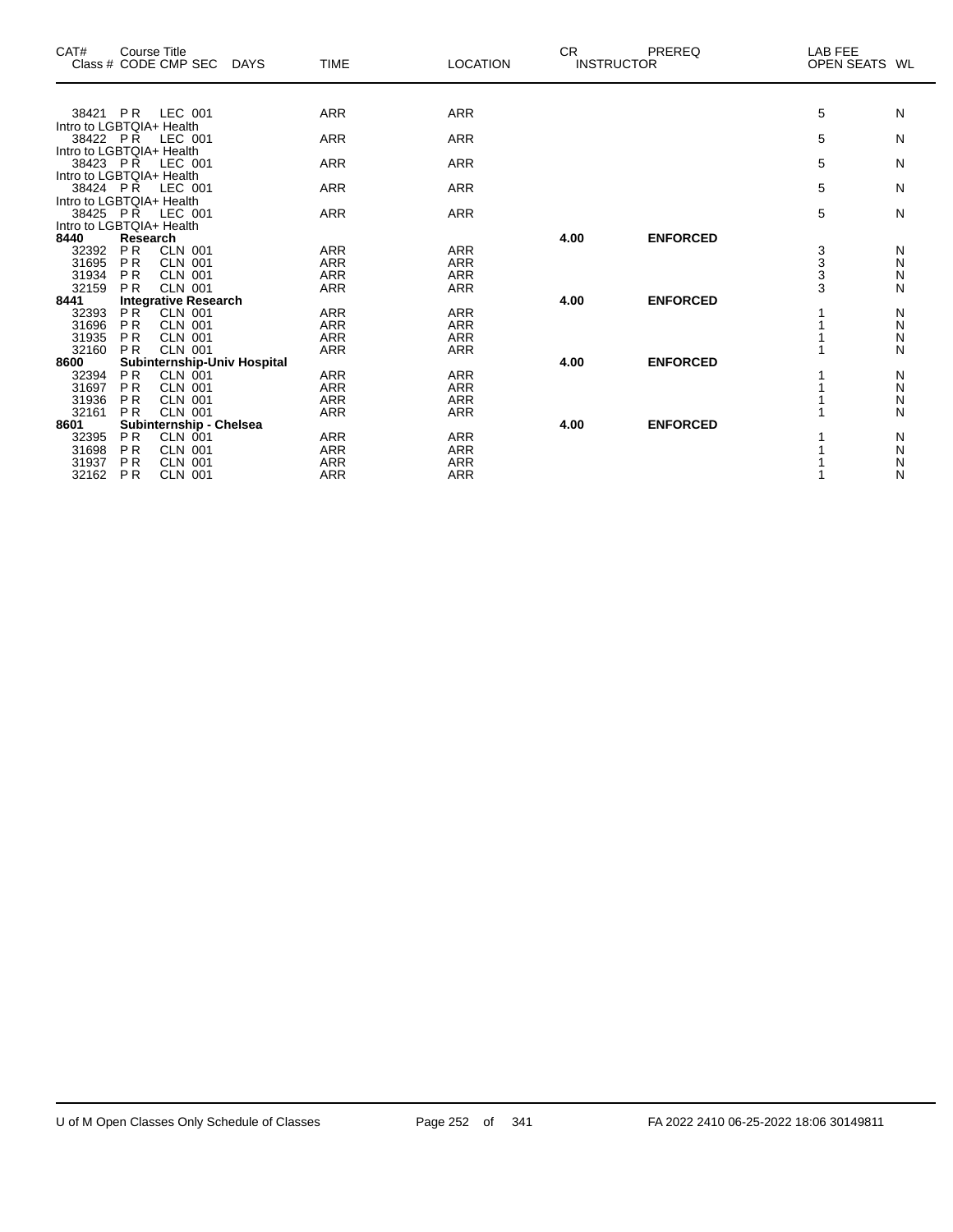| CAT# | Course Title Class # CODE CMP SEC | DAYS | TIME | LOCATION | CR INSTRUCTOR | PREREQ | LAB FEE OPEN SEATS | WL |
|---|---|---|---|---|---|---|---|---|
| 38421 | P R LEC 001 | | ARR | ARR | | | 5 | N |
| Intro to LGBTQIA+ Health | | | | | | | | |
| 38422 | P R LEC 001 | | ARR | ARR | | | 5 | N |
| Intro to LGBTQIA+ Health | | | | | | | | |
| 38423 | P R LEC 001 | | ARR | ARR | | | 5 | N |
| Intro to LGBTQIA+ Health | | | | | | | | |
| 38424 | P R LEC 001 | | ARR | ARR | | | 5 | N |
| Intro to LGBTQIA+ Health | | | | | | | | |
| 38425 | P R LEC 001 | | ARR | ARR | | | 5 | N |
| Intro to LGBTQIA+ Health | | | | | | | | |
| **8440** | **Research** | | | | **4.00** | **ENFORCED** | | |
| 32392 | P R CLN 001 | | ARR | ARR | | | 3 | N |
| 31695 | P R CLN 001 | | ARR | ARR | | | 3 | N |
| 31934 | P R CLN 001 | | ARR | ARR | | | 3 | N |
| 32159 | P R CLN 001 | | ARR | ARR | | | 3 | N |
| **8441** | **Integrative Research** | | | | **4.00** | **ENFORCED** | | |
| 32393 | P R CLN 001 | | ARR | ARR | | | 1 | N |
| 31696 | P R CLN 001 | | ARR | ARR | | | 1 | N |
| 31935 | P R CLN 001 | | ARR | ARR | | | 1 | N |
| 32160 | P R CLN 001 | | ARR | ARR | | | 1 | N |
| **8600** | **Subinternship-Univ Hospital** | | | | **4.00** | **ENFORCED** | | |
| 32394 | P R CLN 001 | | ARR | ARR | | | 1 | N |
| 31697 | P R CLN 001 | | ARR | ARR | | | 1 | N |
| 31936 | P R CLN 001 | | ARR | ARR | | | 1 | N |
| 32161 | P R CLN 001 | | ARR | ARR | | | 1 | N |
| **8601** | **Subinternship - Chelsea** | | | | **4.00** | **ENFORCED** | | |
| 32395 | P R CLN 001 | | ARR | ARR | | | 1 | N |
| 31698 | P R CLN 001 | | ARR | ARR | | | 1 | N |
| 31937 | P R CLN 001 | | ARR | ARR | | | 1 | N |
| 32162 | P R CLN 001 | | ARR | ARR | | | 1 | N |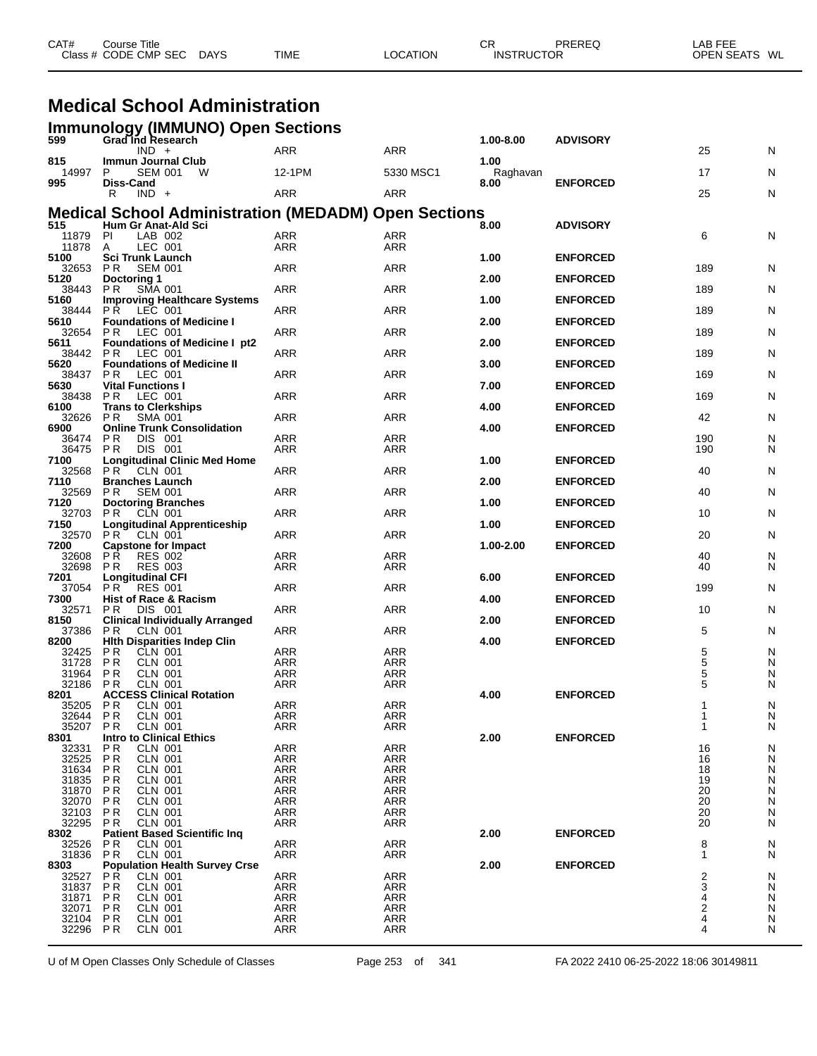| CAT# | Course Title | | | | | CR | PREREQ | LAB FEE | |
|---|---|---|---|---|---|---|---|---|---|
| Class # | CODE CMP SEC | DAYS | TIME | LOCATION | | INSTRUCTOR | | OPEN SEATS | WL |

# Medical School Administration

## Immunology (IMMUNO) Open Sections

| CAT# | Course Title / Class # CODE CMP SEC | DAYS | TIME | LOCATION | CR / INSTRUCTOR | PREREQ | OPEN SEATS | WL |
|---|---|---|---|---|---|---|---|---|
| 599 | **Grad Ind Research** | | | | 1.00-8.00 | ADVISORY | | |
| | IND + | | ARR | ARR | | | 25 | N |
| 815 | **Immun Journal Club** | | | | 1.00 | | | |
| 14997 | P SEM 001 | W | 12-1PM | 5330 MSC1 | Raghavan | | 17 | N |
| 995 | **Diss-Cand** | | | | 8.00 | ENFORCED | | |
| | R IND + | | ARR | ARR | | | 25 | N |

## Medical School Administration (MEDADM) Open Sections

| CAT# | Course Title / Class # CODE CMP SEC | DAYS | TIME | LOCATION | CR / INSTRUCTOR | PREREQ | OPEN SEATS | WL |
|---|---|---|---|---|---|---|---|---|
| 515 | **Hum Gr Anat-Ald Sci** | | | | 8.00 | ADVISORY | | |
| 11879 | PI LAB 002 | | ARR | ARR | | | 6 | N |
| 11878 | A LEC 001 | | ARR | ARR | | | | |
| 5100 | **Sci Trunk Launch** | | | | 1.00 | ENFORCED | | |
| 32653 | PR SEM 001 | | ARR | ARR | | | 189 | N |
| 5120 | **Doctoring 1** | | | | 2.00 | ENFORCED | | |
| 38443 | PR SMA 001 | | ARR | ARR | | | 189 | N |
| 5160 | **Improving Healthcare Systems** | | | | 1.00 | ENFORCED | | |
| 38444 | PR LEC 001 | | ARR | ARR | | | 189 | N |
| 5610 | **Foundations of Medicine I** | | | | 2.00 | ENFORCED | | |
| 32654 | PR LEC 001 | | ARR | ARR | | | 189 | N |
| 5611 | **Foundations of Medicine I pt2** | | | | 2.00 | ENFORCED | | |
| 38442 | PR LEC 001 | | ARR | ARR | | | 189 | N |
| 5620 | **Foundations of Medicine II** | | | | 3.00 | ENFORCED | | |
| 38437 | PR LEC 001 | | ARR | ARR | | | 169 | N |
| 5630 | **Vital Functions I** | | | | 7.00 | ENFORCED | | |
| 38438 | PR LEC 001 | | ARR | ARR | | | 169 | N |
| 6100 | **Trans to Clerkships** | | | | 4.00 | ENFORCED | | |
| 32626 | PR SMA 001 | | ARR | ARR | | | 42 | N |
| 6900 | **Online Trunk Consolidation** | | | | 4.00 | ENFORCED | | |
| 36474 | PR DIS 001 | | ARR | ARR | | | 190 | N |
| 36475 | PR DIS 001 | | ARR | ARR | | | 190 | N |
| 7100 | **Longitudinal Clinic Med Home** | | | | 1.00 | ENFORCED | | |
| 32568 | PR CLN 001 | | ARR | ARR | | | 40 | N |
| 7110 | **Branches Launch** | | | | 2.00 | ENFORCED | | |
| 32569 | PR SEM 001 | | ARR | ARR | | | 40 | N |
| 7120 | **Doctoring Branches** | | | | 1.00 | ENFORCED | | |
| 32703 | PR CLN 001 | | ARR | ARR | | | 10 | N |
| 7150 | **Longitudinal Apprenticeship** | | | | 1.00 | ENFORCED | | |
| 32570 | PR CLN 001 | | ARR | ARR | | | 20 | N |
| 7200 | **Capstone for Impact** | | | | 1.00-2.00 | ENFORCED | | |
| 32608 | PR RES 002 | | ARR | ARR | | | 40 | N |
| 32698 | PR RES 003 | | ARR | ARR | | | 40 | N |
| 7201 | **Longitudinal CFI** | | | | 6.00 | ENFORCED | | |
| 37054 | PR RES 001 | | ARR | ARR | | | 199 | N |
| 7300 | **Hist of Race & Racism** | | | | 4.00 | ENFORCED | | |
| 32571 | PR DIS 001 | | ARR | ARR | | | 10 | N |
| 8150 | **Clinical Individually Arranged** | | | | 2.00 | ENFORCED | | |
| 37386 | PR CLN 001 | | ARR | ARR | | | 5 | N |
| 8200 | **Hlth Disparities Indep Clin** | | | | 4.00 | ENFORCED | | |
| 32425 | PR CLN 001 | | ARR | ARR | | | 5 | N |
| 31728 | PR CLN 001 | | ARR | ARR | | | 5 | N |
| 31964 | PR CLN 001 | | ARR | ARR | | | 5 | N |
| 32186 | PR CLN 001 | | ARR | ARR | | | 5 | N |
| 8201 | **ACCESS Clinical Rotation** | | | | 4.00 | ENFORCED | | |
| 35205 | PR CLN 001 | | ARR | ARR | | | 1 | N |
| 32644 | PR CLN 001 | | ARR | ARR | | | 1 | N |
| 35207 | PR CLN 001 | | ARR | ARR | | | 1 | N |
| 8301 | **Intro to Clinical Ethics** | | | | 2.00 | ENFORCED | | |
| 32331 | PR CLN 001 | | ARR | ARR | | | 16 | N |
| 32525 | PR CLN 001 | | ARR | ARR | | | 16 | N |
| 31634 | PR CLN 001 | | ARR | ARR | | | 18 | N |
| 31835 | PR CLN 001 | | ARR | ARR | | | 19 | N |
| 31870 | PR CLN 001 | | ARR | ARR | | | 20 | N |
| 32070 | PR CLN 001 | | ARR | ARR | | | 20 | N |
| 32103 | PR CLN 001 | | ARR | ARR | | | 20 | N |
| 32295 | PR CLN 001 | | ARR | ARR | | | 20 | N |
| 8302 | **Patient Based Scientific Inq** | | | | 2.00 | ENFORCED | | |
| 32526 | PR CLN 001 | | ARR | ARR | | | 8 | N |
| 31836 | PR CLN 001 | | ARR | ARR | | | 1 | N |
| 8303 | **Population Health Survey Crse** | | | | 2.00 | ENFORCED | | |
| 32527 | PR CLN 001 | | ARR | ARR | | | 2 | N |
| 31837 | PR CLN 001 | | ARR | ARR | | | 3 | N |
| 31871 | PR CLN 001 | | ARR | ARR | | | 4 | N |
| 32071 | PR CLN 001 | | ARR | ARR | | | 2 | N |
| 32104 | PR CLN 001 | | ARR | ARR | | | 4 | N |
| 32296 | PR CLN 001 | | ARR | ARR | | | 4 | N |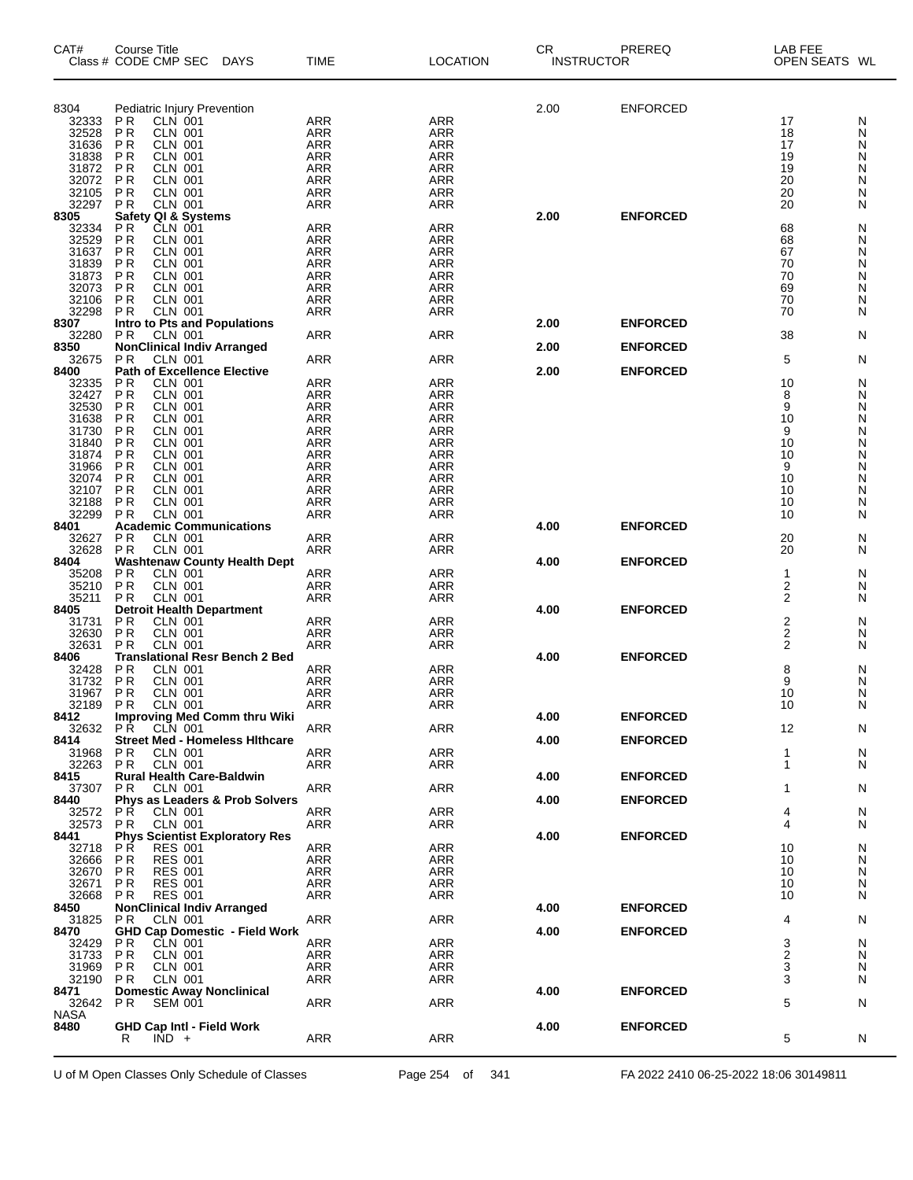| CAT# | Course Title Class # CODE CMP SEC DAYS | TIME | LOCATION | CR INSTRUCTOR | PREREQ | LAB FEE OPEN SEATS | WL |
|---|---|---|---|---|---|---|---|
| 8304 | Pediatric Injury Prevention | | | 2.00 | ENFORCED | | |
| 32333 | P R CLN 001 | ARR | ARR | | | 17 | N |
| 32528 | P R CLN 001 | ARR | ARR | | | 18 | N |
| 31636 | P R CLN 001 | ARR | ARR | | | 17 | N |
| 31838 | P R CLN 001 | ARR | ARR | | | 19 | N |
| 31872 | P R CLN 001 | ARR | ARR | | | 19 | N |
| 32072 | P R CLN 001 | ARR | ARR | | | 20 | N |
| 32105 | P R CLN 001 | ARR | ARR | | | 20 | N |
| 32297 | P R CLN 001 | ARR | ARR | | | 20 | N |
| **8305** | **Safety QI & Systems** | | | **2.00** | **ENFORCED** | | |
| 32334 | P R CLN 001 | ARR | ARR | | | 68 | N |
| 32529 | P R CLN 001 | ARR | ARR | | | 68 | N |
| 31637 | P R CLN 001 | ARR | ARR | | | 67 | N |
| 31839 | P R CLN 001 | ARR | ARR | | | 70 | N |
| 31873 | P R CLN 001 | ARR | ARR | | | 70 | N |
| 32073 | P R CLN 001 | ARR | ARR | | | 69 | N |
| 32106 | P R CLN 001 | ARR | ARR | | | 70 | N |
| 32298 | P R CLN 001 | ARR | ARR | | | 70 | N |
| **8307** | **Intro to Pts and Populations** | | | **2.00** | **ENFORCED** | | |
| 32280 | P R CLN 001 | ARR | ARR | | | 38 | N |
| **8350** | **NonClinical Indiv Arranged** | | | **2.00** | **ENFORCED** | | |
| 32675 | P R CLN 001 | ARR | ARR | | | 5 | N |
| **8400** | **Path of Excellence Elective** | | | **2.00** | **ENFORCED** | | |
| 32335 | P R CLN 001 | ARR | ARR | | | 10 | N |
| 32427 | P R CLN 001 | ARR | ARR | | | 8 | N |
| 32530 | P R CLN 001 | ARR | ARR | | | 9 | N |
| 31638 | P R CLN 001 | ARR | ARR | | | 10 | N |
| 31730 | P R CLN 001 | ARR | ARR | | | 9 | N |
| 31840 | P R CLN 001 | ARR | ARR | | | 10 | N |
| 31874 | P R CLN 001 | ARR | ARR | | | 10 | N |
| 31966 | P R CLN 001 | ARR | ARR | | | 9 | N |
| 32074 | P R CLN 001 | ARR | ARR | | | 10 | N |
| 32107 | P R CLN 001 | ARR | ARR | | | 10 | N |
| 32188 | P R CLN 001 | ARR | ARR | | | 10 | N |
| 32299 | P R CLN 001 | ARR | ARR | | | 10 | N |
| **8401** | **Academic Communications** | | | **4.00** | **ENFORCED** | | |
| 32627 | P R CLN 001 | ARR | ARR | | | 20 | N |
| 32628 | P R CLN 001 | ARR | ARR | | | 20 | N |
| **8404** | **Washtenaw County Health Dept** | | | **4.00** | **ENFORCED** | | |
| 35208 | P R CLN 001 | ARR | ARR | | | 1 | N |
| 35210 | P R CLN 001 | ARR | ARR | | | 2 | N |
| 35211 | P R CLN 001 | ARR | ARR | | | 2 | N |
| **8405** | **Detroit Health Department** | | | **4.00** | **ENFORCED** | | |
| 31731 | P R CLN 001 | ARR | ARR | | | 2 | N |
| 32630 | P R CLN 001 | ARR | ARR | | | 2 | N |
| 32631 | P R CLN 001 | ARR | ARR | | | 2 | N |
| **8406** | **Translational Resr Bench 2 Bed** | | | **4.00** | **ENFORCED** | | |
| 32428 | P R CLN 001 | ARR | ARR | | | 8 | N |
| 31732 | P R CLN 001 | ARR | ARR | | | 9 | N |
| 31967 | P R CLN 001 | ARR | ARR | | | 10 | N |
| 32189 | P R CLN 001 | ARR | ARR | | | 10 | N |
| **8412** | **Improving Med Comm thru Wiki** | | | **4.00** | **ENFORCED** | | |
| 32632 | P R CLN 001 | ARR | ARR | | | 12 | N |
| **8414** | **Street Med - Homeless Hlthcare** | | | **4.00** | **ENFORCED** | | |
| 31968 | P R CLN 001 | ARR | ARR | | | 1 | N |
| 32263 | P R CLN 001 | ARR | ARR | | | 1 | N |
| **8415** | **Rural Health Care-Baldwin** | | | **4.00** | **ENFORCED** | | |
| 37307 | P R CLN 001 | ARR | ARR | | | 1 | N |
| **8440** | **Phys as Leaders & Prob Solvers** | | | **4.00** | **ENFORCED** | | |
| 32572 | P R CLN 001 | ARR | ARR | | | 4 | N |
| 32573 | P R CLN 001 | ARR | ARR | | | 4 | N |
| **8441** | **Phys Scientist Exploratory Res** | | | **4.00** | **ENFORCED** | | |
| 32718 | P R RES 001 | ARR | ARR | | | 10 | N |
| 32666 | P R RES 001 | ARR | ARR | | | 10 | N |
| 32670 | P R RES 001 | ARR | ARR | | | 10 | N |
| 32671 | P R RES 001 | ARR | ARR | | | 10 | N |
| 32668 | P R RES 001 | ARR | ARR | | | 10 | N |
| **8450** | **NonClinical Indiv Arranged** | | | **4.00** | **ENFORCED** | | |
| 31825 | P R CLN 001 | ARR | ARR | | | 4 | N |
| **8470** | **GHD Cap Domestic - Field Work** | | | **4.00** | **ENFORCED** | | |
| 32429 | P R CLN 001 | ARR | ARR | | | 3 | N |
| 31733 | P R CLN 001 | ARR | ARR | | | 2 | N |
| 31969 | P R CLN 001 | ARR | ARR | | | 3 | N |
| 32190 | P R CLN 001 | ARR | ARR | | | 3 | N |
| **8471** | **Domestic Away Nonclinical** | | | **4.00** | **ENFORCED** | | |
| 32642 | P R SEM 001 | ARR | ARR | | | 5 | N |
| NASA | | | | | | | |
| **8480** | **GHD Cap Intl - Field Work** | | | **4.00** | **ENFORCED** | | |
| | R IND + | ARR | ARR | | | 5 | N |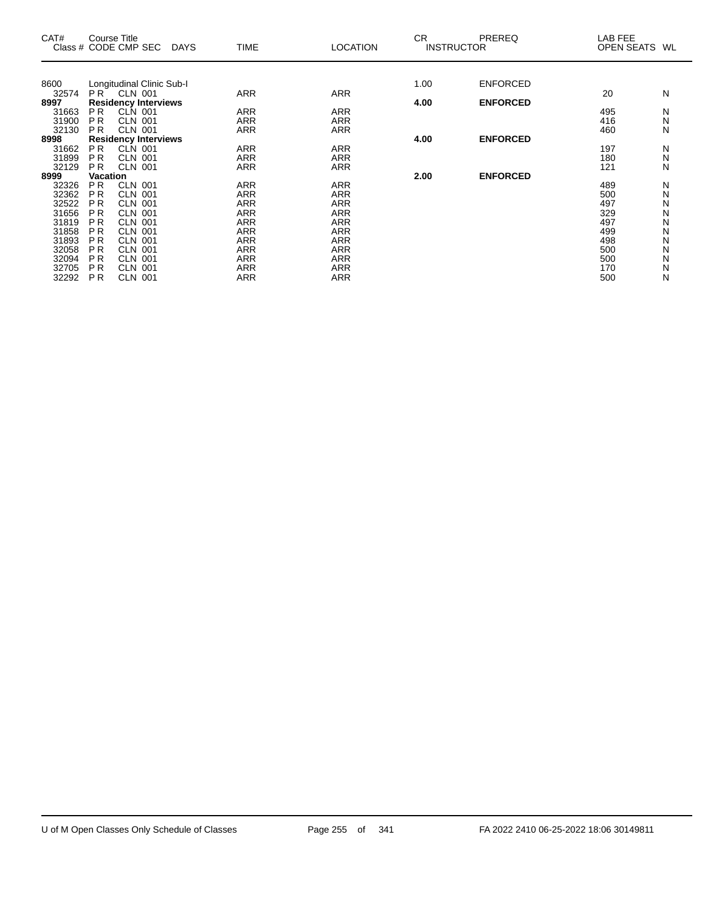| CAT# | Course Title Class # CODE CMP SEC | DAYS | TIME | LOCATION | CR INSTRUCTOR | PREREQ | LAB FEE OPEN SEATS | WL |
|---|---|---|---|---|---|---|---|---|
| 8600 | Longitudinal Clinic Sub-I | | | | 1.00 | ENFORCED | | |
| 32574 | P R CLN 001 | | ARR | ARR | | | 20 | N |
| **8997** | **Residency Interviews** | | | | **4.00** | **ENFORCED** | | |
| 31663 | P R CLN 001 | | ARR | ARR | | | 495 | N |
| 31900 | P R CLN 001 | | ARR | ARR | | | 416 | N |
| 32130 | P R CLN 001 | | ARR | ARR | | | 460 | N |
| **8998** | **Residency Interviews** | | | | **4.00** | **ENFORCED** | | |
| 31662 | P R CLN 001 | | ARR | ARR | | | 197 | N |
| 31899 | P R CLN 001 | | ARR | ARR | | | 180 | N |
| 32129 | P R CLN 001 | | ARR | ARR | | | 121 | N |
| **8999** | **Vacation** | | | | **2.00** | **ENFORCED** | | |
| 32326 | P R CLN 001 | | ARR | ARR | | | 489 | N |
| 32362 | P R CLN 001 | | ARR | ARR | | | 500 | N |
| 32522 | P R CLN 001 | | ARR | ARR | | | 497 | N |
| 31656 | P R CLN 001 | | ARR | ARR | | | 329 | N |
| 31819 | P R CLN 001 | | ARR | ARR | | | 497 | N |
| 31858 | P R CLN 001 | | ARR | ARR | | | 499 | N |
| 31893 | P R CLN 001 | | ARR | ARR | | | 498 | N |
| 32058 | P R CLN 001 | | ARR | ARR | | | 500 | N |
| 32094 | P R CLN 001 | | ARR | ARR | | | 500 | N |
| 32705 | P R CLN 001 | | ARR | ARR | | | 170 | N |
| 32292 | P R CLN 001 | | ARR | ARR | | | 500 | N |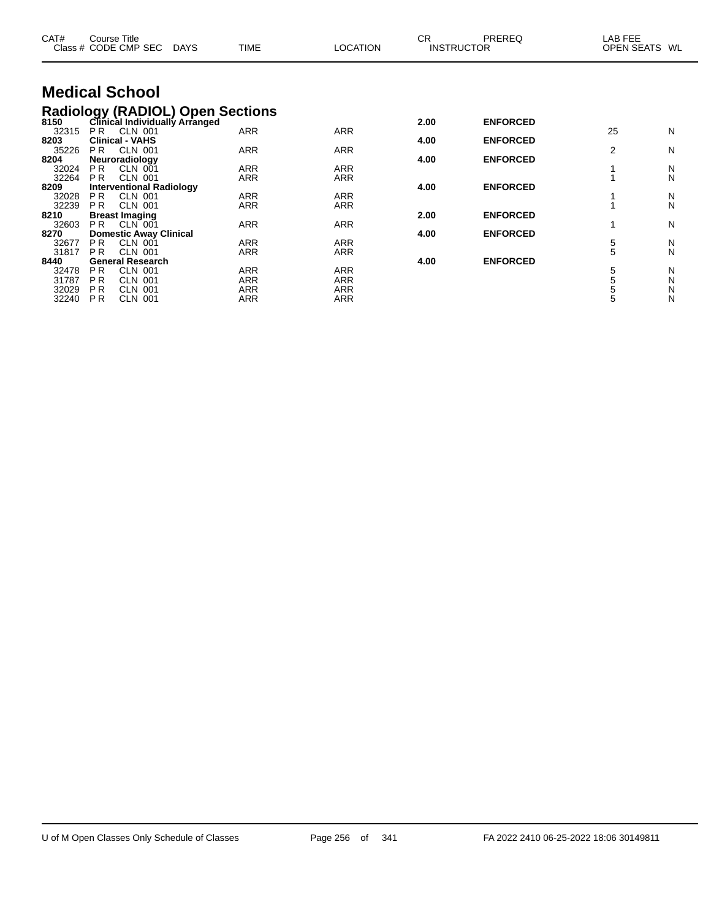## Medical School

### Radiology (RADIOL) Open Sections

| CAT# Class # | Course Title CODE CMP SEC | DAYS | TIME | LOCATION | CR INSTRUCTOR | PREREQ | LAB FEE OPEN SEATS | WL |
|---|---|---|---|---|---|---|---|---|
| **8150** | **Clinical Individually Arranged** | | | | **2.00** | **ENFORCED** | | |
| 32315 | P R CLN 001 | | ARR | ARR | | | 25 | N |
| **8203** | **Clinical - VAHS** | | | | **4.00** | **ENFORCED** | | |
| 35226 | P R CLN 001 | | ARR | ARR | | | 2 | N |
| **8204** | **Neuroradiology** | | | | **4.00** | **ENFORCED** | | |
| 32024 | P R CLN 001 | | ARR | ARR | | | 1 | N |
| 32264 | P R CLN 001 | | ARR | ARR | | | 1 | N |
| **8209** | **Interventional Radiology** | | | | **4.00** | **ENFORCED** | | |
| 32028 | P R CLN 001 | | ARR | ARR | | | 1 | N |
| 32239 | P R CLN 001 | | ARR | ARR | | | 1 | N |
| **8210** | **Breast Imaging** | | | | **2.00** | **ENFORCED** | | |
| 32603 | P R CLN 001 | | ARR | ARR | | | 1 | N |
| **8270** | **Domestic Away Clinical** | | | | **4.00** | **ENFORCED** | | |
| 32677 | P R CLN 001 | | ARR | ARR | | | 5 | N |
| 31817 | P R CLN 001 | | ARR | ARR | | | 5 | N |
| **8440** | **General Research** | | | | **4.00** | **ENFORCED** | | |
| 32478 | P R CLN 001 | | ARR | ARR | | | 5 | N |
| 31787 | P R CLN 001 | | ARR | ARR | | | 5 | N |
| 32029 | P R CLN 001 | | ARR | ARR | | | 5 | N |
| 32240 | P R CLN 001 | | ARR | ARR | | | 5 | N |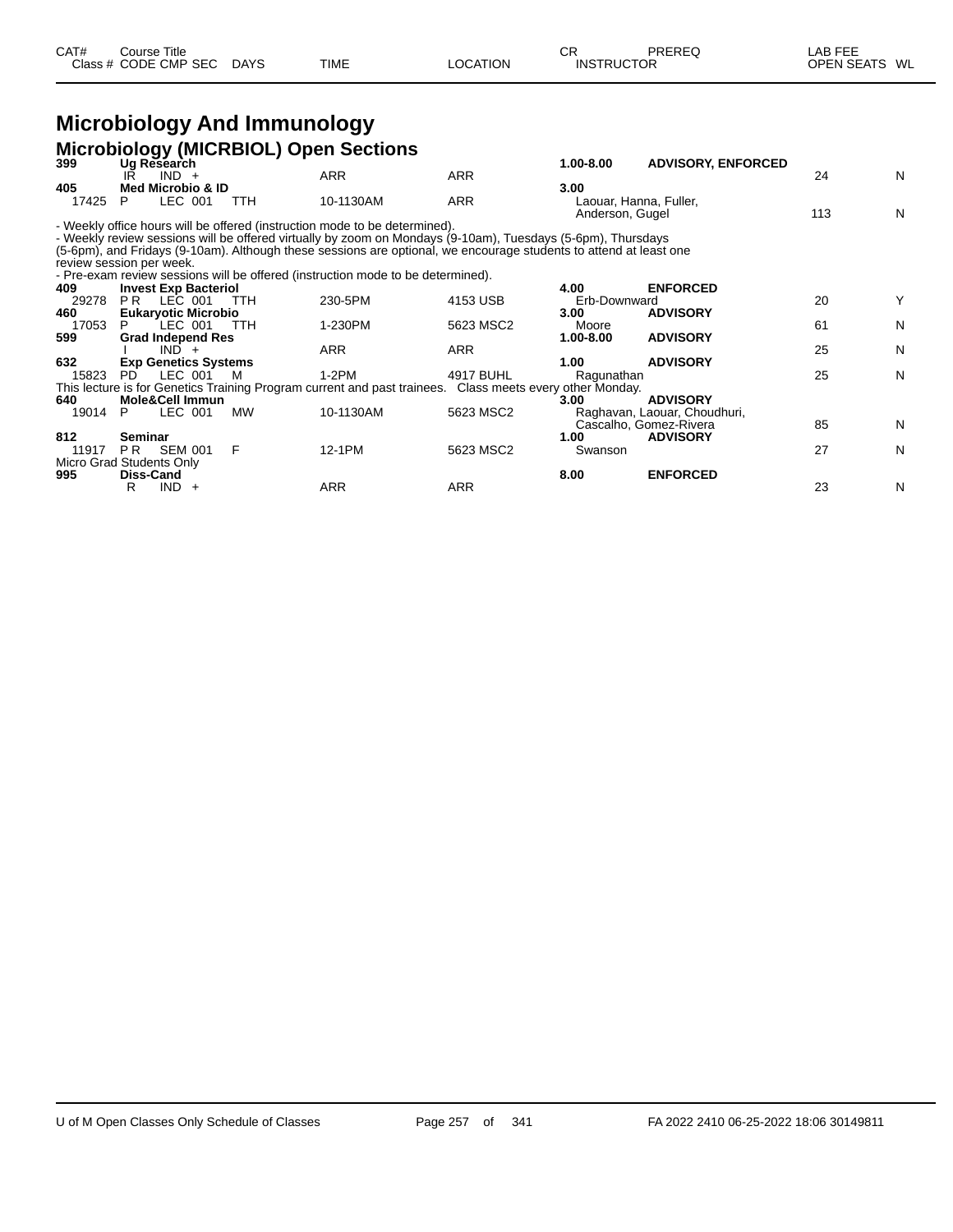# Microbiology And Immunology

## Microbiology (MICRBIOL) Open Sections

| CAT# / Class # | Course Title / CODE CMP SEC | DAYS | TIME | LOCATION | CR / INSTRUCTOR | PREREQ | LAB FEE / OPEN SEATS | WL |
|---|---|---|---|---|---|---|---|---|
| **399** | **Ug Research** | | | | **1.00-8.00** | **ADVISORY, ENFORCED** | | |
| | IR IND + | | ARR | ARR | | | 24 | N |
| **405** | **Med Microbio & ID** | | | | **3.00** | | | |
| 17425 | P LEC 001 | TTH | 10-1130AM | ARR | Laouar, Hanna, Fuller, Anderson, Gugel | | 113 | N |

- Weekly office hours will be offered (instruction mode to be determined).
- Weekly review sessions will be offered virtually by zoom on Mondays (9-10am), Tuesdays (5-6pm), Thursdays (5-6pm), and Fridays (9-10am). Although these sessions are optional, we encourage students to attend at least one review session per week.
- Pre-exam review sessions will be offered (instruction mode to be determined).

| CAT# / Class # | Course Title / CODE CMP SEC | DAYS | TIME | LOCATION | CR / INSTRUCTOR | PREREQ | LAB FEE / OPEN SEATS | WL |
|---|---|---|---|---|---|---|---|---|
| **409** | **Invest Exp Bacteriol** | | | | **4.00** | **ENFORCED** | | |
| 29278 | P R LEC 001 | TTH | 230-5PM | 4153 USB | Erb-Downward | | 20 | Y |
| **460** | **Eukaryotic Microbio** | | | | **3.00** | **ADVISORY** | | |
| 17053 | P LEC 001 | TTH | 1-230PM | 5623 MSC2 | Moore | | 61 | N |
| **599** | **Grad Independ Res** | | | | **1.00-8.00** | **ADVISORY** | | |
| | I IND + | | ARR | ARR | | | 25 | N |
| **632** | **Exp Genetics Systems** | | | | **1.00** | **ADVISORY** | | |
| 15823 | PD LEC 001 | M | 1-2PM | 4917 BUHL | Ragunathan | | 25 | N |

This lecture is for Genetics Training Program current and past trainees. Class meets every other Monday.

| CAT# / Class # | Course Title / CODE CMP SEC | DAYS | TIME | LOCATION | CR / INSTRUCTOR | PREREQ | LAB FEE / OPEN SEATS | WL |
|---|---|---|---|---|---|---|---|---|
| **640** | **Mole&Cell Immun** | | | | **3.00** | **ADVISORY** | | |
| 19014 | P LEC 001 | MW | 10-1130AM | 5623 MSC2 | Raghavan, Laouar, Choudhuri, Cascalho, Gomez-Rivera | | 85 | N |
| **812** | **Seminar** | | | | **1.00** | **ADVISORY** | | |
| 11917 | P R SEM 001 | F | 12-1PM | 5623 MSC2 | Swanson | | 27 | N |

Micro Grad Students Only

| CAT# / Class # | Course Title / CODE CMP SEC | DAYS | TIME | LOCATION | CR / INSTRUCTOR | PREREQ | LAB FEE / OPEN SEATS | WL |
|---|---|---|---|---|---|---|---|---|
| **995** | **Diss-Cand** | | | | **8.00** | **ENFORCED** | | |
| | R IND + | | ARR | ARR | | | 23 | N |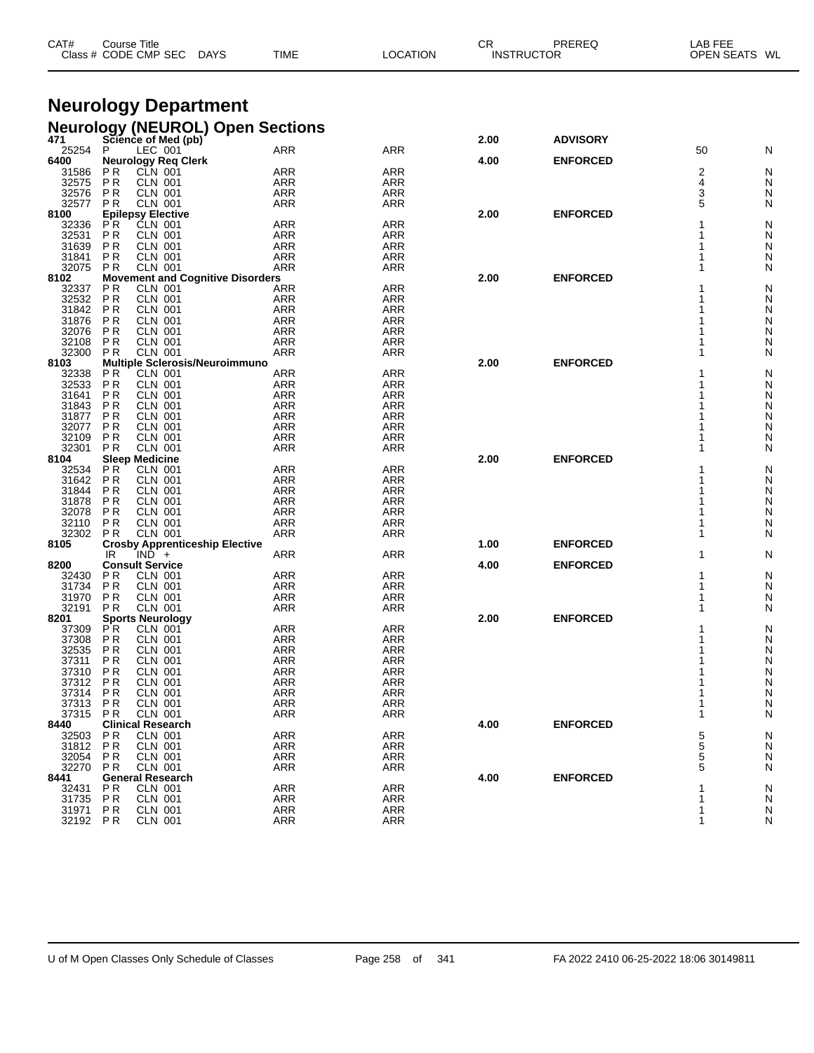| CAT# Class # | Course Title CODE CMP SEC | DAYS | TIME | LOCATION | CR INSTRUCTOR | PREREQ | LAB FEE OPEN SEATS | WL |
|---|---|---|---|---|---|---|---|---|

## Neurology Department

### Neurology (NEUROL) Open Sections

| CAT# Class # | Course Title CODE CMP SEC | TIME | LOCATION | CR | PREREQ | OPEN SEATS | WL |
|---|---|---|---|---|---|---|---|
| **471** | **Science of Med (pb)** | | | **2.00** | **ADVISORY** | | |
| 25254 | P LEC 001 | ARR | ARR | | | 50 | N |
| **6400** | **Neurology Req Clerk** | | | **4.00** | **ENFORCED** | | |
| 31586 | P R CLN 001 | ARR | ARR | | | 2 | N |
| 32575 | P R CLN 001 | ARR | ARR | | | 4 | N |
| 32576 | P R CLN 001 | ARR | ARR | | | 3 | N |
| 32577 | P R CLN 001 | ARR | ARR | | | 5 | N |
| **8100** | **Epilepsy Elective** | | | **2.00** | **ENFORCED** | | |
| 32336 | P R CLN 001 | ARR | ARR | | | 1 | N |
| 32531 | P R CLN 001 | ARR | ARR | | | 1 | N |
| 31639 | P R CLN 001 | ARR | ARR | | | 1 | N |
| 31841 | P R CLN 001 | ARR | ARR | | | 1 | N |
| 32075 | P R CLN 001 | ARR | ARR | | | 1 | N |
| **8102** | **Movement and Cognitive Disorders** | | | **2.00** | **ENFORCED** | | |
| 32337 | P R CLN 001 | ARR | ARR | | | 1 | N |
| 32532 | P R CLN 001 | ARR | ARR | | | 1 | N |
| 31842 | P R CLN 001 | ARR | ARR | | | 1 | N |
| 31876 | P R CLN 001 | ARR | ARR | | | 1 | N |
| 32076 | P R CLN 001 | ARR | ARR | | | 1 | N |
| 32108 | P R CLN 001 | ARR | ARR | | | 1 | N |
| 32300 | P R CLN 001 | ARR | ARR | | | 1 | N |
| **8103** | **Multiple Sclerosis/Neuroimmuno** | | | **2.00** | **ENFORCED** | | |
| 32338 | P R CLN 001 | ARR | ARR | | | 1 | N |
| 32533 | P R CLN 001 | ARR | ARR | | | 1 | N |
| 31641 | P R CLN 001 | ARR | ARR | | | 1 | N |
| 31843 | P R CLN 001 | ARR | ARR | | | 1 | N |
| 31877 | P R CLN 001 | ARR | ARR | | | 1 | N |
| 32077 | P R CLN 001 | ARR | ARR | | | 1 | N |
| 32109 | P R CLN 001 | ARR | ARR | | | 1 | N |
| 32301 | P R CLN 001 | ARR | ARR | | | 1 | N |
| **8104** | **Sleep Medicine** | | | **2.00** | **ENFORCED** | | |
| 32534 | P R CLN 001 | ARR | ARR | | | 1 | N |
| 31642 | P R CLN 001 | ARR | ARR | | | 1 | N |
| 31844 | P R CLN 001 | ARR | ARR | | | 1 | N |
| 31878 | P R CLN 001 | ARR | ARR | | | 1 | N |
| 32078 | P R CLN 001 | ARR | ARR | | | 1 | N |
| 32110 | P R CLN 001 | ARR | ARR | | | 1 | N |
| 32302 | P R CLN 001 | ARR | ARR | | | 1 | N |
| **8105** | **Crosby Apprenticeship Elective** | | | **1.00** | **ENFORCED** | | |
| | IR IND + | ARR | ARR | | | 1 | N |
| **8200** | **Consult Service** | | | **4.00** | **ENFORCED** | | |
| 32430 | P R CLN 001 | ARR | ARR | | | 1 | N |
| 31734 | P R CLN 001 | ARR | ARR | | | 1 | N |
| 31970 | P R CLN 001 | ARR | ARR | | | 1 | N |
| 32191 | P R CLN 001 | ARR | ARR | | | 1 | N |
| **8201** | **Sports Neurology** | | | **2.00** | **ENFORCED** | | |
| 37309 | P R CLN 001 | ARR | ARR | | | 1 | N |
| 37308 | P R CLN 001 | ARR | ARR | | | 1 | N |
| 32535 | P R CLN 001 | ARR | ARR | | | 1 | N |
| 37311 | P R CLN 001 | ARR | ARR | | | 1 | N |
| 37310 | P R CLN 001 | ARR | ARR | | | 1 | N |
| 37312 | P R CLN 001 | ARR | ARR | | | 1 | N |
| 37314 | P R CLN 001 | ARR | ARR | | | 1 | N |
| 37313 | P R CLN 001 | ARR | ARR | | | 1 | N |
| 37315 | P R CLN 001 | ARR | ARR | | | 1 | N |
| **8440** | **Clinical Research** | | | **4.00** | **ENFORCED** | | |
| 32503 | P R CLN 001 | ARR | ARR | | | 5 | N |
| 31812 | P R CLN 001 | ARR | ARR | | | 5 | N |
| 32054 | P R CLN 001 | ARR | ARR | | | 5 | N |
| 32270 | P R CLN 001 | ARR | ARR | | | 5 | N |
| **8441** | **General Research** | | | **4.00** | **ENFORCED** | | |
| 32431 | P R CLN 001 | ARR | ARR | | | 1 | N |
| 31735 | P R CLN 001 | ARR | ARR | | | 1 | N |
| 31971 | P R CLN 001 | ARR | ARR | | | 1 | N |
| 32192 | P R CLN 001 | ARR | ARR | | | 1 | N |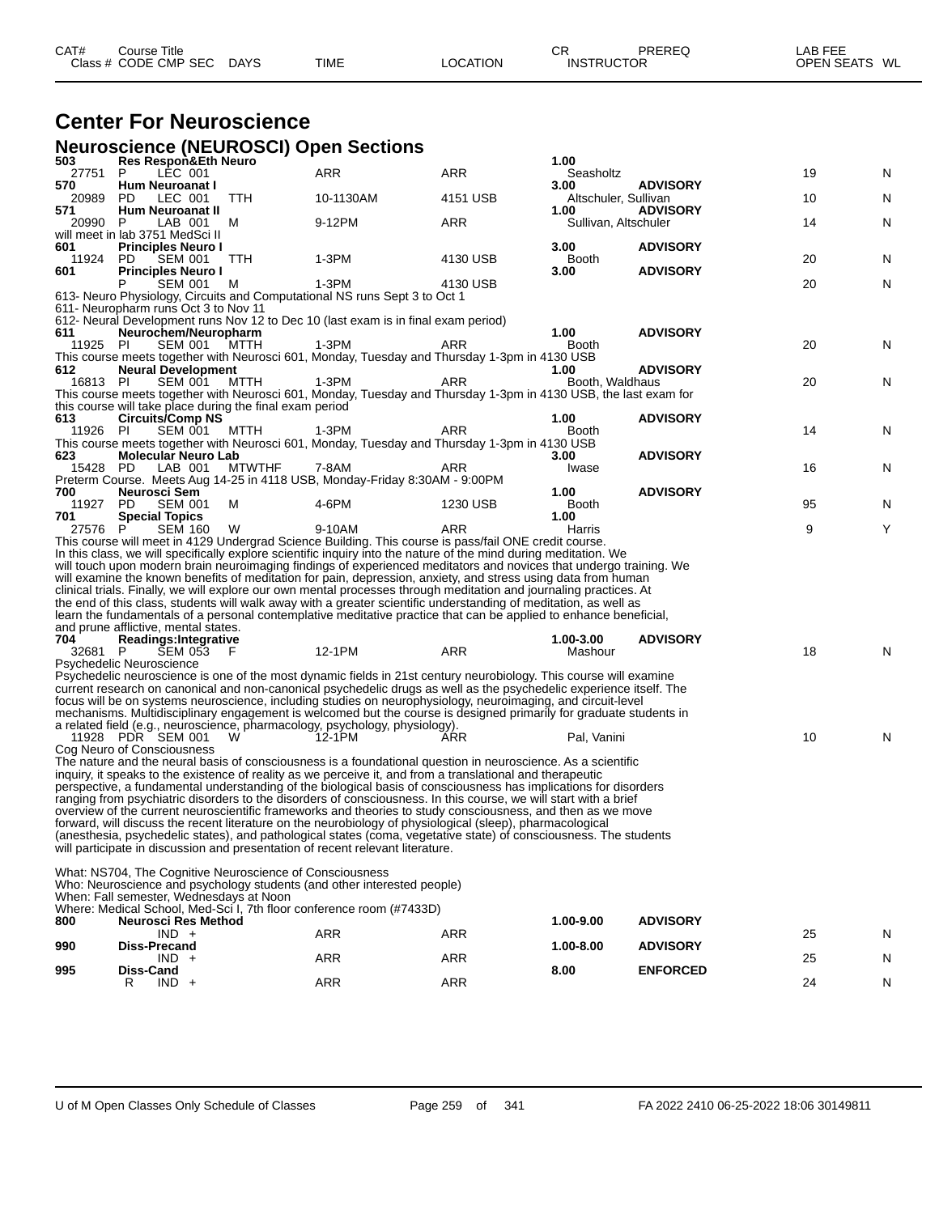| CAT# | Course Title | | | | | CR | PREREQ | LAB FEE | |
|---|---|---|---|---|---|---|---|---|---|
| Class # | CODE CMP SEC | DAYS | TIME | LOCATION | | INSTRUCTOR | | OPEN SEATS | WL |

# Center For Neuroscience

## Neuroscience (NEUROSCI) Open Sections

| CAT# / Class # | CODE CMP SEC | DAYS | TIME | LOCATION | CR / INSTRUCTOR | PREREQ | OPEN SEATS | WL |
|---|---|---|---|---|---|---|---|---|
| **503** | **Res Respon&Eth Neuro** | | | | **1.00** | | | |
| 27751 | P LEC 001 | | ARR | ARR | Seasholtz | | 19 | N |
| **570** | **Hum Neuroanat I** | | | | **3.00** | **ADVISORY** | | |
| 20989 | PD LEC 001 | TTH | 10-1130AM | 4151 USB | Altschuler, Sullivan | | 10 | N |
| **571** | **Hum Neuroanat II** | | | | **1.00** | **ADVISORY** | | |
| 20990 | P LAB 001 | M | 9-12PM | ARR | Sullivan, Altschuler | | 14 | N |

will meet in lab 3751 MedSci II

| CAT# / Class # | CODE CMP SEC | DAYS | TIME | LOCATION | CR / INSTRUCTOR | PREREQ | OPEN SEATS | WL |
|---|---|---|---|---|---|---|---|---|
| **601** | **Principles Neuro I** | | | | **3.00** | **ADVISORY** | | |
| 11924 | PD SEM 001 | TTH | 1-3PM | 4130 USB | Booth | | 20 | N |
| **601** | **Principles Neuro I** | | | | **3.00** | **ADVISORY** | | |
| | P SEM 001 | M | 1-3PM | 4130 USB | | | 20 | N |

613- Neuro Physiology, Circuits and Computational NS runs Sept 3 to Oct 1
611- Neuropharm runs Oct 3 to Nov 11
612- Neural Development runs Nov 12 to Dec 10 (last exam is in final exam period)

| CAT# / Class # | CODE CMP SEC | DAYS | TIME | LOCATION | CR / INSTRUCTOR | PREREQ | OPEN SEATS | WL |
|---|---|---|---|---|---|---|---|---|
| **611** | **Neurochem/Neuropharm** | | | | **1.00** | **ADVISORY** | | |
| 11925 | PI SEM 001 | MTTH | 1-3PM | ARR | Booth | | 20 | N |

This course meets together with Neurosci 601, Monday, Tuesday and Thursday 1-3pm in 4130 USB

| CAT# / Class # | CODE CMP SEC | DAYS | TIME | LOCATION | CR / INSTRUCTOR | PREREQ | OPEN SEATS | WL |
|---|---|---|---|---|---|---|---|---|
| **612** | **Neural Development** | | | | **1.00** | **ADVISORY** | | |
| 16813 | PI SEM 001 | MTTH | 1-3PM | ARR | Booth, Waldhaus | | 20 | N |

This course meets together with Neurosci 601, Monday, Tuesday and Thursday 1-3pm in 4130 USB, the last exam for this course will take place during the final exam period

| CAT# / Class # | CODE CMP SEC | DAYS | TIME | LOCATION | CR / INSTRUCTOR | PREREQ | OPEN SEATS | WL |
|---|---|---|---|---|---|---|---|---|
| **613** | **Circuits/Comp NS** | | | | **1.00** | **ADVISORY** | | |
| 11926 | PI SEM 001 | MTTH | 1-3PM | ARR | Booth | | 14 | N |

This course meets together with Neurosci 601, Monday, Tuesday and Thursday 1-3pm in 4130 USB

| CAT# / Class # | CODE CMP SEC | DAYS | TIME | LOCATION | CR / INSTRUCTOR | PREREQ | OPEN SEATS | WL |
|---|---|---|---|---|---|---|---|---|
| **623** | **Molecular Neuro Lab** | | | | **3.00** | **ADVISORY** | | |
| 15428 | PD LAB 001 | MTWTHF | 7-8AM | ARR | Iwase | | 16 | N |

Preterm Course. Meets Aug 14-25 in 4118 USB, Monday-Friday 8:30AM - 9:00PM

| CAT# / Class # | CODE CMP SEC | DAYS | TIME | LOCATION | CR / INSTRUCTOR | PREREQ | OPEN SEATS | WL |
|---|---|---|---|---|---|---|---|---|
| **700** | **Neurosci Sem** | | | | **1.00** | **ADVISORY** | | |
| 11927 | PD SEM 001 | M | 4-6PM | 1230 USB | Booth | | 95 | N |
| **701** | **Special Topics** | | | | **1.00** | | | |
| 27576 | P SEM 160 | W | 9-10AM | ARR | Harris | | 9 | Y |

This course will meet in 4129 Undergrad Science Building. This course is pass/fail ONE credit course.
In this class, we will specifically explore scientific inquiry into the nature of the mind during meditation. We will touch upon modern brain neuroimaging findings of experienced meditators and novices that undergo training. We will examine the known benefits of meditation for pain, depression, anxiety, and stress using data from human clinical trials. Finally, we will explore our own mental processes through meditation and journaling practices. At the end of this class, students will walk away with a greater scientific understanding of meditation, as well as learn the fundamentals of a personal contemplative meditative practice that can be applied to enhance beneficial, and prune afflictive, mental states.

| CAT# / Class # | CODE CMP SEC | DAYS | TIME | LOCATION | CR / INSTRUCTOR | PREREQ | OPEN SEATS | WL |
|---|---|---|---|---|---|---|---|---|
| **704** | **Readings:Integrative** | | | | **1.00-3.00** | **ADVISORY** | | |
| 32681 | P SEM 053 | F | 12-1PM | ARR | Mashour | | 18 | N |

Psychedelic Neuroscience
Psychedelic neuroscience is one of the most dynamic fields in 21st century neurobiology. This course will examine current research on canonical and non-canonical psychedelic drugs as well as the psychedelic experience itself. The focus will be on systems neuroscience, including studies on neurophysiology, neuroimaging, and circuit-level mechanisms. Multidisciplinary engagement is welcomed but the course is designed primarily for graduate students in a related field (e.g., neuroscience, pharmacology, psychology, physiology).

| CAT# / Class # | CODE CMP SEC | DAYS | TIME | LOCATION | CR / INSTRUCTOR | PREREQ | OPEN SEATS | WL |
|---|---|---|---|---|---|---|---|---|
| 11928 | PDR SEM 001 | W | 12-1PM | ARR | Pal, Vanini | | 10 | N |

Cog Neuro of Consciousness
The nature and the neural basis of consciousness is a foundational question in neuroscience. As a scientific inquiry, it speaks to the existence of reality as we perceive it, and from a translational and therapeutic perspective, a fundamental understanding of the biological basis of consciousness has implications for disorders ranging from psychiatric disorders to the disorders of consciousness. In this course, we will start with a brief overview of the current neuroscientific frameworks and theories to study consciousness, and then as we move forward, will discuss the recent literature on the neurobiology of physiological (sleep), pharmacological (anesthesia, psychedelic states), and pathological states (coma, vegetative state) of consciousness. The students will participate in discussion and presentation of recent relevant literature.

What: NS704, The Cognitive Neuroscience of Consciousness
Who: Neuroscience and psychology students (and other interested people)
When: Fall semester, Wednesdays at Noon
Where: Medical School, Med-Sci I, 7th floor conference room (#7433D)

| CAT# / Class # | CODE CMP SEC | DAYS | TIME | LOCATION | CR / INSTRUCTOR | PREREQ | OPEN SEATS | WL |
|---|---|---|---|---|---|---|---|---|
| **800** | **Neurosci Res Method** | | | | **1.00-9.00** | **ADVISORY** | | |
| | IND + | | ARR | ARR | | | 25 | N |
| **990** | **Diss-Precand** | | | | **1.00-8.00** | **ADVISORY** | | |
| | IND + | | ARR | ARR | | | 25 | N |
| **995** | **Diss-Cand** | | | | **8.00** | **ENFORCED** | | |
| | R IND + | | ARR | ARR | | | 24 | N |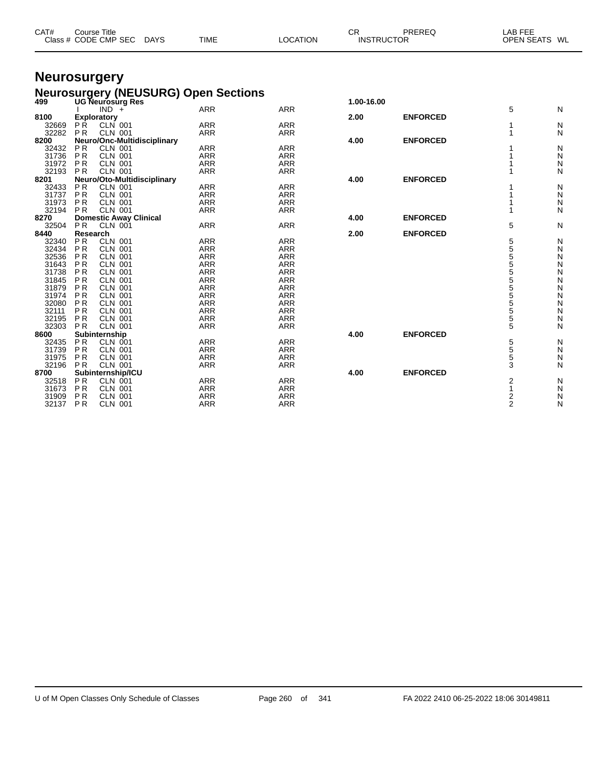| CAT# | Course Title | | | | | CR | PREREQ | LAB FEE | |
|---|---|---|---|---|---|---|---|---|---|
| Class # | CODE CMP SEC | DAYS | TIME | LOCATION | | INSTRUCTOR | | OPEN SEATS | WL |

# Neurosurgery

## Neurosurgery (NEUSURG) Open Sections

| CAT# / Class # | Course Title / CODE CMP SEC | DAYS | TIME | LOCATION | CR / INSTRUCTOR | PREREQ | OPEN SEATS | WL |
|---|---|---|---|---|---|---|---|---|
| **499** | **UG Neurosurg Res** | | | | **1.00-16.00** | | | |
| | I IND + | | ARR | ARR | | | 5 | N |
| **8100** | **Exploratory** | | | | **2.00** | **ENFORCED** | | |
| 32669 | P R CLN 001 | | ARR | ARR | | | 1 | N |
| 32282 | P R CLN 001 | | ARR | ARR | | | 1 | N |
| **8200** | **Neuro/Onc-Multidisciplinary** | | | | **4.00** | **ENFORCED** | | |
| 32432 | P R CLN 001 | | ARR | ARR | | | 1 | N |
| 31736 | P R CLN 001 | | ARR | ARR | | | 1 | N |
| 31972 | P R CLN 001 | | ARR | ARR | | | 1 | N |
| 32193 | P R CLN 001 | | ARR | ARR | | | 1 | N |
| **8201** | **Neuro/Oto-Multidisciplinary** | | | | **4.00** | **ENFORCED** | | |
| 32433 | P R CLN 001 | | ARR | ARR | | | 1 | N |
| 31737 | P R CLN 001 | | ARR | ARR | | | 1 | N |
| 31973 | P R CLN 001 | | ARR | ARR | | | 1 | N |
| 32194 | P R CLN 001 | | ARR | ARR | | | 1 | N |
| **8270** | **Domestic Away Clinical** | | | | **4.00** | **ENFORCED** | | |
| 32504 | P R CLN 001 | | ARR | ARR | | | 5 | N |
| **8440** | **Research** | | | | **2.00** | **ENFORCED** | | |
| 32340 | P R CLN 001 | | ARR | ARR | | | 5 | N |
| 32434 | P R CLN 001 | | ARR | ARR | | | 5 | N |
| 32536 | P R CLN 001 | | ARR | ARR | | | 5 | N |
| 31643 | P R CLN 001 | | ARR | ARR | | | 5 | N |
| 31738 | P R CLN 001 | | ARR | ARR | | | 5 | N |
| 31845 | P R CLN 001 | | ARR | ARR | | | 5 | N |
| 31879 | P R CLN 001 | | ARR | ARR | | | 5 | N |
| 31974 | P R CLN 001 | | ARR | ARR | | | 5 | N |
| 32080 | P R CLN 001 | | ARR | ARR | | | 5 | N |
| 32111 | P R CLN 001 | | ARR | ARR | | | 5 | N |
| 32195 | P R CLN 001 | | ARR | ARR | | | 5 | N |
| 32303 | P R CLN 001 | | ARR | ARR | | | 5 | N |
| **8600** | **Subinternship** | | | | **4.00** | **ENFORCED** | | |
| 32435 | P R CLN 001 | | ARR | ARR | | | 5 | N |
| 31739 | P R CLN 001 | | ARR | ARR | | | 5 | N |
| 31975 | P R CLN 001 | | ARR | ARR | | | 5 | N |
| 32196 | P R CLN 001 | | ARR | ARR | | | 3 | N |
| **8700** | **Subinternship/ICU** | | | | **4.00** | **ENFORCED** | | |
| 32518 | P R CLN 001 | | ARR | ARR | | | 2 | N |
| 31673 | P R CLN 001 | | ARR | ARR | | | 1 | N |
| 31909 | P R CLN 001 | | ARR | ARR | | | 2 | N |
| 32137 | P R CLN 001 | | ARR | ARR | | | 2 | N |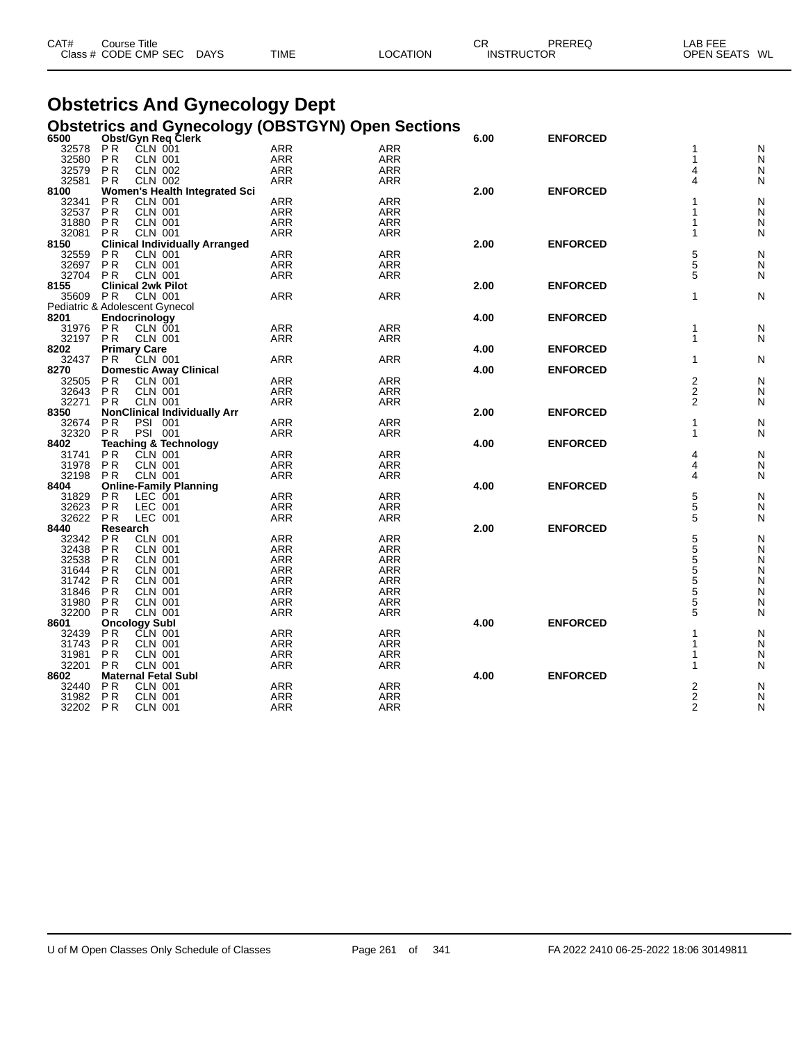| CAT# | Course Title |  |  |  |  |  | CR | PREREQ |  | LAB FEE |  |
|---|---|---|---|---|---|---|---|---|---|---|---|
| Class # | CODE | CMP | SEC | DAYS | TIME | LOCATION | INSTRUCTOR |  |  | OPEN SEATS | WL |

# Obstetrics And Gynecology Dept

## Obstetrics and Gynecology (OBSTGYN) Open Sections

| CAT# / Class # | CODE | CMP | SEC | DAYS / TIME | LOCATION | CR | PREREQ | OPEN SEATS | WL |
|---|---|---|---|---|---|---|---|---|---|
| **6500** | **Obst/Gyn Req Clerk** | | | | | **6.00** | **ENFORCED** | | |
| 32578 | P R | CLN | 001 | ARR | ARR | | | 1 | N |
| 32580 | P R | CLN | 001 | ARR | ARR | | | 1 | N |
| 32579 | P R | CLN | 002 | ARR | ARR | | | 4 | N |
| 32581 | P R | CLN | 002 | ARR | ARR | | | 4 | N |
| **8100** | **Women's Health Integrated Sci** | | | | | **2.00** | **ENFORCED** | | |
| 32341 | P R | CLN | 001 | ARR | ARR | | | 1 | N |
| 32537 | P R | CLN | 001 | ARR | ARR | | | 1 | N |
| 31880 | P R | CLN | 001 | ARR | ARR | | | 1 | N |
| 32081 | P R | CLN | 001 | ARR | ARR | | | 1 | N |
| **8150** | **Clinical Individually Arranged** | | | | | **2.00** | **ENFORCED** | | |
| 32559 | P R | CLN | 001 | ARR | ARR | | | 5 | N |
| 32697 | P R | CLN | 001 | ARR | ARR | | | 5 | N |
| 32704 | P R | CLN | 001 | ARR | ARR | | | 5 | N |
| **8155** | **Clinical 2wk Pilot** | | | | | **2.00** | **ENFORCED** | | |
| 35609 | P R | CLN | 001 | ARR | ARR | | | 1 | N |
| Pediatric & Adolescent Gynecol | | | | | | | | | |
| **8201** | **Endocrinology** | | | | | **4.00** | **ENFORCED** | | |
| 31976 | P R | CLN | 001 | ARR | ARR | | | 1 | N |
| 32197 | P R | CLN | 001 | ARR | ARR | | | 1 | N |
| **8202** | **Primary Care** | | | | | **4.00** | **ENFORCED** | | |
| 32437 | P R | CLN | 001 | ARR | ARR | | | 1 | N |
| **8270** | **Domestic Away Clinical** | | | | | **4.00** | **ENFORCED** | | |
| 32505 | P R | CLN | 001 | ARR | ARR | | | 2 | N |
| 32643 | P R | CLN | 001 | ARR | ARR | | | 2 | N |
| 32271 | P R | CLN | 001 | ARR | ARR | | | 2 | N |
| **8350** | **NonClinical Individually Arr** | | | | | **2.00** | **ENFORCED** | | |
| 32674 | P R | PSI | 001 | ARR | ARR | | | 1 | N |
| 32320 | P R | PSI | 001 | ARR | ARR | | | 1 | N |
| **8402** | **Teaching & Technology** | | | | | **4.00** | **ENFORCED** | | |
| 31741 | P R | CLN | 001 | ARR | ARR | | | 4 | N |
| 31978 | P R | CLN | 001 | ARR | ARR | | | 4 | N |
| 32198 | P R | CLN | 001 | ARR | ARR | | | 4 | N |
| **8404** | **Online-Family Planning** | | | | | **4.00** | **ENFORCED** | | |
| 31829 | P R | LEC | 001 | ARR | ARR | | | 5 | N |
| 32623 | P R | LEC | 001 | ARR | ARR | | | 5 | N |
| 32622 | P R | LEC | 001 | ARR | ARR | | | 5 | N |
| **8440** | **Research** | | | | | **2.00** | **ENFORCED** | | |
| 32342 | P R | CLN | 001 | ARR | ARR | | | 5 | N |
| 32438 | P R | CLN | 001 | ARR | ARR | | | 5 | N |
| 32538 | P R | CLN | 001 | ARR | ARR | | | 5 | N |
| 31644 | P R | CLN | 001 | ARR | ARR | | | 5 | N |
| 31742 | P R | CLN | 001 | ARR | ARR | | | 5 | N |
| 31846 | P R | CLN | 001 | ARR | ARR | | | 5 | N |
| 31980 | P R | CLN | 001 | ARR | ARR | | | 5 | N |
| 32200 | P R | CLN | 001 | ARR | ARR | | | 5 | N |
| **8601** | **Oncology Subl** | | | | | **4.00** | **ENFORCED** | | |
| 32439 | P R | CLN | 001 | ARR | ARR | | | 1 | N |
| 31743 | P R | CLN | 001 | ARR | ARR | | | 1 | N |
| 31981 | P R | CLN | 001 | ARR | ARR | | | 1 | N |
| 32201 | P R | CLN | 001 | ARR | ARR | | | 1 | N |
| **8602** | **Maternal Fetal Subl** | | | | | **4.00** | **ENFORCED** | | |
| 32440 | P R | CLN | 001 | ARR | ARR | | | 2 | N |
| 31982 | P R | CLN | 001 | ARR | ARR | | | 2 | N |
| 32202 | P R | CLN | 001 | ARR | ARR | | | 2 | N |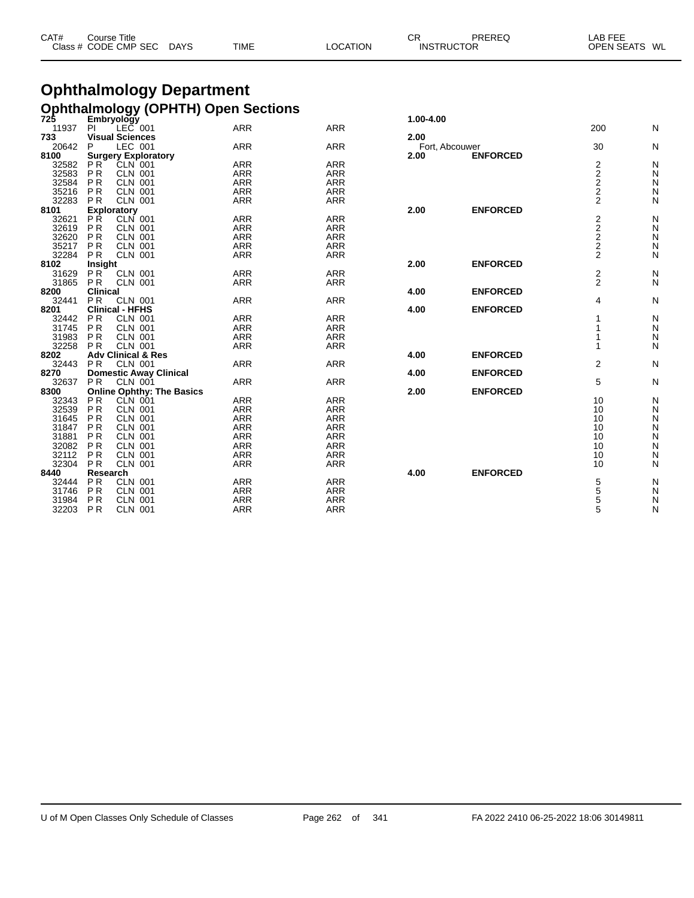| CAT# | Course Title | | | | | CR | PREREQ | LAB FEE | |
|---|---|---|---|---|---|---|---|---|---|
| Class # | CODE CMP SEC | DAYS | TIME | LOCATION | | INSTRUCTOR | | OPEN SEATS | WL |

# Ophthalmology Department

## Ophthalmology (OPHTH) Open Sections

| CAT# / Class # | Course Title / CODE CMP SEC | TIME | LOCATION | CR / INSTRUCTOR | PREREQ | OPEN SEATS | WL |
|---|---|---|---|---|---|---|---|
| **725** | **Embryology** | | | **1.00-4.00** | | | |
| 11937 | PI LEC 001 | ARR | ARR | | | 200 | N |
| **733** | **Visual Sciences** | | | **2.00** | | | |
| 20642 | P LEC 001 | ARR | ARR | Fort, Abcouwer | | 30 | N |
| **8100** | **Surgery Exploratory** | | | **2.00** | **ENFORCED** | | |
| 32582 | P R CLN 001 | ARR | ARR | | | 2 | N |
| 32583 | P R CLN 001 | ARR | ARR | | | 2 | N |
| 32584 | P R CLN 001 | ARR | ARR | | | 2 | N |
| 35216 | P R CLN 001 | ARR | ARR | | | 2 | N |
| 32283 | P R CLN 001 | ARR | ARR | | | 2 | N |
| **8101** | **Exploratory** | | | **2.00** | **ENFORCED** | | |
| 32621 | P R CLN 001 | ARR | ARR | | | 2 | N |
| 32619 | P R CLN 001 | ARR | ARR | | | 2 | N |
| 32620 | P R CLN 001 | ARR | ARR | | | 2 | N |
| 35217 | P R CLN 001 | ARR | ARR | | | 2 | N |
| 32284 | P R CLN 001 | ARR | ARR | | | 2 | N |
| **8102** | **Insight** | | | **2.00** | **ENFORCED** | | |
| 31629 | P R CLN 001 | ARR | ARR | | | 2 | N |
| 31865 | P R CLN 001 | ARR | ARR | | | 2 | N |
| **8200** | **Clinical** | | | **4.00** | **ENFORCED** | | |
| 32441 | P R CLN 001 | ARR | ARR | | | 4 | N |
| **8201** | **Clinical - HFHS** | | | **4.00** | **ENFORCED** | | |
| 32442 | P R CLN 001 | ARR | ARR | | | 1 | N |
| 31745 | P R CLN 001 | ARR | ARR | | | 1 | N |
| 31983 | P R CLN 001 | ARR | ARR | | | 1 | N |
| 32258 | P R CLN 001 | ARR | ARR | | | 1 | N |
| **8202** | **Adv Clinical & Res** | | | **4.00** | **ENFORCED** | | |
| 32443 | P R CLN 001 | ARR | ARR | | | 2 | N |
| **8270** | **Domestic Away Clinical** | | | **4.00** | **ENFORCED** | | |
| 32637 | P R CLN 001 | ARR | ARR | | | 5 | N |
| **8300** | **Online Ophthy: The Basics** | | | **2.00** | **ENFORCED** | | |
| 32343 | P R CLN 001 | ARR | ARR | | | 10 | N |
| 32539 | P R CLN 001 | ARR | ARR | | | 10 | N |
| 31645 | P R CLN 001 | ARR | ARR | | | 10 | N |
| 31847 | P R CLN 001 | ARR | ARR | | | 10 | N |
| 31881 | P R CLN 001 | ARR | ARR | | | 10 | N |
| 32082 | P R CLN 001 | ARR | ARR | | | 10 | N |
| 32112 | P R CLN 001 | ARR | ARR | | | 10 | N |
| 32304 | P R CLN 001 | ARR | ARR | | | 10 | N |
| **8440** | **Research** | | | **4.00** | **ENFORCED** | | |
| 32444 | P R CLN 001 | ARR | ARR | | | 5 | N |
| 31746 | P R CLN 001 | ARR | ARR | | | 5 | N |
| 31984 | P R CLN 001 | ARR | ARR | | | 5 | N |
| 32203 | P R CLN 001 | ARR | ARR | | | 5 | N |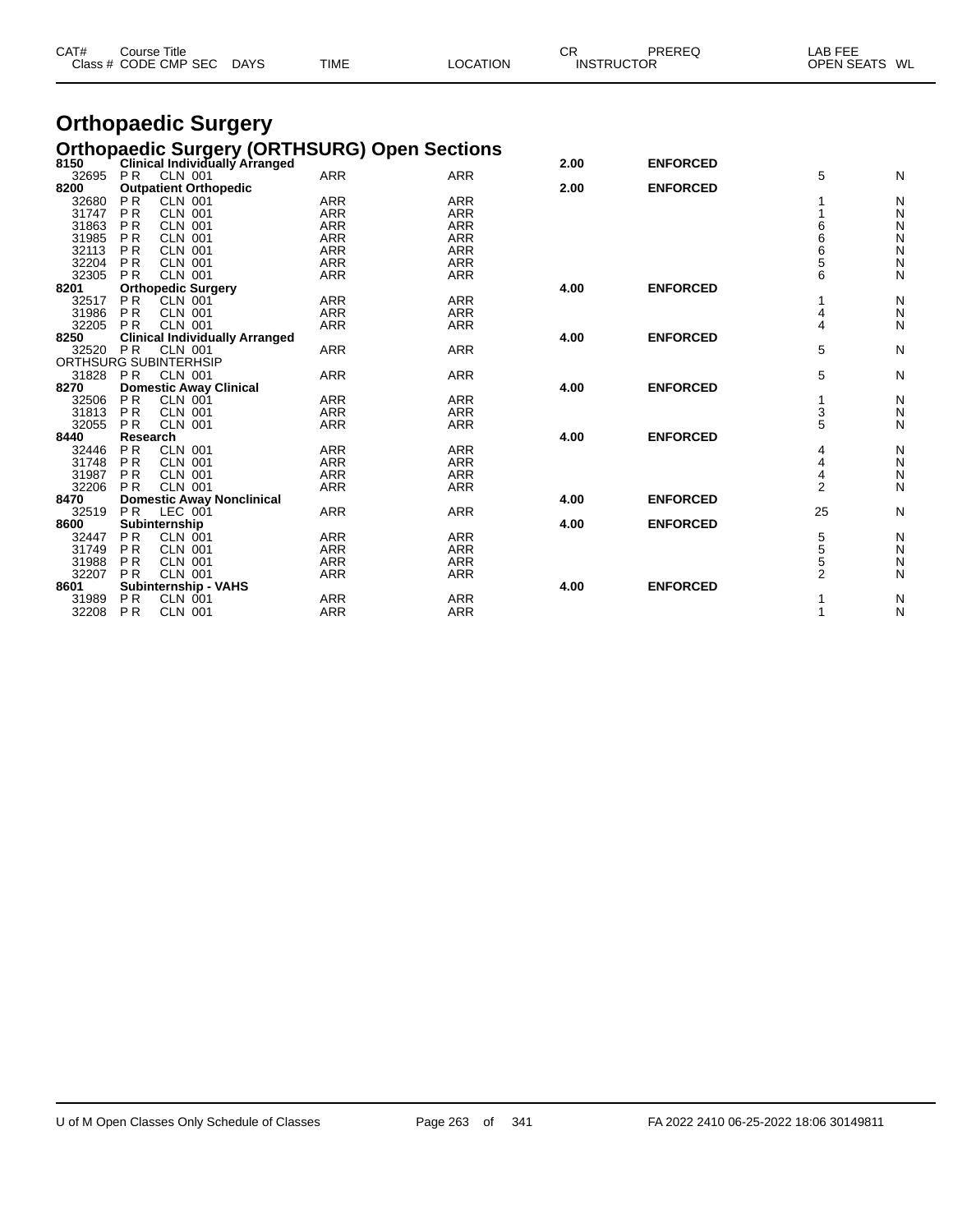| CAT# | Course Title | | | | | CR | PREREQ | LAB FEE | |
|---|---|---|---|---|---|---|---|---|---|
| Class # | CODE CMP SEC | DAYS | TIME | LOCATION | | INSTRUCTOR | | OPEN SEATS | WL |

# Orthopaedic Surgery

## Orthopaedic Surgery (ORTHSURG) Open Sections

| CAT# / Class # | Course Title / CODE CMP SEC | TIME | LOCATION | CR | PREREQ | OPEN SEATS | WL |
|---|---|---|---|---|---|---|---|
| **8150** | **Clinical Individually Arranged** | | | **2.00** | **ENFORCED** | | |
| 32695 | P R CLN 001 | ARR | ARR | | | 5 | N |
| **8200** | **Outpatient Orthopedic** | | | **2.00** | **ENFORCED** | | |
| 32680 | P R CLN 001 | ARR | ARR | | | 1 | N |
| 31747 | P R CLN 001 | ARR | ARR | | | 1 | N |
| 31863 | P R CLN 001 | ARR | ARR | | | 6 | N |
| 31985 | P R CLN 001 | ARR | ARR | | | 6 | N |
| 32113 | P R CLN 001 | ARR | ARR | | | 6 | N |
| 32204 | P R CLN 001 | ARR | ARR | | | 5 | N |
| 32305 | P R CLN 001 | ARR | ARR | | | 6 | N |
| **8201** | **Orthopedic Surgery** | | | **4.00** | **ENFORCED** | | |
| 32517 | P R CLN 001 | ARR | ARR | | | 1 | N |
| 31986 | P R CLN 001 | ARR | ARR | | | 4 | N |
| 32205 | P R CLN 001 | ARR | ARR | | | 4 | N |
| **8250** | **Clinical Individually Arranged** | | | **4.00** | **ENFORCED** | | |
| 32520 | P R CLN 001 | ARR | ARR | | | 5 | N |
| ORTHSURG SUBINTERHSIP | | | | | | | |
| 31828 | P R CLN 001 | ARR | ARR | | | 5 | N |
| **8270** | **Domestic Away Clinical** | | | **4.00** | **ENFORCED** | | |
| 32506 | P R CLN 001 | ARR | ARR | | | 1 | N |
| 31813 | P R CLN 001 | ARR | ARR | | | 3 | N |
| 32055 | P R CLN 001 | ARR | ARR | | | 5 | N |
| **8440** | **Research** | | | **4.00** | **ENFORCED** | | |
| 32446 | P R CLN 001 | ARR | ARR | | | 4 | N |
| 31748 | P R CLN 001 | ARR | ARR | | | 4 | N |
| 31987 | P R CLN 001 | ARR | ARR | | | 4 | N |
| 32206 | P R CLN 001 | ARR | ARR | | | 2 | N |
| **8470** | **Domestic Away Nonclinical** | | | **4.00** | **ENFORCED** | | |
| 32519 | P R LEC 001 | ARR | ARR | | | 25 | N |
| **8600** | **Subinternship** | | | **4.00** | **ENFORCED** | | |
| 32447 | P R CLN 001 | ARR | ARR | | | 5 | N |
| 31749 | P R CLN 001 | ARR | ARR | | | 5 | N |
| 31988 | P R CLN 001 | ARR | ARR | | | 5 | N |
| 32207 | P R CLN 001 | ARR | ARR | | | 2 | N |
| **8601** | **Subinternship - VAHS** | | | **4.00** | **ENFORCED** | | |
| 31989 | P R CLN 001 | ARR | ARR | | | 1 | N |
| 32208 | P R CLN 001 | ARR | ARR | | | 1 | N |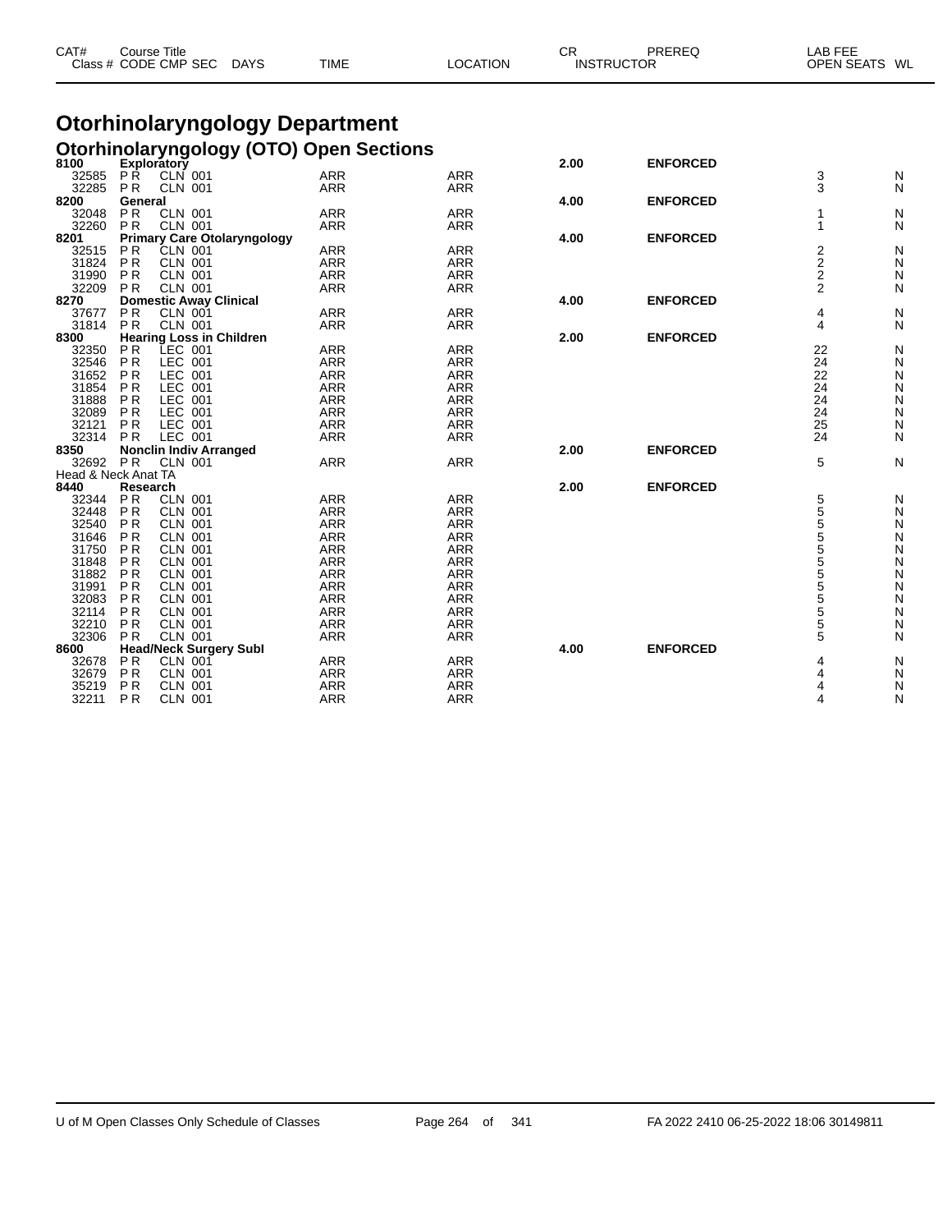| CAT# | Course Title | | | | | CR | PREREQ | LAB FEE | |
|---|---|---|---|---|---|---|---|---|---|
| Class # | CODE CMP SEC | DAYS | TIME | LOCATION | | INSTRUCTOR | | OPEN SEATS | WL |

# Otorhinolaryngology Department

## Otorhinolaryngology (OTO) Open Sections

| CAT# / Class # | CODE CMP SEC | TIME | LOCATION | CR | PREREQ | OPEN SEATS | WL |
|---|---|---|---|---|---|---|---|
| **8100** | **Exploratory** | | | **2.00** | **ENFORCED** | | |
| 32585 | P R CLN 001 | ARR | ARR | | | 3 | N |
| 32285 | P R CLN 001 | ARR | ARR | | | 3 | N |
| **8200** | **General** | | | **4.00** | **ENFORCED** | | |
| 32048 | P R CLN 001 | ARR | ARR | | | 1 | N |
| 32260 | P R CLN 001 | ARR | ARR | | | 1 | N |
| **8201** | **Primary Care Otolaryngology** | | | **4.00** | **ENFORCED** | | |
| 32515 | P R CLN 001 | ARR | ARR | | | 2 | N |
| 31824 | P R CLN 001 | ARR | ARR | | | 2 | N |
| 31990 | P R CLN 001 | ARR | ARR | | | 2 | N |
| 32209 | P R CLN 001 | ARR | ARR | | | 2 | N |
| **8270** | **Domestic Away Clinical** | | | **4.00** | **ENFORCED** | | |
| 37677 | P R CLN 001 | ARR | ARR | | | 4 | N |
| 31814 | P R CLN 001 | ARR | ARR | | | 4 | N |
| **8300** | **Hearing Loss in Children** | | | **2.00** | **ENFORCED** | | |
| 32350 | P R LEC 001 | ARR | ARR | | | 22 | N |
| 32546 | P R LEC 001 | ARR | ARR | | | 24 | N |
| 31652 | P R LEC 001 | ARR | ARR | | | 22 | N |
| 31854 | P R LEC 001 | ARR | ARR | | | 24 | N |
| 31888 | P R LEC 001 | ARR | ARR | | | 24 | N |
| 32089 | P R LEC 001 | ARR | ARR | | | 24 | N |
| 32121 | P R LEC 001 | ARR | ARR | | | 25 | N |
| 32314 | P R LEC 001 | ARR | ARR | | | 24 | N |
| **8350** | **Nonclin Indiv Arranged** | | | **2.00** | **ENFORCED** | | |
| 32692 | P R CLN 001 | ARR | ARR | | | 5 | N |
| Head & Neck Anat TA | | | | | | | |
| **8440** | **Research** | | | **2.00** | **ENFORCED** | | |
| 32344 | P R CLN 001 | ARR | ARR | | | 5 | N |
| 32448 | P R CLN 001 | ARR | ARR | | | 5 | N |
| 32540 | P R CLN 001 | ARR | ARR | | | 5 | N |
| 31646 | P R CLN 001 | ARR | ARR | | | 5 | N |
| 31750 | P R CLN 001 | ARR | ARR | | | 5 | N |
| 31848 | P R CLN 001 | ARR | ARR | | | 5 | N |
| 31882 | P R CLN 001 | ARR | ARR | | | 5 | N |
| 31991 | P R CLN 001 | ARR | ARR | | | 5 | N |
| 32083 | P R CLN 001 | ARR | ARR | | | 5 | N |
| 32114 | P R CLN 001 | ARR | ARR | | | 5 | N |
| 32210 | P R CLN 001 | ARR | ARR | | | 5 | N |
| 32306 | P R CLN 001 | ARR | ARR | | | 5 | N |
| **8600** | **Head/Neck Surgery Subl** | | | **4.00** | **ENFORCED** | | |
| 32678 | P R CLN 001 | ARR | ARR | | | 4 | N |
| 32679 | P R CLN 001 | ARR | ARR | | | 4 | N |
| 35219 | P R CLN 001 | ARR | ARR | | | 4 | N |
| 32211 | P R CLN 001 | ARR | ARR | | | 4 | N |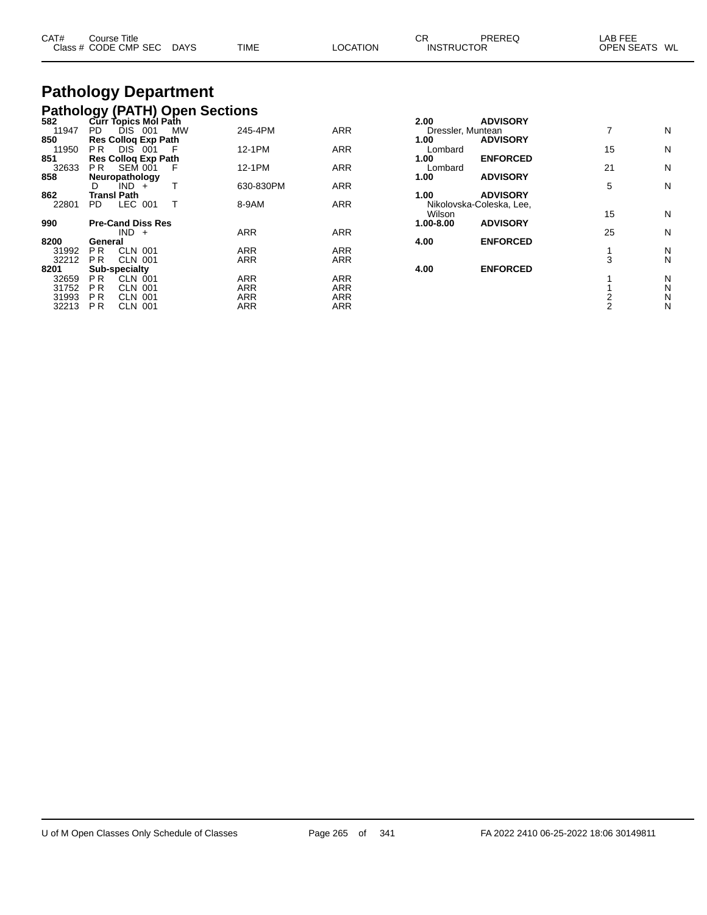| CAT# | Course Title |  |  |  |  |  | CR | PREREQ | LAB FEE |  |
|---|---|---|---|---|---|---|---|---|---|---|
| Class # | CODE | CMP | SEC | DAYS | TIME | LOCATION | INSTRUCTOR |  | OPEN SEATS | WL |

# Pathology Department

## Pathology (PATH) Open Sections

| CAT# / Class # | CODE | CMP | SEC | DAYS | TIME | LOCATION | CR / INSTRUCTOR | PREREQ | OPEN SEATS | WL |
|---|---|---|---|---|---|---|---|---|---|---|
| **582** | **Curr Topics Mol Path** |  |  |  |  |  | **2.00** | **ADVISORY** |  |  |
| 11947 | PD | DIS | 001 | MW | 245-4PM | ARR | Dressler, Muntean |  | 7 | N |
| **850** | **Res Colloq Exp Path** |  |  |  |  |  | **1.00** | **ADVISORY** |  |  |
| 11950 | P R | DIS | 001 | F | 12-1PM | ARR | Lombard |  | 15 | N |
| **851** | **Res Colloq Exp Path** |  |  |  |  |  | **1.00** | **ENFORCED** |  |  |
| 32633 | P R | SEM | 001 | F | 12-1PM | ARR | Lombard |  | 21 | N |
| **858** | **Neuropathology** |  |  |  |  |  | **1.00** | **ADVISORY** |  |  |
|  | D | IND | + | T | 630-830PM | ARR |  |  | 5 | N |
| **862** | **Transl Path** |  |  |  |  |  | **1.00** | **ADVISORY** |  |  |
| 22801 | PD | LEC | 001 | T | 8-9AM | ARR | Nikolovska-Coleska, Lee, Wilson |  | 15 | N |
| **990** | **Pre-Cand Diss Res** |  |  |  |  |  | **1.00-8.00** | **ADVISORY** |  |  |
|  |  | IND | + |  | ARR | ARR |  |  | 25 | N |
| **8200** | **General** |  |  |  |  |  | **4.00** | **ENFORCED** |  |  |
| 31992 | P R | CLN | 001 |  | ARR | ARR |  |  | 1 | N |
| 32212 | P R | CLN | 001 |  | ARR | ARR |  |  | 3 | N |
| **8201** | **Sub-specialty** |  |  |  |  |  | **4.00** | **ENFORCED** |  |  |
| 32659 | P R | CLN | 001 |  | ARR | ARR |  |  | 1 | N |
| 31752 | P R | CLN | 001 |  | ARR | ARR |  |  | 1 | N |
| 31993 | P R | CLN | 001 |  | ARR | ARR |  |  | 2 | N |
| 32213 | P R | CLN | 001 |  | ARR | ARR |  |  | 2 | N |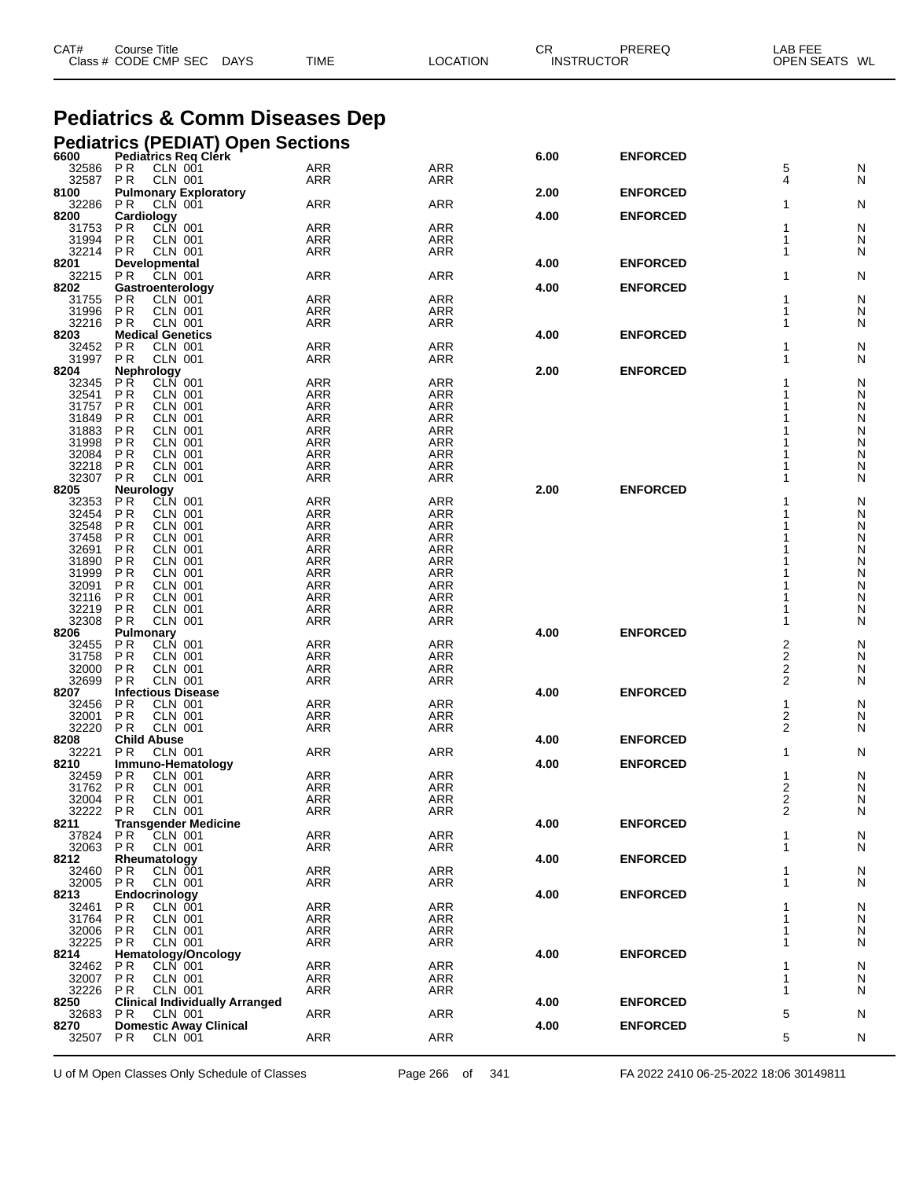| CAT# Class # | Course Title CODE CMP SEC | DAYS | TIME | LOCATION | CR INSTRUCTOR | PREREQ | LAB FEE OPEN SEATS | WL |
|---|---|---|---|---|---|---|---|---|

# Pediatrics & Comm Diseases Dep

## Pediatrics (PEDIAT) Open Sections

| CAT# Class # | Course Title CODE CMP SEC | TIME | LOCATION | CR | PREREQ | OPEN SEATS | WL |
|---|---|---|---|---|---|---|---|
| **6600** | **Pediatrics Req Clerk** | | | **6.00** | **ENFORCED** | | |
| 32586 | P R CLN 001 | ARR | ARR | | | 5 | N |
| 32587 | P R CLN 001 | ARR | ARR | | | 4 | N |
| **8100** | **Pulmonary Exploratory** | | | **2.00** | **ENFORCED** | | |
| 32286 | P R CLN 001 | ARR | ARR | | | 1 | N |
| **8200** | **Cardiology** | | | **4.00** | **ENFORCED** | | |
| 31753 | P R CLN 001 | ARR | ARR | | | 1 | N |
| 31994 | P R CLN 001 | ARR | ARR | | | 1 | N |
| 32214 | P R CLN 001 | ARR | ARR | | | 1 | N |
| **8201** | **Developmental** | | | **4.00** | **ENFORCED** | | |
| 32215 | P R CLN 001 | ARR | ARR | | | 1 | N |
| **8202** | **Gastroenterology** | | | **4.00** | **ENFORCED** | | |
| 31755 | P R CLN 001 | ARR | ARR | | | 1 | N |
| 31996 | P R CLN 001 | ARR | ARR | | | 1 | N |
| 32216 | P R CLN 001 | ARR | ARR | | | 1 | N |
| **8203** | **Medical Genetics** | | | **4.00** | **ENFORCED** | | |
| 32452 | P R CLN 001 | ARR | ARR | | | 1 | N |
| 31997 | P R CLN 001 | ARR | ARR | | | 1 | N |
| **8204** | **Nephrology** | | | **2.00** | **ENFORCED** | | |
| 32345 | P R CLN 001 | ARR | ARR | | | 1 | N |
| 32541 | P R CLN 001 | ARR | ARR | | | 1 | N |
| 31757 | P R CLN 001 | ARR | ARR | | | 1 | N |
| 31849 | P R CLN 001 | ARR | ARR | | | 1 | N |
| 31883 | P R CLN 001 | ARR | ARR | | | 1 | N |
| 31998 | P R CLN 001 | ARR | ARR | | | 1 | N |
| 32084 | P R CLN 001 | ARR | ARR | | | 1 | N |
| 32218 | P R CLN 001 | ARR | ARR | | | 1 | N |
| 32307 | P R CLN 001 | ARR | ARR | | | 1 | N |
| **8205** | **Neurology** | | | **2.00** | **ENFORCED** | | |
| 32353 | P R CLN 001 | ARR | ARR | | | 1 | N |
| 32454 | P R CLN 001 | ARR | ARR | | | 1 | N |
| 32548 | P R CLN 001 | ARR | ARR | | | 1 | N |
| 37458 | P R CLN 001 | ARR | ARR | | | 1 | N |
| 32691 | P R CLN 001 | ARR | ARR | | | 1 | N |
| 31890 | P R CLN 001 | ARR | ARR | | | 1 | N |
| 31999 | P R CLN 001 | ARR | ARR | | | 1 | N |
| 32091 | P R CLN 001 | ARR | ARR | | | 1 | N |
| 32116 | P R CLN 001 | ARR | ARR | | | 1 | N |
| 32219 | P R CLN 001 | ARR | ARR | | | 1 | N |
| 32308 | P R CLN 001 | ARR | ARR | | | 1 | N |
| **8206** | **Pulmonary** | | | **4.00** | **ENFORCED** | | |
| 32455 | P R CLN 001 | ARR | ARR | | | 2 | N |
| 31758 | P R CLN 001 | ARR | ARR | | | 2 | N |
| 32000 | P R CLN 001 | ARR | ARR | | | 2 | N |
| 32699 | P R CLN 001 | ARR | ARR | | | 2 | N |
| **8207** | **Infectious Disease** | | | **4.00** | **ENFORCED** | | |
| 32456 | P R CLN 001 | ARR | ARR | | | 1 | N |
| 32001 | P R CLN 001 | ARR | ARR | | | 2 | N |
| 32220 | P R CLN 001 | ARR | ARR | | | 2 | N |
| **8208** | **Child Abuse** | | | **4.00** | **ENFORCED** | | |
| 32221 | P R CLN 001 | ARR | ARR | | | 1 | N |
| **8210** | **Immuno-Hematology** | | | **4.00** | **ENFORCED** | | |
| 32459 | P R CLN 001 | ARR | ARR | | | 1 | N |
| 31762 | P R CLN 001 | ARR | ARR | | | 2 | N |
| 32004 | P R CLN 001 | ARR | ARR | | | 2 | N |
| 32222 | P R CLN 001 | ARR | ARR | | | 2 | N |
| **8211** | **Transgender Medicine** | | | **4.00** | **ENFORCED** | | |
| 37824 | P R CLN 001 | ARR | ARR | | | 1 | N |
| 32063 | P R CLN 001 | ARR | ARR | | | 1 | N |
| **8212** | **Rheumatology** | | | **4.00** | **ENFORCED** | | |
| 32460 | P R CLN 001 | ARR | ARR | | | 1 | N |
| 32005 | P R CLN 001 | ARR | ARR | | | 1 | N |
| **8213** | **Endocrinology** | | | **4.00** | **ENFORCED** | | |
| 32461 | P R CLN 001 | ARR | ARR | | | 1 | N |
| 31764 | P R CLN 001 | ARR | ARR | | | 1 | N |
| 32006 | P R CLN 001 | ARR | ARR | | | 1 | N |
| 32225 | P R CLN 001 | ARR | ARR | | | 1 | N |
| **8214** | **Hematology/Oncology** | | | **4.00** | **ENFORCED** | | |
| 32462 | P R CLN 001 | ARR | ARR | | | 1 | N |
| 32007 | P R CLN 001 | ARR | ARR | | | 1 | N |
| 32226 | P R CLN 001 | ARR | ARR | | | 1 | N |
| **8250** | **Clinical Individually Arranged** | | | **4.00** | **ENFORCED** | | |
| 32683 | P R CLN 001 | ARR | ARR | | | 5 | N |
| **8270** | **Domestic Away Clinical** | | | **4.00** | **ENFORCED** | | |
| 32507 | P R CLN 001 | ARR | ARR | | | 5 | N |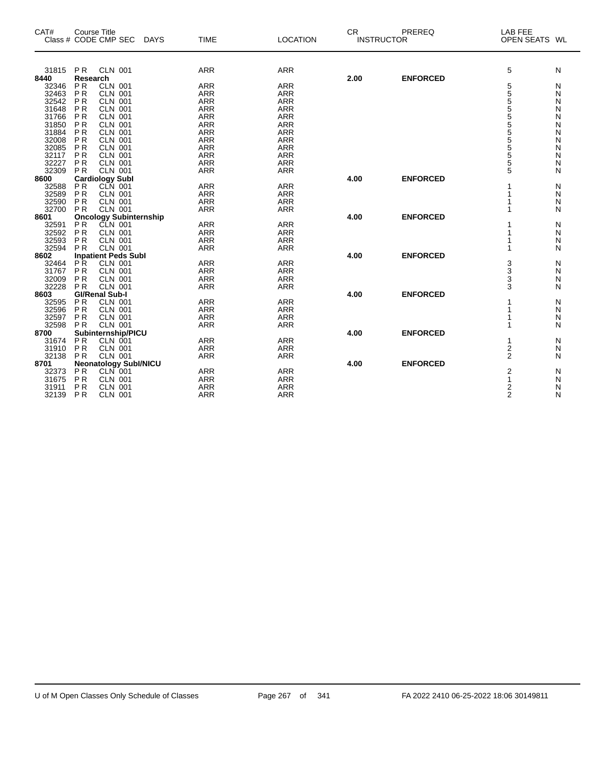| CAT# | Course Title Class # CODE CMP SEC | DAYS | TIME | LOCATION | CR INSTRUCTOR | PREREQ | LAB FEE OPEN SEATS | WL |
|---|---|---|---|---|---|---|---|---|
| 31815 | PR CLN 001 | | ARR | ARR | | | 5 | N |
| **8440** | **Research** | | | | **2.00** | **ENFORCED** | | |
| 32346 | PR CLN 001 | | ARR | ARR | | | 5 | N |
| 32463 | PR CLN 001 | | ARR | ARR | | | 5 | N |
| 32542 | PR CLN 001 | | ARR | ARR | | | 5 | N |
| 31648 | PR CLN 001 | | ARR | ARR | | | 5 | N |
| 31766 | PR CLN 001 | | ARR | ARR | | | 5 | N |
| 31850 | PR CLN 001 | | ARR | ARR | | | 5 | N |
| 31884 | PR CLN 001 | | ARR | ARR | | | 5 | N |
| 32008 | PR CLN 001 | | ARR | ARR | | | 5 | N |
| 32085 | PR CLN 001 | | ARR | ARR | | | 5 | N |
| 32117 | PR CLN 001 | | ARR | ARR | | | 5 | N |
| 32227 | PR CLN 001 | | ARR | ARR | | | 5 | N |
| 32309 | PR CLN 001 | | ARR | ARR | | | 5 | N |
| **8600** | **Cardiology SubI** | | | | **4.00** | **ENFORCED** | | |
| 32588 | PR CLN 001 | | ARR | ARR | | | 1 | N |
| 32589 | PR CLN 001 | | ARR | ARR | | | 1 | N |
| 32590 | PR CLN 001 | | ARR | ARR | | | 1 | N |
| 32700 | PR CLN 001 | | ARR | ARR | | | 1 | N |
| **8601** | **Oncology Subinternship** | | | | **4.00** | **ENFORCED** | | |
| 32591 | PR CLN 001 | | ARR | ARR | | | 1 | N |
| 32592 | PR CLN 001 | | ARR | ARR | | | 1 | N |
| 32593 | PR CLN 001 | | ARR | ARR | | | 1 | N |
| 32594 | PR CLN 001 | | ARR | ARR | | | 1 | N |
| **8602** | **Inpatient Peds SubI** | | | | **4.00** | **ENFORCED** | | |
| 32464 | PR CLN 001 | | ARR | ARR | | | 3 | N |
| 31767 | PR CLN 001 | | ARR | ARR | | | 3 | N |
| 32009 | PR CLN 001 | | ARR | ARR | | | 3 | N |
| 32228 | PR CLN 001 | | ARR | ARR | | | 3 | N |
| **8603** | **GI/Renal Sub-I** | | | | **4.00** | **ENFORCED** | | |
| 32595 | PR CLN 001 | | ARR | ARR | | | 1 | N |
| 32596 | PR CLN 001 | | ARR | ARR | | | 1 | N |
| 32597 | PR CLN 001 | | ARR | ARR | | | 1 | N |
| 32598 | PR CLN 001 | | ARR | ARR | | | 1 | N |
| **8700** | **Subinternship/PICU** | | | | **4.00** | **ENFORCED** | | |
| 31674 | PR CLN 001 | | ARR | ARR | | | 1 | N |
| 31910 | PR CLN 001 | | ARR | ARR | | | 2 | N |
| 32138 | PR CLN 001 | | ARR | ARR | | | 2 | N |
| **8701** | **Neonatology SubI/NICU** | | | | **4.00** | **ENFORCED** | | |
| 32373 | PR CLN 001 | | ARR | ARR | | | 2 | N |
| 31675 | PR CLN 001 | | ARR | ARR | | | 1 | N |
| 31911 | PR CLN 001 | | ARR | ARR | | | 2 | N |
| 32139 | PR CLN 001 | | ARR | ARR | | | 2 | N |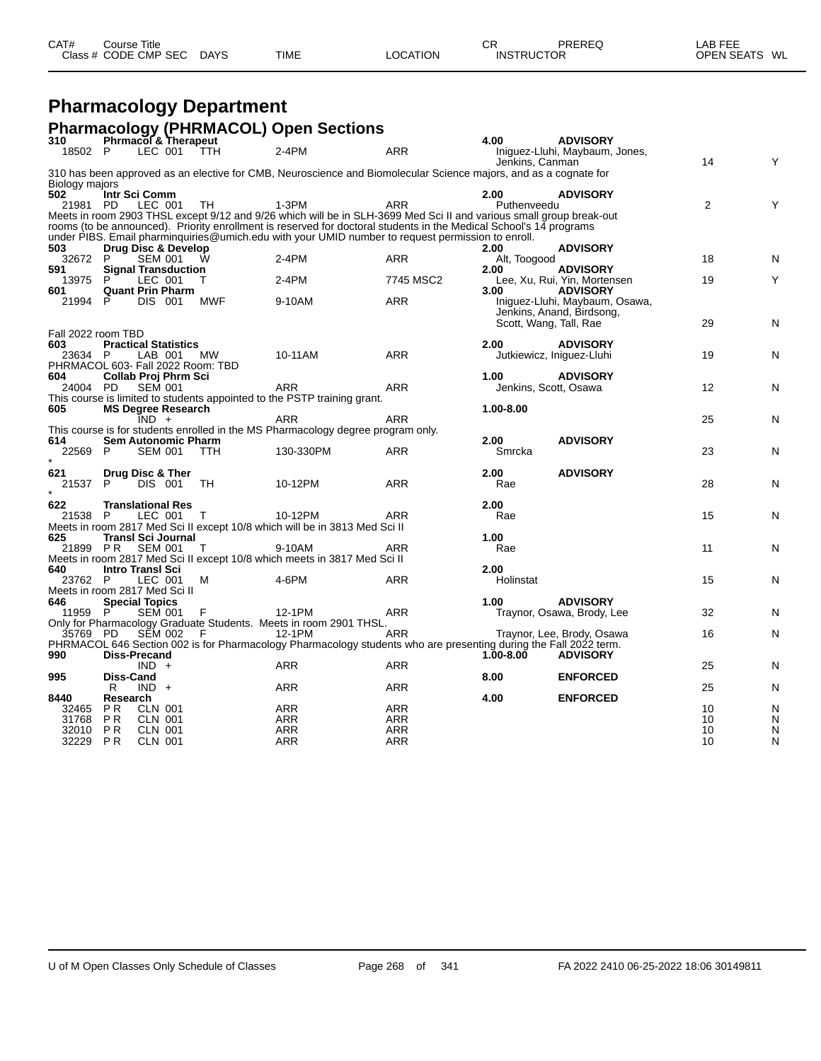| CAT# Class # | Course Title CODE CMP SEC | DAYS | TIME | LOCATION | CR INSTRUCTOR | PREREQ | LAB FEE OPEN SEATS | WL |
|---|---|---|---|---|---|---|---|---|

# Pharmacology Department

## Pharmacology (PHRMACOL) Open Sections

**310 Phrmacol & Therapeut** — 4.00 — **ADVISORY**

| Class # | CODE CMP SEC | DAYS | TIME | LOCATION | INSTRUCTOR | OPEN SEATS | WL |
|---|---|---|---|---|---|---|---|
| 18502 | P LEC 001 | TTH | 2-4PM | ARR | Iniguez-Lluhi, Maybaum, Jones, Jenkins, Canman | 14 | Y |

310 has been approved as an elective for CMB, Neuroscience and Biomolecular Science majors, and as a cognate for Biology majors

**502 Intr Sci Comm** — 2.00 — **ADVISORY**

| Class # | CODE CMP SEC | DAYS | TIME | LOCATION | INSTRUCTOR | OPEN SEATS | WL |
|---|---|---|---|---|---|---|---|
| 21981 | PD LEC 001 | TH | 1-3PM | ARR | Puthenveedu | 2 | Y |

Meets in room 2903 THSL except 9/12 and 9/26 which will be in SLH-3699 Med Sci II and various small group break-out rooms (to be announced). Priority enrollment is reserved for doctoral students in the Medical School's 14 programs under PIBS. Email pharminquiries@umich.edu with your UMID number to request permission to enroll.

**503 Drug Disc & Develop** — 2.00 — **ADVISORY**

| Class # | CODE CMP SEC | DAYS | TIME | LOCATION | INSTRUCTOR | OPEN SEATS | WL |
|---|---|---|---|---|---|---|---|
| 32672 | P SEM 001 | W | 2-4PM | ARR | Alt, Toogood | 18 | N |

**591 Signal Transduction** — 2.00 — **ADVISORY**

| Class # | CODE CMP SEC | DAYS | TIME | LOCATION | INSTRUCTOR | OPEN SEATS | WL |
|---|---|---|---|---|---|---|---|
| 13975 | P LEC 001 | T | 2-4PM | 7745 MSC2 | Lee, Xu, Rui, Yin, Mortensen | 19 | Y |

**601 Quant Prin Pharm** — 3.00 — **ADVISORY**

| Class # | CODE CMP SEC | DAYS | TIME | LOCATION | INSTRUCTOR | OPEN SEATS | WL |
|---|---|---|---|---|---|---|---|
| 21994 | P DIS 001 | MWF | 9-10AM | ARR | Iniguez-Lluhi, Maybaum, Osawa, Jenkins, Anand, Birdsong, Scott, Wang, Tall, Rae | 29 | N |

Fall 2022 room TBD

**603 Practical Statistics** — 2.00 — **ADVISORY**

| Class # | CODE CMP SEC | DAYS | TIME | LOCATION | INSTRUCTOR | OPEN SEATS | WL |
|---|---|---|---|---|---|---|---|
| 23634 | P LAB 001 | MW | 10-11AM | ARR | Jutkiewicz, Iniguez-Lluhi | 19 | N |

PHRMACOL 603- Fall 2022 Room: TBD

**604 Collab Proj Phrm Sci** — 1.00 — **ADVISORY**

| Class # | CODE CMP SEC | DAYS | TIME | LOCATION | INSTRUCTOR | OPEN SEATS | WL |
|---|---|---|---|---|---|---|---|
| 24004 | PD SEM 001 | | ARR | ARR | Jenkins, Scott, Osawa | 12 | N |

This course is limited to students appointed to the PSTP training grant.

**605 MS Degree Research** — 1.00-8.00

| Class # | CODE CMP SEC | DAYS | TIME | LOCATION | INSTRUCTOR | OPEN SEATS | WL |
|---|---|---|---|---|---|---|---|
| | IND + | | ARR | ARR | | 25 | N |

This course is for students enrolled in the MS Pharmacology degree program only.

**614 Sem Autonomic Pharm** — 2.00 — **ADVISORY**

| Class # | CODE CMP SEC | DAYS | TIME | LOCATION | INSTRUCTOR | OPEN SEATS | WL |
|---|---|---|---|---|---|---|---|
| 22569 | P SEM 001 | TTH | 130-330PM | ARR | Smrcka | 23 | N |

*

**621 Drug Disc & Ther** — 2.00 — **ADVISORY**

| Class # | CODE CMP SEC | DAYS | TIME | LOCATION | INSTRUCTOR | OPEN SEATS | WL |
|---|---|---|---|---|---|---|---|
| 21537 | P DIS 001 | TH | 10-12PM | ARR | Rae | 28 | N |

*

**622 Translational Res** — 2.00

| Class # | CODE CMP SEC | DAYS | TIME | LOCATION | INSTRUCTOR | OPEN SEATS | WL |
|---|---|---|---|---|---|---|---|
| 21538 | P LEC 001 | T | 10-12PM | ARR | Rae | 15 | N |

Meets in room 2817 Med Sci II except 10/8 which will be in 3813 Med Sci II

**625 Transl Sci Journal** — 1.00

| Class # | CODE CMP SEC | DAYS | TIME | LOCATION | INSTRUCTOR | OPEN SEATS | WL |
|---|---|---|---|---|---|---|---|
| 21899 | PR SEM 001 | T | 9-10AM | ARR | Rae | 11 | N |

Meets in room 2817 Med Sci II except 10/8 which meets in 3817 Med Sci II

**640 Intro Transl Sci** — 2.00

| Class # | CODE CMP SEC | DAYS | TIME | LOCATION | INSTRUCTOR | OPEN SEATS | WL |
|---|---|---|---|---|---|---|---|
| 23762 | P LEC 001 | M | 4-6PM | ARR | Holinstat | 15 | N |

Meets in room 2817 Med Sci II

**646 Special Topics** — 1.00 — **ADVISORY**

| Class # | CODE CMP SEC | DAYS | TIME | LOCATION | INSTRUCTOR | OPEN SEATS | WL |
|---|---|---|---|---|---|---|---|
| 11959 | P SEM 001 | F | 12-1PM | ARR | Traynor, Osawa, Brody, Lee | 32 | N |

Only for Pharmacology Graduate Students. Meets in room 2901 THSL.

| Class # | CODE CMP SEC | DAYS | TIME | LOCATION | INSTRUCTOR | OPEN SEATS | WL |
|---|---|---|---|---|---|---|---|
| 35769 | PD SEM 002 | F | 12-1PM | ARR | Traynor, Lee, Brody, Osawa | 16 | N |

PHRMACOL 646 Section 002 is for Pharmacology Pharmacology students who are presenting during the Fall 2022 term.

**990 Diss-Precand** — 1.00-8.00 — **ADVISORY**

| Class # | CODE CMP SEC | DAYS | TIME | LOCATION | INSTRUCTOR | OPEN SEATS | WL |
|---|---|---|---|---|---|---|---|
| | IND + | | ARR | ARR | | 25 | N |

**995 Diss-Cand** — 8.00 — **ENFORCED**

| Class # | CODE CMP SEC | DAYS | TIME | LOCATION | INSTRUCTOR | OPEN SEATS | WL |
|---|---|---|---|---|---|---|---|
| | R IND + | | ARR | ARR | | 25 | N |

**8440 Research** — 4.00 — **ENFORCED**

| Class # | CODE CMP SEC | DAYS | TIME | LOCATION | INSTRUCTOR | OPEN SEATS | WL |
|---|---|---|---|---|---|---|---|
| 32465 | PR CLN 001 | | ARR | ARR | | 10 | N |
| 31768 | PR CLN 001 | | ARR | ARR | | 10 | N |
| 32010 | PR CLN 001 | | ARR | ARR | | 10 | N |
| 32229 | PR CLN 001 | | ARR | ARR | | 10 | N |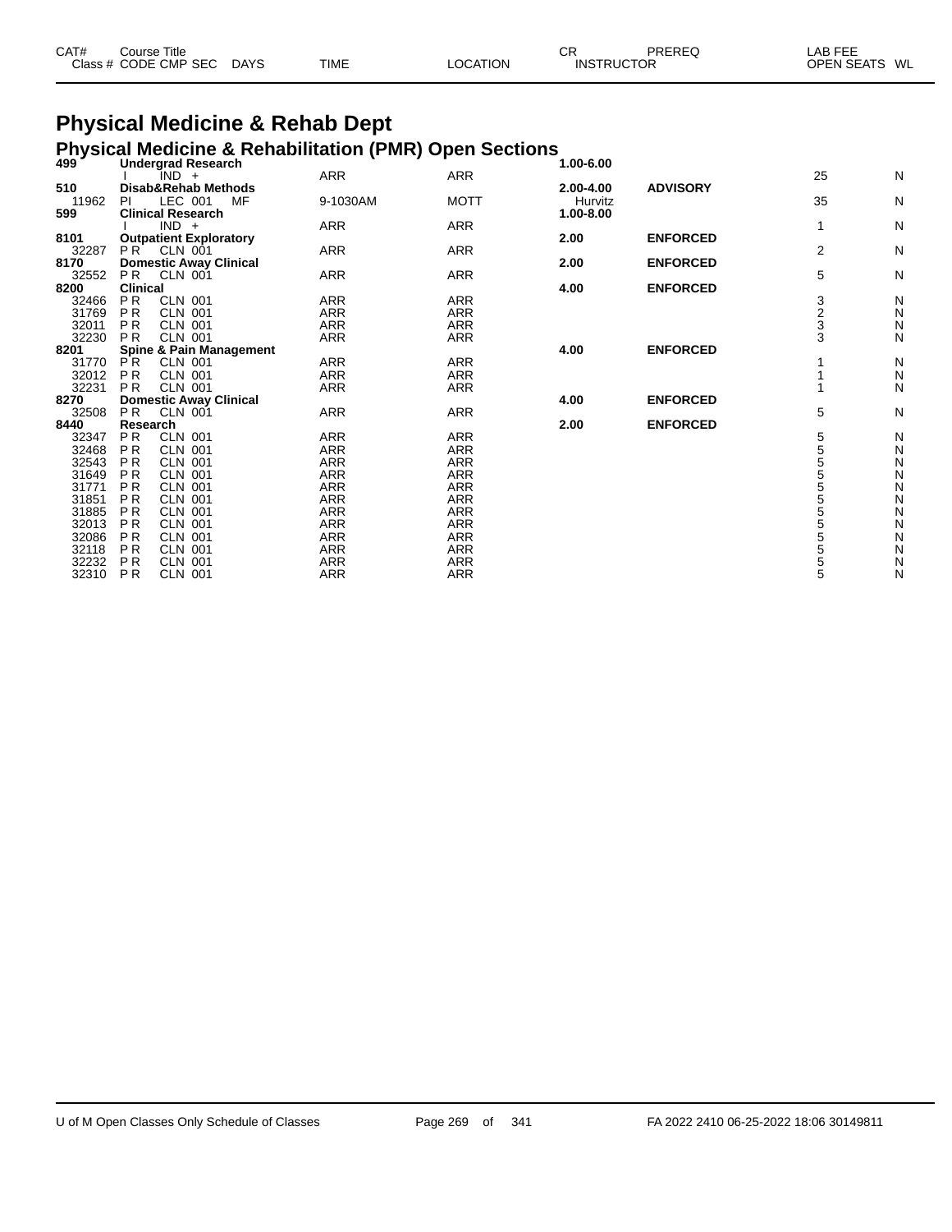| CAT# | Course Title | | | | | CR | PREREQ | LAB FEE | |
|---|---|---|---|---|---|---|---|---|---|
| Class # | CODE CMP SEC | DAYS | TIME | LOCATION | | INSTRUCTOR | | OPEN SEATS | WL |

# Physical Medicine & Rehab Dept

## Physical Medicine & Rehabilitation (PMR) Open Sections

| CAT# / Class # | Course Title / CODE CMP SEC | DAYS | TIME | LOCATION | CR / INSTRUCTOR | PREREQ | OPEN SEATS | WL |
|---|---|---|---|---|---|---|---|---|
| **499** | **Undergrad Research** | | | | **1.00-6.00** | | | |
| | I IND + | | ARR | ARR | | | 25 | N |
| **510** | **Disab&Rehab Methods** | | | | **2.00-4.00** | **ADVISORY** | | |
| 11962 | PI LEC 001 | MF | 9-1030AM | MOTT | Hurvitz | | 35 | N |
| **599** | **Clinical Research** | | | | **1.00-8.00** | | | |
| | I IND + | | ARR | ARR | | | 1 | N |
| **8101** | **Outpatient Exploratory** | | | | **2.00** | **ENFORCED** | | |
| 32287 | P R CLN 001 | | ARR | ARR | | | 2 | N |
| **8170** | **Domestic Away Clinical** | | | | **2.00** | **ENFORCED** | | |
| 32552 | P R CLN 001 | | ARR | ARR | | | 5 | N |
| **8200** | **Clinical** | | | | **4.00** | **ENFORCED** | | |
| 32466 | P R CLN 001 | | ARR | ARR | | | 3 | N |
| 31769 | P R CLN 001 | | ARR | ARR | | | 2 | N |
| 32011 | P R CLN 001 | | ARR | ARR | | | 3 | N |
| 32230 | P R CLN 001 | | ARR | ARR | | | 3 | N |
| **8201** | **Spine & Pain Management** | | | | **4.00** | **ENFORCED** | | |
| 31770 | P R CLN 001 | | ARR | ARR | | | 1 | N |
| 32012 | P R CLN 001 | | ARR | ARR | | | 1 | N |
| 32231 | P R CLN 001 | | ARR | ARR | | | 1 | N |
| **8270** | **Domestic Away Clinical** | | | | **4.00** | **ENFORCED** | | |
| 32508 | P R CLN 001 | | ARR | ARR | | | 5 | N |
| **8440** | **Research** | | | | **2.00** | **ENFORCED** | | |
| 32347 | P R CLN 001 | | ARR | ARR | | | 5 | N |
| 32468 | P R CLN 001 | | ARR | ARR | | | 5 | N |
| 32543 | P R CLN 001 | | ARR | ARR | | | 5 | N |
| 31649 | P R CLN 001 | | ARR | ARR | | | 5 | N |
| 31771 | P R CLN 001 | | ARR | ARR | | | 5 | N |
| 31851 | P R CLN 001 | | ARR | ARR | | | 5 | N |
| 31885 | P R CLN 001 | | ARR | ARR | | | 5 | N |
| 32013 | P R CLN 001 | | ARR | ARR | | | 5 | N |
| 32086 | P R CLN 001 | | ARR | ARR | | | 5 | N |
| 32118 | P R CLN 001 | | ARR | ARR | | | 5 | N |
| 32232 | P R CLN 001 | | ARR | ARR | | | 5 | N |
| 32310 | P R CLN 001 | | ARR | ARR | | | 5 | N |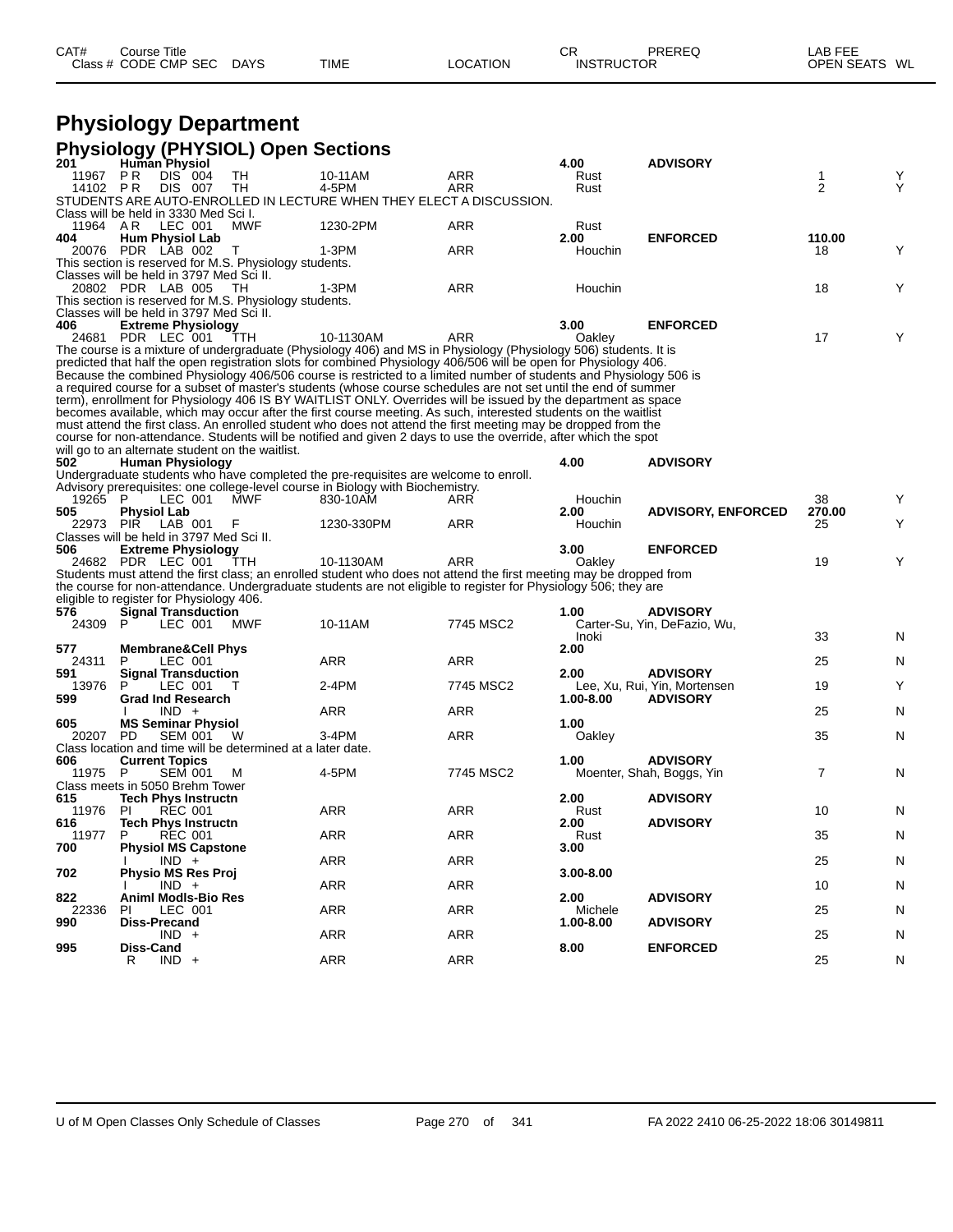# Physiology Department

## Physiology (PHYSIOL) Open Sections

| CAT# | Course Title / Class # | CODE | CMP | SEC | DAYS | TIME | LOCATION | CR / INSTRUCTOR | PREREQ | LAB FEE / OPEN SEATS | WL |
|---|---|---|---|---|---|---|---|---|---|---|---|
| **201** | **Human Physiol** | | | | | | | **4.00** | **ADVISORY** | | |
| | 11967 | P R | DIS | 004 | TH | 10-11AM | ARR | Rust | | 1 | Y |
| | 14102 | P R | DIS | 007 | TH | 4-5PM | ARR | Rust | | 2 | Y |

STUDENTS ARE AUTO-ENROLLED IN LECTURE WHEN THEY ELECT A DISCUSSION.
Class will be held in 3330 Med Sci I.

| CAT# | Course Title / Class # | CODE | CMP | SEC | DAYS | TIME | LOCATION | CR / INSTRUCTOR | PREREQ | LAB FEE / OPEN SEATS | WL |
|---|---|---|---|---|---|---|---|---|---|---|---|
| | 11964 | A R | LEC | 001 | MWF | 1230-2PM | ARR | Rust | | | |
| **404** | **Hum Physiol Lab** | | | | | | | **2.00** | **ENFORCED** | **110.00** | |
| | 20076 | PDR | LAB | 002 | T | 1-3PM | ARR | Houchin | | 18 | Y |

This section is reserved for M.S. Physiology students.
Classes will be held in 3797 Med Sci II.

| CAT# | Course Title / Class # | CODE | CMP | SEC | DAYS | TIME | LOCATION | CR / INSTRUCTOR | PREREQ | LAB FEE / OPEN SEATS | WL |
|---|---|---|---|---|---|---|---|---|---|---|---|
| | 20802 | PDR | LAB | 005 | TH | 1-3PM | ARR | Houchin | | 18 | Y |

This section is reserved for M.S. Physiology students.
Classes will be held in 3797 Med Sci II.

| CAT# | Course Title / Class # | CODE | CMP | SEC | DAYS | TIME | LOCATION | CR / INSTRUCTOR | PREREQ | LAB FEE / OPEN SEATS | WL |
|---|---|---|---|---|---|---|---|---|---|---|---|
| **406** | **Extreme Physiology** | | | | | | | **3.00** | **ENFORCED** | | |
| | 24681 | PDR | LEC | 001 | TTH | 10-1130AM | ARR | Oakley | | 17 | Y |

The course is a mixture of undergraduate (Physiology 406) and MS in Physiology (Physiology 506) students. It is predicted that half the open registration slots for combined Physiology 406/506 will be open for Physiology 406. Because the combined Physiology 406/506 course is restricted to a limited number of students and Physiology 506 is a required course for a subset of master's students (whose course schedules are not set until the end of summer term), enrollment for Physiology 406 IS BY WAITLIST ONLY. Overrides will be issued by the department as space becomes available, which may occur after the first course meeting. As such, interested students on the waitlist must attend the first class. An enrolled student who does not attend the first meeting may be dropped from the course for non-attendance. Students will be notified and given 2 days to use the override, after which the spot will go to an alternate student on the waitlist.

| CAT# | Course Title / Class # | CODE | CMP | SEC | DAYS | TIME | LOCATION | CR / INSTRUCTOR | PREREQ | LAB FEE / OPEN SEATS | WL |
|---|---|---|---|---|---|---|---|---|---|---|---|
| **502** | **Human Physiology** | | | | | | | **4.00** | **ADVISORY** | | |

Undergraduate students who have completed the pre-requisites are welcome to enroll.
Advisory prerequisites: one college-level course in Biology with Biochemistry.

| CAT# | Course Title / Class # | CODE | CMP | SEC | DAYS | TIME | LOCATION | CR / INSTRUCTOR | PREREQ | LAB FEE / OPEN SEATS | WL |
|---|---|---|---|---|---|---|---|---|---|---|---|
| | 19265 | P | LEC | 001 | MWF | 830-10AM | ARR | Houchin | | 38 | Y |
| **505** | **Physiol Lab** | | | | | | | **2.00** | **ADVISORY, ENFORCED** | **270.00** | |
| | 22973 | PIR | LAB | 001 | F | 1230-330PM | ARR | Houchin | | 25 | Y |

Classes will be held in 3797 Med Sci II.

| CAT# | Course Title / Class # | CODE | CMP | SEC | DAYS | TIME | LOCATION | CR / INSTRUCTOR | PREREQ | LAB FEE / OPEN SEATS | WL |
|---|---|---|---|---|---|---|---|---|---|---|---|
| **506** | **Extreme Physiology** | | | | | | | **3.00** | **ENFORCED** | | |
| | 24682 | PDR | LEC | 001 | TTH | 10-1130AM | ARR | Oakley | | 19 | Y |

Students must attend the first class; an enrolled student who does not attend the first meeting may be dropped from the course for non-attendance. Undergraduate students are not eligible to register for Physiology 506; they are eligible to register for Physiology 406.

| CAT# | Course Title / Class # | CODE | CMP | SEC | DAYS | TIME | LOCATION | CR / INSTRUCTOR | PREREQ | LAB FEE / OPEN SEATS | WL |
|---|---|---|---|---|---|---|---|---|---|---|---|
| **576** | **Signal Transduction** | | | | | | | **1.00** | **ADVISORY** | | |
| | 24309 | P | LEC | 001 | MWF | 10-11AM | 7745 MSC2 | Carter-Su, Yin, DeFazio, Wu, Inoki | | 33 | N |
| **577** | **Membrane&Cell Phys** | | | | | | | **2.00** | | | |
| | 24311 | P | LEC | 001 | | ARR | ARR | | | 25 | N |
| **591** | **Signal Transduction** | | | | | | | **2.00** | **ADVISORY** | | |
| | 13976 | P | LEC | 001 | T | 2-4PM | 7745 MSC2 | Lee, Xu, Rui, Yin, Mortensen | | 19 | Y |
| **599** | **Grad Ind Research** | | | | | | | **1.00-8.00** | **ADVISORY** | | |
| | | I | IND | + | | ARR | ARR | | | 25 | N |
| **605** | **MS Seminar Physiol** | | | | | | | **1.00** | | | |
| | 20207 | PD | SEM | 001 | W | 3-4PM | ARR | Oakley | | 35 | N |

Class location and time will be determined at a later date.

| CAT# | Course Title / Class # | CODE | CMP | SEC | DAYS | TIME | LOCATION | CR / INSTRUCTOR | PREREQ | LAB FEE / OPEN SEATS | WL |
|---|---|---|---|---|---|---|---|---|---|---|---|
| **606** | **Current Topics** | | | | | | | **1.00** | **ADVISORY** | | |
| | 11975 | P | SEM | 001 | M | 4-5PM | 7745 MSC2 | Moenter, Shah, Boggs, Yin | | 7 | N |

Class meets in 5050 Brehm Tower

| CAT# | Course Title / Class # | CODE | CMP | SEC | DAYS | TIME | LOCATION | CR / INSTRUCTOR | PREREQ | LAB FEE / OPEN SEATS | WL |
|---|---|---|---|---|---|---|---|---|---|---|---|
| **615** | **Tech Phys Instructn** | | | | | | | **2.00** | **ADVISORY** | | |
| | 11976 | PI | REC | 001 | | ARR | ARR | Rust | | 10 | N |
| **616** | **Tech Phys Instructn** | | | | | | | **2.00** | **ADVISORY** | | |
| | 11977 | P | REC | 001 | | ARR | ARR | Rust | | 35 | N |
| **700** | **Physiol MS Capstone** | | | | | | | **3.00** | | | |
| | | I | IND | + | | ARR | ARR | | | 25 | N |
| **702** | **Physio MS Res Proj** | | | | | | | **3.00-8.00** | | | |
| | | I | IND | + | | ARR | ARR | | | 10 | N |
| **822** | **Animl Modls-Bio Res** | | | | | | | **2.00** | **ADVISORY** | | |
| | 22336 | PI | LEC | 001 | | ARR | ARR | Michele | | 25 | N |
| **990** | **Diss-Precand** | | | | | | | **1.00-8.00** | **ADVISORY** | | |
| | | | IND | + | | ARR | ARR | | | 25 | N |
| **995** | **Diss-Cand** | | | | | | | **8.00** | **ENFORCED** | | |
| | | R | IND | + | | ARR | ARR | | | 25 | N |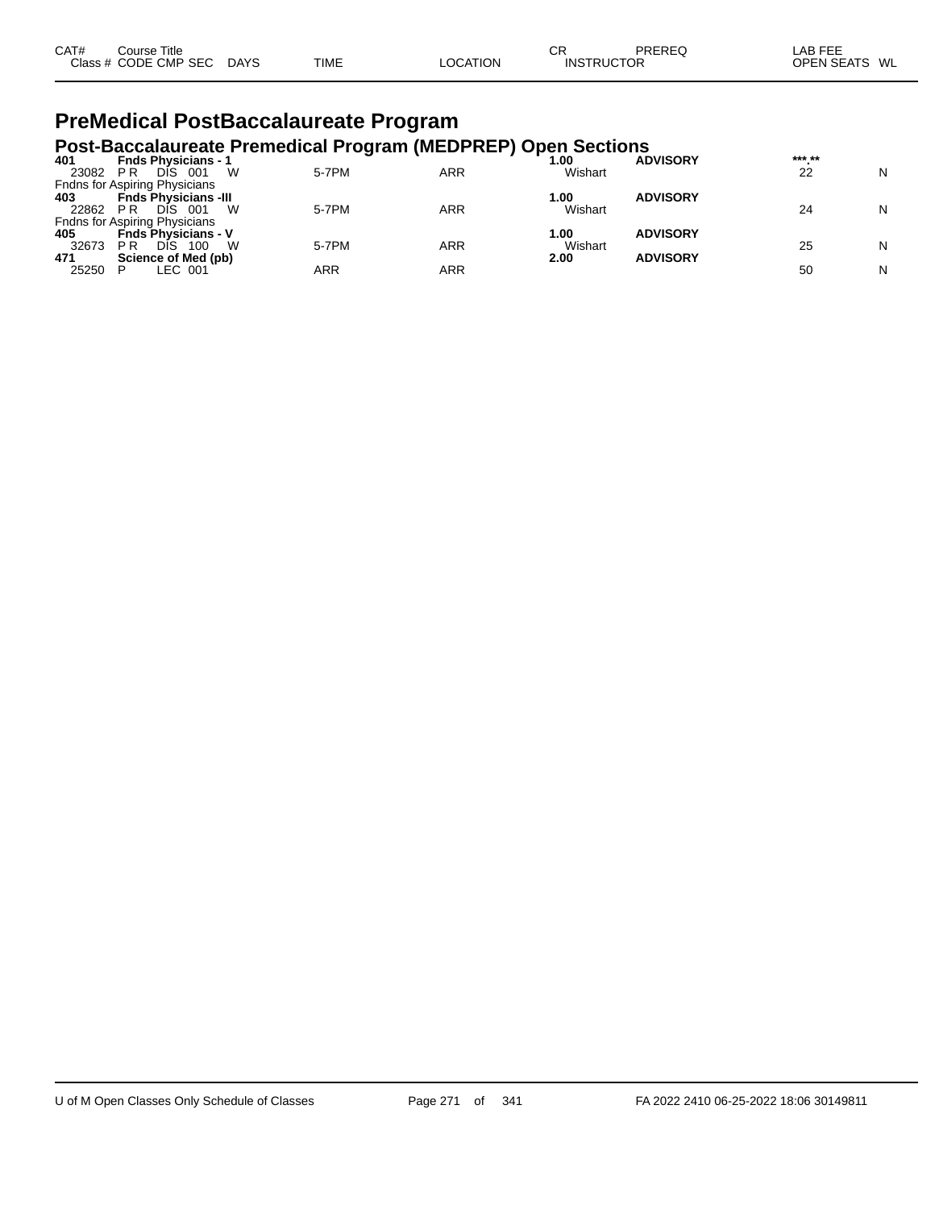| CAT# | Course Title | | | | | CR | PREREQ | LAB FEE | |
|---|---|---|---|---|---|---|---|---|---|
| Class # | CODE CMP SEC | DAYS | TIME | LOCATION | | INSTRUCTOR | | OPEN SEATS | WL |

# PreMedical PostBaccalaureate Program

## Post-Baccalaureate Premedical Program (MEDPREP) Open Sections

| CAT# / Class # | Course Title / CODE CMP SEC | DAYS | TIME | LOCATION | CR / INSTRUCTOR | PREREQ | LAB FEE / OPEN SEATS | WL |
|---|---|---|---|---|---|---|---|---|
| **401** | **Fnds Physicians - 1** | | | | **1.00** | **ADVISORY** | ***.** | |
| 23082 | P R DIS 001 | W | 5-7PM | ARR | Wishart | | 22 | N |
| Fndns for Aspiring Physicians | | | | | | | | |
| **403** | **Fnds Physicians -III** | | | | **1.00** | **ADVISORY** | | |
| 22862 | P R DIS 001 | W | 5-7PM | ARR | Wishart | | 24 | N |
| Fndns for Aspiring Physicians | | | | | | | | |
| **405** | **Fnds Physicians - V** | | | | **1.00** | **ADVISORY** | | |
| 32673 | P R DIS 100 | W | 5-7PM | ARR | Wishart | | 25 | N |
| **471** | **Science of Med (pb)** | | | | **2.00** | **ADVISORY** | | |
| 25250 | P LEC 001 | | ARR | ARR | | | 50 | N |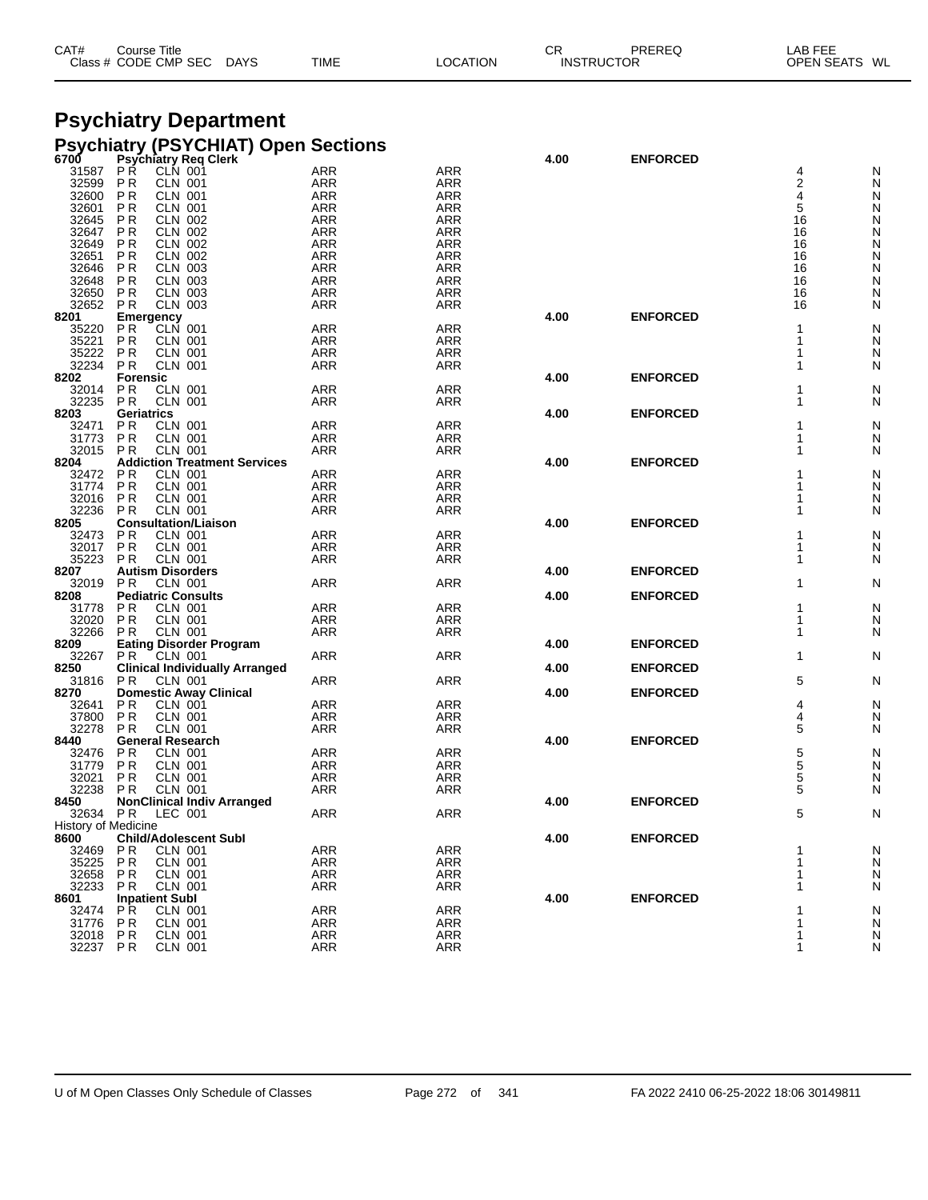# Psychiatry Department

## Psychiatry (PSYCHIAT) Open Sections

| CAT# / Class # | Course Title / CODE CMP SEC | DAYS | TIME | LOCATION | CR / INSTRUCTOR | PREREQ | LAB FEE / OPEN SEATS | WL |
|---|---|---|---|---|---|---|---|---|
| **6700** | **Psychiatry Req Clerk** | | | | **4.00** | **ENFORCED** | | |
| 31587 | P R CLN 001 | | ARR | ARR | | | 4 | N |
| 32599 | P R CLN 001 | | ARR | ARR | | | 2 | N |
| 32600 | P R CLN 001 | | ARR | ARR | | | 4 | N |
| 32601 | P R CLN 001 | | ARR | ARR | | | 5 | N |
| 32645 | P R CLN 002 | | ARR | ARR | | | 16 | N |
| 32647 | P R CLN 002 | | ARR | ARR | | | 16 | N |
| 32649 | P R CLN 002 | | ARR | ARR | | | 16 | N |
| 32651 | P R CLN 002 | | ARR | ARR | | | 16 | N |
| 32646 | P R CLN 003 | | ARR | ARR | | | 16 | N |
| 32648 | P R CLN 003 | | ARR | ARR | | | 16 | N |
| 32650 | P R CLN 003 | | ARR | ARR | | | 16 | N |
| 32652 | P R CLN 003 | | ARR | ARR | | | 16 | N |
| **8201** | **Emergency** | | | | **4.00** | **ENFORCED** | | |
| 35220 | P R CLN 001 | | ARR | ARR | | | 1 | N |
| 35221 | P R CLN 001 | | ARR | ARR | | | 1 | N |
| 35222 | P R CLN 001 | | ARR | ARR | | | 1 | N |
| 32234 | P R CLN 001 | | ARR | ARR | | | 1 | N |
| **8202** | **Forensic** | | | | **4.00** | **ENFORCED** | | |
| 32014 | P R CLN 001 | | ARR | ARR | | | 1 | N |
| 32235 | P R CLN 001 | | ARR | ARR | | | 1 | N |
| **8203** | **Geriatrics** | | | | **4.00** | **ENFORCED** | | |
| 32471 | P R CLN 001 | | ARR | ARR | | | 1 | N |
| 31773 | P R CLN 001 | | ARR | ARR | | | 1 | N |
| 32015 | P R CLN 001 | | ARR | ARR | | | 1 | N |
| **8204** | **Addiction Treatment Services** | | | | **4.00** | **ENFORCED** | | |
| 32472 | P R CLN 001 | | ARR | ARR | | | 1 | N |
| 31774 | P R CLN 001 | | ARR | ARR | | | 1 | N |
| 32016 | P R CLN 001 | | ARR | ARR | | | 1 | N |
| 32236 | P R CLN 001 | | ARR | ARR | | | 1 | N |
| **8205** | **Consultation/Liaison** | | | | **4.00** | **ENFORCED** | | |
| 32473 | P R CLN 001 | | ARR | ARR | | | 1 | N |
| 32017 | P R CLN 001 | | ARR | ARR | | | 1 | N |
| 35223 | P R CLN 001 | | ARR | ARR | | | 1 | N |
| **8207** | **Autism Disorders** | | | | **4.00** | **ENFORCED** | | |
| 32019 | P R CLN 001 | | ARR | ARR | | | 1 | N |
| **8208** | **Pediatric Consults** | | | | **4.00** | **ENFORCED** | | |
| 31778 | P R CLN 001 | | ARR | ARR | | | 1 | N |
| 32020 | P R CLN 001 | | ARR | ARR | | | 1 | N |
| 32266 | P R CLN 001 | | ARR | ARR | | | 1 | N |
| **8209** | **Eating Disorder Program** | | | | **4.00** | **ENFORCED** | | |
| 32267 | P R CLN 001 | | ARR | ARR | | | 1 | N |
| **8250** | **Clinical Individually Arranged** | | | | **4.00** | **ENFORCED** | | |
| 31816 | P R CLN 001 | | ARR | ARR | | | 5 | N |
| **8270** | **Domestic Away Clinical** | | | | **4.00** | **ENFORCED** | | |
| 32641 | P R CLN 001 | | ARR | ARR | | | 4 | N |
| 37800 | P R CLN 001 | | ARR | ARR | | | 4 | N |
| 32278 | P R CLN 001 | | ARR | ARR | | | 5 | N |
| **8440** | **General Research** | | | | **4.00** | **ENFORCED** | | |
| 32476 | P R CLN 001 | | ARR | ARR | | | 5 | N |
| 31779 | P R CLN 001 | | ARR | ARR | | | 5 | N |
| 32021 | P R CLN 001 | | ARR | ARR | | | 5 | N |
| 32238 | P R CLN 001 | | ARR | ARR | | | 5 | N |
| **8450** | **NonClinical Indiv Arranged** | | | | **4.00** | **ENFORCED** | | |
| 32634 | P R LEC 001 | | ARR | ARR | | | 5 | N |
| History of Medicine | | | | | | | | |
| **8600** | **Child/Adolescent Subl** | | | | **4.00** | **ENFORCED** | | |
| 32469 | P R CLN 001 | | ARR | ARR | | | 1 | N |
| 35225 | P R CLN 001 | | ARR | ARR | | | 1 | N |
| 32658 | P R CLN 001 | | ARR | ARR | | | 1 | N |
| 32233 | P R CLN 001 | | ARR | ARR | | | 1 | N |
| **8601** | **Inpatient Subl** | | | | **4.00** | **ENFORCED** | | |
| 32474 | P R CLN 001 | | ARR | ARR | | | 1 | N |
| 31776 | P R CLN 001 | | ARR | ARR | | | 1 | N |
| 32018 | P R CLN 001 | | ARR | ARR | | | 1 | N |
| 32237 | P R CLN 001 | | ARR | ARR | | | 1 | N |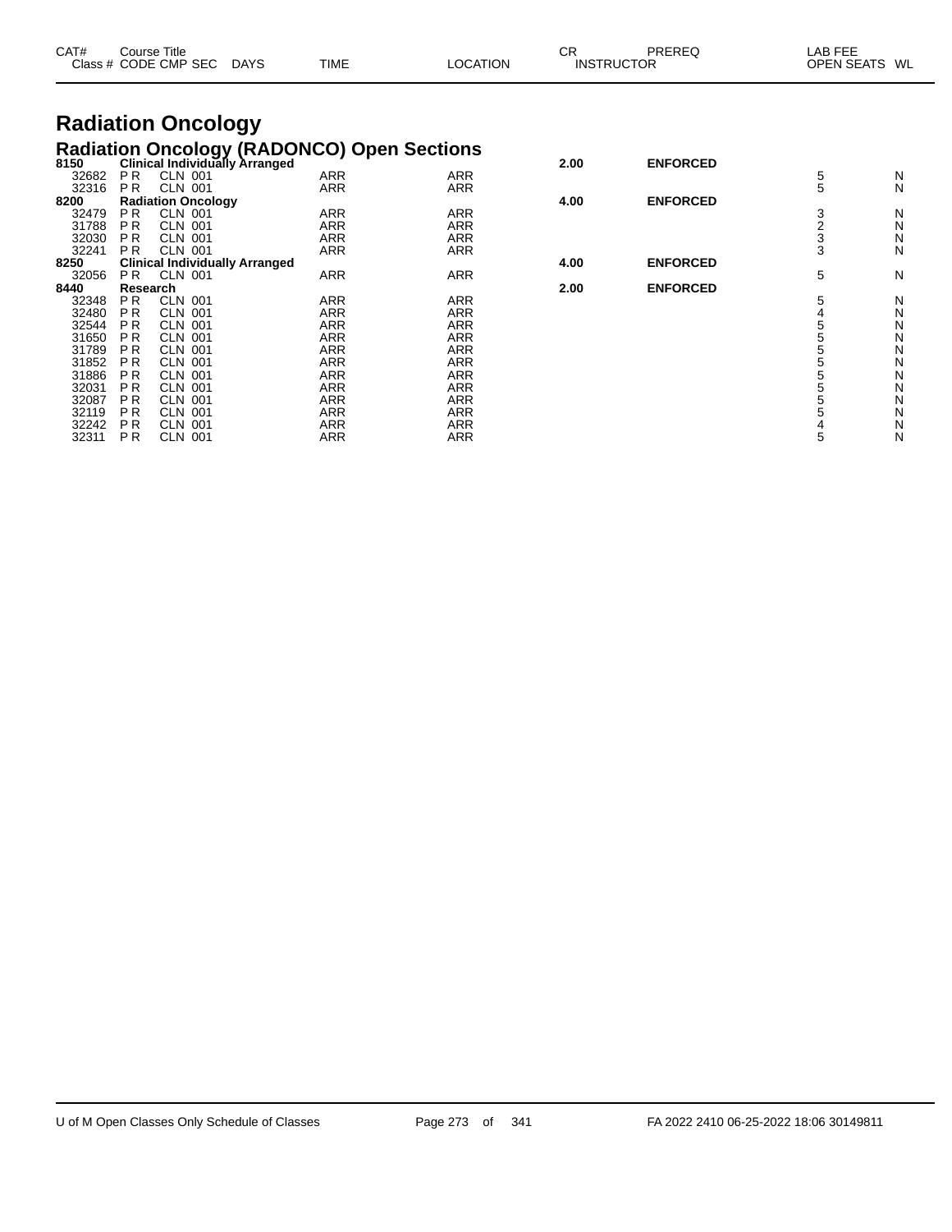| CAT# Class # | Course Title CODE | CMP | SEC | DAYS | TIME | LOCATION | CR INSTRUCTOR | PREREQ | LAB FEE OPEN SEATS | WL |
|---|---|---|---|---|---|---|---|---|---|---|

# Radiation Oncology

## Radiation Oncology (RADONCO) Open Sections

| CAT# Class # | CODE | CMP | SEC | DAYS | TIME | LOCATION | CR | PREREQ | OPEN SEATS | WL |
|---|---|---|---|---|---|---|---|---|---|---|
| **8150** | **Clinical Individually Arranged** | | | | | | **2.00** | **ENFORCED** | | |
| 32682 | P R | CLN | 001 | | ARR | ARR | | | 5 | N |
| 32316 | P R | CLN | 001 | | ARR | ARR | | | 5 | N |
| **8200** | **Radiation Oncology** | | | | | | **4.00** | **ENFORCED** | | |
| 32479 | P R | CLN | 001 | | ARR | ARR | | | 3 | N |
| 31788 | P R | CLN | 001 | | ARR | ARR | | | 2 | N |
| 32030 | P R | CLN | 001 | | ARR | ARR | | | 3 | N |
| 32241 | P R | CLN | 001 | | ARR | ARR | | | 3 | N |
| **8250** | **Clinical Individually Arranged** | | | | | | **4.00** | **ENFORCED** | | |
| 32056 | P R | CLN | 001 | | ARR | ARR | | | 5 | N |
| **8440** | **Research** | | | | | | **2.00** | **ENFORCED** | | |
| 32348 | P R | CLN | 001 | | ARR | ARR | | | 5 | N |
| 32480 | P R | CLN | 001 | | ARR | ARR | | | 4 | N |
| 32544 | P R | CLN | 001 | | ARR | ARR | | | 5 | N |
| 31650 | P R | CLN | 001 | | ARR | ARR | | | 5 | N |
| 31789 | P R | CLN | 001 | | ARR | ARR | | | 5 | N |
| 31852 | P R | CLN | 001 | | ARR | ARR | | | 5 | N |
| 31886 | P R | CLN | 001 | | ARR | ARR | | | 5 | N |
| 32031 | P R | CLN | 001 | | ARR | ARR | | | 5 | N |
| 32087 | P R | CLN | 001 | | ARR | ARR | | | 5 | N |
| 32119 | P R | CLN | 001 | | ARR | ARR | | | 5 | N |
| 32242 | P R | CLN | 001 | | ARR | ARR | | | 4 | N |
| 32311 | P R | CLN | 001 | | ARR | ARR | | | 5 | N |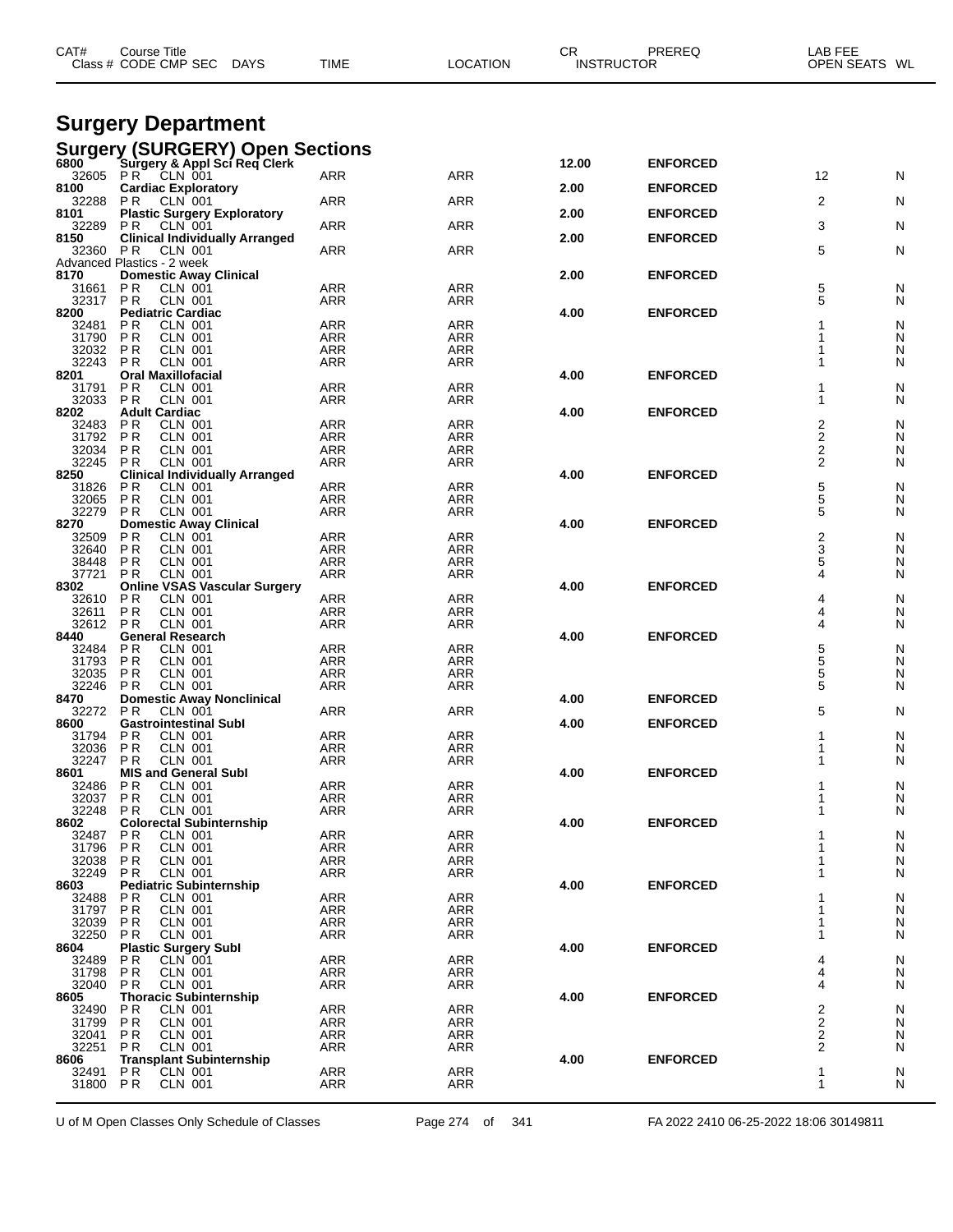# Surgery Department

## Surgery (SURGERY) Open Sections

| CAT# / Class # | Course Title / CODE CMP SEC | DAYS | TIME | LOCATION | CR | INSTRUCTOR | PREREQ | LAB FEE | OPEN SEATS | WL |
|---|---|---|---|---|---|---|---|---|---|---|
| **6800** | **Surgery & Appl Sci Req Clerk** | | | | **12.00** | | **ENFORCED** | | | |
| 32605 | PR CLN 001 | | ARR | ARR | | | | | 12 | N |
| **8100** | **Cardiac Exploratory** | | | | **2.00** | | **ENFORCED** | | | |
| 32288 | PR CLN 001 | | ARR | ARR | | | | | 2 | N |
| **8101** | **Plastic Surgery Exploratory** | | | | **2.00** | | **ENFORCED** | | | |
| 32289 | PR CLN 001 | | ARR | ARR | | | | | 3 | N |
| **8150** | **Clinical Individually Arranged** | | | | **2.00** | | **ENFORCED** | | | |
| 32360 | PR CLN 001 | | ARR | ARR | | | | | 5 | N |
| | Advanced Plastics - 2 week | | | | | | | | | |
| **8170** | **Domestic Away Clinical** | | | | **2.00** | | **ENFORCED** | | | |
| 31661 | PR CLN 001 | | ARR | ARR | | | | | 5 | N |
| 32317 | PR CLN 001 | | ARR | ARR | | | | | 5 | N |
| **8200** | **Pediatric Cardiac** | | | | **4.00** | | **ENFORCED** | | | |
| 32481 | PR CLN 001 | | ARR | ARR | | | | | 1 | N |
| 31790 | PR CLN 001 | | ARR | ARR | | | | | 1 | N |
| 32032 | PR CLN 001 | | ARR | ARR | | | | | 1 | N |
| 32243 | PR CLN 001 | | ARR | ARR | | | | | 1 | N |
| **8201** | **Oral Maxillofacial** | | | | **4.00** | | **ENFORCED** | | | |
| 31791 | PR CLN 001 | | ARR | ARR | | | | | 1 | N |
| 32033 | PR CLN 001 | | ARR | ARR | | | | | 1 | N |
| **8202** | **Adult Cardiac** | | | | **4.00** | | **ENFORCED** | | | |
| 32483 | PR CLN 001 | | ARR | ARR | | | | | 2 | N |
| 31792 | PR CLN 001 | | ARR | ARR | | | | | 2 | N |
| 32034 | PR CLN 001 | | ARR | ARR | | | | | 2 | N |
| 32245 | PR CLN 001 | | ARR | ARR | | | | | 2 | N |
| **8250** | **Clinical Individually Arranged** | | | | **4.00** | | **ENFORCED** | | | |
| 31826 | PR CLN 001 | | ARR | ARR | | | | | 5 | N |
| 32065 | PR CLN 001 | | ARR | ARR | | | | | 5 | N |
| 32279 | PR CLN 001 | | ARR | ARR | | | | | 5 | N |
| **8270** | **Domestic Away Clinical** | | | | **4.00** | | **ENFORCED** | | | |
| 32509 | PR CLN 001 | | ARR | ARR | | | | | 2 | N |
| 32640 | PR CLN 001 | | ARR | ARR | | | | | 3 | N |
| 38448 | PR CLN 001 | | ARR | ARR | | | | | 5 | N |
| 37721 | PR CLN 001 | | ARR | ARR | | | | | 4 | N |
| **8302** | **Online VSAS Vascular Surgery** | | | | **4.00** | | **ENFORCED** | | | |
| 32610 | PR CLN 001 | | ARR | ARR | | | | | 4 | N |
| 32611 | PR CLN 001 | | ARR | ARR | | | | | 4 | N |
| 32612 | PR CLN 001 | | ARR | ARR | | | | | 4 | N |
| **8440** | **General Research** | | | | **4.00** | | **ENFORCED** | | | |
| 32484 | PR CLN 001 | | ARR | ARR | | | | | 5 | N |
| 31793 | PR CLN 001 | | ARR | ARR | | | | | 5 | N |
| 32035 | PR CLN 001 | | ARR | ARR | | | | | 5 | N |
| 32246 | PR CLN 001 | | ARR | ARR | | | | | 5 | N |
| **8470** | **Domestic Away Nonclinical** | | | | **4.00** | | **ENFORCED** | | | |
| 32272 | PR CLN 001 | | ARR | ARR | | | | | 5 | N |
| **8600** | **Gastrointestinal SubI** | | | | **4.00** | | **ENFORCED** | | | |
| 31794 | PR CLN 001 | | ARR | ARR | | | | | 1 | N |
| 32036 | PR CLN 001 | | ARR | ARR | | | | | 1 | N |
| 32247 | PR CLN 001 | | ARR | ARR | | | | | 1 | N |
| **8601** | **MIS and General SubI** | | | | **4.00** | | **ENFORCED** | | | |
| 32486 | PR CLN 001 | | ARR | ARR | | | | | 1 | N |
| 32037 | PR CLN 001 | | ARR | ARR | | | | | 1 | N |
| 32248 | PR CLN 001 | | ARR | ARR | | | | | 1 | N |
| **8602** | **Colorectal Subinternship** | | | | **4.00** | | **ENFORCED** | | | |
| 32487 | PR CLN 001 | | ARR | ARR | | | | | 1 | N |
| 31796 | PR CLN 001 | | ARR | ARR | | | | | 1 | N |
| 32038 | PR CLN 001 | | ARR | ARR | | | | | 1 | N |
| 32249 | PR CLN 001 | | ARR | ARR | | | | | 1 | N |
| **8603** | **Pediatric Subinternship** | | | | **4.00** | | **ENFORCED** | | | |
| 32488 | PR CLN 001 | | ARR | ARR | | | | | 1 | N |
| 31797 | PR CLN 001 | | ARR | ARR | | | | | 1 | N |
| 32039 | PR CLN 001 | | ARR | ARR | | | | | 1 | N |
| 32250 | PR CLN 001 | | ARR | ARR | | | | | 1 | N |
| **8604** | **Plastic Surgery SubI** | | | | **4.00** | | **ENFORCED** | | | |
| 32489 | PR CLN 001 | | ARR | ARR | | | | | 4 | N |
| 31798 | PR CLN 001 | | ARR | ARR | | | | | 4 | N |
| 32040 | PR CLN 001 | | ARR | ARR | | | | | 4 | N |
| **8605** | **Thoracic Subinternship** | | | | **4.00** | | **ENFORCED** | | | |
| 32490 | PR CLN 001 | | ARR | ARR | | | | | 2 | N |
| 31799 | PR CLN 001 | | ARR | ARR | | | | | 2 | N |
| 32041 | PR CLN 001 | | ARR | ARR | | | | | 2 | N |
| 32251 | PR CLN 001 | | ARR | ARR | | | | | 2 | N |
| **8606** | **Transplant Subinternship** | | | | **4.00** | | **ENFORCED** | | | |
| 32491 | PR CLN 001 | | ARR | ARR | | | | | 1 | N |
| 31800 | PR CLN 001 | | ARR | ARR | | | | | 1 | N |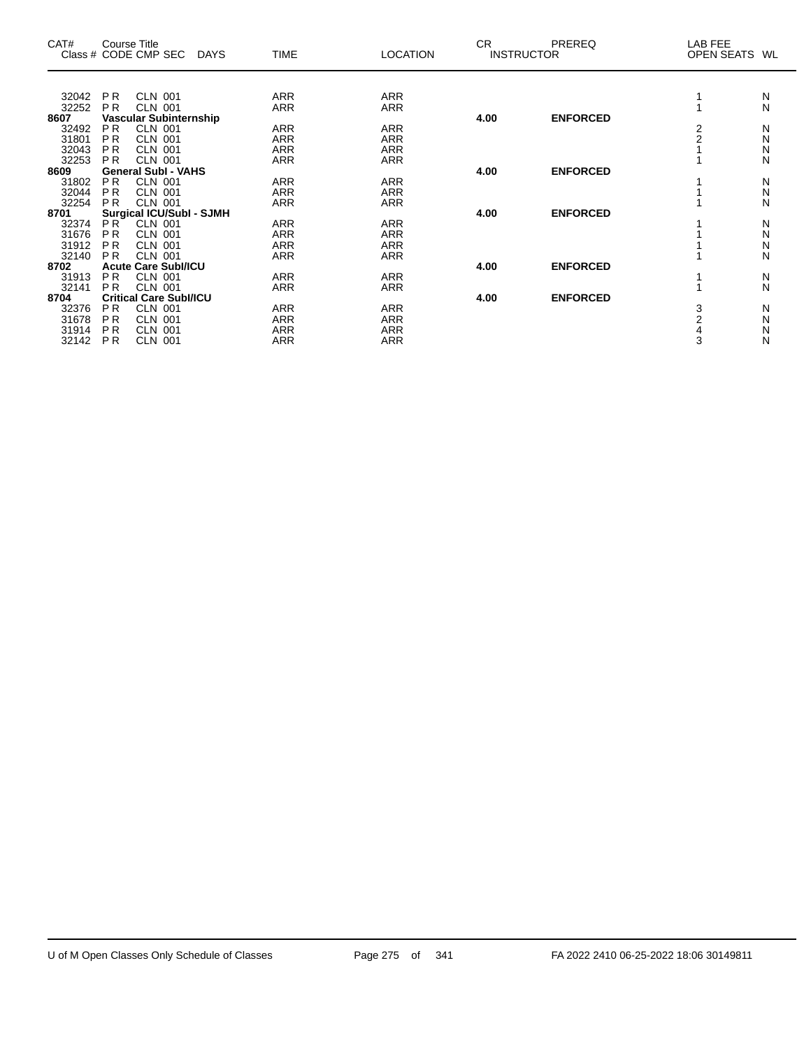| CAT# Class # | Course Title CODE | CMP | SEC | DAYS | TIME | LOCATION | CR INSTRUCTOR | PREREQ | LAB FEE OPEN SEATS | WL |
|---|---|---|---|---|---|---|---|---|---|---|
| 32042 | P R | CLN | 001 | | ARR | ARR | | | 1 | N |
| 32252 | P R | CLN | 001 | | ARR | ARR | | | 1 | N |
| **8607** | **Vascular Subinternship** | | | | | | **4.00** | **ENFORCED** | | |
| 32492 | P R | CLN | 001 | | ARR | ARR | | | 2 | N |
| 31801 | P R | CLN | 001 | | ARR | ARR | | | 2 | N |
| 32043 | P R | CLN | 001 | | ARR | ARR | | | 1 | N |
| 32253 | P R | CLN | 001 | | ARR | ARR | | | 1 | N |
| **8609** | **General SubI - VAHS** | | | | | | **4.00** | **ENFORCED** | | |
| 31802 | P R | CLN | 001 | | ARR | ARR | | | 1 | N |
| 32044 | P R | CLN | 001 | | ARR | ARR | | | 1 | N |
| 32254 | P R | CLN | 001 | | ARR | ARR | | | 1 | N |
| **8701** | **Surgical ICU/SubI - SJMH** | | | | | | **4.00** | **ENFORCED** | | |
| 32374 | P R | CLN | 001 | | ARR | ARR | | | 1 | N |
| 31676 | P R | CLN | 001 | | ARR | ARR | | | 1 | N |
| 31912 | P R | CLN | 001 | | ARR | ARR | | | 1 | N |
| 32140 | P R | CLN | 001 | | ARR | ARR | | | 1 | N |
| **8702** | **Acute Care SubI/ICU** | | | | | | **4.00** | **ENFORCED** | | |
| 31913 | P R | CLN | 001 | | ARR | ARR | | | 1 | N |
| 32141 | P R | CLN | 001 | | ARR | ARR | | | 1 | N |
| **8704** | **Critical Care SubI/ICU** | | | | | | **4.00** | **ENFORCED** | | |
| 32376 | P R | CLN | 001 | | ARR | ARR | | | 3 | N |
| 31678 | P R | CLN | 001 | | ARR | ARR | | | 2 | N |
| 31914 | P R | CLN | 001 | | ARR | ARR | | | 4 | N |
| 32142 | P R | CLN | 001 | | ARR | ARR | | | 3 | N |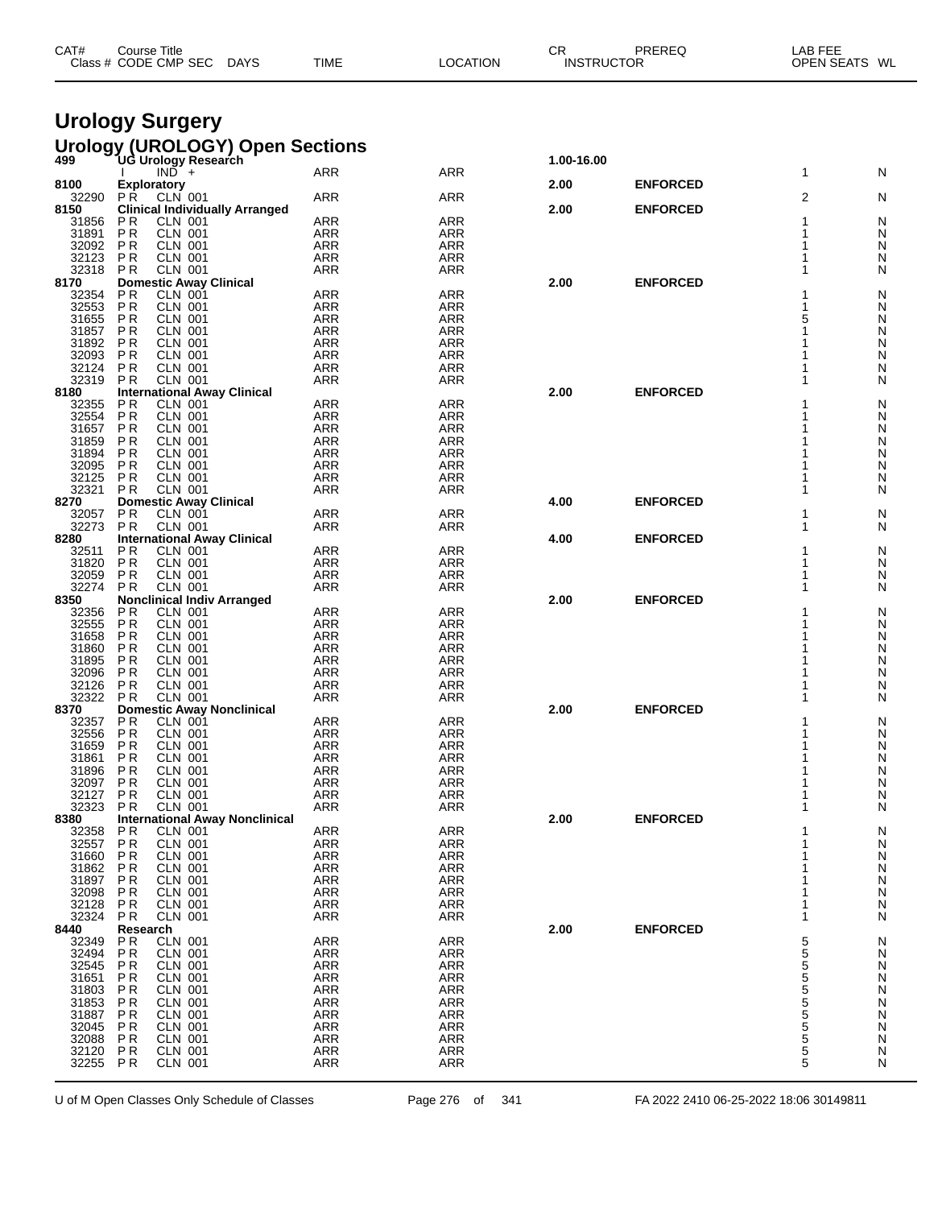| CAT# | Course Title | | | | | | CR | PREREQ | LAB FEE | |
|---|---|---|---|---|---|---|---|---|---|---|
| Class # | CODE | CMP | SEC | DAYS | TIME | LOCATION | INSTRUCTOR | | OPEN SEATS | WL |

# Urology Surgery

## Urology (UROLOGY) Open Sections

| CAT# / Class # | CODE | CMP | SEC | DAYS / TIME | LOCATION | CR | PREREQ | OPEN SEATS | WL |
|---|---|---|---|---|---|---|---|---|---|
| **499** | **UG Urology Research** | | | | | **1.00-16.00** | | | |
| | I | IND | + | ARR | ARR | | | 1 | N |
| **8100** | **Exploratory** | | | | | **2.00** | **ENFORCED** | | |
| 32290 | P R | CLN | 001 | ARR | ARR | | | 2 | N |
| **8150** | **Clinical Individually Arranged** | | | | | **2.00** | **ENFORCED** | | |
| 31856 | P R | CLN | 001 | ARR | ARR | | | 1 | N |
| 31891 | P R | CLN | 001 | ARR | ARR | | | 1 | N |
| 32092 | P R | CLN | 001 | ARR | ARR | | | 1 | N |
| 32123 | P R | CLN | 001 | ARR | ARR | | | 1 | N |
| 32318 | P R | CLN | 001 | ARR | ARR | | | 1 | N |
| **8170** | **Domestic Away Clinical** | | | | | **2.00** | **ENFORCED** | | |
| 32354 | P R | CLN | 001 | ARR | ARR | | | 1 | N |
| 32553 | P R | CLN | 001 | ARR | ARR | | | 1 | N |
| 31655 | P R | CLN | 001 | ARR | ARR | | | 5 | N |
| 31857 | P R | CLN | 001 | ARR | ARR | | | 1 | N |
| 31892 | P R | CLN | 001 | ARR | ARR | | | 1 | N |
| 32093 | P R | CLN | 001 | ARR | ARR | | | 1 | N |
| 32124 | P R | CLN | 001 | ARR | ARR | | | 1 | N |
| 32319 | P R | CLN | 001 | ARR | ARR | | | 1 | N |
| **8180** | **International Away Clinical** | | | | | **2.00** | **ENFORCED** | | |
| 32355 | P R | CLN | 001 | ARR | ARR | | | 1 | N |
| 32554 | P R | CLN | 001 | ARR | ARR | | | 1 | N |
| 31657 | P R | CLN | 001 | ARR | ARR | | | 1 | N |
| 31859 | P R | CLN | 001 | ARR | ARR | | | 1 | N |
| 31894 | P R | CLN | 001 | ARR | ARR | | | 1 | N |
| 32095 | P R | CLN | 001 | ARR | ARR | | | 1 | N |
| 32125 | P R | CLN | 001 | ARR | ARR | | | 1 | N |
| 32321 | P R | CLN | 001 | ARR | ARR | | | 1 | N |
| **8270** | **Domestic Away Clinical** | | | | | **4.00** | **ENFORCED** | | |
| 32057 | P R | CLN | 001 | ARR | ARR | | | 1 | N |
| 32273 | P R | CLN | 001 | ARR | ARR | | | 1 | N |
| **8280** | **International Away Clinical** | | | | | **4.00** | **ENFORCED** | | |
| 32511 | P R | CLN | 001 | ARR | ARR | | | 1 | N |
| 31820 | P R | CLN | 001 | ARR | ARR | | | 1 | N |
| 32059 | P R | CLN | 001 | ARR | ARR | | | 1 | N |
| 32274 | P R | CLN | 001 | ARR | ARR | | | 1 | N |
| **8350** | **Nonclinical Indiv Arranged** | | | | | **2.00** | **ENFORCED** | | |
| 32356 | P R | CLN | 001 | ARR | ARR | | | 1 | N |
| 32555 | P R | CLN | 001 | ARR | ARR | | | 1 | N |
| 31658 | P R | CLN | 001 | ARR | ARR | | | 1 | N |
| 31860 | P R | CLN | 001 | ARR | ARR | | | 1 | N |
| 31895 | P R | CLN | 001 | ARR | ARR | | | 1 | N |
| 32096 | P R | CLN | 001 | ARR | ARR | | | 1 | N |
| 32126 | P R | CLN | 001 | ARR | ARR | | | 1 | N |
| 32322 | P R | CLN | 001 | ARR | ARR | | | 1 | N |
| **8370** | **Domestic Away Nonclinical** | | | | | **2.00** | **ENFORCED** | | |
| 32357 | P R | CLN | 001 | ARR | ARR | | | 1 | N |
| 32556 | P R | CLN | 001 | ARR | ARR | | | 1 | N |
| 31659 | P R | CLN | 001 | ARR | ARR | | | 1 | N |
| 31861 | P R | CLN | 001 | ARR | ARR | | | 1 | N |
| 31896 | P R | CLN | 001 | ARR | ARR | | | 1 | N |
| 32097 | P R | CLN | 001 | ARR | ARR | | | 1 | N |
| 32127 | P R | CLN | 001 | ARR | ARR | | | 1 | N |
| 32323 | P R | CLN | 001 | ARR | ARR | | | 1 | N |
| **8380** | **International Away Nonclinical** | | | | | **2.00** | **ENFORCED** | | |
| 32358 | P R | CLN | 001 | ARR | ARR | | | 1 | N |
| 32557 | P R | CLN | 001 | ARR | ARR | | | 1 | N |
| 31660 | P R | CLN | 001 | ARR | ARR | | | 1 | N |
| 31862 | P R | CLN | 001 | ARR | ARR | | | 1 | N |
| 31897 | P R | CLN | 001 | ARR | ARR | | | 1 | N |
| 32098 | P R | CLN | 001 | ARR | ARR | | | 1 | N |
| 32128 | P R | CLN | 001 | ARR | ARR | | | 1 | N |
| 32324 | P R | CLN | 001 | ARR | ARR | | | 1 | N |
| **8440** | **Research** | | | | | **2.00** | **ENFORCED** | | |
| 32349 | P R | CLN | 001 | ARR | ARR | | | 5 | N |
| 32494 | P R | CLN | 001 | ARR | ARR | | | 5 | N |
| 32545 | P R | CLN | 001 | ARR | ARR | | | 5 | N |
| 31651 | P R | CLN | 001 | ARR | ARR | | | 5 | N |
| 31803 | P R | CLN | 001 | ARR | ARR | | | 5 | N |
| 31853 | P R | CLN | 001 | ARR | ARR | | | 5 | N |
| 31887 | P R | CLN | 001 | ARR | ARR | | | 5 | N |
| 32045 | P R | CLN | 001 | ARR | ARR | | | 5 | N |
| 32088 | P R | CLN | 001 | ARR | ARR | | | 5 | N |
| 32120 | P R | CLN | 001 | ARR | ARR | | | 5 | N |
| 32255 | P R | CLN | 001 | ARR | ARR | | | 5 | N |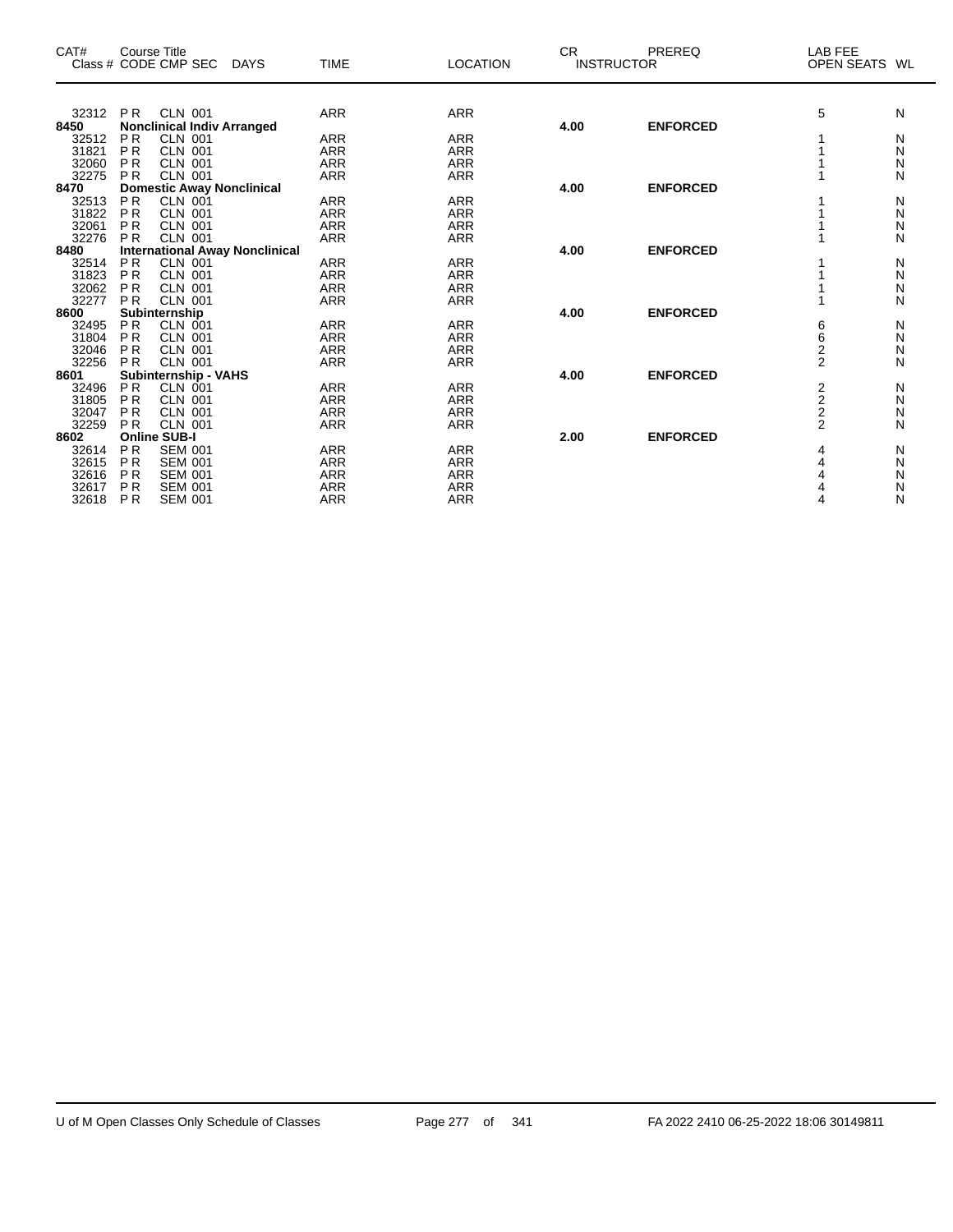| CAT# Class # | Course Title CODE CMP SEC | DAYS | TIME | LOCATION | CR INSTRUCTOR | PREREQ | LAB FEE OPEN SEATS | WL |
|---|---|---|---|---|---|---|---|---|
| 32312 | P R CLN 001 | | ARR | ARR | | | 5 | N |
| **8450** | **Nonclinical Indiv Arranged** | | | | **4.00** | **ENFORCED** | | |
| 32512 | P R CLN 001 | | ARR | ARR | | | 1 | N |
| 31821 | P R CLN 001 | | ARR | ARR | | | 1 | N |
| 32060 | P R CLN 001 | | ARR | ARR | | | 1 | N |
| 32275 | P R CLN 001 | | ARR | ARR | | | 1 | N |
| **8470** | **Domestic Away Nonclinical** | | | | **4.00** | **ENFORCED** | | |
| 32513 | P R CLN 001 | | ARR | ARR | | | 1 | N |
| 31822 | P R CLN 001 | | ARR | ARR | | | 1 | N |
| 32061 | P R CLN 001 | | ARR | ARR | | | 1 | N |
| 32276 | P R CLN 001 | | ARR | ARR | | | 1 | N |
| **8480** | **International Away Nonclinical** | | | | **4.00** | **ENFORCED** | | |
| 32514 | P R CLN 001 | | ARR | ARR | | | 1 | N |
| 31823 | P R CLN 001 | | ARR | ARR | | | 1 | N |
| 32062 | P R CLN 001 | | ARR | ARR | | | 1 | N |
| 32277 | P R CLN 001 | | ARR | ARR | | | 1 | N |
| **8600** | **Subinternship** | | | | **4.00** | **ENFORCED** | | |
| 32495 | P R CLN 001 | | ARR | ARR | | | 6 | N |
| 31804 | P R CLN 001 | | ARR | ARR | | | 6 | N |
| 32046 | P R CLN 001 | | ARR | ARR | | | 2 | N |
| 32256 | P R CLN 001 | | ARR | ARR | | | 2 | N |
| **8601** | **Subinternship - VAHS** | | | | **4.00** | **ENFORCED** | | |
| 32496 | P R CLN 001 | | ARR | ARR | | | 2 | N |
| 31805 | P R CLN 001 | | ARR | ARR | | | 2 | N |
| 32047 | P R CLN 001 | | ARR | ARR | | | 2 | N |
| 32259 | P R CLN 001 | | ARR | ARR | | | 2 | N |
| **8602** | **Online SUB-I** | | | | **2.00** | **ENFORCED** | | |
| 32614 | P R SEM 001 | | ARR | ARR | | | 4 | N |
| 32615 | P R SEM 001 | | ARR | ARR | | | 4 | N |
| 32616 | P R SEM 001 | | ARR | ARR | | | 4 | N |
| 32617 | P R SEM 001 | | ARR | ARR | | | 4 | N |
| 32618 | P R SEM 001 | | ARR | ARR | | | 4 | N |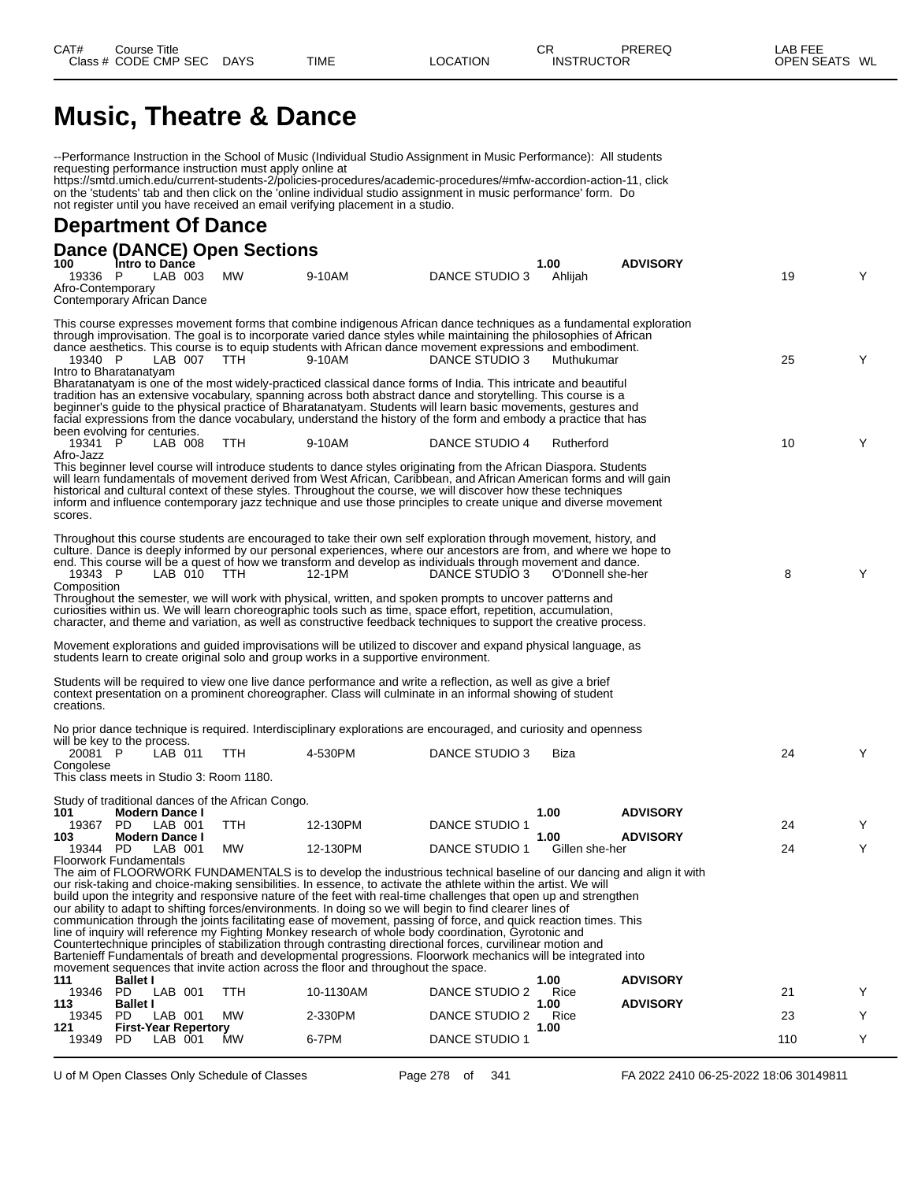| CAT# | Course Title | | | | | CR | PREREQ | LAB FEE |
|---|---|---|---|---|---|---|---|---|
| Class # | CODE CMP SEC | DAYS | TIME | LOCATION | INSTRUCTOR | | OPEN SEATS | WL |

# Music, Theatre & Dance

--Performance Instruction in the School of Music (Individual Studio Assignment in Music Performance): All students requesting performance instruction must apply online at https://smtd.umich.edu/current-students-2/policies-procedures/academic-procedures/#mfw-accordion-action-11, click on the 'students' tab and then click on the 'online individual studio assignment in music performance' form. Do not register until you have received an email verifying placement in a studio.

## Department Of Dance

### Dance (DANCE) Open Sections

**100 Intro to Dance** **1.00** **ADVISORY**

| Class # | CODE CMP SEC | DAYS | TIME | LOCATION | INSTRUCTOR | OPEN SEATS | WL |
|---|---|---|---|---|---|---|---|
| 19336 | P LAB 003 | MW | 9-10AM | DANCE STUDIO 3 | Ahlijah | 19 | Y |

Afro-Contemporary
Contemporary African Dance

This course expresses movement forms that combine indigenous African dance techniques as a fundamental exploration through improvisation. The goal is to incorporate varied dance styles while maintaining the philosophies of African dance aesthetics. This course is to equip students with African dance movement expressions and embodiment.

| Class # | CODE CMP SEC | DAYS | TIME | LOCATION | INSTRUCTOR | OPEN SEATS | WL |
|---|---|---|---|---|---|---|---|
| 19340 | P LAB 007 | TTH | 9-10AM | DANCE STUDIO 3 | Muthukumar | 25 | Y |

Intro to Bharatanatyam
Bharatanatyam is one of the most widely-practiced classical dance forms of India. This intricate and beautiful tradition has an extensive vocabulary, spanning across both abstract dance and storytelling. This course is a beginner's guide to the physical practice of Bharatanatyam. Students will learn basic movements, gestures and facial expressions from the dance vocabulary, understand the history of the form and embody a practice that has been evolving for centuries.

| Class # | CODE CMP SEC | DAYS | TIME | LOCATION | INSTRUCTOR | OPEN SEATS | WL |
|---|---|---|---|---|---|---|---|
| 19341 | P LAB 008 | TTH | 9-10AM | DANCE STUDIO 4 | Rutherford | 10 | Y |

Afro-Jazz
This beginner level course will introduce students to dance styles originating from the African Diaspora. Students will learn fundamentals of movement derived from West African, Caribbean, and African American forms and will gain historical and cultural context of these styles. Throughout the course, we will discover how these techniques inform and influence contemporary jazz technique and use those principles to create unique and diverse movement scores.

Throughout this course students are encouraged to take their own self exploration through movement, history, and culture. Dance is deeply informed by our personal experiences, where our ancestors are from, and where we hope to end. This course will be a quest of how we transform and develop as individuals through movement and dance.

| Class # | CODE CMP SEC | DAYS | TIME | LOCATION | INSTRUCTOR | OPEN SEATS | WL |
|---|---|---|---|---|---|---|---|
| 19343 | P LAB 010 | TTH | 12-1PM | DANCE STUDIO 3 | O'Donnell she-her | 8 | Y |

Composition
Throughout the semester, we will work with physical, written, and spoken prompts to uncover patterns and curiosities within us. We will learn choreographic tools such as time, space effort, repetition, accumulation, character, and theme and variation, as well as constructive feedback techniques to support the creative process.

Movement explorations and guided improvisations will be utilized to discover and expand physical language, as students learn to create original solo and group works in a supportive environment.

Students will be required to view one live dance performance and write a reflection, as well as give a brief context presentation on a prominent choreographer. Class will culminate in an informal showing of student creations.

No prior dance technique is required. Interdisciplinary explorations are encouraged, and curiosity and openness will be key to the process.

| Class # | CODE CMP SEC | DAYS | TIME | LOCATION | INSTRUCTOR | OPEN SEATS | WL |
|---|---|---|---|---|---|---|---|
| 20081 | P LAB 011 | TTH | 4-530PM | DANCE STUDIO 3 | Biza | 24 | Y |

Congolese
This class meets in Studio 3: Room 1180.

Study of traditional dances of the African Congo.

**101 Modern Dance I** **1.00** **ADVISORY**

| Class # | CODE CMP SEC | DAYS | TIME | LOCATION | INSTRUCTOR | OPEN SEATS | WL |
|---|---|---|---|---|---|---|---|
| 19367 | PD LAB 001 | TTH | 12-130PM | DANCE STUDIO 1 | | 24 | Y |

**103 Modern Dance I** **1.00** **ADVISORY**

| Class # | CODE CMP SEC | DAYS | TIME | LOCATION | INSTRUCTOR | OPEN SEATS | WL |
|---|---|---|---|---|---|---|---|
| 19344 | PD LAB 001 | MW | 12-130PM | DANCE STUDIO 1 | Gillen she-her | 24 | Y |

Floorwork Fundamentals
The aim of FLOORWORK FUNDAMENTALS is to develop the industrious technical baseline of our dancing and align it with our risk-taking and choice-making sensibilities. In essence, to activate the athlete within the artist. We will build upon the integrity and responsive nature of the feet with real-time challenges that open up and strengthen our ability to adapt to shifting forces/environments. In doing so we will begin to find clearer lines of communication through the joints facilitating ease of movement, passing of force, and quick reaction times. This line of inquiry will reference my Fighting Monkey research of whole body coordination, Gyrotonic and Countertechnique principles of stabilization through contrasting directional forces, curvilinear motion and Bartenieff Fundamentals of breath and developmental progressions. Floorwork mechanics will be integrated into movement sequences that invite action across the floor and throughout the space.

**111 Ballet I** **1.00** **ADVISORY**

| Class # | CODE CMP SEC | DAYS | TIME | LOCATION | INSTRUCTOR | OPEN SEATS | WL |
|---|---|---|---|---|---|---|---|
| 19346 | PD LAB 001 | TTH | 10-1130AM | DANCE STUDIO 2 | Rice | 21 | Y |

**113 Ballet I** **1.00** **ADVISORY**

| Class # | CODE CMP SEC | DAYS | TIME | LOCATION | INSTRUCTOR | OPEN SEATS | WL |
|---|---|---|---|---|---|---|---|
| 19345 | PD LAB 001 | MW | 2-330PM | DANCE STUDIO 2 | Rice | 23 | Y |

**121 First-Year Repertory** **1.00**

| Class # | CODE CMP SEC | DAYS | TIME | LOCATION | INSTRUCTOR | OPEN SEATS | WL |
|---|---|---|---|---|---|---|---|
| 19349 | PD LAB 001 | MW | 6-7PM | DANCE STUDIO 1 | | 110 | Y |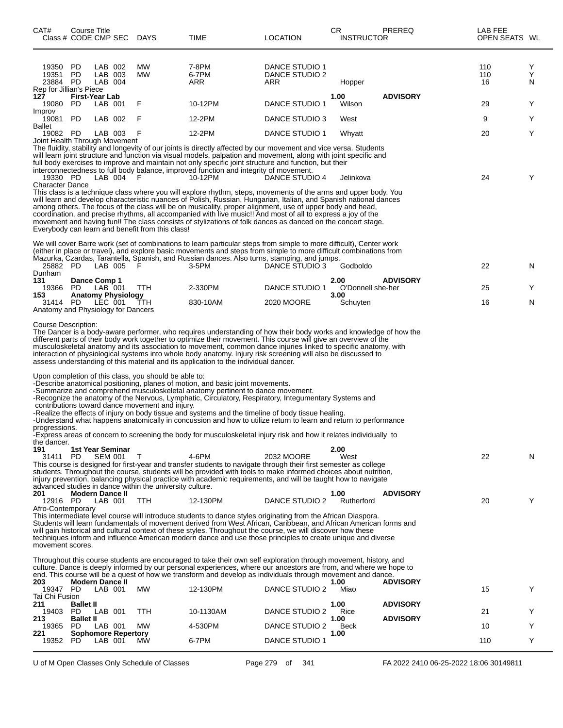| CAT# Class # | Course Title CODE | CMP | SEC | DAYS | TIME | LOCATION | CR INSTRUCTOR | PREREQ | LAB FEE OPEN SEATS | WL |
|---|---|---|---|---|---|---|---|---|---|---|
| 19350 | PD | LAB | 002 | MW | 7-8PM | DANCE STUDIO 1 | | | 110 | Y |
| 19351 | PD | LAB | 003 | MW | 6-7PM | DANCE STUDIO 2 | | | 110 | Y |
| 23884 | PD | LAB | 004 | | ARR | ARR | Hopper | | 16 | N |

Rep for Jillian's Piece

**127 First-Year Lab** 1.00 **ADVISORY**

| Class # | CODE | CMP | SEC | DAYS | TIME | LOCATION | INSTRUCTOR | OPEN SEATS | WL |
|---|---|---|---|---|---|---|---|---|---|
| 19080 | PD | LAB | 001 | F | 10-12PM | DANCE STUDIO 1 | Wilson | 29 | Y |

Improv

| 19081 | PD | LAB | 002 | F | 12-2PM | DANCE STUDIO 3 | West | 9 | Y |
|---|---|---|---|---|---|---|---|---|---|

Ballet

| 19082 | PD | LAB | 003 | F | 12-2PM | DANCE STUDIO 1 | Whyatt | 20 | Y |
|---|---|---|---|---|---|---|---|---|---|

Joint Health Through Movement

The fluidity, stability and longevity of our joints is directly affected by our movement and vice versa. Students will learn joint structure and function via visual models, palpation and movement, along with joint specific and full body exercises to improve and maintain not only specific joint structure and function, but their interconnectedness to full body balance, improved function and integrity of movement.

| 19330 | PD | LAB | 004 | F | 10-12PM | DANCE STUDIO 4 | Jelinkova | 24 | Y |
|---|---|---|---|---|---|---|---|---|---|

Character Dance

This class is a technique class where you will explore rhythm, steps, movements of the arms and upper body. You will learn and develop characteristic nuances of Polish, Russian, Hungarian, Italian, and Spanish national dances among others. The focus of the class will be on musicality, proper alignment, use of upper body and head, coordination, and precise rhythms, all accompanied with live music!! And most of all to express a joy of the movement and having fun!! The class consists of stylizations of folk dances as danced on the concert stage. Everybody can learn and benefit from this class!

We will cover Barre work (set of combinations to learn particular steps from simple to more difficult), Center work (either in place or travel), and explore basic movements and steps from simple to more difficult combinations from Mazurka, Czardas, Tarantella, Spanish, and Russian dances. Also turns, stamping, and jumps.

| 25882 | PD | LAB | 005 | F | 3-5PM | DANCE STUDIO 3 | Godboldo | 22 | N |
|---|---|---|---|---|---|---|---|---|---|

Dunham

**131 Dance Comp 1** 2.00 **ADVISORY**

| 19366 | PD | LAB | 001 | TTH | 2-330PM | DANCE STUDIO 1 | O'Donnell she-her | 25 | Y |
|---|---|---|---|---|---|---|---|---|---|

**153 Anatomy Physiology** 3.00

| 31414 | PD | LEC | 001 | TTH | 830-10AM | 2020 MOORE | Schuyten | 16 | N |
|---|---|---|---|---|---|---|---|---|---|

Anatomy and Physiology for Dancers

Course Description:
The Dancer is a body-aware performer, who requires understanding of how their body works and knowledge of how the different parts of their body work together to optimize their movement. This course will give an overview of the musculoskeletal anatomy and its association to movement, common dance injuries linked to specific anatomy, with interaction of physiological systems into whole body anatomy. Injury risk screening will also be discussed to assess understanding of this material and its application to the individual dancer.

Upon completion of this class, you should be able to:
-Describe anatomical positioning, planes of motion, and basic joint movements.
-Summarize and comprehend musculoskeletal anatomy pertinent to dance movement.
-Recognize the anatomy of the Nervous, Lymphatic, Circulatory, Respiratory, Integumentary Systems and contributions toward dance movement and injury.
-Realize the effects of injury on body tissue and systems and the timeline of body tissue healing.
-Understand what happens anatomically in concussion and how to utilize return to learn and return to performance progressions.
-Express areas of concern to screening the body for musculoskeletal injury risk and how it relates individually to the dancer.

**191 1st Year Seminar** 2.00

| 31411 | PD | SEM | 001 | T | 4-6PM | 2032 MOORE | West | 22 | N |
|---|---|---|---|---|---|---|---|---|---|

This course is designed for first-year and transfer students to navigate through their first semester as college students. Throughout the course, students will be provided with tools to make informed choices about nutrition, injury prevention, balancing physical practice with academic requirements, and will be taught how to navigate advanced studies in dance within the university culture.

**201 Modern Dance II** 1.00 **ADVISORY**

| 12916 | PD | LAB | 001 | TTH | 12-130PM | DANCE STUDIO 2 | Rutherford | 20 | Y |
|---|---|---|---|---|---|---|---|---|---|

Afro-Contemporary

This intermediate level course will introduce students to dance styles originating from the African Diaspora. Students will learn fundamentals of movement derived from West African, Caribbean, and African American forms and will gain historical and cultural context of these styles. Throughout the course, we will discover how these techniques inform and influence American modern dance and use those principles to create unique and diverse movement scores.

Throughout this course students are encouraged to take their own self exploration through movement, history, and culture. Dance is deeply informed by our personal experiences, where our ancestors are from, and where we hope to end. This course will be a quest of how we transform and develop as individuals through movement and dance.

**203 Modern Dance II** 1.00 **ADVISORY**

| 19347 | PD | LAB | 001 | MW | 12-130PM | DANCE STUDIO 2 | Miao | 15 | Y |
|---|---|---|---|---|---|---|---|---|---|

Tai Chi Fusion

**211 Ballet II** 1.00 **ADVISORY**

| 19403 | PD | LAB | 001 | TTH | 10-1130AM | DANCE STUDIO 2 | Rice | 21 | Y |
|---|---|---|---|---|---|---|---|---|---|

**213 Ballet II** 1.00 **ADVISORY**

| 19365 | PD | LAB | 001 | MW | 4-530PM | DANCE STUDIO 2 | Beck | 10 | Y |
|---|---|---|---|---|---|---|---|---|---|

**221 Sophomore Repertory** 1.00

| 19352 | PD | LAB | 001 | MW | 6-7PM | DANCE STUDIO 1 | | 110 | Y |
|---|---|---|---|---|---|---|---|---|---|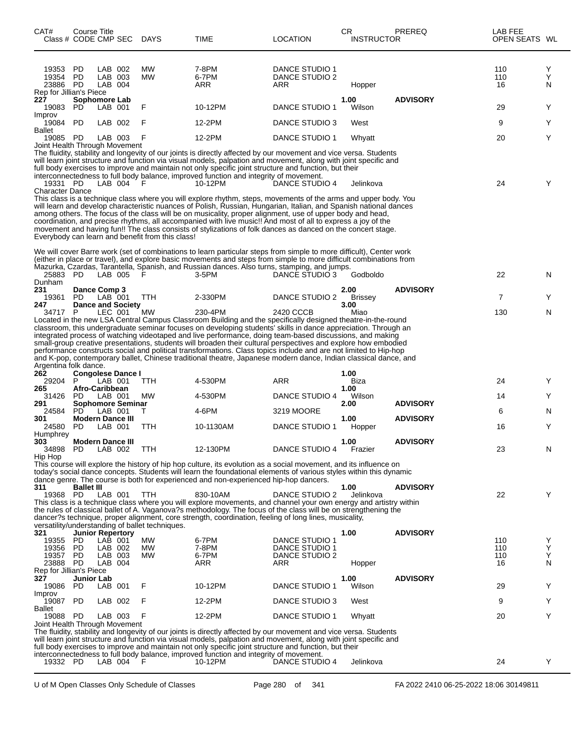| CAT# Class # | Course Title CODE | CMP | SEC | DAYS | TIME | LOCATION | CR INSTRUCTOR | PREREQ | LAB FEE OPEN SEATS | WL |
|---|---|---|---|---|---|---|---|---|---|---|
| 19353 | PD | LAB | 002 | MW | 7-8PM | DANCE STUDIO 1 | | | 110 | Y |
| 19354 | PD | LAB | 003 | MW | 6-7PM | DANCE STUDIO 2 | | | 110 | Y |
| 23886 | PD | LAB | 004 | | ARR | ARR | Hopper | | 16 | N |

Rep for Jillian's Piece

| CAT# Class # | Course Title CODE | CMP | SEC | DAYS | TIME | LOCATION | CR INSTRUCTOR | PREREQ | LAB FEE OPEN SEATS | WL |
|---|---|---|---|---|---|---|---|---|---|---|
| **227** | **Sophomore Lab** | | | | | | **1.00** | **ADVISORY** | | |
| 19083 | PD | LAB | 001 | F | 10-12PM | DANCE STUDIO 1 | Wilson | | 29 | Y |

Improv

| | | | | | | | | | | |
|---|---|---|---|---|---|---|---|---|---|---|
| 19084 | PD | LAB | 002 | F | 12-2PM | DANCE STUDIO 3 | West | | 9 | Y |

Ballet

| | | | | | | | | | | |
|---|---|---|---|---|---|---|---|---|---|---|
| 19085 | PD | LAB | 003 | F | 12-2PM | DANCE STUDIO 1 | Whyatt | | 20 | Y |

Joint Health Through Movement
The fluidity, stability and longevity of our joints is directly affected by our movement and vice versa. Students will learn joint structure and function via visual models, palpation and movement, along with joint specific and full body exercises to improve and maintain not only specific joint structure and function, but their interconnectedness to full body balance, improved function and integrity of movement.

| | | | | | | | | | | |
|---|---|---|---|---|---|---|---|---|---|---|
| 19331 | PD | LAB | 004 | F | 10-12PM | DANCE STUDIO 4 | Jelinkova | | 24 | Y |

Character Dance
This class is a technique class where you will explore rhythm, steps, movements of the arms and upper body. You will learn and develop characteristic nuances of Polish, Russian, Hungarian, Italian, and Spanish national dances among others. The focus of the class will be on musicality, proper alignment, use of upper body and head, coordination, and precise rhythms, all accompanied with live music!! And most of all to express a joy of the movement and having fun!! The class consists of stylizations of folk dances as danced on the concert stage. Everybody can learn and benefit from this class!

We will cover Barre work (set of combinations to learn particular steps from simple to more difficult), Center work (either in place or travel), and explore basic movements and steps from simple to more difficult combinations from Mazurka, Czardas, Tarantella, Spanish, and Russian dances. Also turns, stamping, and jumps.

| | | | | | | | | | | |
|---|---|---|---|---|---|---|---|---|---|---|
| 25883 | PD | LAB | 005 | F | 3-5PM | DANCE STUDIO 3 | Godboldo | | 22 | N |

Dunham

| | | | | | | | | | | |
|---|---|---|---|---|---|---|---|---|---|---|
| **231** | **Dance Comp 3** | | | | | | **2.00** | **ADVISORY** | | |
| 19361 | PD | LAB | 001 | TTH | 2-330PM | DANCE STUDIO 2 | Brissey | | 7 | Y |
| **247** | **Dance and Society** | | | | | | **3.00** | | | |
| 34717 | P | LEC | 001 | MW | 230-4PM | 2420 CCCB | Miao | | 130 | N |

Located in the new LSA Central Campus Classroom Building and the specifically designed theatre-in-the-round classroom, this undergraduate seminar focuses on developing students' skills in dance appreciation. Through an integrated process of watching videotaped and live performance, doing team-based discussions, and making small-group creative presentations, students will broaden their cultural perspectives and explore how embodied performance constructs social and political transformations. Class topics include and are not limited to Hip-hop and K-pop, contemporary ballet, Chinese traditional theatre, Japanese modern dance, Indian classical dance, and Argentina folk dance.

| | | | | | | | | | | |
|---|---|---|---|---|---|---|---|---|---|---|
| **262** | **Congolese Dance I** | | | | | | **1.00** | | | |
| 29204 | P | LAB | 001 | TTH | 4-530PM | ARR | Biza | | 24 | Y |
| **265** | **Afro-Caribbean** | | | | | | **1.00** | | | |
| 31426 | PD | LAB | 001 | MW | 4-530PM | DANCE STUDIO 4 | Wilson | | 14 | Y |
| **291** | **Sophomore Seminar** | | | | | | **2.00** | **ADVISORY** | | |
| 24584 | PD | LAB | 001 | T | 4-6PM | 3219 MOORE | | | 6 | N |
| **301** | **Modern Dance III** | | | | | | **1.00** | **ADVISORY** | | |
| 24580 | PD | LAB | 001 | TTH | 10-1130AM | DANCE STUDIO 1 | Hopper | | 16 | Y |

Humphrey

| | | | | | | | | | | |
|---|---|---|---|---|---|---|---|---|---|---|
| **303** | **Modern Dance III** | | | | | | **1.00** | **ADVISORY** | | |
| 34898 | PD | LAB | 002 | TTH | 12-130PM | DANCE STUDIO 4 | Frazier | | 23 | N |

Hip Hop
This course will explore the history of hip hop culture, its evolution as a social movement, and its influence on today's social dance concepts. Students will learn the foundational elements of various styles within this dynamic dance genre. The course is both for experienced and non-experienced hip-hop dancers.

| | | | | | | | | | | |
|---|---|---|---|---|---|---|---|---|---|---|
| **311** | **Ballet III** | | | | | | **1.00** | **ADVISORY** | | |
| 19368 | PD | LAB | 001 | TTH | 830-10AM | DANCE STUDIO 2 | Jelinkova | | 22 | Y |

This class is a technique class where you will explore movements, and channel your own energy and artistry within the rules of classical ballet of A. Vaganova?s methodology. The focus of the class will be on strengthening the dancer?s technique, proper alignment, core strength, coordination, feeling of long lines, musicality, versatility/understanding of ballet techniques.

| | | | | | | | | | | |
|---|---|---|---|---|---|---|---|---|---|---|
| **321** | **Junior Repertory** | | | | | | **1.00** | **ADVISORY** | | |
| 19355 | PD | LAB | 001 | MW | 6-7PM | DANCE STUDIO 1 | | | 110 | Y |
| 19356 | PD | LAB | 002 | MW | 7-8PM | DANCE STUDIO 1 | | | 110 | Y |
| 19357 | PD | LAB | 003 | MW | 6-7PM | DANCE STUDIO 2 | | | 110 | Y |
| 23888 | PD | LAB | 004 | | ARR | ARR | Hopper | | 16 | N |

Rep for Jillian's Piece

| | | | | | | | | | | |
|---|---|---|---|---|---|---|---|---|---|---|
| **327** | **Junior Lab** | | | | | | **1.00** | **ADVISORY** | | |
| 19086 | PD | LAB | 001 | F | 10-12PM | DANCE STUDIO 1 | Wilson | | 29 | Y |

Improv

| | | | | | | | | | | |
|---|---|---|---|---|---|---|---|---|---|---|
| 19087 | PD | LAB | 002 | F | 12-2PM | DANCE STUDIO 3 | West | | 9 | Y |

Ballet

| | | | | | | | | | | |
|---|---|---|---|---|---|---|---|---|---|---|
| 19088 | PD | LAB | 003 | F | 12-2PM | DANCE STUDIO 1 | Whyatt | | 20 | Y |

Joint Health Through Movement
The fluidity, stability and longevity of our joints is directly affected by our movement and vice versa. Students will learn joint structure and function via visual models, palpation and movement, along with joint specific and full body exercises to improve and maintain not only specific joint structure and function, but their interconnectedness to full body balance, improved function and integrity of movement.

| | | | | | | | | | | |
|---|---|---|---|---|---|---|---|---|---|---|
| 19332 | PD | LAB | 004 | F | 10-12PM | DANCE STUDIO 4 | Jelinkova | | 24 | Y |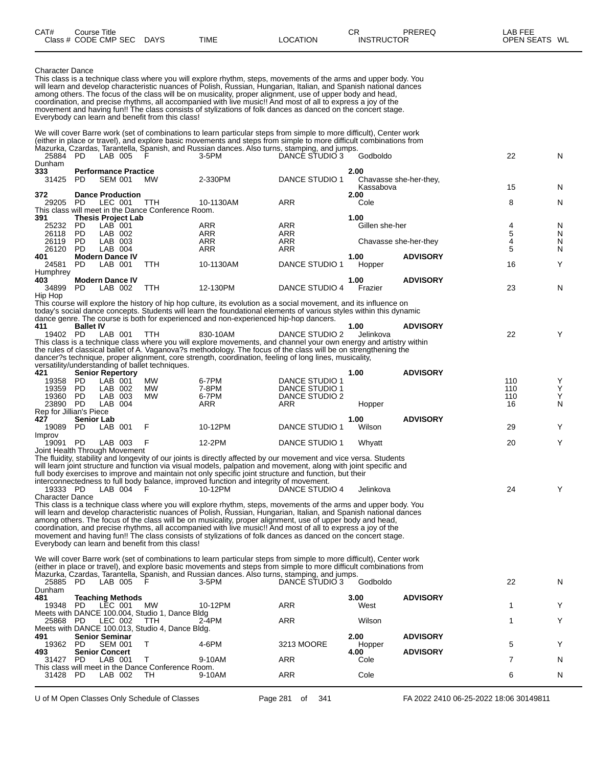| CAT# Class # | Course Title CODE CMP SEC | DAYS | TIME | LOCATION | CR INSTRUCTOR | PREREQ | LAB FEE OPEN SEATS | WL |
|---|---|---|---|---|---|---|---|---|

Character Dance

This class is a technique class where you will explore rhythm, steps, movements of the arms and upper body. You will learn and develop characteristic nuances of Polish, Russian, Hungarian, Italian, and Spanish national dances among others. The focus of the class will be on musicality, proper alignment, use of upper body and head, coordination, and precise rhythms, all accompanied with live music!! And most of all to express a joy of the movement and having fun!! The class consists of stylizations of folk dances as danced on the concert stage. Everybody can learn and benefit from this class!

We will cover Barre work (set of combinations to learn particular steps from simple to more difficult), Center work (either in place or travel), and explore basic movements and steps from simple to more difficult combinations from Mazurka, Czardas, Tarantella, Spanish, and Russian dances. Also turns, stamping, and jumps.

| | | | | | | | | |
|---|---|---|---|---|---|---|---|---|
| 25884 | PD LAB 005 | F | 3-5PM | DANCE STUDIO 3 | Godboldo | | 22 | N |

Dunham

| | | | | | | | | |
|---|---|---|---|---|---|---|---|---|
| **333** | **Performance Practice** | | | | **2.00** | | | |
| 31425 | PD SEM 001 | MW | 2-330PM | DANCE STUDIO 1 | Chavasse she-her-they, Kassabova | | 15 | N |
| **372** | **Dance Production** | | | | **2.00** | | | |
| 29205 | PD LEC 001 | TTH | 10-1130AM | ARR | Cole | | 8 | N |

This class will meet in the Dance Conference Room.

| | | | | | | | | |
|---|---|---|---|---|---|---|---|---|
| **391** | **Thesis Project Lab** | | | | **1.00** | | | |
| 25232 | PD LAB 001 | | ARR | ARR | Gillen she-her | | 4 | N |
| 26118 | PD LAB 002 | | ARR | ARR | | | 5 | N |
| 26119 | PD LAB 003 | | ARR | ARR | Chavasse she-her-they | | 4 | N |
| 26120 | PD LAB 004 | | ARR | ARR | | | 5 | N |
| **401** | **Modern Dance IV** | | | | **1.00** | **ADVISORY** | | |
| 24581 | PD LAB 001 | TTH | 10-1130AM | DANCE STUDIO 1 | Hopper | | 16 | Y |

Humphrey

| | | | | | | | | |
|---|---|---|---|---|---|---|---|---|
| **403** | **Modern Dance IV** | | | | **1.00** | **ADVISORY** | | |
| 34899 | PD LAB 002 | TTH | 12-130PM | DANCE STUDIO 4 | Frazier | | 23 | N |

Hip Hop

This course will explore the history of hip hop culture, its evolution as a social movement, and its influence on today's social dance concepts. Students will learn the foundational elements of various styles within this dynamic dance genre. The course is both for experienced and non-experienced hip-hop dancers.

| | | | | | | | | |
|---|---|---|---|---|---|---|---|---|
| **411** | **Ballet IV** | | | | **1.00** | **ADVISORY** | | |
| 19402 | PD LAB 001 | TTH | 830-10AM | DANCE STUDIO 2 | Jelinkova | | 22 | Y |

This class is a technique class where you will explore movements, and channel your own energy and artistry within the rules of classical ballet of A. Vaganova?s methodology. The focus of the class will be on strengthening the dancer?s technique, proper alignment, core strength, coordination, feeling of long lines, musicality, versatility/understanding of ballet techniques.

| | | | | | | | | |
|---|---|---|---|---|---|---|---|---|
| **421** | **Senior Repertory** | | | | **1.00** | **ADVISORY** | | |
| 19358 | PD LAB 001 | MW | 6-7PM | DANCE STUDIO 1 | | | 110 | Y |
| 19359 | PD LAB 002 | MW | 7-8PM | DANCE STUDIO 1 | | | 110 | Y |
| 19360 | PD LAB 003 | MW | 6-7PM | DANCE STUDIO 2 | | | 110 | Y |
| 23890 | PD LAB 004 | | ARR | ARR | Hopper | | 16 | N |

Rep for Jillian's Piece

| | | | | | | | | |
|---|---|---|---|---|---|---|---|---|
| **427** | **Senior Lab** | | | | **1.00** | **ADVISORY** | | |
| 19089 | PD LAB 001 | F | 10-12PM | DANCE STUDIO 1 | Wilson | | 29 | Y |

Improv

| | | | | | | | | |
|---|---|---|---|---|---|---|---|---|
| 19091 | PD LAB 003 | F | 12-2PM | DANCE STUDIO 1 | Whyatt | | 20 | Y |

Joint Health Through Movement

The fluidity, stability and longevity of our joints is directly affected by our movement and vice versa. Students will learn joint structure and function via visual models, palpation and movement, along with joint specific and full body exercises to improve and maintain not only specific joint structure and function, but their interconnectedness to full body balance, improved function and integrity of movement.

| | | | | | | | | |
|---|---|---|---|---|---|---|---|---|
| 19333 | PD LAB 004 | F | 10-12PM | DANCE STUDIO 4 | Jelinkova | | 24 | Y |

Character Dance

This class is a technique class where you will explore rhythm, steps, movements of the arms and upper body. You will learn and develop characteristic nuances of Polish, Russian, Hungarian, Italian, and Spanish national dances among others. The focus of the class will be on musicality, proper alignment, use of upper body and head, coordination, and precise rhythms, all accompanied with live music!! And most of all to express a joy of the movement and having fun!! The class consists of stylizations of folk dances as danced on the concert stage. Everybody can learn and benefit from this class!

We will cover Barre work (set of combinations to learn particular steps from simple to more difficult), Center work (either in place or travel), and explore basic movements and steps from simple to more difficult combinations from Mazurka, Czardas, Tarantella, Spanish, and Russian dances. Also turns, stamping, and jumps.

| | | | | | | | | |
|---|---|---|---|---|---|---|---|---|
| 25885 | PD LAB 005 | F | 3-5PM | DANCE STUDIO 3 | Godboldo | | 22 | N |

Dunham

| | | | | | | | | |
|---|---|---|---|---|---|---|---|---|
| **481** | **Teaching Methods** | | | | **3.00** | **ADVISORY** | | |
| 19348 | PD LEC 001 | MW | 10-12PM | ARR | West | | 1 | Y |

Meets with DANCE 100.004, Studio 1, Dance Bldg

| | | | | | | | | |
|---|---|---|---|---|---|---|---|---|
| 25868 | PD LEC 002 | TTH | 2-4PM | ARR | Wilson | | 1 | Y |

Meets with DANCE 100.013, Studio 4, Dance Bldg.

| | | | | | | | | |
|---|---|---|---|---|---|---|---|---|
| **491** | **Senior Seminar** | | | | **2.00** | **ADVISORY** | | |
| 19362 | PD SEM 001 | T | 4-6PM | 3213 MOORE | Hopper | | 5 | Y |
| **493** | **Senior Concert** | | | | **4.00** | **ADVISORY** | | |
| 31427 | PD LAB 001 | T | 9-10AM | ARR | Cole | | 7 | N |

This class will meet in the Dance Conference Room.

| | | | | | | | | |
|---|---|---|---|---|---|---|---|---|
| 31428 | PD LAB 002 | TH | 9-10AM | ARR | Cole | | 6 | N |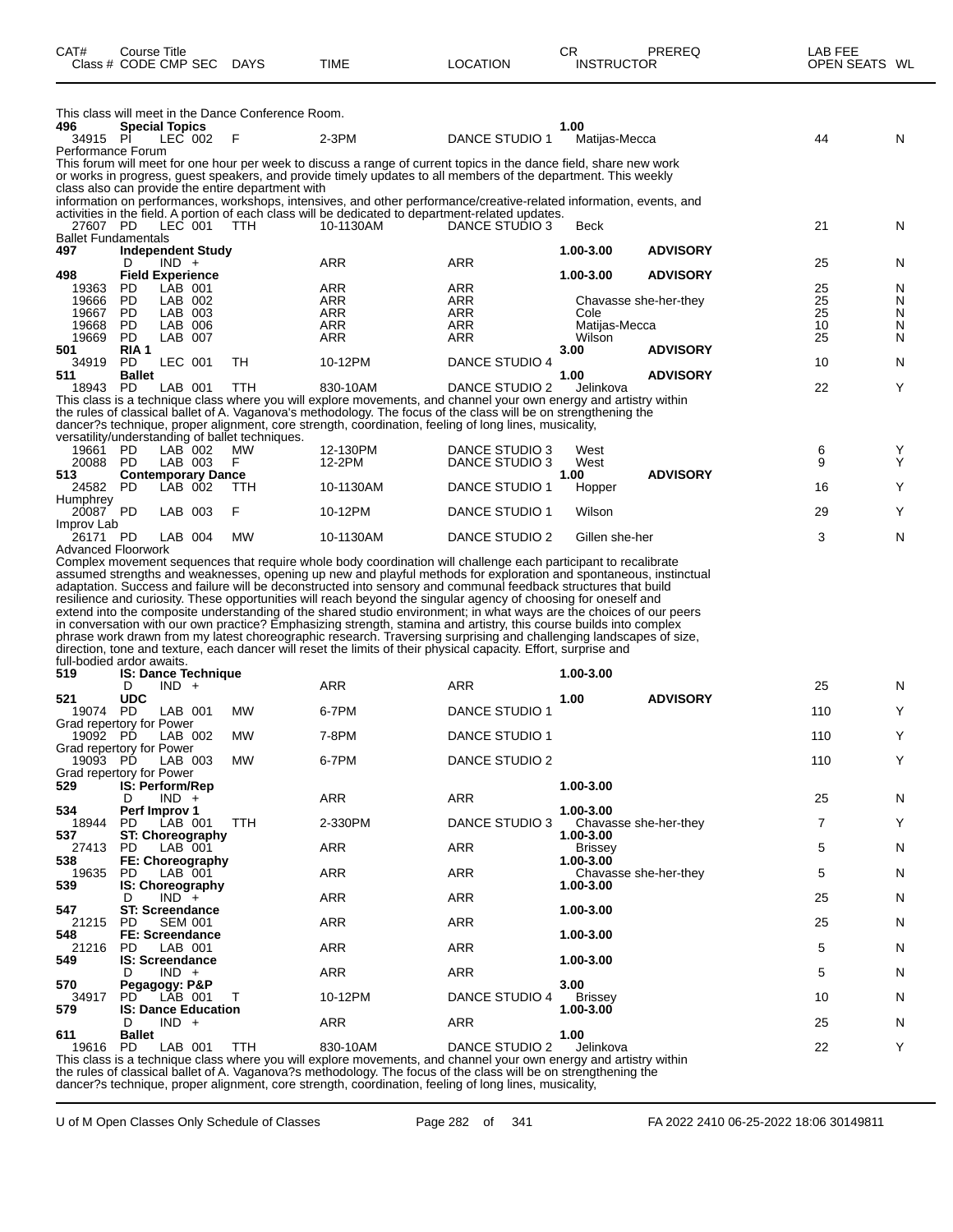| CAT# Class # | Course Title CODE | CMP | SEC | DAYS | TIME | LOCATION | CR INSTRUCTOR | PREREQ | LAB FEE OPEN SEATS | WL |
|---|---|---|---|---|---|---|---|---|---|---|

This class will meet in the Dance Conference Room.

| | | | | | | | | | | |
|---|---|---|---|---|---|---|---|---|---|---|
| **496** | **Special Topics** | | | | | | 1.00 | | | |
| 34915 | PI | LEC | 002 | F | 2-3PM | DANCE STUDIO 1 | Matijas-Mecca | | 44 | N |

Performance Forum

This forum will meet for one hour per week to discuss a range of current topics in the dance field, share new work or works in progress, guest speakers, and provide timely updates to all members of the department. This weekly class also can provide the entire department with information on performances, workshops, intensives, and other performance/creative-related information, events, and activities in the field. A portion of each class will be dedicated to department-related updates.

| | | | | | | | | | | |
|---|---|---|---|---|---|---|---|---|---|---|
| 27607 | PD | LEC | 001 | TTH | 10-1130AM | DANCE STUDIO 3 | Beck | | 21 | N |

Ballet Fundamentals

| | | | | | | | | | | |
|---|---|---|---|---|---|---|---|---|---|---|
| **497** | **Independent Study** | | | | | | 1.00-3.00 | **ADVISORY** | | |
| | D | IND | + | | ARR | ARR | | | 25 | N |
| **498** | **Field Experience** | | | | | | 1.00-3.00 | **ADVISORY** | | |
| 19363 | PD | LAB | 001 | | ARR | ARR | | | 25 | N |
| 19666 | PD | LAB | 002 | | ARR | ARR | Chavasse she-her-they | | 25 | N |
| 19667 | PD | LAB | 003 | | ARR | ARR | Cole | | 25 | N |
| 19668 | PD | LAB | 006 | | ARR | ARR | Matijas-Mecca | | 10 | N |
| 19669 | PD | LAB | 007 | | ARR | ARR | Wilson | | 25 | N |
| **501** | **RIA 1** | | | | | | 3.00 | **ADVISORY** | | |
| 34919 | PD | LEC | 001 | TH | 10-12PM | DANCE STUDIO 4 | | | 10 | N |
| **511** | **Ballet** | | | | | | 1.00 | **ADVISORY** | | |
| 18943 | PD | LAB | 001 | TTH | 830-10AM | DANCE STUDIO 2 | Jelinkova | | 22 | Y |

This class is a technique class where you will explore movements, and channel your own energy and artistry within the rules of classical ballet of A. Vaganova's methodology. The focus of the class will be on strengthening the dancer?s technique, proper alignment, core strength, coordination, feeling of long lines, musicality, versatility/understanding of ballet techniques.

| | | | | | | | | | | |
|---|---|---|---|---|---|---|---|---|---|---|
| 19661 | PD | LAB | 002 | MW | 12-130PM | DANCE STUDIO 3 | West | | 6 | Y |
| 20088 | PD | LAB | 003 | F | 12-2PM | DANCE STUDIO 3 | West | | 9 | Y |
| **513** | **Contemporary Dance** | | | | | | 1.00 | **ADVISORY** | | |
| 24582 | PD | LAB | 002 | TTH | 10-1130AM | DANCE STUDIO 1 | Hopper | | 16 | Y |

Humphrey

| | | | | | | | | | | |
|---|---|---|---|---|---|---|---|---|---|---|
| 20087 | PD | LAB | 003 | F | 10-12PM | DANCE STUDIO 1 | Wilson | | 29 | Y |

Improv Lab

| | | | | | | | | | | |
|---|---|---|---|---|---|---|---|---|---|---|
| 26171 | PD | LAB | 004 | MW | 10-1130AM | DANCE STUDIO 2 | Gillen she-her | | 3 | N |

Advanced Floorwork

Complex movement sequences that require whole body coordination will challenge each participant to recalibrate assumed strengths and weaknesses, opening up new and playful methods for exploration and spontaneous, instinctual adaptation. Success and failure will be deconstructed into sensory and communal feedback structures that build resilience and curiosity. These opportunities will reach beyond the singular agency of choosing for oneself and extend into the composite understanding of the shared studio environment; in what ways are the choices of our peers in conversation with our own practice? Emphasizing strength, stamina and artistry, this course builds into complex phrase work drawn from my latest choreographic research. Traversing surprising and challenging landscapes of size, direction, tone and texture, each dancer will reset the limits of their physical capacity. Effort, surprise and full-bodied ardor awaits.

| | | | | | | | | | | |
|---|---|---|---|---|---|---|---|---|---|---|
| **519** | **IS: Dance Technique** | | | | | | 1.00-3.00 | | | |
| | D | IND | + | | ARR | ARR | | | 25 | N |
| **521** | **UDC** | | | | | | 1.00 | **ADVISORY** | | |
| 19074 | PD | LAB | 001 | MW | 6-7PM | DANCE STUDIO 1 | | | 110 | Y |

Grad repertory for Power

| | | | | | | | | | | |
|---|---|---|---|---|---|---|---|---|---|---|
| 19092 | PD | LAB | 002 | MW | 7-8PM | DANCE STUDIO 1 | | | 110 | Y |

Grad repertory for Power

| | | | | | | | | | | |
|---|---|---|---|---|---|---|---|---|---|---|
| 19093 | PD | LAB | 003 | MW | 6-7PM | DANCE STUDIO 2 | | | 110 | Y |

Grad repertory for Power

| | | | | | | | | | | |
|---|---|---|---|---|---|---|---|---|---|---|
| **529** | **IS: Perform/Rep** | | | | | | 1.00-3.00 | | | |
| | D | IND | + | | ARR | ARR | | | 25 | N |
| **534** | **Perf Improv 1** | | | | | | 1.00-3.00 | | | |
| 18944 | PD | LAB | 001 | TTH | 2-330PM | DANCE STUDIO 3 | Chavasse she-her-they | | 7 | Y |
| **537** | **ST: Choreography** | | | | | | 1.00-3.00 | | | |
| 27413 | PD | LAB | 001 | | ARR | ARR | Brissey | | 5 | N |
| **538** | **FE: Choreography** | | | | | | 1.00-3.00 | | | |
| 19635 | PD | LAB | 001 | | ARR | ARR | Chavasse she-her-they | | 5 | N |
| **539** | **IS: Choreography** | | | | | | 1.00-3.00 | | | |
| | D | IND | + | | ARR | ARR | | | 25 | N |
| **547** | **ST: Screendance** | | | | | | 1.00-3.00 | | | |
| 21215 | PD | SEM | 001 | | ARR | ARR | | | 25 | N |
| **548** | **FE: Screendance** | | | | | | 1.00-3.00 | | | |
| 21216 | PD | LAB | 001 | | ARR | ARR | | | 5 | N |
| **549** | **IS: Screendance** | | | | | | 1.00-3.00 | | | |
| | D | IND | + | | ARR | ARR | | | 5 | N |
| **570** | **Pegagogy: P&P** | | | | | | 3.00 | | | |
| 34917 | PD | LAB | 001 | T | 10-12PM | DANCE STUDIO 4 | Brissey | | 10 | N |
| **579** | **IS: Dance Education** | | | | | | 1.00-3.00 | | | |
| | D | IND | + | | ARR | ARR | | | 25 | N |
| **611** | **Ballet** | | | | | | 1.00 | | | |
| 19616 | PD | LAB | 001 | TTH | 830-10AM | DANCE STUDIO 2 | Jelinkova | | 22 | Y |

This class is a technique class where you will explore movements, and channel your own energy and artistry within the rules of classical ballet of A. Vaganova?s methodology. The focus of the class will be on strengthening the dancer?s technique, proper alignment, core strength, coordination, feeling of long lines, musicality,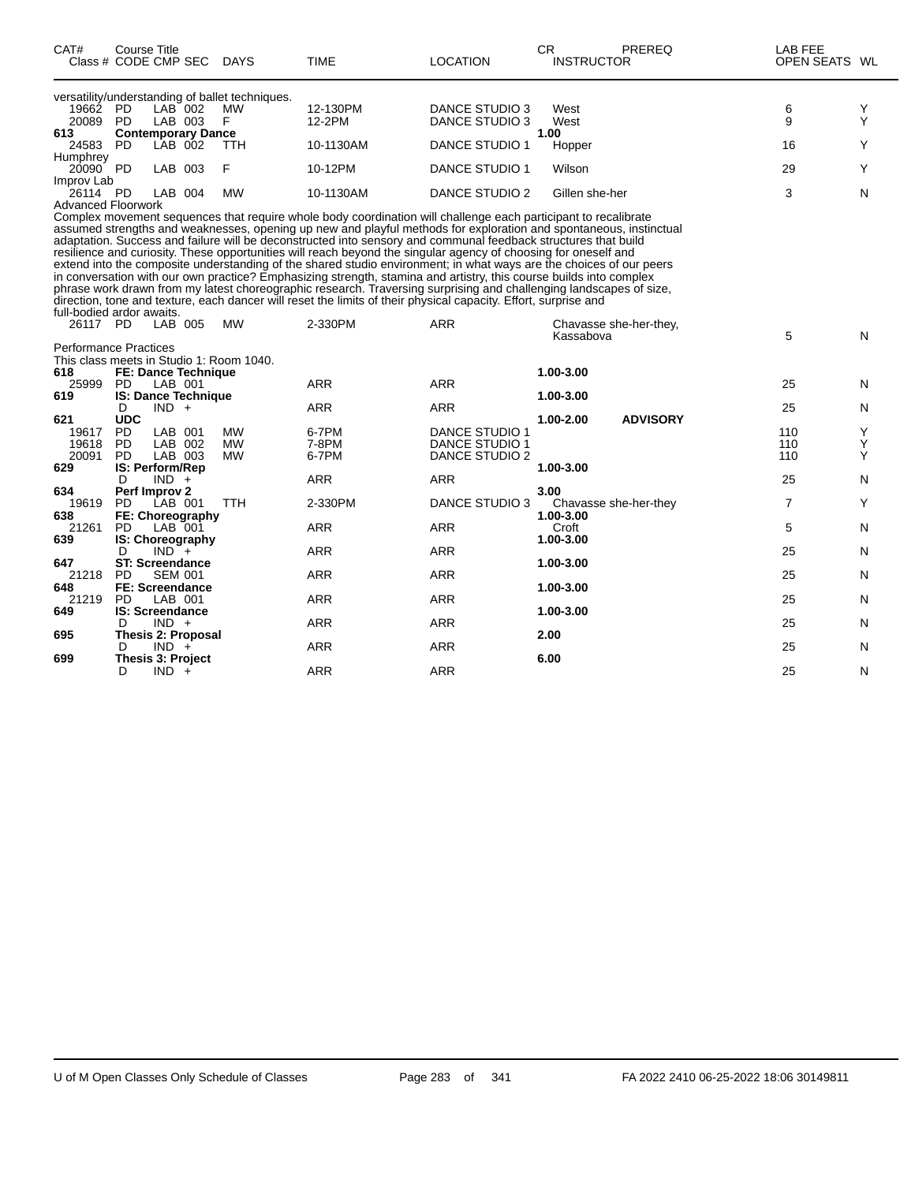| CAT# | Course Title<br>Class # CODE CMP SEC | DAYS | TIME | LOCATION | CR INSTRUCTOR | PREREQ | LAB FEE<br>OPEN SEATS | WL |
|---|---|---|---|---|---|---|---|---|
| | versatility/understanding of ballet techniques. | | | | | | | |
| 19662 | PD LAB 002 | MW | 12-130PM | DANCE STUDIO 3 | West | | 6 | Y |
| 20089 | PD LAB 003 | F | 12-2PM | DANCE STUDIO 3 | West | | 9 | Y |
| **613** | **Contemporary Dance** | | | | **1.00** | | | |
| 24583 | PD LAB 002 | TTH | 10-1130AM | DANCE STUDIO 1 | Hopper | | 16 | Y |
| Humphrey | | | | | | | | |
| 20090 | PD LAB 003 | F | 10-12PM | DANCE STUDIO 1 | Wilson | | 29 | Y |
| Improv Lab | | | | | | | | |
| 26114 | PD LAB 004 | MW | 10-1130AM | DANCE STUDIO 2 | Gillen she-her | | 3 | N |

Advanced Floorwork
Complex movement sequences that require whole body coordination will challenge each participant to recalibrate assumed strengths and weaknesses, opening up new and playful methods for exploration and spontaneous, instinctual adaptation. Success and failure will be deconstructed into sensory and communal feedback structures that build resilience and curiosity. These opportunities will reach beyond the singular agency of choosing for oneself and extend into the composite understanding of the shared studio environment; in what ways are the choices of our peers in conversation with our own practice? Emphasizing strength, stamina and artistry, this course builds into complex phrase work drawn from my latest choreographic research. Traversing surprising and challenging landscapes of size, direction, tone and texture, each dancer will reset the limits of their physical capacity. Effort, surprise and full-bodied ardor awaits.

| CAT# | Course Title<br>Class # CODE CMP SEC | DAYS | TIME | LOCATION | CR INSTRUCTOR | PREREQ | LAB FEE<br>OPEN SEATS | WL |
|---|---|---|---|---|---|---|---|---|
| 26117 | PD LAB 005 | MW | 2-330PM | ARR | Chavasse she-her-they, Kassabova | | 5 | N |

Performance Practices
This class meets in Studio 1: Room 1040.

| CAT# | Course Title<br>Class # CODE CMP SEC | DAYS | TIME | LOCATION | CR INSTRUCTOR | PREREQ | LAB FEE<br>OPEN SEATS | WL |
|---|---|---|---|---|---|---|---|---|
| **618** | **FE: Dance Technique** | | | | **1.00-3.00** | | | |
| 25999 | PD LAB 001 | | ARR | ARR | | | 25 | N |
| **619** | **IS: Dance Technique** | | | | **1.00-3.00** | | | |
| | D IND + | | ARR | ARR | | | 25 | N |
| **621** | **UDC** | | | | **1.00-2.00** | **ADVISORY** | | |
| 19617 | PD LAB 001 | MW | 6-7PM | DANCE STUDIO 1 | | | 110 | Y |
| 19618 | PD LAB 002 | MW | 7-8PM | DANCE STUDIO 1 | | | 110 | Y |
| 20091 | PD LAB 003 | MW | 6-7PM | DANCE STUDIO 2 | | | 110 | Y |
| **629** | **IS: Perform/Rep** | | | | **1.00-3.00** | | | |
| | D IND + | | ARR | ARR | | | 25 | N |
| **634** | **Perf Improv 2** | | | | **3.00** | | | |
| 19619 | PD LAB 001 | TTH | 2-330PM | DANCE STUDIO 3 | Chavasse she-her-they | | 7 | Y |
| **638** | **FE: Choreography** | | | | **1.00-3.00** | | | |
| 21261 | PD LAB 001 | | ARR | ARR | Croft | | 5 | N |
| **639** | **IS: Choreography** | | | | **1.00-3.00** | | | |
| | D IND + | | ARR | ARR | | | 25 | N |
| **647** | **ST: Screendance** | | | | **1.00-3.00** | | | |
| 21218 | PD SEM 001 | | ARR | ARR | | | 25 | N |
| **648** | **FE: Screendance** | | | | **1.00-3.00** | | | |
| 21219 | PD LAB 001 | | ARR | ARR | | | 25 | N |
| **649** | **IS: Screendance** | | | | **1.00-3.00** | | | |
| | D IND + | | ARR | ARR | | | 25 | N |
| **695** | **Thesis 2: Proposal** | | | | **2.00** | | | |
| | D IND + | | ARR | ARR | | | 25 | N |
| **699** | **Thesis 3: Project** | | | | **6.00** | | | |
| | D IND + | | ARR | ARR | | | 25 | N |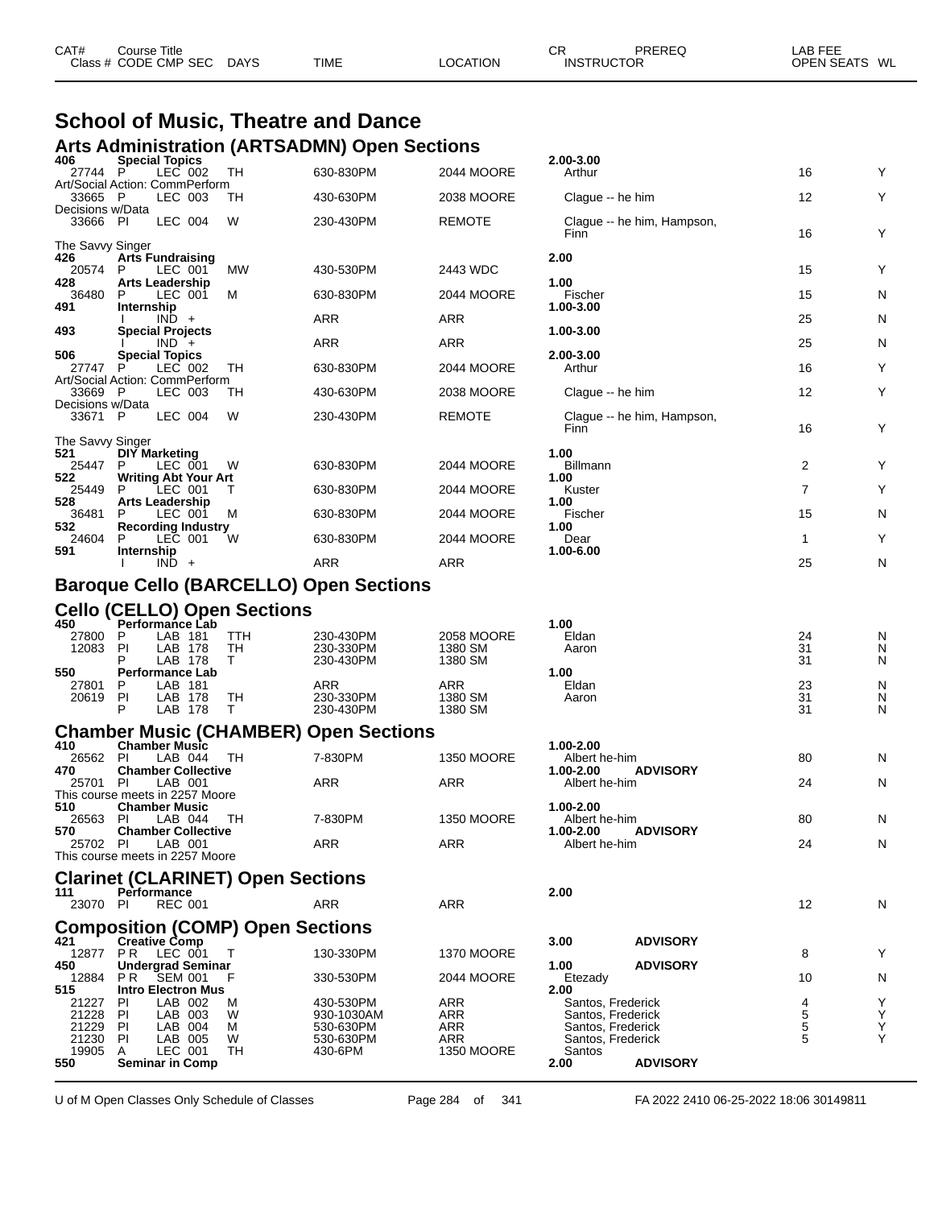# School of Music, Theatre and Dance

## Arts Administration (ARTSADMN) Open Sections

| CAT# / Class # | Course Title / CODE CMP SEC | DAYS | TIME | LOCATION | CR / INSTRUCTOR | PREREQ | OPEN SEATS | WL |
|---|---|---|---|---|---|---|---|---|
| **406** | **Special Topics** | | | | **2.00-3.00** | | | |
| 27744 | P LEC 002 | TH | 630-830PM | 2044 MOORE | Arthur | | 16 | Y |
| Art/Social Action: CommPerform | | | | | | | | |
| 33665 | P LEC 003 | TH | 430-630PM | 2038 MOORE | Clague -- he him | | 12 | Y |
| Decisions w/Data | | | | | | | | |
| 33666 | PI LEC 004 | W | 230-430PM | REMOTE | Clague -- he him, Hampson, Finn | | 16 | Y |
| The Savvy Singer | | | | | | | | |
| **426** | **Arts Fundraising** | | | | **2.00** | | | |
| 20574 | P LEC 001 | MW | 430-530PM | 2443 WDC | | | 15 | Y |
| **428** | **Arts Leadership** | | | | **1.00** | | | |
| 36480 | P LEC 001 | M | 630-830PM | 2044 MOORE | Fischer | | 15 | N |
| **491** | **Internship** | | | | **1.00-3.00** | | | |
| | I IND + | | ARR | ARR | | | 25 | N |
| **493** | **Special Projects** | | | | **1.00-3.00** | | | |
| | I IND + | | ARR | ARR | | | 25 | N |
| **506** | **Special Topics** | | | | **2.00-3.00** | | | |
| 27747 | P LEC 002 | TH | 630-830PM | 2044 MOORE | Arthur | | 16 | Y |
| Art/Social Action: CommPerform | | | | | | | | |
| 33669 | P LEC 003 | TH | 430-630PM | 2038 MOORE | Clague -- he him | | 12 | Y |
| Decisions w/Data | | | | | | | | |
| 33671 | P LEC 004 | W | 230-430PM | REMOTE | Clague -- he him, Hampson, Finn | | 16 | Y |
| The Savvy Singer | | | | | | | | |
| **521** | **DIY Marketing** | | | | **1.00** | | | |
| 25447 | P LEC 001 | W | 630-830PM | 2044 MOORE | Billmann | | 2 | Y |
| **522** | **Writing Abt Your Art** | | | | **1.00** | | | |
| 25449 | P LEC 001 | T | 630-830PM | 2044 MOORE | Kuster | | 7 | Y |
| **528** | **Arts Leadership** | | | | **1.00** | | | |
| 36481 | P LEC 001 | M | 630-830PM | 2044 MOORE | Fischer | | 15 | N |
| **532** | **Recording Industry** | | | | **1.00** | | | |
| 24604 | P LEC 001 | W | 630-830PM | 2044 MOORE | Dear | | 1 | Y |
| **591** | **Internship** | | | | **1.00-6.00** | | | |
| | I IND + | | ARR | ARR | | | 25 | N |

## Baroque Cello (BARCELLO) Open Sections

## Cello (CELLO) Open Sections

| CAT# / Class # | Course Title / CODE CMP SEC | DAYS | TIME | LOCATION | CR / INSTRUCTOR | PREREQ | OPEN SEATS | WL |
|---|---|---|---|---|---|---|---|---|
| **450** | **Performance Lab** | | | | **1.00** | | | |
| 27800 | P LAB 181 | TTH | 230-430PM | 2058 MOORE | Eldan | | 24 | N |
| 12083 | PI LAB 178 | TH | 230-330PM | 1380 SM | Aaron | | 31 | N |
| | P LAB 178 | T | 230-430PM | 1380 SM | | | 31 | N |
| **550** | **Performance Lab** | | | | **1.00** | | | |
| 27801 | P LAB 181 | | ARR | ARR | Eldan | | 23 | N |
| 20619 | PI LAB 178 | TH | 230-330PM | 1380 SM | Aaron | | 31 | N |
| | P LAB 178 | T | 230-430PM | 1380 SM | | | 31 | N |

## Chamber Music (CHAMBER) Open Sections

| CAT# / Class # | Course Title / CODE CMP SEC | DAYS | TIME | LOCATION | CR / INSTRUCTOR | PREREQ | OPEN SEATS | WL |
|---|---|---|---|---|---|---|---|---|
| **410** | **Chamber Music** | | | | **1.00-2.00** | | | |
| 26562 | PI LAB 044 | TH | 7-830PM | 1350 MOORE | Albert he-him | | 80 | N |
| **470** | **Chamber Collective** | | | | **1.00-2.00** | **ADVISORY** | | |
| 25701 | PI LAB 001 | | ARR | ARR | Albert he-him | | 24 | N |
| This course meets in 2257 Moore | | | | | | | | |
| **510** | **Chamber Music** | | | | **1.00-2.00** | | | |
| 26563 | PI LAB 044 | TH | 7-830PM | 1350 MOORE | Albert he-him | | 80 | N |
| **570** | **Chamber Collective** | | | | **1.00-2.00** | **ADVISORY** | | |
| 25702 | PI LAB 001 | | ARR | ARR | Albert he-him | | 24 | N |
| This course meets in 2257 Moore | | | | | | | | |

## Clarinet (CLARINET) Open Sections

| CAT# / Class # | Course Title / CODE CMP SEC | DAYS | TIME | LOCATION | CR / INSTRUCTOR | PREREQ | OPEN SEATS | WL |
|---|---|---|---|---|---|---|---|---|
| **111** | **Performance** | | | | **2.00** | | | |
| 23070 | PI REC 001 | | ARR | ARR | | | 12 | N |

## Composition (COMP) Open Sections

| CAT# / Class # | Course Title / CODE CMP SEC | DAYS | TIME | LOCATION | CR / INSTRUCTOR | PREREQ | OPEN SEATS | WL |
|---|---|---|---|---|---|---|---|---|
| **421** | **Creative Comp** | | | | **3.00** | **ADVISORY** | | |
| 12877 | P R LEC 001 | T | 130-330PM | 1370 MOORE | | | 8 | Y |
| **450** | **Undergrad Seminar** | | | | **1.00** | **ADVISORY** | | |
| 12884 | P R SEM 001 | F | 330-530PM | 2044 MOORE | Etezady | | 10 | N |
| **515** | **Intro Electron Mus** | | | | **2.00** | | | |
| 21227 | PI LAB 002 | M | 430-530PM | ARR | Santos, Frederick | | 4 | Y |
| 21228 | PI LAB 003 | W | 930-1030AM | ARR | Santos, Frederick | | 5 | Y |
| 21229 | PI LAB 004 | M | 530-630PM | ARR | Santos, Frederick | | 5 | Y |
| 21230 | PI LAB 005 | W | 530-630PM | ARR | Santos, Frederick | | 5 | Y |
| 19905 | A LEC 001 | TH | 430-6PM | 1350 MOORE | Santos | | | |
| **550** | **Seminar in Comp** | | | | **2.00** | **ADVISORY** | | |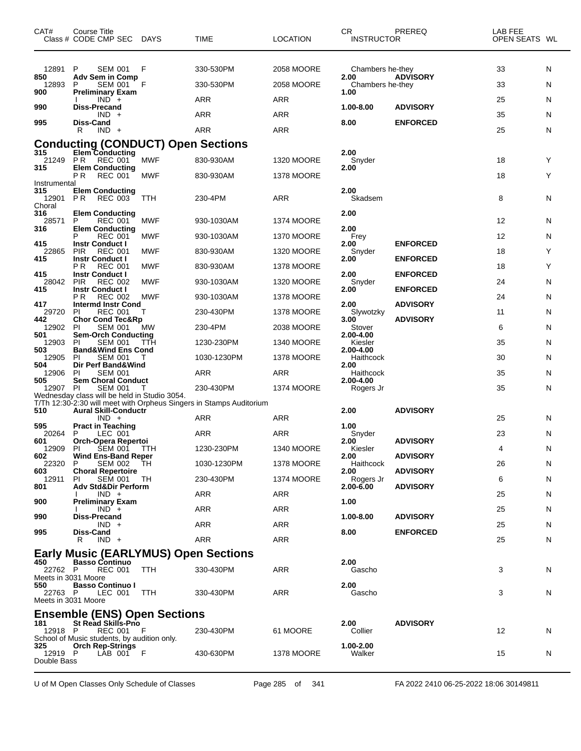| CAT# | Course Title Class # CODE CMP SEC | DAYS | TIME | LOCATION | CR INSTRUCTOR | PREREQ | LAB FEE OPEN SEATS | WL |
|---|---|---|---|---|---|---|---|---|
| 12891 | P SEM 001 | F | 330-530PM | 2058 MOORE | Chambers he-they | | 33 | N |
| 850 | **Adv Sem in Comp** | | | | 2.00 | **ADVISORY** | | |
| 12893 | P SEM 001 | F | 330-530PM | 2058 MOORE | Chambers he-they | | 33 | N |
| 900 | **Preliminary Exam** | | | | 1.00 | | | |
| | I IND + | | ARR | ARR | | | 25 | N |
| 990 | **Diss-Precand** | | | | 1.00-8.00 | **ADVISORY** | | |
| | IND + | | ARR | ARR | | | 35 | N |
| 995 | **Diss-Cand** | | | | 8.00 | **ENFORCED** | | |
| | R IND + | | ARR | ARR | | | 25 | N |

## Conducting (CONDUCT) Open Sections

| CAT# | Course Title Class # CODE CMP SEC | DAYS | TIME | LOCATION | CR INSTRUCTOR | PREREQ | LAB FEE OPEN SEATS | WL |
|---|---|---|---|---|---|---|---|---|
| 315 | **Elem Conducting** | | | | 2.00 | | | |
| 21249 | P R REC 001 | MWF | 830-930AM | 1320 MOORE | Snyder | | 18 | Y |
| 315 | **Elem Conducting** | | | | 2.00 | | | |
| | P R REC 001 | MWF | 830-930AM | 1378 MOORE | | | 18 | Y |
| Instrumental | | | | | | | | |
| 315 | **Elem Conducting** | | | | 2.00 | | | |
| 12901 | P R REC 003 | TTH | 230-4PM | ARR | Skadsem | | 8 | N |
| Choral | | | | | | | | |
| 316 | **Elem Conducting** | | | | 2.00 | | | |
| 28571 | P REC 001 | MWF | 930-1030AM | 1374 MOORE | | | 12 | N |
| 316 | **Elem Conducting** | | | | 2.00 | | | |
| | P REC 001 | MWF | 930-1030AM | 1370 MOORE | Frey | | 12 | N |
| 415 | **Instr Conduct I** | | | | 2.00 | **ENFORCED** | | |
| 22865 | PIR REC 001 | MWF | 830-930AM | 1320 MOORE | Snyder | | 18 | Y |
| 415 | **Instr Conduct I** | | | | 2.00 | **ENFORCED** | | |
| | P R REC 001 | MWF | 830-930AM | 1378 MOORE | | | 18 | Y |
| 415 | **Instr Conduct I** | | | | 2.00 | **ENFORCED** | | |
| 28042 | PIR REC 002 | MWF | 930-1030AM | 1320 MOORE | Snyder | | 24 | N |
| 415 | **Instr Conduct I** | | | | 2.00 | **ENFORCED** | | |
| | P R REC 002 | MWF | 930-1030AM | 1378 MOORE | | | 24 | N |
| 417 | **Intermd Instr Cond** | | | | 2.00 | **ADVISORY** | | |
| 29720 | PI REC 001 | T | 230-430PM | 1378 MOORE | Slywotzky | | 11 | N |
| 442 | **Chor Cond Tec&Rp** | | | | 3.00 | **ADVISORY** | | |
| 12902 | PI SEM 001 | MW | 230-4PM | 2038 MOORE | Stover | | 6 | N |
| 501 | **Sem-Orch Conducting** | | | | 2.00-4.00 | | | |
| 12903 | PI SEM 001 | TTH | 1230-230PM | 1340 MOORE | Kiesler | | 35 | N |
| 503 | **Band&Wind Ens Cond** | | | | 2.00-4.00 | | | |
| 12905 | PI SEM 001 | T | 1030-1230PM | 1378 MOORE | Haithcock | | 30 | N |
| 504 | **Dir Perf Band&Wind** | | | | 2.00 | | | |
| 12906 | PI SEM 001 | | ARR | ARR | Haithcock | | 35 | N |
| 505 | **Sem Choral Conduct** | | | | 2.00-4.00 | | | |
| 12907 | PI SEM 001 | T | 230-430PM | 1374 MOORE | Rogers Jr | | 35 | N |
| Wednesday class will be held in Studio 3054. T/Th 12:30-2:30 will meet with Orpheus Singers in Stamps Auditorium | | | | | | | | |
| 510 | **Aural Skill-Conductr** | | | | 2.00 | **ADVISORY** | | |
| | IND + | | ARR | ARR | | | 25 | N |
| 595 | **Pract in Teaching** | | | | 1.00 | | | |
| 20264 | P LEC 001 | | ARR | ARR | Snyder | | 23 | N |
| 601 | **Orch-Opera Repertoi** | | | | 2.00 | **ADVISORY** | | |
| 12909 | PI SEM 001 | TTH | 1230-230PM | 1340 MOORE | Kiesler | | 4 | N |
| 602 | **Wind Ens-Band Reper** | | | | 2.00 | **ADVISORY** | | |
| 22320 | P SEM 002 | TH | 1030-1230PM | 1378 MOORE | Haithcock | | 26 | N |
| 603 | **Choral Repertoire** | | | | 2.00 | **ADVISORY** | | |
| 12911 | PI SEM 001 | TH | 230-430PM | 1374 MOORE | Rogers Jr | | 6 | N |
| 801 | **Adv Std&Dir Perform** | | | | 2.00-6.00 | **ADVISORY** | | |
| | I IND + | | ARR | ARR | | | 25 | N |
| 900 | **Preliminary Exam** | | | | 1.00 | | | |
| | I IND + | | ARR | ARR | | | 25 | N |
| 990 | **Diss-Precand** | | | | 1.00-8.00 | **ADVISORY** | | |
| | IND + | | ARR | ARR | | | 25 | N |
| 995 | **Diss-Cand** | | | | 8.00 | **ENFORCED** | | |
| | R IND + | | ARR | ARR | | | 25 | N |

## Early Music (EARLYMUS) Open Sections

| CAT# | Course Title Class # CODE CMP SEC | DAYS | TIME | LOCATION | CR INSTRUCTOR | PREREQ | LAB FEE OPEN SEATS | WL |
|---|---|---|---|---|---|---|---|---|
| 450 | **Basso Continuo** | | | | 2.00 | | | |
| 22762 | P REC 001 | TTH | 330-430PM | ARR | Gascho | | 3 | N |
| Meets in 3031 Moore | | | | | | | | |
| 550 | **Basso Continuo I** | | | | 2.00 | | | |
| 22763 | P LEC 001 | TTH | 330-430PM | ARR | Gascho | | 3 | N |
| Meets in 3031 Moore | | | | | | | | |

## Ensemble (ENS) Open Sections

| CAT# | Course Title Class # CODE CMP SEC | DAYS | TIME | LOCATION | CR INSTRUCTOR | PREREQ | LAB FEE OPEN SEATS | WL |
|---|---|---|---|---|---|---|---|---|
| 181 | **St Read Skills-Pno** | | | | 2.00 | **ADVISORY** | | |
| 12918 | P REC 001 | F | 230-430PM | 61 MOORE | Collier | | 12 | N |
| School of Music students, by audition only. | | | | | | | | |
| 325 | **Orch Rep-Strings** | | | | 1.00-2.00 | | | |
| 12919 | P LAB 001 | F | 430-630PM | 1378 MOORE | Walker | | 15 | N |
| Double Bass | | | | | | | | |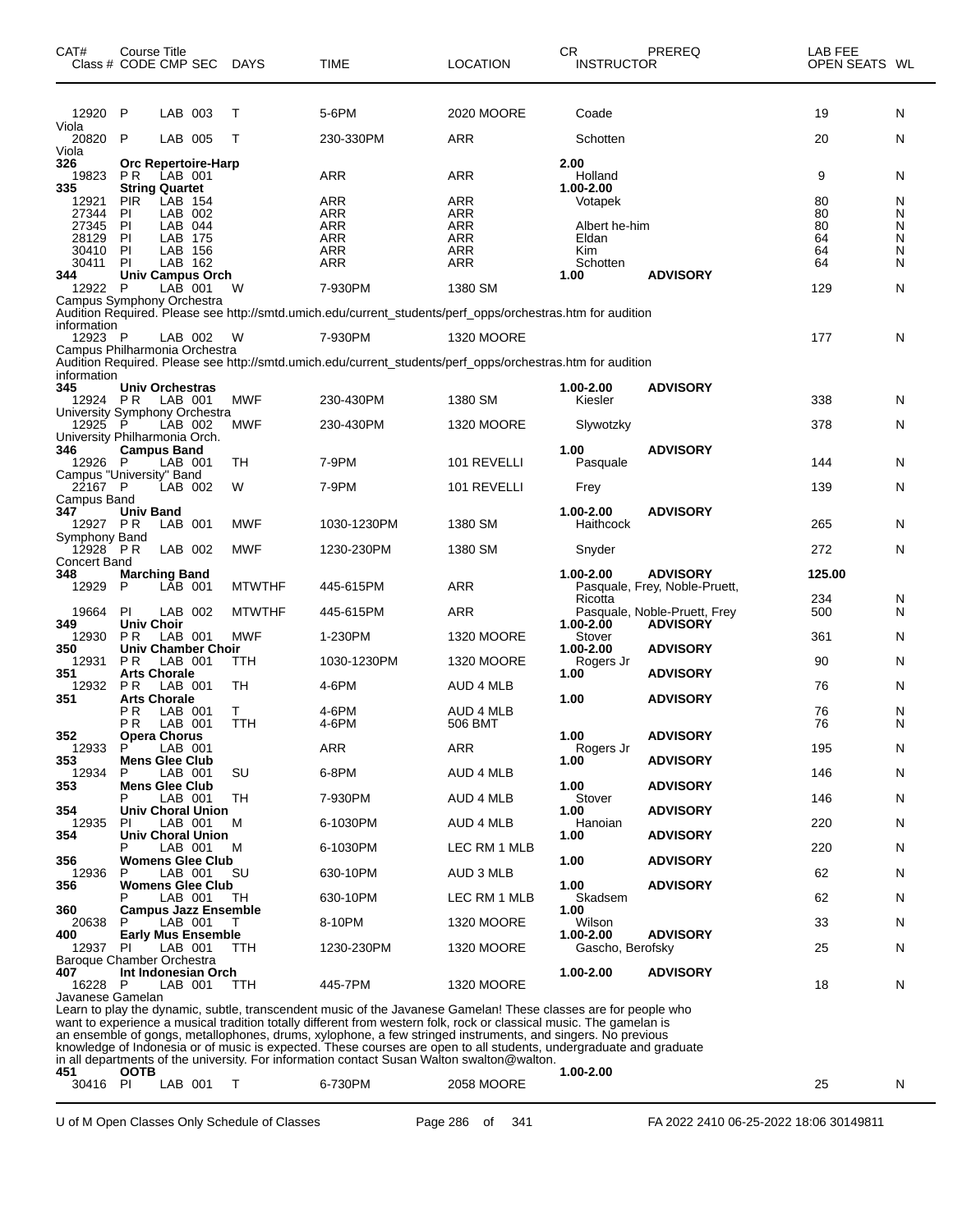| CAT# Class # | Course Title CODE | CMP | SEC | DAYS | TIME | LOCATION | CR INSTRUCTOR | PREREQ | LAB FEE OPEN SEATS | WL |
|---|---|---|---|---|---|---|---|---|---|---|
| 12920 | P | LAB | 003 | T | 5-6PM | 2020 MOORE | Coade | | 19 | N |
| Viola | | | | | | | | | | |
| 20820 | P | LAB | 005 | T | 230-330PM | ARR | Schotten | | 20 | N |
| Viola | | | | | | | | | | |
| 326 | Orc Repertoire-Harp | | | | | | 2.00 | | | |
| 19823 | P R | LAB | 001 | | ARR | ARR | Holland | | 9 | N |
| 335 | String Quartet | | | | | | 1.00-2.00 | | | |
| 12921 | PIR | LAB | 154 | | ARR | ARR | Votapek | | 80 | N |
| 27344 | PI | LAB | 002 | | ARR | ARR | | | 80 | N |
| 27345 | PI | LAB | 044 | | ARR | ARR | Albert he-him | | 80 | N |
| 28129 | PI | LAB | 175 | | ARR | ARR | Eldan | | 64 | N |
| 30410 | PI | LAB | 156 | | ARR | ARR | Kim | | 64 | N |
| 30411 | PI | LAB | 162 | | ARR | ARR | Schotten | | 64 | N |
| 344 | Univ Campus Orch | | | | | | 1.00 | ADVISORY | | |
| 12922 | P | LAB | 001 | W | 7-930PM | 1380 SM | | | 129 | N |
| Campus Symphony Orchestra | | | | | | | | | | |
| Audition Required. Please see http://smtd.umich.edu/current_students/perf_opps/orchestras.htm for audition information | | | | | | | | | | |
| 12923 | P | LAB | 002 | W | 7-930PM | 1320 MOORE | | | 177 | N |
| Campus Philharmonia Orchestra | | | | | | | | | | |
| Audition Required. Please see http://smtd.umich.edu/current_students/perf_opps/orchestras.htm for audition information | | | | | | | | | | |
| 345 | Univ Orchestras | | | | | | 1.00-2.00 | ADVISORY | | |
| 12924 | P R | LAB | 001 | MWF | 230-430PM | 1380 SM | Kiesler | | 338 | N |
| University Symphony Orchestra | | | | | | | | | | |
| 12925 | P | LAB | 002 | MWF | 230-430PM | 1320 MOORE | Slywotzky | | 378 | N |
| University Philharmonia Orch. | | | | | | | | | | |
| 346 | Campus Band | | | | | | 1.00 | ADVISORY | | |
| 12926 | P | LAB | 001 | TH | 7-9PM | 101 REVELLI | Pasquale | | 144 | N |
| Campus "University" Band | | | | | | | | | | |
| 22167 | P | LAB | 002 | W | 7-9PM | 101 REVELLI | Frey | | 139 | N |
| Campus Band | | | | | | | | | | |
| 347 | Univ Band | | | | | | 1.00-2.00 | ADVISORY | | |
| 12927 | P R | LAB | 001 | MWF | 1030-1230PM | 1380 SM | Haithcock | | 265 | N |
| Symphony Band | | | | | | | | | | |
| 12928 | P R | LAB | 002 | MWF | 1230-230PM | 1380 SM | Snyder | | 272 | N |
| Concert Band | | | | | | | | | | |
| 348 | Marching Band | | | | | | 1.00-2.00 | ADVISORY | 125.00 | |
| 12929 | P | LAB | 001 | MTWTHF | 445-615PM | ARR | Pasquale, Frey, Noble-Pruett, Ricotta | | 234 | N |
| 19664 | PI | LAB | 002 | MTWTHF | 445-615PM | ARR | Pasquale, Noble-Pruett, Frey | | 500 | N |
| 349 | Univ Choir | | | | | | 1.00-2.00 | ADVISORY | | |
| 12930 | P R | LAB | 001 | MWF | 1-230PM | 1320 MOORE | Stover | | 361 | N |
| 350 | Univ Chamber Choir | | | | | | 1.00-2.00 | ADVISORY | | |
| 12931 | P R | LAB | 001 | TTH | 1030-1230PM | 1320 MOORE | Rogers Jr | | 90 | N |
| 351 | Arts Chorale | | | | | | 1.00 | ADVISORY | | |
| 12932 | P R | LAB | 001 | TH | 4-6PM | AUD 4 MLB | | | 76 | N |
| 351 | Arts Chorale | | | | | | 1.00 | ADVISORY | | |
| | P R | LAB | 001 | T | 4-6PM | AUD 4 MLB | | | 76 | N |
| | P R | LAB | 001 | TTH | 4-6PM | 506 BMT | | | 76 | N |
| 352 | Opera Chorus | | | | | | 1.00 | ADVISORY | | |
| 12933 | P | LAB | 001 | | ARR | ARR | Rogers Jr | | 195 | N |
| 353 | Mens Glee Club | | | | | | 1.00 | ADVISORY | | |
| 12934 | P | LAB | 001 | SU | 6-8PM | AUD 4 MLB | | | 146 | N |
| 353 | Mens Glee Club | | | | | | 1.00 | ADVISORY | | |
| | P | LAB | 001 | TH | 7-930PM | AUD 4 MLB | Stover | | 146 | N |
| 354 | Univ Choral Union | | | | | | 1.00 | ADVISORY | | |
| 12935 | PI | LAB | 001 | M | 6-1030PM | AUD 4 MLB | Hanoian | | 220 | N |
| 354 | Univ Choral Union | | | | | | 1.00 | ADVISORY | | |
| | P | LAB | 001 | M | 6-1030PM | LEC RM 1 MLB | | | 220 | N |
| 356 | Womens Glee Club | | | | | | 1.00 | ADVISORY | | |
| 12936 | P | LAB | 001 | SU | 630-10PM | AUD 3 MLB | | | 62 | N |
| 356 | Womens Glee Club | | | | | | 1.00 | ADVISORY | | |
| | P | LAB | 001 | TH | 630-10PM | LEC RM 1 MLB | Skadsem | | 62 | N |
| 360 | Campus Jazz Ensemble | | | | | | 1.00 | | | |
| 20638 | P | LAB | 001 | T | 8-10PM | 1320 MOORE | Wilson | | 33 | N |
| 400 | Early Mus Ensemble | | | | | | 1.00-2.00 | ADVISORY | | |
| 12937 | PI | LAB | 001 | TTH | 1230-230PM | 1320 MOORE | Gascho, Berofsky | | 25 | N |
| Baroque Chamber Orchestra | | | | | | | | | | |
| 407 | Int Indonesian Orch | | | | | | 1.00-2.00 | ADVISORY | | |
| 16228 | P | LAB | 001 | TTH | 445-7PM | 1320 MOORE | | | 18 | N |
| Javanese Gamelan | | | | | | | | | | |
| Learn to play the dynamic, subtle, transcendent music of the Javanese Gamelan! These classes are for people who want to experience a musical tradition totally different from western folk, rock or classical music. The gamelan is an ensemble of gongs, metallophones, drums, xylophone, a few stringed instruments, and singers. No previous knowledge of Indonesia or of music is expected. These courses are open to all students, undergraduate and graduate in all departments of the university. For information contact Susan Walton swalton@walton. | | | | | | | | | | |
| 451 | OOTB | | | | | | 1.00-2.00 | | | |
| 30416 | PI | LAB | 001 | T | 6-730PM | 2058 MOORE | | | 25 | N |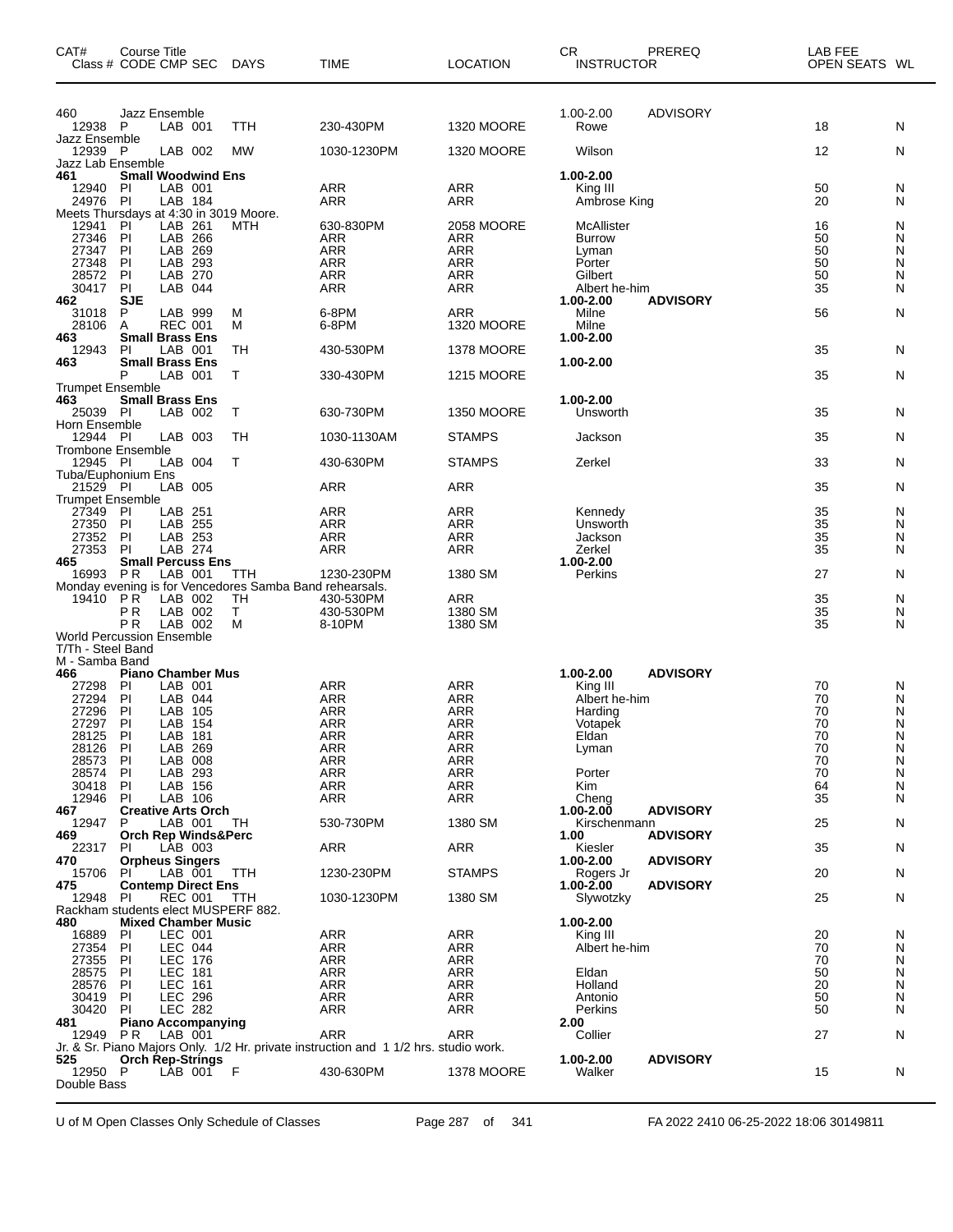| CAT# Class # | Course Title CODE | CMP | SEC | DAYS | TIME | LOCATION | CR INSTRUCTOR | PREREQ | LAB FEE OPEN SEATS | WL |
|---|---|---|---|---|---|---|---|---|---|---|
| 460 | Jazz Ensemble | | | | | | 1.00-2.00 | ADVISORY | | |
| 12938 | P | LAB | 001 | TTH | 230-430PM | 1320 MOORE | Rowe | | 18 | N |
| Jazz Ensemble | | | | | | | | | | |
| 12939 | P | LAB | 002 | MW | 1030-1230PM | 1320 MOORE | Wilson | | 12 | N |
| Jazz Lab Ensemble | | | | | | | | | | |
| 461 | Small Woodwind Ens | | | | | | 1.00-2.00 | | | |
| 12940 | PI | LAB | 001 | | ARR | ARR | King III | | 50 | N |
| 24976 | PI | LAB | 184 | | ARR | ARR | Ambrose King | | 20 | N |
| Meets Thursdays at 4:30 in 3019 Moore. | | | | | | | | | | |
| 12941 | PI | LAB | 261 | MTH | 630-830PM | 2058 MOORE | McAllister | | 16 | N |
| 27346 | PI | LAB | 266 | | ARR | ARR | Burrow | | 50 | N |
| 27347 | PI | LAB | 269 | | ARR | ARR | Lyman | | 50 | N |
| 27348 | PI | LAB | 293 | | ARR | ARR | Porter | | 50 | N |
| 28572 | PI | LAB | 270 | | ARR | ARR | Gilbert | | 50 | N |
| 30417 | PI | LAB | 044 | | ARR | ARR | Albert he-him | | 35 | N |
| 462 | SJE | | | | | | 1.00-2.00 | ADVISORY | | |
| 31018 | P | LAB | 999 | M | 6-8PM | ARR | Milne | | 56 | N |
| 28106 | A | REC | 001 | M | 6-8PM | 1320 MOORE | Milne | | | |
| 463 | Small Brass Ens | | | | | | 1.00-2.00 | | | |
| 12943 | PI | LAB | 001 | TH | 430-530PM | 1378 MOORE | | | 35 | N |
| 463 | Small Brass Ens | | | | | | 1.00-2.00 | | | |
| | P | LAB | 001 | T | 330-430PM | 1215 MOORE | | | 35 | N |
| Trumpet Ensemble | | | | | | | | | | |
| 463 | Small Brass Ens | | | | | | 1.00-2.00 | | | |
| 25039 | PI | LAB | 002 | T | 630-730PM | 1350 MOORE | Unsworth | | 35 | N |
| Horn Ensemble | | | | | | | | | | |
| 12944 | PI | LAB | 003 | TH | 1030-1130AM | STAMPS | Jackson | | 35 | N |
| Trombone Ensemble | | | | | | | | | | |
| 12945 | PI | LAB | 004 | T | 430-630PM | STAMPS | Zerkel | | 33 | N |
| Tuba/Euphonium Ens | | | | | | | | | | |
| 21529 | PI | LAB | 005 | | ARR | ARR | | | 35 | N |
| Trumpet Ensemble | | | | | | | | | | |
| 27349 | PI | LAB | 251 | | ARR | ARR | Kennedy | | 35 | N |
| 27350 | PI | LAB | 255 | | ARR | ARR | Unsworth | | 35 | N |
| 27352 | PI | LAB | 253 | | ARR | ARR | Jackson | | 35 | N |
| 27353 | PI | LAB | 274 | | ARR | ARR | Zerkel | | 35 | N |
| 465 | Small Percuss Ens | | | | | | 1.00-2.00 | | | |
| 16993 | PR | LAB | 001 | TTH | 1230-230PM | 1380 SM | Perkins | | 27 | N |
| Monday evening is for Vencedores Samba Band rehearsals. | | | | | | | | | | |
| 19410 | PR | LAB | 002 | TH | 430-530PM | ARR | | | 35 | N |
| | PR | LAB | 002 | T | 430-530PM | 1380 SM | | | 35 | N |
| | PR | LAB | 002 | M | 8-10PM | 1380 SM | | | 35 | N |
| World Percussion Ensemble | | | | | | | | | | |
| T/Th - Steel Band | | | | | | | | | | |
| M - Samba Band | | | | | | | | | | |
| 466 | Piano Chamber Mus | | | | | | 1.00-2.00 | ADVISORY | | |
| 27298 | PI | LAB | 001 | | ARR | ARR | King III | | 70 | N |
| 27294 | PI | LAB | 044 | | ARR | ARR | Albert he-him | | 70 | N |
| 27296 | PI | LAB | 105 | | ARR | ARR | Harding | | 70 | N |
| 27297 | PI | LAB | 154 | | ARR | ARR | Votapek | | 70 | N |
| 28125 | PI | LAB | 181 | | ARR | ARR | Eldan | | 70 | N |
| 28126 | PI | LAB | 269 | | ARR | ARR | Lyman | | 70 | N |
| 28573 | PI | LAB | 008 | | ARR | ARR | | | 70 | N |
| 28574 | PI | LAB | 293 | | ARR | ARR | Porter | | 70 | N |
| 30418 | PI | LAB | 156 | | ARR | ARR | Kim | | 64 | N |
| 12946 | PI | LAB | 106 | | ARR | ARR | Cheng | | 35 | N |
| 467 | Creative Arts Orch | | | | | | 1.00-2.00 | ADVISORY | | |
| 12947 | P | LAB | 001 | TH | 530-730PM | 1380 SM | Kirschenmann | | 25 | N |
| 469 | Orch Rep Winds&Perc | | | | | | 1.00 | ADVISORY | | |
| 22317 | PI | LAB | 003 | | ARR | ARR | Kiesler | | 35 | N |
| 470 | Orpheus Singers | | | | | | 1.00-2.00 | ADVISORY | | |
| 15706 | PI | LAB | 001 | TTH | 1230-230PM | STAMPS | Rogers Jr | | 20 | N |
| 475 | Contemp Direct Ens | | | | | | 1.00-2.00 | ADVISORY | | |
| 12948 | PI | REC | 001 | TTH | 1030-1230PM | 1380 SM | Slywotzky | | 25 | N |
| Rackham students elect MUSPERF 882. | | | | | | | | | | |
| 480 | Mixed Chamber Music | | | | | | 1.00-2.00 | | | |
| 16889 | PI | LEC | 001 | | ARR | ARR | King III | | 20 | N |
| 27354 | PI | LEC | 044 | | ARR | ARR | Albert he-him | | 70 | N |
| 27355 | PI | LEC | 176 | | ARR | ARR | | | 70 | N |
| 28575 | PI | LEC | 181 | | ARR | ARR | Eldan | | 50 | N |
| 28576 | PI | LEC | 161 | | ARR | ARR | Holland | | 20 | N |
| 30419 | PI | LEC | 296 | | ARR | ARR | Antonio | | 50 | N |
| 30420 | PI | LEC | 282 | | ARR | ARR | Perkins | | 50 | N |
| 481 | Piano Accompanying | | | | | | 2.00 | | | |
| 12949 | PR | LAB | 001 | | ARR | ARR | Collier | | 27 | N |
| Jr. & Sr. Piano Majors Only. 1/2 Hr. private instruction and 1 1/2 hrs. studio work. | | | | | | | | | | |
| 525 | Orch Rep-Strings | | | | | | 1.00-2.00 | ADVISORY | | |
| 12950 | P | LAB | 001 | F | 430-630PM | 1378 MOORE | Walker | | 15 | N |
| Double Bass | | | | | | | | | | |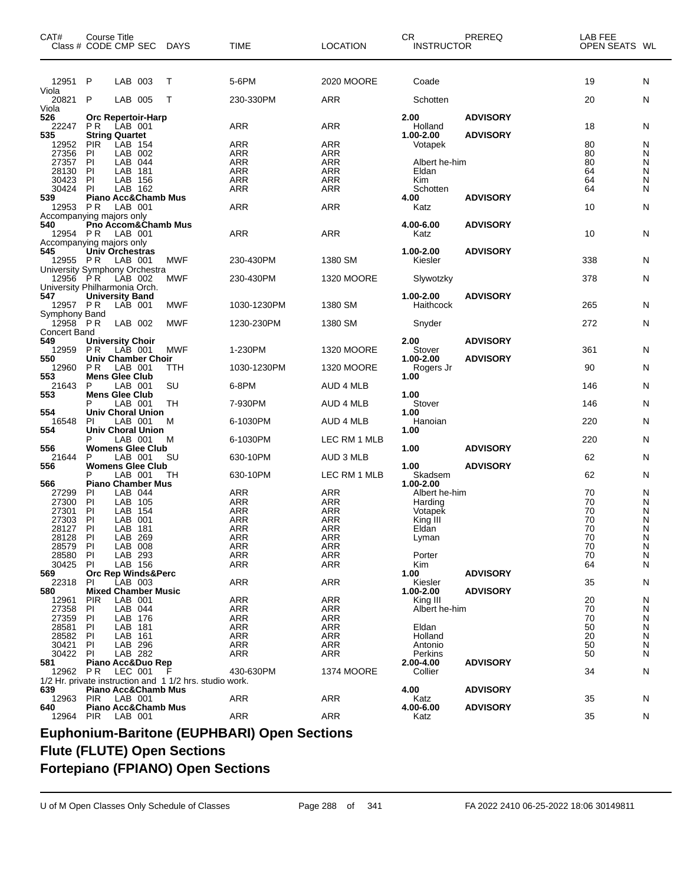| CAT# | Course Title | | | | | | CR | PREREQ | LAB FEE | |
|---|---|---|---|---|---|---|---|---|---|---|
| Class # | CODE | CMP SEC | DAYS | TIME | LOCATION | | INSTRUCTOR | | OPEN SEATS | WL |
| 12951 | P | LAB 003 | T | 5-6PM | 2020 MOORE | | Coade | | 19 | N |
| Viola | | | | | | | | | | |
| 20821 | P | LAB 005 | T | 230-330PM | ARR | | Schotten | | 20 | N |
| Viola | | | | | | | | | | |
| 526 | Orc Repertoir-Harp | | | | | | 2.00 | ADVISORY | | |
| 22247 | P R | LAB 001 | | ARR | ARR | | Holland | | 18 | N |
| 535 | String Quartet | | | | | | 1.00-2.00 | ADVISORY | | |
| 12952 | PIR | LAB 154 | | ARR | ARR | | Votapek | | 80 | N |
| 27356 | PI | LAB 002 | | ARR | ARR | | | | 80 | N |
| 27357 | PI | LAB 044 | | ARR | ARR | | Albert he-him | | 80 | N |
| 28130 | PI | LAB 181 | | ARR | ARR | | Eldan | | 64 | N |
| 30423 | PI | LAB 156 | | ARR | ARR | | Kim | | 64 | N |
| 30424 | PI | LAB 162 | | ARR | ARR | | Schotten | | 64 | N |
| 539 | Piano Acc&Chamb Mus | | | | | | 4.00 | ADVISORY | | |
| 12953 | P R | LAB 001 | | ARR | ARR | | Katz | | 10 | N |
| Accompanying majors only | | | | | | | | | | |
| 540 | Pno Accom&Chamb Mus | | | | | | 4.00-6.00 | ADVISORY | | |
| 12954 | P R | LAB 001 | | ARR | ARR | | Katz | | 10 | N |
| Accompanying majors only | | | | | | | | | | |
| 545 | Univ Orchestras | | | | | | 1.00-2.00 | ADVISORY | | |
| 12955 | P R | LAB 001 | MWF | 230-430PM | 1380 SM | | Kiesler | | 338 | N |
| University Symphony Orchestra | | | | | | | | | | |
| 12956 | P R | LAB 002 | MWF | 230-430PM | 1320 MOORE | | Slywotzky | | 378 | N |
| University Philharmonia Orch. | | | | | | | | | | |
| 547 | University Band | | | | | | 1.00-2.00 | ADVISORY | | |
| 12957 | P R | LAB 001 | MWF | 1030-1230PM | 1380 SM | | Haithcock | | 265 | N |
| Symphony Band | | | | | | | | | | |
| 12958 | P R | LAB 002 | MWF | 1230-230PM | 1380 SM | | Snyder | | 272 | N |
| Concert Band | | | | | | | | | | |
| 549 | University Choir | | | | | | 2.00 | ADVISORY | | |
| 12959 | P R | LAB 001 | MWF | 1-230PM | 1320 MOORE | | Stover | | 361 | N |
| 550 | Univ Chamber Choir | | | | | | 1.00-2.00 | ADVISORY | | |
| 12960 | P R | LAB 001 | TTH | 1030-1230PM | 1320 MOORE | | Rogers Jr | | 90 | N |
| 553 | Mens Glee Club | | | | | | 1.00 | | | |
| 21643 | P | LAB 001 | SU | 6-8PM | AUD 4 MLB | | | | 146 | N |
| 553 | Mens Glee Club | | | | | | 1.00 | | | |
| | P | LAB 001 | TH | 7-930PM | AUD 4 MLB | | Stover | | 146 | N |
| 554 | Univ Choral Union | | | | | | 1.00 | | | |
| 16548 | PI | LAB 001 | M | 6-1030PM | AUD 4 MLB | | Hanoian | | 220 | N |
| 554 | Univ Choral Union | | | | | | 1.00 | | | |
| | P | LAB 001 | M | 6-1030PM | LEC RM 1 MLB | | | | 220 | N |
| 556 | Womens Glee Club | | | | | | 1.00 | ADVISORY | | |
| 21644 | P | LAB 001 | SU | 630-10PM | AUD 3 MLB | | | | 62 | N |
| 556 | Womens Glee Club | | | | | | 1.00 | ADVISORY | | |
| | P | LAB 001 | TH | 630-10PM | LEC RM 1 MLB | | Skadsem | | 62 | N |
| 566 | Piano Chamber Mus | | | | | | 1.00-2.00 | | | |
| 27299 | PI | LAB 044 | | ARR | ARR | | Albert he-him | | 70 | N |
| 27300 | PI | LAB 105 | | ARR | ARR | | Harding | | 70 | N |
| 27301 | PI | LAB 154 | | ARR | ARR | | Votapek | | 70 | N |
| 27303 | PI | LAB 001 | | ARR | ARR | | King III | | 70 | N |
| 28127 | PI | LAB 181 | | ARR | ARR | | Eldan | | 70 | N |
| 28128 | PI | LAB 269 | | ARR | ARR | | Lyman | | 70 | N |
| 28579 | PI | LAB 008 | | ARR | ARR | | | | 70 | N |
| 28580 | PI | LAB 293 | | ARR | ARR | | Porter | | 70 | N |
| 30425 | PI | LAB 156 | | ARR | ARR | | Kim | | 64 | N |
| 569 | Orc Rep Winds&Perc | | | | | | 1.00 | ADVISORY | | |
| 22318 | PI | LAB 003 | | ARR | ARR | | Kiesler | | 35 | N |
| 580 | Mixed Chamber Music | | | | | | 1.00-2.00 | ADVISORY | | |
| 12961 | PIR | LAB 001 | | ARR | ARR | | King III | | 20 | N |
| 27358 | PI | LAB 044 | | ARR | ARR | | Albert he-him | | 70 | N |
| 27359 | PI | LAB 176 | | ARR | ARR | | | | 70 | N |
| 28581 | PI | LAB 181 | | ARR | ARR | | Eldan | | 50 | N |
| 28582 | PI | LAB 161 | | ARR | ARR | | Holland | | 20 | N |
| 30421 | PI | LAB 296 | | ARR | ARR | | Antonio | | 50 | N |
| 30422 | PI | LAB 282 | | ARR | ARR | | Perkins | | 50 | N |
| 581 | Piano Acc&Duo Rep | | | | | | 2.00-4.00 | ADVISORY | | |
| 12962 | P R | LEC 001 | F | 430-630PM | 1374 MOORE | | Collier | | 34 | N |
| 1/2 Hr. private instruction and 1 1/2 hrs. studio work. | | | | | | | | | | |
| 639 | Piano Acc&Chamb Mus | | | | | | 4.00 | ADVISORY | | |
| 12963 | PIR | LAB 001 | | ARR | ARR | | Katz | | 35 | N |
| 640 | Piano Acc&Chamb Mus | | | | | | 4.00-6.00 | ADVISORY | | |
| 12964 | PIR | LAB 001 | | ARR | ARR | | Katz | | 35 | N |

# Euphonium-Baritone (EUPHBARI) Open Sections

# Flute (FLUTE) Open Sections

# Fortepiano (FPIANO) Open Sections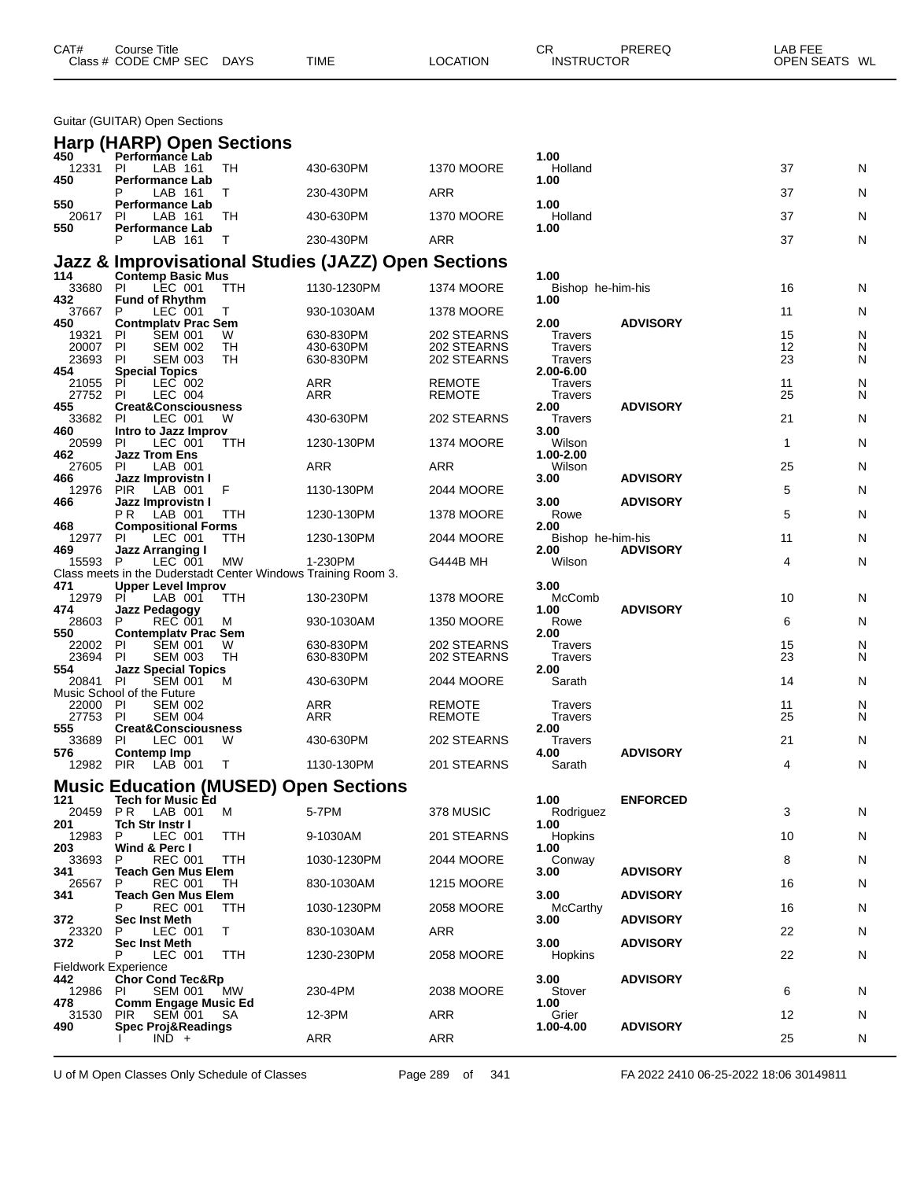Guitar (GUITAR) Open Sections

## Harp (HARP) Open Sections

| CAT# | Class # | CODE | CMP | SEC | DAYS | TIME | LOCATION | CR | INSTRUCTOR | PREREQ | LAB FEE | OPEN SEATS | WL |
|---|---|---|---|---|---|---|---|---|---|---|---|---|---|
| 450 | Performance Lab | | | | | | | 1.00 | | | | | |
| | 12331 | PI | LAB | 161 | TH | 430-630PM | 1370 MOORE | | Holland | | | 37 | N |
| 450 | Performance Lab | | | | | | | 1.00 | | | | | |
| | | P | LAB | 161 | T | 230-430PM | ARR | | | | | 37 | N |
| 550 | Performance Lab | | | | | | | 1.00 | | | | | |
| | 20617 | PI | LAB | 161 | TH | 430-630PM | 1370 MOORE | | Holland | | | 37 | N |
| 550 | Performance Lab | | | | | | | 1.00 | | | | | |
| | | P | LAB | 161 | T | 230-430PM | ARR | | | | | 37 | N |

## Jazz & Improvisational Studies (JAZZ) Open Sections

| CAT# | Class # | CODE | CMP | SEC | DAYS | TIME | LOCATION | CR | INSTRUCTOR | PREREQ | LAB FEE | OPEN SEATS | WL |
|---|---|---|---|---|---|---|---|---|---|---|---|---|---|
| 114 | Contemp Basic Mus | | | | | | | 1.00 | | | | | |
| | 33680 | PI | LEC | 001 | TTH | 1130-1230PM | 1374 MOORE | | Bishop he-him-his | | | 16 | N |
| 432 | Fund of Rhythm | | | | | | | 1.00 | | | | | |
| | 37667 | P | LEC | 001 | T | 930-1030AM | 1378 MOORE | | | | | 11 | N |
| 450 | Contmplatv Prac Sem | | | | | | | 2.00 | | ADVISORY | | | |
| | 19321 | PI | SEM | 001 | W | 630-830PM | 202 STEARNS | | Travers | | | 15 | N |
| | 20007 | PI | SEM | 002 | TH | 430-630PM | 202 STEARNS | | Travers | | | 12 | N |
| | 23693 | PI | SEM | 003 | TH | 630-830PM | 202 STEARNS | | Travers | | | 23 | N |
| 454 | Special Topics | | | | | | | 2.00-6.00 | | | | | |
| | 21055 | PI | LEC | 002 | | ARR | REMOTE | | Travers | | | 11 | N |
| | 27752 | PI | LEC | 004 | | ARR | REMOTE | | Travers | | | 25 | N |
| 455 | Creat&Consciousness | | | | | | | 2.00 | | ADVISORY | | | |
| | 33682 | PI | LEC | 001 | W | 430-630PM | 202 STEARNS | | Travers | | | 21 | N |
| 460 | Intro to Jazz Improv | | | | | | | 3.00 | | | | | |
| | 20599 | PI | LEC | 001 | TTH | 1230-130PM | 1374 MOORE | | Wilson | | | 1 | N |
| 462 | Jazz Trom Ens | | | | | | | 1.00-2.00 | | | | | |
| | 27605 | PI | LAB | 001 | | ARR | ARR | | Wilson | | | 25 | N |
| 466 | Jazz Improvistn I | | | | | | | 3.00 | | ADVISORY | | | |
| | 12976 | PIR | LAB | 001 | F | 1130-130PM | 2044 MOORE | | | | | 5 | N |
| 466 | Jazz Improvistn I | | | | | | | 3.00 | | ADVISORY | | | |
| | | PR | LAB | 001 | TTH | 1230-130PM | 1378 MOORE | | Rowe | | | 5 | N |
| 468 | Compositional Forms | | | | | | | 2.00 | | | | | |
| | 12977 | PI | LEC | 001 | TTH | 1230-130PM | 2044 MOORE | | Bishop he-him-his | | | 11 | N |
| 469 | Jazz Arranging I | | | | | | | 2.00 | | ADVISORY | | | |
| | 15593 | P | LEC | 001 | MW | 1-230PM | G444B MH | | Wilson | | | 4 | N |
| Class meets in the Duderstadt Center Windows Training Room 3. | | | | | | | | | | | | | |
| 471 | Upper Level Improv | | | | | | | 3.00 | | | | | |
| | 12979 | PI | LAB | 001 | TTH | 130-230PM | 1378 MOORE | | McComb | | | 10 | N |
| 474 | Jazz Pedagogy | | | | | | | 1.00 | | ADVISORY | | | |
| | 28603 | P | REC | 001 | M | 930-1030AM | 1350 MOORE | | Rowe | | | 6 | N |
| 550 | Contemplatv Prac Sem | | | | | | | 2.00 | | | | | |
| | 22002 | PI | SEM | 001 | W | 630-830PM | 202 STEARNS | | Travers | | | 15 | N |
| | 23694 | PI | SEM | 003 | TH | 630-830PM | 202 STEARNS | | Travers | | | 23 | N |
| 554 | Jazz Special Topics | | | | | | | 2.00 | | | | | |
| | 20841 | PI | SEM | 001 | M | 430-630PM | 2044 MOORE | | Sarath | | | 14 | N |
| Music School of the Future | | | | | | | | | | | | | |
| | 22000 | PI | SEM | 002 | | ARR | REMOTE | | Travers | | | 11 | N |
| | 27753 | PI | SEM | 004 | | ARR | REMOTE | | Travers | | | 25 | N |
| 555 | Creat&Consciousness | | | | | | | 2.00 | | | | | |
| | 33689 | PI | LEC | 001 | W | 430-630PM | 202 STEARNS | | Travers | | | 21 | N |
| 576 | Contemp Imp | | | | | | | 4.00 | | ADVISORY | | | |
| | 12982 | PIR | LAB | 001 | T | 1130-130PM | 201 STEARNS | | Sarath | | | 4 | N |

## Music Education (MUSED) Open Sections

| CAT# | Class # | CODE | CMP | SEC | DAYS | TIME | LOCATION | CR | INSTRUCTOR | PREREQ | LAB FEE | OPEN SEATS | WL |
|---|---|---|---|---|---|---|---|---|---|---|---|---|---|
| 121 | Tech for Music Ed | | | | | | | 1.00 | | ENFORCED | | | |
| | 20459 | PR | LAB | 001 | M | 5-7PM | 378 MUSIC | | Rodriguez | | | 3 | N |
| 201 | Tch Str Instr I | | | | | | | 1.00 | | | | | |
| | 12983 | P | LEC | 001 | TTH | 9-1030AM | 201 STEARNS | | Hopkins | | | 10 | N |
| 203 | Wind & Perc I | | | | | | | 1.00 | | | | | |
| | 33693 | P | REC | 001 | TTH | 1030-1230PM | 2044 MOORE | | Conway | | | 8 | N |
| 341 | Teach Gen Mus Elem | | | | | | | 3.00 | | ADVISORY | | | |
| | 26567 | P | REC | 001 | TH | 830-1030AM | 1215 MOORE | | | | | 16 | N |
| 341 | Teach Gen Mus Elem | | | | | | | 3.00 | | ADVISORY | | | |
| | | P | REC | 001 | TTH | 1030-1230PM | 2058 MOORE | | McCarthy | | | 16 | N |
| 372 | Sec Inst Meth | | | | | | | 3.00 | | ADVISORY | | | |
| | 23320 | P | LEC | 001 | T | 830-1030AM | ARR | | | | | 22 | N |
| 372 | Sec Inst Meth | | | | | | | 3.00 | | ADVISORY | | | |
| | | P | LEC | 001 | TTH | 1230-230PM | 2058 MOORE | | Hopkins | | | 22 | N |
| Fieldwork Experience | | | | | | | | | | | | | |
| 442 | Chor Cond Tec&Rp | | | | | | | 3.00 | | ADVISORY | | | |
| | 12986 | PI | SEM | 001 | MW | 230-4PM | 2038 MOORE | | Stover | | | 6 | N |
| 478 | Comm Engage Music Ed | | | | | | | 1.00 | | | | | |
| | 31530 | PIR | SEM | 001 | SA | 12-3PM | ARR | | Grier | | | 12 | N |
| 490 | Spec Proj&Readings | | | | | | | 1.00-4.00 | | ADVISORY | | | |
| | | I | IND | + | | ARR | ARR | | | | | 25 | N |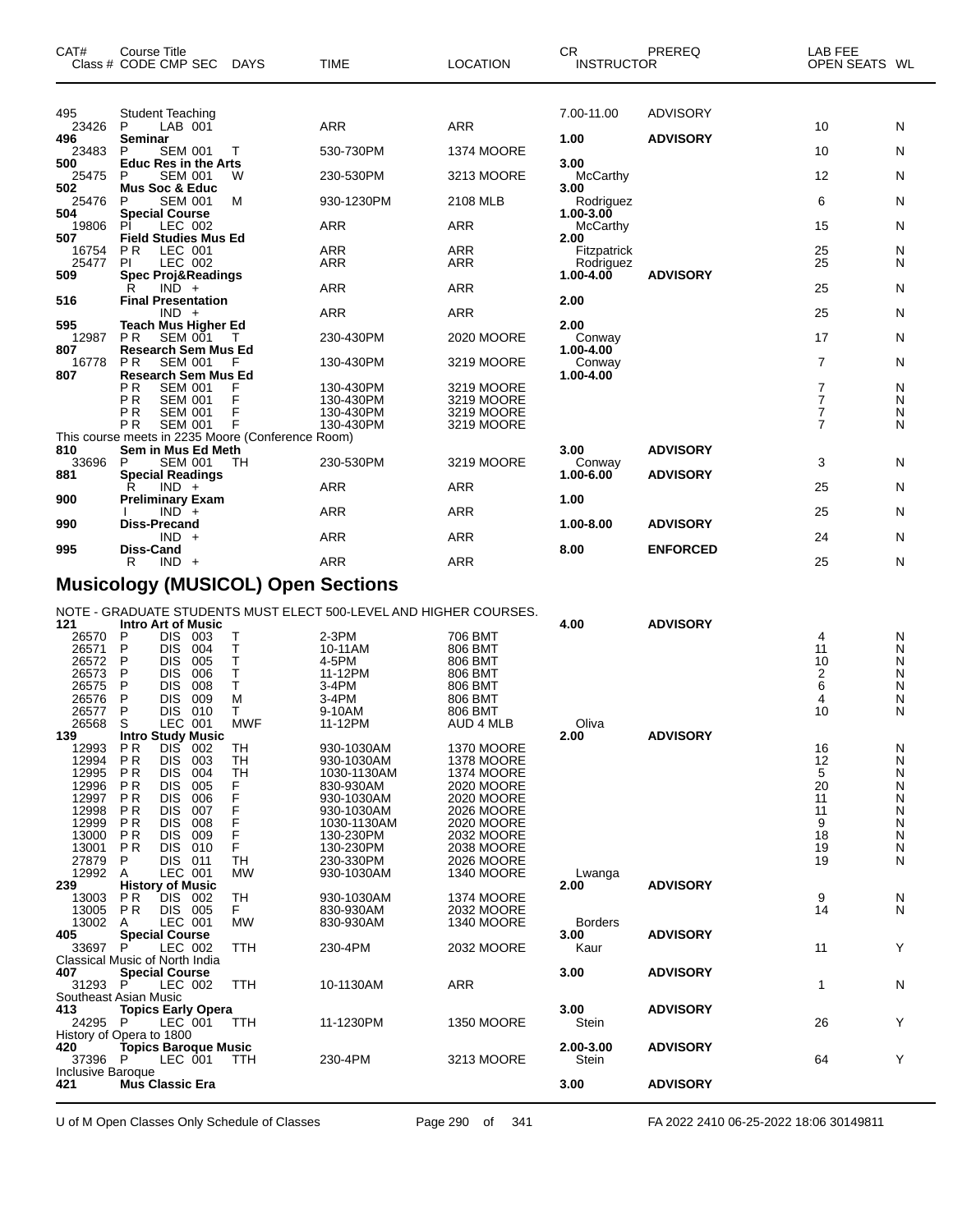| CAT# Class # | Course Title CODE CMP SEC | DAYS | TIME | LOCATION | CR INSTRUCTOR | PREREQ | LAB FEE OPEN SEATS | WL |
|---|---|---|---|---|---|---|---|---|
| **495** | Student Teaching | | | | 7.00-11.00 | ADVISORY | | |
| 23426 | P LAB 001 | | ARR | ARR | | | 10 | N |
| **496** | **Seminar** | | | | **1.00** | **ADVISORY** | | |
| 23483 | P SEM 001 | T | 530-730PM | 1374 MOORE | | | 10 | N |
| **500** | **Educ Res in the Arts** | | | | **3.00** | | | |
| 25475 | P SEM 001 | W | 230-530PM | 3213 MOORE | McCarthy | | 12 | N |
| **502** | **Mus Soc & Educ** | | | | **3.00** | | | |
| 25476 | P SEM 001 | M | 930-1230PM | 2108 MLB | Rodriguez | | 6 | N |
| **504** | **Special Course** | | | | **1.00-3.00** | | | |
| 19806 | PI LEC 002 | | ARR | ARR | McCarthy | | 15 | N |
| **507** | **Field Studies Mus Ed** | | | | **2.00** | | | |
| 16754 | P R LEC 001 | | ARR | ARR | Fitzpatrick | | 25 | N |
| 25477 | PI LEC 002 | | ARR | ARR | Rodriguez | | 25 | N |
| **509** | **Spec Proj&Readings** | | | | **1.00-4.00** | **ADVISORY** | | |
| | R IND + | | ARR | ARR | | | 25 | N |
| **516** | **Final Presentation** | | | | **2.00** | | | |
| | IND + | | ARR | ARR | | | 25 | N |
| **595** | **Teach Mus Higher Ed** | | | | **2.00** | | | |
| 12987 | P R SEM 001 | T | 230-430PM | 2020 MOORE | Conway | | 17 | N |
| **807** | **Research Sem Mus Ed** | | | | **1.00-4.00** | | | |
| 16778 | P R SEM 001 | F | 130-430PM | 3219 MOORE | Conway | | 7 | N |
| **807** | **Research Sem Mus Ed** | | | | **1.00-4.00** | | | |
| | P R SEM 001 | F | 130-430PM | 3219 MOORE | | | 7 | N |
| | P R SEM 001 | F | 130-430PM | 3219 MOORE | | | 7 | N |
| | P R SEM 001 | F | 130-430PM | 3219 MOORE | | | 7 | N |
| | P R SEM 001 | F | 130-430PM | 3219 MOORE | | | 7 | N |
| This course meets in 2235 Moore (Conference Room) | | | | | | | | |
| **810** | **Sem in Mus Ed Meth** | | | | **3.00** | **ADVISORY** | | |
| 33696 | P SEM 001 | TH | 230-530PM | 3219 MOORE | Conway | | 3 | N |
| **881** | **Special Readings** | | | | **1.00-6.00** | **ADVISORY** | | |
| | R IND + | | ARR | ARR | | | 25 | N |
| **900** | **Preliminary Exam** | | | | **1.00** | | | |
| | I IND + | | ARR | ARR | | | 25 | N |
| **990** | **Diss-Precand** | | | | **1.00-8.00** | **ADVISORY** | | |
| | IND + | | ARR | ARR | | | 24 | N |
| **995** | **Diss-Cand** | | | | **8.00** | **ENFORCED** | | |
| | R IND + | | ARR | ARR | | | 25 | N |

## Musicology (MUSICOL) Open Sections

NOTE - GRADUATE STUDENTS MUST ELECT 500-LEVEL AND HIGHER COURSES.

| CAT# Class # | Course Title CODE CMP SEC | DAYS | TIME | LOCATION | CR INSTRUCTOR | PREREQ | LAB FEE OPEN SEATS | WL |
|---|---|---|---|---|---|---|---|---|
| **121** | **Intro Art of Music** | | | | **4.00** | **ADVISORY** | | |
| 26570 | P DIS 003 | T | 2-3PM | 706 BMT | | | 4 | N |
| 26571 | P DIS 004 | T | 10-11AM | 806 BMT | | | 11 | N |
| 26572 | P DIS 005 | T | 4-5PM | 806 BMT | | | 10 | N |
| 26573 | P DIS 006 | T | 11-12PM | 806 BMT | | | 2 | N |
| 26575 | P DIS 008 | T | 3-4PM | 806 BMT | | | 6 | N |
| 26576 | P DIS 009 | M | 3-4PM | 806 BMT | | | 4 | N |
| 26577 | P DIS 010 | T | 9-10AM | 806 BMT | | | 10 | N |
| 26568 | S LEC 001 | MWF | 11-12PM | AUD 4 MLB | Oliva | | | |
| **139** | **Intro Study Music** | | | | **2.00** | **ADVISORY** | | |
| 12993 | P R DIS 002 | TH | 930-1030AM | 1370 MOORE | | | 16 | N |
| 12994 | P R DIS 003 | TH | 930-1030AM | 1378 MOORE | | | 12 | N |
| 12995 | P R DIS 004 | TH | 1030-1130AM | 1374 MOORE | | | 5 | N |
| 12996 | P R DIS 005 | F | 830-930AM | 2020 MOORE | | | 20 | N |
| 12997 | P R DIS 006 | F | 930-1030AM | 2020 MOORE | | | 11 | N |
| 12998 | P R DIS 007 | F | 930-1030AM | 2026 MOORE | | | 11 | N |
| 12999 | P R DIS 008 | F | 1030-1130AM | 2020 MOORE | | | 9 | N |
| 13000 | P R DIS 009 | F | 130-230PM | 2032 MOORE | | | 18 | N |
| 13001 | P R DIS 010 | F | 130-230PM | 2038 MOORE | | | 19 | N |
| 27879 | P DIS 011 | TH | 230-330PM | 2026 MOORE | | | 19 | N |
| 12992 | A LEC 001 | MW | 930-1030AM | 1340 MOORE | Lwanga | | | |
| **239** | **History of Music** | | | | **2.00** | **ADVISORY** | | |
| 13003 | P R DIS 002 | TH | 930-1030AM | 1374 MOORE | | | 9 | N |
| 13005 | P R DIS 005 | F | 830-930AM | 2032 MOORE | | | 14 | N |
| 13002 | A LEC 001 | MW | 830-930AM | 1340 MOORE | Borders | | | |
| **405** | **Special Course** | | | | **3.00** | **ADVISORY** | | |
| 33697 | P LEC 002 | TTH | 230-4PM | 2032 MOORE | Kaur | | 11 | Y |
| Classical Music of North India | | | | | | | | |
| **407** | **Special Course** | | | | **3.00** | **ADVISORY** | | |
| 31293 | P LEC 002 | TTH | 10-1130AM | ARR | | | 1 | N |
| Southeast Asian Music | | | | | | | | |
| **413** | **Topics Early Opera** | | | | **3.00** | **ADVISORY** | | |
| 24295 | P LEC 001 | TTH | 11-1230PM | 1350 MOORE | Stein | | 26 | Y |
| History of Opera to 1800 | | | | | | | | |
| **420** | **Topics Baroque Music** | | | | **2.00-3.00** | **ADVISORY** | | |
| 37396 | P LEC 001 | TTH | 230-4PM | 3213 MOORE | Stein | | 64 | Y |
| Inclusive Baroque | | | | | | | | |
| **421** | **Mus Classic Era** | | | | **3.00** | **ADVISORY** | | |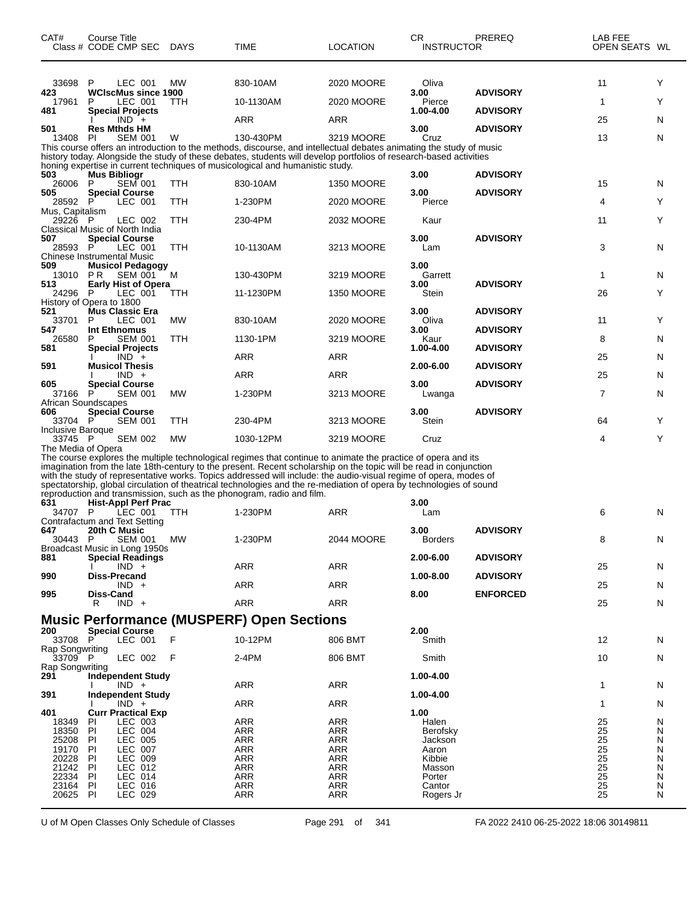| CAT# | Course Title Class # CODE CMP SEC | DAYS | TIME | LOCATION | CR INSTRUCTOR | PREREQ | LAB FEE OPEN SEATS | WL |
|---|---|---|---|---|---|---|---|---|
| 33698 | P LEC 001 | MW | 830-10AM | 2020 MOORE | Oliva | | 11 | Y |
| 423 | WClscMus since 1900 | | | | 3.00 | ADVISORY | | |
| 17961 | P LEC 001 | TTH | 10-1130AM | 2020 MOORE | Pierce | | 1 | Y |
| 481 | Special Projects | | | | 1.00-4.00 | ADVISORY | | |
| | I IND + | | ARR | ARR | | | 25 | N |
| 501 | Res Mthds HM | | | | 3.00 | ADVISORY | | |
| 13408 | PI SEM 001 | W | 130-430PM | 3219 MOORE | Cruz | | 13 | N |

This course offers an introduction to the methods, discourse, and intellectual debates animating the study of music history today. Alongside the study of these debates, students will develop portfolios of research-based activities honing expertise in current techniques of musicological and humanistic study.

| CAT# | Course Title Class # CODE CMP SEC | DAYS | TIME | LOCATION | CR INSTRUCTOR | PREREQ | LAB FEE OPEN SEATS | WL |
|---|---|---|---|---|---|---|---|---|
| 503 | Mus Bibliogr | | | | 3.00 | ADVISORY | | |
| 26006 | P SEM 001 | TTH | 830-10AM | 1350 MOORE | | | 15 | N |
| 505 | Special Course | | | | 3.00 | ADVISORY | | |
| 28592 | P LEC 001 | TTH | 1-230PM | 2020 MOORE | Pierce | | 4 | Y |
| Mus, Capitalism | | | | | | | | |
| 29226 | P LEC 002 | TTH | 230-4PM | 2032 MOORE | Kaur | | 11 | Y |
| Classical Music of North India | | | | | | | | |
| 507 | Special Course | | | | 3.00 | ADVISORY | | |
| 28593 | P LEC 001 | TTH | 10-1130AM | 3213 MOORE | Lam | | 3 | N |
| Chinese Instrumental Music | | | | | | | | |
| 509 | Musicol Pedagogy | | | | 3.00 | | | |
| 13010 | P R SEM 001 | M | 130-430PM | 3219 MOORE | Garrett | | 1 | N |
| 513 | Early Hist of Opera | | | | 3.00 | ADVISORY | | |
| 24296 | P LEC 001 | TTH | 11-1230PM | 1350 MOORE | Stein | | 26 | Y |
| History of Opera to 1800 | | | | | | | | |
| 521 | Mus Classic Era | | | | 3.00 | ADVISORY | | |
| 33701 | P LEC 001 | MW | 830-10AM | 2020 MOORE | Oliva | | 11 | Y |
| 547 | Int Ethnomus | | | | 3.00 | ADVISORY | | |
| 26580 | P SEM 001 | TTH | 1130-1PM | 3219 MOORE | Kaur | | 8 | N |
| 581 | Special Projects | | | | 1.00-4.00 | ADVISORY | | |
| | I IND + | | ARR | ARR | | | 25 | N |
| 591 | Musicol Thesis | | | | 2.00-6.00 | ADVISORY | | |
| | I IND + | | ARR | ARR | | | 25 | N |
| 605 | Special Course | | | | 3.00 | ADVISORY | | |
| 37166 | P SEM 001 | MW | 1-230PM | 3213 MOORE | Lwanga | | 7 | N |
| African Soundscapes | | | | | | | | |
| 606 | Special Course | | | | 3.00 | ADVISORY | | |
| 33704 | P SEM 001 | TTH | 230-4PM | 3213 MOORE | Stein | | 64 | Y |
| Inclusive Baroque | | | | | | | | |
| 33745 | P SEM 002 | MW | 1030-12PM | 3219 MOORE | Cruz | | 4 | Y |
| The Media of Opera | | | | | | | | |

The course explores the multiple technological regimes that continue to animate the practice of opera and its imagination from the late 18th-century to the present. Recent scholarship on the topic will be read in conjunction with the study of representative works. Topics addressed will include: the audio-visual regime of opera, modes of spectatorship, global circulation of theatrical technologies and the re-mediation of opera by technologies of sound reproduction and transmission, such as the phonogram, radio and film.

| CAT# | Course Title Class # CODE CMP SEC | DAYS | TIME | LOCATION | CR INSTRUCTOR | PREREQ | LAB FEE OPEN SEATS | WL |
|---|---|---|---|---|---|---|---|---|
| 631 | Hist-Appl Perf Prac | | | | 3.00 | | | |
| 34707 | P LEC 001 | TTH | 1-230PM | ARR | Lam | | 6 | N |
| Contrafactum and Text Setting | | | | | | | | |
| 647 | 20th C Music | | | | 3.00 | ADVISORY | | |
| 30443 | P SEM 001 | MW | 1-230PM | 2044 MOORE | Borders | | 8 | N |
| Broadcast Music in Long 1950s | | | | | | | | |
| 881 | Special Readings | | | | 2.00-6.00 | ADVISORY | | |
| | I IND + | | ARR | ARR | | | 25 | N |
| 990 | Diss-Precand | | | | 1.00-8.00 | ADVISORY | | |
| | IND + | | ARR | ARR | | | 25 | N |
| 995 | Diss-Cand | | | | 8.00 | ENFORCED | | |
| | R IND + | | ARR | ARR | | | 25 | N |

## Music Performance (MUSPERF) Open Sections

| CAT# | Course Title Class # CODE CMP SEC | DAYS | TIME | LOCATION | CR INSTRUCTOR | PREREQ | LAB FEE OPEN SEATS | WL |
|---|---|---|---|---|---|---|---|---|
| 200 | Special Course | | | | 2.00 | | | |
| 33708 | P LEC 001 | F | 10-12PM | 806 BMT | Smith | | 12 | N |
| Rap Songwriting | | | | | | | | |
| 33709 | P LEC 002 | F | 2-4PM | 806 BMT | Smith | | 10 | N |
| Rap Songwriting | | | | | | | | |
| 291 | Independent Study | | | | 1.00-4.00 | | | |
| | I IND + | | ARR | ARR | | | 1 | N |
| 391 | Independent Study | | | | 1.00-4.00 | | | |
| | I IND + | | ARR | ARR | | | 1 | N |
| 401 | Curr Practical Exp | | | | 1.00 | | | |
| 18349 | PI LEC 003 | | ARR | ARR | Halen | | 25 | N |
| 18350 | PI LEC 004 | | ARR | ARR | Berofsky | | 25 | N |
| 25208 | PI LEC 005 | | ARR | ARR | Jackson | | 25 | N |
| 19170 | PI LEC 007 | | ARR | ARR | Aaron | | 25 | N |
| 20228 | PI LEC 009 | | ARR | ARR | Kibbie | | 25 | N |
| 21242 | PI LEC 012 | | ARR | ARR | Masson | | 25 | N |
| 22334 | PI LEC 014 | | ARR | ARR | Porter | | 25 | N |
| 23164 | PI LEC 016 | | ARR | ARR | Cantor | | 25 | N |
| 20625 | PI LEC 029 | | ARR | ARR | Rogers Jr | | 25 | N |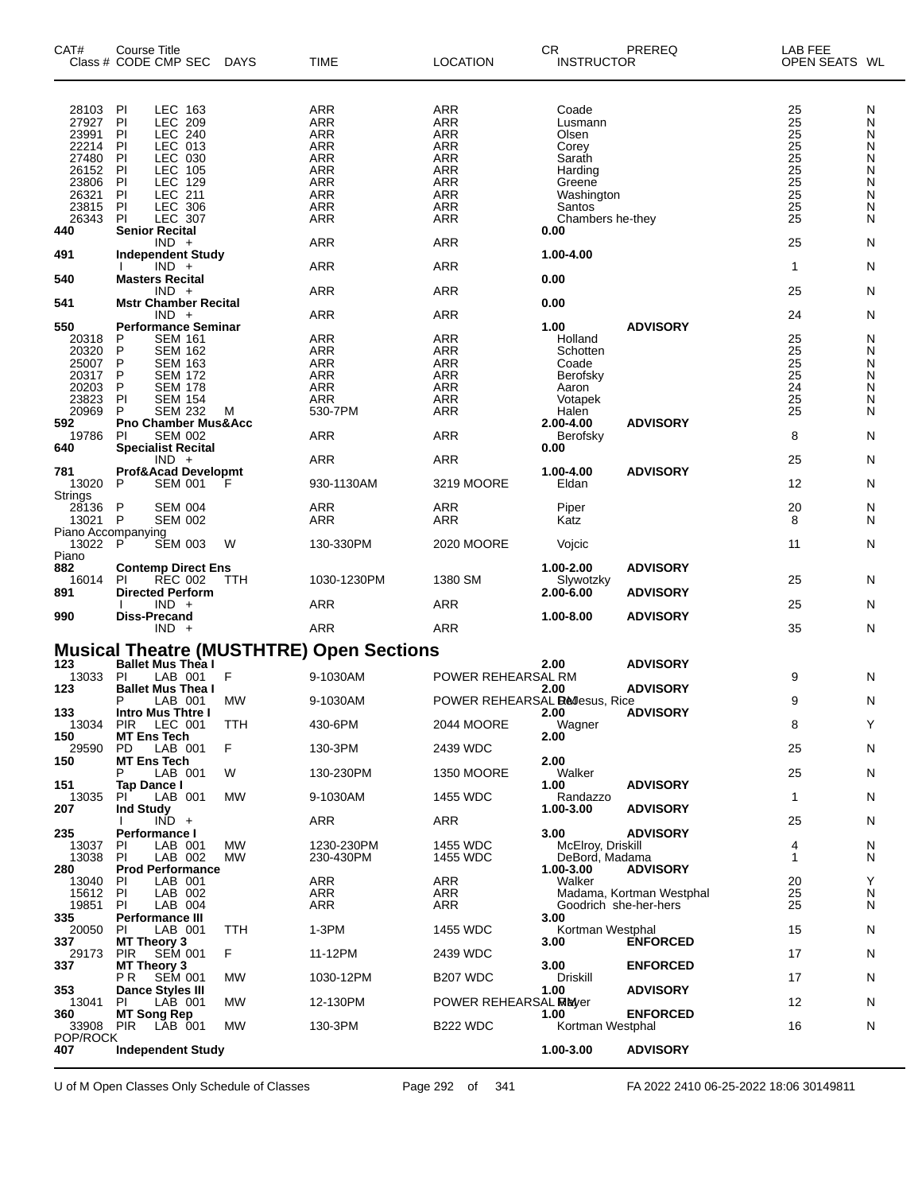| CAT# | Course Title<br>Class # CODE CMP SEC | DAYS | TIME | LOCATION | CR<br>INSTRUCTOR | PREREQ | LAB FEE<br>OPEN SEATS | WL |
|---|---|---|---|---|---|---|---|---|
| 28103 | PI LEC 163 | | ARR | ARR | Coade | | 25 | N |
| 27927 | PI LEC 209 | | ARR | ARR | Lusmann | | 25 | N |
| 23991 | PI LEC 240 | | ARR | ARR | Olsen | | 25 | N |
| 22214 | PI LEC 013 | | ARR | ARR | Corey | | 25 | N |
| 27480 | PI LEC 030 | | ARR | ARR | Sarath | | 25 | N |
| 26152 | PI LEC 105 | | ARR | ARR | Harding | | 25 | N |
| 23806 | PI LEC 129 | | ARR | ARR | Greene | | 25 | N |
| 26321 | PI LEC 211 | | ARR | ARR | Washington | | 25 | N |
| 23815 | PI LEC 306 | | ARR | ARR | Santos | | 25 | N |
| 26343 | PI LEC 307 | | ARR | ARR | Chambers he-they | | 25 | N |
| **440** | **Senior Recital** | | | | **0.00** | | | |
| | IND + | | ARR | ARR | | | 25 | N |
| **491** | **Independent Study** | | | | **1.00-4.00** | | | |
| | I IND + | | ARR | ARR | | | 1 | N |
| **540** | **Masters Recital** | | | | **0.00** | | | |
| | IND + | | ARR | ARR | | | 25 | N |
| **541** | **Mstr Chamber Recital** | | | | **0.00** | | | |
| | IND + | | ARR | ARR | | | 24 | N |
| **550** | **Performance Seminar** | | | | **1.00** | **ADVISORY** | | |
| 20318 | P SEM 161 | | ARR | ARR | Holland | | 25 | N |
| 20320 | P SEM 162 | | ARR | ARR | Schotten | | 25 | N |
| 25007 | P SEM 163 | | ARR | ARR | Coade | | 25 | N |
| 20317 | P SEM 172 | | ARR | ARR | Berofsky | | 25 | N |
| 20203 | P SEM 178 | | ARR | ARR | Aaron | | 24 | N |
| 23823 | PI SEM 154 | | ARR | ARR | Votapek | | 25 | N |
| 20969 | P SEM 232 | M | 530-7PM | ARR | Halen | | 25 | N |
| **592** | **Pno Chamber Mus&Acc** | | | | **2.00-4.00** | **ADVISORY** | | |
| 19786 | PI SEM 002 | | ARR | ARR | Berofsky | | 8 | N |
| **640** | **Specialist Recital** | | | | **0.00** | | | |
| | IND + | | ARR | ARR | | | 25 | N |
| **781** | **Prof&Acad Developmt** | | | | **1.00-4.00** | **ADVISORY** | | |
| 13020 | P SEM 001 | F | 930-1130AM | 3219 MOORE | Eldan | | 12 | N |
| Strings | | | | | | | | |
| 28136 | P SEM 004 | | ARR | ARR | Piper | | 20 | N |
| 13021 | P SEM 002 | | ARR | ARR | Katz | | 8 | N |
| Piano Accompanying | | | | | | | | |
| 13022 | P SEM 003 | W | 130-330PM | 2020 MOORE | Vojcic | | 11 | N |
| Piano | | | | | | | | |
| **882** | **Contemp Direct Ens** | | | | **1.00-2.00** | **ADVISORY** | | |
| 16014 | PI REC 002 | TTH | 1030-1230PM | 1380 SM | Slywotzky | | 25 | N |
| **891** | **Directed Perform** | | | | **2.00-6.00** | **ADVISORY** | | |
| | I IND + | | ARR | ARR | | | 25 | N |
| **990** | **Diss-Precand** | | | | **1.00-8.00** | **ADVISORY** | | |
| | IND + | | ARR | ARR | | | 35 | N |

## Musical Theatre (MUSTHTRE) Open Sections

| CAT# | Course Title<br>Class # CODE CMP SEC | DAYS | TIME | LOCATION | CR<br>INSTRUCTOR | PREREQ | LAB FEE<br>OPEN SEATS | WL |
|---|---|---|---|---|---|---|---|---|
| **123** | **Ballet Mus Thea I** | | | | **2.00** | **ADVISORY** | | |
| 13033 | PI LAB 001 | F | 9-1030AM | POWER REHEARSAL RM | | | 9 | N |
| **123** | **Ballet Mus Thea I** | | | | **2.00** | **ADVISORY** | | |
| | P LAB 001 | MW | 9-1030AM | POWER REHEARSAL RM | DeJesus, Rice | | 9 | N |
| **133** | **Intro Mus Thtre I** | | | | **2.00** | **ADVISORY** | | |
| 13034 | PIR LEC 001 | TTH | 430-6PM | 2044 MOORE | Wagner | | 8 | Y |
| **150** | **MT Ens Tech** | | | | **2.00** | | | |
| 29590 | PD LAB 001 | F | 130-3PM | 2439 WDC | | | 25 | N |
| **150** | **MT Ens Tech** | | | | **2.00** | | | |
| | P LAB 001 | W | 130-230PM | 1350 MOORE | Walker | | 25 | N |
| **151** | **Tap Dance I** | | | | **1.00** | **ADVISORY** | | |
| 13035 | PI LAB 001 | MW | 9-1030AM | 1455 WDC | Randazzo | | 1 | N |
| **207** | **Ind Study** | | | | **1.00-3.00** | **ADVISORY** | | |
| | I IND + | | ARR | ARR | | | 25 | N |
| **235** | **Performance I** | | | | **3.00** | **ADVISORY** | | |
| 13037 | PI LAB 001 | MW | 1230-230PM | 1455 WDC | McElroy, Driskill | | 4 | N |
| 13038 | PI LAB 002 | MW | 230-430PM | 1455 WDC | DeBord, Madama | | 1 | N |
| **280** | **Prod Performance** | | | | **1.00-3.00** | **ADVISORY** | | |
| 13040 | PI LAB 001 | | ARR | ARR | Walker | | 20 | Y |
| 15612 | PI LAB 002 | | ARR | ARR | Madama, Kortman Westphal | | 25 | N |
| 19851 | PI LAB 004 | | ARR | ARR | Goodrich she-her-hers | | 25 | N |
| **335** | **Performance III** | | | | **3.00** | | | |
| 20050 | PI LAB 001 | TTH | 1-3PM | 1455 WDC | Kortman Westphal | | 15 | N |
| **337** | **MT Theory 3** | | | | **3.00** | **ENFORCED** | | |
| 29173 | PIR SEM 001 | F | 11-12PM | 2439 WDC | | | 17 | N |
| **337** | **MT Theory 3** | | | | **3.00** | **ENFORCED** | | |
| | P R SEM 001 | MW | 1030-12PM | B207 WDC | Driskill | | 17 | N |
| **353** | **Dance Styles III** | | | | **1.00** | **ADVISORY** | | |
| 13041 | PI LAB 001 | MW | 12-130PM | POWER REHEARSAL RM | Mayer | | 12 | N |
| **360** | **MT Song Rep** | | | | **1.00** | **ENFORCED** | | |
| 33908 | PIR LAB 001 | MW | 130-3PM | B222 WDC | Kortman Westphal | | 16 | N |
| POP/ROCK | | | | | | | | |
| **407** | **Independent Study** | | | | **1.00-3.00** | **ADVISORY** | | |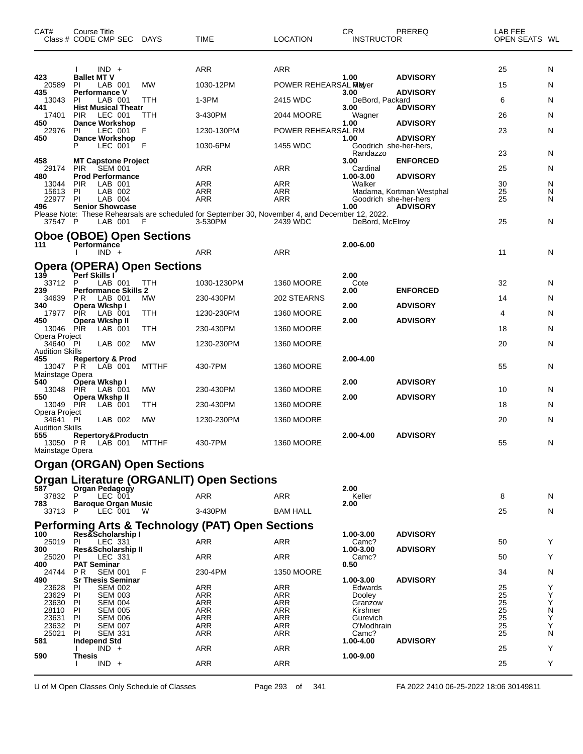| CAT# | Course Title Class # CODE CMP SEC | DAYS | TIME | LOCATION | CR INSTRUCTOR | PREREQ | LAB FEE OPEN SEATS | WL |
|---|---|---|---|---|---|---|---|---|
| | I IND + | | ARR | ARR | | | 25 | N |
| 423 | **Ballet MT V** | | | | 1.00 | **ADVISORY** | | |
| 20589 | PI LAB 001 | MW | 1030-12PM | POWER REHEARSAL RM | Mayer | | 15 | N |
| 435 | **Performance V** | | | | 3.00 | **ADVISORY** | | |
| 13043 | PI LAB 001 | TTH | 1-3PM | 2415 WDC | DeBord, Packard | | 6 | N |
| 441 | **Hist Musical Theatr** | | | | 3.00 | **ADVISORY** | | |
| 17401 | PIR LEC 001 | TTH | 3-430PM | 2044 MOORE | Wagner | | 26 | N |
| 450 | **Dance Workshop** | | | | 1.00 | **ADVISORY** | | |
| 22976 | PI LEC 001 | F | 1230-130PM | POWER REHEARSAL RM | | | 23 | N |
| 450 | **Dance Workshop** | | | | 1.00 | **ADVISORY** | | |
| | P LEC 001 | F | 1030-6PM | 1455 WDC | Goodrich she-her-hers, Randazzo | | 23 | N |
| 458 | **MT Capstone Project** | | | | 3.00 | **ENFORCED** | | |
| 29174 | PIR SEM 001 | | ARR | ARR | Cardinal | | 25 | N |
| 480 | **Prod Performance** | | | | 1.00-3.00 | **ADVISORY** | | |
| 13044 | PIR LAB 001 | | ARR | ARR | Walker | | 30 | N |
| 15613 | PI LAB 002 | | ARR | ARR | Madama, Kortman Westphal | | 25 | N |
| 22977 | PI LAB 004 | | ARR | ARR | Goodrich she-her-hers | | 25 | N |
| 496 | **Senior Showcase** | | | | 1.00 | **ADVISORY** | | |

Please Note: These Rehearsals are scheduled for September 30, November 4, and December 12, 2022.

| CAT# | Course Title Class # CODE CMP SEC | DAYS | TIME | LOCATION | CR INSTRUCTOR | PREREQ | LAB FEE OPEN SEATS | WL |
|---|---|---|---|---|---|---|---|---|
| 37547 | P LAB 001 | F | 3-530PM | 2439 WDC | DeBord, McElroy | | 25 | N |

## Oboe (OBOE) Open Sections

| CAT# | Course Title Class # CODE CMP SEC | DAYS | TIME | LOCATION | CR INSTRUCTOR | PREREQ | LAB FEE OPEN SEATS | WL |
|---|---|---|---|---|---|---|---|---|
| 111 | **Performance** | | | | 2.00-6.00 | | | |
| | I IND + | | ARR | ARR | | | 11 | N |

## Opera (OPERA) Open Sections

| CAT# | Course Title Class # CODE CMP SEC | DAYS | TIME | LOCATION | CR INSTRUCTOR | PREREQ | LAB FEE OPEN SEATS | WL |
|---|---|---|---|---|---|---|---|---|
| 139 | **Perf Skills I** | | | | 2.00 | | | |
| 33712 | P LAB 001 | TTH | 1030-1230PM | 1360 MOORE | Cote | | 32 | N |
| 239 | **Performance Skills 2** | | | | 2.00 | **ENFORCED** | | |
| 34639 | PR LAB 001 | MW | 230-430PM | 202 STEARNS | | | 14 | N |
| 340 | **Opera Wkshp I** | | | | 2.00 | **ADVISORY** | | |
| 17977 | PIR LAB 001 | TTH | 1230-230PM | 1360 MOORE | | | 4 | N |
| 450 | **Opera Wkshp II** | | | | 2.00 | **ADVISORY** | | |
| 13046 | PIR LAB 001 | TTH | 230-430PM | 1360 MOORE | | | 18 | N |
| Opera Project | | | | | | | | |
| 34640 | PI LAB 002 | MW | 1230-230PM | 1360 MOORE | | | 20 | N |
| Audition Skills | | | | | | | | |
| 455 | **Repertory & Prod** | | | | 2.00-4.00 | | | |
| 13047 | PR LAB 001 | MTTHF | 430-7PM | 1360 MOORE | | | 55 | N |
| Mainstage Opera | | | | | | | | |
| 540 | **Opera Wkshp I** | | | | 2.00 | **ADVISORY** | | |
| 13048 | PIR LAB 001 | MW | 230-430PM | 1360 MOORE | | | 10 | N |
| 550 | **Opera Wkshp II** | | | | 2.00 | **ADVISORY** | | |
| 13049 | PIR LAB 001 | TTH | 230-430PM | 1360 MOORE | | | 18 | N |
| Opera Project | | | | | | | | |
| 34641 | PI LAB 002 | MW | 1230-230PM | 1360 MOORE | | | 20 | N |
| Audition Skills | | | | | | | | |
| 555 | **Repertory&Productn** | | | | 2.00-4.00 | **ADVISORY** | | |
| 13050 | PR LAB 001 | MTTHF | 430-7PM | 1360 MOORE | | | 55 | N |
| Mainstage Opera | | | | | | | | |

## Organ (ORGAN) Open Sections

## Organ Literature (ORGANLIT) Open Sections

| CAT# | Course Title Class # CODE CMP SEC | DAYS | TIME | LOCATION | CR INSTRUCTOR | PREREQ | LAB FEE OPEN SEATS | WL |
|---|---|---|---|---|---|---|---|---|
| 587 | **Organ Pedagogy** | | | | 2.00 | | | |
| 37832 | P LEC 001 | | ARR | ARR | Keller | | 8 | N |
| 783 | **Baroque Organ Music** | | | | 2.00 | | | |
| 33713 | P LEC 001 | W | 3-430PM | BAM HALL | | | 25 | N |

## Performing Arts & Technology (PAT) Open Sections

| CAT# | Course Title Class # CODE CMP SEC | DAYS | TIME | LOCATION | CR INSTRUCTOR | PREREQ | LAB FEE OPEN SEATS | WL |
|---|---|---|---|---|---|---|---|---|
| 100 | **Res&Scholarship I** | | | | 1.00-3.00 | **ADVISORY** | | |
| 25019 | PI LEC 331 | | ARR | ARR | Camc? | | 50 | Y |
| 300 | **Res&Scholarship II** | | | | 1.00-3.00 | **ADVISORY** | | |
| 25020 | PI LEC 331 | | ARR | ARR | Camc? | | 50 | Y |
| 400 | **PAT Seminar** | | | | 0.50 | | | |
| 24744 | PR SEM 001 | F | 230-4PM | 1350 MOORE | | | 34 | N |
| 490 | **Sr Thesis Seminar** | | | | 1.00-3.00 | **ADVISORY** | | |
| 23628 | PI SEM 002 | | ARR | ARR | Edwards | | 25 | Y |
| 23629 | PI SEM 003 | | ARR | ARR | Dooley | | 25 | Y |
| 23630 | PI SEM 004 | | ARR | ARR | Granzow | | 25 | Y |
| 28110 | PI SEM 005 | | ARR | ARR | Kirshner | | 25 | N |
| 23631 | PI SEM 006 | | ARR | ARR | Gurevich | | 25 | Y |
| 23632 | PI SEM 007 | | ARR | ARR | O'Modhrain | | 25 | Y |
| 25021 | PI SEM 331 | | ARR | ARR | Camc? | | 25 | N |
| 581 | **Independ Std** | | | | 1.00-4.00 | **ADVISORY** | | |
| | I IND + | | ARR | ARR | | | 25 | Y |
| 590 | **Thesis** | | | | 1.00-9.00 | | | |
| | I IND + | | ARR | ARR | | | 25 | Y |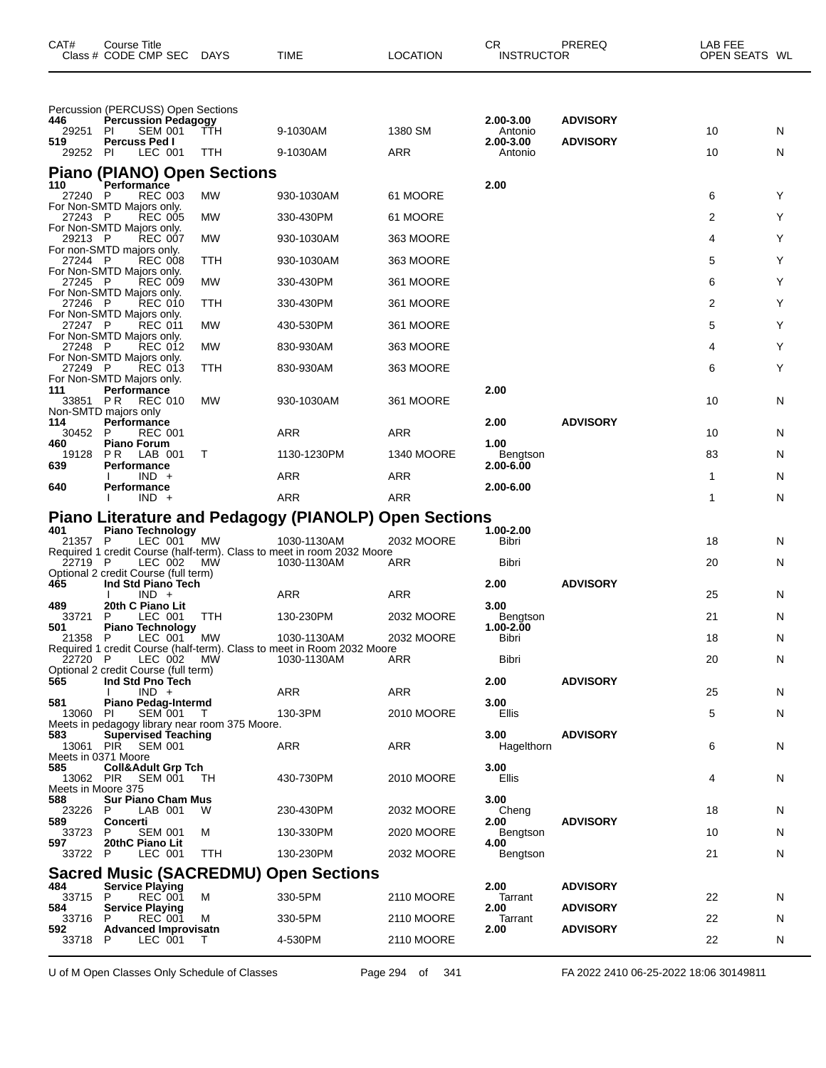| CAT# Class # | Course Title CODE CMP SEC | DAYS | TIME | LOCATION | CR INSTRUCTOR | PREREQ | LAB FEE OPEN SEATS | WL |
|---|---|---|---|---|---|---|---|---|

Percussion (PERCUSS) Open Sections

| CAT# Class # | Course Title CODE CMP SEC | DAYS | TIME | LOCATION | CR INSTRUCTOR | PREREQ | OPEN SEATS | WL |
|---|---|---|---|---|---|---|---|---|
| **446** | **Percussion Pedagogy** | | | | **2.00-3.00** | **ADVISORY** | | |
| 29251 | PI SEM 001 | TTH | 9-1030AM | 1380 SM | Antonio | | 10 | N |
| **519** | **Percuss Ped I** | | | | **2.00-3.00** | **ADVISORY** | | |
| 29252 | PI LEC 001 | TTH | 9-1030AM | ARR | Antonio | | 10 | N |

## Piano (PIANO) Open Sections

| CAT# Class # | Course Title CODE CMP SEC | DAYS | TIME | LOCATION | CR INSTRUCTOR | PREREQ | OPEN SEATS | WL |
|---|---|---|---|---|---|---|---|---|
| **110** | **Performance** | | | | **2.00** | | | |
| 27240 | P REC 003 | MW | 930-1030AM | 61 MOORE | | | 6 | Y |
| For Non-SMTD Majors only. | | | | | | | | |
| 27243 | P REC 005 | MW | 330-430PM | 61 MOORE | | | 2 | Y |
| For Non-SMTD Majors only. | | | | | | | | |
| 29213 | P REC 007 | MW | 930-1030AM | 363 MOORE | | | 4 | Y |
| For non-SMTD majors only. | | | | | | | | |
| 27244 | P REC 008 | TTH | 930-1030AM | 363 MOORE | | | 5 | Y |
| For Non-SMTD Majors only. | | | | | | | | |
| 27245 | P REC 009 | MW | 330-430PM | 361 MOORE | | | 6 | Y |
| For Non-SMTD Majors only. | | | | | | | | |
| 27246 | P REC 010 | TTH | 330-430PM | 361 MOORE | | | 2 | Y |
| For Non-SMTD Majors only. | | | | | | | | |
| 27247 | P REC 011 | MW | 430-530PM | 361 MOORE | | | 5 | Y |
| For Non-SMTD Majors only. | | | | | | | | |
| 27248 | P REC 012 | MW | 830-930AM | 363 MOORE | | | 4 | Y |
| For Non-SMTD Majors only. | | | | | | | | |
| 27249 | P REC 013 | TTH | 830-930AM | 363 MOORE | | | 6 | Y |
| For Non-SMTD Majors only. | | | | | | | | |
| **111** | **Performance** | | | | **2.00** | | | |
| 33851 | PR REC 010 | MW | 930-1030AM | 361 MOORE | | | 10 | N |
| Non-SMTD majors only | | | | | | | | |
| **114** | **Performance** | | | | **2.00** | **ADVISORY** | | |
| 30452 | P REC 001 | | ARR | ARR | | | 10 | N |
| **460** | **Piano Forum** | | | | **1.00** | | | |
| 19128 | PR LAB 001 | T | 1130-1230PM | 1340 MOORE | Bengtson | | 83 | N |
| **639** | **Performance** | | | | **2.00-6.00** | | | |
| | I IND + | | ARR | ARR | | | 1 | N |
| **640** | **Performance** | | | | **2.00-6.00** | | | |
| | I IND + | | ARR | ARR | | | 1 | N |

## Piano Literature and Pedagogy (PIANOLP) Open Sections

| CAT# Class # | Course Title CODE CMP SEC | DAYS | TIME | LOCATION | CR INSTRUCTOR | PREREQ | OPEN SEATS | WL |
|---|---|---|---|---|---|---|---|---|
| **401** | **Piano Technology** | | | | **1.00-2.00** | | | |
| 21357 | P LEC 001 | MW | 1030-1130AM | 2032 MOORE | Bibri | | 18 | N |
| Required 1 credit Course (half-term). Class to meet in room 2032 Moore | | | | | | | | |
| 22719 | P LEC 002 | MW | 1030-1130AM | ARR | Bibri | | 20 | N |
| Optional 2 credit Course (full term) | | | | | | | | |
| **465** | **Ind Std Piano Tech** | | | | **2.00** | **ADVISORY** | | |
| | I IND + | | ARR | ARR | | | 25 | N |
| **489** | **20th C Piano Lit** | | | | **3.00** | | | |
| 33721 | P LEC 001 | TTH | 130-230PM | 2032 MOORE | Bengtson | | 21 | N |
| **501** | **Piano Technology** | | | | **1.00-2.00** | | | |
| 21358 | P LEC 001 | MW | 1030-1130AM | 2032 MOORE | Bibri | | 18 | N |
| Required 1 credit Course (half-term). Class to meet in Room 2032 Moore | | | | | | | | |
| 22720 | P LEC 002 | MW | 1030-1130AM | ARR | Bibri | | 20 | N |
| Optional 2 credit Course (full term) | | | | | | | | |
| **565** | **Ind Std Pno Tech** | | | | **2.00** | **ADVISORY** | | |
| | I IND + | | ARR | ARR | | | 25 | N |
| **581** | **Piano Pedag-Intermd** | | | | **3.00** | | | |
| 13060 | PI SEM 001 | T | 130-3PM | 2010 MOORE | Ellis | | 5 | N |
| Meets in pedagogy library near room 375 Moore. | | | | | | | | |
| **583** | **Supervised Teaching** | | | | **3.00** | **ADVISORY** | | |
| 13061 | PIR SEM 001 | | ARR | ARR | Hagelthorn | | 6 | N |
| Meets in 0371 Moore | | | | | | | | |
| **585** | **Coll&Adult Grp Tch** | | | | **3.00** | | | |
| 13062 | PIR SEM 001 | TH | 430-730PM | 2010 MOORE | Ellis | | 4 | N |
| Meets in Moore 375 | | | | | | | | |
| **588** | **Sur Piano Cham Mus** | | | | **3.00** | | | |
| 23226 | P LAB 001 | W | 230-430PM | 2032 MOORE | Cheng | | 18 | N |
| **589** | **Concerti** | | | | **2.00** | **ADVISORY** | | |
| 33723 | P SEM 001 | M | 130-330PM | 2020 MOORE | Bengtson | | 10 | N |
| **597** | **20thC Piano Lit** | | | | **4.00** | | | |
| 33722 | P LEC 001 | TTH | 130-230PM | 2032 MOORE | Bengtson | | 21 | N |

## Sacred Music (SACREDMU) Open Sections

| CAT# Class # | Course Title CODE CMP SEC | DAYS | TIME | LOCATION | CR INSTRUCTOR | PREREQ | OPEN SEATS | WL |
|---|---|---|---|---|---|---|---|---|
| **484** | **Service Playing** | | | | **2.00** | **ADVISORY** | | |
| 33715 | P REC 001 | M | 330-5PM | 2110 MOORE | Tarrant | | 22 | N |
| **584** | **Service Playing** | | | | **2.00** | **ADVISORY** | | |
| 33716 | P REC 001 | M | 330-5PM | 2110 MOORE | Tarrant | | 22 | N |
| **592** | **Advanced Improvisatn** | | | | **2.00** | **ADVISORY** | | |
| 33718 | P LEC 001 | T | 4-530PM | 2110 MOORE | | | 22 | N |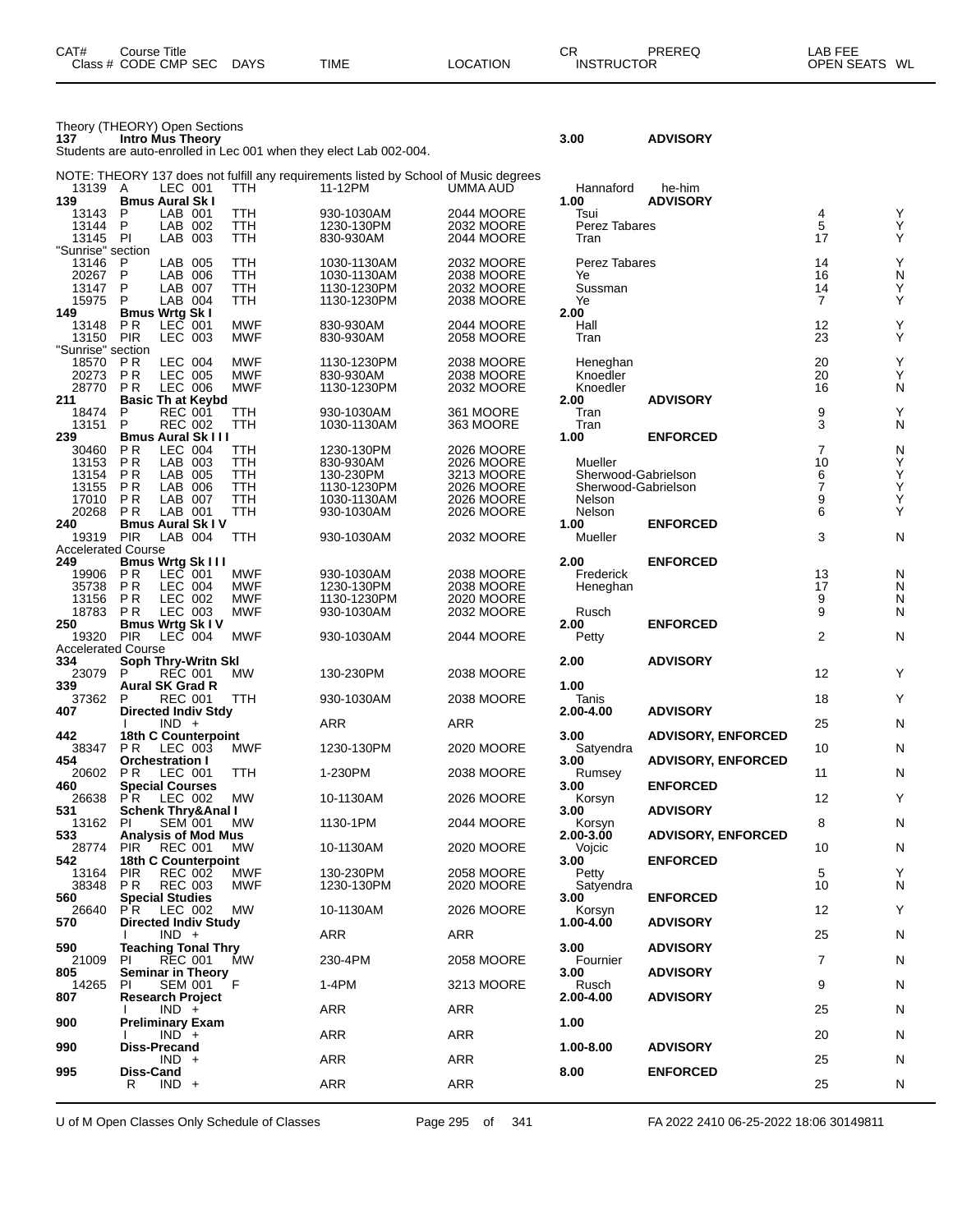| CAT# | Course Title<br>Class # CODE CMP SEC | DAYS | TIME | LOCATION | CR<br>INSTRUCTOR | PREREQ | LAB FEE<br>OPEN SEATS | WL |
|---|---|---|---|---|---|---|---|---|

## Theory (THEORY) Open Sections

| CAT# | Class # | CODE | CMP | SEC | DAYS | TIME | LOCATION | CR / INSTRUCTOR | PREREQ | OPEN SEATS | WL |
|---|---|---|---|---|---|---|---|---|---|---|---|
| **137** | **Intro Mus Theory** | | | | | | | **3.00** | **ADVISORY** | | |
| Students are auto-enrolled in Lec 001 when they elect Lab 002-004. | | | | | | | | | | | |
| NOTE: THEORY 137 does not fulfill any requirements listed by School of Music degrees | | | | | | | | | | | |
| | 13139 | A | LEC | 001 | TTH | 11-12PM | UMMA AUD | Hannaford | he-him | | |
| **139** | **Bmus Aural Sk I** | | | | | | | **1.00** | **ADVISORY** | | |
| | 13143 | P | LAB | 001 | TTH | 930-1030AM | 2044 MOORE | Tsui | | 4 | Y |
| | 13144 | P | LAB | 002 | TTH | 1230-130PM | 2032 MOORE | Perez Tabares | | 5 | Y |
| | 13145 | PI | LAB | 003 | TTH | 830-930AM | 2044 MOORE | Tran | | 17 | Y |
| "Sunrise" section | | | | | | | | | | | |
| | 13146 | P | LAB | 005 | TTH | 1030-1130AM | 2032 MOORE | Perez Tabares | | 14 | Y |
| | 20267 | P | LAB | 006 | TTH | 1030-1130AM | 2038 MOORE | Ye | | 16 | N |
| | 13147 | P | LAB | 007 | TTH | 1130-1230PM | 2032 MOORE | Sussman | | 14 | Y |
| | 15975 | P | LAB | 004 | TTH | 1130-1230PM | 2038 MOORE | Ye | | 7 | Y |
| **149** | **Bmus Wrtg Sk I** | | | | | | | **2.00** | | | |
| | 13148 | P R | LEC | 001 | MWF | 830-930AM | 2044 MOORE | Hall | | 12 | Y |
| | 13150 | PIR | LEC | 003 | MWF | 830-930AM | 2058 MOORE | Tran | | 23 | Y |
| "Sunrise" section | | | | | | | | | | | |
| | 18570 | P R | LEC | 004 | MWF | 1130-1230PM | 2038 MOORE | Heneghan | | 20 | Y |
| | 20273 | P R | LEC | 005 | MWF | 830-930AM | 2038 MOORE | Knoedler | | 20 | Y |
| | 28770 | P R | LEC | 006 | MWF | 1130-1230PM | 2032 MOORE | Knoedler | | 16 | N |
| **211** | **Basic Th at Keybd** | | | | | | | **2.00** | **ADVISORY** | | |
| | 18474 | P | REC | 001 | TTH | 930-1030AM | 361 MOORE | Tran | | 9 | Y |
| | 13151 | P | REC | 002 | TTH | 1030-1130AM | 363 MOORE | Tran | | 3 | N |
| **239** | **Bmus Aural Sk I I I** | | | | | | | **1.00** | **ENFORCED** | | |
| | 30460 | P R | LEC | 004 | TTH | 1230-130PM | 2026 MOORE | | | 7 | N |
| | 13153 | P R | LAB | 003 | TTH | 830-930AM | 2026 MOORE | Mueller | | 10 | Y |
| | 13154 | P R | LAB | 005 | TTH | 130-230PM | 3213 MOORE | Sherwood-Gabrielson | | 6 | Y |
| | 13155 | P R | LAB | 006 | TTH | 1130-1230PM | 2026 MOORE | Sherwood-Gabrielson | | 7 | Y |
| | 17010 | P R | LAB | 007 | TTH | 1030-1130AM | 2026 MOORE | Nelson | | 9 | Y |
| | 20268 | P R | LAB | 001 | TTH | 930-1030AM | 2026 MOORE | Nelson | | 6 | Y |
| **240** | **Bmus Aural Sk I V** | | | | | | | **1.00** | **ENFORCED** | | |
| | 19319 | PIR | LAB | 004 | TTH | 930-1030AM | 2032 MOORE | Mueller | | 3 | N |
| Accelerated Course | | | | | | | | | | | |
| **249** | **Bmus Wrtg Sk I I I** | | | | | | | **2.00** | **ENFORCED** | | |
| | 19906 | P R | LEC | 001 | MWF | 930-1030AM | 2038 MOORE | Frederick | | 13 | N |
| | 35738 | P R | LEC | 004 | MWF | 1230-130PM | 2038 MOORE | Heneghan | | 17 | N |
| | 13156 | P R | LEC | 002 | MWF | 1130-1230PM | 2020 MOORE | | | 9 | N |
| | 18783 | P R | LEC | 003 | MWF | 930-1030AM | 2032 MOORE | Rusch | | 9 | N |
| **250** | **Bmus Wrtg Sk I V** | | | | | | | **2.00** | **ENFORCED** | | |
| | 19320 | PIR | LEC | 004 | MWF | 930-1030AM | 2044 MOORE | Petty | | 2 | N |
| Accelerated Course | | | | | | | | | | | |
| **334** | **Soph Thry-Writn Skl** | | | | | | | **2.00** | **ADVISORY** | | |
| | 23079 | P | REC | 001 | MW | 130-230PM | 2038 MOORE | | | 12 | Y |
| **339** | **Aural SK Grad R** | | | | | | | **1.00** | | | |
| | 37362 | P | REC | 001 | TTH | 930-1030AM | 2038 MOORE | Tanis | | 18 | Y |
| **407** | **Directed Indiv Stdy** | | | | | | | **2.00-4.00** | **ADVISORY** | | |
| | | I | IND | + | | ARR | ARR | | | 25 | N |
| **442** | **18th C Counterpoint** | | | | | | | **3.00** | **ADVISORY, ENFORCED** | | |
| | 38347 | P R | LEC | 003 | MWF | 1230-130PM | 2020 MOORE | Satyendra | | 10 | N |
| **454** | **Orchestration I** | | | | | | | **3.00** | **ADVISORY, ENFORCED** | | |
| | 20602 | P R | LEC | 001 | TTH | 1-230PM | 2038 MOORE | Rumsey | | 11 | N |
| **460** | **Special Courses** | | | | | | | **3.00** | **ENFORCED** | | |
| | 26638 | P R | LEC | 002 | MW | 10-1130AM | 2026 MOORE | Korsyn | | 12 | Y |
| **531** | **Schenk Thry&Anal I** | | | | | | | **3.00** | **ADVISORY** | | |
| | 13162 | PI | SEM | 001 | MW | 1130-1PM | 2044 MOORE | Korsyn | | 8 | N |
| **533** | **Analysis of Mod Mus** | | | | | | | **2.00-3.00** | **ADVISORY, ENFORCED** | | |
| | 28774 | PIR | REC | 001 | MW | 10-1130AM | 2020 MOORE | Vojcic | | 10 | N |
| **542** | **18th C Counterpoint** | | | | | | | **3.00** | **ENFORCED** | | |
| | 13164 | PIR | REC | 002 | MWF | 130-230PM | 2058 MOORE | Petty | | 5 | Y |
| | 38348 | P R | REC | 003 | MWF | 1230-130PM | 2020 MOORE | Satyendra | | 10 | N |
| **560** | **Special Studies** | | | | | | | **3.00** | **ENFORCED** | | |
| | 26640 | P R | LEC | 002 | MW | 10-1130AM | 2026 MOORE | Korsyn | | 12 | Y |
| **570** | **Directed Indiv Study** | | | | | | | **1.00-4.00** | **ADVISORY** | | |
| | | I | IND | + | | ARR | ARR | | | 25 | N |
| **590** | **Teaching Tonal Thry** | | | | | | | **3.00** | **ADVISORY** | | |
| | 21009 | PI | REC | 001 | MW | 230-4PM | 2058 MOORE | Fournier | | 7 | N |
| **805** | **Seminar in Theory** | | | | | | | **3.00** | **ADVISORY** | | |
| | 14265 | PI | SEM | 001 | F | 1-4PM | 3213 MOORE | Rusch | | 9 | N |
| **807** | **Research Project** | | | | | | | **2.00-4.00** | **ADVISORY** | | |
| | | I | IND | + | | ARR | ARR | | | 25 | N |
| **900** | **Preliminary Exam** | | | | | | | **1.00** | | | |
| | | I | IND | + | | ARR | ARR | | | 20 | N |
| **990** | **Diss-Precand** | | | | | | | **1.00-8.00** | **ADVISORY** | | |
| | | | IND | + | | ARR | ARR | | | 25 | N |
| **995** | **Diss-Cand** | | | | | | | **8.00** | **ENFORCED** | | |
| | | R | IND | + | | ARR | ARR | | | 25 | N |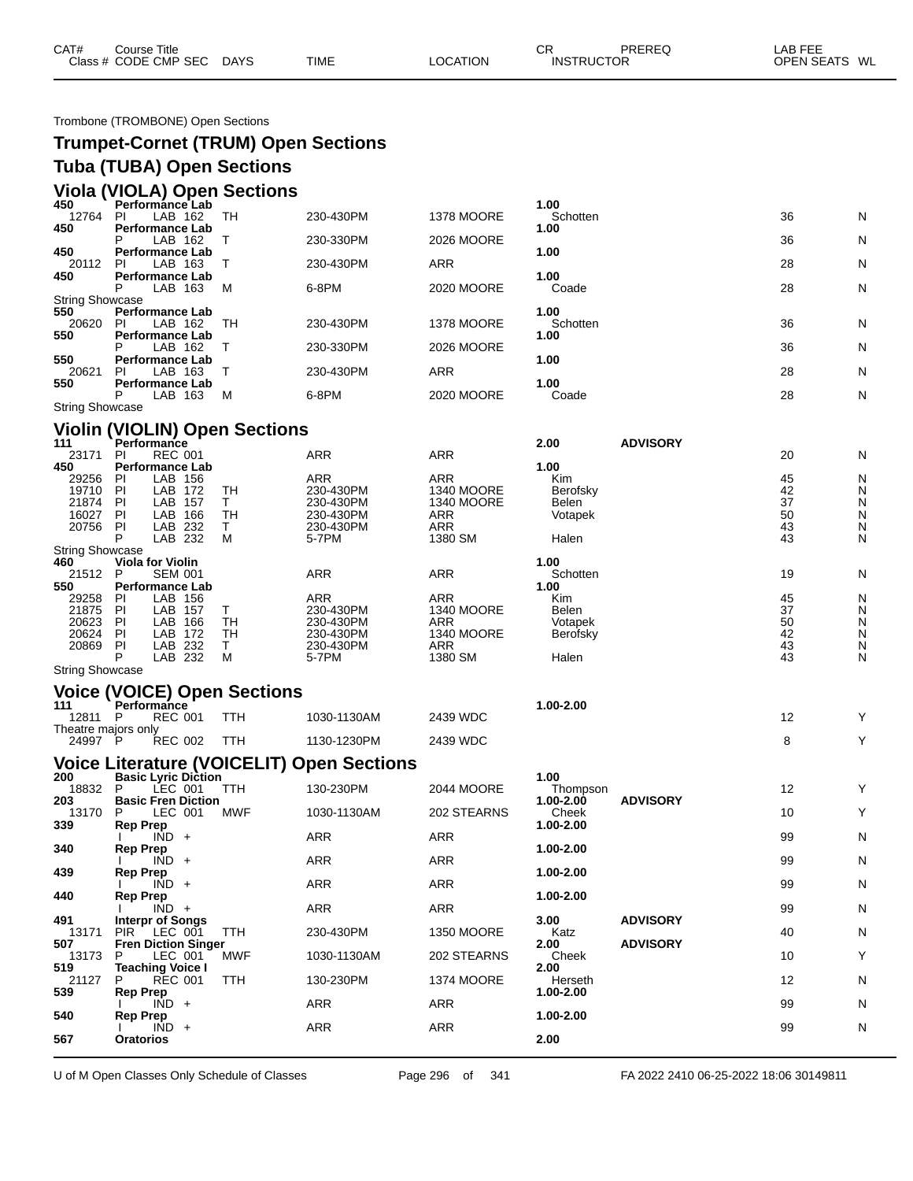| CAT# | Course Title | | | | | | CR | PREREQ | LAB FEE | |
|---|---|---|---|---|---|---|---|---|---|---|
| Class # | CODE | CMP | SEC | DAYS | TIME | LOCATION | INSTRUCTOR | | OPEN SEATS | WL |

Trombone (TROMBONE) Open Sections

## Trumpet-Cornet (TRUM) Open Sections

## Tuba (TUBA) Open Sections

## Viola (VIOLA) Open Sections

| CAT# / Class # | CODE | CMP | SEC | DAYS | TIME | LOCATION | CR / INSTRUCTOR | PREREQ | OPEN SEATS | WL |
|---|---|---|---|---|---|---|---|---|---|---|
| **450** | **Performance Lab** | | | | | | **1.00** | | | |
| 12764 | PI | LAB | 162 | TH | 230-430PM | 1378 MOORE | Schotten | | 36 | N |
| **450** | **Performance Lab** | | | | | | **1.00** | | | |
| | P | LAB | 162 | T | 230-330PM | 2026 MOORE | | | 36 | N |
| **450** | **Performance Lab** | | | | | | **1.00** | | | |
| 20112 | PI | LAB | 163 | T | 230-430PM | ARR | | | 28 | N |
| **450** | **Performance Lab** | | | | | | **1.00** | | | |
| | P | LAB | 163 | M | 6-8PM | 2020 MOORE | Coade | | 28 | N |
| String Showcase | | | | | | | | | | |
| **550** | **Performance Lab** | | | | | | **1.00** | | | |
| 20620 | PI | LAB | 162 | TH | 230-430PM | 1378 MOORE | Schotten | | 36 | N |
| **550** | **Performance Lab** | | | | | | **1.00** | | | |
| | P | LAB | 162 | T | 230-330PM | 2026 MOORE | | | 36 | N |
| **550** | **Performance Lab** | | | | | | **1.00** | | | |
| 20621 | PI | LAB | 163 | T | 230-430PM | ARR | | | 28 | N |
| **550** | **Performance Lab** | | | | | | **1.00** | | | |
| | P | LAB | 163 | M | 6-8PM | 2020 MOORE | Coade | | 28 | N |
| String Showcase | | | | | | | | | | |

## Violin (VIOLIN) Open Sections

| CAT# / Class # | CODE | CMP | SEC | DAYS | TIME | LOCATION | CR / INSTRUCTOR | PREREQ | OPEN SEATS | WL |
|---|---|---|---|---|---|---|---|---|---|---|
| **111** | **Performance** | | | | | | **2.00** | **ADVISORY** | | |
| 23171 | PI | REC | 001 | | ARR | ARR | | | 20 | N |
| **450** | **Performance Lab** | | | | | | **1.00** | | | |
| 29256 | PI | LAB | 156 | | ARR | ARR | Kim | | 45 | N |
| 19710 | PI | LAB | 172 | TH | 230-430PM | 1340 MOORE | Berofsky | | 42 | N |
| 21874 | PI | LAB | 157 | T | 230-430PM | 1340 MOORE | Belen | | 37 | N |
| 16027 | PI | LAB | 166 | TH | 230-430PM | ARR | Votapek | | 50 | N |
| 20756 | PI | LAB | 232 | T | 230-430PM | ARR | | | 43 | N |
| | P | LAB | 232 | M | 5-7PM | 1380 SM | Halen | | 43 | N |
| String Showcase | | | | | | | | | | |
| **460** | **Viola for Violin** | | | | | | **1.00** | | | |
| 21512 | P | SEM | 001 | | ARR | ARR | Schotten | | 19 | N |
| **550** | **Performance Lab** | | | | | | **1.00** | | | |
| 29258 | PI | LAB | 156 | | ARR | ARR | Kim | | 45 | N |
| 21875 | PI | LAB | 157 | T | 230-430PM | 1340 MOORE | Belen | | 37 | N |
| 20623 | PI | LAB | 166 | TH | 230-430PM | ARR | Votapek | | 50 | N |
| 20624 | PI | LAB | 172 | TH | 230-430PM | 1340 MOORE | Berofsky | | 42 | N |
| 20869 | PI | LAB | 232 | T | 230-430PM | ARR | | | 43 | N |
| | P | LAB | 232 | M | 5-7PM | 1380 SM | Halen | | 43 | N |
| String Showcase | | | | | | | | | | |

## Voice (VOICE) Open Sections

| CAT# / Class # | CODE | CMP | SEC | DAYS | TIME | LOCATION | CR / INSTRUCTOR | PREREQ | OPEN SEATS | WL |
|---|---|---|---|---|---|---|---|---|---|---|
| **111** | **Performance** | | | | | | **1.00-2.00** | | | |
| 12811 | P | REC | 001 | TTH | 1030-1130AM | 2439 WDC | | | 12 | Y |
| Theatre majors only | | | | | | | | | | |
| 24997 | P | REC | 002 | TTH | 1130-1230PM | 2439 WDC | | | 8 | Y |

## Voice Literature (VOICELIT) Open Sections

| CAT# / Class # | CODE | CMP | SEC | DAYS | TIME | LOCATION | CR / INSTRUCTOR | PREREQ | OPEN SEATS | WL |
|---|---|---|---|---|---|---|---|---|---|---|
| **200** | **Basic Lyric Diction** | | | | | | **1.00** | | | |
| 18832 | P | LEC | 001 | TTH | 130-230PM | 2044 MOORE | Thompson | | 12 | Y |
| **203** | **Basic Fren Diction** | | | | | | **1.00-2.00** | **ADVISORY** | | |
| 13170 | P | LEC | 001 | MWF | 1030-1130AM | 202 STEARNS | Cheek | | 10 | Y |
| **339** | **Rep Prep** | | | | | | **1.00-2.00** | | | |
| | I | IND | + | | ARR | ARR | | | 99 | N |
| **340** | **Rep Prep** | | | | | | **1.00-2.00** | | | |
| | I | IND | + | | ARR | ARR | | | 99 | N |
| **439** | **Rep Prep** | | | | | | **1.00-2.00** | | | |
| | I | IND | + | | ARR | ARR | | | 99 | N |
| **440** | **Rep Prep** | | | | | | **1.00-2.00** | | | |
| | I | IND | + | | ARR | ARR | | | 99 | N |
| **491** | **Interpr of Songs** | | | | | | **3.00** | **ADVISORY** | | |
| 13171 | PIR | LEC | 001 | TTH | 230-430PM | 1350 MOORE | Katz | | 40 | N |
| **507** | **Fren Diction Singer** | | | | | | **2.00** | **ADVISORY** | | |
| 13173 | P | LEC | 001 | MWF | 1030-1130AM | 202 STEARNS | Cheek | | 10 | Y |
| **519** | **Teaching Voice I** | | | | | | **2.00** | | | |
| 21127 | P | REC | 001 | TTH | 130-230PM | 1374 MOORE | Herseth | | 12 | N |
| **539** | **Rep Prep** | | | | | | **1.00-2.00** | | | |
| | I | IND | + | | ARR | ARR | | | 99 | N |
| **540** | **Rep Prep** | | | | | | **1.00-2.00** | | | |
| | I | IND | + | | ARR | ARR | | | 99 | N |
| **567** | **Oratorios** | | | | | | **2.00** | | | |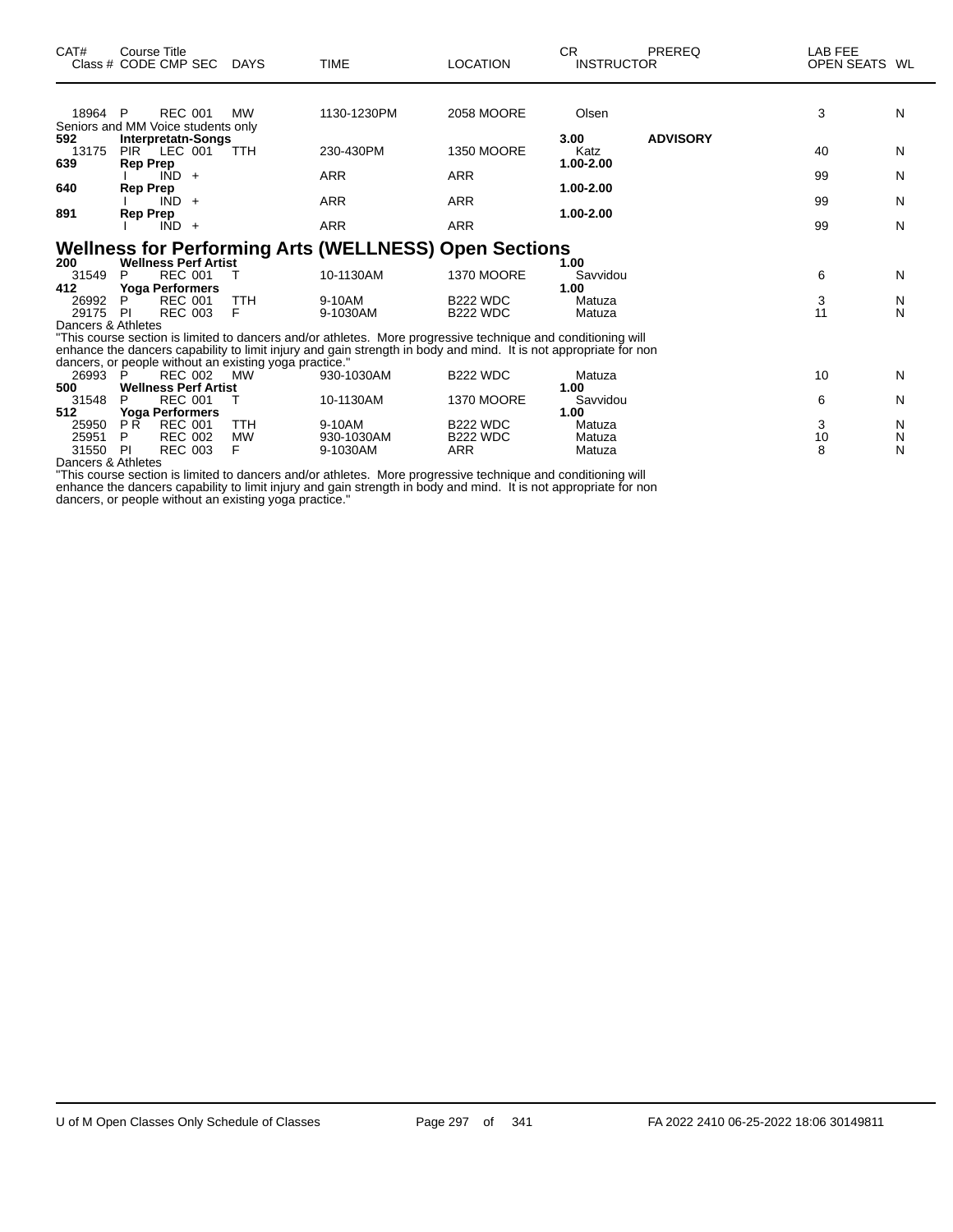| CAT# | Course Title Class # CODE CMP SEC | DAYS | TIME | LOCATION | CR INSTRUCTOR | PREREQ | LAB FEE OPEN SEATS | WL |
|---|---|---|---|---|---|---|---|---|
| 18964 | P REC 001 | MW | 1130-1230PM | 2058 MOORE | Olsen | | 3 | N |
| Seniors and MM Voice students only | | | | | | | | |
| **592** | **Interpretatn-Songs** | | | | **3.00** | **ADVISORY** | | |
| 13175 | PIR LEC 001 | TTH | 230-430PM | 1350 MOORE | Katz | | 40 | N |
| **639** | **Rep Prep** | | | | **1.00-2.00** | | | |
| | I IND + | | ARR | ARR | | | 99 | N |
| **640** | **Rep Prep** | | | | **1.00-2.00** | | | |
| | I IND + | | ARR | ARR | | | 99 | N |
| **891** | **Rep Prep** | | | | **1.00-2.00** | | | |
| | I IND + | | ARR | ARR | | | 99 | N |

## Wellness for Performing Arts (WELLNESS) Open Sections

| CAT# | Course Title Class # CODE CMP SEC | DAYS | TIME | LOCATION | CR INSTRUCTOR | PREREQ | LAB FEE OPEN SEATS | WL |
|---|---|---|---|---|---|---|---|---|
| **200** | **Wellness Perf Artist** | | | | **1.00** | | | |
| 31549 | P REC 001 | T | 10-1130AM | 1370 MOORE | Savvidou | | 6 | N |
| **412** | **Yoga Performers** | | | | **1.00** | | | |
| 26992 | P REC 001 | TTH | 9-10AM | B222 WDC | Matuza | | 3 | N |
| 29175 | PI REC 003 | F | 9-1030AM | B222 WDC | Matuza | | 11 | N |
| Dancers & Athletes | | | | | | | | |
| "This course section is limited to dancers and/or athletes. More progressive technique and conditioning will enhance the dancers capability to limit injury and gain strength in body and mind. It is not appropriate for non dancers, or people without an existing yoga practice." | | | | | | | | |
| 26993 | P REC 002 | MW | 930-1030AM | B222 WDC | Matuza | | 10 | N |
| **500** | **Wellness Perf Artist** | | | | **1.00** | | | |
| 31548 | P REC 001 | T | 10-1130AM | 1370 MOORE | Savvidou | | 6 | N |
| **512** | **Yoga Performers** | | | | **1.00** | | | |
| 25950 | P R REC 001 | TTH | 9-10AM | B222 WDC | Matuza | | 3 | N |
| 25951 | P REC 002 | MW | 930-1030AM | B222 WDC | Matuza | | 10 | N |
| 31550 | PI REC 003 | F | 9-1030AM | ARR | Matuza | | 8 | N |
| Dancers & Athletes | | | | | | | | |
| "This course section is limited to dancers and/or athletes. More progressive technique and conditioning will enhance the dancers capability to limit injury and gain strength in body and mind. It is not appropriate for non dancers, or people without an existing yoga practice." | | | | | | | | |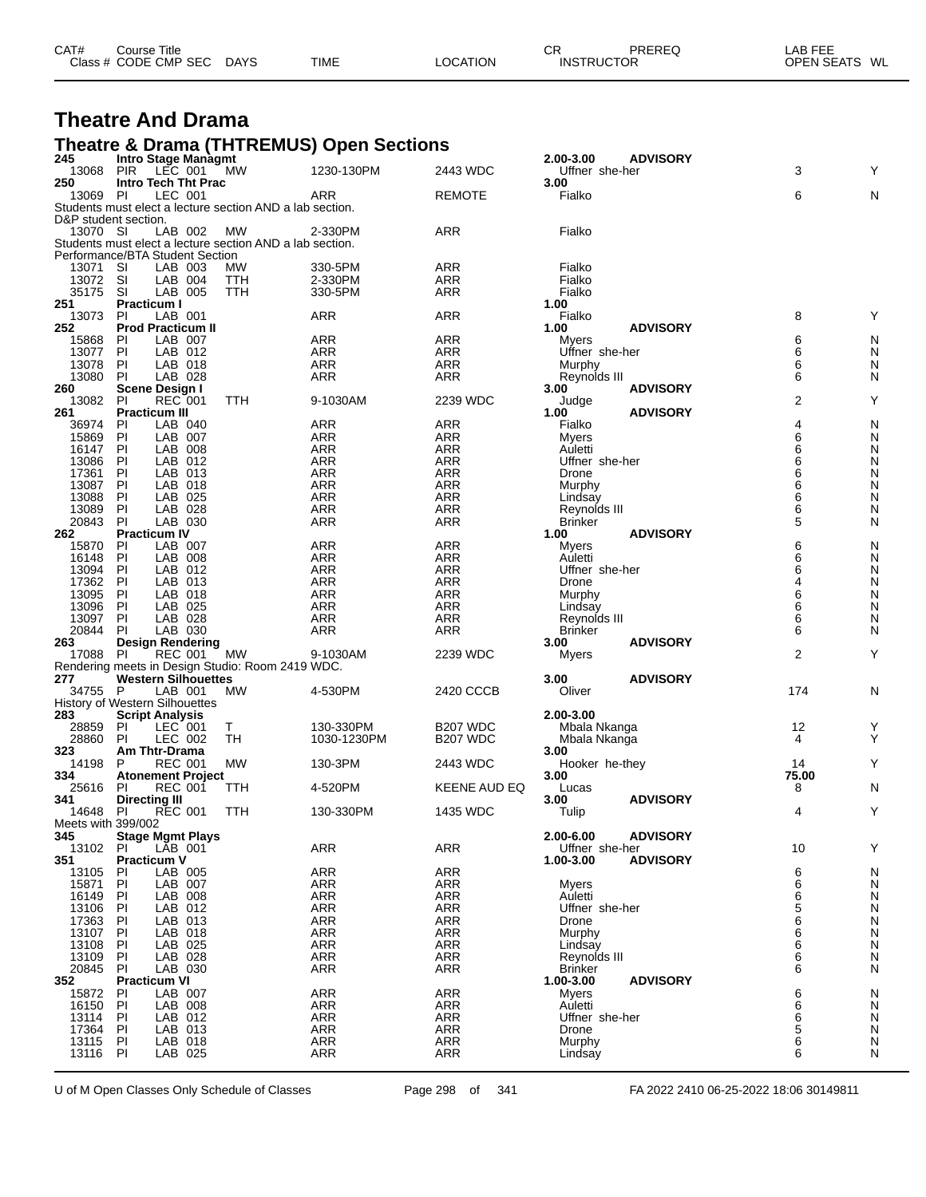# Theatre And Drama

## Theatre & Drama (THTREMUS) Open Sections

| CAT# / Class # | Course Title / CODE | CMP | SEC | DAYS | TIME | LOCATION | CR / INSTRUCTOR | PREREQ | OPEN SEATS | WL |
|---|---|---|---|---|---|---|---|---|---|---|
| **245** | **Intro Stage Managmt** | | | | | | **2.00-3.00** | **ADVISORY** | | |
| 13068 | PIR | LEC | 001 | MW | 1230-130PM | 2443 WDC | Uffner she-her | | 3 | Y |
| **250** | **Intro Tech Tht Prac** | | | | | | **3.00** | | | |
| 13069 | PI | LEC | 001 | | ARR | REMOTE | Fialko | | 6 | N |
| Students must elect a lecture section AND a lab section. D&P student section. | | | | | | | | | | |
| 13070 | SI | LAB | 002 | MW | 2-330PM | ARR | Fialko | | | |
| Students must elect a lecture section AND a lab section. Performance/BTA Student Section | | | | | | | | | | |
| 13071 | SI | LAB | 003 | MW | 330-5PM | ARR | Fialko | | | |
| 13072 | SI | LAB | 004 | TTH | 2-330PM | ARR | Fialko | | | |
| 35175 | SI | LAB | 005 | TTH | 330-5PM | ARR | Fialko | | | |
| **251** | **Practicum I** | | | | | | **1.00** | | | |
| 13073 | PI | LAB | 001 | | ARR | ARR | Fialko | | 8 | Y |
| **252** | **Prod Practicum II** | | | | | | **1.00** | **ADVISORY** | | |
| 15868 | PI | LAB | 007 | | ARR | ARR | Myers | | 6 | N |
| 13077 | PI | LAB | 012 | | ARR | ARR | Uffner she-her | | 6 | N |
| 13078 | PI | LAB | 018 | | ARR | ARR | Murphy | | 6 | N |
| 13080 | PI | LAB | 028 | | ARR | ARR | Reynolds III | | 6 | N |
| **260** | **Scene Design I** | | | | | | **3.00** | **ADVISORY** | | |
| 13082 | PI | REC | 001 | TTH | 9-1030AM | 2239 WDC | Judge | | 2 | Y |
| **261** | **Practicum III** | | | | | | **1.00** | **ADVISORY** | | |
| 36974 | PI | LAB | 040 | | ARR | ARR | Fialko | | 4 | N |
| 15869 | PI | LAB | 007 | | ARR | ARR | Myers | | 6 | N |
| 16147 | PI | LAB | 008 | | ARR | ARR | Auletti | | 6 | N |
| 13086 | PI | LAB | 012 | | ARR | ARR | Uffner she-her | | 6 | N |
| 17361 | PI | LAB | 013 | | ARR | ARR | Drone | | 6 | N |
| 13087 | PI | LAB | 018 | | ARR | ARR | Murphy | | 6 | N |
| 13088 | PI | LAB | 025 | | ARR | ARR | Lindsay | | 6 | N |
| 13089 | PI | LAB | 028 | | ARR | ARR | Reynolds III | | 6 | N |
| 20843 | PI | LAB | 030 | | ARR | ARR | Brinker | | 5 | N |
| **262** | **Practicum IV** | | | | | | **1.00** | **ADVISORY** | | |
| 15870 | PI | LAB | 007 | | ARR | ARR | Myers | | 6 | N |
| 16148 | PI | LAB | 008 | | ARR | ARR | Auletti | | 6 | N |
| 13094 | PI | LAB | 012 | | ARR | ARR | Uffner she-her | | 6 | N |
| 17362 | PI | LAB | 013 | | ARR | ARR | Drone | | 4 | N |
| 13095 | PI | LAB | 018 | | ARR | ARR | Murphy | | 6 | N |
| 13096 | PI | LAB | 025 | | ARR | ARR | Lindsay | | 6 | N |
| 13097 | PI | LAB | 028 | | ARR | ARR | Reynolds III | | 6 | N |
| 20844 | PI | LAB | 030 | | ARR | ARR | Brinker | | 6 | N |
| **263** | **Design Rendering** | | | | | | **3.00** | **ADVISORY** | | |
| 17088 | PI | REC | 001 | MW | 9-1030AM | 2239 WDC | Myers | | 2 | Y |
| Rendering meets in Design Studio: Room 2419 WDC. | | | | | | | | | | |
| **277** | **Western Silhouettes** | | | | | | **3.00** | **ADVISORY** | | |
| 34755 | P | LAB | 001 | MW | 4-530PM | 2420 CCCB | Oliver | | 174 | N |
| History of Western Silhouettes | | | | | | | | | | |
| **283** | **Script Analysis** | | | | | | **2.00-3.00** | | | |
| 28859 | PI | LEC | 001 | T | 130-330PM | B207 WDC | Mbala Nkanga | | 12 | Y |
| 28860 | PI | LEC | 002 | TH | 1030-1230PM | B207 WDC | Mbala Nkanga | | 4 | Y |
| **323** | **Am Thtr-Drama** | | | | | | **3.00** | | | |
| 14198 | P | REC | 001 | MW | 130-3PM | 2443 WDC | Hooker he-they | | 14 | Y |
| **334** | **Atonement Project** | | | | | | **3.00** | | **75.00** | |
| 25616 | PI | REC | 001 | TTH | 4-520PM | KEENE AUD EQ | Lucas | | 8 | N |
| **341** | **Directing III** | | | | | | **3.00** | **ADVISORY** | | |
| 14648 | PI | REC | 001 | TTH | 130-330PM | 1435 WDC | Tulip | | 4 | Y |
| Meets with 399/002 | | | | | | | | | | |
| **345** | **Stage Mgmt Plays** | | | | | | **2.00-6.00** | **ADVISORY** | | |
| 13102 | PI | LAB | 001 | | ARR | ARR | Uffner she-her | | 10 | Y |
| **351** | **Practicum V** | | | | | | **1.00-3.00** | **ADVISORY** | | |
| 13105 | PI | LAB | 005 | | ARR | ARR | | | 6 | N |
| 15871 | PI | LAB | 007 | | ARR | ARR | Myers | | 6 | N |
| 16149 | PI | LAB | 008 | | ARR | ARR | Auletti | | 6 | N |
| 13106 | PI | LAB | 012 | | ARR | ARR | Uffner she-her | | 5 | N |
| 17363 | PI | LAB | 013 | | ARR | ARR | Drone | | 6 | N |
| 13107 | PI | LAB | 018 | | ARR | ARR | Murphy | | 6 | N |
| 13108 | PI | LAB | 025 | | ARR | ARR | Lindsay | | 6 | N |
| 13109 | PI | LAB | 028 | | ARR | ARR | Reynolds III | | 6 | N |
| 20845 | PI | LAB | 030 | | ARR | ARR | Brinker | | 6 | N |
| **352** | **Practicum VI** | | | | | | **1.00-3.00** | **ADVISORY** | | |
| 15872 | PI | LAB | 007 | | ARR | ARR | Myers | | 6 | N |
| 16150 | PI | LAB | 008 | | ARR | ARR | Auletti | | 6 | N |
| 13114 | PI | LAB | 012 | | ARR | ARR | Uffner she-her | | 6 | N |
| 17364 | PI | LAB | 013 | | ARR | ARR | Drone | | 5 | N |
| 13115 | PI | LAB | 018 | | ARR | ARR | Murphy | | 6 | N |
| 13116 | PI | LAB | 025 | | ARR | ARR | Lindsay | | 6 | N |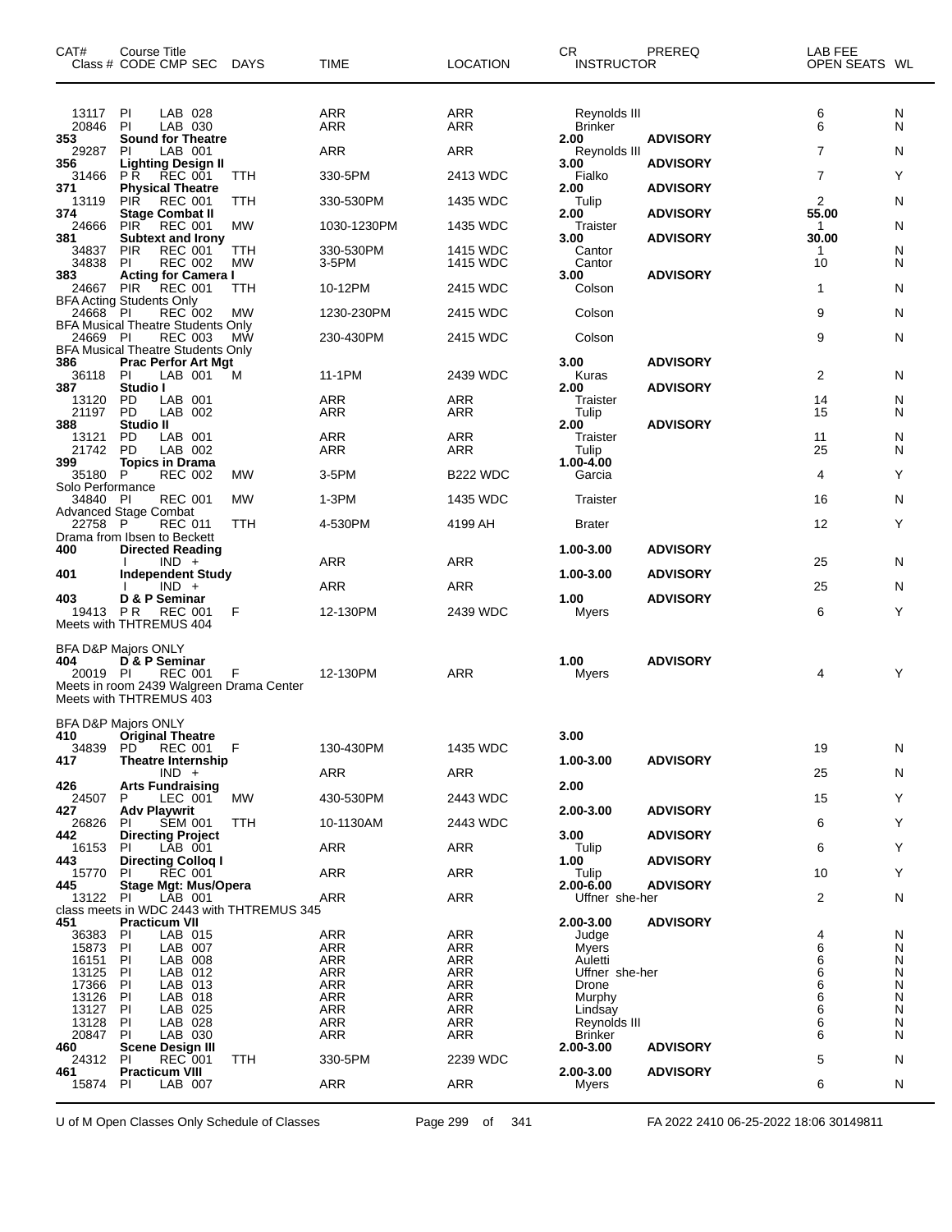| CAT# Class # | Course Title CODE CMP SEC | DAYS | TIME | LOCATION | CR INSTRUCTOR | PREREQ | LAB FEE OPEN SEATS | WL |
|---|---|---|---|---|---|---|---|---|
| 13117 | PI LAB 028 | | ARR | ARR | Reynolds III | | 6 | N |
| 20846 | PI LAB 030 | | ARR | ARR | Brinker | | 6 | N |
| **353** | **Sound for Theatre** | | | | **2.00** | **ADVISORY** | | |
| 29287 | PI LAB 001 | | ARR | ARR | Reynolds III | | 7 | N |
| **356** | **Lighting Design II** | | | | **3.00** | **ADVISORY** | | |
| 31466 | P R REC 001 | TTH | 330-5PM | 2413 WDC | Fialko | | 7 | Y |
| **371** | **Physical Theatre** | | | | **2.00** | **ADVISORY** | | |
| 13119 | PIR REC 001 | TTH | 330-530PM | 1435 WDC | Tulip | | 2 | N |
| **374** | **Stage Combat II** | | | | **2.00** | **ADVISORY** | **55.00** | |
| 24666 | PIR REC 001 | MW | 1030-1230PM | 1435 WDC | Traister | | 1 | N |
| **381** | **Subtext and Irony** | | | | **3.00** | **ADVISORY** | **30.00** | |
| 34837 | PIR REC 001 | TTH | 330-530PM | 1415 WDC | Cantor | | 1 | N |
| 34838 | PI REC 002 | MW | 3-5PM | 1415 WDC | Cantor | | 10 | N |
| **383** | **Acting for Camera I** | | | | **3.00** | **ADVISORY** | | |
| 24667 | PIR REC 001 | TTH | 10-12PM | 2415 WDC | Colson | | 1 | N |
| BFA Acting Students Only | | | | | | | | |
| 24668 | PI REC 002 | MW | 1230-230PM | 2415 WDC | Colson | | 9 | N |
| BFA Musical Theatre Students Only | | | | | | | | |
| 24669 | PI REC 003 | MW | 230-430PM | 2415 WDC | Colson | | 9 | N |
| BFA Musical Theatre Students Only | | | | | | | | |
| **386** | **Prac Perfor Art Mgt** | | | | **3.00** | **ADVISORY** | | |
| 36118 | PI LAB 001 | M | 11-1PM | 2439 WDC | Kuras | | 2 | N |
| **387** | **Studio I** | | | | **2.00** | **ADVISORY** | | |
| 13120 | PD LAB 001 | | ARR | ARR | Traister | | 14 | N |
| 21197 | PD LAB 002 | | ARR | ARR | Tulip | | 15 | N |
| **388** | **Studio II** | | | | **2.00** | **ADVISORY** | | |
| 13121 | PD LAB 001 | | ARR | ARR | Traister | | 11 | N |
| 21742 | PD LAB 002 | | ARR | ARR | Tulip | | 25 | N |
| **399** | **Topics in Drama** | | | | **1.00-4.00** | | | |
| 35180 | P REC 002 | MW | 3-5PM | B222 WDC | Garcia | | 4 | Y |
| Solo Performance | | | | | | | | |
| 34840 | PI REC 001 | MW | 1-3PM | 1435 WDC | Traister | | 16 | N |
| Advanced Stage Combat | | | | | | | | |
| 22758 | P REC 011 | TTH | 4-530PM | 4199 AH | Brater | | 12 | Y |
| Drama from Ibsen to Beckett | | | | | | | | |
| **400** | **Directed Reading** | | | | **1.00-3.00** | **ADVISORY** | | |
| | I IND + | | ARR | ARR | | | 25 | N |
| **401** | **Independent Study** | | | | **1.00-3.00** | **ADVISORY** | | |
| | I IND + | | ARR | ARR | | | 25 | N |
| **403** | **D & P Seminar** | | | | **1.00** | **ADVISORY** | | |
| 19413 | P R REC 001 | F | 12-130PM | 2439 WDC | Myers | | 6 | Y |
| Meets with THTREMUS 404 | | | | | | | | |
| BFA D&P Majors ONLY | | | | | | | | |
| **404** | **D & P Seminar** | | | | **1.00** | **ADVISORY** | | |
| 20019 | PI REC 001 | F | 12-130PM | ARR | Myers | | 4 | Y |
| Meets in room 2439 Walgreen Drama Center | | | | | | | | |
| Meets with THTREMUS 403 | | | | | | | | |
| BFA D&P Majors ONLY | | | | | | | | |
| **410** | **Original Theatre** | | | | **3.00** | | | |
| 34839 | PD REC 001 | F | 130-430PM | 1435 WDC | | | 19 | N |
| **417** | **Theatre Internship** | | | | **1.00-3.00** | **ADVISORY** | | |
| | IND + | | ARR | ARR | | | 25 | N |
| **426** | **Arts Fundraising** | | | | **2.00** | | | |
| 24507 | P LEC 001 | MW | 430-530PM | 2443 WDC | | | 15 | Y |
| **427** | **Adv Playwrit** | | | | **2.00-3.00** | **ADVISORY** | | |
| 26826 | PI SEM 001 | TTH | 10-1130AM | 2443 WDC | | | 6 | Y |
| **442** | **Directing Project** | | | | **3.00** | **ADVISORY** | | |
| 16153 | PI LAB 001 | | ARR | ARR | Tulip | | 6 | Y |
| **443** | **Directing Colloq I** | | | | **1.00** | **ADVISORY** | | |
| 15770 | PI REC 001 | | ARR | ARR | Tulip | | 10 | Y |
| **445** | **Stage Mgt: Mus/Opera** | | | | **2.00-6.00** | **ADVISORY** | | |
| 13122 | PI LAB 001 | | ARR | ARR | Uffner she-her | | 2 | N |
| class meets in WDC 2443 with THTREMUS 345 | | | | | | | | |
| **451** | **Practicum VII** | | | | **2.00-3.00** | **ADVISORY** | | |
| 36383 | PI LAB 015 | | ARR | ARR | Judge | | 4 | N |
| 15873 | PI LAB 007 | | ARR | ARR | Myers | | 6 | N |
| 16151 | PI LAB 008 | | ARR | ARR | Auletti | | 6 | N |
| 13125 | PI LAB 012 | | ARR | ARR | Uffner she-her | | 6 | N |
| 17366 | PI LAB 013 | | ARR | ARR | Drone | | 6 | N |
| 13126 | PI LAB 018 | | ARR | ARR | Murphy | | 6 | N |
| 13127 | PI LAB 025 | | ARR | ARR | Lindsay | | 6 | N |
| 13128 | PI LAB 028 | | ARR | ARR | Reynolds III | | 6 | N |
| 20847 | PI LAB 030 | | ARR | ARR | Brinker | | 6 | N |
| **460** | **Scene Design III** | | | | **2.00-3.00** | **ADVISORY** | | |
| 24312 | PI REC 001 | TTH | 330-5PM | 2239 WDC | | | 5 | N |
| **461** | **Practicum VIII** | | | | **2.00-3.00** | **ADVISORY** | | |
| 15874 | PI LAB 007 | | ARR | ARR | Myers | | 6 | N |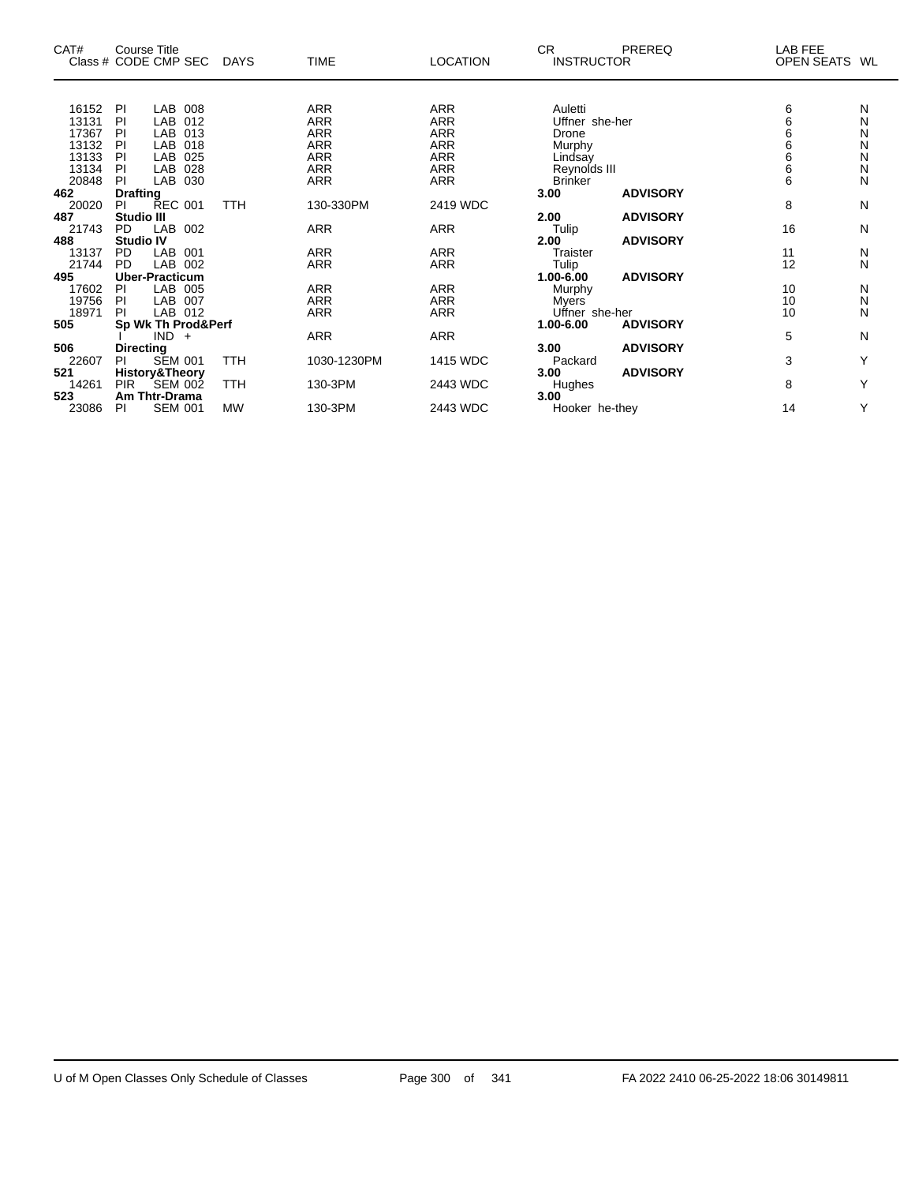| CAT# Class # | Course Title CODE | CMP | SEC | DAYS | TIME | LOCATION | CR INSTRUCTOR | PREREQ | LAB FEE OPEN SEATS | WL |
|---|---|---|---|---|---|---|---|---|---|---|
| 16152 | PI | LAB | 008 | | ARR | ARR | Auletti | | 6 | N |
| 13131 | PI | LAB | 012 | | ARR | ARR | Uffner she-her | | 6 | N |
| 17367 | PI | LAB | 013 | | ARR | ARR | Drone | | 6 | N |
| 13132 | PI | LAB | 018 | | ARR | ARR | Murphy | | 6 | N |
| 13133 | PI | LAB | 025 | | ARR | ARR | Lindsay | | 6 | N |
| 13134 | PI | LAB | 028 | | ARR | ARR | Reynolds III | | 6 | N |
| 20848 | PI | LAB | 030 | | ARR | ARR | Brinker | | 6 | N |
| **462** | **Drafting** | | | | | | **3.00** | **ADVISORY** | | |
| 20020 | PI | REC | 001 | TTH | 130-330PM | 2419 WDC | | | 8 | N |
| **487** | **Studio III** | | | | | | **2.00** | **ADVISORY** | | |
| 21743 | PD | LAB | 002 | | ARR | ARR | Tulip | | 16 | N |
| **488** | **Studio IV** | | | | | | **2.00** | **ADVISORY** | | |
| 13137 | PD | LAB | 001 | | ARR | ARR | Traister | | 11 | N |
| 21744 | PD | LAB | 002 | | ARR | ARR | Tulip | | 12 | N |
| **495** | **Uber-Practicum** | | | | | | **1.00-6.00** | **ADVISORY** | | |
| 17602 | PI | LAB | 005 | | ARR | ARR | Murphy | | 10 | N |
| 19756 | PI | LAB | 007 | | ARR | ARR | Myers | | 10 | N |
| 18971 | PI | LAB | 012 | | ARR | ARR | Uffner she-her | | 10 | N |
| **505** | **Sp Wk Th Prod&Perf** | | | | | | **1.00-6.00** | **ADVISORY** | | |
| | I | IND | + | | ARR | ARR | | | 5 | N |
| **506** | **Directing** | | | | | | **3.00** | **ADVISORY** | | |
| 22607 | PI | SEM | 001 | TTH | 1030-1230PM | 1415 WDC | Packard | | 3 | Y |
| **521** | **History&Theory** | | | | | | **3.00** | **ADVISORY** | | |
| 14261 | PIR | SEM | 002 | TTH | 130-3PM | 2443 WDC | Hughes | | 8 | Y |
| **523** | **Am Thtr-Drama** | | | | | | **3.00** | | | |
| 23086 | PI | SEM | 001 | MW | 130-3PM | 2443 WDC | Hooker he-they | | 14 | Y |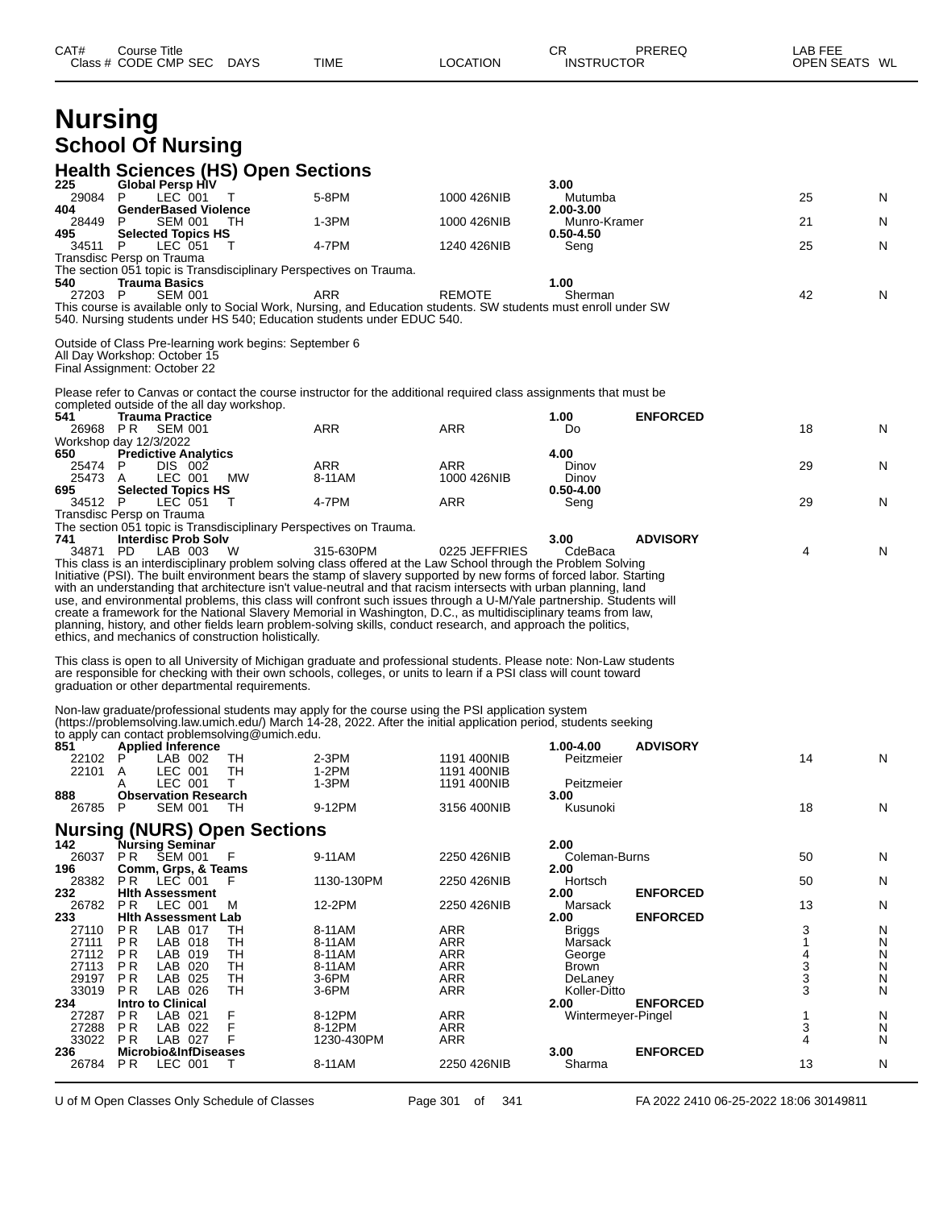# Nursing

## School Of Nursing

### Health Sciences (HS) Open Sections

| CAT# Class # | Course Title CODE CMP SEC | DAYS | TIME | LOCATION | CR INSTRUCTOR | PREREQ | LAB FEE OPEN SEATS | WL |
|---|---|---|---|---|---|---|---|---|
| **225** | **Global Persp HIV** | | | | **3.00** | | | |
| 29084 | P LEC 001 | T | 5-8PM | 1000 426NIB | Mutumba | | 25 | N |
| **404** | **GenderBased Violence** | | | | **2.00-3.00** | | | |
| 28449 | P SEM 001 | TH | 1-3PM | 1000 426NIB | Munro-Kramer | | 21 | N |
| **495** | **Selected Topics HS** | | | | **0.50-4.50** | | | |
| 34511 | P LEC 051 | T | 4-7PM | 1240 426NIB | Seng | | 25 | N |

Transdisc Persp on Trauma
The section 051 topic is Transdisciplinary Perspectives on Trauma.

| CAT# Class # | Course Title CODE CMP SEC | DAYS | TIME | LOCATION | CR INSTRUCTOR | PREREQ | LAB FEE OPEN SEATS | WL |
|---|---|---|---|---|---|---|---|---|
| **540** | **Trauma Basics** | | | | **1.00** | | | |
| 27203 | P SEM 001 | | ARR | REMOTE | Sherman | | 42 | N |

This course is available only to Social Work, Nursing, and Education students. SW students must enroll under SW 540. Nursing students under HS 540; Education students under EDUC 540.

Outside of Class Pre-learning work begins: September 6
All Day Workshop: October 15
Final Assignment: October 22

Please refer to Canvas or contact the course instructor for the additional required class assignments that must be completed outside of the all day workshop.

| CAT# Class # | Course Title CODE CMP SEC | DAYS | TIME | LOCATION | CR INSTRUCTOR | PREREQ | LAB FEE OPEN SEATS | WL |
|---|---|---|---|---|---|---|---|---|
| **541** | **Trauma Practice** | | | | **1.00** | **ENFORCED** | | |
| 26968 | PR SEM 001 | | ARR | ARR | Do | | 18 | N |

Workshop day 12/3/2022

| CAT# Class # | Course Title CODE CMP SEC | DAYS | TIME | LOCATION | CR INSTRUCTOR | PREREQ | LAB FEE OPEN SEATS | WL |
|---|---|---|---|---|---|---|---|---|
| **650** | **Predictive Analytics** | | | | **4.00** | | | |
| 25474 | P DIS 002 | | ARR | ARR | Dinov | | 29 | N |
| 25473 | A LEC 001 | MW | 8-11AM | 1000 426NIB | Dinov | | | |
| **695** | **Selected Topics HS** | | | | **0.50-4.00** | | | |
| 34512 | P LEC 051 | T | 4-7PM | ARR | Seng | | 29 | N |

Transdisc Persp on Trauma
The section 051 topic is Transdisciplinary Perspectives on Trauma.

| CAT# Class # | Course Title CODE CMP SEC | DAYS | TIME | LOCATION | CR INSTRUCTOR | PREREQ | LAB FEE OPEN SEATS | WL |
|---|---|---|---|---|---|---|---|---|
| **741** | **Interdisc Prob Solv** | | | | **3.00** | **ADVISORY** | | |
| 34871 | PD LAB 003 | W | 315-630PM | 0225 JEFFRIES | CdeBaca | | 4 | N |

This class is an interdisciplinary problem solving class offered at the Law School through the Problem Solving Initiative (PSI). The built environment bears the stamp of slavery supported by new forms of forced labor. Starting with an understanding that architecture isn't value-neutral and that racism intersects with urban planning, land use, and environmental problems, this class will confront such issues through a U-M/Yale partnership. Students will create a framework for the National Slavery Memorial in Washington, D.C., as multidisciplinary teams from law, planning, history, and other fields learn problem-solving skills, conduct research, and approach the politics, ethics, and mechanics of construction holistically.

This class is open to all University of Michigan graduate and professional students. Please note: Non-Law students are responsible for checking with their own schools, colleges, or units to learn if a PSI class will count toward graduation or other departmental requirements.

Non-law graduate/professional students may apply for the course using the PSI application system (https://problemsolving.law.umich.edu/) March 14-28, 2022. After the initial application period, students seeking to apply can contact problemsolving@umich.edu.

| CAT# Class # | Course Title CODE CMP SEC | DAYS | TIME | LOCATION | CR INSTRUCTOR | PREREQ | LAB FEE OPEN SEATS | WL |
|---|---|---|---|---|---|---|---|---|
| **851** | **Applied Inference** | | | | **1.00-4.00** | **ADVISORY** | | |
| 22102 | P LAB 002 | TH | 2-3PM | 1191 400NIB | Peitzmeier | | 14 | N |
| 22101 | A LEC 001 | TH | 1-2PM | 1191 400NIB | | | | |
| | A LEC 001 | T | 1-3PM | 1191 400NIB | Peitzmeier | | | |
| **888** | **Observation Research** | | | | **3.00** | | | |
| 26785 | P SEM 001 | TH | 9-12PM | 3156 400NIB | Kusunoki | | 18 | N |

### Nursing (NURS) Open Sections

| CAT# Class # | Course Title CODE CMP SEC | DAYS | TIME | LOCATION | CR INSTRUCTOR | PREREQ | LAB FEE OPEN SEATS | WL |
|---|---|---|---|---|---|---|---|---|
| **142** | **Nursing Seminar** | | | | **2.00** | | | |
| 26037 | PR SEM 001 | F | 9-11AM | 2250 426NIB | Coleman-Burns | | 50 | N |
| **196** | **Comm, Grps, & Teams** | | | | **2.00** | | | |
| 28382 | PR LEC 001 | F | 1130-130PM | 2250 426NIB | Hortsch | | 50 | N |
| **232** | **Hlth Assessment** | | | | **2.00** | **ENFORCED** | | |
| 26782 | PR LEC 001 | M | 12-2PM | 2250 426NIB | Marsack | | 13 | N |
| **233** | **Hlth Assessment Lab** | | | | **2.00** | **ENFORCED** | | |
| 27110 | PR LAB 017 | TH | 8-11AM | ARR | Briggs | | 3 | N |
| 27111 | PR LAB 018 | TH | 8-11AM | ARR | Marsack | | 1 | N |
| 27112 | PR LAB 019 | TH | 8-11AM | ARR | George | | 4 | N |
| 27113 | PR LAB 020 | TH | 8-11AM | ARR | Brown | | 3 | N |
| 29197 | PR LAB 025 | TH | 3-6PM | ARR | DeLaney | | 3 | N |
| 33019 | PR LAB 026 | TH | 3-6PM | ARR | Koller-Ditto | | 3 | N |
| **234** | **Intro to Clinical** | | | | **2.00** | **ENFORCED** | | |
| 27287 | PR LAB 021 | F | 8-12PM | ARR | Wintermeyer-Pingel | | 1 | N |
| 27288 | PR LAB 022 | F | 8-12PM | ARR | | | 3 | N |
| 33022 | PR LAB 027 | F | 1230-430PM | ARR | | | 4 | N |
| **236** | **Microbio&InfDiseases** | | | | **3.00** | **ENFORCED** | | |
| 26784 | PR LEC 001 | T | 8-11AM | 2250 426NIB | Sharma | | 13 | N |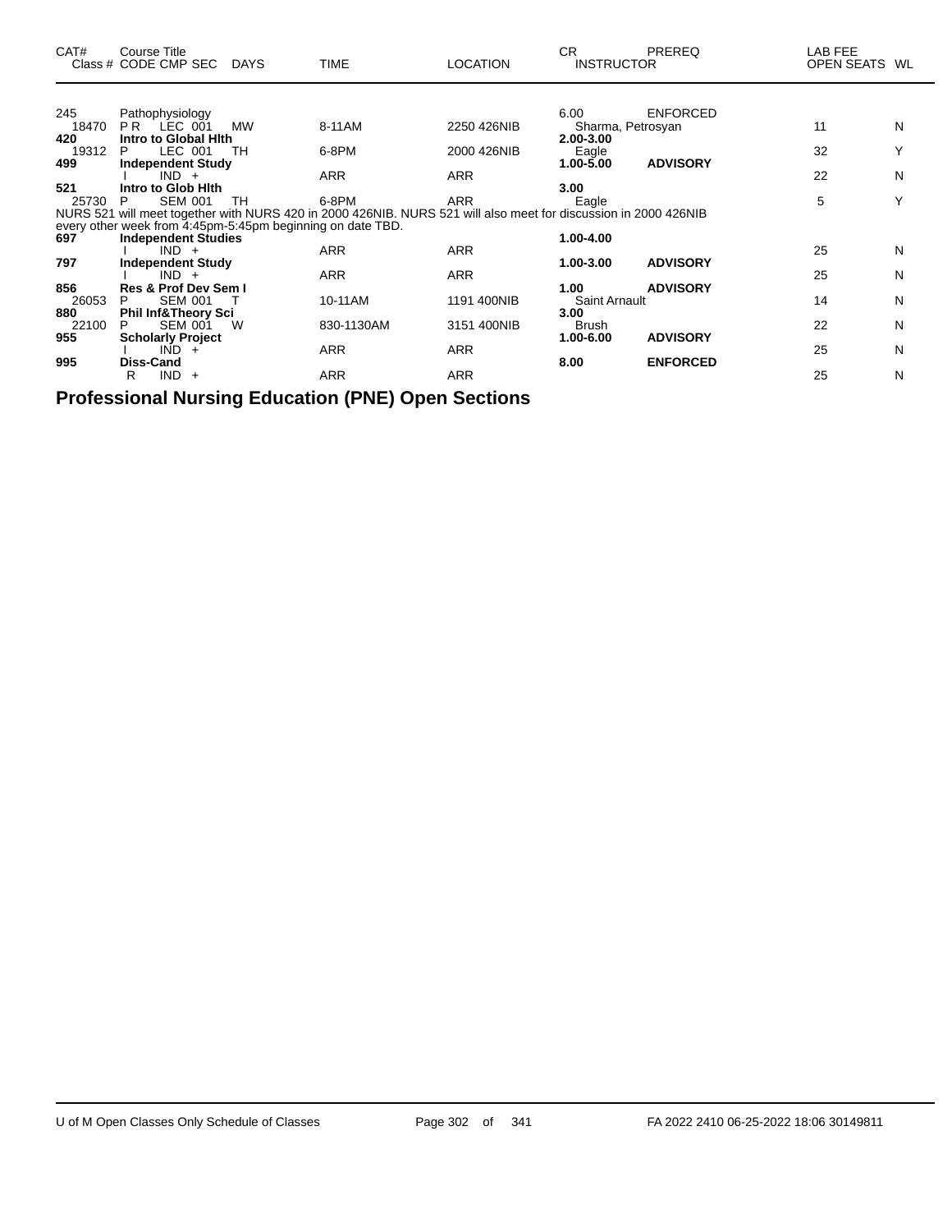| CAT# | Course Title Class # CODE CMP SEC | DAYS | TIME | LOCATION | CR INSTRUCTOR | PREREQ | LAB FEE OPEN SEATS | WL |
|---|---|---|---|---|---|---|---|---|
| 245 | Pathophysiology | | | | 6.00 | ENFORCED | | |
| 18470 | P R LEC 001 | MW | 8-11AM | 2250 426NIB | Sharma, Petrosyan | | 11 | N |
| **420** | **Intro to Global Hlth** | | | | **2.00-3.00** | | | |
| 19312 | P LEC 001 | TH | 6-8PM | 2000 426NIB | Eagle | | 32 | Y |
| **499** | **Independent Study** | | | | **1.00-5.00** | **ADVISORY** | | |
| | I IND + | | ARR | ARR | | | 22 | N |
| **521** | **Intro to Glob Hlth** | | | | **3.00** | | | |
| 25730 | P SEM 001 | TH | 6-8PM | ARR | Eagle | | 5 | Y |
| NURS 521 will meet together with NURS 420 in 2000 426NIB. NURS 521 will also meet for discussion in 2000 426NIB every other week from 4:45pm-5:45pm beginning on date TBD. | | | | | | | | |
| **697** | **Independent Studies** | | | | **1.00-4.00** | | | |
| | I IND + | | ARR | ARR | | | 25 | N |
| **797** | **Independent Study** | | | | **1.00-3.00** | **ADVISORY** | | |
| | I IND + | | ARR | ARR | | | 25 | N |
| **856** | **Res & Prof Dev Sem I** | | | | **1.00** | **ADVISORY** | | |
| 26053 | P SEM 001 | T | 10-11AM | 1191 400NIB | Saint Arnault | | 14 | N |
| **880** | **Phil Inf&Theory Sci** | | | | **3.00** | | | |
| 22100 | P SEM 001 | W | 830-1130AM | 3151 400NIB | Brush | | 22 | N |
| **955** | **Scholarly Project** | | | | **1.00-6.00** | **ADVISORY** | | |
| | I IND + | | ARR | ARR | | | 25 | N |
| **995** | **Diss-Cand** | | | | **8.00** | **ENFORCED** | | |
| | R IND + | | ARR | ARR | | | 25 | N |

## Professional Nursing Education (PNE) Open Sections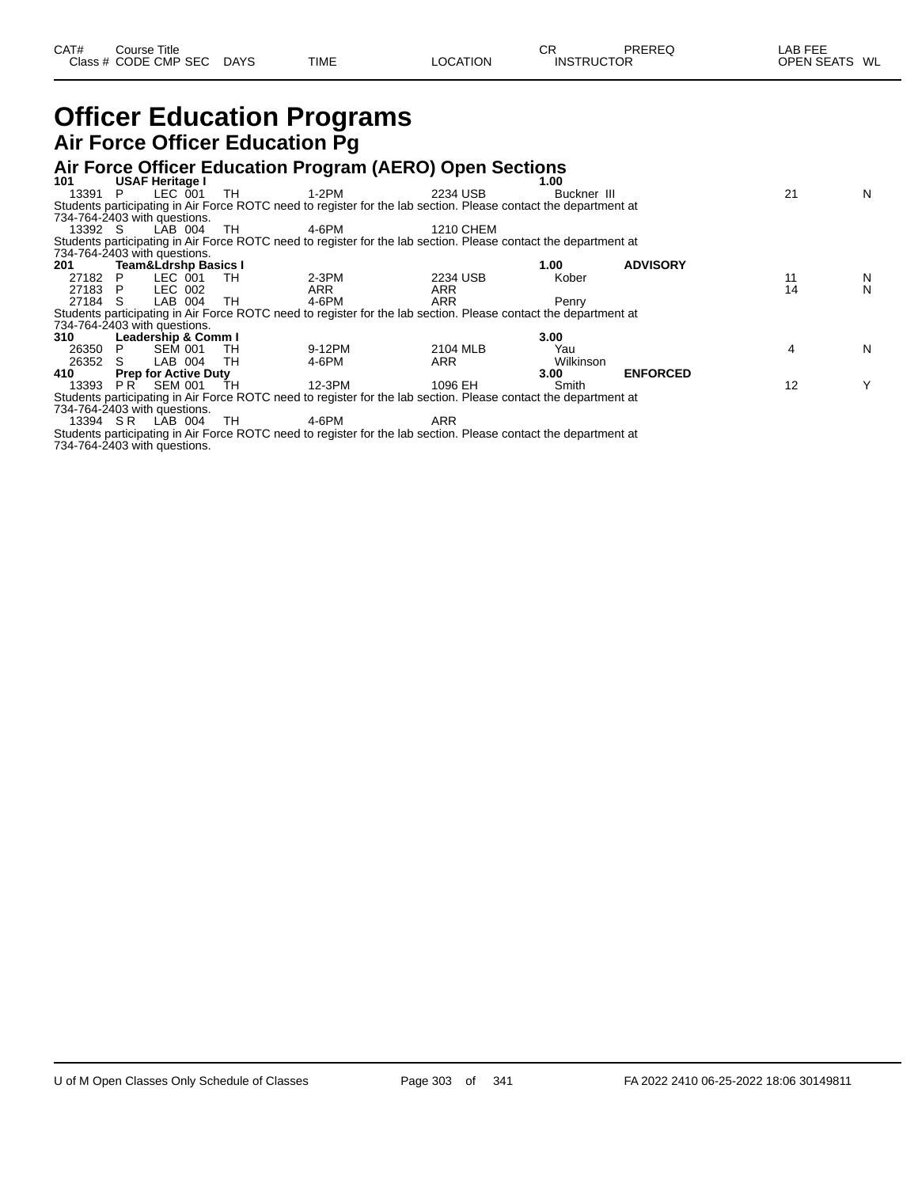| CAT# | Course Title | | | | | | CR | PREREQ | LAB FEE | |
|---|---|---|---|---|---|---|---|---|---|---|
| Class # | CODE | CMP SEC | DAYS | TIME | LOCATION | | INSTRUCTOR | | OPEN SEATS | WL |

# Officer Education Programs

## Air Force Officer Education Pg

### Air Force Officer Education Program (AERO) Open Sections

| Class # | CODE | CMP SEC | DAYS | TIME | LOCATION | CR | INSTRUCTOR | PREREQ | OPEN SEATS | WL |
|---|---|---|---|---|---|---|---|---|---|---|
| **101** | **USAF Heritage I** | | | | | **1.00** | | | | |
| 13391 | P | LEC 001 | TH | 1-2PM | 2234 USB | | Buckner III | | 21 | N |
| Students participating in Air Force ROTC need to register for the lab section. Please contact the department at 734-764-2403 with questions. | | | | | | | | | | |
| 13392 | S | LAB 004 | TH | 4-6PM | 1210 CHEM | | | | | |
| Students participating in Air Force ROTC need to register for the lab section. Please contact the department at 734-764-2403 with questions. | | | | | | | | | | |
| **201** | **Team&Ldrshp Basics I** | | | | | **1.00** | | **ADVISORY** | | |
| 27182 | P | LEC 001 | TH | 2-3PM | 2234 USB | | Kober | | 11 | N |
| 27183 | P | LEC 002 | | ARR | ARR | | | | 14 | N |
| 27184 | S | LAB 004 | TH | 4-6PM | ARR | | Penry | | | |
| Students participating in Air Force ROTC need to register for the lab section. Please contact the department at 734-764-2403 with questions. | | | | | | | | | | |
| **310** | **Leadership & Comm I** | | | | | **3.00** | | | | |
| 26350 | P | SEM 001 | TH | 9-12PM | 2104 MLB | | Yau | | 4 | N |
| 26352 | S | LAB 004 | TH | 4-6PM | ARR | | Wilkinson | | | |
| **410** | **Prep for Active Duty** | | | | | **3.00** | | **ENFORCED** | | |
| 13393 | P R | SEM 001 | TH | 12-3PM | 1096 EH | | Smith | | 12 | Y |
| Students participating in Air Force ROTC need to register for the lab section. Please contact the department at 734-764-2403 with questions. | | | | | | | | | | |
| 13394 | S R | LAB 004 | TH | 4-6PM | ARR | | | | | |
| Students participating in Air Force ROTC need to register for the lab section. Please contact the department at 734-764-2403 with questions. | | | | | | | | | | |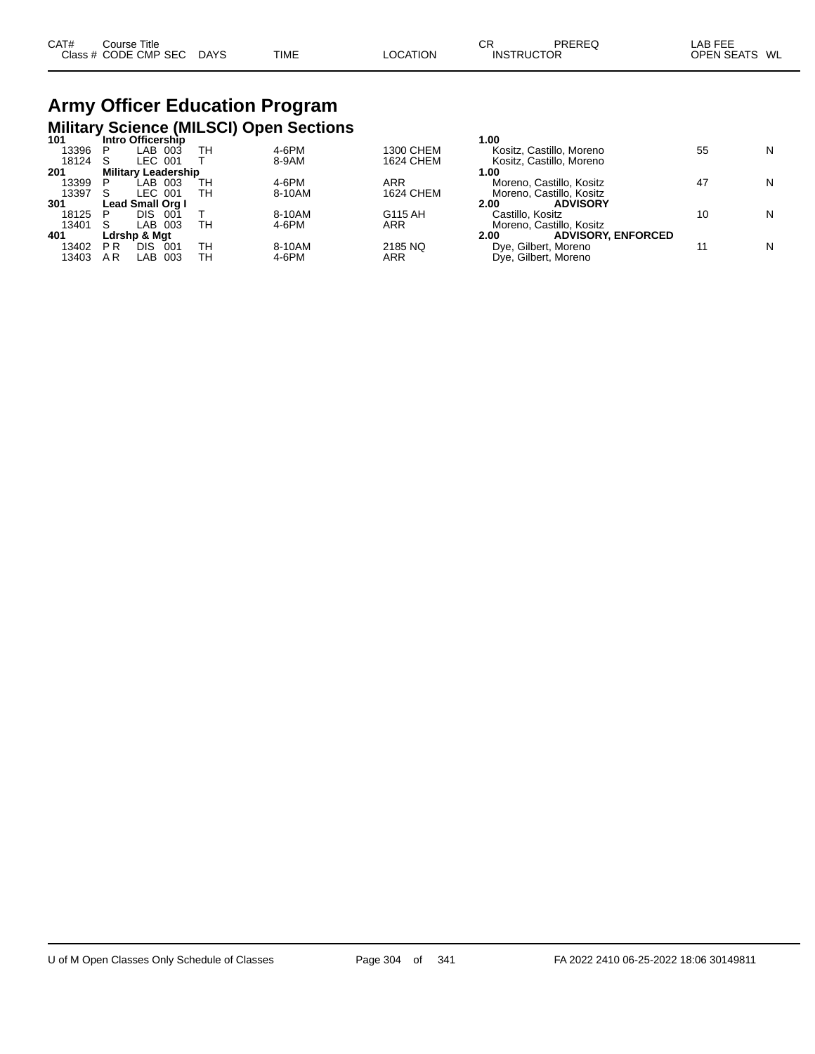| CAT# Class # | Course Title CODE | CMP | SEC | DAYS | TIME | LOCATION | CR INSTRUCTOR | PREREQ | LAB FEE OPEN SEATS | WL |
|---|---|---|---|---|---|---|---|---|---|---|

# Army Officer Education Program

## Military Science (MILSCI) Open Sections

| CAT# Class # | Course Title CODE | CMP | SEC | DAYS | TIME | LOCATION | CR INSTRUCTOR | PREREQ | LAB FEE OPEN SEATS | WL |
|---|---|---|---|---|---|---|---|---|---|---|
| **101** | **Intro Officership** | | | | | | **1.00** | | | |
| 13396 | P | LAB | 003 | TH | 4-6PM | 1300 CHEM | Kositz, Castillo, Moreno | | 55 | N |
| 18124 | S | LEC | 001 | T | 8-9AM | 1624 CHEM | Kositz, Castillo, Moreno | | | |
| **201** | **Military Leadership** | | | | | | **1.00** | | | |
| 13399 | P | LAB | 003 | TH | 4-6PM | ARR | Moreno, Castillo, Kositz | | 47 | N |
| 13397 | S | LEC | 001 | TH | 8-10AM | 1624 CHEM | Moreno, Castillo, Kositz | | | |
| **301** | **Lead Small Org I** | | | | | | **2.00** | **ADVISORY** | | |
| 18125 | P | DIS | 001 | T | 8-10AM | G115 AH | Castillo, Kositz | | 10 | N |
| 13401 | S | LAB | 003 | TH | 4-6PM | ARR | Moreno, Castillo, Kositz | | | |
| **401** | **Ldrshp & Mgt** | | | | | | **2.00** | **ADVISORY, ENFORCED** | | |
| 13402 | P R | DIS | 001 | TH | 8-10AM | 2185 NQ | Dye, Gilbert, Moreno | | 11 | N |
| 13403 | A R | LAB | 003 | TH | 4-6PM | ARR | Dye, Gilbert, Moreno | | | |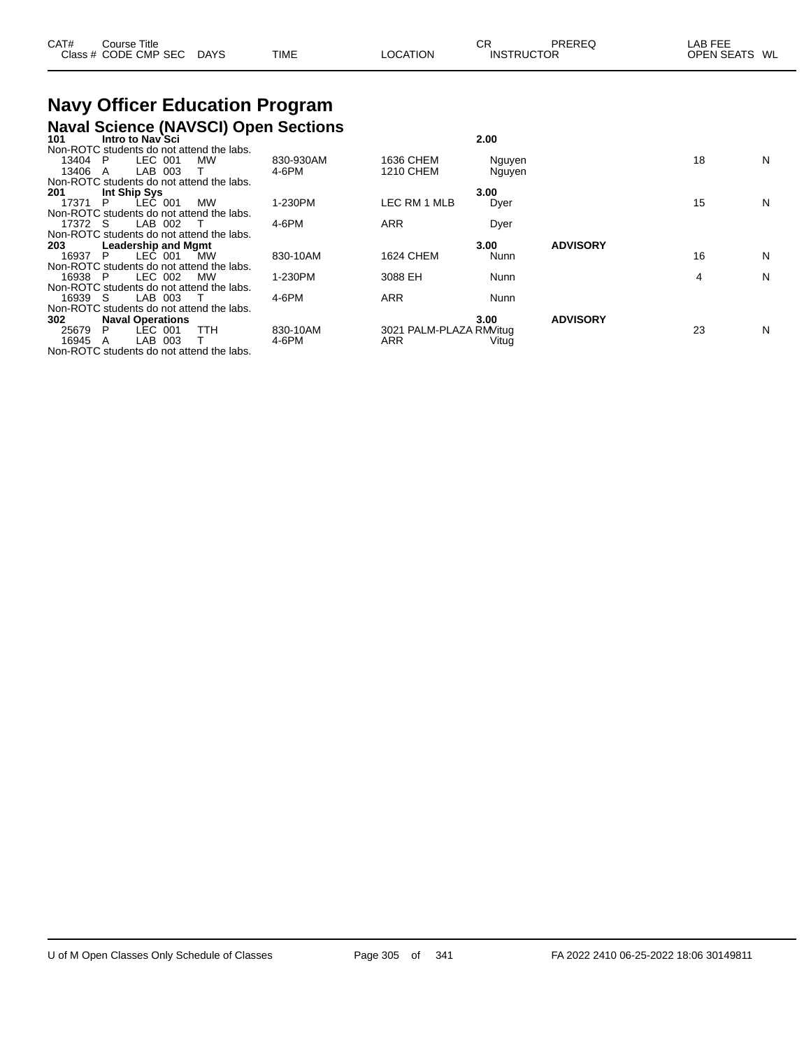| CAT# Class # | Course Title CODE | CMP | SEC | DAYS | TIME | LOCATION | CR INSTRUCTOR | PREREQ | LAB FEE OPEN SEATS | WL |
|---|---|---|---|---|---|---|---|---|---|---|

# Navy Officer Education Program

## Naval Science (NAVSCI) Open Sections

| CAT# Class # | Course Title CODE | CMP | SEC | DAYS | TIME | LOCATION | CR INSTRUCTOR | PREREQ | OPEN SEATS | WL |
|---|---|---|---|---|---|---|---|---|---|---|
| **101** | **Intro to Nav Sci** | | | | | | **2.00** | | | |
| Non-ROTC students do not attend the labs. | | | | | | | | | | |
| 13404 | P | LEC | 001 | MW | 830-930AM | 1636 CHEM | Nguyen | | 18 | N |
| 13406 | A | LAB | 003 | T | 4-6PM | 1210 CHEM | Nguyen | | | |
| Non-ROTC students do not attend the labs. | | | | | | | | | | |
| **201** | **Int Ship Sys** | | | | | | **3.00** | | | |
| 17371 | P | LEC | 001 | MW | 1-230PM | LEC RM 1 MLB | Dyer | | 15 | N |
| Non-ROTC students do not attend the labs. | | | | | | | | | | |
| 17372 | S | LAB | 002 | T | 4-6PM | ARR | Dyer | | | |
| Non-ROTC students do not attend the labs. | | | | | | | | | | |
| **203** | **Leadership and Mgmt** | | | | | | **3.00** | **ADVISORY** | | |
| 16937 | P | LEC | 001 | MW | 830-10AM | 1624 CHEM | Nunn | | 16 | N |
| Non-ROTC students do not attend the labs. | | | | | | | | | | |
| 16938 | P | LEC | 002 | MW | 1-230PM | 3088 EH | Nunn | | 4 | N |
| Non-ROTC students do not attend the labs. | | | | | | | | | | |
| 16939 | S | LAB | 003 | T | 4-6PM | ARR | Nunn | | | |
| Non-ROTC students do not attend the labs. | | | | | | | | | | |
| **302** | **Naval Operations** | | | | | | **3.00** | **ADVISORY** | | |
| 25679 | P | LEC | 001 | TTH | 830-10AM | 3021 PALM-PLAZA RM | Vitug | | 23 | N |
| 16945 | A | LAB | 003 | T | 4-6PM | ARR | Vitug | | | |
| Non-ROTC students do not attend the labs. | | | | | | | | | | |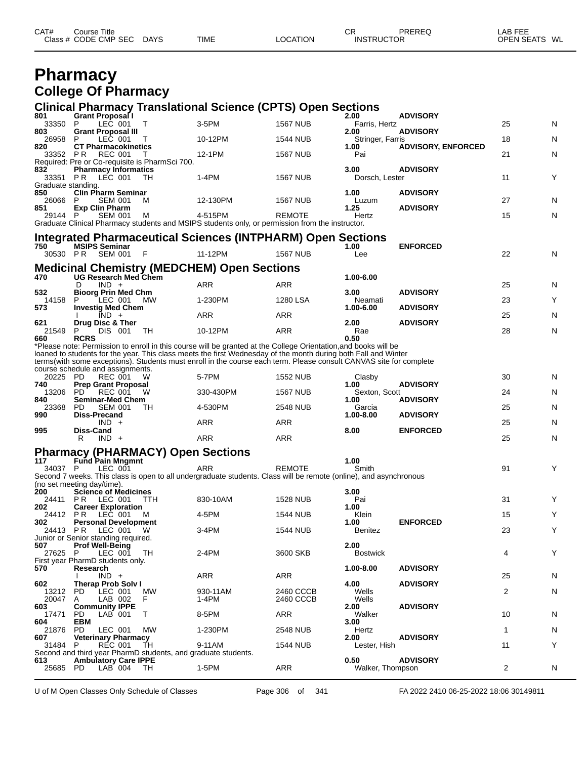# Pharmacy

## College Of Pharmacy

### Clinical Pharmacy Translational Science (CPTS) Open Sections

| CAT# / Class # | Course Title / CODE CMP SEC | DAYS | TIME | LOCATION | CR / INSTRUCTOR | PREREQ | OPEN SEATS | WL |
|---|---|---|---|---|---|---|---|---|
| **801** | **Grant Proposal I** | | | | **2.00** | **ADVISORY** | | |
| 33350 | P LEC 001 | T | 3-5PM | 1567 NUB | Farris, Hertz | | 25 | N |
| **803** | **Grant Proposal III** | | | | **2.00** | **ADVISORY** | | |
| 26958 | P LEC 001 | T | 10-12PM | 1544 NUB | Stringer, Farris | | 18 | N |
| **820** | **CT Pharmacokinetics** | | | | **1.00** | **ADVISORY, ENFORCED** | | |
| 33352 | P R REC 001 | T | 12-1PM | 1567 NUB | Pai | | 21 | N |

Required: Pre or Co-requisite is PharmSci 700.

| CAT# / Class # | Course Title / CODE CMP SEC | DAYS | TIME | LOCATION | CR / INSTRUCTOR | PREREQ | OPEN SEATS | WL |
|---|---|---|---|---|---|---|---|---|
| **832** | **Pharmacy Informatics** | | | | **3.00** | **ADVISORY** | | |
| 33351 | P R LEC 001 | TH | 1-4PM | 1567 NUB | Dorsch, Lester | | 11 | Y |

Graduate standing.

| CAT# / Class # | Course Title / CODE CMP SEC | DAYS | TIME | LOCATION | CR / INSTRUCTOR | PREREQ | OPEN SEATS | WL |
|---|---|---|---|---|---|---|---|---|
| **850** | **Clin Pharm Seminar** | | | | **1.00** | **ADVISORY** | | |
| 26066 | P SEM 001 | M | 12-130PM | 1567 NUB | Luzum | | 27 | N |
| **851** | **Exp Clin Pharm** | | | | **1.25** | **ADVISORY** | | |
| 29144 | P SEM 001 | M | 4-515PM | REMOTE | Hertz | | 15 | N |

Graduate Clinical Pharmacy students and MSIPS students only, or permission from the instructor.

### Integrated Pharmaceutical Sciences (INTPHARM) Open Sections

| CAT# / Class # | Course Title / CODE CMP SEC | DAYS | TIME | LOCATION | CR / INSTRUCTOR | PREREQ | OPEN SEATS | WL |
|---|---|---|---|---|---|---|---|---|
| **750** | **MSIPS Seminar** | | | | **1.00** | **ENFORCED** | | |
| 30530 | P R SEM 001 | F | 11-12PM | 1567 NUB | Lee | | 22 | N |

### Medicinal Chemistry (MEDCHEM) Open Sections

| CAT# / Class # | Course Title / CODE CMP SEC | DAYS | TIME | LOCATION | CR / INSTRUCTOR | PREREQ | OPEN SEATS | WL |
|---|---|---|---|---|---|---|---|---|
| **470** | **UG Research Med Chem** | | | | **1.00-6.00** | | | |
| | D IND + | | ARR | ARR | | | 25 | N |
| **532** | **Bioorg Prin Med Chm** | | | | **3.00** | **ADVISORY** | | |
| 14158 | P LEC 001 | MW | 1-230PM | 1280 LSA | Neamati | | 23 | Y |
| **573** | **Investig Med Chem** | | | | **1.00-6.00** | **ADVISORY** | | |
| | I IND + | | ARR | ARR | | | 25 | N |
| **621** | **Drug Disc & Ther** | | | | **2.00** | **ADVISORY** | | |
| 21549 | P DIS 001 | TH | 10-12PM | ARR | Rae | | 28 | N |
| **660** | **RCRS** | | | | **0.50** | | | |

*Please note: Permission to enroll in this course will be granted at the College Orientation,and books will be loaned to students for the year. This class meets the first Wednesday of the month during both Fall and Winter terms(with some exceptions). Students must enroll in the course each term. Please consult CANVAS site for complete course schedule and assignments.

| CAT# / Class # | Course Title / CODE CMP SEC | DAYS | TIME | LOCATION | CR / INSTRUCTOR | PREREQ | OPEN SEATS | WL |
|---|---|---|---|---|---|---|---|---|
| 20225 | PD REC 001 | W | 5-7PM | 1552 NUB | Clasby | | 30 | N |
| **740** | **Prep Grant Proposal** | | | | **1.00** | **ADVISORY** | | |
| 13206 | PD REC 001 | W | 330-430PM | 1567 NUB | Sexton, Scott | | 24 | N |
| **840** | **Seminar-Med Chem** | | | | **1.00** | **ADVISORY** | | |
| 23368 | PD SEM 001 | TH | 4-530PM | 2548 NUB | Garcia | | 25 | N |
| **990** | **Diss-Precand** | | | | **1.00-8.00** | **ADVISORY** | | |
| | IND + | | ARR | ARR | | | 25 | N |
| **995** | **Diss-Cand** | | | | **8.00** | **ENFORCED** | | |
| | R IND + | | ARR | ARR | | | 25 | N |

### Pharmacy (PHARMACY) Open Sections

| CAT# / Class # | Course Title / CODE CMP SEC | DAYS | TIME | LOCATION | CR / INSTRUCTOR | PREREQ | OPEN SEATS | WL |
|---|---|---|---|---|---|---|---|---|
| **117** | **Fund Pain Mngmnt** | | | | **1.00** | | | |
| 34037 | P LEC 001 | | ARR | REMOTE | Smith | | 91 | Y |

Second 7 weeks. This class is open to all undergraduate students. Class will be remote (online), and asynchronous (no set meeting day/time).

| CAT# / Class # | Course Title / CODE CMP SEC | DAYS | TIME | LOCATION | CR / INSTRUCTOR | PREREQ | OPEN SEATS | WL |
|---|---|---|---|---|---|---|---|---|
| **200** | **Science of Medicines** | | | | **3.00** | | | |
| 24411 | P R LEC 001 | TTH | 830-10AM | 1528 NUB | Pai | | 31 | Y |
| **202** | **Career Exploration** | | | | **1.00** | | | |
| 24412 | P R LEC 001 | M | 4-5PM | 1544 NUB | Klein | | 15 | Y |
| **302** | **Personal Development** | | | | **1.00** | **ENFORCED** | | |
| 24413 | P R LEC 001 | W | 3-4PM | 1544 NUB | Benitez | | 23 | Y |

Junior or Senior standing required.

| CAT# / Class # | Course Title / CODE CMP SEC | DAYS | TIME | LOCATION | CR / INSTRUCTOR | PREREQ | OPEN SEATS | WL |
|---|---|---|---|---|---|---|---|---|
| **507** | **Prof Well-Being** | | | | **2.00** | | | |
| 27625 | P LEC 001 | TH | 2-4PM | 3600 SKB | Bostwick | | 4 | Y |

First year PharmD students only.

| CAT# / Class # | Course Title / CODE CMP SEC | DAYS | TIME | LOCATION | CR / INSTRUCTOR | PREREQ | OPEN SEATS | WL |
|---|---|---|---|---|---|---|---|---|
| **570** | **Research** | | | | **1.00-8.00** | **ADVISORY** | | |
| | I IND + | | ARR | ARR | | | 25 | N |
| **602** | **Therap Prob Solv I** | | | | **4.00** | **ADVISORY** | | |
| 13212 | PD LEC 001 | MW | 930-11AM | 2460 CCCB | Wells | | 2 | N |
| 20047 | A LAB 002 | F | 1-4PM | 2460 CCCB | Wells | | | |
| **603** | **Community IPPE** | | | | **2.00** | **ADVISORY** | | |
| 17471 | PD LAB 001 | T | 8-5PM | ARR | Walker | | 10 | N |
| **604** | **EBM** | | | | **3.00** | | | |
| 21876 | PD LEC 001 | MW | 1-230PM | 2548 NUB | Hertz | | 1 | N |
| **607** | **Veterinary Pharmacy** | | | | **2.00** | **ADVISORY** | | |
| 31484 | P REC 001 | TH | 9-11AM | 1544 NUB | Lester, Hish | | 11 | Y |

Second and third year PharmD students, and graduate students.

| CAT# / Class # | Course Title / CODE CMP SEC | DAYS | TIME | LOCATION | CR / INSTRUCTOR | PREREQ | OPEN SEATS | WL |
|---|---|---|---|---|---|---|---|---|
| **613** | **Ambulatory Care IPPE** | | | | **0.50** | **ADVISORY** | | |
| 25685 | PD LAB 004 | TH | 1-5PM | ARR | Walker, Thompson | | 2 | N |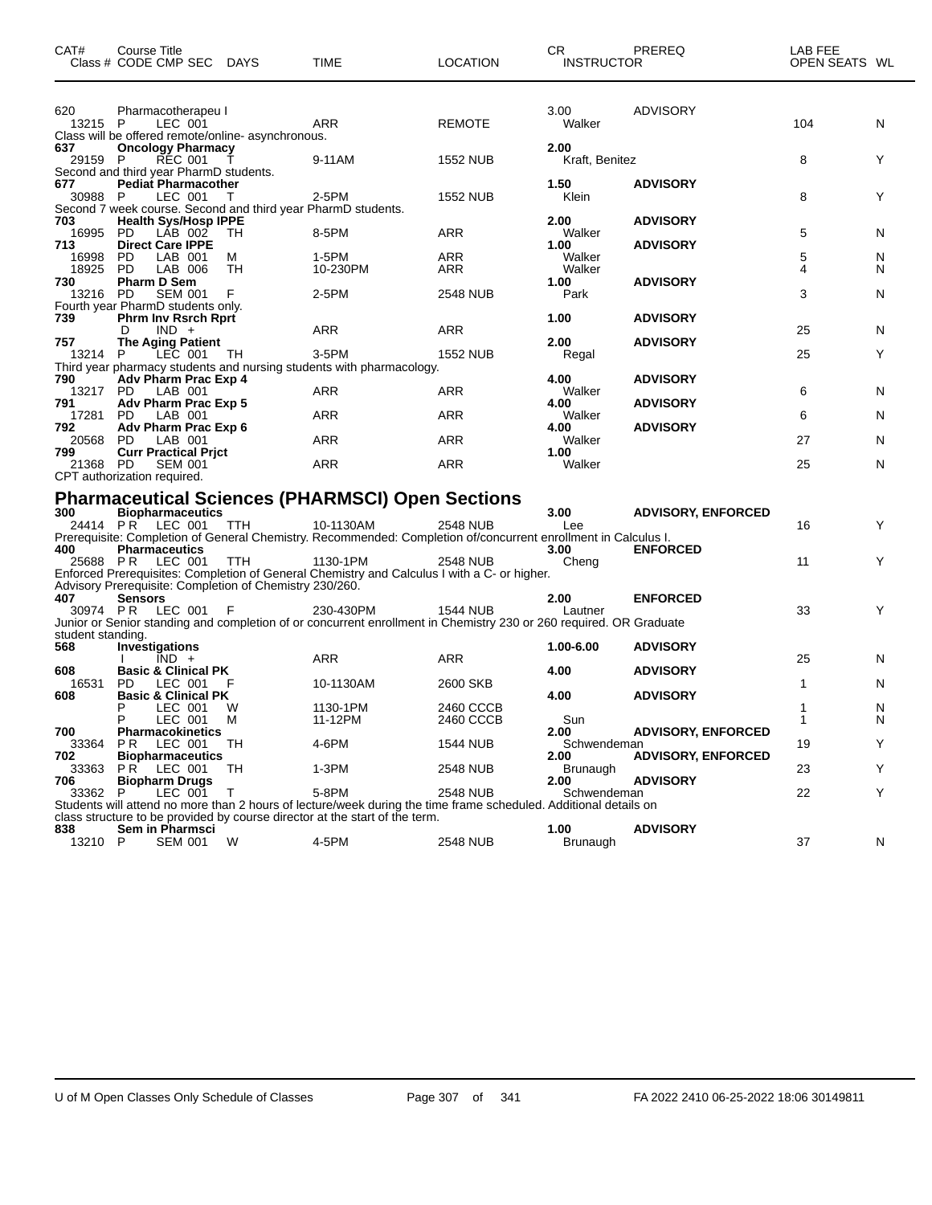| CAT# | Course Title<br>Class # CODE CMP SEC | DAYS | TIME | LOCATION | CR<br>INSTRUCTOR | PREREQ | LAB FEE<br>OPEN SEATS | WL |
|---|---|---|---|---|---|---|---|---|
| 620 | Pharmacotherapeu I | | | | 3.00 | ADVISORY | | |
| 13215 | P LEC 001 | | ARR | REMOTE | Walker | | 104 | N |
| Class will be offered remote/online- asynchronous. | | | | | | | | |
| **637** | **Oncology Pharmacy** | | | | **2.00** | | | |
| 29159 | P REC 001 | T | 9-11AM | 1552 NUB | Kraft, Benitez | | 8 | Y |
| Second and third year PharmD students. | | | | | | | | |
| **677** | **Pediat Pharmacother** | | | | **1.50** | **ADVISORY** | | |
| 30988 | P LEC 001 | T | 2-5PM | 1552 NUB | Klein | | 8 | Y |
| Second 7 week course. Second and third year PharmD students. | | | | | | | | |
| **703** | **Health Sys/Hosp IPPE** | | | | **2.00** | **ADVISORY** | | |
| 16995 | PD LAB 002 | TH | 8-5PM | ARR | Walker | | 5 | N |
| **713** | **Direct Care IPPE** | | | | **1.00** | **ADVISORY** | | |
| 16998 | PD LAB 001 | M | 1-5PM | ARR | Walker | | 5 | N |
| 18925 | PD LAB 006 | TH | 10-230PM | ARR | Walker | | 4 | N |
| **730** | **Pharm D Sem** | | | | **1.00** | **ADVISORY** | | |
| 13216 | PD SEM 001 | F | 2-5PM | 2548 NUB | Park | | 3 | N |
| Fourth year PharmD students only. | | | | | | | | |
| **739** | **Phrm Inv Rsrch Rprt** | | | | **1.00** | **ADVISORY** | | |
| | D IND + | | ARR | ARR | | | 25 | N |
| **757** | **The Aging Patient** | | | | **2.00** | **ADVISORY** | | |
| 13214 | P LEC 001 | TH | 3-5PM | 1552 NUB | Regal | | 25 | Y |
| Third year pharmacy students and nursing students with pharmacology. | | | | | | | | |
| **790** | **Adv Pharm Prac Exp 4** | | | | **4.00** | **ADVISORY** | | |
| 13217 | PD LAB 001 | | ARR | ARR | Walker | | 6 | N |
| **791** | **Adv Pharm Prac Exp 5** | | | | **4.00** | **ADVISORY** | | |
| 17281 | PD LAB 001 | | ARR | ARR | Walker | | 6 | N |
| **792** | **Adv Pharm Prac Exp 6** | | | | **4.00** | **ADVISORY** | | |
| 20568 | PD LAB 001 | | ARR | ARR | Walker | | 27 | N |
| **799** | **Curr Practical Prjct** | | | | **1.00** | | | |
| 21368 | PD SEM 001 | | ARR | ARR | Walker | | 25 | N |
| CPT authorization required. | | | | | | | | |

## Pharmaceutical Sciences (PHARMSCI) Open Sections

| CAT# | Course Title<br>Class # CODE CMP SEC | DAYS | TIME | LOCATION | CR<br>INSTRUCTOR | PREREQ | LAB FEE<br>OPEN SEATS | WL |
|---|---|---|---|---|---|---|---|---|
| **300** | **Biopharmaceutics** | | | | **3.00** | **ADVISORY, ENFORCED** | | |
| 24414 | PR LEC 001 | TTH | 10-1130AM | 2548 NUB | Lee | | 16 | Y |
| Prerequisite: Completion of General Chemistry. Recommended: Completion of/concurrent enrollment in Calculus I. | | | | | | | | |
| **400** | **Pharmaceutics** | | | | **3.00** | **ENFORCED** | | |
| 25688 | PR LEC 001 | TTH | 1130-1PM | 2548 NUB | Cheng | | 11 | Y |
| Enforced Prerequisites: Completion of General Chemistry and Calculus I with a C- or higher. Advisory Prerequisite: Completion of Chemistry 230/260. | | | | | | | | |
| **407** | **Sensors** | | | | **2.00** | **ENFORCED** | | |
| 30974 | PR LEC 001 | F | 230-430PM | 1544 NUB | Lautner | | 33 | Y |
| Junior or Senior standing and completion of or concurrent enrollment in Chemistry 230 or 260 required. OR Graduate student standing. | | | | | | | | |
| **568** | **Investigations** | | | | **1.00-6.00** | **ADVISORY** | | |
| | I IND + | | ARR | ARR | | | 25 | N |
| **608** | **Basic & Clinical PK** | | | | **4.00** | **ADVISORY** | | |
| 16531 | PD LEC 001 | F | 10-1130AM | 2600 SKB | | | 1 | N |
| **608** | **Basic & Clinical PK** | | | | **4.00** | **ADVISORY** | | |
| | P LEC 001 | W | 1130-1PM | 2460 CCCB | | | 1 | N |
| | P LEC 001 | M | 11-12PM | 2460 CCCB | Sun | | 1 | N |
| **700** | **Pharmacokinetics** | | | | **2.00** | **ADVISORY, ENFORCED** | | |
| 33364 | PR LEC 001 | TH | 4-6PM | 1544 NUB | Schwendeman | | 19 | Y |
| **702** | **Biopharmaceutics** | | | | **2.00** | **ADVISORY, ENFORCED** | | |
| 33363 | PR LEC 001 | TH | 1-3PM | 2548 NUB | Brunaugh | | 23 | Y |
| **706** | **Biopharm Drugs** | | | | **2.00** | **ADVISORY** | | |
| 33362 | P LEC 001 | T | 5-8PM | 2548 NUB | Schwendeman | | 22 | Y |
| Students will attend no more than 2 hours of lecture/week during the time frame scheduled. Additional details on class structure to be provided by course director at the start of the term. | | | | | | | | |
| **838** | **Sem in Pharmsci** | | | | **1.00** | **ADVISORY** | | |
| 13210 | P SEM 001 | W | 4-5PM | 2548 NUB | Brunaugh | | 37 | N |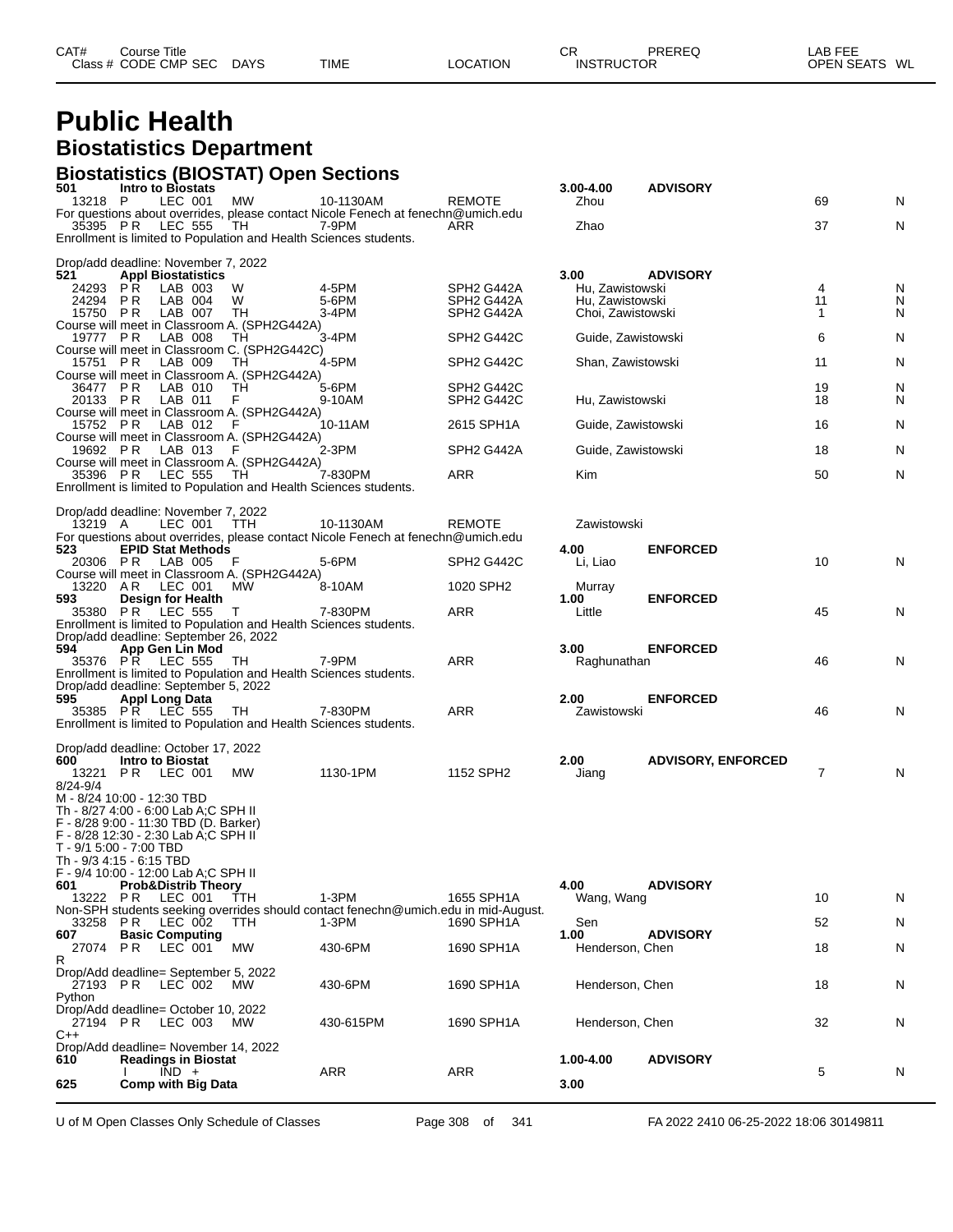# Public Health

## Biostatistics Department

### Biostatistics (BIOSTAT) Open Sections

| CAT# / Class # | Course Title / CODE | CMP | SEC | DAYS | TIME | LOCATION | CR / INSTRUCTOR | PREREQ | OPEN SEATS | WL |
|---|---|---|---|---|---|---|---|---|---|---|
| **501** | **Intro to Biostats** | | | | | | **3.00-4.00** | **ADVISORY** | | |
| 13218 | P | LEC | 001 | MW | 10-1130AM | REMOTE | Zhou | | 69 | N |
| For questions about overrides, please contact Nicole Fenech at fenechn@umich.edu | | | | | | | | | | |
| 35395 | P R | LEC | 555 | TH | 7-9PM | ARR | Zhao | | 37 | N |
| Enrollment is limited to Population and Health Sciences students. | | | | | | | | | | |
| Drop/add deadline: November 7, 2022 | | | | | | | | | | |
| **521** | **Appl Biostatistics** | | | | | | **3.00** | **ADVISORY** | | |
| 24293 | P R | LAB | 003 | W | 4-5PM | SPH2 G442A | Hu, Zawistowski | | 4 | N |
| 24294 | P R | LAB | 004 | W | 5-6PM | SPH2 G442A | Hu, Zawistowski | | 11 | N |
| 15750 | P R | LAB | 007 | TH | 3-4PM | SPH2 G442A | Choi, Zawistowski | | 1 | N |
| Course will meet in Classroom A. (SPH2G442A) | | | | | | | | | | |
| 19777 | P R | LAB | 008 | TH | 3-4PM | SPH2 G442C | Guide, Zawistowski | | 6 | N |
| Course will meet in Classroom C. (SPH2G442C) | | | | | | | | | | |
| 15751 | P R | LAB | 009 | TH | 4-5PM | SPH2 G442C | Shan, Zawistowski | | 11 | N |
| Course will meet in Classroom A. (SPH2G442A) | | | | | | | | | | |
| 36477 | P R | LAB | 010 | TH | 5-6PM | SPH2 G442C | | | 19 | N |
| 20133 | P R | LAB | 011 | F | 9-10AM | SPH2 G442C | Hu, Zawistowski | | 18 | N |
| Course will meet in Classroom A. (SPH2G442A) | | | | | | | | | | |
| 15752 | P R | LAB | 012 | F | 10-11AM | 2615 SPH1A | Guide, Zawistowski | | 16 | N |
| Course will meet in Classroom A. (SPH2G442A) | | | | | | | | | | |
| 19692 | P R | LAB | 013 | F | 2-3PM | SPH2 G442A | Guide, Zawistowski | | 18 | N |
| Course will meet in Classroom A. (SPH2G442A) | | | | | | | | | | |
| 35396 | P R | LEC | 555 | TH | 7-830PM | ARR | Kim | | 50 | N |
| Enrollment is limited to Population and Health Sciences students. | | | | | | | | | | |
| Drop/add deadline: November 7, 2022 | | | | | | | | | | |
| 13219 | A | LEC | 001 | TTH | 10-1130AM | REMOTE | Zawistowski | | | |
| For questions about overrides, please contact Nicole Fenech at fenechn@umich.edu | | | | | | | | | | |
| **523** | **EPID Stat Methods** | | | | | | **4.00** | **ENFORCED** | | |
| 20306 | P R | LAB | 005 | F | 5-6PM | SPH2 G442C | Li, Liao | | 10 | N |
| Course will meet in Classroom A. (SPH2G442A) | | | | | | | | | | |
| 13220 | A R | LEC | 001 | MW | 8-10AM | 1020 SPH2 | Murray | | | |
| **593** | **Design for Health** | | | | | | **1.00** | **ENFORCED** | | |
| 35380 | P R | LEC | 555 | T | 7-830PM | ARR | Little | | 45 | N |
| Enrollment is limited to Population and Health Sciences students. | | | | | | | | | | |
| Drop/add deadline: September 26, 2022 | | | | | | | | | | |
| **594** | **App Gen Lin Mod** | | | | | | **3.00** | **ENFORCED** | | |
| 35376 | P R | LEC | 555 | TH | 7-9PM | ARR | Raghunathan | | 46 | N |
| Enrollment is limited to Population and Health Sciences students. | | | | | | | | | | |
| Drop/add deadline: September 5, 2022 | | | | | | | | | | |
| **595** | **Appl Long Data** | | | | | | **2.00** | **ENFORCED** | | |
| 35385 | P R | LEC | 555 | TH | 7-830PM | ARR | Zawistowski | | 46 | N |
| Enrollment is limited to Population and Health Sciences students. | | | | | | | | | | |
| Drop/add deadline: October 17, 2022 | | | | | | | | | | |
| **600** | **Intro to Biostat** | | | | | | **2.00** | **ADVISORY, ENFORCED** | | |
| 13221 | P R | LEC | 001 | MW | 1130-1PM | 1152 SPH2 | Jiang | | 7 | N |
| 8/24-9/4<br>M - 8/24 10:00 - 12:30 TBD<br>Th - 8/27 4:00 - 6:00 Lab A;C SPH II<br>F - 8/28 9:00 - 11:30 TBD (D. Barker)<br>F - 8/28 12:30 - 2:30 Lab A;C SPH II<br>T - 9/1 5:00 - 7:00 TBD<br>Th - 9/3 4:15 - 6:15 TBD<br>F - 9/4 10:00 - 12:00 Lab A;C SPH II | | | | | | | | | | |
| **601** | **Prob&Distrib Theory** | | | | | | **4.00** | **ADVISORY** | | |
| 13222 | P R | LEC | 001 | TTH | 1-3PM | 1655 SPH1A | Wang, Wang | | 10 | N |
| Non-SPH students seeking overrides should contact fenechn@umich.edu in mid-August. | | | | | | | | | | |
| 33258 | P R | LEC | 002 | TTH | 1-3PM | 1690 SPH1A | Sen | | 52 | N |
| **607** | **Basic Computing** | | | | | | **1.00** | **ADVISORY** | | |
| 27074 | P R | LEC | 001 | MW | 430-6PM | 1690 SPH1A | Henderson, Chen | | 18 | N |
| R<br>Drop/Add deadline= September 5, 2022 | | | | | | | | | | |
| 27193 | P R | LEC | 002 | MW | 430-6PM | 1690 SPH1A | Henderson, Chen | | 18 | N |
| Python<br>Drop/Add deadline= October 10, 2022 | | | | | | | | | | |
| 27194 | P R | LEC | 003 | MW | 430-615PM | 1690 SPH1A | Henderson, Chen | | 32 | N |
| C++<br>Drop/Add deadline= November 14, 2022 | | | | | | | | | | |
| **610** | **Readings in Biostat** | | | | | | **1.00-4.00** | **ADVISORY** | | |
| | I | IND | + | | ARR | ARR | | | 5 | N |
| **625** | **Comp with Big Data** | | | | | | **3.00** | | | |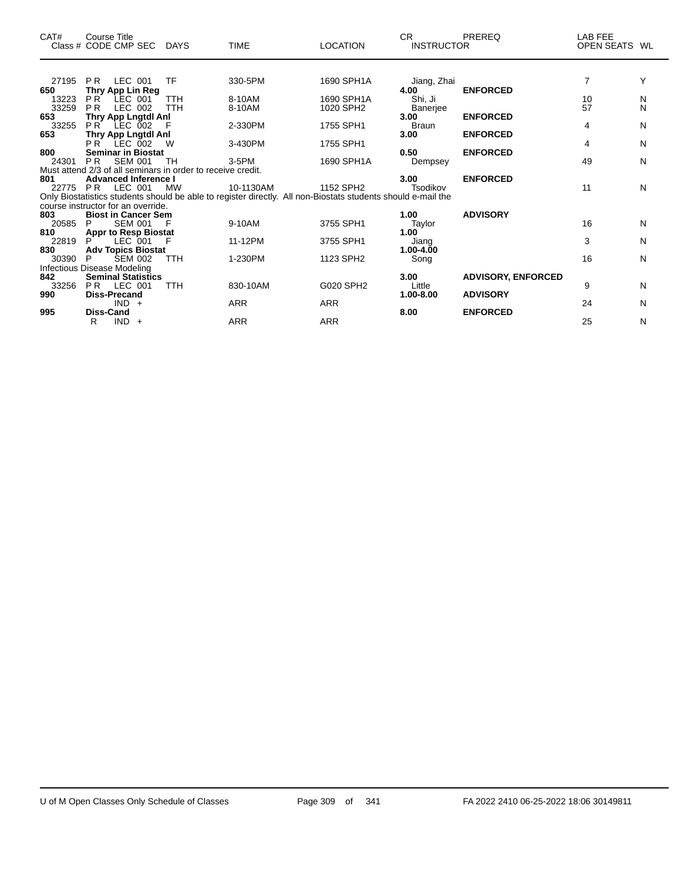| CAT# | Course Title<br>Class # CODE CMP SEC | DAYS | TIME | LOCATION | CR<br>INSTRUCTOR | PREREQ | LAB FEE<br>OPEN SEATS | WL |
|---|---|---|---|---|---|---|---|---|
| 27195 | P R LEC 001 | TF | 330-5PM | 1690 SPH1A | Jiang, Zhai | | 7 | Y |
| **650** | **Thry App Lin Reg** | | | | **4.00** | **ENFORCED** | | |
| 13223 | P R LEC 001 | TTH | 8-10AM | 1690 SPH1A | Shi, Ji | | 10 | N |
| 33259 | P R LEC 002 | TTH | 8-10AM | 1020 SPH2 | Banerjee | | 57 | N |
| **653** | **Thry App Lngtdl Anl** | | | | **3.00** | **ENFORCED** | | |
| 33255 | P R LEC 002 | F | 2-330PM | 1755 SPH1 | Braun | | 4 | N |
| **653** | **Thry App Lngtdl Anl** | | | | **3.00** | **ENFORCED** | | |
| | P R LEC 002 | W | 3-430PM | 1755 SPH1 | | | 4 | N |
| **800** | **Seminar in Biostat** | | | | **0.50** | **ENFORCED** | | |
| 24301 | P R SEM 001 | TH | 3-5PM | 1690 SPH1A | Dempsey | | 49 | N |
| Must attend 2/3 of all seminars in order to receive credit. | | | | | | | | |
| **801** | **Advanced Inference I** | | | | **3.00** | **ENFORCED** | | |
| 22775 | P R LEC 001 | MW | 10-1130AM | 1152 SPH2 | Tsodikov | | 11 | N |
| Only Biostatistics students should be able to register directly. All non-Biostats students should e-mail the course instructor for an override. | | | | | | | | |
| **803** | **Biost in Cancer Sem** | | | | **1.00** | **ADVISORY** | | |
| 20585 | P SEM 001 | F | 9-10AM | 3755 SPH1 | Taylor | | 16 | N |
| **810** | **Appr to Resp Biostat** | | | | **1.00** | | | |
| 22819 | P LEC 001 | F | 11-12PM | 3755 SPH1 | Jiang | | 3 | N |
| **830** | **Adv Topics Biostat** | | | | **1.00-4.00** | | | |
| 30390 | P SEM 002 | TTH | 1-230PM | 1123 SPH2 | Song | | 16 | N |
| Infectious Disease Modeling | | | | | | | | |
| **842** | **Seminal Statistics** | | | | **3.00** | **ADVISORY, ENFORCED** | | |
| 33256 | P R LEC 001 | TTH | 830-10AM | G020 SPH2 | Little | | 9 | N |
| **990** | **Diss-Precand** | | | | **1.00-8.00** | **ADVISORY** | | |
| | IND + | | ARR | ARR | | | 24 | N |
| **995** | **Diss-Cand** | | | | **8.00** | **ENFORCED** | | |
| | R IND + | | ARR | ARR | | | 25 | N |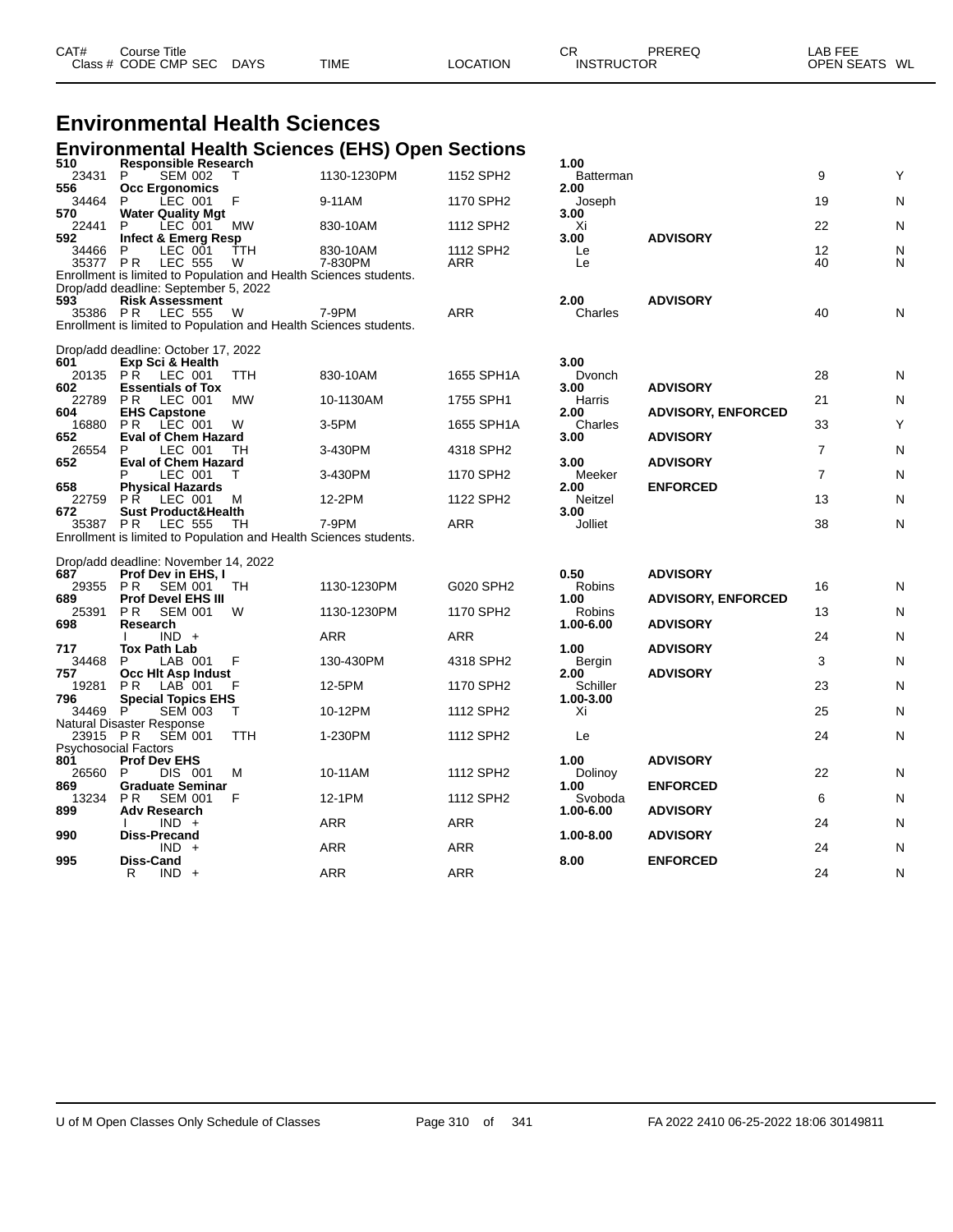| CAT# Class # | Course Title CODE CMP SEC | DAYS | TIME | LOCATION | CR INSTRUCTOR | PREREQ | LAB FEE OPEN SEATS | WL |
|---|---|---|---|---|---|---|---|---|

# Environmental Health Sciences

## Environmental Health Sciences (EHS) Open Sections

| CAT# Class # | Course Title CODE CMP SEC | DAYS | TIME | LOCATION | CR INSTRUCTOR | PREREQ | OPEN SEATS | WL |
|---|---|---|---|---|---|---|---|---|
| 510 | **Responsible Research** | | | | 1.00 | | | |
| 23431 | P SEM 002 | T | 1130-1230PM | 1152 SPH2 | Batterman | | 9 | Y |
| 556 | **Occ Ergonomics** | | | | 2.00 | | | |
| 34464 | P LEC 001 | F | 9-11AM | 1170 SPH2 | Joseph | | 19 | N |
| 570 | **Water Quality Mgt** | | | | 3.00 | | | |
| 22441 | P LEC 001 | MW | 830-10AM | 1112 SPH2 | Xi | | 22 | N |
| 592 | **Infect & Emerg Resp** | | | | 3.00 | ADVISORY | | |
| 34466 | P LEC 001 | TTH | 830-10AM | 1112 SPH2 | Le | | 12 | N |
| 35377 | P R LEC 555 | W | 7-830PM | ARR | Le | | 40 | N |
| | Enrollment is limited to Population and Health Sciences students. | | | | | | | |
| | Drop/add deadline: September 5, 2022 | | | | | | | |
| 593 | **Risk Assessment** | | | | 2.00 | ADVISORY | | |
| 35386 | P R LEC 555 | W | 7-9PM | ARR | Charles | | 40 | N |
| | Enrollment is limited to Population and Health Sciences students. | | | | | | | |
| | Drop/add deadline: October 17, 2022 | | | | | | | |
| 601 | **Exp Sci & Health** | | | | 3.00 | | | |
| 20135 | P R LEC 001 | TTH | 830-10AM | 1655 SPH1A | Dvonch | | 28 | N |
| 602 | **Essentials of Tox** | | | | 3.00 | ADVISORY | | |
| 22789 | P R LEC 001 | MW | 10-1130AM | 1755 SPH1 | Harris | | 21 | N |
| 604 | **EHS Capstone** | | | | 2.00 | ADVISORY, ENFORCED | | |
| 16880 | P R LEC 001 | W | 3-5PM | 1655 SPH1A | Charles | | 33 | Y |
| 652 | **Eval of Chem Hazard** | | | | 3.00 | ADVISORY | | |
| 26554 | P LEC 001 | TH | 3-430PM | 4318 SPH2 | | | 7 | N |
| 652 | **Eval of Chem Hazard** | | | | 3.00 | ADVISORY | | |
| | P LEC 001 | T | 3-430PM | 1170 SPH2 | Meeker | | 7 | N |
| 658 | **Physical Hazards** | | | | 2.00 | ENFORCED | | |
| 22759 | P R LEC 001 | M | 12-2PM | 1122 SPH2 | Neitzel | | 13 | N |
| 672 | **Sust Product&Health** | | | | 3.00 | | | |
| 35387 | P R LEC 555 | TH | 7-9PM | ARR | Jolliet | | 38 | N |
| | Enrollment is limited to Population and Health Sciences students. | | | | | | | |
| | Drop/add deadline: November 14, 2022 | | | | | | | |
| 687 | **Prof Dev in EHS, I** | | | | 0.50 | ADVISORY | | |
| 29355 | P R SEM 001 | TH | 1130-1230PM | G020 SPH2 | Robins | | 16 | N |
| 689 | **Prof Devel EHS III** | | | | 1.00 | ADVISORY, ENFORCED | | |
| 25391 | P R SEM 001 | W | 1130-1230PM | 1170 SPH2 | Robins | | 13 | N |
| 698 | **Research** | | | | 1.00-6.00 | ADVISORY | | |
| | I IND + | | ARR | ARR | | | 24 | N |
| 717 | **Tox Path Lab** | | | | 1.00 | ADVISORY | | |
| 34468 | P LAB 001 | F | 130-430PM | 4318 SPH2 | Bergin | | 3 | N |
| 757 | **Occ Hlt Asp Indust** | | | | 2.00 | ADVISORY | | |
| 19281 | P R LAB 001 | F | 12-5PM | 1170 SPH2 | Schiller | | 23 | N |
| 796 | **Special Topics EHS** | | | | 1.00-3.00 | | | |
| 34469 | P SEM 003 | T | 10-12PM | 1112 SPH2 | Xi | | 25 | N |
| | Natural Disaster Response | | | | | | | |
| 23915 | P R SEM 001 | TTH | 1-230PM | 1112 SPH2 | Le | | 24 | N |
| | Psychosocial Factors | | | | | | | |
| 801 | **Prof Dev EHS** | | | | 1.00 | ADVISORY | | |
| 26560 | P DIS 001 | M | 10-11AM | 1112 SPH2 | Dolinoy | | 22 | N |
| 869 | **Graduate Seminar** | | | | 1.00 | ENFORCED | | |
| 13234 | P R SEM 001 | F | 12-1PM | 1112 SPH2 | Svoboda | | 6 | N |
| 899 | **Adv Research** | | | | 1.00-6.00 | ADVISORY | | |
| | I IND + | | ARR | ARR | | | 24 | N |
| 990 | **Diss-Precand** | | | | 1.00-8.00 | ADVISORY | | |
| | IND + | | ARR | ARR | | | 24 | N |
| 995 | **Diss-Cand** | | | | 8.00 | ENFORCED | | |
| | R IND + | | ARR | ARR | | | 24 | N |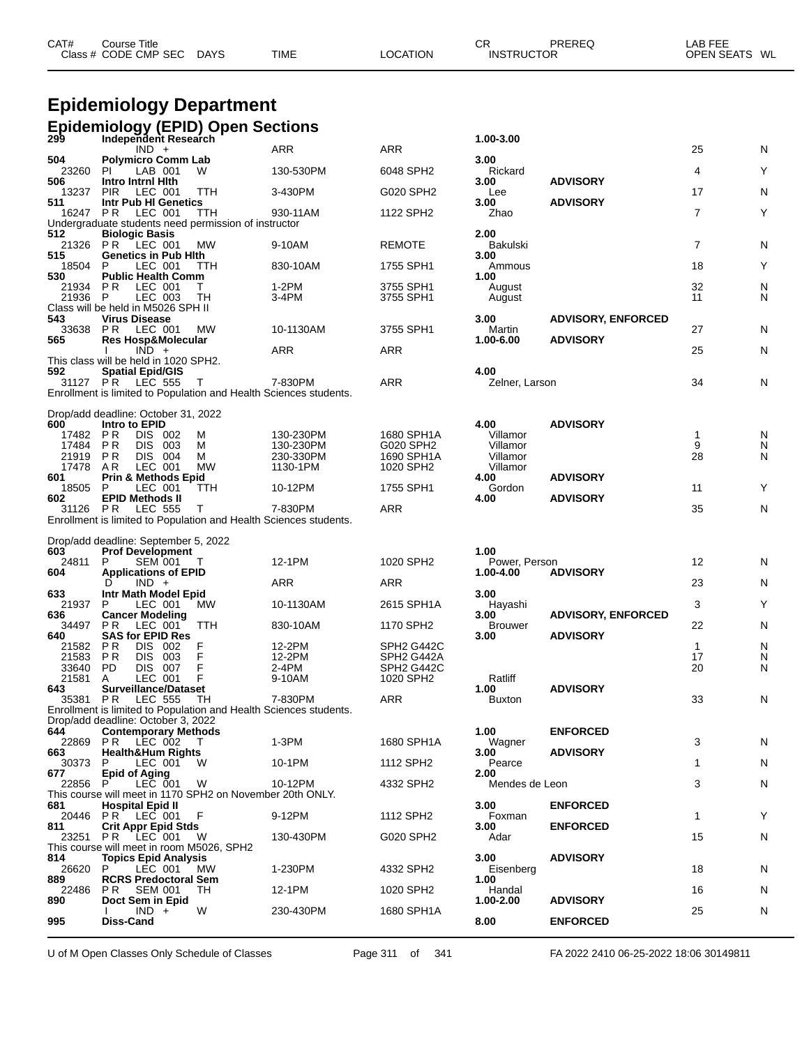# Epidemiology Department

## Epidemiology (EPID) Open Sections

| CAT# Class # | Course Title CODE CMP SEC | DAYS | TIME | LOCATION | CR INSTRUCTOR | PREREQ | LAB FEE OPEN SEATS | WL |
|---|---|---|---|---|---|---|---|---|
| 299 | Independent Research | | | | 1.00-3.00 | | | |
| | IND + | | ARR | ARR | | | 25 | N |
| 504 | Polymicro Comm Lab | | | | 3.00 | | | |
| 23260 | PI LAB 001 | W | 130-530PM | 6048 SPH2 | Rickard | | 4 | Y |
| 506 | Intro Intrnl Hlth | | | | 3.00 | ADVISORY | | |
| 13237 | PIR LEC 001 | TTH | 3-430PM | G020 SPH2 | Lee | | 17 | N |
| 511 | Intr Pub Hl Genetics | | | | 3.00 | ADVISORY | | |
| 16247 | PR LEC 001 | TTH | 930-11AM | 1122 SPH2 | Zhao | | 7 | Y |
| | Undergraduate students need permission of instructor | | | | | | | |
| 512 | Biologic Basis | | | | 2.00 | | | |
| 21326 | PR LEC 001 | MW | 9-10AM | REMOTE | Bakulski | | 7 | N |
| 515 | Genetics in Pub Hlth | | | | 3.00 | | | |
| 18504 | P LEC 001 | TTH | 830-10AM | 1755 SPH1 | Ammous | | 18 | Y |
| 530 | Public Health Comm | | | | 1.00 | | | |
| 21934 | PR LEC 001 | T | 1-2PM | 3755 SPH1 | August | | 32 | N |
| 21936 | P LEC 003 | TH | 3-4PM | 3755 SPH1 | August | | 11 | N |
| | Class will be held in M5026 SPH II | | | | | | | |
| 543 | Virus Disease | | | | 3.00 | ADVISORY, ENFORCED | | |
| 33638 | PR LEC 001 | MW | 10-1130AM | 3755 SPH1 | Martin | | 27 | N |
| 565 | Res Hosp&Molecular | | | | 1.00-6.00 | ADVISORY | | |
| | I IND + | | ARR | ARR | | | 25 | N |
| | This class will be held in 1020 SPH2. | | | | | | | |
| 592 | Spatial Epid/GIS | | | | 4.00 | | | |
| 31127 | PR LEC 555 | T | 7-830PM | ARR | Zelner, Larson | | 34 | N |
| | Enrollment is limited to Population and Health Sciences students. Drop/add deadline: October 31, 2022 | | | | | | | |
| 600 | Intro to EPID | | | | 4.00 | ADVISORY | | |
| 17482 | PR DIS 002 | M | 130-230PM | 1680 SPH1A | Villamor | | 1 | N |
| 17484 | PR DIS 003 | M | 130-230PM | G020 SPH2 | Villamor | | 9 | N |
| 21919 | PR DIS 004 | M | 230-330PM | 1690 SPH1A | Villamor | | 28 | N |
| 17478 | AR LEC 001 | MW | 1130-1PM | 1020 SPH2 | Villamor | | | |
| 601 | Prin & Methods Epid | | | | 4.00 | ADVISORY | | |
| 18505 | P LEC 001 | TTH | 10-12PM | 1755 SPH1 | Gordon | | 11 | Y |
| 602 | EPID Methods II | | | | 4.00 | ADVISORY | | |
| 31126 | PR LEC 555 | T | 7-830PM | ARR | | | 35 | N |
| | Enrollment is limited to Population and Health Sciences students. Drop/add deadline: September 5, 2022 | | | | | | | |
| 603 | Prof Development | | | | 1.00 | | | |
| 24811 | P SEM 001 | T | 12-1PM | 1020 SPH2 | Power, Person | | 12 | N |
| 604 | Applications of EPID | | | | 1.00-4.00 | ADVISORY | | |
| | D IND + | | ARR | ARR | | | 23 | N |
| 633 | Intr Math Model Epid | | | | 3.00 | | | |
| 21937 | P LEC 001 | MW | 10-1130AM | 2615 SPH1A | Hayashi | | 3 | Y |
| 636 | Cancer Modeling | | | | 3.00 | ADVISORY, ENFORCED | | |
| 34497 | PR LEC 001 | TTH | 830-10AM | 1170 SPH2 | Brouwer | | 22 | N |
| 640 | SAS for EPID Res | | | | 3.00 | ADVISORY | | |
| 21582 | PR DIS 002 | F | 12-2PM | SPH2 G442C | | | 1 | N |
| 21583 | PR DIS 003 | F | 12-2PM | SPH2 G442A | | | 17 | N |
| 33640 | PD DIS 007 | F | 2-4PM | SPH2 G442C | | | 20 | N |
| 21581 | A LEC 001 | F | 9-10AM | 1020 SPH2 | Ratliff | | | |
| 643 | Surveillance/Dataset | | | | 1.00 | ADVISORY | | |
| 35381 | PR LEC 555 | TH | 7-830PM | ARR | Buxton | | 33 | N |
| | Enrollment is limited to Population and Health Sciences students. Drop/add deadline: October 3, 2022 | | | | | | | |
| 644 | Contemporary Methods | | | | 1.00 | ENFORCED | | |
| 22869 | PR LEC 002 | T | 1-3PM | 1680 SPH1A | Wagner | | 3 | N |
| 663 | Health&Hum Rights | | | | 3.00 | ADVISORY | | |
| 30373 | P LEC 001 | W | 10-1PM | 1112 SPH2 | Pearce | | 1 | N |
| 677 | Epid of Aging | | | | 2.00 | | | |
| 22856 | P LEC 001 | W | 10-12PM | 4332 SPH2 | Mendes de Leon | | 3 | N |
| | This course will meet in 1170 SPH2 on November 20th ONLY. | | | | | | | |
| 681 | Hospital Epid II | | | | 3.00 | ENFORCED | | |
| 20446 | PR LEC 001 | F | 9-12PM | 1112 SPH2 | Foxman | | 1 | Y |
| 811 | Crit Appr Epid Stds | | | | 3.00 | ENFORCED | | |
| 23251 | PR LEC 001 | W | 130-430PM | G020 SPH2 | Adar | | 15 | N |
| | This course will meet in room M5026, SPH2 | | | | | | | |
| 814 | Topics Epid Analysis | | | | 3.00 | ADVISORY | | |
| 26620 | P LEC 001 | MW | 1-230PM | 4332 SPH2 | Eisenberg | | 18 | N |
| 889 | RCRS Predoctoral Sem | | | | 1.00 | | | |
| 22486 | PR SEM 001 | TH | 12-1PM | 1020 SPH2 | Handal | | 16 | N |
| 890 | Doct Sem in Epid | | | | 1.00-2.00 | ADVISORY | | |
| | I IND + | W | 230-430PM | 1680 SPH1A | | | 25 | N |
| 995 | Diss-Cand | | | | 8.00 | ENFORCED | | |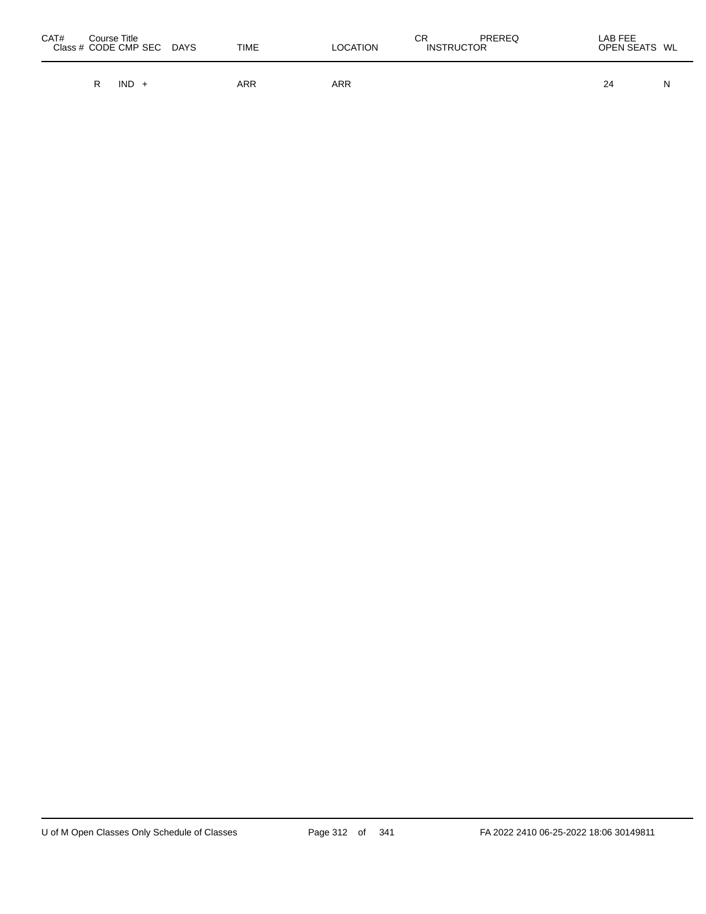| CAT# Class # | Course Title CODE | CMP | SEC | DAYS | TIME | LOCATION | CR INSTRUCTOR | PREREQ | LAB FEE OPEN SEATS | WL |
| --- | --- | --- | --- | --- | --- | --- | --- | --- | --- | --- |
| | R | IND | + | | ARR | ARR | | | 24 | N |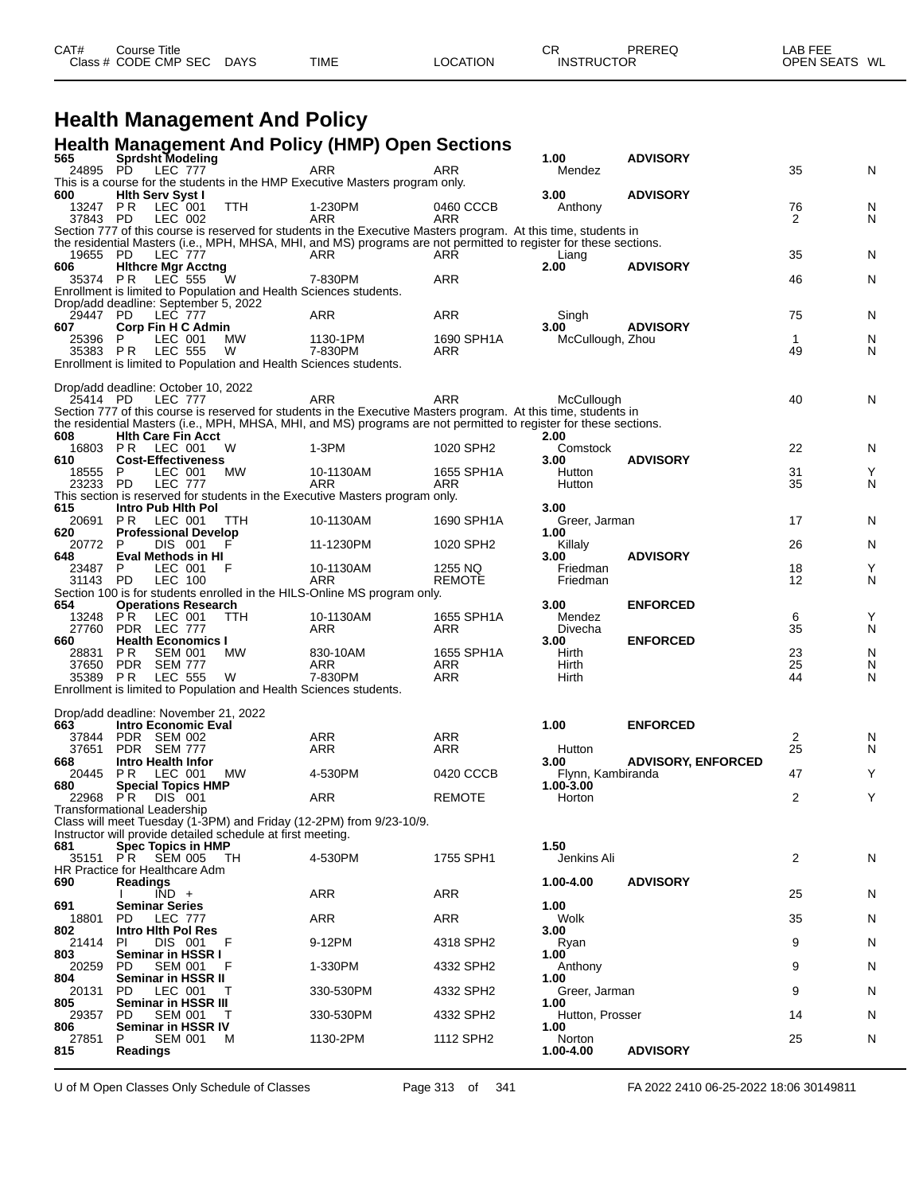# Health Management And Policy

## Health Management And Policy (HMP) Open Sections

| CAT# Class # | Course Title CODE CMP SEC | DAYS | TIME | LOCATION | CR INSTRUCTOR | PREREQ | LAB FEE OPEN SEATS | WL |
|---|---|---|---|---|---|---|---|---|
| **565** | **Sprdsht Modeling** | | | | **1.00** | **ADVISORY** | | |
| 24895 | PD LEC 777 | | ARR | ARR | Mendez | | 35 | N |
| This is a course for the students in the HMP Executive Masters program only. | | | | | | | | |
| **600** | **Hlth Serv Syst I** | | | | **3.00** | **ADVISORY** | | |
| 13247 | P R LEC 001 | TTH | 1-230PM | 0460 CCCB | Anthony | | 76 | N |
| 37843 | PD LEC 002 | | ARR | ARR | | | 2 | N |
| Section 777 of this course is reserved for students in the Executive Masters program. At this time, students in the residential Masters (i.e., MPH, MHSA, MHI, and MS) programs are not permitted to register for these sections. | | | | | | | | |
| 19655 | PD LEC 777 | | ARR | ARR | Liang | | 35 | N |
| **606** | **Hlthcre Mgr Acctng** | | | | **2.00** | **ADVISORY** | | |
| 35374 | P R LEC 555 | W | 7-830PM | ARR | | | 46 | N |
| Enrollment is limited to Population and Health Sciences students. Drop/add deadline: September 5, 2022 | | | | | | | | |
| 29447 | PD LEC 777 | | ARR | ARR | Singh | | 75 | N |
| **607** | **Corp Fin H C Admin** | | | | **3.00** | **ADVISORY** | | |
| 25396 | P LEC 001 | MW | 1130-1PM | 1690 SPH1A | McCullough, Zhou | | 1 | N |
| 35383 | P R LEC 555 | W | 7-830PM | ARR | | | 49 | N |
| Enrollment is limited to Population and Health Sciences students. Drop/add deadline: October 10, 2022 | | | | | | | | |
| 25414 | PD LEC 777 | | ARR | ARR | McCullough | | 40 | N |
| Section 777 of this course is reserved for students in the Executive Masters program. At this time, students in the residential Masters (i.e., MPH, MHSA, MHI, and MS) programs are not permitted to register for these sections. | | | | | | | | |
| **608** | **Hlth Care Fin Acct** | | | | **2.00** | | | |
| 16803 | P R LEC 001 | W | 1-3PM | 1020 SPH2 | Comstock | | 22 | N |
| **610** | **Cost-Effectiveness** | | | | **3.00** | **ADVISORY** | | |
| 18555 | P LEC 001 | MW | 10-1130AM | 1655 SPH1A | Hutton | | 31 | Y |
| 23233 | PD LEC 777 | | ARR | ARR | Hutton | | 35 | N |
| This section is reserved for students in the Executive Masters program only. | | | | | | | | |
| **615** | **Intro Pub Hlth Pol** | | | | **3.00** | | | |
| 20691 | P R LEC 001 | TTH | 10-1130AM | 1690 SPH1A | Greer, Jarman | | 17 | N |
| **620** | **Professional Develop** | | | | **1.00** | | | |
| 20772 | P DIS 001 | F | 11-1230PM | 1020 SPH2 | Killaly | | 26 | N |
| **648** | **Eval Methods in HI** | | | | **3.00** | **ADVISORY** | | |
| 23487 | P LEC 001 | F | 10-1130AM | 1255 NQ | Friedman | | 18 | Y |
| 31143 | PD LEC 100 | | ARR | REMOTE | Friedman | | 12 | N |
| Section 100 is for students enrolled in the HILS-Online MS program only. | | | | | | | | |
| **654** | **Operations Research** | | | | **3.00** | **ENFORCED** | | |
| 13248 | P R LEC 001 | TTH | 10-1130AM | 1655 SPH1A | Mendez | | 6 | Y |
| 27760 | PDR LEC 777 | | ARR | ARR | Divecha | | 35 | N |
| **660** | **Health Economics I** | | | | **3.00** | **ENFORCED** | | |
| 28831 | P R SEM 001 | MW | 830-10AM | 1655 SPH1A | Hirth | | 23 | N |
| 37650 | PDR SEM 777 | | ARR | ARR | Hirth | | 25 | N |
| 35389 | P R LEC 555 | W | 7-830PM | ARR | Hirth | | 44 | N |
| Enrollment is limited to Population and Health Sciences students. Drop/add deadline: November 21, 2022 | | | | | | | | |
| **663** | **Intro Economic Eval** | | | | **1.00** | **ENFORCED** | | |
| 37844 | PDR SEM 002 | | ARR | ARR | | | 2 | N |
| 37651 | PDR SEM 777 | | ARR | ARR | Hutton | | 25 | N |
| **668** | **Intro Health Infor** | | | | **3.00** | **ADVISORY, ENFORCED** | | |
| 20445 | P R LEC 001 | MW | 4-530PM | 0420 CCCB | Flynn, Kambiranda | | 47 | Y |
| **680** | **Special Topics HMP** | | | | **1.00-3.00** | | | |
| 22968 | P R DIS 001 | | ARR | REMOTE | Horton | | 2 | Y |
| Transformational Leadership. Class will meet Tuesday (1-3PM) and Friday (12-2PM) from 9/23-10/9. Instructor will provide detailed schedule at first meeting. | | | | | | | | |
| **681** | **Spec Topics in HMP** | | | | **1.50** | | | |
| 35151 | P R SEM 005 | TH | 4-530PM | 1755 SPH1 | Jenkins Ali | | 2 | N |
| HR Practice for Healthcare Adm | | | | | | | | |
| **690** | **Readings** | | | | **1.00-4.00** | **ADVISORY** | | |
| | I IND + | | ARR | ARR | | | 25 | N |
| **691** | **Seminar Series** | | | | **1.00** | | | |
| 18801 | PD LEC 777 | | ARR | ARR | Wolk | | 35 | N |
| **802** | **Intro Hlth Pol Res** | | | | **3.00** | | | |
| 21414 | PI DIS 001 | F | 9-12PM | 4318 SPH2 | Ryan | | 9 | N |
| **803** | **Seminar in HSSR I** | | | | **1.00** | | | |
| 20259 | PD SEM 001 | F | 1-330PM | 4332 SPH2 | Anthony | | 9 | N |
| **804** | **Seminar in HSSR II** | | | | **1.00** | | | |
| 20131 | PD LEC 001 | T | 330-530PM | 4332 SPH2 | Greer, Jarman | | 9 | N |
| **805** | **Seminar in HSSR III** | | | | **1.00** | | | |
| 29357 | PD SEM 001 | T | 330-530PM | 4332 SPH2 | Hutton, Prosser | | 14 | N |
| **806** | **Seminar in HSSR IV** | | | | **1.00** | | | |
| 27851 | P SEM 001 | M | 1130-2PM | 1112 SPH2 | Norton | | 25 | N |
| **815** | **Readings** | | | | **1.00-4.00** | **ADVISORY** | | |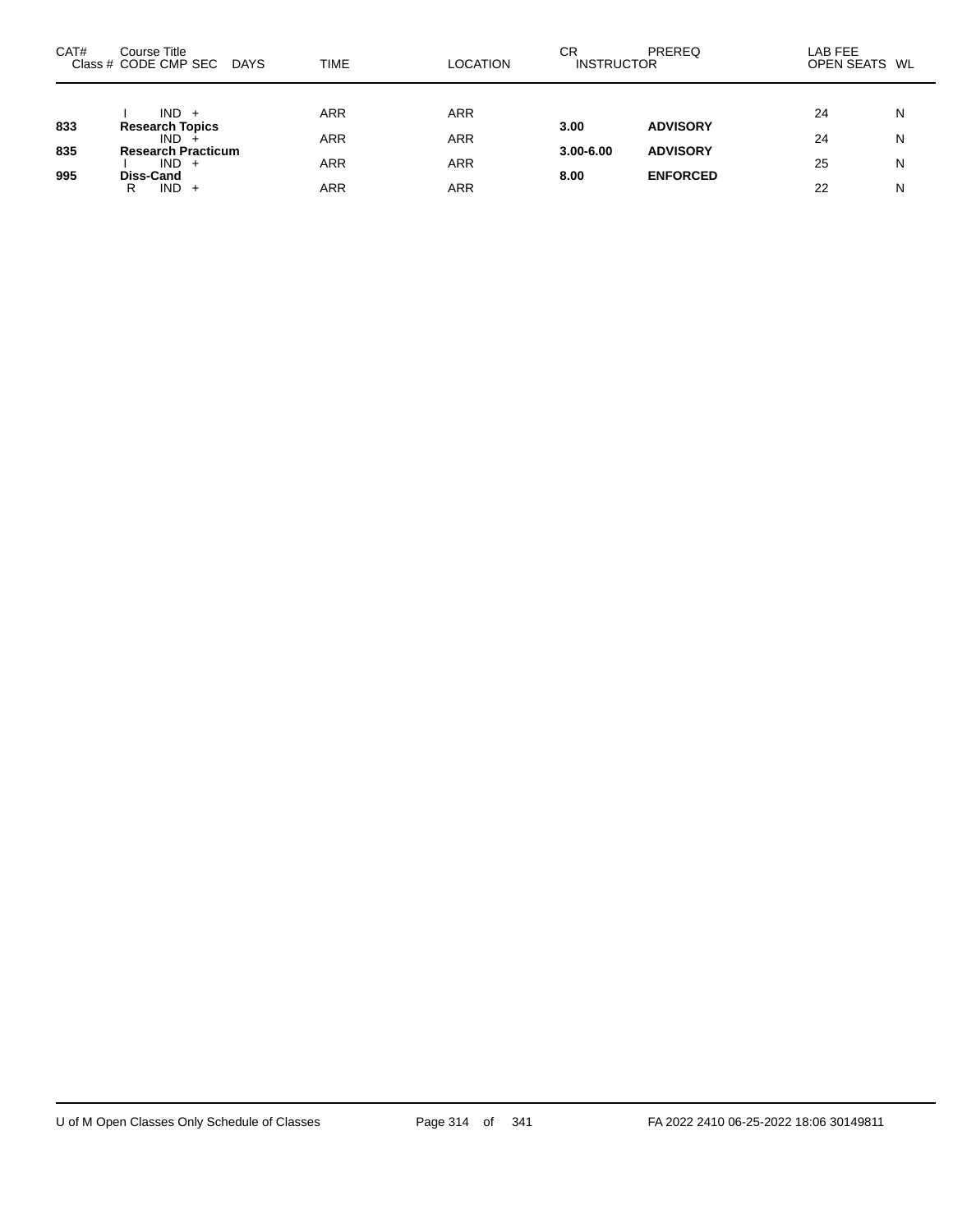| CAT# | Course Title<br>Class # CODE CMP SEC DAYS | TIME | LOCATION | CR<br>INSTRUCTOR | PREREQ | LAB FEE<br>OPEN SEATS | WL |
|---|---|---|---|---|---|---|---|
| | I IND + | ARR | ARR | | | 24 | N |
| **833** | **Research Topics** | | | **3.00** | **ADVISORY** | | |
| | IND + | ARR | ARR | | | 24 | N |
| **835** | **Research Practicum** | | | **3.00-6.00** | **ADVISORY** | | |
| | I IND + | ARR | ARR | | | 25 | N |
| **995** | **Diss-Cand** | | | **8.00** | **ENFORCED** | | |
| | R IND + | ARR | ARR | | | 22 | N |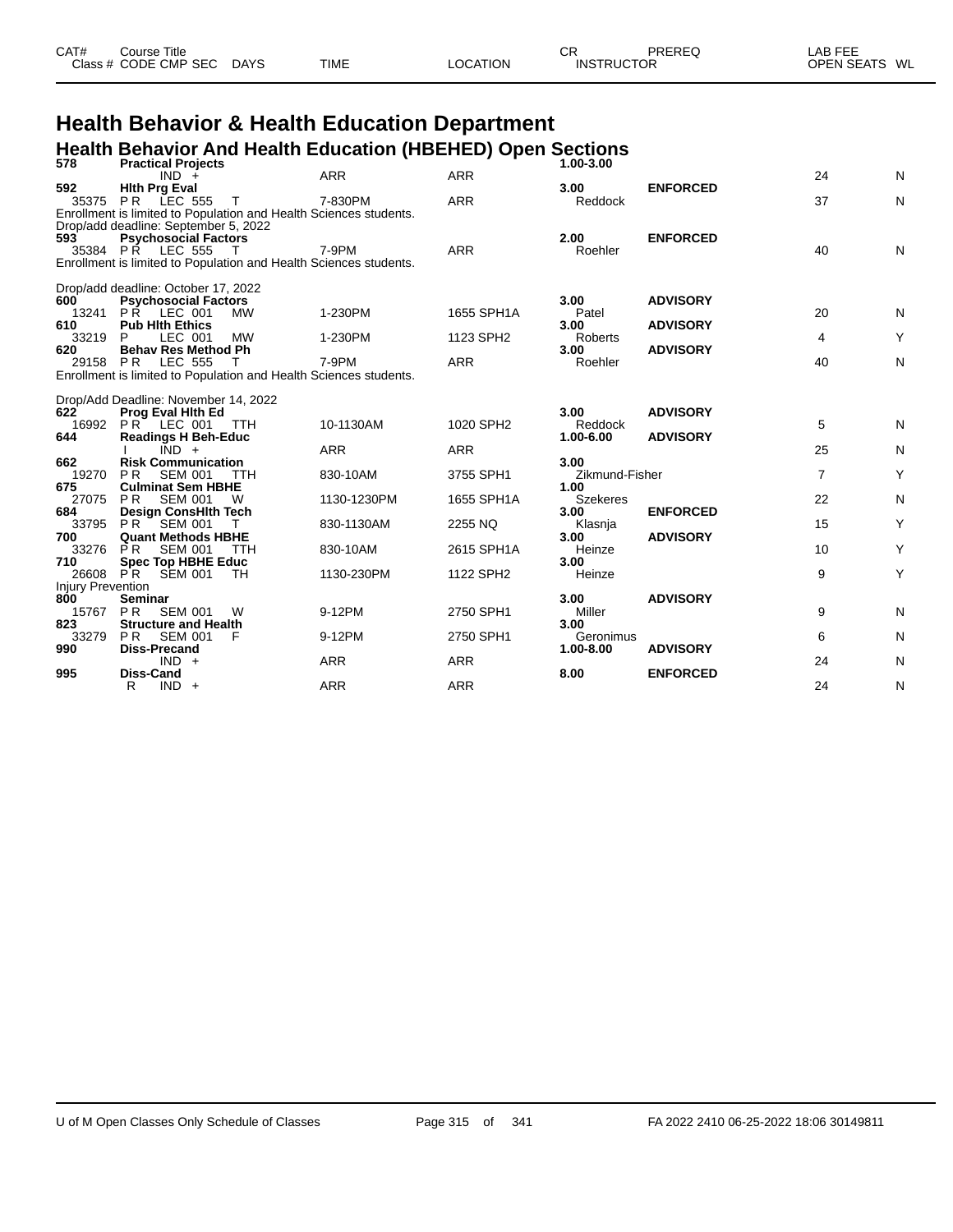| CAT# | Course Title | | | | | CR | PREREQ | LAB FEE | |
|---|---|---|---|---|---|---|---|---|---|
| Class # | CODE CMP SEC | DAYS | TIME | LOCATION | | INSTRUCTOR | | OPEN SEATS | WL |

# Health Behavior & Health Education Department

## Health Behavior And Health Education (HBEHED) Open Sections

| CAT# / Class # | Course Title / CODE CMP SEC | DAYS | TIME | LOCATION | CR / INSTRUCTOR | PREREQ | OPEN SEATS | WL |
|---|---|---|---|---|---|---|---|---|
| **578** | **Practical Projects** | | | | **1.00-3.00** | | | |
| | IND + | | ARR | ARR | | | 24 | N |
| **592** | **Hlth Prg Eval** | | | | **3.00** | **ENFORCED** | | |
| 35375 | P R LEC 555 | T | 7-830PM | ARR | Reddock | | 37 | N |

Enrollment is limited to Population and Health Sciences students.
Drop/add deadline: September 5, 2022

| CAT# / Class # | Course Title / CODE CMP SEC | DAYS | TIME | LOCATION | CR / INSTRUCTOR | PREREQ | OPEN SEATS | WL |
|---|---|---|---|---|---|---|---|---|
| **593** | **Psychosocial Factors** | | | | **2.00** | **ENFORCED** | | |
| 35384 | P R LEC 555 | T | 7-9PM | ARR | Roehler | | 40 | N |

Enrollment is limited to Population and Health Sciences students.

Drop/add deadline: October 17, 2022

| CAT# / Class # | Course Title / CODE CMP SEC | DAYS | TIME | LOCATION | CR / INSTRUCTOR | PREREQ | OPEN SEATS | WL |
|---|---|---|---|---|---|---|---|---|
| **600** | **Psychosocial Factors** | | | | **3.00** | **ADVISORY** | | |
| 13241 | P R LEC 001 | MW | 1-230PM | 1655 SPH1A | Patel | | 20 | N |
| **610** | **Pub Hlth Ethics** | | | | **3.00** | **ADVISORY** | | |
| 33219 | P LEC 001 | MW | 1-230PM | 1123 SPH2 | Roberts | | 4 | Y |
| **620** | **Behav Res Method Ph** | | | | **3.00** | **ADVISORY** | | |
| 29158 | P R LEC 555 | T | 7-9PM | ARR | Roehler | | 40 | N |

Enrollment is limited to Population and Health Sciences students.

Drop/Add Deadline: November 14, 2022

| CAT# / Class # | Course Title / CODE CMP SEC | DAYS | TIME | LOCATION | CR / INSTRUCTOR | PREREQ | OPEN SEATS | WL |
|---|---|---|---|---|---|---|---|---|
| **622** | **Prog Eval Hlth Ed** | | | | **3.00** | **ADVISORY** | | |
| 16992 | P R LEC 001 | TTH | 10-1130AM | 1020 SPH2 | Reddock | | 5 | N |
| **644** | **Readings H Beh-Educ** | | | | **1.00-6.00** | **ADVISORY** | | |
| | I IND + | | ARR | ARR | | | 25 | N |
| **662** | **Risk Communication** | | | | **3.00** | | | |
| 19270 | P R SEM 001 | TTH | 830-10AM | 3755 SPH1 | Zikmund-Fisher | | 7 | Y |
| **675** | **Culminat Sem HBHE** | | | | **1.00** | | | |
| 27075 | P R SEM 001 | W | 1130-1230PM | 1655 SPH1A | Szekeres | | 22 | N |
| **684** | **Design ConsHlth Tech** | | | | **3.00** | **ENFORCED** | | |
| 33795 | P R SEM 001 | T | 830-1130AM | 2255 NQ | Klasnja | | 15 | Y |
| **700** | **Quant Methods HBHE** | | | | **3.00** | **ADVISORY** | | |
| 33276 | P R SEM 001 | TTH | 830-10AM | 2615 SPH1A | Heinze | | 10 | Y |
| **710** | **Spec Top HBHE Educ** | | | | **3.00** | | | |
| 26608 | P R SEM 001 | TH | 1130-230PM | 1122 SPH2 | Heinze | | 9 | Y |

Injury Prevention

| CAT# / Class # | Course Title / CODE CMP SEC | DAYS | TIME | LOCATION | CR / INSTRUCTOR | PREREQ | OPEN SEATS | WL |
|---|---|---|---|---|---|---|---|---|
| **800** | **Seminar** | | | | **3.00** | **ADVISORY** | | |
| 15767 | P R SEM 001 | W | 9-12PM | 2750 SPH1 | Miller | | 9 | N |
| **823** | **Structure and Health** | | | | **3.00** | | | |
| 33279 | P R SEM 001 | F | 9-12PM | 2750 SPH1 | Geronimus | | 6 | N |
| **990** | **Diss-Precand** | | | | **1.00-8.00** | **ADVISORY** | | |
| | IND + | | ARR | ARR | | | 24 | N |
| **995** | **Diss-Cand** | | | | **8.00** | **ENFORCED** | | |
| | R IND + | | ARR | ARR | | | 24 | N |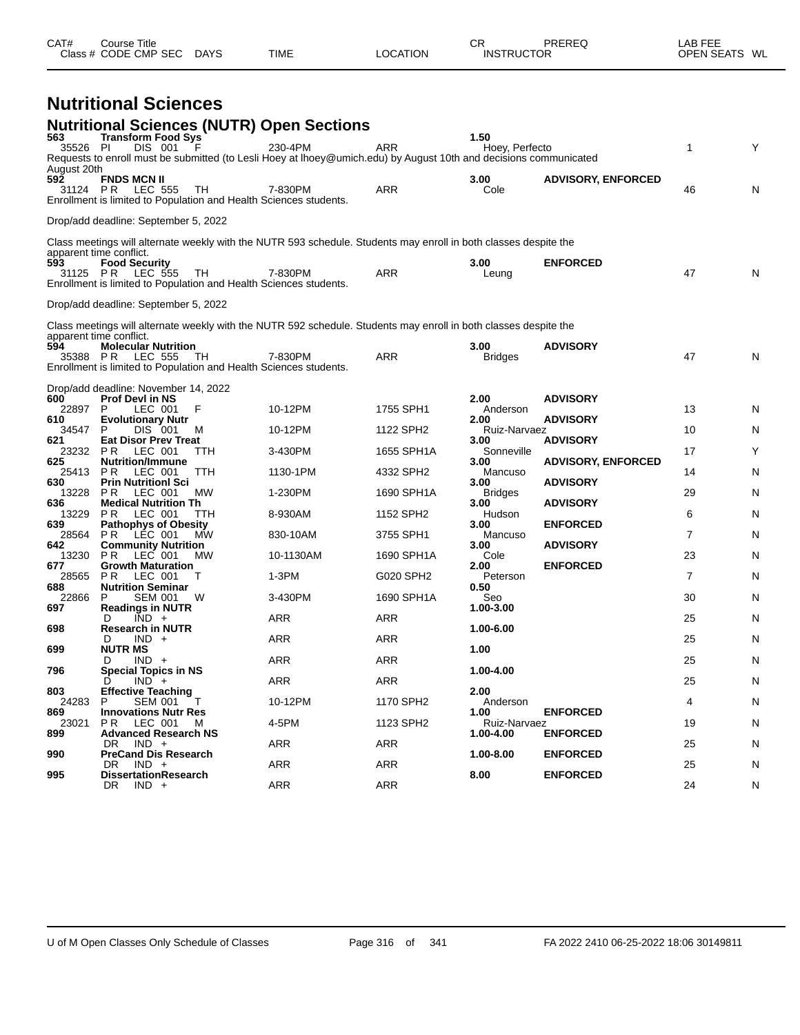| CAT# | Course Title | | | | | | CR | PREREQ | LAB FEE | |
|---|---|---|---|---|---|---|---|---|---|---|
| Class # | CODE CMP SEC | DAYS | TIME | LOCATION | INSTRUCTOR | | | | OPEN SEATS | WL |

# Nutritional Sciences

## Nutritional Sciences (NUTR) Open Sections

| CAT# / Class # | Course Title / CODE CMP SEC | DAYS | TIME | LOCATION | CR / INSTRUCTOR | PREREQ | OPEN SEATS | WL |
|---|---|---|---|---|---|---|---|---|
| 563 | **Transform Food Sys** | | | | **1.50** | | | |
| 35526 | PI DIS 001 | F | 230-4PM | ARR | Hoey, Perfecto | | 1 | Y |

Requests to enroll must be submitted (to Lesli Hoey at lhoey@umich.edu) by August 10th and decisions communicated August 20th

| CAT# / Class # | Course Title / CODE CMP SEC | DAYS | TIME | LOCATION | CR / INSTRUCTOR | PREREQ | OPEN SEATS | WL |
|---|---|---|---|---|---|---|---|---|
| 592 | **FNDS MCN II** | | | | **3.00** | **ADVISORY, ENFORCED** | | |
| 31124 | PR LEC 555 | TH | 7-830PM | ARR | Cole | | 46 | N |

Enrollment is limited to Population and Health Sciences students.

Drop/add deadline: September 5, 2022

Class meetings will alternate weekly with the NUTR 593 schedule. Students may enroll in both classes despite the apparent time conflict.

| CAT# / Class # | Course Title / CODE CMP SEC | DAYS | TIME | LOCATION | CR / INSTRUCTOR | PREREQ | OPEN SEATS | WL |
|---|---|---|---|---|---|---|---|---|
| 593 | **Food Security** | | | | **3.00** | **ENFORCED** | | |
| 31125 | PR LEC 555 | TH | 7-830PM | ARR | Leung | | 47 | N |

Enrollment is limited to Population and Health Sciences students.

Drop/add deadline: September 5, 2022

Class meetings will alternate weekly with the NUTR 592 schedule. Students may enroll in both classes despite the apparent time conflict.

| CAT# / Class # | Course Title / CODE CMP SEC | DAYS | TIME | LOCATION | CR / INSTRUCTOR | PREREQ | OPEN SEATS | WL |
|---|---|---|---|---|---|---|---|---|
| 594 | **Molecular Nutrition** | | | | **3.00** | **ADVISORY** | | |
| 35388 | PR LEC 555 | TH | 7-830PM | ARR | Bridges | | 47 | N |

Enrollment is limited to Population and Health Sciences students.

Drop/add deadline: November 14, 2022

| CAT# / Class # | Course Title / CODE CMP SEC | DAYS | TIME | LOCATION | CR / INSTRUCTOR | PREREQ | OPEN SEATS | WL |
|---|---|---|---|---|---|---|---|---|
| 600 | **Prof Devl in NS** | | | | **2.00** | **ADVISORY** | | |
| 22897 | P LEC 001 | F | 10-12PM | 1755 SPH1 | Anderson | | 13 | N |
| 610 | **Evolutionary Nutr** | | | | **2.00** | **ADVISORY** | | |
| 34547 | P DIS 001 | M | 10-12PM | 1122 SPH2 | Ruiz-Narvaez | | 10 | N |
| 621 | **Eat Disor Prev Treat** | | | | **3.00** | **ADVISORY** | | |
| 23232 | PR LEC 001 | TTH | 3-430PM | 1655 SPH1A | Sonneville | | 17 | Y |
| 625 | **Nutrition/Immune** | | | | **3.00** | **ADVISORY, ENFORCED** | | |
| 25413 | PR LEC 001 | TTH | 1130-1PM | 4332 SPH2 | Mancuso | | 14 | N |
| 630 | **Prin Nutritionl Sci** | | | | **3.00** | **ADVISORY** | | |
| 13228 | PR LEC 001 | MW | 1-230PM | 1690 SPH1A | Bridges | | 29 | N |
| 636 | **Medical Nutrition Th** | | | | **3.00** | **ADVISORY** | | |
| 13229 | PR LEC 001 | TTH | 8-930AM | 1152 SPH2 | Hudson | | 6 | N |
| 639 | **Pathophys of Obesity** | | | | **3.00** | **ENFORCED** | | |
| 28564 | PR LEC 001 | MW | 830-10AM | 3755 SPH1 | Mancuso | | 7 | N |
| 642 | **Community Nutrition** | | | | **3.00** | **ADVISORY** | | |
| 13230 | PR LEC 001 | MW | 10-1130AM | 1690 SPH1A | Cole | | 23 | N |
| 677 | **Growth Maturation** | | | | **2.00** | **ENFORCED** | | |
| 28565 | PR LEC 001 | T | 1-3PM | G020 SPH2 | Peterson | | 7 | N |
| 688 | **Nutrition Seminar** | | | | **0.50** | | | |
| 22866 | P SEM 001 | W | 3-430PM | 1690 SPH1A | Seo | | 30 | N |
| 697 | **Readings in NUTR** | | | | **1.00-3.00** | | | |
| | D IND + | | ARR | ARR | | | 25 | N |
| 698 | **Research in NUTR** | | | | **1.00-6.00** | | | |
| | D IND + | | ARR | ARR | | | 25 | N |
| 699 | **NUTR MS** | | | | **1.00** | | | |
| | D IND + | | ARR | ARR | | | 25 | N |
| 796 | **Special Topics in NS** | | | | **1.00-4.00** | | | |
| | D IND + | | ARR | ARR | | | 25 | N |
| 803 | **Effective Teaching** | | | | **2.00** | | | |
| 24283 | P SEM 001 | T | 10-12PM | 1170 SPH2 | Anderson | | 4 | N |
| 869 | **Innovations Nutr Res** | | | | **1.00** | **ENFORCED** | | |
| 23021 | PR LEC 001 | M | 4-5PM | 1123 SPH2 | Ruiz-Narvaez | | 19 | N |
| 899 | **Advanced Research NS** | | | | **1.00-4.00** | **ENFORCED** | | |
| | DR IND + | | ARR | ARR | | | 25 | N |
| 990 | **PreCand Dis Research** | | | | **1.00-8.00** | **ENFORCED** | | |
| | DR IND + | | ARR | ARR | | | 25 | N |
| 995 | **DissertationResearch** | | | | **8.00** | **ENFORCED** | | |
| | DR IND + | | ARR | ARR | | | 24 | N |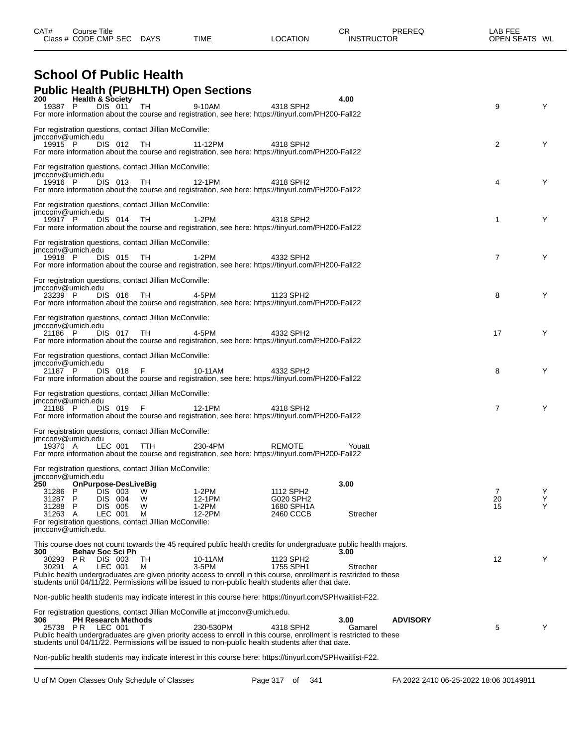# School Of Public Health

## Public Health (PUBHLTH) Open Sections

| CAT# | Course Title / Class # | CODE | CMP | SEC | DAYS | TIME | LOCATION | CR | INSTRUCTOR | PREREQ | LAB FEE / OPEN SEATS | WL |
|---|---|---|---|---|---|---|---|---|---|---|---|---|
| **200** | **Health & Society** | | | | | | | **4.00** | | | | |
| | 19387 | P | DIS | 011 | TH | 9-10AM | 4318 SPH2 | | | | 9 | Y |

For more information about the course and registration, see here: https://tinyurl.com/PH200-Fall22

For registration questions, contact Jillian McConville: jmcconv@umich.edu

| Class # | CODE | CMP | SEC | DAYS | TIME | LOCATION | INSTRUCTOR | OPEN SEATS | WL |
|---|---|---|---|---|---|---|---|---|---|
| 19915 | P | DIS | 012 | TH | 11-12PM | 4318 SPH2 | | 2 | Y |

For more information about the course and registration, see here: https://tinyurl.com/PH200-Fall22

For registration questions, contact Jillian McConville: jmcconv@umich.edu

| Class # | CODE | CMP | SEC | DAYS | TIME | LOCATION | INSTRUCTOR | OPEN SEATS | WL |
|---|---|---|---|---|---|---|---|---|---|
| 19916 | P | DIS | 013 | TH | 12-1PM | 4318 SPH2 | | 4 | Y |

For more information about the course and registration, see here: https://tinyurl.com/PH200-Fall22

For registration questions, contact Jillian McConville: jmcconv@umich.edu

| Class # | CODE | CMP | SEC | DAYS | TIME | LOCATION | INSTRUCTOR | OPEN SEATS | WL |
|---|---|---|---|---|---|---|---|---|---|
| 19917 | P | DIS | 014 | TH | 1-2PM | 4318 SPH2 | | 1 | Y |

For more information about the course and registration, see here: https://tinyurl.com/PH200-Fall22

For registration questions, contact Jillian McConville: jmcconv@umich.edu

| Class # | CODE | CMP | SEC | DAYS | TIME | LOCATION | INSTRUCTOR | OPEN SEATS | WL |
|---|---|---|---|---|---|---|---|---|---|
| 19918 | P | DIS | 015 | TH | 1-2PM | 4332 SPH2 | | 7 | Y |

For more information about the course and registration, see here: https://tinyurl.com/PH200-Fall22

For registration questions, contact Jillian McConville: jmcconv@umich.edu

| Class # | CODE | CMP | SEC | DAYS | TIME | LOCATION | INSTRUCTOR | OPEN SEATS | WL |
|---|---|---|---|---|---|---|---|---|---|
| 23239 | P | DIS | 016 | TH | 4-5PM | 1123 SPH2 | | 8 | Y |

For more information about the course and registration, see here: https://tinyurl.com/PH200-Fall22

For registration questions, contact Jillian McConville: jmcconv@umich.edu

| Class # | CODE | CMP | SEC | DAYS | TIME | LOCATION | INSTRUCTOR | OPEN SEATS | WL |
|---|---|---|---|---|---|---|---|---|---|
| 21186 | P | DIS | 017 | TH | 4-5PM | 4332 SPH2 | | 17 | Y |

For more information about the course and registration, see here: https://tinyurl.com/PH200-Fall22

For registration questions, contact Jillian McConville: jmcconv@umich.edu

| Class # | CODE | CMP | SEC | DAYS | TIME | LOCATION | INSTRUCTOR | OPEN SEATS | WL |
|---|---|---|---|---|---|---|---|---|---|
| 21187 | P | DIS | 018 | F | 10-11AM | 4332 SPH2 | | 8 | Y |

For more information about the course and registration, see here: https://tinyurl.com/PH200-Fall22

For registration questions, contact Jillian McConville: jmcconv@umich.edu

| Class # | CODE | CMP | SEC | DAYS | TIME | LOCATION | INSTRUCTOR | OPEN SEATS | WL |
|---|---|---|---|---|---|---|---|---|---|
| 21188 | P | DIS | 019 | F | 12-1PM | 4318 SPH2 | | 7 | Y |

For more information about the course and registration, see here: https://tinyurl.com/PH200-Fall22

For registration questions, contact Jillian McConville: jmcconv@umich.edu

| Class # | CODE | CMP | SEC | DAYS | TIME | LOCATION | INSTRUCTOR | OPEN SEATS | WL |
|---|---|---|---|---|---|---|---|---|---|
| 19370 | A | LEC | 001 | TTH | 230-4PM | REMOTE | Youatt | | |

For more information about the course and registration, see here: https://tinyurl.com/PH200-Fall22

For registration questions, contact Jillian McConville: jmcconv@umich.edu

| CAT# | Course Title / Class # | CODE | CMP | SEC | DAYS | TIME | LOCATION | CR | INSTRUCTOR | PREREQ | OPEN SEATS | WL |
|---|---|---|---|---|---|---|---|---|---|---|---|---|
| **250** | **OnPurpose-DesLiveBig** | | | | | | | **3.00** | | | | |
| | 31286 | P | DIS | 003 | W | 1-2PM | 1112 SPH2 | | | | 7 | Y |
| | 31287 | P | DIS | 004 | W | 12-1PM | G020 SPH2 | | | | 20 | Y |
| | 31288 | P | DIS | 005 | W | 1-2PM | 1680 SPH1A | | | | 15 | Y |
| | 31263 | A | LEC | 001 | M | 12-2PM | 2460 CCCB | | Strecher | | | |

For registration questions, contact Jillian McConville: jmcconv@umich.edu.

This course does not count towards the 45 required public health credits for undergraduate public health majors.

| CAT# | Course Title / Class # | CODE | CMP | SEC | DAYS | TIME | LOCATION | CR | INSTRUCTOR | PREREQ | OPEN SEATS | WL |
|---|---|---|---|---|---|---|---|---|---|---|---|---|
| **300** | **Behav Soc Sci Ph** | | | | | | | **3.00** | | | | |
| | 30293 | P R | DIS | 003 | TH | 10-11AM | 1123 SPH2 | | | | 12 | Y |
| | 30291 | A | LEC | 001 | M | 3-5PM | 1755 SPH1 | | Strecher | | | |

Public health undergraduates are given priority access to enroll in this course, enrollment is restricted to these students until 04/11/22. Permissions will be issued to non-public health students after that date.

Non-public health students may indicate interest in this course here: https://tinyurl.com/SPHwaitlist-F22.

For registration questions, contact Jillian McConville at jmcconv@umich.edu.

| CAT# | Course Title / Class # | CODE | CMP | SEC | DAYS | TIME | LOCATION | CR | INSTRUCTOR | PREREQ | OPEN SEATS | WL |
|---|---|---|---|---|---|---|---|---|---|---|---|---|
| **306** | **PH Research Methods** | | | | | | | **3.00** | | **ADVISORY** | | |
| | 25738 | P R | LEC | 001 | T | 230-530PM | 4318 SPH2 | | Gamarel | | 5 | Y |

Public health undergraduates are given priority access to enroll in this course, enrollment is restricted to these students until 04/11/22. Permissions will be issued to non-public health students after that date.

Non-public health students may indicate interest in this course here: https://tinyurl.com/SPHwaitlist-F22.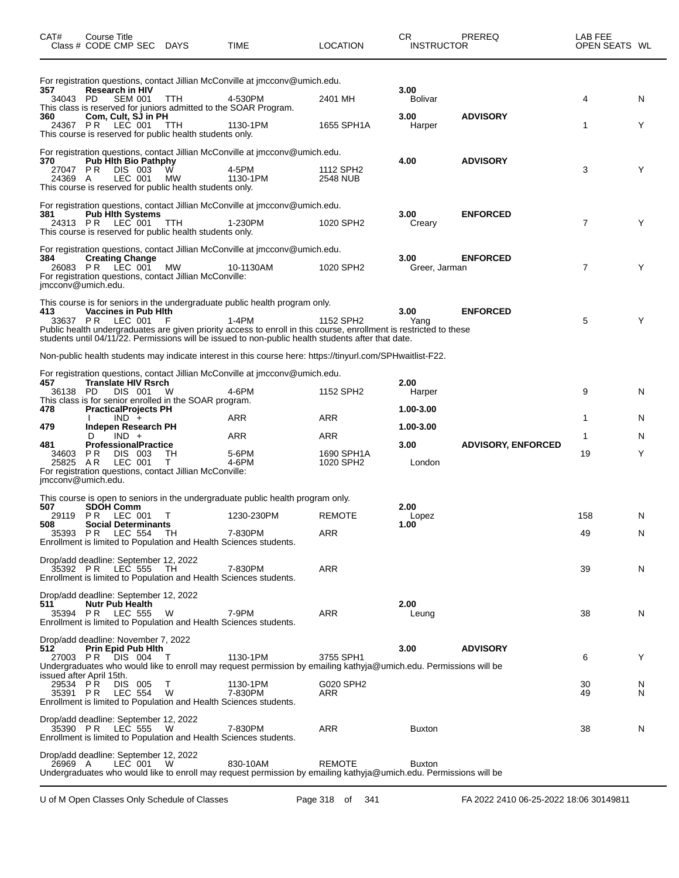| CAT# | Course Title Class # CODE CMP SEC | DAYS | TIME | LOCATION | CR INSTRUCTOR | PREREQ | LAB FEE OPEN SEATS | WL |
|---|---|---|---|---|---|---|---|---|

For registration questions, contact Jillian McConville at jmcconv@umich.edu.

| CAT# | Course Title / Class # CODE CMP SEC | DAYS | TIME | LOCATION | CR / INSTRUCTOR | PREREQ | OPEN SEATS | WL |
|---|---|---|---|---|---|---|---|---|
| **357** | **Research in HIV** | | | | **3.00** | | | |
| 34043 | PD SEM 001 | TTH | 4-530PM | 2401 MH | Bolivar | | 4 | N |

This class is reserved for juniors admitted to the SOAR Program.

| CAT# | Course Title / Class # CODE CMP SEC | DAYS | TIME | LOCATION | CR / INSTRUCTOR | PREREQ | OPEN SEATS | WL |
|---|---|---|---|---|---|---|---|---|
| **360** | **Com, Cult, SJ in PH** | | | | **3.00** | **ADVISORY** | | |
| 24367 | P R LEC 001 | TTH | 1130-1PM | 1655 SPH1A | Harper | | 1 | Y |

This course is reserved for public health students only.

For registration questions, contact Jillian McConville at jmcconv@umich.edu.

| CAT# | Course Title / Class # CODE CMP SEC | DAYS | TIME | LOCATION | CR / INSTRUCTOR | PREREQ | OPEN SEATS | WL |
|---|---|---|---|---|---|---|---|---|
| **370** | **Pub Hlth Bio Pathphy** | | | | **4.00** | **ADVISORY** | | |
| 27047 | P R DIS 003 | W | 4-5PM | 1112 SPH2 | | | 3 | Y |
| 24369 | A LEC 001 | MW | 1130-1PM | 2548 NUB | | | | |

This course is reserved for public health students only.

For registration questions, contact Jillian McConville at jmcconv@umich.edu.

| CAT# | Course Title / Class # CODE CMP SEC | DAYS | TIME | LOCATION | CR / INSTRUCTOR | PREREQ | OPEN SEATS | WL |
|---|---|---|---|---|---|---|---|---|
| **381** | **Pub Hlth Systems** | | | | **3.00** | **ENFORCED** | | |
| 24313 | P R LEC 001 | TTH | 1-230PM | 1020 SPH2 | Creary | | 7 | Y |

This course is reserved for public health students only.

For registration questions, contact Jillian McConville at jmcconv@umich.edu.

| CAT# | Course Title / Class # CODE CMP SEC | DAYS | TIME | LOCATION | CR / INSTRUCTOR | PREREQ | OPEN SEATS | WL |
|---|---|---|---|---|---|---|---|---|
| **384** | **Creating Change** | | | | **3.00** | **ENFORCED** | | |
| 26083 | P R LEC 001 | MW | 10-1130AM | 1020 SPH2 | Greer, Jarman | | 7 | Y |

For registration questions, contact Jillian McConville: jmcconv@umich.edu.

This course is for seniors in the undergraduate public health program only.

| CAT# | Course Title / Class # CODE CMP SEC | DAYS | TIME | LOCATION | CR / INSTRUCTOR | PREREQ | OPEN SEATS | WL |
|---|---|---|---|---|---|---|---|---|
| **413** | **Vaccines in Pub Hlth** | | | | **3.00** | **ENFORCED** | | |
| 33637 | P R LEC 001 | F | 1-4PM | 1152 SPH2 | Yang | | 5 | Y |

Public health undergraduates are given priority access to enroll in this course, enrollment is restricted to these students until 04/11/22. Permissions will be issued to non-public health students after that date.

Non-public health students may indicate interest in this course here: https://tinyurl.com/SPHwaitlist-F22.

For registration questions, contact Jillian McConville at jmcconv@umich.edu.

| CAT# | Course Title / Class # CODE CMP SEC | DAYS | TIME | LOCATION | CR / INSTRUCTOR | PREREQ | OPEN SEATS | WL |
|---|---|---|---|---|---|---|---|---|
| **457** | **Translate HIV Rsrch** | | | | **2.00** | | | |
| 36138 | PD DIS 001 | W | 4-6PM | 1152 SPH2 | Harper | | 9 | N |

This class is for senior enrolled in the SOAR program.

| CAT# | Course Title / Class # CODE CMP SEC | DAYS | TIME | LOCATION | CR / INSTRUCTOR | PREREQ | OPEN SEATS | WL |
|---|---|---|---|---|---|---|---|---|
| **478** | **PracticalProjects PH** | | | | **1.00-3.00** | | | |
| | I IND + | | ARR | ARR | | | 1 | N |
| **479** | **Indepen Research PH** | | | | **1.00-3.00** | | | |
| | D IND + | | ARR | ARR | | | 1 | N |
| **481** | **ProfessionalPractice** | | | | **3.00** | **ADVISORY, ENFORCED** | | |
| 34603 | P R DIS 003 | TH | 5-6PM | 1690 SPH1A | | | 19 | Y |
| 25825 | A R LEC 001 | T | 4-6PM | 1020 SPH2 | London | | | |

For registration questions, contact Jillian McConville: jmcconv@umich.edu.

This course is open to seniors in the undergraduate public health program only.

| CAT# | Course Title / Class # CODE CMP SEC | DAYS | TIME | LOCATION | CR / INSTRUCTOR | PREREQ | OPEN SEATS | WL |
|---|---|---|---|---|---|---|---|---|
| **507** | **SDOH Comm** | | | | **2.00** | | | |
| 29119 | P R LEC 001 | T | 1230-230PM | REMOTE | Lopez | | 158 | N |
| **508** | **Social Determinants** | | | | **1.00** | | | |
| 35393 | P R LEC 554 | TH | 7-830PM | ARR | | | 49 | N |

Enrollment is limited to Population and Health Sciences students.

Drop/add deadline: September 12, 2022

| CAT# | Course Title / Class # CODE CMP SEC | DAYS | TIME | LOCATION | CR / INSTRUCTOR | PREREQ | OPEN SEATS | WL |
|---|---|---|---|---|---|---|---|---|
| | 35392 P R LEC 555 | TH | 7-830PM | ARR | | | 39 | N |

Enrollment is limited to Population and Health Sciences students.

Drop/add deadline: September 12, 2022

| CAT# | Course Title / Class # CODE CMP SEC | DAYS | TIME | LOCATION | CR / INSTRUCTOR | PREREQ | OPEN SEATS | WL |
|---|---|---|---|---|---|---|---|---|
| **511** | **Nutr Pub Health** | | | | **2.00** | | | |
| 35394 | P R LEC 555 | W | 7-9PM | ARR | Leung | | 38 | N |

Enrollment is limited to Population and Health Sciences students.

Drop/add deadline: November 7, 2022

| CAT# | Course Title / Class # CODE CMP SEC | DAYS | TIME | LOCATION | CR / INSTRUCTOR | PREREQ | OPEN SEATS | WL |
|---|---|---|---|---|---|---|---|---|
| **512** | **Prin Epid Pub Hlth** | | | | **3.00** | **ADVISORY** | | |
| 27003 | P R DIS 004 | T | 1130-1PM | 3755 SPH1 | | | 6 | Y |

Undergraduates who would like to enroll may request permission by emailing kathyja@umich.edu. Permissions will be issued after April 15th.

| CAT# | Course Title / Class # CODE CMP SEC | DAYS | TIME | LOCATION | CR / INSTRUCTOR | PREREQ | OPEN SEATS | WL |
|---|---|---|---|---|---|---|---|---|
| 29534 | P R DIS 005 | T | 1130-1PM | G020 SPH2 | | | 30 | N |
| 35391 | P R LEC 554 | W | 7-830PM | ARR | | | 49 | N |

Enrollment is limited to Population and Health Sciences students.

Drop/add deadline: September 12, 2022

| CAT# | Course Title / Class # CODE CMP SEC | DAYS | TIME | LOCATION | CR / INSTRUCTOR | PREREQ | OPEN SEATS | WL |
|---|---|---|---|---|---|---|---|---|
| 35390 | P R LEC 555 | W | 7-830PM | ARR | Buxton | | 38 | N |

Enrollment is limited to Population and Health Sciences students.

Drop/add deadline: September 12, 2022

| CAT# | Course Title / Class # CODE CMP SEC | DAYS | TIME | LOCATION | CR / INSTRUCTOR | PREREQ | OPEN SEATS | WL |
|---|---|---|---|---|---|---|---|---|
| 26969 | A LEC 001 | W | 830-10AM | REMOTE | Buxton | | | |

Undergraduates who would like to enroll may request permission by emailing kathyja@umich.edu. Permissions will be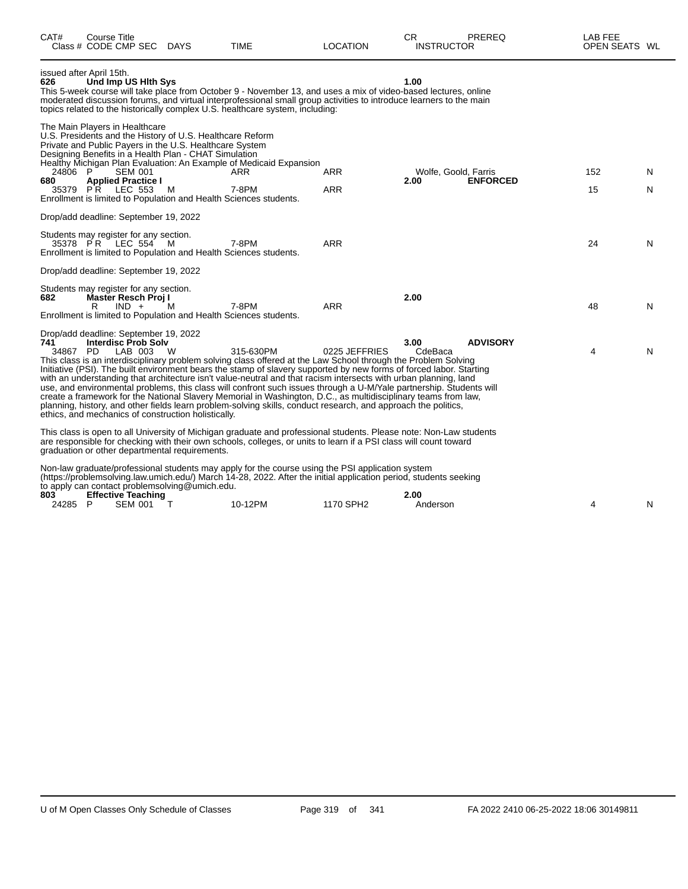| CAT# | Course Title Class # CODE CMP SEC | DAYS | TIME | LOCATION | CR INSTRUCTOR | PREREQ | LAB FEE OPEN SEATS | WL |
|---|---|---|---|---|---|---|---|---|

issued after April 15th.

**626** **Und Imp US Hlth Sys** 1.00

This 5-week course will take place from October 9 - November 13, and uses a mix of video-based lectures, online moderated discussion forums, and virtual interprofessional small group activities to introduce learners to the main topics related to the historically complex U.S. healthcare system, including:

The Main Players in Healthcare
U.S. Presidents and the History of U.S. Healthcare Reform
Private and Public Payers in the U.S. Healthcare System
Designing Benefits in a Health Plan - CHAT Simulation
Healthy Michigan Plan Evaluation: An Example of Medicaid Expansion

| Class # | CODE | CMP SEC | DAYS | TIME | LOCATION | INSTRUCTOR | PREREQ | OPEN SEATS | WL |
|---|---|---|---|---|---|---|---|---|---|
| 24806 | P | SEM 001 | | ARR | ARR | Wolfe, Goold, Farris | | 152 | N |

**680** **Applied Practice I** 2.00 **ENFORCED**

| Class # | CODE | CMP SEC | DAYS | TIME | LOCATION | INSTRUCTOR | PREREQ | OPEN SEATS | WL |
|---|---|---|---|---|---|---|---|---|---|
| 35379 | P R | LEC 553 | M | 7-8PM | ARR | | | 15 | N |

Enrollment is limited to Population and Health Sciences students.

Drop/add deadline: September 19, 2022

Students may register for any section.

| Class # | CODE | CMP SEC | DAYS | TIME | LOCATION | INSTRUCTOR | PREREQ | OPEN SEATS | WL |
|---|---|---|---|---|---|---|---|---|---|
| 35378 | P R | LEC 554 | M | 7-8PM | ARR | | | 24 | N |

Enrollment is limited to Population and Health Sciences students.

Drop/add deadline: September 19, 2022

Students may register for any section.

**682** **Master Resch Proj I** 2.00

| Class # | CODE | CMP SEC | DAYS | TIME | LOCATION | INSTRUCTOR | PREREQ | OPEN SEATS | WL |
|---|---|---|---|---|---|---|---|---|---|
| | R | IND + | M | 7-8PM | ARR | | | 48 | N |

Enrollment is limited to Population and Health Sciences students.

Drop/add deadline: September 19, 2022

**741** **Interdisc Prob Solv** 3.00 **ADVISORY**

| Class # | CODE | CMP SEC | DAYS | TIME | LOCATION | INSTRUCTOR | PREREQ | OPEN SEATS | WL |
|---|---|---|---|---|---|---|---|---|---|
| 34867 | PD | LAB 003 | W | 315-630PM | 0225 JEFFRIES | CdeBaca | | 4 | N |

This class is an interdisciplinary problem solving class offered at the Law School through the Problem Solving Initiative (PSI). The built environment bears the stamp of slavery supported by new forms of forced labor. Starting with an understanding that architecture isn't value-neutral and that racism intersects with urban planning, land use, and environmental problems, this class will confront such issues through a U-M/Yale partnership. Students will create a framework for the National Slavery Memorial in Washington, D.C., as multidisciplinary teams from law, planning, history, and other fields learn problem-solving skills, conduct research, and approach the politics, ethics, and mechanics of construction holistically.

This class is open to all University of Michigan graduate and professional students. Please note: Non-Law students are responsible for checking with their own schools, colleges, or units to learn if a PSI class will count toward graduation or other departmental requirements.

Non-law graduate/professional students may apply for the course using the PSI application system (https://problemsolving.law.umich.edu/) March 14-28, 2022. After the initial application period, students seeking to apply can contact problemsolving@umich.edu.

**803** **Effective Teaching** 2.00

| Class # | CODE | CMP SEC | DAYS | TIME | LOCATION | INSTRUCTOR | PREREQ | OPEN SEATS | WL |
|---|---|---|---|---|---|---|---|---|---|
| 24285 | P | SEM 001 | T | 10-12PM | 1170 SPH2 | Anderson | | 4 | N |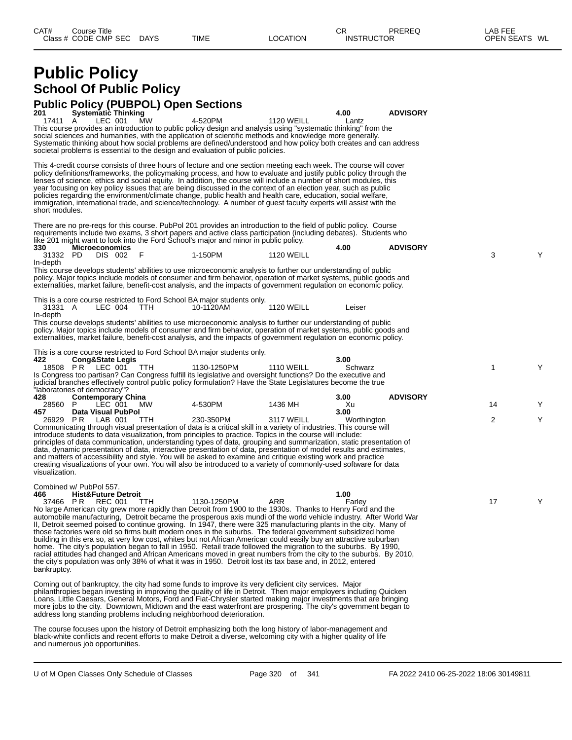# Public Policy

## School Of Public Policy

### Public Policy (PUBPOL) Open Sections

| CAT# | Course Title | | | | | | CR | PREREQ | LAB FEE | |
|---|---|---|---|---|---|---|---|---|---|---|
| Class # | CODE CMP SEC | DAYS | TIME | LOCATION | INSTRUCTOR | | | | OPEN SEATS | WL |

**201 Systematic Thinking** — 4.00 — ADVISORY

17411 A LEC 001 MW 4-520PM 1120 WEILL Lantz

This course provides an introduction to public policy design and analysis using "systematic thinking" from the social sciences and humanities, with the application of scientific methods and knowledge more generally. Systematic thinking about how social problems are defined/understood and how policy both creates and can address societal problems is essential to the design and evaluation of public policies.

This 4-credit course consists of three hours of lecture and one section meeting each week. The course will cover policy definitions/frameworks, the policymaking process, and how to evaluate and justify public policy through the lenses of science, ethics and social equity. In addition, the course will include a number of short modules, this year focusing on key policy issues that are being discussed in the context of an election year, such as public policies regarding the environment/climate change, public health and health care, education, social welfare, immigration, international trade, and science/technology. A number of guest faculty experts will assist with the short modules.

There are no pre-reqs for this course. PubPol 201 provides an introduction to the field of public policy. Course requirements include two exams, 3 short papers and active class participation (including debates). Students who like 201 might want to look into the Ford School's major and minor in public policy.

**330 Microeconomics** — 4.00 — ADVISORY

31332 PD DIS 002 F 1-150PM 1120 WEILL — Open Seats: 3 — WL: Y

In-depth

This course develops students' abilities to use microeconomic analysis to further our understanding of public policy. Major topics include models of consumer and firm behavior, operation of market systems, public goods and externalities, market failure, benefit-cost analysis, and the impacts of government regulation on economic policy.

This is a core course restricted to Ford School BA major students only.

31331 A LEC 004 TTH 10-1120AM 1120 WEILL Leiser

In-depth

This course develops students' abilities to use microeconomic analysis to further our understanding of public policy. Major topics include models of consumer and firm behavior, operation of market systems, public goods and externalities, market failure, benefit-cost analysis, and the impacts of government regulation on economic policy.

This is a core course restricted to Ford School BA major students only.

**422 Cong&State Legis** — 3.00

18508 P R LEC 001 TTH 1130-1250PM 1110 WEILL Schwarz — Open Seats: 1 — WL: Y

Is Congress too partisan? Can Congress fulfill its legislative and oversight functions? Do the executive and judicial branches effectively control public policy formulation? Have the State Legislatures become the true "laboratories of democracy"?

**428 Contemporary China** — 3.00 — ADVISORY

28560 P LEC 001 MW 4-530PM 1436 MH Xu — Open Seats: 14 — WL: Y

**457 Data Visual PubPol** — 3.00

26929 P R LAB 001 TTH 230-350PM 3117 WEILL Worthington — Open Seats: 2 — WL: Y

Communicating through visual presentation of data is a critical skill in a variety of industries. This course will introduce students to data visualization, from principles to practice. Topics in the course will include: principles of data communication, understanding types of data, grouping and summarization, static presentation of data, dynamic presentation of data, interactive presentation of data, presentation of model results and estimates, and matters of accessibility and style. You will be asked to examine and critique existing work and practice creating visualizations of your own. You will also be introduced to a variety of commonly-used software for data visualization.

Combined w/ PubPol 557.

**466 Hist&Future Detroit** — 1.00

37466 P R REC 001 TTH 1130-1250PM ARR Farley — Open Seats: 17 — WL: Y

No large American city grew more rapidly than Detroit from 1900 to the 1930s. Thanks to Henry Ford and the automobile manufacturing, Detroit became the prosperous axis mundi of the world vehicle industry. After World War II, Detroit seemed poised to continue growing. In 1947, there were 325 manufacturing plants in the city. Many of those factories were old so firms built modern ones in the suburbs. The federal government subsidized home building in this era so, at very low cost, whites but not African American could easily buy an attractive suburban home. The city's population began to fall in 1950. Retail trade followed the migration to the suburbs. By 1990, racial attitudes had changed and African Americans moved in great numbers from the city to the suburbs. By 2010, the city's population was only 38% of what it was in 1950. Detroit lost its tax base and, in 2012, entered bankruptcy.

Coming out of bankruptcy, the city had some funds to improve its very deficient city services. Major philanthropies began investing in improving the quality of life in Detroit. Then major employers including Quicken Loans, Little Caesars, General Motors, Ford and Fiat-Chrysler started making major investments that are bringing more jobs to the city. Downtown, Midtown and the east waterfront are prospering. The city's government began to address long standing problems including neighborhood deterioration.

The course focuses upon the history of Detroit emphasizing both the long history of labor-management and black-white conflicts and recent efforts to make Detroit a diverse, welcoming city with a higher quality of life and numerous job opportunities.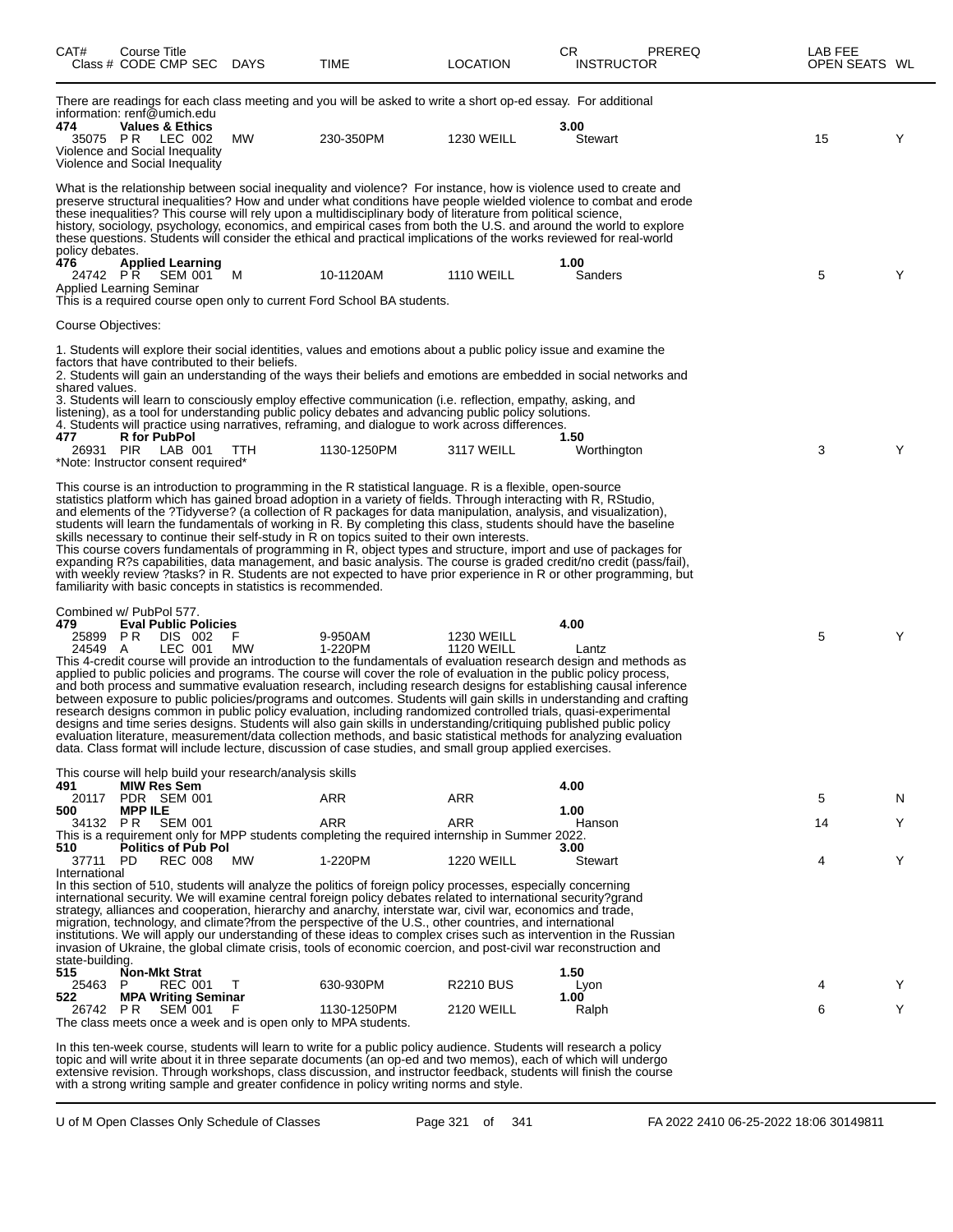| CAT# Class # | Course Title CODE CMP SEC | DAYS | TIME | LOCATION | CR INSTRUCTOR | PREREQ | LAB FEE OPEN SEATS | WL |
|---|---|---|---|---|---|---|---|---|

There are readings for each class meeting and you will be asked to write a short op-ed essay. For additional information: renf@umich.edu

| | | | | | | | |
|---|---|---|---|---|---|---|---|
| **474** | **Values & Ethics** | | | | **3.00** | | |
| 35075 | PR LEC 002 | MW | 230-350PM | 1230 WEILL | Stewart | 15 | Y |

Violence and Social Inequality
Violence and Social Inequality

What is the relationship between social inequality and violence? For instance, how is violence used to create and preserve structural inequalities? How and under what conditions have people wielded violence to combat and erode these inequalities? This course will rely upon a multidisciplinary body of literature from political science, history, sociology, psychology, economics, and empirical cases from both the U.S. and around the world to explore these questions. Students will consider the ethical and practical implications of the works reviewed for real-world policy debates.

| | | | | | | | |
|---|---|---|---|---|---|---|---|
| **476** | **Applied Learning** | | | | **1.00** | | |
| 24742 | PR SEM 001 | M | 10-1120AM | 1110 WEILL | Sanders | 5 | Y |

Applied Learning Seminar
This is a required course open only to current Ford School BA students.

Course Objectives:

1. Students will explore their social identities, values and emotions about a public policy issue and examine the factors that have contributed to their beliefs.
2. Students will gain an understanding of the ways their beliefs and emotions are embedded in social networks and shared values.
3. Students will learn to consciously employ effective communication (i.e. reflection, empathy, asking, and listening), as a tool for understanding public policy debates and advancing public policy solutions.
4. Students will practice using narratives, reframing, and dialogue to work across differences.

| | | | | | | | |
|---|---|---|---|---|---|---|---|
| **477** | **R for PubPol** | | | | **1.50** | | |
| 26931 | PIR LAB 001 | TTH | 1130-1250PM | 3117 WEILL | Worthington | 3 | Y |

*Note: Instructor consent required*

This course is an introduction to programming in the R statistical language. R is a flexible, open-source statistics platform which has gained broad adoption in a variety of fields. Through interacting with R, RStudio, and elements of the ?Tidyverse? (a collection of R packages for data manipulation, analysis, and visualization), students will learn the fundamentals of working in R. By completing this class, students should have the baseline skills necessary to continue their self-study in R on topics suited to their own interests.
This course covers fundamentals of programming in R, object types and structure, import and use of packages for expanding R?s capabilities, data management, and basic analysis. The course is graded credit/no credit (pass/fail), with weekly review ?tasks? in R. Students are not expected to have prior experience in R or other programming, but familiarity with basic concepts in statistics is recommended.

Combined w/ PubPol 577.

| | | | | | | | |
|---|---|---|---|---|---|---|---|
| **479** | **Eval Public Policies** | | | | **4.00** | | |
| 25899 | PR DIS 002 | F | 9-950AM | 1230 WEILL | | 5 | Y |
| 24549 | A LEC 001 | MW | 1-220PM | 1120 WEILL | Lantz | | |

This 4-credit course will provide an introduction to the fundamentals of evaluation research design and methods as applied to public policies and programs. The course will cover the role of evaluation in the public policy process, and both process and summative evaluation research, including research designs for establishing causal inference between exposure to public policies/programs and outcomes. Students will gain skills in understanding and crafting research designs common in public policy evaluation, including randomized controlled trials, quasi-experimental designs and time series designs. Students will also gain skills in understanding/critiquing published public policy evaluation literature, measurement/data collection methods, and basic statistical methods for analyzing evaluation data. Class format will include lecture, discussion of case studies, and small group applied exercises.

This course will help build your research/analysis skills

| | | | | | | | |
|---|---|---|---|---|---|---|---|
| **491** | **MIW Res Sem** | | | | **4.00** | | |
| 20117 | PDR SEM 001 | | ARR | ARR | | 5 | N |
| **500** | **MPP ILE** | | | | **1.00** | | |
| 34132 | PR SEM 001 | | ARR | ARR | Hanson | 14 | Y |

This is a requirement only for MPP students completing the required internship in Summer 2022.

| | | | | | | | |
|---|---|---|---|---|---|---|---|
| **510** | **Politics of Pub Pol** | | | | **3.00** | | |
| 37711 | PD REC 008 | MW | 1-220PM | 1220 WEILL | Stewart | 4 | Y |

International
In this section of 510, students will analyze the politics of foreign policy processes, especially concerning international security. We will examine central foreign policy debates related to international security?grand strategy, alliances and cooperation, hierarchy and anarchy, interstate war, civil war, economics and trade, migration, technology, and climate?from the perspective of the U.S., other countries, and international institutions. We will apply our understanding of these ideas to complex crises such as intervention in the Russian invasion of Ukraine, the global climate crisis, tools of economic coercion, and post-civil war reconstruction and state-building.

| | | | | | | | |
|---|---|---|---|---|---|---|---|
| **515** | **Non-Mkt Strat** | | | | **1.50** | | |
| 25463 | P REC 001 | T | 630-930PM | R2210 BUS | Lyon | 4 | Y |
| **522** | **MPA Writing Seminar** | | | | **1.00** | | |
| 26742 | PR SEM 001 | F | 1130-1250PM | 2120 WEILL | Ralph | 6 | Y |

The class meets once a week and is open only to MPA students.

In this ten-week course, students will learn to write for a public policy audience. Students will research a policy topic and will write about it in three separate documents (an op-ed and two memos), each of which will undergo extensive revision. Through workshops, class discussion, and instructor feedback, students will finish the course with a strong writing sample and greater confidence in policy writing norms and style.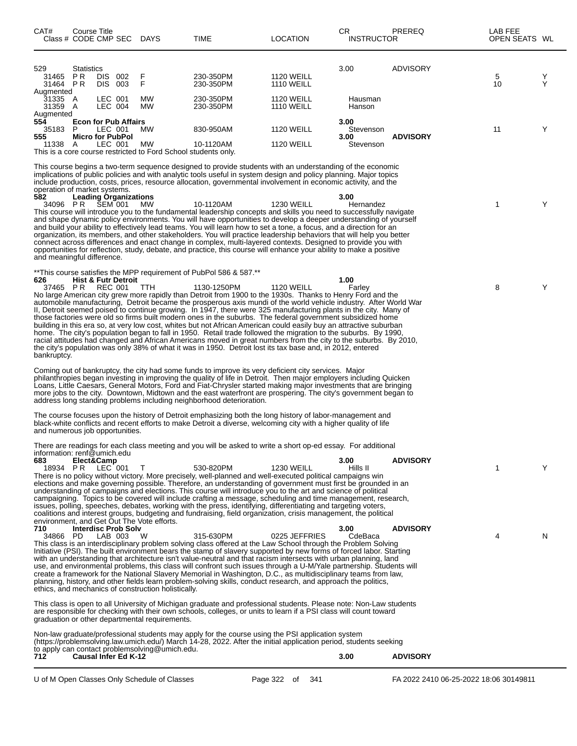| CAT# Class # | Course Title CODE | CMP | SEC | DAYS | TIME | LOCATION | CR INSTRUCTOR | PREREQ | LAB FEE OPEN SEATS | WL |
|---|---|---|---|---|---|---|---|---|---|---|
| 529 | Statistics | | | | | | 3.00 | ADVISORY | | |
| 31465 | P R | DIS | 002 | F | 230-350PM | 1120 WEILL | | | 5 | Y |
| 31464 | P R | DIS | 003 | F | 230-350PM | 1110 WEILL | | | 10 | Y |
| Augmented | | | | | | | | | | |
| 31335 | A | LEC | 001 | MW | 230-350PM | 1120 WEILL | Hausman | | | |
| 31359 | A | LEC | 004 | MW | 230-350PM | 1110 WEILL | Hanson | | | |
| Augmented | | | | | | | | | | |
| **554** | **Econ for Pub Affairs** | | | | | | **3.00** | | | |
| 35183 | P | LEC | 001 | MW | 830-950AM | 1120 WEILL | Stevenson | | 11 | Y |
| **555** | **Micro for PubPol** | | | | | | **3.00** | **ADVISORY** | | |
| 11338 | A | LEC | 001 | MW | 10-1120AM | 1120 WEILL | Stevenson | | | |

This is a core course restricted to Ford School students only.

This course begins a two-term sequence designed to provide students with an understanding of the economic implications of public policies and with analytic tools useful in system design and policy planning. Major topics include production, costs, prices, resource allocation, governmental involvement in economic activity, and the operation of market systems.

| CAT# Class # | Course Title CODE | CMP | SEC | DAYS | TIME | LOCATION | CR INSTRUCTOR | PREREQ | LAB FEE OPEN SEATS | WL |
|---|---|---|---|---|---|---|---|---|---|---|
| **582** | **Leading Organizations** | | | | | | **3.00** | | | |
| 34096 | P R | SEM | 001 | MW | 10-1120AM | 1230 WEILL | Hernandez | | 1 | Y |

This course will introduce you to the fundamental leadership concepts and skills you need to successfully navigate and shape dynamic policy environments. You will have opportunities to develop a deeper understanding of yourself and build your ability to effectively lead teams. You will learn how to set a tone, a focus, and a direction for an organization, its members, and other stakeholders. You will practice leadership behaviors that will help you better connect across differences and enact change in complex, multi-layered contexts. Designed to provide you with opportunities for reflection, study, debate, and practice, this course will enhance your ability to make a positive and meaningful difference.

**This course satisfies the MPP requirement of PubPol 586 & 587.**

| CAT# Class # | Course Title CODE | CMP | SEC | DAYS | TIME | LOCATION | CR INSTRUCTOR | PREREQ | LAB FEE OPEN SEATS | WL |
|---|---|---|---|---|---|---|---|---|---|---|
| **626** | **Hist & Futr Detroit** | | | | | | **1.00** | | | |
| 37465 | P R | REC | 001 | TTH | 1130-1250PM | 1120 WEILL | Farley | | 8 | Y |

No large American city grew more rapidly than Detroit from 1900 to the 1930s. Thanks to Henry Ford and the automobile manufacturing, Detroit became the prosperous axis mundi of the world vehicle industry. After World War II, Detroit seemed poised to continue growing. In 1947, there were 325 manufacturing plants in the city. Many of those factories were old so firms built modern ones in the suburbs. The federal government subsidized home building in this era so, at very low cost, whites but not African American could easily buy an attractive suburban home. The city's population began to fall in 1950. Retail trade followed the migration to the suburbs. By 1990, racial attitudes had changed and African Americans moved in great numbers from the city to the suburbs. By 2010, the city's population was only 38% of what it was in 1950. Detroit lost its tax base and, in 2012, entered bankruptcy.

Coming out of bankruptcy, the city had some funds to improve its very deficient city services. Major philanthropies began investing in improving the quality of life in Detroit. Then major employers including Quicken Loans, Little Caesars, General Motors, Ford and Fiat-Chrysler started making major investments that are bringing more jobs to the city. Downtown, Midtown and the east waterfront are prospering. The city's government began to address long standing problems including neighborhood deterioration.

The course focuses upon the history of Detroit emphasizing both the long history of labor-management and black-white conflicts and recent efforts to make Detroit a diverse, welcoming city with a higher quality of life and numerous job opportunities.

There are readings for each class meeting and you will be asked to write a short op-ed essay. For additional information: renf@umich.edu

| CAT# Class # | Course Title CODE | CMP | SEC | DAYS | TIME | LOCATION | CR INSTRUCTOR | PREREQ | LAB FEE OPEN SEATS | WL |
|---|---|---|---|---|---|---|---|---|---|---|
| **683** | **Elect&Camp** | | | | | | **3.00** | **ADVISORY** | | |
| 18934 | P R | LEC | 001 | T | 530-820PM | 1230 WEILL | Hills II | | 1 | Y |

There is no policy without victory. More precisely, well-planned and well-executed political campaigns win elections and make governing possible. Therefore, an understanding of government must first be grounded in an understanding of campaigns and elections. This course will introduce you to the art and science of political campaigning. Topics to be covered will include crafting a message, scheduling and time management, research, issues, polling, speeches, debates, working with the press, identifying, differentiating and targeting voters, coalitions and interest groups, budgeting and fundraising, field organization, crisis management, the political environment, and Get Out The Vote efforts.

| CAT# Class # | Course Title CODE | CMP | SEC | DAYS | TIME | LOCATION | CR INSTRUCTOR | PREREQ | LAB FEE OPEN SEATS | WL |
|---|---|---|---|---|---|---|---|---|---|---|
| **710** | **Interdisc Prob Solv** | | | | | | **3.00** | **ADVISORY** | | |
| 34866 | PD | LAB | 003 | W | 315-630PM | 0225 JEFFRIES | CdeBaca | | 4 | N |

This class is an interdisciplinary problem solving class offered at the Law School through the Problem Solving Initiative (PSI). The built environment bears the stamp of slavery supported by new forms of forced labor. Starting with an understanding that architecture isn't value-neutral and that racism intersects with urban planning, land use, and environmental problems, this class will confront such issues through a U-M/Yale partnership. Students will create a framework for the National Slavery Memorial in Washington, D.C., as multidisciplinary teams from law, planning, history, and other fields learn problem-solving skills, conduct research, and approach the politics, ethics, and mechanics of construction holistically.

This class is open to all University of Michigan graduate and professional students. Please note: Non-Law students are responsible for checking with their own schools, colleges, or units to learn if a PSI class will count toward graduation or other departmental requirements.

Non-law graduate/professional students may apply for the course using the PSI application system (https://problemsolving.law.umich.edu/) March 14-28, 2022. After the initial application period, students seeking to apply can contact problemsolving@umich.edu.

| CAT# Class # | Course Title CODE | CMP | SEC | DAYS | TIME | LOCATION | CR INSTRUCTOR | PREREQ | LAB FEE OPEN SEATS | WL |
|---|---|---|---|---|---|---|---|---|---|---|
| **712** | **Causal Infer Ed K-12** | | | | | | **3.00** | **ADVISORY** | | |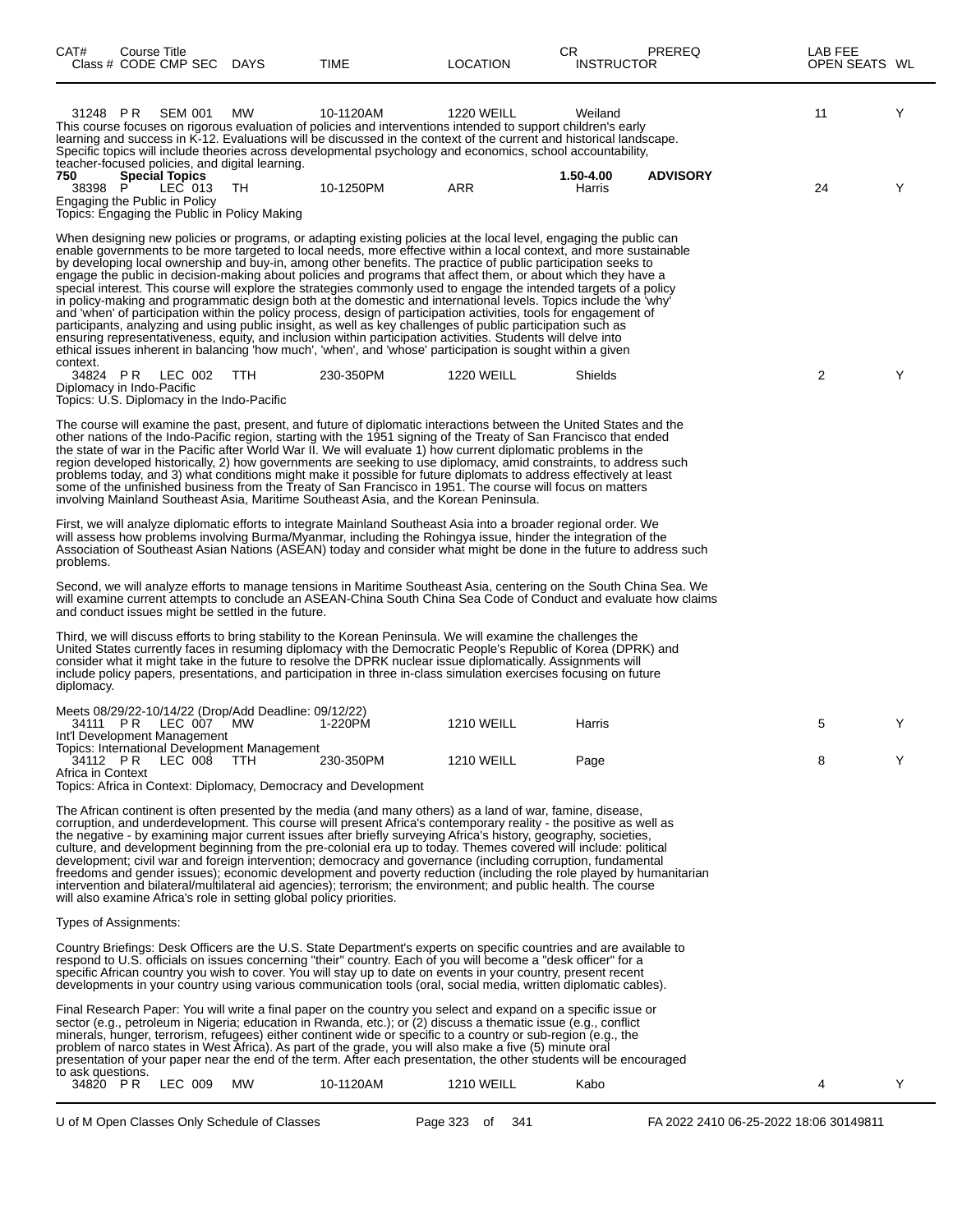| CAT# Class # | Course Title CODE CMP SEC | DAYS | TIME | LOCATION | CR INSTRUCTOR | PREREQ | LAB FEE OPEN SEATS | WL |
|---|---|---|---|---|---|---|---|---|
| 31248 | P R SEM 001 | MW | 10-1120AM | 1220 WEILL | Weiland | | 11 | Y |

This course focuses on rigorous evaluation of policies and interventions intended to support children's early learning and success in K-12. Evaluations will be discussed in the context of the current and historical landscape. Specific topics will include theories across developmental psychology and economics, school accountability, teacher-focused policies, and digital learning.

**750 Special Topics** — 1.50-4.00 — **ADVISORY**

| Class # | CODE CMP SEC | DAYS | TIME | LOCATION | INSTRUCTOR | OPEN SEATS | WL |
|---|---|---|---|---|---|---|---|
| 38398 | P LEC 013 | TH | 10-1250PM | ARR | Harris | 24 | Y |

Engaging the Public in Policy
Topics: Engaging the Public in Policy Making

When designing new policies or programs, or adapting existing policies at the local level, engaging the public can enable governments to be more targeted to local needs, more effective within a local context, and more sustainable by developing local ownership and buy-in, among other benefits. The practice of public participation seeks to engage the public in decision-making about policies and programs that affect them, or about which they have a special interest. This course will explore the strategies commonly used to engage the intended targets of a policy in policy-making and programmatic design both at the domestic and international levels. Topics include the 'why' and 'when' of participation within the policy process, design of participation activities, tools for engagement of participants, analyzing and using public insight, as well as key challenges of public participation such as ensuring representativeness, equity, and inclusion within participation activities. Students will delve into ethical issues inherent in balancing 'how much', 'when', and 'whose' participation is sought within a given context.

| Class # | CODE CMP SEC | DAYS | TIME | LOCATION | INSTRUCTOR | OPEN SEATS | WL |
|---|---|---|---|---|---|---|---|
| 34824 | P R LEC 002 | TTH | 230-350PM | 1220 WEILL | Shields | 2 | Y |

Diplomacy in Indo-Pacific
Topics: U.S. Diplomacy in the Indo-Pacific

The course will examine the past, present, and future of diplomatic interactions between the United States and the other nations of the Indo-Pacific region, starting with the 1951 signing of the Treaty of San Francisco that ended the state of war in the Pacific after World War II. We will evaluate 1) how current diplomatic problems in the region developed historically, 2) how governments are seeking to use diplomacy, amid constraints, to address such problems today, and 3) what conditions might make it possible for future diplomats to address effectively at least some of the unfinished business from the Treaty of San Francisco in 1951. The course will focus on matters involving Mainland Southeast Asia, Maritime Southeast Asia, and the Korean Peninsula.

First, we will analyze diplomatic efforts to integrate Mainland Southeast Asia into a broader regional order. We will assess how problems involving Burma/Myanmar, including the Rohingya issue, hinder the integration of the Association of Southeast Asian Nations (ASEAN) today and consider what might be done in the future to address such problems.

Second, we will analyze efforts to manage tensions in Maritime Southeast Asia, centering on the South China Sea. We will examine current attempts to conclude an ASEAN-China South China Sea Code of Conduct and evaluate how claims and conduct issues might be settled in the future.

Third, we will discuss efforts to bring stability to the Korean Peninsula. We will examine the challenges the United States currently faces in resuming diplomacy with the Democratic People's Republic of Korea (DPRK) and consider what it might take in the future to resolve the DPRK nuclear issue diplomatically. Assignments will include policy papers, presentations, and participation in three in-class simulation exercises focusing on future diplomacy.

Meets 08/29/22-10/14/22 (Drop/Add Deadline: 09/12/22)

| Class # | CODE CMP SEC | DAYS | TIME | LOCATION | INSTRUCTOR | OPEN SEATS | WL |
|---|---|---|---|---|---|---|---|
| 34111 | P R LEC 007 | MW | 1-220PM | 1210 WEILL | Harris | 5 | Y |

Int'l Development Management
Topics: International Development Management

| Class # | CODE CMP SEC | DAYS | TIME | LOCATION | INSTRUCTOR | OPEN SEATS | WL |
|---|---|---|---|---|---|---|---|
| 34112 | P R LEC 008 | TTH | 230-350PM | 1210 WEILL | Page | 8 | Y |

Africa in Context
Topics: Africa in Context: Diplomacy, Democracy and Development

The African continent is often presented by the media (and many others) as a land of war, famine, disease, corruption, and underdevelopment. This course will present Africa's contemporary reality - the positive as well as the negative - by examining major current issues after briefly surveying Africa's history, geography, societies, culture, and development beginning from the pre-colonial era up to today. Themes covered will include: political development; civil war and foreign intervention; democracy and governance (including corruption, fundamental freedoms and gender issues); economic development and poverty reduction (including the role played by humanitarian intervention and bilateral/multilateral aid agencies); terrorism; the environment; and public health. The course will also examine Africa's role in setting global policy priorities.

Types of Assignments:

Country Briefings: Desk Officers are the U.S. State Department's experts on specific countries and are available to respond to U.S. officials on issues concerning "their" country. Each of you will become a "desk officer" for a specific African country you wish to cover. You will stay up to date on events in your country, present recent developments in your country using various communication tools (oral, social media, written diplomatic cables).

Final Research Paper: You will write a final paper on the country you select and expand on a specific issue or sector (e.g., petroleum in Nigeria; education in Rwanda, etc.); or (2) discuss a thematic issue (e.g., conflict minerals, hunger, terrorism, refugees) either continent wide or specific to a country or sub-region (e.g., the problem of narco states in West Africa). As part of the grade, you will also make a five (5) minute oral presentation of your paper near the end of the term. After each presentation, the other students will be encouraged to ask questions.

| Class # | CODE CMP SEC | DAYS | TIME | LOCATION | INSTRUCTOR | OPEN SEATS | WL |
|---|---|---|---|---|---|---|---|
| 34820 | P R LEC 009 | MW | 10-1120AM | 1210 WEILL | Kabo | 4 | Y |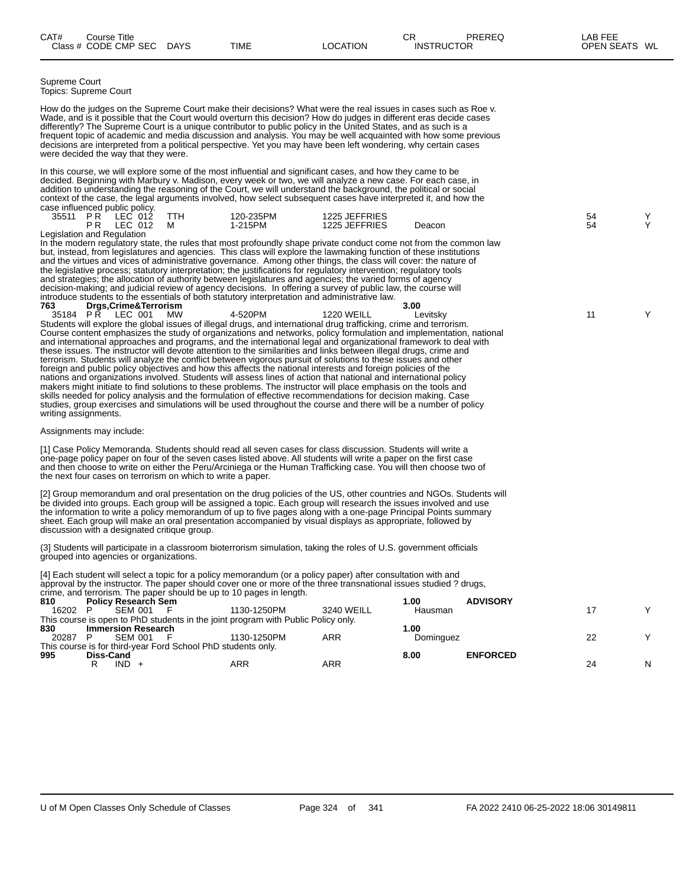| CAT# | Course Title | | | | | | CR | PREREQ | | LAB FEE | |
|---|---|---|---|---|---|---|---|---|---|---|---|
| Class # | CODE | CMP | SEC | DAYS | TIME | LOCATION | INSTRUCTOR | | | OPEN SEATS | WL |

Supreme Court
Topics: Supreme Court

How do the judges on the Supreme Court make their decisions? What were the real issues in cases such as Roe v. Wade, and is it possible that the Court would overturn this decision? How do judges in different eras decide cases differently? The Supreme Court is a unique contributor to public policy in the United States, and as such is a frequent topic of academic and media discussion and analysis. You may be well acquainted with how some previous decisions are interpreted from a political perspective. Yet you may have been left wondering, why certain cases were decided the way that they were.

In this course, we will explore some of the most influential and significant cases, and how they came to be decided. Beginning with Marbury v. Madison, every week or two, we will analyze a new case. For each case, in addition to understanding the reasoning of the Court, we will understand the background, the political or social context of the case, the legal arguments involved, how select subsequent cases have interpreted it, and how the case influenced public policy.

| Class # | CODE | CMP | SEC | DAYS | TIME | LOCATION | INSTRUCTOR | OPEN SEATS | WL |
|---|---|---|---|---|---|---|---|---|---|
| 35511 | P R | LEC | 012 | TTH | 120-235PM | 1225 JEFFRIES | | 54 | Y |
| | P R | LEC | 012 | M | 1-215PM | 1225 JEFFRIES | Deacon | 54 | Y |

Legislation and Regulation
In the modern regulatory state, the rules that most profoundly shape private conduct come not from the common law but, instead, from legislatures and agencies. This class will explore the lawmaking function of these institutions and the virtues and vices of administrative governance. Among other things, the class will cover: the nature of the legislative process; statutory interpretation; the justifications for regulatory intervention; regulatory tools and strategies; the allocation of authority between legislatures and agencies; the varied forms of agency decision-making; and judicial review of agency decisions. In offering a survey of public law, the course will introduce students to the essentials of both statutory interpretation and administrative law.

**763 Drgs,Crime&Terrorism** — **3.00**

| Class # | CODE | CMP | SEC | DAYS | TIME | LOCATION | INSTRUCTOR | OPEN SEATS | WL |
|---|---|---|---|---|---|---|---|---|---|
| 35184 | P R | LEC | 001 | MW | 4-520PM | 1220 WEILL | Levitsky | 11 | Y |

Students will explore the global issues of illegal drugs, and international drug trafficking, crime and terrorism. Course content emphasizes the study of organizations and networks, policy formulation and implementation, national and international approaches and programs, and the international legal and organizational framework to deal with these issues. The instructor will devote attention to the similarities and links between illegal drugs, crime and terrorism. Students will analyze the conflict between vigorous pursuit of solutions to these issues and other foreign and public policy objectives and how this affects the national interests and foreign policies of the nations and organizations involved. Students will assess lines of action that national and international policy makers might initiate to find solutions to these problems. The instructor will place emphasis on the tools and skills needed for policy analysis and the formulation of effective recommendations for decision making. Case studies, group exercises and simulations will be used throughout the course and there will be a number of policy writing assignments.

Assignments may include:

[1] Case Policy Memoranda. Students should read all seven cases for class discussion. Students will write a one-page policy paper on four of the seven cases listed above. All students will write a paper on the first case and then choose to write on either the Peru/Arciniega or the Human Trafficking case. You will then choose two of the next four cases on terrorism on which to write a paper.

[2] Group memorandum and oral presentation on the drug policies of the US, other countries and NGOs. Students will be divided into groups. Each group will be assigned a topic. Each group will research the issues involved and use the information to write a policy memorandum of up to five pages along with a one-page Principal Points summary sheet. Each group will make an oral presentation accompanied by visual displays as appropriate, followed by discussion with a designated critique group.

(3] Students will participate in a classroom bioterrorism simulation, taking the roles of U.S. government officials grouped into agencies or organizations.

[4] Each student will select a topic for a policy memorandum (or a policy paper) after consultation with and approval by the instructor. The paper should cover one or more of the three transnational issues studied ? drugs, crime, and terrorism. The paper should be up to 10 pages in length.

**810 Policy Research Sem** — **1.00** — **ADVISORY**

| Class # | CODE | CMP | SEC | DAYS | TIME | LOCATION | INSTRUCTOR | OPEN SEATS | WL |
|---|---|---|---|---|---|---|---|---|---|
| 16202 | P | SEM | 001 | F | 1130-1250PM | 3240 WEILL | Hausman | 17 | Y |

This course is open to PhD students in the joint program with Public Policy only.

**830 Immersion Research** — **1.00**

| Class # | CODE | CMP | SEC | DAYS | TIME | LOCATION | INSTRUCTOR | OPEN SEATS | WL |
|---|---|---|---|---|---|---|---|---|---|
| 20287 | P | SEM | 001 | F | 1130-1250PM | ARR | Dominguez | 22 | Y |

This course is for third-year Ford School PhD students only.

**995 Diss-Cand** — **8.00** — **ENFORCED**

| Class # | CODE | CMP | SEC | DAYS | TIME | LOCATION | INSTRUCTOR | OPEN SEATS | WL |
|---|---|---|---|---|---|---|---|---|---|
| | R | IND | + | | ARR | ARR | | 24 | N |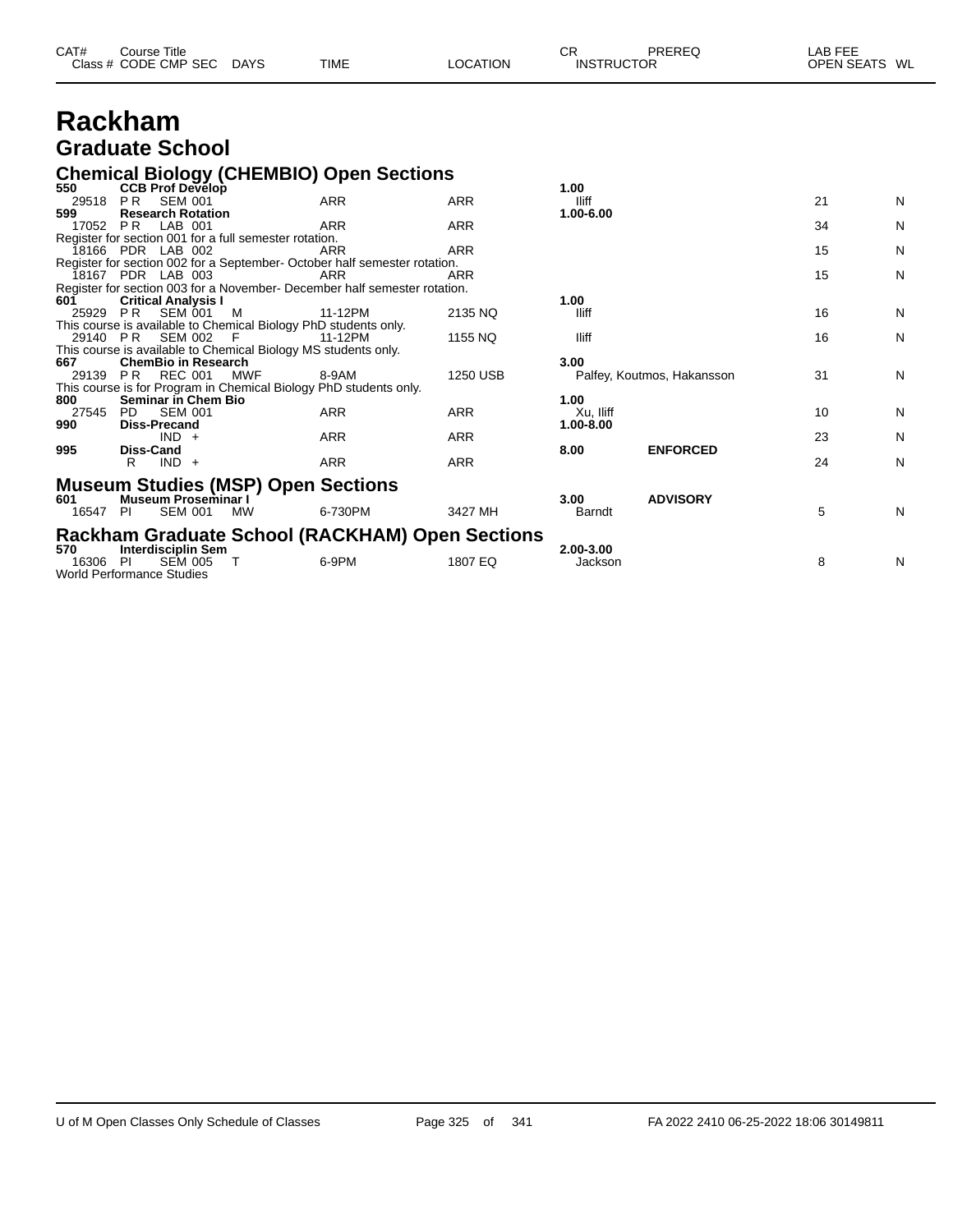| CAT# | Course Title | | | | | CR | PREREQ | LAB FEE | |
|---|---|---|---|---|---|---|---|---|---|
| Class # | CODE CMP SEC | DAYS | TIME | LOCATION | | INSTRUCTOR | | OPEN SEATS | WL |

# Rackham

## Graduate School

### Chemical Biology (CHEMBIO) Open Sections

| | | | | | | | | |
|---|---|---|---|---|---|---|---|---|
| **550** | **CCB Prof Develop** | | | | **1.00** | | | |
| 29518 | P R SEM 001 | | ARR | ARR | Iliff | | 21 | N |
| **599** | **Research Rotation** | | | | **1.00-6.00** | | | |
| 17052 | P R LAB 001 | | ARR | ARR | | | 34 | N |
| Register for section 001 for a full semester rotation. | | | | | | | | |
| 18166 | PDR LAB 002 | | ARR | ARR | | | 15 | N |
| Register for section 002 for a September- October half semester rotation. | | | | | | | | |
| 18167 | PDR LAB 003 | | ARR | ARR | | | 15 | N |
| Register for section 003 for a November- December half semester rotation. | | | | | | | | |
| **601** | **Critical Analysis I** | | | | **1.00** | | | |
| 25929 | P R SEM 001 | M | 11-12PM | 2135 NQ | Iliff | | 16 | N |
| This course is available to Chemical Biology PhD students only. | | | | | | | | |
| 29140 | P R SEM 002 | F | 11-12PM | 1155 NQ | Iliff | | 16 | N |
| This course is available to Chemical Biology MS students only. | | | | | | | | |
| **667** | **ChemBio in Research** | | | | **3.00** | | | |
| 29139 | P R REC 001 | MWF | 8-9AM | 1250 USB | Palfey, Koutmos, Hakansson | | 31 | N |
| This course is for Program in Chemical Biology PhD students only. | | | | | | | | |
| **800** | **Seminar in Chem Bio** | | | | **1.00** | | | |
| 27545 | PD SEM 001 | | ARR | ARR | Xu, Iliff | | 10 | N |
| **990** | **Diss-Precand** | | | | **1.00-8.00** | | | |
| | IND + | | ARR | ARR | | | 23 | N |
| **995** | **Diss-Cand** | | | | **8.00** | **ENFORCED** | | |
| | R IND + | | ARR | ARR | | | 24 | N |

### Museum Studies (MSP) Open Sections

| | | | | | | | | |
|---|---|---|---|---|---|---|---|---|
| **601** | **Museum Proseminar I** | | | | **3.00** | **ADVISORY** | | |
| 16547 | PI SEM 001 | MW | 6-730PM | 3427 MH | Barndt | | 5 | N |

### Rackham Graduate School (RACKHAM) Open Sections

| | | | | | | | | |
|---|---|---|---|---|---|---|---|---|
| **570** | **Interdisciplin Sem** | | | | **2.00-3.00** | | | |
| 16306 | PI SEM 005 | T | 6-9PM | 1807 EQ | Jackson | | 8 | N |
| World Performance Studies | | | | | | | | |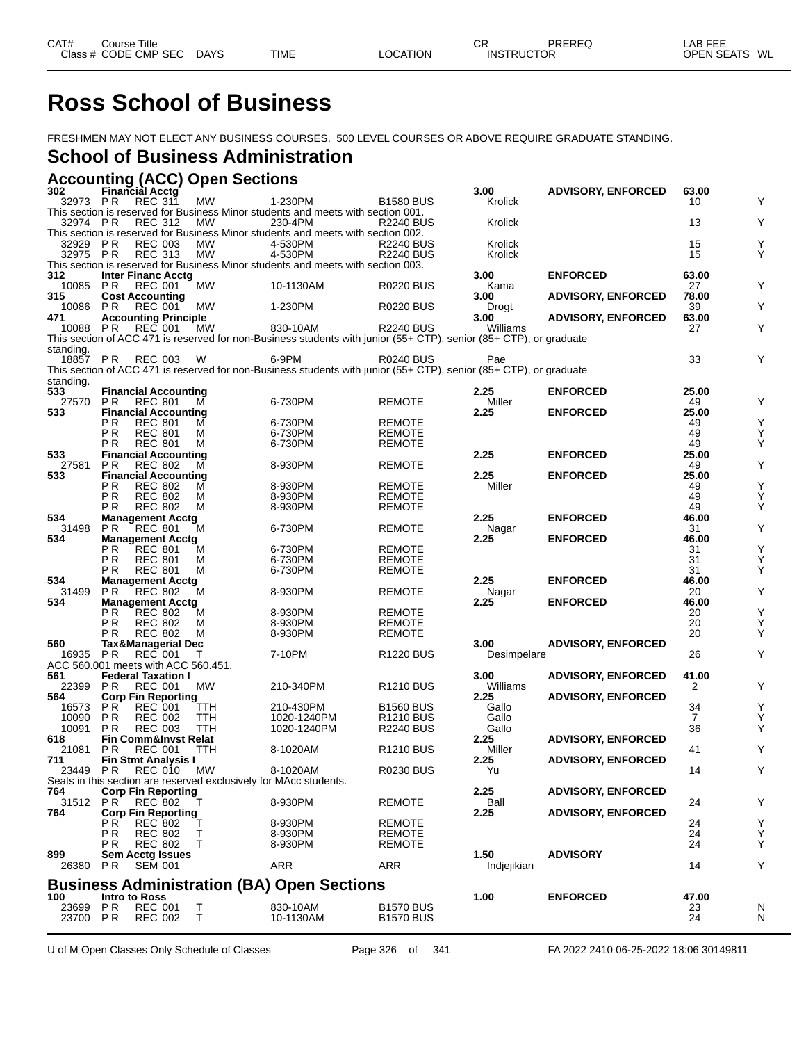| CAT# | Course Title | | | | | CR | PREREQ | LAB FEE | |
|---|---|---|---|---|---|---|---|---|---|
| Class # | CODE CMP SEC | DAYS | TIME | LOCATION | | INSTRUCTOR | | OPEN SEATS | WL |

# Ross School of Business

FRESHMEN MAY NOT ELECT ANY BUSINESS COURSES. 500 LEVEL COURSES OR ABOVE REQUIRE GRADUATE STANDING.

## School of Business Administration

### Accounting (ACC) Open Sections

| CAT# / Class # | Course Title / CODE CMP SEC | DAYS | TIME | LOCATION | CR / INSTRUCTOR | PREREQ | LAB FEE / OPEN SEATS | WL |
|---|---|---|---|---|---|---|---|---|
| 302 | Financial Acctg | | | | 3.00 | ADVISORY, ENFORCED | 63.00 | |
| 32973 | P R REC 311 | MW | 1-230PM | B1580 BUS | Krolick | | 10 | Y |
| This section is reserved for Business Minor students and meets with section 001. | | | | | | | | |
| 32974 | P R REC 312 | MW | 230-4PM | R2240 BUS | Krolick | | 13 | Y |
| This section is reserved for Business Minor students and meets with section 002. | | | | | | | | |
| 32929 | P R REC 003 | MW | 4-530PM | R2240 BUS | Krolick | | 15 | Y |
| 32975 | P R REC 313 | MW | 4-530PM | R2240 BUS | Krolick | | 15 | Y |
| This section is reserved for Business Minor students and meets with section 003. | | | | | | | | |
| 312 | Inter Financ Acctg | | | | 3.00 | ENFORCED | 63.00 | |
| 10085 | P R REC 001 | MW | 10-1130AM | R0220 BUS | Kama | | 27 | Y |
| 315 | Cost Accounting | | | | 3.00 | ADVISORY, ENFORCED | 78.00 | |
| 10086 | P R REC 001 | MW | 1-230PM | R0220 BUS | Drogt | | 39 | Y |
| 471 | Accounting Principle | | | | 3.00 | ADVISORY, ENFORCED | 63.00 | |
| 10088 | P R REC 001 | MW | 830-10AM | R2240 BUS | Williams | | 27 | Y |
| This section of ACC 471 is reserved for non-Business students with junior (55+ CTP), senior (85+ CTP), or graduate standing. | | | | | | | | |
| 18857 | P R REC 003 | W | 6-9PM | R0240 BUS | Pae | | 33 | Y |
| This section of ACC 471 is reserved for non-Business students with junior (55+ CTP), senior (85+ CTP), or graduate standing. | | | | | | | | |
| 533 | Financial Accounting | | | | 2.25 | ENFORCED | 25.00 | |
| 27570 | P R REC 801 | M | 6-730PM | REMOTE | Miller | | 49 | Y |
| 533 | Financial Accounting | | | | 2.25 | ENFORCED | 25.00 | |
| | P R REC 801 | M | 6-730PM | REMOTE | | | 49 | Y |
| | P R REC 801 | M | 6-730PM | REMOTE | | | 49 | Y |
| | P R REC 801 | M | 6-730PM | REMOTE | | | 49 | Y |
| 533 | Financial Accounting | | | | 2.25 | ENFORCED | 25.00 | |
| 27581 | P R REC 802 | M | 8-930PM | REMOTE | | | 49 | Y |
| 533 | Financial Accounting | | | | 2.25 | ENFORCED | 25.00 | |
| | P R REC 802 | M | 8-930PM | REMOTE | Miller | | 49 | Y |
| | P R REC 802 | M | 8-930PM | REMOTE | | | 49 | Y |
| | P R REC 802 | M | 8-930PM | REMOTE | | | 49 | Y |
| 534 | Management Acctg | | | | 2.25 | ENFORCED | 46.00 | |
| 31498 | P R REC 801 | M | 6-730PM | REMOTE | Nagar | | 31 | Y |
| 534 | Management Acctg | | | | 2.25 | ENFORCED | 46.00 | |
| | P R REC 801 | M | 6-730PM | REMOTE | | | 31 | Y |
| | P R REC 801 | M | 6-730PM | REMOTE | | | 31 | Y |
| | P R REC 801 | M | 6-730PM | REMOTE | | | 31 | Y |
| 534 | Management Acctg | | | | 2.25 | ENFORCED | 46.00 | |
| 31499 | P R REC 802 | M | 8-930PM | REMOTE | Nagar | | 20 | Y |
| 534 | Management Acctg | | | | 2.25 | ENFORCED | 46.00 | |
| | P R REC 802 | M | 8-930PM | REMOTE | | | 20 | Y |
| | P R REC 802 | M | 8-930PM | REMOTE | | | 20 | Y |
| | P R REC 802 | M | 8-930PM | REMOTE | | | 20 | Y |
| 560 | Tax&Managerial Dec | | | | 3.00 | ADVISORY, ENFORCED | | |
| 16935 | P R REC 001 | T | 7-10PM | R1220 BUS | Desimpelare | | 26 | Y |
| ACC 560.001 meets with ACC 560.451. | | | | | | | | |
| 561 | Federal Taxation I | | | | 3.00 | ADVISORY, ENFORCED | 41.00 | |
| 22399 | P R REC 001 | MW | 210-340PM | R1210 BUS | Williams | | 2 | Y |
| 564 | Corp Fin Reporting | | | | 2.25 | ADVISORY, ENFORCED | | |
| 16573 | P R REC 001 | TTH | 210-430PM | B1560 BUS | Gallo | | 34 | Y |
| 10090 | P R REC 002 | TTH | 1020-1240PM | R1210 BUS | Gallo | | 7 | Y |
| 10091 | P R REC 003 | TTH | 1020-1240PM | R2240 BUS | Gallo | | 36 | Y |
| 618 | Fin Comm&Invst Relat | | | | 2.25 | ADVISORY, ENFORCED | | |
| 21081 | P R REC 001 | TTH | 8-1020AM | R1210 BUS | Miller | | 41 | Y |
| 711 | Fin Stmt Analysis I | | | | 2.25 | ADVISORY, ENFORCED | | |
| 23449 | P R REC 010 | MW | 8-1020AM | R0230 BUS | Yu | | 14 | Y |
| Seats in this section are reserved exclusively for MAcc students. | | | | | | | | |
| 764 | Corp Fin Reporting | | | | 2.25 | ADVISORY, ENFORCED | | |
| 31512 | P R REC 802 | T | 8-930PM | REMOTE | Ball | | 24 | Y |
| 764 | Corp Fin Reporting | | | | 2.25 | ADVISORY, ENFORCED | | |
| | P R REC 802 | T | 8-930PM | REMOTE | | | 24 | Y |
| | P R REC 802 | T | 8-930PM | REMOTE | | | 24 | Y |
| | P R REC 802 | T | 8-930PM | REMOTE | | | 24 | Y |
| 899 | Sem Acctg Issues | | | | 1.50 | ADVISORY | | |
| 26380 | P R SEM 001 | | ARR | ARR | Indjejikian | | 14 | Y |

### Business Administration (BA) Open Sections

| CAT# / Class # | Course Title / CODE CMP SEC | DAYS | TIME | LOCATION | CR / INSTRUCTOR | PREREQ | LAB FEE / OPEN SEATS | WL |
|---|---|---|---|---|---|---|---|---|
| 100 | Intro to Ross | | | | 1.00 | ENFORCED | 47.00 | |
| 23699 | P R REC 001 | T | 830-10AM | B1570 BUS | | | 23 | N |
| 23700 | P R REC 002 | T | 10-1130AM | B1570 BUS | | | 24 | N |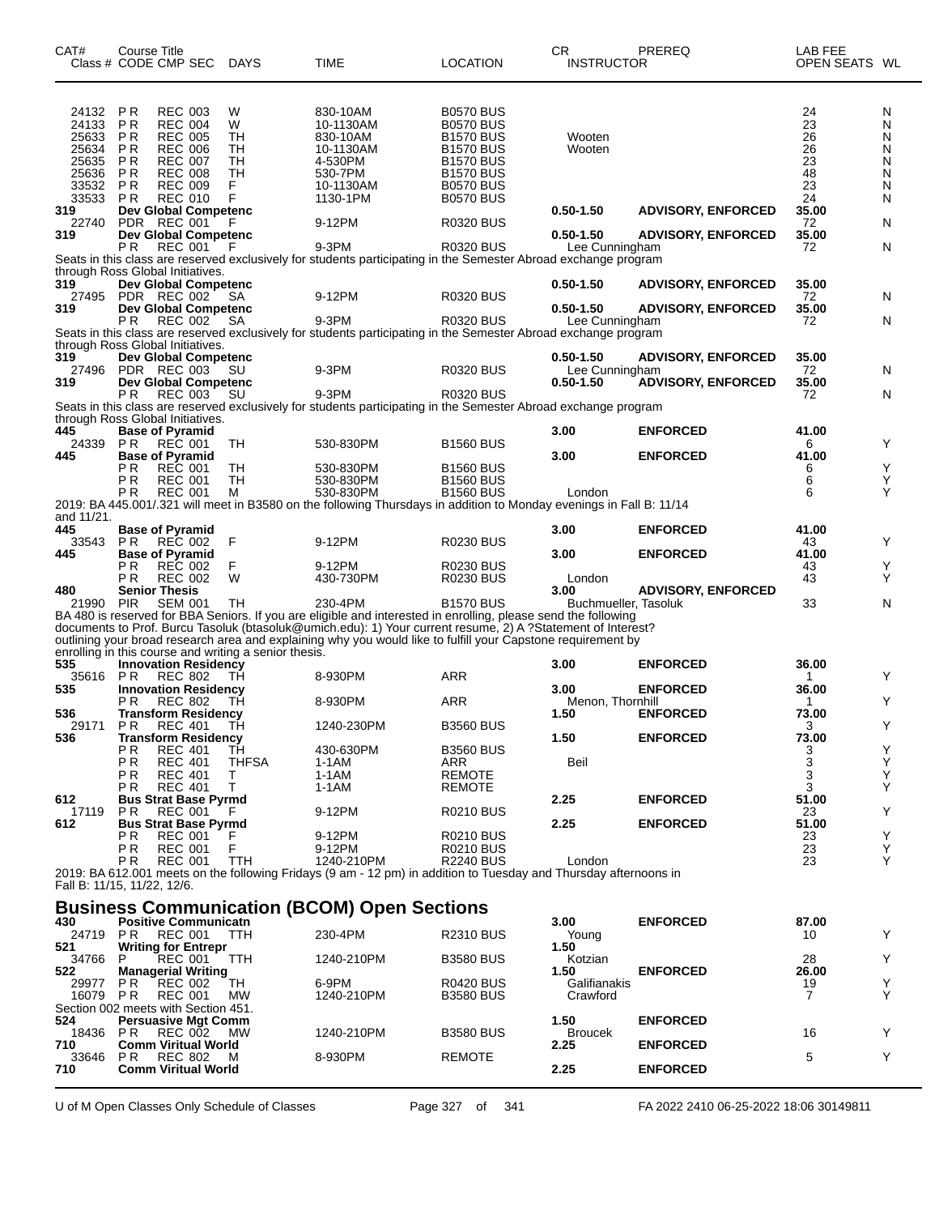| CAT# Class # | Course Title CODE CMP SEC | DAYS | TIME | LOCATION | CR INSTRUCTOR | PREREQ | LAB FEE OPEN SEATS | WL |
|---|---|---|---|---|---|---|---|---|
| 24132 | PR REC 003 | W | 830-10AM | B0570 BUS | | | 24 | N |
| 24133 | PR REC 004 | W | 10-1130AM | B0570 BUS | | | 23 | N |
| 25633 | PR REC 005 | TH | 830-10AM | B1570 BUS | Wooten | | 26 | N |
| 25634 | PR REC 006 | TH | 10-1130AM | B1570 BUS | Wooten | | 26 | N |
| 25635 | PR REC 007 | TH | 4-530PM | B1570 BUS | | | 23 | N |
| 25636 | PR REC 008 | TH | 530-7PM | B1570 BUS | | | 48 | N |
| 33532 | PR REC 009 | F | 10-1130AM | B0570 BUS | | | 23 | N |
| 33533 | PR REC 010 | F | 1130-1PM | B0570 BUS | | | 24 | N |
| **319** | **Dev Global Competenc** | | | | **0.50-1.50** | **ADVISORY, ENFORCED** | **35.00** | |
| 22740 | PDR REC 001 | F | 9-12PM | R0320 BUS | | | 72 | N |
| **319** | **Dev Global Competenc** | | | | **0.50-1.50** | **ADVISORY, ENFORCED** | **35.00** | |
| | PR REC 001 | F | 9-3PM | R0320 BUS | Lee Cunningham | | 72 | N |

Seats in this class are reserved exclusively for students participating in the Semester Abroad exchange program through Ross Global Initiatives.

| CAT# Class # | Course Title CODE CMP SEC | DAYS | TIME | LOCATION | CR INSTRUCTOR | PREREQ | LAB FEE OPEN SEATS | WL |
|---|---|---|---|---|---|---|---|---|
| **319** | **Dev Global Competenc** | | | | **0.50-1.50** | **ADVISORY, ENFORCED** | **35.00** | |
| 27495 | PDR REC 002 | SA | 9-12PM | R0320 BUS | | | 72 | N |
| **319** | **Dev Global Competenc** | | | | **0.50-1.50** | **ADVISORY, ENFORCED** | **35.00** | |
| | PR REC 002 | SA | 9-3PM | R0320 BUS | Lee Cunningham | | 72 | N |

Seats in this class are reserved exclusively for students participating in the Semester Abroad exchange program through Ross Global Initiatives.

| CAT# Class # | Course Title CODE CMP SEC | DAYS | TIME | LOCATION | CR INSTRUCTOR | PREREQ | LAB FEE OPEN SEATS | WL |
|---|---|---|---|---|---|---|---|---|
| **319** | **Dev Global Competenc** | | | | **0.50-1.50** | **ADVISORY, ENFORCED** | **35.00** | |
| 27496 | PDR REC 003 | SU | 9-3PM | R0320 BUS | Lee Cunningham | | 72 | N |
| **319** | **Dev Global Competenc** | | | | **0.50-1.50** | **ADVISORY, ENFORCED** | **35.00** | |
| | PR REC 003 | SU | 9-3PM | R0320 BUS | | | 72 | N |

Seats in this class are reserved exclusively for students participating in the Semester Abroad exchange program through Ross Global Initiatives.

| CAT# Class # | Course Title CODE CMP SEC | DAYS | TIME | LOCATION | CR INSTRUCTOR | PREREQ | LAB FEE OPEN SEATS | WL |
|---|---|---|---|---|---|---|---|---|
| **445** | **Base of Pyramid** | | | | **3.00** | **ENFORCED** | **41.00** | |
| 24339 | PR REC 001 | TH | 530-830PM | B1560 BUS | | | 6 | Y |
| **445** | **Base of Pyramid** | | | | **3.00** | **ENFORCED** | **41.00** | |
| | PR REC 001 | TH | 530-830PM | B1560 BUS | | | 6 | Y |
| | PR REC 001 | TH | 530-830PM | B1560 BUS | | | 6 | Y |
| | PR REC 001 | M | 530-830PM | B1560 BUS | London | | 6 | Y |

2019: BA 445.001/.321 will meet in B3580 on the following Thursdays in addition to Monday evenings in Fall B: 11/14 and 11/21.

| CAT# Class # | Course Title CODE CMP SEC | DAYS | TIME | LOCATION | CR INSTRUCTOR | PREREQ | LAB FEE OPEN SEATS | WL |
|---|---|---|---|---|---|---|---|---|
| **445** | **Base of Pyramid** | | | | **3.00** | **ENFORCED** | **41.00** | |
| 33543 | PR REC 002 | F | 9-12PM | R0230 BUS | | | 43 | Y |
| **445** | **Base of Pyramid** | | | | **3.00** | **ENFORCED** | **41.00** | |
| | PR REC 002 | F | 9-12PM | R0230 BUS | | | 43 | Y |
| | PR REC 002 | W | 430-730PM | R0230 BUS | London | | 43 | Y |
| **480** | **Senior Thesis** | | | | **3.00** | **ADVISORY, ENFORCED** | | |
| 21990 | PIR SEM 001 | TH | 230-4PM | B1570 BUS | Buchmueller, Tasoluk | | 33 | N |

BA 480 is reserved for BBA Seniors. If you are eligible and interested in enrolling, please send the following documents to Prof. Burcu Tasoluk (btasoluk@umich.edu): 1) Your current resume, 2) A ?Statement of Interest? outlining your broad research area and explaining why you would like to fulfill your Capstone requirement by enrolling in this course and writing a senior thesis.

| CAT# Class # | Course Title CODE CMP SEC | DAYS | TIME | LOCATION | CR INSTRUCTOR | PREREQ | LAB FEE OPEN SEATS | WL |
|---|---|---|---|---|---|---|---|---|
| **535** | **Innovation Residency** | | | | **3.00** | **ENFORCED** | **36.00** | |
| 35616 | PR REC 802 | TH | 8-930PM | ARR | | | 1 | Y |
| **535** | **Innovation Residency** | | | | **3.00** | **ENFORCED** | **36.00** | |
| | PR REC 802 | TH | 8-930PM | ARR | Menon, Thornhill | | 1 | Y |
| **536** | **Transform Residency** | | | | **1.50** | **ENFORCED** | **73.00** | |
| 29171 | PR REC 401 | TH | 1240-230PM | B3560 BUS | | | 3 | Y |
| **536** | **Transform Residency** | | | | **1.50** | **ENFORCED** | **73.00** | |
| | PR REC 401 | TH | 430-630PM | B3560 BUS | | | 3 | Y |
| | PR REC 401 | THFSA | 1-1AM | ARR | Beil | | 3 | Y |
| | PR REC 401 | T | 1-1AM | REMOTE | | | 3 | Y |
| | PR REC 401 | T | 1-1AM | REMOTE | | | 3 | Y |
| **612** | **Bus Strat Base Pyrmd** | | | | **2.25** | **ENFORCED** | **51.00** | |
| 17119 | PR REC 001 | F | 9-12PM | R0210 BUS | | | 23 | Y |
| **612** | **Bus Strat Base Pyrmd** | | | | **2.25** | **ENFORCED** | **51.00** | |
| | PR REC 001 | F | 9-12PM | R0210 BUS | | | 23 | Y |
| | PR REC 001 | F | 9-12PM | R0210 BUS | | | 23 | Y |
| | PR REC 001 | TTH | 1240-210PM | R2240 BUS | London | | 23 | Y |

2019: BA 612.001 meets on the following Fridays (9 am - 12 pm) in addition to Tuesday and Thursday afternoons in Fall B: 11/15, 11/22, 12/6.

## Business Communication (BCOM) Open Sections

| CAT# Class # | Course Title CODE CMP SEC | DAYS | TIME | LOCATION | CR INSTRUCTOR | PREREQ | LAB FEE OPEN SEATS | WL |
|---|---|---|---|---|---|---|---|---|
| **430** | **Positive Communicatn** | | | | **3.00** | **ENFORCED** | **87.00** | |
| 24719 | PR REC 001 | TTH | 230-4PM | R2310 BUS | Young | | 10 | Y |
| **521** | **Writing for Entrepr** | | | | **1.50** | | | |
| 34766 | P REC 001 | TTH | 1240-210PM | B3580 BUS | Kotzian | | 28 | Y |
| **522** | **Managerial Writing** | | | | **1.50** | **ENFORCED** | **26.00** | |
| 29977 | PR REC 002 | TH | 6-9PM | R0420 BUS | Galifianakis | | 19 | Y |
| 16079 | PR REC 001 | MW | 1240-210PM | B3580 BUS | Crawford | | 7 | Y |

Section 002 meets with Section 451.

| CAT# Class # | Course Title CODE CMP SEC | DAYS | TIME | LOCATION | CR INSTRUCTOR | PREREQ | LAB FEE OPEN SEATS | WL |
|---|---|---|---|---|---|---|---|---|
| **524** | **Persuasive Mgt Comm** | | | | **1.50** | **ENFORCED** | | |
| 18436 | PR REC 002 | MW | 1240-210PM | B3580 BUS | Broucek | | 16 | Y |
| **710** | **Comm Viritual World** | | | | **2.25** | **ENFORCED** | | |
| 33646 | PR REC 802 | M | 8-930PM | REMOTE | | | 5 | Y |
| **710** | **Comm Viritual World** | | | | **2.25** | **ENFORCED** | | |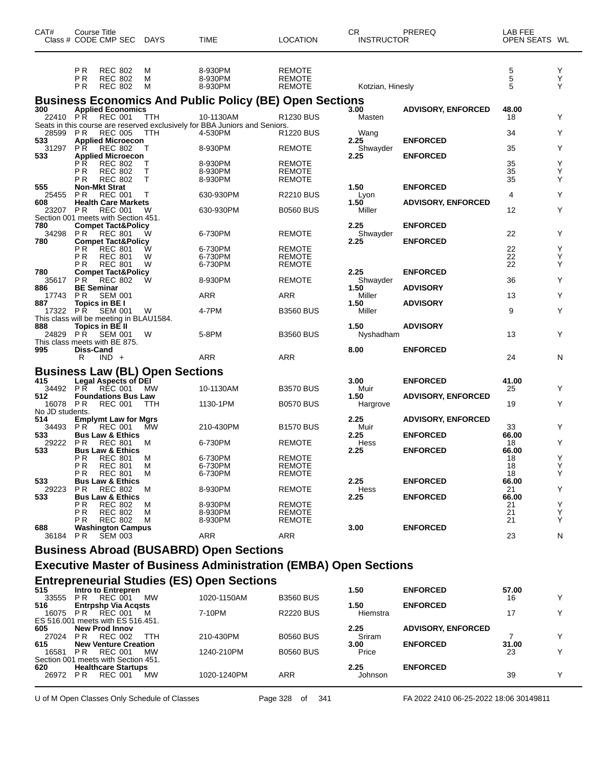| CAT# | Class # | Course Title CODE | CMP | SEC | DAYS | TIME | LOCATION | CR INSTRUCTOR | PREREQ | LAB FEE OPEN SEATS | WL |
|---|---|---|---|---|---|---|---|---|---|---|---|
| | | PR | REC | 802 | M | 8-930PM | REMOTE | | | 5 | Y |
| | | PR | REC | 802 | M | 8-930PM | REMOTE | | | 5 | Y |
| | | PR | REC | 802 | M | 8-930PM | REMOTE | Kotzian, Hinesly | | 5 | Y |

## Business Economics And Public Policy (BE) Open Sections

| CAT# | Class # | Course Title CODE | CMP | SEC | DAYS | TIME | LOCATION | CR INSTRUCTOR | PREREQ | LAB FEE OPEN SEATS | WL |
|---|---|---|---|---|---|---|---|---|---|---|---|
| 300 | | **Applied Economics** | | | | | | 3.00 | ADVISORY, ENFORCED | 48.00 | |
| | 22410 | PR | REC | 001 | TTH | 10-1130AM | R1230 BUS | Masten | | 18 | Y |
| Seats in this course are reserved exclusively for BBA Juniors and Seniors. | | | | | | | | | | | |
| | 28599 | PR | REC | 005 | TTH | 4-530PM | R1220 BUS | Wang | | 34 | Y |
| 533 | | **Applied Microecon** | | | | | | 2.25 | ENFORCED | | |
| | 31297 | PR | REC | 802 | T | 8-930PM | REMOTE | Shwayder | | 35 | Y |
| 533 | | **Applied Microecon** | | | | | | 2.25 | ENFORCED | | |
| | | PR | REC | 802 | T | 8-930PM | REMOTE | | | 35 | Y |
| | | PR | REC | 802 | T | 8-930PM | REMOTE | | | 35 | Y |
| | | PR | REC | 802 | T | 8-930PM | REMOTE | | | 35 | Y |
| 555 | | **Non-Mkt Strat** | | | | | | 1.50 | ENFORCED | | |
| | 25455 | PR | REC | 001 | T | 630-930PM | R2210 BUS | Lyon | | 4 | Y |
| 608 | | **Health Care Markets** | | | | | | 1.50 | ADVISORY, ENFORCED | | |
| | 23207 | PR | REC | 001 | W | 630-930PM | B0560 BUS | Miller | | 12 | Y |
| Section 001 meets with Section 451. | | | | | | | | | | | |
| 780 | | **Compet Tact&Policy** | | | | | | 2.25 | ENFORCED | | |
| | 34298 | PR | REC | 801 | W | 6-730PM | REMOTE | Shwayder | | 22 | Y |
| 780 | | **Compet Tact&Policy** | | | | | | 2.25 | ENFORCED | | |
| | | PR | REC | 801 | W | 6-730PM | REMOTE | | | 22 | Y |
| | | PR | REC | 801 | W | 6-730PM | REMOTE | | | 22 | Y |
| | | PR | REC | 801 | W | 6-730PM | REMOTE | | | 22 | Y |
| 780 | | **Compet Tact&Policy** | | | | | | 2.25 | ENFORCED | | |
| | 35617 | PR | REC | 802 | W | 8-930PM | REMOTE | Shwayder | | 36 | Y |
| 886 | | **BE Seminar** | | | | | | 1.50 | ADVISORY | | |
| | 17743 | PR | SEM | 001 | | ARR | ARR | Miller | | 13 | Y |
| 887 | | **Topics in BE I** | | | | | | 1.50 | ADVISORY | | |
| | 17322 | PR | SEM | 001 | W | 4-7PM | B3560 BUS | Miller | | 9 | Y |
| This class will be meeting in BLAU1584. | | | | | | | | | | | |
| 888 | | **Topics in BE II** | | | | | | 1.50 | ADVISORY | | |
| | 24829 | PR | SEM | 001 | W | 5-8PM | B3560 BUS | Nyshadham | | 13 | Y |
| This class meets with BE 875. | | | | | | | | | | | |
| 995 | | **Diss-Cand** | | | | | | 8.00 | ENFORCED | | |
| | | R | IND | + | | ARR | ARR | | | 24 | N |

## Business Law (BL) Open Sections

| CAT# | Class # | Course Title CODE | CMP | SEC | DAYS | TIME | LOCATION | CR INSTRUCTOR | PREREQ | LAB FEE OPEN SEATS | WL |
|---|---|---|---|---|---|---|---|---|---|---|---|
| 415 | | **Legal Aspects of DEI** | | | | | | 3.00 | ENFORCED | 41.00 | |
| | 34492 | PR | REC | 001 | MW | 10-1130AM | B3570 BUS | Muir | | 25 | Y |
| 512 | | **Foundations Bus Law** | | | | | | 1.50 | ADVISORY, ENFORCED | | |
| | 16078 | PR | REC | 001 | TTH | 1130-1PM | B0570 BUS | Hargrove | | 19 | Y |
| No JD students. | | | | | | | | | | | |
| 514 | | **Emplymt Law for Mgrs** | | | | | | 2.25 | ADVISORY, ENFORCED | | |
| | 34493 | PR | REC | 001 | MW | 210-430PM | B1570 BUS | Muir | | 33 | Y |
| 533 | | **Bus Law & Ethics** | | | | | | 2.25 | ENFORCED | 66.00 | |
| | 29222 | PR | REC | 801 | M | 6-730PM | REMOTE | Hess | | 18 | Y |
| 533 | | **Bus Law & Ethics** | | | | | | 2.25 | ENFORCED | 66.00 | |
| | | PR | REC | 801 | M | 6-730PM | REMOTE | | | 18 | Y |
| | | PR | REC | 801 | M | 6-730PM | REMOTE | | | 18 | Y |
| | | PR | REC | 801 | M | 6-730PM | REMOTE | | | 18 | Y |
| 533 | | **Bus Law & Ethics** | | | | | | 2.25 | ENFORCED | 66.00 | |
| | 29223 | PR | REC | 802 | M | 8-930PM | REMOTE | Hess | | 21 | Y |
| 533 | | **Bus Law & Ethics** | | | | | | 2.25 | ENFORCED | 66.00 | |
| | | PR | REC | 802 | M | 8-930PM | REMOTE | | | 21 | Y |
| | | PR | REC | 802 | M | 8-930PM | REMOTE | | | 21 | Y |
| | | PR | REC | 802 | M | 8-930PM | REMOTE | | | 21 | Y |
| 688 | | **Washington Campus** | | | | | | 3.00 | ENFORCED | | |
| | 36184 | PR | SEM | 003 | | ARR | ARR | | | 23 | N |

## Business Abroad (BUSABRD) Open Sections

## Executive Master of Business Administration (EMBA) Open Sections

## Entrepreneurial Studies (ES) Open Sections

| CAT# | Class # | Course Title CODE | CMP | SEC | DAYS | TIME | LOCATION | CR INSTRUCTOR | PREREQ | LAB FEE OPEN SEATS | WL |
|---|---|---|---|---|---|---|---|---|---|---|---|
| 515 | | **Intro to Entrepren** | | | | | | 1.50 | ENFORCED | 57.00 | |
| | 33555 | PR | REC | 001 | MW | 1020-1150AM | B3560 BUS | | | 16 | Y |
| 516 | | **Entrpshp Via Acqsts** | | | | | | 1.50 | ENFORCED | | |
| | 16075 | PR | REC | 001 | M | 7-10PM | R2220 BUS | Hiemstra | | 17 | Y |
| ES 516.001 meets with ES 516.451. | | | | | | | | | | | |
| 605 | | **New Prod Innov** | | | | | | 2.25 | ADVISORY, ENFORCED | | |
| | 27024 | PR | REC | 002 | TTH | 210-430PM | B0560 BUS | Sriram | | 7 | Y |
| 615 | | **New Venture Creation** | | | | | | 3.00 | ENFORCED | 31.00 | |
| | 16581 | PR | REC | 001 | MW | 1240-210PM | B0560 BUS | Price | | 23 | Y |
| Section 001 meets with Section 451. | | | | | | | | | | | |
| 620 | | **Healthcare Startups** | | | | | | 2.25 | ENFORCED | | |
| | 26972 | PR | REC | 001 | MW | 1020-1240PM | ARR | Johnson | | 39 | Y |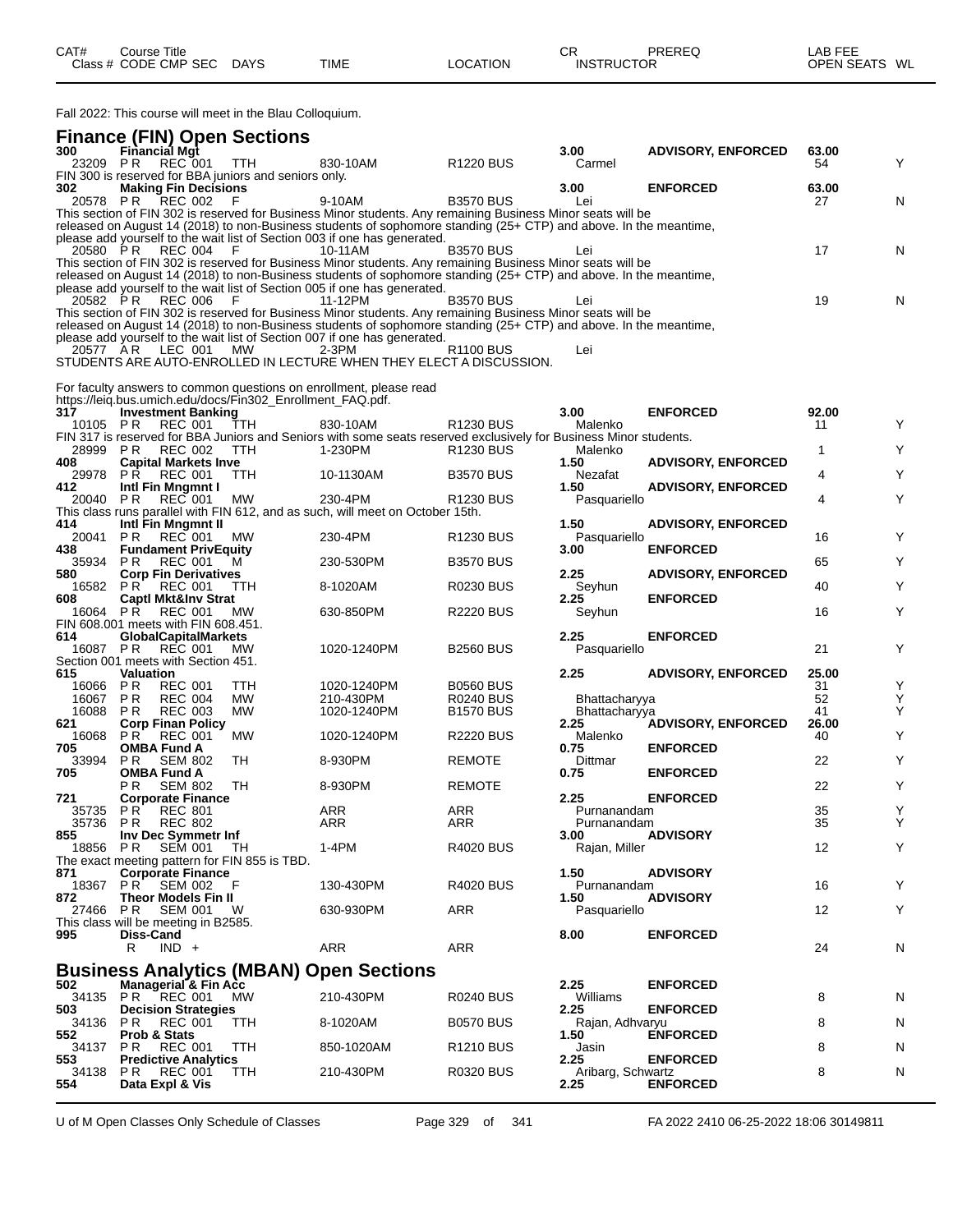| CAT# Class # | Course Title CODE CMP SEC | DAYS | TIME | LOCATION | CR INSTRUCTOR | PREREQ | LAB FEE OPEN SEATS | WL |
|---|---|---|---|---|---|---|---|---|

Fall 2022: This course will meet in the Blau Colloquium.

## Finance (FIN) Open Sections

| CAT# Class # | Course Title CODE CMP SEC | DAYS | TIME | LOCATION | CR INSTRUCTOR | PREREQ | LAB FEE OPEN SEATS | WL |
|---|---|---|---|---|---|---|---|---|
| **300** | **Financial Mgt** | | | | **3.00** | **ADVISORY, ENFORCED** | **63.00** | |
| 23209 | P R REC 001 | TTH | 830-10AM | R1220 BUS | Carmel | | 54 | Y |

FIN 300 is reserved for BBA juniors and seniors only.

| CAT# Class # | Course Title CODE CMP SEC | DAYS | TIME | LOCATION | CR INSTRUCTOR | PREREQ | LAB FEE OPEN SEATS | WL |
|---|---|---|---|---|---|---|---|---|
| **302** | **Making Fin Decisions** | | | | **3.00** | **ENFORCED** | **63.00** | |
| 20578 | P R REC 002 | F | 9-10AM | B3570 BUS | Lei | | 27 | N |

This section of FIN 302 is reserved for Business Minor students. Any remaining Business Minor seats will be released on August 14 (2018) to non-Business students of sophomore standing (25+ CTP) and above. In the meantime, please add yourself to the wait list of Section 003 if one has generated.

| CAT# Class # | Course Title CODE CMP SEC | DAYS | TIME | LOCATION | CR INSTRUCTOR | PREREQ | LAB FEE OPEN SEATS | WL |
|---|---|---|---|---|---|---|---|---|
| 20580 | P R REC 004 | F | 10-11AM | B3570 BUS | Lei | | 17 | N |

This section of FIN 302 is reserved for Business Minor students. Any remaining Business Minor seats will be released on August 14 (2018) to non-Business students of sophomore standing (25+ CTP) and above. In the meantime, please add yourself to the wait list of Section 005 if one has generated.

| CAT# Class # | Course Title CODE CMP SEC | DAYS | TIME | LOCATION | CR INSTRUCTOR | PREREQ | LAB FEE OPEN SEATS | WL |
|---|---|---|---|---|---|---|---|---|
| 20582 | P R REC 006 | F | 11-12PM | B3570 BUS | Lei | | 19 | N |

This section of FIN 302 is reserved for Business Minor students. Any remaining Business Minor seats will be released on August 14 (2018) to non-Business students of sophomore standing (25+ CTP) and above. In the meantime, please add yourself to the wait list of Section 007 if one has generated.

| CAT# Class # | Course Title CODE CMP SEC | DAYS | TIME | LOCATION | CR INSTRUCTOR | PREREQ | LAB FEE OPEN SEATS | WL |
|---|---|---|---|---|---|---|---|---|
| 20577 | A R LEC 001 | MW | 2-3PM | R1100 BUS | Lei | | | |

STUDENTS ARE AUTO-ENROLLED IN LECTURE WHEN THEY ELECT A DISCUSSION.

For faculty answers to common questions on enrollment, please read https://leiq.bus.umich.edu/docs/Fin302_Enrollment_FAQ.pdf.

| CAT# Class # | Course Title CODE CMP SEC | DAYS | TIME | LOCATION | CR INSTRUCTOR | PREREQ | LAB FEE OPEN SEATS | WL |
|---|---|---|---|---|---|---|---|---|
| **317** | **Investment Banking** | | | | **3.00** | **ENFORCED** | **92.00** | |
| 10105 | P R REC 001 | TTH | 830-10AM | R1230 BUS | Malenko | | 11 | Y |

FIN 317 is reserved for BBA Juniors and Seniors with some seats reserved exclusively for Business Minor students.

| CAT# Class # | Course Title CODE CMP SEC | DAYS | TIME | LOCATION | CR INSTRUCTOR | PREREQ | LAB FEE OPEN SEATS | WL |
|---|---|---|---|---|---|---|---|---|
| 28999 | P R REC 002 | TTH | 1-230PM | R1230 BUS | Malenko | | 1 | Y |
| **408** | **Capital Markets Inve** | | | | **1.50** | **ADVISORY, ENFORCED** | | |
| 29978 | P R REC 001 | TTH | 10-1130AM | B3570 BUS | Nezafat | | 4 | Y |
| **412** | **Intl Fin Mngmnt I** | | | | **1.50** | **ADVISORY, ENFORCED** | | |
| 20040 | P R REC 001 | MW | 230-4PM | R1230 BUS | Pasquariello | | 4 | Y |

This class runs parallel with FIN 612, and as such, will meet on October 15th.

| CAT# Class # | Course Title CODE CMP SEC | DAYS | TIME | LOCATION | CR INSTRUCTOR | PREREQ | LAB FEE OPEN SEATS | WL |
|---|---|---|---|---|---|---|---|---|
| **414** | **Intl Fin Mngmnt II** | | | | **1.50** | **ADVISORY, ENFORCED** | | |
| 20041 | P R REC 001 | MW | 230-4PM | R1230 BUS | Pasquariello | | 16 | Y |
| **438** | **Fundament PrivEquity** | | | | **3.00** | **ENFORCED** | | |
| 35934 | P R REC 001 | M | 230-530PM | B3570 BUS | | | 65 | Y |
| **580** | **Corp Fin Derivatives** | | | | **2.25** | **ADVISORY, ENFORCED** | | |
| 16582 | P R REC 001 | TTH | 8-1020AM | R0230 BUS | Seyhun | | 40 | Y |
| **608** | **Captl Mkt&Inv Strat** | | | | **2.25** | **ENFORCED** | | |
| 16064 | P R REC 001 | MW | 630-850PM | R2220 BUS | Seyhun | | 16 | Y |

FIN 608.001 meets with FIN 608.451.

| CAT# Class # | Course Title CODE CMP SEC | DAYS | TIME | LOCATION | CR INSTRUCTOR | PREREQ | LAB FEE OPEN SEATS | WL |
|---|---|---|---|---|---|---|---|---|
| **614** | **GlobalCapitalMarkets** | | | | **2.25** | **ENFORCED** | | |
| 16087 | P R REC 001 | MW | 1020-1240PM | B2560 BUS | Pasquariello | | 21 | Y |

Section 001 meets with Section 451.

| CAT# Class # | Course Title CODE CMP SEC | DAYS | TIME | LOCATION | CR INSTRUCTOR | PREREQ | LAB FEE OPEN SEATS | WL |
|---|---|---|---|---|---|---|---|---|
| **615** | **Valuation** | | | | **2.25** | **ADVISORY, ENFORCED** | **25.00** | |
| 16066 | P R REC 001 | TTH | 1020-1240PM | B0560 BUS | | | 31 | Y |
| 16067 | P R REC 004 | MW | 210-430PM | R0240 BUS | Bhattacharyya | | 52 | Y |
| 16088 | P R REC 003 | MW | 1020-1240PM | B1570 BUS | Bhattacharyya | | 41 | Y |
| **621** | **Corp Finan Policy** | | | | **2.25** | **ADVISORY, ENFORCED** | **26.00** | |
| 16068 | P R REC 001 | MW | 1020-1240PM | R2220 BUS | Malenko | | 40 | Y |
| **705** | **OMBA Fund A** | | | | **0.75** | **ENFORCED** | | |
| 33994 | P R SEM 802 | TH | 8-930PM | REMOTE | Dittmar | | 22 | Y |
| **705** | **OMBA Fund A** | | | | **0.75** | **ENFORCED** | | |
| | P R SEM 802 | TH | 8-930PM | REMOTE | | | 22 | Y |
| **721** | **Corporate Finance** | | | | **2.25** | **ENFORCED** | | |
| 35735 | P R REC 801 | | ARR | ARR | Purnanandam | | 35 | Y |
| 35736 | P R REC 802 | | ARR | ARR | Purnanandam | | 35 | Y |
| **855** | **Inv Dec Symmetr Inf** | | | | **3.00** | **ADVISORY** | | |
| 18856 | P R SEM 001 | TH | 1-4PM | R4020 BUS | Rajan, Miller | | 12 | Y |

The exact meeting pattern for FIN 855 is TBD.

| CAT# Class # | Course Title CODE CMP SEC | DAYS | TIME | LOCATION | CR INSTRUCTOR | PREREQ | LAB FEE OPEN SEATS | WL |
|---|---|---|---|---|---|---|---|---|
| **871** | **Corporate Finance** | | | | **1.50** | **ADVISORY** | | |
| 18367 | P R SEM 002 | F | 130-430PM | R4020 BUS | Purnanandam | | 16 | Y |
| **872** | **Theor Models Fin II** | | | | **1.50** | **ADVISORY** | | |
| 27466 | P R SEM 001 | W | 630-930PM | ARR | Pasquariello | | 12 | Y |

This class will be meeting in B2585.

| CAT# Class # | Course Title CODE CMP SEC | DAYS | TIME | LOCATION | CR INSTRUCTOR | PREREQ | LAB FEE OPEN SEATS | WL |
|---|---|---|---|---|---|---|---|---|
| **995** | **Diss-Cand** | | | | **8.00** | **ENFORCED** | | |
| | R IND + | | ARR | ARR | | | 24 | N |

## Business Analytics (MBAN) Open Sections

| CAT# Class # | Course Title CODE CMP SEC | DAYS | TIME | LOCATION | CR INSTRUCTOR | PREREQ | LAB FEE OPEN SEATS | WL |
|---|---|---|---|---|---|---|---|---|
| **502** | **Managerial & Fin Acc** | | | | **2.25** | **ENFORCED** | | |
| 34135 | P R REC 001 | MW | 210-430PM | R0240 BUS | Williams | | 8 | N |
| **503** | **Decision Strategies** | | | | **2.25** | **ENFORCED** | | |
| 34136 | P R REC 001 | TTH | 8-1020AM | B0570 BUS | Rajan, Adhvaryu | | 8 | N |
| **552** | **Prob & Stats** | | | | **1.50** | **ENFORCED** | | |
| 34137 | P R REC 001 | TTH | 850-1020AM | R1210 BUS | Jasin | | 8 | N |
| **553** | **Predictive Analytics** | | | | **2.25** | **ENFORCED** | | |
| 34138 | P R REC 001 | TTH | 210-430PM | R0320 BUS | Aribarg, Schwartz | | 8 | N |
| **554** | **Data Expl & Vis** | | | | **2.25** | **ENFORCED** | | |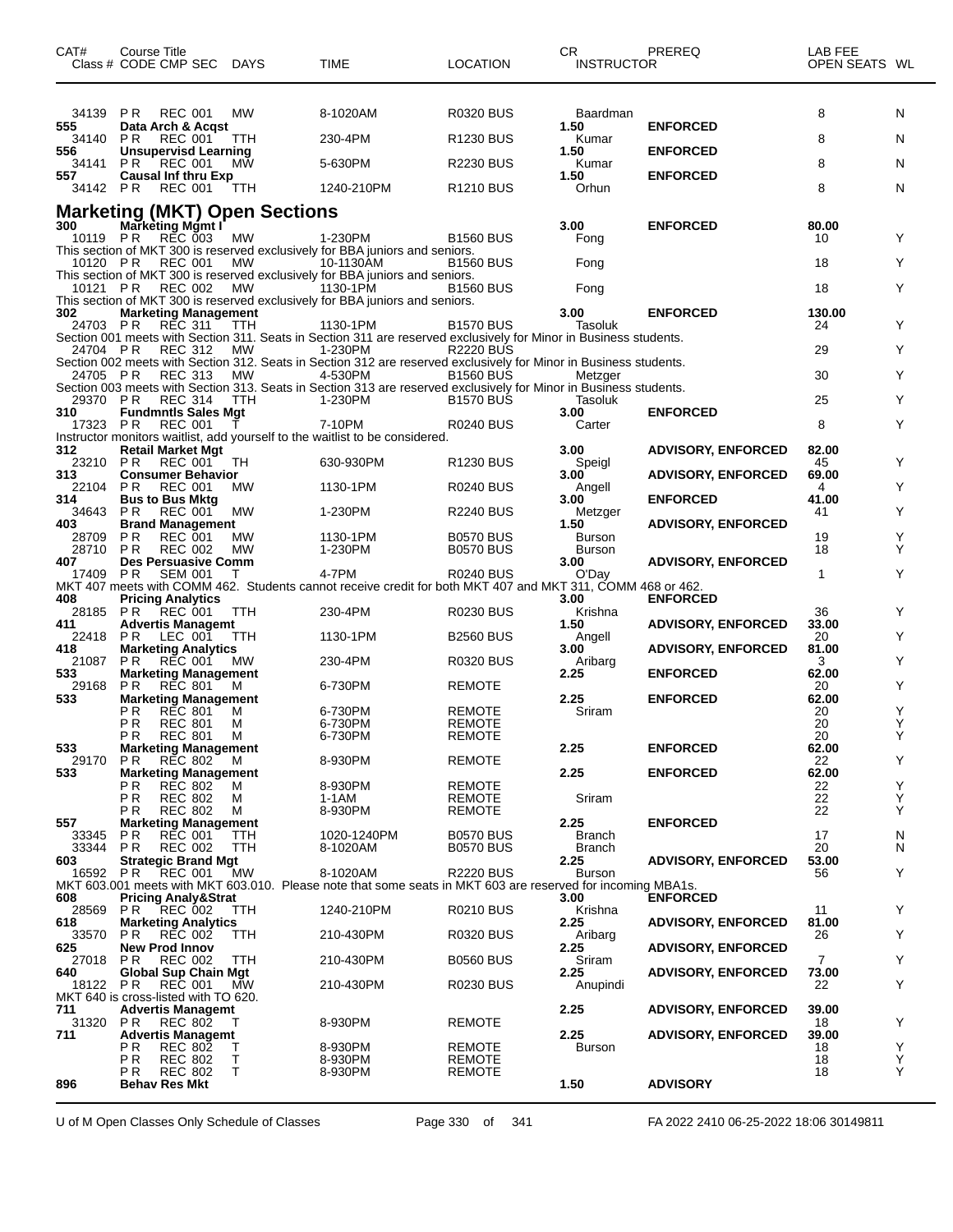| CAT# | Course Title Class # CODE CMP SEC | DAYS | TIME | LOCATION | CR INSTRUCTOR | PREREQ | LAB FEE OPEN SEATS | WL |
|---|---|---|---|---|---|---|---|---|
| 34139 | P R REC 001 | MW | 8-1020AM | R0320 BUS | Baardman | | 8 | N |
| 555 | Data Arch & Acqst | | | | 1.50 | ENFORCED | | |
| 34140 | P R REC 001 | TTH | 230-4PM | R1230 BUS | Kumar | | 8 | N |
| 556 | Unsupervisd Learning | | | | 1.50 | ENFORCED | | |
| 34141 | P R REC 001 | MW | 5-630PM | R2230 BUS | Kumar | | 8 | N |
| 557 | Causal Inf thru Exp | | | | 1.50 | ENFORCED | | |
| 34142 | P R REC 001 | TTH | 1240-210PM | R1210 BUS | Orhun | | 8 | N |

## Marketing (MKT) Open Sections

| CAT# | Course Title Class # CODE CMP SEC | DAYS | TIME | LOCATION | CR INSTRUCTOR | PREREQ | LAB FEE OPEN SEATS | WL |
|---|---|---|---|---|---|---|---|---|
| 300 | Marketing Mgmt I | | | | 3.00 | ENFORCED | 80.00 | |
| 10119 | P R REC 003 | MW | 1-230PM | B1560 BUS | Fong | | 10 | Y |
| | This section of MKT 300 is reserved exclusively for BBA juniors and seniors. | | | | | | | |
| 10120 | P R REC 001 | MW | 10-1130AM | B1560 BUS | Fong | | 18 | Y |
| | This section of MKT 300 is reserved exclusively for BBA juniors and seniors. | | | | | | | |
| 10121 | P R REC 002 | MW | 1130-1PM | B1560 BUS | Fong | | 18 | Y |
| | This section of MKT 300 is reserved exclusively for BBA juniors and seniors. | | | | | | | |
| 302 | Marketing Management | | | | 3.00 | ENFORCED | 130.00 | |
| 24703 | P R REC 311 | TTH | 1130-1PM | B1570 BUS | Tasoluk | | 24 | Y |
| | Section 001 meets with Section 311. Seats in Section 311 are reserved exclusively for Minor in Business students. | | | | | | | |
| 24704 | P R REC 312 | MW | 1-230PM | R2220 BUS | | | 29 | Y |
| | Section 002 meets with Section 312. Seats in Section 312 are reserved exclusively for Minor in Business students. | | | | | | | |
| 24705 | P R REC 313 | MW | 4-530PM | B1560 BUS | Metzger | | 30 | Y |
| | Section 003 meets with Section 313. Seats in Section 313 are reserved exclusively for Minor in Business students. | | | | | | | |
| 29370 | P R REC 314 | TTH | 1-230PM | B1570 BUS | Tasoluk | | 25 | Y |
| 310 | Fundmntls Sales Mgt | | | | 3.00 | ENFORCED | | |
| 17323 | P R REC 001 | T | 7-10PM | R0240 BUS | Carter | | 8 | Y |
| | Instructor monitors waitlist, add yourself to the waitlist to be considered. | | | | | | | |
| 312 | Retail Market Mgt | | | | 3.00 | ADVISORY, ENFORCED | 82.00 | |
| 23210 | P R REC 001 | TH | 630-930PM | R1230 BUS | Speigl | | 45 | Y |
| 313 | Consumer Behavior | | | | 3.00 | ADVISORY, ENFORCED | 69.00 | |
| 22104 | P R REC 001 | MW | 1130-1PM | R0240 BUS | Angell | | 4 | Y |
| 314 | Bus to Bus Mktg | | | | 3.00 | ENFORCED | 41.00 | |
| 34643 | P R REC 001 | MW | 1-230PM | R2240 BUS | Metzger | | 41 | Y |
| 403 | Brand Management | | | | 1.50 | ADVISORY, ENFORCED | | |
| 28709 | P R REC 001 | MW | 1130-1PM | B0570 BUS | Burson | | 19 | Y |
| 28710 | P R REC 002 | MW | 1-230PM | B0570 BUS | Burson | | 18 | Y |
| 407 | Des Persuasive Comm | | | | 3.00 | ADVISORY, ENFORCED | | |
| 17409 | P R SEM 001 | T | 4-7PM | R0240 BUS | O'Day | | 1 | Y |
| | MKT 407 meets with COMM 462. Students cannot receive credit for both MKT 407 and MKT 311, COMM 468 or 462. | | | | | | | |
| 408 | Pricing Analytics | | | | 3.00 | ENFORCED | | |
| 28185 | P R REC 001 | TTH | 230-4PM | R0230 BUS | Krishna | | 36 | Y |
| 411 | Advertis Managemt | | | | 1.50 | ADVISORY, ENFORCED | 33.00 | |
| 22418 | P R LEC 001 | TTH | 1130-1PM | B2560 BUS | Angell | | 20 | Y |
| 418 | Marketing Analytics | | | | 3.00 | ADVISORY, ENFORCED | 81.00 | |
| 21087 | P R REC 001 | MW | 230-4PM | R0320 BUS | Aribarg | | 3 | Y |
| 533 | Marketing Management | | | | 2.25 | ENFORCED | 62.00 | |
| 29168 | P R REC 801 | M | 6-730PM | REMOTE | | | 20 | Y |
| 533 | Marketing Management | | | | 2.25 | ENFORCED | 62.00 | |
| | P R REC 801 | M | 6-730PM | REMOTE | Sriram | | 20 | Y |
| | P R REC 801 | M | 6-730PM | REMOTE | | | 20 | Y |
| | P R REC 801 | M | 6-730PM | REMOTE | | | 20 | Y |
| 533 | Marketing Management | | | | 2.25 | ENFORCED | 62.00 | |
| 29170 | P R REC 802 | M | 8-930PM | REMOTE | | | 22 | Y |
| 533 | Marketing Management | | | | 2.25 | ENFORCED | 62.00 | |
| | P R REC 802 | M | 8-930PM | REMOTE | | | 22 | Y |
| | P R REC 802 | M | 1-1AM | REMOTE | Sriram | | 22 | Y |
| | P R REC 802 | M | 8-930PM | REMOTE | | | 22 | Y |
| 557 | Marketing Management | | | | 2.25 | ENFORCED | | |
| 33345 | P R REC 001 | TTH | 1020-1240PM | B0570 BUS | Branch | | 17 | N |
| 33344 | P R REC 002 | TTH | 8-1020AM | B0570 BUS | Branch | | 20 | N |
| 603 | Strategic Brand Mgt | | | | 2.25 | ADVISORY, ENFORCED | 53.00 | |
| 16592 | P R REC 001 | MW | 8-1020AM | R2220 BUS | Burson | | 56 | Y |
| | MKT 603.001 meets with MKT 603.010. Please note that some seats in MKT 603 are reserved for incoming MBA1s. | | | | | | | |
| 608 | Pricing Analy&Strat | | | | 3.00 | ENFORCED | | |
| 28569 | P R REC 002 | TTH | 1240-210PM | R0210 BUS | Krishna | | 11 | Y |
| 618 | Marketing Analytics | | | | 2.25 | ADVISORY, ENFORCED | 81.00 | |
| 33570 | P R REC 002 | TTH | 210-430PM | R0320 BUS | Aribarg | | 26 | Y |
| 625 | New Prod Innov | | | | 2.25 | ADVISORY, ENFORCED | | |
| 27018 | P R REC 002 | TTH | 210-430PM | B0560 BUS | Sriram | | 7 | Y |
| 640 | Global Sup Chain Mgt | | | | 2.25 | ADVISORY, ENFORCED | 73.00 | |
| 18122 | P R REC 001 | MW | 210-430PM | R0230 BUS | Anupindi | | 22 | Y |
| | MKT 640 is cross-listed with TO 620. | | | | | | | |
| 711 | Advertis Managemt | | | | 2.25 | ADVISORY, ENFORCED | 39.00 | |
| 31320 | P R REC 802 | T | 8-930PM | REMOTE | | | 18 | Y |
| 711 | Advertis Managemt | | | | 2.25 | ADVISORY, ENFORCED | 39.00 | |
| | P R REC 802 | T | 8-930PM | REMOTE | Burson | | 18 | Y |
| | P R REC 802 | T | 8-930PM | REMOTE | | | 18 | Y |
| | P R REC 802 | T | 8-930PM | REMOTE | | | 18 | Y |
| 896 | Behav Res Mkt | | | | 1.50 | ADVISORY | | |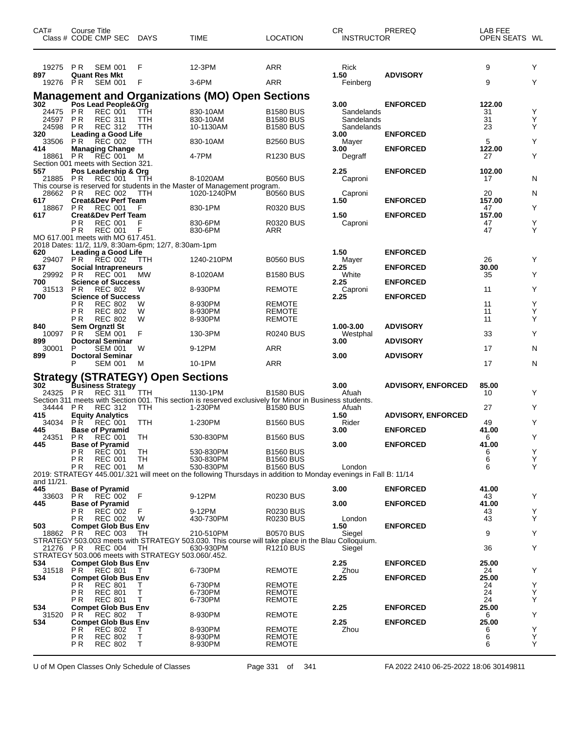| CAT# Class # | Course Title CODE CMP SEC | DAYS | TIME | LOCATION | CR INSTRUCTOR | PREREQ | LAB FEE OPEN SEATS | WL |
|---|---|---|---|---|---|---|---|---|
| 19275 | PR SEM 001 | F | 12-3PM | ARR | Rick | | 9 | Y |
| 897 | Quant Res Mkt | | | | 1.50 | ADVISORY | | |
| 19276 | PR SEM 001 | F | 3-6PM | ARR | Feinberg | | 9 | Y |

## Management and Organizations (MO) Open Sections

| CAT# Class # | Course Title CODE CMP SEC | DAYS | TIME | LOCATION | CR INSTRUCTOR | PREREQ | LAB FEE OPEN SEATS | WL |
|---|---|---|---|---|---|---|---|---|
| 302 | Pos Lead People&Org | | | | 3.00 | ENFORCED | 122.00 | |
| 24475 | PR REC 001 | TTH | 830-10AM | B1580 BUS | Sandelands | | 31 | Y |
| 24597 | PR REC 311 | TTH | 830-10AM | B1580 BUS | Sandelands | | 31 | Y |
| 24598 | PR REC 312 | TTH | 10-1130AM | B1580 BUS | Sandelands | | 23 | Y |
| 320 | Leading a Good Life | | | | 3.00 | ENFORCED | | |
| 33506 | PR REC 002 | TTH | 830-10AM | B2560 BUS | Mayer | | 5 | Y |
| 414 | Managing Change | | | | 3.00 | ENFORCED | 122.00 | |
| 18861 | PR REC 001 | M | 4-7PM | R1230 BUS | Degraff | | 27 | Y |
| Section 001 meets with Section 321. | | | | | | | | |
| 557 | Pos Leadership & Org | | | | 2.25 | ENFORCED | 102.00 | |
| 21885 | PR REC 001 | TTH | 8-1020AM | B0560 BUS | Caproni | | 17 | N |
| This course is reserved for students in the Master of Management program. | | | | | | | | |
| 28662 | PR REC 002 | TTH | 1020-1240PM | B0560 BUS | Caproni | | 20 | N |
| 617 | Creat&Dev Perf Team | | | | 1.50 | ENFORCED | 157.00 | |
| 18867 | PR REC 001 | F | 830-1PM | R0320 BUS | | | 47 | Y |
| 617 | Creat&Dev Perf Team | | | | 1.50 | ENFORCED | 157.00 | |
| | PR REC 001 | F | 830-6PM | R0320 BUS | Caproni | | 47 | Y |
| | PR REC 001 | F | 830-6PM | ARR | | | 47 | Y |
| MO 617.001 meets with MO 617.451. | | | | | | | | |
| 2018 Dates: 11/2, 11/9, 8:30am-6pm; 12/7, 8:30am-1pm | | | | | | | | |
| 620 | Leading a Good Life | | | | 1.50 | ENFORCED | | |
| 29407 | PR REC 002 | TTH | 1240-210PM | B0560 BUS | Mayer | | 26 | Y |
| 637 | Social Intrapreneurs | | | | 2.25 | ENFORCED | 30.00 | |
| 29992 | PR REC 001 | MW | 8-1020AM | B1580 BUS | White | | 35 | Y |
| 700 | Science of Success | | | | 2.25 | ENFORCED | | |
| 31513 | PR REC 802 | W | 8-930PM | REMOTE | Caproni | | 11 | Y |
| 700 | Science of Success | | | | 2.25 | ENFORCED | | |
| | PR REC 802 | W | 8-930PM | REMOTE | | | 11 | Y |
| | PR REC 802 | W | 8-930PM | REMOTE | | | 11 | Y |
| | PR REC 802 | W | 8-930PM | REMOTE | | | 11 | Y |
| 840 | Sem Orgnztl St | | | | 1.00-3.00 | ADVISORY | | |
| 10097 | PR SEM 001 | F | 130-3PM | R0240 BUS | Westphal | | 33 | Y |
| 899 | Doctoral Seminar | | | | 3.00 | ADVISORY | | |
| 30001 | P SEM 001 | W | 9-12PM | ARR | | | 17 | N |
| 899 | Doctoral Seminar | | | | 3.00 | ADVISORY | | |
| | P SEM 001 | M | 10-1PM | ARR | | | 17 | N |

## Strategy (STRATEGY) Open Sections

| CAT# Class # | Course Title CODE CMP SEC | DAYS | TIME | LOCATION | CR INSTRUCTOR | PREREQ | LAB FEE OPEN SEATS | WL |
|---|---|---|---|---|---|---|---|---|
| 302 | Business Strategy | | | | 3.00 | ADVISORY, ENFORCED | 85.00 | |
| 24325 | PR REC 311 | TTH | 1130-1PM | B1580 BUS | Afuah | | 10 | Y |
| Section 311 meets with Section 001. This section is reserved exclusively for Minor in Business students. | | | | | | | | |
| 34444 | PR REC 312 | TTH | 1-230PM | B1580 BUS | Afuah | | 27 | Y |
| 415 | Equity Analytics | | | | 1.50 | ADVISORY, ENFORCED | | |
| 34034 | PR REC 001 | TTH | 1-230PM | B1560 BUS | Rider | | 49 | Y |
| 445 | Base of Pyramid | | | | 3.00 | ENFORCED | 41.00 | |
| 24351 | PR REC 001 | TH | 530-830PM | B1560 BUS | | | 6 | Y |
| 445 | Base of Pyramid | | | | 3.00 | ENFORCED | 41.00 | |
| | PR REC 001 | TH | 530-830PM | B1560 BUS | | | 6 | Y |
| | PR REC 001 | TH | 530-830PM | B1560 BUS | | | 6 | Y |
| | PR REC 001 | M | 530-830PM | B1560 BUS | London | | 6 | Y |
| 2019: STRATEGY 445.001/.321 will meet on the following Thursdays in addition to Monday evenings in Fall B: 11/14 and 11/21. | | | | | | | | |
| 445 | Base of Pyramid | | | | 3.00 | ENFORCED | 41.00 | |
| 33603 | PR REC 002 | F | 9-12PM | R0230 BUS | | | 43 | Y |
| 445 | Base of Pyramid | | | | 3.00 | ENFORCED | 41.00 | |
| | PR REC 002 | F | 9-12PM | R0230 BUS | | | 43 | Y |
| | PR REC 002 | W | 430-730PM | R0230 BUS | London | | 43 | Y |
| 503 | Compet Glob Bus Env | | | | 1.50 | ENFORCED | | |
| 18862 | PR REC 003 | TH | 210-510PM | B0570 BUS | Siegel | | 9 | Y |
| STRATEGY 503.003 meets with STRATEGY 503.030. This course will take place in the Blau Colloquium. | | | | | | | | |
| 21276 | PR REC 004 | TH | 630-930PM | R1210 BUS | Siegel | | 36 | Y |
| STRATEGY 503.006 meets with STRATEGY 503.060/.452. | | | | | | | | |
| 534 | Compet Glob Bus Env | | | | 2.25 | ENFORCED | 25.00 | |
| 31518 | PR REC 801 | T | 6-730PM | REMOTE | Zhou | | 24 | Y |
| 534 | Compet Glob Bus Env | | | | 2.25 | ENFORCED | 25.00 | |
| | PR REC 801 | T | 6-730PM | REMOTE | | | 24 | Y |
| | PR REC 801 | T | 6-730PM | REMOTE | | | 24 | Y |
| | PR REC 801 | T | 6-730PM | REMOTE | | | 24 | Y |
| 534 | Compet Glob Bus Env | | | | 2.25 | ENFORCED | 25.00 | |
| 31520 | PR REC 802 | T | 8-930PM | REMOTE | | | 6 | Y |
| 534 | Compet Glob Bus Env | | | | 2.25 | ENFORCED | 25.00 | |
| | PR REC 802 | T | 8-930PM | REMOTE | Zhou | | 6 | Y |
| | PR REC 802 | T | 8-930PM | REMOTE | | | 6 | Y |
| | PR REC 802 | T | 8-930PM | REMOTE | | | 6 | Y |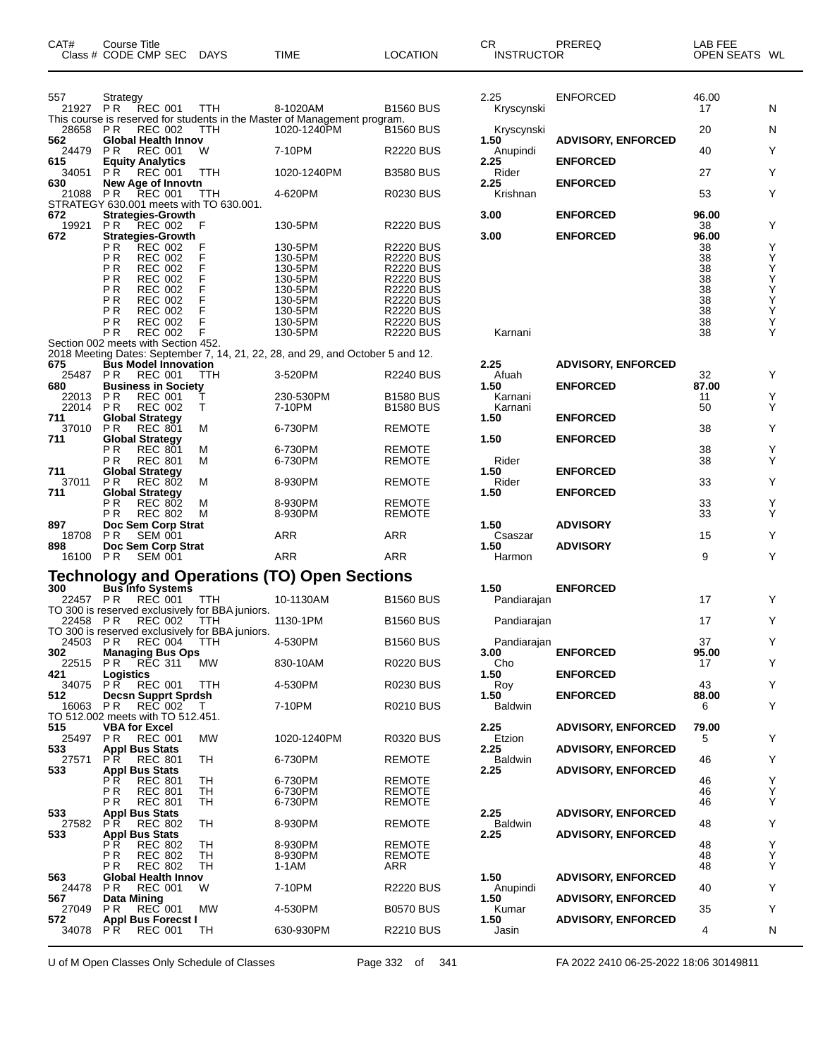| CAT# | Course Title<br>Class # CODE CMP SEC | DAYS | TIME | LOCATION | CR<br>INSTRUCTOR | PREREQ | LAB FEE<br>OPEN SEATS | WL |
|---|---|---|---|---|---|---|---|---|
| 557 | Strategy | | | | 2.25 | ENFORCED | 46.00 | |
| 21927 | PR REC 001 | TTH | 8-1020AM | B1560 BUS | Kryscynski | | 17 | N |
| This course is reserved for students in the Master of Management program. | | | | | | | | |
| 28658 | PR REC 002 | TTH | 1020-1240PM | B1560 BUS | Kryscynski | | 20 | N |
| **562** | **Global Health Innov** | | | | **1.50** | **ADVISORY, ENFORCED** | | |
| 24479 | PR REC 001 | W | 7-10PM | R2220 BUS | Anupindi | | 40 | Y |
| **615** | **Equity Analytics** | | | | **2.25** | **ENFORCED** | | |
| 34051 | PR REC 001 | TTH | 1020-1240PM | B3580 BUS | Rider | | 27 | Y |
| **630** | **New Age of Innovtn** | | | | **2.25** | **ENFORCED** | | |
| 21088 | PR REC 001 | TTH | 4-620PM | R0230 BUS | Krishnan | | 53 | Y |
| STRATEGY 630.001 meets with TO 630.001. | | | | | | | | |
| **672** | **Strategies-Growth** | | | | **3.00** | **ENFORCED** | **96.00** | |
| 19921 | PR REC 002 | F | 130-5PM | R2220 BUS | | | 38 | Y |
| **672** | **Strategies-Growth** | | | | **3.00** | **ENFORCED** | **96.00** | |
| | PR REC 002 | F | 130-5PM | R2220 BUS | | | 38 | Y |
| | PR REC 002 | F | 130-5PM | R2220 BUS | | | 38 | Y |
| | PR REC 002 | F | 130-5PM | R2220 BUS | | | 38 | Y |
| | PR REC 002 | F | 130-5PM | R2220 BUS | | | 38 | Y |
| | PR REC 002 | F | 130-5PM | R2220 BUS | | | 38 | Y |
| | PR REC 002 | F | 130-5PM | R2220 BUS | | | 38 | Y |
| | PR REC 002 | F | 130-5PM | R2220 BUS | | | 38 | Y |
| | PR REC 002 | F | 130-5PM | R2220 BUS | | | 38 | Y |
| | PR REC 002 | F | 130-5PM | R2220 BUS | Karnani | | 38 | Y |
| Section 002 meets with Section 452. | | | | | | | | |
| 2018 Meeting Dates: September 7, 14, 21, 22, 28, and 29, and October 5 and 12. | | | | | | | | |
| **675** | **Bus Model Innovation** | | | | **2.25** | **ADVISORY, ENFORCED** | | |
| 25487 | PR REC 001 | TTH | 3-520PM | R2240 BUS | Afuah | | 32 | Y |
| **680** | **Business in Society** | | | | **1.50** | **ENFORCED** | **87.00** | |
| 22013 | PR REC 001 | T | 230-530PM | B1580 BUS | Karnani | | 11 | Y |
| 22014 | PR REC 002 | T | 7-10PM | B1580 BUS | Karnani | | 50 | Y |
| **711** | **Global Strategy** | | | | **1.50** | **ENFORCED** | | |
| 37010 | PR REC 801 | M | 6-730PM | REMOTE | | | 38 | Y |
| **711** | **Global Strategy** | | | | **1.50** | **ENFORCED** | | |
| | PR REC 801 | M | 6-730PM | REMOTE | | | 38 | Y |
| | PR REC 801 | M | 6-730PM | REMOTE | Rider | | 38 | Y |
| **711** | **Global Strategy** | | | | **1.50** | **ENFORCED** | | |
| 37011 | PR REC 802 | M | 8-930PM | REMOTE | Rider | | 33 | Y |
| **711** | **Global Strategy** | | | | **1.50** | **ENFORCED** | | |
| | PR REC 802 | M | 8-930PM | REMOTE | | | 33 | Y |
| | PR REC 802 | M | 8-930PM | REMOTE | | | 33 | Y |
| **897** | **Doc Sem Corp Strat** | | | | **1.50** | **ADVISORY** | | |
| 18708 | PR SEM 001 | | ARR | ARR | Csaszar | | 15 | Y |
| **898** | **Doc Sem Corp Strat** | | | | **1.50** | **ADVISORY** | | |
| 16100 | PR SEM 001 | | ARR | ARR | Harmon | | 9 | Y |

## Technology and Operations (TO) Open Sections

| CAT# | Course Title<br>Class # CODE CMP SEC | DAYS | TIME | LOCATION | CR<br>INSTRUCTOR | PREREQ | LAB FEE<br>OPEN SEATS | WL |
|---|---|---|---|---|---|---|---|---|
| **300** | **Bus Info Systems** | | | | **1.50** | **ENFORCED** | | |
| 22457 | PR REC 001 | TTH | 10-1130AM | B1560 BUS | Pandiarajan | | 17 | Y |
| TO 300 is reserved exclusively for BBA juniors. | | | | | | | | |
| 22458 | PR REC 002 | TTH | 1130-1PM | B1560 BUS | Pandiarajan | | 17 | Y |
| TO 300 is reserved exclusively for BBA juniors. | | | | | | | | |
| 24503 | PR REC 004 | TTH | 4-530PM | B1560 BUS | Pandiarajan | | 37 | Y |
| **302** | **Managing Bus Ops** | | | | **3.00** | **ENFORCED** | **95.00** | |
| 22515 | PR REC 311 | MW | 830-10AM | R0220 BUS | Cho | | 17 | Y |
| **421** | **Logistics** | | | | **1.50** | **ENFORCED** | | |
| 34075 | PR REC 001 | TTH | 4-530PM | R0230 BUS | Roy | | 43 | Y |
| **512** | **Decsn Supprt Sprdsh** | | | | **1.50** | **ENFORCED** | **88.00** | |
| 16063 | PR REC 002 | T | 7-10PM | R0210 BUS | Baldwin | | 6 | Y |
| TO 512.002 meets with TO 512.451. | | | | | | | | |
| **515** | **VBA for Excel** | | | | **2.25** | **ADVISORY, ENFORCED** | **79.00** | |
| 25497 | PR REC 001 | MW | 1020-1240PM | R0320 BUS | Etzion | | 5 | Y |
| **533** | **Appl Bus Stats** | | | | **2.25** | **ADVISORY, ENFORCED** | | |
| 27571 | PR REC 801 | TH | 6-730PM | REMOTE | Baldwin | | 46 | Y |
| **533** | **Appl Bus Stats** | | | | **2.25** | **ADVISORY, ENFORCED** | | |
| | PR REC 801 | TH | 6-730PM | REMOTE | | | 46 | Y |
| | PR REC 801 | TH | 6-730PM | REMOTE | | | 46 | Y |
| | PR REC 801 | TH | 6-730PM | REMOTE | | | 46 | Y |
| **533** | **Appl Bus Stats** | | | | **2.25** | **ADVISORY, ENFORCED** | | |
| 27582 | PR REC 802 | TH | 8-930PM | REMOTE | Baldwin | | 48 | Y |
| **533** | **Appl Bus Stats** | | | | **2.25** | **ADVISORY, ENFORCED** | | |
| | PR REC 802 | TH | 8-930PM | REMOTE | | | 48 | Y |
| | PR REC 802 | TH | 8-930PM | REMOTE | | | 48 | Y |
| | PR REC 802 | TH | 1-1AM | ARR | | | 48 | Y |
| **563** | **Global Health Innov** | | | | **1.50** | **ADVISORY, ENFORCED** | | |
| 24478 | PR REC 001 | W | 7-10PM | R2220 BUS | Anupindi | | 40 | Y |
| **567** | **Data Mining** | | | | **1.50** | **ADVISORY, ENFORCED** | | |
| 27049 | PR REC 001 | MW | 4-530PM | B0570 BUS | Kumar | | 35 | Y |
| **572** | **Appl Bus Forecst I** | | | | **1.50** | **ADVISORY, ENFORCED** | | |
| 34078 | PR REC 001 | TH | 630-930PM | R2210 BUS | Jasin | | 4 | N |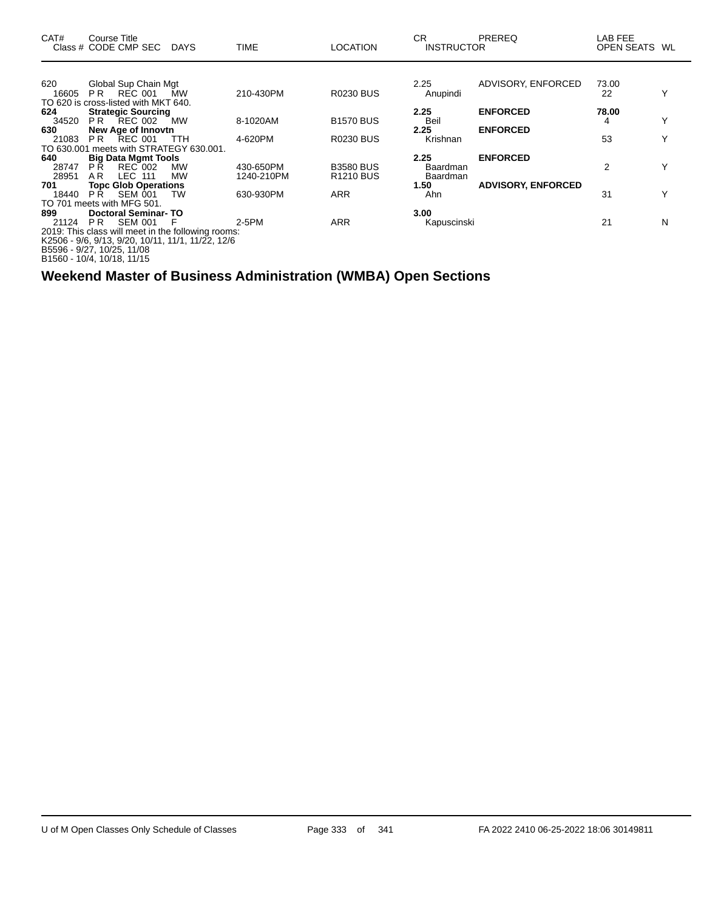| CAT# | Course Title Class # CODE CMP SEC | DAYS | TIME | LOCATION | CR INSTRUCTOR | PREREQ | LAB FEE OPEN SEATS | WL |
|---|---|---|---|---|---|---|---|---|
| 620 | Global Sup Chain Mgt | | | | 2.25 | ADVISORY, ENFORCED | 73.00 | |
| 16605 | P R REC 001 | MW | 210-430PM | R0230 BUS | Anupindi | | 22 | Y |
| TO 620 is cross-listed with MKT 640. | | | | | | | | |
| **624** | **Strategic Sourcing** | | | | **2.25** | **ENFORCED** | **78.00** | |
| 34520 | P R REC 002 | MW | 8-1020AM | B1570 BUS | Beil | | 4 | Y |
| **630** | **New Age of Innovtn** | | | | **2.25** | **ENFORCED** | | |
| 21083 | P R REC 001 | TTH | 4-620PM | R0230 BUS | Krishnan | | 53 | Y |
| TO 630.001 meets with STRATEGY 630.001. | | | | | | | | |
| **640** | **Big Data Mgmt Tools** | | | | **2.25** | **ENFORCED** | | |
| 28747 | P R REC 002 | MW | 430-650PM | B3580 BUS | Baardman | | 2 | Y |
| 28951 | A R LEC 111 | MW | 1240-210PM | R1210 BUS | Baardman | | | |
| **701** | **Topc Glob Operations** | | | | **1.50** | **ADVISORY, ENFORCED** | | |
| 18440 | P R SEM 001 | TW | 630-930PM | ARR | Ahn | | 31 | Y |
| TO 701 meets with MFG 501. | | | | | | | | |
| **899** | **Doctoral Seminar- TO** | | | | **3.00** | | | |
| 21124 | P R SEM 001 | F | 2-5PM | ARR | Kapuscinski | | 21 | N |

2019: This class will meet in the following rooms:
K2506 - 9/6, 9/13, 9/20, 10/11, 11/1, 11/22, 12/6
B5596 - 9/27, 10/25, 11/08
B1560 - 10/4, 10/18, 11/15

## Weekend Master of Business Administration (WMBA) Open Sections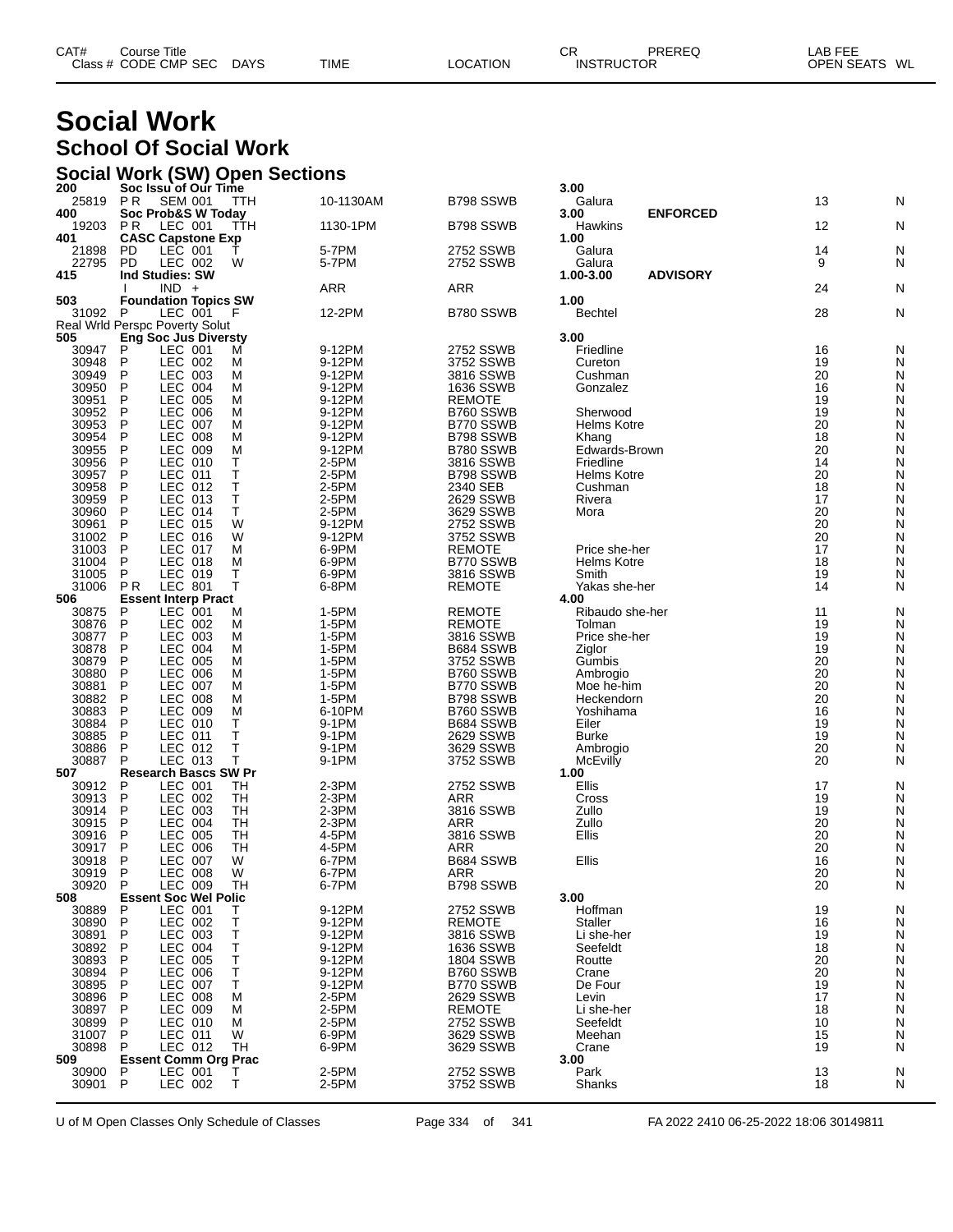# Social Work

## School Of Social Work

### Social Work (SW) Open Sections

| CAT# / Class # | Course Title / CODE | CMP | SEC | DAYS | TIME | LOCATION | CR / INSTRUCTOR | PREREQ | OPEN SEATS | WL |
|---|---|---|---|---|---|---|---|---|---|---|
| **200** | **Soc Issu of Our Time** | | | | | | **3.00** | | | |
| 25819 | P R | SEM | 001 | TTH | 10-1130AM | B798 SSWB | Galura | | 13 | N |
| **400** | **Soc Prob&S W Today** | | | | | | **3.00** | **ENFORCED** | | |
| 19203 | P R | LEC | 001 | TTH | 1130-1PM | B798 SSWB | Hawkins | | 12 | N |
| **401** | **CASC Capstone Exp** | | | | | | **1.00** | | | |
| 21898 | PD | LEC | 001 | T | 5-7PM | 2752 SSWB | Galura | | 14 | N |
| 22795 | PD | LEC | 002 | W | 5-7PM | 2752 SSWB | Galura | | 9 | N |
| **415** | **Ind Studies: SW** | | | | | | **1.00-3.00** | **ADVISORY** | | |
| | I | IND | + | | ARR | ARR | | | 24 | N |
| **503** | **Foundation Topics SW** | | | | | | **1.00** | | | |
| 31092 | P | LEC | 001 | F | 12-2PM | B780 SSWB | Bechtel | | 28 | N |
| | Real Wrld Perspc Poverty Solut | | | | | | | | | |
| **505** | **Eng Soc Jus Diversty** | | | | | | **3.00** | | | |
| 30947 | P | LEC | 001 | M | 9-12PM | 2752 SSWB | Friedline | | 16 | N |
| 30948 | P | LEC | 002 | M | 9-12PM | 3752 SSWB | Cureton | | 19 | N |
| 30949 | P | LEC | 003 | M | 9-12PM | 3816 SSWB | Cushman | | 20 | N |
| 30950 | P | LEC | 004 | M | 9-12PM | 1636 SSWB | Gonzalez | | 16 | N |
| 30951 | P | LEC | 005 | M | 9-12PM | REMOTE | | | 19 | N |
| 30952 | P | LEC | 006 | M | 9-12PM | B760 SSWB | Sherwood | | 19 | N |
| 30953 | P | LEC | 007 | M | 9-12PM | B770 SSWB | Helms Kotre | | 20 | N |
| 30954 | P | LEC | 008 | M | 9-12PM | B798 SSWB | Khang | | 18 | N |
| 30955 | P | LEC | 009 | M | 9-12PM | B780 SSWB | Edwards-Brown | | 20 | N |
| 30956 | P | LEC | 010 | T | 2-5PM | 3816 SSWB | Friedline | | 14 | N |
| 30957 | P | LEC | 011 | T | 2-5PM | B798 SSWB | Helms Kotre | | 20 | N |
| 30958 | P | LEC | 012 | T | 2-5PM | 2340 SEB | Cushman | | 18 | N |
| 30959 | P | LEC | 013 | T | 2-5PM | 2629 SSWB | Rivera | | 17 | N |
| 30960 | P | LEC | 014 | T | 2-5PM | 3629 SSWB | Mora | | 20 | N |
| 30961 | P | LEC | 015 | W | 9-12PM | 2752 SSWB | | | 20 | N |
| 31002 | P | LEC | 016 | W | 9-12PM | 3752 SSWB | | | 20 | N |
| 31003 | P | LEC | 017 | M | 6-9PM | REMOTE | Price she-her | | 17 | N |
| 31004 | P | LEC | 018 | M | 6-9PM | B770 SSWB | Helms Kotre | | 18 | N |
| 31005 | P | LEC | 019 | T | 6-9PM | 3816 SSWB | Smith | | 19 | N |
| 31006 | P R | LEC | 801 | T | 6-8PM | REMOTE | Yakas she-her | | 14 | N |
| **506** | **Essent Interp Pract** | | | | | | **4.00** | | | |
| 30875 | P | LEC | 001 | M | 1-5PM | REMOTE | Ribaudo she-her | | 11 | N |
| 30876 | P | LEC | 002 | M | 1-5PM | REMOTE | Tolman | | 19 | N |
| 30877 | P | LEC | 003 | M | 1-5PM | 3816 SSWB | Price she-her | | 19 | N |
| 30878 | P | LEC | 004 | M | 1-5PM | B684 SSWB | Ziglor | | 19 | N |
| 30879 | P | LEC | 005 | M | 1-5PM | 3752 SSWB | Gumbis | | 20 | N |
| 30880 | P | LEC | 006 | M | 1-5PM | B760 SSWB | Ambrogio | | 20 | N |
| 30881 | P | LEC | 007 | M | 1-5PM | B770 SSWB | Moe he-him | | 20 | N |
| 30882 | P | LEC | 008 | M | 1-5PM | B798 SSWB | Heckendorn | | 20 | N |
| 30883 | P | LEC | 009 | M | 6-10PM | B760 SSWB | Yoshihama | | 16 | N |
| 30884 | P | LEC | 010 | T | 9-1PM | B684 SSWB | Eiler | | 19 | N |
| 30885 | P | LEC | 011 | T | 9-1PM | 2629 SSWB | Burke | | 19 | N |
| 30886 | P | LEC | 012 | T | 9-1PM | 3629 SSWB | Ambrogio | | 20 | N |
| 30887 | P | LEC | 013 | T | 9-1PM | 3752 SSWB | McEvilly | | 20 | N |
| **507** | **Research Bascs SW Pr** | | | | | | **1.00** | | | |
| 30912 | P | LEC | 001 | TH | 2-3PM | 2752 SSWB | Ellis | | 17 | N |
| 30913 | P | LEC | 002 | TH | 2-3PM | ARR | Cross | | 19 | N |
| 30914 | P | LEC | 003 | TH | 2-3PM | 3816 SSWB | Zullo | | 19 | N |
| 30915 | P | LEC | 004 | TH | 2-3PM | ARR | Zullo | | 20 | N |
| 30916 | P | LEC | 005 | TH | 4-5PM | 3816 SSWB | Ellis | | 20 | N |
| 30917 | P | LEC | 006 | TH | 4-5PM | ARR | | | 20 | N |
| 30918 | P | LEC | 007 | W | 6-7PM | B684 SSWB | Ellis | | 16 | N |
| 30919 | P | LEC | 008 | W | 6-7PM | ARR | | | 20 | N |
| 30920 | P | LEC | 009 | TH | 6-7PM | B798 SSWB | | | 20 | N |
| **508** | **Essent Soc Wel Polic** | | | | | | **3.00** | | | |
| 30889 | P | LEC | 001 | T | 9-12PM | 2752 SSWB | Hoffman | | 19 | N |
| 30890 | P | LEC | 002 | T | 9-12PM | REMOTE | Staller | | 16 | N |
| 30891 | P | LEC | 003 | T | 9-12PM | 3816 SSWB | Li she-her | | 19 | N |
| 30892 | P | LEC | 004 | T | 9-12PM | 1636 SSWB | Seefeldt | | 18 | N |
| 30893 | P | LEC | 005 | T | 9-12PM | 1804 SSWB | Routte | | 20 | N |
| 30894 | P | LEC | 006 | T | 9-12PM | B760 SSWB | Crane | | 20 | N |
| 30895 | P | LEC | 007 | T | 9-12PM | B770 SSWB | De Four | | 19 | N |
| 30896 | P | LEC | 008 | M | 2-5PM | 2629 SSWB | Levin | | 17 | N |
| 30897 | P | LEC | 009 | M | 2-5PM | REMOTE | Li she-her | | 18 | N |
| 30899 | P | LEC | 010 | M | 2-5PM | 2752 SSWB | Seefeldt | | 10 | N |
| 31007 | P | LEC | 011 | W | 6-9PM | 3629 SSWB | Meehan | | 15 | N |
| 30898 | P | LEC | 012 | TH | 6-9PM | 3629 SSWB | Crane | | 19 | N |
| **509** | **Essent Comm Org Prac** | | | | | | **3.00** | | | |
| 30900 | P | LEC | 001 | T | 2-5PM | 2752 SSWB | Park | | 13 | N |
| 30901 | P | LEC | 002 | T | 2-5PM | 3752 SSWB | Shanks | | 18 | N |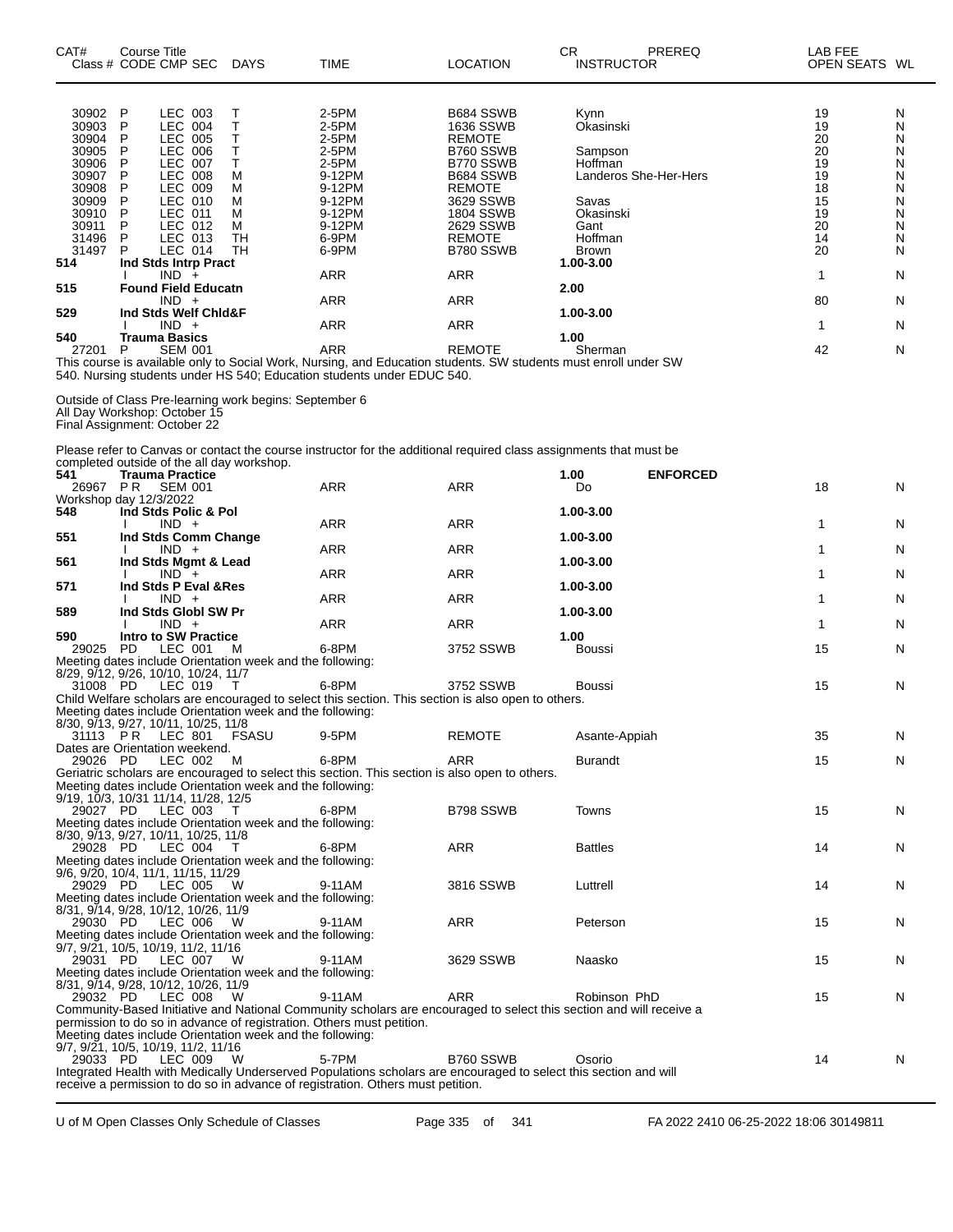| CAT# Class # | Course Title CODE CMP SEC | DAYS | TIME | LOCATION | CR INSTRUCTOR | PREREQ | LAB FEE OPEN SEATS | WL |
|---|---|---|---|---|---|---|---|---|
| 30902 | P LEC 003 | T | 2-5PM | B684 SSWB | Kynn | | 19 | N |
| 30903 | P LEC 004 | T | 2-5PM | 1636 SSWB | Okasinski | | 19 | N |
| 30904 | P LEC 005 | T | 2-5PM | REMOTE | | | 20 | N |
| 30905 | P LEC 006 | T | 2-5PM | B760 SSWB | Sampson | | 20 | N |
| 30906 | P LEC 007 | T | 2-5PM | B770 SSWB | Hoffman | | 19 | N |
| 30907 | P LEC 008 | M | 9-12PM | B684 SSWB | Landeros She-Her-Hers | | 19 | N |
| 30908 | P LEC 009 | M | 9-12PM | REMOTE | | | 18 | N |
| 30909 | P LEC 010 | M | 9-12PM | 3629 SSWB | Savas | | 15 | N |
| 30910 | P LEC 011 | M | 9-12PM | 1804 SSWB | Okasinski | | 19 | N |
| 30911 | P LEC 012 | M | 9-12PM | 2629 SSWB | Gant | | 20 | N |
| 31496 | P LEC 013 | TH | 6-9PM | REMOTE | Hoffman | | 14 | N |
| 31497 | P LEC 014 | TH | 6-9PM | B780 SSWB | Brown | | 20 | N |
| **514** | **Ind Stds Intrp Pract** | | | | 1.00-3.00 | | | |
| | I IND + | | ARR | ARR | | | 1 | N |
| **515** | **Found Field Educatn** | | | | 2.00 | | | |
| | IND + | | ARR | ARR | | | 80 | N |
| **529** | **Ind Stds Welf Chld&F** | | | | 1.00-3.00 | | | |
| | I IND + | | ARR | ARR | | | 1 | N |
| **540** | **Trauma Basics** | | | | 1.00 | | | |
| 27201 | P SEM 001 | | ARR | REMOTE | Sherman | | 42 | N |

This course is available only to Social Work, Nursing, and Education students. SW students must enroll under SW 540. Nursing students under HS 540; Education students under EDUC 540.

Outside of Class Pre-learning work begins: September 6
All Day Workshop: October 15
Final Assignment: October 22

Please refer to Canvas or contact the course instructor for the additional required class assignments that must be completed outside of the all day workshop.

| CAT# Class # | Course Title CODE CMP SEC | DAYS | TIME | LOCATION | CR INSTRUCTOR | PREREQ | LAB FEE OPEN SEATS | WL |
|---|---|---|---|---|---|---|---|---|
| **541** | **Trauma Practice** | | | | 1.00 | ENFORCED | | |
| 26967 | P R SEM 001 | | ARR | ARR | Do | | 18 | N |

Workshop day 12/3/2022

| CAT# Class # | Course Title CODE CMP SEC | DAYS | TIME | LOCATION | CR INSTRUCTOR | PREREQ | LAB FEE OPEN SEATS | WL |
|---|---|---|---|---|---|---|---|---|
| **548** | **Ind Stds Polic & Pol** | | | | 1.00-3.00 | | | |
| | I IND + | | ARR | ARR | | | 1 | N |
| **551** | **Ind Stds Comm Change** | | | | 1.00-3.00 | | | |
| | I IND + | | ARR | ARR | | | 1 | N |
| **561** | **Ind Stds Mgmt & Lead** | | | | 1.00-3.00 | | | |
| | I IND + | | ARR | ARR | | | 1 | N |
| **571** | **Ind Stds P Eval &Res** | | | | 1.00-3.00 | | | |
| | I IND + | | ARR | ARR | | | 1 | N |
| **589** | **Ind Stds Globl SW Pr** | | | | 1.00-3.00 | | | |
| | I IND + | | ARR | ARR | | | 1 | N |
| **590** | **Intro to SW Practice** | | | | 1.00 | | | |
| 29025 | PD LEC 001 | M | 6-8PM | 3752 SSWB | Boussi | | 15 | N |

Meeting dates include Orientation week and the following:
8/29, 9/12, 9/26, 10/10, 10/24, 11/7

| | | | | | | | | |
|---|---|---|---|---|---|---|---|---|
| 31008 | PD LEC 019 | T | 6-8PM | 3752 SSWB | Boussi | | 15 | N |

Child Welfare scholars are encouraged to select this section. This section is also open to others.
Meeting dates include Orientation week and the following:
8/30, 9/13, 9/27, 10/11, 10/25, 11/8

| | | | | | | | | |
|---|---|---|---|---|---|---|---|---|
| 31113 | P R LEC 801 | FSASU | 9-5PM | REMOTE | Asante-Appiah | | 35 | N |

Dates are Orientation weekend.

| | | | | | | | | |
|---|---|---|---|---|---|---|---|---|
| 29026 | PD LEC 002 | M | 6-8PM | ARR | Burandt | | 15 | N |

Geriatric scholars are encouraged to select this section. This section is also open to others.
Meeting dates include Orientation week and the following:
9/19, 10/3, 10/31 11/14, 11/28, 12/5

| | | | | | | | | |
|---|---|---|---|---|---|---|---|---|
| 29027 | PD LEC 003 | T | 6-8PM | B798 SSWB | Towns | | 15 | N |

Meeting dates include Orientation week and the following:
8/30, 9/13, 9/27, 10/11, 10/25, 11/8

| | | | | | | | | |
|---|---|---|---|---|---|---|---|---|
| 29028 | PD LEC 004 | T | 6-8PM | ARR | Battles | | 14 | N |

Meeting dates include Orientation week and the following:
9/6, 9/20, 10/4, 11/1, 11/15, 11/29

| | | | | | | | | |
|---|---|---|---|---|---|---|---|---|
| 29029 | PD LEC 005 | W | 9-11AM | 3816 SSWB | Luttrell | | 14 | N |

Meeting dates include Orientation week and the following:
8/31, 9/14, 9/28, 10/12, 10/26, 11/9

| | | | | | | | | |
|---|---|---|---|---|---|---|---|---|
| 29030 | PD LEC 006 | W | 9-11AM | ARR | Peterson | | 15 | N |

Meeting dates include Orientation week and the following:
9/7, 9/21, 10/5, 10/19, 11/2, 11/16

| | | | | | | | | |
|---|---|---|---|---|---|---|---|---|
| 29031 | PD LEC 007 | W | 9-11AM | 3629 SSWB | Naasko | | 15 | N |

Meeting dates include Orientation week and the following:
8/31, 9/14, 9/28, 10/12, 10/26, 11/9

| | | | | | | | | |
|---|---|---|---|---|---|---|---|---|
| 29032 | PD LEC 008 | W | 9-11AM | ARR | Robinson PhD | | 15 | N |

Community-Based Initiative and National Community scholars are encouraged to select this section and will receive a permission to do so in advance of registration. Others must petition.
Meeting dates include Orientation week and the following:
9/7, 9/21, 10/5, 10/19, 11/2, 11/16

| | | | | | | | | |
|---|---|---|---|---|---|---|---|---|
| 29033 | PD LEC 009 | W | 5-7PM | B760 SSWB | Osorio | | 14 | N |

Integrated Health with Medically Underserved Populations scholars are encouraged to select this section and will receive a permission to do so in advance of registration. Others must petition.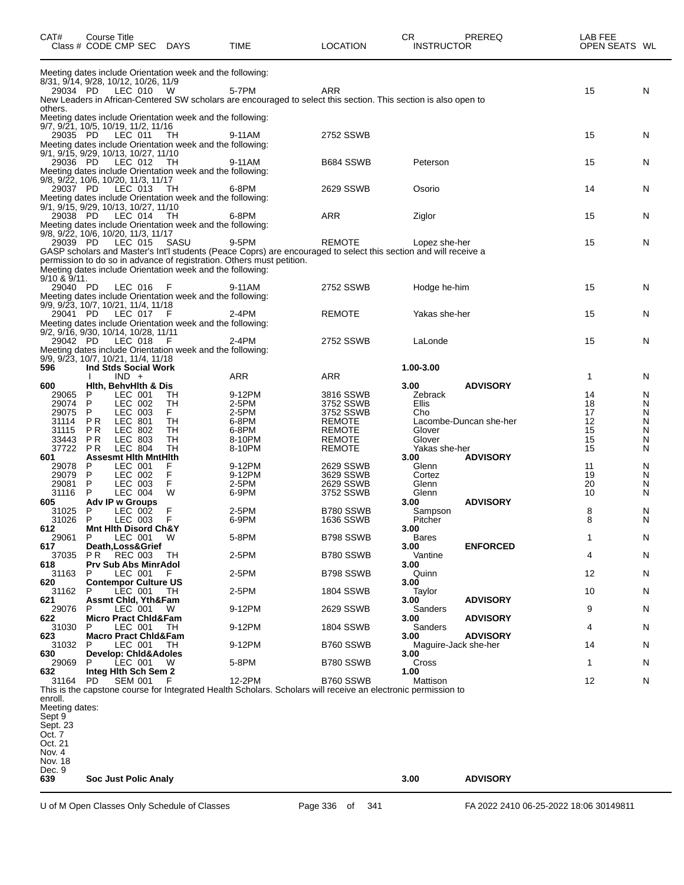| CAT# | Course Title Class # CODE CMP SEC | DAYS | TIME | LOCATION | CR INSTRUCTOR | PREREQ | LAB FEE OPEN SEATS | WL |
|---|---|---|---|---|---|---|---|---|

Meeting dates include Orientation week and the following:
8/31, 9/14, 9/28, 10/12, 10/26, 11/9

| 29034 | PD LEC 010 | W | 5-7PM | ARR | | | 15 | N |
|---|---|---|---|---|---|---|---|---|

New Leaders in African-Centered SW scholars are encouraged to select this section. This section is also open to others.
Meeting dates include Orientation week and the following:
9/7, 9/21, 10/5, 10/19, 11/2, 11/16

| 29035 | PD LEC 011 | TH | 9-11AM | 2752 SSWB | | | 15 | N |
|---|---|---|---|---|---|---|---|---|

Meeting dates include Orientation week and the following:
9/1, 9/15, 9/29, 10/13, 10/27, 11/10

| 29036 | PD LEC 012 | TH | 9-11AM | B684 SSWB | Peterson | | 15 | N |
|---|---|---|---|---|---|---|---|---|

Meeting dates include Orientation week and the following:
9/8, 9/22, 10/6, 10/20, 11/3, 11/17

| 29037 | PD LEC 013 | TH | 6-8PM | 2629 SSWB | Osorio | | 14 | N |
|---|---|---|---|---|---|---|---|---|

Meeting dates include Orientation week and the following:
9/1, 9/15, 9/29, 10/13, 10/27, 11/10

| 29038 | PD LEC 014 | TH | 6-8PM | ARR | Ziglor | | 15 | N |
|---|---|---|---|---|---|---|---|---|

Meeting dates include Orientation week and the following:
9/8, 9/22, 10/6, 10/20, 11/3, 11/17

| 29039 | PD LEC 015 | SASU | 9-5PM | REMOTE | Lopez she-her | | 15 | N |
|---|---|---|---|---|---|---|---|---|

GASP scholars and Master's Int'l students (Peace Coprs) are encouraged to select this section and will receive a permission to do so in advance of registration. Others must petition.
Meeting dates include Orientation week and the following:
9/10 & 9/11.

| 29040 | PD LEC 016 | F | 9-11AM | 2752 SSWB | Hodge he-him | | 15 | N |
|---|---|---|---|---|---|---|---|---|

Meeting dates include Orientation week and the following:
9/9, 9/23, 10/7, 10/21, 11/4, 11/18

| 29041 | PD LEC 017 | F | 2-4PM | REMOTE | Yakas she-her | | 15 | N |
|---|---|---|---|---|---|---|---|---|

Meeting dates include Orientation week and the following:
9/2, 9/16, 9/30, 10/14, 10/28, 11/11

| 29042 | PD LEC 018 | F | 2-4PM | 2752 SSWB | LaLonde | | 15 | N |
|---|---|---|---|---|---|---|---|---|

Meeting dates include Orientation week and the following:
9/9, 9/23, 10/7, 10/21, 11/4, 11/18

| CAT# | Course Title / Class # CODE CMP SEC | DAYS | TIME | LOCATION | CR / INSTRUCTOR | PREREQ | OPEN SEATS | WL |
|---|---|---|---|---|---|---|---|---|
| **596** | **Ind Stds Social Work** | | | | **1.00-3.00** | | | |
| | I IND + | | ARR | ARR | | | 1 | N |
| **600** | **Hlth, BehvHlth & Dis** | | | | **3.00** | **ADVISORY** | | |
| 29065 | P LEC 001 | TH | 9-12PM | 3816 SSWB | Zebrack | | 14 | N |
| 29074 | P LEC 002 | TH | 2-5PM | 3752 SSWB | Ellis | | 18 | N |
| 29075 | P LEC 003 | F | 2-5PM | 3752 SSWB | Cho | | 17 | N |
| 31114 | P R LEC 801 | TH | 6-8PM | REMOTE | Lacombe-Duncan she-her | | 12 | N |
| 31115 | P R LEC 802 | TH | 6-8PM | REMOTE | Glover | | 15 | N |
| 33443 | P R LEC 803 | TH | 8-10PM | REMOTE | Glover | | 15 | N |
| 37722 | P R LEC 804 | TH | 8-10PM | REMOTE | Yakas she-her | | 15 | N |
| **601** | **Assesmt Hlth MntHlth** | | | | **3.00** | **ADVISORY** | | |
| 29078 | P LEC 001 | F | 9-12PM | 2629 SSWB | Glenn | | 11 | N |
| 29079 | P LEC 002 | F | 9-12PM | 3629 SSWB | Cortez | | 19 | N |
| 29081 | P LEC 003 | F | 2-5PM | 2629 SSWB | Glenn | | 20 | N |
| 31116 | P LEC 004 | W | 6-9PM | 3752 SSWB | Glenn | | 10 | N |
| **605** | **Adv IP w Groups** | | | | **3.00** | **ADVISORY** | | |
| 31025 | P LEC 002 | F | 2-5PM | B780 SSWB | Sampson | | 8 | N |
| 31026 | P LEC 003 | F | 6-9PM | 1636 SSWB | Pitcher | | 8 | N |
| **612** | **Mnt Hlth Disord Ch&Y** | | | | **3.00** | | | |
| 29061 | P LEC 001 | W | 5-8PM | B798 SSWB | Bares | | 1 | N |
| **617** | **Death,Loss&Grief** | | | | **3.00** | **ENFORCED** | | |
| 37035 | P R REC 003 | TH | 2-5PM | B780 SSWB | Vantine | | 4 | N |
| **618** | **Prv Sub Abs MinrAdol** | | | | **3.00** | | | |
| 31163 | P LEC 001 | F | 2-5PM | B798 SSWB | Quinn | | 12 | N |
| **620** | **Contempor Culture US** | | | | **3.00** | | | |
| 31162 | P LEC 001 | TH | 2-5PM | 1804 SSWB | Taylor | | 10 | N |
| **621** | **Assmt Chld, Yth&Fam** | | | | **3.00** | **ADVISORY** | | |
| 29076 | P LEC 001 | W | 9-12PM | 2629 SSWB | Sanders | | 9 | N |
| **622** | **Micro Pract Chld&Fam** | | | | **3.00** | **ADVISORY** | | |
| 31030 | P LEC 001 | TH | 9-12PM | 1804 SSWB | Sanders | | 4 | N |
| **623** | **Macro Pract Chld&Fam** | | | | **3.00** | **ADVISORY** | | |
| 31032 | P LEC 001 | TH | 9-12PM | B760 SSWB | Maguire-Jack she-her | | 14 | N |
| **630** | **Develop: Chld&Adoles** | | | | **3.00** | | | |
| 29069 | P LEC 001 | W | 5-8PM | B780 SSWB | Cross | | 1 | N |
| **632** | **Integ Hlth Sch Sem 2** | | | | **1.00** | | | |
| 31164 | PD SEM 001 | F | 12-2PM | B760 SSWB | Mattison | | 12 | N |

This is the capstone course for Integrated Health Scholars. Scholars will receive an electronic permission to enroll.
Meeting dates:
Sept 9
Sept. 23
Oct. 7
Oct. 21
Nov. 4
Nov. 18
Dec. 9

| **639** | **Soc Just Polic Analy** | | | | **3.00** | **ADVISORY** | | |
|---|---|---|---|---|---|---|---|---|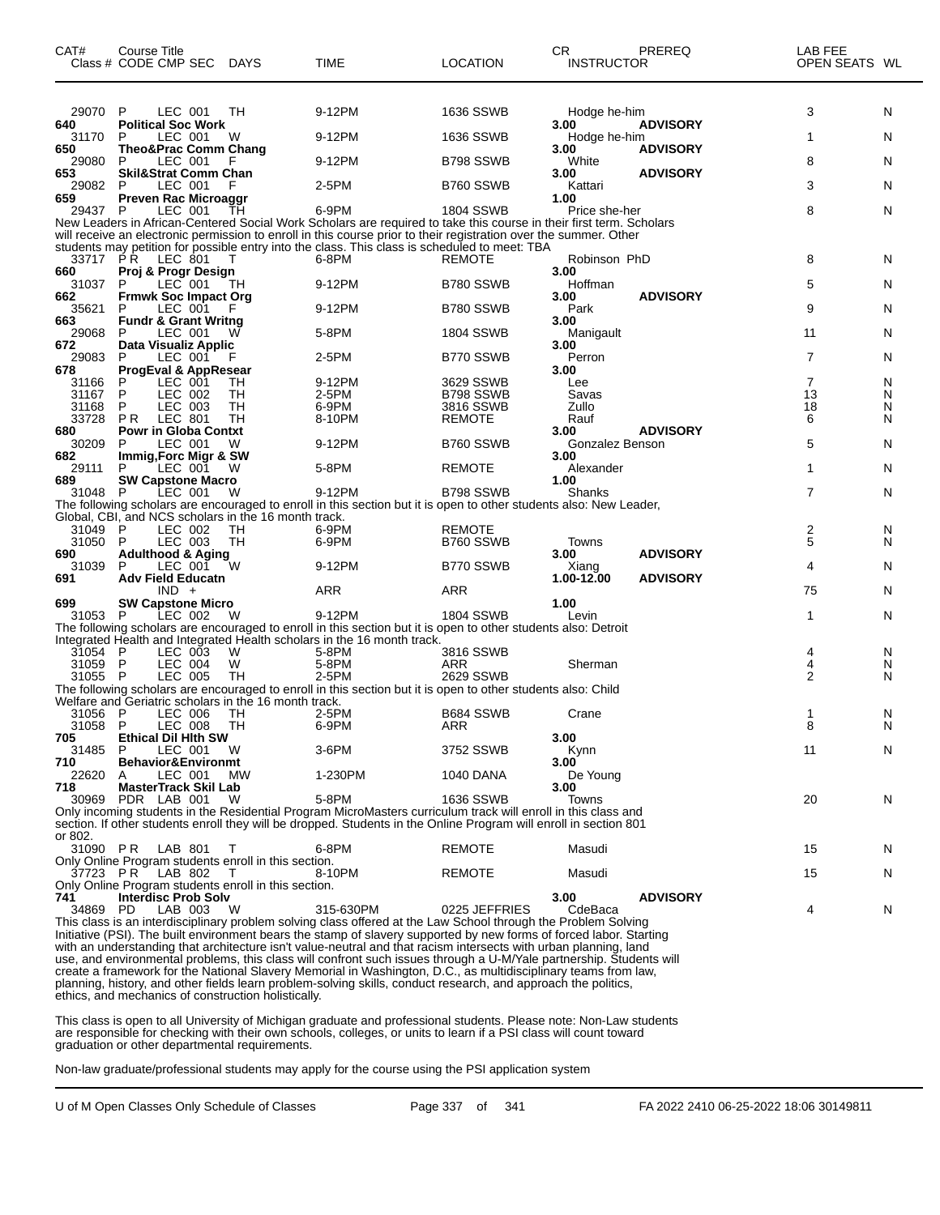| CAT# Class # | Course Title CODE CMP SEC | DAYS | TIME | LOCATION | CR INSTRUCTOR | PREREQ | LAB FEE OPEN SEATS | WL |
|---|---|---|---|---|---|---|---|---|
| 29070 | P LEC 001 | TH | 9-12PM | 1636 SSWB | Hodge he-him | | 3 | N |
| **640** | **Political Soc Work** | | | | **3.00** | **ADVISORY** | | |
| 31170 | P LEC 001 | W | 9-12PM | 1636 SSWB | Hodge he-him | | 1 | N |
| **650** | **Theo&Prac Comm Chang** | | | | **3.00** | **ADVISORY** | | |
| 29080 | P LEC 001 | F | 9-12PM | B798 SSWB | White | | 8 | N |
| **653** | **Skil&Strat Comm Chan** | | | | **3.00** | **ADVISORY** | | |
| 29082 | P LEC 001 | F | 2-5PM | B760 SSWB | Kattari | | 3 | N |
| **659** | **Preven Rac Microaggr** | | | | **1.00** | | | |
| 29437 | P LEC 001 | TH | 6-9PM | 1804 SSWB | Price she-her | | 8 | N |

New Leaders in African-Centered Social Work Scholars are required to take this course in their first term. Scholars will receive an electronic permission to enroll in this course prior to their registration over the summer. Other students may petition for possible entry into the class. This class is scheduled to meet: TBA

| CAT# Class # | Course Title CODE CMP SEC | DAYS | TIME | LOCATION | CR INSTRUCTOR | PREREQ | LAB FEE OPEN SEATS | WL |
|---|---|---|---|---|---|---|---|---|
| 33717 | PR LEC 801 | T | 6-8PM | REMOTE | Robinson PhD | | 8 | N |
| **660** | **Proj & Progr Design** | | | | **3.00** | | | |
| 31037 | P LEC 001 | TH | 9-12PM | B780 SSWB | Hoffman | | 5 | N |
| **662** | **Frmwk Soc Impact Org** | | | | **3.00** | **ADVISORY** | | |
| 35621 | P LEC 001 | F | 9-12PM | B780 SSWB | Park | | 9 | N |
| **663** | **Fundr & Grant Writng** | | | | **3.00** | | | |
| 29068 | P LEC 001 | W | 5-8PM | 1804 SSWB | Manigault | | 11 | N |
| **672** | **Data Visualiz Applic** | | | | **3.00** | | | |
| 29083 | P LEC 001 | F | 2-5PM | B770 SSWB | Perron | | 7 | N |
| **678** | **ProgEval & AppResear** | | | | **3.00** | | | |
| 31166 | P LEC 001 | TH | 9-12PM | 3629 SSWB | Lee | | 7 | N |
| 31167 | P LEC 002 | TH | 2-5PM | B798 SSWB | Savas | | 13 | N |
| 31168 | P LEC 003 | TH | 6-9PM | 3816 SSWB | Zullo | | 18 | N |
| 33728 | PR LEC 801 | TH | 8-10PM | REMOTE | Rauf | | 6 | N |
| **680** | **Powr in Globa Contxt** | | | | **3.00** | **ADVISORY** | | |
| 30209 | P LEC 001 | W | 9-12PM | B760 SSWB | Gonzalez Benson | | 5 | N |
| **682** | **Immig,Forc Migr & SW** | | | | **3.00** | | | |
| 29111 | P LEC 001 | W | 5-8PM | REMOTE | Alexander | | 1 | N |
| **689** | **SW Capstone Macro** | | | | **1.00** | | | |
| 31048 | P LEC 001 | W | 9-12PM | B798 SSWB | Shanks | | 7 | N |

The following scholars are encouraged to enroll in this section but it is open to other students also: New Leader, Global, CBI, and NCS scholars in the 16 month track.

| CAT# Class # | Course Title CODE CMP SEC | DAYS | TIME | LOCATION | CR INSTRUCTOR | PREREQ | LAB FEE OPEN SEATS | WL |
|---|---|---|---|---|---|---|---|---|
| 31049 | P LEC 002 | TH | 6-9PM | REMOTE | | | 2 | N |
| 31050 | P LEC 003 | TH | 6-9PM | B760 SSWB | Towns | | 5 | N |
| **690** | **Adulthood & Aging** | | | | **3.00** | **ADVISORY** | | |
| 31039 | P LEC 001 | W | 9-12PM | B770 SSWB | Xiang | | 4 | N |
| **691** | **Adv Field Educatn** | | | | **1.00-12.00** | **ADVISORY** | | |
| | IND + | | ARR | ARR | | | 75 | N |
| **699** | **SW Capstone Micro** | | | | **1.00** | | | |
| 31053 | P LEC 002 | W | 9-12PM | 1804 SSWB | Levin | | 1 | N |

The following scholars are encouraged to enroll in this section but it is open to other students also: Detroit Integrated Health and Integrated Health scholars in the 16 month track.

| CAT# Class # | Course Title CODE CMP SEC | DAYS | TIME | LOCATION | CR INSTRUCTOR | PREREQ | LAB FEE OPEN SEATS | WL |
|---|---|---|---|---|---|---|---|---|
| 31054 | P LEC 003 | W | 5-8PM | 3816 SSWB | | | 4 | N |
| 31059 | P LEC 004 | W | 5-8PM | ARR | Sherman | | 4 | N |
| 31055 | P LEC 005 | TH | 2-5PM | 2629 SSWB | | | 2 | N |

The following scholars are encouraged to enroll in this section but it is open to other students also: Child Welfare and Geriatric scholars in the 16 month track.

| CAT# Class # | Course Title CODE CMP SEC | DAYS | TIME | LOCATION | CR INSTRUCTOR | PREREQ | LAB FEE OPEN SEATS | WL |
|---|---|---|---|---|---|---|---|---|
| 31056 | P LEC 006 | TH | 2-5PM | B684 SSWB | Crane | | 1 | N |
| 31058 | P LEC 008 | TH | 6-9PM | ARR | | | 8 | N |
| **705** | **Ethical Dil Hlth SW** | | | | **3.00** | | | |
| 31485 | P LEC 001 | W | 3-6PM | 3752 SSWB | Kynn | | 11 | N |
| **710** | **Behavior&Environmt** | | | | **3.00** | | | |
| 22620 | A LEC 001 | MW | 1-230PM | 1040 DANA | De Young | | | |
| **718** | **MasterTrack Skil Lab** | | | | **3.00** | | | |
| 30969 | PDR LAB 001 | W | 5-8PM | 1636 SSWB | Towns | | 20 | N |

Only incoming students in the Residential Program MicroMasters curriculum track will enroll in this class and section. If other students enroll they will be dropped. Students in the Online Program will enroll in section 801 or 802.

| CAT# Class # | Course Title CODE CMP SEC | DAYS | TIME | LOCATION | CR INSTRUCTOR | PREREQ | LAB FEE OPEN SEATS | WL |
|---|---|---|---|---|---|---|---|---|
| 31090 | PR LAB 801 | T | 6-8PM | REMOTE | Masudi | | 15 | N |

Only Online Program students enroll in this section.

| CAT# Class # | Course Title CODE CMP SEC | DAYS | TIME | LOCATION | CR INSTRUCTOR | PREREQ | LAB FEE OPEN SEATS | WL |
|---|---|---|---|---|---|---|---|---|
| 37723 | PR LAB 802 | T | 8-10PM | REMOTE | Masudi | | 15 | N |

Only Online Program students enroll in this section.

| CAT# Class # | Course Title CODE CMP SEC | DAYS | TIME | LOCATION | CR INSTRUCTOR | PREREQ | LAB FEE OPEN SEATS | WL |
|---|---|---|---|---|---|---|---|---|
| **741** | **Interdisc Prob Solv** | | | | **3.00** | **ADVISORY** | | |
| 34869 | PD LAB 003 | W | 315-630PM | 0225 JEFFRIES | CdeBaca | | 4 | N |

This class is an interdisciplinary problem solving class offered at the Law School through the Problem Solving Initiative (PSI). The built environment bears the stamp of slavery supported by new forms of forced labor. Starting with an understanding that architecture isn't value-neutral and that racism intersects with urban planning, land use, and environmental problems, this class will confront such issues through a U-M/Yale partnership. Students will create a framework for the National Slavery Memorial in Washington, D.C., as multidisciplinary teams from law, planning, history, and other fields learn problem-solving skills, conduct research, and approach the politics, ethics, and mechanics of construction holistically.

This class is open to all University of Michigan graduate and professional students. Please note: Non-Law students are responsible for checking with their own schools, colleges, or units to learn if a PSI class will count toward graduation or other departmental requirements.

Non-law graduate/professional students may apply for the course using the PSI application system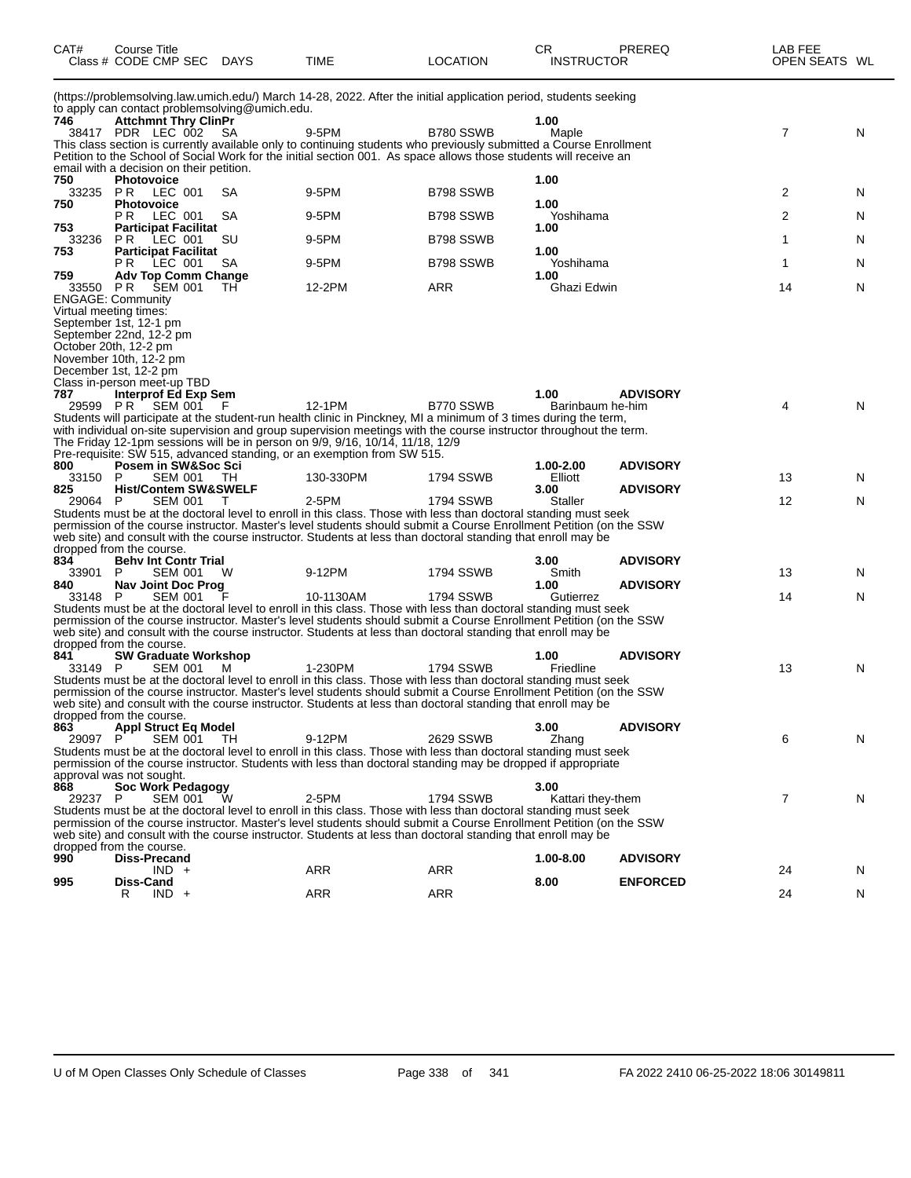| CAT# | Course Title Class # CODE CMP SEC | DAYS | TIME | LOCATION | CR INSTRUCTOR | PREREQ | LAB FEE OPEN SEATS | WL |
|---|---|---|---|---|---|---|---|---|

(https://problemsolving.law.umich.edu/) March 14-28, 2022. After the initial application period, students seeking to apply can contact problemsolving@umich.edu.

| CAT# | Course Title Class # CODE CMP SEC | DAYS | TIME | LOCATION | CR INSTRUCTOR | PREREQ | OPEN SEATS | WL |
|---|---|---|---|---|---|---|---|---|
| **746** | **Attchmnt Thry ClinPr** | | | | **1.00** | | | |
| 38417 | PDR LEC 002 | SA | 9-5PM | B780 SSWB | Maple | | 7 | N |

This class section is currently available only to continuing students who previously submitted a Course Enrollment Petition to the School of Social Work for the initial section 001. As space allows those students will receive an email with a decision on their petition.

| CAT# | Course Title Class # CODE CMP SEC | DAYS | TIME | LOCATION | CR INSTRUCTOR | PREREQ | OPEN SEATS | WL |
|---|---|---|---|---|---|---|---|---|
| **750** | **Photovoice** | | | | **1.00** | | | |
| 33235 | P R LEC 001 | SA | 9-5PM | B798 SSWB | | | 2 | N |
| **750** | **Photovoice** | | | | **1.00** | | | |
| | P R LEC 001 | SA | 9-5PM | B798 SSWB | Yoshihama | | 2 | N |
| **753** | **Participat Facilitat** | | | | **1.00** | | | |
| 33236 | P R LEC 001 | SU | 9-5PM | B798 SSWB | | | 1 | N |
| **753** | **Participat Facilitat** | | | | **1.00** | | | |
| | P R LEC 001 | SA | 9-5PM | B798 SSWB | Yoshihama | | 1 | N |
| **759** | **Adv Top Comm Change** | | | | **1.00** | | | |
| 33550 | P R SEM 001 | TH | 12-2PM | ARR | Ghazi Edwin | | 14 | N |

ENGAGE: Community
Virtual meeting times:
September 1st, 12-1 pm
September 22nd, 12-2 pm
October 20th, 12-2 pm
November 10th, 12-2 pm
December 1st, 12-2 pm
Class in-person meet-up TBD

| CAT# | Course Title Class # CODE CMP SEC | DAYS | TIME | LOCATION | CR INSTRUCTOR | PREREQ | OPEN SEATS | WL |
|---|---|---|---|---|---|---|---|---|
| **787** | **Interprof Ed Exp Sem** | | | | **1.00** | **ADVISORY** | | |
| 29599 | P R SEM 001 | F | 12-1PM | B770 SSWB | Barinbaum he-him | | 4 | N |

Students will participate at the student-run health clinic in Pinckney, MI a minimum of 3 times during the term, with individual on-site supervision and group supervision meetings with the course instructor throughout the term. The Friday 12-1pm sessions will be in person on 9/9, 9/16, 10/14, 11/18, 12/9
Pre-requisite: SW 515, advanced standing, or an exemption from SW 515.

| CAT# | Course Title Class # CODE CMP SEC | DAYS | TIME | LOCATION | CR INSTRUCTOR | PREREQ | OPEN SEATS | WL |
|---|---|---|---|---|---|---|---|---|
| **800** | **Posem in SW&Soc Sci** | | | | **1.00-2.00** | **ADVISORY** | | |
| 33150 | P SEM 001 | TH | 130-330PM | 1794 SSWB | Elliott | | 13 | N |
| **825** | **Hist/Contem SW&SWELF** | | | | **3.00** | **ADVISORY** | | |
| 29064 | P SEM 001 | T | 2-5PM | 1794 SSWB | Staller | | 12 | N |

Students must be at the doctoral level to enroll in this class. Those with less than doctoral standing must seek permission of the course instructor. Master's level students should submit a Course Enrollment Petition (on the SSW web site) and consult with the course instructor. Students at less than doctoral standing that enroll may be dropped from the course.

| CAT# | Course Title Class # CODE CMP SEC | DAYS | TIME | LOCATION | CR INSTRUCTOR | PREREQ | OPEN SEATS | WL |
|---|---|---|---|---|---|---|---|---|
| **834** | **Behv Int Contr Trial** | | | | **3.00** | **ADVISORY** | | |
| 33901 | P SEM 001 | W | 9-12PM | 1794 SSWB | Smith | | 13 | N |
| **840** | **Nav Joint Doc Prog** | | | | **1.00** | **ADVISORY** | | |
| 33148 | P SEM 001 | F | 10-1130AM | 1794 SSWB | Gutierrez | | 14 | N |

Students must be at the doctoral level to enroll in this class. Those with less than doctoral standing must seek permission of the course instructor. Master's level students should submit a Course Enrollment Petition (on the SSW web site) and consult with the course instructor. Students at less than doctoral standing that enroll may be dropped from the course.

| CAT# | Course Title Class # CODE CMP SEC | DAYS | TIME | LOCATION | CR INSTRUCTOR | PREREQ | OPEN SEATS | WL |
|---|---|---|---|---|---|---|---|---|
| **841** | **SW Graduate Workshop** | | | | **1.00** | **ADVISORY** | | |
| 33149 | P SEM 001 | M | 1-230PM | 1794 SSWB | Friedline | | 13 | N |

Students must be at the doctoral level to enroll in this class. Those with less than doctoral standing must seek permission of the course instructor. Master's level students should submit a Course Enrollment Petition (on the SSW web site) and consult with the course instructor. Students at less than doctoral standing that enroll may be dropped from the course.

| CAT# | Course Title Class # CODE CMP SEC | DAYS | TIME | LOCATION | CR INSTRUCTOR | PREREQ | OPEN SEATS | WL |
|---|---|---|---|---|---|---|---|---|
| **863** | **Appl Struct Eq Model** | | | | **3.00** | **ADVISORY** | | |
| 29097 | P SEM 001 | TH | 9-12PM | 2629 SSWB | Zhang | | 6 | N |

Students must be at the doctoral level to enroll in this class. Those with less than doctoral standing must seek permission of the course instructor. Students with less than doctoral standing may be dropped if appropriate approval was not sought.

| CAT# | Course Title Class # CODE CMP SEC | DAYS | TIME | LOCATION | CR INSTRUCTOR | PREREQ | OPEN SEATS | WL |
|---|---|---|---|---|---|---|---|---|
| **868** | **Soc Work Pedagogy** | | | | **3.00** | | | |
| 29237 | P SEM 001 | W | 2-5PM | 1794 SSWB | Kattari they-them | | 7 | N |

Students must be at the doctoral level to enroll in this class. Those with less than doctoral standing must seek permission of the course instructor. Master's level students should submit a Course Enrollment Petition (on the SSW web site) and consult with the course instructor. Students at less than doctoral standing that enroll may be dropped from the course.

| CAT# | Course Title Class # CODE CMP SEC | DAYS | TIME | LOCATION | CR INSTRUCTOR | PREREQ | OPEN SEATS | WL |
|---|---|---|---|---|---|---|---|---|
| **990** | **Diss-Precand** | | | | **1.00-8.00** | **ADVISORY** | | |
| | IND + | | ARR | ARR | | | 24 | N |
| **995** | **Diss-Cand** | | | | **8.00** | **ENFORCED** | | |
| | R IND + | | ARR | ARR | | | 24 | N |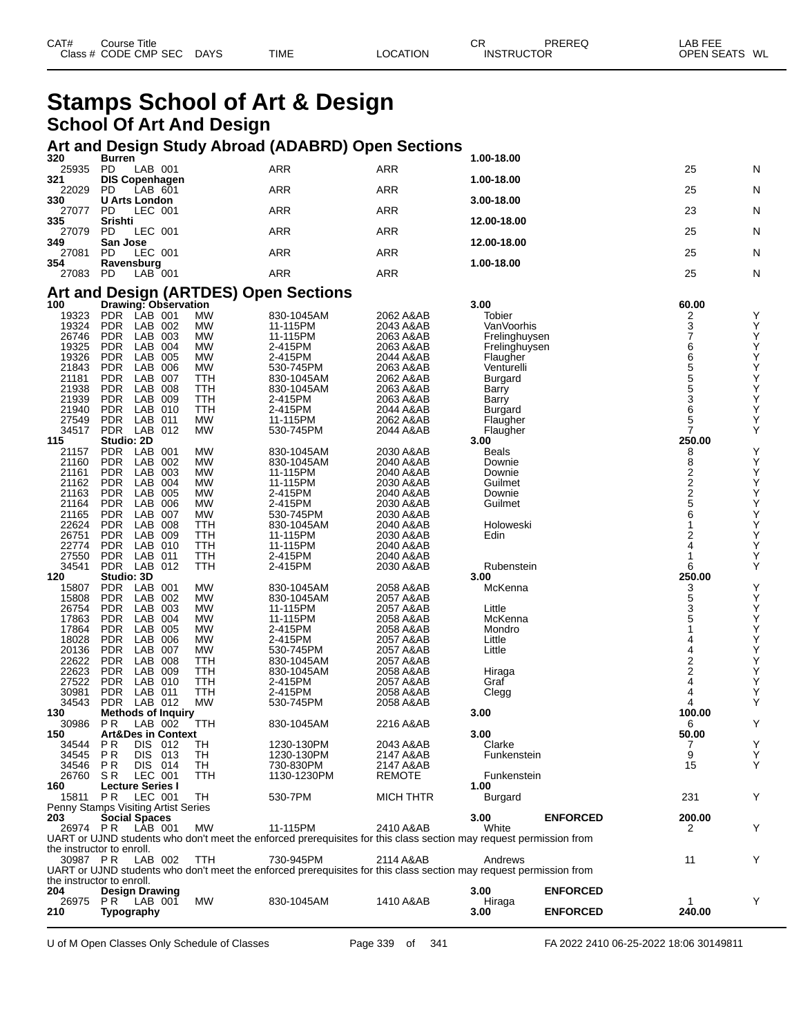# Stamps School of Art & Design

## School Of Art And Design

### Art and Design Study Abroad (ADABRD) Open Sections

| CAT# Class # | Course Title CODE CMP SEC | DAYS | TIME | LOCATION | CR INSTRUCTOR | PREREQ | LAB FEE OPEN SEATS | WL |
|---|---|---|---|---|---|---|---|---|
| **320** | **Burren** | | | | **1.00-18.00** | | | |
| 25935 | PD LAB 001 | | ARR | ARR | | | 25 | N |
| **321** | **DIS Copenhagen** | | | | **1.00-18.00** | | | |
| 22029 | PD LAB 601 | | ARR | ARR | | | 25 | N |
| **330** | **U Arts London** | | | | **3.00-18.00** | | | |
| 27077 | PD LEC 001 | | ARR | ARR | | | 23 | N |
| **335** | **Srishti** | | | | **12.00-18.00** | | | |
| 27079 | PD LEC 001 | | ARR | ARR | | | 25 | N |
| **349** | **San Jose** | | | | **12.00-18.00** | | | |
| 27081 | PD LEC 001 | | ARR | ARR | | | 25 | N |
| **354** | **Ravensburg** | | | | **1.00-18.00** | | | |
| 27083 | PD LAB 001 | | ARR | ARR | | | 25 | N |

### Art and Design (ARTDES) Open Sections

| CAT# Class # | Course Title CODE CMP SEC | DAYS | TIME | LOCATION | CR INSTRUCTOR | PREREQ | LAB FEE OPEN SEATS | WL |
|---|---|---|---|---|---|---|---|---|
| **100** | **Drawing: Observation** | | | | **3.00** | | **60.00** | |
| 19323 | PDR LAB 001 | MW | 830-1045AM | 2062 A&AB | Tobier | | 2 | Y |
| 19324 | PDR LAB 002 | MW | 11-115PM | 2043 A&AB | VanVoorhis | | 3 | Y |
| 26746 | PDR LAB 003 | MW | 11-115PM | 2063 A&AB | Frelinghuysen | | 7 | Y |
| 19325 | PDR LAB 004 | MW | 2-415PM | 2063 A&AB | Frelinghuysen | | 6 | Y |
| 19326 | PDR LAB 005 | MW | 2-415PM | 2044 A&AB | Flaugher | | 6 | Y |
| 21843 | PDR LAB 006 | MW | 530-745PM | 2063 A&AB | Venturelli | | 5 | Y |
| 21181 | PDR LAB 007 | TTH | 830-1045AM | 2062 A&AB | Burgard | | 5 | Y |
| 21938 | PDR LAB 008 | TTH | 830-1045AM | 2063 A&AB | Barry | | 5 | Y |
| 21939 | PDR LAB 009 | TTH | 2-415PM | 2063 A&AB | Barry | | 3 | Y |
| 21940 | PDR LAB 010 | TTH | 2-415PM | 2044 A&AB | Burgard | | 6 | Y |
| 27549 | PDR LAB 011 | MW | 11-115PM | 2062 A&AB | Flaugher | | 5 | Y |
| 34517 | PDR LAB 012 | MW | 530-745PM | 2044 A&AB | Flaugher | | 7 | Y |
| **115** | **Studio: 2D** | | | | **3.00** | | **250.00** | |
| 21157 | PDR LAB 001 | MW | 830-1045AM | 2030 A&AB | Beals | | 8 | Y |
| 21160 | PDR LAB 002 | MW | 830-1045AM | 2040 A&AB | Downie | | 8 | Y |
| 21161 | PDR LAB 003 | MW | 11-115PM | 2040 A&AB | Downie | | 2 | Y |
| 21162 | PDR LAB 004 | MW | 11-115PM | 2030 A&AB | Guilmet | | 2 | Y |
| 21163 | PDR LAB 005 | MW | 2-415PM | 2040 A&AB | Downie | | 2 | Y |
| 21164 | PDR LAB 006 | MW | 2-415PM | 2030 A&AB | Guilmet | | 5 | Y |
| 21165 | PDR LAB 007 | MW | 530-745PM | 2030 A&AB | | | 6 | Y |
| 22624 | PDR LAB 008 | TTH | 830-1045AM | 2040 A&AB | Holoweski | | 1 | Y |
| 26751 | PDR LAB 009 | TTH | 11-115PM | 2030 A&AB | Edin | | 2 | Y |
| 22774 | PDR LAB 010 | TTH | 11-115PM | 2040 A&AB | | | 4 | Y |
| 27550 | PDR LAB 011 | TTH | 2-415PM | 2040 A&AB | | | 1 | Y |
| 34541 | PDR LAB 012 | TTH | 2-415PM | 2030 A&AB | Rubenstein | | 6 | Y |
| **120** | **Studio: 3D** | | | | **3.00** | | **250.00** | |
| 15807 | PDR LAB 001 | MW | 830-1045AM | 2058 A&AB | McKenna | | 3 | Y |
| 15808 | PDR LAB 002 | MW | 830-1045AM | 2057 A&AB | | | 5 | Y |
| 26754 | PDR LAB 003 | MW | 11-115PM | 2057 A&AB | Little | | 3 | Y |
| 17863 | PDR LAB 004 | MW | 11-115PM | 2058 A&AB | McKenna | | 5 | Y |
| 17864 | PDR LAB 005 | MW | 2-415PM | 2058 A&AB | Mondro | | 1 | Y |
| 18028 | PDR LAB 006 | MW | 2-415PM | 2057 A&AB | Little | | 4 | Y |
| 20136 | PDR LAB 007 | MW | 530-745PM | 2057 A&AB | Little | | 4 | Y |
| 22622 | PDR LAB 008 | TTH | 830-1045AM | 2057 A&AB | | | 2 | Y |
| 22623 | PDR LAB 009 | TTH | 830-1045AM | 2058 A&AB | Hiraga | | 2 | Y |
| 27522 | PDR LAB 010 | TTH | 2-415PM | 2057 A&AB | Graf | | 4 | Y |
| 30981 | PDR LAB 011 | TTH | 2-415PM | 2058 A&AB | Clegg | | 4 | Y |
| 34543 | PDR LAB 012 | MW | 530-745PM | 2058 A&AB | | | 4 | Y |
| **130** | **Methods of Inquiry** | | | | **3.00** | | **100.00** | |
| 30986 | PR LAB 002 | TTH | 830-1045AM | 2216 A&AB | | | 6 | Y |
| **150** | **Art&Des in Context** | | | | **3.00** | | **50.00** | |
| 34544 | PR DIS 012 | TH | 1230-130PM | 2043 A&AB | Clarke | | 7 | Y |
| 34545 | PR DIS 013 | TH | 1230-130PM | 2147 A&AB | Funkenstein | | 9 | Y |
| 34546 | PR DIS 014 | TH | 730-830PM | 2147 A&AB | | | 15 | Y |
| 26760 | SR LEC 001 | TTH | 1130-1230PM | REMOTE | Funkenstein | | | |
| **160** | **Lecture Series I** | | | | **1.00** | | | |
| 15811 | PR LEC 001 | TH | 530-7PM | MICH THTR | Burgard | | 231 | Y |

Penny Stamps Visiting Artist Series

| CAT# Class # | Course Title CODE CMP SEC | DAYS | TIME | LOCATION | CR INSTRUCTOR | PREREQ | LAB FEE OPEN SEATS | WL |
|---|---|---|---|---|---|---|---|---|
| **203** | **Social Spaces** | | | | **3.00** | **ENFORCED** | **200.00** | |
| 26974 | PR LAB 001 | MW | 11-115PM | 2410 A&AB | White | | 2 | Y |

UART or UJND students who don't meet the enforced prerequisites for this class section may request permission from the instructor to enroll.

| CAT# Class # | Course Title CODE CMP SEC | DAYS | TIME | LOCATION | CR INSTRUCTOR | PREREQ | LAB FEE OPEN SEATS | WL |
|---|---|---|---|---|---|---|---|---|
| 30987 | PR LAB 002 | TTH | 730-945PM | 2114 A&AB | Andrews | | 11 | Y |

UART or UJND students who don't meet the enforced prerequisites for this class section may request permission from the instructor to enroll.

| CAT# Class # | Course Title CODE CMP SEC | DAYS | TIME | LOCATION | CR INSTRUCTOR | PREREQ | LAB FEE OPEN SEATS | WL |
|---|---|---|---|---|---|---|---|---|
| **204** | **Design Drawing** | | | | **3.00** | **ENFORCED** | | |
| 26975 | PR LAB 001 | MW | 830-1045AM | 1410 A&AB | Hiraga | | 1 | Y |
| **210** | **Typography** | | | | **3.00** | **ENFORCED** | **240.00** | |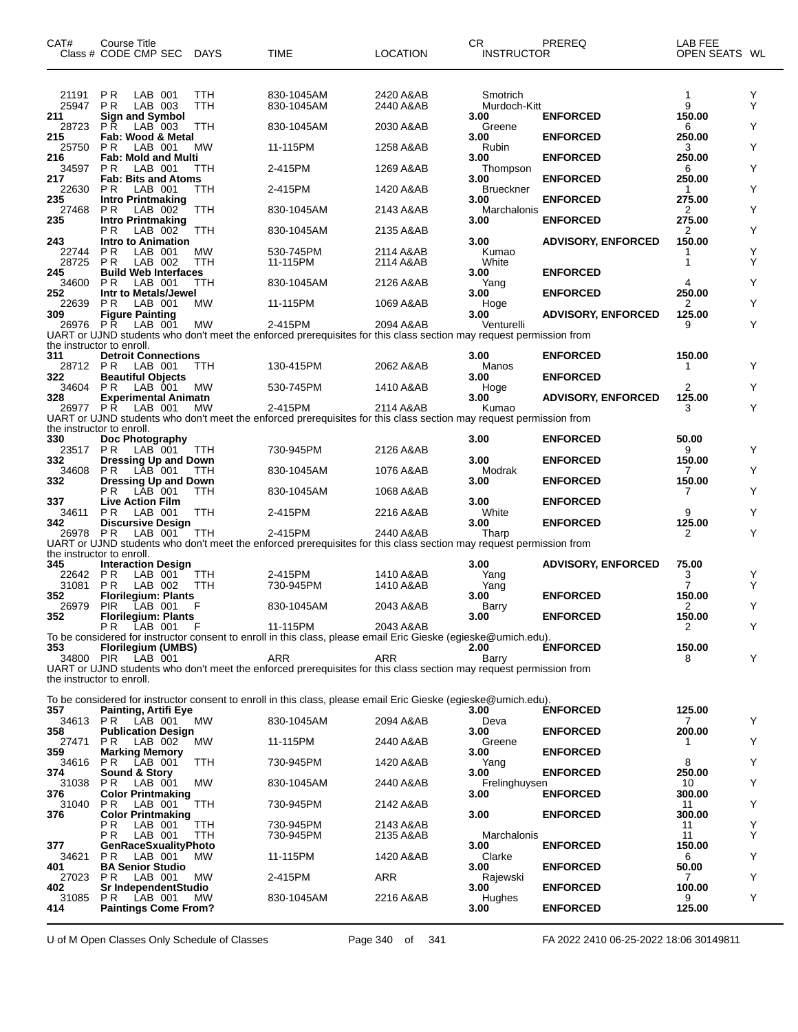| CAT# Class # | Course Title CODE CMP SEC | DAYS | TIME | LOCATION | CR INSTRUCTOR | PREREQ | LAB FEE OPEN SEATS | WL |
|---|---|---|---|---|---|---|---|---|
| 21191 | P R LAB 001 | TTH | 830-1045AM | 2420 A&AB | Smotrich | | 1 | Y |
| 25947 | P R LAB 003 | TTH | 830-1045AM | 2440 A&AB | Murdoch-Kitt | | 9 | Y |
| **211** | **Sign and Symbol** | | | | **3.00** | **ENFORCED** | **150.00** | |
| 28723 | P R LAB 003 | TTH | 830-1045AM | 2030 A&AB | Greene | | 6 | Y |
| **215** | **Fab: Wood & Metal** | | | | **3.00** | **ENFORCED** | **250.00** | |
| 25750 | P R LAB 001 | MW | 11-115PM | 1258 A&AB | Rubin | | 3 | Y |
| **216** | **Fab: Mold and Multi** | | | | **3.00** | **ENFORCED** | **250.00** | |
| 34597 | P R LAB 001 | TTH | 2-415PM | 1269 A&AB | Thompson | | 6 | Y |
| **217** | **Fab: Bits and Atoms** | | | | **3.00** | **ENFORCED** | **250.00** | |
| 22630 | P R LAB 001 | TTH | 2-415PM | 1420 A&AB | Brueckner | | 1 | Y |
| **235** | **Intro Printmaking** | | | | **3.00** | **ENFORCED** | **275.00** | |
| 27468 | P R LAB 002 | TTH | 830-1045AM | 2143 A&AB | Marchalonis | | 2 | Y |
| **235** | **Intro Printmaking** | | | | **3.00** | **ENFORCED** | **275.00** | |
| | P R LAB 002 | TTH | 830-1045AM | 2135 A&AB | | | 2 | Y |
| **243** | **Intro to Animation** | | | | **3.00** | **ADVISORY, ENFORCED** | **150.00** | |
| 22744 | P R LAB 001 | MW | 530-745PM | 2114 A&AB | Kumao | | 1 | Y |
| 28725 | P R LAB 002 | TTH | 11-115PM | 2114 A&AB | White | | 1 | Y |
| **245** | **Build Web Interfaces** | | | | **3.00** | **ENFORCED** | | |
| 34600 | P R LAB 001 | TTH | 830-1045AM | 2126 A&AB | Yang | | 4 | Y |
| **252** | **Intr to Metals/Jewel** | | | | **3.00** | **ENFORCED** | **250.00** | |
| 22639 | P R LAB 001 | MW | 11-115PM | 1069 A&AB | Hoge | | 2 | Y |
| **309** | **Figure Painting** | | | | **3.00** | **ADVISORY, ENFORCED** | **125.00** | |
| 26976 | P R LAB 001 | MW | 2-415PM | 2094 A&AB | Venturelli | | 9 | Y |
| | UART or UJND students who don't meet the enforced prerequisites for this class section may request permission from the instructor to enroll. | | | | | | | |
| **311** | **Detroit Connections** | | | | **3.00** | **ENFORCED** | **150.00** | |
| 28712 | P R LAB 001 | TTH | 130-415PM | 2062 A&AB | Manos | | 1 | Y |
| **322** | **Beautiful Objects** | | | | **3.00** | **ENFORCED** | | |
| 34604 | P R LAB 001 | MW | 530-745PM | 1410 A&AB | Hoge | | 2 | Y |
| **328** | **Experimental Animatn** | | | | **3.00** | **ADVISORY, ENFORCED** | **125.00** | |
| 26977 | P R LAB 001 | MW | 2-415PM | 2114 A&AB | Kumao | | 3 | Y |
| | UART or UJND students who don't meet the enforced prerequisites for this class section may request permission from the instructor to enroll. | | | | | | | |
| **330** | **Doc Photography** | | | | **3.00** | **ENFORCED** | **50.00** | |
| 23517 | P R LAB 001 | TTH | 730-945PM | 2126 A&AB | | | 9 | Y |
| **332** | **Dressing Up and Down** | | | | **3.00** | **ENFORCED** | **150.00** | |
| 34608 | P R LAB 001 | TTH | 830-1045AM | 1076 A&AB | Modrak | | 7 | Y |
| **332** | **Dressing Up and Down** | | | | **3.00** | **ENFORCED** | **150.00** | |
| | P R LAB 001 | TTH | 830-1045AM | 1068 A&AB | | | 7 | Y |
| **337** | **Live Action Film** | | | | **3.00** | **ENFORCED** | | |
| 34611 | P R LAB 001 | TTH | 2-415PM | 2216 A&AB | White | | 9 | Y |
| **342** | **Discursive Design** | | | | **3.00** | **ENFORCED** | **125.00** | |
| 26978 | P R LAB 001 | TTH | 2-415PM | 2440 A&AB | Tharp | | 2 | Y |
| | UART or UJND students who don't meet the enforced prerequisites for this class section may request permission from the instructor to enroll. | | | | | | | |
| **345** | **Interaction Design** | | | | **3.00** | **ADVISORY, ENFORCED** | **75.00** | |
| 22642 | P R LAB 001 | TTH | 2-415PM | 1410 A&AB | Yang | | 3 | Y |
| 31081 | P R LAB 002 | TTH | 730-945PM | 1410 A&AB | Yang | | 7 | Y |
| **352** | **Florilegium: Plants** | | | | **3.00** | **ENFORCED** | **150.00** | |
| 26979 | PIR LAB 001 | F | 830-1045AM | 2043 A&AB | Barry | | 2 | Y |
| **352** | **Florilegium: Plants** | | | | **3.00** | **ENFORCED** | **150.00** | |
| | P R LAB 001 | F | 11-115PM | 2043 A&AB | | | 2 | Y |
| | To be considered for instructor consent to enroll in this class, please email Eric Gieske (egieske@umich.edu). | | | | | | | |
| **353** | **Florilegium (UMBS)** | | | | **2.00** | **ENFORCED** | **150.00** | |
| 34800 | PIR LAB 001 | | ARR | ARR | Barry | | 8 | Y |
| | UART or UJND students who don't meet the enforced prerequisites for this class section may request permission from the instructor to enroll. | | | | | | | |
| | To be considered for instructor consent to enroll in this class, please email Eric Gieske (egieske@umich.edu). | | | | | | | |
| **357** | **Painting, Artifi Eye** | | | | **3.00** | **ENFORCED** | **125.00** | |
| 34613 | P R LAB 001 | MW | 830-1045AM | 2094 A&AB | Deva | | 7 | Y |
| **358** | **Publication Design** | | | | **3.00** | **ENFORCED** | **200.00** | |
| 27471 | P R LAB 002 | MW | 11-115PM | 2440 A&AB | Greene | | 1 | Y |
| **359** | **Marking Memory** | | | | **3.00** | **ENFORCED** | | |
| 34616 | P R LAB 001 | TTH | 730-945PM | 1420 A&AB | Yang | | 8 | Y |
| **374** | **Sound & Story** | | | | **3.00** | **ENFORCED** | **250.00** | |
| 31038 | P R LAB 001 | MW | 830-1045AM | 2440 A&AB | Frelinghuysen | | 10 | Y |
| **376** | **Color Printmaking** | | | | **3.00** | **ENFORCED** | **300.00** | |
| 31040 | P R LAB 001 | TTH | 730-945PM | 2142 A&AB | | | 11 | Y |
| **376** | **Color Printmaking** | | | | **3.00** | **ENFORCED** | **300.00** | |
| | P R LAB 001 | TTH | 730-945PM | 2143 A&AB | | | 11 | Y |
| | P R LAB 001 | TTH | 730-945PM | 2135 A&AB | Marchalonis | | 11 | Y |
| **377** | **GenRaceSxualityPhoto** | | | | **3.00** | **ENFORCED** | **150.00** | |
| 34621 | P R LAB 001 | MW | 11-115PM | 1420 A&AB | Clarke | | 6 | Y |
| **401** | **BA Senior Studio** | | | | **3.00** | **ENFORCED** | **50.00** | |
| 27023 | P R LAB 001 | MW | 2-415PM | ARR | Rajewski | | 7 | Y |
| **402** | **Sr IndependentStudio** | | | | **3.00** | **ENFORCED** | **100.00** | |
| 31085 | P R LAB 001 | MW | 830-1045AM | 2216 A&AB | Hughes | | 9 | Y |
| **414** | **Paintings Come From?** | | | | **3.00** | **ENFORCED** | **125.00** | |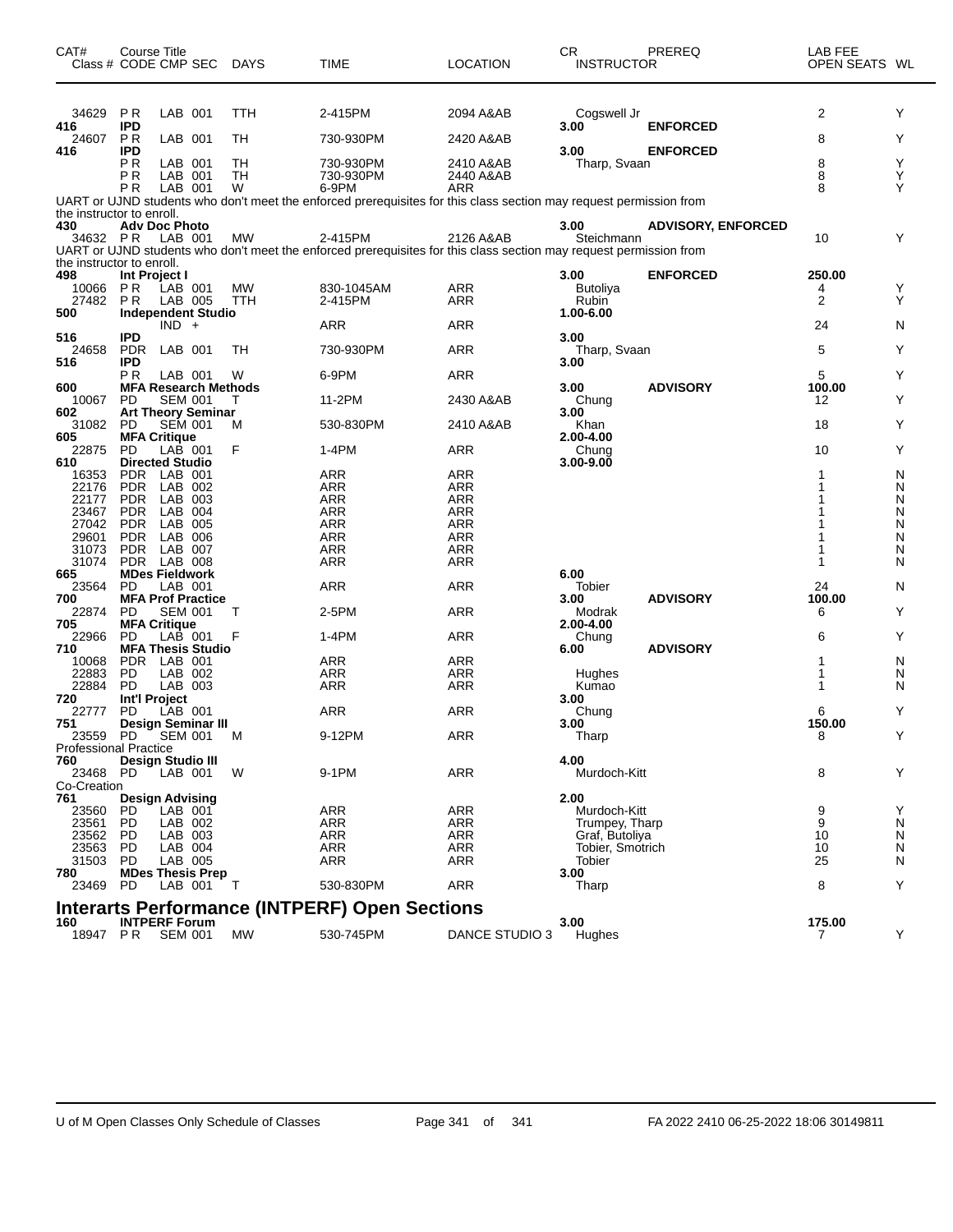| CAT# Class # | Course Title CODE | CMP | SEC | DAYS | TIME | LOCATION | CR INSTRUCTOR | PREREQ | LAB FEE OPEN SEATS | WL |
|---|---|---|---|---|---|---|---|---|---|---|
| 34629 | PR | LAB | 001 | TTH | 2-415PM | 2094 A&AB | Cogswell Jr | | 2 | Y |
| **416** | **IPD** | | | | | | **3.00** | **ENFORCED** | | |
| 24607 | PR | LAB | 001 | TH | 730-930PM | 2420 A&AB | | | 8 | Y |
| **416** | **IPD** | | | | | | **3.00** | **ENFORCED** | | |
| | PR | LAB | 001 | TH | 730-930PM | 2410 A&AB | Tharp, Svaan | | 8 | Y |
| | PR | LAB | 001 | TH | 730-930PM | 2440 A&AB | | | 8 | Y |
| | PR | LAB | 001 | W | 6-9PM | ARR | | | 8 | Y |

UART or UJND students who don't meet the enforced prerequisites for this class section may request permission from the instructor to enroll.

| CAT# Class # | Course Title CODE | CMP | SEC | DAYS | TIME | LOCATION | CR INSTRUCTOR | PREREQ | LAB FEE OPEN SEATS | WL |
|---|---|---|---|---|---|---|---|---|---|---|
| **430** | **Adv Doc Photo** | | | | | | **3.00** | **ADVISORY, ENFORCED** | | |
| 34632 | PR | LAB | 001 | MW | 2-415PM | 2126 A&AB | Steichmann | | 10 | Y |

UART or UJND students who don't meet the enforced prerequisites for this class section may request permission from the instructor to enroll.

| CAT# Class # | Course Title CODE | CMP | SEC | DAYS | TIME | LOCATION | CR INSTRUCTOR | PREREQ | LAB FEE OPEN SEATS | WL |
|---|---|---|---|---|---|---|---|---|---|---|
| **498** | **Int Project I** | | | | | | **3.00** | **ENFORCED** | **250.00** | |
| 10066 | PR | LAB | 001 | MW | 830-1045AM | ARR | Butoliya | | 4 | Y |
| 27482 | PR | LAB | 005 | TTH | 2-415PM | ARR | Rubin | | 2 | Y |
| **500** | **Independent Studio** | | | | | | **1.00-6.00** | | | |
| | | IND | + | | ARR | ARR | | | 24 | N |
| **516** | **IPD** | | | | | | **3.00** | | | |
| 24658 | PDR | LAB | 001 | TH | 730-930PM | ARR | Tharp, Svaan | | 5 | Y |
| **516** | **IPD** | | | | | | **3.00** | | | |
| | PR | LAB | 001 | W | 6-9PM | ARR | | | 5 | Y |
| **600** | **MFA Research Methods** | | | | | | **3.00** | **ADVISORY** | **100.00** | |
| 10067 | PD | SEM | 001 | T | 11-2PM | 2430 A&AB | Chung | | 12 | Y |
| **602** | **Art Theory Seminar** | | | | | | **3.00** | | | |
| 31082 | PD | SEM | 001 | M | 530-830PM | 2410 A&AB | Khan | | 18 | Y |
| **605** | **MFA Critique** | | | | | | **2.00-4.00** | | | |
| 22875 | PD | LAB | 001 | F | 1-4PM | ARR | Chung | | 10 | Y |
| **610** | **Directed Studio** | | | | | | **3.00-9.00** | | | |
| 16353 | PDR | LAB | 001 | | ARR | ARR | | | 1 | N |
| 22176 | PDR | LAB | 002 | | ARR | ARR | | | 1 | N |
| 22177 | PDR | LAB | 003 | | ARR | ARR | | | 1 | N |
| 23467 | PDR | LAB | 004 | | ARR | ARR | | | 1 | N |
| 27042 | PDR | LAB | 005 | | ARR | ARR | | | 1 | N |
| 29601 | PDR | LAB | 006 | | ARR | ARR | | | 1 | N |
| 31073 | PDR | LAB | 007 | | ARR | ARR | | | 1 | N |
| 31074 | PDR | LAB | 008 | | ARR | ARR | | | 1 | N |
| **665** | **MDes Fieldwork** | | | | | | **6.00** | | | |
| 23564 | PD | LAB | 001 | | ARR | ARR | Tobier | | 24 | N |
| **700** | **MFA Prof Practice** | | | | | | **3.00** | **ADVISORY** | **100.00** | |
| 22874 | PD | SEM | 001 | T | 2-5PM | ARR | Modrak | | 6 | Y |
| **705** | **MFA Critique** | | | | | | **2.00-4.00** | | | |
| 22966 | PD | LAB | 001 | F | 1-4PM | ARR | Chung | | 6 | Y |
| **710** | **MFA Thesis Studio** | | | | | | **6.00** | **ADVISORY** | | |
| 10068 | PDR | LAB | 001 | | ARR | ARR | | | 1 | N |
| 22883 | PD | LAB | 002 | | ARR | ARR | Hughes | | 1 | N |
| 22884 | PD | LAB | 003 | | ARR | ARR | Kumao | | 1 | N |
| **720** | **Int'l Project** | | | | | | **3.00** | | | |
| 22777 | PD | LAB | 001 | | ARR | ARR | Chung | | 6 | Y |
| **751** | **Design Seminar III** | | | | | | **3.00** | | **150.00** | |
| 23559 | PD | SEM | 001 | M | 9-12PM | ARR | Tharp | | 8 | Y |

Professional Practice

| CAT# Class # | Course Title CODE | CMP | SEC | DAYS | TIME | LOCATION | CR INSTRUCTOR | PREREQ | LAB FEE OPEN SEATS | WL |
|---|---|---|---|---|---|---|---|---|---|---|
| **760** | **Design Studio III** | | | | | | **4.00** | | | |
| 23468 | PD | LAB | 001 | W | 9-1PM | ARR | Murdoch-Kitt | | 8 | Y |

Co-Creation

| CAT# Class # | Course Title CODE | CMP | SEC | DAYS | TIME | LOCATION | CR INSTRUCTOR | PREREQ | LAB FEE OPEN SEATS | WL |
|---|---|---|---|---|---|---|---|---|---|---|
| **761** | **Design Advising** | | | | | | **2.00** | | | |
| 23560 | PD | LAB | 001 | | ARR | ARR | Murdoch-Kitt | | 9 | Y |
| 23561 | PD | LAB | 002 | | ARR | ARR | Trumpey, Tharp | | 9 | N |
| 23562 | PD | LAB | 003 | | ARR | ARR | Graf, Butoliya | | 10 | N |
| 23563 | PD | LAB | 004 | | ARR | ARR | Tobier, Smotrich | | 10 | N |
| 31503 | PD | LAB | 005 | | ARR | ARR | Tobier | | 25 | N |
| **780** | **MDes Thesis Prep** | | | | | | **3.00** | | | |
| 23469 | PD | LAB | 001 | T | 530-830PM | ARR | Tharp | | 8 | Y |

## Interarts Performance (INTPERF) Open Sections

| CAT# Class # | Course Title CODE | CMP | SEC | DAYS | TIME | LOCATION | CR INSTRUCTOR | PREREQ | LAB FEE OPEN SEATS | WL |
|---|---|---|---|---|---|---|---|---|---|---|
| **160** | **INTPERF Forum** | | | | | | **3.00** | | **175.00** | |
| 18947 | PR | SEM | 001 | MW | 530-745PM | DANCE STUDIO 3 | Hughes | | 7 | Y |